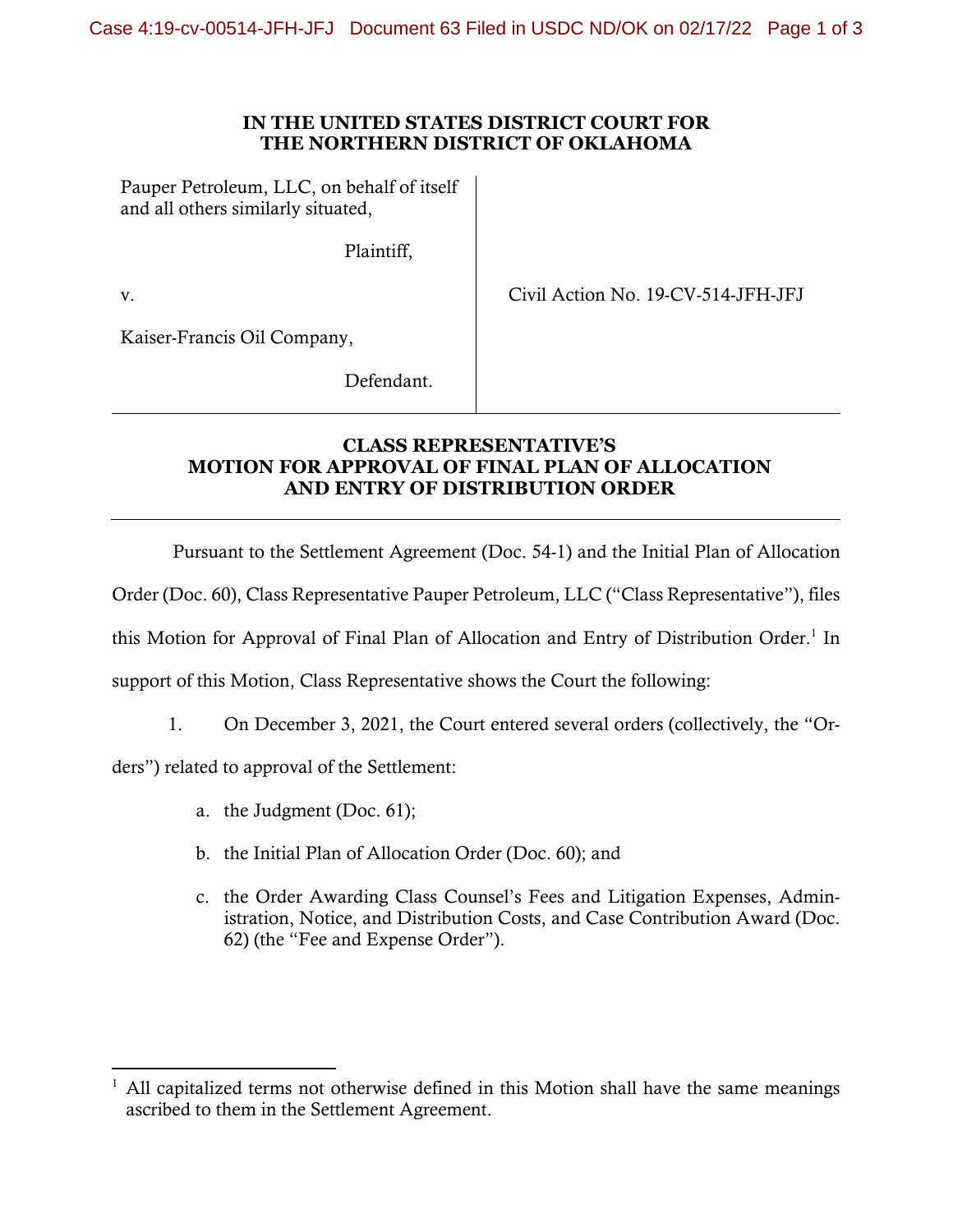# IN THE UNITED STATES DISTRICT COURT FOR THE NORTHERN DISTRICT OF OKLAHOMA

| | |
|---|---|
| Pauper Petroleum, LLC, on behalf of itself and all others similarly situated,<br><br>Plaintiff,<br><br>v.<br><br>Kaiser-Francis Oil Company,<br><br>Defendant. | Civil Action No. 19-CV-514-JFH-JFJ |

## CLASS REPRESENTATIVE'S MOTION FOR APPROVAL OF FINAL PLAN OF ALLOCATION AND ENTRY OF DISTRIBUTION ORDER

Pursuant to the Settlement Agreement (Doc. 54-1) and the Initial Plan of Allocation Order (Doc. 60), Class Representative Pauper Petroleum, LLC ("Class Representative"), files this Motion for Approval of Final Plan of Allocation and Entry of Distribution Order.[1] In support of this Motion, Class Representative shows the Court the following:

1. On December 3, 2021, the Court entered several orders (collectively, the "Orders") related to approval of the Settlement:

   a. the Judgment (Doc. 61);

   b. the Initial Plan of Allocation Order (Doc. 60); and

   c. the Order Awarding Class Counsel's Fees and Litigation Expenses, Administration, Notice, and Distribution Costs, and Case Contribution Award (Doc. 62) (the "Fee and Expense Order").

[1] All capitalized terms not otherwise defined in this Motion shall have the same meanings ascribed to them in the Settlement Agreement.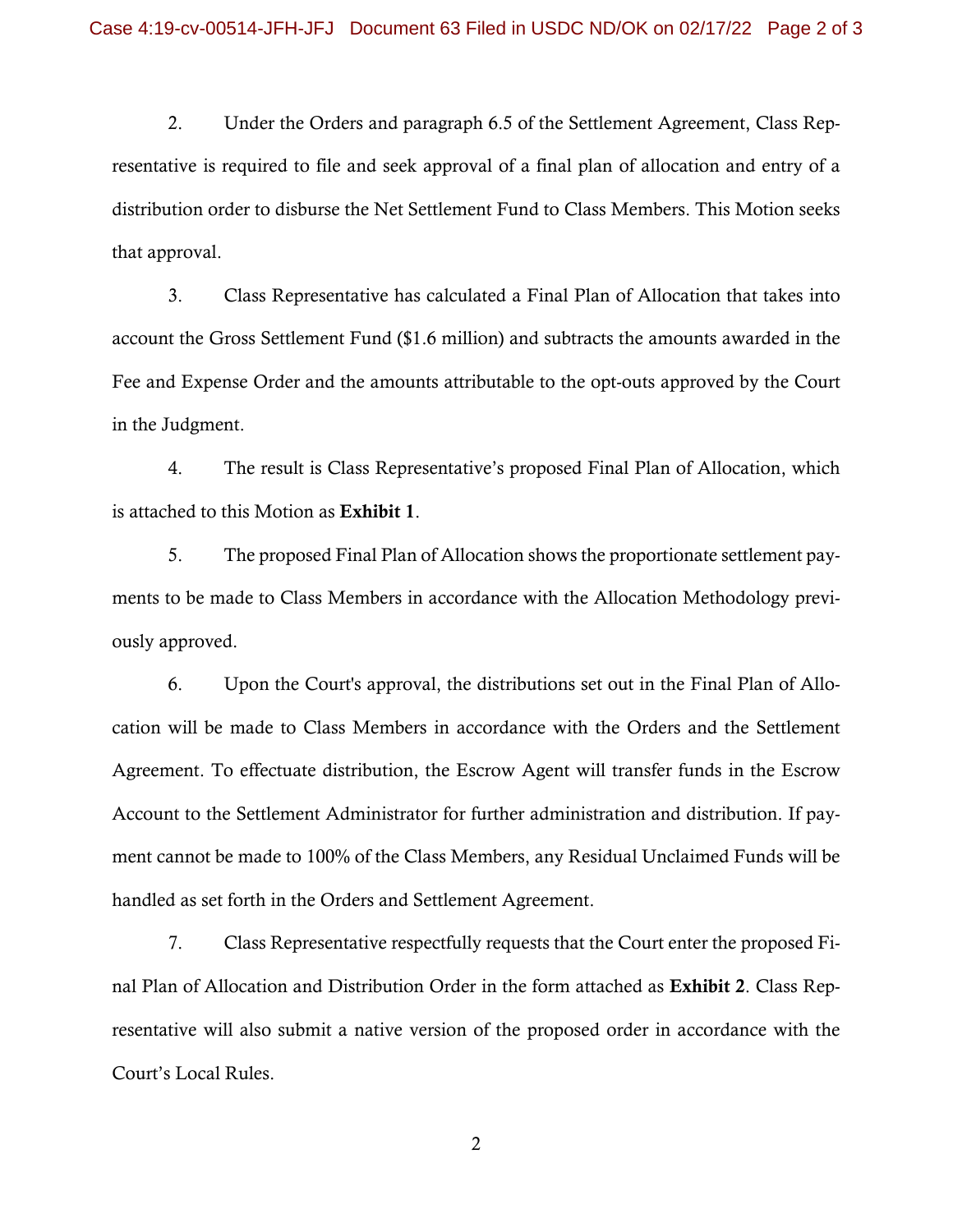2. Under the Orders and paragraph 6.5 of the Settlement Agreement, Class Representative is required to file and seek approval of a final plan of allocation and entry of a distribution order to disburse the Net Settlement Fund to Class Members. This Motion seeks that approval.

3. Class Representative has calculated a Final Plan of Allocation that takes into account the Gross Settlement Fund ($1.6 million) and subtracts the amounts awarded in the Fee and Expense Order and the amounts attributable to the opt-outs approved by the Court in the Judgment.

4. The result is Class Representative's proposed Final Plan of Allocation, which is attached to this Motion as **Exhibit 1**.

5. The proposed Final Plan of Allocation shows the proportionate settlement payments to be made to Class Members in accordance with the Allocation Methodology previously approved.

6. Upon the Court's approval, the distributions set out in the Final Plan of Allocation will be made to Class Members in accordance with the Orders and the Settlement Agreement. To effectuate distribution, the Escrow Agent will transfer funds in the Escrow Account to the Settlement Administrator for further administration and distribution. If payment cannot be made to 100% of the Class Members, any Residual Unclaimed Funds will be handled as set forth in the Orders and Settlement Agreement.

7. Class Representative respectfully requests that the Court enter the proposed Final Plan of Allocation and Distribution Order in the form attached as **Exhibit 2**. Class Representative will also submit a native version of the proposed order in accordance with the Court's Local Rules.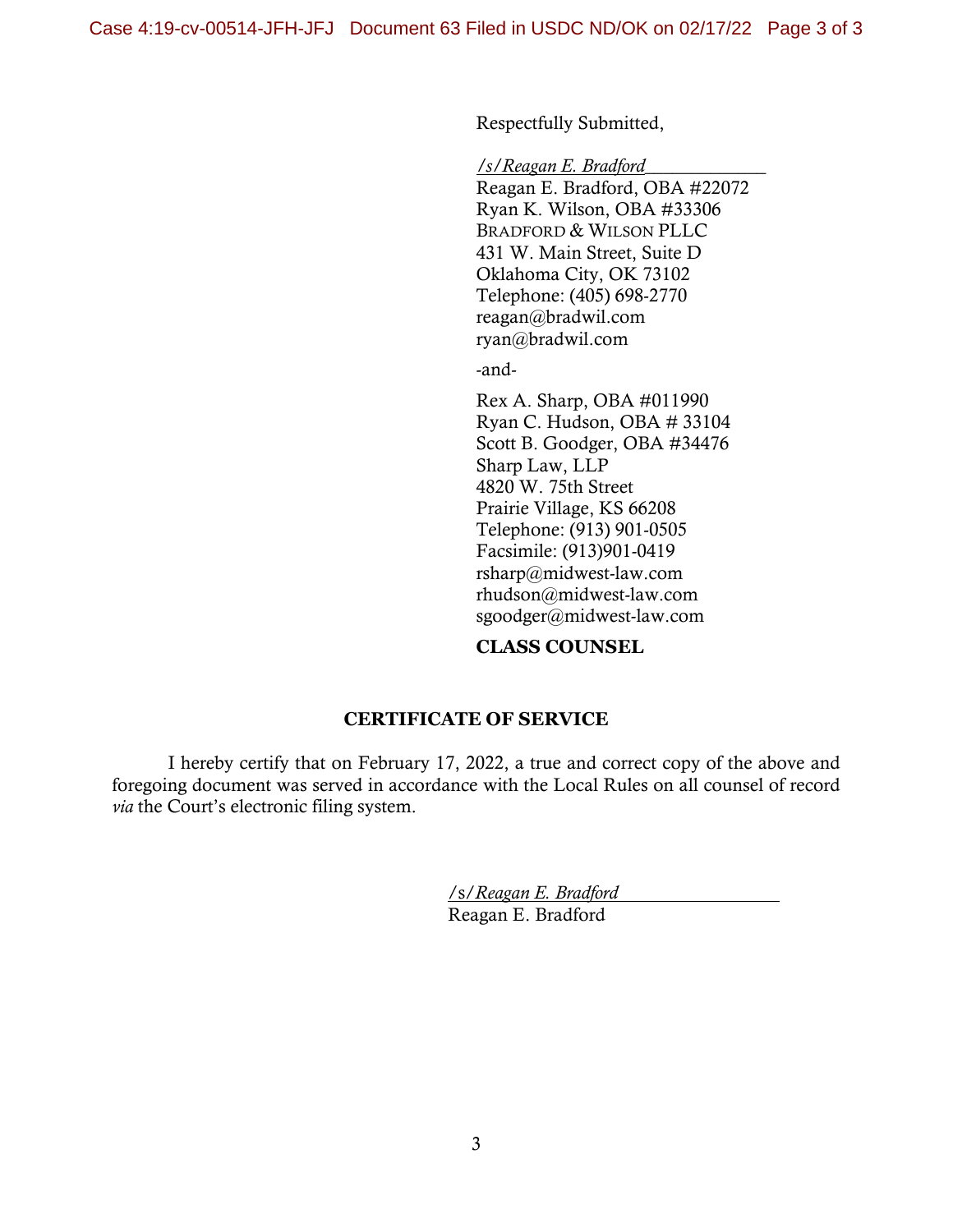Respectfully Submitted,

*/s/ Reagan E. Bradford*
Reagan E. Bradford, OBA #22072
Ryan K. Wilson, OBA #33306
BRADFORD & WILSON PLLC
431 W. Main Street, Suite D
Oklahoma City, OK 73102
Telephone: (405) 698-2770
reagan@bradwil.com
ryan@bradwil.com

-and-

Rex A. Sharp, OBA #011990
Ryan C. Hudson, OBA # 33104
Scott B. Goodger, OBA #34476
Sharp Law, LLP
4820 W. 75th Street
Prairie Village, KS 66208
Telephone: (913) 901-0505
Facsimile: (913)901-0419
rsharp@midwest-law.com
rhudson@midwest-law.com
sgoodger@midwest-law.com

**CLASS COUNSEL**

## CERTIFICATE OF SERVICE

I hereby certify that on February 17, 2022, a true and correct copy of the above and foregoing document was served in accordance with the Local Rules on all counsel of record *via* the Court's electronic filing system.

*/s/ Reagan E. Bradford*
Reagan E. Bradford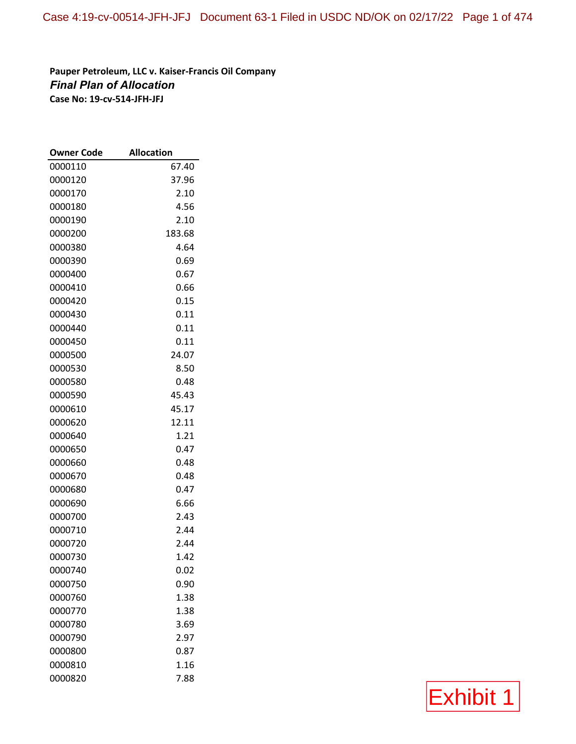**Pauper Petroleum, LLC v. Kaiser-Francis Oil Company**

***Final Plan of Allocation***

**Case No: 19-cv-514-JFH-JFJ**

| Owner Code | Allocation |
|---|---:|
| 0000110 | 67.40 |
| 0000120 | 37.96 |
| 0000170 | 2.10 |
| 0000180 | 4.56 |
| 0000190 | 2.10 |
| 0000200 | 183.68 |
| 0000380 | 4.64 |
| 0000390 | 0.69 |
| 0000400 | 0.67 |
| 0000410 | 0.66 |
| 0000420 | 0.15 |
| 0000430 | 0.11 |
| 0000440 | 0.11 |
| 0000450 | 0.11 |
| 0000500 | 24.07 |
| 0000530 | 8.50 |
| 0000580 | 0.48 |
| 0000590 | 45.43 |
| 0000610 | 45.17 |
| 0000620 | 12.11 |
| 0000640 | 1.21 |
| 0000650 | 0.47 |
| 0000660 | 0.48 |
| 0000670 | 0.48 |
| 0000680 | 0.47 |
| 0000690 | 6.66 |
| 0000700 | 2.43 |
| 0000710 | 2.44 |
| 0000720 | 2.44 |
| 0000730 | 1.42 |
| 0000740 | 0.02 |
| 0000750 | 0.90 |
| 0000760 | 1.38 |
| 0000770 | 1.38 |
| 0000780 | 3.69 |
| 0000790 | 2.97 |
| 0000800 | 0.87 |
| 0000810 | 1.16 |
| 0000820 | 7.88 |

Exhibit 1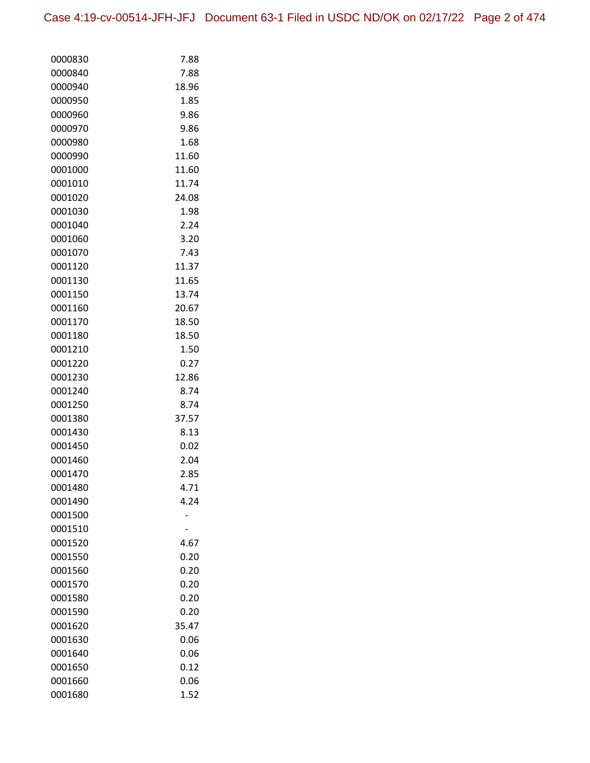| | |
|---|---|
| 0000830 | 7.88 |
| 0000840 | 7.88 |
| 0000940 | 18.96 |
| 0000950 | 1.85 |
| 0000960 | 9.86 |
| 0000970 | 9.86 |
| 0000980 | 1.68 |
| 0000990 | 11.60 |
| 0001000 | 11.60 |
| 0001010 | 11.74 |
| 0001020 | 24.08 |
| 0001030 | 1.98 |
| 0001040 | 2.24 |
| 0001060 | 3.20 |
| 0001070 | 7.43 |
| 0001120 | 11.37 |
| 0001130 | 11.65 |
| 0001150 | 13.74 |
| 0001160 | 20.67 |
| 0001170 | 18.50 |
| 0001180 | 18.50 |
| 0001210 | 1.50 |
| 0001220 | 0.27 |
| 0001230 | 12.86 |
| 0001240 | 8.74 |
| 0001250 | 8.74 |
| 0001380 | 37.57 |
| 0001430 | 8.13 |
| 0001450 | 0.02 |
| 0001460 | 2.04 |
| 0001470 | 2.85 |
| 0001480 | 4.71 |
| 0001490 | 4.24 |
| 0001500 | - |
| 0001510 | - |
| 0001520 | 4.67 |
| 0001550 | 0.20 |
| 0001560 | 0.20 |
| 0001570 | 0.20 |
| 0001580 | 0.20 |
| 0001590 | 0.20 |
| 0001620 | 35.47 |
| 0001630 | 0.06 |
| 0001640 | 0.06 |
| 0001650 | 0.12 |
| 0001660 | 0.06 |
| 0001680 | 1.52 |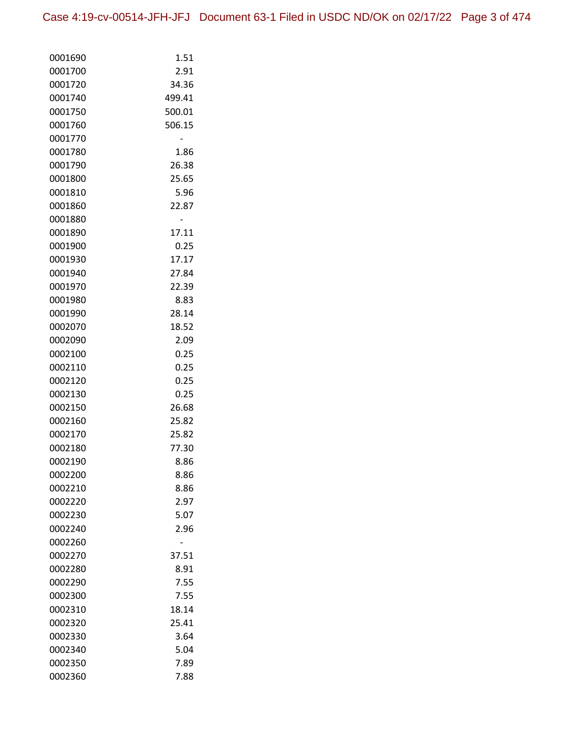| | |
|---|---|
| 0001690 | 1.51 |
| 0001700 | 2.91 |
| 0001720 | 34.36 |
| 0001740 | 499.41 |
| 0001750 | 500.01 |
| 0001760 | 506.15 |
| 0001770 | - |
| 0001780 | 1.86 |
| 0001790 | 26.38 |
| 0001800 | 25.65 |
| 0001810 | 5.96 |
| 0001860 | 22.87 |
| 0001880 | - |
| 0001890 | 17.11 |
| 0001900 | 0.25 |
| 0001930 | 17.17 |
| 0001940 | 27.84 |
| 0001970 | 22.39 |
| 0001980 | 8.83 |
| 0001990 | 28.14 |
| 0002070 | 18.52 |
| 0002090 | 2.09 |
| 0002100 | 0.25 |
| 0002110 | 0.25 |
| 0002120 | 0.25 |
| 0002130 | 0.25 |
| 0002150 | 26.68 |
| 0002160 | 25.82 |
| 0002170 | 25.82 |
| 0002180 | 77.30 |
| 0002190 | 8.86 |
| 0002200 | 8.86 |
| 0002210 | 8.86 |
| 0002220 | 2.97 |
| 0002230 | 5.07 |
| 0002240 | 2.96 |
| 0002260 | - |
| 0002270 | 37.51 |
| 0002280 | 8.91 |
| 0002290 | 7.55 |
| 0002300 | 7.55 |
| 0002310 | 18.14 |
| 0002320 | 25.41 |
| 0002330 | 3.64 |
| 0002340 | 5.04 |
| 0002350 | 7.89 |
| 0002360 | 7.88 |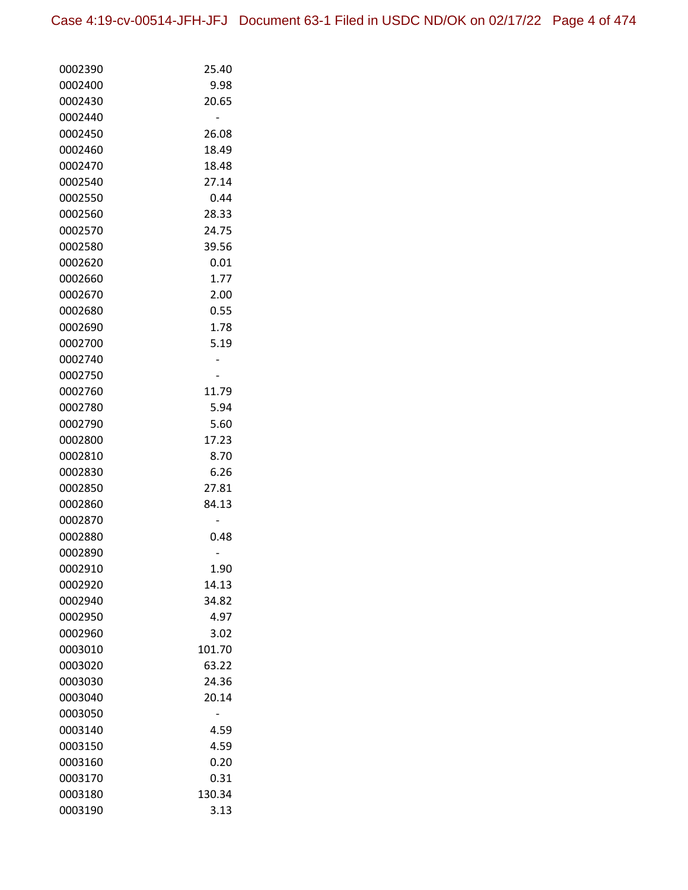| | |
|---|---|
| 0002390 | 25.40 |
| 0002400 | 9.98 |
| 0002430 | 20.65 |
| 0002440 | - |
| 0002450 | 26.08 |
| 0002460 | 18.49 |
| 0002470 | 18.48 |
| 0002540 | 27.14 |
| 0002550 | 0.44 |
| 0002560 | 28.33 |
| 0002570 | 24.75 |
| 0002580 | 39.56 |
| 0002620 | 0.01 |
| 0002660 | 1.77 |
| 0002670 | 2.00 |
| 0002680 | 0.55 |
| 0002690 | 1.78 |
| 0002700 | 5.19 |
| 0002740 | - |
| 0002750 | - |
| 0002760 | 11.79 |
| 0002780 | 5.94 |
| 0002790 | 5.60 |
| 0002800 | 17.23 |
| 0002810 | 8.70 |
| 0002830 | 6.26 |
| 0002850 | 27.81 |
| 0002860 | 84.13 |
| 0002870 | - |
| 0002880 | 0.48 |
| 0002890 | - |
| 0002910 | 1.90 |
| 0002920 | 14.13 |
| 0002940 | 34.82 |
| 0002950 | 4.97 |
| 0002960 | 3.02 |
| 0003010 | 101.70 |
| 0003020 | 63.22 |
| 0003030 | 24.36 |
| 0003040 | 20.14 |
| 0003050 | - |
| 0003140 | 4.59 |
| 0003150 | 4.59 |
| 0003160 | 0.20 |
| 0003170 | 0.31 |
| 0003180 | 130.34 |
| 0003190 | 3.13 |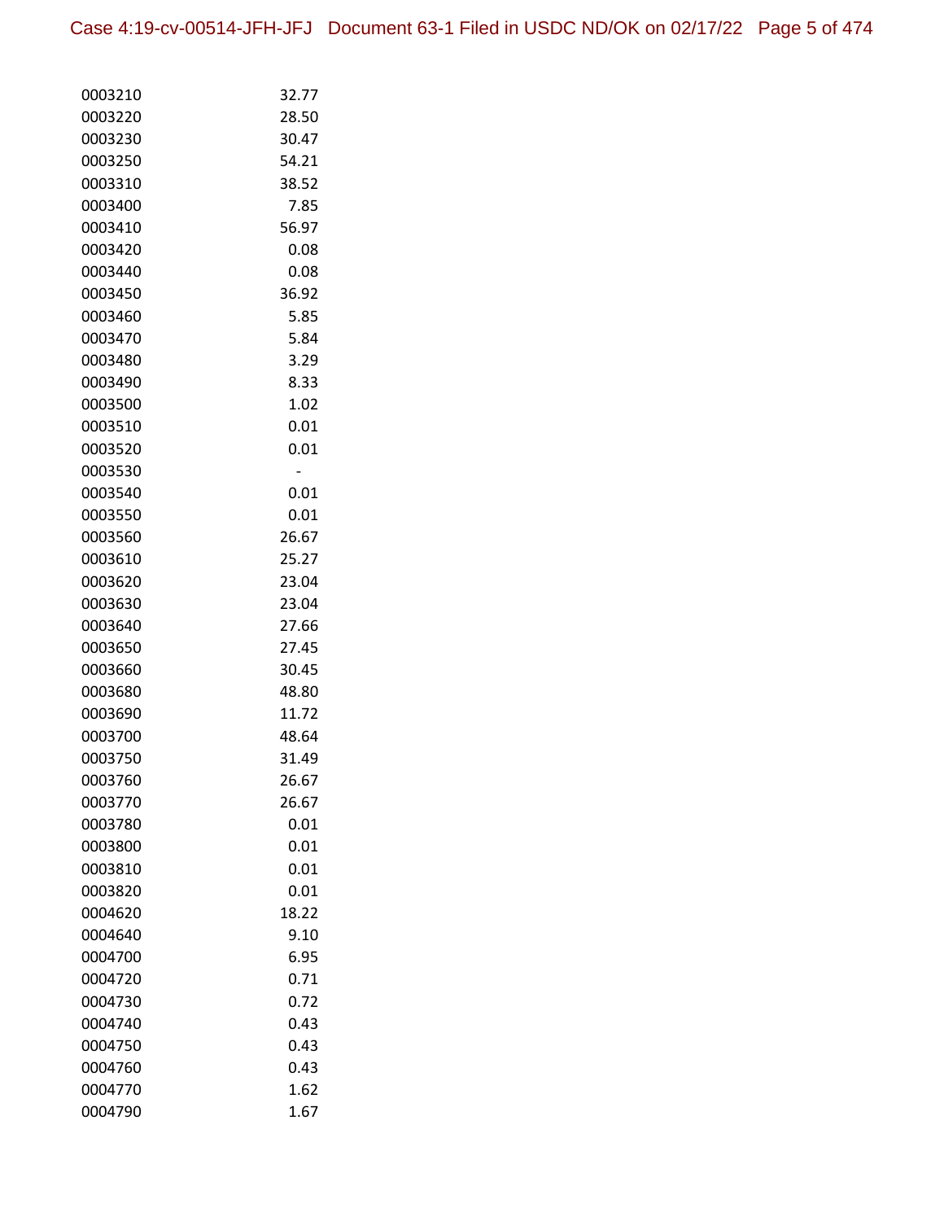| | |
|---|---|
| 0003210 | 32.77 |
| 0003220 | 28.50 |
| 0003230 | 30.47 |
| 0003250 | 54.21 |
| 0003310 | 38.52 |
| 0003400 | 7.85 |
| 0003410 | 56.97 |
| 0003420 | 0.08 |
| 0003440 | 0.08 |
| 0003450 | 36.92 |
| 0003460 | 5.85 |
| 0003470 | 5.84 |
| 0003480 | 3.29 |
| 0003490 | 8.33 |
| 0003500 | 1.02 |
| 0003510 | 0.01 |
| 0003520 | 0.01 |
| 0003530 | - |
| 0003540 | 0.01 |
| 0003550 | 0.01 |
| 0003560 | 26.67 |
| 0003610 | 25.27 |
| 0003620 | 23.04 |
| 0003630 | 23.04 |
| 0003640 | 27.66 |
| 0003650 | 27.45 |
| 0003660 | 30.45 |
| 0003680 | 48.80 |
| 0003690 | 11.72 |
| 0003700 | 48.64 |
| 0003750 | 31.49 |
| 0003760 | 26.67 |
| 0003770 | 26.67 |
| 0003780 | 0.01 |
| 0003800 | 0.01 |
| 0003810 | 0.01 |
| 0003820 | 0.01 |
| 0004620 | 18.22 |
| 0004640 | 9.10 |
| 0004700 | 6.95 |
| 0004720 | 0.71 |
| 0004730 | 0.72 |
| 0004740 | 0.43 |
| 0004750 | 0.43 |
| 0004760 | 0.43 |
| 0004770 | 1.62 |
| 0004790 | 1.67 |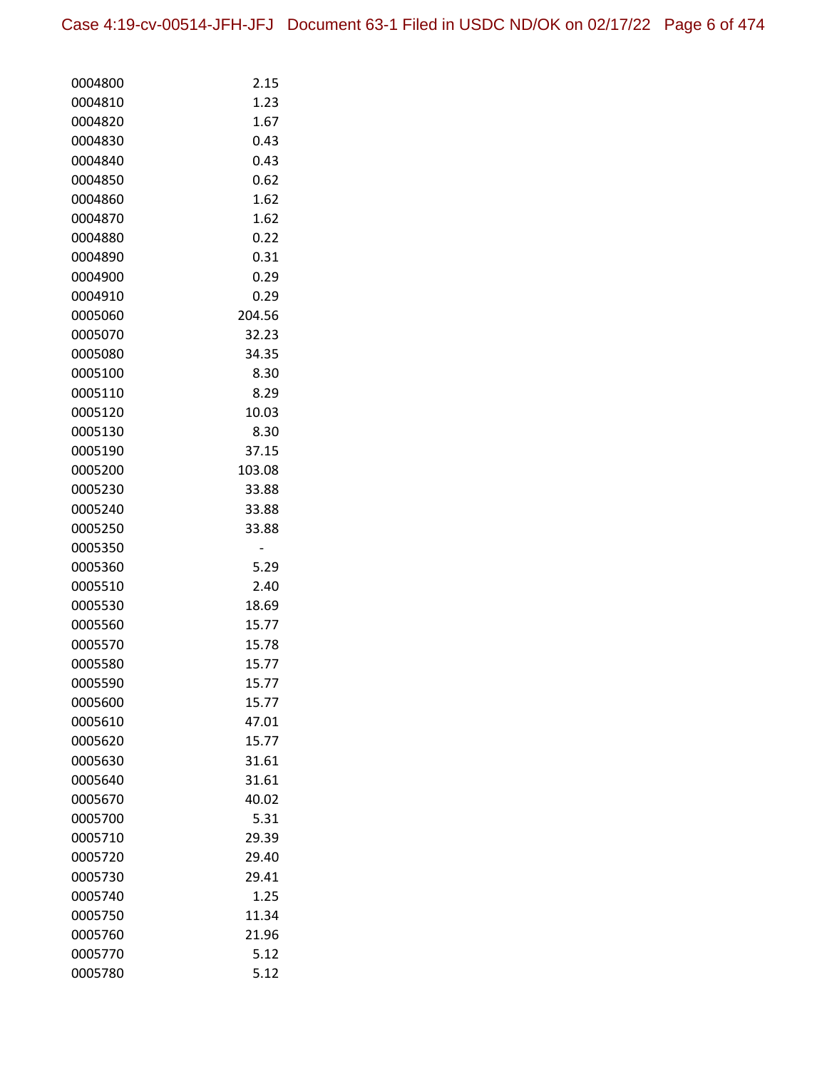| | |
|---|---|
| 0004800 | 2.15 |
| 0004810 | 1.23 |
| 0004820 | 1.67 |
| 0004830 | 0.43 |
| 0004840 | 0.43 |
| 0004850 | 0.62 |
| 0004860 | 1.62 |
| 0004870 | 1.62 |
| 0004880 | 0.22 |
| 0004890 | 0.31 |
| 0004900 | 0.29 |
| 0004910 | 0.29 |
| 0005060 | 204.56 |
| 0005070 | 32.23 |
| 0005080 | 34.35 |
| 0005100 | 8.30 |
| 0005110 | 8.29 |
| 0005120 | 10.03 |
| 0005130 | 8.30 |
| 0005190 | 37.15 |
| 0005200 | 103.08 |
| 0005230 | 33.88 |
| 0005240 | 33.88 |
| 0005250 | 33.88 |
| 0005350 | - |
| 0005360 | 5.29 |
| 0005510 | 2.40 |
| 0005530 | 18.69 |
| 0005560 | 15.77 |
| 0005570 | 15.78 |
| 0005580 | 15.77 |
| 0005590 | 15.77 |
| 0005600 | 15.77 |
| 0005610 | 47.01 |
| 0005620 | 15.77 |
| 0005630 | 31.61 |
| 0005640 | 31.61 |
| 0005670 | 40.02 |
| 0005700 | 5.31 |
| 0005710 | 29.39 |
| 0005720 | 29.40 |
| 0005730 | 29.41 |
| 0005740 | 1.25 |
| 0005750 | 11.34 |
| 0005760 | 21.96 |
| 0005770 | 5.12 |
| 0005780 | 5.12 |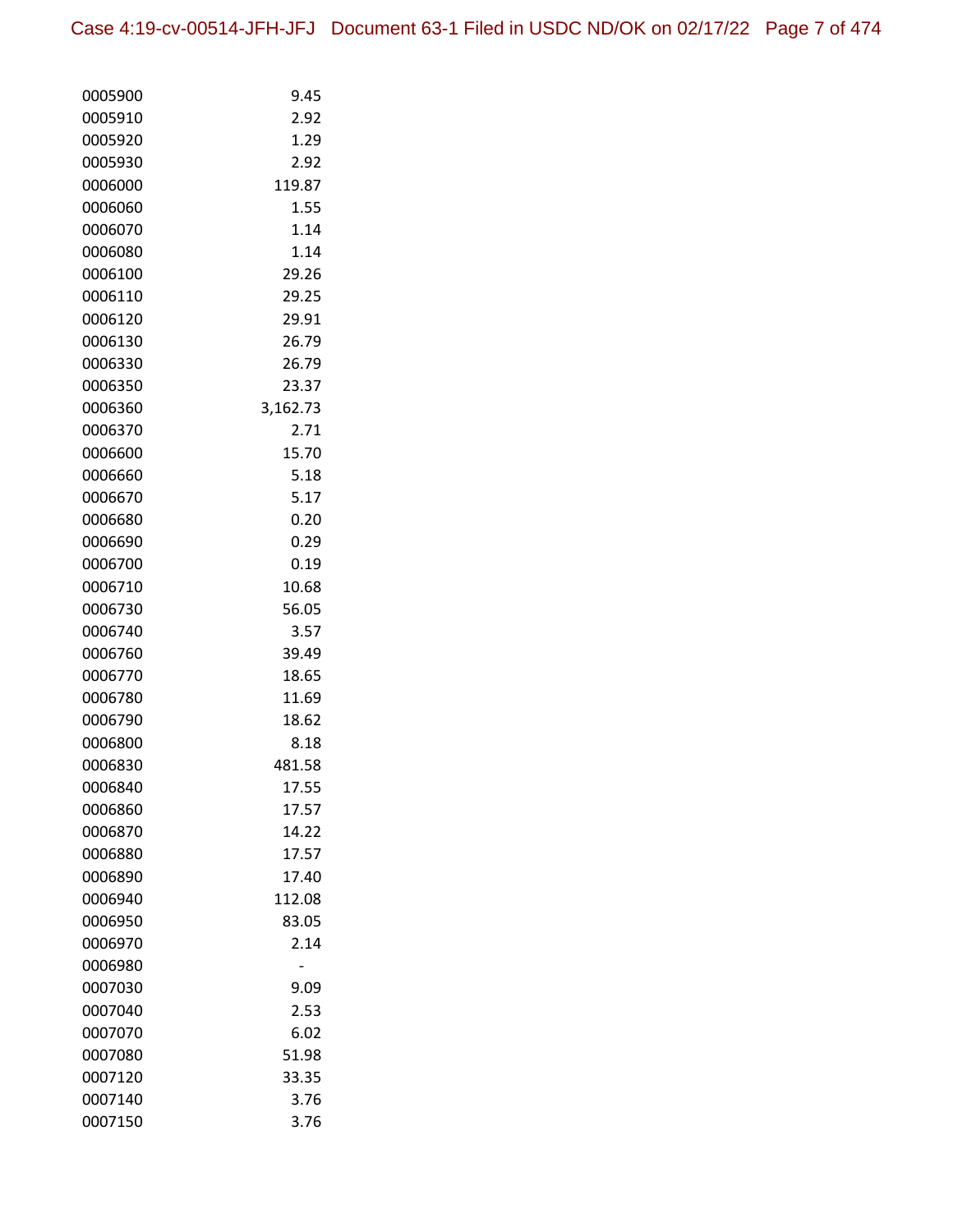| | |
|---|---|
| 0005900 | 9.45 |
| 0005910 | 2.92 |
| 0005920 | 1.29 |
| 0005930 | 2.92 |
| 0006000 | 119.87 |
| 0006060 | 1.55 |
| 0006070 | 1.14 |
| 0006080 | 1.14 |
| 0006100 | 29.26 |
| 0006110 | 29.25 |
| 0006120 | 29.91 |
| 0006130 | 26.79 |
| 0006330 | 26.79 |
| 0006350 | 23.37 |
| 0006360 | 3,162.73 |
| 0006370 | 2.71 |
| 0006600 | 15.70 |
| 0006660 | 5.18 |
| 0006670 | 5.17 |
| 0006680 | 0.20 |
| 0006690 | 0.29 |
| 0006700 | 0.19 |
| 0006710 | 10.68 |
| 0006730 | 56.05 |
| 0006740 | 3.57 |
| 0006760 | 39.49 |
| 0006770 | 18.65 |
| 0006780 | 11.69 |
| 0006790 | 18.62 |
| 0006800 | 8.18 |
| 0006830 | 481.58 |
| 0006840 | 17.55 |
| 0006860 | 17.57 |
| 0006870 | 14.22 |
| 0006880 | 17.57 |
| 0006890 | 17.40 |
| 0006940 | 112.08 |
| 0006950 | 83.05 |
| 0006970 | 2.14 |
| 0006980 | - |
| 0007030 | 9.09 |
| 0007040 | 2.53 |
| 0007070 | 6.02 |
| 0007080 | 51.98 |
| 0007120 | 33.35 |
| 0007140 | 3.76 |
| 0007150 | 3.76 |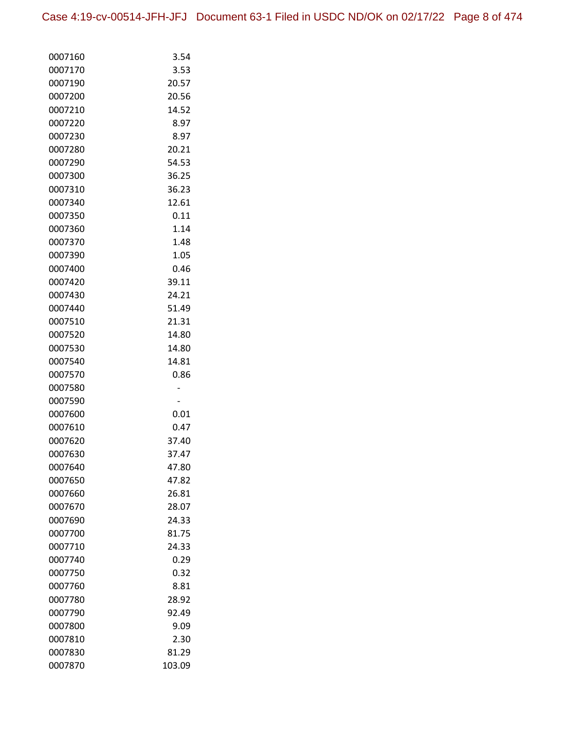| | |
|---|---|
| 0007160 | 3.54 |
| 0007170 | 3.53 |
| 0007190 | 20.57 |
| 0007200 | 20.56 |
| 0007210 | 14.52 |
| 0007220 | 8.97 |
| 0007230 | 8.97 |
| 0007280 | 20.21 |
| 0007290 | 54.53 |
| 0007300 | 36.25 |
| 0007310 | 36.23 |
| 0007340 | 12.61 |
| 0007350 | 0.11 |
| 0007360 | 1.14 |
| 0007370 | 1.48 |
| 0007390 | 1.05 |
| 0007400 | 0.46 |
| 0007420 | 39.11 |
| 0007430 | 24.21 |
| 0007440 | 51.49 |
| 0007510 | 21.31 |
| 0007520 | 14.80 |
| 0007530 | 14.80 |
| 0007540 | 14.81 |
| 0007570 | 0.86 |
| 0007580 | - |
| 0007590 | - |
| 0007600 | 0.01 |
| 0007610 | 0.47 |
| 0007620 | 37.40 |
| 0007630 | 37.47 |
| 0007640 | 47.80 |
| 0007650 | 47.82 |
| 0007660 | 26.81 |
| 0007670 | 28.07 |
| 0007690 | 24.33 |
| 0007700 | 81.75 |
| 0007710 | 24.33 |
| 0007740 | 0.29 |
| 0007750 | 0.32 |
| 0007760 | 8.81 |
| 0007780 | 28.92 |
| 0007790 | 92.49 |
| 0007800 | 9.09 |
| 0007810 | 2.30 |
| 0007830 | 81.29 |
| 0007870 | 103.09 |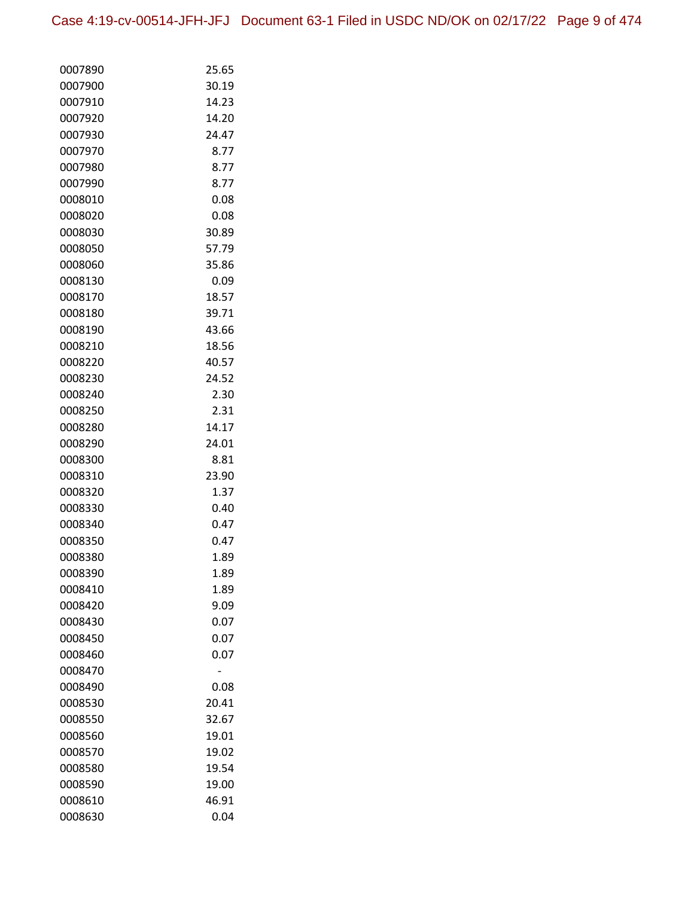| | |
|---|---|
| 0007890 | 25.65 |
| 0007900 | 30.19 |
| 0007910 | 14.23 |
| 0007920 | 14.20 |
| 0007930 | 24.47 |
| 0007970 | 8.77 |
| 0007980 | 8.77 |
| 0007990 | 8.77 |
| 0008010 | 0.08 |
| 0008020 | 0.08 |
| 0008030 | 30.89 |
| 0008050 | 57.79 |
| 0008060 | 35.86 |
| 0008130 | 0.09 |
| 0008170 | 18.57 |
| 0008180 | 39.71 |
| 0008190 | 43.66 |
| 0008210 | 18.56 |
| 0008220 | 40.57 |
| 0008230 | 24.52 |
| 0008240 | 2.30 |
| 0008250 | 2.31 |
| 0008280 | 14.17 |
| 0008290 | 24.01 |
| 0008300 | 8.81 |
| 0008310 | 23.90 |
| 0008320 | 1.37 |
| 0008330 | 0.40 |
| 0008340 | 0.47 |
| 0008350 | 0.47 |
| 0008380 | 1.89 |
| 0008390 | 1.89 |
| 0008410 | 1.89 |
| 0008420 | 9.09 |
| 0008430 | 0.07 |
| 0008450 | 0.07 |
| 0008460 | 0.07 |
| 0008470 | - |
| 0008490 | 0.08 |
| 0008530 | 20.41 |
| 0008550 | 32.67 |
| 0008560 | 19.01 |
| 0008570 | 19.02 |
| 0008580 | 19.54 |
| 0008590 | 19.00 |
| 0008610 | 46.91 |
| 0008630 | 0.04 |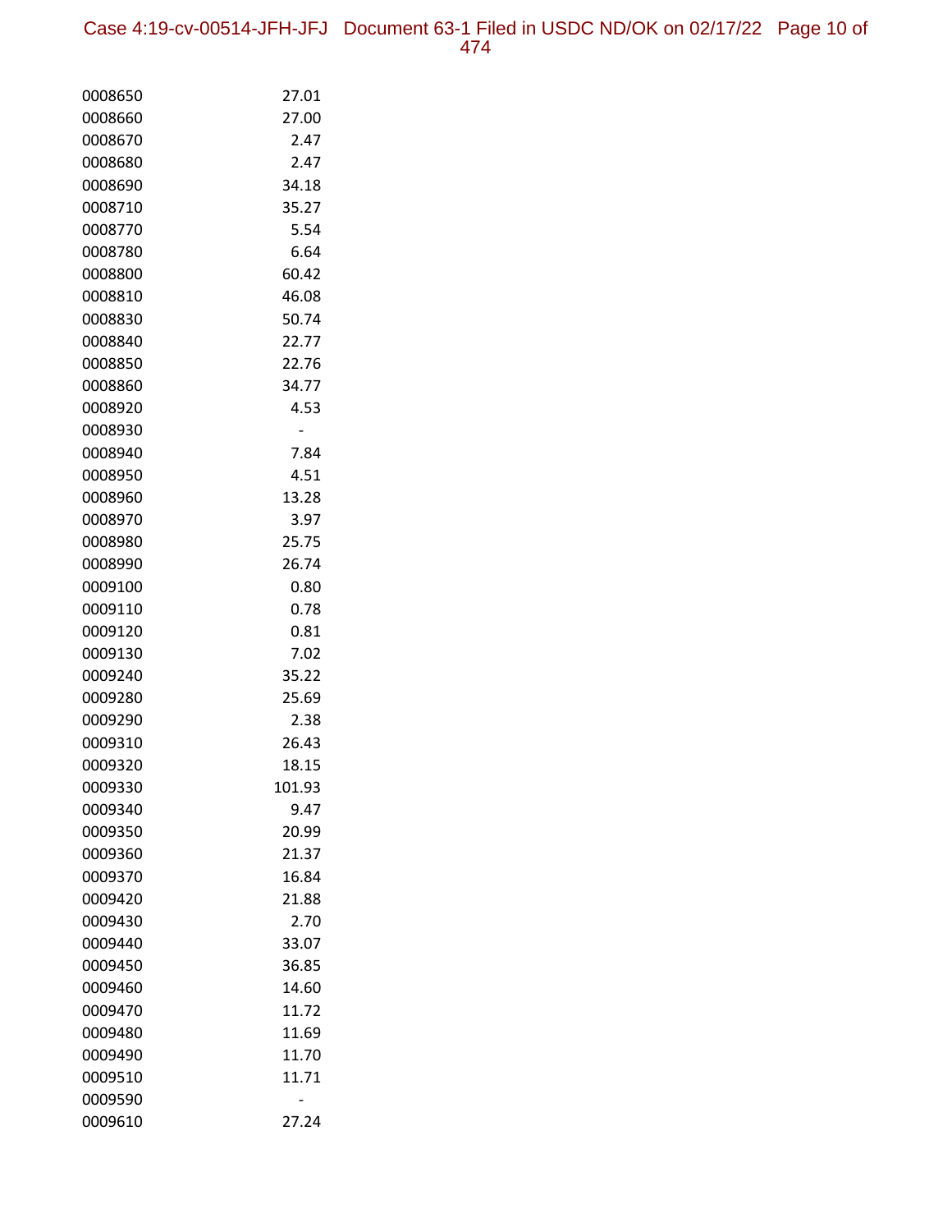| | |
|---|---|
| 0008650 | 27.01 |
| 0008660 | 27.00 |
| 0008670 | 2.47 |
| 0008680 | 2.47 |
| 0008690 | 34.18 |
| 0008710 | 35.27 |
| 0008770 | 5.54 |
| 0008780 | 6.64 |
| 0008800 | 60.42 |
| 0008810 | 46.08 |
| 0008830 | 50.74 |
| 0008840 | 22.77 |
| 0008850 | 22.76 |
| 0008860 | 34.77 |
| 0008920 | 4.53 |
| 0008930 | - |
| 0008940 | 7.84 |
| 0008950 | 4.51 |
| 0008960 | 13.28 |
| 0008970 | 3.97 |
| 0008980 | 25.75 |
| 0008990 | 26.74 |
| 0009100 | 0.80 |
| 0009110 | 0.78 |
| 0009120 | 0.81 |
| 0009130 | 7.02 |
| 0009240 | 35.22 |
| 0009280 | 25.69 |
| 0009290 | 2.38 |
| 0009310 | 26.43 |
| 0009320 | 18.15 |
| 0009330 | 101.93 |
| 0009340 | 9.47 |
| 0009350 | 20.99 |
| 0009360 | 21.37 |
| 0009370 | 16.84 |
| 0009420 | 21.88 |
| 0009430 | 2.70 |
| 0009440 | 33.07 |
| 0009450 | 36.85 |
| 0009460 | 14.60 |
| 0009470 | 11.72 |
| 0009480 | 11.69 |
| 0009490 | 11.70 |
| 0009510 | 11.71 |
| 0009590 | - |
| 0009610 | 27.24 |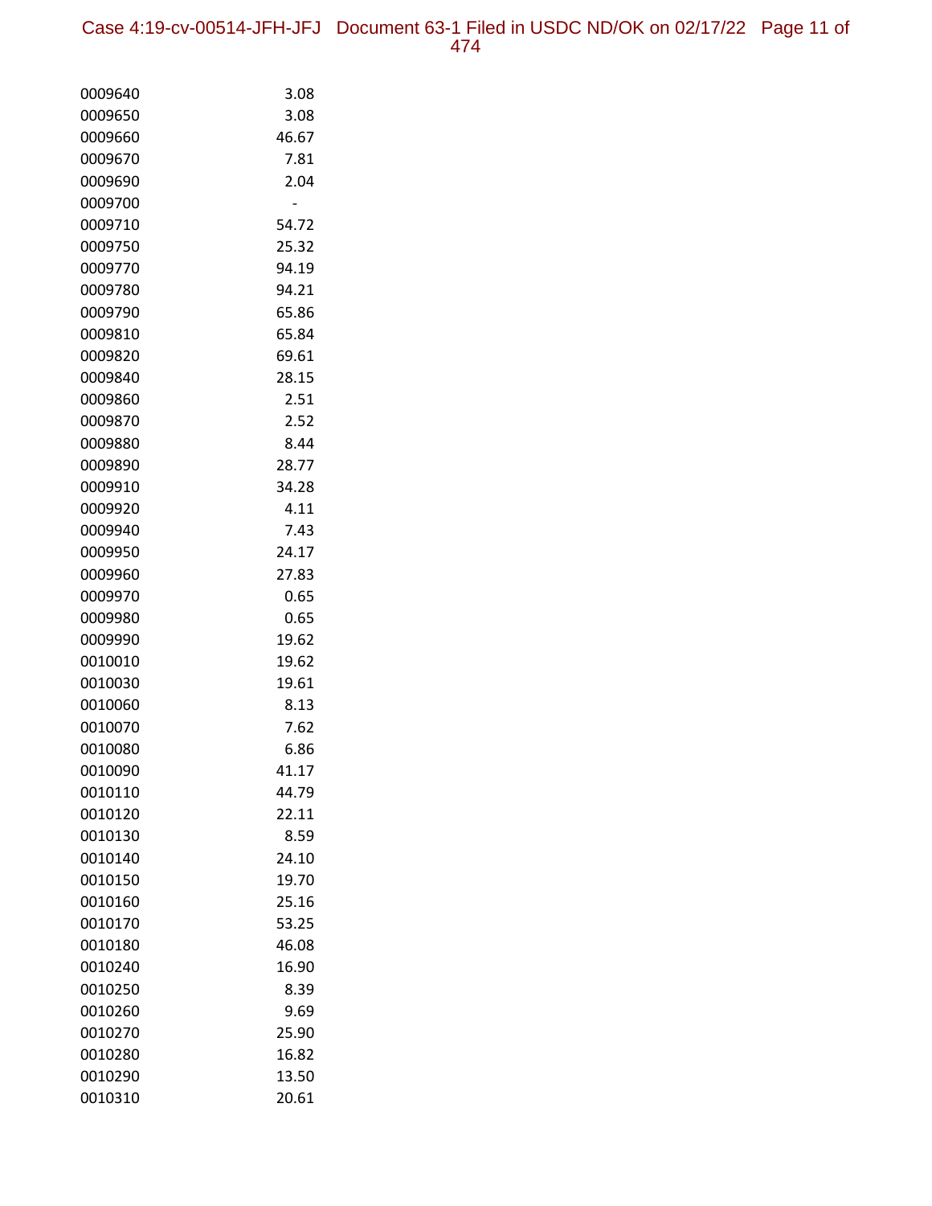| | |
|---|---|
| 0009640 | 3.08 |
| 0009650 | 3.08 |
| 0009660 | 46.67 |
| 0009670 | 7.81 |
| 0009690 | 2.04 |
| 0009700 | - |
| 0009710 | 54.72 |
| 0009750 | 25.32 |
| 0009770 | 94.19 |
| 0009780 | 94.21 |
| 0009790 | 65.86 |
| 0009810 | 65.84 |
| 0009820 | 69.61 |
| 0009840 | 28.15 |
| 0009860 | 2.51 |
| 0009870 | 2.52 |
| 0009880 | 8.44 |
| 0009890 | 28.77 |
| 0009910 | 34.28 |
| 0009920 | 4.11 |
| 0009940 | 7.43 |
| 0009950 | 24.17 |
| 0009960 | 27.83 |
| 0009970 | 0.65 |
| 0009980 | 0.65 |
| 0009990 | 19.62 |
| 0010010 | 19.62 |
| 0010030 | 19.61 |
| 0010060 | 8.13 |
| 0010070 | 7.62 |
| 0010080 | 6.86 |
| 0010090 | 41.17 |
| 0010110 | 44.79 |
| 0010120 | 22.11 |
| 0010130 | 8.59 |
| 0010140 | 24.10 |
| 0010150 | 19.70 |
| 0010160 | 25.16 |
| 0010170 | 53.25 |
| 0010180 | 46.08 |
| 0010240 | 16.90 |
| 0010250 | 8.39 |
| 0010260 | 9.69 |
| 0010270 | 25.90 |
| 0010280 | 16.82 |
| 0010290 | 13.50 |
| 0010310 | 20.61 |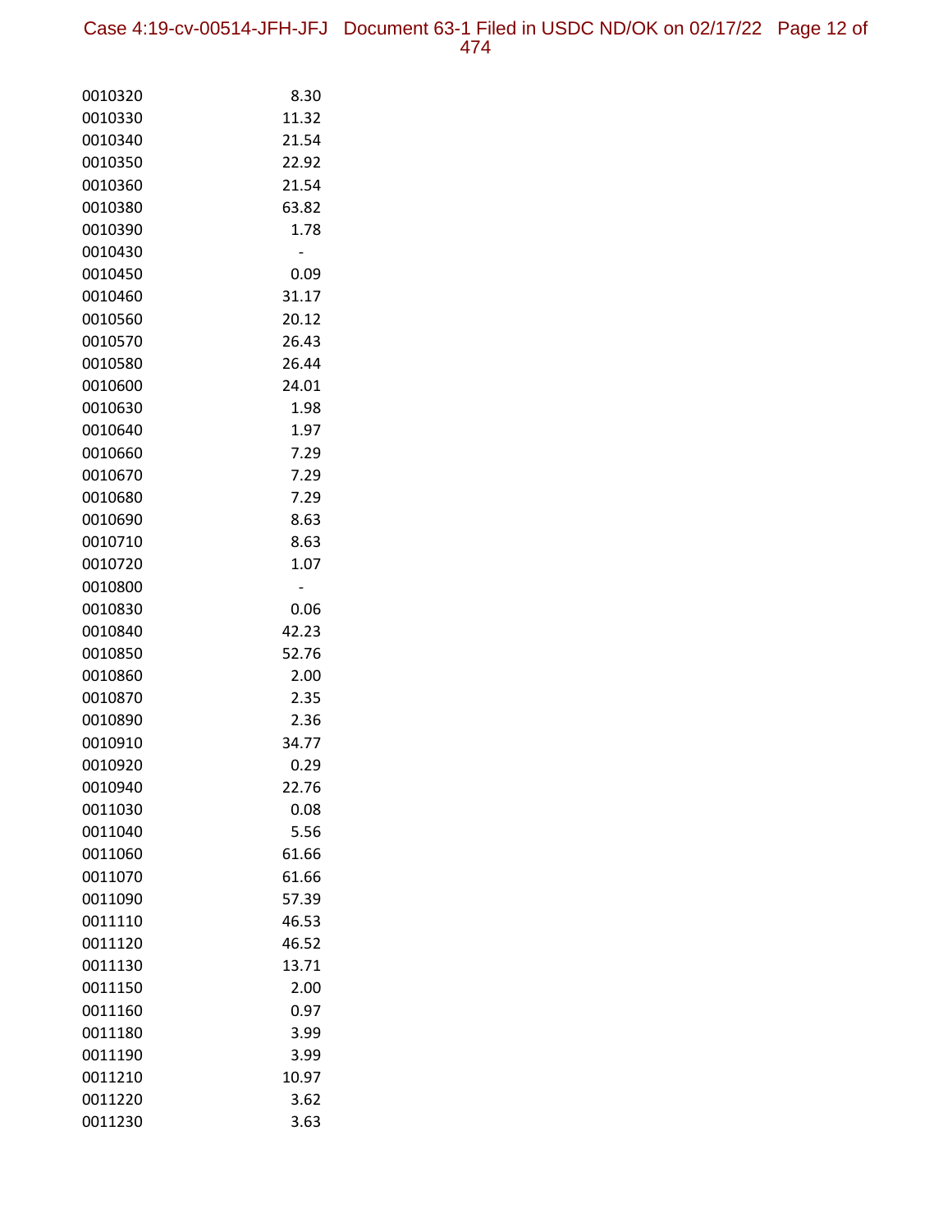| | |
|---|---|
| 0010320 | 8.30 |
| 0010330 | 11.32 |
| 0010340 | 21.54 |
| 0010350 | 22.92 |
| 0010360 | 21.54 |
| 0010380 | 63.82 |
| 0010390 | 1.78 |
| 0010430 | - |
| 0010450 | 0.09 |
| 0010460 | 31.17 |
| 0010560 | 20.12 |
| 0010570 | 26.43 |
| 0010580 | 26.44 |
| 0010600 | 24.01 |
| 0010630 | 1.98 |
| 0010640 | 1.97 |
| 0010660 | 7.29 |
| 0010670 | 7.29 |
| 0010680 | 7.29 |
| 0010690 | 8.63 |
| 0010710 | 8.63 |
| 0010720 | 1.07 |
| 0010800 | - |
| 0010830 | 0.06 |
| 0010840 | 42.23 |
| 0010850 | 52.76 |
| 0010860 | 2.00 |
| 0010870 | 2.35 |
| 0010890 | 2.36 |
| 0010910 | 34.77 |
| 0010920 | 0.29 |
| 0010940 | 22.76 |
| 0011030 | 0.08 |
| 0011040 | 5.56 |
| 0011060 | 61.66 |
| 0011070 | 61.66 |
| 0011090 | 57.39 |
| 0011110 | 46.53 |
| 0011120 | 46.52 |
| 0011130 | 13.71 |
| 0011150 | 2.00 |
| 0011160 | 0.97 |
| 0011180 | 3.99 |
| 0011190 | 3.99 |
| 0011210 | 10.97 |
| 0011220 | 3.62 |
| 0011230 | 3.63 |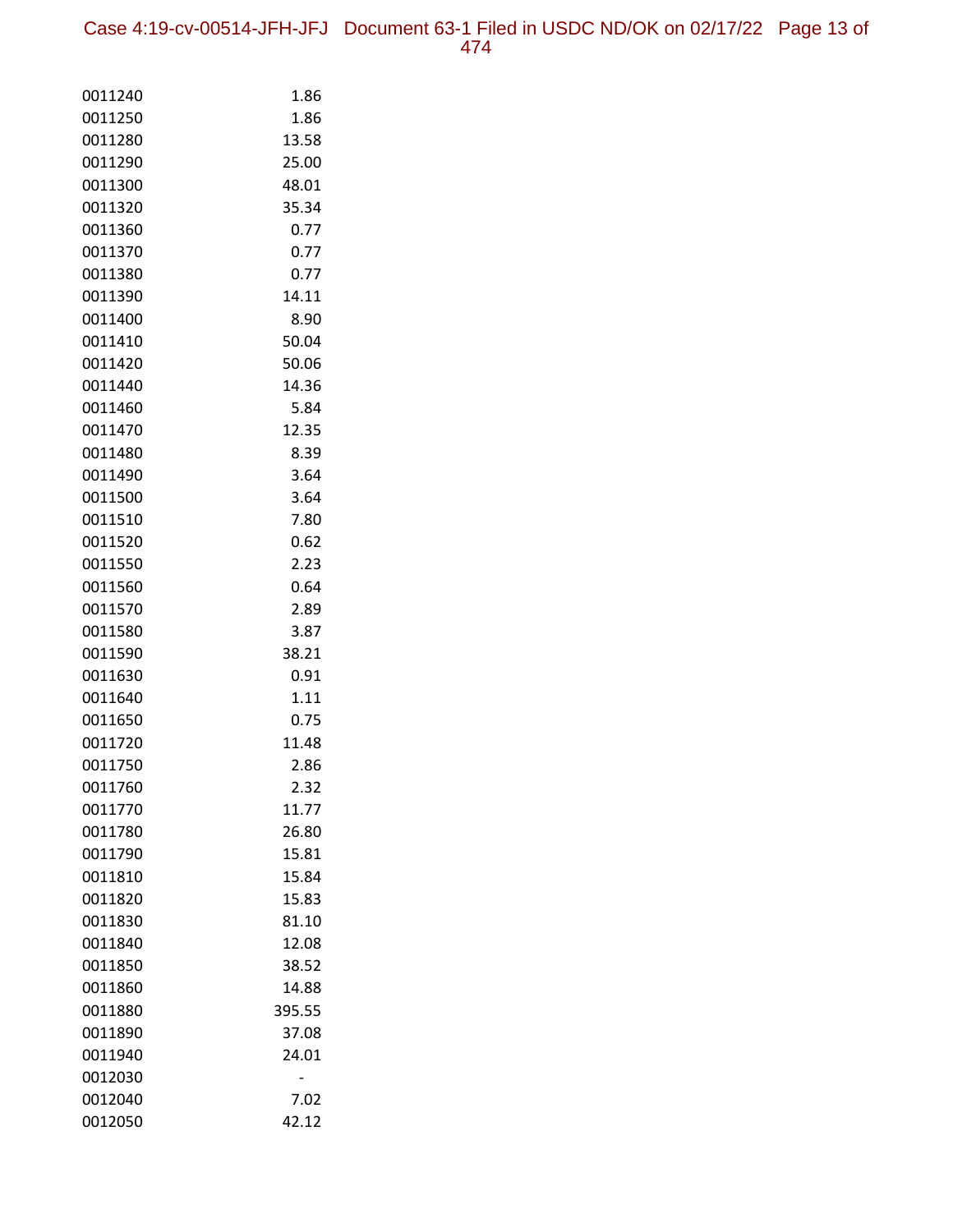| | |
|---|---|
| 0011240 | 1.86 |
| 0011250 | 1.86 |
| 0011280 | 13.58 |
| 0011290 | 25.00 |
| 0011300 | 48.01 |
| 0011320 | 35.34 |
| 0011360 | 0.77 |
| 0011370 | 0.77 |
| 0011380 | 0.77 |
| 0011390 | 14.11 |
| 0011400 | 8.90 |
| 0011410 | 50.04 |
| 0011420 | 50.06 |
| 0011440 | 14.36 |
| 0011460 | 5.84 |
| 0011470 | 12.35 |
| 0011480 | 8.39 |
| 0011490 | 3.64 |
| 0011500 | 3.64 |
| 0011510 | 7.80 |
| 0011520 | 0.62 |
| 0011550 | 2.23 |
| 0011560 | 0.64 |
| 0011570 | 2.89 |
| 0011580 | 3.87 |
| 0011590 | 38.21 |
| 0011630 | 0.91 |
| 0011640 | 1.11 |
| 0011650 | 0.75 |
| 0011720 | 11.48 |
| 0011750 | 2.86 |
| 0011760 | 2.32 |
| 0011770 | 11.77 |
| 0011780 | 26.80 |
| 0011790 | 15.81 |
| 0011810 | 15.84 |
| 0011820 | 15.83 |
| 0011830 | 81.10 |
| 0011840 | 12.08 |
| 0011850 | 38.52 |
| 0011860 | 14.88 |
| 0011880 | 395.55 |
| 0011890 | 37.08 |
| 0011940 | 24.01 |
| 0012030 | - |
| 0012040 | 7.02 |
| 0012050 | 42.12 |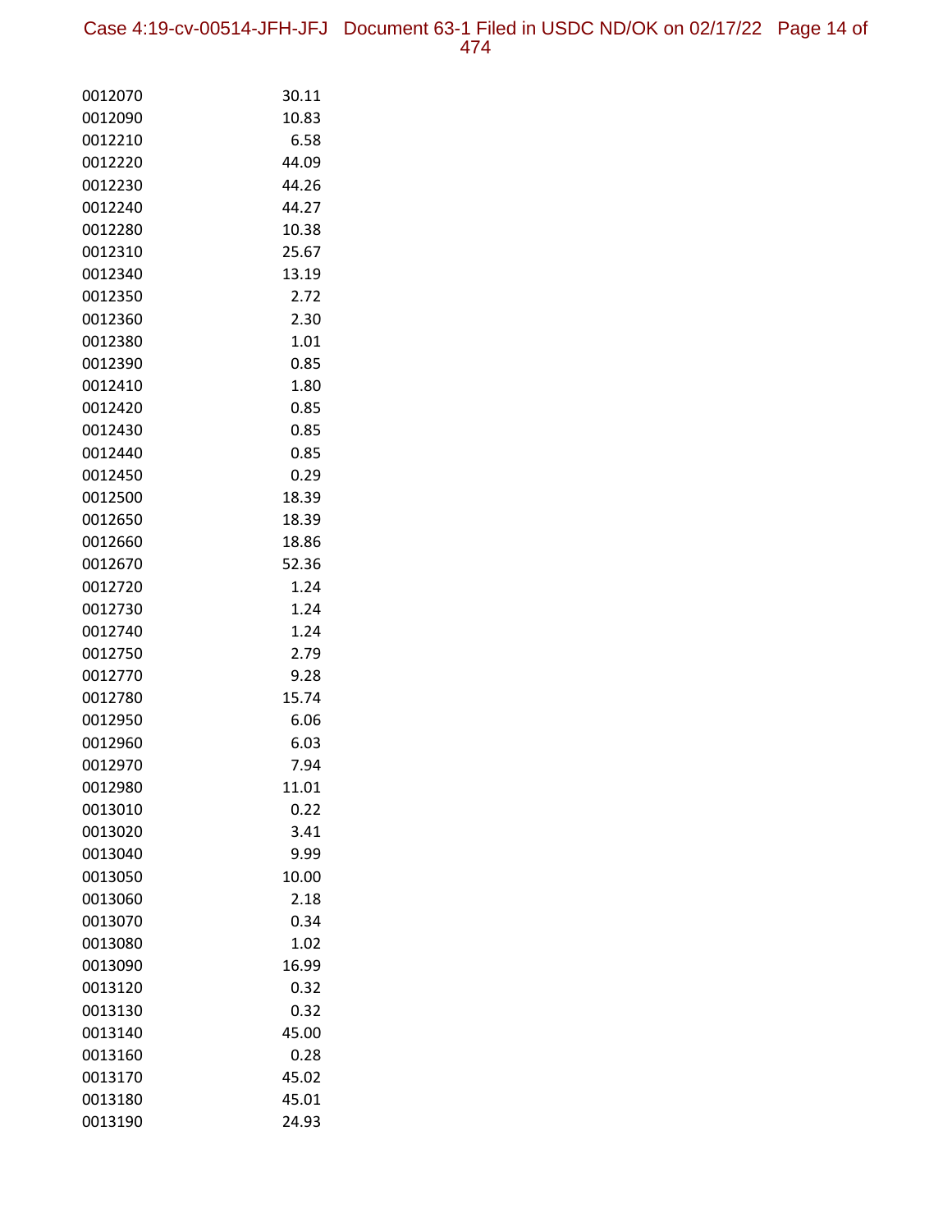| | |
|---|---|
| 0012070 | 30.11 |
| 0012090 | 10.83 |
| 0012210 | 6.58 |
| 0012220 | 44.09 |
| 0012230 | 44.26 |
| 0012240 | 44.27 |
| 0012280 | 10.38 |
| 0012310 | 25.67 |
| 0012340 | 13.19 |
| 0012350 | 2.72 |
| 0012360 | 2.30 |
| 0012380 | 1.01 |
| 0012390 | 0.85 |
| 0012410 | 1.80 |
| 0012420 | 0.85 |
| 0012430 | 0.85 |
| 0012440 | 0.85 |
| 0012450 | 0.29 |
| 0012500 | 18.39 |
| 0012650 | 18.39 |
| 0012660 | 18.86 |
| 0012670 | 52.36 |
| 0012720 | 1.24 |
| 0012730 | 1.24 |
| 0012740 | 1.24 |
| 0012750 | 2.79 |
| 0012770 | 9.28 |
| 0012780 | 15.74 |
| 0012950 | 6.06 |
| 0012960 | 6.03 |
| 0012970 | 7.94 |
| 0012980 | 11.01 |
| 0013010 | 0.22 |
| 0013020 | 3.41 |
| 0013040 | 9.99 |
| 0013050 | 10.00 |
| 0013060 | 2.18 |
| 0013070 | 0.34 |
| 0013080 | 1.02 |
| 0013090 | 16.99 |
| 0013120 | 0.32 |
| 0013130 | 0.32 |
| 0013140 | 45.00 |
| 0013160 | 0.28 |
| 0013170 | 45.02 |
| 0013180 | 45.01 |
| 0013190 | 24.93 |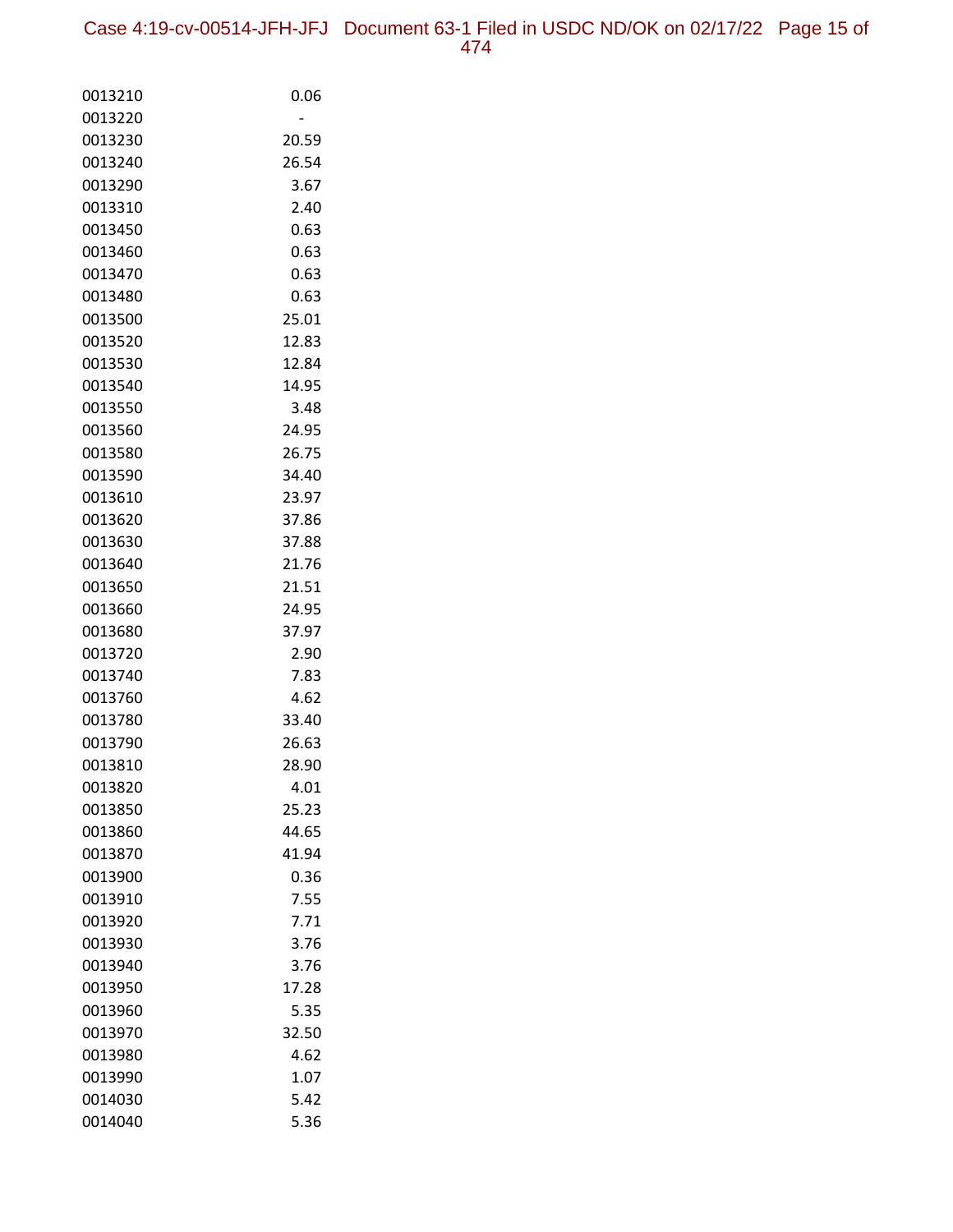| | |
|---|---|
| 0013210 | 0.06 |
| 0013220 | - |
| 0013230 | 20.59 |
| 0013240 | 26.54 |
| 0013290 | 3.67 |
| 0013310 | 2.40 |
| 0013450 | 0.63 |
| 0013460 | 0.63 |
| 0013470 | 0.63 |
| 0013480 | 0.63 |
| 0013500 | 25.01 |
| 0013520 | 12.83 |
| 0013530 | 12.84 |
| 0013540 | 14.95 |
| 0013550 | 3.48 |
| 0013560 | 24.95 |
| 0013580 | 26.75 |
| 0013590 | 34.40 |
| 0013610 | 23.97 |
| 0013620 | 37.86 |
| 0013630 | 37.88 |
| 0013640 | 21.76 |
| 0013650 | 21.51 |
| 0013660 | 24.95 |
| 0013680 | 37.97 |
| 0013720 | 2.90 |
| 0013740 | 7.83 |
| 0013760 | 4.62 |
| 0013780 | 33.40 |
| 0013790 | 26.63 |
| 0013810 | 28.90 |
| 0013820 | 4.01 |
| 0013850 | 25.23 |
| 0013860 | 44.65 |
| 0013870 | 41.94 |
| 0013900 | 0.36 |
| 0013910 | 7.55 |
| 0013920 | 7.71 |
| 0013930 | 3.76 |
| 0013940 | 3.76 |
| 0013950 | 17.28 |
| 0013960 | 5.35 |
| 0013970 | 32.50 |
| 0013980 | 4.62 |
| 0013990 | 1.07 |
| 0014030 | 5.42 |
| 0014040 | 5.36 |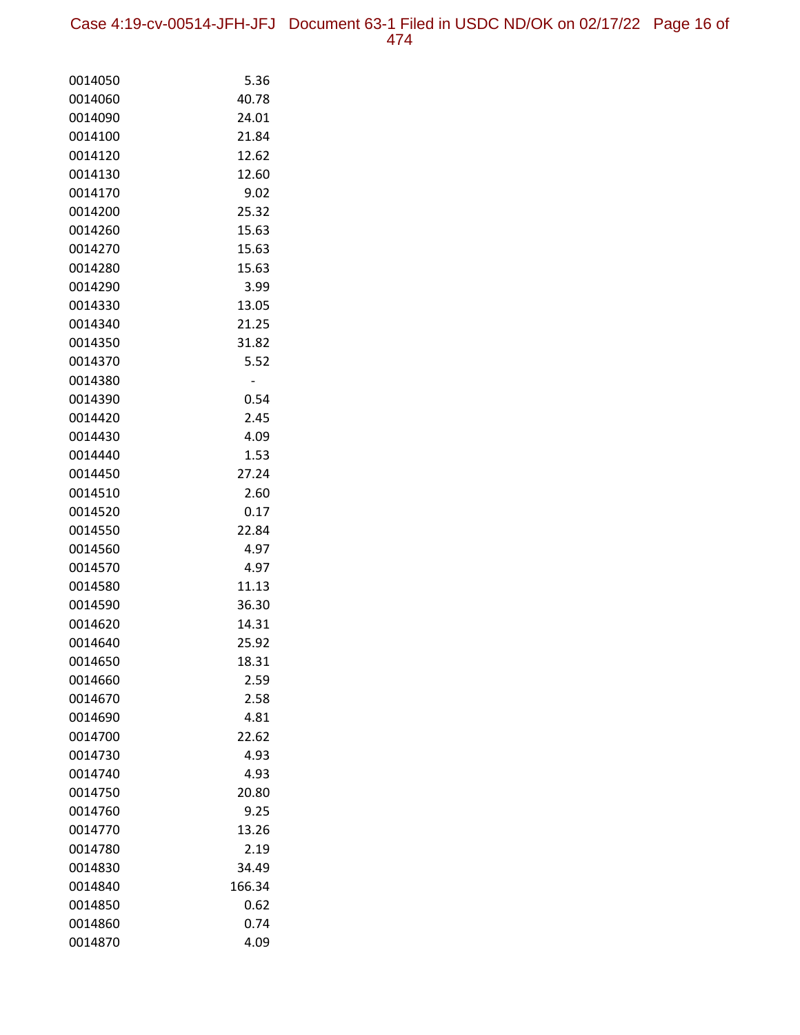| | |
|---|---|
| 0014050 | 5.36 |
| 0014060 | 40.78 |
| 0014090 | 24.01 |
| 0014100 | 21.84 |
| 0014120 | 12.62 |
| 0014130 | 12.60 |
| 0014170 | 9.02 |
| 0014200 | 25.32 |
| 0014260 | 15.63 |
| 0014270 | 15.63 |
| 0014280 | 15.63 |
| 0014290 | 3.99 |
| 0014330 | 13.05 |
| 0014340 | 21.25 |
| 0014350 | 31.82 |
| 0014370 | 5.52 |
| 0014380 | - |
| 0014390 | 0.54 |
| 0014420 | 2.45 |
| 0014430 | 4.09 |
| 0014440 | 1.53 |
| 0014450 | 27.24 |
| 0014510 | 2.60 |
| 0014520 | 0.17 |
| 0014550 | 22.84 |
| 0014560 | 4.97 |
| 0014570 | 4.97 |
| 0014580 | 11.13 |
| 0014590 | 36.30 |
| 0014620 | 14.31 |
| 0014640 | 25.92 |
| 0014650 | 18.31 |
| 0014660 | 2.59 |
| 0014670 | 2.58 |
| 0014690 | 4.81 |
| 0014700 | 22.62 |
| 0014730 | 4.93 |
| 0014740 | 4.93 |
| 0014750 | 20.80 |
| 0014760 | 9.25 |
| 0014770 | 13.26 |
| 0014780 | 2.19 |
| 0014830 | 34.49 |
| 0014840 | 166.34 |
| 0014850 | 0.62 |
| 0014860 | 0.74 |
| 0014870 | 4.09 |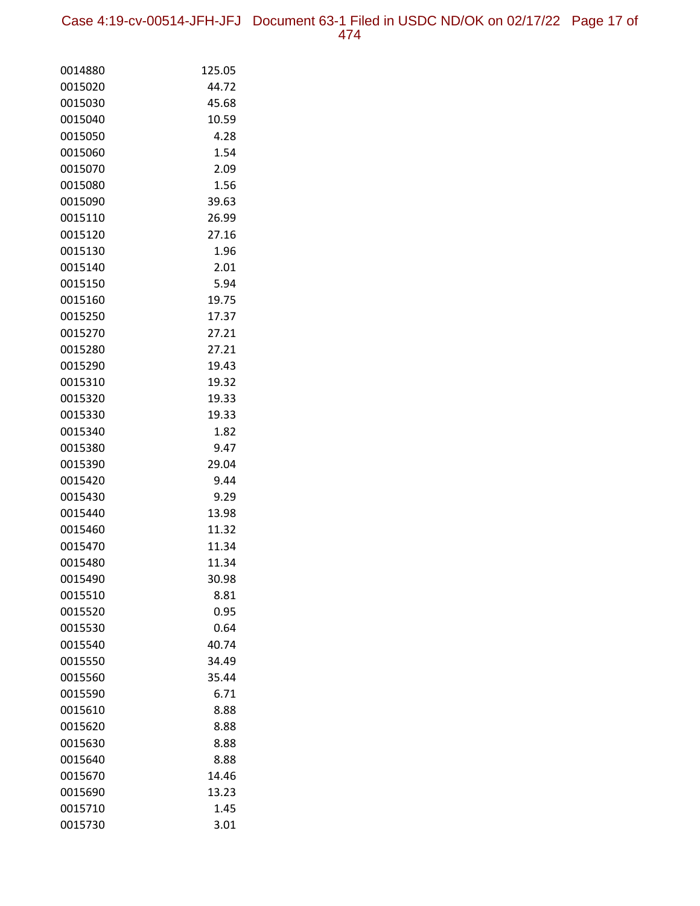| | |
|---|---|
| 0014880 | 125.05 |
| 0015020 | 44.72 |
| 0015030 | 45.68 |
| 0015040 | 10.59 |
| 0015050 | 4.28 |
| 0015060 | 1.54 |
| 0015070 | 2.09 |
| 0015080 | 1.56 |
| 0015090 | 39.63 |
| 0015110 | 26.99 |
| 0015120 | 27.16 |
| 0015130 | 1.96 |
| 0015140 | 2.01 |
| 0015150 | 5.94 |
| 0015160 | 19.75 |
| 0015250 | 17.37 |
| 0015270 | 27.21 |
| 0015280 | 27.21 |
| 0015290 | 19.43 |
| 0015310 | 19.32 |
| 0015320 | 19.33 |
| 0015330 | 19.33 |
| 0015340 | 1.82 |
| 0015380 | 9.47 |
| 0015390 | 29.04 |
| 0015420 | 9.44 |
| 0015430 | 9.29 |
| 0015440 | 13.98 |
| 0015460 | 11.32 |
| 0015470 | 11.34 |
| 0015480 | 11.34 |
| 0015490 | 30.98 |
| 0015510 | 8.81 |
| 0015520 | 0.95 |
| 0015530 | 0.64 |
| 0015540 | 40.74 |
| 0015550 | 34.49 |
| 0015560 | 35.44 |
| 0015590 | 6.71 |
| 0015610 | 8.88 |
| 0015620 | 8.88 |
| 0015630 | 8.88 |
| 0015640 | 8.88 |
| 0015670 | 14.46 |
| 0015690 | 13.23 |
| 0015710 | 1.45 |
| 0015730 | 3.01 |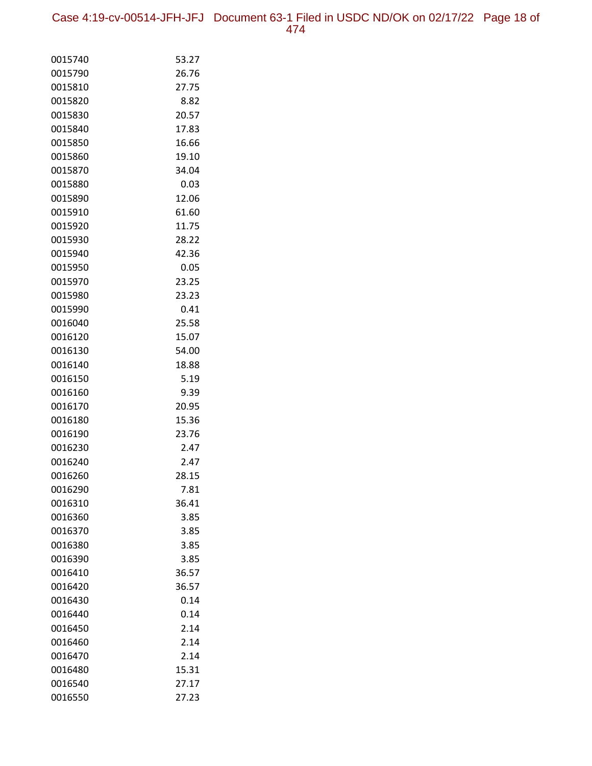| | |
|---|---|
| 0015740 | 53.27 |
| 0015790 | 26.76 |
| 0015810 | 27.75 |
| 0015820 | 8.82 |
| 0015830 | 20.57 |
| 0015840 | 17.83 |
| 0015850 | 16.66 |
| 0015860 | 19.10 |
| 0015870 | 34.04 |
| 0015880 | 0.03 |
| 0015890 | 12.06 |
| 0015910 | 61.60 |
| 0015920 | 11.75 |
| 0015930 | 28.22 |
| 0015940 | 42.36 |
| 0015950 | 0.05 |
| 0015970 | 23.25 |
| 0015980 | 23.23 |
| 0015990 | 0.41 |
| 0016040 | 25.58 |
| 0016120 | 15.07 |
| 0016130 | 54.00 |
| 0016140 | 18.88 |
| 0016150 | 5.19 |
| 0016160 | 9.39 |
| 0016170 | 20.95 |
| 0016180 | 15.36 |
| 0016190 | 23.76 |
| 0016230 | 2.47 |
| 0016240 | 2.47 |
| 0016260 | 28.15 |
| 0016290 | 7.81 |
| 0016310 | 36.41 |
| 0016360 | 3.85 |
| 0016370 | 3.85 |
| 0016380 | 3.85 |
| 0016390 | 3.85 |
| 0016410 | 36.57 |
| 0016420 | 36.57 |
| 0016430 | 0.14 |
| 0016440 | 0.14 |
| 0016450 | 2.14 |
| 0016460 | 2.14 |
| 0016470 | 2.14 |
| 0016480 | 15.31 |
| 0016540 | 27.17 |
| 0016550 | 27.23 |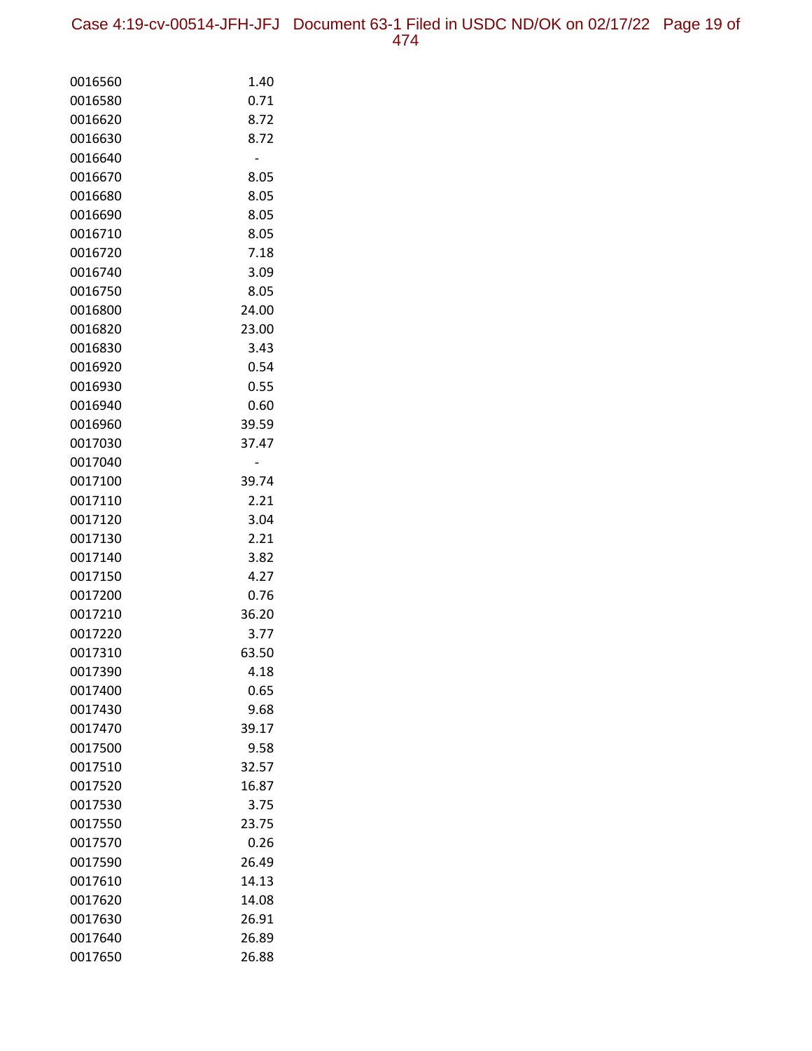| | |
|---|---|
| 0016560 | 1.40 |
| 0016580 | 0.71 |
| 0016620 | 8.72 |
| 0016630 | 8.72 |
| 0016640 | - |
| 0016670 | 8.05 |
| 0016680 | 8.05 |
| 0016690 | 8.05 |
| 0016710 | 8.05 |
| 0016720 | 7.18 |
| 0016740 | 3.09 |
| 0016750 | 8.05 |
| 0016800 | 24.00 |
| 0016820 | 23.00 |
| 0016830 | 3.43 |
| 0016920 | 0.54 |
| 0016930 | 0.55 |
| 0016940 | 0.60 |
| 0016960 | 39.59 |
| 0017030 | 37.47 |
| 0017040 | - |
| 0017100 | 39.74 |
| 0017110 | 2.21 |
| 0017120 | 3.04 |
| 0017130 | 2.21 |
| 0017140 | 3.82 |
| 0017150 | 4.27 |
| 0017200 | 0.76 |
| 0017210 | 36.20 |
| 0017220 | 3.77 |
| 0017310 | 63.50 |
| 0017390 | 4.18 |
| 0017400 | 0.65 |
| 0017430 | 9.68 |
| 0017470 | 39.17 |
| 0017500 | 9.58 |
| 0017510 | 32.57 |
| 0017520 | 16.87 |
| 0017530 | 3.75 |
| 0017550 | 23.75 |
| 0017570 | 0.26 |
| 0017590 | 26.49 |
| 0017610 | 14.13 |
| 0017620 | 14.08 |
| 0017630 | 26.91 |
| 0017640 | 26.89 |
| 0017650 | 26.88 |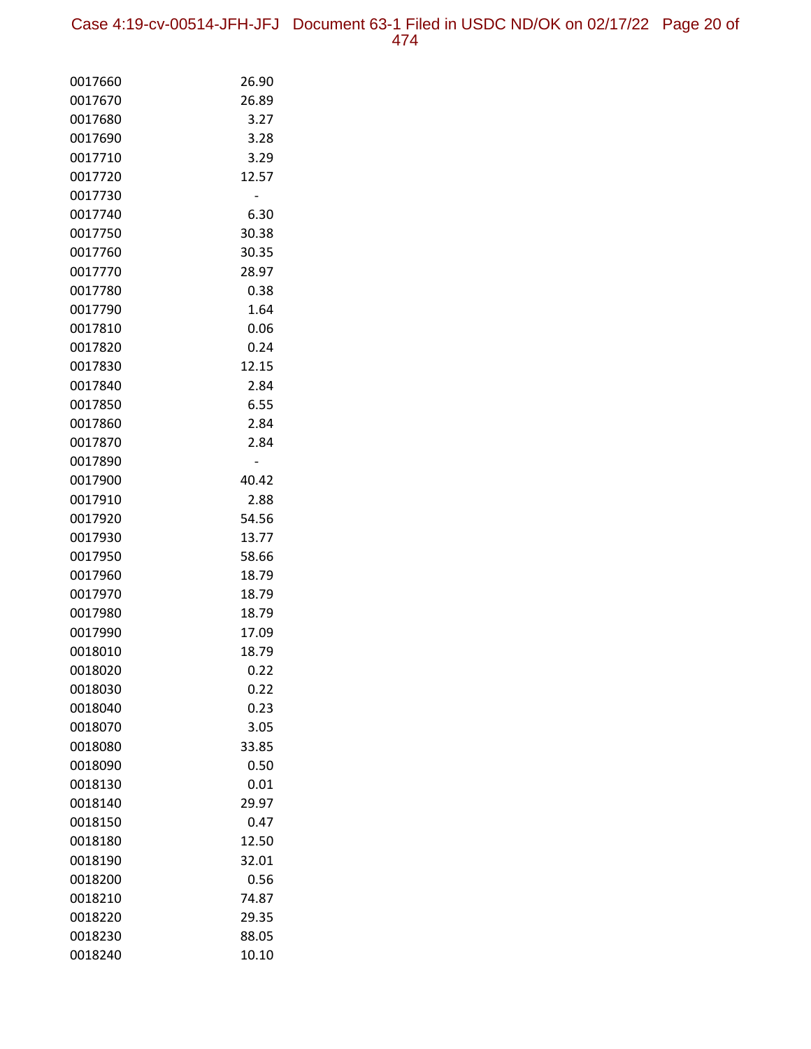| | |
|---|---|
| 0017660 | 26.90 |
| 0017670 | 26.89 |
| 0017680 | 3.27 |
| 0017690 | 3.28 |
| 0017710 | 3.29 |
| 0017720 | 12.57 |
| 0017730 | - |
| 0017740 | 6.30 |
| 0017750 | 30.38 |
| 0017760 | 30.35 |
| 0017770 | 28.97 |
| 0017780 | 0.38 |
| 0017790 | 1.64 |
| 0017810 | 0.06 |
| 0017820 | 0.24 |
| 0017830 | 12.15 |
| 0017840 | 2.84 |
| 0017850 | 6.55 |
| 0017860 | 2.84 |
| 0017870 | 2.84 |
| 0017890 | - |
| 0017900 | 40.42 |
| 0017910 | 2.88 |
| 0017920 | 54.56 |
| 0017930 | 13.77 |
| 0017950 | 58.66 |
| 0017960 | 18.79 |
| 0017970 | 18.79 |
| 0017980 | 18.79 |
| 0017990 | 17.09 |
| 0018010 | 18.79 |
| 0018020 | 0.22 |
| 0018030 | 0.22 |
| 0018040 | 0.23 |
| 0018070 | 3.05 |
| 0018080 | 33.85 |
| 0018090 | 0.50 |
| 0018130 | 0.01 |
| 0018140 | 29.97 |
| 0018150 | 0.47 |
| 0018180 | 12.50 |
| 0018190 | 32.01 |
| 0018200 | 0.56 |
| 0018210 | 74.87 |
| 0018220 | 29.35 |
| 0018230 | 88.05 |
| 0018240 | 10.10 |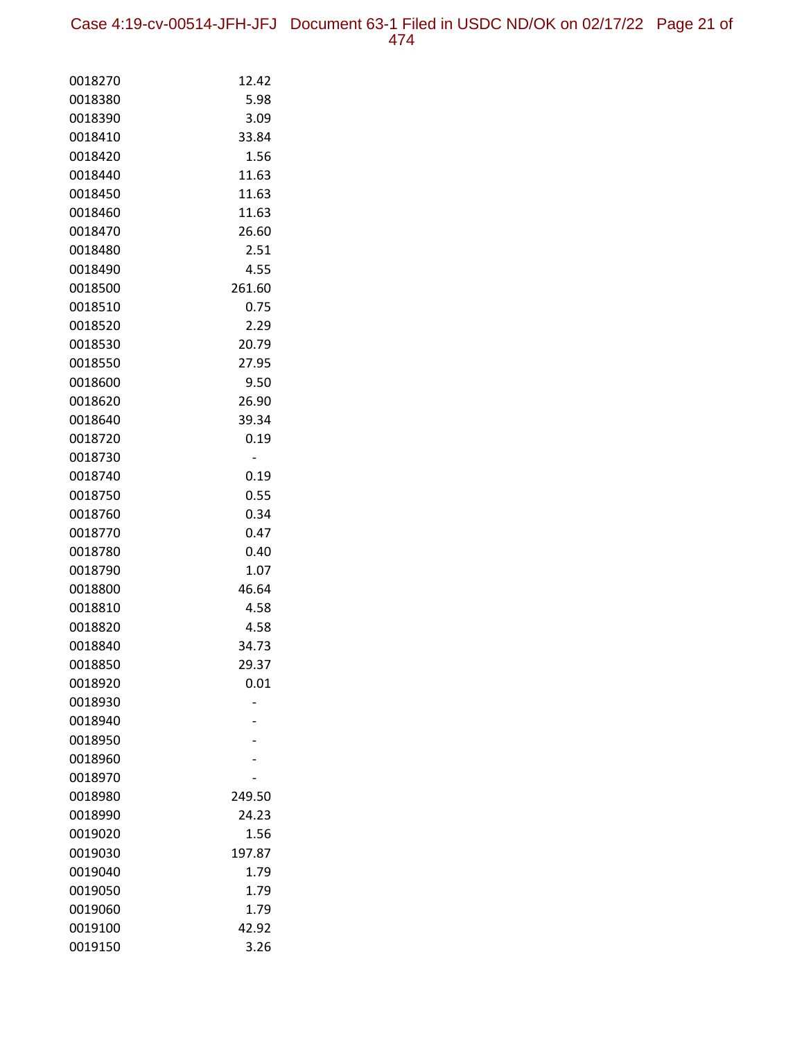| | |
|---|---|
| 0018270 | 12.42 |
| 0018380 | 5.98 |
| 0018390 | 3.09 |
| 0018410 | 33.84 |
| 0018420 | 1.56 |
| 0018440 | 11.63 |
| 0018450 | 11.63 |
| 0018460 | 11.63 |
| 0018470 | 26.60 |
| 0018480 | 2.51 |
| 0018490 | 4.55 |
| 0018500 | 261.60 |
| 0018510 | 0.75 |
| 0018520 | 2.29 |
| 0018530 | 20.79 |
| 0018550 | 27.95 |
| 0018600 | 9.50 |
| 0018620 | 26.90 |
| 0018640 | 39.34 |
| 0018720 | 0.19 |
| 0018730 | - |
| 0018740 | 0.19 |
| 0018750 | 0.55 |
| 0018760 | 0.34 |
| 0018770 | 0.47 |
| 0018780 | 0.40 |
| 0018790 | 1.07 |
| 0018800 | 46.64 |
| 0018810 | 4.58 |
| 0018820 | 4.58 |
| 0018840 | 34.73 |
| 0018850 | 29.37 |
| 0018920 | 0.01 |
| 0018930 | - |
| 0018940 | - |
| 0018950 | - |
| 0018960 | - |
| 0018970 | - |
| 0018980 | 249.50 |
| 0018990 | 24.23 |
| 0019020 | 1.56 |
| 0019030 | 197.87 |
| 0019040 | 1.79 |
| 0019050 | 1.79 |
| 0019060 | 1.79 |
| 0019100 | 42.92 |
| 0019150 | 3.26 |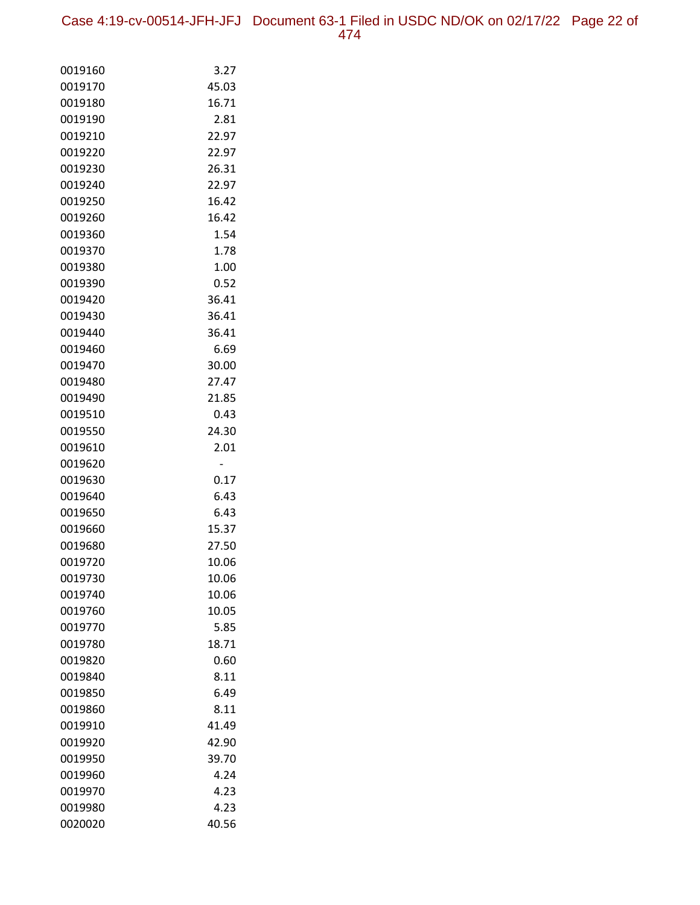| | |
|---|---|
| 0019160 | 3.27 |
| 0019170 | 45.03 |
| 0019180 | 16.71 |
| 0019190 | 2.81 |
| 0019210 | 22.97 |
| 0019220 | 22.97 |
| 0019230 | 26.31 |
| 0019240 | 22.97 |
| 0019250 | 16.42 |
| 0019260 | 16.42 |
| 0019360 | 1.54 |
| 0019370 | 1.78 |
| 0019380 | 1.00 |
| 0019390 | 0.52 |
| 0019420 | 36.41 |
| 0019430 | 36.41 |
| 0019440 | 36.41 |
| 0019460 | 6.69 |
| 0019470 | 30.00 |
| 0019480 | 27.47 |
| 0019490 | 21.85 |
| 0019510 | 0.43 |
| 0019550 | 24.30 |
| 0019610 | 2.01 |
| 0019620 | - |
| 0019630 | 0.17 |
| 0019640 | 6.43 |
| 0019650 | 6.43 |
| 0019660 | 15.37 |
| 0019680 | 27.50 |
| 0019720 | 10.06 |
| 0019730 | 10.06 |
| 0019740 | 10.06 |
| 0019760 | 10.05 |
| 0019770 | 5.85 |
| 0019780 | 18.71 |
| 0019820 | 0.60 |
| 0019840 | 8.11 |
| 0019850 | 6.49 |
| 0019860 | 8.11 |
| 0019910 | 41.49 |
| 0019920 | 42.90 |
| 0019950 | 39.70 |
| 0019960 | 4.24 |
| 0019970 | 4.23 |
| 0019980 | 4.23 |
| 0020020 | 40.56 |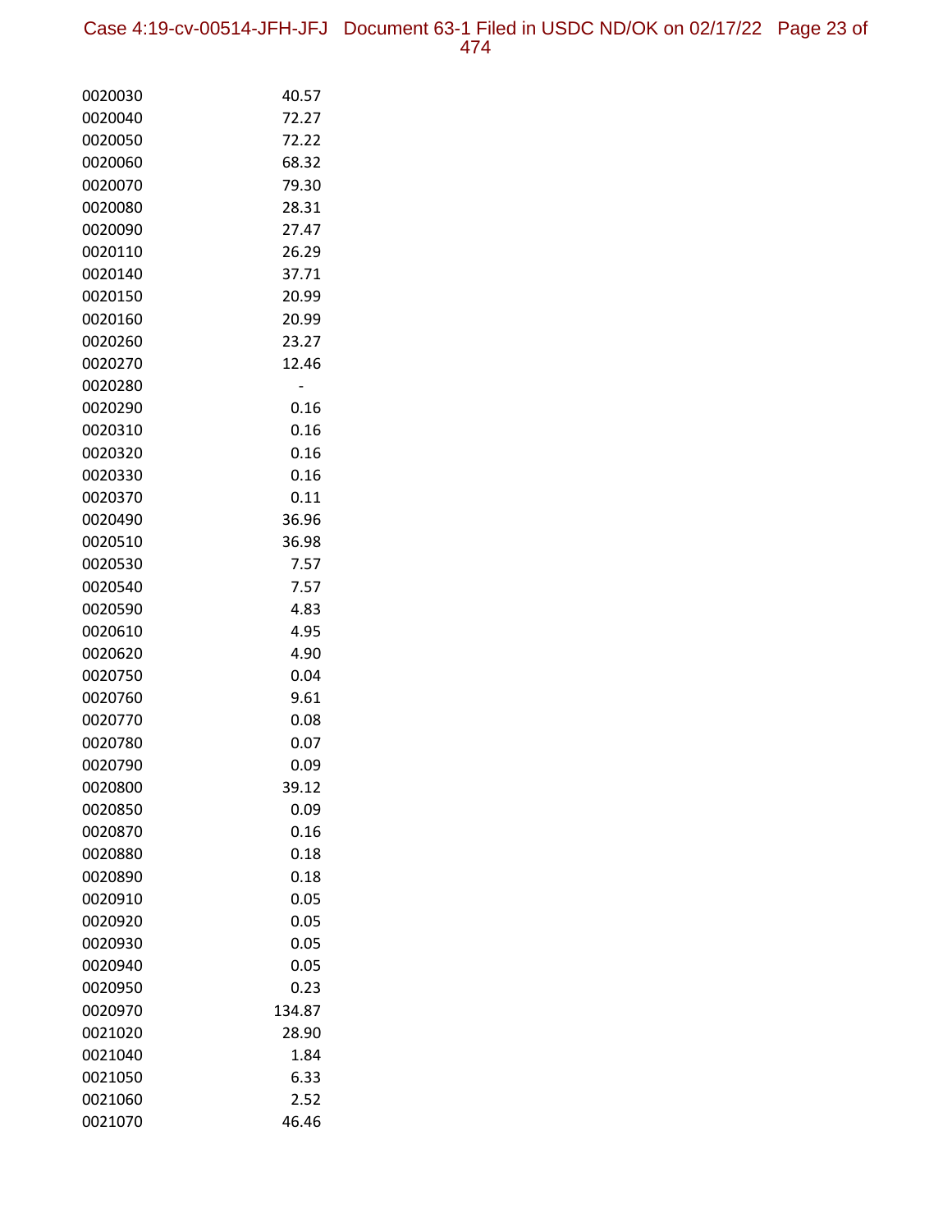| | |
|---|---|
| 0020030 | 40.57 |
| 0020040 | 72.27 |
| 0020050 | 72.22 |
| 0020060 | 68.32 |
| 0020070 | 79.30 |
| 0020080 | 28.31 |
| 0020090 | 27.47 |
| 0020110 | 26.29 |
| 0020140 | 37.71 |
| 0020150 | 20.99 |
| 0020160 | 20.99 |
| 0020260 | 23.27 |
| 0020270 | 12.46 |
| 0020280 | - |
| 0020290 | 0.16 |
| 0020310 | 0.16 |
| 0020320 | 0.16 |
| 0020330 | 0.16 |
| 0020370 | 0.11 |
| 0020490 | 36.96 |
| 0020510 | 36.98 |
| 0020530 | 7.57 |
| 0020540 | 7.57 |
| 0020590 | 4.83 |
| 0020610 | 4.95 |
| 0020620 | 4.90 |
| 0020750 | 0.04 |
| 0020760 | 9.61 |
| 0020770 | 0.08 |
| 0020780 | 0.07 |
| 0020790 | 0.09 |
| 0020800 | 39.12 |
| 0020850 | 0.09 |
| 0020870 | 0.16 |
| 0020880 | 0.18 |
| 0020890 | 0.18 |
| 0020910 | 0.05 |
| 0020920 | 0.05 |
| 0020930 | 0.05 |
| 0020940 | 0.05 |
| 0020950 | 0.23 |
| 0020970 | 134.87 |
| 0021020 | 28.90 |
| 0021040 | 1.84 |
| 0021050 | 6.33 |
| 0021060 | 2.52 |
| 0021070 | 46.46 |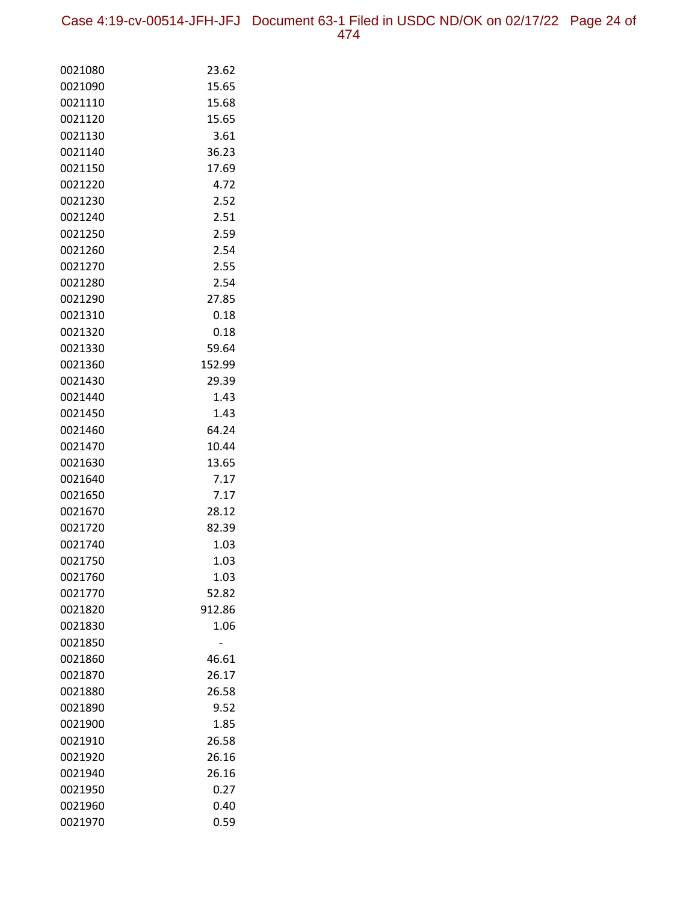| | |
|---|---|
| 0021080 | 23.62 |
| 0021090 | 15.65 |
| 0021110 | 15.68 |
| 0021120 | 15.65 |
| 0021130 | 3.61 |
| 0021140 | 36.23 |
| 0021150 | 17.69 |
| 0021220 | 4.72 |
| 0021230 | 2.52 |
| 0021240 | 2.51 |
| 0021250 | 2.59 |
| 0021260 | 2.54 |
| 0021270 | 2.55 |
| 0021280 | 2.54 |
| 0021290 | 27.85 |
| 0021310 | 0.18 |
| 0021320 | 0.18 |
| 0021330 | 59.64 |
| 0021360 | 152.99 |
| 0021430 | 29.39 |
| 0021440 | 1.43 |
| 0021450 | 1.43 |
| 0021460 | 64.24 |
| 0021470 | 10.44 |
| 0021630 | 13.65 |
| 0021640 | 7.17 |
| 0021650 | 7.17 |
| 0021670 | 28.12 |
| 0021720 | 82.39 |
| 0021740 | 1.03 |
| 0021750 | 1.03 |
| 0021760 | 1.03 |
| 0021770 | 52.82 |
| 0021820 | 912.86 |
| 0021830 | 1.06 |
| 0021850 | - |
| 0021860 | 46.61 |
| 0021870 | 26.17 |
| 0021880 | 26.58 |
| 0021890 | 9.52 |
| 0021900 | 1.85 |
| 0021910 | 26.58 |
| 0021920 | 26.16 |
| 0021940 | 26.16 |
| 0021950 | 0.27 |
| 0021960 | 0.40 |
| 0021970 | 0.59 |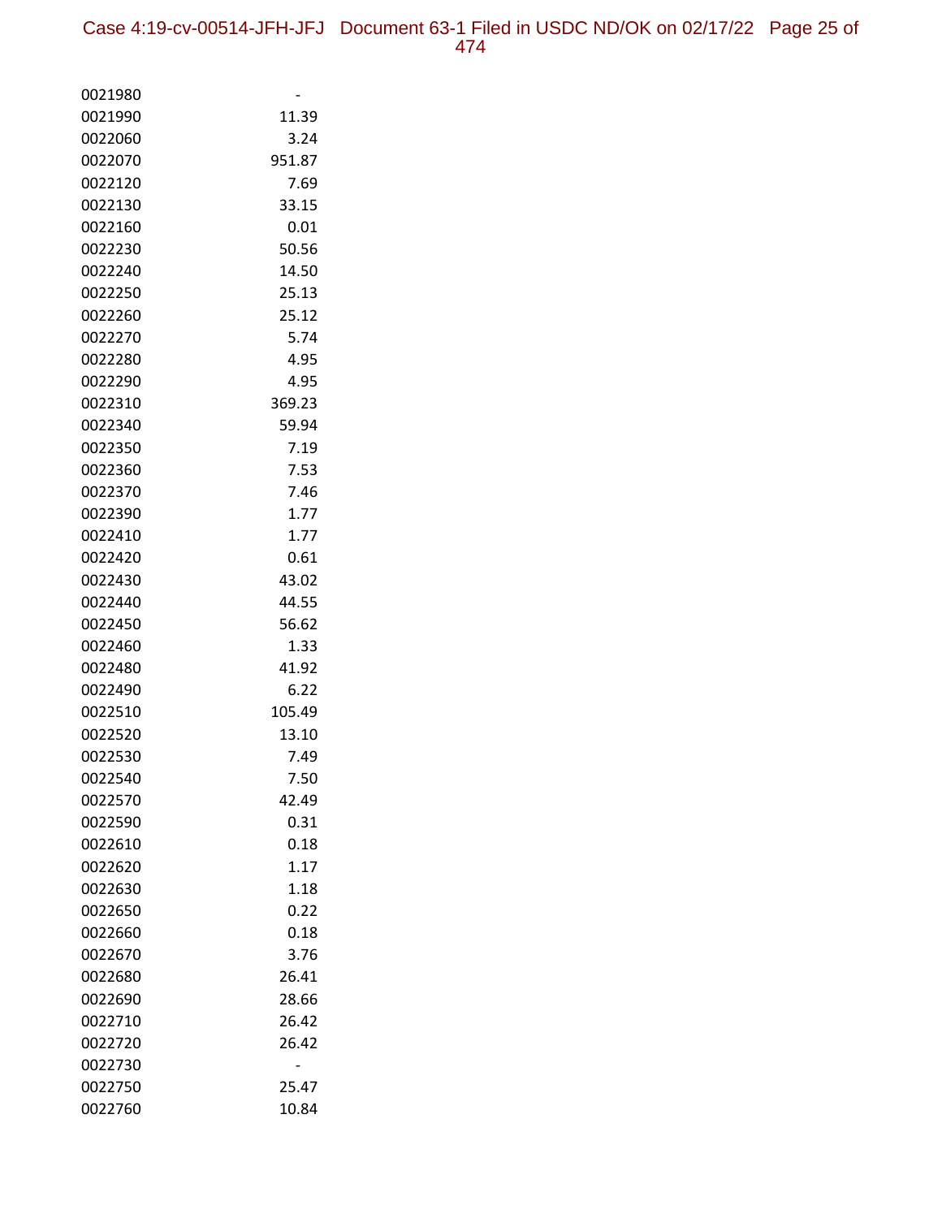| | |
|---|---|
| 0021980 | - |
| 0021990 | 11.39 |
| 0022060 | 3.24 |
| 0022070 | 951.87 |
| 0022120 | 7.69 |
| 0022130 | 33.15 |
| 0022160 | 0.01 |
| 0022230 | 50.56 |
| 0022240 | 14.50 |
| 0022250 | 25.13 |
| 0022260 | 25.12 |
| 0022270 | 5.74 |
| 0022280 | 4.95 |
| 0022290 | 4.95 |
| 0022310 | 369.23 |
| 0022340 | 59.94 |
| 0022350 | 7.19 |
| 0022360 | 7.53 |
| 0022370 | 7.46 |
| 0022390 | 1.77 |
| 0022410 | 1.77 |
| 0022420 | 0.61 |
| 0022430 | 43.02 |
| 0022440 | 44.55 |
| 0022450 | 56.62 |
| 0022460 | 1.33 |
| 0022480 | 41.92 |
| 0022490 | 6.22 |
| 0022510 | 105.49 |
| 0022520 | 13.10 |
| 0022530 | 7.49 |
| 0022540 | 7.50 |
| 0022570 | 42.49 |
| 0022590 | 0.31 |
| 0022610 | 0.18 |
| 0022620 | 1.17 |
| 0022630 | 1.18 |
| 0022650 | 0.22 |
| 0022660 | 0.18 |
| 0022670 | 3.76 |
| 0022680 | 26.41 |
| 0022690 | 28.66 |
| 0022710 | 26.42 |
| 0022720 | 26.42 |
| 0022730 | - |
| 0022750 | 25.47 |
| 0022760 | 10.84 |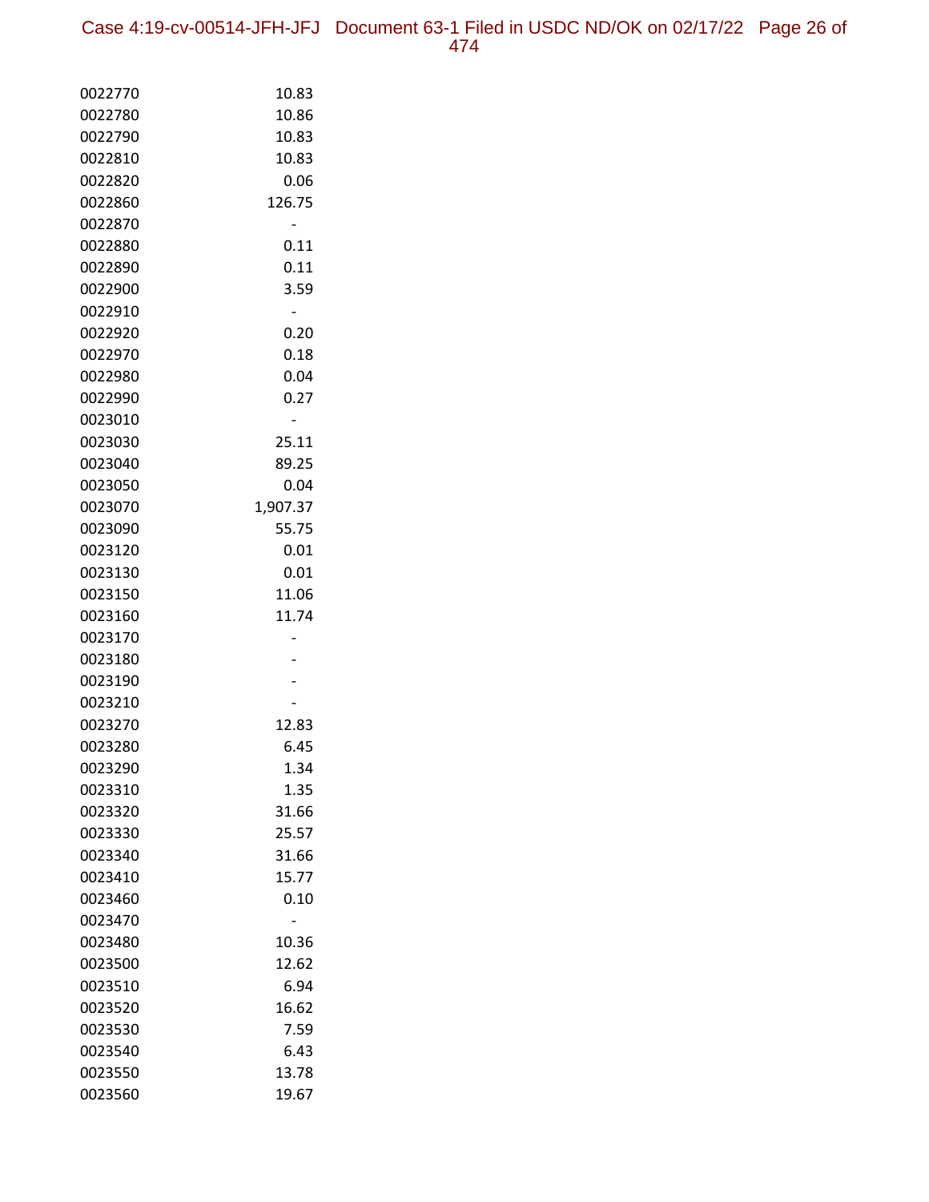| | |
|---|---|
| 0022770 | 10.83 |
| 0022780 | 10.86 |
| 0022790 | 10.83 |
| 0022810 | 10.83 |
| 0022820 | 0.06 |
| 0022860 | 126.75 |
| 0022870 | - |
| 0022880 | 0.11 |
| 0022890 | 0.11 |
| 0022900 | 3.59 |
| 0022910 | - |
| 0022920 | 0.20 |
| 0022970 | 0.18 |
| 0022980 | 0.04 |
| 0022990 | 0.27 |
| 0023010 | - |
| 0023030 | 25.11 |
| 0023040 | 89.25 |
| 0023050 | 0.04 |
| 0023070 | 1,907.37 |
| 0023090 | 55.75 |
| 0023120 | 0.01 |
| 0023130 | 0.01 |
| 0023150 | 11.06 |
| 0023160 | 11.74 |
| 0023170 | - |
| 0023180 | - |
| 0023190 | - |
| 0023210 | - |
| 0023270 | 12.83 |
| 0023280 | 6.45 |
| 0023290 | 1.34 |
| 0023310 | 1.35 |
| 0023320 | 31.66 |
| 0023330 | 25.57 |
| 0023340 | 31.66 |
| 0023410 | 15.77 |
| 0023460 | 0.10 |
| 0023470 | - |
| 0023480 | 10.36 |
| 0023500 | 12.62 |
| 0023510 | 6.94 |
| 0023520 | 16.62 |
| 0023530 | 7.59 |
| 0023540 | 6.43 |
| 0023550 | 13.78 |
| 0023560 | 19.67 |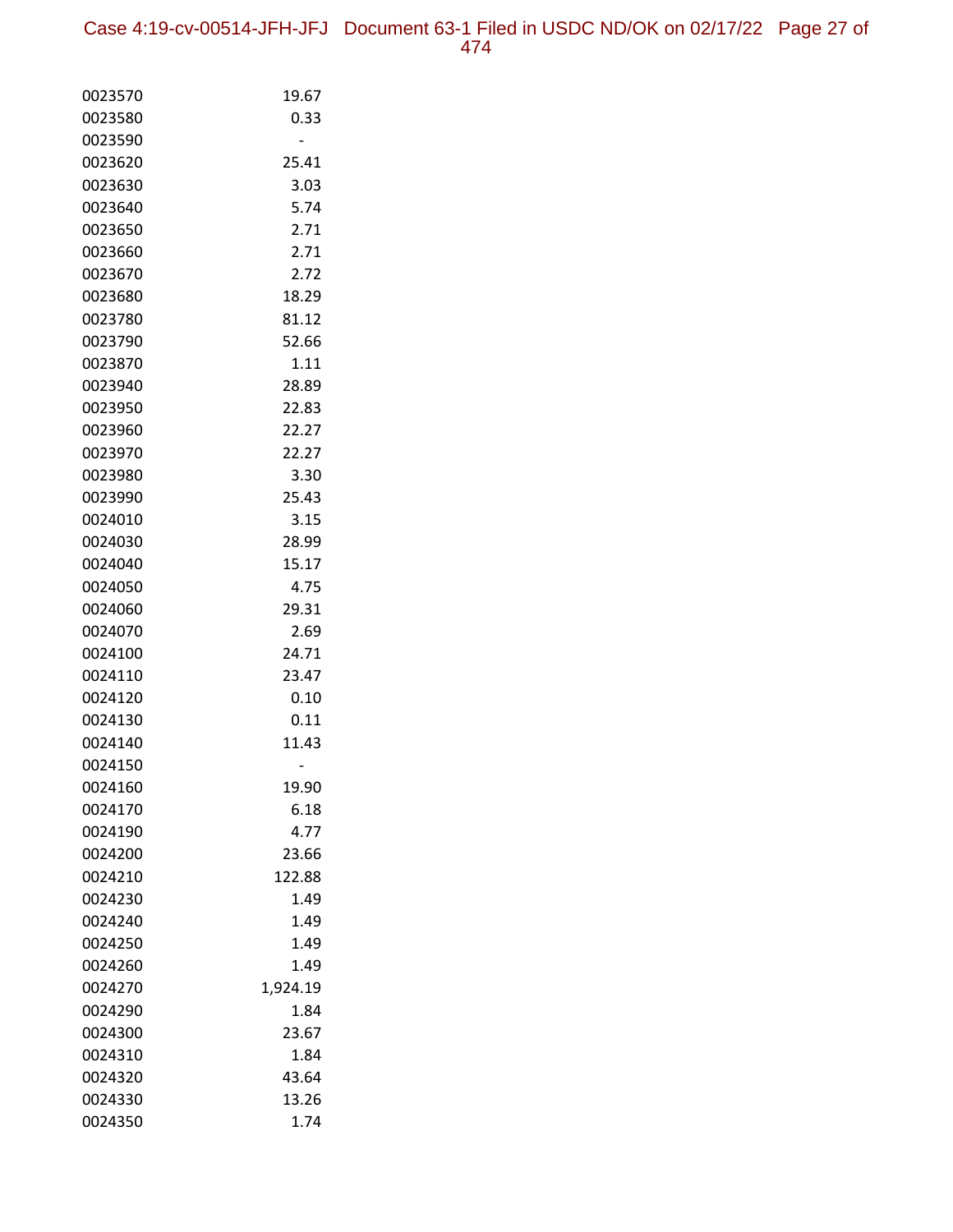| | |
|---|---|
| 0023570 | 19.67 |
| 0023580 | 0.33 |
| 0023590 | - |
| 0023620 | 25.41 |
| 0023630 | 3.03 |
| 0023640 | 5.74 |
| 0023650 | 2.71 |
| 0023660 | 2.71 |
| 0023670 | 2.72 |
| 0023680 | 18.29 |
| 0023780 | 81.12 |
| 0023790 | 52.66 |
| 0023870 | 1.11 |
| 0023940 | 28.89 |
| 0023950 | 22.83 |
| 0023960 | 22.27 |
| 0023970 | 22.27 |
| 0023980 | 3.30 |
| 0023990 | 25.43 |
| 0024010 | 3.15 |
| 0024030 | 28.99 |
| 0024040 | 15.17 |
| 0024050 | 4.75 |
| 0024060 | 29.31 |
| 0024070 | 2.69 |
| 0024100 | 24.71 |
| 0024110 | 23.47 |
| 0024120 | 0.10 |
| 0024130 | 0.11 |
| 0024140 | 11.43 |
| 0024150 | - |
| 0024160 | 19.90 |
| 0024170 | 6.18 |
| 0024190 | 4.77 |
| 0024200 | 23.66 |
| 0024210 | 122.88 |
| 0024230 | 1.49 |
| 0024240 | 1.49 |
| 0024250 | 1.49 |
| 0024260 | 1.49 |
| 0024270 | 1,924.19 |
| 0024290 | 1.84 |
| 0024300 | 23.67 |
| 0024310 | 1.84 |
| 0024320 | 43.64 |
| 0024330 | 13.26 |
| 0024350 | 1.74 |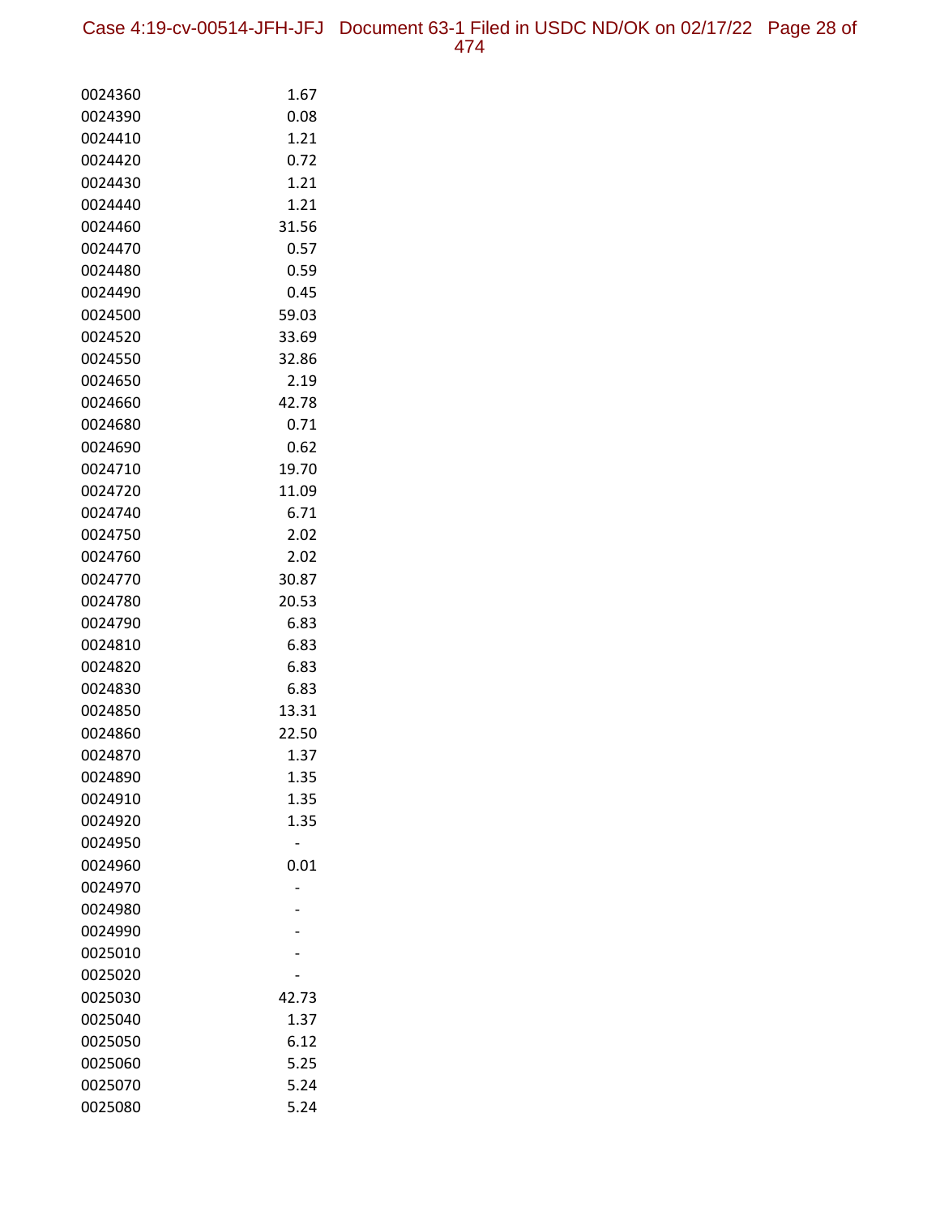| | |
|---|---|
| 0024360 | 1.67 |
| 0024390 | 0.08 |
| 0024410 | 1.21 |
| 0024420 | 0.72 |
| 0024430 | 1.21 |
| 0024440 | 1.21 |
| 0024460 | 31.56 |
| 0024470 | 0.57 |
| 0024480 | 0.59 |
| 0024490 | 0.45 |
| 0024500 | 59.03 |
| 0024520 | 33.69 |
| 0024550 | 32.86 |
| 0024650 | 2.19 |
| 0024660 | 42.78 |
| 0024680 | 0.71 |
| 0024690 | 0.62 |
| 0024710 | 19.70 |
| 0024720 | 11.09 |
| 0024740 | 6.71 |
| 0024750 | 2.02 |
| 0024760 | 2.02 |
| 0024770 | 30.87 |
| 0024780 | 20.53 |
| 0024790 | 6.83 |
| 0024810 | 6.83 |
| 0024820 | 6.83 |
| 0024830 | 6.83 |
| 0024850 | 13.31 |
| 0024860 | 22.50 |
| 0024870 | 1.37 |
| 0024890 | 1.35 |
| 0024910 | 1.35 |
| 0024920 | 1.35 |
| 0024950 | - |
| 0024960 | 0.01 |
| 0024970 | - |
| 0024980 | - |
| 0024990 | - |
| 0025010 | - |
| 0025020 | - |
| 0025030 | 42.73 |
| 0025040 | 1.37 |
| 0025050 | 6.12 |
| 0025060 | 5.25 |
| 0025070 | 5.24 |
| 0025080 | 5.24 |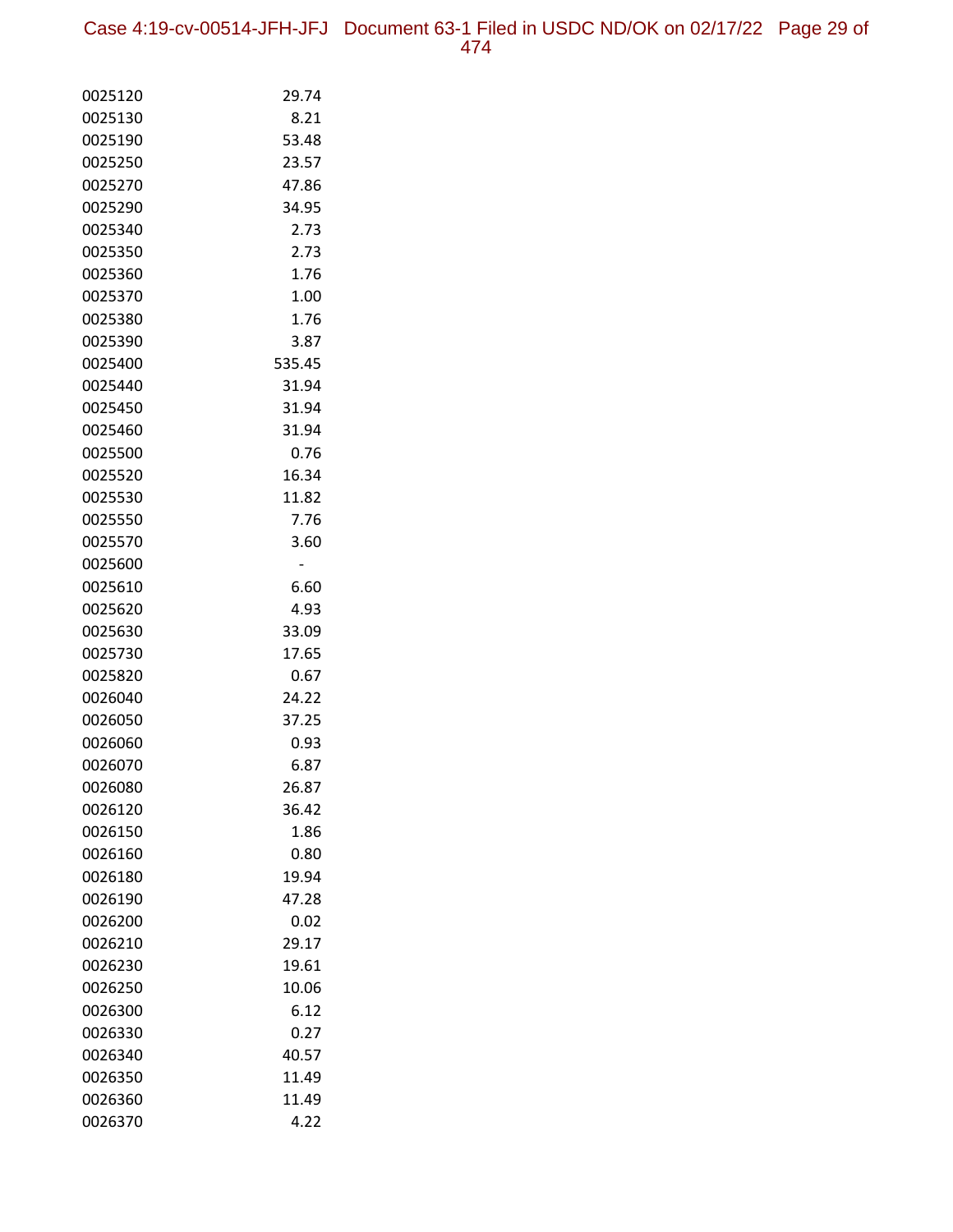| | |
|---|---|
| 0025120 | 29.74 |
| 0025130 | 8.21 |
| 0025190 | 53.48 |
| 0025250 | 23.57 |
| 0025270 | 47.86 |
| 0025290 | 34.95 |
| 0025340 | 2.73 |
| 0025350 | 2.73 |
| 0025360 | 1.76 |
| 0025370 | 1.00 |
| 0025380 | 1.76 |
| 0025390 | 3.87 |
| 0025400 | 535.45 |
| 0025440 | 31.94 |
| 0025450 | 31.94 |
| 0025460 | 31.94 |
| 0025500 | 0.76 |
| 0025520 | 16.34 |
| 0025530 | 11.82 |
| 0025550 | 7.76 |
| 0025570 | 3.60 |
| 0025600 | - |
| 0025610 | 6.60 |
| 0025620 | 4.93 |
| 0025630 | 33.09 |
| 0025730 | 17.65 |
| 0025820 | 0.67 |
| 0026040 | 24.22 |
| 0026050 | 37.25 |
| 0026060 | 0.93 |
| 0026070 | 6.87 |
| 0026080 | 26.87 |
| 0026120 | 36.42 |
| 0026150 | 1.86 |
| 0026160 | 0.80 |
| 0026180 | 19.94 |
| 0026190 | 47.28 |
| 0026200 | 0.02 |
| 0026210 | 29.17 |
| 0026230 | 19.61 |
| 0026250 | 10.06 |
| 0026300 | 6.12 |
| 0026330 | 0.27 |
| 0026340 | 40.57 |
| 0026350 | 11.49 |
| 0026360 | 11.49 |
| 0026370 | 4.22 |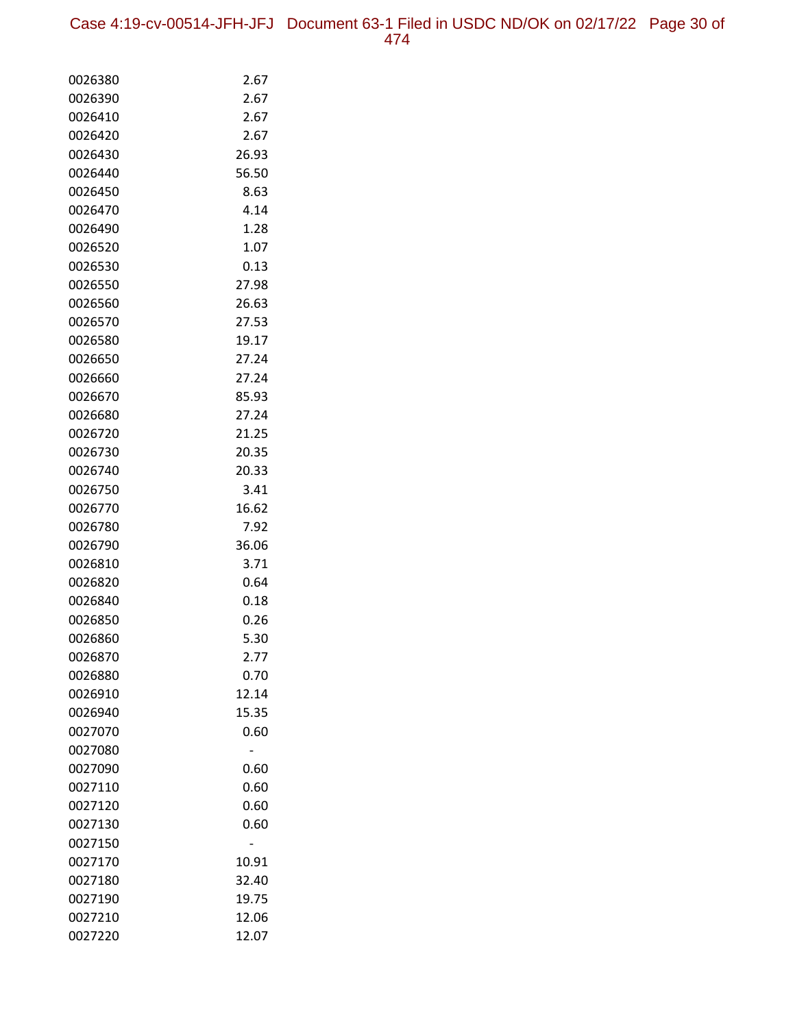| | |
|---|---|
| 0026380 | 2.67 |
| 0026390 | 2.67 |
| 0026410 | 2.67 |
| 0026420 | 2.67 |
| 0026430 | 26.93 |
| 0026440 | 56.50 |
| 0026450 | 8.63 |
| 0026470 | 4.14 |
| 0026490 | 1.28 |
| 0026520 | 1.07 |
| 0026530 | 0.13 |
| 0026550 | 27.98 |
| 0026560 | 26.63 |
| 0026570 | 27.53 |
| 0026580 | 19.17 |
| 0026650 | 27.24 |
| 0026660 | 27.24 |
| 0026670 | 85.93 |
| 0026680 | 27.24 |
| 0026720 | 21.25 |
| 0026730 | 20.35 |
| 0026740 | 20.33 |
| 0026750 | 3.41 |
| 0026770 | 16.62 |
| 0026780 | 7.92 |
| 0026790 | 36.06 |
| 0026810 | 3.71 |
| 0026820 | 0.64 |
| 0026840 | 0.18 |
| 0026850 | 0.26 |
| 0026860 | 5.30 |
| 0026870 | 2.77 |
| 0026880 | 0.70 |
| 0026910 | 12.14 |
| 0026940 | 15.35 |
| 0027070 | 0.60 |
| 0027080 | - |
| 0027090 | 0.60 |
| 0027110 | 0.60 |
| 0027120 | 0.60 |
| 0027130 | 0.60 |
| 0027150 | - |
| 0027170 | 10.91 |
| 0027180 | 32.40 |
| 0027190 | 19.75 |
| 0027210 | 12.06 |
| 0027220 | 12.07 |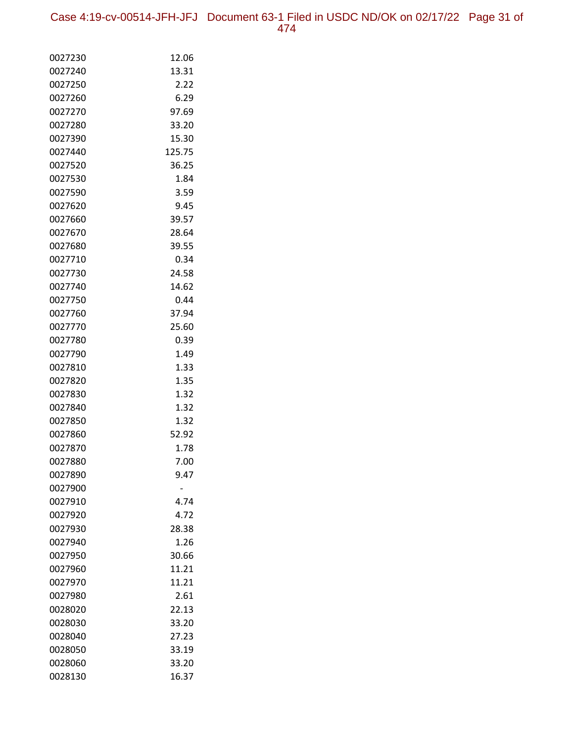| | |
|---|---|
| 0027230 | 12.06 |
| 0027240 | 13.31 |
| 0027250 | 2.22 |
| 0027260 | 6.29 |
| 0027270 | 97.69 |
| 0027280 | 33.20 |
| 0027390 | 15.30 |
| 0027440 | 125.75 |
| 0027520 | 36.25 |
| 0027530 | 1.84 |
| 0027590 | 3.59 |
| 0027620 | 9.45 |
| 0027660 | 39.57 |
| 0027670 | 28.64 |
| 0027680 | 39.55 |
| 0027710 | 0.34 |
| 0027730 | 24.58 |
| 0027740 | 14.62 |
| 0027750 | 0.44 |
| 0027760 | 37.94 |
| 0027770 | 25.60 |
| 0027780 | 0.39 |
| 0027790 | 1.49 |
| 0027810 | 1.33 |
| 0027820 | 1.35 |
| 0027830 | 1.32 |
| 0027840 | 1.32 |
| 0027850 | 1.32 |
| 0027860 | 52.92 |
| 0027870 | 1.78 |
| 0027880 | 7.00 |
| 0027890 | 9.47 |
| 0027900 | - |
| 0027910 | 4.74 |
| 0027920 | 4.72 |
| 0027930 | 28.38 |
| 0027940 | 1.26 |
| 0027950 | 30.66 |
| 0027960 | 11.21 |
| 0027970 | 11.21 |
| 0027980 | 2.61 |
| 0028020 | 22.13 |
| 0028030 | 33.20 |
| 0028040 | 27.23 |
| 0028050 | 33.19 |
| 0028060 | 33.20 |
| 0028130 | 16.37 |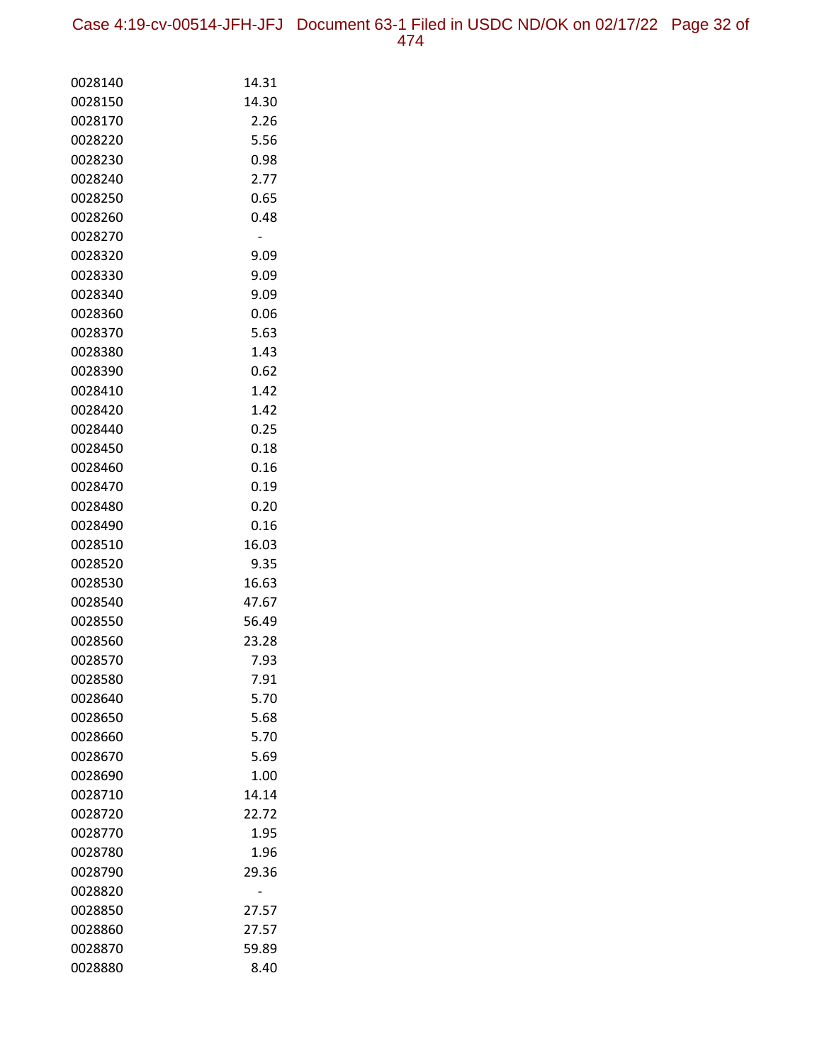| | |
|---|---|
| 0028140 | 14.31 |
| 0028150 | 14.30 |
| 0028170 | 2.26 |
| 0028220 | 5.56 |
| 0028230 | 0.98 |
| 0028240 | 2.77 |
| 0028250 | 0.65 |
| 0028260 | 0.48 |
| 0028270 | - |
| 0028320 | 9.09 |
| 0028330 | 9.09 |
| 0028340 | 9.09 |
| 0028360 | 0.06 |
| 0028370 | 5.63 |
| 0028380 | 1.43 |
| 0028390 | 0.62 |
| 0028410 | 1.42 |
| 0028420 | 1.42 |
| 0028440 | 0.25 |
| 0028450 | 0.18 |
| 0028460 | 0.16 |
| 0028470 | 0.19 |
| 0028480 | 0.20 |
| 0028490 | 0.16 |
| 0028510 | 16.03 |
| 0028520 | 9.35 |
| 0028530 | 16.63 |
| 0028540 | 47.67 |
| 0028550 | 56.49 |
| 0028560 | 23.28 |
| 0028570 | 7.93 |
| 0028580 | 7.91 |
| 0028640 | 5.70 |
| 0028650 | 5.68 |
| 0028660 | 5.70 |
| 0028670 | 5.69 |
| 0028690 | 1.00 |
| 0028710 | 14.14 |
| 0028720 | 22.72 |
| 0028770 | 1.95 |
| 0028780 | 1.96 |
| 0028790 | 29.36 |
| 0028820 | - |
| 0028850 | 27.57 |
| 0028860 | 27.57 |
| 0028870 | 59.89 |
| 0028880 | 8.40 |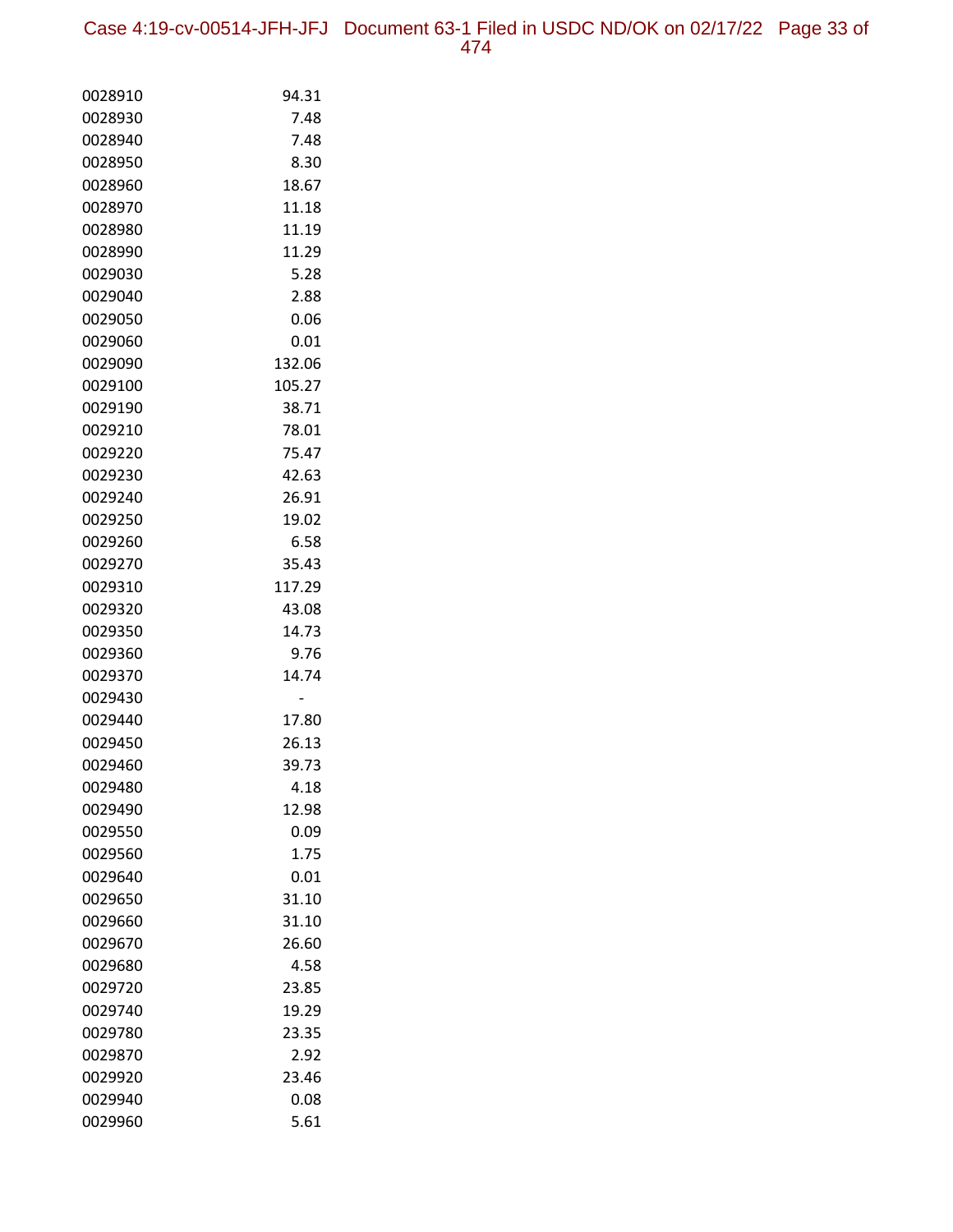| | |
|---|---|
| 0028910 | 94.31 |
| 0028930 | 7.48 |
| 0028940 | 7.48 |
| 0028950 | 8.30 |
| 0028960 | 18.67 |
| 0028970 | 11.18 |
| 0028980 | 11.19 |
| 0028990 | 11.29 |
| 0029030 | 5.28 |
| 0029040 | 2.88 |
| 0029050 | 0.06 |
| 0029060 | 0.01 |
| 0029090 | 132.06 |
| 0029100 | 105.27 |
| 0029190 | 38.71 |
| 0029210 | 78.01 |
| 0029220 | 75.47 |
| 0029230 | 42.63 |
| 0029240 | 26.91 |
| 0029250 | 19.02 |
| 0029260 | 6.58 |
| 0029270 | 35.43 |
| 0029310 | 117.29 |
| 0029320 | 43.08 |
| 0029350 | 14.73 |
| 0029360 | 9.76 |
| 0029370 | 14.74 |
| 0029430 | - |
| 0029440 | 17.80 |
| 0029450 | 26.13 |
| 0029460 | 39.73 |
| 0029480 | 4.18 |
| 0029490 | 12.98 |
| 0029550 | 0.09 |
| 0029560 | 1.75 |
| 0029640 | 0.01 |
| 0029650 | 31.10 |
| 0029660 | 31.10 |
| 0029670 | 26.60 |
| 0029680 | 4.58 |
| 0029720 | 23.85 |
| 0029740 | 19.29 |
| 0029780 | 23.35 |
| 0029870 | 2.92 |
| 0029920 | 23.46 |
| 0029940 | 0.08 |
| 0029960 | 5.61 |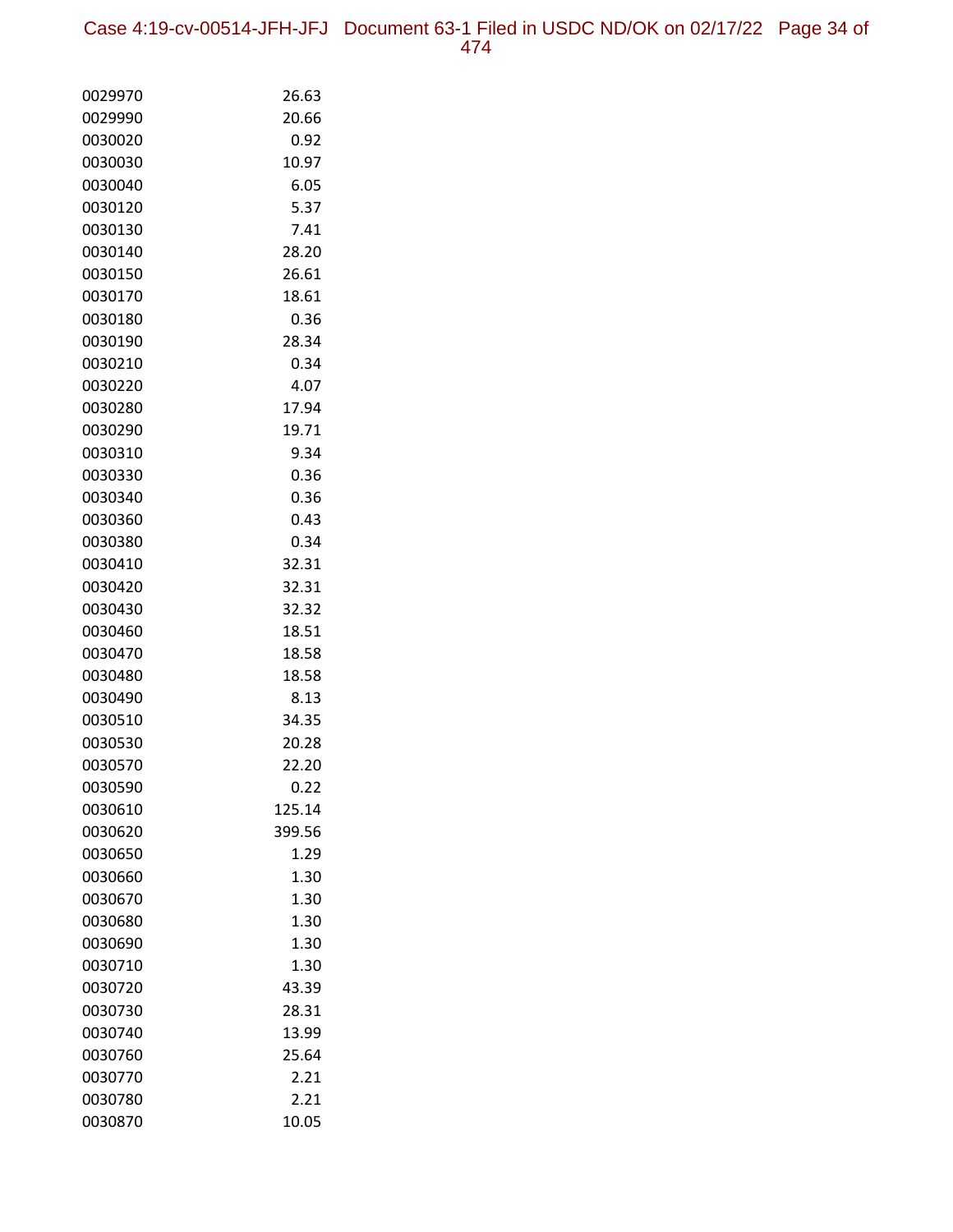| | |
|---|---|
| 0029970 | 26.63 |
| 0029990 | 20.66 |
| 0030020 | 0.92 |
| 0030030 | 10.97 |
| 0030040 | 6.05 |
| 0030120 | 5.37 |
| 0030130 | 7.41 |
| 0030140 | 28.20 |
| 0030150 | 26.61 |
| 0030170 | 18.61 |
| 0030180 | 0.36 |
| 0030190 | 28.34 |
| 0030210 | 0.34 |
| 0030220 | 4.07 |
| 0030280 | 17.94 |
| 0030290 | 19.71 |
| 0030310 | 9.34 |
| 0030330 | 0.36 |
| 0030340 | 0.36 |
| 0030360 | 0.43 |
| 0030380 | 0.34 |
| 0030410 | 32.31 |
| 0030420 | 32.31 |
| 0030430 | 32.32 |
| 0030460 | 18.51 |
| 0030470 | 18.58 |
| 0030480 | 18.58 |
| 0030490 | 8.13 |
| 0030510 | 34.35 |
| 0030530 | 20.28 |
| 0030570 | 22.20 |
| 0030590 | 0.22 |
| 0030610 | 125.14 |
| 0030620 | 399.56 |
| 0030650 | 1.29 |
| 0030660 | 1.30 |
| 0030670 | 1.30 |
| 0030680 | 1.30 |
| 0030690 | 1.30 |
| 0030710 | 1.30 |
| 0030720 | 43.39 |
| 0030730 | 28.31 |
| 0030740 | 13.99 |
| 0030760 | 25.64 |
| 0030770 | 2.21 |
| 0030780 | 2.21 |
| 0030870 | 10.05 |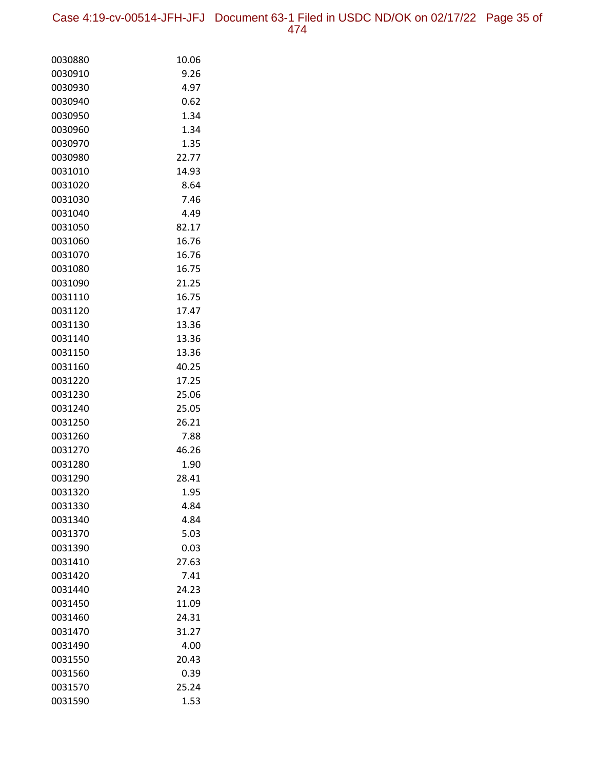| | |
|---|---|
| 0030880 | 10.06 |
| 0030910 | 9.26 |
| 0030930 | 4.97 |
| 0030940 | 0.62 |
| 0030950 | 1.34 |
| 0030960 | 1.34 |
| 0030970 | 1.35 |
| 0030980 | 22.77 |
| 0031010 | 14.93 |
| 0031020 | 8.64 |
| 0031030 | 7.46 |
| 0031040 | 4.49 |
| 0031050 | 82.17 |
| 0031060 | 16.76 |
| 0031070 | 16.76 |
| 0031080 | 16.75 |
| 0031090 | 21.25 |
| 0031110 | 16.75 |
| 0031120 | 17.47 |
| 0031130 | 13.36 |
| 0031140 | 13.36 |
| 0031150 | 13.36 |
| 0031160 | 40.25 |
| 0031220 | 17.25 |
| 0031230 | 25.06 |
| 0031240 | 25.05 |
| 0031250 | 26.21 |
| 0031260 | 7.88 |
| 0031270 | 46.26 |
| 0031280 | 1.90 |
| 0031290 | 28.41 |
| 0031320 | 1.95 |
| 0031330 | 4.84 |
| 0031340 | 4.84 |
| 0031370 | 5.03 |
| 0031390 | 0.03 |
| 0031410 | 27.63 |
| 0031420 | 7.41 |
| 0031440 | 24.23 |
| 0031450 | 11.09 |
| 0031460 | 24.31 |
| 0031470 | 31.27 |
| 0031490 | 4.00 |
| 0031550 | 20.43 |
| 0031560 | 0.39 |
| 0031570 | 25.24 |
| 0031590 | 1.53 |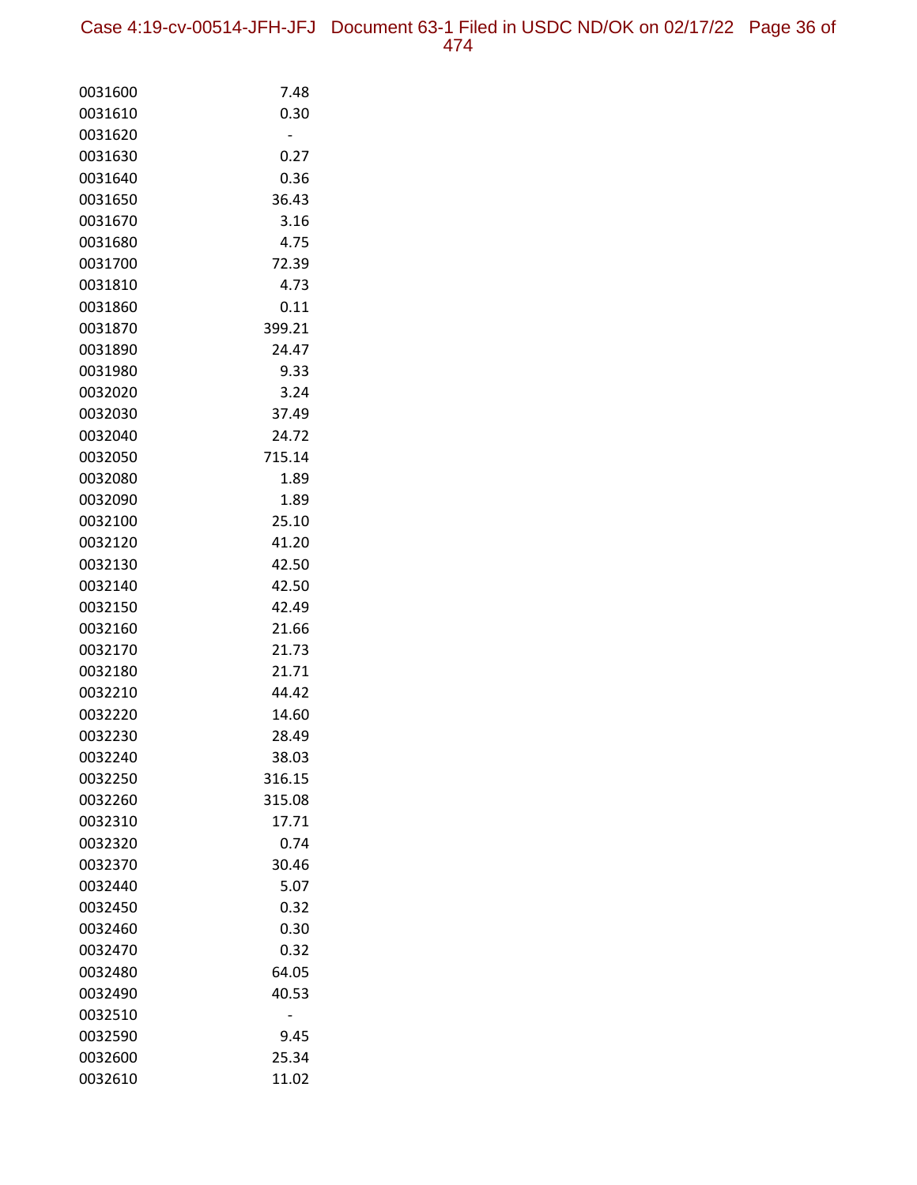| | |
|---|---|
| 0031600 | 7.48 |
| 0031610 | 0.30 |
| 0031620 | - |
| 0031630 | 0.27 |
| 0031640 | 0.36 |
| 0031650 | 36.43 |
| 0031670 | 3.16 |
| 0031680 | 4.75 |
| 0031700 | 72.39 |
| 0031810 | 4.73 |
| 0031860 | 0.11 |
| 0031870 | 399.21 |
| 0031890 | 24.47 |
| 0031980 | 9.33 |
| 0032020 | 3.24 |
| 0032030 | 37.49 |
| 0032040 | 24.72 |
| 0032050 | 715.14 |
| 0032080 | 1.89 |
| 0032090 | 1.89 |
| 0032100 | 25.10 |
| 0032120 | 41.20 |
| 0032130 | 42.50 |
| 0032140 | 42.50 |
| 0032150 | 42.49 |
| 0032160 | 21.66 |
| 0032170 | 21.73 |
| 0032180 | 21.71 |
| 0032210 | 44.42 |
| 0032220 | 14.60 |
| 0032230 | 28.49 |
| 0032240 | 38.03 |
| 0032250 | 316.15 |
| 0032260 | 315.08 |
| 0032310 | 17.71 |
| 0032320 | 0.74 |
| 0032370 | 30.46 |
| 0032440 | 5.07 |
| 0032450 | 0.32 |
| 0032460 | 0.30 |
| 0032470 | 0.32 |
| 0032480 | 64.05 |
| 0032490 | 40.53 |
| 0032510 | - |
| 0032590 | 9.45 |
| 0032600 | 25.34 |
| 0032610 | 11.02 |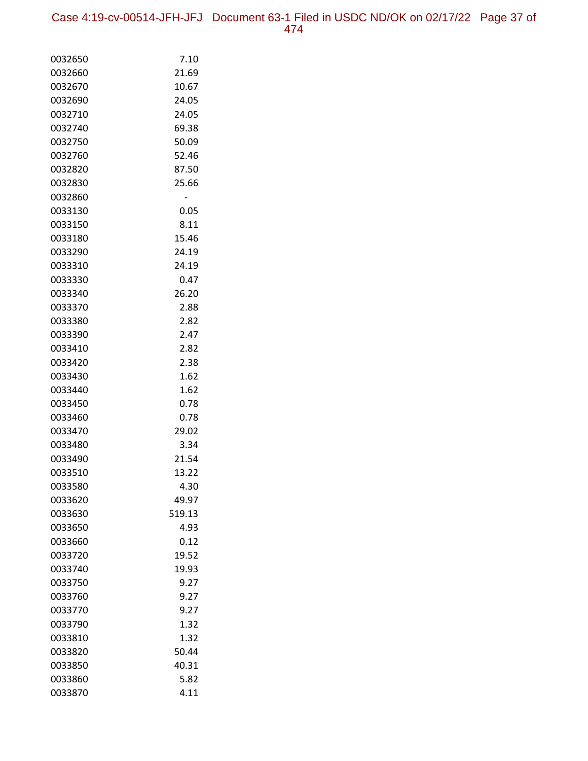| | |
|---|---|
| 0032650 | 7.10 |
| 0032660 | 21.69 |
| 0032670 | 10.67 |
| 0032690 | 24.05 |
| 0032710 | 24.05 |
| 0032740 | 69.38 |
| 0032750 | 50.09 |
| 0032760 | 52.46 |
| 0032820 | 87.50 |
| 0032830 | 25.66 |
| 0032860 | - |
| 0033130 | 0.05 |
| 0033150 | 8.11 |
| 0033180 | 15.46 |
| 0033290 | 24.19 |
| 0033310 | 24.19 |
| 0033330 | 0.47 |
| 0033340 | 26.20 |
| 0033370 | 2.88 |
| 0033380 | 2.82 |
| 0033390 | 2.47 |
| 0033410 | 2.82 |
| 0033420 | 2.38 |
| 0033430 | 1.62 |
| 0033440 | 1.62 |
| 0033450 | 0.78 |
| 0033460 | 0.78 |
| 0033470 | 29.02 |
| 0033480 | 3.34 |
| 0033490 | 21.54 |
| 0033510 | 13.22 |
| 0033580 | 4.30 |
| 0033620 | 49.97 |
| 0033630 | 519.13 |
| 0033650 | 4.93 |
| 0033660 | 0.12 |
| 0033720 | 19.52 |
| 0033740 | 19.93 |
| 0033750 | 9.27 |
| 0033760 | 9.27 |
| 0033770 | 9.27 |
| 0033790 | 1.32 |
| 0033810 | 1.32 |
| 0033820 | 50.44 |
| 0033850 | 40.31 |
| 0033860 | 5.82 |
| 0033870 | 4.11 |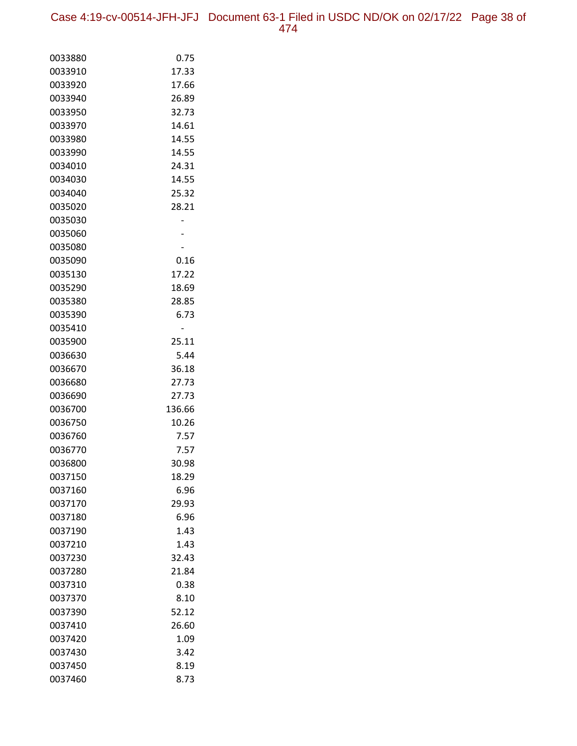| | |
|---|---|
| 0033880 | 0.75 |
| 0033910 | 17.33 |
| 0033920 | 17.66 |
| 0033940 | 26.89 |
| 0033950 | 32.73 |
| 0033970 | 14.61 |
| 0033980 | 14.55 |
| 0033990 | 14.55 |
| 0034010 | 24.31 |
| 0034030 | 14.55 |
| 0034040 | 25.32 |
| 0035020 | 28.21 |
| 0035030 | - |
| 0035060 | - |
| 0035080 | - |
| 0035090 | 0.16 |
| 0035130 | 17.22 |
| 0035290 | 18.69 |
| 0035380 | 28.85 |
| 0035390 | 6.73 |
| 0035410 | - |
| 0035900 | 25.11 |
| 0036630 | 5.44 |
| 0036670 | 36.18 |
| 0036680 | 27.73 |
| 0036690 | 27.73 |
| 0036700 | 136.66 |
| 0036750 | 10.26 |
| 0036760 | 7.57 |
| 0036770 | 7.57 |
| 0036800 | 30.98 |
| 0037150 | 18.29 |
| 0037160 | 6.96 |
| 0037170 | 29.93 |
| 0037180 | 6.96 |
| 0037190 | 1.43 |
| 0037210 | 1.43 |
| 0037230 | 32.43 |
| 0037280 | 21.84 |
| 0037310 | 0.38 |
| 0037370 | 8.10 |
| 0037390 | 52.12 |
| 0037410 | 26.60 |
| 0037420 | 1.09 |
| 0037430 | 3.42 |
| 0037450 | 8.19 |
| 0037460 | 8.73 |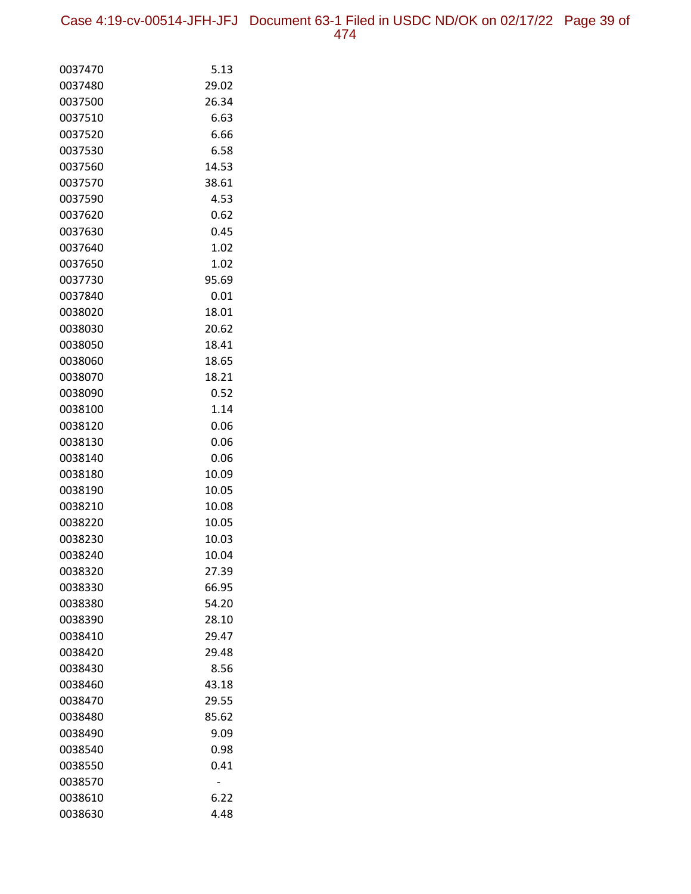| | |
|---|---|
| 0037470 | 5.13 |
| 0037480 | 29.02 |
| 0037500 | 26.34 |
| 0037510 | 6.63 |
| 0037520 | 6.66 |
| 0037530 | 6.58 |
| 0037560 | 14.53 |
| 0037570 | 38.61 |
| 0037590 | 4.53 |
| 0037620 | 0.62 |
| 0037630 | 0.45 |
| 0037640 | 1.02 |
| 0037650 | 1.02 |
| 0037730 | 95.69 |
| 0037840 | 0.01 |
| 0038020 | 18.01 |
| 0038030 | 20.62 |
| 0038050 | 18.41 |
| 0038060 | 18.65 |
| 0038070 | 18.21 |
| 0038090 | 0.52 |
| 0038100 | 1.14 |
| 0038120 | 0.06 |
| 0038130 | 0.06 |
| 0038140 | 0.06 |
| 0038180 | 10.09 |
| 0038190 | 10.05 |
| 0038210 | 10.08 |
| 0038220 | 10.05 |
| 0038230 | 10.03 |
| 0038240 | 10.04 |
| 0038320 | 27.39 |
| 0038330 | 66.95 |
| 0038380 | 54.20 |
| 0038390 | 28.10 |
| 0038410 | 29.47 |
| 0038420 | 29.48 |
| 0038430 | 8.56 |
| 0038460 | 43.18 |
| 0038470 | 29.55 |
| 0038480 | 85.62 |
| 0038490 | 9.09 |
| 0038540 | 0.98 |
| 0038550 | 0.41 |
| 0038570 | - |
| 0038610 | 6.22 |
| 0038630 | 4.48 |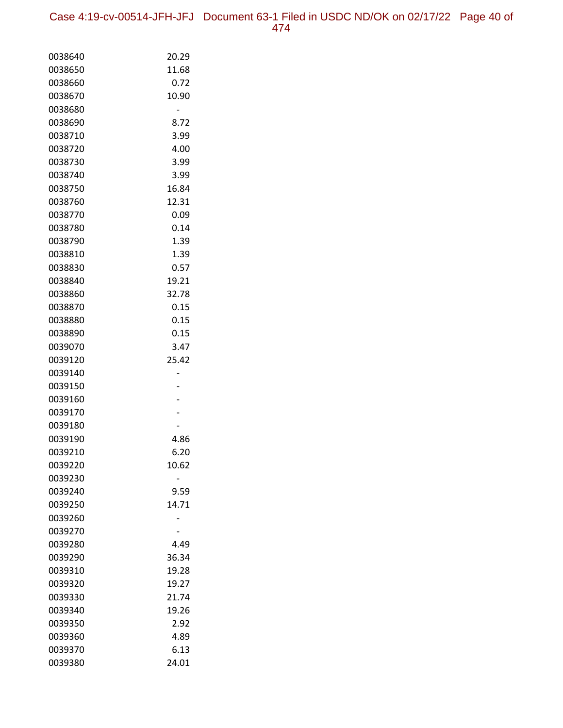| | |
|---|---|
| 0038640 | 20.29 |
| 0038650 | 11.68 |
| 0038660 | 0.72 |
| 0038670 | 10.90 |
| 0038680 | - |
| 0038690 | 8.72 |
| 0038710 | 3.99 |
| 0038720 | 4.00 |
| 0038730 | 3.99 |
| 0038740 | 3.99 |
| 0038750 | 16.84 |
| 0038760 | 12.31 |
| 0038770 | 0.09 |
| 0038780 | 0.14 |
| 0038790 | 1.39 |
| 0038810 | 1.39 |
| 0038830 | 0.57 |
| 0038840 | 19.21 |
| 0038860 | 32.78 |
| 0038870 | 0.15 |
| 0038880 | 0.15 |
| 0038890 | 0.15 |
| 0039070 | 3.47 |
| 0039120 | 25.42 |
| 0039140 | - |
| 0039150 | - |
| 0039160 | - |
| 0039170 | - |
| 0039180 | - |
| 0039190 | 4.86 |
| 0039210 | 6.20 |
| 0039220 | 10.62 |
| 0039230 | - |
| 0039240 | 9.59 |
| 0039250 | 14.71 |
| 0039260 | - |
| 0039270 | - |
| 0039280 | 4.49 |
| 0039290 | 36.34 |
| 0039310 | 19.28 |
| 0039320 | 19.27 |
| 0039330 | 21.74 |
| 0039340 | 19.26 |
| 0039350 | 2.92 |
| 0039360 | 4.89 |
| 0039370 | 6.13 |
| 0039380 | 24.01 |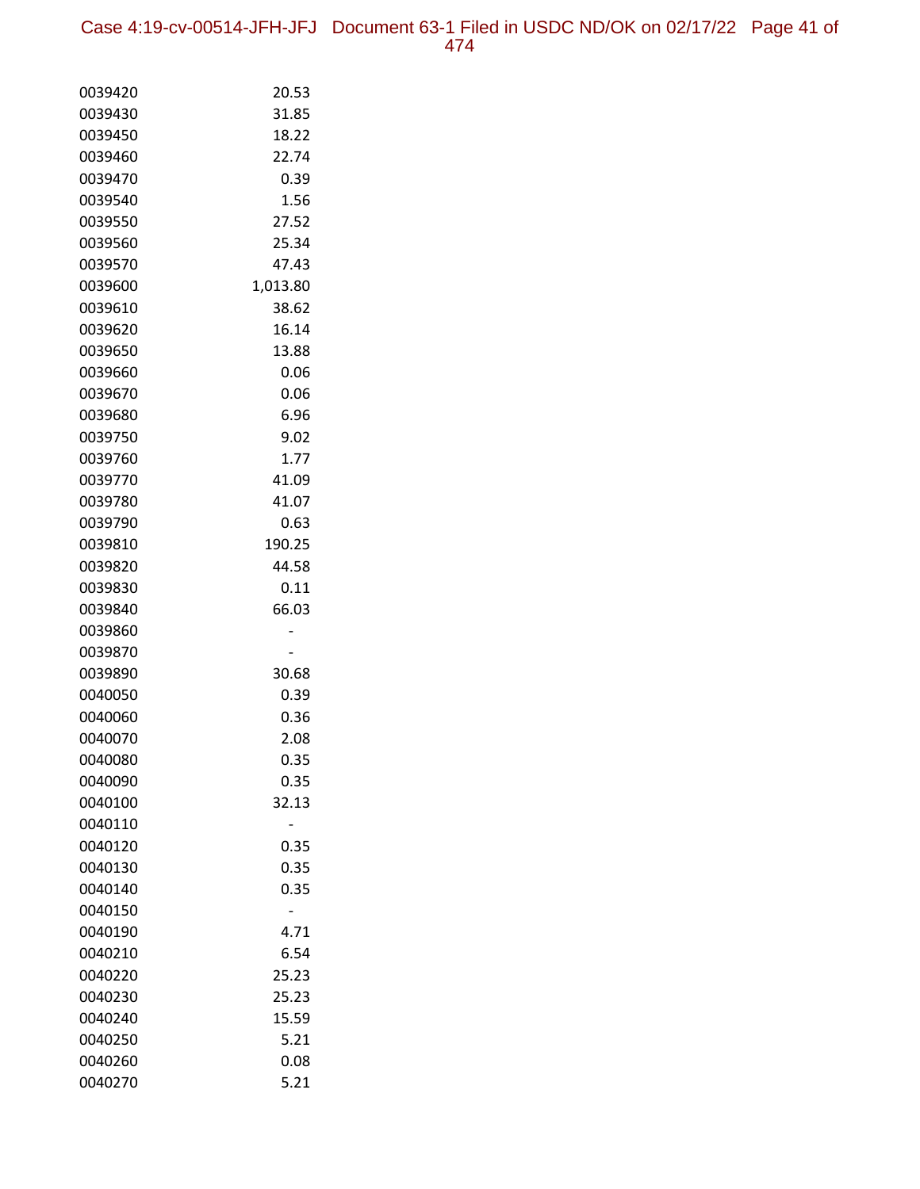| | |
|---|---|
| 0039420 | 20.53 |
| 0039430 | 31.85 |
| 0039450 | 18.22 |
| 0039460 | 22.74 |
| 0039470 | 0.39 |
| 0039540 | 1.56 |
| 0039550 | 27.52 |
| 0039560 | 25.34 |
| 0039570 | 47.43 |
| 0039600 | 1,013.80 |
| 0039610 | 38.62 |
| 0039620 | 16.14 |
| 0039650 | 13.88 |
| 0039660 | 0.06 |
| 0039670 | 0.06 |
| 0039680 | 6.96 |
| 0039750 | 9.02 |
| 0039760 | 1.77 |
| 0039770 | 41.09 |
| 0039780 | 41.07 |
| 0039790 | 0.63 |
| 0039810 | 190.25 |
| 0039820 | 44.58 |
| 0039830 | 0.11 |
| 0039840 | 66.03 |
| 0039860 | - |
| 0039870 | - |
| 0039890 | 30.68 |
| 0040050 | 0.39 |
| 0040060 | 0.36 |
| 0040070 | 2.08 |
| 0040080 | 0.35 |
| 0040090 | 0.35 |
| 0040100 | 32.13 |
| 0040110 | - |
| 0040120 | 0.35 |
| 0040130 | 0.35 |
| 0040140 | 0.35 |
| 0040150 | - |
| 0040190 | 4.71 |
| 0040210 | 6.54 |
| 0040220 | 25.23 |
| 0040230 | 25.23 |
| 0040240 | 15.59 |
| 0040250 | 5.21 |
| 0040260 | 0.08 |
| 0040270 | 5.21 |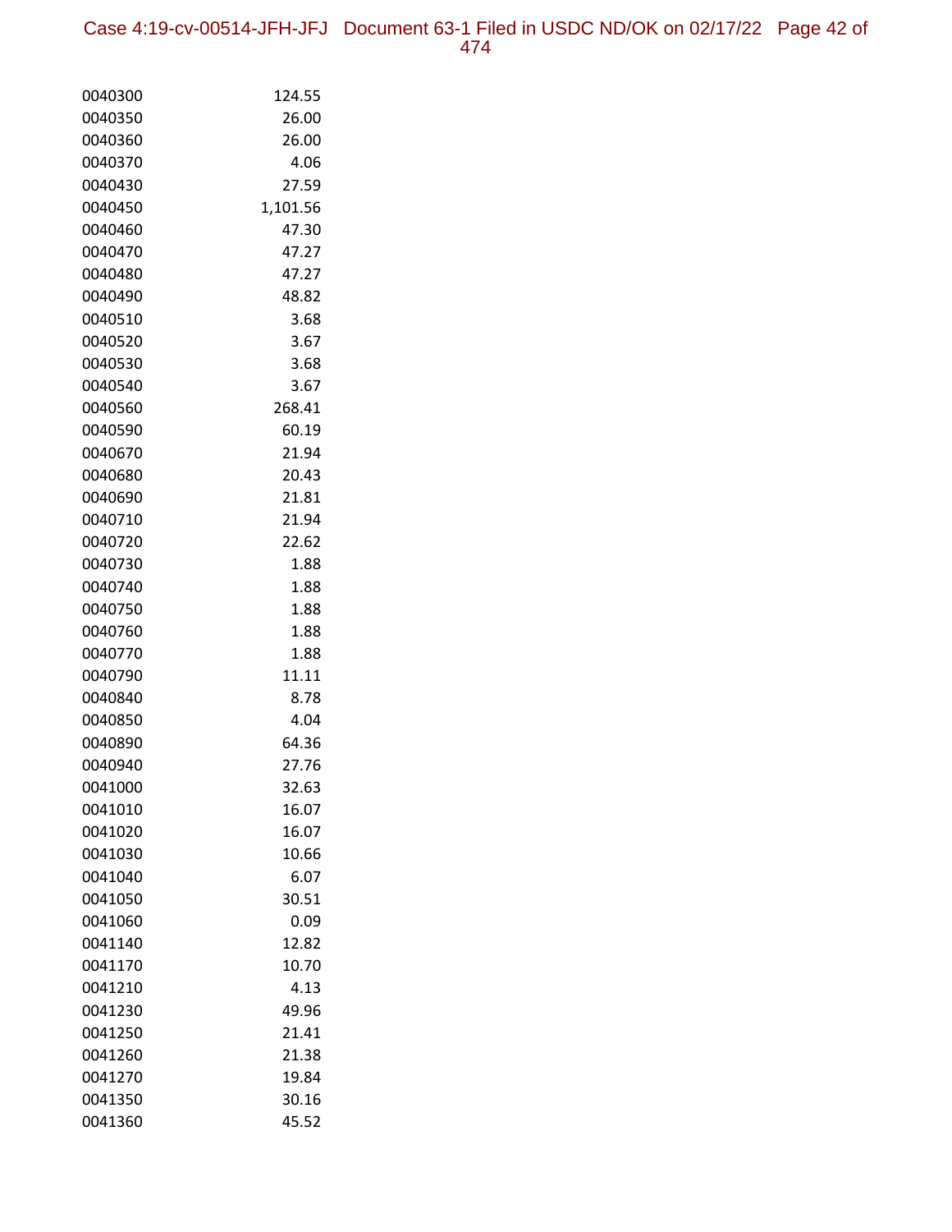| | |
|---|---|
| 0040300 | 124.55 |
| 0040350 | 26.00 |
| 0040360 | 26.00 |
| 0040370 | 4.06 |
| 0040430 | 27.59 |
| 0040450 | 1,101.56 |
| 0040460 | 47.30 |
| 0040470 | 47.27 |
| 0040480 | 47.27 |
| 0040490 | 48.82 |
| 0040510 | 3.68 |
| 0040520 | 3.67 |
| 0040530 | 3.68 |
| 0040540 | 3.67 |
| 0040560 | 268.41 |
| 0040590 | 60.19 |
| 0040670 | 21.94 |
| 0040680 | 20.43 |
| 0040690 | 21.81 |
| 0040710 | 21.94 |
| 0040720 | 22.62 |
| 0040730 | 1.88 |
| 0040740 | 1.88 |
| 0040750 | 1.88 |
| 0040760 | 1.88 |
| 0040770 | 1.88 |
| 0040790 | 11.11 |
| 0040840 | 8.78 |
| 0040850 | 4.04 |
| 0040890 | 64.36 |
| 0040940 | 27.76 |
| 0041000 | 32.63 |
| 0041010 | 16.07 |
| 0041020 | 16.07 |
| 0041030 | 10.66 |
| 0041040 | 6.07 |
| 0041050 | 30.51 |
| 0041060 | 0.09 |
| 0041140 | 12.82 |
| 0041170 | 10.70 |
| 0041210 | 4.13 |
| 0041230 | 49.96 |
| 0041250 | 21.41 |
| 0041260 | 21.38 |
| 0041270 | 19.84 |
| 0041350 | 30.16 |
| 0041360 | 45.52 |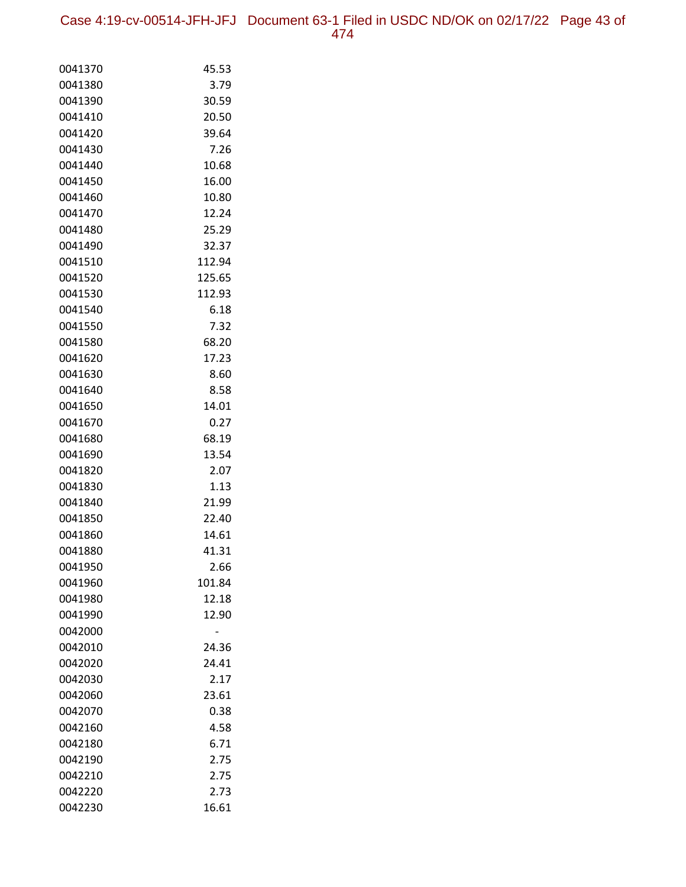| | |
|---|---|
| 0041370 | 45.53 |
| 0041380 | 3.79 |
| 0041390 | 30.59 |
| 0041410 | 20.50 |
| 0041420 | 39.64 |
| 0041430 | 7.26 |
| 0041440 | 10.68 |
| 0041450 | 16.00 |
| 0041460 | 10.80 |
| 0041470 | 12.24 |
| 0041480 | 25.29 |
| 0041490 | 32.37 |
| 0041510 | 112.94 |
| 0041520 | 125.65 |
| 0041530 | 112.93 |
| 0041540 | 6.18 |
| 0041550 | 7.32 |
| 0041580 | 68.20 |
| 0041620 | 17.23 |
| 0041630 | 8.60 |
| 0041640 | 8.58 |
| 0041650 | 14.01 |
| 0041670 | 0.27 |
| 0041680 | 68.19 |
| 0041690 | 13.54 |
| 0041820 | 2.07 |
| 0041830 | 1.13 |
| 0041840 | 21.99 |
| 0041850 | 22.40 |
| 0041860 | 14.61 |
| 0041880 | 41.31 |
| 0041950 | 2.66 |
| 0041960 | 101.84 |
| 0041980 | 12.18 |
| 0041990 | 12.90 |
| 0042000 | - |
| 0042010 | 24.36 |
| 0042020 | 24.41 |
| 0042030 | 2.17 |
| 0042060 | 23.61 |
| 0042070 | 0.38 |
| 0042160 | 4.58 |
| 0042180 | 6.71 |
| 0042190 | 2.75 |
| 0042210 | 2.75 |
| 0042220 | 2.73 |
| 0042230 | 16.61 |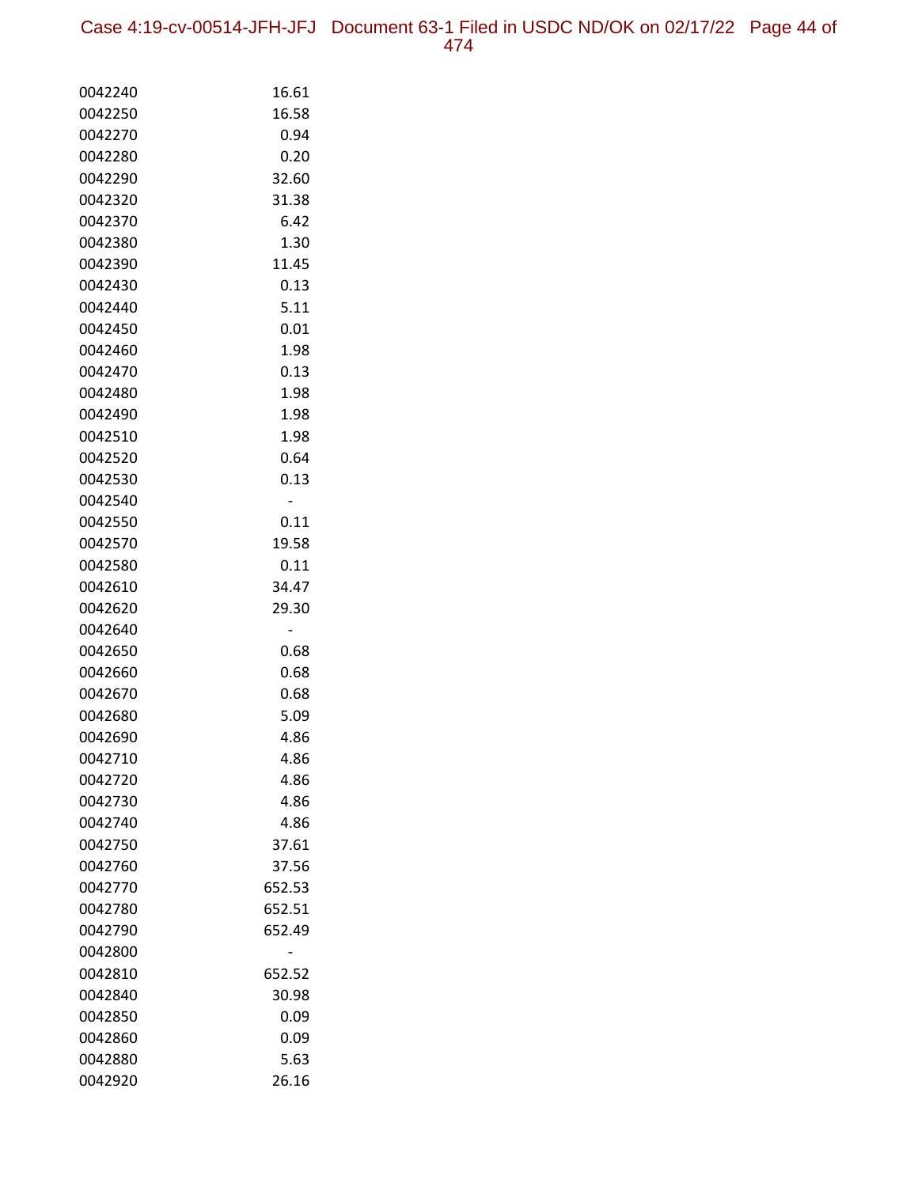| | |
|---|---|
| 0042240 | 16.61 |
| 0042250 | 16.58 |
| 0042270 | 0.94 |
| 0042280 | 0.20 |
| 0042290 | 32.60 |
| 0042320 | 31.38 |
| 0042370 | 6.42 |
| 0042380 | 1.30 |
| 0042390 | 11.45 |
| 0042430 | 0.13 |
| 0042440 | 5.11 |
| 0042450 | 0.01 |
| 0042460 | 1.98 |
| 0042470 | 0.13 |
| 0042480 | 1.98 |
| 0042490 | 1.98 |
| 0042510 | 1.98 |
| 0042520 | 0.64 |
| 0042530 | 0.13 |
| 0042540 | - |
| 0042550 | 0.11 |
| 0042570 | 19.58 |
| 0042580 | 0.11 |
| 0042610 | 34.47 |
| 0042620 | 29.30 |
| 0042640 | - |
| 0042650 | 0.68 |
| 0042660 | 0.68 |
| 0042670 | 0.68 |
| 0042680 | 5.09 |
| 0042690 | 4.86 |
| 0042710 | 4.86 |
| 0042720 | 4.86 |
| 0042730 | 4.86 |
| 0042740 | 4.86 |
| 0042750 | 37.61 |
| 0042760 | 37.56 |
| 0042770 | 652.53 |
| 0042780 | 652.51 |
| 0042790 | 652.49 |
| 0042800 | - |
| 0042810 | 652.52 |
| 0042840 | 30.98 |
| 0042850 | 0.09 |
| 0042860 | 0.09 |
| 0042880 | 5.63 |
| 0042920 | 26.16 |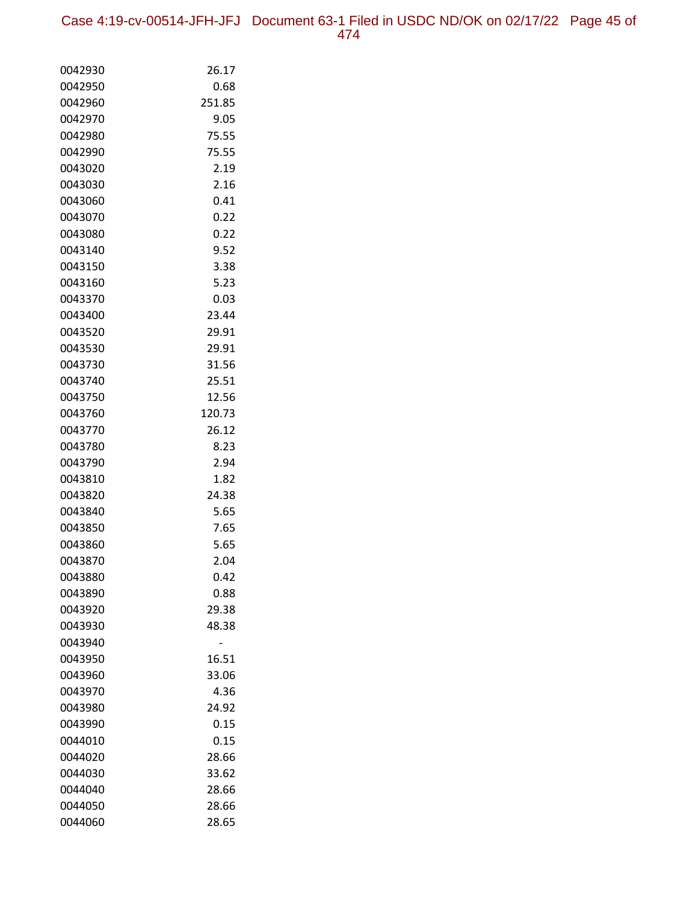| | |
|---|---|
| 0042930 | 26.17 |
| 0042950 | 0.68 |
| 0042960 | 251.85 |
| 0042970 | 9.05 |
| 0042980 | 75.55 |
| 0042990 | 75.55 |
| 0043020 | 2.19 |
| 0043030 | 2.16 |
| 0043060 | 0.41 |
| 0043070 | 0.22 |
| 0043080 | 0.22 |
| 0043140 | 9.52 |
| 0043150 | 3.38 |
| 0043160 | 5.23 |
| 0043370 | 0.03 |
| 0043400 | 23.44 |
| 0043520 | 29.91 |
| 0043530 | 29.91 |
| 0043730 | 31.56 |
| 0043740 | 25.51 |
| 0043750 | 12.56 |
| 0043760 | 120.73 |
| 0043770 | 26.12 |
| 0043780 | 8.23 |
| 0043790 | 2.94 |
| 0043810 | 1.82 |
| 0043820 | 24.38 |
| 0043840 | 5.65 |
| 0043850 | 7.65 |
| 0043860 | 5.65 |
| 0043870 | 2.04 |
| 0043880 | 0.42 |
| 0043890 | 0.88 |
| 0043920 | 29.38 |
| 0043930 | 48.38 |
| 0043940 | - |
| 0043950 | 16.51 |
| 0043960 | 33.06 |
| 0043970 | 4.36 |
| 0043980 | 24.92 |
| 0043990 | 0.15 |
| 0044010 | 0.15 |
| 0044020 | 28.66 |
| 0044030 | 33.62 |
| 0044040 | 28.66 |
| 0044050 | 28.66 |
| 0044060 | 28.65 |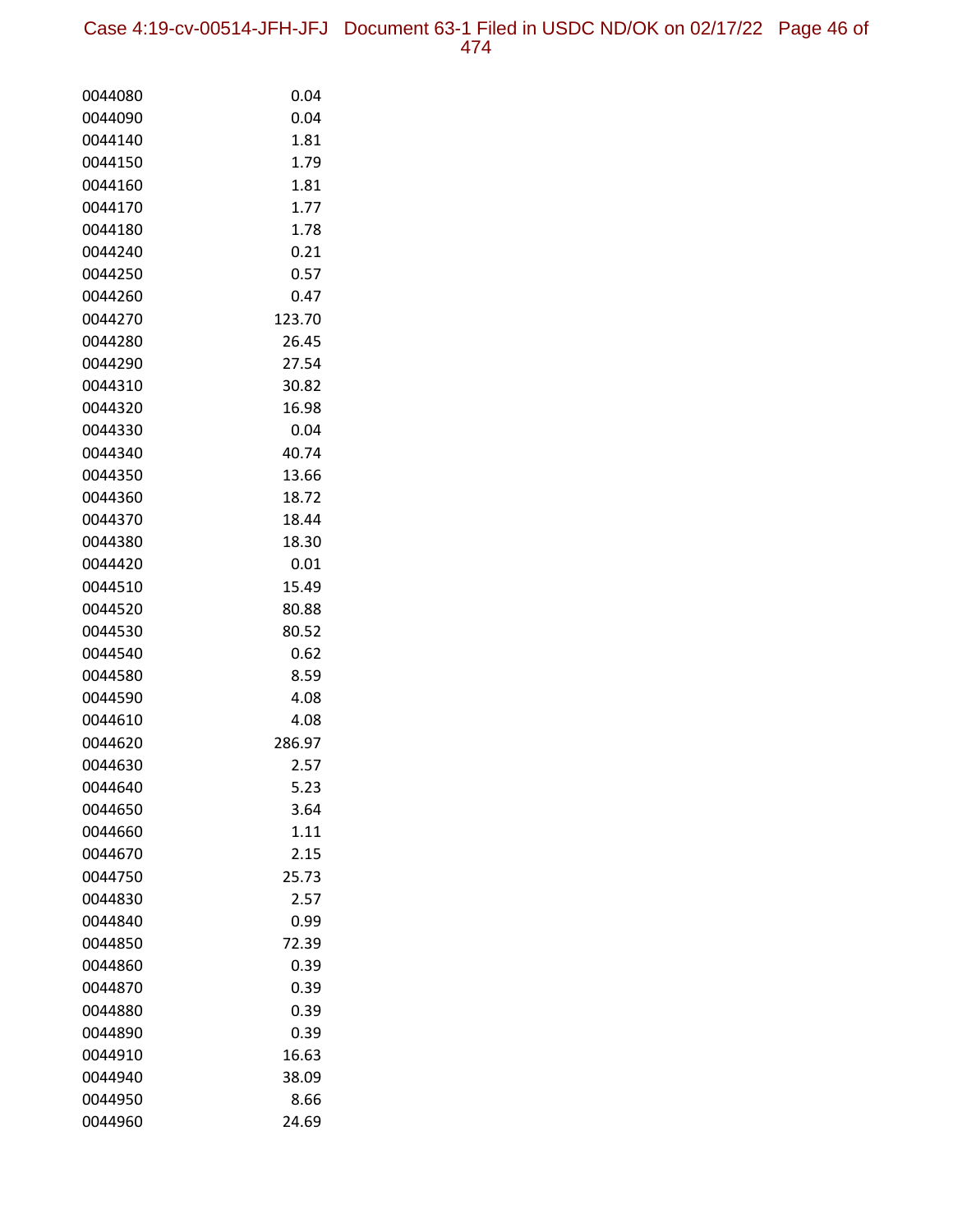| | |
|---|---|
| 0044080 | 0.04 |
| 0044090 | 0.04 |
| 0044140 | 1.81 |
| 0044150 | 1.79 |
| 0044160 | 1.81 |
| 0044170 | 1.77 |
| 0044180 | 1.78 |
| 0044240 | 0.21 |
| 0044250 | 0.57 |
| 0044260 | 0.47 |
| 0044270 | 123.70 |
| 0044280 | 26.45 |
| 0044290 | 27.54 |
| 0044310 | 30.82 |
| 0044320 | 16.98 |
| 0044330 | 0.04 |
| 0044340 | 40.74 |
| 0044350 | 13.66 |
| 0044360 | 18.72 |
| 0044370 | 18.44 |
| 0044380 | 18.30 |
| 0044420 | 0.01 |
| 0044510 | 15.49 |
| 0044520 | 80.88 |
| 0044530 | 80.52 |
| 0044540 | 0.62 |
| 0044580 | 8.59 |
| 0044590 | 4.08 |
| 0044610 | 4.08 |
| 0044620 | 286.97 |
| 0044630 | 2.57 |
| 0044640 | 5.23 |
| 0044650 | 3.64 |
| 0044660 | 1.11 |
| 0044670 | 2.15 |
| 0044750 | 25.73 |
| 0044830 | 2.57 |
| 0044840 | 0.99 |
| 0044850 | 72.39 |
| 0044860 | 0.39 |
| 0044870 | 0.39 |
| 0044880 | 0.39 |
| 0044890 | 0.39 |
| 0044910 | 16.63 |
| 0044940 | 38.09 |
| 0044950 | 8.66 |
| 0044960 | 24.69 |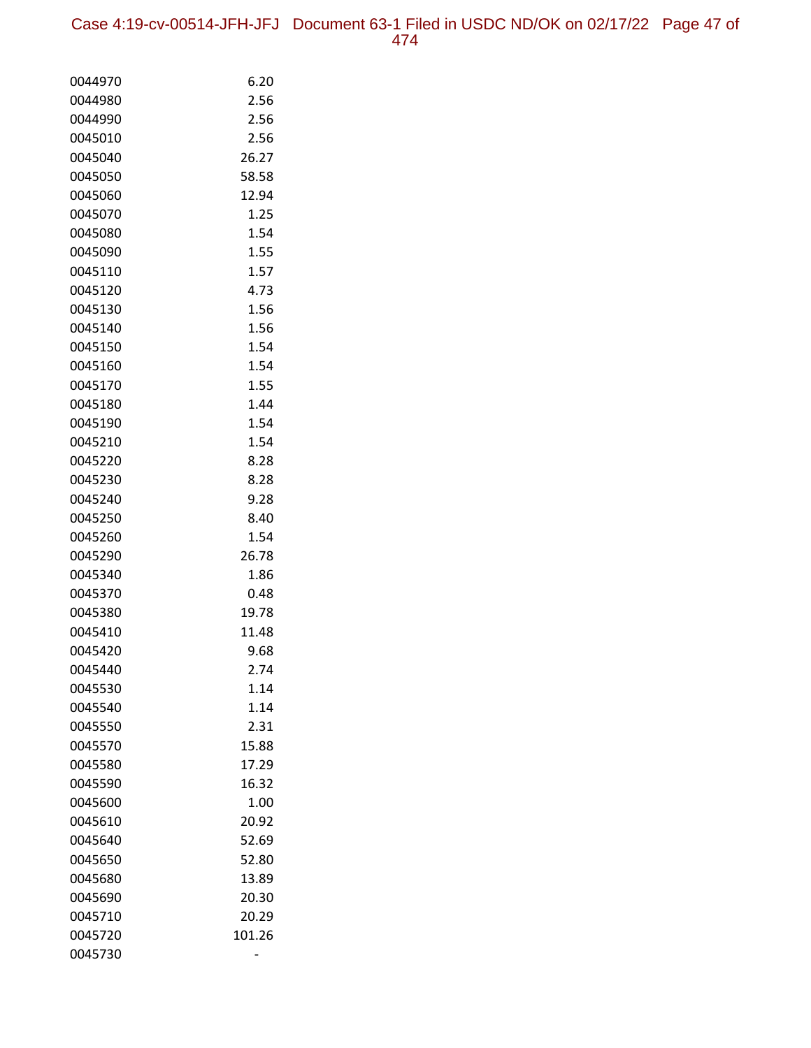| | |
|---|---|
| 0044970 | 6.20 |
| 0044980 | 2.56 |
| 0044990 | 2.56 |
| 0045010 | 2.56 |
| 0045040 | 26.27 |
| 0045050 | 58.58 |
| 0045060 | 12.94 |
| 0045070 | 1.25 |
| 0045080 | 1.54 |
| 0045090 | 1.55 |
| 0045110 | 1.57 |
| 0045120 | 4.73 |
| 0045130 | 1.56 |
| 0045140 | 1.56 |
| 0045150 | 1.54 |
| 0045160 | 1.54 |
| 0045170 | 1.55 |
| 0045180 | 1.44 |
| 0045190 | 1.54 |
| 0045210 | 1.54 |
| 0045220 | 8.28 |
| 0045230 | 8.28 |
| 0045240 | 9.28 |
| 0045250 | 8.40 |
| 0045260 | 1.54 |
| 0045290 | 26.78 |
| 0045340 | 1.86 |
| 0045370 | 0.48 |
| 0045380 | 19.78 |
| 0045410 | 11.48 |
| 0045420 | 9.68 |
| 0045440 | 2.74 |
| 0045530 | 1.14 |
| 0045540 | 1.14 |
| 0045550 | 2.31 |
| 0045570 | 15.88 |
| 0045580 | 17.29 |
| 0045590 | 16.32 |
| 0045600 | 1.00 |
| 0045610 | 20.92 |
| 0045640 | 52.69 |
| 0045650 | 52.80 |
| 0045680 | 13.89 |
| 0045690 | 20.30 |
| 0045710 | 20.29 |
| 0045720 | 101.26 |
| 0045730 | - |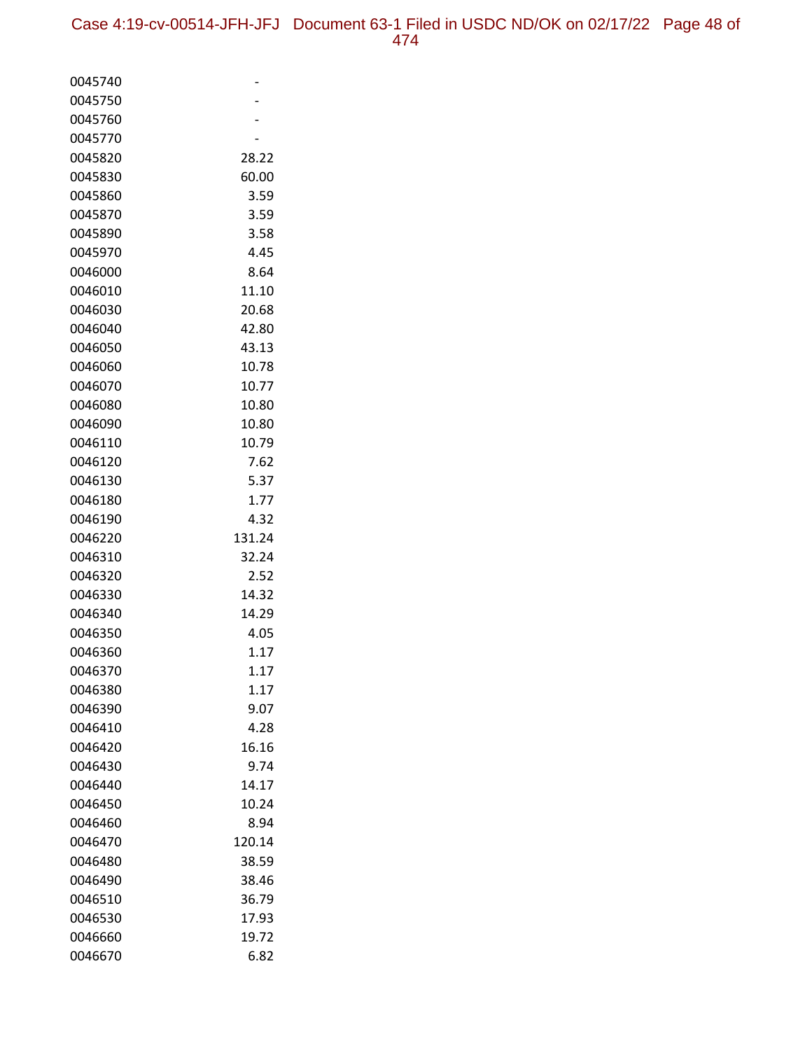| | |
|---|---|
| 0045740 | - |
| 0045750 | - |
| 0045760 | - |
| 0045770 | - |
| 0045820 | 28.22 |
| 0045830 | 60.00 |
| 0045860 | 3.59 |
| 0045870 | 3.59 |
| 0045890 | 3.58 |
| 0045970 | 4.45 |
| 0046000 | 8.64 |
| 0046010 | 11.10 |
| 0046030 | 20.68 |
| 0046040 | 42.80 |
| 0046050 | 43.13 |
| 0046060 | 10.78 |
| 0046070 | 10.77 |
| 0046080 | 10.80 |
| 0046090 | 10.80 |
| 0046110 | 10.79 |
| 0046120 | 7.62 |
| 0046130 | 5.37 |
| 0046180 | 1.77 |
| 0046190 | 4.32 |
| 0046220 | 131.24 |
| 0046310 | 32.24 |
| 0046320 | 2.52 |
| 0046330 | 14.32 |
| 0046340 | 14.29 |
| 0046350 | 4.05 |
| 0046360 | 1.17 |
| 0046370 | 1.17 |
| 0046380 | 1.17 |
| 0046390 | 9.07 |
| 0046410 | 4.28 |
| 0046420 | 16.16 |
| 0046430 | 9.74 |
| 0046440 | 14.17 |
| 0046450 | 10.24 |
| 0046460 | 8.94 |
| 0046470 | 120.14 |
| 0046480 | 38.59 |
| 0046490 | 38.46 |
| 0046510 | 36.79 |
| 0046530 | 17.93 |
| 0046660 | 19.72 |
| 0046670 | 6.82 |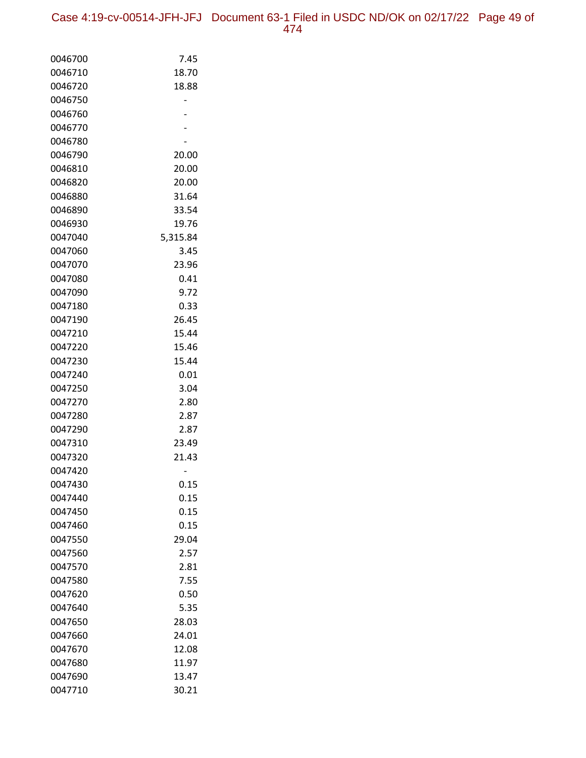| | |
|---|---|
| 0046700 | 7.45 |
| 0046710 | 18.70 |
| 0046720 | 18.88 |
| 0046750 | - |
| 0046760 | - |
| 0046770 | - |
| 0046780 | - |
| 0046790 | 20.00 |
| 0046810 | 20.00 |
| 0046820 | 20.00 |
| 0046880 | 31.64 |
| 0046890 | 33.54 |
| 0046930 | 19.76 |
| 0047040 | 5,315.84 |
| 0047060 | 3.45 |
| 0047070 | 23.96 |
| 0047080 | 0.41 |
| 0047090 | 9.72 |
| 0047180 | 0.33 |
| 0047190 | 26.45 |
| 0047210 | 15.44 |
| 0047220 | 15.46 |
| 0047230 | 15.44 |
| 0047240 | 0.01 |
| 0047250 | 3.04 |
| 0047270 | 2.80 |
| 0047280 | 2.87 |
| 0047290 | 2.87 |
| 0047310 | 23.49 |
| 0047320 | 21.43 |
| 0047420 | - |
| 0047430 | 0.15 |
| 0047440 | 0.15 |
| 0047450 | 0.15 |
| 0047460 | 0.15 |
| 0047550 | 29.04 |
| 0047560 | 2.57 |
| 0047570 | 2.81 |
| 0047580 | 7.55 |
| 0047620 | 0.50 |
| 0047640 | 5.35 |
| 0047650 | 28.03 |
| 0047660 | 24.01 |
| 0047670 | 12.08 |
| 0047680 | 11.97 |
| 0047690 | 13.47 |
| 0047710 | 30.21 |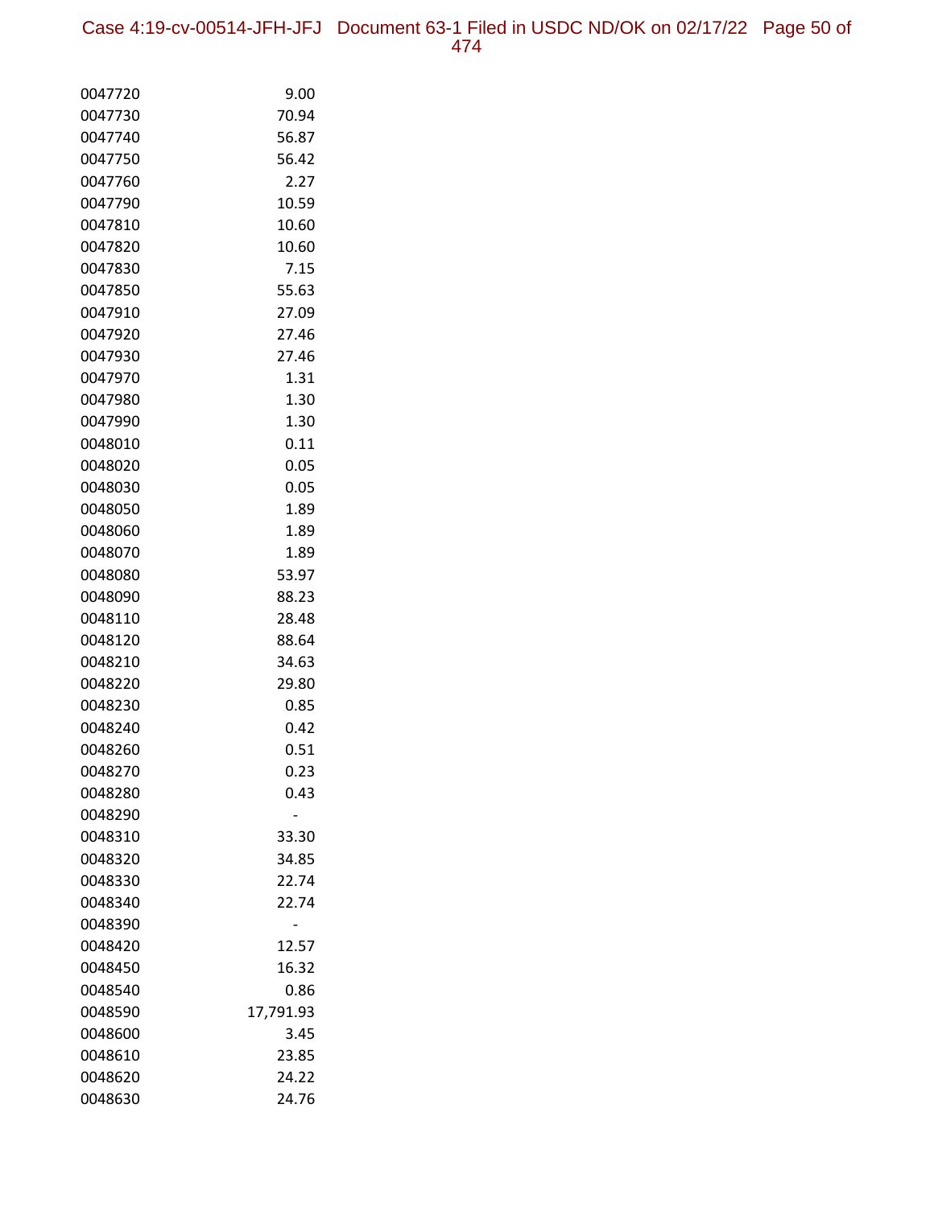| | |
|---|---|
| 0047720 | 9.00 |
| 0047730 | 70.94 |
| 0047740 | 56.87 |
| 0047750 | 56.42 |
| 0047760 | 2.27 |
| 0047790 | 10.59 |
| 0047810 | 10.60 |
| 0047820 | 10.60 |
| 0047830 | 7.15 |
| 0047850 | 55.63 |
| 0047910 | 27.09 |
| 0047920 | 27.46 |
| 0047930 | 27.46 |
| 0047970 | 1.31 |
| 0047980 | 1.30 |
| 0047990 | 1.30 |
| 0048010 | 0.11 |
| 0048020 | 0.05 |
| 0048030 | 0.05 |
| 0048050 | 1.89 |
| 0048060 | 1.89 |
| 0048070 | 1.89 |
| 0048080 | 53.97 |
| 0048090 | 88.23 |
| 0048110 | 28.48 |
| 0048120 | 88.64 |
| 0048210 | 34.63 |
| 0048220 | 29.80 |
| 0048230 | 0.85 |
| 0048240 | 0.42 |
| 0048260 | 0.51 |
| 0048270 | 0.23 |
| 0048280 | 0.43 |
| 0048290 | - |
| 0048310 | 33.30 |
| 0048320 | 34.85 |
| 0048330 | 22.74 |
| 0048340 | 22.74 |
| 0048390 | - |
| 0048420 | 12.57 |
| 0048450 | 16.32 |
| 0048540 | 0.86 |
| 0048590 | 17,791.93 |
| 0048600 | 3.45 |
| 0048610 | 23.85 |
| 0048620 | 24.22 |
| 0048630 | 24.76 |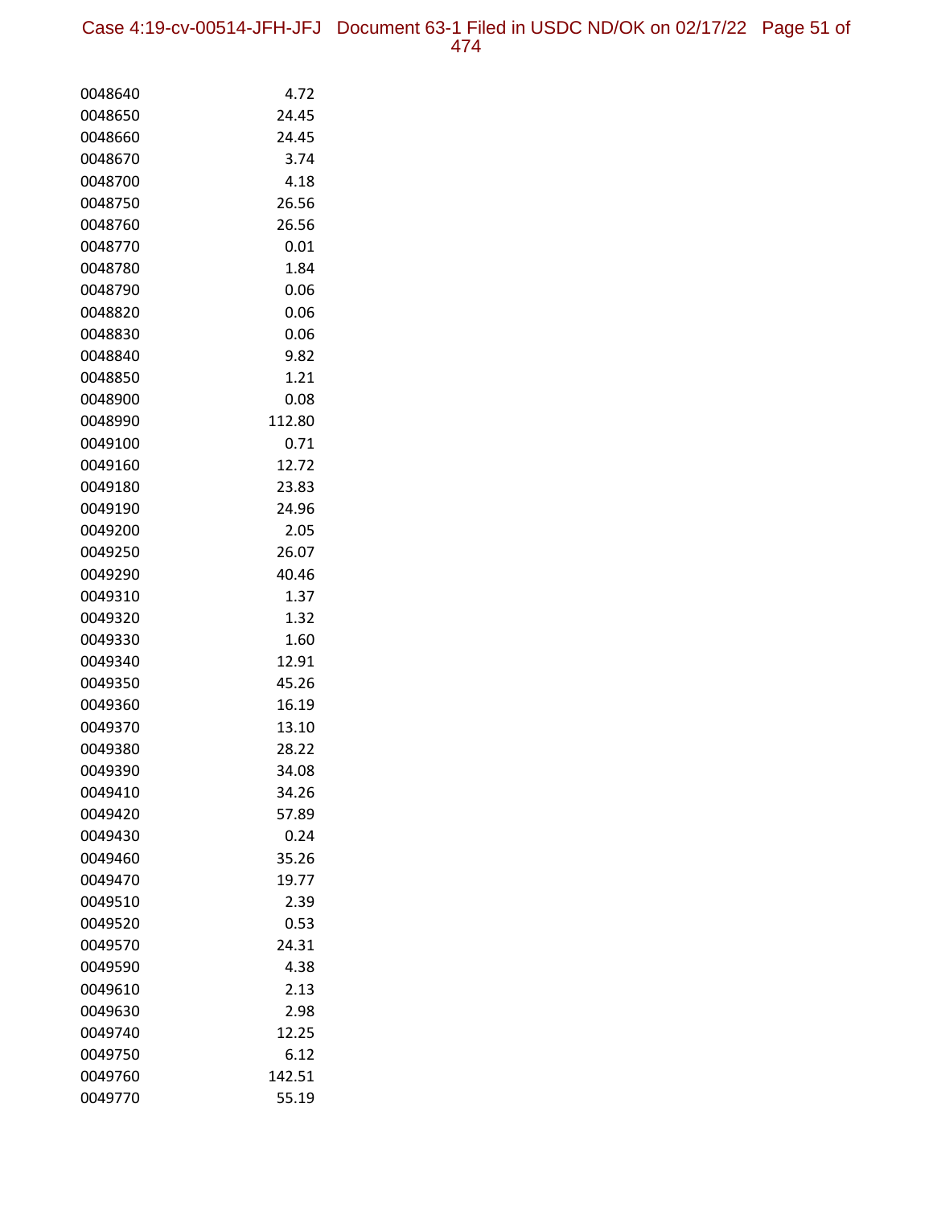| | |
|---|---|
| 0048640 | 4.72 |
| 0048650 | 24.45 |
| 0048660 | 24.45 |
| 0048670 | 3.74 |
| 0048700 | 4.18 |
| 0048750 | 26.56 |
| 0048760 | 26.56 |
| 0048770 | 0.01 |
| 0048780 | 1.84 |
| 0048790 | 0.06 |
| 0048820 | 0.06 |
| 0048830 | 0.06 |
| 0048840 | 9.82 |
| 0048850 | 1.21 |
| 0048900 | 0.08 |
| 0048990 | 112.80 |
| 0049100 | 0.71 |
| 0049160 | 12.72 |
| 0049180 | 23.83 |
| 0049190 | 24.96 |
| 0049200 | 2.05 |
| 0049250 | 26.07 |
| 0049290 | 40.46 |
| 0049310 | 1.37 |
| 0049320 | 1.32 |
| 0049330 | 1.60 |
| 0049340 | 12.91 |
| 0049350 | 45.26 |
| 0049360 | 16.19 |
| 0049370 | 13.10 |
| 0049380 | 28.22 |
| 0049390 | 34.08 |
| 0049410 | 34.26 |
| 0049420 | 57.89 |
| 0049430 | 0.24 |
| 0049460 | 35.26 |
| 0049470 | 19.77 |
| 0049510 | 2.39 |
| 0049520 | 0.53 |
| 0049570 | 24.31 |
| 0049590 | 4.38 |
| 0049610 | 2.13 |
| 0049630 | 2.98 |
| 0049740 | 12.25 |
| 0049750 | 6.12 |
| 0049760 | 142.51 |
| 0049770 | 55.19 |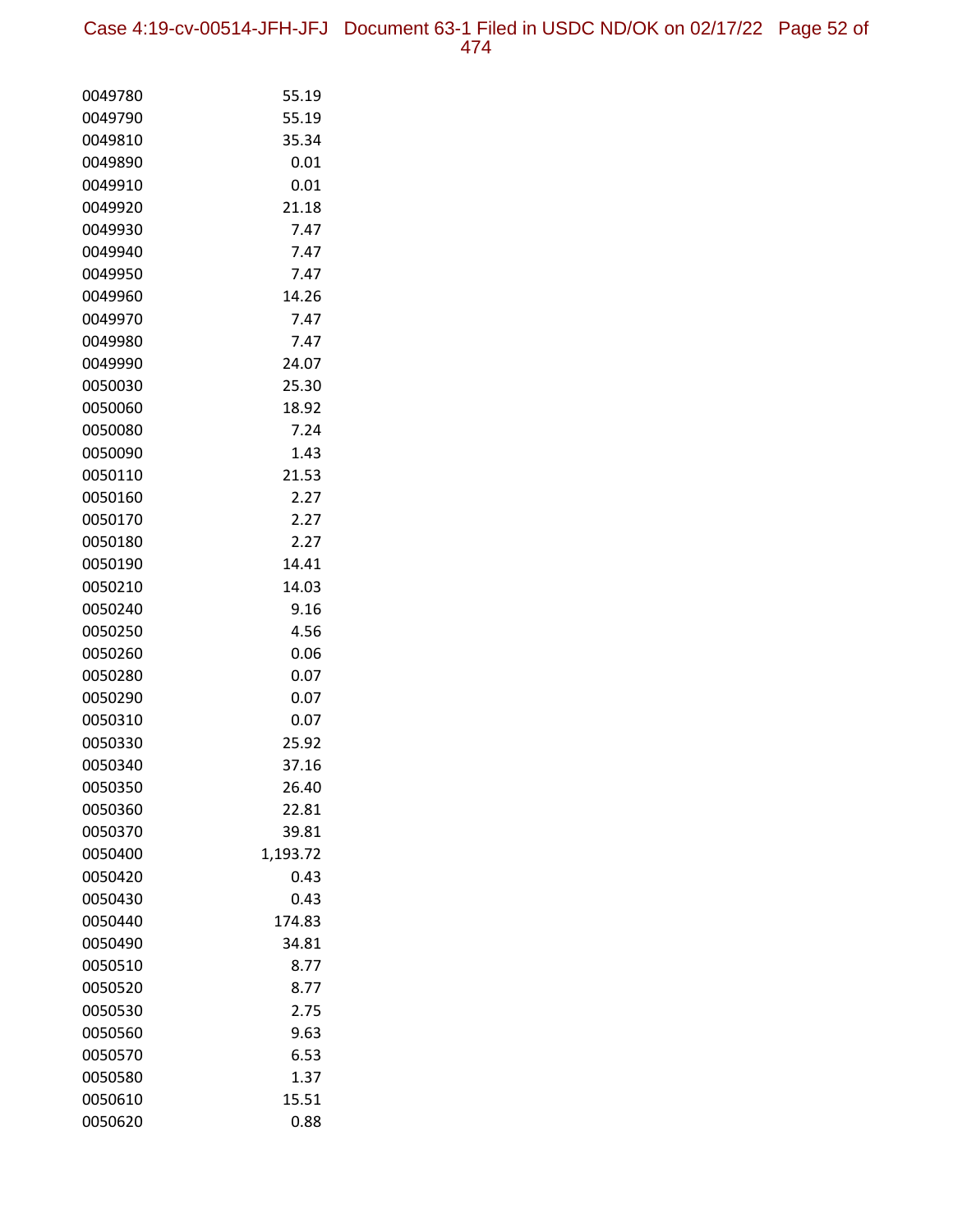| | |
|---|---|
| 0049780 | 55.19 |
| 0049790 | 55.19 |
| 0049810 | 35.34 |
| 0049890 | 0.01 |
| 0049910 | 0.01 |
| 0049920 | 21.18 |
| 0049930 | 7.47 |
| 0049940 | 7.47 |
| 0049950 | 7.47 |
| 0049960 | 14.26 |
| 0049970 | 7.47 |
| 0049980 | 7.47 |
| 0049990 | 24.07 |
| 0050030 | 25.30 |
| 0050060 | 18.92 |
| 0050080 | 7.24 |
| 0050090 | 1.43 |
| 0050110 | 21.53 |
| 0050160 | 2.27 |
| 0050170 | 2.27 |
| 0050180 | 2.27 |
| 0050190 | 14.41 |
| 0050210 | 14.03 |
| 0050240 | 9.16 |
| 0050250 | 4.56 |
| 0050260 | 0.06 |
| 0050280 | 0.07 |
| 0050290 | 0.07 |
| 0050310 | 0.07 |
| 0050330 | 25.92 |
| 0050340 | 37.16 |
| 0050350 | 26.40 |
| 0050360 | 22.81 |
| 0050370 | 39.81 |
| 0050400 | 1,193.72 |
| 0050420 | 0.43 |
| 0050430 | 0.43 |
| 0050440 | 174.83 |
| 0050490 | 34.81 |
| 0050510 | 8.77 |
| 0050520 | 8.77 |
| 0050530 | 2.75 |
| 0050560 | 9.63 |
| 0050570 | 6.53 |
| 0050580 | 1.37 |
| 0050610 | 15.51 |
| 0050620 | 0.88 |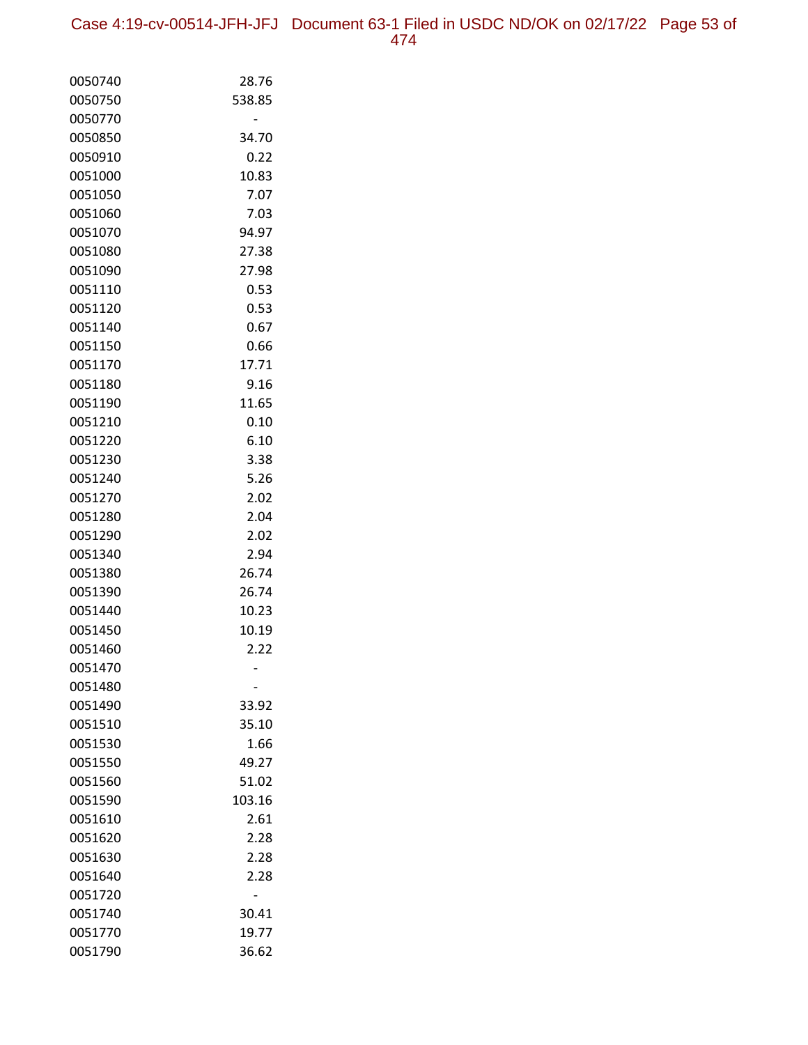| | |
|---|---|
| 0050740 | 28.76 |
| 0050750 | 538.85 |
| 0050770 | - |
| 0050850 | 34.70 |
| 0050910 | 0.22 |
| 0051000 | 10.83 |
| 0051050 | 7.07 |
| 0051060 | 7.03 |
| 0051070 | 94.97 |
| 0051080 | 27.38 |
| 0051090 | 27.98 |
| 0051110 | 0.53 |
| 0051120 | 0.53 |
| 0051140 | 0.67 |
| 0051150 | 0.66 |
| 0051170 | 17.71 |
| 0051180 | 9.16 |
| 0051190 | 11.65 |
| 0051210 | 0.10 |
| 0051220 | 6.10 |
| 0051230 | 3.38 |
| 0051240 | 5.26 |
| 0051270 | 2.02 |
| 0051280 | 2.04 |
| 0051290 | 2.02 |
| 0051340 | 2.94 |
| 0051380 | 26.74 |
| 0051390 | 26.74 |
| 0051440 | 10.23 |
| 0051450 | 10.19 |
| 0051460 | 2.22 |
| 0051470 | - |
| 0051480 | - |
| 0051490 | 33.92 |
| 0051510 | 35.10 |
| 0051530 | 1.66 |
| 0051550 | 49.27 |
| 0051560 | 51.02 |
| 0051590 | 103.16 |
| 0051610 | 2.61 |
| 0051620 | 2.28 |
| 0051630 | 2.28 |
| 0051640 | 2.28 |
| 0051720 | - |
| 0051740 | 30.41 |
| 0051770 | 19.77 |
| 0051790 | 36.62 |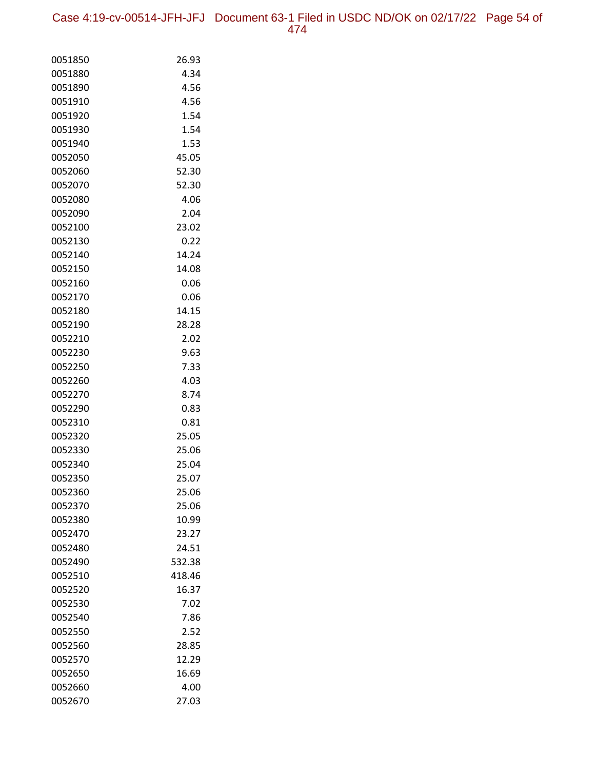| | |
|---|---|
| 0051850 | 26.93 |
| 0051880 | 4.34 |
| 0051890 | 4.56 |
| 0051910 | 4.56 |
| 0051920 | 1.54 |
| 0051930 | 1.54 |
| 0051940 | 1.53 |
| 0052050 | 45.05 |
| 0052060 | 52.30 |
| 0052070 | 52.30 |
| 0052080 | 4.06 |
| 0052090 | 2.04 |
| 0052100 | 23.02 |
| 0052130 | 0.22 |
| 0052140 | 14.24 |
| 0052150 | 14.08 |
| 0052160 | 0.06 |
| 0052170 | 0.06 |
| 0052180 | 14.15 |
| 0052190 | 28.28 |
| 0052210 | 2.02 |
| 0052230 | 9.63 |
| 0052250 | 7.33 |
| 0052260 | 4.03 |
| 0052270 | 8.74 |
| 0052290 | 0.83 |
| 0052310 | 0.81 |
| 0052320 | 25.05 |
| 0052330 | 25.06 |
| 0052340 | 25.04 |
| 0052350 | 25.07 |
| 0052360 | 25.06 |
| 0052370 | 25.06 |
| 0052380 | 10.99 |
| 0052470 | 23.27 |
| 0052480 | 24.51 |
| 0052490 | 532.38 |
| 0052510 | 418.46 |
| 0052520 | 16.37 |
| 0052530 | 7.02 |
| 0052540 | 7.86 |
| 0052550 | 2.52 |
| 0052560 | 28.85 |
| 0052570 | 12.29 |
| 0052650 | 16.69 |
| 0052660 | 4.00 |
| 0052670 | 27.03 |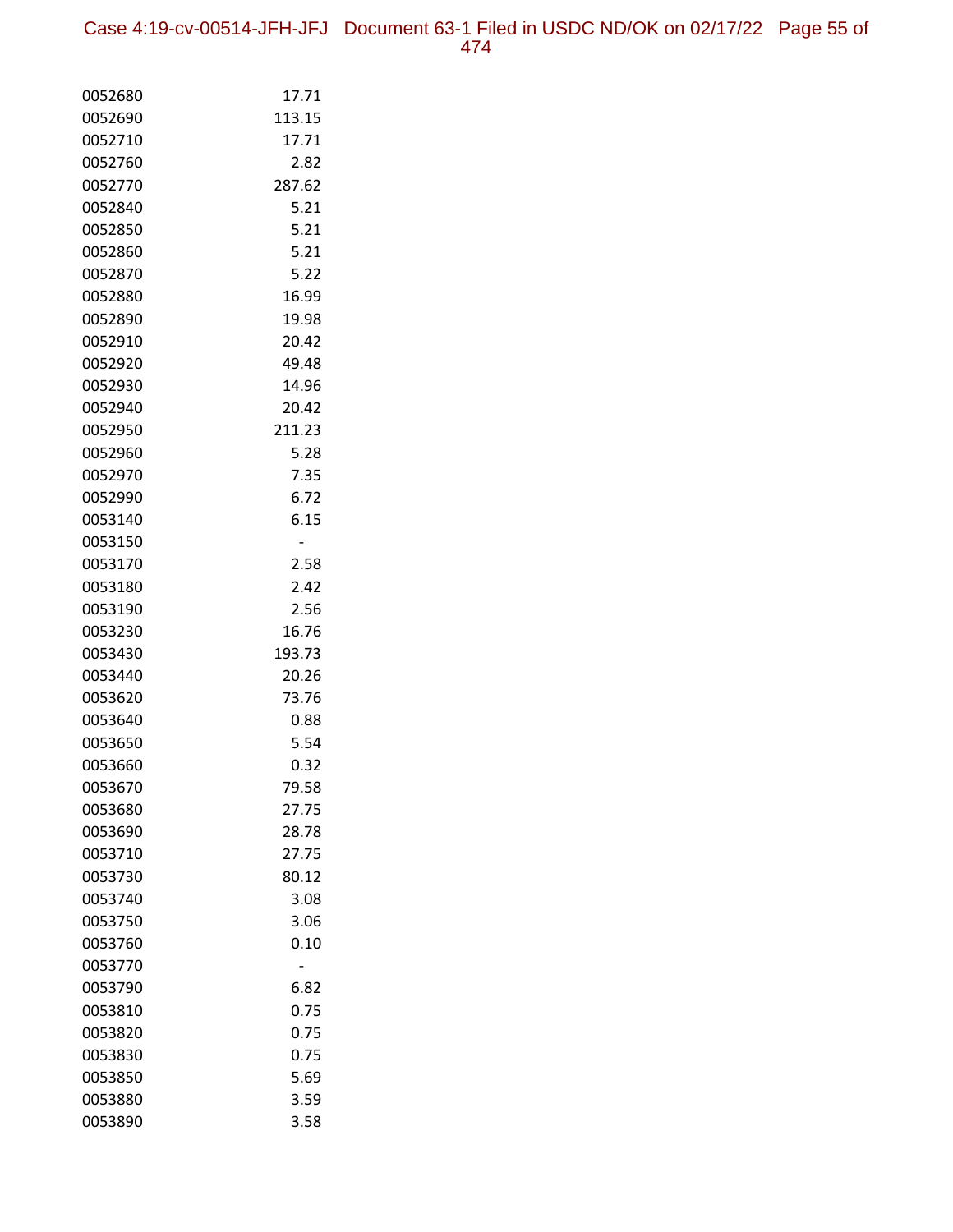| | |
|---|---|
| 0052680 | 17.71 |
| 0052690 | 113.15 |
| 0052710 | 17.71 |
| 0052760 | 2.82 |
| 0052770 | 287.62 |
| 0052840 | 5.21 |
| 0052850 | 5.21 |
| 0052860 | 5.21 |
| 0052870 | 5.22 |
| 0052880 | 16.99 |
| 0052890 | 19.98 |
| 0052910 | 20.42 |
| 0052920 | 49.48 |
| 0052930 | 14.96 |
| 0052940 | 20.42 |
| 0052950 | 211.23 |
| 0052960 | 5.28 |
| 0052970 | 7.35 |
| 0052990 | 6.72 |
| 0053140 | 6.15 |
| 0053150 | - |
| 0053170 | 2.58 |
| 0053180 | 2.42 |
| 0053190 | 2.56 |
| 0053230 | 16.76 |
| 0053430 | 193.73 |
| 0053440 | 20.26 |
| 0053620 | 73.76 |
| 0053640 | 0.88 |
| 0053650 | 5.54 |
| 0053660 | 0.32 |
| 0053670 | 79.58 |
| 0053680 | 27.75 |
| 0053690 | 28.78 |
| 0053710 | 27.75 |
| 0053730 | 80.12 |
| 0053740 | 3.08 |
| 0053750 | 3.06 |
| 0053760 | 0.10 |
| 0053770 | - |
| 0053790 | 6.82 |
| 0053810 | 0.75 |
| 0053820 | 0.75 |
| 0053830 | 0.75 |
| 0053850 | 5.69 |
| 0053880 | 3.59 |
| 0053890 | 3.58 |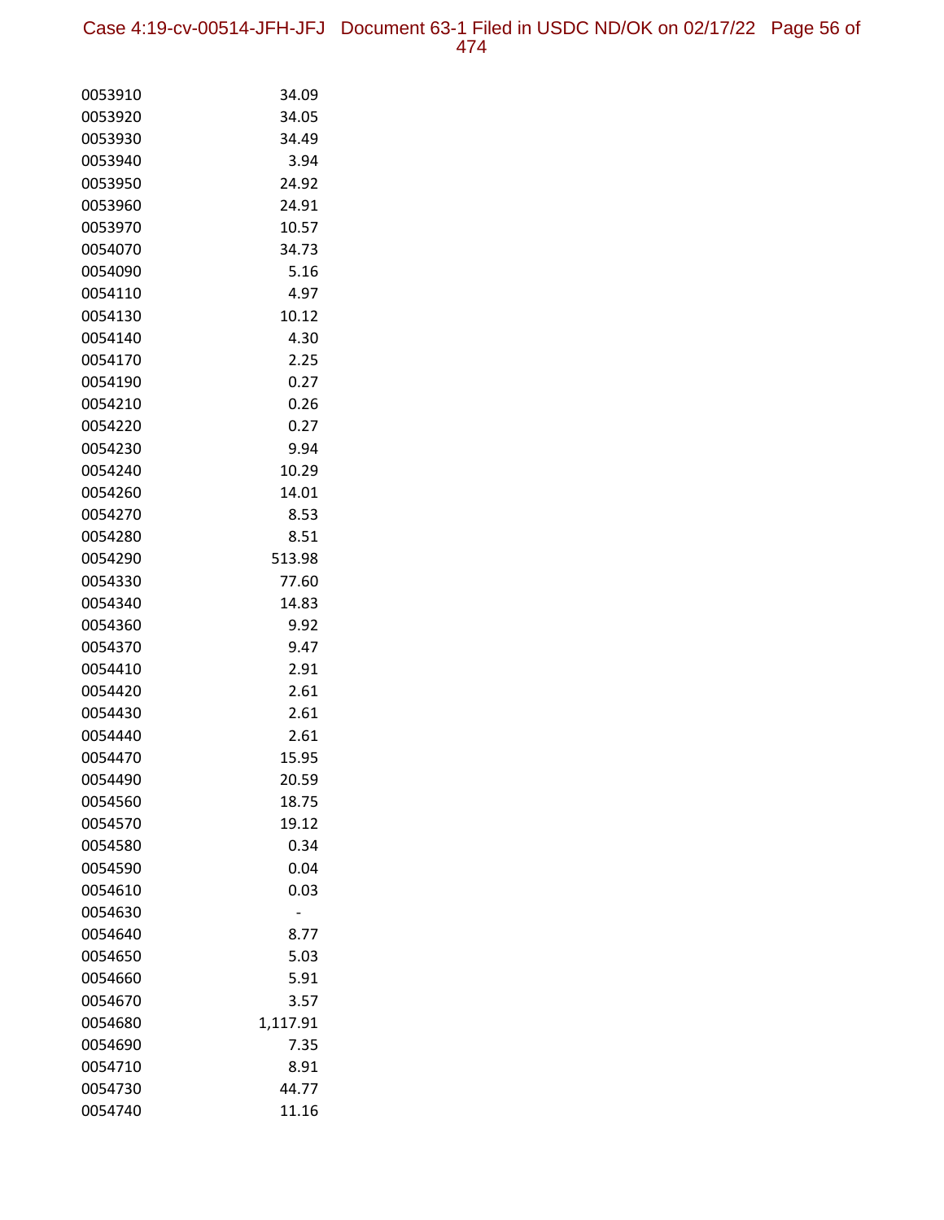| | |
|---|---|
| 0053910 | 34.09 |
| 0053920 | 34.05 |
| 0053930 | 34.49 |
| 0053940 | 3.94 |
| 0053950 | 24.92 |
| 0053960 | 24.91 |
| 0053970 | 10.57 |
| 0054070 | 34.73 |
| 0054090 | 5.16 |
| 0054110 | 4.97 |
| 0054130 | 10.12 |
| 0054140 | 4.30 |
| 0054170 | 2.25 |
| 0054190 | 0.27 |
| 0054210 | 0.26 |
| 0054220 | 0.27 |
| 0054230 | 9.94 |
| 0054240 | 10.29 |
| 0054260 | 14.01 |
| 0054270 | 8.53 |
| 0054280 | 8.51 |
| 0054290 | 513.98 |
| 0054330 | 77.60 |
| 0054340 | 14.83 |
| 0054360 | 9.92 |
| 0054370 | 9.47 |
| 0054410 | 2.91 |
| 0054420 | 2.61 |
| 0054430 | 2.61 |
| 0054440 | 2.61 |
| 0054470 | 15.95 |
| 0054490 | 20.59 |
| 0054560 | 18.75 |
| 0054570 | 19.12 |
| 0054580 | 0.34 |
| 0054590 | 0.04 |
| 0054610 | 0.03 |
| 0054630 | - |
| 0054640 | 8.77 |
| 0054650 | 5.03 |
| 0054660 | 5.91 |
| 0054670 | 3.57 |
| 0054680 | 1,117.91 |
| 0054690 | 7.35 |
| 0054710 | 8.91 |
| 0054730 | 44.77 |
| 0054740 | 11.16 |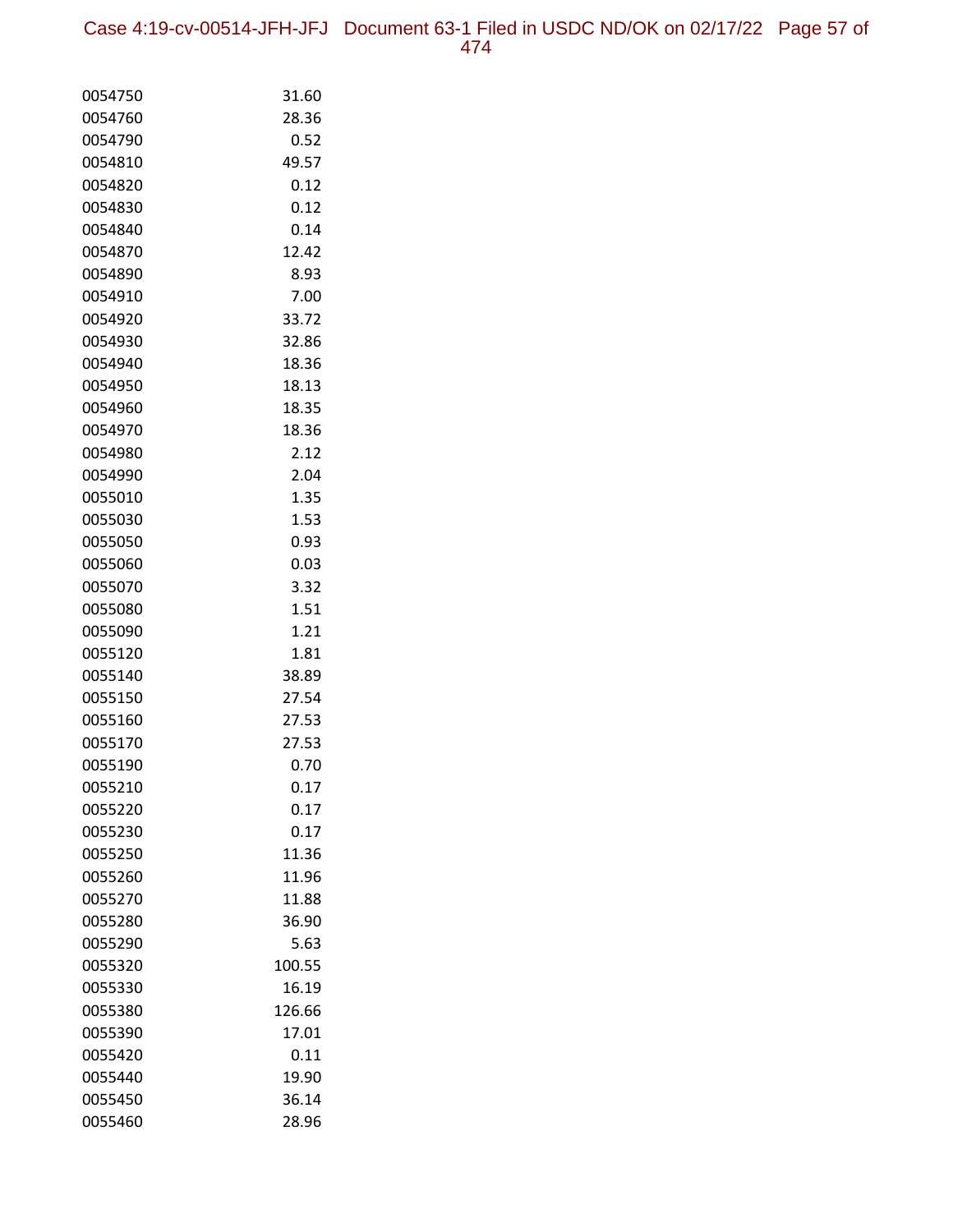| | |
|---|---|
| 0054750 | 31.60 |
| 0054760 | 28.36 |
| 0054790 | 0.52 |
| 0054810 | 49.57 |
| 0054820 | 0.12 |
| 0054830 | 0.12 |
| 0054840 | 0.14 |
| 0054870 | 12.42 |
| 0054890 | 8.93 |
| 0054910 | 7.00 |
| 0054920 | 33.72 |
| 0054930 | 32.86 |
| 0054940 | 18.36 |
| 0054950 | 18.13 |
| 0054960 | 18.35 |
| 0054970 | 18.36 |
| 0054980 | 2.12 |
| 0054990 | 2.04 |
| 0055010 | 1.35 |
| 0055030 | 1.53 |
| 0055050 | 0.93 |
| 0055060 | 0.03 |
| 0055070 | 3.32 |
| 0055080 | 1.51 |
| 0055090 | 1.21 |
| 0055120 | 1.81 |
| 0055140 | 38.89 |
| 0055150 | 27.54 |
| 0055160 | 27.53 |
| 0055170 | 27.53 |
| 0055190 | 0.70 |
| 0055210 | 0.17 |
| 0055220 | 0.17 |
| 0055230 | 0.17 |
| 0055250 | 11.36 |
| 0055260 | 11.96 |
| 0055270 | 11.88 |
| 0055280 | 36.90 |
| 0055290 | 5.63 |
| 0055320 | 100.55 |
| 0055330 | 16.19 |
| 0055380 | 126.66 |
| 0055390 | 17.01 |
| 0055420 | 0.11 |
| 0055440 | 19.90 |
| 0055450 | 36.14 |
| 0055460 | 28.96 |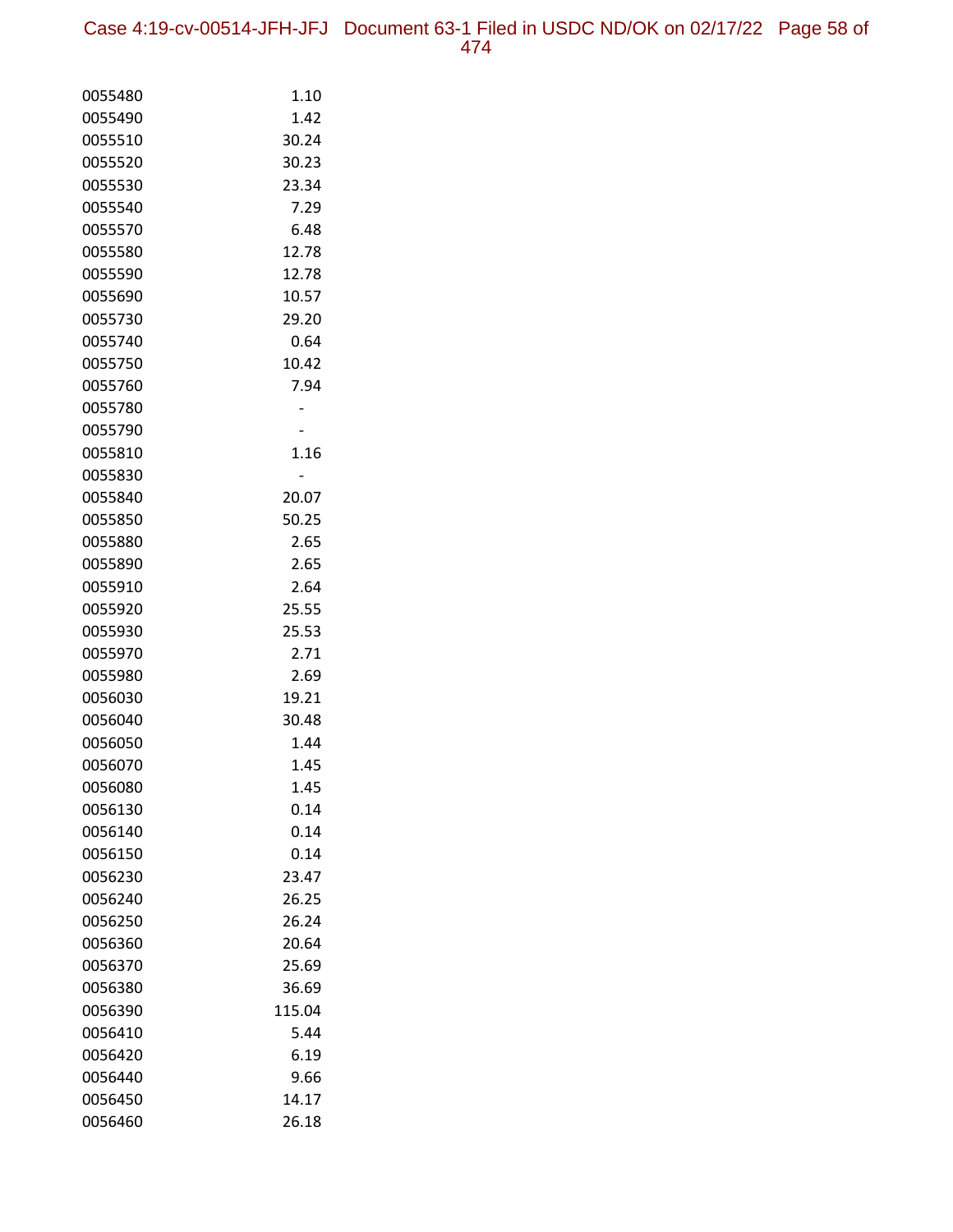| | |
|---|---|
| 0055480 | 1.10 |
| 0055490 | 1.42 |
| 0055510 | 30.24 |
| 0055520 | 30.23 |
| 0055530 | 23.34 |
| 0055540 | 7.29 |
| 0055570 | 6.48 |
| 0055580 | 12.78 |
| 0055590 | 12.78 |
| 0055690 | 10.57 |
| 0055730 | 29.20 |
| 0055740 | 0.64 |
| 0055750 | 10.42 |
| 0055760 | 7.94 |
| 0055780 | - |
| 0055790 | - |
| 0055810 | 1.16 |
| 0055830 | - |
| 0055840 | 20.07 |
| 0055850 | 50.25 |
| 0055880 | 2.65 |
| 0055890 | 2.65 |
| 0055910 | 2.64 |
| 0055920 | 25.55 |
| 0055930 | 25.53 |
| 0055970 | 2.71 |
| 0055980 | 2.69 |
| 0056030 | 19.21 |
| 0056040 | 30.48 |
| 0056050 | 1.44 |
| 0056070 | 1.45 |
| 0056080 | 1.45 |
| 0056130 | 0.14 |
| 0056140 | 0.14 |
| 0056150 | 0.14 |
| 0056230 | 23.47 |
| 0056240 | 26.25 |
| 0056250 | 26.24 |
| 0056360 | 20.64 |
| 0056370 | 25.69 |
| 0056380 | 36.69 |
| 0056390 | 115.04 |
| 0056410 | 5.44 |
| 0056420 | 6.19 |
| 0056440 | 9.66 |
| 0056450 | 14.17 |
| 0056460 | 26.18 |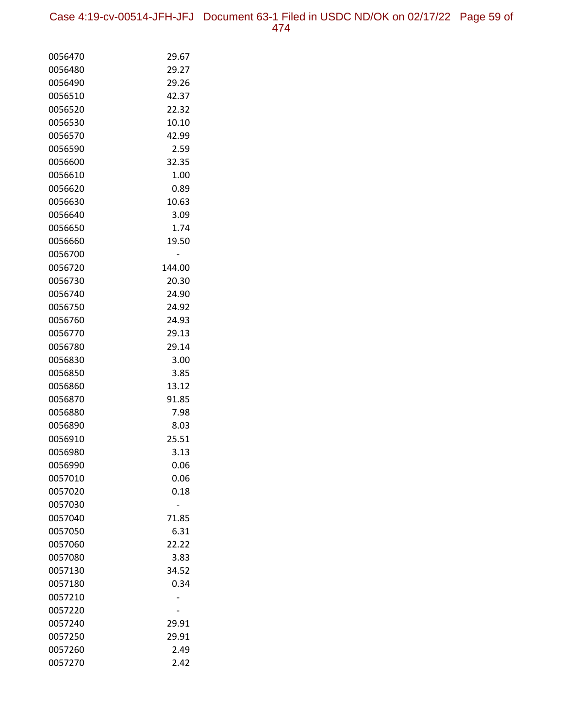| | |
|---|---|
| 0056470 | 29.67 |
| 0056480 | 29.27 |
| 0056490 | 29.26 |
| 0056510 | 42.37 |
| 0056520 | 22.32 |
| 0056530 | 10.10 |
| 0056570 | 42.99 |
| 0056590 | 2.59 |
| 0056600 | 32.35 |
| 0056610 | 1.00 |
| 0056620 | 0.89 |
| 0056630 | 10.63 |
| 0056640 | 3.09 |
| 0056650 | 1.74 |
| 0056660 | 19.50 |
| 0056700 | - |
| 0056720 | 144.00 |
| 0056730 | 20.30 |
| 0056740 | 24.90 |
| 0056750 | 24.92 |
| 0056760 | 24.93 |
| 0056770 | 29.13 |
| 0056780 | 29.14 |
| 0056830 | 3.00 |
| 0056850 | 3.85 |
| 0056860 | 13.12 |
| 0056870 | 91.85 |
| 0056880 | 7.98 |
| 0056890 | 8.03 |
| 0056910 | 25.51 |
| 0056980 | 3.13 |
| 0056990 | 0.06 |
| 0057010 | 0.06 |
| 0057020 | 0.18 |
| 0057030 | - |
| 0057040 | 71.85 |
| 0057050 | 6.31 |
| 0057060 | 22.22 |
| 0057080 | 3.83 |
| 0057130 | 34.52 |
| 0057180 | 0.34 |
| 0057210 | - |
| 0057220 | - |
| 0057240 | 29.91 |
| 0057250 | 29.91 |
| 0057260 | 2.49 |
| 0057270 | 2.42 |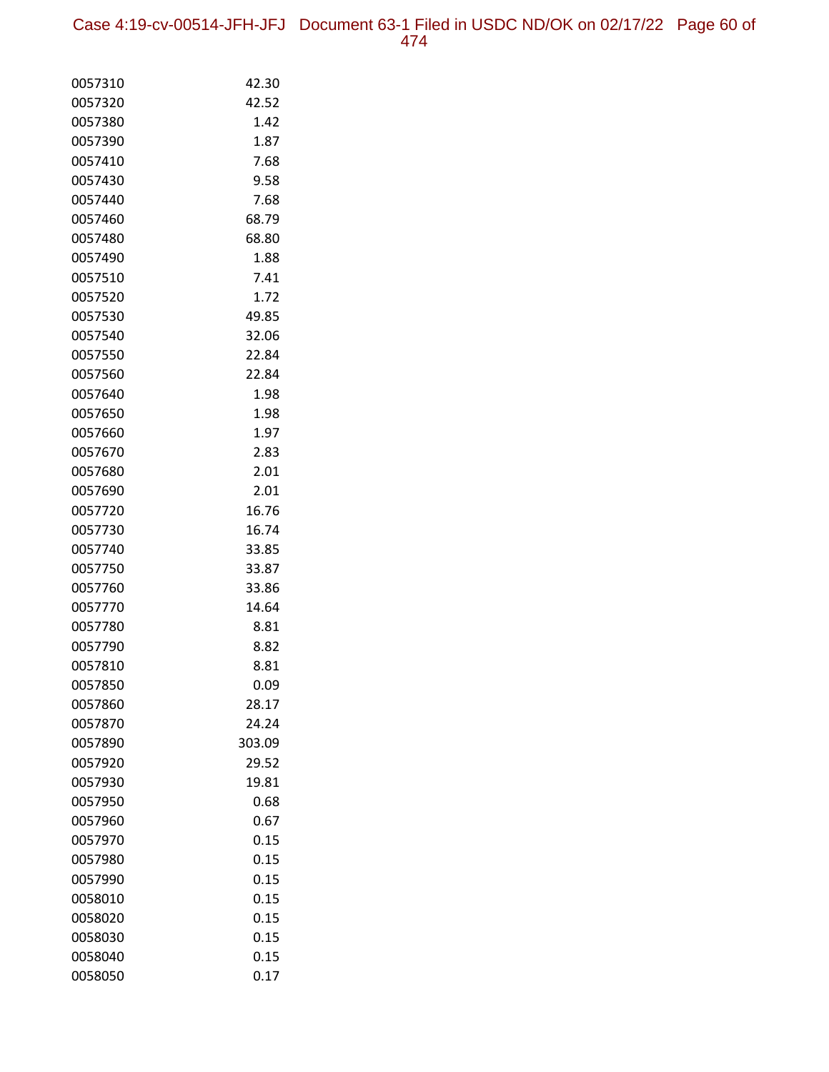| | |
|---|---|
| 0057310 | 42.30 |
| 0057320 | 42.52 |
| 0057380 | 1.42 |
| 0057390 | 1.87 |
| 0057410 | 7.68 |
| 0057430 | 9.58 |
| 0057440 | 7.68 |
| 0057460 | 68.79 |
| 0057480 | 68.80 |
| 0057490 | 1.88 |
| 0057510 | 7.41 |
| 0057520 | 1.72 |
| 0057530 | 49.85 |
| 0057540 | 32.06 |
| 0057550 | 22.84 |
| 0057560 | 22.84 |
| 0057640 | 1.98 |
| 0057650 | 1.98 |
| 0057660 | 1.97 |
| 0057670 | 2.83 |
| 0057680 | 2.01 |
| 0057690 | 2.01 |
| 0057720 | 16.76 |
| 0057730 | 16.74 |
| 0057740 | 33.85 |
| 0057750 | 33.87 |
| 0057760 | 33.86 |
| 0057770 | 14.64 |
| 0057780 | 8.81 |
| 0057790 | 8.82 |
| 0057810 | 8.81 |
| 0057850 | 0.09 |
| 0057860 | 28.17 |
| 0057870 | 24.24 |
| 0057890 | 303.09 |
| 0057920 | 29.52 |
| 0057930 | 19.81 |
| 0057950 | 0.68 |
| 0057960 | 0.67 |
| 0057970 | 0.15 |
| 0057980 | 0.15 |
| 0057990 | 0.15 |
| 0058010 | 0.15 |
| 0058020 | 0.15 |
| 0058030 | 0.15 |
| 0058040 | 0.15 |
| 0058050 | 0.17 |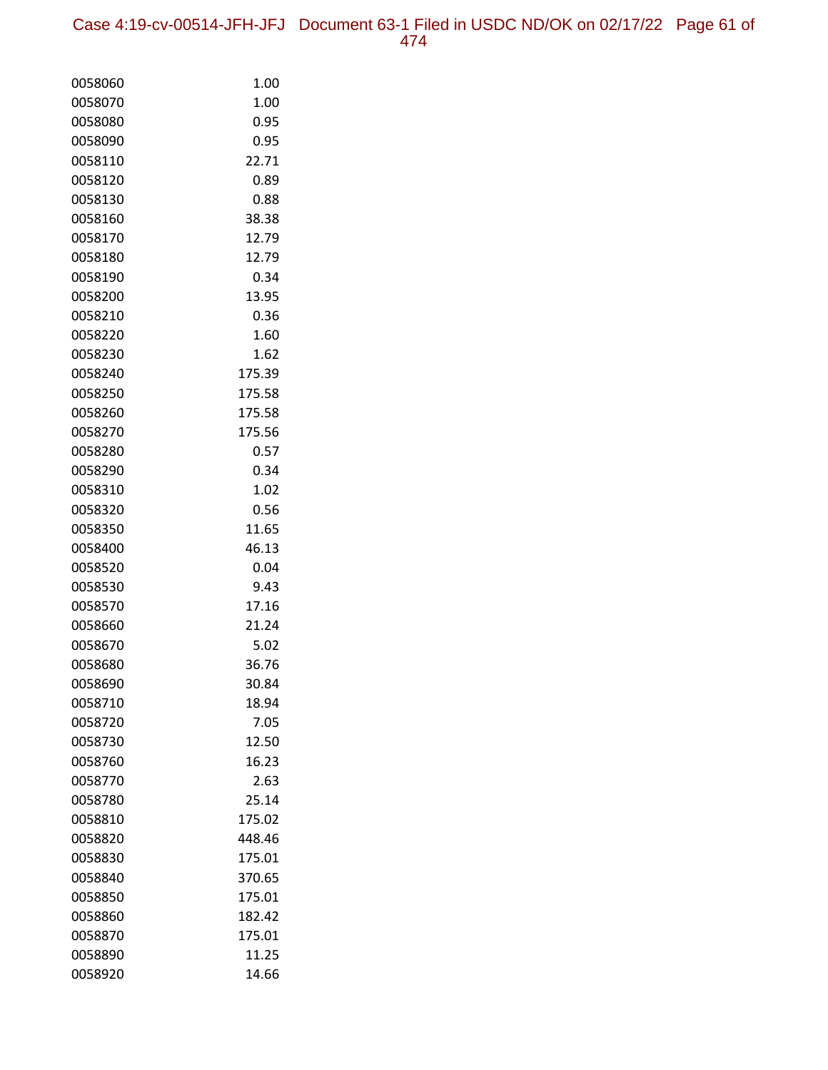| | |
|---|---|
| 0058060 | 1.00 |
| 0058070 | 1.00 |
| 0058080 | 0.95 |
| 0058090 | 0.95 |
| 0058110 | 22.71 |
| 0058120 | 0.89 |
| 0058130 | 0.88 |
| 0058160 | 38.38 |
| 0058170 | 12.79 |
| 0058180 | 12.79 |
| 0058190 | 0.34 |
| 0058200 | 13.95 |
| 0058210 | 0.36 |
| 0058220 | 1.60 |
| 0058230 | 1.62 |
| 0058240 | 175.39 |
| 0058250 | 175.58 |
| 0058260 | 175.58 |
| 0058270 | 175.56 |
| 0058280 | 0.57 |
| 0058290 | 0.34 |
| 0058310 | 1.02 |
| 0058320 | 0.56 |
| 0058350 | 11.65 |
| 0058400 | 46.13 |
| 0058520 | 0.04 |
| 0058530 | 9.43 |
| 0058570 | 17.16 |
| 0058660 | 21.24 |
| 0058670 | 5.02 |
| 0058680 | 36.76 |
| 0058690 | 30.84 |
| 0058710 | 18.94 |
| 0058720 | 7.05 |
| 0058730 | 12.50 |
| 0058760 | 16.23 |
| 0058770 | 2.63 |
| 0058780 | 25.14 |
| 0058810 | 175.02 |
| 0058820 | 448.46 |
| 0058830 | 175.01 |
| 0058840 | 370.65 |
| 0058850 | 175.01 |
| 0058860 | 182.42 |
| 0058870 | 175.01 |
| 0058890 | 11.25 |
| 0058920 | 14.66 |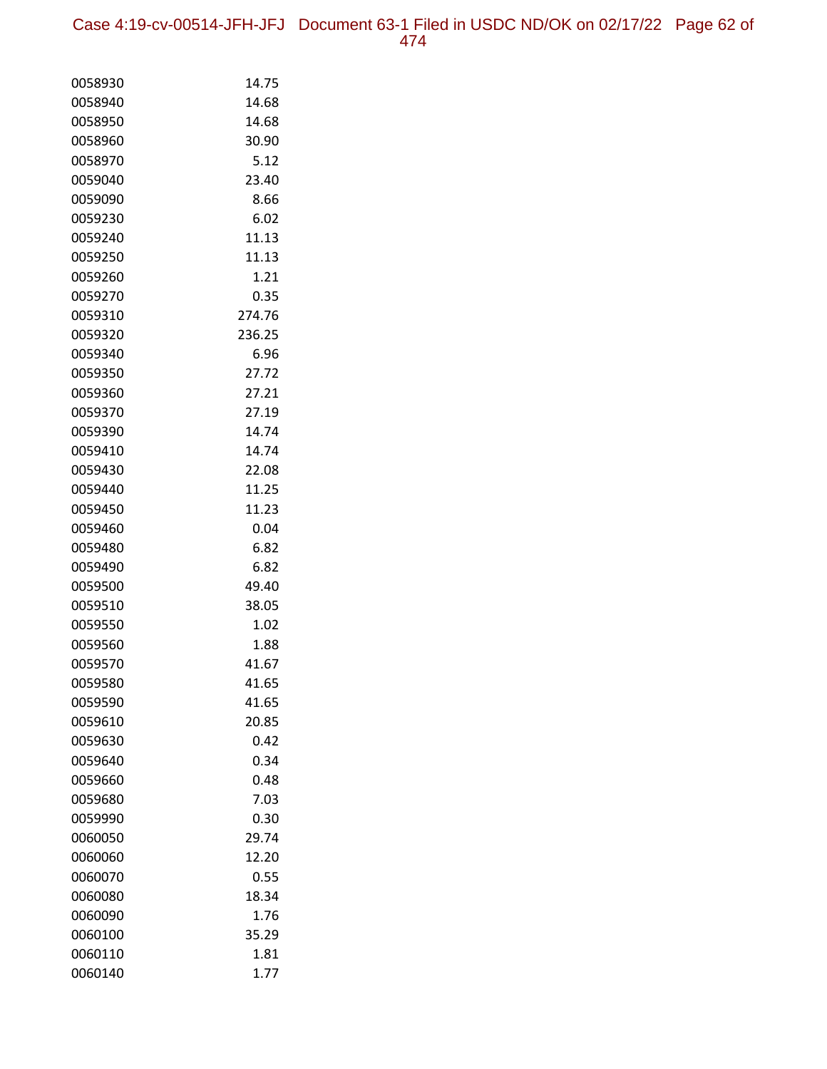| | |
|---|---|
| 0058930 | 14.75 |
| 0058940 | 14.68 |
| 0058950 | 14.68 |
| 0058960 | 30.90 |
| 0058970 | 5.12 |
| 0059040 | 23.40 |
| 0059090 | 8.66 |
| 0059230 | 6.02 |
| 0059240 | 11.13 |
| 0059250 | 11.13 |
| 0059260 | 1.21 |
| 0059270 | 0.35 |
| 0059310 | 274.76 |
| 0059320 | 236.25 |
| 0059340 | 6.96 |
| 0059350 | 27.72 |
| 0059360 | 27.21 |
| 0059370 | 27.19 |
| 0059390 | 14.74 |
| 0059410 | 14.74 |
| 0059430 | 22.08 |
| 0059440 | 11.25 |
| 0059450 | 11.23 |
| 0059460 | 0.04 |
| 0059480 | 6.82 |
| 0059490 | 6.82 |
| 0059500 | 49.40 |
| 0059510 | 38.05 |
| 0059550 | 1.02 |
| 0059560 | 1.88 |
| 0059570 | 41.67 |
| 0059580 | 41.65 |
| 0059590 | 41.65 |
| 0059610 | 20.85 |
| 0059630 | 0.42 |
| 0059640 | 0.34 |
| 0059660 | 0.48 |
| 0059680 | 7.03 |
| 0059990 | 0.30 |
| 0060050 | 29.74 |
| 0060060 | 12.20 |
| 0060070 | 0.55 |
| 0060080 | 18.34 |
| 0060090 | 1.76 |
| 0060100 | 35.29 |
| 0060110 | 1.81 |
| 0060140 | 1.77 |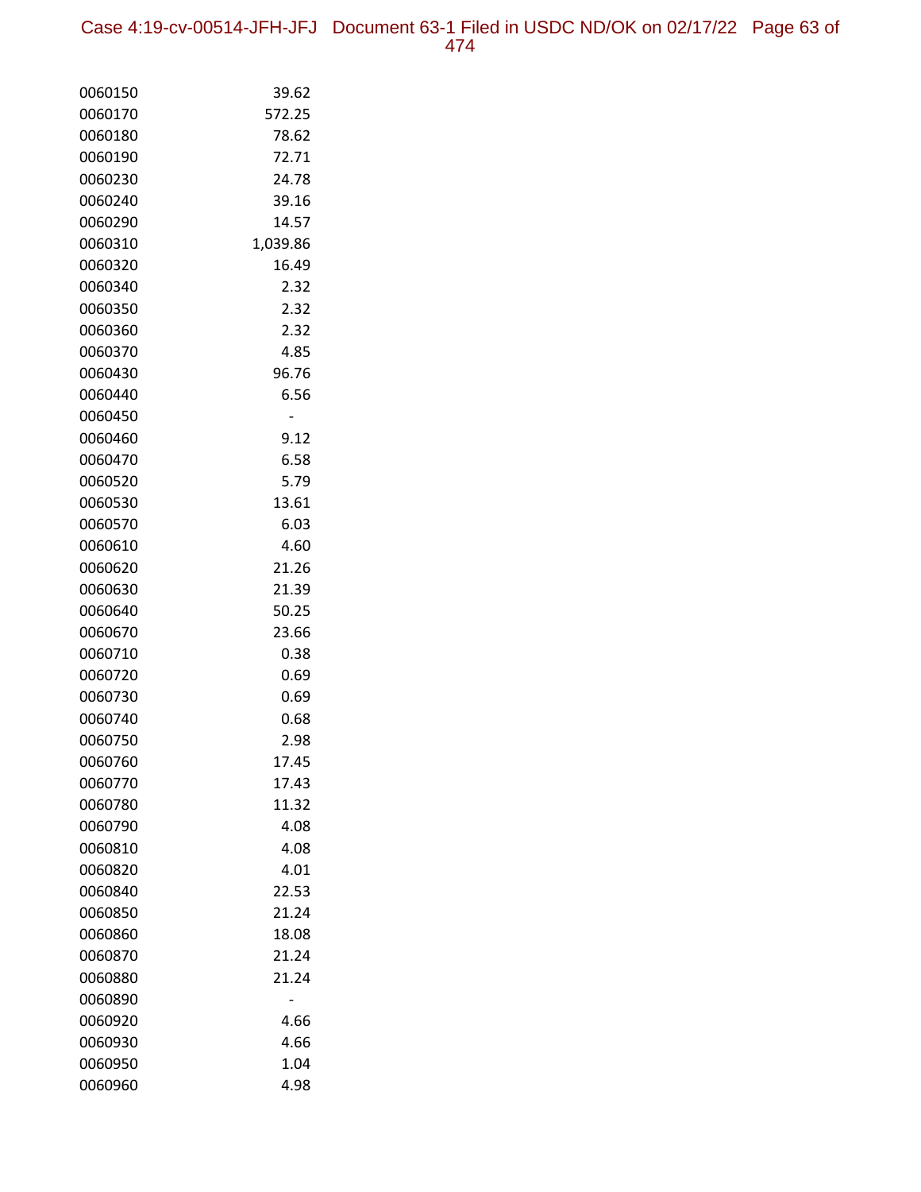| | |
|---|---|
| 0060150 | 39.62 |
| 0060170 | 572.25 |
| 0060180 | 78.62 |
| 0060190 | 72.71 |
| 0060230 | 24.78 |
| 0060240 | 39.16 |
| 0060290 | 14.57 |
| 0060310 | 1,039.86 |
| 0060320 | 16.49 |
| 0060340 | 2.32 |
| 0060350 | 2.32 |
| 0060360 | 2.32 |
| 0060370 | 4.85 |
| 0060430 | 96.76 |
| 0060440 | 6.56 |
| 0060450 | - |
| 0060460 | 9.12 |
| 0060470 | 6.58 |
| 0060520 | 5.79 |
| 0060530 | 13.61 |
| 0060570 | 6.03 |
| 0060610 | 4.60 |
| 0060620 | 21.26 |
| 0060630 | 21.39 |
| 0060640 | 50.25 |
| 0060670 | 23.66 |
| 0060710 | 0.38 |
| 0060720 | 0.69 |
| 0060730 | 0.69 |
| 0060740 | 0.68 |
| 0060750 | 2.98 |
| 0060760 | 17.45 |
| 0060770 | 17.43 |
| 0060780 | 11.32 |
| 0060790 | 4.08 |
| 0060810 | 4.08 |
| 0060820 | 4.01 |
| 0060840 | 22.53 |
| 0060850 | 21.24 |
| 0060860 | 18.08 |
| 0060870 | 21.24 |
| 0060880 | 21.24 |
| 0060890 | - |
| 0060920 | 4.66 |
| 0060930 | 4.66 |
| 0060950 | 1.04 |
| 0060960 | 4.98 |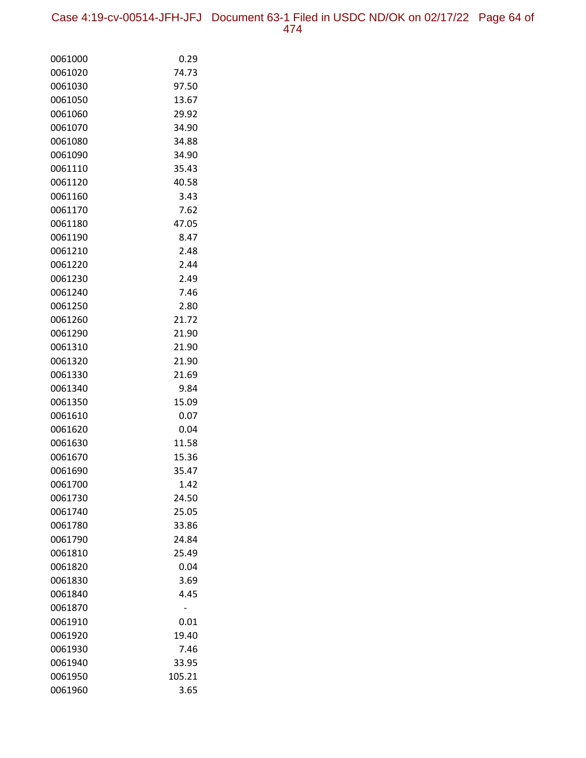| | |
|---|---|
| 0061000 | 0.29 |
| 0061020 | 74.73 |
| 0061030 | 97.50 |
| 0061050 | 13.67 |
| 0061060 | 29.92 |
| 0061070 | 34.90 |
| 0061080 | 34.88 |
| 0061090 | 34.90 |
| 0061110 | 35.43 |
| 0061120 | 40.58 |
| 0061160 | 3.43 |
| 0061170 | 7.62 |
| 0061180 | 47.05 |
| 0061190 | 8.47 |
| 0061210 | 2.48 |
| 0061220 | 2.44 |
| 0061230 | 2.49 |
| 0061240 | 7.46 |
| 0061250 | 2.80 |
| 0061260 | 21.72 |
| 0061290 | 21.90 |
| 0061310 | 21.90 |
| 0061320 | 21.90 |
| 0061330 | 21.69 |
| 0061340 | 9.84 |
| 0061350 | 15.09 |
| 0061610 | 0.07 |
| 0061620 | 0.04 |
| 0061630 | 11.58 |
| 0061670 | 15.36 |
| 0061690 | 35.47 |
| 0061700 | 1.42 |
| 0061730 | 24.50 |
| 0061740 | 25.05 |
| 0061780 | 33.86 |
| 0061790 | 24.84 |
| 0061810 | 25.49 |
| 0061820 | 0.04 |
| 0061830 | 3.69 |
| 0061840 | 4.45 |
| 0061870 | - |
| 0061910 | 0.01 |
| 0061920 | 19.40 |
| 0061930 | 7.46 |
| 0061940 | 33.95 |
| 0061950 | 105.21 |
| 0061960 | 3.65 |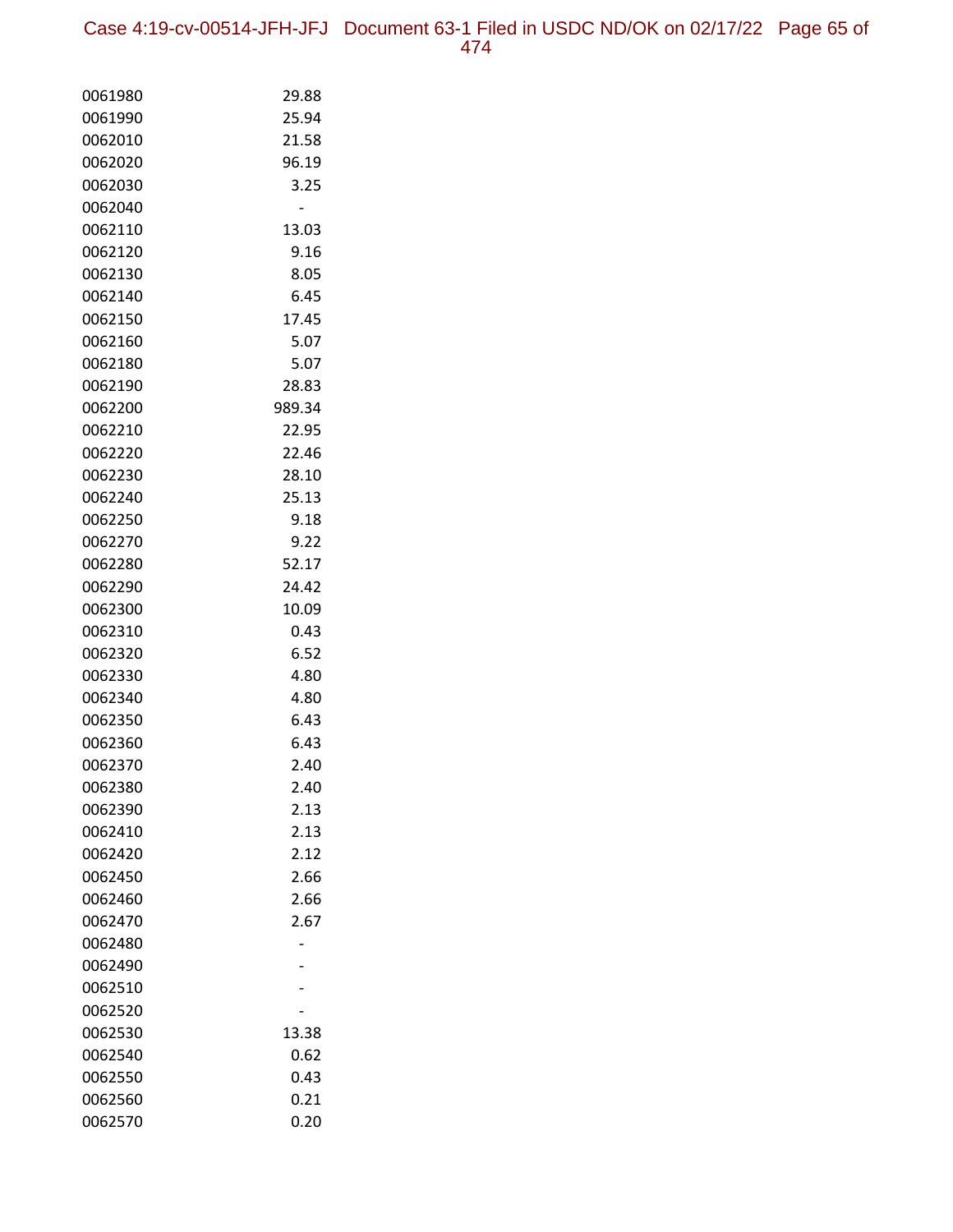| | |
|---|---|
| 0061980 | 29.88 |
| 0061990 | 25.94 |
| 0062010 | 21.58 |
| 0062020 | 96.19 |
| 0062030 | 3.25 |
| 0062040 | - |
| 0062110 | 13.03 |
| 0062120 | 9.16 |
| 0062130 | 8.05 |
| 0062140 | 6.45 |
| 0062150 | 17.45 |
| 0062160 | 5.07 |
| 0062180 | 5.07 |
| 0062190 | 28.83 |
| 0062200 | 989.34 |
| 0062210 | 22.95 |
| 0062220 | 22.46 |
| 0062230 | 28.10 |
| 0062240 | 25.13 |
| 0062250 | 9.18 |
| 0062270 | 9.22 |
| 0062280 | 52.17 |
| 0062290 | 24.42 |
| 0062300 | 10.09 |
| 0062310 | 0.43 |
| 0062320 | 6.52 |
| 0062330 | 4.80 |
| 0062340 | 4.80 |
| 0062350 | 6.43 |
| 0062360 | 6.43 |
| 0062370 | 2.40 |
| 0062380 | 2.40 |
| 0062390 | 2.13 |
| 0062410 | 2.13 |
| 0062420 | 2.12 |
| 0062450 | 2.66 |
| 0062460 | 2.66 |
| 0062470 | 2.67 |
| 0062480 | - |
| 0062490 | - |
| 0062510 | - |
| 0062520 | - |
| 0062530 | 13.38 |
| 0062540 | 0.62 |
| 0062550 | 0.43 |
| 0062560 | 0.21 |
| 0062570 | 0.20 |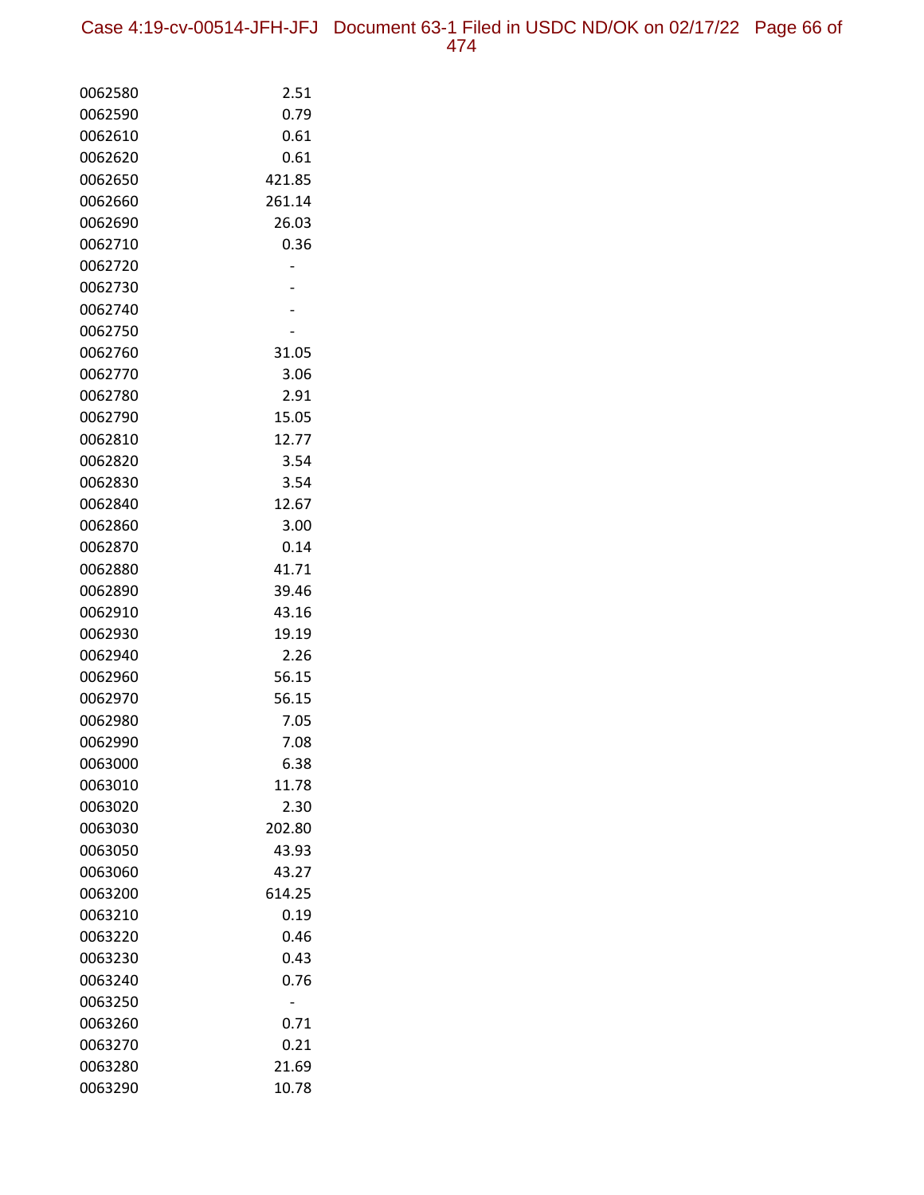| | |
|---|---|
| 0062580 | 2.51 |
| 0062590 | 0.79 |
| 0062610 | 0.61 |
| 0062620 | 0.61 |
| 0062650 | 421.85 |
| 0062660 | 261.14 |
| 0062690 | 26.03 |
| 0062710 | 0.36 |
| 0062720 | - |
| 0062730 | - |
| 0062740 | - |
| 0062750 | - |
| 0062760 | 31.05 |
| 0062770 | 3.06 |
| 0062780 | 2.91 |
| 0062790 | 15.05 |
| 0062810 | 12.77 |
| 0062820 | 3.54 |
| 0062830 | 3.54 |
| 0062840 | 12.67 |
| 0062860 | 3.00 |
| 0062870 | 0.14 |
| 0062880 | 41.71 |
| 0062890 | 39.46 |
| 0062910 | 43.16 |
| 0062930 | 19.19 |
| 0062940 | 2.26 |
| 0062960 | 56.15 |
| 0062970 | 56.15 |
| 0062980 | 7.05 |
| 0062990 | 7.08 |
| 0063000 | 6.38 |
| 0063010 | 11.78 |
| 0063020 | 2.30 |
| 0063030 | 202.80 |
| 0063050 | 43.93 |
| 0063060 | 43.27 |
| 0063200 | 614.25 |
| 0063210 | 0.19 |
| 0063220 | 0.46 |
| 0063230 | 0.43 |
| 0063240 | 0.76 |
| 0063250 | - |
| 0063260 | 0.71 |
| 0063270 | 0.21 |
| 0063280 | 21.69 |
| 0063290 | 10.78 |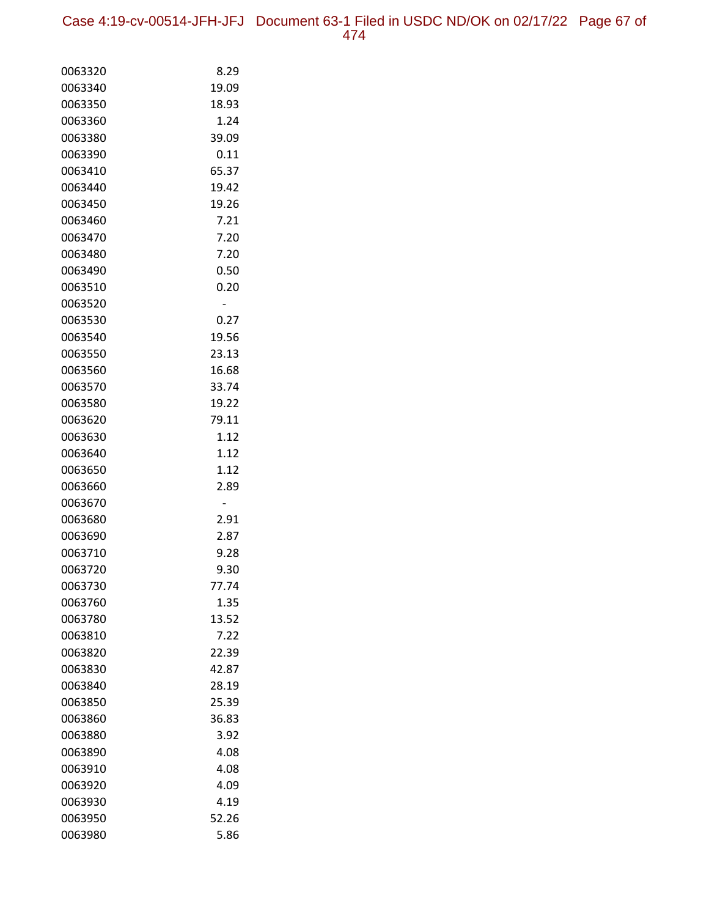| | |
|---|---|
| 0063320 | 8.29 |
| 0063340 | 19.09 |
| 0063350 | 18.93 |
| 0063360 | 1.24 |
| 0063380 | 39.09 |
| 0063390 | 0.11 |
| 0063410 | 65.37 |
| 0063440 | 19.42 |
| 0063450 | 19.26 |
| 0063460 | 7.21 |
| 0063470 | 7.20 |
| 0063480 | 7.20 |
| 0063490 | 0.50 |
| 0063510 | 0.20 |
| 0063520 | - |
| 0063530 | 0.27 |
| 0063540 | 19.56 |
| 0063550 | 23.13 |
| 0063560 | 16.68 |
| 0063570 | 33.74 |
| 0063580 | 19.22 |
| 0063620 | 79.11 |
| 0063630 | 1.12 |
| 0063640 | 1.12 |
| 0063650 | 1.12 |
| 0063660 | 2.89 |
| 0063670 | - |
| 0063680 | 2.91 |
| 0063690 | 2.87 |
| 0063710 | 9.28 |
| 0063720 | 9.30 |
| 0063730 | 77.74 |
| 0063760 | 1.35 |
| 0063780 | 13.52 |
| 0063810 | 7.22 |
| 0063820 | 22.39 |
| 0063830 | 42.87 |
| 0063840 | 28.19 |
| 0063850 | 25.39 |
| 0063860 | 36.83 |
| 0063880 | 3.92 |
| 0063890 | 4.08 |
| 0063910 | 4.08 |
| 0063920 | 4.09 |
| 0063930 | 4.19 |
| 0063950 | 52.26 |
| 0063980 | 5.86 |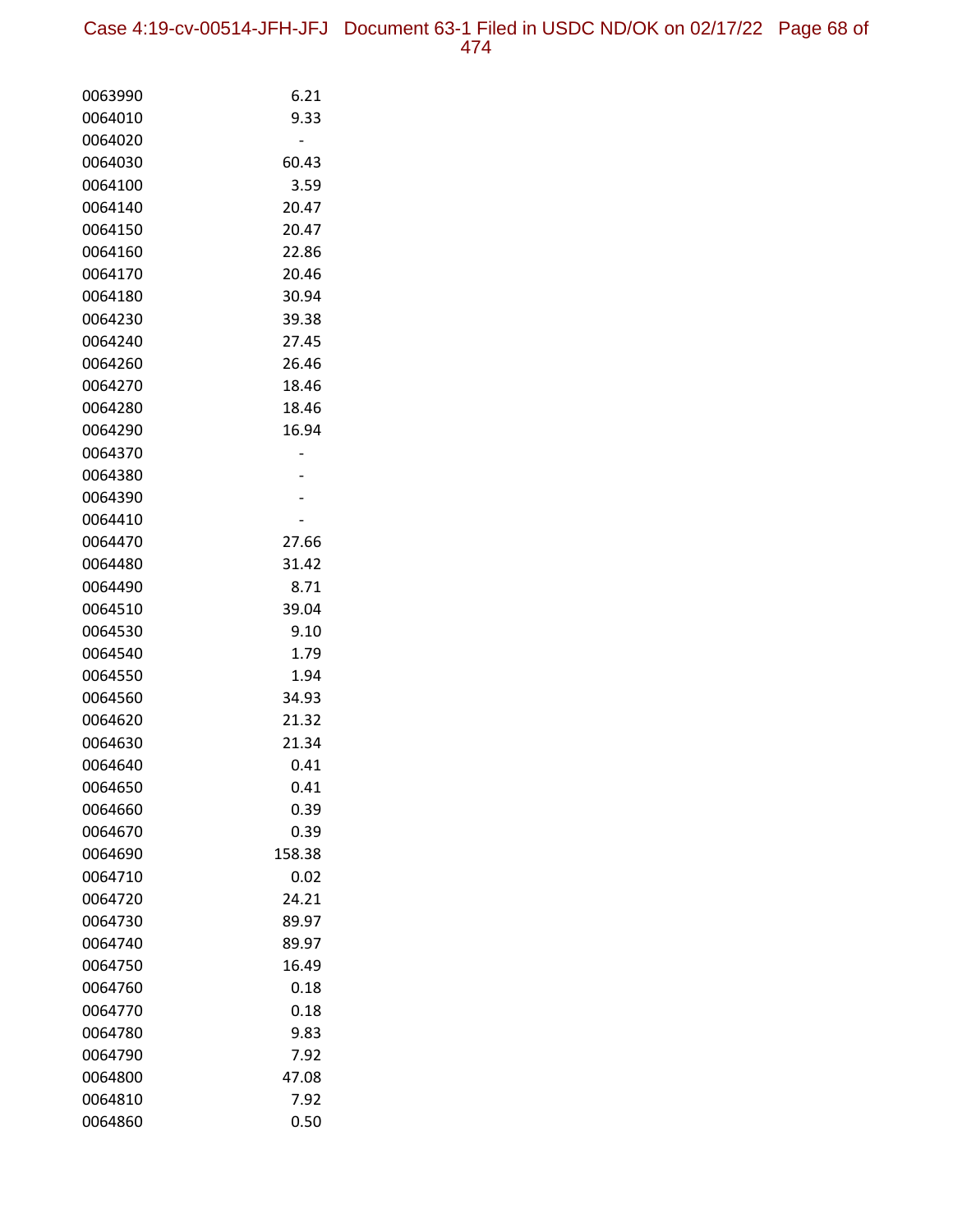| | |
|---|---|
| 0063990 | 6.21 |
| 0064010 | 9.33 |
| 0064020 | - |
| 0064030 | 60.43 |
| 0064100 | 3.59 |
| 0064140 | 20.47 |
| 0064150 | 20.47 |
| 0064160 | 22.86 |
| 0064170 | 20.46 |
| 0064180 | 30.94 |
| 0064230 | 39.38 |
| 0064240 | 27.45 |
| 0064260 | 26.46 |
| 0064270 | 18.46 |
| 0064280 | 18.46 |
| 0064290 | 16.94 |
| 0064370 | - |
| 0064380 | - |
| 0064390 | - |
| 0064410 | - |
| 0064470 | 27.66 |
| 0064480 | 31.42 |
| 0064490 | 8.71 |
| 0064510 | 39.04 |
| 0064530 | 9.10 |
| 0064540 | 1.79 |
| 0064550 | 1.94 |
| 0064560 | 34.93 |
| 0064620 | 21.32 |
| 0064630 | 21.34 |
| 0064640 | 0.41 |
| 0064650 | 0.41 |
| 0064660 | 0.39 |
| 0064670 | 0.39 |
| 0064690 | 158.38 |
| 0064710 | 0.02 |
| 0064720 | 24.21 |
| 0064730 | 89.97 |
| 0064740 | 89.97 |
| 0064750 | 16.49 |
| 0064760 | 0.18 |
| 0064770 | 0.18 |
| 0064780 | 9.83 |
| 0064790 | 7.92 |
| 0064800 | 47.08 |
| 0064810 | 7.92 |
| 0064860 | 0.50 |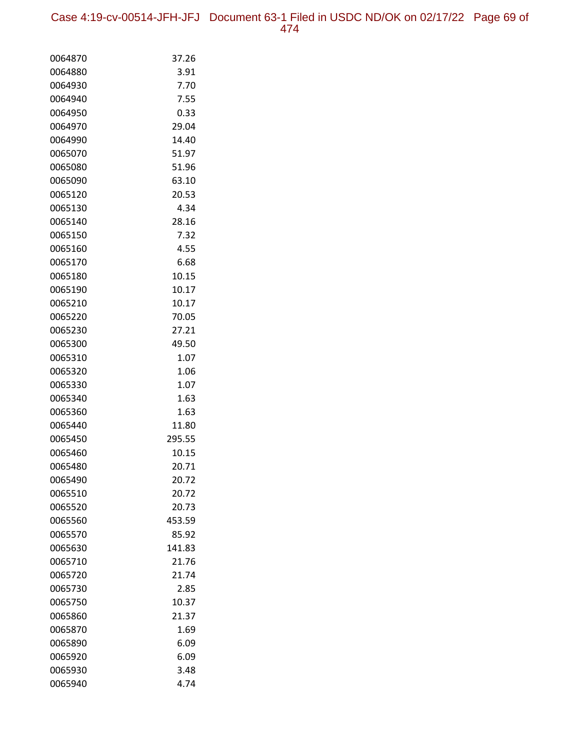| | |
|---|---|
| 0064870 | 37.26 |
| 0064880 | 3.91 |
| 0064930 | 7.70 |
| 0064940 | 7.55 |
| 0064950 | 0.33 |
| 0064970 | 29.04 |
| 0064990 | 14.40 |
| 0065070 | 51.97 |
| 0065080 | 51.96 |
| 0065090 | 63.10 |
| 0065120 | 20.53 |
| 0065130 | 4.34 |
| 0065140 | 28.16 |
| 0065150 | 7.32 |
| 0065160 | 4.55 |
| 0065170 | 6.68 |
| 0065180 | 10.15 |
| 0065190 | 10.17 |
| 0065210 | 10.17 |
| 0065220 | 70.05 |
| 0065230 | 27.21 |
| 0065300 | 49.50 |
| 0065310 | 1.07 |
| 0065320 | 1.06 |
| 0065330 | 1.07 |
| 0065340 | 1.63 |
| 0065360 | 1.63 |
| 0065440 | 11.80 |
| 0065450 | 295.55 |
| 0065460 | 10.15 |
| 0065480 | 20.71 |
| 0065490 | 20.72 |
| 0065510 | 20.72 |
| 0065520 | 20.73 |
| 0065560 | 453.59 |
| 0065570 | 85.92 |
| 0065630 | 141.83 |
| 0065710 | 21.76 |
| 0065720 | 21.74 |
| 0065730 | 2.85 |
| 0065750 | 10.37 |
| 0065860 | 21.37 |
| 0065870 | 1.69 |
| 0065890 | 6.09 |
| 0065920 | 6.09 |
| 0065930 | 3.48 |
| 0065940 | 4.74 |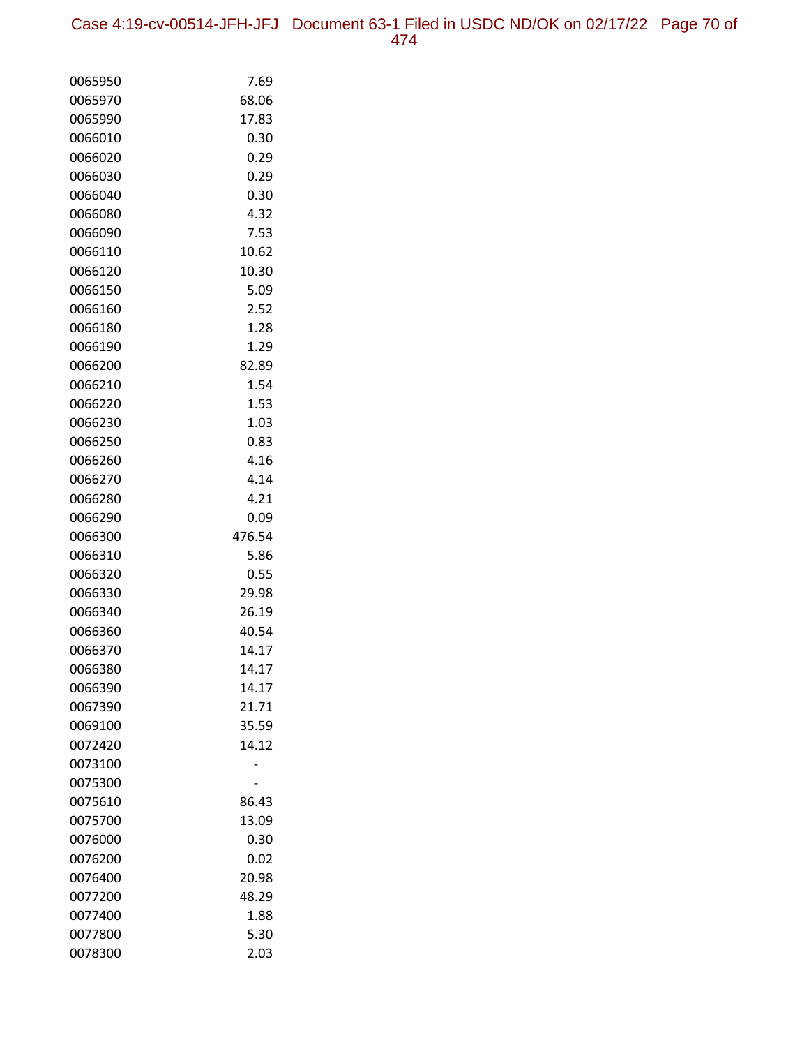| | |
|---|---|
| 0065950 | 7.69 |
| 0065970 | 68.06 |
| 0065990 | 17.83 |
| 0066010 | 0.30 |
| 0066020 | 0.29 |
| 0066030 | 0.29 |
| 0066040 | 0.30 |
| 0066080 | 4.32 |
| 0066090 | 7.53 |
| 0066110 | 10.62 |
| 0066120 | 10.30 |
| 0066150 | 5.09 |
| 0066160 | 2.52 |
| 0066180 | 1.28 |
| 0066190 | 1.29 |
| 0066200 | 82.89 |
| 0066210 | 1.54 |
| 0066220 | 1.53 |
| 0066230 | 1.03 |
| 0066250 | 0.83 |
| 0066260 | 4.16 |
| 0066270 | 4.14 |
| 0066280 | 4.21 |
| 0066290 | 0.09 |
| 0066300 | 476.54 |
| 0066310 | 5.86 |
| 0066320 | 0.55 |
| 0066330 | 29.98 |
| 0066340 | 26.19 |
| 0066360 | 40.54 |
| 0066370 | 14.17 |
| 0066380 | 14.17 |
| 0066390 | 14.17 |
| 0067390 | 21.71 |
| 0069100 | 35.59 |
| 0072420 | 14.12 |
| 0073100 | - |
| 0075300 | - |
| 0075610 | 86.43 |
| 0075700 | 13.09 |
| 0076000 | 0.30 |
| 0076200 | 0.02 |
| 0076400 | 20.98 |
| 0077200 | 48.29 |
| 0077400 | 1.88 |
| 0077800 | 5.30 |
| 0078300 | 2.03 |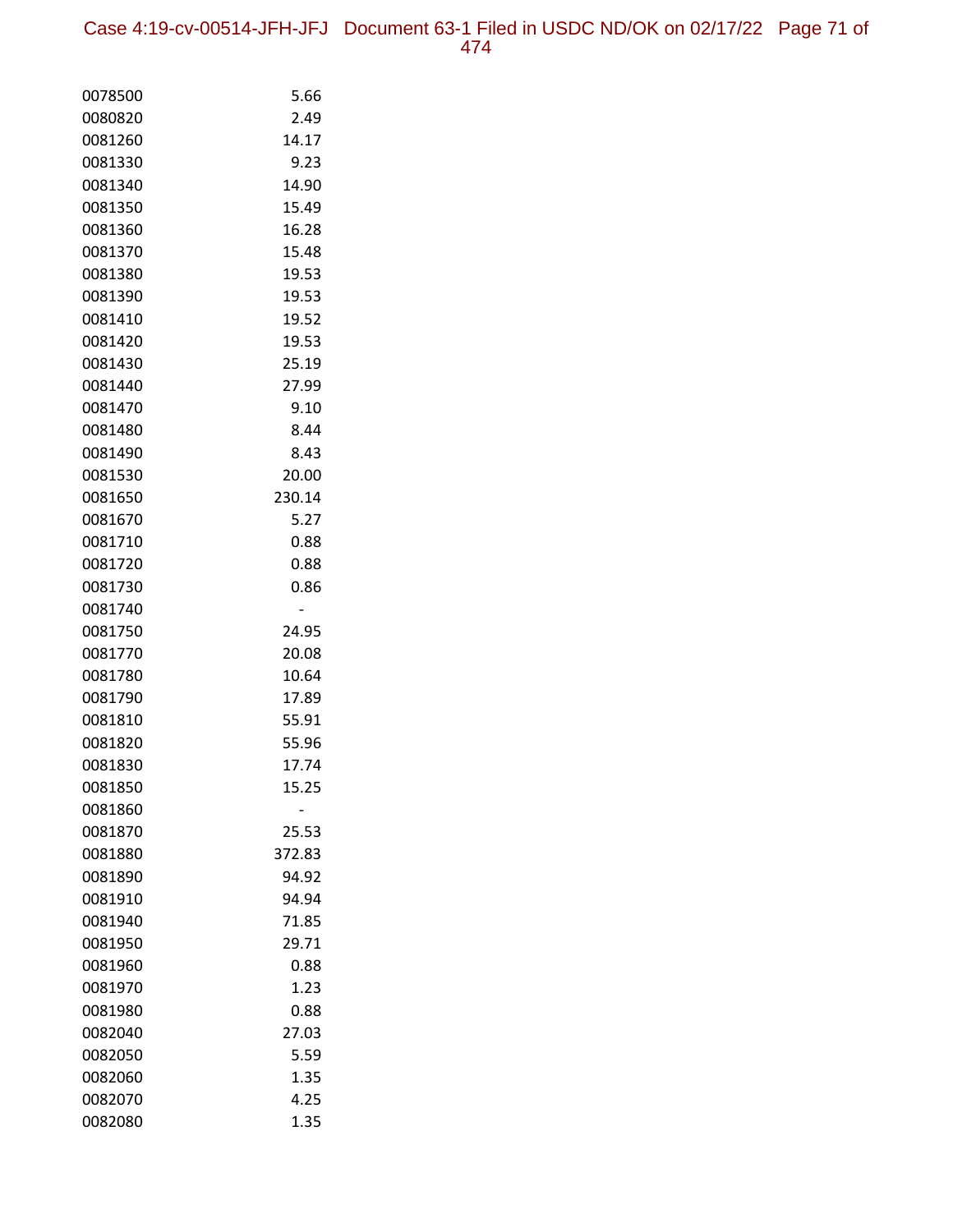| | |
|---|---|
| 0078500 | 5.66 |
| 0080820 | 2.49 |
| 0081260 | 14.17 |
| 0081330 | 9.23 |
| 0081340 | 14.90 |
| 0081350 | 15.49 |
| 0081360 | 16.28 |
| 0081370 | 15.48 |
| 0081380 | 19.53 |
| 0081390 | 19.53 |
| 0081410 | 19.52 |
| 0081420 | 19.53 |
| 0081430 | 25.19 |
| 0081440 | 27.99 |
| 0081470 | 9.10 |
| 0081480 | 8.44 |
| 0081490 | 8.43 |
| 0081530 | 20.00 |
| 0081650 | 230.14 |
| 0081670 | 5.27 |
| 0081710 | 0.88 |
| 0081720 | 0.88 |
| 0081730 | 0.86 |
| 0081740 | - |
| 0081750 | 24.95 |
| 0081770 | 20.08 |
| 0081780 | 10.64 |
| 0081790 | 17.89 |
| 0081810 | 55.91 |
| 0081820 | 55.96 |
| 0081830 | 17.74 |
| 0081850 | 15.25 |
| 0081860 | - |
| 0081870 | 25.53 |
| 0081880 | 372.83 |
| 0081890 | 94.92 |
| 0081910 | 94.94 |
| 0081940 | 71.85 |
| 0081950 | 29.71 |
| 0081960 | 0.88 |
| 0081970 | 1.23 |
| 0081980 | 0.88 |
| 0082040 | 27.03 |
| 0082050 | 5.59 |
| 0082060 | 1.35 |
| 0082070 | 4.25 |
| 0082080 | 1.35 |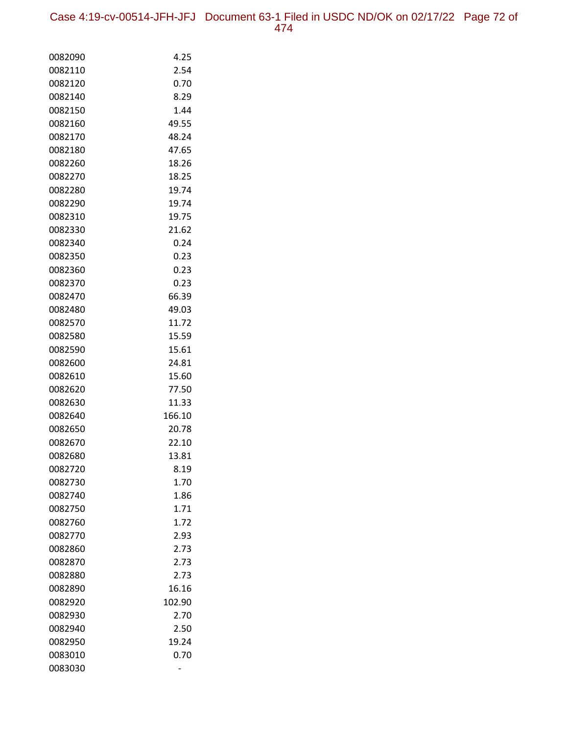| | |
|---|---|
| 0082090 | 4.25 |
| 0082110 | 2.54 |
| 0082120 | 0.70 |
| 0082140 | 8.29 |
| 0082150 | 1.44 |
| 0082160 | 49.55 |
| 0082170 | 48.24 |
| 0082180 | 47.65 |
| 0082260 | 18.26 |
| 0082270 | 18.25 |
| 0082280 | 19.74 |
| 0082290 | 19.74 |
| 0082310 | 19.75 |
| 0082330 | 21.62 |
| 0082340 | 0.24 |
| 0082350 | 0.23 |
| 0082360 | 0.23 |
| 0082370 | 0.23 |
| 0082470 | 66.39 |
| 0082480 | 49.03 |
| 0082570 | 11.72 |
| 0082580 | 15.59 |
| 0082590 | 15.61 |
| 0082600 | 24.81 |
| 0082610 | 15.60 |
| 0082620 | 77.50 |
| 0082630 | 11.33 |
| 0082640 | 166.10 |
| 0082650 | 20.78 |
| 0082670 | 22.10 |
| 0082680 | 13.81 |
| 0082720 | 8.19 |
| 0082730 | 1.70 |
| 0082740 | 1.86 |
| 0082750 | 1.71 |
| 0082760 | 1.72 |
| 0082770 | 2.93 |
| 0082860 | 2.73 |
| 0082870 | 2.73 |
| 0082880 | 2.73 |
| 0082890 | 16.16 |
| 0082920 | 102.90 |
| 0082930 | 2.70 |
| 0082940 | 2.50 |
| 0082950 | 19.24 |
| 0083010 | 0.70 |
| 0083030 | - |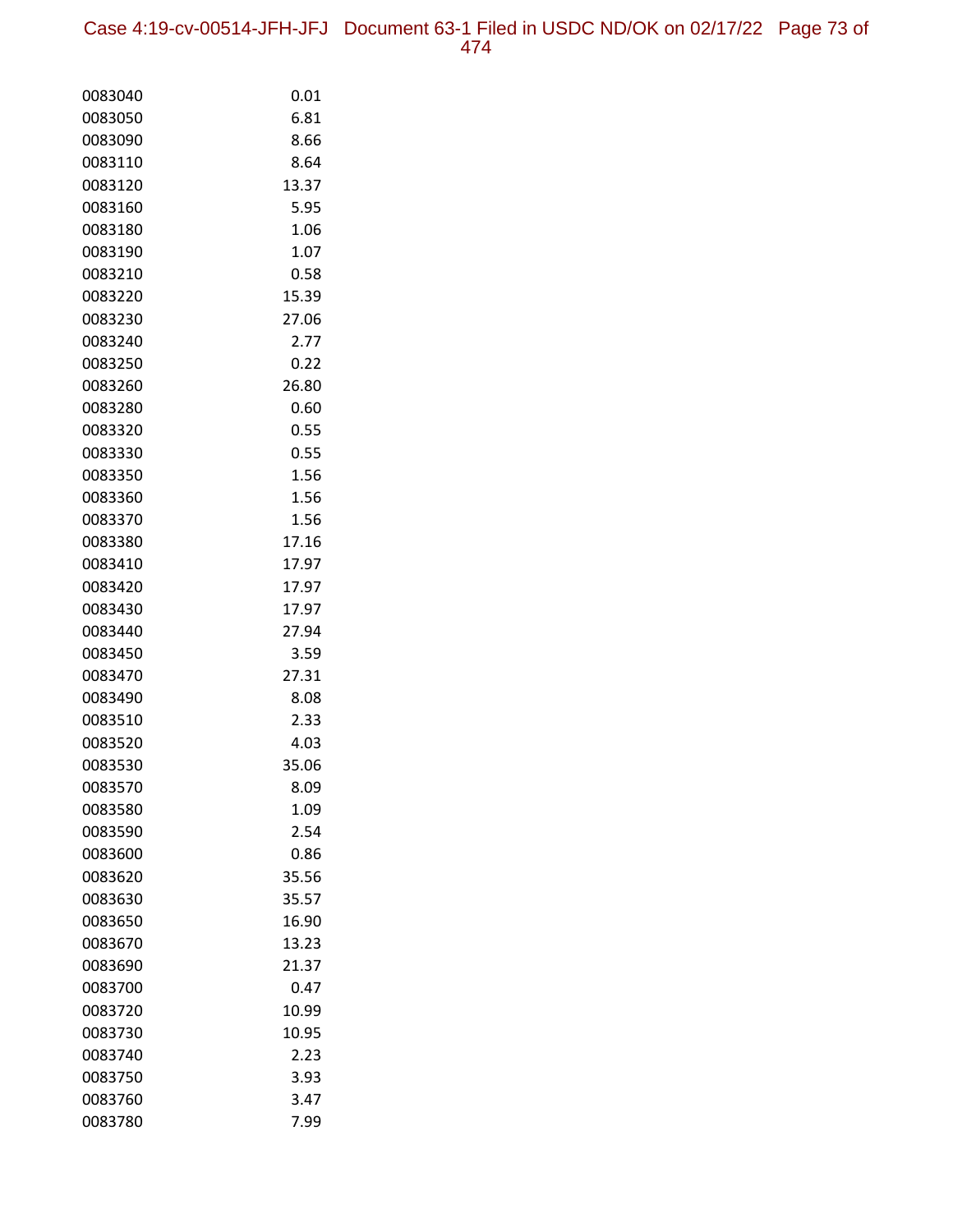| | |
|---|---|
| 0083040 | 0.01 |
| 0083050 | 6.81 |
| 0083090 | 8.66 |
| 0083110 | 8.64 |
| 0083120 | 13.37 |
| 0083160 | 5.95 |
| 0083180 | 1.06 |
| 0083190 | 1.07 |
| 0083210 | 0.58 |
| 0083220 | 15.39 |
| 0083230 | 27.06 |
| 0083240 | 2.77 |
| 0083250 | 0.22 |
| 0083260 | 26.80 |
| 0083280 | 0.60 |
| 0083320 | 0.55 |
| 0083330 | 0.55 |
| 0083350 | 1.56 |
| 0083360 | 1.56 |
| 0083370 | 1.56 |
| 0083380 | 17.16 |
| 0083410 | 17.97 |
| 0083420 | 17.97 |
| 0083430 | 17.97 |
| 0083440 | 27.94 |
| 0083450 | 3.59 |
| 0083470 | 27.31 |
| 0083490 | 8.08 |
| 0083510 | 2.33 |
| 0083520 | 4.03 |
| 0083530 | 35.06 |
| 0083570 | 8.09 |
| 0083580 | 1.09 |
| 0083590 | 2.54 |
| 0083600 | 0.86 |
| 0083620 | 35.56 |
| 0083630 | 35.57 |
| 0083650 | 16.90 |
| 0083670 | 13.23 |
| 0083690 | 21.37 |
| 0083700 | 0.47 |
| 0083720 | 10.99 |
| 0083730 | 10.95 |
| 0083740 | 2.23 |
| 0083750 | 3.93 |
| 0083760 | 3.47 |
| 0083780 | 7.99 |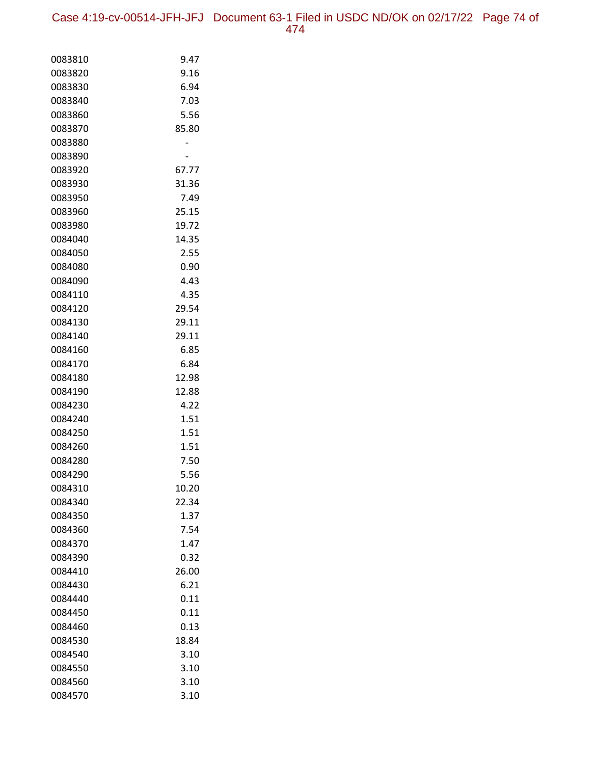| | |
|---|---|
| 0083810 | 9.47 |
| 0083820 | 9.16 |
| 0083830 | 6.94 |
| 0083840 | 7.03 |
| 0083860 | 5.56 |
| 0083870 | 85.80 |
| 0083880 | - |
| 0083890 | - |
| 0083920 | 67.77 |
| 0083930 | 31.36 |
| 0083950 | 7.49 |
| 0083960 | 25.15 |
| 0083980 | 19.72 |
| 0084040 | 14.35 |
| 0084050 | 2.55 |
| 0084080 | 0.90 |
| 0084090 | 4.43 |
| 0084110 | 4.35 |
| 0084120 | 29.54 |
| 0084130 | 29.11 |
| 0084140 | 29.11 |
| 0084160 | 6.85 |
| 0084170 | 6.84 |
| 0084180 | 12.98 |
| 0084190 | 12.88 |
| 0084230 | 4.22 |
| 0084240 | 1.51 |
| 0084250 | 1.51 |
| 0084260 | 1.51 |
| 0084280 | 7.50 |
| 0084290 | 5.56 |
| 0084310 | 10.20 |
| 0084340 | 22.34 |
| 0084350 | 1.37 |
| 0084360 | 7.54 |
| 0084370 | 1.47 |
| 0084390 | 0.32 |
| 0084410 | 26.00 |
| 0084430 | 6.21 |
| 0084440 | 0.11 |
| 0084450 | 0.11 |
| 0084460 | 0.13 |
| 0084530 | 18.84 |
| 0084540 | 3.10 |
| 0084550 | 3.10 |
| 0084560 | 3.10 |
| 0084570 | 3.10 |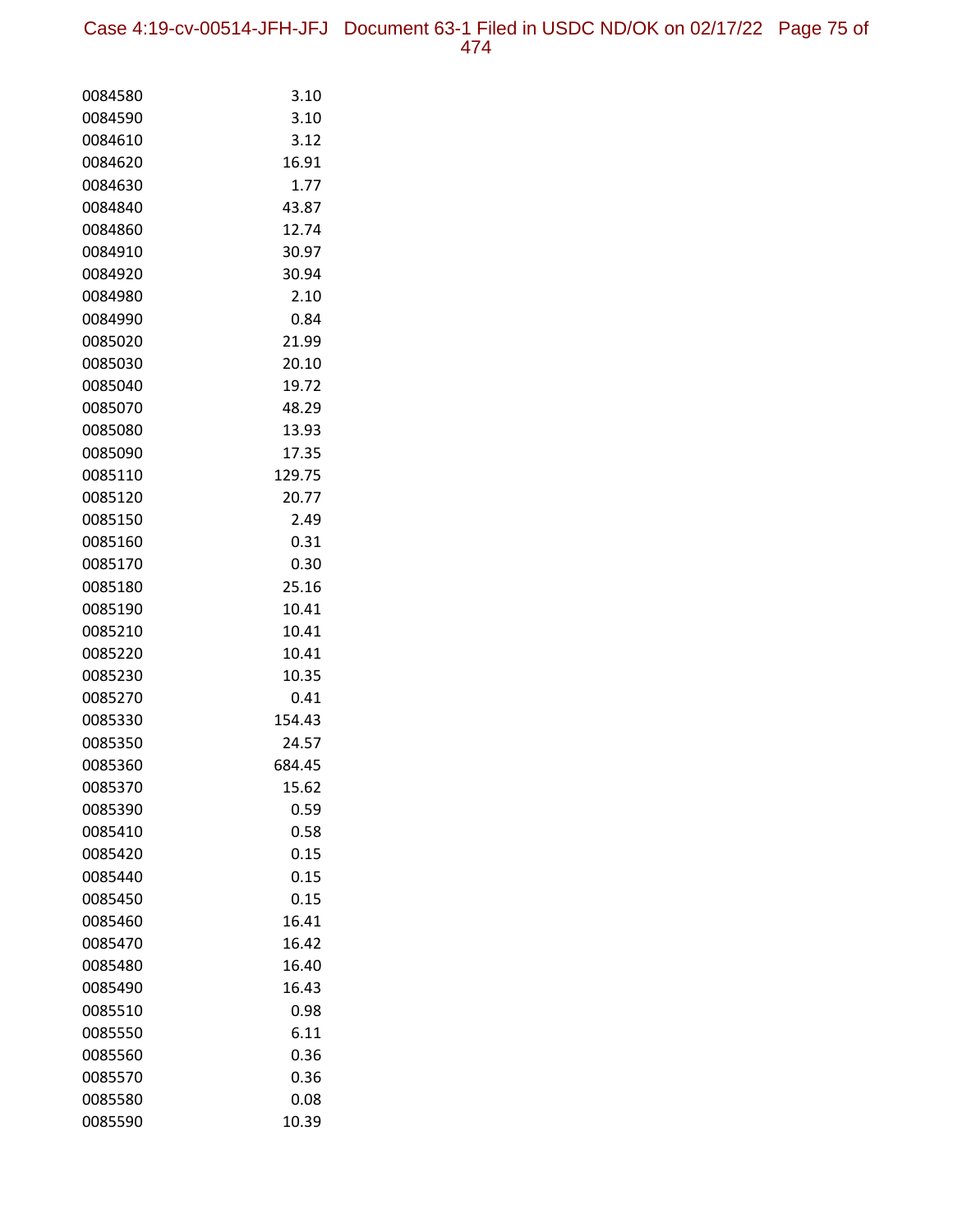| | |
|---|---|
| 0084580 | 3.10 |
| 0084590 | 3.10 |
| 0084610 | 3.12 |
| 0084620 | 16.91 |
| 0084630 | 1.77 |
| 0084840 | 43.87 |
| 0084860 | 12.74 |
| 0084910 | 30.97 |
| 0084920 | 30.94 |
| 0084980 | 2.10 |
| 0084990 | 0.84 |
| 0085020 | 21.99 |
| 0085030 | 20.10 |
| 0085040 | 19.72 |
| 0085070 | 48.29 |
| 0085080 | 13.93 |
| 0085090 | 17.35 |
| 0085110 | 129.75 |
| 0085120 | 20.77 |
| 0085150 | 2.49 |
| 0085160 | 0.31 |
| 0085170 | 0.30 |
| 0085180 | 25.16 |
| 0085190 | 10.41 |
| 0085210 | 10.41 |
| 0085220 | 10.41 |
| 0085230 | 10.35 |
| 0085270 | 0.41 |
| 0085330 | 154.43 |
| 0085350 | 24.57 |
| 0085360 | 684.45 |
| 0085370 | 15.62 |
| 0085390 | 0.59 |
| 0085410 | 0.58 |
| 0085420 | 0.15 |
| 0085440 | 0.15 |
| 0085450 | 0.15 |
| 0085460 | 16.41 |
| 0085470 | 16.42 |
| 0085480 | 16.40 |
| 0085490 | 16.43 |
| 0085510 | 0.98 |
| 0085550 | 6.11 |
| 0085560 | 0.36 |
| 0085570 | 0.36 |
| 0085580 | 0.08 |
| 0085590 | 10.39 |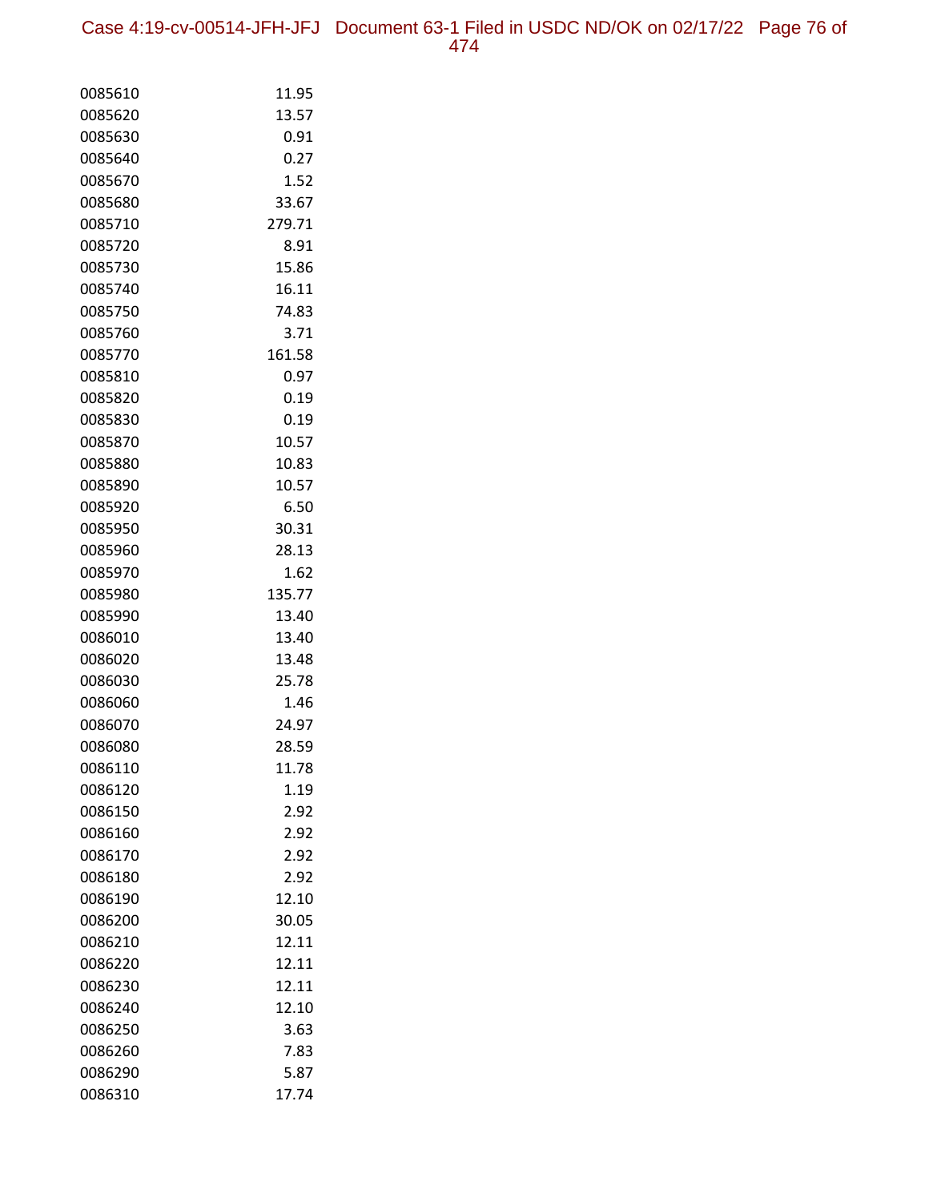| | |
|---|---|
| 0085610 | 11.95 |
| 0085620 | 13.57 |
| 0085630 | 0.91 |
| 0085640 | 0.27 |
| 0085670 | 1.52 |
| 0085680 | 33.67 |
| 0085710 | 279.71 |
| 0085720 | 8.91 |
| 0085730 | 15.86 |
| 0085740 | 16.11 |
| 0085750 | 74.83 |
| 0085760 | 3.71 |
| 0085770 | 161.58 |
| 0085810 | 0.97 |
| 0085820 | 0.19 |
| 0085830 | 0.19 |
| 0085870 | 10.57 |
| 0085880 | 10.83 |
| 0085890 | 10.57 |
| 0085920 | 6.50 |
| 0085950 | 30.31 |
| 0085960 | 28.13 |
| 0085970 | 1.62 |
| 0085980 | 135.77 |
| 0085990 | 13.40 |
| 0086010 | 13.40 |
| 0086020 | 13.48 |
| 0086030 | 25.78 |
| 0086060 | 1.46 |
| 0086070 | 24.97 |
| 0086080 | 28.59 |
| 0086110 | 11.78 |
| 0086120 | 1.19 |
| 0086150 | 2.92 |
| 0086160 | 2.92 |
| 0086170 | 2.92 |
| 0086180 | 2.92 |
| 0086190 | 12.10 |
| 0086200 | 30.05 |
| 0086210 | 12.11 |
| 0086220 | 12.11 |
| 0086230 | 12.11 |
| 0086240 | 12.10 |
| 0086250 | 3.63 |
| 0086260 | 7.83 |
| 0086290 | 5.87 |
| 0086310 | 17.74 |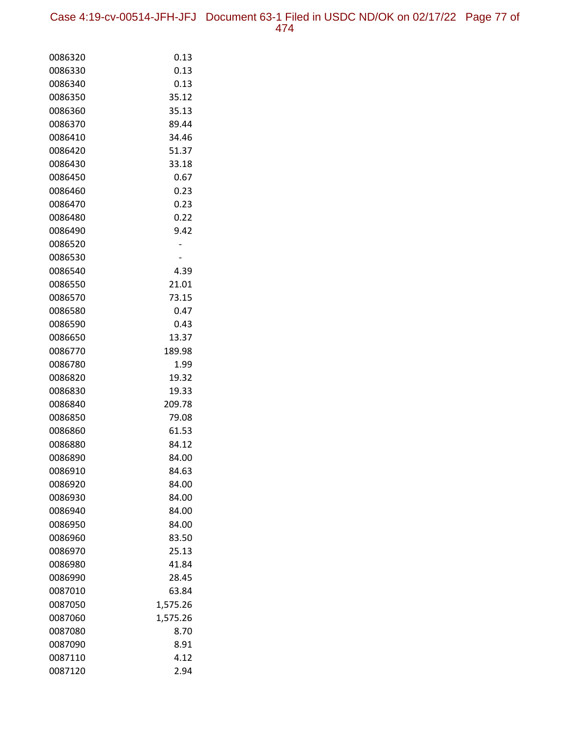| | |
|---|---|
| 0086320 | 0.13 |
| 0086330 | 0.13 |
| 0086340 | 0.13 |
| 0086350 | 35.12 |
| 0086360 | 35.13 |
| 0086370 | 89.44 |
| 0086410 | 34.46 |
| 0086420 | 51.37 |
| 0086430 | 33.18 |
| 0086450 | 0.67 |
| 0086460 | 0.23 |
| 0086470 | 0.23 |
| 0086480 | 0.22 |
| 0086490 | 9.42 |
| 0086520 | - |
| 0086530 | - |
| 0086540 | 4.39 |
| 0086550 | 21.01 |
| 0086570 | 73.15 |
| 0086580 | 0.47 |
| 0086590 | 0.43 |
| 0086650 | 13.37 |
| 0086770 | 189.98 |
| 0086780 | 1.99 |
| 0086820 | 19.32 |
| 0086830 | 19.33 |
| 0086840 | 209.78 |
| 0086850 | 79.08 |
| 0086860 | 61.53 |
| 0086880 | 84.12 |
| 0086890 | 84.00 |
| 0086910 | 84.63 |
| 0086920 | 84.00 |
| 0086930 | 84.00 |
| 0086940 | 84.00 |
| 0086950 | 84.00 |
| 0086960 | 83.50 |
| 0086970 | 25.13 |
| 0086980 | 41.84 |
| 0086990 | 28.45 |
| 0087010 | 63.84 |
| 0087050 | 1,575.26 |
| 0087060 | 1,575.26 |
| 0087080 | 8.70 |
| 0087090 | 8.91 |
| 0087110 | 4.12 |
| 0087120 | 2.94 |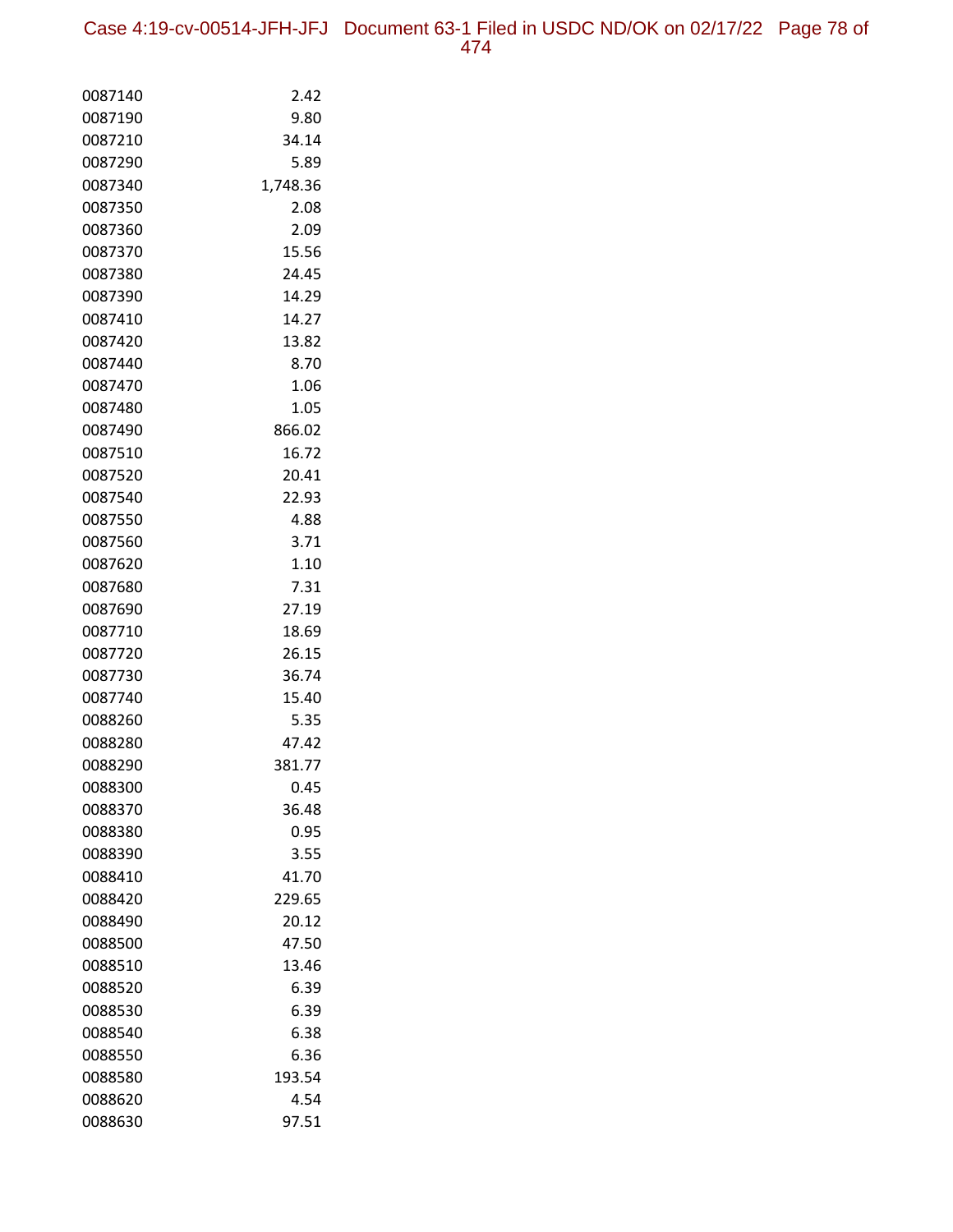| | |
|---|---|
| 0087140 | 2.42 |
| 0087190 | 9.80 |
| 0087210 | 34.14 |
| 0087290 | 5.89 |
| 0087340 | 1,748.36 |
| 0087350 | 2.08 |
| 0087360 | 2.09 |
| 0087370 | 15.56 |
| 0087380 | 24.45 |
| 0087390 | 14.29 |
| 0087410 | 14.27 |
| 0087420 | 13.82 |
| 0087440 | 8.70 |
| 0087470 | 1.06 |
| 0087480 | 1.05 |
| 0087490 | 866.02 |
| 0087510 | 16.72 |
| 0087520 | 20.41 |
| 0087540 | 22.93 |
| 0087550 | 4.88 |
| 0087560 | 3.71 |
| 0087620 | 1.10 |
| 0087680 | 7.31 |
| 0087690 | 27.19 |
| 0087710 | 18.69 |
| 0087720 | 26.15 |
| 0087730 | 36.74 |
| 0087740 | 15.40 |
| 0088260 | 5.35 |
| 0088280 | 47.42 |
| 0088290 | 381.77 |
| 0088300 | 0.45 |
| 0088370 | 36.48 |
| 0088380 | 0.95 |
| 0088390 | 3.55 |
| 0088410 | 41.70 |
| 0088420 | 229.65 |
| 0088490 | 20.12 |
| 0088500 | 47.50 |
| 0088510 | 13.46 |
| 0088520 | 6.39 |
| 0088530 | 6.39 |
| 0088540 | 6.38 |
| 0088550 | 6.36 |
| 0088580 | 193.54 |
| 0088620 | 4.54 |
| 0088630 | 97.51 |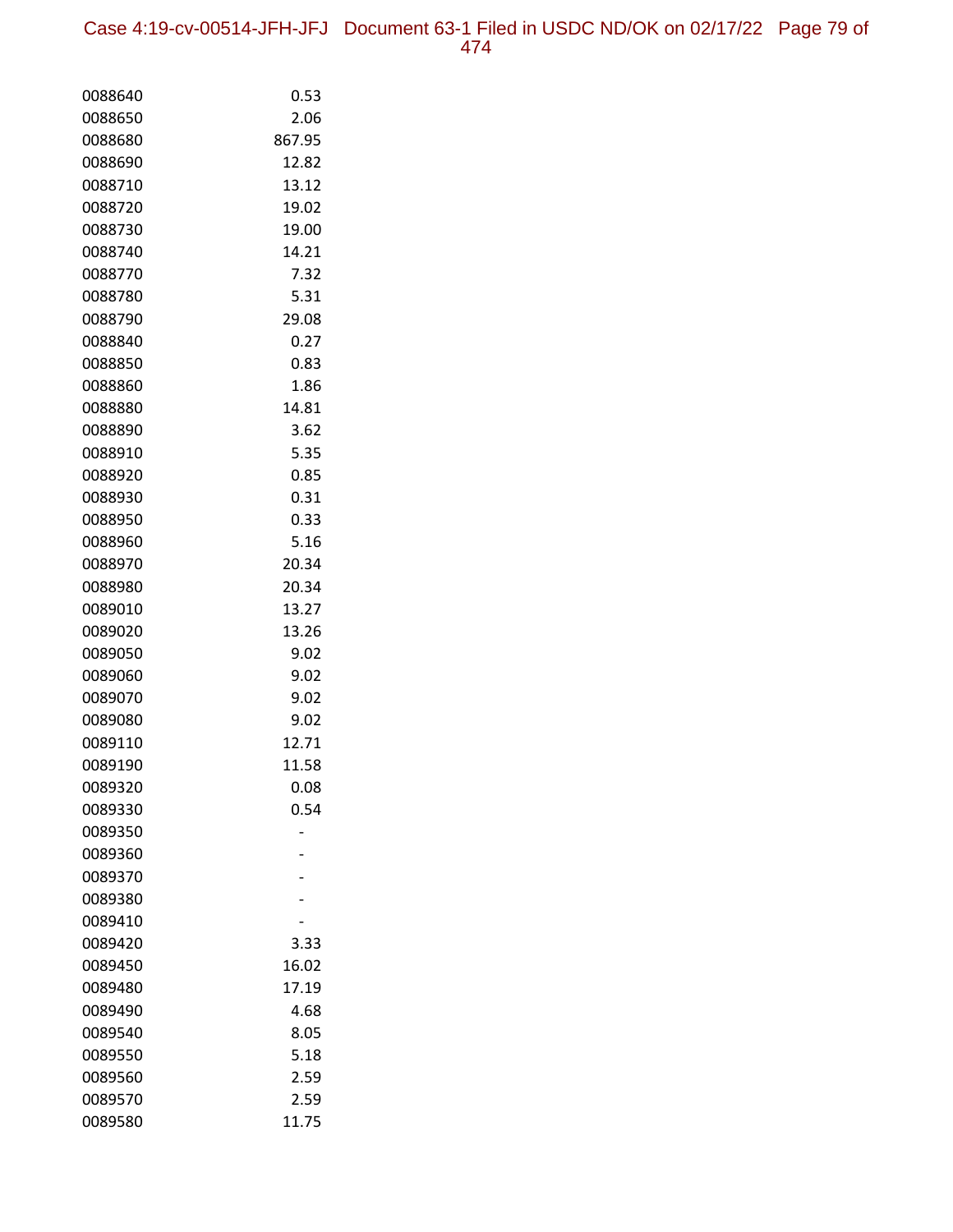| | |
|---|---|
| 0088640 | 0.53 |
| 0088650 | 2.06 |
| 0088680 | 867.95 |
| 0088690 | 12.82 |
| 0088710 | 13.12 |
| 0088720 | 19.02 |
| 0088730 | 19.00 |
| 0088740 | 14.21 |
| 0088770 | 7.32 |
| 0088780 | 5.31 |
| 0088790 | 29.08 |
| 0088840 | 0.27 |
| 0088850 | 0.83 |
| 0088860 | 1.86 |
| 0088880 | 14.81 |
| 0088890 | 3.62 |
| 0088910 | 5.35 |
| 0088920 | 0.85 |
| 0088930 | 0.31 |
| 0088950 | 0.33 |
| 0088960 | 5.16 |
| 0088970 | 20.34 |
| 0088980 | 20.34 |
| 0089010 | 13.27 |
| 0089020 | 13.26 |
| 0089050 | 9.02 |
| 0089060 | 9.02 |
| 0089070 | 9.02 |
| 0089080 | 9.02 |
| 0089110 | 12.71 |
| 0089190 | 11.58 |
| 0089320 | 0.08 |
| 0089330 | 0.54 |
| 0089350 | - |
| 0089360 | - |
| 0089370 | - |
| 0089380 | - |
| 0089410 | - |
| 0089420 | 3.33 |
| 0089450 | 16.02 |
| 0089480 | 17.19 |
| 0089490 | 4.68 |
| 0089540 | 8.05 |
| 0089550 | 5.18 |
| 0089560 | 2.59 |
| 0089570 | 2.59 |
| 0089580 | 11.75 |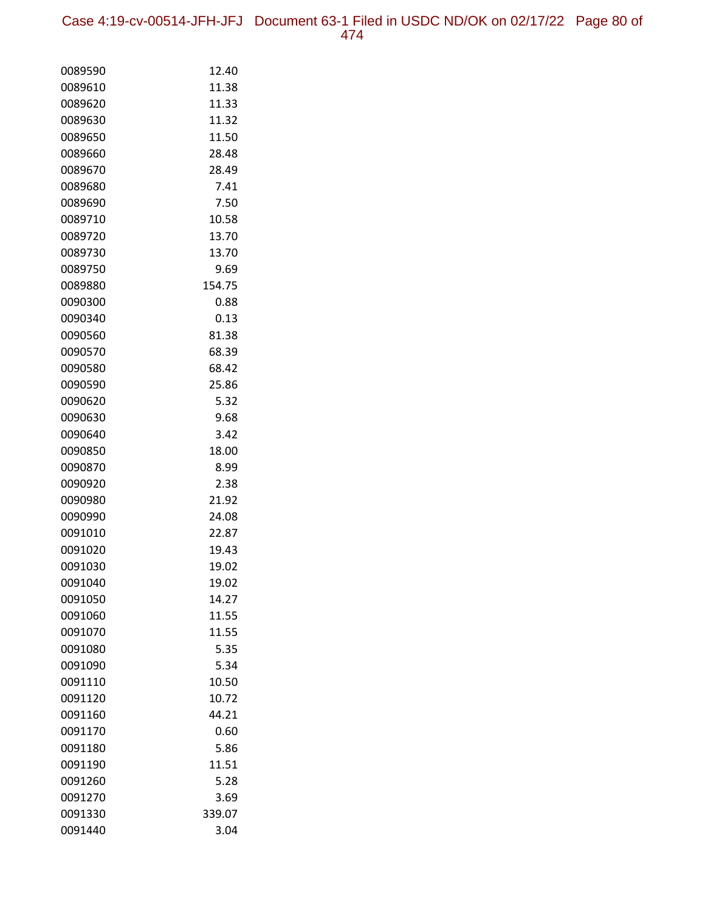| | |
|---|---|
| 0089590 | 12.40 |
| 0089610 | 11.38 |
| 0089620 | 11.33 |
| 0089630 | 11.32 |
| 0089650 | 11.50 |
| 0089660 | 28.48 |
| 0089670 | 28.49 |
| 0089680 | 7.41 |
| 0089690 | 7.50 |
| 0089710 | 10.58 |
| 0089720 | 13.70 |
| 0089730 | 13.70 |
| 0089750 | 9.69 |
| 0089880 | 154.75 |
| 0090300 | 0.88 |
| 0090340 | 0.13 |
| 0090560 | 81.38 |
| 0090570 | 68.39 |
| 0090580 | 68.42 |
| 0090590 | 25.86 |
| 0090620 | 5.32 |
| 0090630 | 9.68 |
| 0090640 | 3.42 |
| 0090850 | 18.00 |
| 0090870 | 8.99 |
| 0090920 | 2.38 |
| 0090980 | 21.92 |
| 0090990 | 24.08 |
| 0091010 | 22.87 |
| 0091020 | 19.43 |
| 0091030 | 19.02 |
| 0091040 | 19.02 |
| 0091050 | 14.27 |
| 0091060 | 11.55 |
| 0091070 | 11.55 |
| 0091080 | 5.35 |
| 0091090 | 5.34 |
| 0091110 | 10.50 |
| 0091120 | 10.72 |
| 0091160 | 44.21 |
| 0091170 | 0.60 |
| 0091180 | 5.86 |
| 0091190 | 11.51 |
| 0091260 | 5.28 |
| 0091270 | 3.69 |
| 0091330 | 339.07 |
| 0091440 | 3.04 |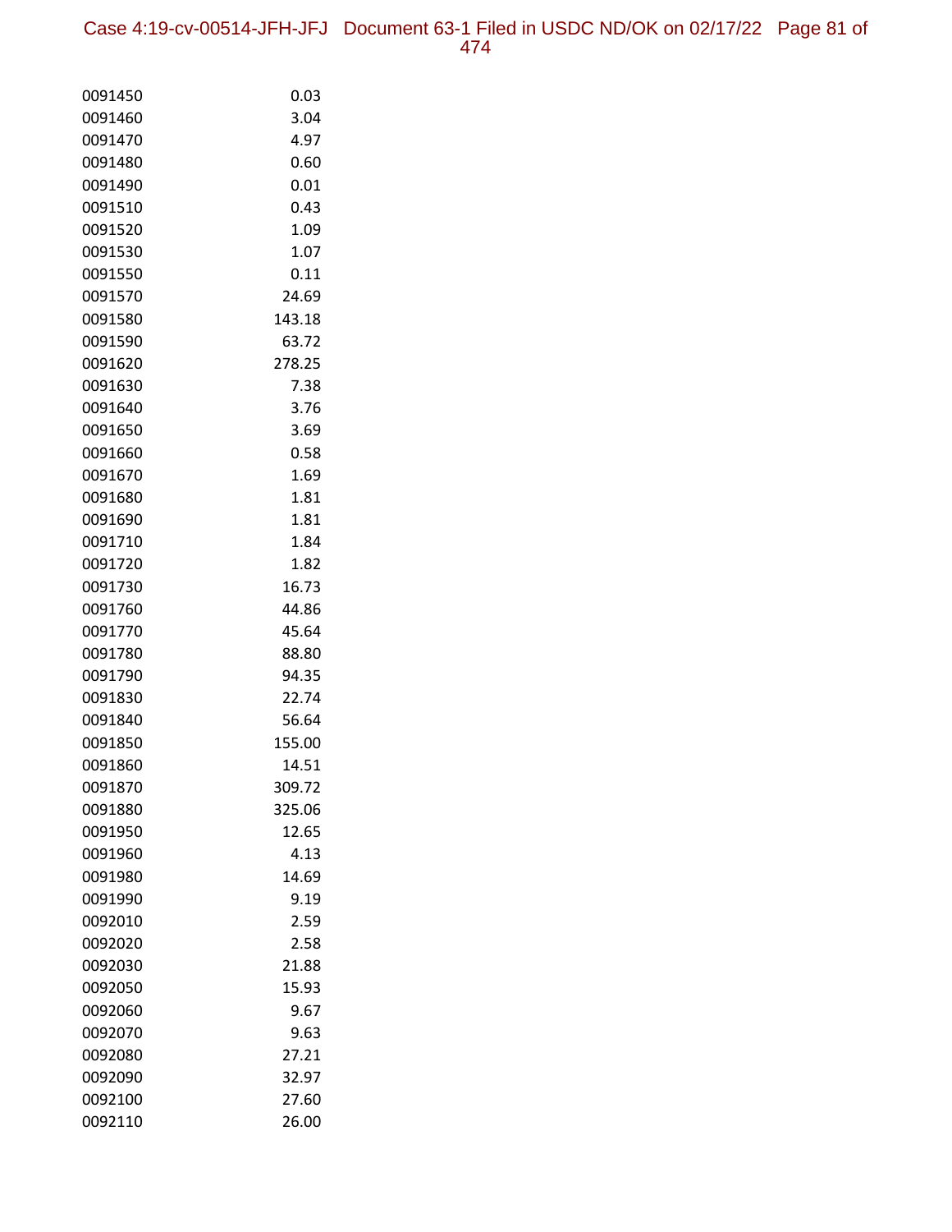| | |
|---|---|
| 0091450 | 0.03 |
| 0091460 | 3.04 |
| 0091470 | 4.97 |
| 0091480 | 0.60 |
| 0091490 | 0.01 |
| 0091510 | 0.43 |
| 0091520 | 1.09 |
| 0091530 | 1.07 |
| 0091550 | 0.11 |
| 0091570 | 24.69 |
| 0091580 | 143.18 |
| 0091590 | 63.72 |
| 0091620 | 278.25 |
| 0091630 | 7.38 |
| 0091640 | 3.76 |
| 0091650 | 3.69 |
| 0091660 | 0.58 |
| 0091670 | 1.69 |
| 0091680 | 1.81 |
| 0091690 | 1.81 |
| 0091710 | 1.84 |
| 0091720 | 1.82 |
| 0091730 | 16.73 |
| 0091760 | 44.86 |
| 0091770 | 45.64 |
| 0091780 | 88.80 |
| 0091790 | 94.35 |
| 0091830 | 22.74 |
| 0091840 | 56.64 |
| 0091850 | 155.00 |
| 0091860 | 14.51 |
| 0091870 | 309.72 |
| 0091880 | 325.06 |
| 0091950 | 12.65 |
| 0091960 | 4.13 |
| 0091980 | 14.69 |
| 0091990 | 9.19 |
| 0092010 | 2.59 |
| 0092020 | 2.58 |
| 0092030 | 21.88 |
| 0092050 | 15.93 |
| 0092060 | 9.67 |
| 0092070 | 9.63 |
| 0092080 | 27.21 |
| 0092090 | 32.97 |
| 0092100 | 27.60 |
| 0092110 | 26.00 |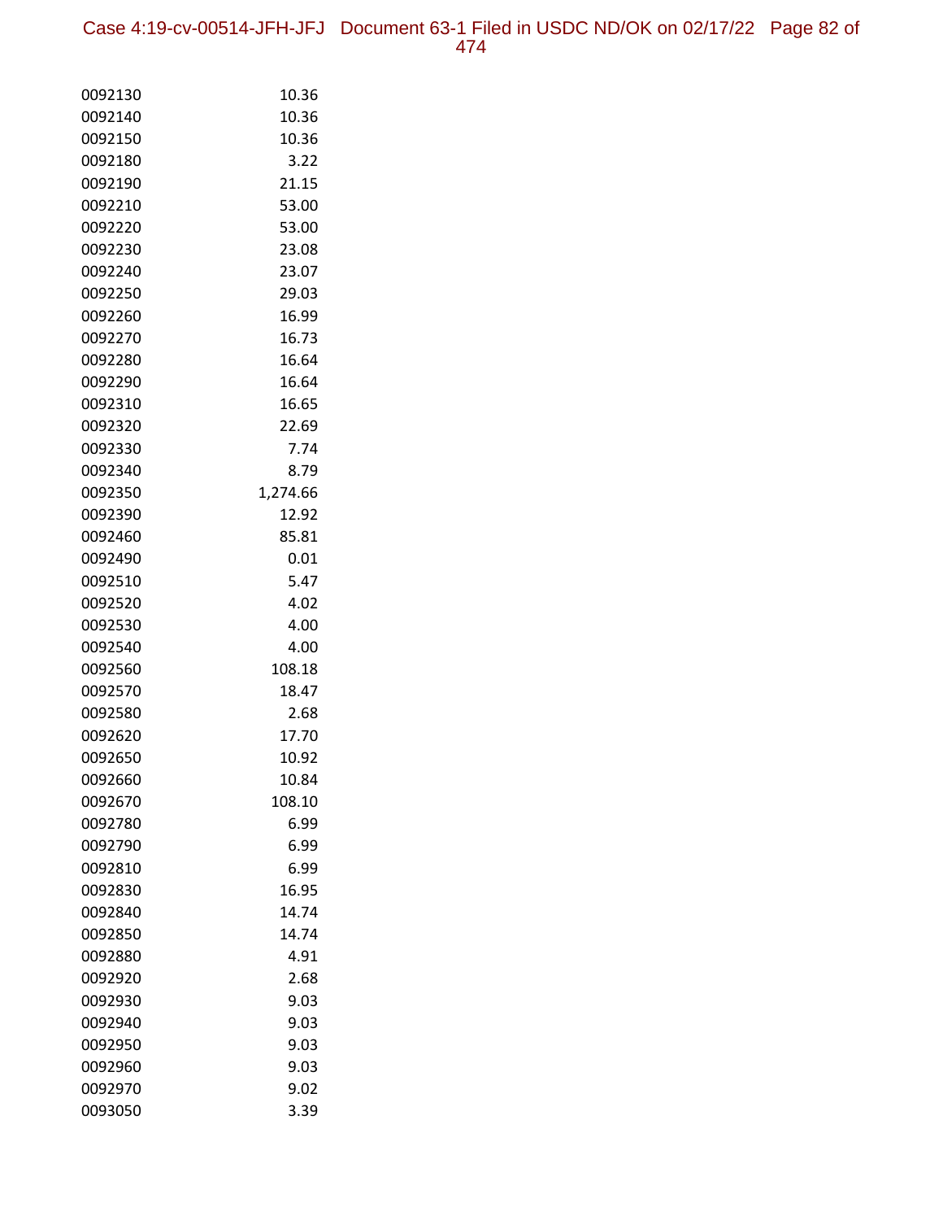| | |
|---|---|
| 0092130 | 10.36 |
| 0092140 | 10.36 |
| 0092150 | 10.36 |
| 0092180 | 3.22 |
| 0092190 | 21.15 |
| 0092210 | 53.00 |
| 0092220 | 53.00 |
| 0092230 | 23.08 |
| 0092240 | 23.07 |
| 0092250 | 29.03 |
| 0092260 | 16.99 |
| 0092270 | 16.73 |
| 0092280 | 16.64 |
| 0092290 | 16.64 |
| 0092310 | 16.65 |
| 0092320 | 22.69 |
| 0092330 | 7.74 |
| 0092340 | 8.79 |
| 0092350 | 1,274.66 |
| 0092390 | 12.92 |
| 0092460 | 85.81 |
| 0092490 | 0.01 |
| 0092510 | 5.47 |
| 0092520 | 4.02 |
| 0092530 | 4.00 |
| 0092540 | 4.00 |
| 0092560 | 108.18 |
| 0092570 | 18.47 |
| 0092580 | 2.68 |
| 0092620 | 17.70 |
| 0092650 | 10.92 |
| 0092660 | 10.84 |
| 0092670 | 108.10 |
| 0092780 | 6.99 |
| 0092790 | 6.99 |
| 0092810 | 6.99 |
| 0092830 | 16.95 |
| 0092840 | 14.74 |
| 0092850 | 14.74 |
| 0092880 | 4.91 |
| 0092920 | 2.68 |
| 0092930 | 9.03 |
| 0092940 | 9.03 |
| 0092950 | 9.03 |
| 0092960 | 9.03 |
| 0092970 | 9.02 |
| 0093050 | 3.39 |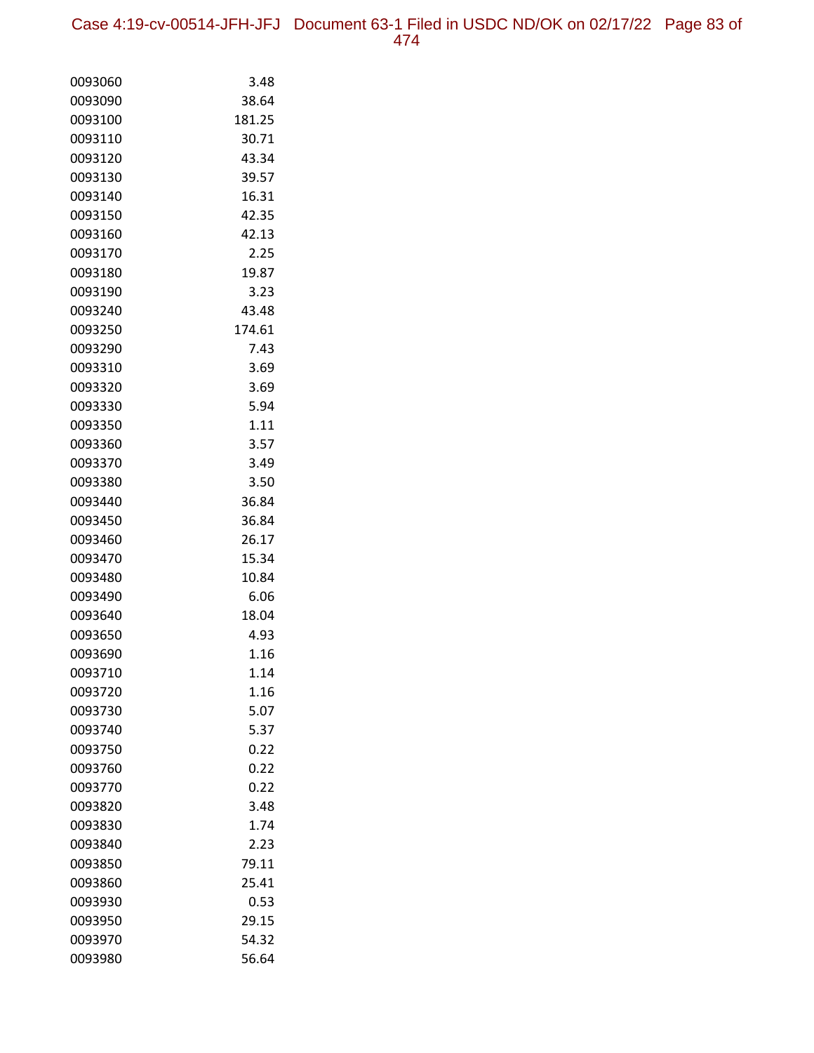| | |
|---|---|
| 0093060 | 3.48 |
| 0093090 | 38.64 |
| 0093100 | 181.25 |
| 0093110 | 30.71 |
| 0093120 | 43.34 |
| 0093130 | 39.57 |
| 0093140 | 16.31 |
| 0093150 | 42.35 |
| 0093160 | 42.13 |
| 0093170 | 2.25 |
| 0093180 | 19.87 |
| 0093190 | 3.23 |
| 0093240 | 43.48 |
| 0093250 | 174.61 |
| 0093290 | 7.43 |
| 0093310 | 3.69 |
| 0093320 | 3.69 |
| 0093330 | 5.94 |
| 0093350 | 1.11 |
| 0093360 | 3.57 |
| 0093370 | 3.49 |
| 0093380 | 3.50 |
| 0093440 | 36.84 |
| 0093450 | 36.84 |
| 0093460 | 26.17 |
| 0093470 | 15.34 |
| 0093480 | 10.84 |
| 0093490 | 6.06 |
| 0093640 | 18.04 |
| 0093650 | 4.93 |
| 0093690 | 1.16 |
| 0093710 | 1.14 |
| 0093720 | 1.16 |
| 0093730 | 5.07 |
| 0093740 | 5.37 |
| 0093750 | 0.22 |
| 0093760 | 0.22 |
| 0093770 | 0.22 |
| 0093820 | 3.48 |
| 0093830 | 1.74 |
| 0093840 | 2.23 |
| 0093850 | 79.11 |
| 0093860 | 25.41 |
| 0093930 | 0.53 |
| 0093950 | 29.15 |
| 0093970 | 54.32 |
| 0093980 | 56.64 |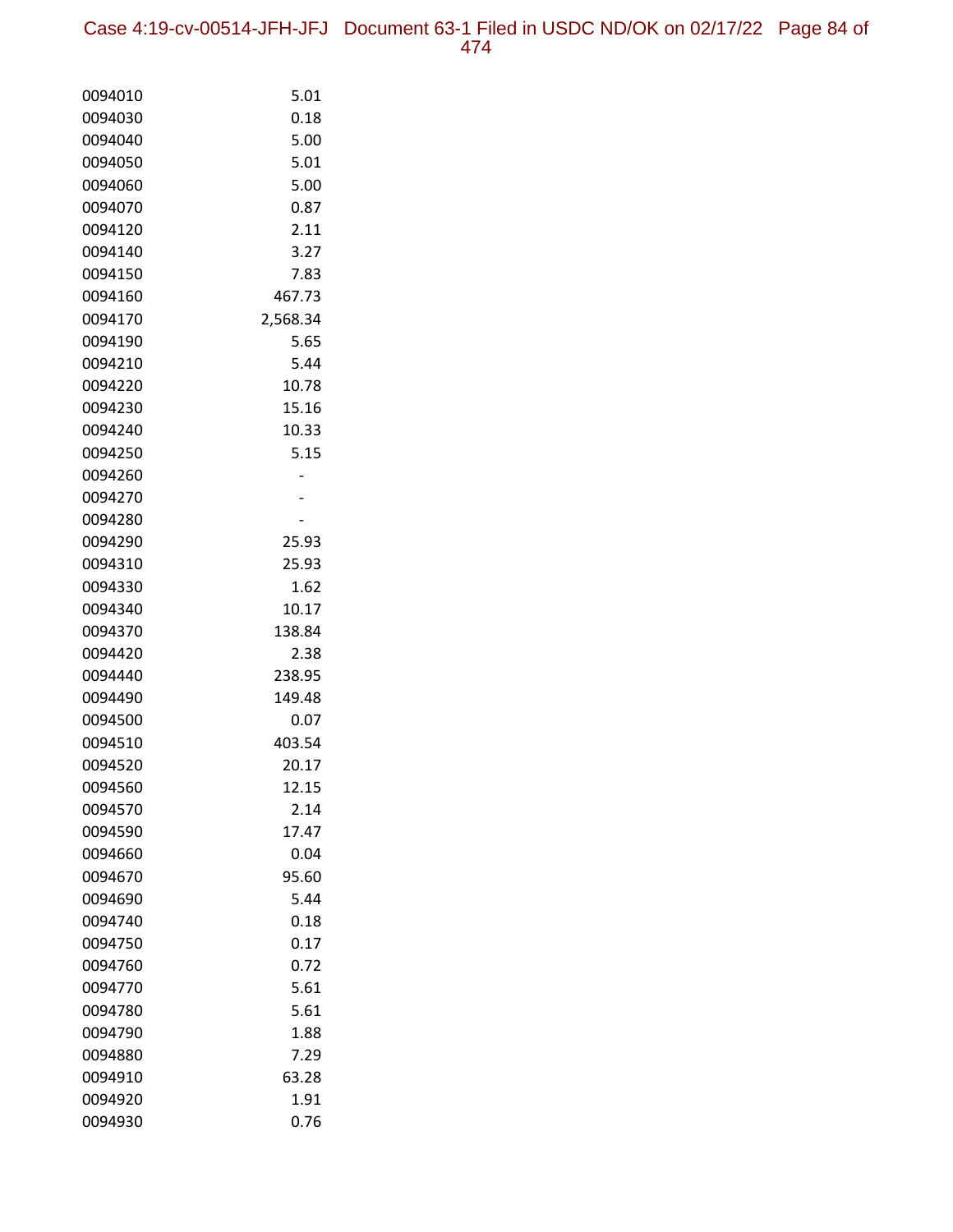| | |
|---|---|
| 0094010 | 5.01 |
| 0094030 | 0.18 |
| 0094040 | 5.00 |
| 0094050 | 5.01 |
| 0094060 | 5.00 |
| 0094070 | 0.87 |
| 0094120 | 2.11 |
| 0094140 | 3.27 |
| 0094150 | 7.83 |
| 0094160 | 467.73 |
| 0094170 | 2,568.34 |
| 0094190 | 5.65 |
| 0094210 | 5.44 |
| 0094220 | 10.78 |
| 0094230 | 15.16 |
| 0094240 | 10.33 |
| 0094250 | 5.15 |
| 0094260 | - |
| 0094270 | - |
| 0094280 | - |
| 0094290 | 25.93 |
| 0094310 | 25.93 |
| 0094330 | 1.62 |
| 0094340 | 10.17 |
| 0094370 | 138.84 |
| 0094420 | 2.38 |
| 0094440 | 238.95 |
| 0094490 | 149.48 |
| 0094500 | 0.07 |
| 0094510 | 403.54 |
| 0094520 | 20.17 |
| 0094560 | 12.15 |
| 0094570 | 2.14 |
| 0094590 | 17.47 |
| 0094660 | 0.04 |
| 0094670 | 95.60 |
| 0094690 | 5.44 |
| 0094740 | 0.18 |
| 0094750 | 0.17 |
| 0094760 | 0.72 |
| 0094770 | 5.61 |
| 0094780 | 5.61 |
| 0094790 | 1.88 |
| 0094880 | 7.29 |
| 0094910 | 63.28 |
| 0094920 | 1.91 |
| 0094930 | 0.76 |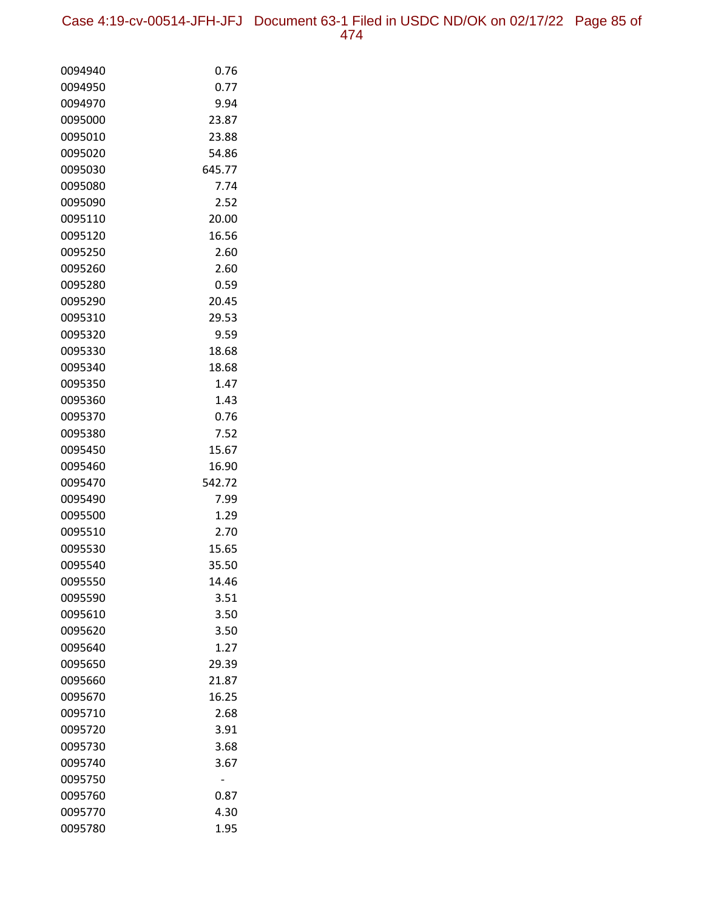| | |
|---|---|
| 0094940 | 0.76 |
| 0094950 | 0.77 |
| 0094970 | 9.94 |
| 0095000 | 23.87 |
| 0095010 | 23.88 |
| 0095020 | 54.86 |
| 0095030 | 645.77 |
| 0095080 | 7.74 |
| 0095090 | 2.52 |
| 0095110 | 20.00 |
| 0095120 | 16.56 |
| 0095250 | 2.60 |
| 0095260 | 2.60 |
| 0095280 | 0.59 |
| 0095290 | 20.45 |
| 0095310 | 29.53 |
| 0095320 | 9.59 |
| 0095330 | 18.68 |
| 0095340 | 18.68 |
| 0095350 | 1.47 |
| 0095360 | 1.43 |
| 0095370 | 0.76 |
| 0095380 | 7.52 |
| 0095450 | 15.67 |
| 0095460 | 16.90 |
| 0095470 | 542.72 |
| 0095490 | 7.99 |
| 0095500 | 1.29 |
| 0095510 | 2.70 |
| 0095530 | 15.65 |
| 0095540 | 35.50 |
| 0095550 | 14.46 |
| 0095590 | 3.51 |
| 0095610 | 3.50 |
| 0095620 | 3.50 |
| 0095640 | 1.27 |
| 0095650 | 29.39 |
| 0095660 | 21.87 |
| 0095670 | 16.25 |
| 0095710 | 2.68 |
| 0095720 | 3.91 |
| 0095730 | 3.68 |
| 0095740 | 3.67 |
| 0095750 | - |
| 0095760 | 0.87 |
| 0095770 | 4.30 |
| 0095780 | 1.95 |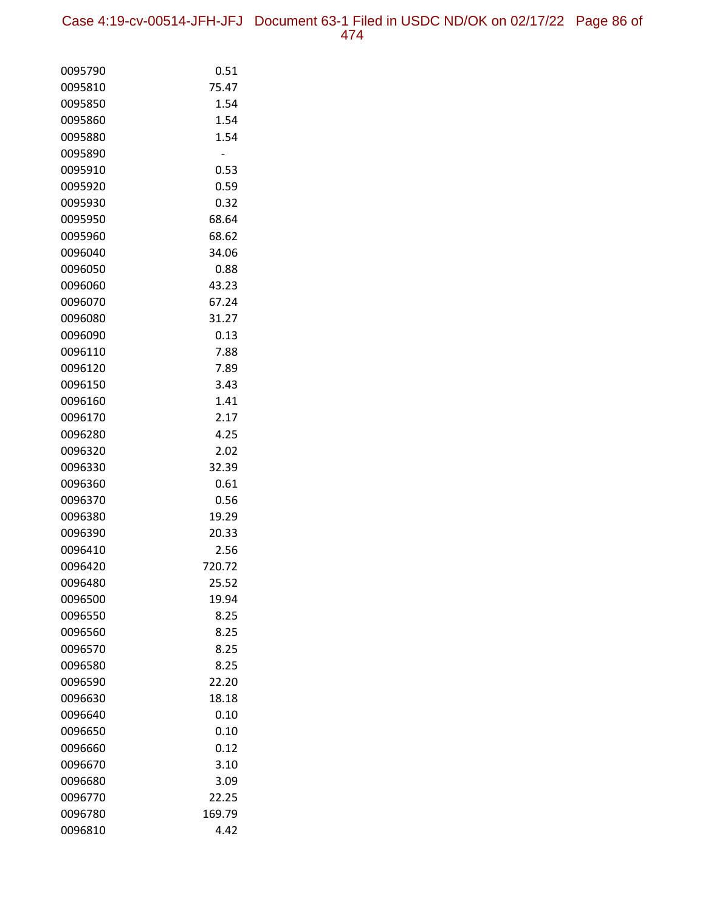| | |
|---|---|
| 0095790 | 0.51 |
| 0095810 | 75.47 |
| 0095850 | 1.54 |
| 0095860 | 1.54 |
| 0095880 | 1.54 |
| 0095890 | - |
| 0095910 | 0.53 |
| 0095920 | 0.59 |
| 0095930 | 0.32 |
| 0095950 | 68.64 |
| 0095960 | 68.62 |
| 0096040 | 34.06 |
| 0096050 | 0.88 |
| 0096060 | 43.23 |
| 0096070 | 67.24 |
| 0096080 | 31.27 |
| 0096090 | 0.13 |
| 0096110 | 7.88 |
| 0096120 | 7.89 |
| 0096150 | 3.43 |
| 0096160 | 1.41 |
| 0096170 | 2.17 |
| 0096280 | 4.25 |
| 0096320 | 2.02 |
| 0096330 | 32.39 |
| 0096360 | 0.61 |
| 0096370 | 0.56 |
| 0096380 | 19.29 |
| 0096390 | 20.33 |
| 0096410 | 2.56 |
| 0096420 | 720.72 |
| 0096480 | 25.52 |
| 0096500 | 19.94 |
| 0096550 | 8.25 |
| 0096560 | 8.25 |
| 0096570 | 8.25 |
| 0096580 | 8.25 |
| 0096590 | 22.20 |
| 0096630 | 18.18 |
| 0096640 | 0.10 |
| 0096650 | 0.10 |
| 0096660 | 0.12 |
| 0096670 | 3.10 |
| 0096680 | 3.09 |
| 0096770 | 22.25 |
| 0096780 | 169.79 |
| 0096810 | 4.42 |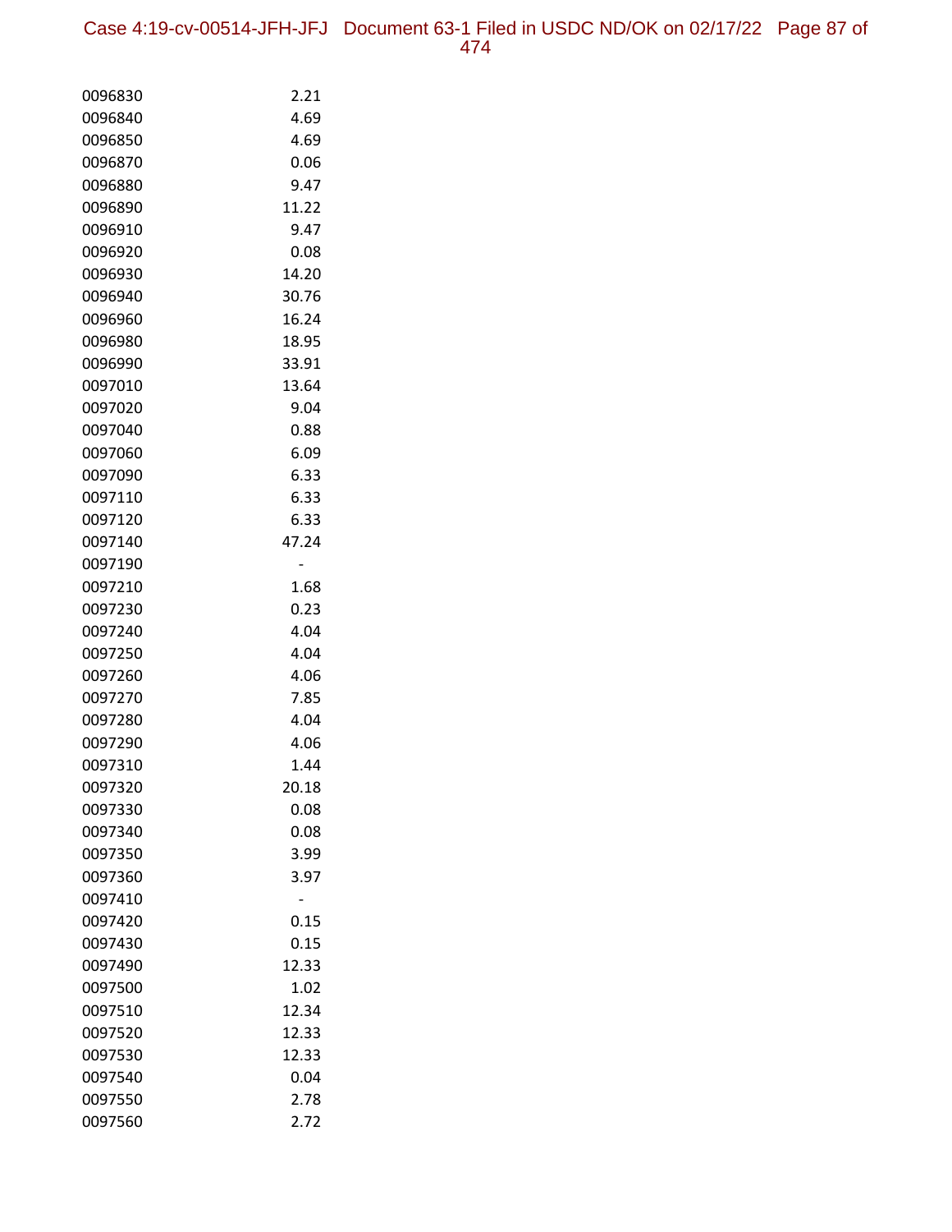| | |
|---|---|
| 0096830 | 2.21 |
| 0096840 | 4.69 |
| 0096850 | 4.69 |
| 0096870 | 0.06 |
| 0096880 | 9.47 |
| 0096890 | 11.22 |
| 0096910 | 9.47 |
| 0096920 | 0.08 |
| 0096930 | 14.20 |
| 0096940 | 30.76 |
| 0096960 | 16.24 |
| 0096980 | 18.95 |
| 0096990 | 33.91 |
| 0097010 | 13.64 |
| 0097020 | 9.04 |
| 0097040 | 0.88 |
| 0097060 | 6.09 |
| 0097090 | 6.33 |
| 0097110 | 6.33 |
| 0097120 | 6.33 |
| 0097140 | 47.24 |
| 0097190 | - |
| 0097210 | 1.68 |
| 0097230 | 0.23 |
| 0097240 | 4.04 |
| 0097250 | 4.04 |
| 0097260 | 4.06 |
| 0097270 | 7.85 |
| 0097280 | 4.04 |
| 0097290 | 4.06 |
| 0097310 | 1.44 |
| 0097320 | 20.18 |
| 0097330 | 0.08 |
| 0097340 | 0.08 |
| 0097350 | 3.99 |
| 0097360 | 3.97 |
| 0097410 | - |
| 0097420 | 0.15 |
| 0097430 | 0.15 |
| 0097490 | 12.33 |
| 0097500 | 1.02 |
| 0097510 | 12.34 |
| 0097520 | 12.33 |
| 0097530 | 12.33 |
| 0097540 | 0.04 |
| 0097550 | 2.78 |
| 0097560 | 2.72 |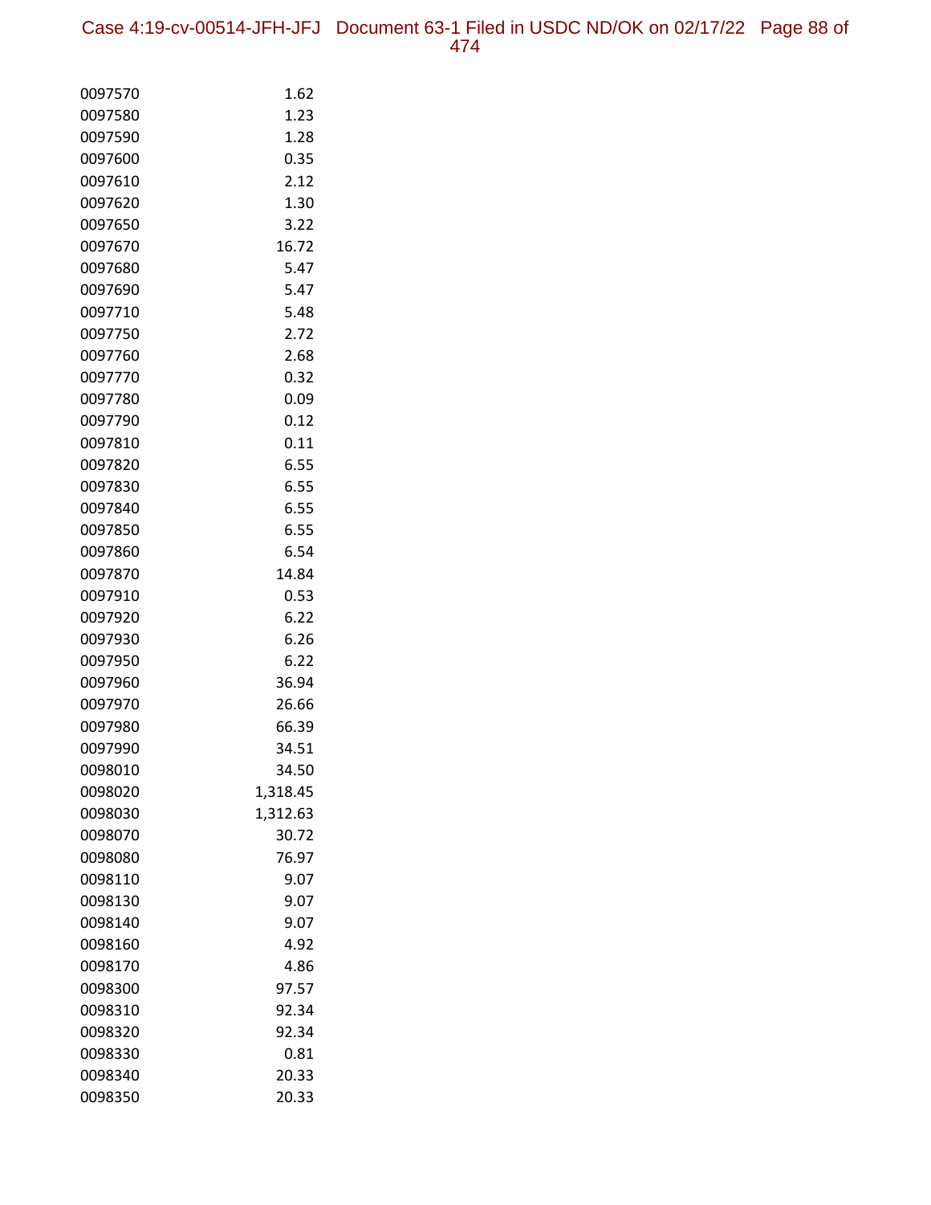| | |
|---|---|
| 0097570 | 1.62 |
| 0097580 | 1.23 |
| 0097590 | 1.28 |
| 0097600 | 0.35 |
| 0097610 | 2.12 |
| 0097620 | 1.30 |
| 0097650 | 3.22 |
| 0097670 | 16.72 |
| 0097680 | 5.47 |
| 0097690 | 5.47 |
| 0097710 | 5.48 |
| 0097750 | 2.72 |
| 0097760 | 2.68 |
| 0097770 | 0.32 |
| 0097780 | 0.09 |
| 0097790 | 0.12 |
| 0097810 | 0.11 |
| 0097820 | 6.55 |
| 0097830 | 6.55 |
| 0097840 | 6.55 |
| 0097850 | 6.55 |
| 0097860 | 6.54 |
| 0097870 | 14.84 |
| 0097910 | 0.53 |
| 0097920 | 6.22 |
| 0097930 | 6.26 |
| 0097950 | 6.22 |
| 0097960 | 36.94 |
| 0097970 | 26.66 |
| 0097980 | 66.39 |
| 0097990 | 34.51 |
| 0098010 | 34.50 |
| 0098020 | 1,318.45 |
| 0098030 | 1,312.63 |
| 0098070 | 30.72 |
| 0098080 | 76.97 |
| 0098110 | 9.07 |
| 0098130 | 9.07 |
| 0098140 | 9.07 |
| 0098160 | 4.92 |
| 0098170 | 4.86 |
| 0098300 | 97.57 |
| 0098310 | 92.34 |
| 0098320 | 92.34 |
| 0098330 | 0.81 |
| 0098340 | 20.33 |
| 0098350 | 20.33 |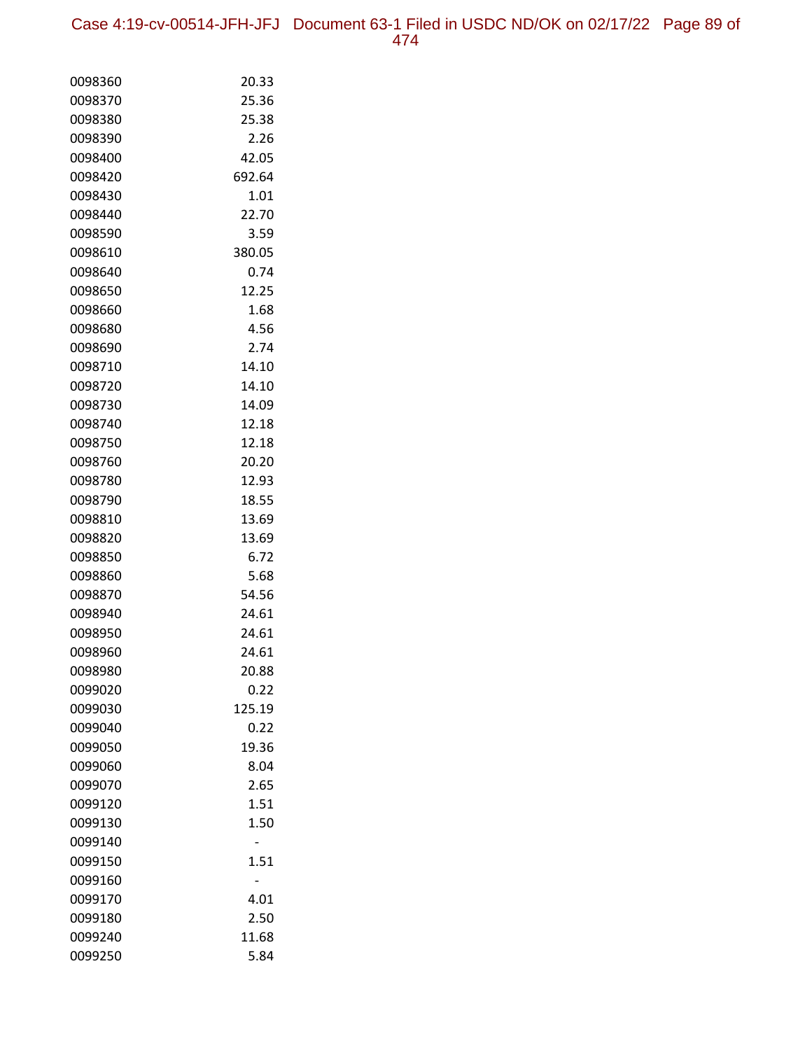| | |
|---|---|
| 0098360 | 20.33 |
| 0098370 | 25.36 |
| 0098380 | 25.38 |
| 0098390 | 2.26 |
| 0098400 | 42.05 |
| 0098420 | 692.64 |
| 0098430 | 1.01 |
| 0098440 | 22.70 |
| 0098590 | 3.59 |
| 0098610 | 380.05 |
| 0098640 | 0.74 |
| 0098650 | 12.25 |
| 0098660 | 1.68 |
| 0098680 | 4.56 |
| 0098690 | 2.74 |
| 0098710 | 14.10 |
| 0098720 | 14.10 |
| 0098730 | 14.09 |
| 0098740 | 12.18 |
| 0098750 | 12.18 |
| 0098760 | 20.20 |
| 0098780 | 12.93 |
| 0098790 | 18.55 |
| 0098810 | 13.69 |
| 0098820 | 13.69 |
| 0098850 | 6.72 |
| 0098860 | 5.68 |
| 0098870 | 54.56 |
| 0098940 | 24.61 |
| 0098950 | 24.61 |
| 0098960 | 24.61 |
| 0098980 | 20.88 |
| 0099020 | 0.22 |
| 0099030 | 125.19 |
| 0099040 | 0.22 |
| 0099050 | 19.36 |
| 0099060 | 8.04 |
| 0099070 | 2.65 |
| 0099120 | 1.51 |
| 0099130 | 1.50 |
| 0099140 | - |
| 0099150 | 1.51 |
| 0099160 | - |
| 0099170 | 4.01 |
| 0099180 | 2.50 |
| 0099240 | 11.68 |
| 0099250 | 5.84 |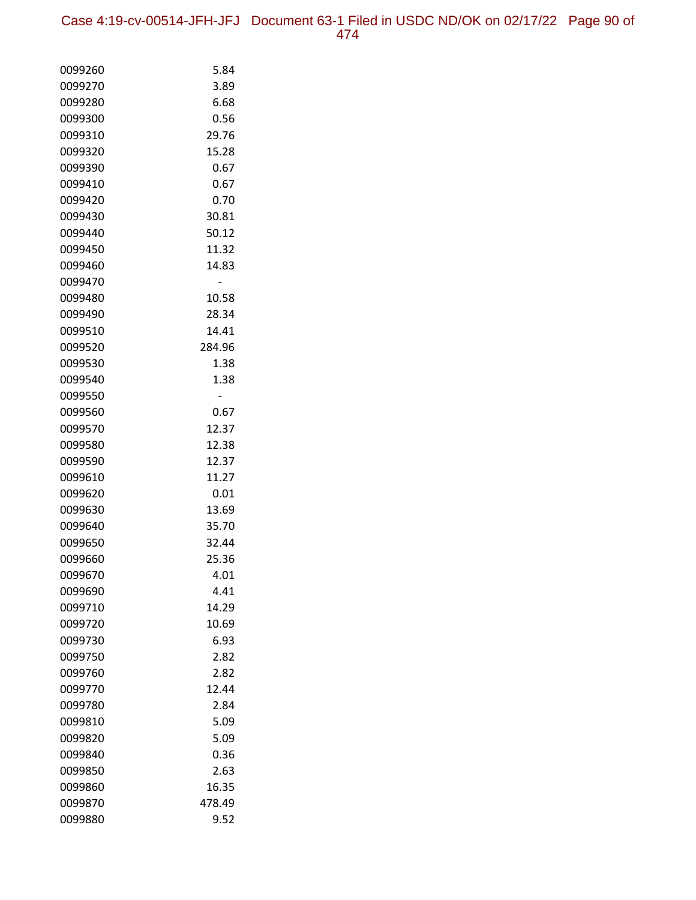| | |
|---|---|
| 0099260 | 5.84 |
| 0099270 | 3.89 |
| 0099280 | 6.68 |
| 0099300 | 0.56 |
| 0099310 | 29.76 |
| 0099320 | 15.28 |
| 0099390 | 0.67 |
| 0099410 | 0.67 |
| 0099420 | 0.70 |
| 0099430 | 30.81 |
| 0099440 | 50.12 |
| 0099450 | 11.32 |
| 0099460 | 14.83 |
| 0099470 | - |
| 0099480 | 10.58 |
| 0099490 | 28.34 |
| 0099510 | 14.41 |
| 0099520 | 284.96 |
| 0099530 | 1.38 |
| 0099540 | 1.38 |
| 0099550 | - |
| 0099560 | 0.67 |
| 0099570 | 12.37 |
| 0099580 | 12.38 |
| 0099590 | 12.37 |
| 0099610 | 11.27 |
| 0099620 | 0.01 |
| 0099630 | 13.69 |
| 0099640 | 35.70 |
| 0099650 | 32.44 |
| 0099660 | 25.36 |
| 0099670 | 4.01 |
| 0099690 | 4.41 |
| 0099710 | 14.29 |
| 0099720 | 10.69 |
| 0099730 | 6.93 |
| 0099750 | 2.82 |
| 0099760 | 2.82 |
| 0099770 | 12.44 |
| 0099780 | 2.84 |
| 0099810 | 5.09 |
| 0099820 | 5.09 |
| 0099840 | 0.36 |
| 0099850 | 2.63 |
| 0099860 | 16.35 |
| 0099870 | 478.49 |
| 0099880 | 9.52 |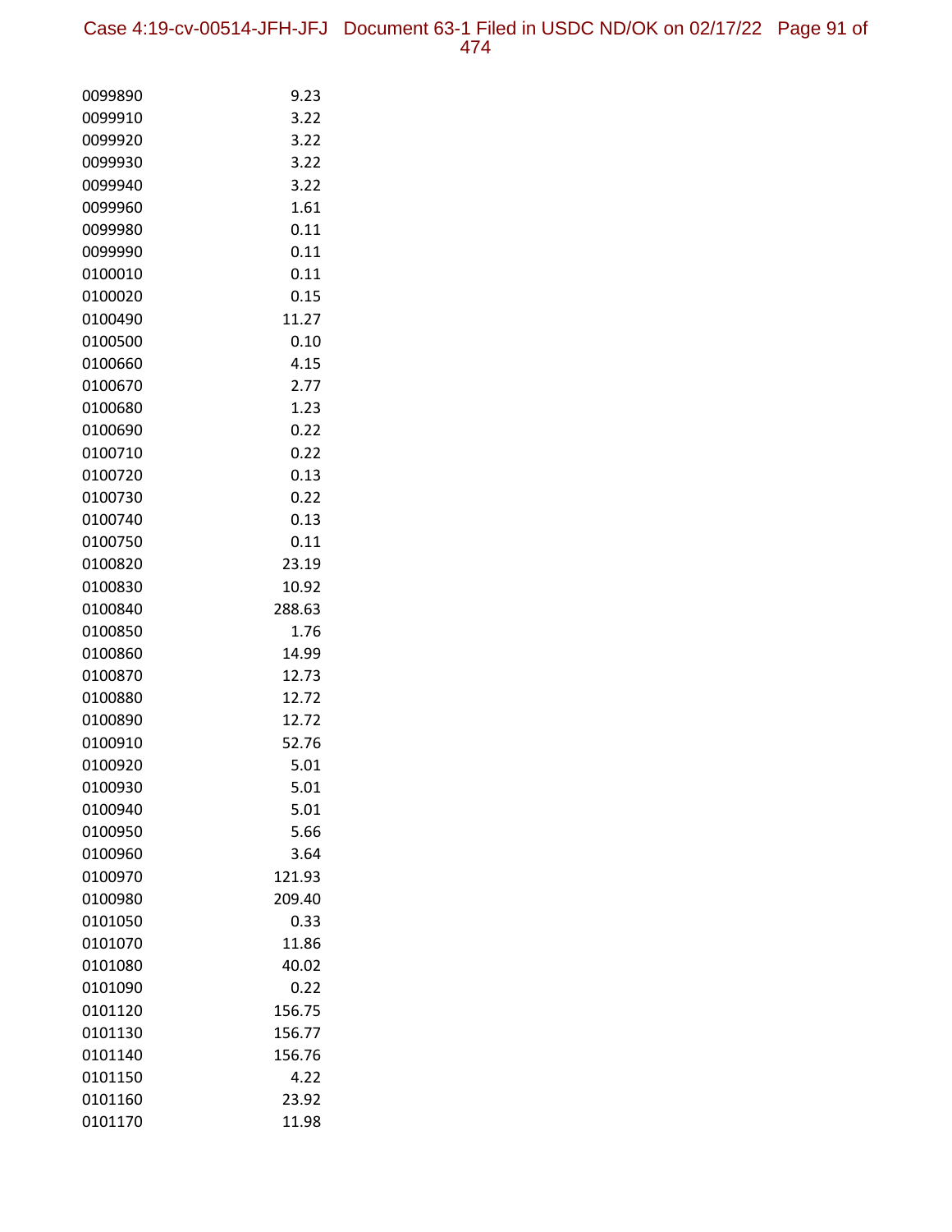| | |
|---|---|
| 0099890 | 9.23 |
| 0099910 | 3.22 |
| 0099920 | 3.22 |
| 0099930 | 3.22 |
| 0099940 | 3.22 |
| 0099960 | 1.61 |
| 0099980 | 0.11 |
| 0099990 | 0.11 |
| 0100010 | 0.11 |
| 0100020 | 0.15 |
| 0100490 | 11.27 |
| 0100500 | 0.10 |
| 0100660 | 4.15 |
| 0100670 | 2.77 |
| 0100680 | 1.23 |
| 0100690 | 0.22 |
| 0100710 | 0.22 |
| 0100720 | 0.13 |
| 0100730 | 0.22 |
| 0100740 | 0.13 |
| 0100750 | 0.11 |
| 0100820 | 23.19 |
| 0100830 | 10.92 |
| 0100840 | 288.63 |
| 0100850 | 1.76 |
| 0100860 | 14.99 |
| 0100870 | 12.73 |
| 0100880 | 12.72 |
| 0100890 | 12.72 |
| 0100910 | 52.76 |
| 0100920 | 5.01 |
| 0100930 | 5.01 |
| 0100940 | 5.01 |
| 0100950 | 5.66 |
| 0100960 | 3.64 |
| 0100970 | 121.93 |
| 0100980 | 209.40 |
| 0101050 | 0.33 |
| 0101070 | 11.86 |
| 0101080 | 40.02 |
| 0101090 | 0.22 |
| 0101120 | 156.75 |
| 0101130 | 156.77 |
| 0101140 | 156.76 |
| 0101150 | 4.22 |
| 0101160 | 23.92 |
| 0101170 | 11.98 |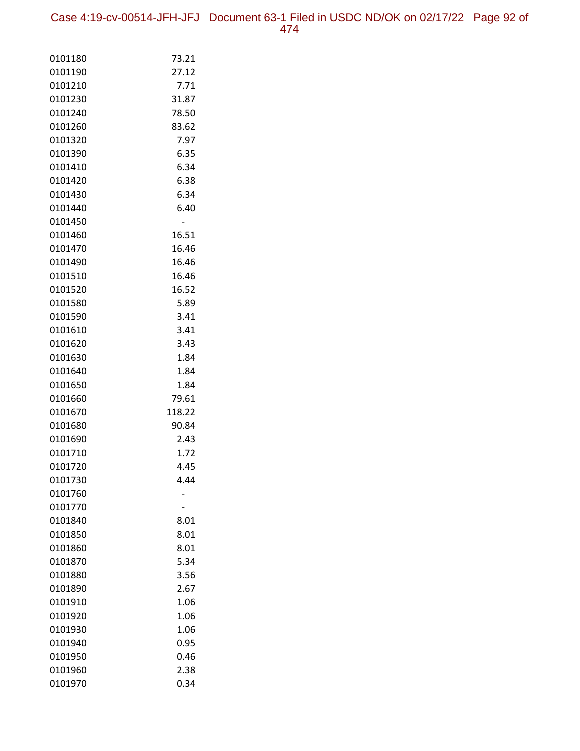| | |
|---|---|
| 0101180 | 73.21 |
| 0101190 | 27.12 |
| 0101210 | 7.71 |
| 0101230 | 31.87 |
| 0101240 | 78.50 |
| 0101260 | 83.62 |
| 0101320 | 7.97 |
| 0101390 | 6.35 |
| 0101410 | 6.34 |
| 0101420 | 6.38 |
| 0101430 | 6.34 |
| 0101440 | 6.40 |
| 0101450 | - |
| 0101460 | 16.51 |
| 0101470 | 16.46 |
| 0101490 | 16.46 |
| 0101510 | 16.46 |
| 0101520 | 16.52 |
| 0101580 | 5.89 |
| 0101590 | 3.41 |
| 0101610 | 3.41 |
| 0101620 | 3.43 |
| 0101630 | 1.84 |
| 0101640 | 1.84 |
| 0101650 | 1.84 |
| 0101660 | 79.61 |
| 0101670 | 118.22 |
| 0101680 | 90.84 |
| 0101690 | 2.43 |
| 0101710 | 1.72 |
| 0101720 | 4.45 |
| 0101730 | 4.44 |
| 0101760 | - |
| 0101770 | - |
| 0101840 | 8.01 |
| 0101850 | 8.01 |
| 0101860 | 8.01 |
| 0101870 | 5.34 |
| 0101880 | 3.56 |
| 0101890 | 2.67 |
| 0101910 | 1.06 |
| 0101920 | 1.06 |
| 0101930 | 1.06 |
| 0101940 | 0.95 |
| 0101950 | 0.46 |
| 0101960 | 2.38 |
| 0101970 | 0.34 |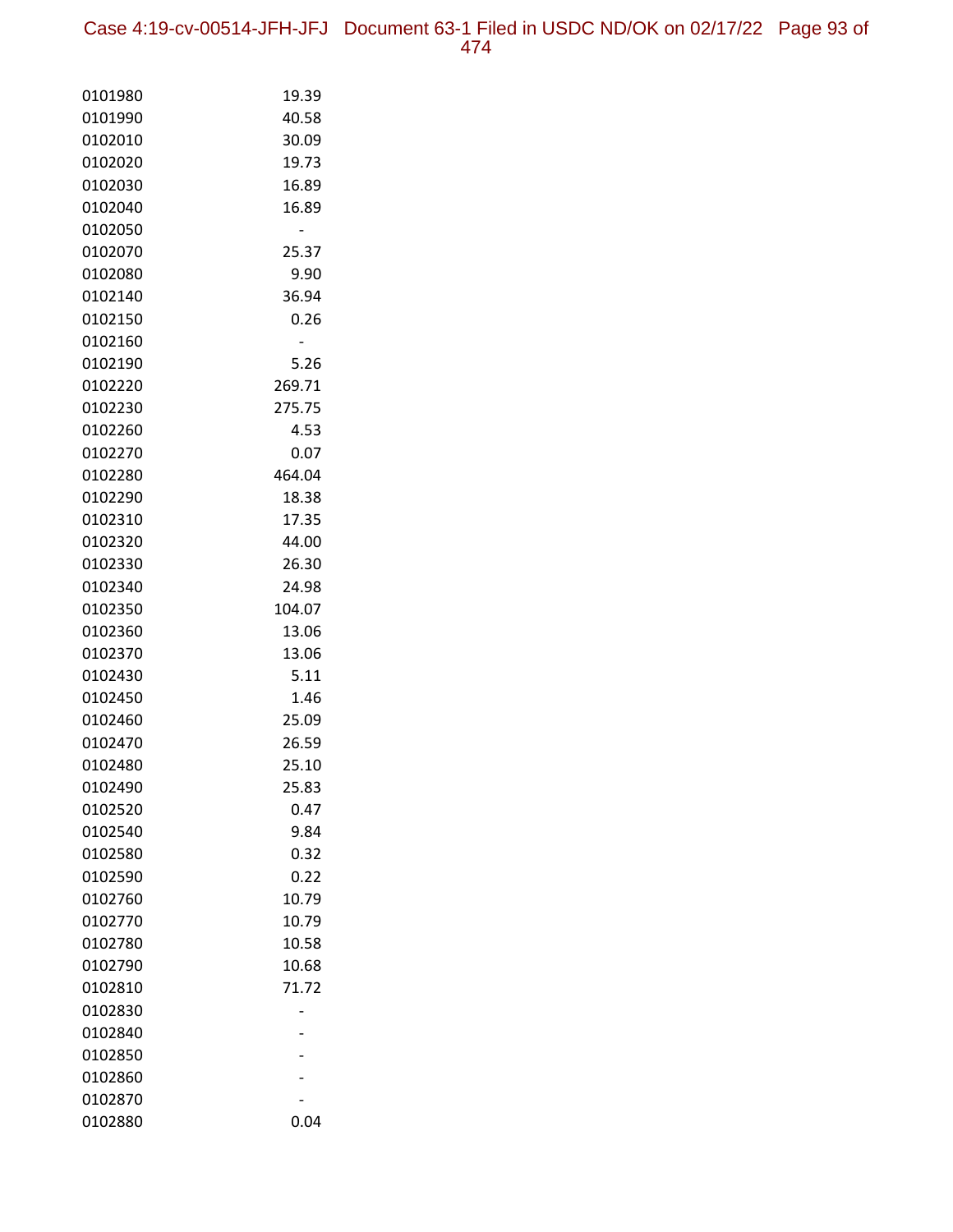| | |
|---|---|
| 0101980 | 19.39 |
| 0101990 | 40.58 |
| 0102010 | 30.09 |
| 0102020 | 19.73 |
| 0102030 | 16.89 |
| 0102040 | 16.89 |
| 0102050 | - |
| 0102070 | 25.37 |
| 0102080 | 9.90 |
| 0102140 | 36.94 |
| 0102150 | 0.26 |
| 0102160 | - |
| 0102190 | 5.26 |
| 0102220 | 269.71 |
| 0102230 | 275.75 |
| 0102260 | 4.53 |
| 0102270 | 0.07 |
| 0102280 | 464.04 |
| 0102290 | 18.38 |
| 0102310 | 17.35 |
| 0102320 | 44.00 |
| 0102330 | 26.30 |
| 0102340 | 24.98 |
| 0102350 | 104.07 |
| 0102360 | 13.06 |
| 0102370 | 13.06 |
| 0102430 | 5.11 |
| 0102450 | 1.46 |
| 0102460 | 25.09 |
| 0102470 | 26.59 |
| 0102480 | 25.10 |
| 0102490 | 25.83 |
| 0102520 | 0.47 |
| 0102540 | 9.84 |
| 0102580 | 0.32 |
| 0102590 | 0.22 |
| 0102760 | 10.79 |
| 0102770 | 10.79 |
| 0102780 | 10.58 |
| 0102790 | 10.68 |
| 0102810 | 71.72 |
| 0102830 | - |
| 0102840 | - |
| 0102850 | - |
| 0102860 | - |
| 0102870 | - |
| 0102880 | 0.04 |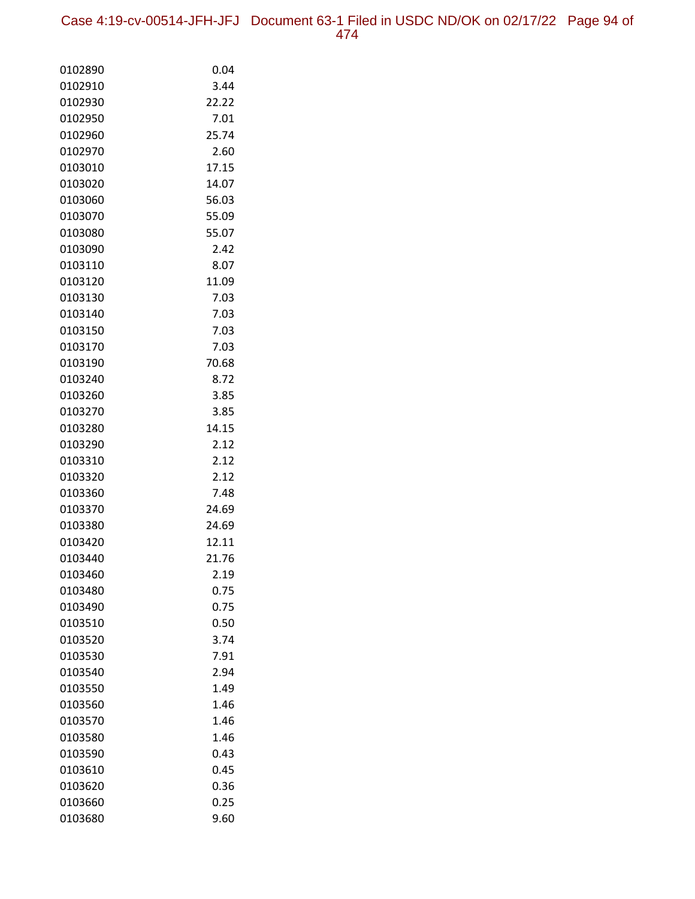| | |
|---|---|
| 0102890 | 0.04 |
| 0102910 | 3.44 |
| 0102930 | 22.22 |
| 0102950 | 7.01 |
| 0102960 | 25.74 |
| 0102970 | 2.60 |
| 0103010 | 17.15 |
| 0103020 | 14.07 |
| 0103060 | 56.03 |
| 0103070 | 55.09 |
| 0103080 | 55.07 |
| 0103090 | 2.42 |
| 0103110 | 8.07 |
| 0103120 | 11.09 |
| 0103130 | 7.03 |
| 0103140 | 7.03 |
| 0103150 | 7.03 |
| 0103170 | 7.03 |
| 0103190 | 70.68 |
| 0103240 | 8.72 |
| 0103260 | 3.85 |
| 0103270 | 3.85 |
| 0103280 | 14.15 |
| 0103290 | 2.12 |
| 0103310 | 2.12 |
| 0103320 | 2.12 |
| 0103360 | 7.48 |
| 0103370 | 24.69 |
| 0103380 | 24.69 |
| 0103420 | 12.11 |
| 0103440 | 21.76 |
| 0103460 | 2.19 |
| 0103480 | 0.75 |
| 0103490 | 0.75 |
| 0103510 | 0.50 |
| 0103520 | 3.74 |
| 0103530 | 7.91 |
| 0103540 | 2.94 |
| 0103550 | 1.49 |
| 0103560 | 1.46 |
| 0103570 | 1.46 |
| 0103580 | 1.46 |
| 0103590 | 0.43 |
| 0103610 | 0.45 |
| 0103620 | 0.36 |
| 0103660 | 0.25 |
| 0103680 | 9.60 |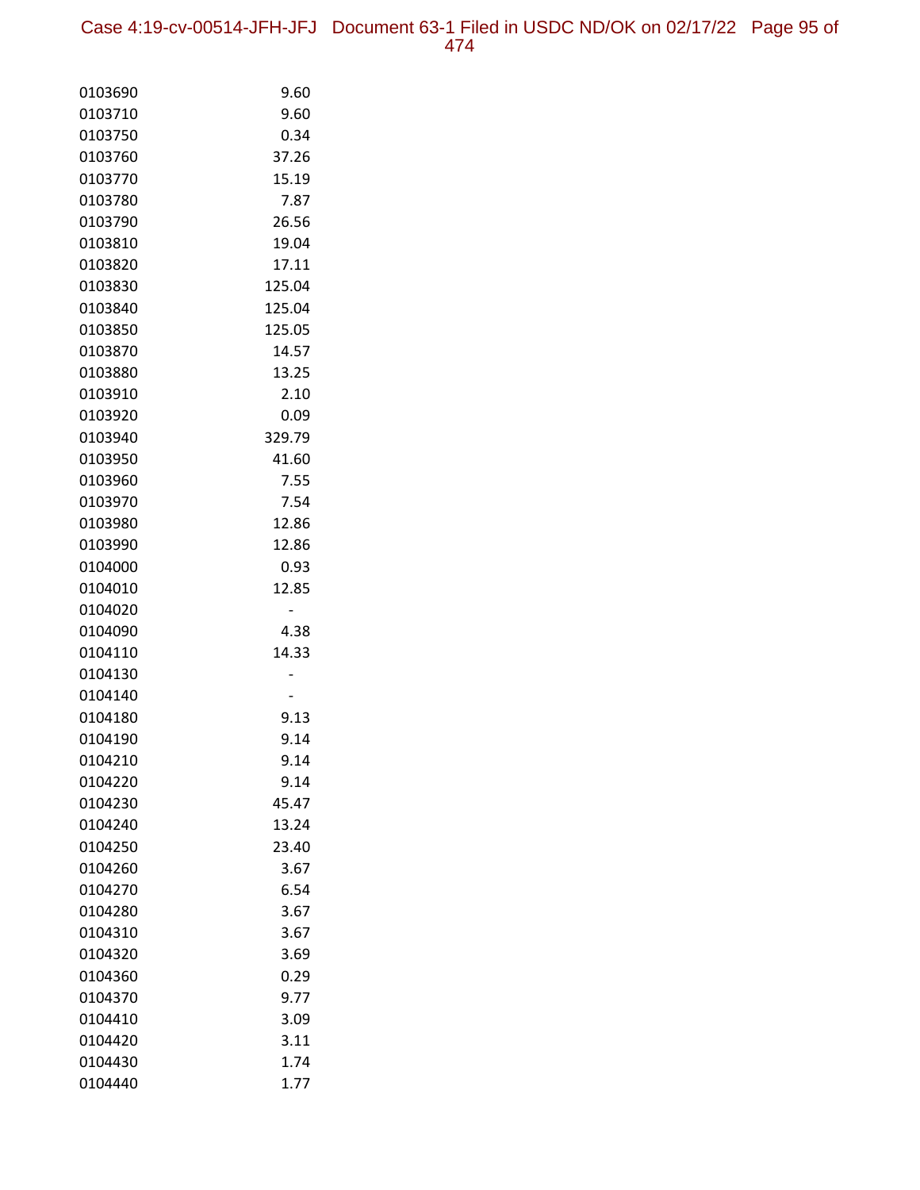| | |
|---|---|
| 0103690 | 9.60 |
| 0103710 | 9.60 |
| 0103750 | 0.34 |
| 0103760 | 37.26 |
| 0103770 | 15.19 |
| 0103780 | 7.87 |
| 0103790 | 26.56 |
| 0103810 | 19.04 |
| 0103820 | 17.11 |
| 0103830 | 125.04 |
| 0103840 | 125.04 |
| 0103850 | 125.05 |
| 0103870 | 14.57 |
| 0103880 | 13.25 |
| 0103910 | 2.10 |
| 0103920 | 0.09 |
| 0103940 | 329.79 |
| 0103950 | 41.60 |
| 0103960 | 7.55 |
| 0103970 | 7.54 |
| 0103980 | 12.86 |
| 0103990 | 12.86 |
| 0104000 | 0.93 |
| 0104010 | 12.85 |
| 0104020 | - |
| 0104090 | 4.38 |
| 0104110 | 14.33 |
| 0104130 | - |
| 0104140 | - |
| 0104180 | 9.13 |
| 0104190 | 9.14 |
| 0104210 | 9.14 |
| 0104220 | 9.14 |
| 0104230 | 45.47 |
| 0104240 | 13.24 |
| 0104250 | 23.40 |
| 0104260 | 3.67 |
| 0104270 | 6.54 |
| 0104280 | 3.67 |
| 0104310 | 3.67 |
| 0104320 | 3.69 |
| 0104360 | 0.29 |
| 0104370 | 9.77 |
| 0104410 | 3.09 |
| 0104420 | 3.11 |
| 0104430 | 1.74 |
| 0104440 | 1.77 |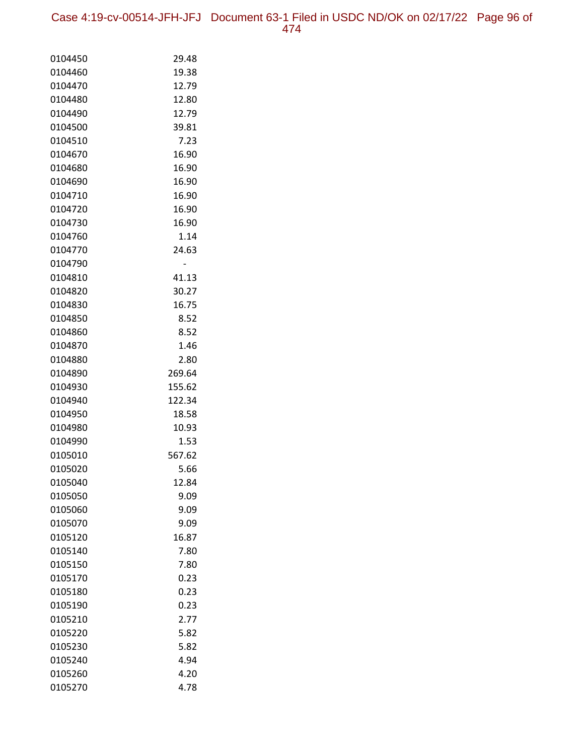| | |
|---|---|
| 0104450 | 29.48 |
| 0104460 | 19.38 |
| 0104470 | 12.79 |
| 0104480 | 12.80 |
| 0104490 | 12.79 |
| 0104500 | 39.81 |
| 0104510 | 7.23 |
| 0104670 | 16.90 |
| 0104680 | 16.90 |
| 0104690 | 16.90 |
| 0104710 | 16.90 |
| 0104720 | 16.90 |
| 0104730 | 16.90 |
| 0104760 | 1.14 |
| 0104770 | 24.63 |
| 0104790 | - |
| 0104810 | 41.13 |
| 0104820 | 30.27 |
| 0104830 | 16.75 |
| 0104850 | 8.52 |
| 0104860 | 8.52 |
| 0104870 | 1.46 |
| 0104880 | 2.80 |
| 0104890 | 269.64 |
| 0104930 | 155.62 |
| 0104940 | 122.34 |
| 0104950 | 18.58 |
| 0104980 | 10.93 |
| 0104990 | 1.53 |
| 0105010 | 567.62 |
| 0105020 | 5.66 |
| 0105040 | 12.84 |
| 0105050 | 9.09 |
| 0105060 | 9.09 |
| 0105070 | 9.09 |
| 0105120 | 16.87 |
| 0105140 | 7.80 |
| 0105150 | 7.80 |
| 0105170 | 0.23 |
| 0105180 | 0.23 |
| 0105190 | 0.23 |
| 0105210 | 2.77 |
| 0105220 | 5.82 |
| 0105230 | 5.82 |
| 0105240 | 4.94 |
| 0105260 | 4.20 |
| 0105270 | 4.78 |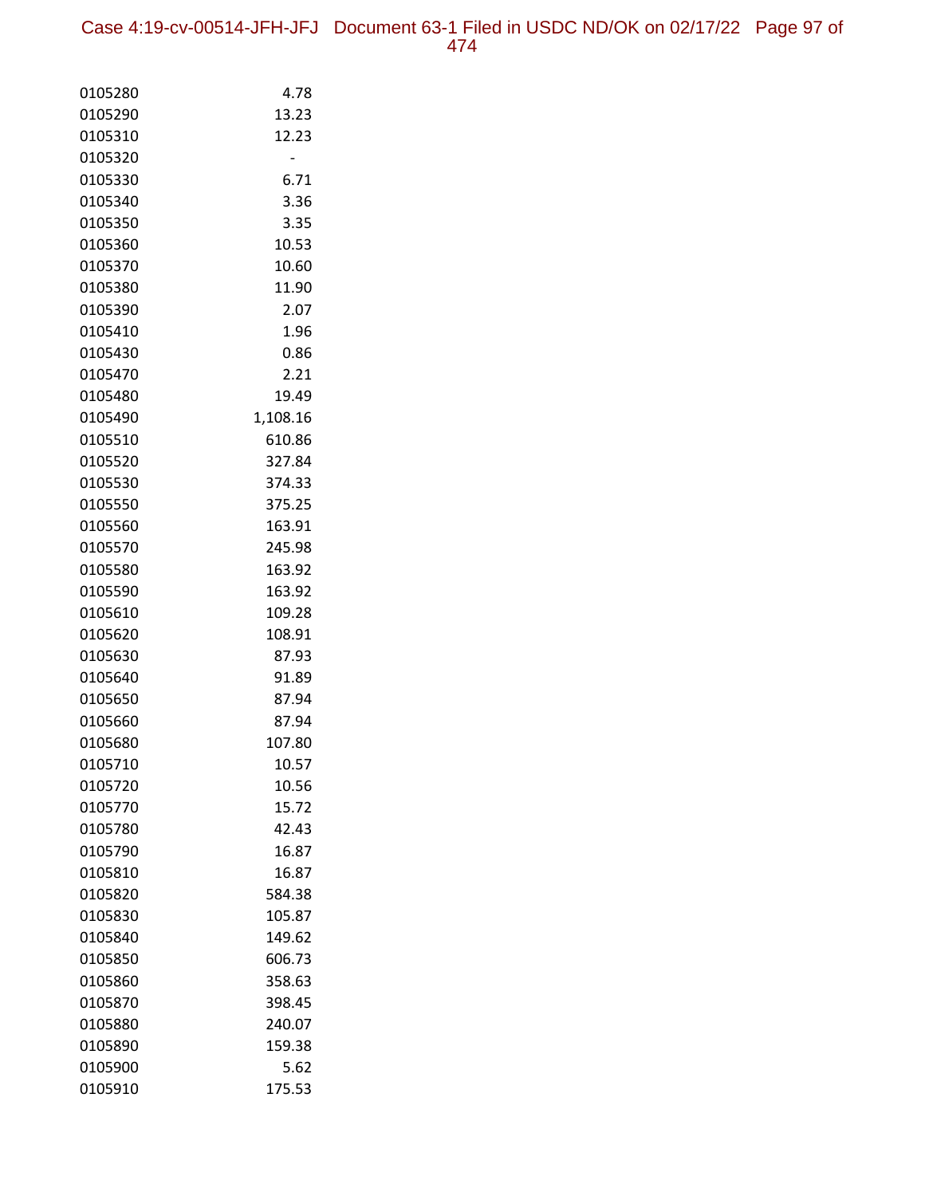| | |
|---|---|
| 0105280 | 4.78 |
| 0105290 | 13.23 |
| 0105310 | 12.23 |
| 0105320 | - |
| 0105330 | 6.71 |
| 0105340 | 3.36 |
| 0105350 | 3.35 |
| 0105360 | 10.53 |
| 0105370 | 10.60 |
| 0105380 | 11.90 |
| 0105390 | 2.07 |
| 0105410 | 1.96 |
| 0105430 | 0.86 |
| 0105470 | 2.21 |
| 0105480 | 19.49 |
| 0105490 | 1,108.16 |
| 0105510 | 610.86 |
| 0105520 | 327.84 |
| 0105530 | 374.33 |
| 0105550 | 375.25 |
| 0105560 | 163.91 |
| 0105570 | 245.98 |
| 0105580 | 163.92 |
| 0105590 | 163.92 |
| 0105610 | 109.28 |
| 0105620 | 108.91 |
| 0105630 | 87.93 |
| 0105640 | 91.89 |
| 0105650 | 87.94 |
| 0105660 | 87.94 |
| 0105680 | 107.80 |
| 0105710 | 10.57 |
| 0105720 | 10.56 |
| 0105770 | 15.72 |
| 0105780 | 42.43 |
| 0105790 | 16.87 |
| 0105810 | 16.87 |
| 0105820 | 584.38 |
| 0105830 | 105.87 |
| 0105840 | 149.62 |
| 0105850 | 606.73 |
| 0105860 | 358.63 |
| 0105870 | 398.45 |
| 0105880 | 240.07 |
| 0105890 | 159.38 |
| 0105900 | 5.62 |
| 0105910 | 175.53 |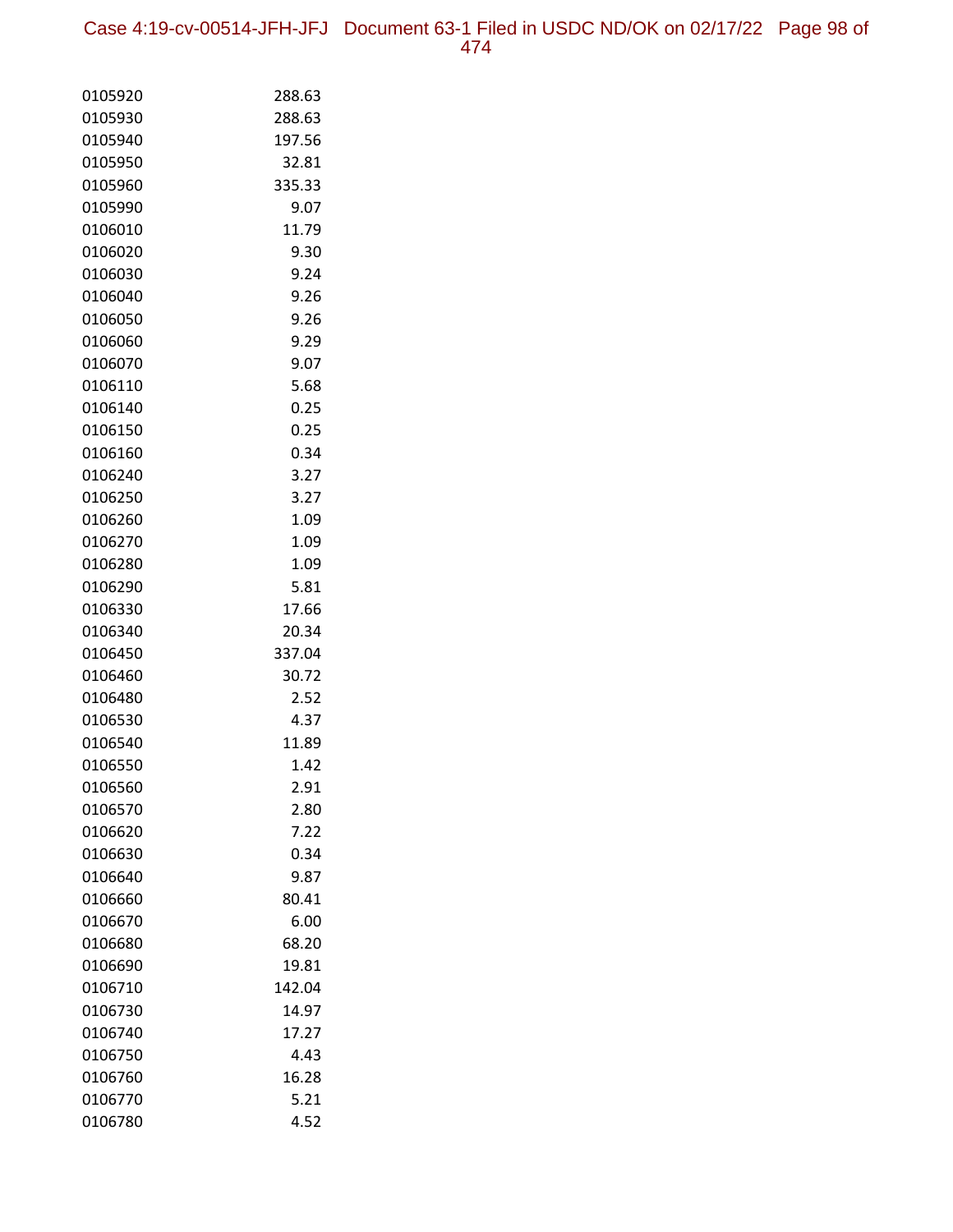| | |
|---|---|
| 0105920 | 288.63 |
| 0105930 | 288.63 |
| 0105940 | 197.56 |
| 0105950 | 32.81 |
| 0105960 | 335.33 |
| 0105990 | 9.07 |
| 0106010 | 11.79 |
| 0106020 | 9.30 |
| 0106030 | 9.24 |
| 0106040 | 9.26 |
| 0106050 | 9.26 |
| 0106060 | 9.29 |
| 0106070 | 9.07 |
| 0106110 | 5.68 |
| 0106140 | 0.25 |
| 0106150 | 0.25 |
| 0106160 | 0.34 |
| 0106240 | 3.27 |
| 0106250 | 3.27 |
| 0106260 | 1.09 |
| 0106270 | 1.09 |
| 0106280 | 1.09 |
| 0106290 | 5.81 |
| 0106330 | 17.66 |
| 0106340 | 20.34 |
| 0106450 | 337.04 |
| 0106460 | 30.72 |
| 0106480 | 2.52 |
| 0106530 | 4.37 |
| 0106540 | 11.89 |
| 0106550 | 1.42 |
| 0106560 | 2.91 |
| 0106570 | 2.80 |
| 0106620 | 7.22 |
| 0106630 | 0.34 |
| 0106640 | 9.87 |
| 0106660 | 80.41 |
| 0106670 | 6.00 |
| 0106680 | 68.20 |
| 0106690 | 19.81 |
| 0106710 | 142.04 |
| 0106730 | 14.97 |
| 0106740 | 17.27 |
| 0106750 | 4.43 |
| 0106760 | 16.28 |
| 0106770 | 5.21 |
| 0106780 | 4.52 |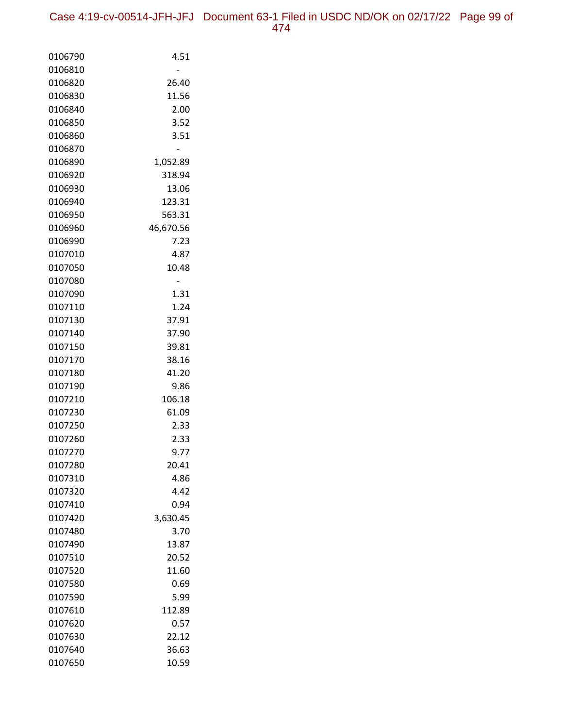| | |
|---|---|
| 0106790 | 4.51 |
| 0106810 | - |
| 0106820 | 26.40 |
| 0106830 | 11.56 |
| 0106840 | 2.00 |
| 0106850 | 3.52 |
| 0106860 | 3.51 |
| 0106870 | - |
| 0106890 | 1,052.89 |
| 0106920 | 318.94 |
| 0106930 | 13.06 |
| 0106940 | 123.31 |
| 0106950 | 563.31 |
| 0106960 | 46,670.56 |
| 0106990 | 7.23 |
| 0107010 | 4.87 |
| 0107050 | 10.48 |
| 0107080 | - |
| 0107090 | 1.31 |
| 0107110 | 1.24 |
| 0107130 | 37.91 |
| 0107140 | 37.90 |
| 0107150 | 39.81 |
| 0107170 | 38.16 |
| 0107180 | 41.20 |
| 0107190 | 9.86 |
| 0107210 | 106.18 |
| 0107230 | 61.09 |
| 0107250 | 2.33 |
| 0107260 | 2.33 |
| 0107270 | 9.77 |
| 0107280 | 20.41 |
| 0107310 | 4.86 |
| 0107320 | 4.42 |
| 0107410 | 0.94 |
| 0107420 | 3,630.45 |
| 0107480 | 3.70 |
| 0107490 | 13.87 |
| 0107510 | 20.52 |
| 0107520 | 11.60 |
| 0107580 | 0.69 |
| 0107590 | 5.99 |
| 0107610 | 112.89 |
| 0107620 | 0.57 |
| 0107630 | 22.12 |
| 0107640 | 36.63 |
| 0107650 | 10.59 |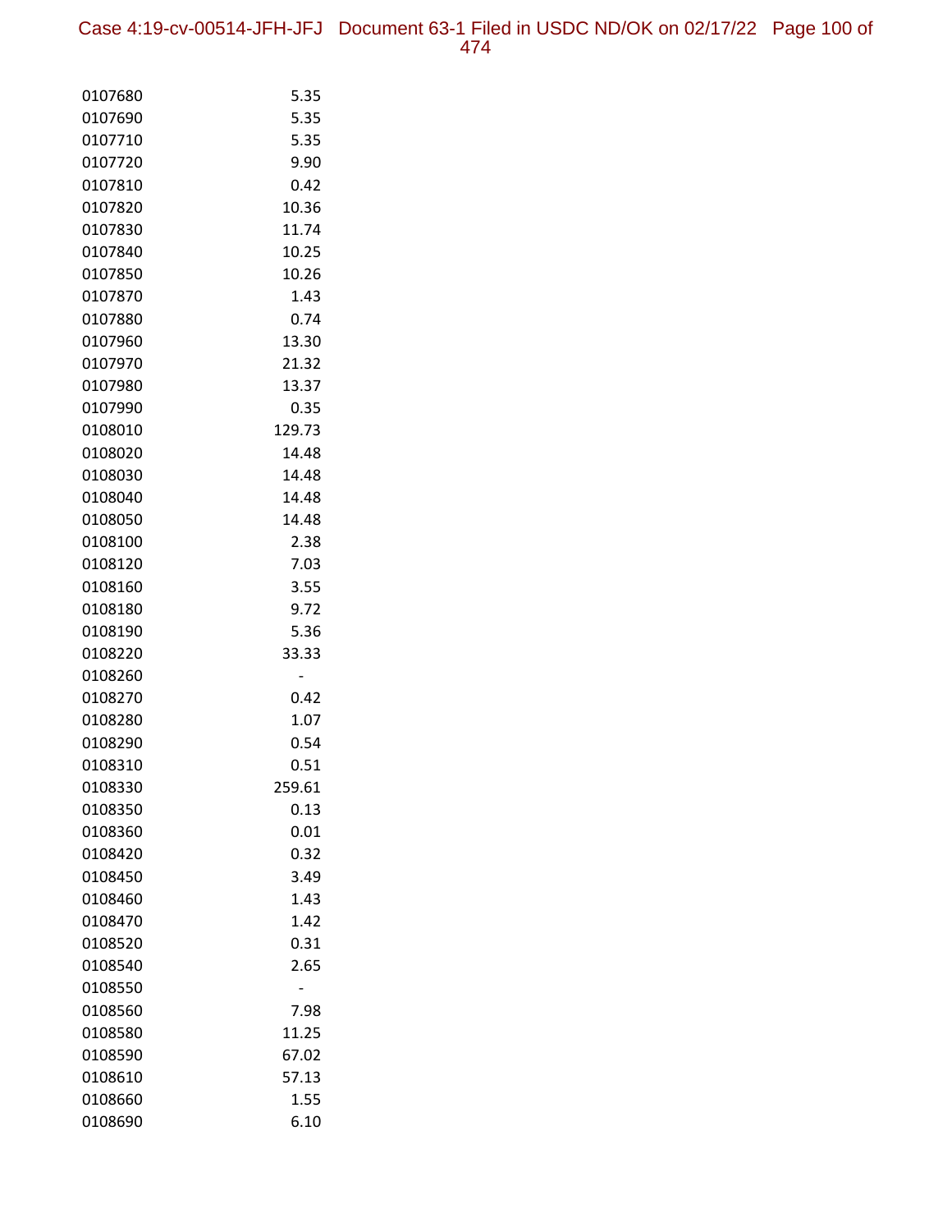| | |
|---|---|
| 0107680 | 5.35 |
| 0107690 | 5.35 |
| 0107710 | 5.35 |
| 0107720 | 9.90 |
| 0107810 | 0.42 |
| 0107820 | 10.36 |
| 0107830 | 11.74 |
| 0107840 | 10.25 |
| 0107850 | 10.26 |
| 0107870 | 1.43 |
| 0107880 | 0.74 |
| 0107960 | 13.30 |
| 0107970 | 21.32 |
| 0107980 | 13.37 |
| 0107990 | 0.35 |
| 0108010 | 129.73 |
| 0108020 | 14.48 |
| 0108030 | 14.48 |
| 0108040 | 14.48 |
| 0108050 | 14.48 |
| 0108100 | 2.38 |
| 0108120 | 7.03 |
| 0108160 | 3.55 |
| 0108180 | 9.72 |
| 0108190 | 5.36 |
| 0108220 | 33.33 |
| 0108260 | - |
| 0108270 | 0.42 |
| 0108280 | 1.07 |
| 0108290 | 0.54 |
| 0108310 | 0.51 |
| 0108330 | 259.61 |
| 0108350 | 0.13 |
| 0108360 | 0.01 |
| 0108420 | 0.32 |
| 0108450 | 3.49 |
| 0108460 | 1.43 |
| 0108470 | 1.42 |
| 0108520 | 0.31 |
| 0108540 | 2.65 |
| 0108550 | - |
| 0108560 | 7.98 |
| 0108580 | 11.25 |
| 0108590 | 67.02 |
| 0108610 | 57.13 |
| 0108660 | 1.55 |
| 0108690 | 6.10 |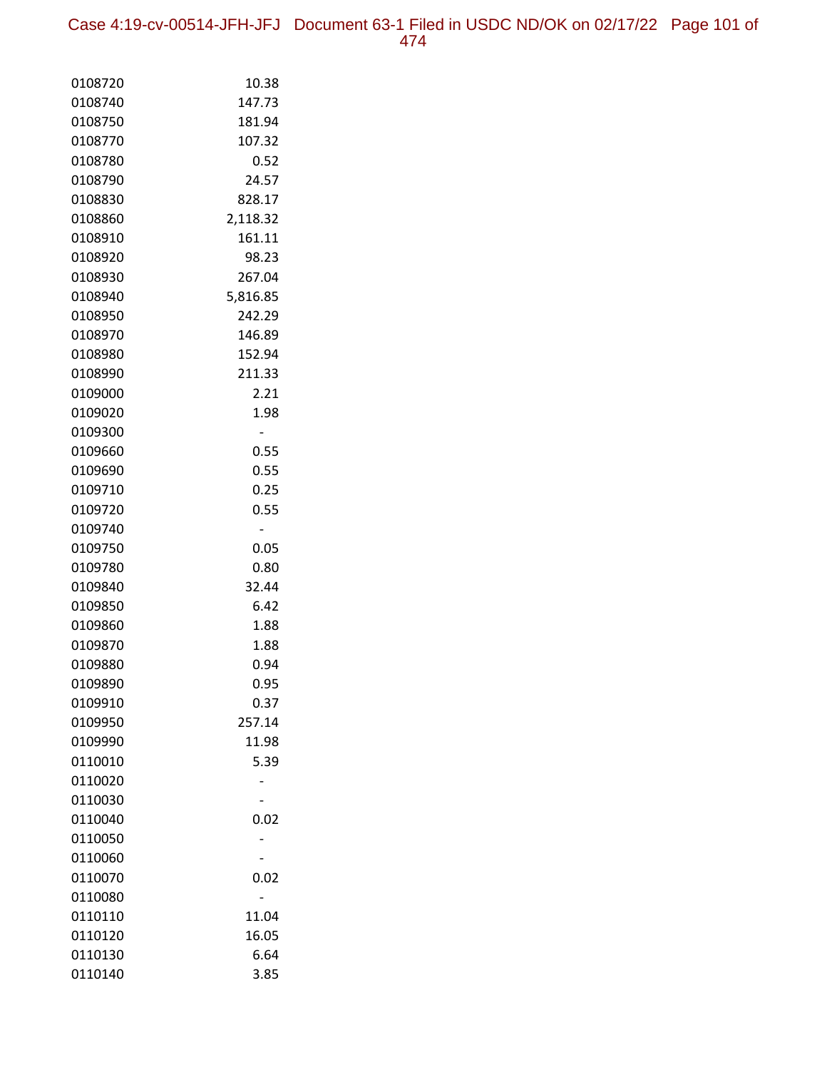| | |
|---|---|
| 0108720 | 10.38 |
| 0108740 | 147.73 |
| 0108750 | 181.94 |
| 0108770 | 107.32 |
| 0108780 | 0.52 |
| 0108790 | 24.57 |
| 0108830 | 828.17 |
| 0108860 | 2,118.32 |
| 0108910 | 161.11 |
| 0108920 | 98.23 |
| 0108930 | 267.04 |
| 0108940 | 5,816.85 |
| 0108950 | 242.29 |
| 0108970 | 146.89 |
| 0108980 | 152.94 |
| 0108990 | 211.33 |
| 0109000 | 2.21 |
| 0109020 | 1.98 |
| 0109300 | - |
| 0109660 | 0.55 |
| 0109690 | 0.55 |
| 0109710 | 0.25 |
| 0109720 | 0.55 |
| 0109740 | - |
| 0109750 | 0.05 |
| 0109780 | 0.80 |
| 0109840 | 32.44 |
| 0109850 | 6.42 |
| 0109860 | 1.88 |
| 0109870 | 1.88 |
| 0109880 | 0.94 |
| 0109890 | 0.95 |
| 0109910 | 0.37 |
| 0109950 | 257.14 |
| 0109990 | 11.98 |
| 0110010 | 5.39 |
| 0110020 | - |
| 0110030 | - |
| 0110040 | 0.02 |
| 0110050 | - |
| 0110060 | - |
| 0110070 | 0.02 |
| 0110080 | - |
| 0110110 | 11.04 |
| 0110120 | 16.05 |
| 0110130 | 6.64 |
| 0110140 | 3.85 |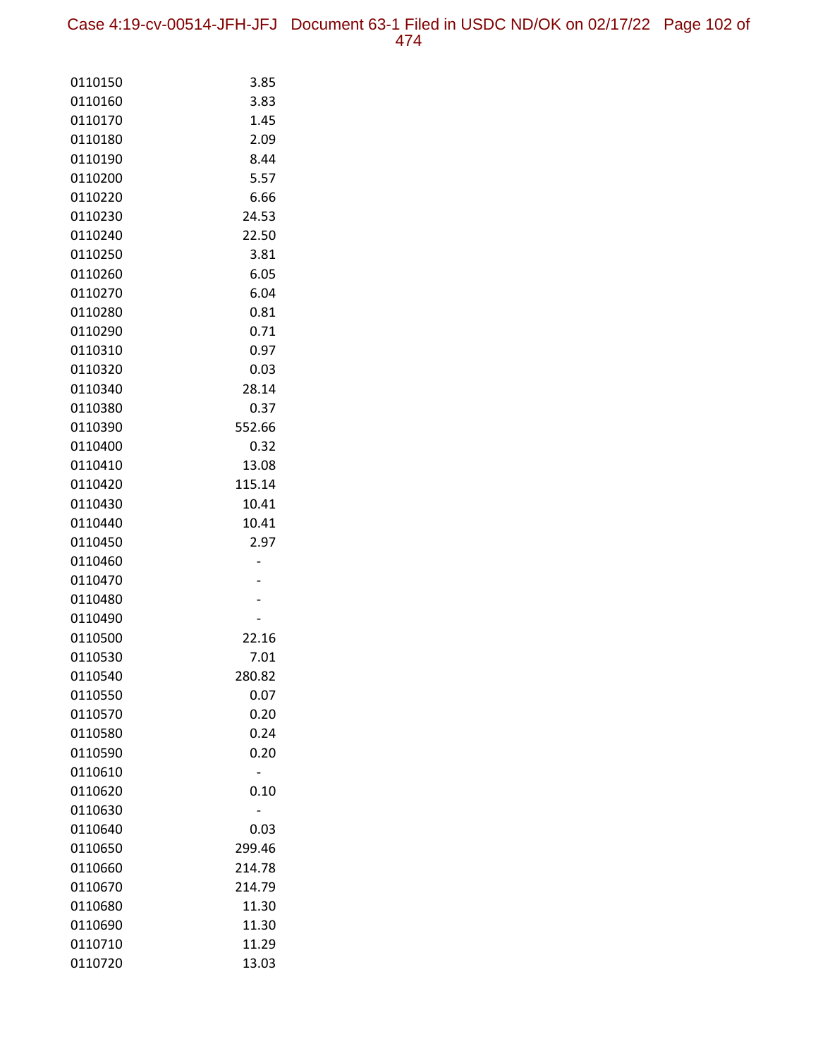| | |
|---|---|
| 0110150 | 3.85 |
| 0110160 | 3.83 |
| 0110170 | 1.45 |
| 0110180 | 2.09 |
| 0110190 | 8.44 |
| 0110200 | 5.57 |
| 0110220 | 6.66 |
| 0110230 | 24.53 |
| 0110240 | 22.50 |
| 0110250 | 3.81 |
| 0110260 | 6.05 |
| 0110270 | 6.04 |
| 0110280 | 0.81 |
| 0110290 | 0.71 |
| 0110310 | 0.97 |
| 0110320 | 0.03 |
| 0110340 | 28.14 |
| 0110380 | 0.37 |
| 0110390 | 552.66 |
| 0110400 | 0.32 |
| 0110410 | 13.08 |
| 0110420 | 115.14 |
| 0110430 | 10.41 |
| 0110440 | 10.41 |
| 0110450 | 2.97 |
| 0110460 | - |
| 0110470 | - |
| 0110480 | - |
| 0110490 | - |
| 0110500 | 22.16 |
| 0110530 | 7.01 |
| 0110540 | 280.82 |
| 0110550 | 0.07 |
| 0110570 | 0.20 |
| 0110580 | 0.24 |
| 0110590 | 0.20 |
| 0110610 | - |
| 0110620 | 0.10 |
| 0110630 | - |
| 0110640 | 0.03 |
| 0110650 | 299.46 |
| 0110660 | 214.78 |
| 0110670 | 214.79 |
| 0110680 | 11.30 |
| 0110690 | 11.30 |
| 0110710 | 11.29 |
| 0110720 | 13.03 |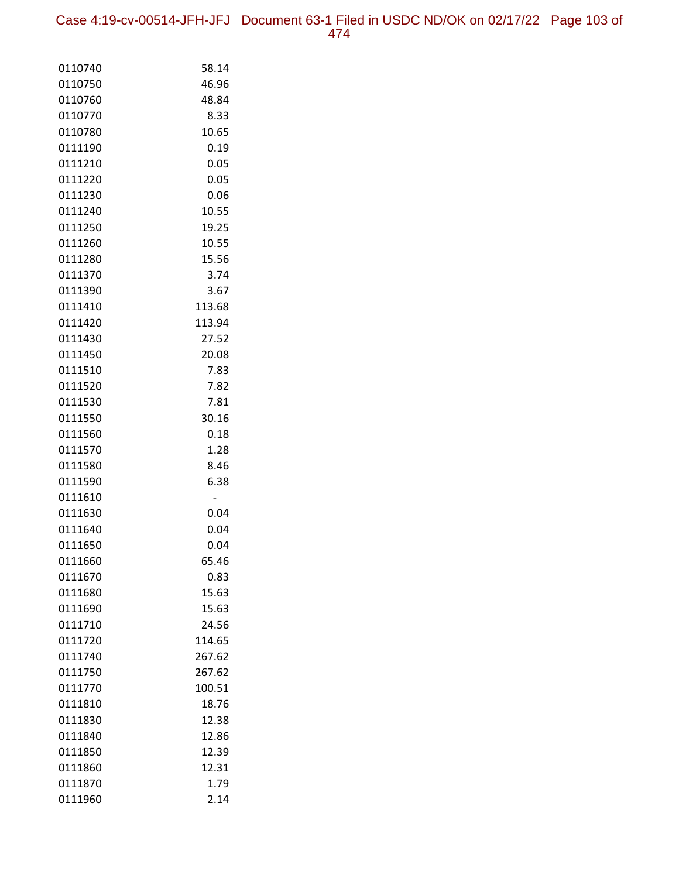| | |
|---|---|
| 0110740 | 58.14 |
| 0110750 | 46.96 |
| 0110760 | 48.84 |
| 0110770 | 8.33 |
| 0110780 | 10.65 |
| 0111190 | 0.19 |
| 0111210 | 0.05 |
| 0111220 | 0.05 |
| 0111230 | 0.06 |
| 0111240 | 10.55 |
| 0111250 | 19.25 |
| 0111260 | 10.55 |
| 0111280 | 15.56 |
| 0111370 | 3.74 |
| 0111390 | 3.67 |
| 0111410 | 113.68 |
| 0111420 | 113.94 |
| 0111430 | 27.52 |
| 0111450 | 20.08 |
| 0111510 | 7.83 |
| 0111520 | 7.82 |
| 0111530 | 7.81 |
| 0111550 | 30.16 |
| 0111560 | 0.18 |
| 0111570 | 1.28 |
| 0111580 | 8.46 |
| 0111590 | 6.38 |
| 0111610 | - |
| 0111630 | 0.04 |
| 0111640 | 0.04 |
| 0111650 | 0.04 |
| 0111660 | 65.46 |
| 0111670 | 0.83 |
| 0111680 | 15.63 |
| 0111690 | 15.63 |
| 0111710 | 24.56 |
| 0111720 | 114.65 |
| 0111740 | 267.62 |
| 0111750 | 267.62 |
| 0111770 | 100.51 |
| 0111810 | 18.76 |
| 0111830 | 12.38 |
| 0111840 | 12.86 |
| 0111850 | 12.39 |
| 0111860 | 12.31 |
| 0111870 | 1.79 |
| 0111960 | 2.14 |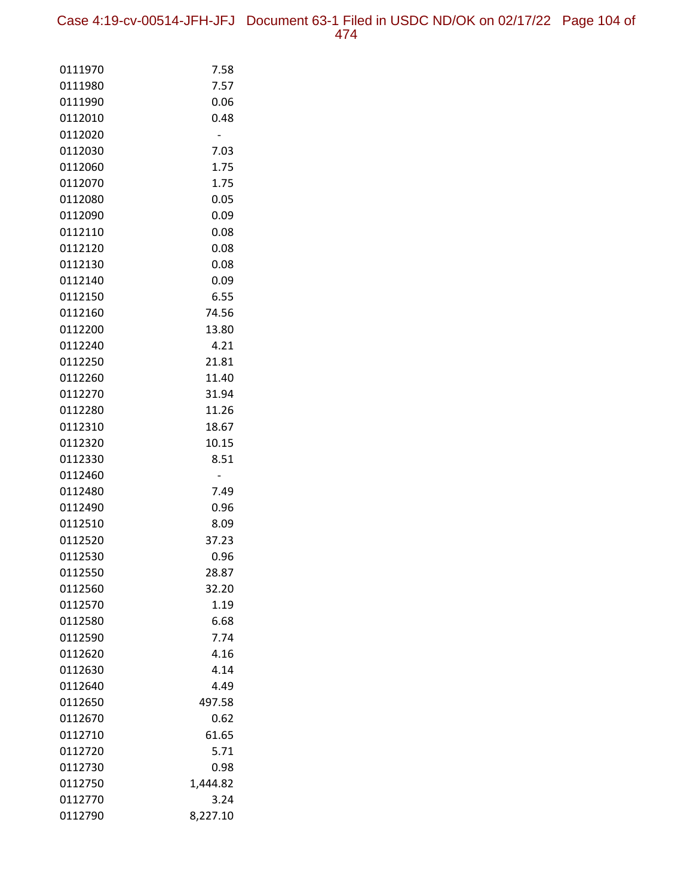| | |
|---|---|
| 0111970 | 7.58 |
| 0111980 | 7.57 |
| 0111990 | 0.06 |
| 0112010 | 0.48 |
| 0112020 | - |
| 0112030 | 7.03 |
| 0112060 | 1.75 |
| 0112070 | 1.75 |
| 0112080 | 0.05 |
| 0112090 | 0.09 |
| 0112110 | 0.08 |
| 0112120 | 0.08 |
| 0112130 | 0.08 |
| 0112140 | 0.09 |
| 0112150 | 6.55 |
| 0112160 | 74.56 |
| 0112200 | 13.80 |
| 0112240 | 4.21 |
| 0112250 | 21.81 |
| 0112260 | 11.40 |
| 0112270 | 31.94 |
| 0112280 | 11.26 |
| 0112310 | 18.67 |
| 0112320 | 10.15 |
| 0112330 | 8.51 |
| 0112460 | - |
| 0112480 | 7.49 |
| 0112490 | 0.96 |
| 0112510 | 8.09 |
| 0112520 | 37.23 |
| 0112530 | 0.96 |
| 0112550 | 28.87 |
| 0112560 | 32.20 |
| 0112570 | 1.19 |
| 0112580 | 6.68 |
| 0112590 | 7.74 |
| 0112620 | 4.16 |
| 0112630 | 4.14 |
| 0112640 | 4.49 |
| 0112650 | 497.58 |
| 0112670 | 0.62 |
| 0112710 | 61.65 |
| 0112720 | 5.71 |
| 0112730 | 0.98 |
| 0112750 | 1,444.82 |
| 0112770 | 3.24 |
| 0112790 | 8,227.10 |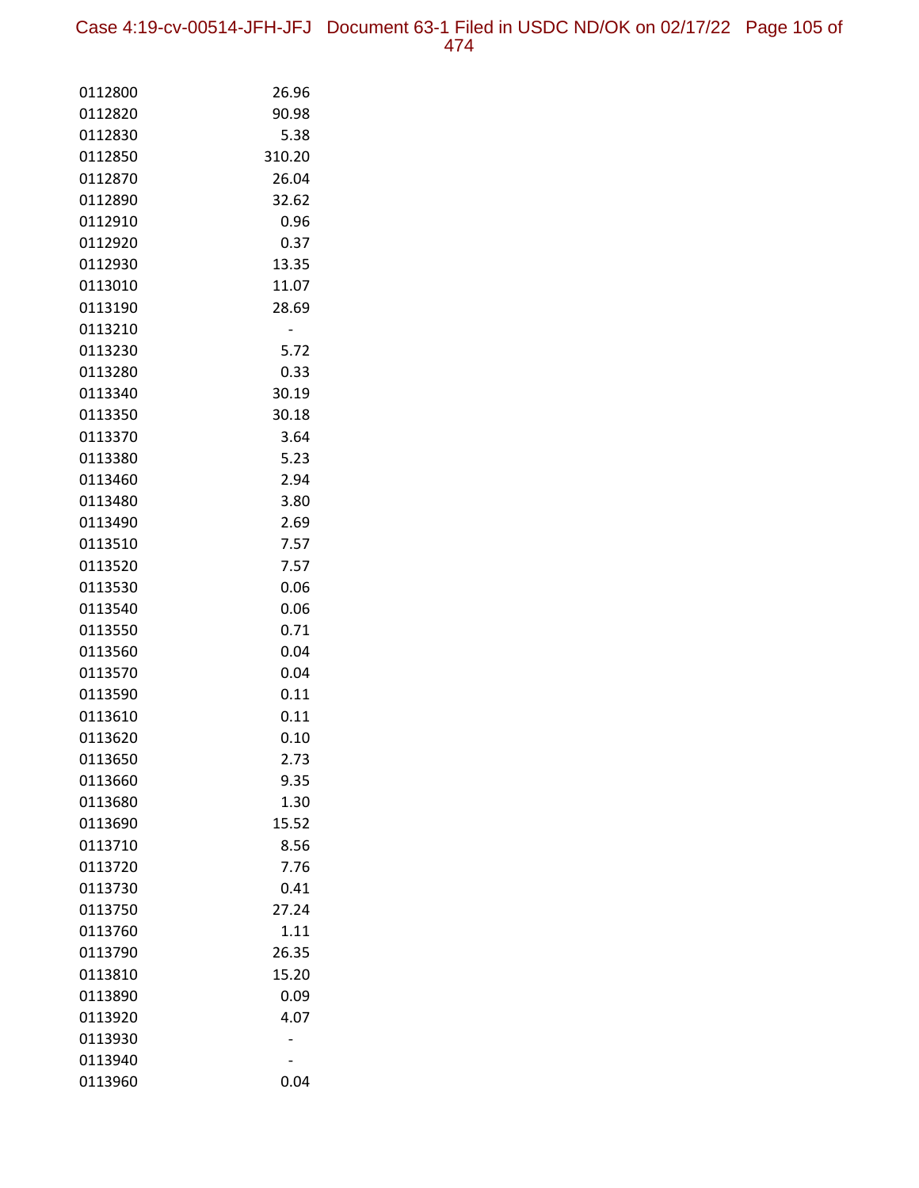| | |
|---|---|
| 0112800 | 26.96 |
| 0112820 | 90.98 |
| 0112830 | 5.38 |
| 0112850 | 310.20 |
| 0112870 | 26.04 |
| 0112890 | 32.62 |
| 0112910 | 0.96 |
| 0112920 | 0.37 |
| 0112930 | 13.35 |
| 0113010 | 11.07 |
| 0113190 | 28.69 |
| 0113210 | - |
| 0113230 | 5.72 |
| 0113280 | 0.33 |
| 0113340 | 30.19 |
| 0113350 | 30.18 |
| 0113370 | 3.64 |
| 0113380 | 5.23 |
| 0113460 | 2.94 |
| 0113480 | 3.80 |
| 0113490 | 2.69 |
| 0113510 | 7.57 |
| 0113520 | 7.57 |
| 0113530 | 0.06 |
| 0113540 | 0.06 |
| 0113550 | 0.71 |
| 0113560 | 0.04 |
| 0113570 | 0.04 |
| 0113590 | 0.11 |
| 0113610 | 0.11 |
| 0113620 | 0.10 |
| 0113650 | 2.73 |
| 0113660 | 9.35 |
| 0113680 | 1.30 |
| 0113690 | 15.52 |
| 0113710 | 8.56 |
| 0113720 | 7.76 |
| 0113730 | 0.41 |
| 0113750 | 27.24 |
| 0113760 | 1.11 |
| 0113790 | 26.35 |
| 0113810 | 15.20 |
| 0113890 | 0.09 |
| 0113920 | 4.07 |
| 0113930 | - |
| 0113940 | - |
| 0113960 | 0.04 |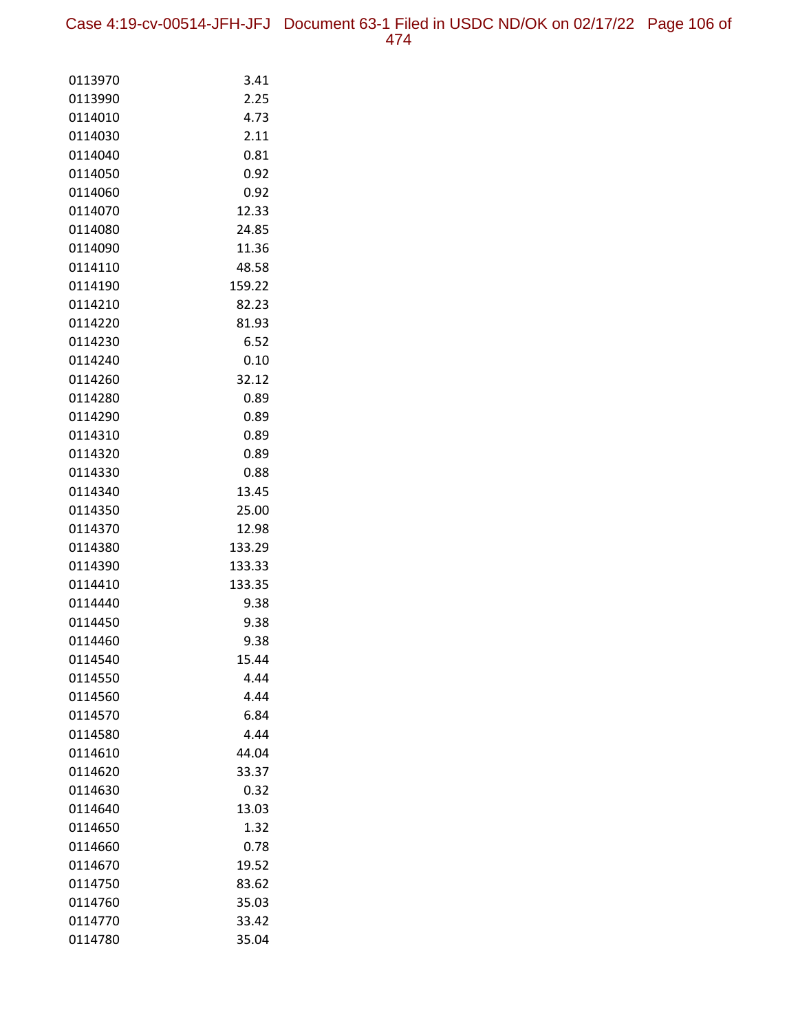| | |
|---|---|
| 0113970 | 3.41 |
| 0113990 | 2.25 |
| 0114010 | 4.73 |
| 0114030 | 2.11 |
| 0114040 | 0.81 |
| 0114050 | 0.92 |
| 0114060 | 0.92 |
| 0114070 | 12.33 |
| 0114080 | 24.85 |
| 0114090 | 11.36 |
| 0114110 | 48.58 |
| 0114190 | 159.22 |
| 0114210 | 82.23 |
| 0114220 | 81.93 |
| 0114230 | 6.52 |
| 0114240 | 0.10 |
| 0114260 | 32.12 |
| 0114280 | 0.89 |
| 0114290 | 0.89 |
| 0114310 | 0.89 |
| 0114320 | 0.89 |
| 0114330 | 0.88 |
| 0114340 | 13.45 |
| 0114350 | 25.00 |
| 0114370 | 12.98 |
| 0114380 | 133.29 |
| 0114390 | 133.33 |
| 0114410 | 133.35 |
| 0114440 | 9.38 |
| 0114450 | 9.38 |
| 0114460 | 9.38 |
| 0114540 | 15.44 |
| 0114550 | 4.44 |
| 0114560 | 4.44 |
| 0114570 | 6.84 |
| 0114580 | 4.44 |
| 0114610 | 44.04 |
| 0114620 | 33.37 |
| 0114630 | 0.32 |
| 0114640 | 13.03 |
| 0114650 | 1.32 |
| 0114660 | 0.78 |
| 0114670 | 19.52 |
| 0114750 | 83.62 |
| 0114760 | 35.03 |
| 0114770 | 33.42 |
| 0114780 | 35.04 |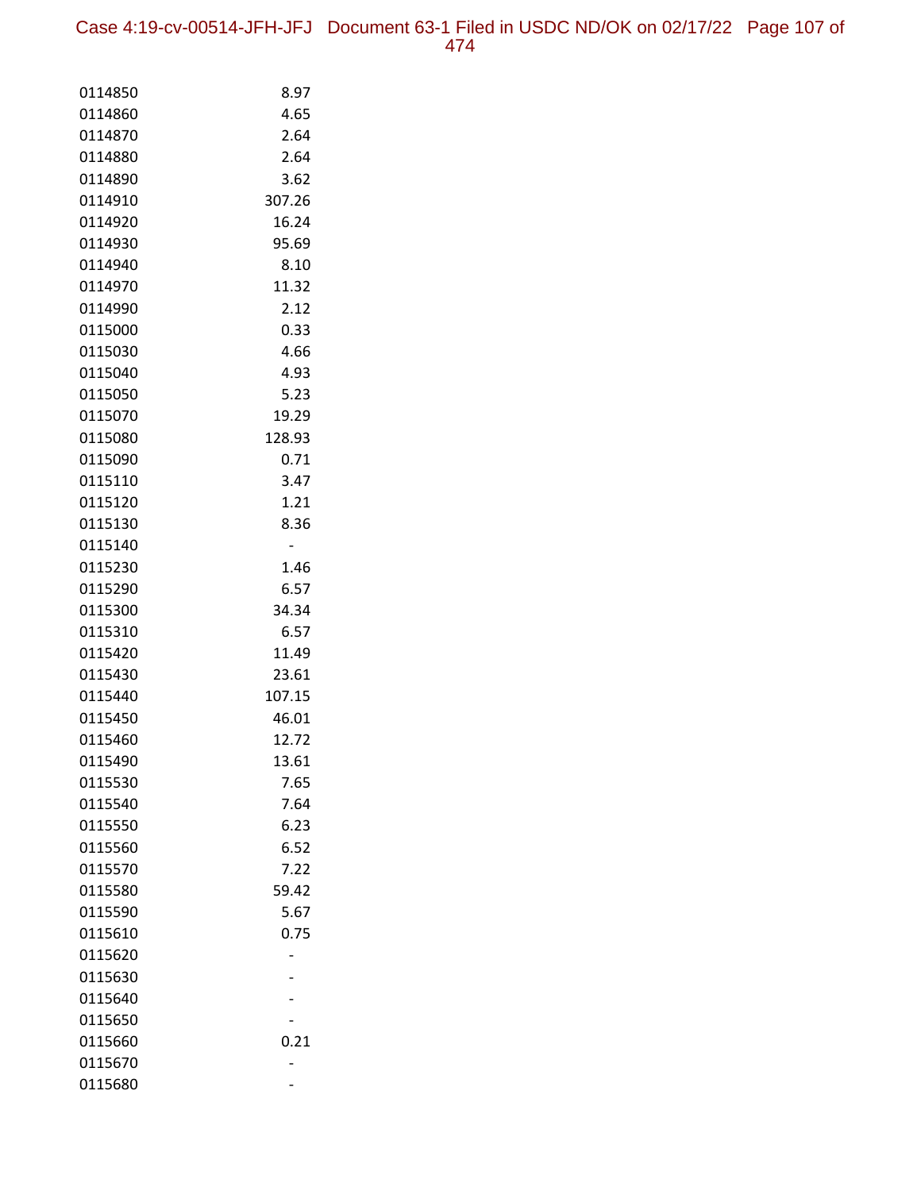| | |
|---|---|
| 0114850 | 8.97 |
| 0114860 | 4.65 |
| 0114870 | 2.64 |
| 0114880 | 2.64 |
| 0114890 | 3.62 |
| 0114910 | 307.26 |
| 0114920 | 16.24 |
| 0114930 | 95.69 |
| 0114940 | 8.10 |
| 0114970 | 11.32 |
| 0114990 | 2.12 |
| 0115000 | 0.33 |
| 0115030 | 4.66 |
| 0115040 | 4.93 |
| 0115050 | 5.23 |
| 0115070 | 19.29 |
| 0115080 | 128.93 |
| 0115090 | 0.71 |
| 0115110 | 3.47 |
| 0115120 | 1.21 |
| 0115130 | 8.36 |
| 0115140 | - |
| 0115230 | 1.46 |
| 0115290 | 6.57 |
| 0115300 | 34.34 |
| 0115310 | 6.57 |
| 0115420 | 11.49 |
| 0115430 | 23.61 |
| 0115440 | 107.15 |
| 0115450 | 46.01 |
| 0115460 | 12.72 |
| 0115490 | 13.61 |
| 0115530 | 7.65 |
| 0115540 | 7.64 |
| 0115550 | 6.23 |
| 0115560 | 6.52 |
| 0115570 | 7.22 |
| 0115580 | 59.42 |
| 0115590 | 5.67 |
| 0115610 | 0.75 |
| 0115620 | - |
| 0115630 | - |
| 0115640 | - |
| 0115650 | - |
| 0115660 | 0.21 |
| 0115670 | - |
| 0115680 | - |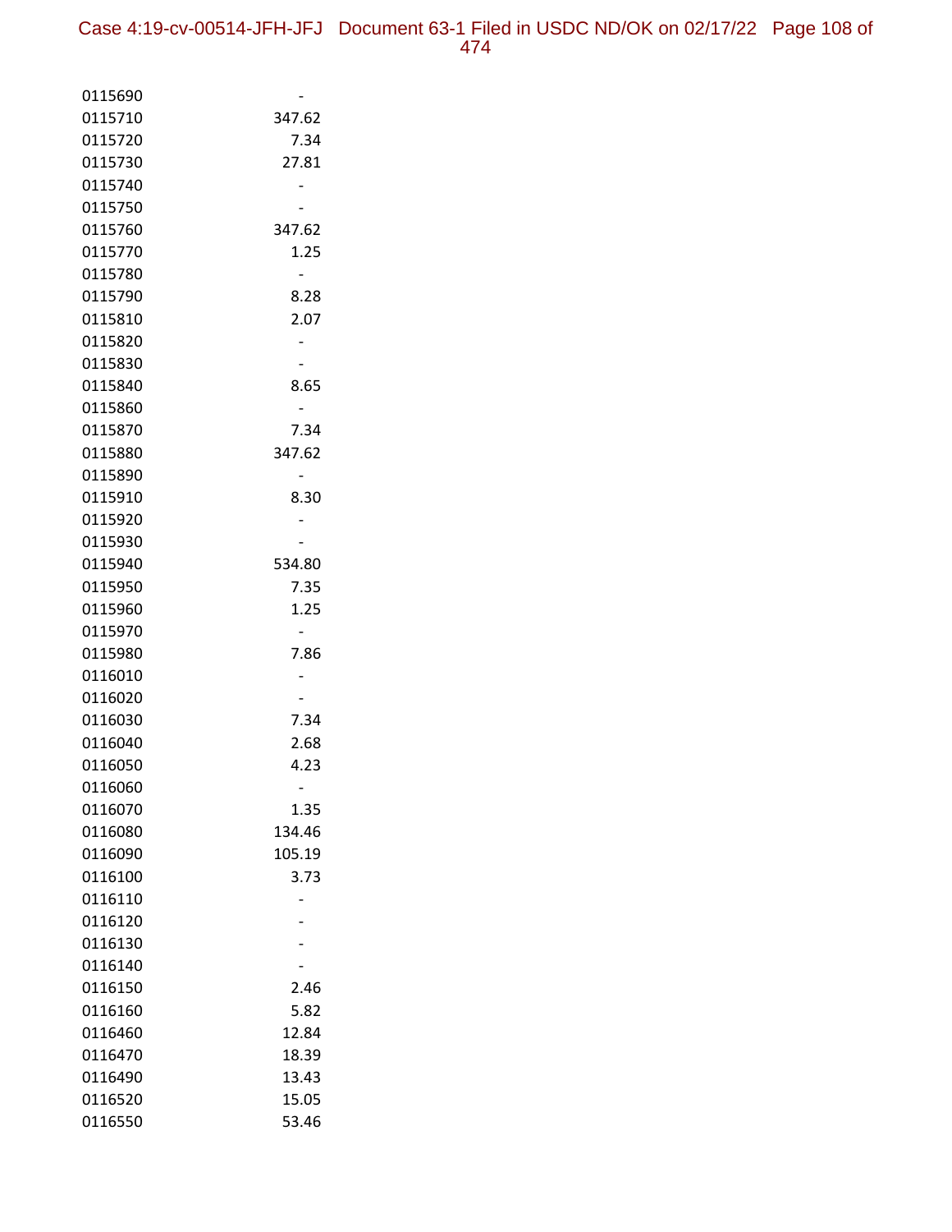| | |
|---|---|
| 0115690 | - |
| 0115710 | 347.62 |
| 0115720 | 7.34 |
| 0115730 | 27.81 |
| 0115740 | - |
| 0115750 | - |
| 0115760 | 347.62 |
| 0115770 | 1.25 |
| 0115780 | - |
| 0115790 | 8.28 |
| 0115810 | 2.07 |
| 0115820 | - |
| 0115830 | - |
| 0115840 | 8.65 |
| 0115860 | - |
| 0115870 | 7.34 |
| 0115880 | 347.62 |
| 0115890 | - |
| 0115910 | 8.30 |
| 0115920 | - |
| 0115930 | - |
| 0115940 | 534.80 |
| 0115950 | 7.35 |
| 0115960 | 1.25 |
| 0115970 | - |
| 0115980 | 7.86 |
| 0116010 | - |
| 0116020 | - |
| 0116030 | 7.34 |
| 0116040 | 2.68 |
| 0116050 | 4.23 |
| 0116060 | - |
| 0116070 | 1.35 |
| 0116080 | 134.46 |
| 0116090 | 105.19 |
| 0116100 | 3.73 |
| 0116110 | - |
| 0116120 | - |
| 0116130 | - |
| 0116140 | - |
| 0116150 | 2.46 |
| 0116160 | 5.82 |
| 0116460 | 12.84 |
| 0116470 | 18.39 |
| 0116490 | 13.43 |
| 0116520 | 15.05 |
| 0116550 | 53.46 |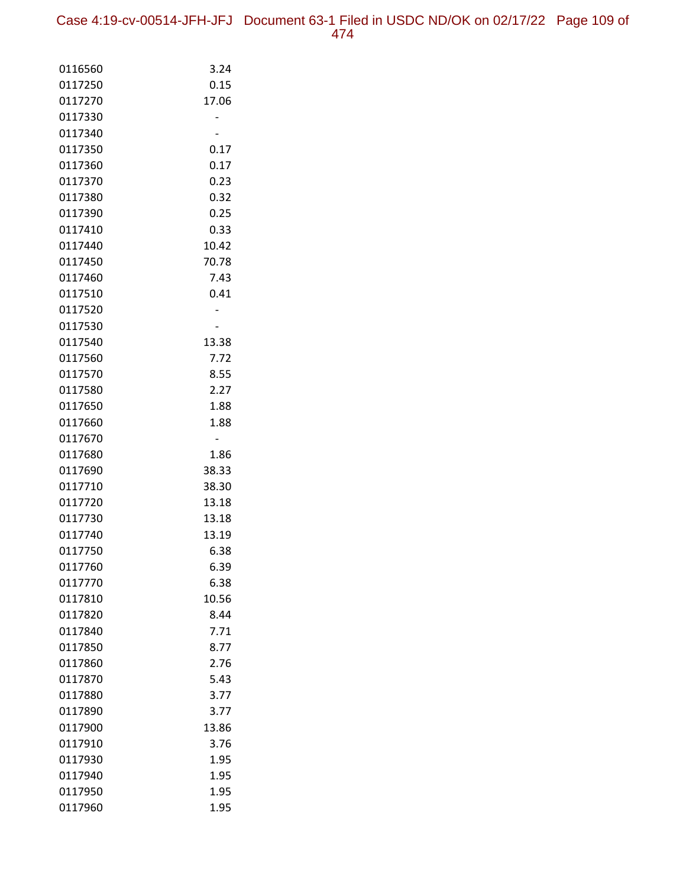| | |
|---|---|
| 0116560 | 3.24 |
| 0117250 | 0.15 |
| 0117270 | 17.06 |
| 0117330 | - |
| 0117340 | - |
| 0117350 | 0.17 |
| 0117360 | 0.17 |
| 0117370 | 0.23 |
| 0117380 | 0.32 |
| 0117390 | 0.25 |
| 0117410 | 0.33 |
| 0117440 | 10.42 |
| 0117450 | 70.78 |
| 0117460 | 7.43 |
| 0117510 | 0.41 |
| 0117520 | - |
| 0117530 | - |
| 0117540 | 13.38 |
| 0117560 | 7.72 |
| 0117570 | 8.55 |
| 0117580 | 2.27 |
| 0117650 | 1.88 |
| 0117660 | 1.88 |
| 0117670 | - |
| 0117680 | 1.86 |
| 0117690 | 38.33 |
| 0117710 | 38.30 |
| 0117720 | 13.18 |
| 0117730 | 13.18 |
| 0117740 | 13.19 |
| 0117750 | 6.38 |
| 0117760 | 6.39 |
| 0117770 | 6.38 |
| 0117810 | 10.56 |
| 0117820 | 8.44 |
| 0117840 | 7.71 |
| 0117850 | 8.77 |
| 0117860 | 2.76 |
| 0117870 | 5.43 |
| 0117880 | 3.77 |
| 0117890 | 3.77 |
| 0117900 | 13.86 |
| 0117910 | 3.76 |
| 0117930 | 1.95 |
| 0117940 | 1.95 |
| 0117950 | 1.95 |
| 0117960 | 1.95 |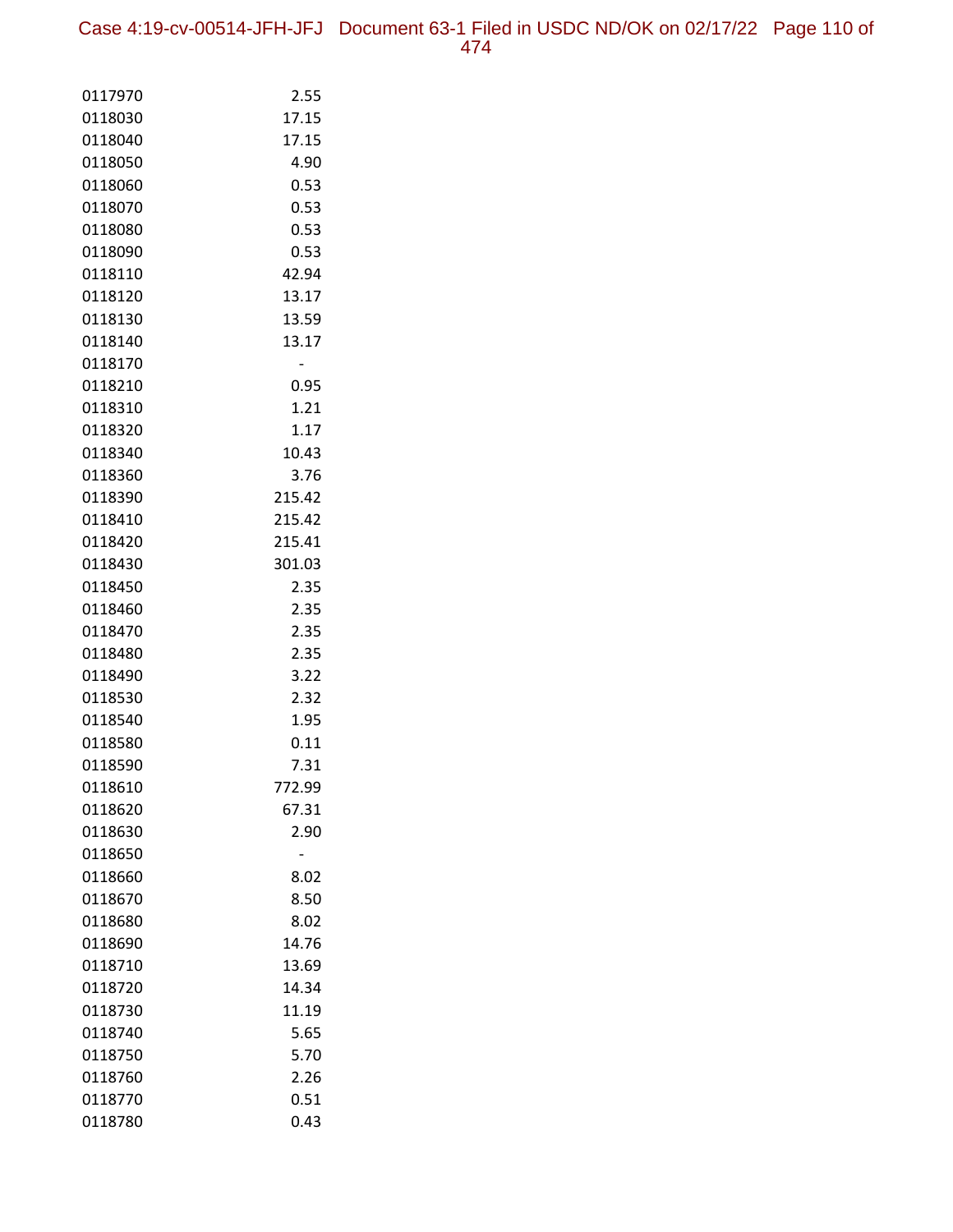| | |
|---|---|
| 0117970 | 2.55 |
| 0118030 | 17.15 |
| 0118040 | 17.15 |
| 0118050 | 4.90 |
| 0118060 | 0.53 |
| 0118070 | 0.53 |
| 0118080 | 0.53 |
| 0118090 | 0.53 |
| 0118110 | 42.94 |
| 0118120 | 13.17 |
| 0118130 | 13.59 |
| 0118140 | 13.17 |
| 0118170 | - |
| 0118210 | 0.95 |
| 0118310 | 1.21 |
| 0118320 | 1.17 |
| 0118340 | 10.43 |
| 0118360 | 3.76 |
| 0118390 | 215.42 |
| 0118410 | 215.42 |
| 0118420 | 215.41 |
| 0118430 | 301.03 |
| 0118450 | 2.35 |
| 0118460 | 2.35 |
| 0118470 | 2.35 |
| 0118480 | 2.35 |
| 0118490 | 3.22 |
| 0118530 | 2.32 |
| 0118540 | 1.95 |
| 0118580 | 0.11 |
| 0118590 | 7.31 |
| 0118610 | 772.99 |
| 0118620 | 67.31 |
| 0118630 | 2.90 |
| 0118650 | - |
| 0118660 | 8.02 |
| 0118670 | 8.50 |
| 0118680 | 8.02 |
| 0118690 | 14.76 |
| 0118710 | 13.69 |
| 0118720 | 14.34 |
| 0118730 | 11.19 |
| 0118740 | 5.65 |
| 0118750 | 5.70 |
| 0118760 | 2.26 |
| 0118770 | 0.51 |
| 0118780 | 0.43 |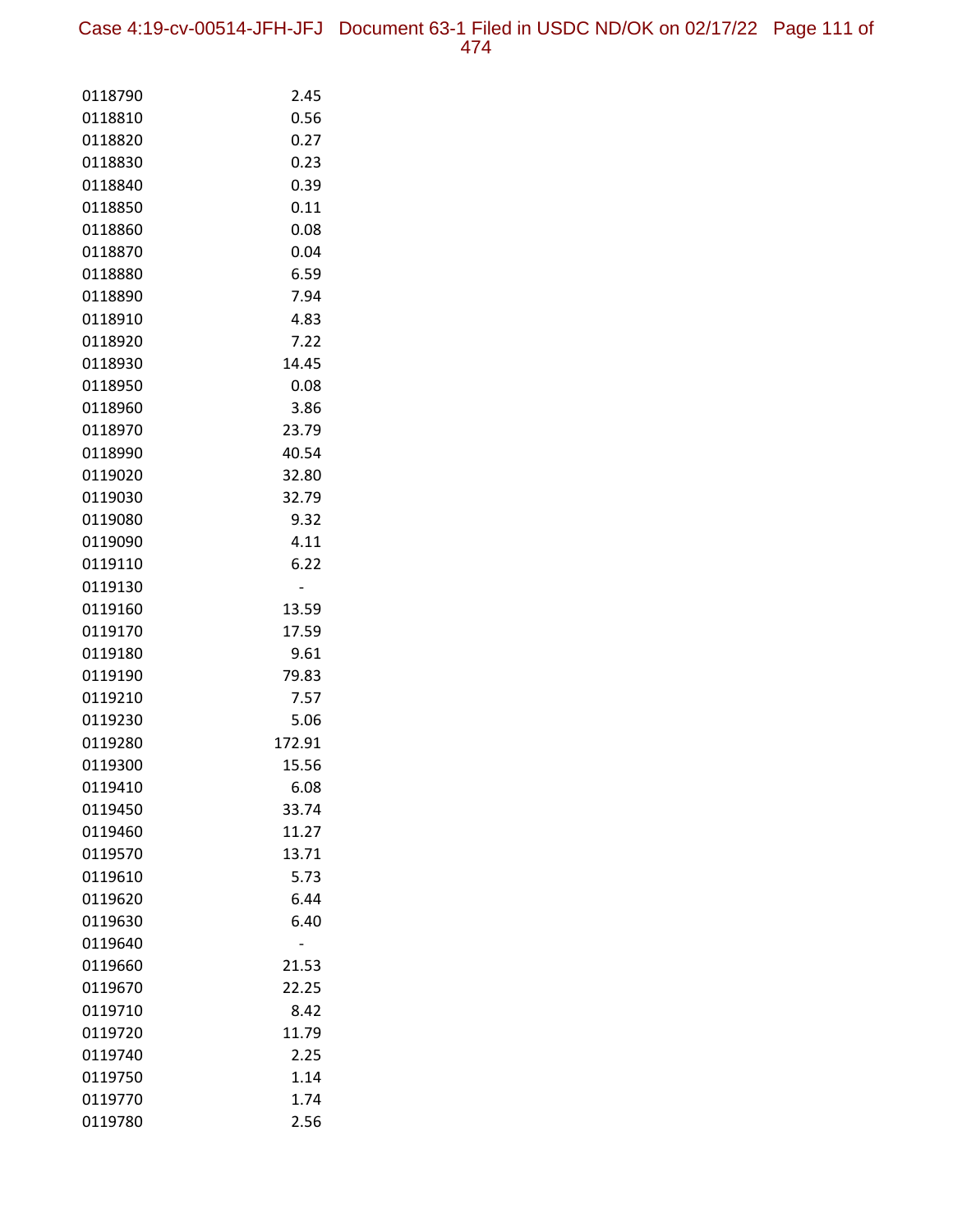| | |
|---|---|
| 0118790 | 2.45 |
| 0118810 | 0.56 |
| 0118820 | 0.27 |
| 0118830 | 0.23 |
| 0118840 | 0.39 |
| 0118850 | 0.11 |
| 0118860 | 0.08 |
| 0118870 | 0.04 |
| 0118880 | 6.59 |
| 0118890 | 7.94 |
| 0118910 | 4.83 |
| 0118920 | 7.22 |
| 0118930 | 14.45 |
| 0118950 | 0.08 |
| 0118960 | 3.86 |
| 0118970 | 23.79 |
| 0118990 | 40.54 |
| 0119020 | 32.80 |
| 0119030 | 32.79 |
| 0119080 | 9.32 |
| 0119090 | 4.11 |
| 0119110 | 6.22 |
| 0119130 | - |
| 0119160 | 13.59 |
| 0119170 | 17.59 |
| 0119180 | 9.61 |
| 0119190 | 79.83 |
| 0119210 | 7.57 |
| 0119230 | 5.06 |
| 0119280 | 172.91 |
| 0119300 | 15.56 |
| 0119410 | 6.08 |
| 0119450 | 33.74 |
| 0119460 | 11.27 |
| 0119570 | 13.71 |
| 0119610 | 5.73 |
| 0119620 | 6.44 |
| 0119630 | 6.40 |
| 0119640 | - |
| 0119660 | 21.53 |
| 0119670 | 22.25 |
| 0119710 | 8.42 |
| 0119720 | 11.79 |
| 0119740 | 2.25 |
| 0119750 | 1.14 |
| 0119770 | 1.74 |
| 0119780 | 2.56 |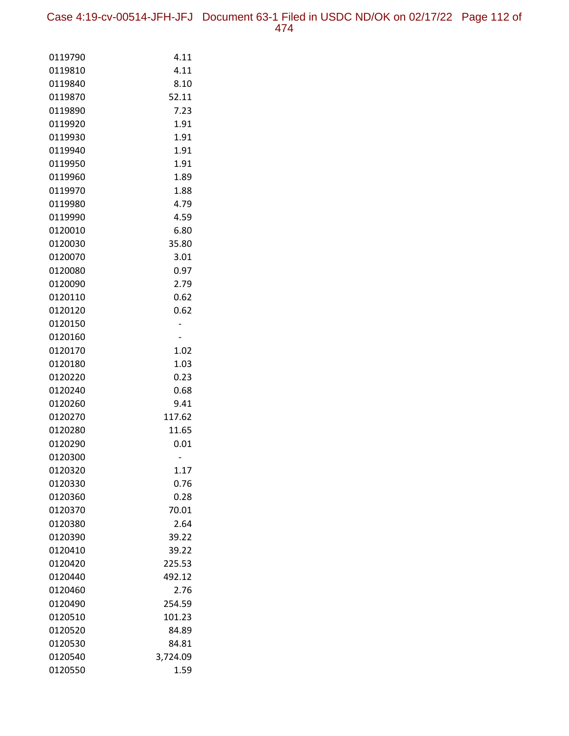| | |
|---|---|
| 0119790 | 4.11 |
| 0119810 | 4.11 |
| 0119840 | 8.10 |
| 0119870 | 52.11 |
| 0119890 | 7.23 |
| 0119920 | 1.91 |
| 0119930 | 1.91 |
| 0119940 | 1.91 |
| 0119950 | 1.91 |
| 0119960 | 1.89 |
| 0119970 | 1.88 |
| 0119980 | 4.79 |
| 0119990 | 4.59 |
| 0120010 | 6.80 |
| 0120030 | 35.80 |
| 0120070 | 3.01 |
| 0120080 | 0.97 |
| 0120090 | 2.79 |
| 0120110 | 0.62 |
| 0120120 | 0.62 |
| 0120150 | - |
| 0120160 | - |
| 0120170 | 1.02 |
| 0120180 | 1.03 |
| 0120220 | 0.23 |
| 0120240 | 0.68 |
| 0120260 | 9.41 |
| 0120270 | 117.62 |
| 0120280 | 11.65 |
| 0120290 | 0.01 |
| 0120300 | - |
| 0120320 | 1.17 |
| 0120330 | 0.76 |
| 0120360 | 0.28 |
| 0120370 | 70.01 |
| 0120380 | 2.64 |
| 0120390 | 39.22 |
| 0120410 | 39.22 |
| 0120420 | 225.53 |
| 0120440 | 492.12 |
| 0120460 | 2.76 |
| 0120490 | 254.59 |
| 0120510 | 101.23 |
| 0120520 | 84.89 |
| 0120530 | 84.81 |
| 0120540 | 3,724.09 |
| 0120550 | 1.59 |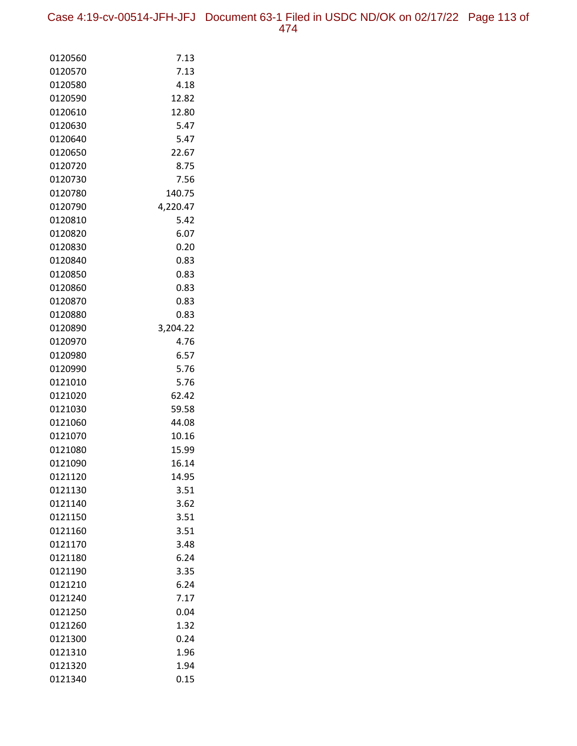| | |
|---|---|
| 0120560 | 7.13 |
| 0120570 | 7.13 |
| 0120580 | 4.18 |
| 0120590 | 12.82 |
| 0120610 | 12.80 |
| 0120630 | 5.47 |
| 0120640 | 5.47 |
| 0120650 | 22.67 |
| 0120720 | 8.75 |
| 0120730 | 7.56 |
| 0120780 | 140.75 |
| 0120790 | 4,220.47 |
| 0120810 | 5.42 |
| 0120820 | 6.07 |
| 0120830 | 0.20 |
| 0120840 | 0.83 |
| 0120850 | 0.83 |
| 0120860 | 0.83 |
| 0120870 | 0.83 |
| 0120880 | 0.83 |
| 0120890 | 3,204.22 |
| 0120970 | 4.76 |
| 0120980 | 6.57 |
| 0120990 | 5.76 |
| 0121010 | 5.76 |
| 0121020 | 62.42 |
| 0121030 | 59.58 |
| 0121060 | 44.08 |
| 0121070 | 10.16 |
| 0121080 | 15.99 |
| 0121090 | 16.14 |
| 0121120 | 14.95 |
| 0121130 | 3.51 |
| 0121140 | 3.62 |
| 0121150 | 3.51 |
| 0121160 | 3.51 |
| 0121170 | 3.48 |
| 0121180 | 6.24 |
| 0121190 | 3.35 |
| 0121210 | 6.24 |
| 0121240 | 7.17 |
| 0121250 | 0.04 |
| 0121260 | 1.32 |
| 0121300 | 0.24 |
| 0121310 | 1.96 |
| 0121320 | 1.94 |
| 0121340 | 0.15 |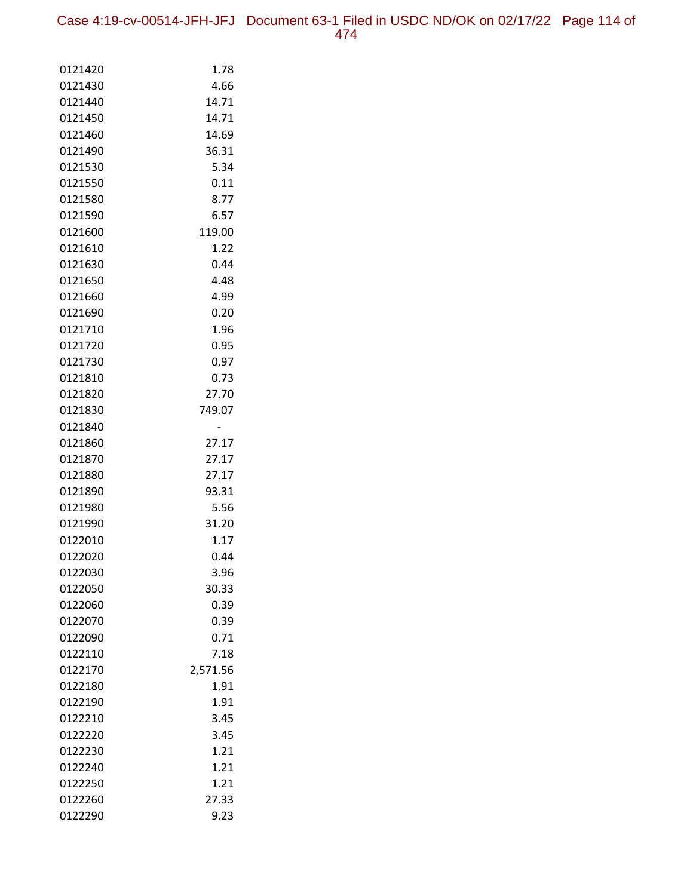| | |
|---|---|
| 0121420 | 1.78 |
| 0121430 | 4.66 |
| 0121440 | 14.71 |
| 0121450 | 14.71 |
| 0121460 | 14.69 |
| 0121490 | 36.31 |
| 0121530 | 5.34 |
| 0121550 | 0.11 |
| 0121580 | 8.77 |
| 0121590 | 6.57 |
| 0121600 | 119.00 |
| 0121610 | 1.22 |
| 0121630 | 0.44 |
| 0121650 | 4.48 |
| 0121660 | 4.99 |
| 0121690 | 0.20 |
| 0121710 | 1.96 |
| 0121720 | 0.95 |
| 0121730 | 0.97 |
| 0121810 | 0.73 |
| 0121820 | 27.70 |
| 0121830 | 749.07 |
| 0121840 | - |
| 0121860 | 27.17 |
| 0121870 | 27.17 |
| 0121880 | 27.17 |
| 0121890 | 93.31 |
| 0121980 | 5.56 |
| 0121990 | 31.20 |
| 0122010 | 1.17 |
| 0122020 | 0.44 |
| 0122030 | 3.96 |
| 0122050 | 30.33 |
| 0122060 | 0.39 |
| 0122070 | 0.39 |
| 0122090 | 0.71 |
| 0122110 | 7.18 |
| 0122170 | 2,571.56 |
| 0122180 | 1.91 |
| 0122190 | 1.91 |
| 0122210 | 3.45 |
| 0122220 | 3.45 |
| 0122230 | 1.21 |
| 0122240 | 1.21 |
| 0122250 | 1.21 |
| 0122260 | 27.33 |
| 0122290 | 9.23 |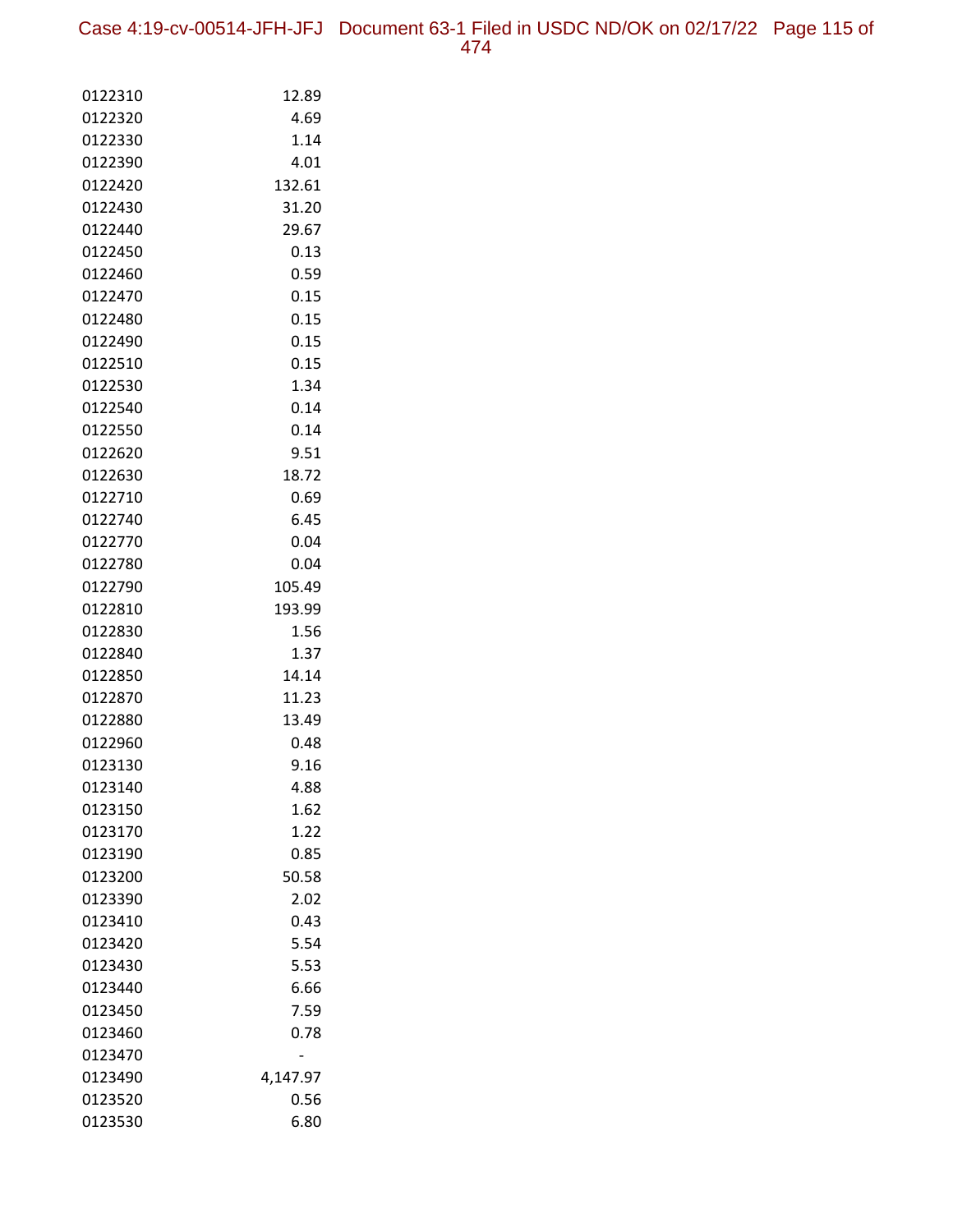| | |
|---|---|
| 0122310 | 12.89 |
| 0122320 | 4.69 |
| 0122330 | 1.14 |
| 0122390 | 4.01 |
| 0122420 | 132.61 |
| 0122430 | 31.20 |
| 0122440 | 29.67 |
| 0122450 | 0.13 |
| 0122460 | 0.59 |
| 0122470 | 0.15 |
| 0122480 | 0.15 |
| 0122490 | 0.15 |
| 0122510 | 0.15 |
| 0122530 | 1.34 |
| 0122540 | 0.14 |
| 0122550 | 0.14 |
| 0122620 | 9.51 |
| 0122630 | 18.72 |
| 0122710 | 0.69 |
| 0122740 | 6.45 |
| 0122770 | 0.04 |
| 0122780 | 0.04 |
| 0122790 | 105.49 |
| 0122810 | 193.99 |
| 0122830 | 1.56 |
| 0122840 | 1.37 |
| 0122850 | 14.14 |
| 0122870 | 11.23 |
| 0122880 | 13.49 |
| 0122960 | 0.48 |
| 0123130 | 9.16 |
| 0123140 | 4.88 |
| 0123150 | 1.62 |
| 0123170 | 1.22 |
| 0123190 | 0.85 |
| 0123200 | 50.58 |
| 0123390 | 2.02 |
| 0123410 | 0.43 |
| 0123420 | 5.54 |
| 0123430 | 5.53 |
| 0123440 | 6.66 |
| 0123450 | 7.59 |
| 0123460 | 0.78 |
| 0123470 | - |
| 0123490 | 4,147.97 |
| 0123520 | 0.56 |
| 0123530 | 6.80 |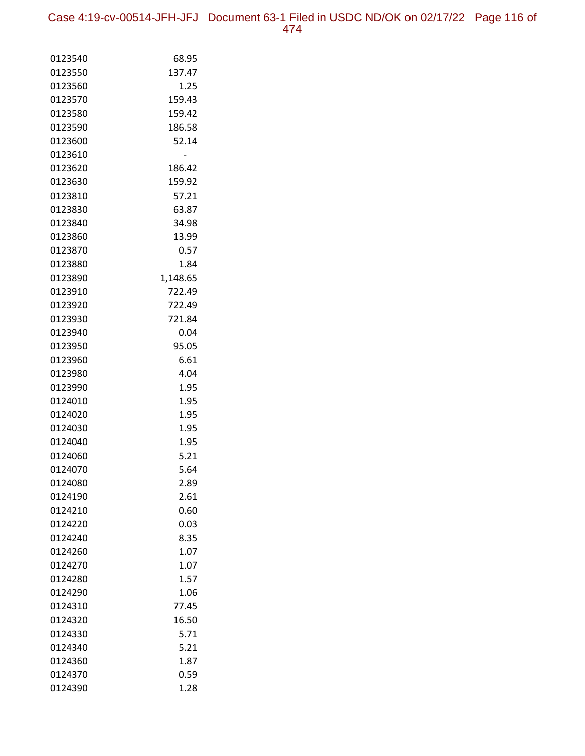| | |
|---|---|
| 0123540 | 68.95 |
| 0123550 | 137.47 |
| 0123560 | 1.25 |
| 0123570 | 159.43 |
| 0123580 | 159.42 |
| 0123590 | 186.58 |
| 0123600 | 52.14 |
| 0123610 | - |
| 0123620 | 186.42 |
| 0123630 | 159.92 |
| 0123810 | 57.21 |
| 0123830 | 63.87 |
| 0123840 | 34.98 |
| 0123860 | 13.99 |
| 0123870 | 0.57 |
| 0123880 | 1.84 |
| 0123890 | 1,148.65 |
| 0123910 | 722.49 |
| 0123920 | 722.49 |
| 0123930 | 721.84 |
| 0123940 | 0.04 |
| 0123950 | 95.05 |
| 0123960 | 6.61 |
| 0123980 | 4.04 |
| 0123990 | 1.95 |
| 0124010 | 1.95 |
| 0124020 | 1.95 |
| 0124030 | 1.95 |
| 0124040 | 1.95 |
| 0124060 | 5.21 |
| 0124070 | 5.64 |
| 0124080 | 2.89 |
| 0124190 | 2.61 |
| 0124210 | 0.60 |
| 0124220 | 0.03 |
| 0124240 | 8.35 |
| 0124260 | 1.07 |
| 0124270 | 1.07 |
| 0124280 | 1.57 |
| 0124290 | 1.06 |
| 0124310 | 77.45 |
| 0124320 | 16.50 |
| 0124330 | 5.71 |
| 0124340 | 5.21 |
| 0124360 | 1.87 |
| 0124370 | 0.59 |
| 0124390 | 1.28 |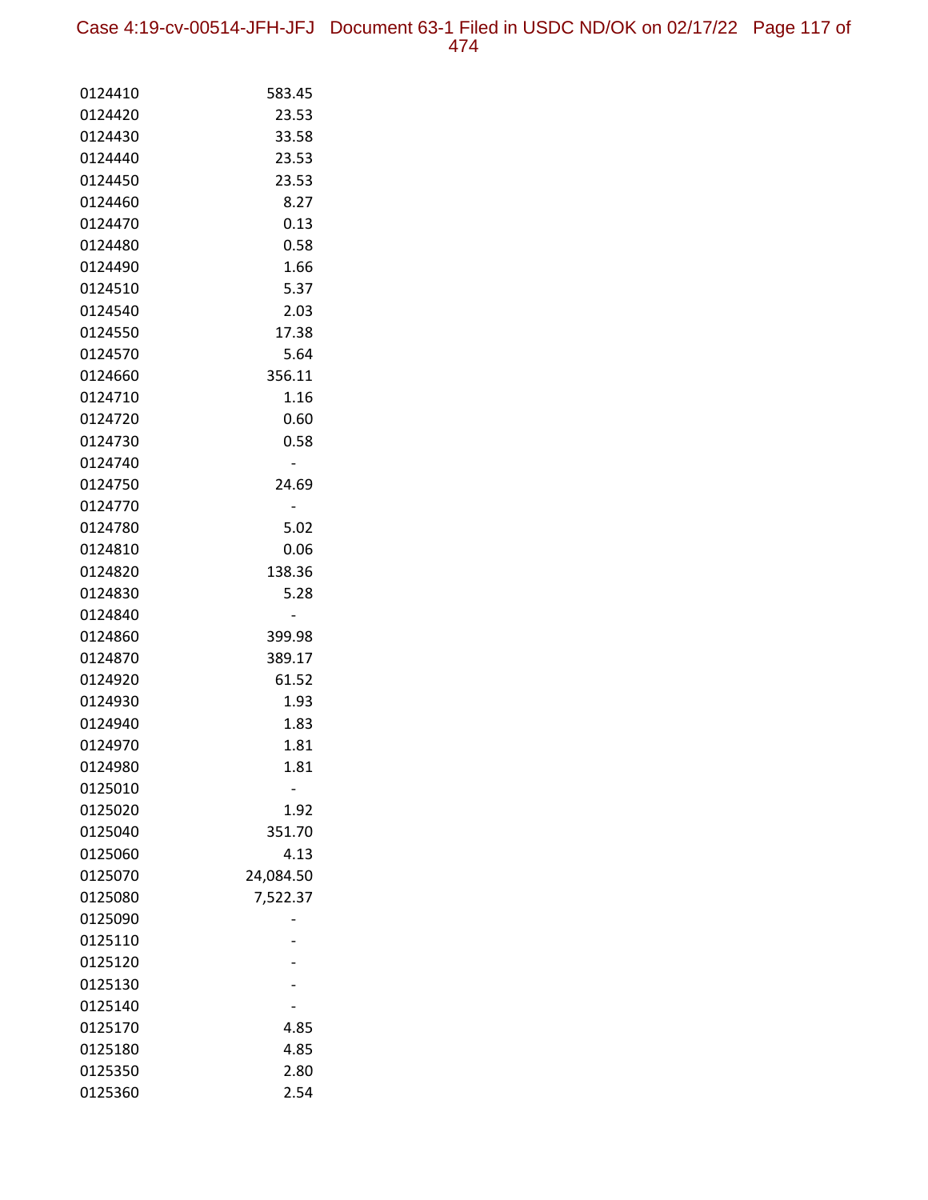| | |
|---|---|
| 0124410 | 583.45 |
| 0124420 | 23.53 |
| 0124430 | 33.58 |
| 0124440 | 23.53 |
| 0124450 | 23.53 |
| 0124460 | 8.27 |
| 0124470 | 0.13 |
| 0124480 | 0.58 |
| 0124490 | 1.66 |
| 0124510 | 5.37 |
| 0124540 | 2.03 |
| 0124550 | 17.38 |
| 0124570 | 5.64 |
| 0124660 | 356.11 |
| 0124710 | 1.16 |
| 0124720 | 0.60 |
| 0124730 | 0.58 |
| 0124740 | - |
| 0124750 | 24.69 |
| 0124770 | - |
| 0124780 | 5.02 |
| 0124810 | 0.06 |
| 0124820 | 138.36 |
| 0124830 | 5.28 |
| 0124840 | - |
| 0124860 | 399.98 |
| 0124870 | 389.17 |
| 0124920 | 61.52 |
| 0124930 | 1.93 |
| 0124940 | 1.83 |
| 0124970 | 1.81 |
| 0124980 | 1.81 |
| 0125010 | - |
| 0125020 | 1.92 |
| 0125040 | 351.70 |
| 0125060 | 4.13 |
| 0125070 | 24,084.50 |
| 0125080 | 7,522.37 |
| 0125090 | - |
| 0125110 | - |
| 0125120 | - |
| 0125130 | - |
| 0125140 | - |
| 0125170 | 4.85 |
| 0125180 | 4.85 |
| 0125350 | 2.80 |
| 0125360 | 2.54 |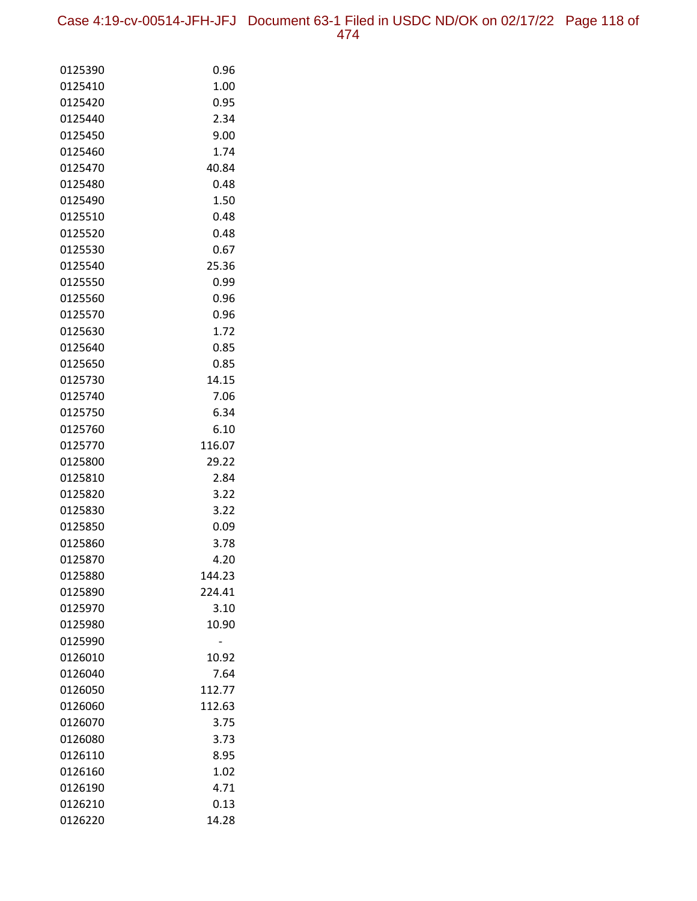| | |
|---|---|
| 0125390 | 0.96 |
| 0125410 | 1.00 |
| 0125420 | 0.95 |
| 0125440 | 2.34 |
| 0125450 | 9.00 |
| 0125460 | 1.74 |
| 0125470 | 40.84 |
| 0125480 | 0.48 |
| 0125490 | 1.50 |
| 0125510 | 0.48 |
| 0125520 | 0.48 |
| 0125530 | 0.67 |
| 0125540 | 25.36 |
| 0125550 | 0.99 |
| 0125560 | 0.96 |
| 0125570 | 0.96 |
| 0125630 | 1.72 |
| 0125640 | 0.85 |
| 0125650 | 0.85 |
| 0125730 | 14.15 |
| 0125740 | 7.06 |
| 0125750 | 6.34 |
| 0125760 | 6.10 |
| 0125770 | 116.07 |
| 0125800 | 29.22 |
| 0125810 | 2.84 |
| 0125820 | 3.22 |
| 0125830 | 3.22 |
| 0125850 | 0.09 |
| 0125860 | 3.78 |
| 0125870 | 4.20 |
| 0125880 | 144.23 |
| 0125890 | 224.41 |
| 0125970 | 3.10 |
| 0125980 | 10.90 |
| 0125990 | - |
| 0126010 | 10.92 |
| 0126040 | 7.64 |
| 0126050 | 112.77 |
| 0126060 | 112.63 |
| 0126070 | 3.75 |
| 0126080 | 3.73 |
| 0126110 | 8.95 |
| 0126160 | 1.02 |
| 0126190 | 4.71 |
| 0126210 | 0.13 |
| 0126220 | 14.28 |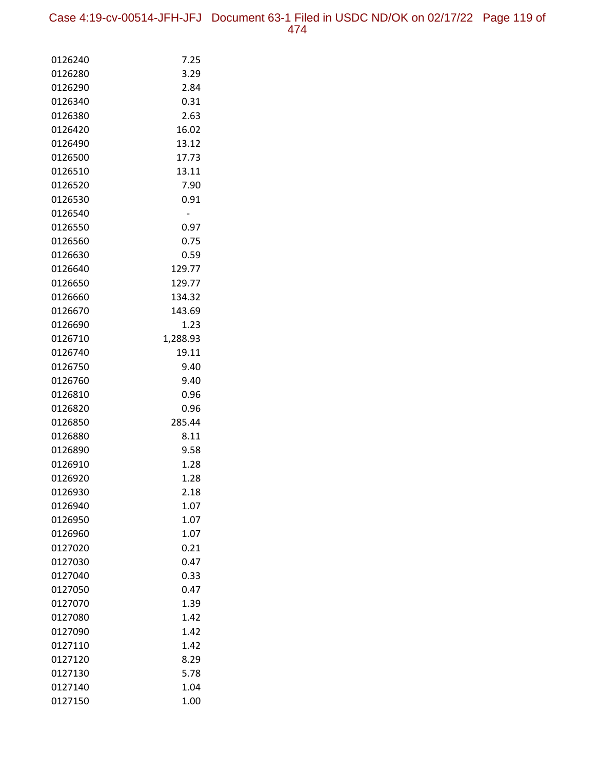| | |
|---|---|
| 0126240 | 7.25 |
| 0126280 | 3.29 |
| 0126290 | 2.84 |
| 0126340 | 0.31 |
| 0126380 | 2.63 |
| 0126420 | 16.02 |
| 0126490 | 13.12 |
| 0126500 | 17.73 |
| 0126510 | 13.11 |
| 0126520 | 7.90 |
| 0126530 | 0.91 |
| 0126540 | - |
| 0126550 | 0.97 |
| 0126560 | 0.75 |
| 0126630 | 0.59 |
| 0126640 | 129.77 |
| 0126650 | 129.77 |
| 0126660 | 134.32 |
| 0126670 | 143.69 |
| 0126690 | 1.23 |
| 0126710 | 1,288.93 |
| 0126740 | 19.11 |
| 0126750 | 9.40 |
| 0126760 | 9.40 |
| 0126810 | 0.96 |
| 0126820 | 0.96 |
| 0126850 | 285.44 |
| 0126880 | 8.11 |
| 0126890 | 9.58 |
| 0126910 | 1.28 |
| 0126920 | 1.28 |
| 0126930 | 2.18 |
| 0126940 | 1.07 |
| 0126950 | 1.07 |
| 0126960 | 1.07 |
| 0127020 | 0.21 |
| 0127030 | 0.47 |
| 0127040 | 0.33 |
| 0127050 | 0.47 |
| 0127070 | 1.39 |
| 0127080 | 1.42 |
| 0127090 | 1.42 |
| 0127110 | 1.42 |
| 0127120 | 8.29 |
| 0127130 | 5.78 |
| 0127140 | 1.04 |
| 0127150 | 1.00 |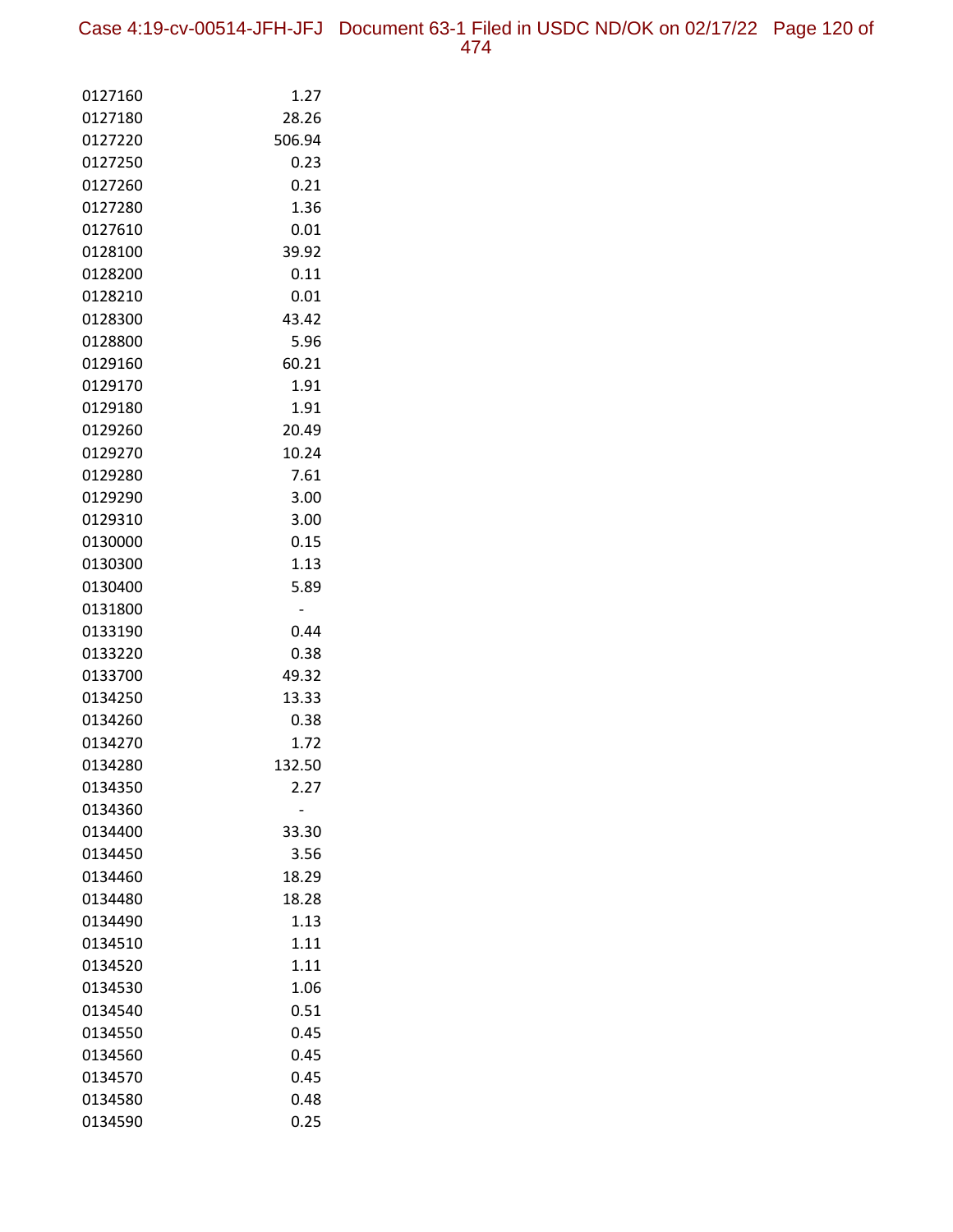| | |
|---|---|
| 0127160 | 1.27 |
| 0127180 | 28.26 |
| 0127220 | 506.94 |
| 0127250 | 0.23 |
| 0127260 | 0.21 |
| 0127280 | 1.36 |
| 0127610 | 0.01 |
| 0128100 | 39.92 |
| 0128200 | 0.11 |
| 0128210 | 0.01 |
| 0128300 | 43.42 |
| 0128800 | 5.96 |
| 0129160 | 60.21 |
| 0129170 | 1.91 |
| 0129180 | 1.91 |
| 0129260 | 20.49 |
| 0129270 | 10.24 |
| 0129280 | 7.61 |
| 0129290 | 3.00 |
| 0129310 | 3.00 |
| 0130000 | 0.15 |
| 0130300 | 1.13 |
| 0130400 | 5.89 |
| 0131800 | - |
| 0133190 | 0.44 |
| 0133220 | 0.38 |
| 0133700 | 49.32 |
| 0134250 | 13.33 |
| 0134260 | 0.38 |
| 0134270 | 1.72 |
| 0134280 | 132.50 |
| 0134350 | 2.27 |
| 0134360 | - |
| 0134400 | 33.30 |
| 0134450 | 3.56 |
| 0134460 | 18.29 |
| 0134480 | 18.28 |
| 0134490 | 1.13 |
| 0134510 | 1.11 |
| 0134520 | 1.11 |
| 0134530 | 1.06 |
| 0134540 | 0.51 |
| 0134550 | 0.45 |
| 0134560 | 0.45 |
| 0134570 | 0.45 |
| 0134580 | 0.48 |
| 0134590 | 0.25 |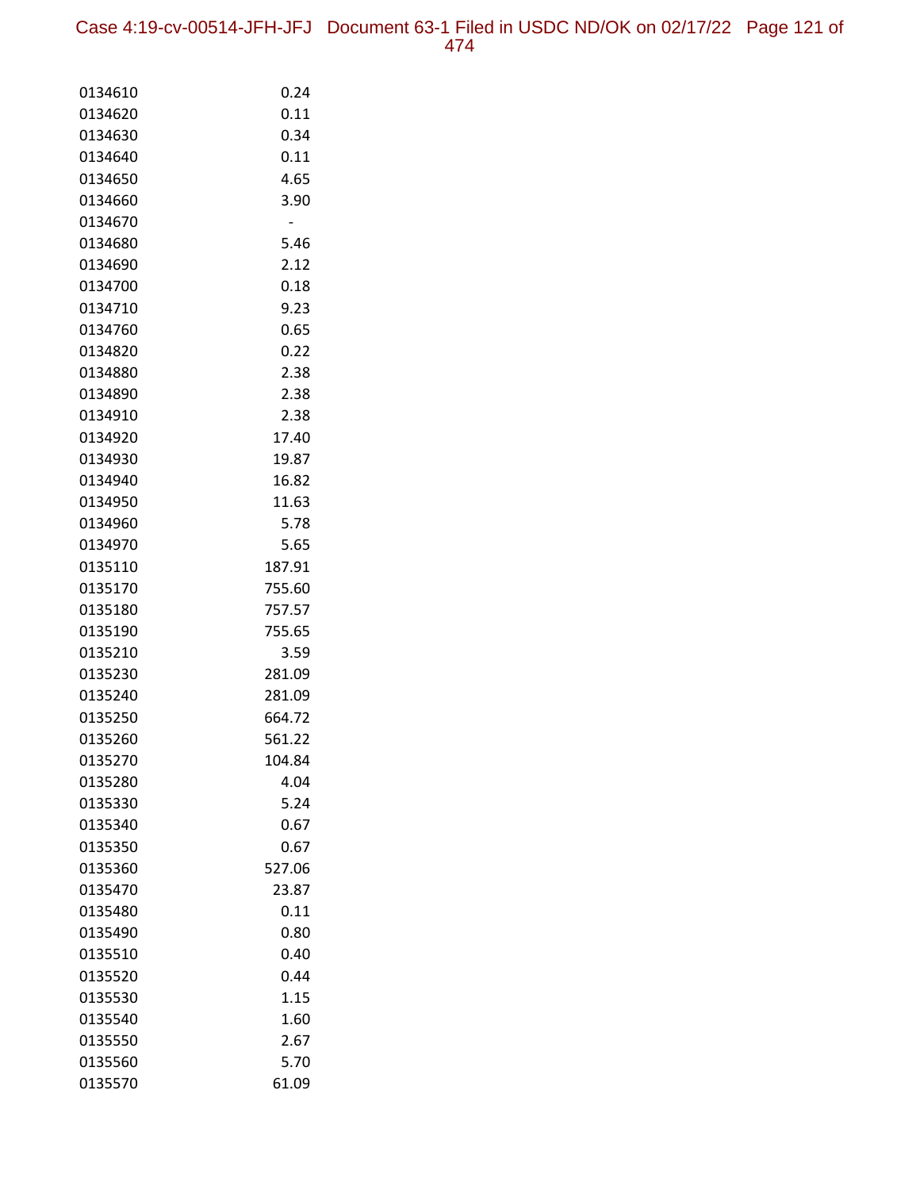| | |
|---|---|
| 0134610 | 0.24 |
| 0134620 | 0.11 |
| 0134630 | 0.34 |
| 0134640 | 0.11 |
| 0134650 | 4.65 |
| 0134660 | 3.90 |
| 0134670 | - |
| 0134680 | 5.46 |
| 0134690 | 2.12 |
| 0134700 | 0.18 |
| 0134710 | 9.23 |
| 0134760 | 0.65 |
| 0134820 | 0.22 |
| 0134880 | 2.38 |
| 0134890 | 2.38 |
| 0134910 | 2.38 |
| 0134920 | 17.40 |
| 0134930 | 19.87 |
| 0134940 | 16.82 |
| 0134950 | 11.63 |
| 0134960 | 5.78 |
| 0134970 | 5.65 |
| 0135110 | 187.91 |
| 0135170 | 755.60 |
| 0135180 | 757.57 |
| 0135190 | 755.65 |
| 0135210 | 3.59 |
| 0135230 | 281.09 |
| 0135240 | 281.09 |
| 0135250 | 664.72 |
| 0135260 | 561.22 |
| 0135270 | 104.84 |
| 0135280 | 4.04 |
| 0135330 | 5.24 |
| 0135340 | 0.67 |
| 0135350 | 0.67 |
| 0135360 | 527.06 |
| 0135470 | 23.87 |
| 0135480 | 0.11 |
| 0135490 | 0.80 |
| 0135510 | 0.40 |
| 0135520 | 0.44 |
| 0135530 | 1.15 |
| 0135540 | 1.60 |
| 0135550 | 2.67 |
| 0135560 | 5.70 |
| 0135570 | 61.09 |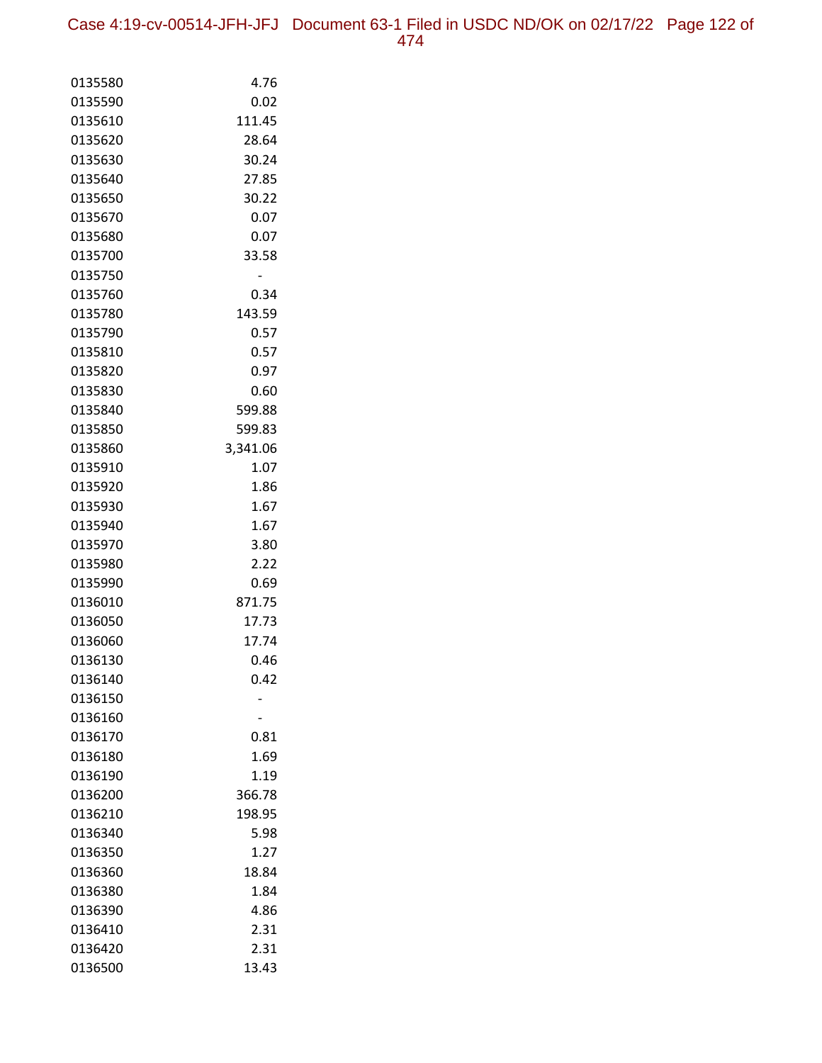| | |
|---|---|
| 0135580 | 4.76 |
| 0135590 | 0.02 |
| 0135610 | 111.45 |
| 0135620 | 28.64 |
| 0135630 | 30.24 |
| 0135640 | 27.85 |
| 0135650 | 30.22 |
| 0135670 | 0.07 |
| 0135680 | 0.07 |
| 0135700 | 33.58 |
| 0135750 | - |
| 0135760 | 0.34 |
| 0135780 | 143.59 |
| 0135790 | 0.57 |
| 0135810 | 0.57 |
| 0135820 | 0.97 |
| 0135830 | 0.60 |
| 0135840 | 599.88 |
| 0135850 | 599.83 |
| 0135860 | 3,341.06 |
| 0135910 | 1.07 |
| 0135920 | 1.86 |
| 0135930 | 1.67 |
| 0135940 | 1.67 |
| 0135970 | 3.80 |
| 0135980 | 2.22 |
| 0135990 | 0.69 |
| 0136010 | 871.75 |
| 0136050 | 17.73 |
| 0136060 | 17.74 |
| 0136130 | 0.46 |
| 0136140 | 0.42 |
| 0136150 | - |
| 0136160 | - |
| 0136170 | 0.81 |
| 0136180 | 1.69 |
| 0136190 | 1.19 |
| 0136200 | 366.78 |
| 0136210 | 198.95 |
| 0136340 | 5.98 |
| 0136350 | 1.27 |
| 0136360 | 18.84 |
| 0136380 | 1.84 |
| 0136390 | 4.86 |
| 0136410 | 2.31 |
| 0136420 | 2.31 |
| 0136500 | 13.43 |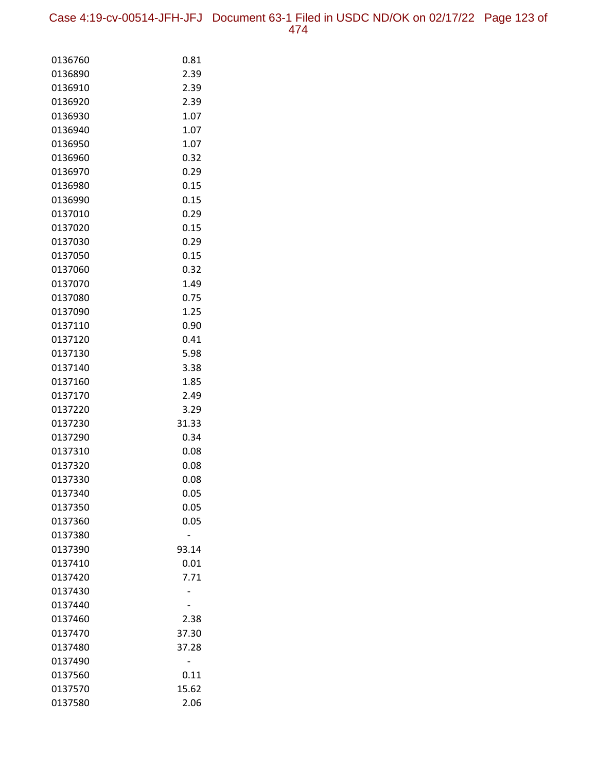| | |
|---|---|
| 0136760 | 0.81 |
| 0136890 | 2.39 |
| 0136910 | 2.39 |
| 0136920 | 2.39 |
| 0136930 | 1.07 |
| 0136940 | 1.07 |
| 0136950 | 1.07 |
| 0136960 | 0.32 |
| 0136970 | 0.29 |
| 0136980 | 0.15 |
| 0136990 | 0.15 |
| 0137010 | 0.29 |
| 0137020 | 0.15 |
| 0137030 | 0.29 |
| 0137050 | 0.15 |
| 0137060 | 0.32 |
| 0137070 | 1.49 |
| 0137080 | 0.75 |
| 0137090 | 1.25 |
| 0137110 | 0.90 |
| 0137120 | 0.41 |
| 0137130 | 5.98 |
| 0137140 | 3.38 |
| 0137160 | 1.85 |
| 0137170 | 2.49 |
| 0137220 | 3.29 |
| 0137230 | 31.33 |
| 0137290 | 0.34 |
| 0137310 | 0.08 |
| 0137320 | 0.08 |
| 0137330 | 0.08 |
| 0137340 | 0.05 |
| 0137350 | 0.05 |
| 0137360 | 0.05 |
| 0137380 | - |
| 0137390 | 93.14 |
| 0137410 | 0.01 |
| 0137420 | 7.71 |
| 0137430 | - |
| 0137440 | - |
| 0137460 | 2.38 |
| 0137470 | 37.30 |
| 0137480 | 37.28 |
| 0137490 | - |
| 0137560 | 0.11 |
| 0137570 | 15.62 |
| 0137580 | 2.06 |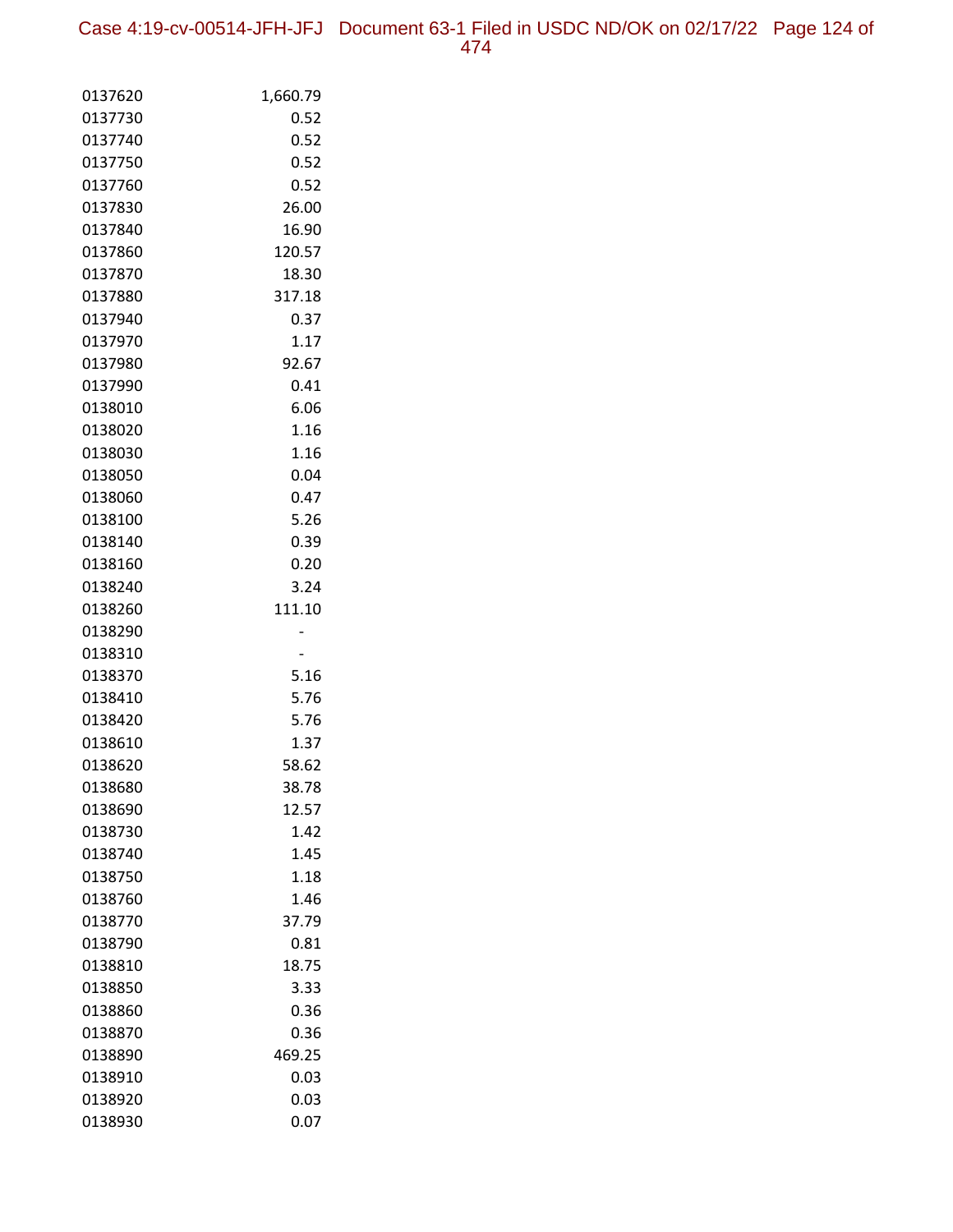| | |
|---|---|
| 0137620 | 1,660.79 |
| 0137730 | 0.52 |
| 0137740 | 0.52 |
| 0137750 | 0.52 |
| 0137760 | 0.52 |
| 0137830 | 26.00 |
| 0137840 | 16.90 |
| 0137860 | 120.57 |
| 0137870 | 18.30 |
| 0137880 | 317.18 |
| 0137940 | 0.37 |
| 0137970 | 1.17 |
| 0137980 | 92.67 |
| 0137990 | 0.41 |
| 0138010 | 6.06 |
| 0138020 | 1.16 |
| 0138030 | 1.16 |
| 0138050 | 0.04 |
| 0138060 | 0.47 |
| 0138100 | 5.26 |
| 0138140 | 0.39 |
| 0138160 | 0.20 |
| 0138240 | 3.24 |
| 0138260 | 111.10 |
| 0138290 | - |
| 0138310 | - |
| 0138370 | 5.16 |
| 0138410 | 5.76 |
| 0138420 | 5.76 |
| 0138610 | 1.37 |
| 0138620 | 58.62 |
| 0138680 | 38.78 |
| 0138690 | 12.57 |
| 0138730 | 1.42 |
| 0138740 | 1.45 |
| 0138750 | 1.18 |
| 0138760 | 1.46 |
| 0138770 | 37.79 |
| 0138790 | 0.81 |
| 0138810 | 18.75 |
| 0138850 | 3.33 |
| 0138860 | 0.36 |
| 0138870 | 0.36 |
| 0138890 | 469.25 |
| 0138910 | 0.03 |
| 0138920 | 0.03 |
| 0138930 | 0.07 |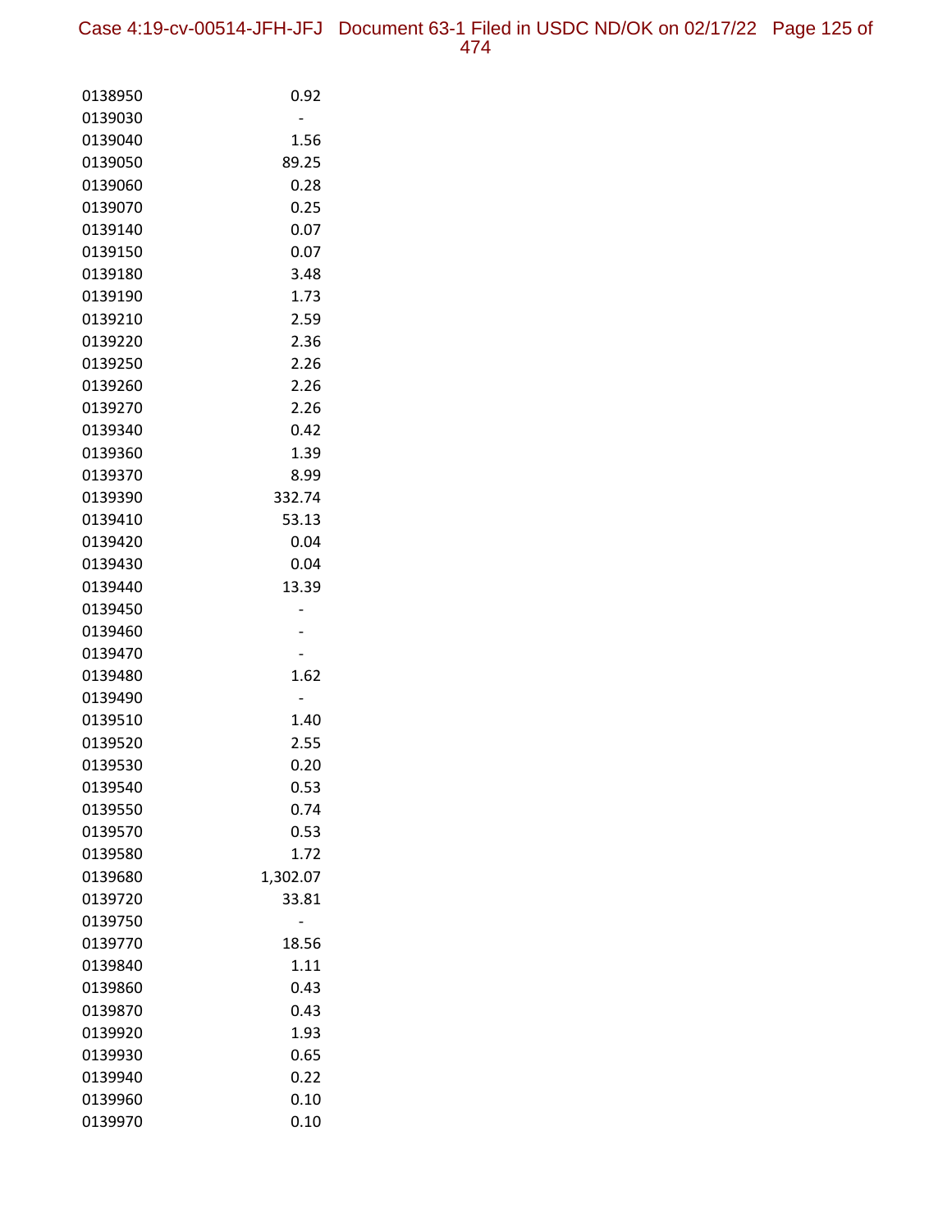| | |
|---|---|
| 0138950 | 0.92 |
| 0139030 | - |
| 0139040 | 1.56 |
| 0139050 | 89.25 |
| 0139060 | 0.28 |
| 0139070 | 0.25 |
| 0139140 | 0.07 |
| 0139150 | 0.07 |
| 0139180 | 3.48 |
| 0139190 | 1.73 |
| 0139210 | 2.59 |
| 0139220 | 2.36 |
| 0139250 | 2.26 |
| 0139260 | 2.26 |
| 0139270 | 2.26 |
| 0139340 | 0.42 |
| 0139360 | 1.39 |
| 0139370 | 8.99 |
| 0139390 | 332.74 |
| 0139410 | 53.13 |
| 0139420 | 0.04 |
| 0139430 | 0.04 |
| 0139440 | 13.39 |
| 0139450 | - |
| 0139460 | - |
| 0139470 | - |
| 0139480 | 1.62 |
| 0139490 | - |
| 0139510 | 1.40 |
| 0139520 | 2.55 |
| 0139530 | 0.20 |
| 0139540 | 0.53 |
| 0139550 | 0.74 |
| 0139570 | 0.53 |
| 0139580 | 1.72 |
| 0139680 | 1,302.07 |
| 0139720 | 33.81 |
| 0139750 | - |
| 0139770 | 18.56 |
| 0139840 | 1.11 |
| 0139860 | 0.43 |
| 0139870 | 0.43 |
| 0139920 | 1.93 |
| 0139930 | 0.65 |
| 0139940 | 0.22 |
| 0139960 | 0.10 |
| 0139970 | 0.10 |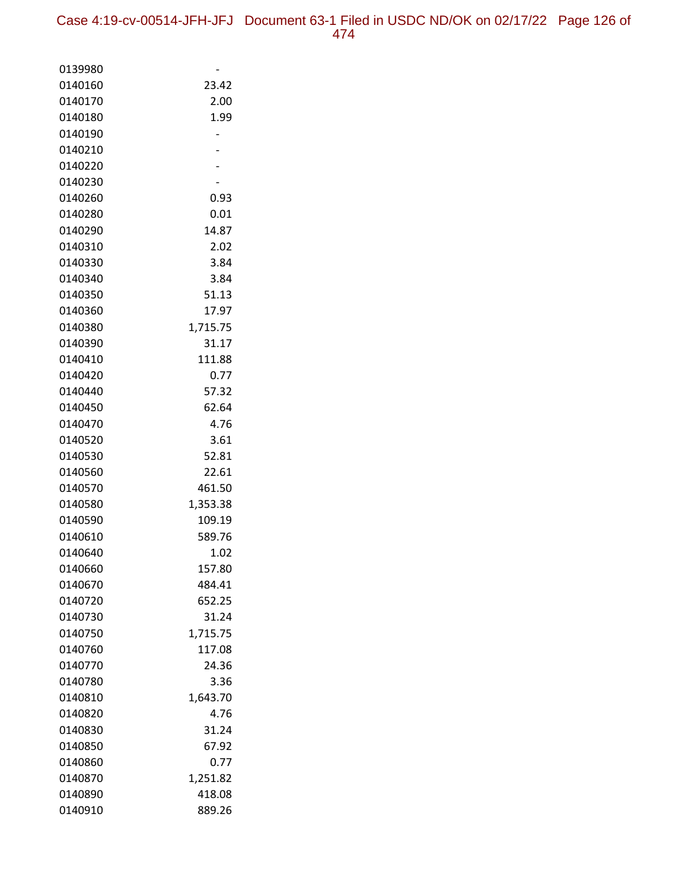| | |
|---|---|
| 0139980 | - |
| 0140160 | 23.42 |
| 0140170 | 2.00 |
| 0140180 | 1.99 |
| 0140190 | - |
| 0140210 | - |
| 0140220 | - |
| 0140230 | - |
| 0140260 | 0.93 |
| 0140280 | 0.01 |
| 0140290 | 14.87 |
| 0140310 | 2.02 |
| 0140330 | 3.84 |
| 0140340 | 3.84 |
| 0140350 | 51.13 |
| 0140360 | 17.97 |
| 0140380 | 1,715.75 |
| 0140390 | 31.17 |
| 0140410 | 111.88 |
| 0140420 | 0.77 |
| 0140440 | 57.32 |
| 0140450 | 62.64 |
| 0140470 | 4.76 |
| 0140520 | 3.61 |
| 0140530 | 52.81 |
| 0140560 | 22.61 |
| 0140570 | 461.50 |
| 0140580 | 1,353.38 |
| 0140590 | 109.19 |
| 0140610 | 589.76 |
| 0140640 | 1.02 |
| 0140660 | 157.80 |
| 0140670 | 484.41 |
| 0140720 | 652.25 |
| 0140730 | 31.24 |
| 0140750 | 1,715.75 |
| 0140760 | 117.08 |
| 0140770 | 24.36 |
| 0140780 | 3.36 |
| 0140810 | 1,643.70 |
| 0140820 | 4.76 |
| 0140830 | 31.24 |
| 0140850 | 67.92 |
| 0140860 | 0.77 |
| 0140870 | 1,251.82 |
| 0140890 | 418.08 |
| 0140910 | 889.26 |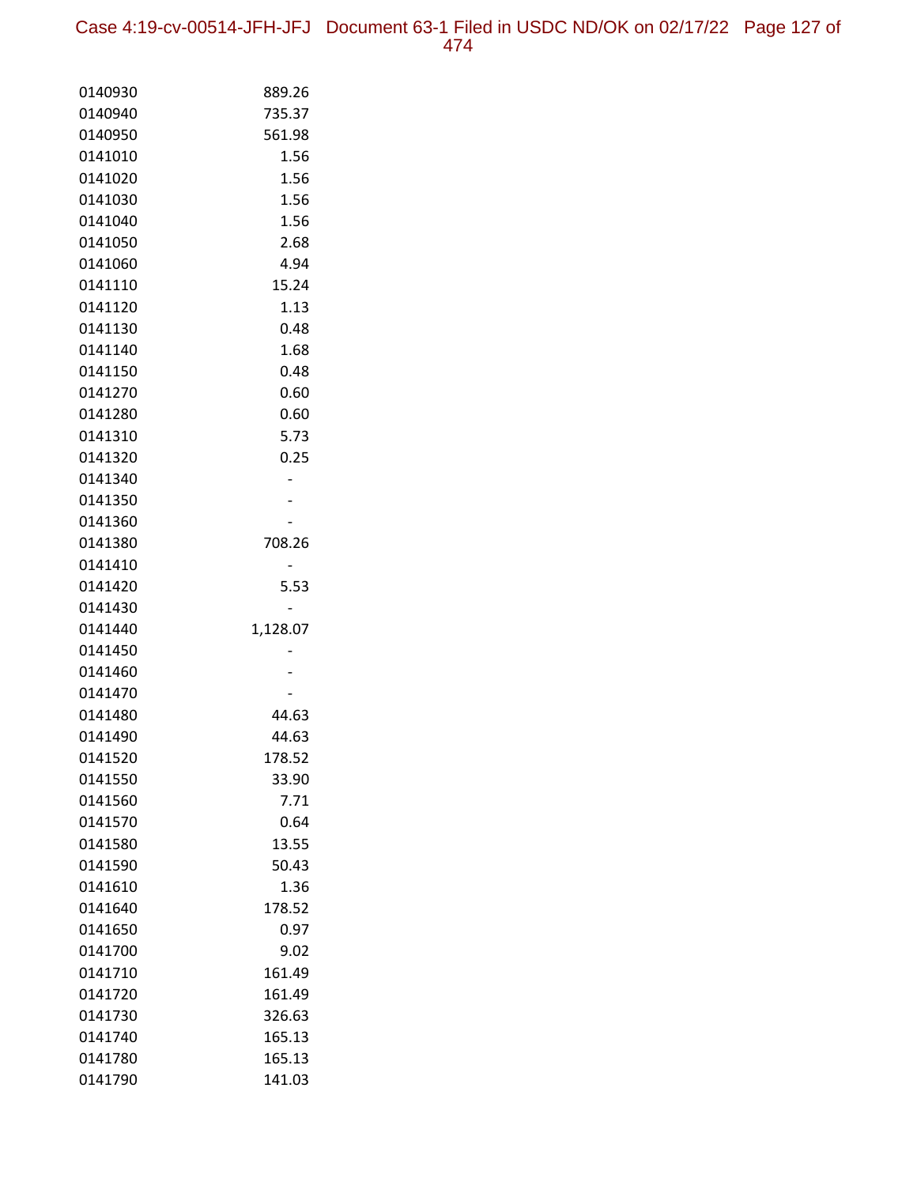| | |
|---|---|
| 0140930 | 889.26 |
| 0140940 | 735.37 |
| 0140950 | 561.98 |
| 0141010 | 1.56 |
| 0141020 | 1.56 |
| 0141030 | 1.56 |
| 0141040 | 1.56 |
| 0141050 | 2.68 |
| 0141060 | 4.94 |
| 0141110 | 15.24 |
| 0141120 | 1.13 |
| 0141130 | 0.48 |
| 0141140 | 1.68 |
| 0141150 | 0.48 |
| 0141270 | 0.60 |
| 0141280 | 0.60 |
| 0141310 | 5.73 |
| 0141320 | 0.25 |
| 0141340 | - |
| 0141350 | - |
| 0141360 | - |
| 0141380 | 708.26 |
| 0141410 | - |
| 0141420 | 5.53 |
| 0141430 | - |
| 0141440 | 1,128.07 |
| 0141450 | - |
| 0141460 | - |
| 0141470 | - |
| 0141480 | 44.63 |
| 0141490 | 44.63 |
| 0141520 | 178.52 |
| 0141550 | 33.90 |
| 0141560 | 7.71 |
| 0141570 | 0.64 |
| 0141580 | 13.55 |
| 0141590 | 50.43 |
| 0141610 | 1.36 |
| 0141640 | 178.52 |
| 0141650 | 0.97 |
| 0141700 | 9.02 |
| 0141710 | 161.49 |
| 0141720 | 161.49 |
| 0141730 | 326.63 |
| 0141740 | 165.13 |
| 0141780 | 165.13 |
| 0141790 | 141.03 |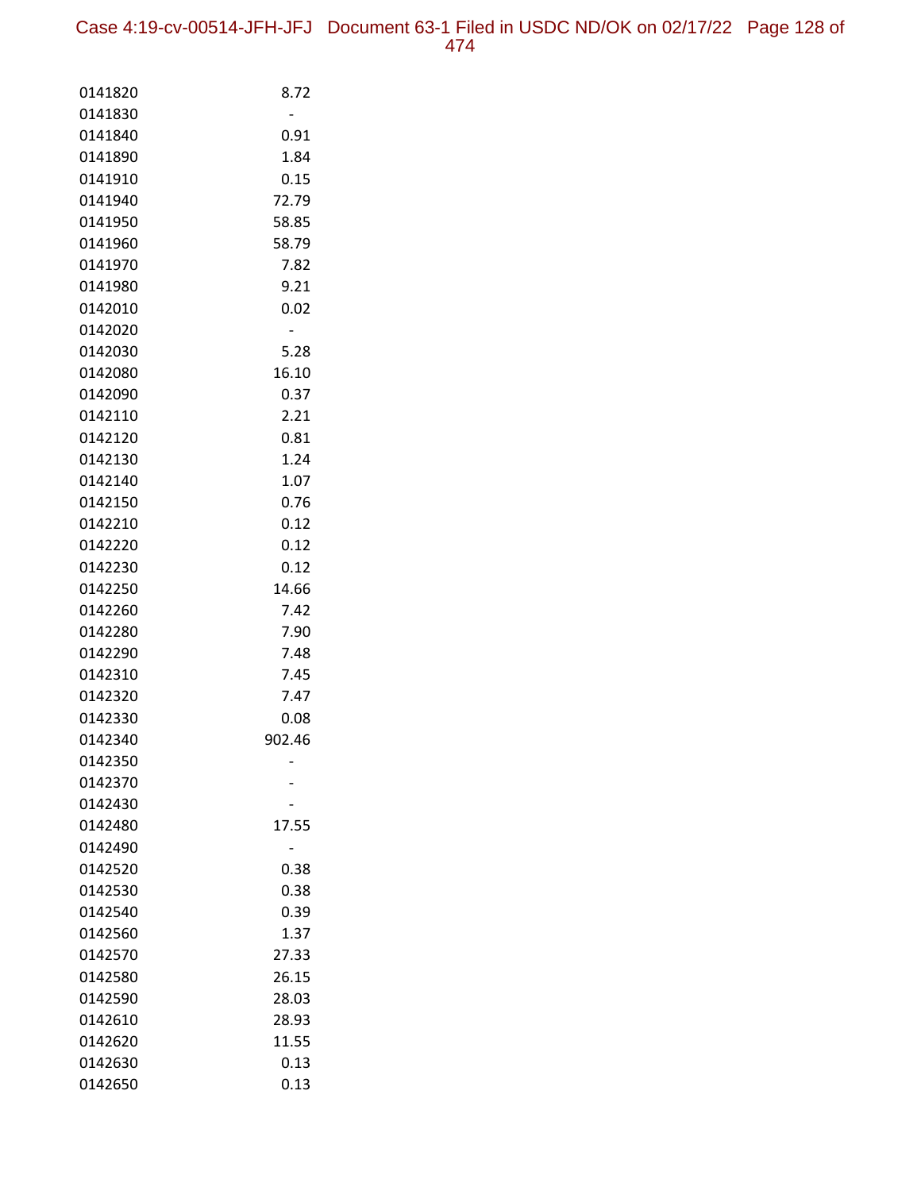| | |
|---|---|
| 0141820 | 8.72 |
| 0141830 | - |
| 0141840 | 0.91 |
| 0141890 | 1.84 |
| 0141910 | 0.15 |
| 0141940 | 72.79 |
| 0141950 | 58.85 |
| 0141960 | 58.79 |
| 0141970 | 7.82 |
| 0141980 | 9.21 |
| 0142010 | 0.02 |
| 0142020 | - |
| 0142030 | 5.28 |
| 0142080 | 16.10 |
| 0142090 | 0.37 |
| 0142110 | 2.21 |
| 0142120 | 0.81 |
| 0142130 | 1.24 |
| 0142140 | 1.07 |
| 0142150 | 0.76 |
| 0142210 | 0.12 |
| 0142220 | 0.12 |
| 0142230 | 0.12 |
| 0142250 | 14.66 |
| 0142260 | 7.42 |
| 0142280 | 7.90 |
| 0142290 | 7.48 |
| 0142310 | 7.45 |
| 0142320 | 7.47 |
| 0142330 | 0.08 |
| 0142340 | 902.46 |
| 0142350 | - |
| 0142370 | - |
| 0142430 | - |
| 0142480 | 17.55 |
| 0142490 | - |
| 0142520 | 0.38 |
| 0142530 | 0.38 |
| 0142540 | 0.39 |
| 0142560 | 1.37 |
| 0142570 | 27.33 |
| 0142580 | 26.15 |
| 0142590 | 28.03 |
| 0142610 | 28.93 |
| 0142620 | 11.55 |
| 0142630 | 0.13 |
| 0142650 | 0.13 |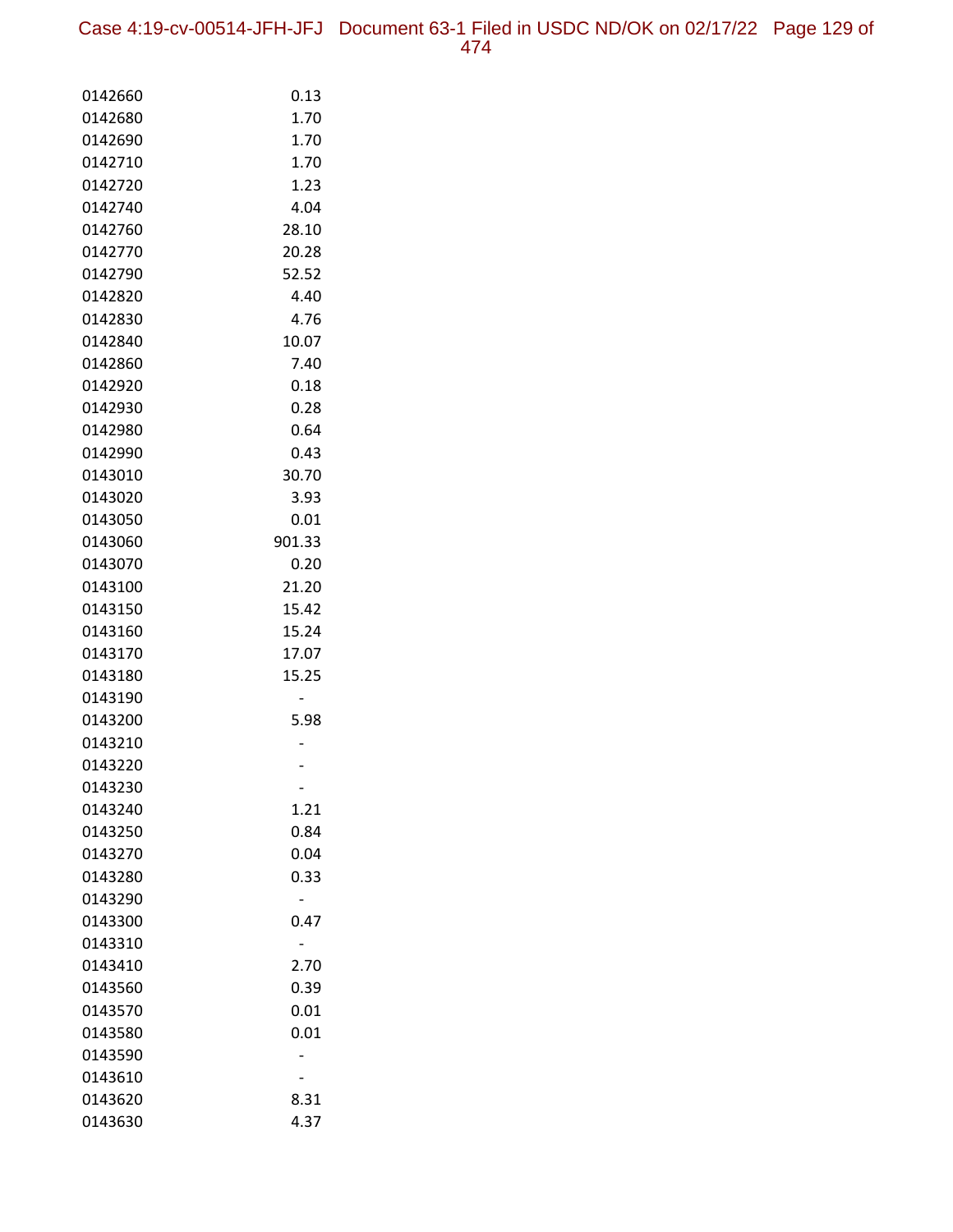| | |
|---|---|
| 0142660 | 0.13 |
| 0142680 | 1.70 |
| 0142690 | 1.70 |
| 0142710 | 1.70 |
| 0142720 | 1.23 |
| 0142740 | 4.04 |
| 0142760 | 28.10 |
| 0142770 | 20.28 |
| 0142790 | 52.52 |
| 0142820 | 4.40 |
| 0142830 | 4.76 |
| 0142840 | 10.07 |
| 0142860 | 7.40 |
| 0142920 | 0.18 |
| 0142930 | 0.28 |
| 0142980 | 0.64 |
| 0142990 | 0.43 |
| 0143010 | 30.70 |
| 0143020 | 3.93 |
| 0143050 | 0.01 |
| 0143060 | 901.33 |
| 0143070 | 0.20 |
| 0143100 | 21.20 |
| 0143150 | 15.42 |
| 0143160 | 15.24 |
| 0143170 | 17.07 |
| 0143180 | 15.25 |
| 0143190 | - |
| 0143200 | 5.98 |
| 0143210 | - |
| 0143220 | - |
| 0143230 | - |
| 0143240 | 1.21 |
| 0143250 | 0.84 |
| 0143270 | 0.04 |
| 0143280 | 0.33 |
| 0143290 | - |
| 0143300 | 0.47 |
| 0143310 | - |
| 0143410 | 2.70 |
| 0143560 | 0.39 |
| 0143570 | 0.01 |
| 0143580 | 0.01 |
| 0143590 | - |
| 0143610 | - |
| 0143620 | 8.31 |
| 0143630 | 4.37 |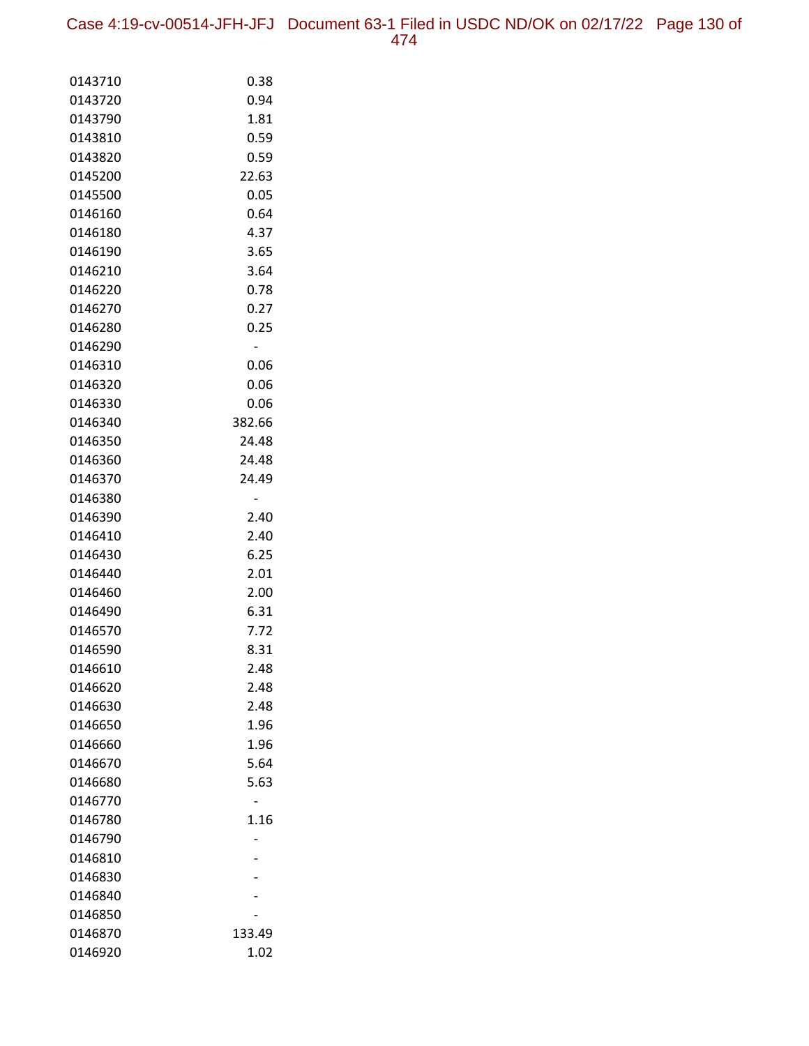| | |
|---|---|
| 0143710 | 0.38 |
| 0143720 | 0.94 |
| 0143790 | 1.81 |
| 0143810 | 0.59 |
| 0143820 | 0.59 |
| 0145200 | 22.63 |
| 0145500 | 0.05 |
| 0146160 | 0.64 |
| 0146180 | 4.37 |
| 0146190 | 3.65 |
| 0146210 | 3.64 |
| 0146220 | 0.78 |
| 0146270 | 0.27 |
| 0146280 | 0.25 |
| 0146290 | - |
| 0146310 | 0.06 |
| 0146320 | 0.06 |
| 0146330 | 0.06 |
| 0146340 | 382.66 |
| 0146350 | 24.48 |
| 0146360 | 24.48 |
| 0146370 | 24.49 |
| 0146380 | - |
| 0146390 | 2.40 |
| 0146410 | 2.40 |
| 0146430 | 6.25 |
| 0146440 | 2.01 |
| 0146460 | 2.00 |
| 0146490 | 6.31 |
| 0146570 | 7.72 |
| 0146590 | 8.31 |
| 0146610 | 2.48 |
| 0146620 | 2.48 |
| 0146630 | 2.48 |
| 0146650 | 1.96 |
| 0146660 | 1.96 |
| 0146670 | 5.64 |
| 0146680 | 5.63 |
| 0146770 | - |
| 0146780 | 1.16 |
| 0146790 | - |
| 0146810 | - |
| 0146830 | - |
| 0146840 | - |
| 0146850 | - |
| 0146870 | 133.49 |
| 0146920 | 1.02 |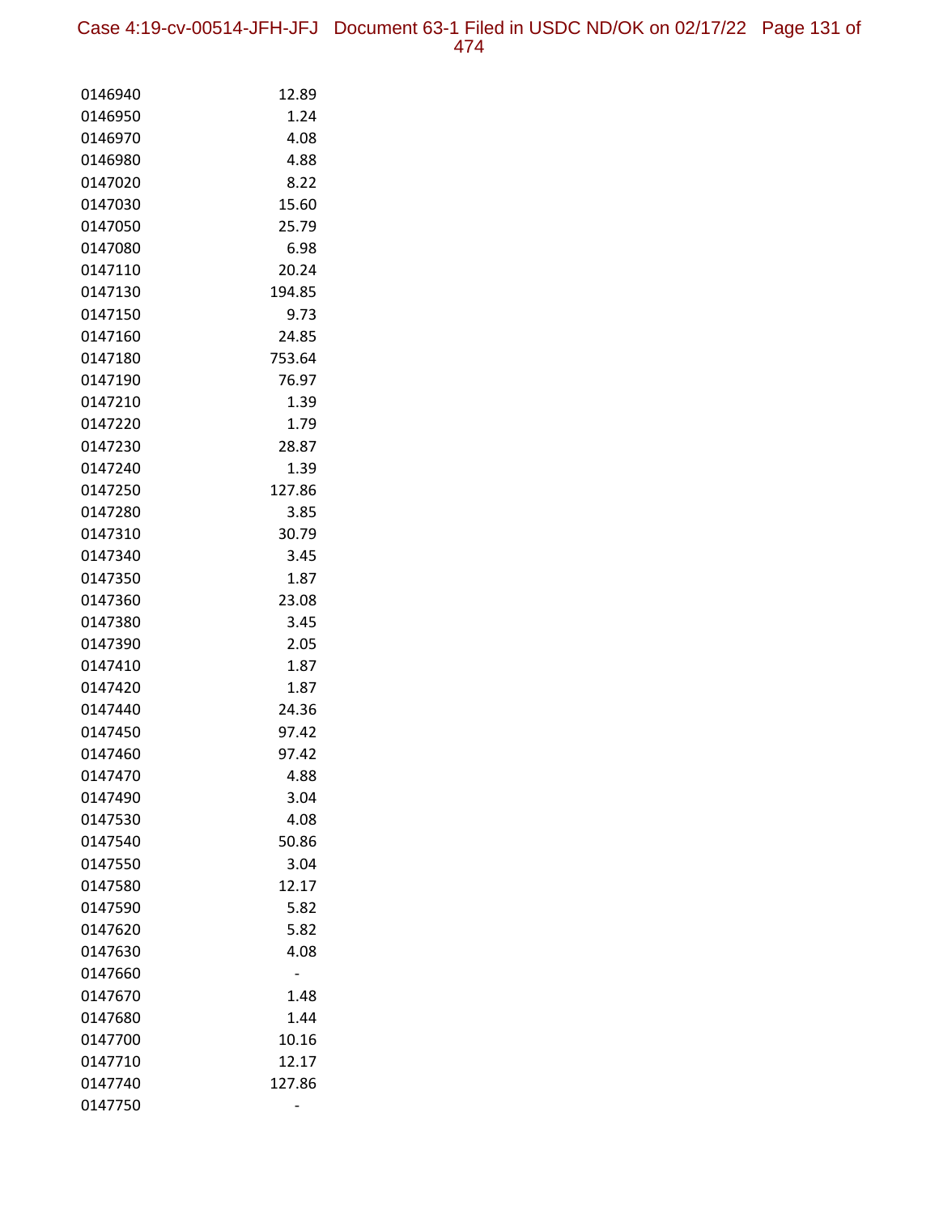| | |
|---|---|
| 0146940 | 12.89 |
| 0146950 | 1.24 |
| 0146970 | 4.08 |
| 0146980 | 4.88 |
| 0147020 | 8.22 |
| 0147030 | 15.60 |
| 0147050 | 25.79 |
| 0147080 | 6.98 |
| 0147110 | 20.24 |
| 0147130 | 194.85 |
| 0147150 | 9.73 |
| 0147160 | 24.85 |
| 0147180 | 753.64 |
| 0147190 | 76.97 |
| 0147210 | 1.39 |
| 0147220 | 1.79 |
| 0147230 | 28.87 |
| 0147240 | 1.39 |
| 0147250 | 127.86 |
| 0147280 | 3.85 |
| 0147310 | 30.79 |
| 0147340 | 3.45 |
| 0147350 | 1.87 |
| 0147360 | 23.08 |
| 0147380 | 3.45 |
| 0147390 | 2.05 |
| 0147410 | 1.87 |
| 0147420 | 1.87 |
| 0147440 | 24.36 |
| 0147450 | 97.42 |
| 0147460 | 97.42 |
| 0147470 | 4.88 |
| 0147490 | 3.04 |
| 0147530 | 4.08 |
| 0147540 | 50.86 |
| 0147550 | 3.04 |
| 0147580 | 12.17 |
| 0147590 | 5.82 |
| 0147620 | 5.82 |
| 0147630 | 4.08 |
| 0147660 | - |
| 0147670 | 1.48 |
| 0147680 | 1.44 |
| 0147700 | 10.16 |
| 0147710 | 12.17 |
| 0147740 | 127.86 |
| 0147750 | - |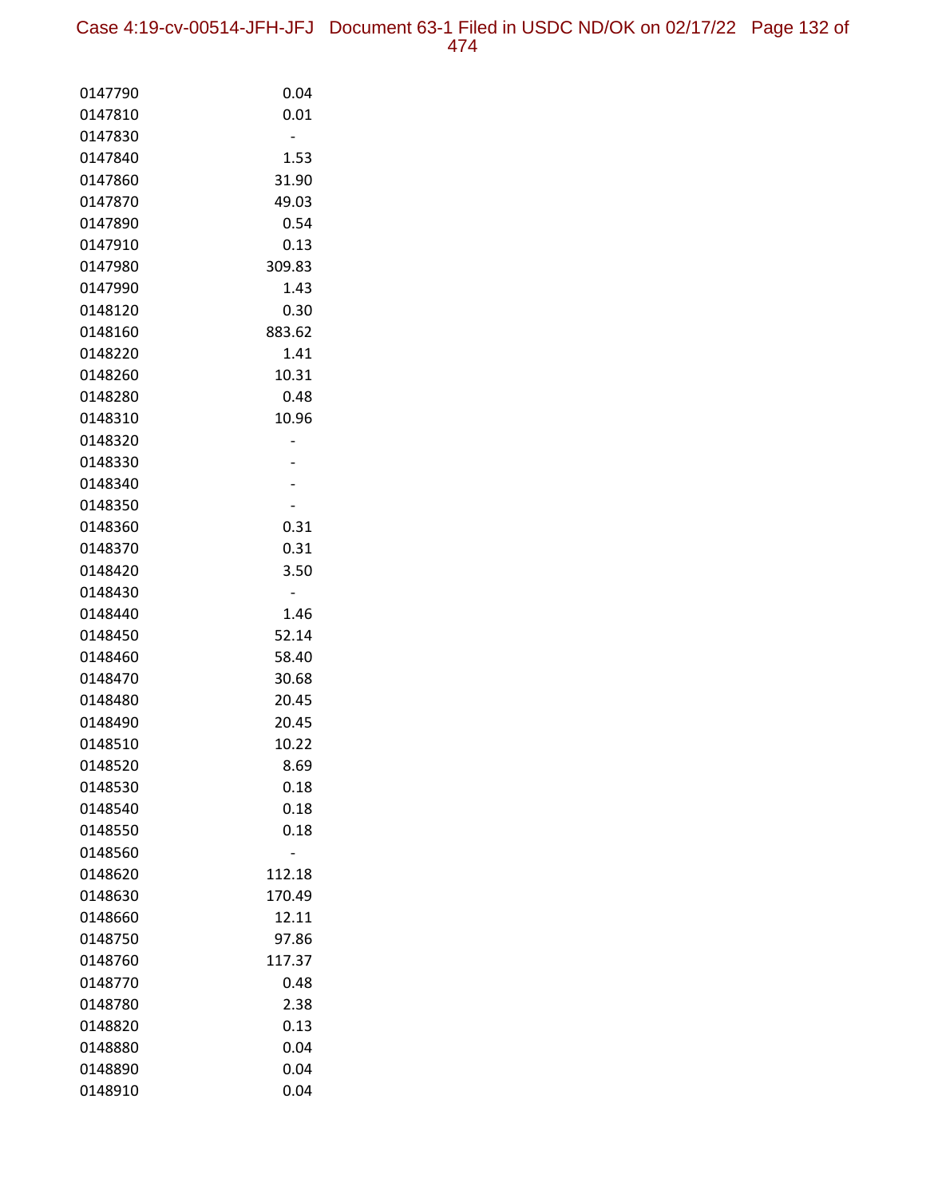| | |
|---|---|
| 0147790 | 0.04 |
| 0147810 | 0.01 |
| 0147830 | - |
| 0147840 | 1.53 |
| 0147860 | 31.90 |
| 0147870 | 49.03 |
| 0147890 | 0.54 |
| 0147910 | 0.13 |
| 0147980 | 309.83 |
| 0147990 | 1.43 |
| 0148120 | 0.30 |
| 0148160 | 883.62 |
| 0148220 | 1.41 |
| 0148260 | 10.31 |
| 0148280 | 0.48 |
| 0148310 | 10.96 |
| 0148320 | - |
| 0148330 | - |
| 0148340 | - |
| 0148350 | - |
| 0148360 | 0.31 |
| 0148370 | 0.31 |
| 0148420 | 3.50 |
| 0148430 | - |
| 0148440 | 1.46 |
| 0148450 | 52.14 |
| 0148460 | 58.40 |
| 0148470 | 30.68 |
| 0148480 | 20.45 |
| 0148490 | 20.45 |
| 0148510 | 10.22 |
| 0148520 | 8.69 |
| 0148530 | 0.18 |
| 0148540 | 0.18 |
| 0148550 | 0.18 |
| 0148560 | - |
| 0148620 | 112.18 |
| 0148630 | 170.49 |
| 0148660 | 12.11 |
| 0148750 | 97.86 |
| 0148760 | 117.37 |
| 0148770 | 0.48 |
| 0148780 | 2.38 |
| 0148820 | 0.13 |
| 0148880 | 0.04 |
| 0148890 | 0.04 |
| 0148910 | 0.04 |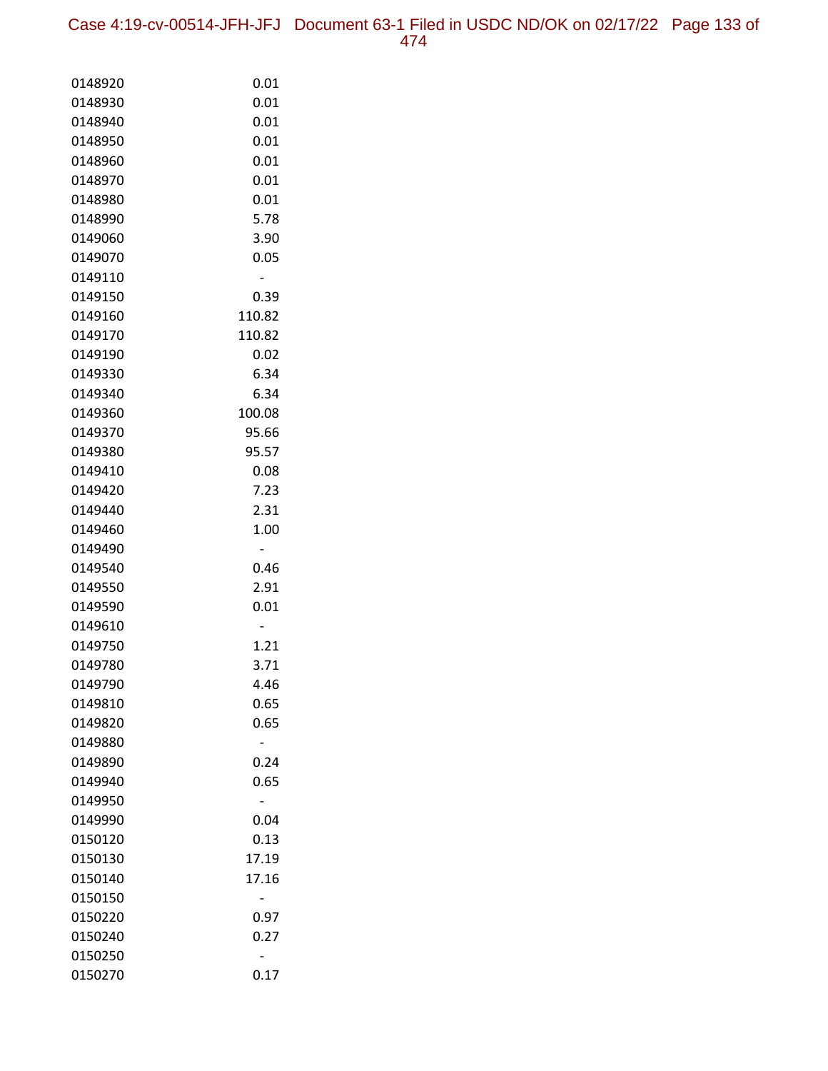| | |
|---|---|
| 0148920 | 0.01 |
| 0148930 | 0.01 |
| 0148940 | 0.01 |
| 0148950 | 0.01 |
| 0148960 | 0.01 |
| 0148970 | 0.01 |
| 0148980 | 0.01 |
| 0148990 | 5.78 |
| 0149060 | 3.90 |
| 0149070 | 0.05 |
| 0149110 | - |
| 0149150 | 0.39 |
| 0149160 | 110.82 |
| 0149170 | 110.82 |
| 0149190 | 0.02 |
| 0149330 | 6.34 |
| 0149340 | 6.34 |
| 0149360 | 100.08 |
| 0149370 | 95.66 |
| 0149380 | 95.57 |
| 0149410 | 0.08 |
| 0149420 | 7.23 |
| 0149440 | 2.31 |
| 0149460 | 1.00 |
| 0149490 | - |
| 0149540 | 0.46 |
| 0149550 | 2.91 |
| 0149590 | 0.01 |
| 0149610 | - |
| 0149750 | 1.21 |
| 0149780 | 3.71 |
| 0149790 | 4.46 |
| 0149810 | 0.65 |
| 0149820 | 0.65 |
| 0149880 | - |
| 0149890 | 0.24 |
| 0149940 | 0.65 |
| 0149950 | - |
| 0149990 | 0.04 |
| 0150120 | 0.13 |
| 0150130 | 17.19 |
| 0150140 | 17.16 |
| 0150150 | - |
| 0150220 | 0.97 |
| 0150240 | 0.27 |
| 0150250 | - |
| 0150270 | 0.17 |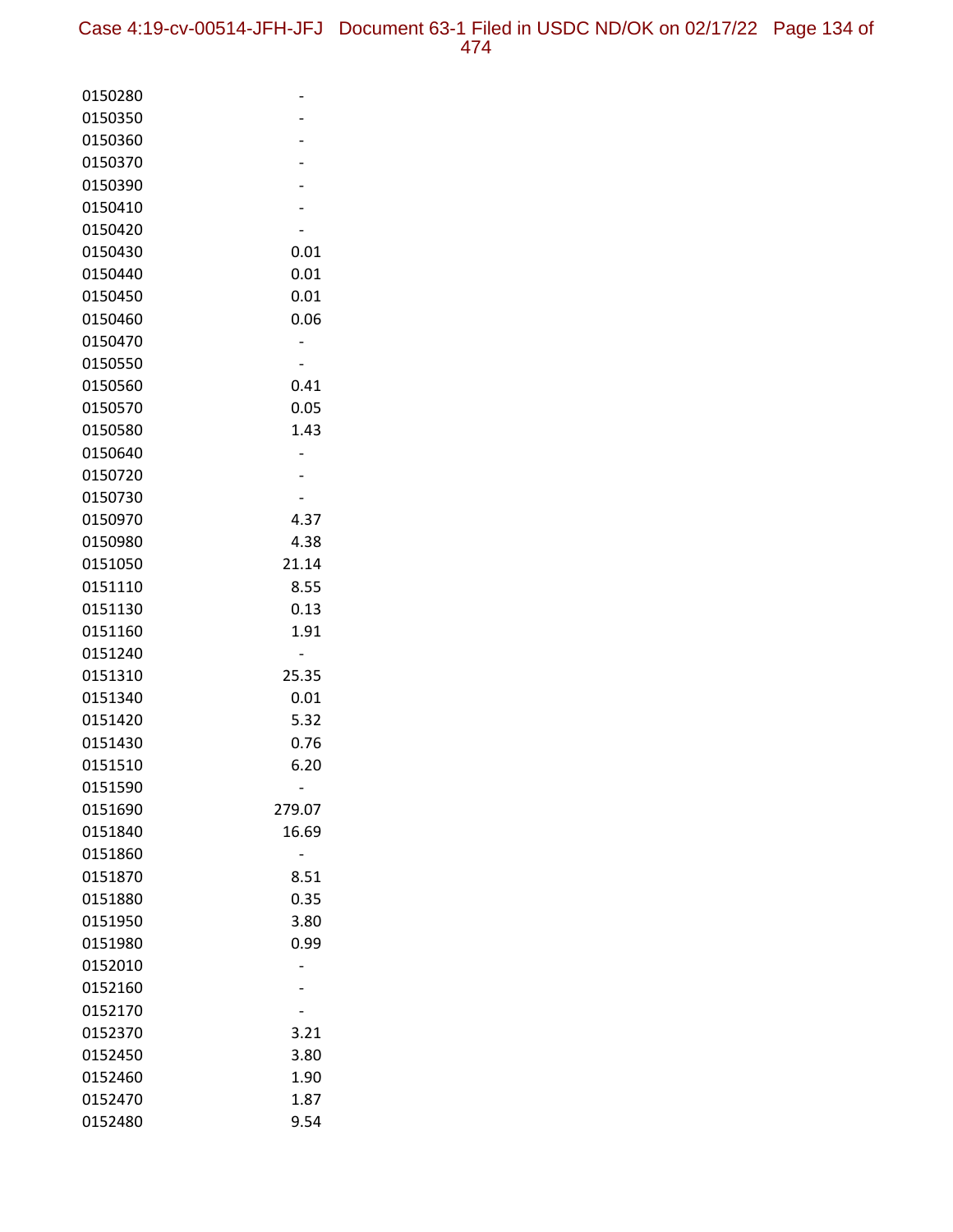| | |
|---|---|
| 0150280 | - |
| 0150350 | - |
| 0150360 | - |
| 0150370 | - |
| 0150390 | - |
| 0150410 | - |
| 0150420 | - |
| 0150430 | 0.01 |
| 0150440 | 0.01 |
| 0150450 | 0.01 |
| 0150460 | 0.06 |
| 0150470 | - |
| 0150550 | - |
| 0150560 | 0.41 |
| 0150570 | 0.05 |
| 0150580 | 1.43 |
| 0150640 | - |
| 0150720 | - |
| 0150730 | - |
| 0150970 | 4.37 |
| 0150980 | 4.38 |
| 0151050 | 21.14 |
| 0151110 | 8.55 |
| 0151130 | 0.13 |
| 0151160 | 1.91 |
| 0151240 | - |
| 0151310 | 25.35 |
| 0151340 | 0.01 |
| 0151420 | 5.32 |
| 0151430 | 0.76 |
| 0151510 | 6.20 |
| 0151590 | - |
| 0151690 | 279.07 |
| 0151840 | 16.69 |
| 0151860 | - |
| 0151870 | 8.51 |
| 0151880 | 0.35 |
| 0151950 | 3.80 |
| 0151980 | 0.99 |
| 0152010 | - |
| 0152160 | - |
| 0152170 | - |
| 0152370 | 3.21 |
| 0152450 | 3.80 |
| 0152460 | 1.90 |
| 0152470 | 1.87 |
| 0152480 | 9.54 |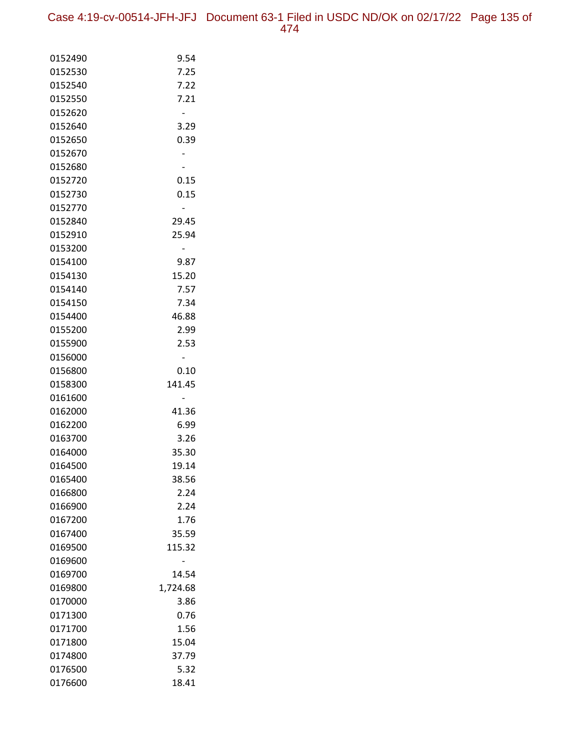| | |
|---|---|
| 0152490 | 9.54 |
| 0152530 | 7.25 |
| 0152540 | 7.22 |
| 0152550 | 7.21 |
| 0152620 | - |
| 0152640 | 3.29 |
| 0152650 | 0.39 |
| 0152670 | - |
| 0152680 | - |
| 0152720 | 0.15 |
| 0152730 | 0.15 |
| 0152770 | - |
| 0152840 | 29.45 |
| 0152910 | 25.94 |
| 0153200 | - |
| 0154100 | 9.87 |
| 0154130 | 15.20 |
| 0154140 | 7.57 |
| 0154150 | 7.34 |
| 0154400 | 46.88 |
| 0155200 | 2.99 |
| 0155900 | 2.53 |
| 0156000 | - |
| 0156800 | 0.10 |
| 0158300 | 141.45 |
| 0161600 | - |
| 0162000 | 41.36 |
| 0162200 | 6.99 |
| 0163700 | 3.26 |
| 0164000 | 35.30 |
| 0164500 | 19.14 |
| 0165400 | 38.56 |
| 0166800 | 2.24 |
| 0166900 | 2.24 |
| 0167200 | 1.76 |
| 0167400 | 35.59 |
| 0169500 | 115.32 |
| 0169600 | - |
| 0169700 | 14.54 |
| 0169800 | 1,724.68 |
| 0170000 | 3.86 |
| 0171300 | 0.76 |
| 0171700 | 1.56 |
| 0171800 | 15.04 |
| 0174800 | 37.79 |
| 0176500 | 5.32 |
| 0176600 | 18.41 |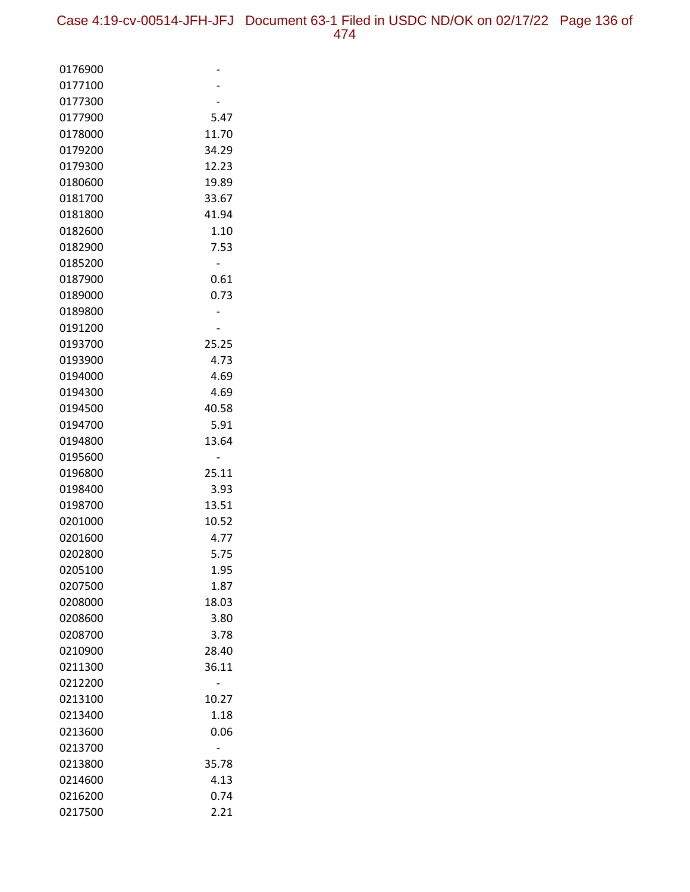| | |
|---|---|
| 0176900 | - |
| 0177100 | - |
| 0177300 | - |
| 0177900 | 5.47 |
| 0178000 | 11.70 |
| 0179200 | 34.29 |
| 0179300 | 12.23 |
| 0180600 | 19.89 |
| 0181700 | 33.67 |
| 0181800 | 41.94 |
| 0182600 | 1.10 |
| 0182900 | 7.53 |
| 0185200 | - |
| 0187900 | 0.61 |
| 0189000 | 0.73 |
| 0189800 | - |
| 0191200 | - |
| 0193700 | 25.25 |
| 0193900 | 4.73 |
| 0194000 | 4.69 |
| 0194300 | 4.69 |
| 0194500 | 40.58 |
| 0194700 | 5.91 |
| 0194800 | 13.64 |
| 0195600 | - |
| 0196800 | 25.11 |
| 0198400 | 3.93 |
| 0198700 | 13.51 |
| 0201000 | 10.52 |
| 0201600 | 4.77 |
| 0202800 | 5.75 |
| 0205100 | 1.95 |
| 0207500 | 1.87 |
| 0208000 | 18.03 |
| 0208600 | 3.80 |
| 0208700 | 3.78 |
| 0210900 | 28.40 |
| 0211300 | 36.11 |
| 0212200 | - |
| 0213100 | 10.27 |
| 0213400 | 1.18 |
| 0213600 | 0.06 |
| 0213700 | - |
| 0213800 | 35.78 |
| 0214600 | 4.13 |
| 0216200 | 0.74 |
| 0217500 | 2.21 |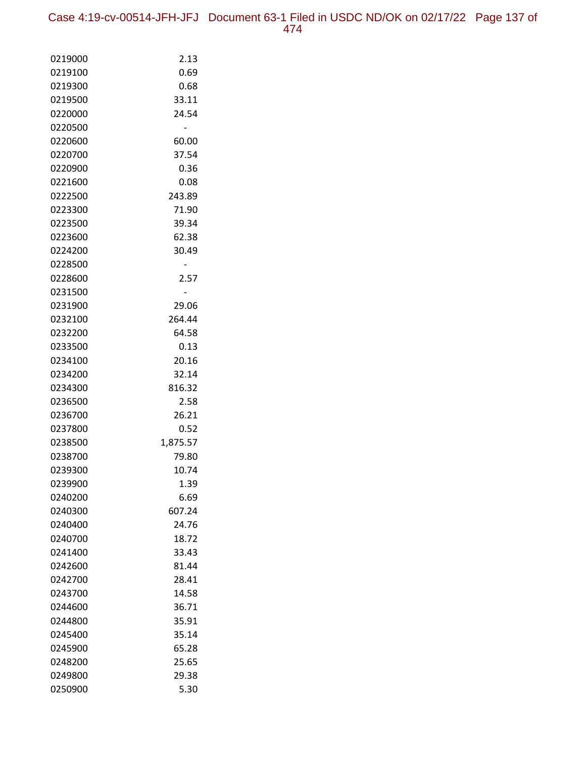| | |
|---|---|
| 0219000 | 2.13 |
| 0219100 | 0.69 |
| 0219300 | 0.68 |
| 0219500 | 33.11 |
| 0220000 | 24.54 |
| 0220500 | - |
| 0220600 | 60.00 |
| 0220700 | 37.54 |
| 0220900 | 0.36 |
| 0221600 | 0.08 |
| 0222500 | 243.89 |
| 0223300 | 71.90 |
| 0223500 | 39.34 |
| 0223600 | 62.38 |
| 0224200 | 30.49 |
| 0228500 | - |
| 0228600 | 2.57 |
| 0231500 | - |
| 0231900 | 29.06 |
| 0232100 | 264.44 |
| 0232200 | 64.58 |
| 0233500 | 0.13 |
| 0234100 | 20.16 |
| 0234200 | 32.14 |
| 0234300 | 816.32 |
| 0236500 | 2.58 |
| 0236700 | 26.21 |
| 0237800 | 0.52 |
| 0238500 | 1,875.57 |
| 0238700 | 79.80 |
| 0239300 | 10.74 |
| 0239900 | 1.39 |
| 0240200 | 6.69 |
| 0240300 | 607.24 |
| 0240400 | 24.76 |
| 0240700 | 18.72 |
| 0241400 | 33.43 |
| 0242600 | 81.44 |
| 0242700 | 28.41 |
| 0243700 | 14.58 |
| 0244600 | 36.71 |
| 0244800 | 35.91 |
| 0245400 | 35.14 |
| 0245900 | 65.28 |
| 0248200 | 25.65 |
| 0249800 | 29.38 |
| 0250900 | 5.30 |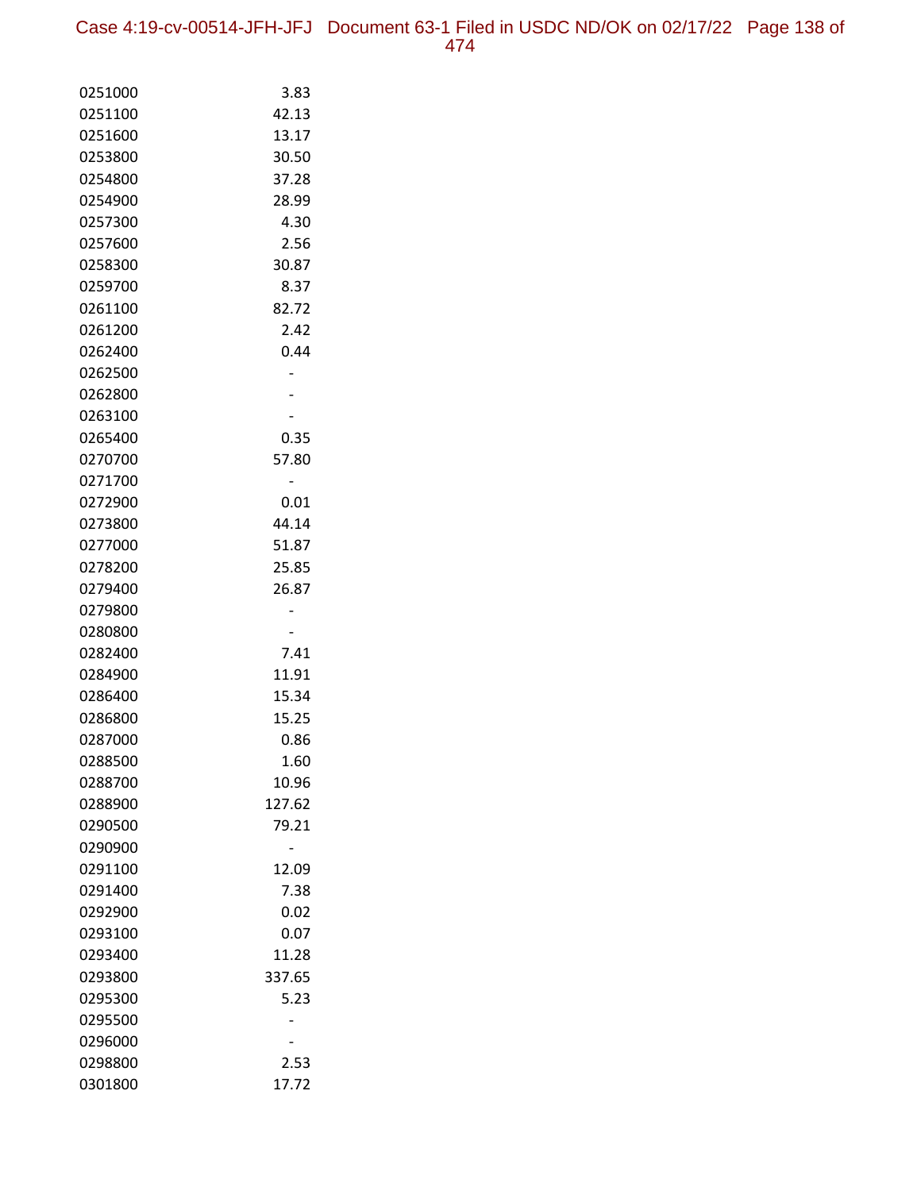| | |
|---|---|
| 0251000 | 3.83 |
| 0251100 | 42.13 |
| 0251600 | 13.17 |
| 0253800 | 30.50 |
| 0254800 | 37.28 |
| 0254900 | 28.99 |
| 0257300 | 4.30 |
| 0257600 | 2.56 |
| 0258300 | 30.87 |
| 0259700 | 8.37 |
| 0261100 | 82.72 |
| 0261200 | 2.42 |
| 0262400 | 0.44 |
| 0262500 | - |
| 0262800 | - |
| 0263100 | - |
| 0265400 | 0.35 |
| 0270700 | 57.80 |
| 0271700 | - |
| 0272900 | 0.01 |
| 0273800 | 44.14 |
| 0277000 | 51.87 |
| 0278200 | 25.85 |
| 0279400 | 26.87 |
| 0279800 | - |
| 0280800 | - |
| 0282400 | 7.41 |
| 0284900 | 11.91 |
| 0286400 | 15.34 |
| 0286800 | 15.25 |
| 0287000 | 0.86 |
| 0288500 | 1.60 |
| 0288700 | 10.96 |
| 0288900 | 127.62 |
| 0290500 | 79.21 |
| 0290900 | - |
| 0291100 | 12.09 |
| 0291400 | 7.38 |
| 0292900 | 0.02 |
| 0293100 | 0.07 |
| 0293400 | 11.28 |
| 0293800 | 337.65 |
| 0295300 | 5.23 |
| 0295500 | - |
| 0296000 | - |
| 0298800 | 2.53 |
| 0301800 | 17.72 |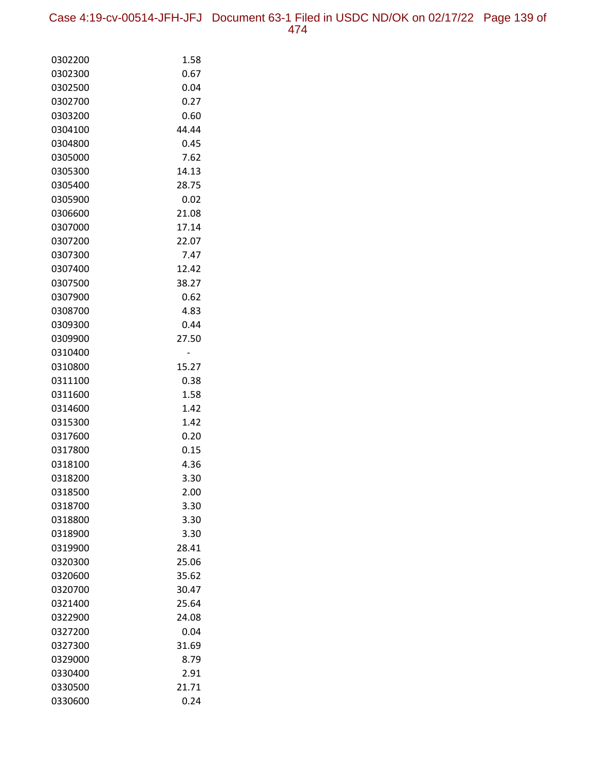| | |
|---|---|
| 0302200 | 1.58 |
| 0302300 | 0.67 |
| 0302500 | 0.04 |
| 0302700 | 0.27 |
| 0303200 | 0.60 |
| 0304100 | 44.44 |
| 0304800 | 0.45 |
| 0305000 | 7.62 |
| 0305300 | 14.13 |
| 0305400 | 28.75 |
| 0305900 | 0.02 |
| 0306600 | 21.08 |
| 0307000 | 17.14 |
| 0307200 | 22.07 |
| 0307300 | 7.47 |
| 0307400 | 12.42 |
| 0307500 | 38.27 |
| 0307900 | 0.62 |
| 0308700 | 4.83 |
| 0309300 | 0.44 |
| 0309900 | 27.50 |
| 0310400 | - |
| 0310800 | 15.27 |
| 0311100 | 0.38 |
| 0311600 | 1.58 |
| 0314600 | 1.42 |
| 0315300 | 1.42 |
| 0317600 | 0.20 |
| 0317800 | 0.15 |
| 0318100 | 4.36 |
| 0318200 | 3.30 |
| 0318500 | 2.00 |
| 0318700 | 3.30 |
| 0318800 | 3.30 |
| 0318900 | 3.30 |
| 0319900 | 28.41 |
| 0320300 | 25.06 |
| 0320600 | 35.62 |
| 0320700 | 30.47 |
| 0321400 | 25.64 |
| 0322900 | 24.08 |
| 0327200 | 0.04 |
| 0327300 | 31.69 |
| 0329000 | 8.79 |
| 0330400 | 2.91 |
| 0330500 | 21.71 |
| 0330600 | 0.24 |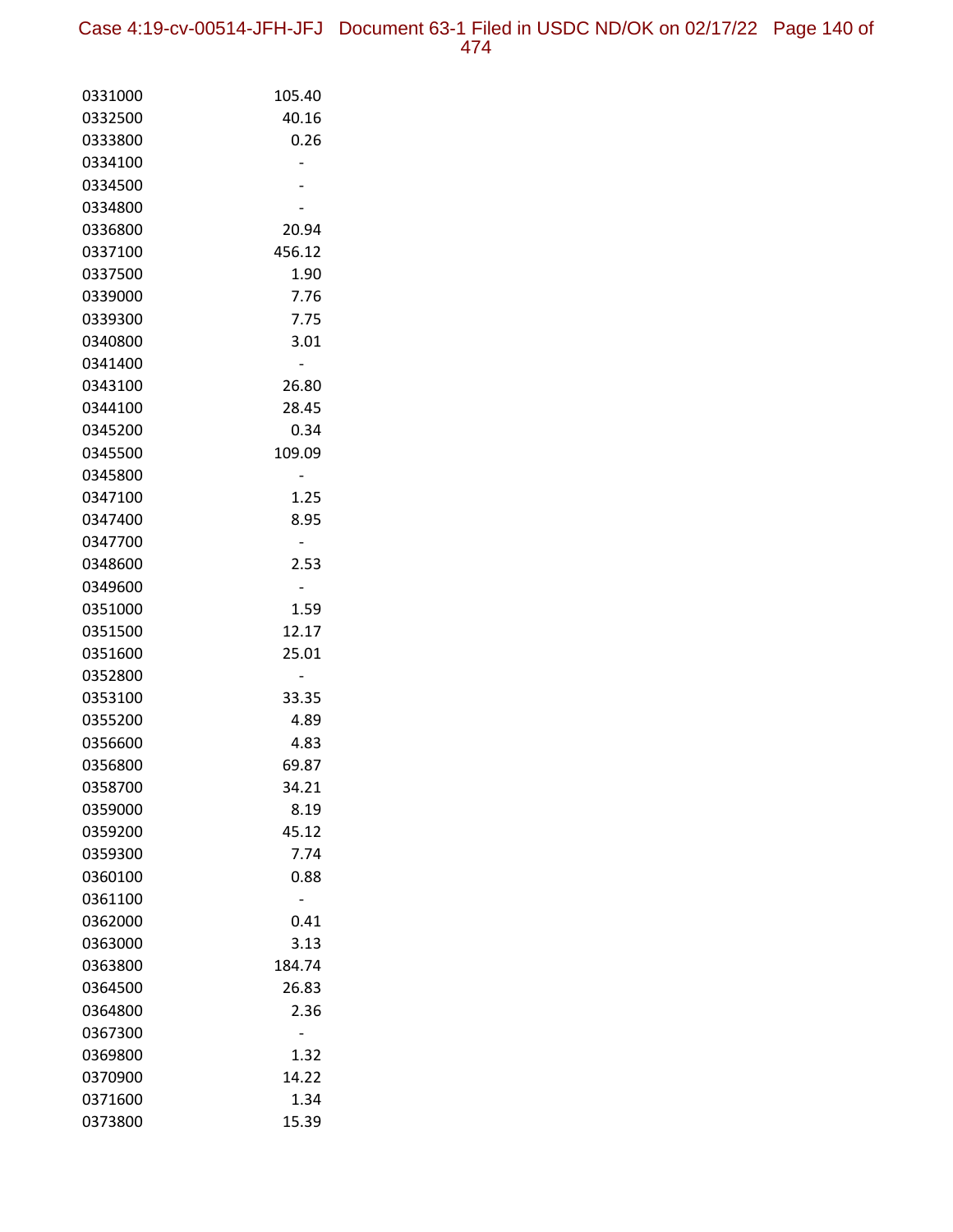| | |
|---|---|
| 0331000 | 105.40 |
| 0332500 | 40.16 |
| 0333800 | 0.26 |
| 0334100 | - |
| 0334500 | - |
| 0334800 | - |
| 0336800 | 20.94 |
| 0337100 | 456.12 |
| 0337500 | 1.90 |
| 0339000 | 7.76 |
| 0339300 | 7.75 |
| 0340800 | 3.01 |
| 0341400 | - |
| 0343100 | 26.80 |
| 0344100 | 28.45 |
| 0345200 | 0.34 |
| 0345500 | 109.09 |
| 0345800 | - |
| 0347100 | 1.25 |
| 0347400 | 8.95 |
| 0347700 | - |
| 0348600 | 2.53 |
| 0349600 | - |
| 0351000 | 1.59 |
| 0351500 | 12.17 |
| 0351600 | 25.01 |
| 0352800 | - |
| 0353100 | 33.35 |
| 0355200 | 4.89 |
| 0356600 | 4.83 |
| 0356800 | 69.87 |
| 0358700 | 34.21 |
| 0359000 | 8.19 |
| 0359200 | 45.12 |
| 0359300 | 7.74 |
| 0360100 | 0.88 |
| 0361100 | - |
| 0362000 | 0.41 |
| 0363000 | 3.13 |
| 0363800 | 184.74 |
| 0364500 | 26.83 |
| 0364800 | 2.36 |
| 0367300 | - |
| 0369800 | 1.32 |
| 0370900 | 14.22 |
| 0371600 | 1.34 |
| 0373800 | 15.39 |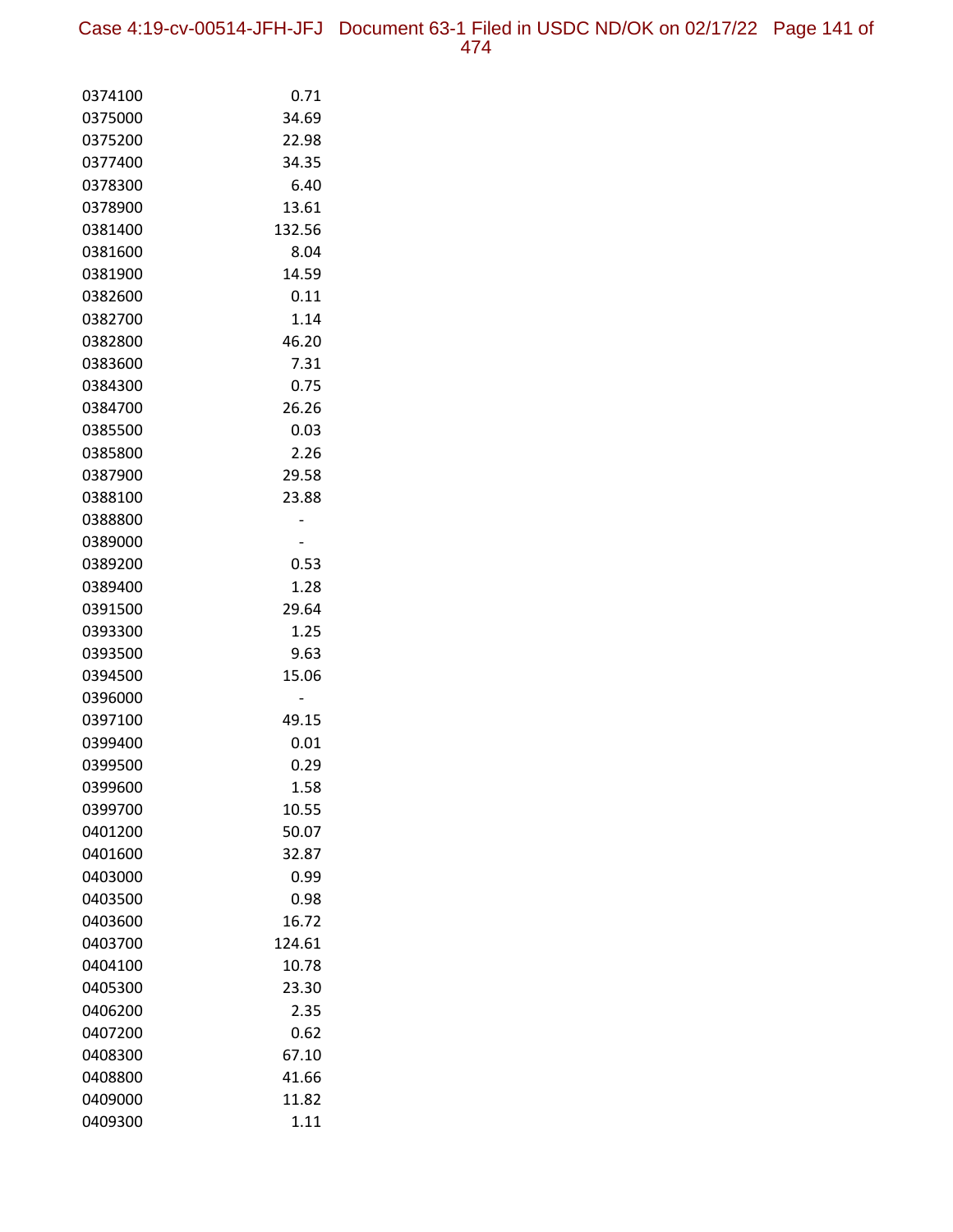| | |
|---|---|
| 0374100 | 0.71 |
| 0375000 | 34.69 |
| 0375200 | 22.98 |
| 0377400 | 34.35 |
| 0378300 | 6.40 |
| 0378900 | 13.61 |
| 0381400 | 132.56 |
| 0381600 | 8.04 |
| 0381900 | 14.59 |
| 0382600 | 0.11 |
| 0382700 | 1.14 |
| 0382800 | 46.20 |
| 0383600 | 7.31 |
| 0384300 | 0.75 |
| 0384700 | 26.26 |
| 0385500 | 0.03 |
| 0385800 | 2.26 |
| 0387900 | 29.58 |
| 0388100 | 23.88 |
| 0388800 | - |
| 0389000 | - |
| 0389200 | 0.53 |
| 0389400 | 1.28 |
| 0391500 | 29.64 |
| 0393300 | 1.25 |
| 0393500 | 9.63 |
| 0394500 | 15.06 |
| 0396000 | - |
| 0397100 | 49.15 |
| 0399400 | 0.01 |
| 0399500 | 0.29 |
| 0399600 | 1.58 |
| 0399700 | 10.55 |
| 0401200 | 50.07 |
| 0401600 | 32.87 |
| 0403000 | 0.99 |
| 0403500 | 0.98 |
| 0403600 | 16.72 |
| 0403700 | 124.61 |
| 0404100 | 10.78 |
| 0405300 | 23.30 |
| 0406200 | 2.35 |
| 0407200 | 0.62 |
| 0408300 | 67.10 |
| 0408800 | 41.66 |
| 0409000 | 11.82 |
| 0409300 | 1.11 |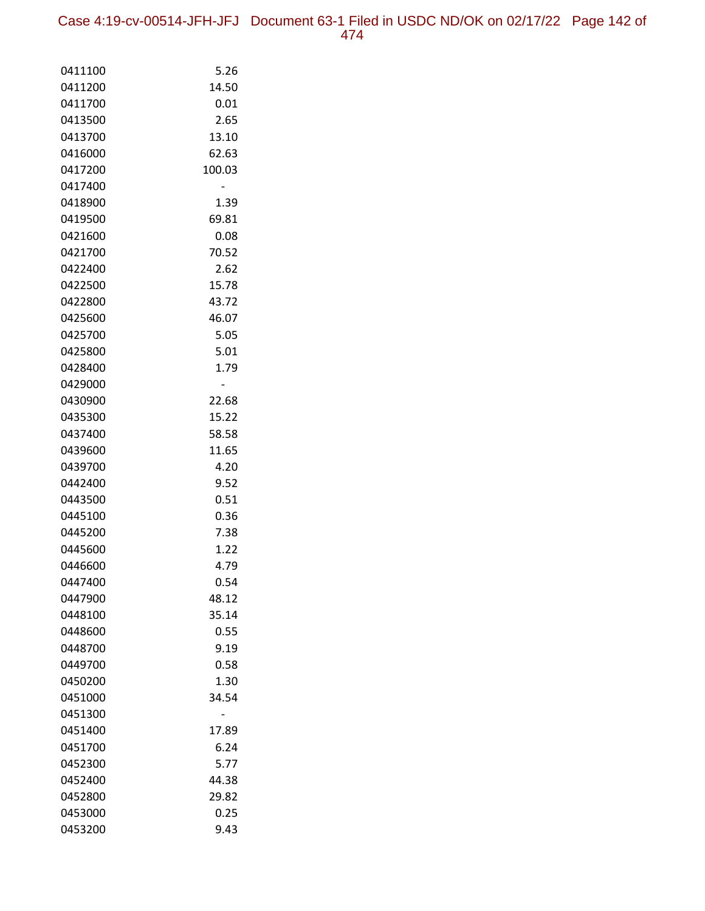| | |
|---|---|
| 0411100 | 5.26 |
| 0411200 | 14.50 |
| 0411700 | 0.01 |
| 0413500 | 2.65 |
| 0413700 | 13.10 |
| 0416000 | 62.63 |
| 0417200 | 100.03 |
| 0417400 | - |
| 0418900 | 1.39 |
| 0419500 | 69.81 |
| 0421600 | 0.08 |
| 0421700 | 70.52 |
| 0422400 | 2.62 |
| 0422500 | 15.78 |
| 0422800 | 43.72 |
| 0425600 | 46.07 |
| 0425700 | 5.05 |
| 0425800 | 5.01 |
| 0428400 | 1.79 |
| 0429000 | - |
| 0430900 | 22.68 |
| 0435300 | 15.22 |
| 0437400 | 58.58 |
| 0439600 | 11.65 |
| 0439700 | 4.20 |
| 0442400 | 9.52 |
| 0443500 | 0.51 |
| 0445100 | 0.36 |
| 0445200 | 7.38 |
| 0445600 | 1.22 |
| 0446600 | 4.79 |
| 0447400 | 0.54 |
| 0447900 | 48.12 |
| 0448100 | 35.14 |
| 0448600 | 0.55 |
| 0448700 | 9.19 |
| 0449700 | 0.58 |
| 0450200 | 1.30 |
| 0451000 | 34.54 |
| 0451300 | - |
| 0451400 | 17.89 |
| 0451700 | 6.24 |
| 0452300 | 5.77 |
| 0452400 | 44.38 |
| 0452800 | 29.82 |
| 0453000 | 0.25 |
| 0453200 | 9.43 |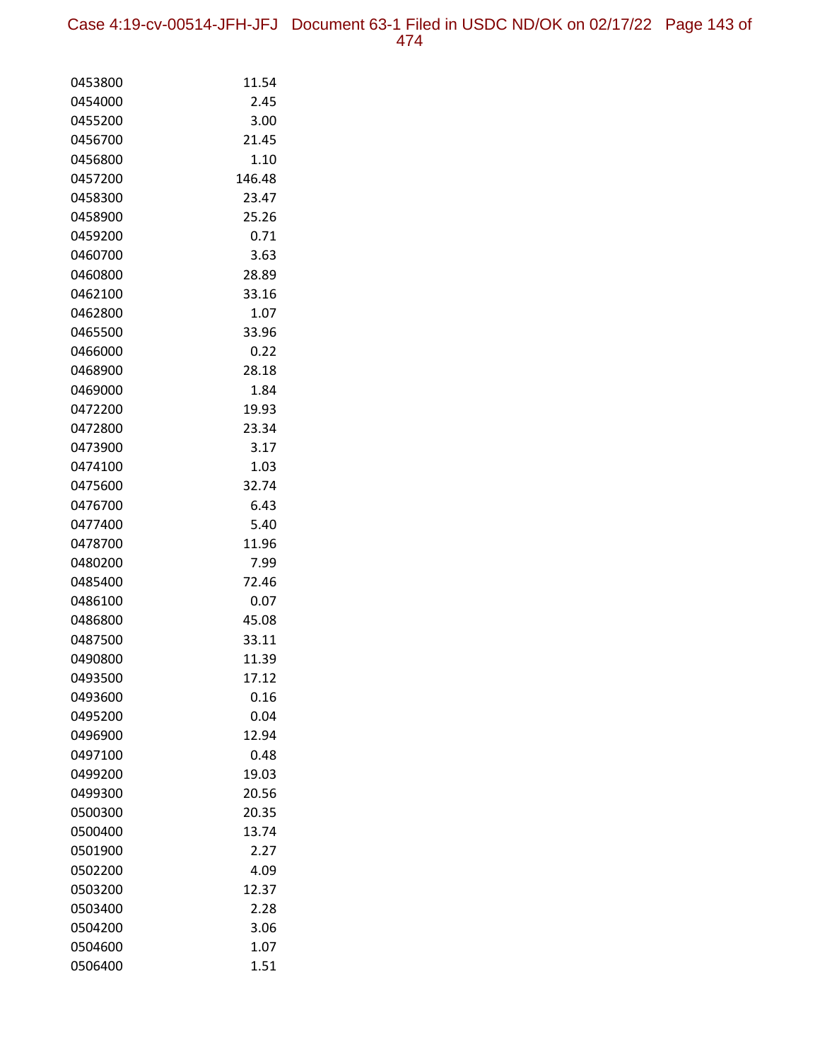| | |
|---|---|
| 0453800 | 11.54 |
| 0454000 | 2.45 |
| 0455200 | 3.00 |
| 0456700 | 21.45 |
| 0456800 | 1.10 |
| 0457200 | 146.48 |
| 0458300 | 23.47 |
| 0458900 | 25.26 |
| 0459200 | 0.71 |
| 0460700 | 3.63 |
| 0460800 | 28.89 |
| 0462100 | 33.16 |
| 0462800 | 1.07 |
| 0465500 | 33.96 |
| 0466000 | 0.22 |
| 0468900 | 28.18 |
| 0469000 | 1.84 |
| 0472200 | 19.93 |
| 0472800 | 23.34 |
| 0473900 | 3.17 |
| 0474100 | 1.03 |
| 0475600 | 32.74 |
| 0476700 | 6.43 |
| 0477400 | 5.40 |
| 0478700 | 11.96 |
| 0480200 | 7.99 |
| 0485400 | 72.46 |
| 0486100 | 0.07 |
| 0486800 | 45.08 |
| 0487500 | 33.11 |
| 0490800 | 11.39 |
| 0493500 | 17.12 |
| 0493600 | 0.16 |
| 0495200 | 0.04 |
| 0496900 | 12.94 |
| 0497100 | 0.48 |
| 0499200 | 19.03 |
| 0499300 | 20.56 |
| 0500300 | 20.35 |
| 0500400 | 13.74 |
| 0501900 | 2.27 |
| 0502200 | 4.09 |
| 0503200 | 12.37 |
| 0503400 | 2.28 |
| 0504200 | 3.06 |
| 0504600 | 1.07 |
| 0506400 | 1.51 |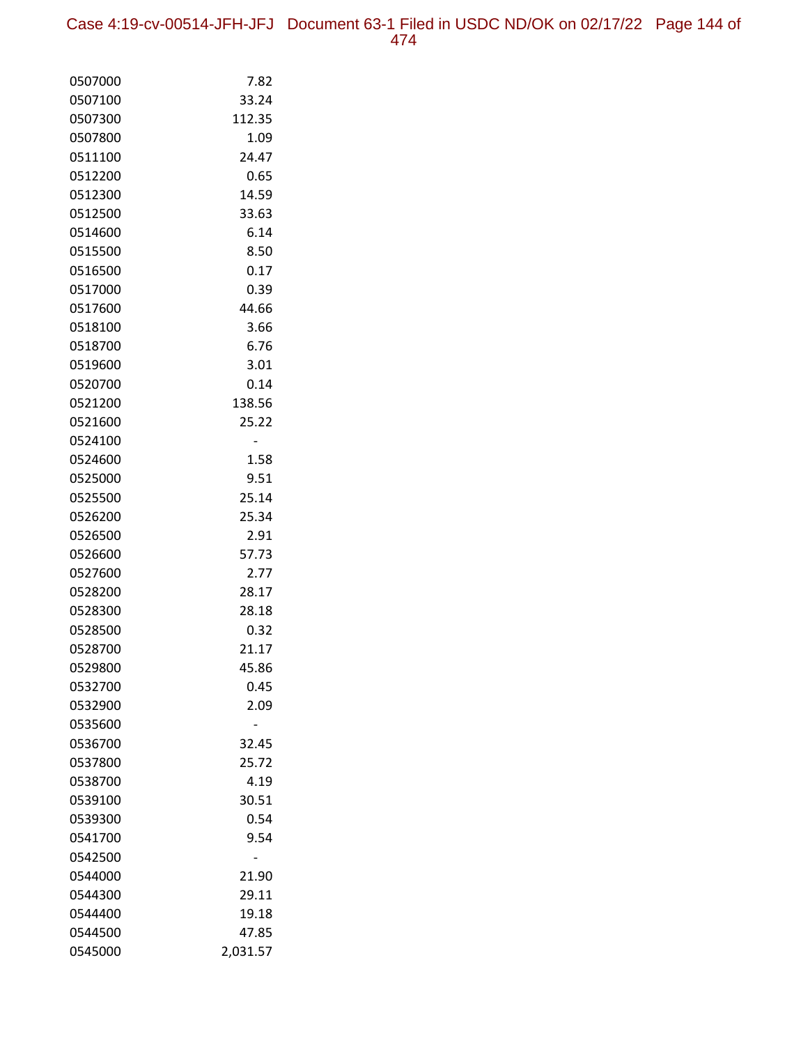| | |
|---|---|
| 0507000 | 7.82 |
| 0507100 | 33.24 |
| 0507300 | 112.35 |
| 0507800 | 1.09 |
| 0511100 | 24.47 |
| 0512200 | 0.65 |
| 0512300 | 14.59 |
| 0512500 | 33.63 |
| 0514600 | 6.14 |
| 0515500 | 8.50 |
| 0516500 | 0.17 |
| 0517000 | 0.39 |
| 0517600 | 44.66 |
| 0518100 | 3.66 |
| 0518700 | 6.76 |
| 0519600 | 3.01 |
| 0520700 | 0.14 |
| 0521200 | 138.56 |
| 0521600 | 25.22 |
| 0524100 | - |
| 0524600 | 1.58 |
| 0525000 | 9.51 |
| 0525500 | 25.14 |
| 0526200 | 25.34 |
| 0526500 | 2.91 |
| 0526600 | 57.73 |
| 0527600 | 2.77 |
| 0528200 | 28.17 |
| 0528300 | 28.18 |
| 0528500 | 0.32 |
| 0528700 | 21.17 |
| 0529800 | 45.86 |
| 0532700 | 0.45 |
| 0532900 | 2.09 |
| 0535600 | - |
| 0536700 | 32.45 |
| 0537800 | 25.72 |
| 0538700 | 4.19 |
| 0539100 | 30.51 |
| 0539300 | 0.54 |
| 0541700 | 9.54 |
| 0542500 | - |
| 0544000 | 21.90 |
| 0544300 | 29.11 |
| 0544400 | 19.18 |
| 0544500 | 47.85 |
| 0545000 | 2,031.57 |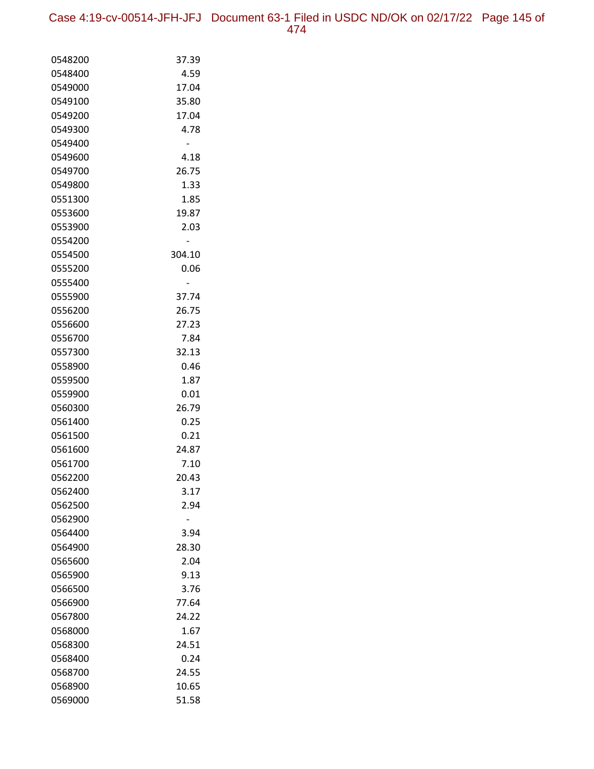| | |
|---|---|
| 0548200 | 37.39 |
| 0548400 | 4.59 |
| 0549000 | 17.04 |
| 0549100 | 35.80 |
| 0549200 | 17.04 |
| 0549300 | 4.78 |
| 0549400 | - |
| 0549600 | 4.18 |
| 0549700 | 26.75 |
| 0549800 | 1.33 |
| 0551300 | 1.85 |
| 0553600 | 19.87 |
| 0553900 | 2.03 |
| 0554200 | - |
| 0554500 | 304.10 |
| 0555200 | 0.06 |
| 0555400 | - |
| 0555900 | 37.74 |
| 0556200 | 26.75 |
| 0556600 | 27.23 |
| 0556700 | 7.84 |
| 0557300 | 32.13 |
| 0558900 | 0.46 |
| 0559500 | 1.87 |
| 0559900 | 0.01 |
| 0560300 | 26.79 |
| 0561400 | 0.25 |
| 0561500 | 0.21 |
| 0561600 | 24.87 |
| 0561700 | 7.10 |
| 0562200 | 20.43 |
| 0562400 | 3.17 |
| 0562500 | 2.94 |
| 0562900 | - |
| 0564400 | 3.94 |
| 0564900 | 28.30 |
| 0565600 | 2.04 |
| 0565900 | 9.13 |
| 0566500 | 3.76 |
| 0566900 | 77.64 |
| 0567800 | 24.22 |
| 0568000 | 1.67 |
| 0568300 | 24.51 |
| 0568400 | 0.24 |
| 0568700 | 24.55 |
| 0568900 | 10.65 |
| 0569000 | 51.58 |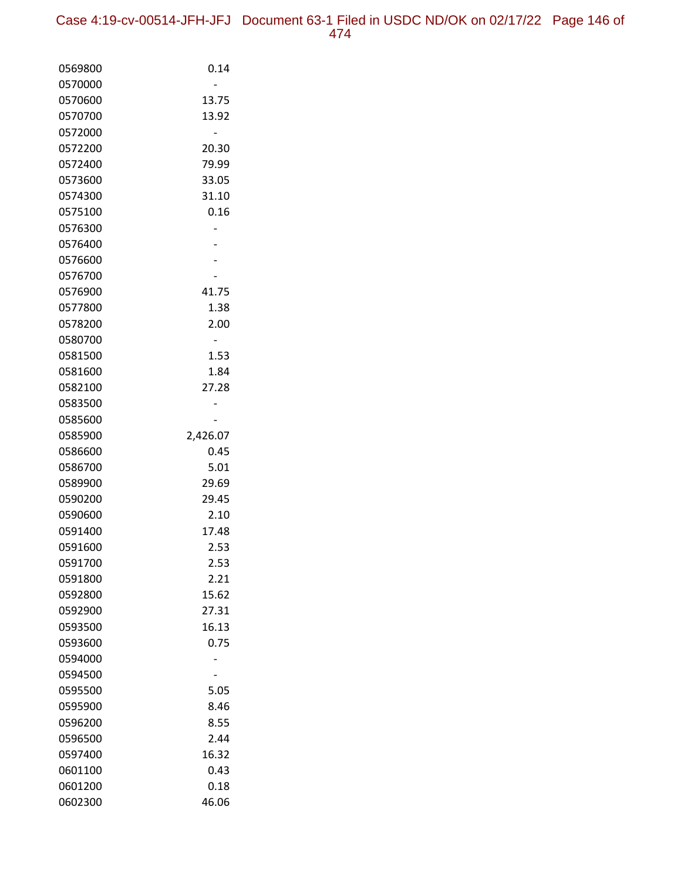| | |
|---|---|
| 0569800 | 0.14 |
| 0570000 | - |
| 0570600 | 13.75 |
| 0570700 | 13.92 |
| 0572000 | - |
| 0572200 | 20.30 |
| 0572400 | 79.99 |
| 0573600 | 33.05 |
| 0574300 | 31.10 |
| 0575100 | 0.16 |
| 0576300 | - |
| 0576400 | - |
| 0576600 | - |
| 0576700 | - |
| 0576900 | 41.75 |
| 0577800 | 1.38 |
| 0578200 | 2.00 |
| 0580700 | - |
| 0581500 | 1.53 |
| 0581600 | 1.84 |
| 0582100 | 27.28 |
| 0583500 | - |
| 0585600 | - |
| 0585900 | 2,426.07 |
| 0586600 | 0.45 |
| 0586700 | 5.01 |
| 0589900 | 29.69 |
| 0590200 | 29.45 |
| 0590600 | 2.10 |
| 0591400 | 17.48 |
| 0591600 | 2.53 |
| 0591700 | 2.53 |
| 0591800 | 2.21 |
| 0592800 | 15.62 |
| 0592900 | 27.31 |
| 0593500 | 16.13 |
| 0593600 | 0.75 |
| 0594000 | - |
| 0594500 | - |
| 0595500 | 5.05 |
| 0595900 | 8.46 |
| 0596200 | 8.55 |
| 0596500 | 2.44 |
| 0597400 | 16.32 |
| 0601100 | 0.43 |
| 0601200 | 0.18 |
| 0602300 | 46.06 |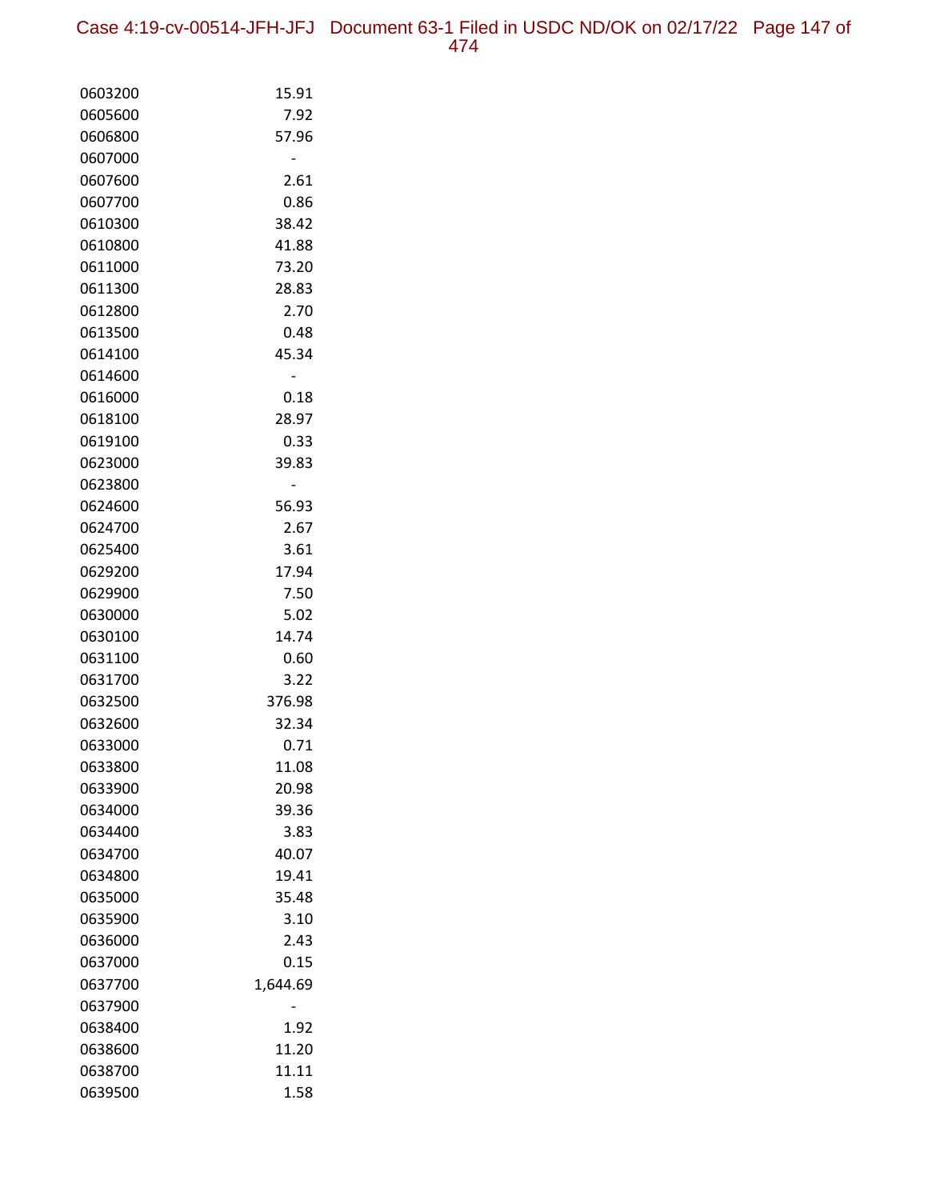| | |
|---|---|
| 0603200 | 15.91 |
| 0605600 | 7.92 |
| 0606800 | 57.96 |
| 0607000 | - |
| 0607600 | 2.61 |
| 0607700 | 0.86 |
| 0610300 | 38.42 |
| 0610800 | 41.88 |
| 0611000 | 73.20 |
| 0611300 | 28.83 |
| 0612800 | 2.70 |
| 0613500 | 0.48 |
| 0614100 | 45.34 |
| 0614600 | - |
| 0616000 | 0.18 |
| 0618100 | 28.97 |
| 0619100 | 0.33 |
| 0623000 | 39.83 |
| 0623800 | - |
| 0624600 | 56.93 |
| 0624700 | 2.67 |
| 0625400 | 3.61 |
| 0629200 | 17.94 |
| 0629900 | 7.50 |
| 0630000 | 5.02 |
| 0630100 | 14.74 |
| 0631100 | 0.60 |
| 0631700 | 3.22 |
| 0632500 | 376.98 |
| 0632600 | 32.34 |
| 0633000 | 0.71 |
| 0633800 | 11.08 |
| 0633900 | 20.98 |
| 0634000 | 39.36 |
| 0634400 | 3.83 |
| 0634700 | 40.07 |
| 0634800 | 19.41 |
| 0635000 | 35.48 |
| 0635900 | 3.10 |
| 0636000 | 2.43 |
| 0637000 | 0.15 |
| 0637700 | 1,644.69 |
| 0637900 | - |
| 0638400 | 1.92 |
| 0638600 | 11.20 |
| 0638700 | 11.11 |
| 0639500 | 1.58 |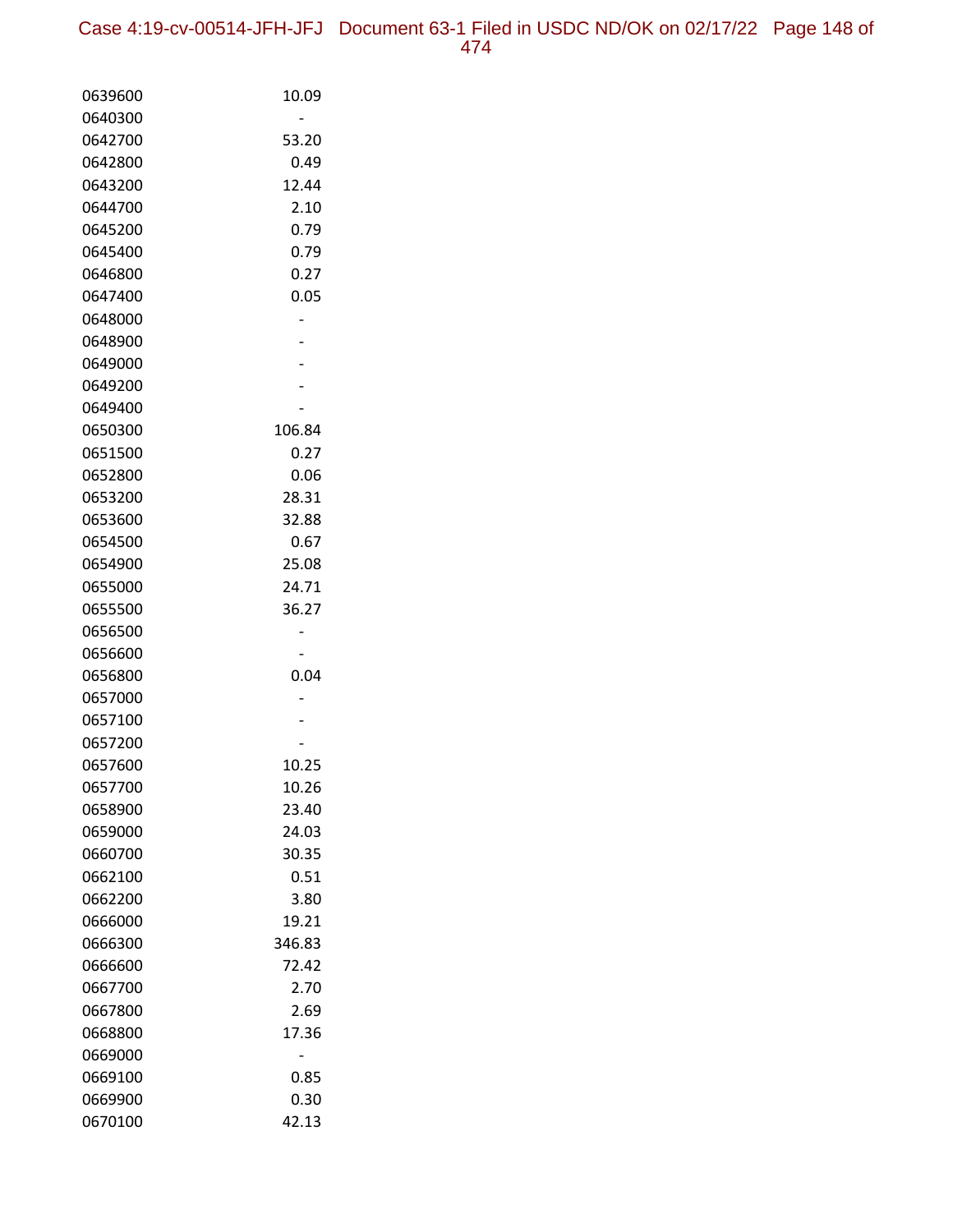| | |
|---|---|
| 0639600 | 10.09 |
| 0640300 | - |
| 0642700 | 53.20 |
| 0642800 | 0.49 |
| 0643200 | 12.44 |
| 0644700 | 2.10 |
| 0645200 | 0.79 |
| 0645400 | 0.79 |
| 0646800 | 0.27 |
| 0647400 | 0.05 |
| 0648000 | - |
| 0648900 | - |
| 0649000 | - |
| 0649200 | - |
| 0649400 | - |
| 0650300 | 106.84 |
| 0651500 | 0.27 |
| 0652800 | 0.06 |
| 0653200 | 28.31 |
| 0653600 | 32.88 |
| 0654500 | 0.67 |
| 0654900 | 25.08 |
| 0655000 | 24.71 |
| 0655500 | 36.27 |
| 0656500 | - |
| 0656600 | - |
| 0656800 | 0.04 |
| 0657000 | - |
| 0657100 | - |
| 0657200 | - |
| 0657600 | 10.25 |
| 0657700 | 10.26 |
| 0658900 | 23.40 |
| 0659000 | 24.03 |
| 0660700 | 30.35 |
| 0662100 | 0.51 |
| 0662200 | 3.80 |
| 0666000 | 19.21 |
| 0666300 | 346.83 |
| 0666600 | 72.42 |
| 0667700 | 2.70 |
| 0667800 | 2.69 |
| 0668800 | 17.36 |
| 0669000 | - |
| 0669100 | 0.85 |
| 0669900 | 0.30 |
| 0670100 | 42.13 |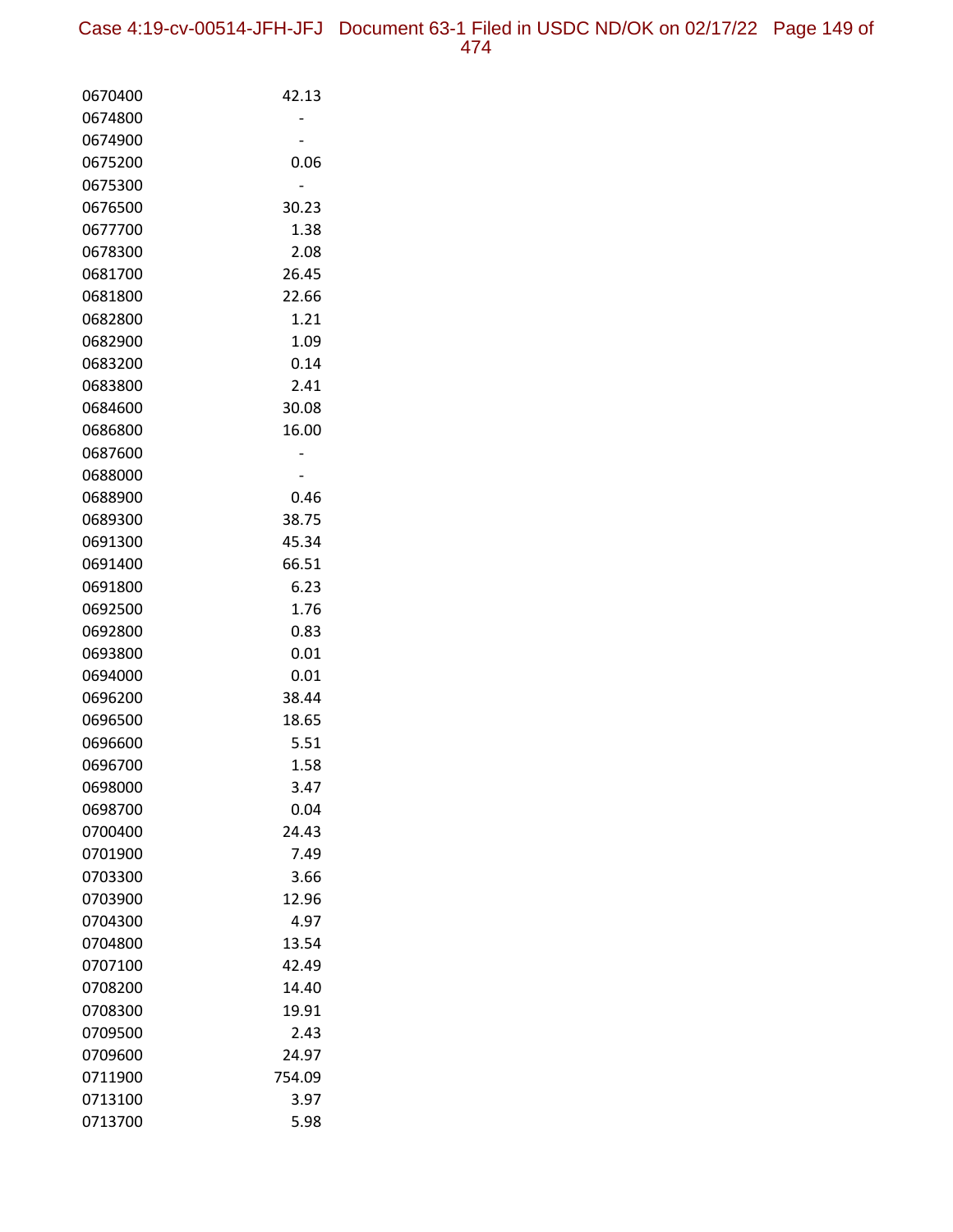| | |
|---|---|
| 0670400 | 42.13 |
| 0674800 | - |
| 0674900 | - |
| 0675200 | 0.06 |
| 0675300 | - |
| 0676500 | 30.23 |
| 0677700 | 1.38 |
| 0678300 | 2.08 |
| 0681700 | 26.45 |
| 0681800 | 22.66 |
| 0682800 | 1.21 |
| 0682900 | 1.09 |
| 0683200 | 0.14 |
| 0683800 | 2.41 |
| 0684600 | 30.08 |
| 0686800 | 16.00 |
| 0687600 | - |
| 0688000 | - |
| 0688900 | 0.46 |
| 0689300 | 38.75 |
| 0691300 | 45.34 |
| 0691400 | 66.51 |
| 0691800 | 6.23 |
| 0692500 | 1.76 |
| 0692800 | 0.83 |
| 0693800 | 0.01 |
| 0694000 | 0.01 |
| 0696200 | 38.44 |
| 0696500 | 18.65 |
| 0696600 | 5.51 |
| 0696700 | 1.58 |
| 0698000 | 3.47 |
| 0698700 | 0.04 |
| 0700400 | 24.43 |
| 0701900 | 7.49 |
| 0703300 | 3.66 |
| 0703900 | 12.96 |
| 0704300 | 4.97 |
| 0704800 | 13.54 |
| 0707100 | 42.49 |
| 0708200 | 14.40 |
| 0708300 | 19.91 |
| 0709500 | 2.43 |
| 0709600 | 24.97 |
| 0711900 | 754.09 |
| 0713100 | 3.97 |
| 0713700 | 5.98 |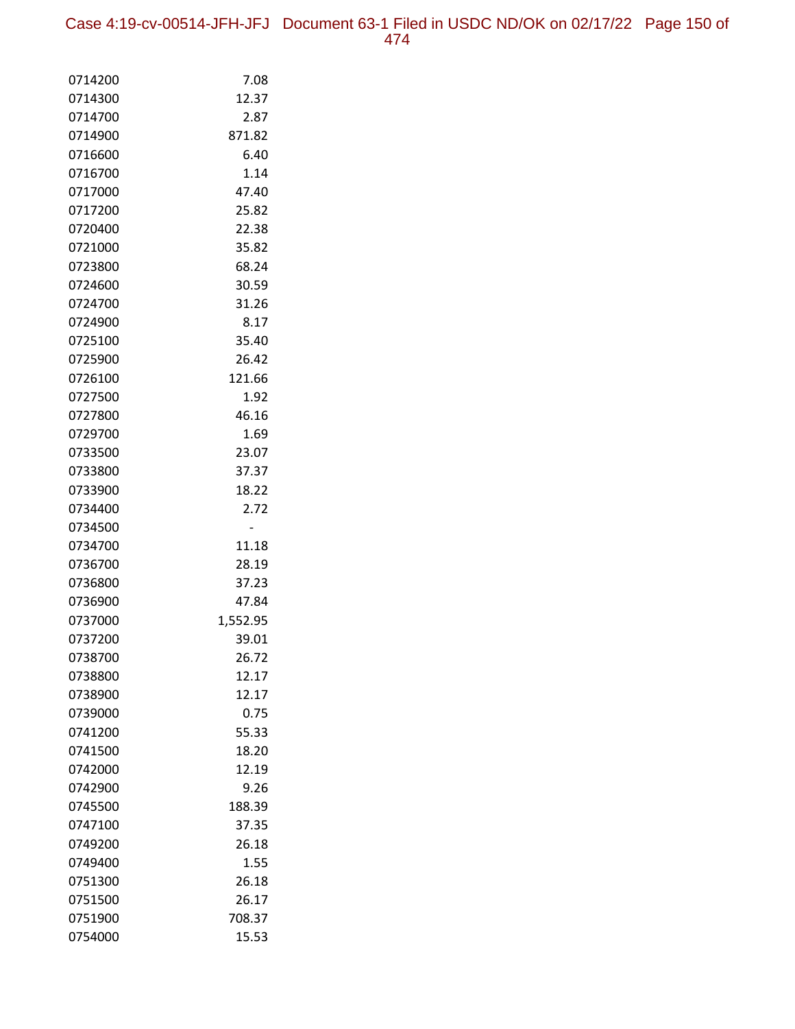| | |
|---|---|
| 0714200 | 7.08 |
| 0714300 | 12.37 |
| 0714700 | 2.87 |
| 0714900 | 871.82 |
| 0716600 | 6.40 |
| 0716700 | 1.14 |
| 0717000 | 47.40 |
| 0717200 | 25.82 |
| 0720400 | 22.38 |
| 0721000 | 35.82 |
| 0723800 | 68.24 |
| 0724600 | 30.59 |
| 0724700 | 31.26 |
| 0724900 | 8.17 |
| 0725100 | 35.40 |
| 0725900 | 26.42 |
| 0726100 | 121.66 |
| 0727500 | 1.92 |
| 0727800 | 46.16 |
| 0729700 | 1.69 |
| 0733500 | 23.07 |
| 0733800 | 37.37 |
| 0733900 | 18.22 |
| 0734400 | 2.72 |
| 0734500 | - |
| 0734700 | 11.18 |
| 0736700 | 28.19 |
| 0736800 | 37.23 |
| 0736900 | 47.84 |
| 0737000 | 1,552.95 |
| 0737200 | 39.01 |
| 0738700 | 26.72 |
| 0738800 | 12.17 |
| 0738900 | 12.17 |
| 0739000 | 0.75 |
| 0741200 | 55.33 |
| 0741500 | 18.20 |
| 0742000 | 12.19 |
| 0742900 | 9.26 |
| 0745500 | 188.39 |
| 0747100 | 37.35 |
| 0749200 | 26.18 |
| 0749400 | 1.55 |
| 0751300 | 26.18 |
| 0751500 | 26.17 |
| 0751900 | 708.37 |
| 0754000 | 15.53 |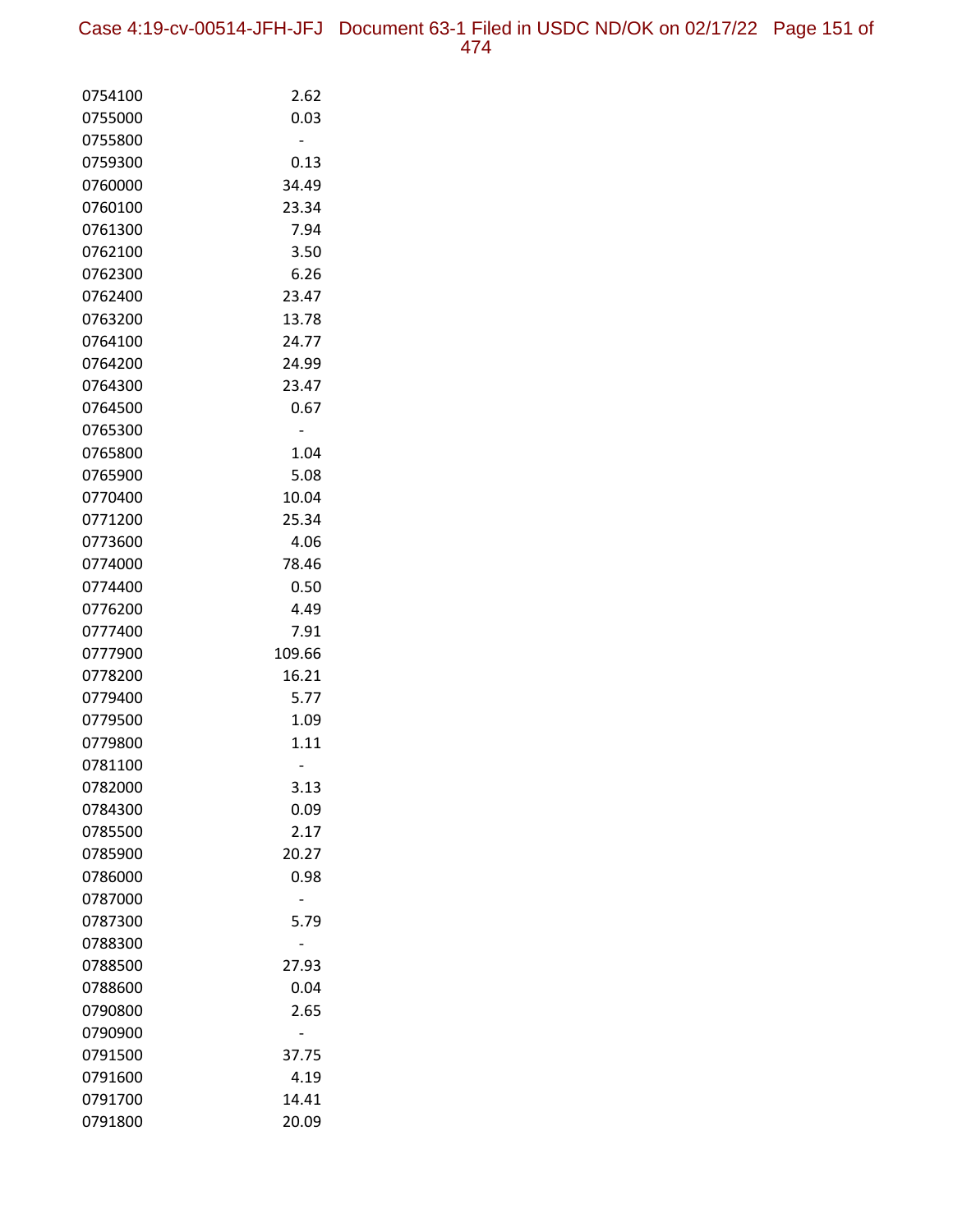| | |
|---|---|
| 0754100 | 2.62 |
| 0755000 | 0.03 |
| 0755800 | - |
| 0759300 | 0.13 |
| 0760000 | 34.49 |
| 0760100 | 23.34 |
| 0761300 | 7.94 |
| 0762100 | 3.50 |
| 0762300 | 6.26 |
| 0762400 | 23.47 |
| 0763200 | 13.78 |
| 0764100 | 24.77 |
| 0764200 | 24.99 |
| 0764300 | 23.47 |
| 0764500 | 0.67 |
| 0765300 | - |
| 0765800 | 1.04 |
| 0765900 | 5.08 |
| 0770400 | 10.04 |
| 0771200 | 25.34 |
| 0773600 | 4.06 |
| 0774000 | 78.46 |
| 0774400 | 0.50 |
| 0776200 | 4.49 |
| 0777400 | 7.91 |
| 0777900 | 109.66 |
| 0778200 | 16.21 |
| 0779400 | 5.77 |
| 0779500 | 1.09 |
| 0779800 | 1.11 |
| 0781100 | - |
| 0782000 | 3.13 |
| 0784300 | 0.09 |
| 0785500 | 2.17 |
| 0785900 | 20.27 |
| 0786000 | 0.98 |
| 0787000 | - |
| 0787300 | 5.79 |
| 0788300 | - |
| 0788500 | 27.93 |
| 0788600 | 0.04 |
| 0790800 | 2.65 |
| 0790900 | - |
| 0791500 | 37.75 |
| 0791600 | 4.19 |
| 0791700 | 14.41 |
| 0791800 | 20.09 |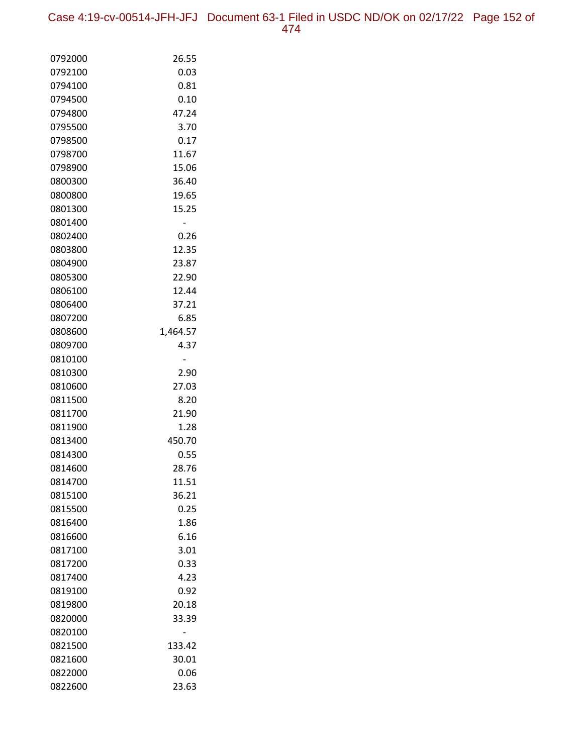| | |
|---|---|
| 0792000 | 26.55 |
| 0792100 | 0.03 |
| 0794100 | 0.81 |
| 0794500 | 0.10 |
| 0794800 | 47.24 |
| 0795500 | 3.70 |
| 0798500 | 0.17 |
| 0798700 | 11.67 |
| 0798900 | 15.06 |
| 0800300 | 36.40 |
| 0800800 | 19.65 |
| 0801300 | 15.25 |
| 0801400 | - |
| 0802400 | 0.26 |
| 0803800 | 12.35 |
| 0804900 | 23.87 |
| 0805300 | 22.90 |
| 0806100 | 12.44 |
| 0806400 | 37.21 |
| 0807200 | 6.85 |
| 0808600 | 1,464.57 |
| 0809700 | 4.37 |
| 0810100 | - |
| 0810300 | 2.90 |
| 0810600 | 27.03 |
| 0811500 | 8.20 |
| 0811700 | 21.90 |
| 0811900 | 1.28 |
| 0813400 | 450.70 |
| 0814300 | 0.55 |
| 0814600 | 28.76 |
| 0814700 | 11.51 |
| 0815100 | 36.21 |
| 0815500 | 0.25 |
| 0816400 | 1.86 |
| 0816600 | 6.16 |
| 0817100 | 3.01 |
| 0817200 | 0.33 |
| 0817400 | 4.23 |
| 0819100 | 0.92 |
| 0819800 | 20.18 |
| 0820000 | 33.39 |
| 0820100 | - |
| 0821500 | 133.42 |
| 0821600 | 30.01 |
| 0822000 | 0.06 |
| 0822600 | 23.63 |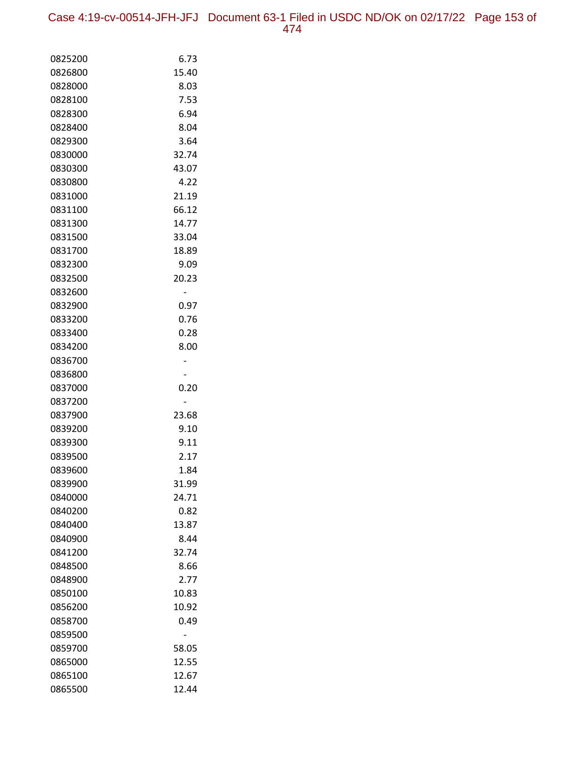| | |
|---|---|
| 0825200 | 6.73 |
| 0826800 | 15.40 |
| 0828000 | 8.03 |
| 0828100 | 7.53 |
| 0828300 | 6.94 |
| 0828400 | 8.04 |
| 0829300 | 3.64 |
| 0830000 | 32.74 |
| 0830300 | 43.07 |
| 0830800 | 4.22 |
| 0831000 | 21.19 |
| 0831100 | 66.12 |
| 0831300 | 14.77 |
| 0831500 | 33.04 |
| 0831700 | 18.89 |
| 0832300 | 9.09 |
| 0832500 | 20.23 |
| 0832600 | - |
| 0832900 | 0.97 |
| 0833200 | 0.76 |
| 0833400 | 0.28 |
| 0834200 | 8.00 |
| 0836700 | - |
| 0836800 | - |
| 0837000 | 0.20 |
| 0837200 | - |
| 0837900 | 23.68 |
| 0839200 | 9.10 |
| 0839300 | 9.11 |
| 0839500 | 2.17 |
| 0839600 | 1.84 |
| 0839900 | 31.99 |
| 0840000 | 24.71 |
| 0840200 | 0.82 |
| 0840400 | 13.87 |
| 0840900 | 8.44 |
| 0841200 | 32.74 |
| 0848500 | 8.66 |
| 0848900 | 2.77 |
| 0850100 | 10.83 |
| 0856200 | 10.92 |
| 0858700 | 0.49 |
| 0859500 | - |
| 0859700 | 58.05 |
| 0865000 | 12.55 |
| 0865100 | 12.67 |
| 0865500 | 12.44 |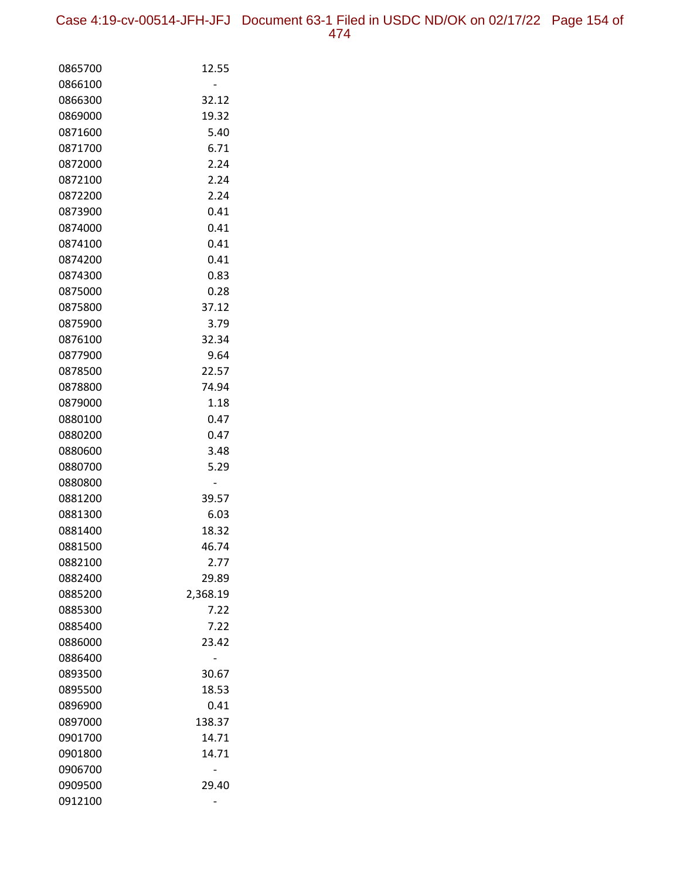| | |
|---|---|
| 0865700 | 12.55 |
| 0866100 | - |
| 0866300 | 32.12 |
| 0869000 | 19.32 |
| 0871600 | 5.40 |
| 0871700 | 6.71 |
| 0872000 | 2.24 |
| 0872100 | 2.24 |
| 0872200 | 2.24 |
| 0873900 | 0.41 |
| 0874000 | 0.41 |
| 0874100 | 0.41 |
| 0874200 | 0.41 |
| 0874300 | 0.83 |
| 0875000 | 0.28 |
| 0875800 | 37.12 |
| 0875900 | 3.79 |
| 0876100 | 32.34 |
| 0877900 | 9.64 |
| 0878500 | 22.57 |
| 0878800 | 74.94 |
| 0879000 | 1.18 |
| 0880100 | 0.47 |
| 0880200 | 0.47 |
| 0880600 | 3.48 |
| 0880700 | 5.29 |
| 0880800 | - |
| 0881200 | 39.57 |
| 0881300 | 6.03 |
| 0881400 | 18.32 |
| 0881500 | 46.74 |
| 0882100 | 2.77 |
| 0882400 | 29.89 |
| 0885200 | 2,368.19 |
| 0885300 | 7.22 |
| 0885400 | 7.22 |
| 0886000 | 23.42 |
| 0886400 | - |
| 0893500 | 30.67 |
| 0895500 | 18.53 |
| 0896900 | 0.41 |
| 0897000 | 138.37 |
| 0901700 | 14.71 |
| 0901800 | 14.71 |
| 0906700 | - |
| 0909500 | 29.40 |
| 0912100 | - |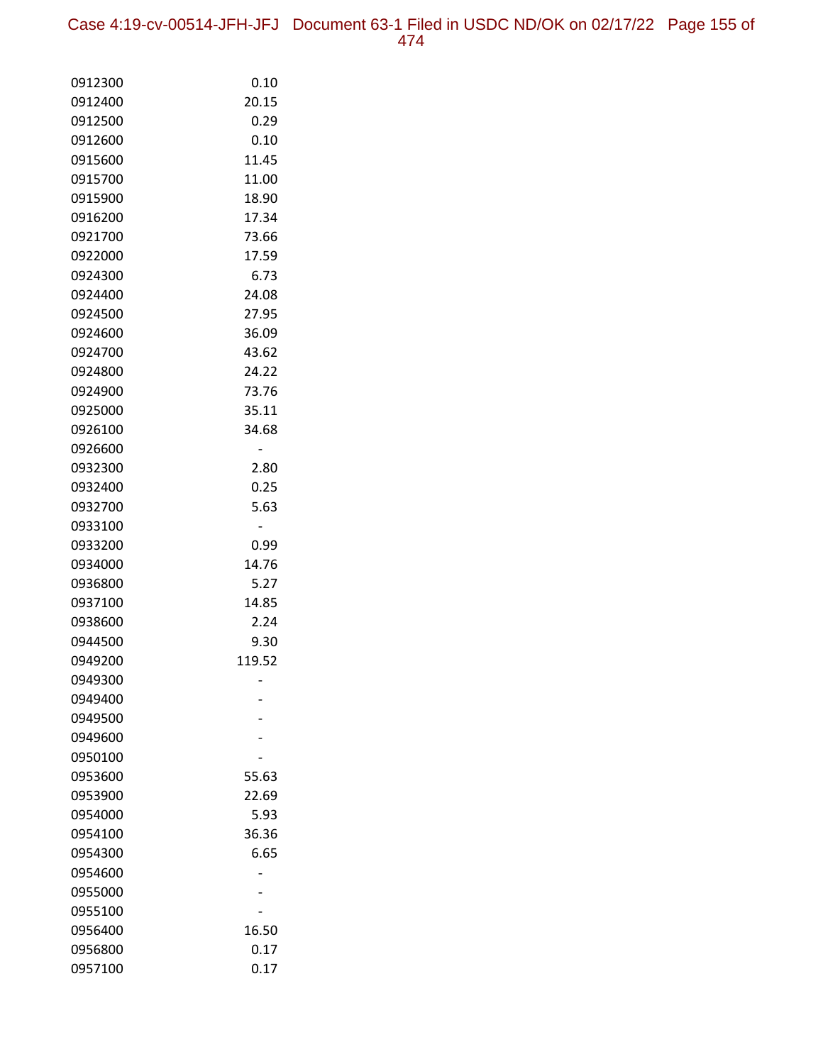| | |
|---|---|
| 0912300 | 0.10 |
| 0912400 | 20.15 |
| 0912500 | 0.29 |
| 0912600 | 0.10 |
| 0915600 | 11.45 |
| 0915700 | 11.00 |
| 0915900 | 18.90 |
| 0916200 | 17.34 |
| 0921700 | 73.66 |
| 0922000 | 17.59 |
| 0924300 | 6.73 |
| 0924400 | 24.08 |
| 0924500 | 27.95 |
| 0924600 | 36.09 |
| 0924700 | 43.62 |
| 0924800 | 24.22 |
| 0924900 | 73.76 |
| 0925000 | 35.11 |
| 0926100 | 34.68 |
| 0926600 | - |
| 0932300 | 2.80 |
| 0932400 | 0.25 |
| 0932700 | 5.63 |
| 0933100 | - |
| 0933200 | 0.99 |
| 0934000 | 14.76 |
| 0936800 | 5.27 |
| 0937100 | 14.85 |
| 0938600 | 2.24 |
| 0944500 | 9.30 |
| 0949200 | 119.52 |
| 0949300 | - |
| 0949400 | - |
| 0949500 | - |
| 0949600 | - |
| 0950100 | - |
| 0953600 | 55.63 |
| 0953900 | 22.69 |
| 0954000 | 5.93 |
| 0954100 | 36.36 |
| 0954300 | 6.65 |
| 0954600 | - |
| 0955000 | - |
| 0955100 | - |
| 0956400 | 16.50 |
| 0956800 | 0.17 |
| 0957100 | 0.17 |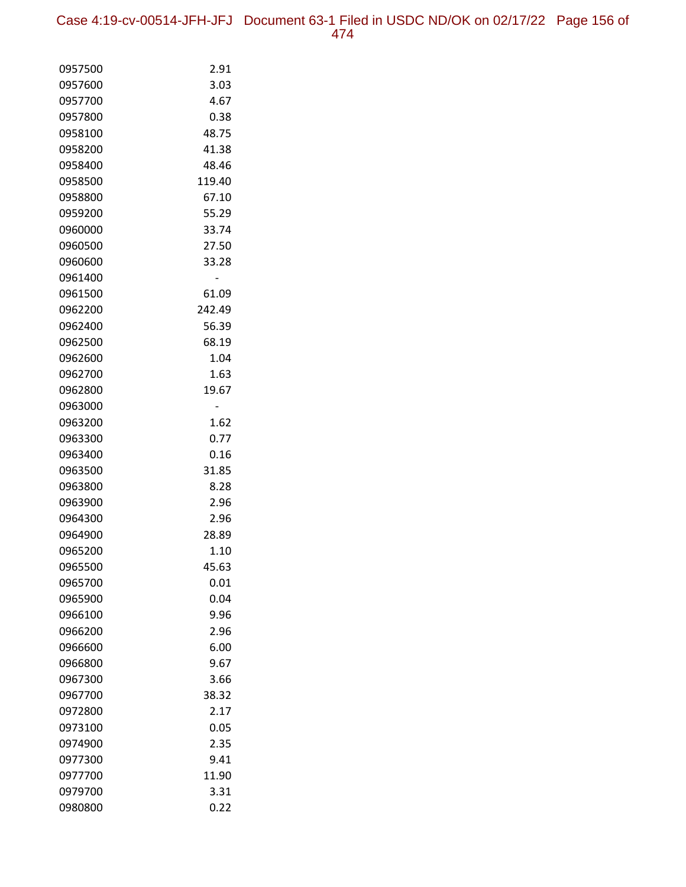| | |
|---|---|
| 0957500 | 2.91 |
| 0957600 | 3.03 |
| 0957700 | 4.67 |
| 0957800 | 0.38 |
| 0958100 | 48.75 |
| 0958200 | 41.38 |
| 0958400 | 48.46 |
| 0958500 | 119.40 |
| 0958800 | 67.10 |
| 0959200 | 55.29 |
| 0960000 | 33.74 |
| 0960500 | 27.50 |
| 0960600 | 33.28 |
| 0961400 | - |
| 0961500 | 61.09 |
| 0962200 | 242.49 |
| 0962400 | 56.39 |
| 0962500 | 68.19 |
| 0962600 | 1.04 |
| 0962700 | 1.63 |
| 0962800 | 19.67 |
| 0963000 | - |
| 0963200 | 1.62 |
| 0963300 | 0.77 |
| 0963400 | 0.16 |
| 0963500 | 31.85 |
| 0963800 | 8.28 |
| 0963900 | 2.96 |
| 0964300 | 2.96 |
| 0964900 | 28.89 |
| 0965200 | 1.10 |
| 0965500 | 45.63 |
| 0965700 | 0.01 |
| 0965900 | 0.04 |
| 0966100 | 9.96 |
| 0966200 | 2.96 |
| 0966600 | 6.00 |
| 0966800 | 9.67 |
| 0967300 | 3.66 |
| 0967700 | 38.32 |
| 0972800 | 2.17 |
| 0973100 | 0.05 |
| 0974900 | 2.35 |
| 0977300 | 9.41 |
| 0977700 | 11.90 |
| 0979700 | 3.31 |
| 0980800 | 0.22 |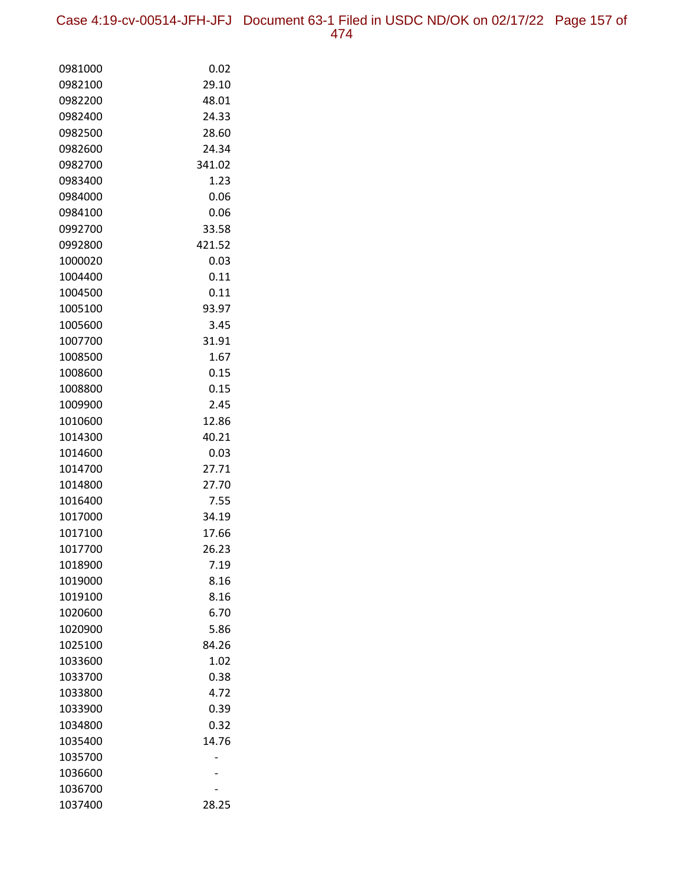| | |
|---|---|
| 0981000 | 0.02 |
| 0982100 | 29.10 |
| 0982200 | 48.01 |
| 0982400 | 24.33 |
| 0982500 | 28.60 |
| 0982600 | 24.34 |
| 0982700 | 341.02 |
| 0983400 | 1.23 |
| 0984000 | 0.06 |
| 0984100 | 0.06 |
| 0992700 | 33.58 |
| 0992800 | 421.52 |
| 1000020 | 0.03 |
| 1004400 | 0.11 |
| 1004500 | 0.11 |
| 1005100 | 93.97 |
| 1005600 | 3.45 |
| 1007700 | 31.91 |
| 1008500 | 1.67 |
| 1008600 | 0.15 |
| 1008800 | 0.15 |
| 1009900 | 2.45 |
| 1010600 | 12.86 |
| 1014300 | 40.21 |
| 1014600 | 0.03 |
| 1014700 | 27.71 |
| 1014800 | 27.70 |
| 1016400 | 7.55 |
| 1017000 | 34.19 |
| 1017100 | 17.66 |
| 1017700 | 26.23 |
| 1018900 | 7.19 |
| 1019000 | 8.16 |
| 1019100 | 8.16 |
| 1020600 | 6.70 |
| 1020900 | 5.86 |
| 1025100 | 84.26 |
| 1033600 | 1.02 |
| 1033700 | 0.38 |
| 1033800 | 4.72 |
| 1033900 | 0.39 |
| 1034800 | 0.32 |
| 1035400 | 14.76 |
| 1035700 | - |
| 1036600 | - |
| 1036700 | - |
| 1037400 | 28.25 |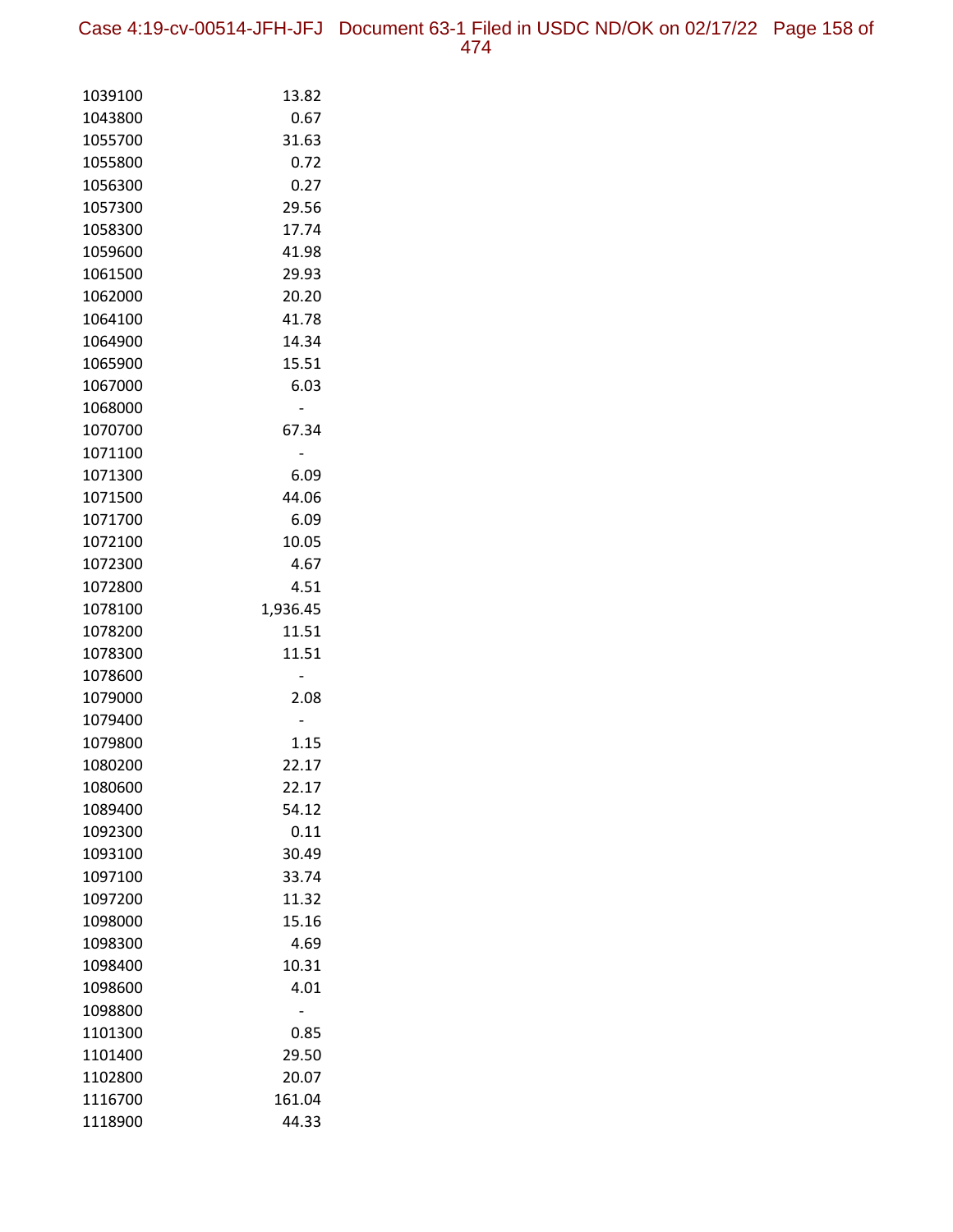| | |
|---|---|
| 1039100 | 13.82 |
| 1043800 | 0.67 |
| 1055700 | 31.63 |
| 1055800 | 0.72 |
| 1056300 | 0.27 |
| 1057300 | 29.56 |
| 1058300 | 17.74 |
| 1059600 | 41.98 |
| 1061500 | 29.93 |
| 1062000 | 20.20 |
| 1064100 | 41.78 |
| 1064900 | 14.34 |
| 1065900 | 15.51 |
| 1067000 | 6.03 |
| 1068000 | - |
| 1070700 | 67.34 |
| 1071100 | - |
| 1071300 | 6.09 |
| 1071500 | 44.06 |
| 1071700 | 6.09 |
| 1072100 | 10.05 |
| 1072300 | 4.67 |
| 1072800 | 4.51 |
| 1078100 | 1,936.45 |
| 1078200 | 11.51 |
| 1078300 | 11.51 |
| 1078600 | - |
| 1079000 | 2.08 |
| 1079400 | - |
| 1079800 | 1.15 |
| 1080200 | 22.17 |
| 1080600 | 22.17 |
| 1089400 | 54.12 |
| 1092300 | 0.11 |
| 1093100 | 30.49 |
| 1097100 | 33.74 |
| 1097200 | 11.32 |
| 1098000 | 15.16 |
| 1098300 | 4.69 |
| 1098400 | 10.31 |
| 1098600 | 4.01 |
| 1098800 | - |
| 1101300 | 0.85 |
| 1101400 | 29.50 |
| 1102800 | 20.07 |
| 1116700 | 161.04 |
| 1118900 | 44.33 |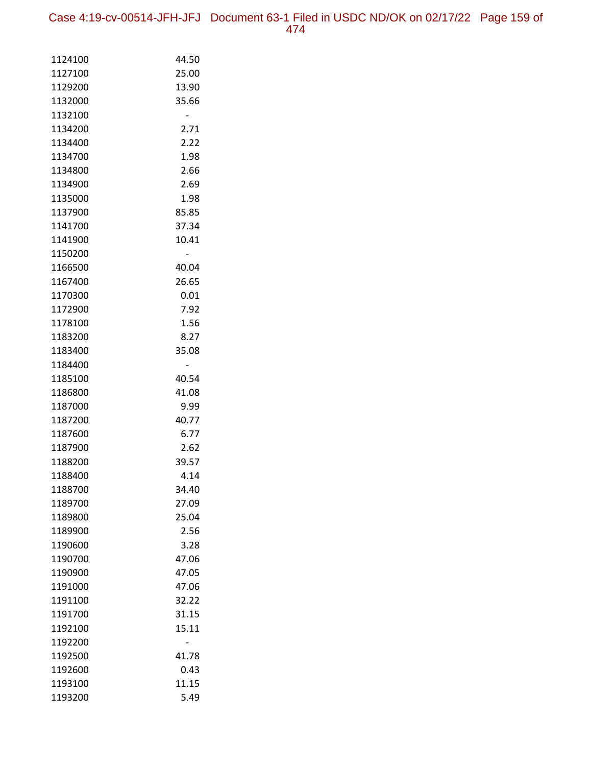| | |
|---|---|
| 1124100 | 44.50 |
| 1127100 | 25.00 |
| 1129200 | 13.90 |
| 1132000 | 35.66 |
| 1132100 | - |
| 1134200 | 2.71 |
| 1134400 | 2.22 |
| 1134700 | 1.98 |
| 1134800 | 2.66 |
| 1134900 | 2.69 |
| 1135000 | 1.98 |
| 1137900 | 85.85 |
| 1141700 | 37.34 |
| 1141900 | 10.41 |
| 1150200 | - |
| 1166500 | 40.04 |
| 1167400 | 26.65 |
| 1170300 | 0.01 |
| 1172900 | 7.92 |
| 1178100 | 1.56 |
| 1183200 | 8.27 |
| 1183400 | 35.08 |
| 1184400 | - |
| 1185100 | 40.54 |
| 1186800 | 41.08 |
| 1187000 | 9.99 |
| 1187200 | 40.77 |
| 1187600 | 6.77 |
| 1187900 | 2.62 |
| 1188200 | 39.57 |
| 1188400 | 4.14 |
| 1188700 | 34.40 |
| 1189700 | 27.09 |
| 1189800 | 25.04 |
| 1189900 | 2.56 |
| 1190600 | 3.28 |
| 1190700 | 47.06 |
| 1190900 | 47.05 |
| 1191000 | 47.06 |
| 1191100 | 32.22 |
| 1191700 | 31.15 |
| 1192100 | 15.11 |
| 1192200 | - |
| 1192500 | 41.78 |
| 1192600 | 0.43 |
| 1193100 | 11.15 |
| 1193200 | 5.49 |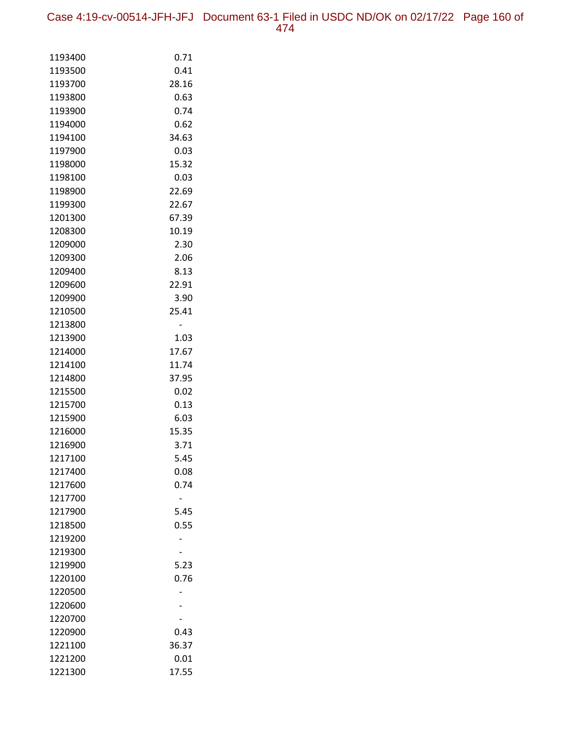| | |
|---|---|
| 1193400 | 0.71 |
| 1193500 | 0.41 |
| 1193700 | 28.16 |
| 1193800 | 0.63 |
| 1193900 | 0.74 |
| 1194000 | 0.62 |
| 1194100 | 34.63 |
| 1197900 | 0.03 |
| 1198000 | 15.32 |
| 1198100 | 0.03 |
| 1198900 | 22.69 |
| 1199300 | 22.67 |
| 1201300 | 67.39 |
| 1208300 | 10.19 |
| 1209000 | 2.30 |
| 1209300 | 2.06 |
| 1209400 | 8.13 |
| 1209600 | 22.91 |
| 1209900 | 3.90 |
| 1210500 | 25.41 |
| 1213800 | - |
| 1213900 | 1.03 |
| 1214000 | 17.67 |
| 1214100 | 11.74 |
| 1214800 | 37.95 |
| 1215500 | 0.02 |
| 1215700 | 0.13 |
| 1215900 | 6.03 |
| 1216000 | 15.35 |
| 1216900 | 3.71 |
| 1217100 | 5.45 |
| 1217400 | 0.08 |
| 1217600 | 0.74 |
| 1217700 | - |
| 1217900 | 5.45 |
| 1218500 | 0.55 |
| 1219200 | - |
| 1219300 | - |
| 1219900 | 5.23 |
| 1220100 | 0.76 |
| 1220500 | - |
| 1220600 | - |
| 1220700 | - |
| 1220900 | 0.43 |
| 1221100 | 36.37 |
| 1221200 | 0.01 |
| 1221300 | 17.55 |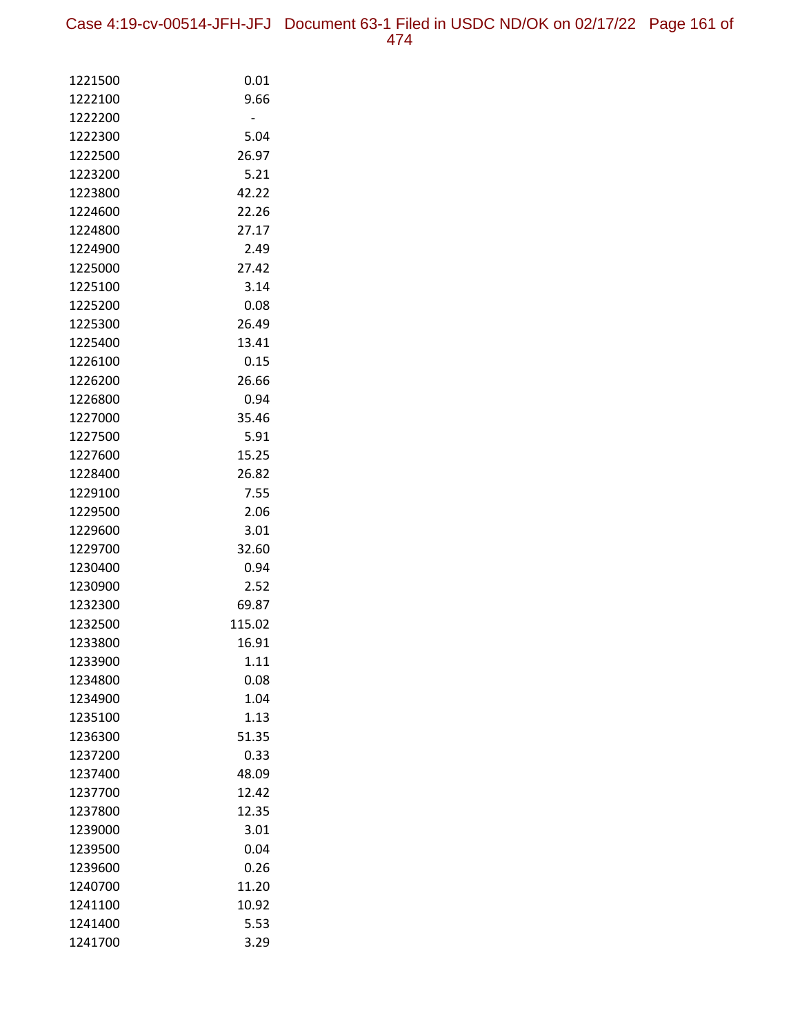| | |
|---|---|
| 1221500 | 0.01 |
| 1222100 | 9.66 |
| 1222200 | - |
| 1222300 | 5.04 |
| 1222500 | 26.97 |
| 1223200 | 5.21 |
| 1223800 | 42.22 |
| 1224600 | 22.26 |
| 1224800 | 27.17 |
| 1224900 | 2.49 |
| 1225000 | 27.42 |
| 1225100 | 3.14 |
| 1225200 | 0.08 |
| 1225300 | 26.49 |
| 1225400 | 13.41 |
| 1226100 | 0.15 |
| 1226200 | 26.66 |
| 1226800 | 0.94 |
| 1227000 | 35.46 |
| 1227500 | 5.91 |
| 1227600 | 15.25 |
| 1228400 | 26.82 |
| 1229100 | 7.55 |
| 1229500 | 2.06 |
| 1229600 | 3.01 |
| 1229700 | 32.60 |
| 1230400 | 0.94 |
| 1230900 | 2.52 |
| 1232300 | 69.87 |
| 1232500 | 115.02 |
| 1233800 | 16.91 |
| 1233900 | 1.11 |
| 1234800 | 0.08 |
| 1234900 | 1.04 |
| 1235100 | 1.13 |
| 1236300 | 51.35 |
| 1237200 | 0.33 |
| 1237400 | 48.09 |
| 1237700 | 12.42 |
| 1237800 | 12.35 |
| 1239000 | 3.01 |
| 1239500 | 0.04 |
| 1239600 | 0.26 |
| 1240700 | 11.20 |
| 1241100 | 10.92 |
| 1241400 | 5.53 |
| 1241700 | 3.29 |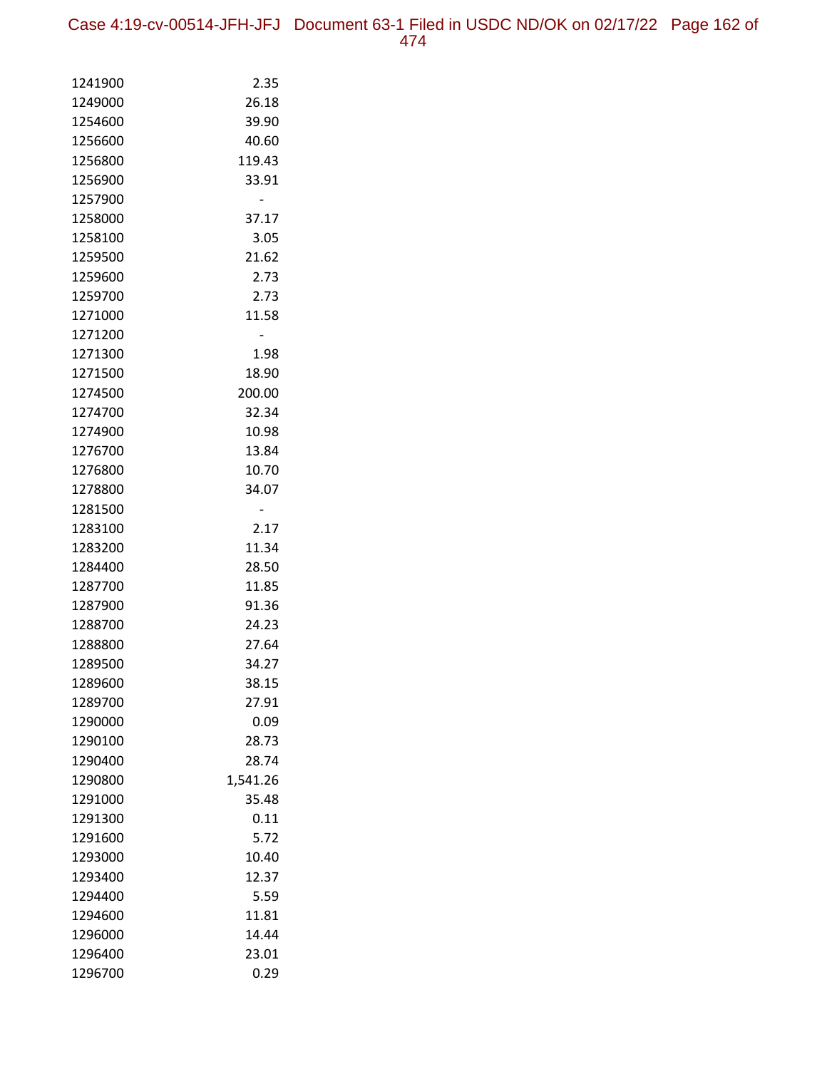| | |
|---|---|
| 1241900 | 2.35 |
| 1249000 | 26.18 |
| 1254600 | 39.90 |
| 1256600 | 40.60 |
| 1256800 | 119.43 |
| 1256900 | 33.91 |
| 1257900 | - |
| 1258000 | 37.17 |
| 1258100 | 3.05 |
| 1259500 | 21.62 |
| 1259600 | 2.73 |
| 1259700 | 2.73 |
| 1271000 | 11.58 |
| 1271200 | - |
| 1271300 | 1.98 |
| 1271500 | 18.90 |
| 1274500 | 200.00 |
| 1274700 | 32.34 |
| 1274900 | 10.98 |
| 1276700 | 13.84 |
| 1276800 | 10.70 |
| 1278800 | 34.07 |
| 1281500 | - |
| 1283100 | 2.17 |
| 1283200 | 11.34 |
| 1284400 | 28.50 |
| 1287700 | 11.85 |
| 1287900 | 91.36 |
| 1288700 | 24.23 |
| 1288800 | 27.64 |
| 1289500 | 34.27 |
| 1289600 | 38.15 |
| 1289700 | 27.91 |
| 1290000 | 0.09 |
| 1290100 | 28.73 |
| 1290400 | 28.74 |
| 1290800 | 1,541.26 |
| 1291000 | 35.48 |
| 1291300 | 0.11 |
| 1291600 | 5.72 |
| 1293000 | 10.40 |
| 1293400 | 12.37 |
| 1294400 | 5.59 |
| 1294600 | 11.81 |
| 1296000 | 14.44 |
| 1296400 | 23.01 |
| 1296700 | 0.29 |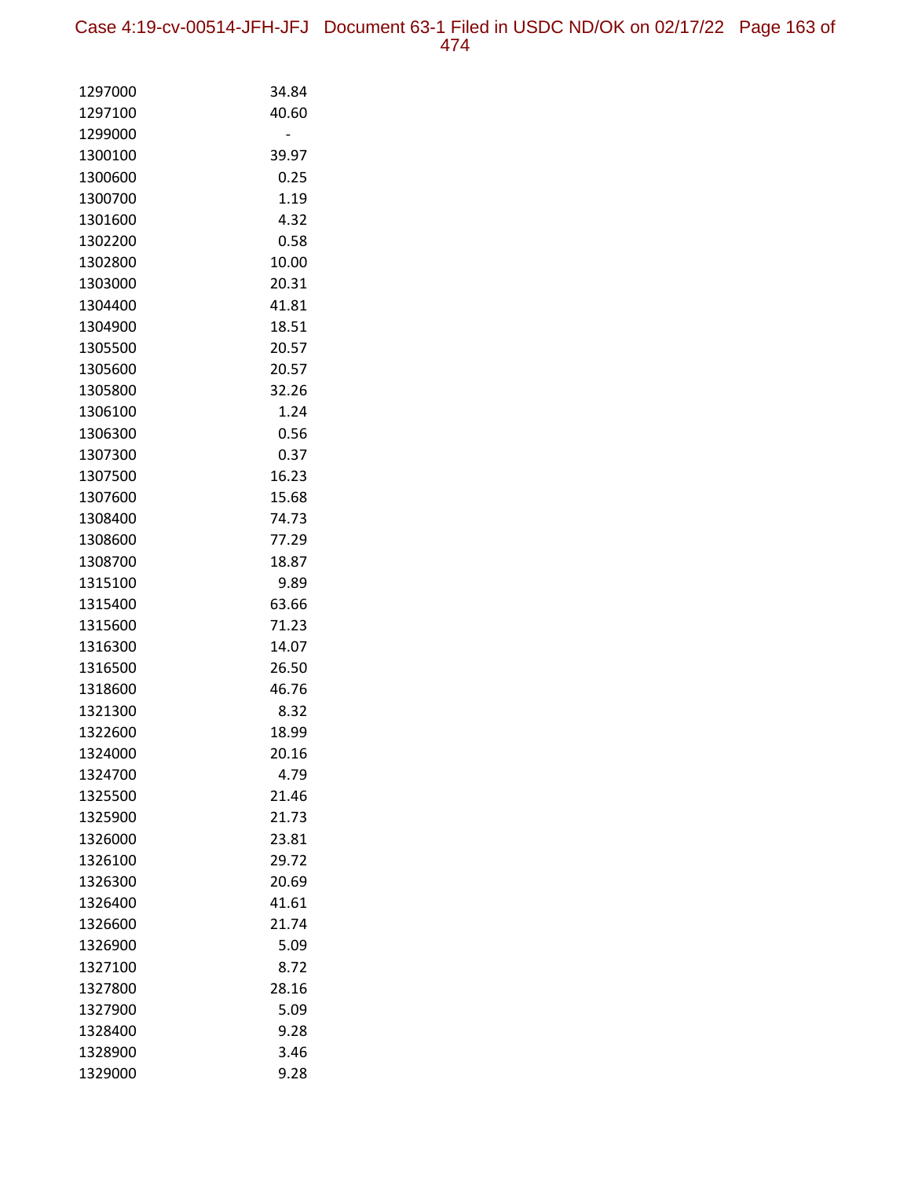| | |
|---|---|
| 1297000 | 34.84 |
| 1297100 | 40.60 |
| 1299000 | - |
| 1300100 | 39.97 |
| 1300600 | 0.25 |
| 1300700 | 1.19 |
| 1301600 | 4.32 |
| 1302200 | 0.58 |
| 1302800 | 10.00 |
| 1303000 | 20.31 |
| 1304400 | 41.81 |
| 1304900 | 18.51 |
| 1305500 | 20.57 |
| 1305600 | 20.57 |
| 1305800 | 32.26 |
| 1306100 | 1.24 |
| 1306300 | 0.56 |
| 1307300 | 0.37 |
| 1307500 | 16.23 |
| 1307600 | 15.68 |
| 1308400 | 74.73 |
| 1308600 | 77.29 |
| 1308700 | 18.87 |
| 1315100 | 9.89 |
| 1315400 | 63.66 |
| 1315600 | 71.23 |
| 1316300 | 14.07 |
| 1316500 | 26.50 |
| 1318600 | 46.76 |
| 1321300 | 8.32 |
| 1322600 | 18.99 |
| 1324000 | 20.16 |
| 1324700 | 4.79 |
| 1325500 | 21.46 |
| 1325900 | 21.73 |
| 1326000 | 23.81 |
| 1326100 | 29.72 |
| 1326300 | 20.69 |
| 1326400 | 41.61 |
| 1326600 | 21.74 |
| 1326900 | 5.09 |
| 1327100 | 8.72 |
| 1327800 | 28.16 |
| 1327900 | 5.09 |
| 1328400 | 9.28 |
| 1328900 | 3.46 |
| 1329000 | 9.28 |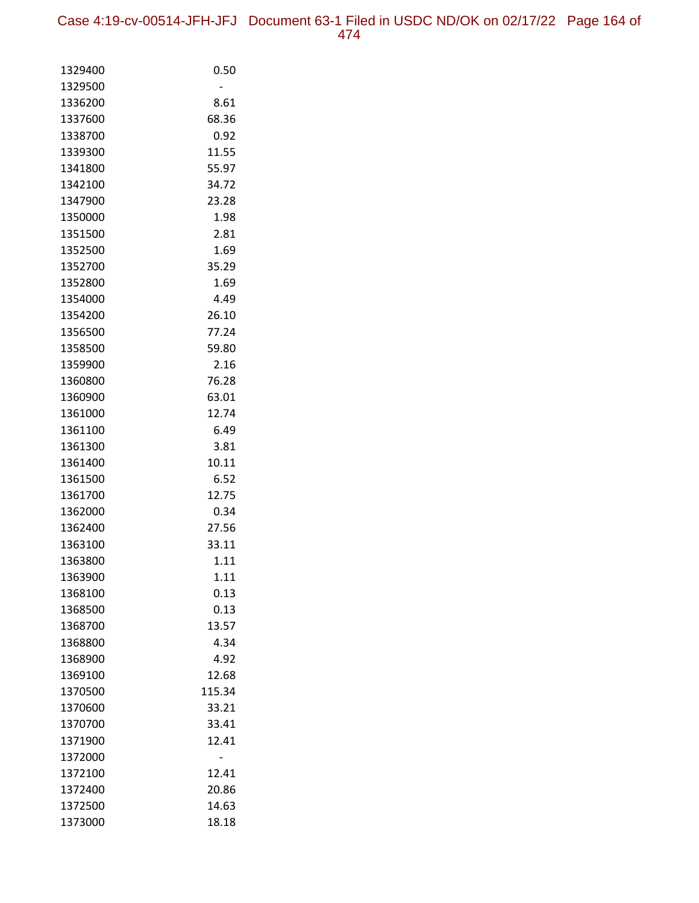| | |
|---|---|
| 1329400 | 0.50 |
| 1329500 | - |
| 1336200 | 8.61 |
| 1337600 | 68.36 |
| 1338700 | 0.92 |
| 1339300 | 11.55 |
| 1341800 | 55.97 |
| 1342100 | 34.72 |
| 1347900 | 23.28 |
| 1350000 | 1.98 |
| 1351500 | 2.81 |
| 1352500 | 1.69 |
| 1352700 | 35.29 |
| 1352800 | 1.69 |
| 1354000 | 4.49 |
| 1354200 | 26.10 |
| 1356500 | 77.24 |
| 1358500 | 59.80 |
| 1359900 | 2.16 |
| 1360800 | 76.28 |
| 1360900 | 63.01 |
| 1361000 | 12.74 |
| 1361100 | 6.49 |
| 1361300 | 3.81 |
| 1361400 | 10.11 |
| 1361500 | 6.52 |
| 1361700 | 12.75 |
| 1362000 | 0.34 |
| 1362400 | 27.56 |
| 1363100 | 33.11 |
| 1363800 | 1.11 |
| 1363900 | 1.11 |
| 1368100 | 0.13 |
| 1368500 | 0.13 |
| 1368700 | 13.57 |
| 1368800 | 4.34 |
| 1368900 | 4.92 |
| 1369100 | 12.68 |
| 1370500 | 115.34 |
| 1370600 | 33.21 |
| 1370700 | 33.41 |
| 1371900 | 12.41 |
| 1372000 | - |
| 1372100 | 12.41 |
| 1372400 | 20.86 |
| 1372500 | 14.63 |
| 1373000 | 18.18 |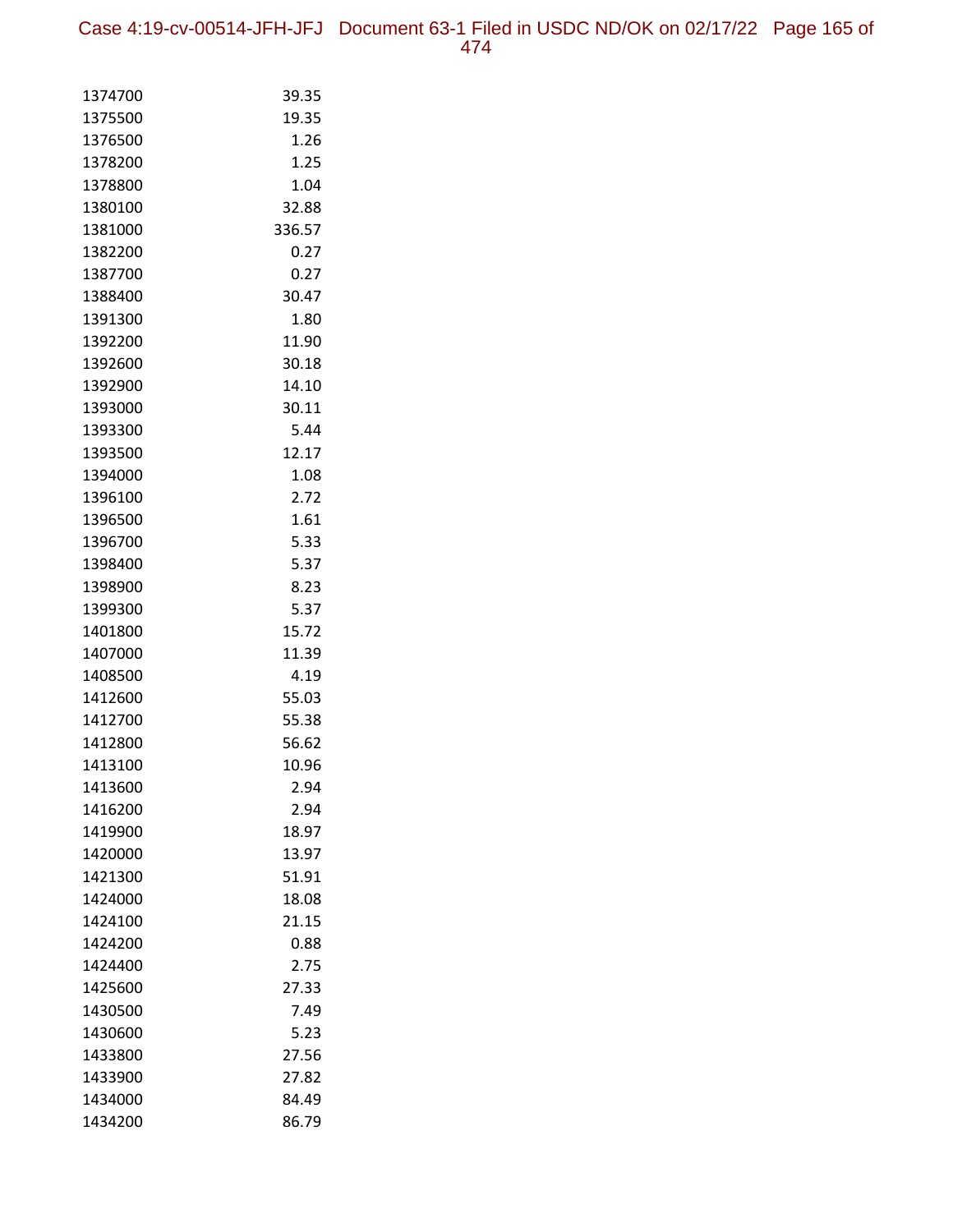| | |
|---|---|
| 1374700 | 39.35 |
| 1375500 | 19.35 |
| 1376500 | 1.26 |
| 1378200 | 1.25 |
| 1378800 | 1.04 |
| 1380100 | 32.88 |
| 1381000 | 336.57 |
| 1382200 | 0.27 |
| 1387700 | 0.27 |
| 1388400 | 30.47 |
| 1391300 | 1.80 |
| 1392200 | 11.90 |
| 1392600 | 30.18 |
| 1392900 | 14.10 |
| 1393000 | 30.11 |
| 1393300 | 5.44 |
| 1393500 | 12.17 |
| 1394000 | 1.08 |
| 1396100 | 2.72 |
| 1396500 | 1.61 |
| 1396700 | 5.33 |
| 1398400 | 5.37 |
| 1398900 | 8.23 |
| 1399300 | 5.37 |
| 1401800 | 15.72 |
| 1407000 | 11.39 |
| 1408500 | 4.19 |
| 1412600 | 55.03 |
| 1412700 | 55.38 |
| 1412800 | 56.62 |
| 1413100 | 10.96 |
| 1413600 | 2.94 |
| 1416200 | 2.94 |
| 1419900 | 18.97 |
| 1420000 | 13.97 |
| 1421300 | 51.91 |
| 1424000 | 18.08 |
| 1424100 | 21.15 |
| 1424200 | 0.88 |
| 1424400 | 2.75 |
| 1425600 | 27.33 |
| 1430500 | 7.49 |
| 1430600 | 5.23 |
| 1433800 | 27.56 |
| 1433900 | 27.82 |
| 1434000 | 84.49 |
| 1434200 | 86.79 |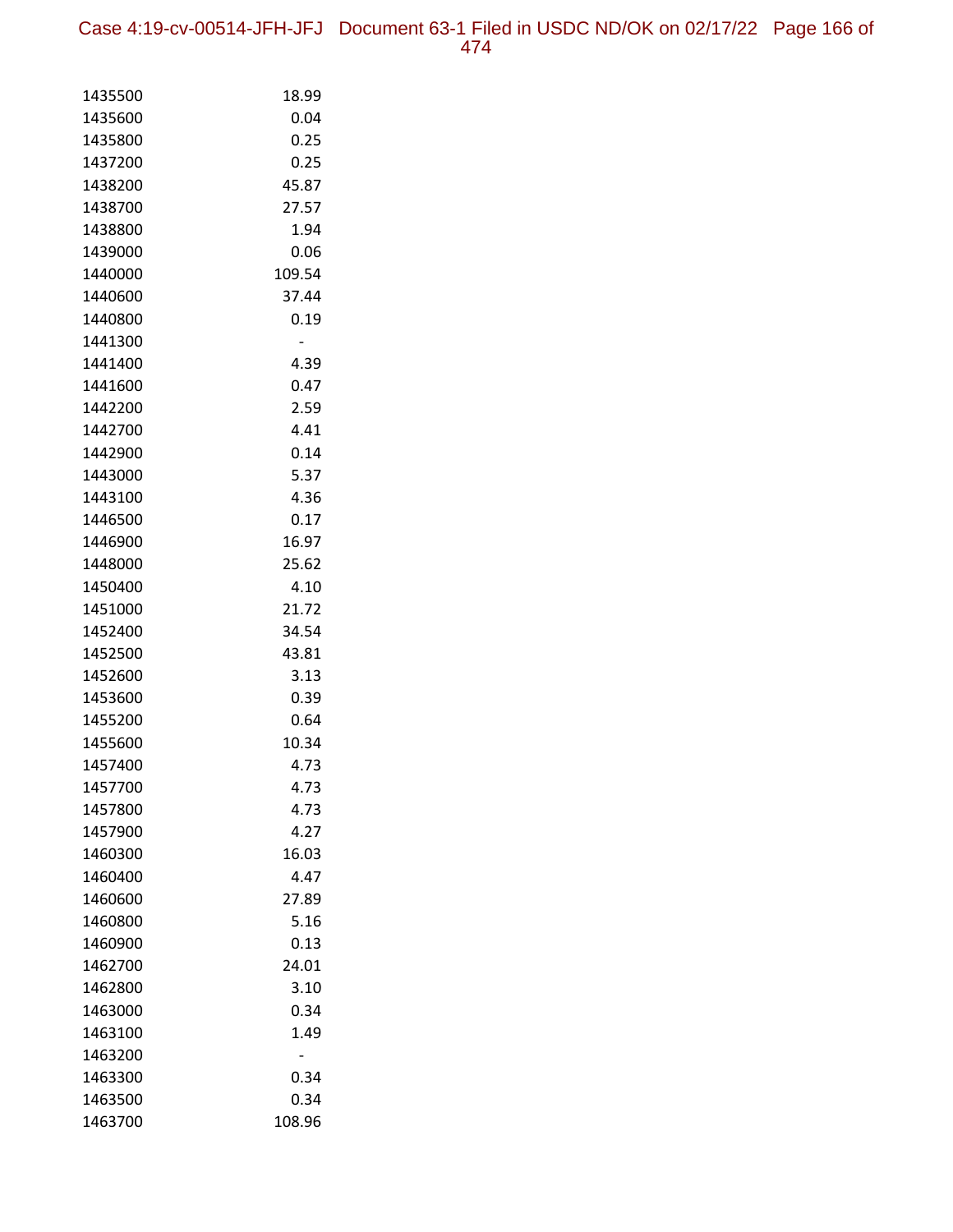| | |
|---|---|
| 1435500 | 18.99 |
| 1435600 | 0.04 |
| 1435800 | 0.25 |
| 1437200 | 0.25 |
| 1438200 | 45.87 |
| 1438700 | 27.57 |
| 1438800 | 1.94 |
| 1439000 | 0.06 |
| 1440000 | 109.54 |
| 1440600 | 37.44 |
| 1440800 | 0.19 |
| 1441300 | - |
| 1441400 | 4.39 |
| 1441600 | 0.47 |
| 1442200 | 2.59 |
| 1442700 | 4.41 |
| 1442900 | 0.14 |
| 1443000 | 5.37 |
| 1443100 | 4.36 |
| 1446500 | 0.17 |
| 1446900 | 16.97 |
| 1448000 | 25.62 |
| 1450400 | 4.10 |
| 1451000 | 21.72 |
| 1452400 | 34.54 |
| 1452500 | 43.81 |
| 1452600 | 3.13 |
| 1453600 | 0.39 |
| 1455200 | 0.64 |
| 1455600 | 10.34 |
| 1457400 | 4.73 |
| 1457700 | 4.73 |
| 1457800 | 4.73 |
| 1457900 | 4.27 |
| 1460300 | 16.03 |
| 1460400 | 4.47 |
| 1460600 | 27.89 |
| 1460800 | 5.16 |
| 1460900 | 0.13 |
| 1462700 | 24.01 |
| 1462800 | 3.10 |
| 1463000 | 0.34 |
| 1463100 | 1.49 |
| 1463200 | - |
| 1463300 | 0.34 |
| 1463500 | 0.34 |
| 1463700 | 108.96 |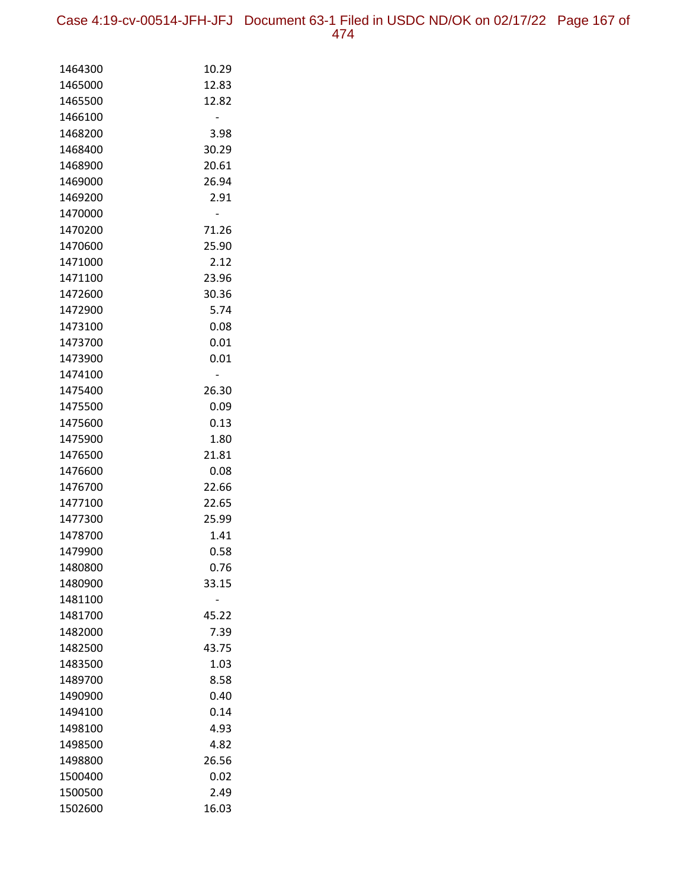| | |
|---|---|
| 1464300 | 10.29 |
| 1465000 | 12.83 |
| 1465500 | 12.82 |
| 1466100 | - |
| 1468200 | 3.98 |
| 1468400 | 30.29 |
| 1468900 | 20.61 |
| 1469000 | 26.94 |
| 1469200 | 2.91 |
| 1470000 | - |
| 1470200 | 71.26 |
| 1470600 | 25.90 |
| 1471000 | 2.12 |
| 1471100 | 23.96 |
| 1472600 | 30.36 |
| 1472900 | 5.74 |
| 1473100 | 0.08 |
| 1473700 | 0.01 |
| 1473900 | 0.01 |
| 1474100 | - |
| 1475400 | 26.30 |
| 1475500 | 0.09 |
| 1475600 | 0.13 |
| 1475900 | 1.80 |
| 1476500 | 21.81 |
| 1476600 | 0.08 |
| 1476700 | 22.66 |
| 1477100 | 22.65 |
| 1477300 | 25.99 |
| 1478700 | 1.41 |
| 1479900 | 0.58 |
| 1480800 | 0.76 |
| 1480900 | 33.15 |
| 1481100 | - |
| 1481700 | 45.22 |
| 1482000 | 7.39 |
| 1482500 | 43.75 |
| 1483500 | 1.03 |
| 1489700 | 8.58 |
| 1490900 | 0.40 |
| 1494100 | 0.14 |
| 1498100 | 4.93 |
| 1498500 | 4.82 |
| 1498800 | 26.56 |
| 1500400 | 0.02 |
| 1500500 | 2.49 |
| 1502600 | 16.03 |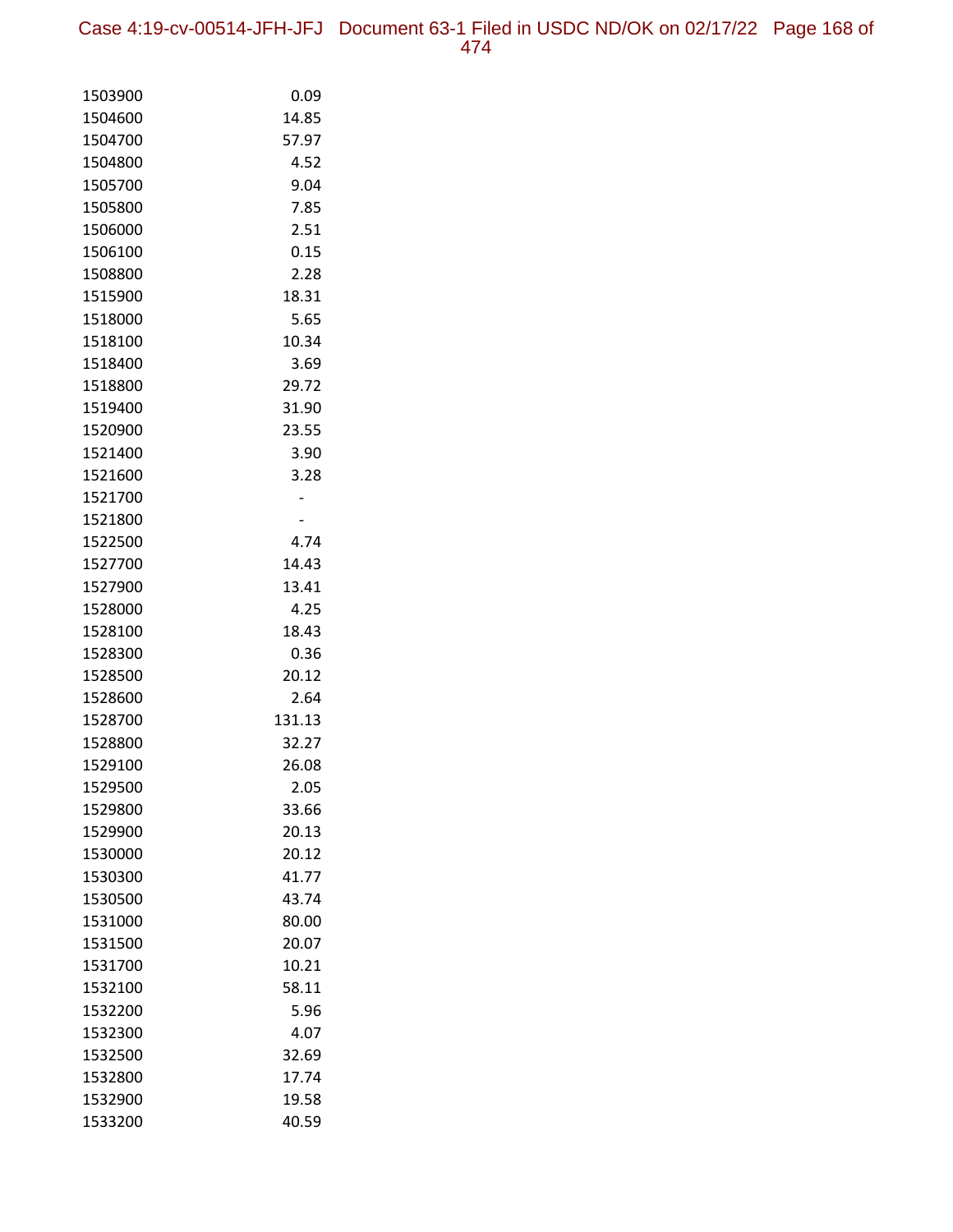| | |
|---|---|
| 1503900 | 0.09 |
| 1504600 | 14.85 |
| 1504700 | 57.97 |
| 1504800 | 4.52 |
| 1505700 | 9.04 |
| 1505800 | 7.85 |
| 1506000 | 2.51 |
| 1506100 | 0.15 |
| 1508800 | 2.28 |
| 1515900 | 18.31 |
| 1518000 | 5.65 |
| 1518100 | 10.34 |
| 1518400 | 3.69 |
| 1518800 | 29.72 |
| 1519400 | 31.90 |
| 1520900 | 23.55 |
| 1521400 | 3.90 |
| 1521600 | 3.28 |
| 1521700 | - |
| 1521800 | - |
| 1522500 | 4.74 |
| 1527700 | 14.43 |
| 1527900 | 13.41 |
| 1528000 | 4.25 |
| 1528100 | 18.43 |
| 1528300 | 0.36 |
| 1528500 | 20.12 |
| 1528600 | 2.64 |
| 1528700 | 131.13 |
| 1528800 | 32.27 |
| 1529100 | 26.08 |
| 1529500 | 2.05 |
| 1529800 | 33.66 |
| 1529900 | 20.13 |
| 1530000 | 20.12 |
| 1530300 | 41.77 |
| 1530500 | 43.74 |
| 1531000 | 80.00 |
| 1531500 | 20.07 |
| 1531700 | 10.21 |
| 1532100 | 58.11 |
| 1532200 | 5.96 |
| 1532300 | 4.07 |
| 1532500 | 32.69 |
| 1532800 | 17.74 |
| 1532900 | 19.58 |
| 1533200 | 40.59 |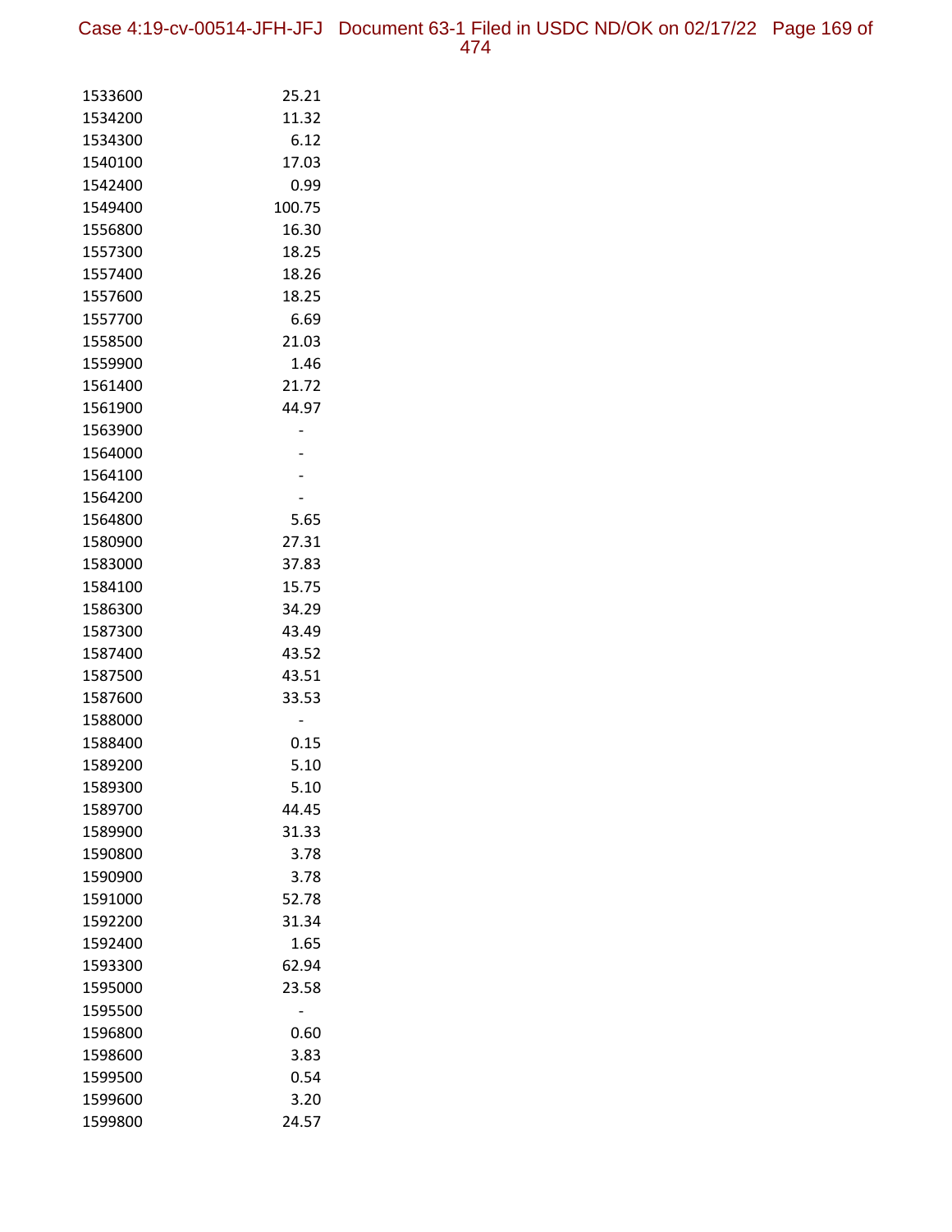| | |
|---|---|
| 1533600 | 25.21 |
| 1534200 | 11.32 |
| 1534300 | 6.12 |
| 1540100 | 17.03 |
| 1542400 | 0.99 |
| 1549400 | 100.75 |
| 1556800 | 16.30 |
| 1557300 | 18.25 |
| 1557400 | 18.26 |
| 1557600 | 18.25 |
| 1557700 | 6.69 |
| 1558500 | 21.03 |
| 1559900 | 1.46 |
| 1561400 | 21.72 |
| 1561900 | 44.97 |
| 1563900 | - |
| 1564000 | - |
| 1564100 | - |
| 1564200 | - |
| 1564800 | 5.65 |
| 1580900 | 27.31 |
| 1583000 | 37.83 |
| 1584100 | 15.75 |
| 1586300 | 34.29 |
| 1587300 | 43.49 |
| 1587400 | 43.52 |
| 1587500 | 43.51 |
| 1587600 | 33.53 |
| 1588000 | - |
| 1588400 | 0.15 |
| 1589200 | 5.10 |
| 1589300 | 5.10 |
| 1589700 | 44.45 |
| 1589900 | 31.33 |
| 1590800 | 3.78 |
| 1590900 | 3.78 |
| 1591000 | 52.78 |
| 1592200 | 31.34 |
| 1592400 | 1.65 |
| 1593300 | 62.94 |
| 1595000 | 23.58 |
| 1595500 | - |
| 1596800 | 0.60 |
| 1598600 | 3.83 |
| 1599500 | 0.54 |
| 1599600 | 3.20 |
| 1599800 | 24.57 |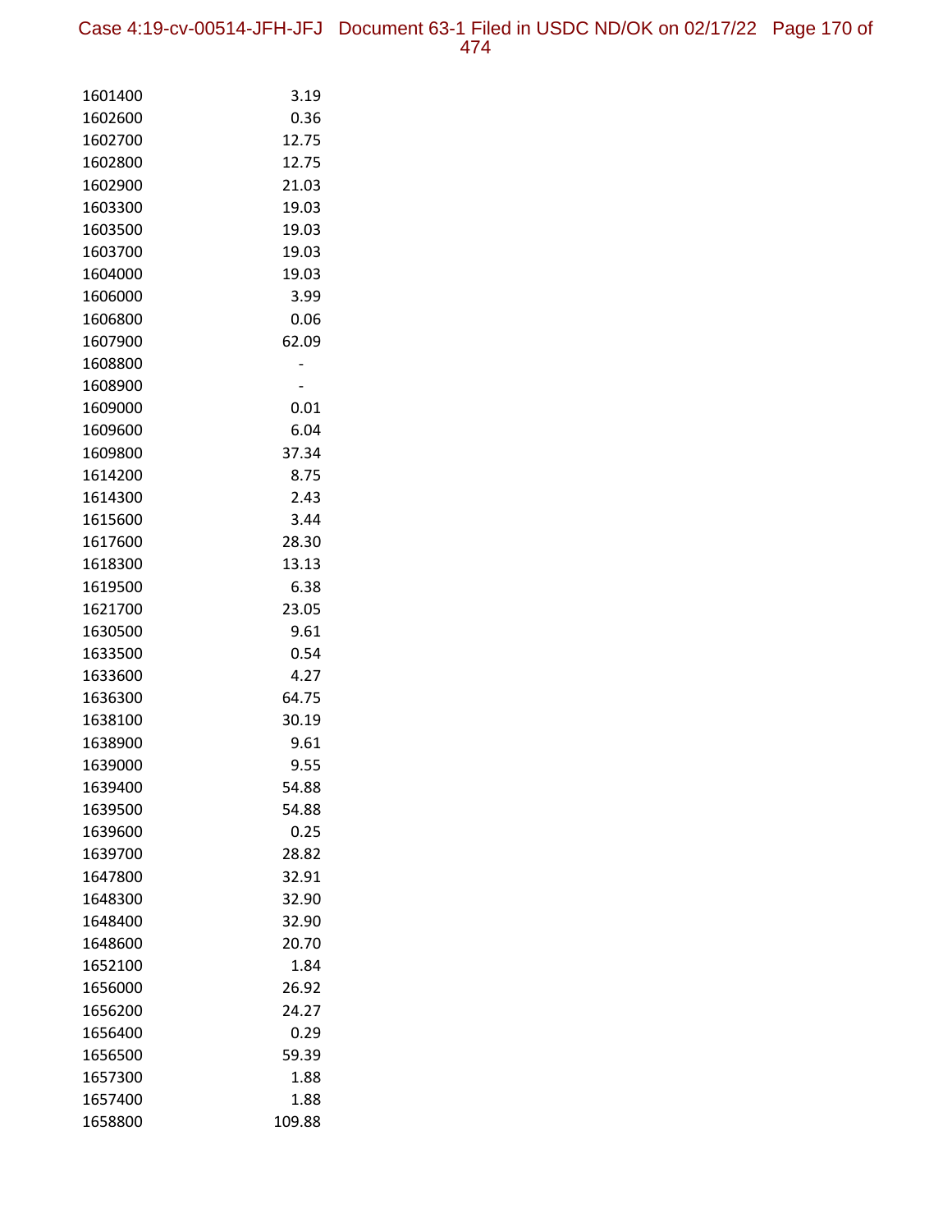| | |
|---|---|
| 1601400 | 3.19 |
| 1602600 | 0.36 |
| 1602700 | 12.75 |
| 1602800 | 12.75 |
| 1602900 | 21.03 |
| 1603300 | 19.03 |
| 1603500 | 19.03 |
| 1603700 | 19.03 |
| 1604000 | 19.03 |
| 1606000 | 3.99 |
| 1606800 | 0.06 |
| 1607900 | 62.09 |
| 1608800 | - |
| 1608900 | - |
| 1609000 | 0.01 |
| 1609600 | 6.04 |
| 1609800 | 37.34 |
| 1614200 | 8.75 |
| 1614300 | 2.43 |
| 1615600 | 3.44 |
| 1617600 | 28.30 |
| 1618300 | 13.13 |
| 1619500 | 6.38 |
| 1621700 | 23.05 |
| 1630500 | 9.61 |
| 1633500 | 0.54 |
| 1633600 | 4.27 |
| 1636300 | 64.75 |
| 1638100 | 30.19 |
| 1638900 | 9.61 |
| 1639000 | 9.55 |
| 1639400 | 54.88 |
| 1639500 | 54.88 |
| 1639600 | 0.25 |
| 1639700 | 28.82 |
| 1647800 | 32.91 |
| 1648300 | 32.90 |
| 1648400 | 32.90 |
| 1648600 | 20.70 |
| 1652100 | 1.84 |
| 1656000 | 26.92 |
| 1656200 | 24.27 |
| 1656400 | 0.29 |
| 1656500 | 59.39 |
| 1657300 | 1.88 |
| 1657400 | 1.88 |
| 1658800 | 109.88 |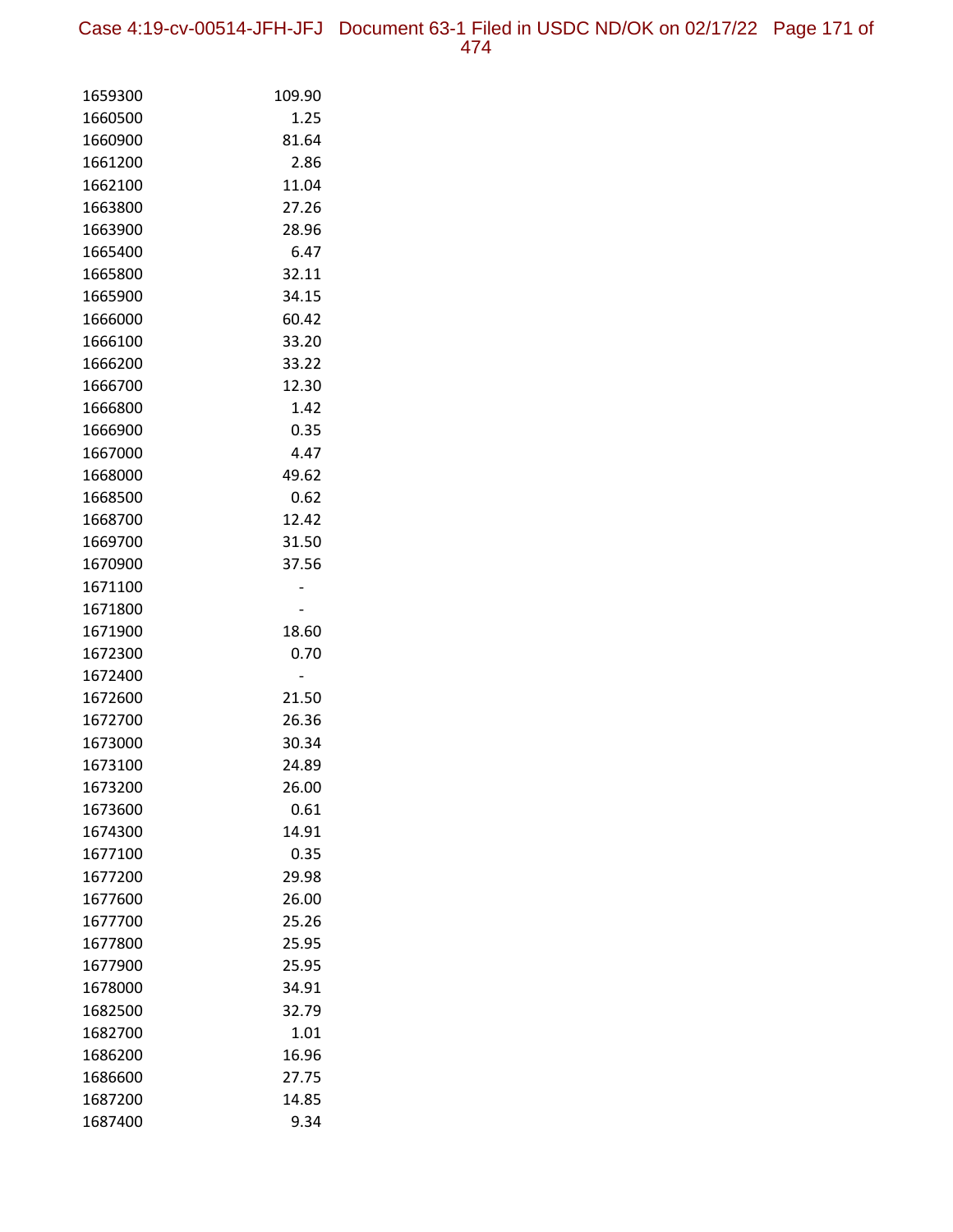| | |
|---|---|
| 1659300 | 109.90 |
| 1660500 | 1.25 |
| 1660900 | 81.64 |
| 1661200 | 2.86 |
| 1662100 | 11.04 |
| 1663800 | 27.26 |
| 1663900 | 28.96 |
| 1665400 | 6.47 |
| 1665800 | 32.11 |
| 1665900 | 34.15 |
| 1666000 | 60.42 |
| 1666100 | 33.20 |
| 1666200 | 33.22 |
| 1666700 | 12.30 |
| 1666800 | 1.42 |
| 1666900 | 0.35 |
| 1667000 | 4.47 |
| 1668000 | 49.62 |
| 1668500 | 0.62 |
| 1668700 | 12.42 |
| 1669700 | 31.50 |
| 1670900 | 37.56 |
| 1671100 | - |
| 1671800 | - |
| 1671900 | 18.60 |
| 1672300 | 0.70 |
| 1672400 | - |
| 1672600 | 21.50 |
| 1672700 | 26.36 |
| 1673000 | 30.34 |
| 1673100 | 24.89 |
| 1673200 | 26.00 |
| 1673600 | 0.61 |
| 1674300 | 14.91 |
| 1677100 | 0.35 |
| 1677200 | 29.98 |
| 1677600 | 26.00 |
| 1677700 | 25.26 |
| 1677800 | 25.95 |
| 1677900 | 25.95 |
| 1678000 | 34.91 |
| 1682500 | 32.79 |
| 1682700 | 1.01 |
| 1686200 | 16.96 |
| 1686600 | 27.75 |
| 1687200 | 14.85 |
| 1687400 | 9.34 |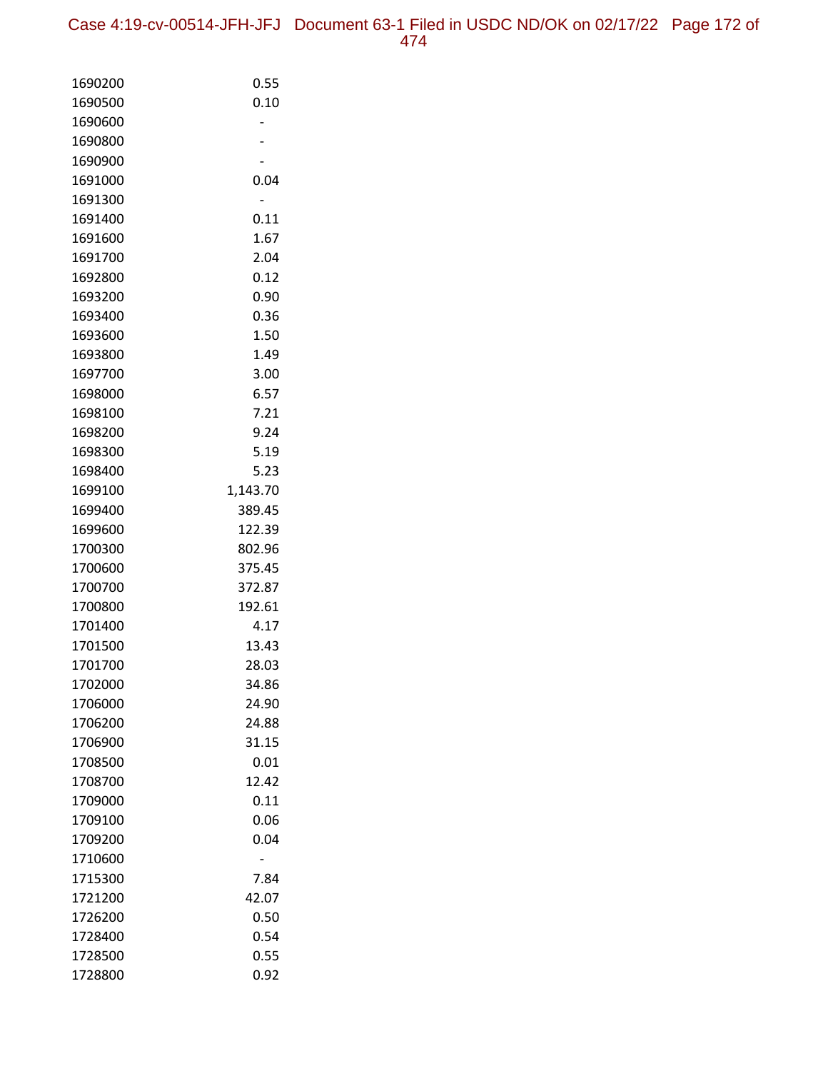| | |
|---|---|
| 1690200 | 0.55 |
| 1690500 | 0.10 |
| 1690600 | - |
| 1690800 | - |
| 1690900 | - |
| 1691000 | 0.04 |
| 1691300 | - |
| 1691400 | 0.11 |
| 1691600 | 1.67 |
| 1691700 | 2.04 |
| 1692800 | 0.12 |
| 1693200 | 0.90 |
| 1693400 | 0.36 |
| 1693600 | 1.50 |
| 1693800 | 1.49 |
| 1697700 | 3.00 |
| 1698000 | 6.57 |
| 1698100 | 7.21 |
| 1698200 | 9.24 |
| 1698300 | 5.19 |
| 1698400 | 5.23 |
| 1699100 | 1,143.70 |
| 1699400 | 389.45 |
| 1699600 | 122.39 |
| 1700300 | 802.96 |
| 1700600 | 375.45 |
| 1700700 | 372.87 |
| 1700800 | 192.61 |
| 1701400 | 4.17 |
| 1701500 | 13.43 |
| 1701700 | 28.03 |
| 1702000 | 34.86 |
| 1706000 | 24.90 |
| 1706200 | 24.88 |
| 1706900 | 31.15 |
| 1708500 | 0.01 |
| 1708700 | 12.42 |
| 1709000 | 0.11 |
| 1709100 | 0.06 |
| 1709200 | 0.04 |
| 1710600 | - |
| 1715300 | 7.84 |
| 1721200 | 42.07 |
| 1726200 | 0.50 |
| 1728400 | 0.54 |
| 1728500 | 0.55 |
| 1728800 | 0.92 |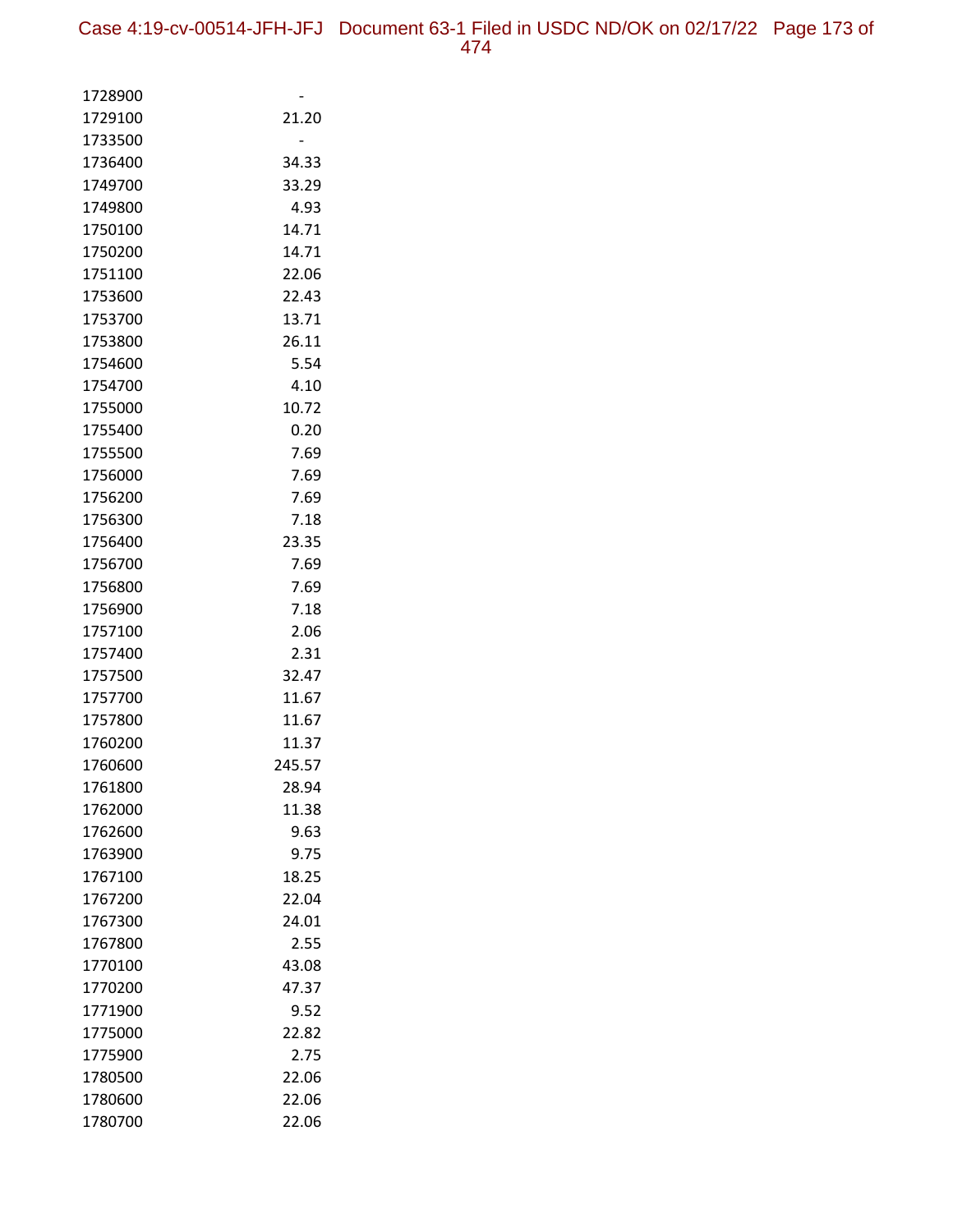| | |
|---|---|
| 1728900 | - |
| 1729100 | 21.20 |
| 1733500 | - |
| 1736400 | 34.33 |
| 1749700 | 33.29 |
| 1749800 | 4.93 |
| 1750100 | 14.71 |
| 1750200 | 14.71 |
| 1751100 | 22.06 |
| 1753600 | 22.43 |
| 1753700 | 13.71 |
| 1753800 | 26.11 |
| 1754600 | 5.54 |
| 1754700 | 4.10 |
| 1755000 | 10.72 |
| 1755400 | 0.20 |
| 1755500 | 7.69 |
| 1756000 | 7.69 |
| 1756200 | 7.69 |
| 1756300 | 7.18 |
| 1756400 | 23.35 |
| 1756700 | 7.69 |
| 1756800 | 7.69 |
| 1756900 | 7.18 |
| 1757100 | 2.06 |
| 1757400 | 2.31 |
| 1757500 | 32.47 |
| 1757700 | 11.67 |
| 1757800 | 11.67 |
| 1760200 | 11.37 |
| 1760600 | 245.57 |
| 1761800 | 28.94 |
| 1762000 | 11.38 |
| 1762600 | 9.63 |
| 1763900 | 9.75 |
| 1767100 | 18.25 |
| 1767200 | 22.04 |
| 1767300 | 24.01 |
| 1767800 | 2.55 |
| 1770100 | 43.08 |
| 1770200 | 47.37 |
| 1771900 | 9.52 |
| 1775000 | 22.82 |
| 1775900 | 2.75 |
| 1780500 | 22.06 |
| 1780600 | 22.06 |
| 1780700 | 22.06 |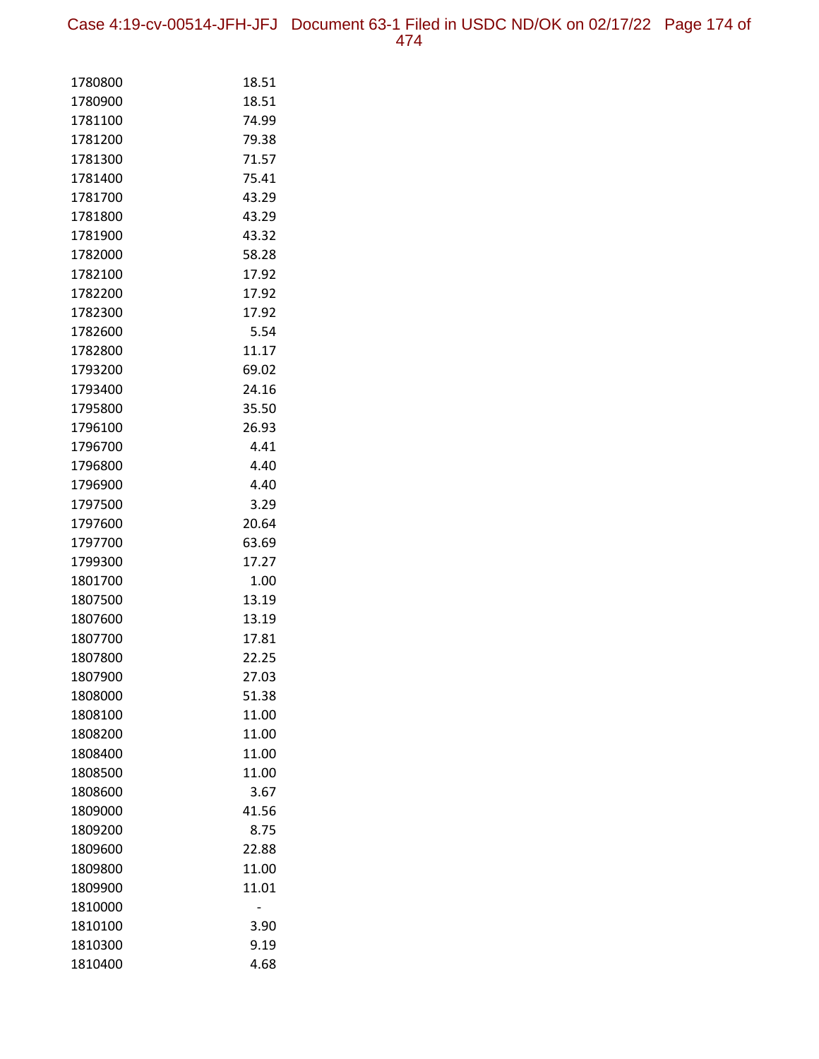| | |
|---|---|
| 1780800 | 18.51 |
| 1780900 | 18.51 |
| 1781100 | 74.99 |
| 1781200 | 79.38 |
| 1781300 | 71.57 |
| 1781400 | 75.41 |
| 1781700 | 43.29 |
| 1781800 | 43.29 |
| 1781900 | 43.32 |
| 1782000 | 58.28 |
| 1782100 | 17.92 |
| 1782200 | 17.92 |
| 1782300 | 17.92 |
| 1782600 | 5.54 |
| 1782800 | 11.17 |
| 1793200 | 69.02 |
| 1793400 | 24.16 |
| 1795800 | 35.50 |
| 1796100 | 26.93 |
| 1796700 | 4.41 |
| 1796800 | 4.40 |
| 1796900 | 4.40 |
| 1797500 | 3.29 |
| 1797600 | 20.64 |
| 1797700 | 63.69 |
| 1799300 | 17.27 |
| 1801700 | 1.00 |
| 1807500 | 13.19 |
| 1807600 | 13.19 |
| 1807700 | 17.81 |
| 1807800 | 22.25 |
| 1807900 | 27.03 |
| 1808000 | 51.38 |
| 1808100 | 11.00 |
| 1808200 | 11.00 |
| 1808400 | 11.00 |
| 1808500 | 11.00 |
| 1808600 | 3.67 |
| 1809000 | 41.56 |
| 1809200 | 8.75 |
| 1809600 | 22.88 |
| 1809800 | 11.00 |
| 1809900 | 11.01 |
| 1810000 | - |
| 1810100 | 3.90 |
| 1810300 | 9.19 |
| 1810400 | 4.68 |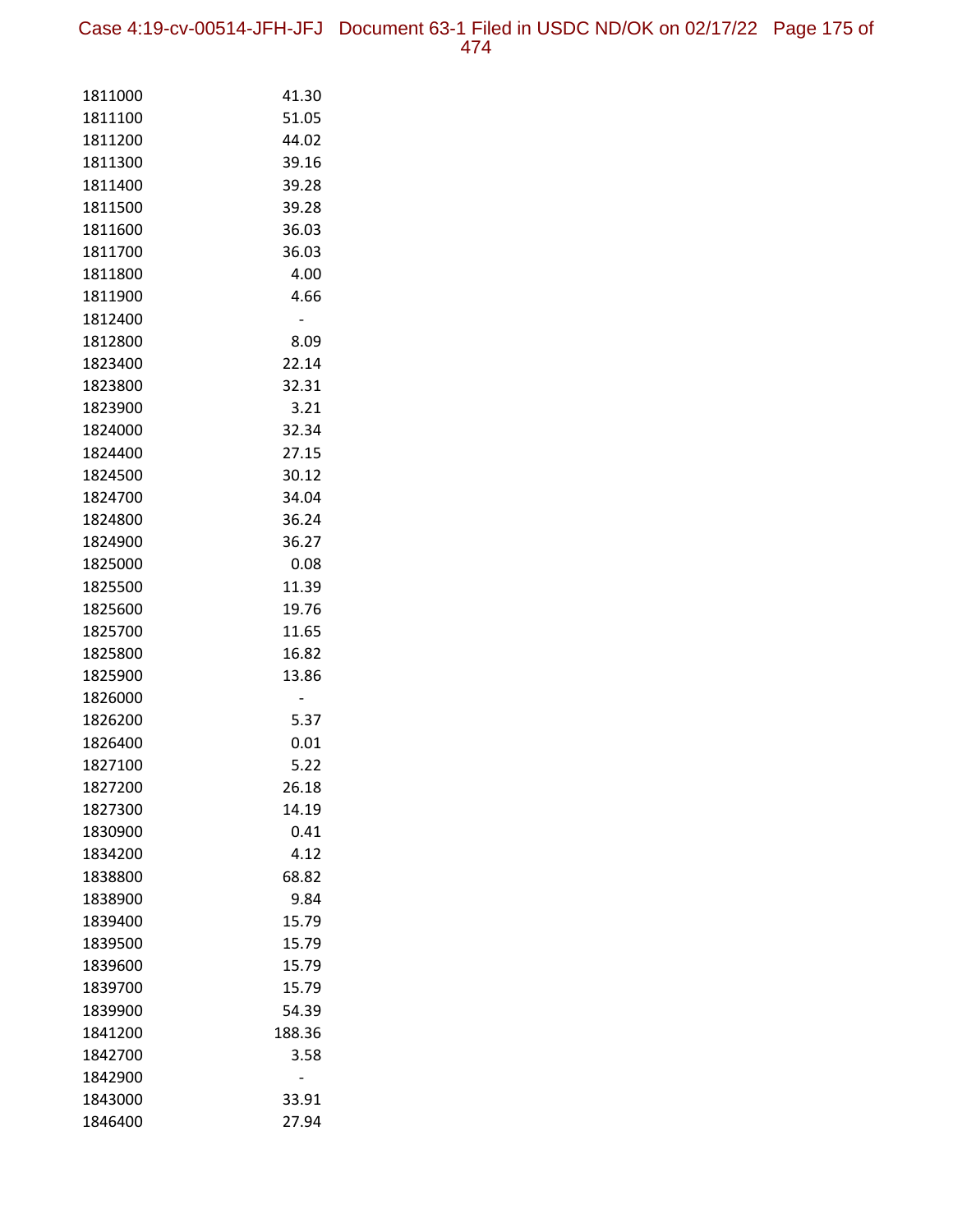| | |
|---|---|
| 1811000 | 41.30 |
| 1811100 | 51.05 |
| 1811200 | 44.02 |
| 1811300 | 39.16 |
| 1811400 | 39.28 |
| 1811500 | 39.28 |
| 1811600 | 36.03 |
| 1811700 | 36.03 |
| 1811800 | 4.00 |
| 1811900 | 4.66 |
| 1812400 | - |
| 1812800 | 8.09 |
| 1823400 | 22.14 |
| 1823800 | 32.31 |
| 1823900 | 3.21 |
| 1824000 | 32.34 |
| 1824400 | 27.15 |
| 1824500 | 30.12 |
| 1824700 | 34.04 |
| 1824800 | 36.24 |
| 1824900 | 36.27 |
| 1825000 | 0.08 |
| 1825500 | 11.39 |
| 1825600 | 19.76 |
| 1825700 | 11.65 |
| 1825800 | 16.82 |
| 1825900 | 13.86 |
| 1826000 | - |
| 1826200 | 5.37 |
| 1826400 | 0.01 |
| 1827100 | 5.22 |
| 1827200 | 26.18 |
| 1827300 | 14.19 |
| 1830900 | 0.41 |
| 1834200 | 4.12 |
| 1838800 | 68.82 |
| 1838900 | 9.84 |
| 1839400 | 15.79 |
| 1839500 | 15.79 |
| 1839600 | 15.79 |
| 1839700 | 15.79 |
| 1839900 | 54.39 |
| 1841200 | 188.36 |
| 1842700 | 3.58 |
| 1842900 | - |
| 1843000 | 33.91 |
| 1846400 | 27.94 |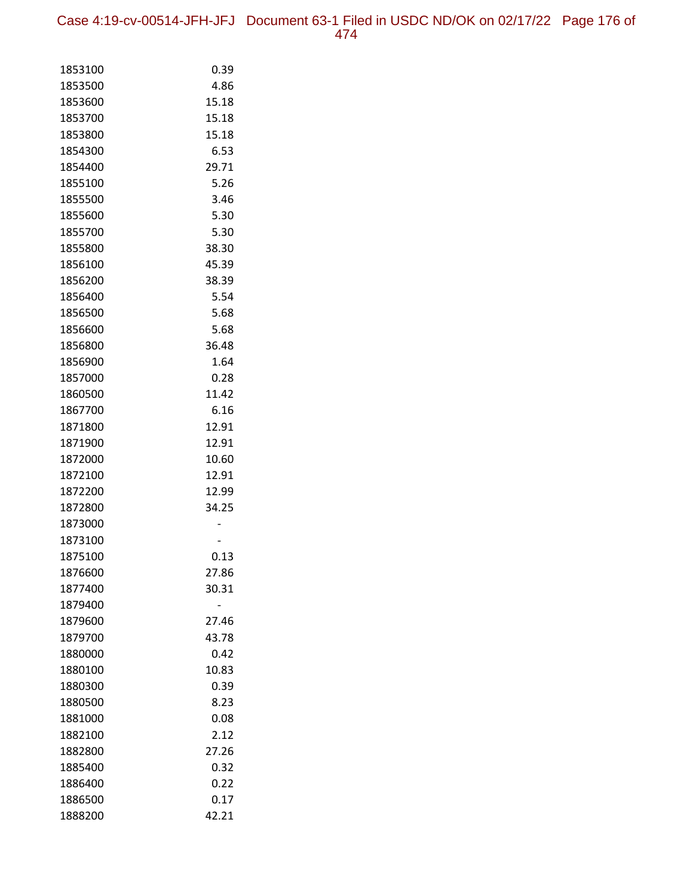| | |
|---|---|
| 1853100 | 0.39 |
| 1853500 | 4.86 |
| 1853600 | 15.18 |
| 1853700 | 15.18 |
| 1853800 | 15.18 |
| 1854300 | 6.53 |
| 1854400 | 29.71 |
| 1855100 | 5.26 |
| 1855500 | 3.46 |
| 1855600 | 5.30 |
| 1855700 | 5.30 |
| 1855800 | 38.30 |
| 1856100 | 45.39 |
| 1856200 | 38.39 |
| 1856400 | 5.54 |
| 1856500 | 5.68 |
| 1856600 | 5.68 |
| 1856800 | 36.48 |
| 1856900 | 1.64 |
| 1857000 | 0.28 |
| 1860500 | 11.42 |
| 1867700 | 6.16 |
| 1871800 | 12.91 |
| 1871900 | 12.91 |
| 1872000 | 10.60 |
| 1872100 | 12.91 |
| 1872200 | 12.99 |
| 1872800 | 34.25 |
| 1873000 | - |
| 1873100 | - |
| 1875100 | 0.13 |
| 1876600 | 27.86 |
| 1877400 | 30.31 |
| 1879400 | - |
| 1879600 | 27.46 |
| 1879700 | 43.78 |
| 1880000 | 0.42 |
| 1880100 | 10.83 |
| 1880300 | 0.39 |
| 1880500 | 8.23 |
| 1881000 | 0.08 |
| 1882100 | 2.12 |
| 1882800 | 27.26 |
| 1885400 | 0.32 |
| 1886400 | 0.22 |
| 1886500 | 0.17 |
| 1888200 | 42.21 |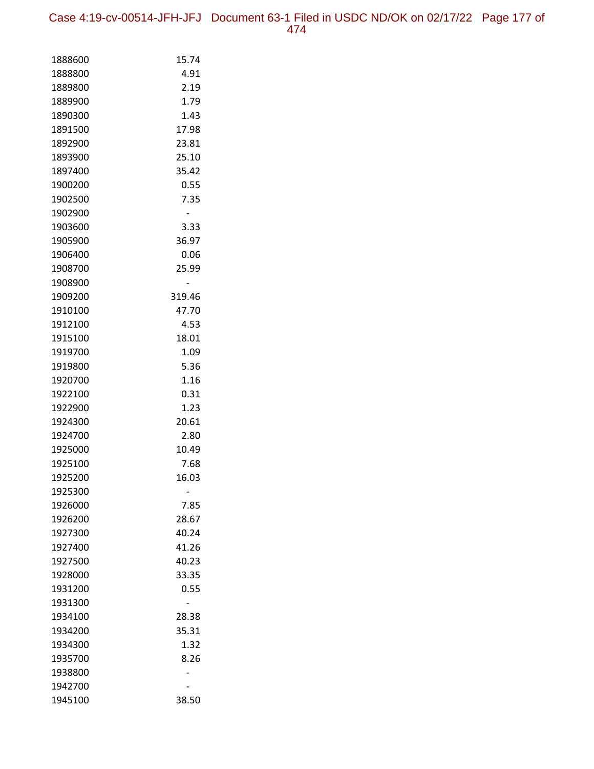| | |
|---|---|
| 1888600 | 15.74 |
| 1888800 | 4.91 |
| 1889800 | 2.19 |
| 1889900 | 1.79 |
| 1890300 | 1.43 |
| 1891500 | 17.98 |
| 1892900 | 23.81 |
| 1893900 | 25.10 |
| 1897400 | 35.42 |
| 1900200 | 0.55 |
| 1902500 | 7.35 |
| 1902900 | - |
| 1903600 | 3.33 |
| 1905900 | 36.97 |
| 1906400 | 0.06 |
| 1908700 | 25.99 |
| 1908900 | - |
| 1909200 | 319.46 |
| 1910100 | 47.70 |
| 1912100 | 4.53 |
| 1915100 | 18.01 |
| 1919700 | 1.09 |
| 1919800 | 5.36 |
| 1920700 | 1.16 |
| 1922100 | 0.31 |
| 1922900 | 1.23 |
| 1924300 | 20.61 |
| 1924700 | 2.80 |
| 1925000 | 10.49 |
| 1925100 | 7.68 |
| 1925200 | 16.03 |
| 1925300 | - |
| 1926000 | 7.85 |
| 1926200 | 28.67 |
| 1927300 | 40.24 |
| 1927400 | 41.26 |
| 1927500 | 40.23 |
| 1928000 | 33.35 |
| 1931200 | 0.55 |
| 1931300 | - |
| 1934100 | 28.38 |
| 1934200 | 35.31 |
| 1934300 | 1.32 |
| 1935700 | 8.26 |
| 1938800 | - |
| 1942700 | - |
| 1945100 | 38.50 |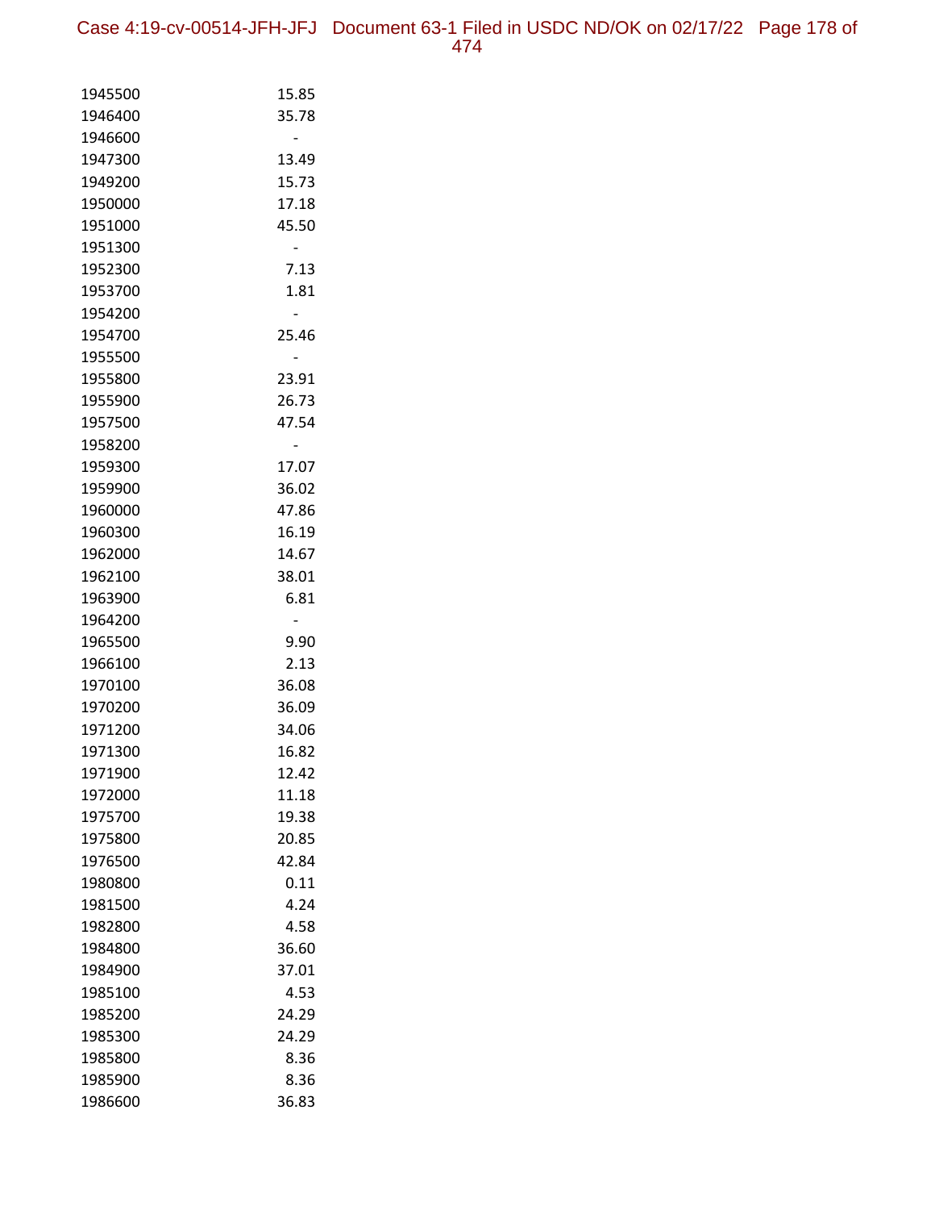| | |
|---|---|
| 1945500 | 15.85 |
| 1946400 | 35.78 |
| 1946600 | - |
| 1947300 | 13.49 |
| 1949200 | 15.73 |
| 1950000 | 17.18 |
| 1951000 | 45.50 |
| 1951300 | - |
| 1952300 | 7.13 |
| 1953700 | 1.81 |
| 1954200 | - |
| 1954700 | 25.46 |
| 1955500 | - |
| 1955800 | 23.91 |
| 1955900 | 26.73 |
| 1957500 | 47.54 |
| 1958200 | - |
| 1959300 | 17.07 |
| 1959900 | 36.02 |
| 1960000 | 47.86 |
| 1960300 | 16.19 |
| 1962000 | 14.67 |
| 1962100 | 38.01 |
| 1963900 | 6.81 |
| 1964200 | - |
| 1965500 | 9.90 |
| 1966100 | 2.13 |
| 1970100 | 36.08 |
| 1970200 | 36.09 |
| 1971200 | 34.06 |
| 1971300 | 16.82 |
| 1971900 | 12.42 |
| 1972000 | 11.18 |
| 1975700 | 19.38 |
| 1975800 | 20.85 |
| 1976500 | 42.84 |
| 1980800 | 0.11 |
| 1981500 | 4.24 |
| 1982800 | 4.58 |
| 1984800 | 36.60 |
| 1984900 | 37.01 |
| 1985100 | 4.53 |
| 1985200 | 24.29 |
| 1985300 | 24.29 |
| 1985800 | 8.36 |
| 1985900 | 8.36 |
| 1986600 | 36.83 |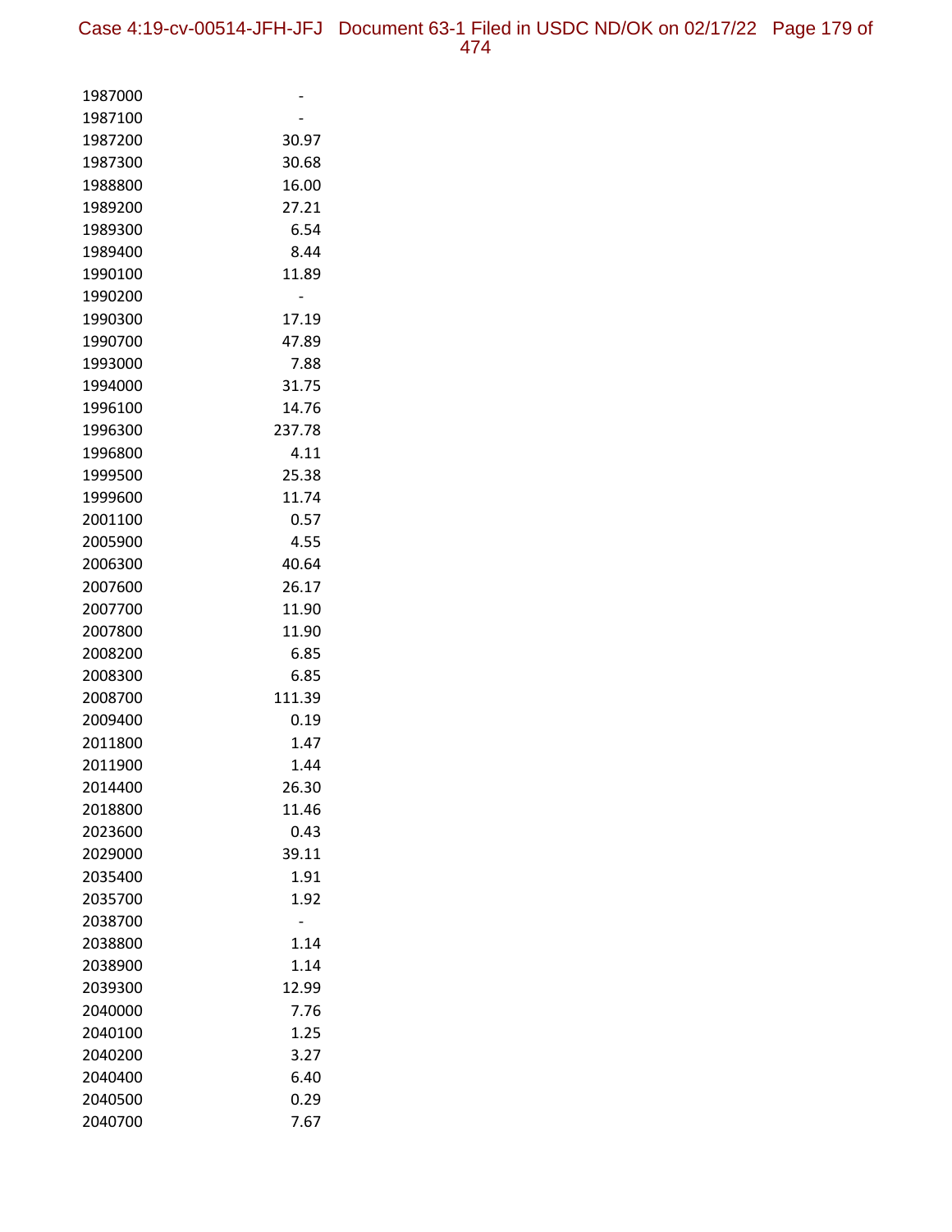| | |
|---|---|
| 1987000 | - |
| 1987100 | - |
| 1987200 | 30.97 |
| 1987300 | 30.68 |
| 1988800 | 16.00 |
| 1989200 | 27.21 |
| 1989300 | 6.54 |
| 1989400 | 8.44 |
| 1990100 | 11.89 |
| 1990200 | - |
| 1990300 | 17.19 |
| 1990700 | 47.89 |
| 1993000 | 7.88 |
| 1994000 | 31.75 |
| 1996100 | 14.76 |
| 1996300 | 237.78 |
| 1996800 | 4.11 |
| 1999500 | 25.38 |
| 1999600 | 11.74 |
| 2001100 | 0.57 |
| 2005900 | 4.55 |
| 2006300 | 40.64 |
| 2007600 | 26.17 |
| 2007700 | 11.90 |
| 2007800 | 11.90 |
| 2008200 | 6.85 |
| 2008300 | 6.85 |
| 2008700 | 111.39 |
| 2009400 | 0.19 |
| 2011800 | 1.47 |
| 2011900 | 1.44 |
| 2014400 | 26.30 |
| 2018800 | 11.46 |
| 2023600 | 0.43 |
| 2029000 | 39.11 |
| 2035400 | 1.91 |
| 2035700 | 1.92 |
| 2038700 | - |
| 2038800 | 1.14 |
| 2038900 | 1.14 |
| 2039300 | 12.99 |
| 2040000 | 7.76 |
| 2040100 | 1.25 |
| 2040200 | 3.27 |
| 2040400 | 6.40 |
| 2040500 | 0.29 |
| 2040700 | 7.67 |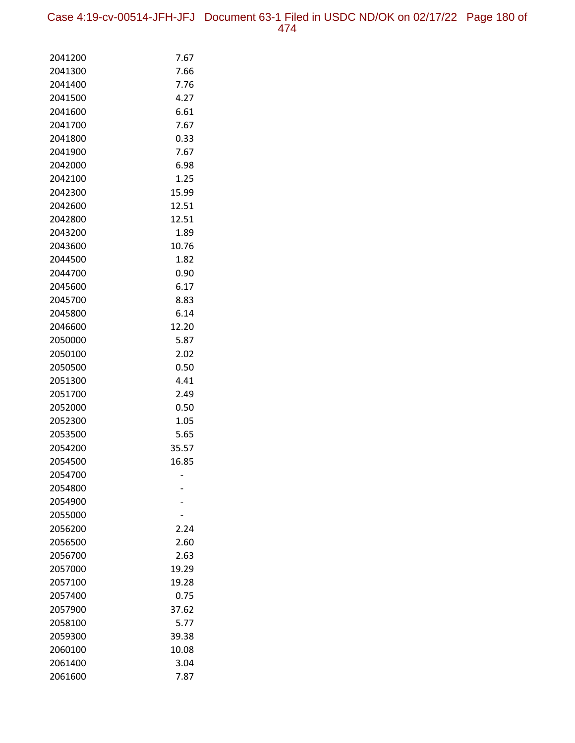| | |
|---|---|
| 2041200 | 7.67 |
| 2041300 | 7.66 |
| 2041400 | 7.76 |
| 2041500 | 4.27 |
| 2041600 | 6.61 |
| 2041700 | 7.67 |
| 2041800 | 0.33 |
| 2041900 | 7.67 |
| 2042000 | 6.98 |
| 2042100 | 1.25 |
| 2042300 | 15.99 |
| 2042600 | 12.51 |
| 2042800 | 12.51 |
| 2043200 | 1.89 |
| 2043600 | 10.76 |
| 2044500 | 1.82 |
| 2044700 | 0.90 |
| 2045600 | 6.17 |
| 2045700 | 8.83 |
| 2045800 | 6.14 |
| 2046600 | 12.20 |
| 2050000 | 5.87 |
| 2050100 | 2.02 |
| 2050500 | 0.50 |
| 2051300 | 4.41 |
| 2051700 | 2.49 |
| 2052000 | 0.50 |
| 2052300 | 1.05 |
| 2053500 | 5.65 |
| 2054200 | 35.57 |
| 2054500 | 16.85 |
| 2054700 | - |
| 2054800 | - |
| 2054900 | - |
| 2055000 | - |
| 2056200 | 2.24 |
| 2056500 | 2.60 |
| 2056700 | 2.63 |
| 2057000 | 19.29 |
| 2057100 | 19.28 |
| 2057400 | 0.75 |
| 2057900 | 37.62 |
| 2058100 | 5.77 |
| 2059300 | 39.38 |
| 2060100 | 10.08 |
| 2061400 | 3.04 |
| 2061600 | 7.87 |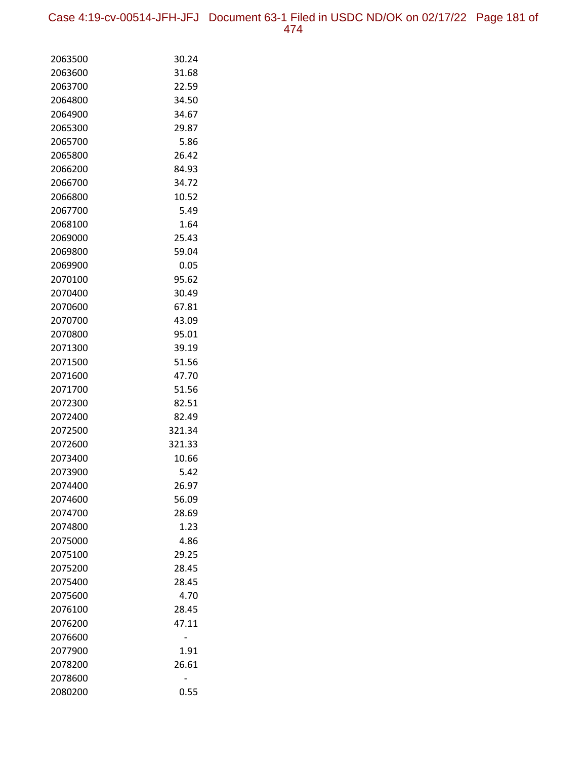| | |
|---|---|
| 2063500 | 30.24 |
| 2063600 | 31.68 |
| 2063700 | 22.59 |
| 2064800 | 34.50 |
| 2064900 | 34.67 |
| 2065300 | 29.87 |
| 2065700 | 5.86 |
| 2065800 | 26.42 |
| 2066200 | 84.93 |
| 2066700 | 34.72 |
| 2066800 | 10.52 |
| 2067700 | 5.49 |
| 2068100 | 1.64 |
| 2069000 | 25.43 |
| 2069800 | 59.04 |
| 2069900 | 0.05 |
| 2070100 | 95.62 |
| 2070400 | 30.49 |
| 2070600 | 67.81 |
| 2070700 | 43.09 |
| 2070800 | 95.01 |
| 2071300 | 39.19 |
| 2071500 | 51.56 |
| 2071600 | 47.70 |
| 2071700 | 51.56 |
| 2072300 | 82.51 |
| 2072400 | 82.49 |
| 2072500 | 321.34 |
| 2072600 | 321.33 |
| 2073400 | 10.66 |
| 2073900 | 5.42 |
| 2074400 | 26.97 |
| 2074600 | 56.09 |
| 2074700 | 28.69 |
| 2074800 | 1.23 |
| 2075000 | 4.86 |
| 2075100 | 29.25 |
| 2075200 | 28.45 |
| 2075400 | 28.45 |
| 2075600 | 4.70 |
| 2076100 | 28.45 |
| 2076200 | 47.11 |
| 2076600 | - |
| 2077900 | 1.91 |
| 2078200 | 26.61 |
| 2078600 | - |
| 2080200 | 0.55 |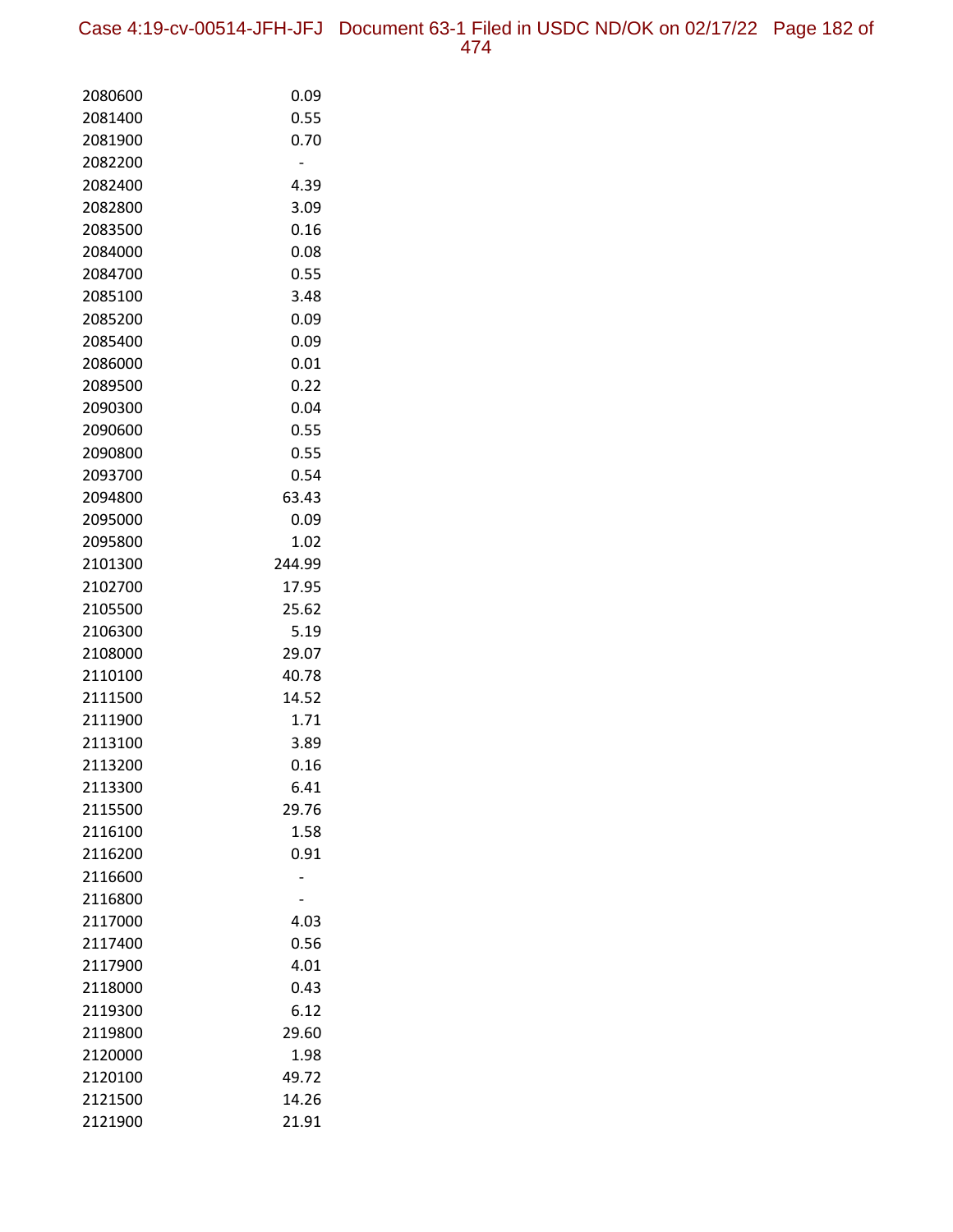| | |
|---|---|
| 2080600 | 0.09 |
| 2081400 | 0.55 |
| 2081900 | 0.70 |
| 2082200 | - |
| 2082400 | 4.39 |
| 2082800 | 3.09 |
| 2083500 | 0.16 |
| 2084000 | 0.08 |
| 2084700 | 0.55 |
| 2085100 | 3.48 |
| 2085200 | 0.09 |
| 2085400 | 0.09 |
| 2086000 | 0.01 |
| 2089500 | 0.22 |
| 2090300 | 0.04 |
| 2090600 | 0.55 |
| 2090800 | 0.55 |
| 2093700 | 0.54 |
| 2094800 | 63.43 |
| 2095000 | 0.09 |
| 2095800 | 1.02 |
| 2101300 | 244.99 |
| 2102700 | 17.95 |
| 2105500 | 25.62 |
| 2106300 | 5.19 |
| 2108000 | 29.07 |
| 2110100 | 40.78 |
| 2111500 | 14.52 |
| 2111900 | 1.71 |
| 2113100 | 3.89 |
| 2113200 | 0.16 |
| 2113300 | 6.41 |
| 2115500 | 29.76 |
| 2116100 | 1.58 |
| 2116200 | 0.91 |
| 2116600 | - |
| 2116800 | - |
| 2117000 | 4.03 |
| 2117400 | 0.56 |
| 2117900 | 4.01 |
| 2118000 | 0.43 |
| 2119300 | 6.12 |
| 2119800 | 29.60 |
| 2120000 | 1.98 |
| 2120100 | 49.72 |
| 2121500 | 14.26 |
| 2121900 | 21.91 |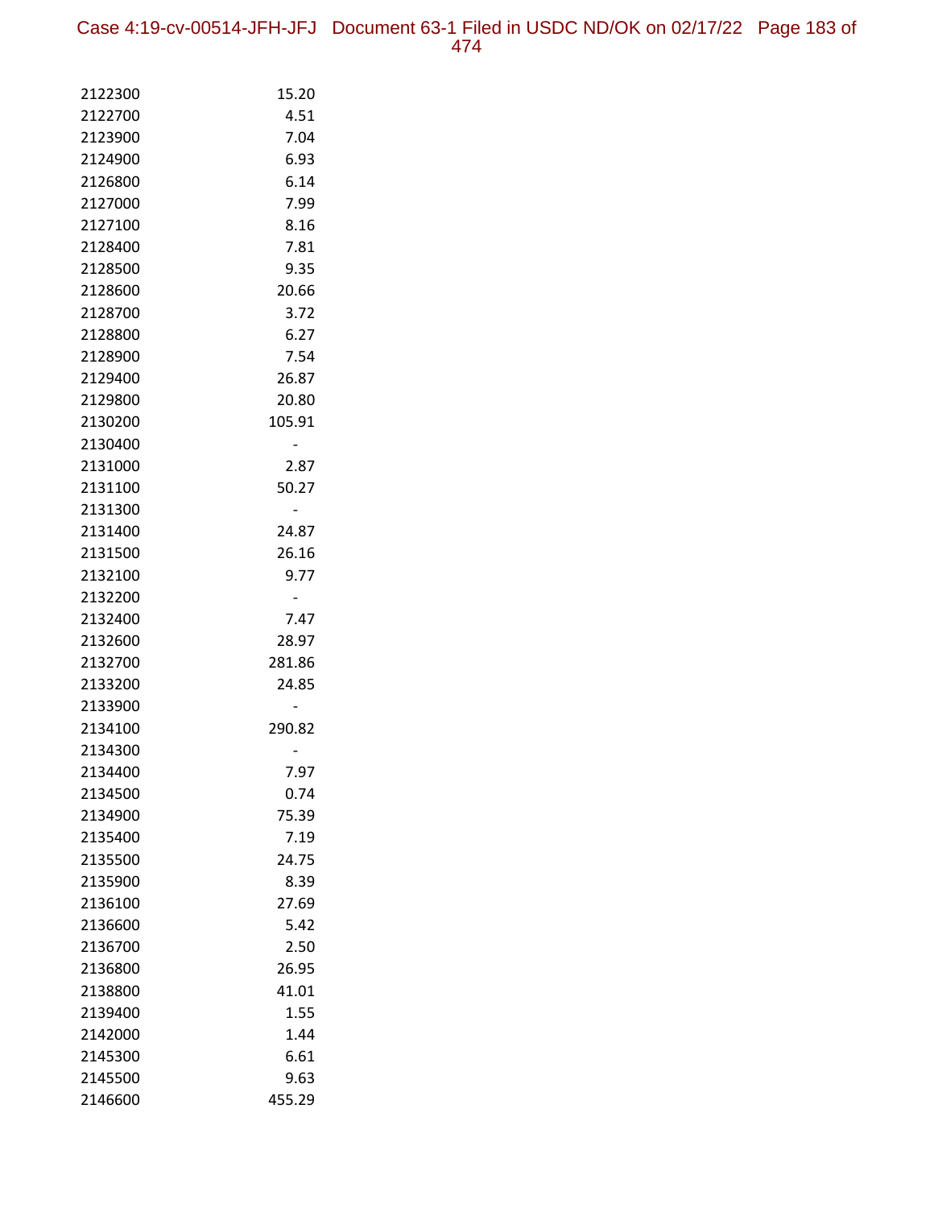| | |
|---|---|
| 2122300 | 15.20 |
| 2122700 | 4.51 |
| 2123900 | 7.04 |
| 2124900 | 6.93 |
| 2126800 | 6.14 |
| 2127000 | 7.99 |
| 2127100 | 8.16 |
| 2128400 | 7.81 |
| 2128500 | 9.35 |
| 2128600 | 20.66 |
| 2128700 | 3.72 |
| 2128800 | 6.27 |
| 2128900 | 7.54 |
| 2129400 | 26.87 |
| 2129800 | 20.80 |
| 2130200 | 105.91 |
| 2130400 | - |
| 2131000 | 2.87 |
| 2131100 | 50.27 |
| 2131300 | - |
| 2131400 | 24.87 |
| 2131500 | 26.16 |
| 2132100 | 9.77 |
| 2132200 | - |
| 2132400 | 7.47 |
| 2132600 | 28.97 |
| 2132700 | 281.86 |
| 2133200 | 24.85 |
| 2133900 | - |
| 2134100 | 290.82 |
| 2134300 | - |
| 2134400 | 7.97 |
| 2134500 | 0.74 |
| 2134900 | 75.39 |
| 2135400 | 7.19 |
| 2135500 | 24.75 |
| 2135900 | 8.39 |
| 2136100 | 27.69 |
| 2136600 | 5.42 |
| 2136700 | 2.50 |
| 2136800 | 26.95 |
| 2138800 | 41.01 |
| 2139400 | 1.55 |
| 2142000 | 1.44 |
| 2145300 | 6.61 |
| 2145500 | 9.63 |
| 2146600 | 455.29 |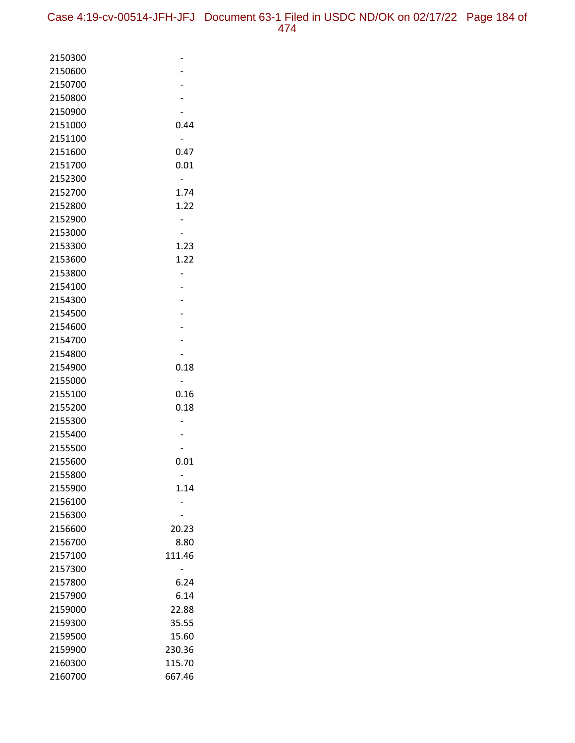| | |
|---|---|
| 2150300 | - |
| 2150600 | - |
| 2150700 | - |
| 2150800 | - |
| 2150900 | - |
| 2151000 | 0.44 |
| 2151100 | - |
| 2151600 | 0.47 |
| 2151700 | 0.01 |
| 2152300 | - |
| 2152700 | 1.74 |
| 2152800 | 1.22 |
| 2152900 | - |
| 2153000 | - |
| 2153300 | 1.23 |
| 2153600 | 1.22 |
| 2153800 | - |
| 2154100 | - |
| 2154300 | - |
| 2154500 | - |
| 2154600 | - |
| 2154700 | - |
| 2154800 | - |
| 2154900 | 0.18 |
| 2155000 | - |
| 2155100 | 0.16 |
| 2155200 | 0.18 |
| 2155300 | - |
| 2155400 | - |
| 2155500 | - |
| 2155600 | 0.01 |
| 2155800 | - |
| 2155900 | 1.14 |
| 2156100 | - |
| 2156300 | - |
| 2156600 | 20.23 |
| 2156700 | 8.80 |
| 2157100 | 111.46 |
| 2157300 | - |
| 2157800 | 6.24 |
| 2157900 | 6.14 |
| 2159000 | 22.88 |
| 2159300 | 35.55 |
| 2159500 | 15.60 |
| 2159900 | 230.36 |
| 2160300 | 115.70 |
| 2160700 | 667.46 |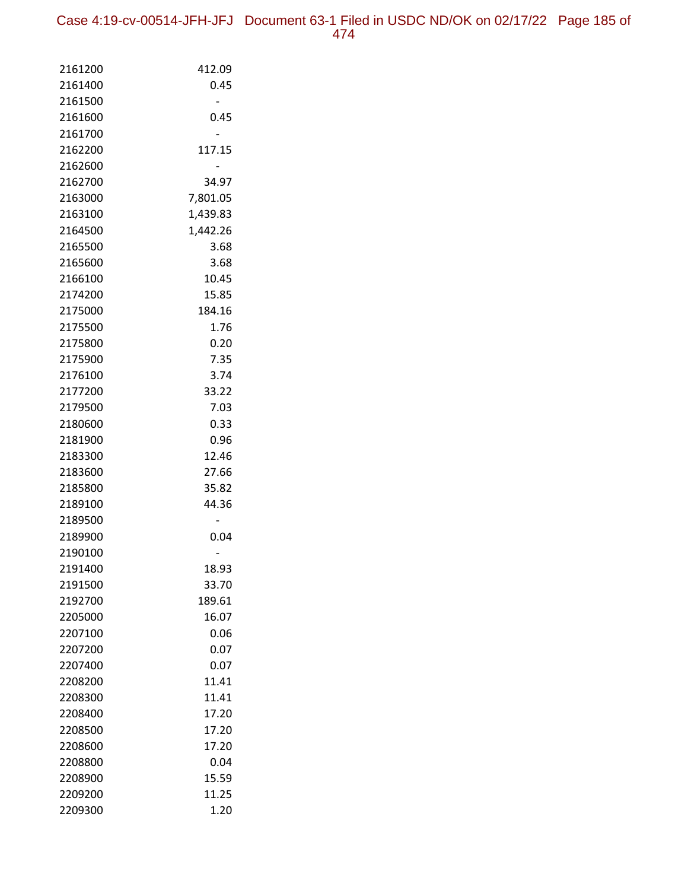| | |
|---|---|
| 2161200 | 412.09 |
| 2161400 | 0.45 |
| 2161500 | - |
| 2161600 | 0.45 |
| 2161700 | - |
| 2162200 | 117.15 |
| 2162600 | - |
| 2162700 | 34.97 |
| 2163000 | 7,801.05 |
| 2163100 | 1,439.83 |
| 2164500 | 1,442.26 |
| 2165500 | 3.68 |
| 2165600 | 3.68 |
| 2166100 | 10.45 |
| 2174200 | 15.85 |
| 2175000 | 184.16 |
| 2175500 | 1.76 |
| 2175800 | 0.20 |
| 2175900 | 7.35 |
| 2176100 | 3.74 |
| 2177200 | 33.22 |
| 2179500 | 7.03 |
| 2180600 | 0.33 |
| 2181900 | 0.96 |
| 2183300 | 12.46 |
| 2183600 | 27.66 |
| 2185800 | 35.82 |
| 2189100 | 44.36 |
| 2189500 | - |
| 2189900 | 0.04 |
| 2190100 | - |
| 2191400 | 18.93 |
| 2191500 | 33.70 |
| 2192700 | 189.61 |
| 2205000 | 16.07 |
| 2207100 | 0.06 |
| 2207200 | 0.07 |
| 2207400 | 0.07 |
| 2208200 | 11.41 |
| 2208300 | 11.41 |
| 2208400 | 17.20 |
| 2208500 | 17.20 |
| 2208600 | 17.20 |
| 2208800 | 0.04 |
| 2208900 | 15.59 |
| 2209200 | 11.25 |
| 2209300 | 1.20 |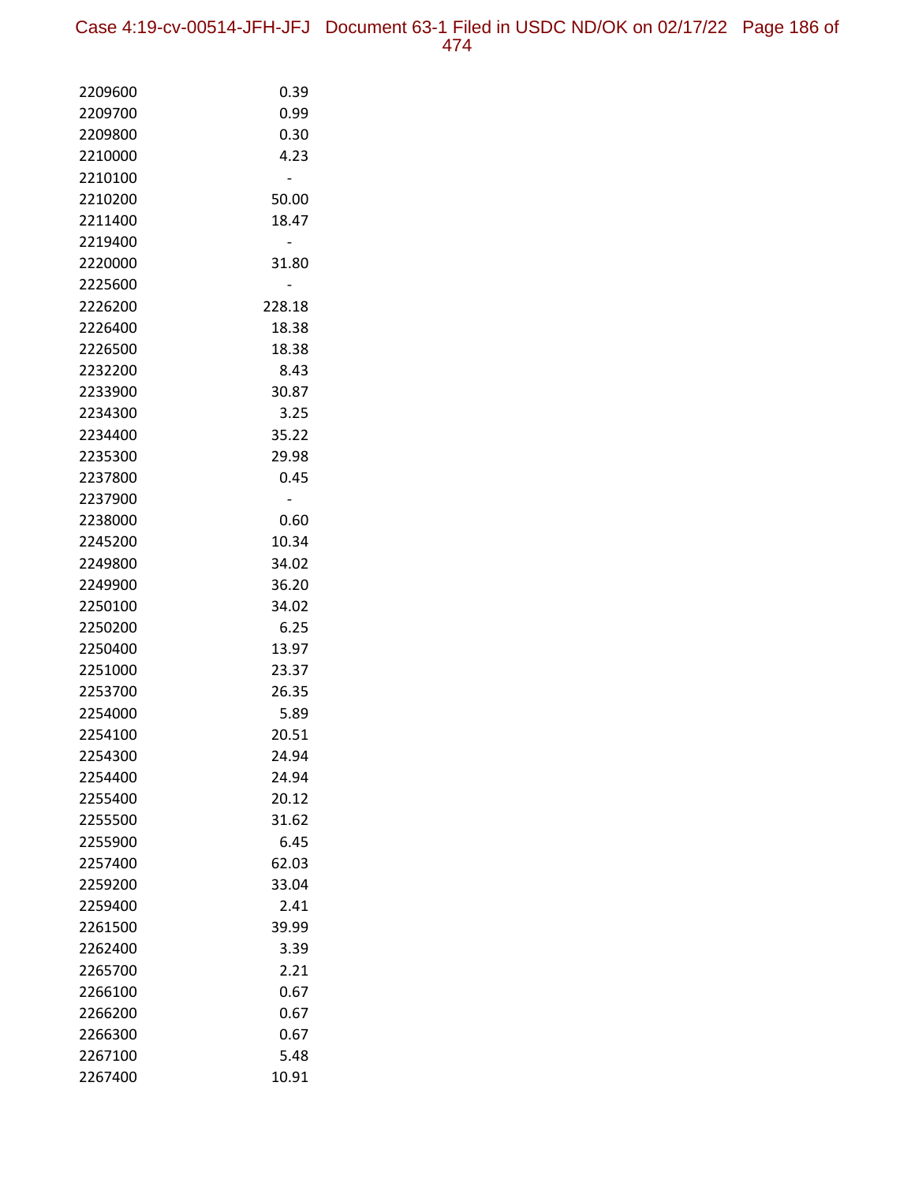| | |
|---|---|
| 2209600 | 0.39 |
| 2209700 | 0.99 |
| 2209800 | 0.30 |
| 2210000 | 4.23 |
| 2210100 | - |
| 2210200 | 50.00 |
| 2211400 | 18.47 |
| 2219400 | - |
| 2220000 | 31.80 |
| 2225600 | - |
| 2226200 | 228.18 |
| 2226400 | 18.38 |
| 2226500 | 18.38 |
| 2232200 | 8.43 |
| 2233900 | 30.87 |
| 2234300 | 3.25 |
| 2234400 | 35.22 |
| 2235300 | 29.98 |
| 2237800 | 0.45 |
| 2237900 | - |
| 2238000 | 0.60 |
| 2245200 | 10.34 |
| 2249800 | 34.02 |
| 2249900 | 36.20 |
| 2250100 | 34.02 |
| 2250200 | 6.25 |
| 2250400 | 13.97 |
| 2251000 | 23.37 |
| 2253700 | 26.35 |
| 2254000 | 5.89 |
| 2254100 | 20.51 |
| 2254300 | 24.94 |
| 2254400 | 24.94 |
| 2255400 | 20.12 |
| 2255500 | 31.62 |
| 2255900 | 6.45 |
| 2257400 | 62.03 |
| 2259200 | 33.04 |
| 2259400 | 2.41 |
| 2261500 | 39.99 |
| 2262400 | 3.39 |
| 2265700 | 2.21 |
| 2266100 | 0.67 |
| 2266200 | 0.67 |
| 2266300 | 0.67 |
| 2267100 | 5.48 |
| 2267400 | 10.91 |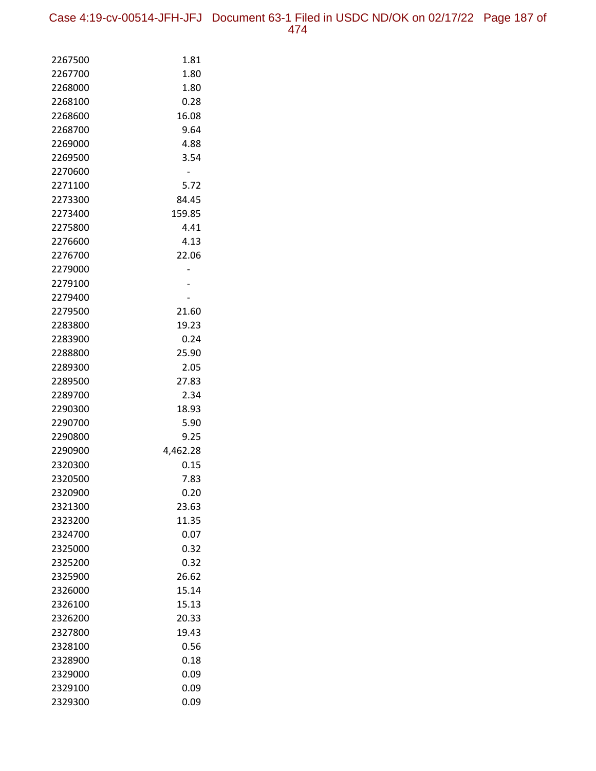| | |
|---|---|
| 2267500 | 1.81 |
| 2267700 | 1.80 |
| 2268000 | 1.80 |
| 2268100 | 0.28 |
| 2268600 | 16.08 |
| 2268700 | 9.64 |
| 2269000 | 4.88 |
| 2269500 | 3.54 |
| 2270600 | - |
| 2271100 | 5.72 |
| 2273300 | 84.45 |
| 2273400 | 159.85 |
| 2275800 | 4.41 |
| 2276600 | 4.13 |
| 2276700 | 22.06 |
| 2279000 | - |
| 2279100 | - |
| 2279400 | - |
| 2279500 | 21.60 |
| 2283800 | 19.23 |
| 2283900 | 0.24 |
| 2288800 | 25.90 |
| 2289300 | 2.05 |
| 2289500 | 27.83 |
| 2289700 | 2.34 |
| 2290300 | 18.93 |
| 2290700 | 5.90 |
| 2290800 | 9.25 |
| 2290900 | 4,462.28 |
| 2320300 | 0.15 |
| 2320500 | 7.83 |
| 2320900 | 0.20 |
| 2321300 | 23.63 |
| 2323200 | 11.35 |
| 2324700 | 0.07 |
| 2325000 | 0.32 |
| 2325200 | 0.32 |
| 2325900 | 26.62 |
| 2326000 | 15.14 |
| 2326100 | 15.13 |
| 2326200 | 20.33 |
| 2327800 | 19.43 |
| 2328100 | 0.56 |
| 2328900 | 0.18 |
| 2329000 | 0.09 |
| 2329100 | 0.09 |
| 2329300 | 0.09 |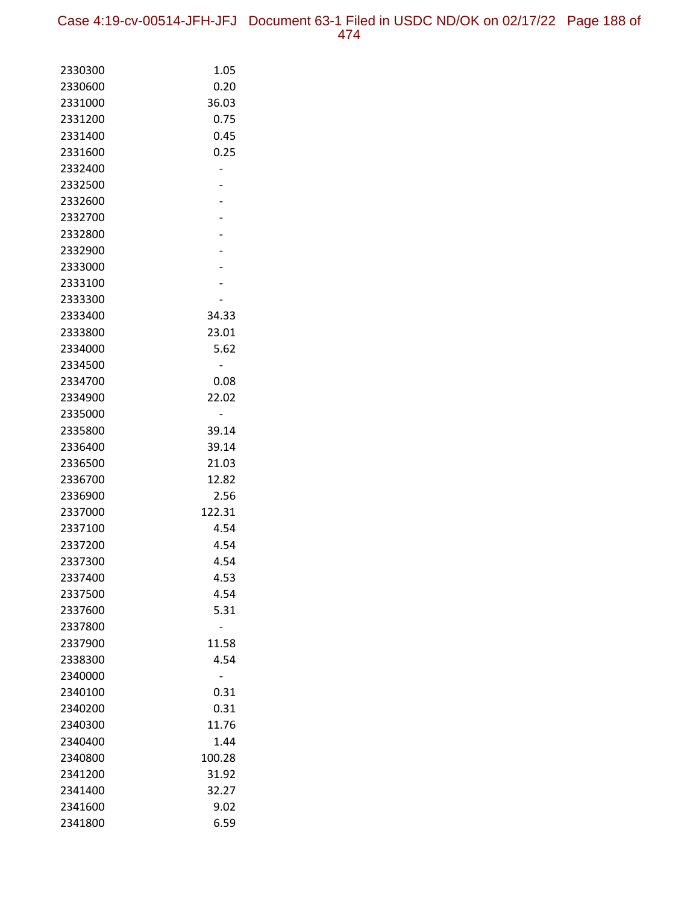| | |
|---|---|
| 2330300 | 1.05 |
| 2330600 | 0.20 |
| 2331000 | 36.03 |
| 2331200 | 0.75 |
| 2331400 | 0.45 |
| 2331600 | 0.25 |
| 2332400 | - |
| 2332500 | - |
| 2332600 | - |
| 2332700 | - |
| 2332800 | - |
| 2332900 | - |
| 2333000 | - |
| 2333100 | - |
| 2333300 | - |
| 2333400 | 34.33 |
| 2333800 | 23.01 |
| 2334000 | 5.62 |
| 2334500 | - |
| 2334700 | 0.08 |
| 2334900 | 22.02 |
| 2335000 | - |
| 2335800 | 39.14 |
| 2336400 | 39.14 |
| 2336500 | 21.03 |
| 2336700 | 12.82 |
| 2336900 | 2.56 |
| 2337000 | 122.31 |
| 2337100 | 4.54 |
| 2337200 | 4.54 |
| 2337300 | 4.54 |
| 2337400 | 4.53 |
| 2337500 | 4.54 |
| 2337600 | 5.31 |
| 2337800 | - |
| 2337900 | 11.58 |
| 2338300 | 4.54 |
| 2340000 | - |
| 2340100 | 0.31 |
| 2340200 | 0.31 |
| 2340300 | 11.76 |
| 2340400 | 1.44 |
| 2340800 | 100.28 |
| 2341200 | 31.92 |
| 2341400 | 32.27 |
| 2341600 | 9.02 |
| 2341800 | 6.59 |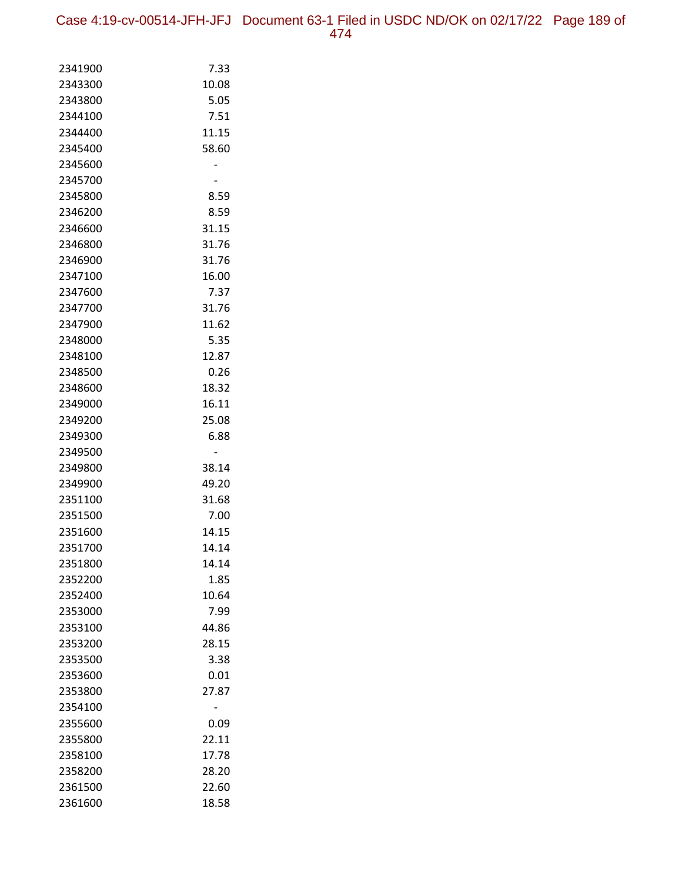| | |
|---|---|
| 2341900 | 7.33 |
| 2343300 | 10.08 |
| 2343800 | 5.05 |
| 2344100 | 7.51 |
| 2344400 | 11.15 |
| 2345400 | 58.60 |
| 2345600 | - |
| 2345700 | - |
| 2345800 | 8.59 |
| 2346200 | 8.59 |
| 2346600 | 31.15 |
| 2346800 | 31.76 |
| 2346900 | 31.76 |
| 2347100 | 16.00 |
| 2347600 | 7.37 |
| 2347700 | 31.76 |
| 2347900 | 11.62 |
| 2348000 | 5.35 |
| 2348100 | 12.87 |
| 2348500 | 0.26 |
| 2348600 | 18.32 |
| 2349000 | 16.11 |
| 2349200 | 25.08 |
| 2349300 | 6.88 |
| 2349500 | - |
| 2349800 | 38.14 |
| 2349900 | 49.20 |
| 2351100 | 31.68 |
| 2351500 | 7.00 |
| 2351600 | 14.15 |
| 2351700 | 14.14 |
| 2351800 | 14.14 |
| 2352200 | 1.85 |
| 2352400 | 10.64 |
| 2353000 | 7.99 |
| 2353100 | 44.86 |
| 2353200 | 28.15 |
| 2353500 | 3.38 |
| 2353600 | 0.01 |
| 2353800 | 27.87 |
| 2354100 | - |
| 2355600 | 0.09 |
| 2355800 | 22.11 |
| 2358100 | 17.78 |
| 2358200 | 28.20 |
| 2361500 | 22.60 |
| 2361600 | 18.58 |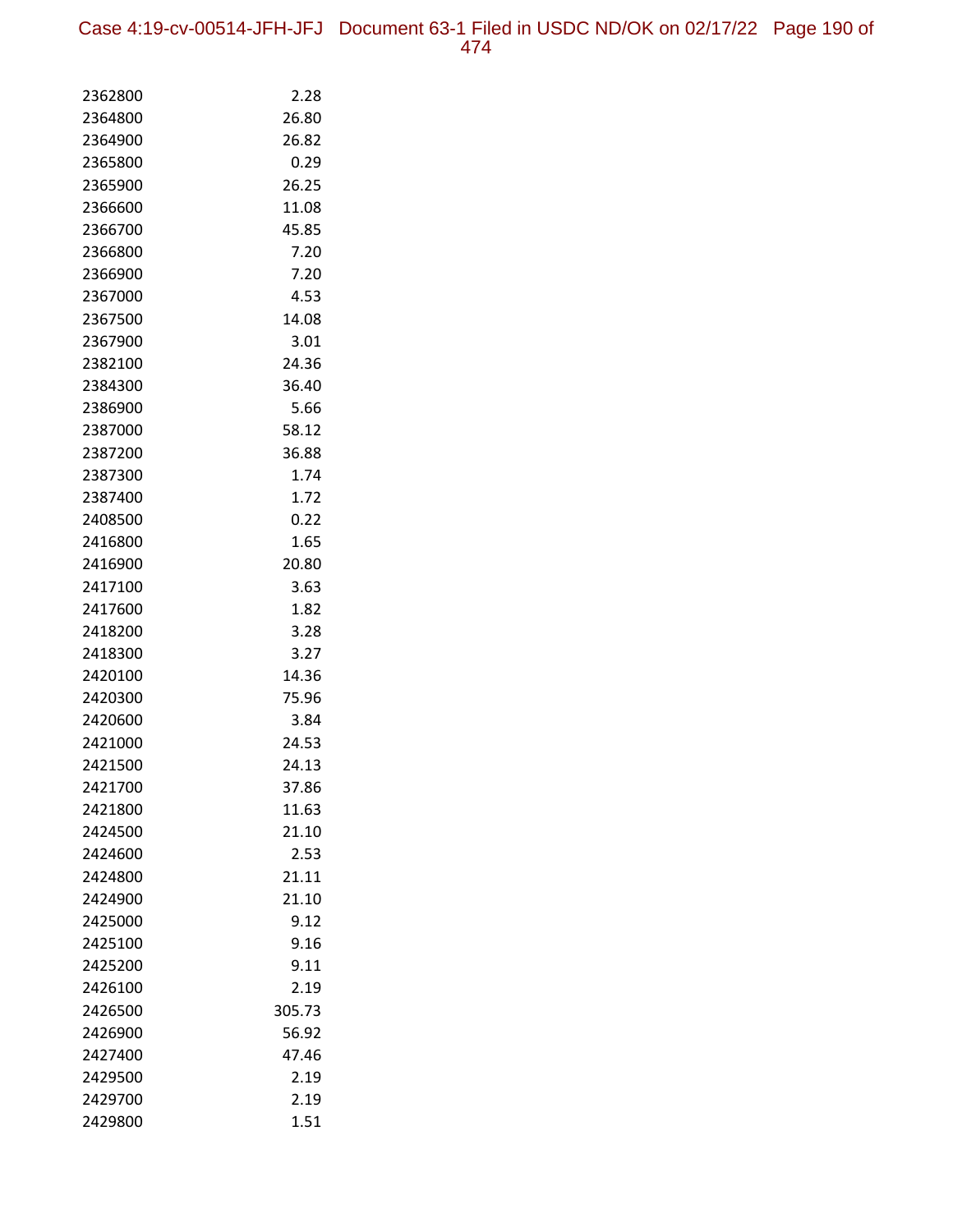| | |
|---|---|
| 2362800 | 2.28 |
| 2364800 | 26.80 |
| 2364900 | 26.82 |
| 2365800 | 0.29 |
| 2365900 | 26.25 |
| 2366600 | 11.08 |
| 2366700 | 45.85 |
| 2366800 | 7.20 |
| 2366900 | 7.20 |
| 2367000 | 4.53 |
| 2367500 | 14.08 |
| 2367900 | 3.01 |
| 2382100 | 24.36 |
| 2384300 | 36.40 |
| 2386900 | 5.66 |
| 2387000 | 58.12 |
| 2387200 | 36.88 |
| 2387300 | 1.74 |
| 2387400 | 1.72 |
| 2408500 | 0.22 |
| 2416800 | 1.65 |
| 2416900 | 20.80 |
| 2417100 | 3.63 |
| 2417600 | 1.82 |
| 2418200 | 3.28 |
| 2418300 | 3.27 |
| 2420100 | 14.36 |
| 2420300 | 75.96 |
| 2420600 | 3.84 |
| 2421000 | 24.53 |
| 2421500 | 24.13 |
| 2421700 | 37.86 |
| 2421800 | 11.63 |
| 2424500 | 21.10 |
| 2424600 | 2.53 |
| 2424800 | 21.11 |
| 2424900 | 21.10 |
| 2425000 | 9.12 |
| 2425100 | 9.16 |
| 2425200 | 9.11 |
| 2426100 | 2.19 |
| 2426500 | 305.73 |
| 2426900 | 56.92 |
| 2427400 | 47.46 |
| 2429500 | 2.19 |
| 2429700 | 2.19 |
| 2429800 | 1.51 |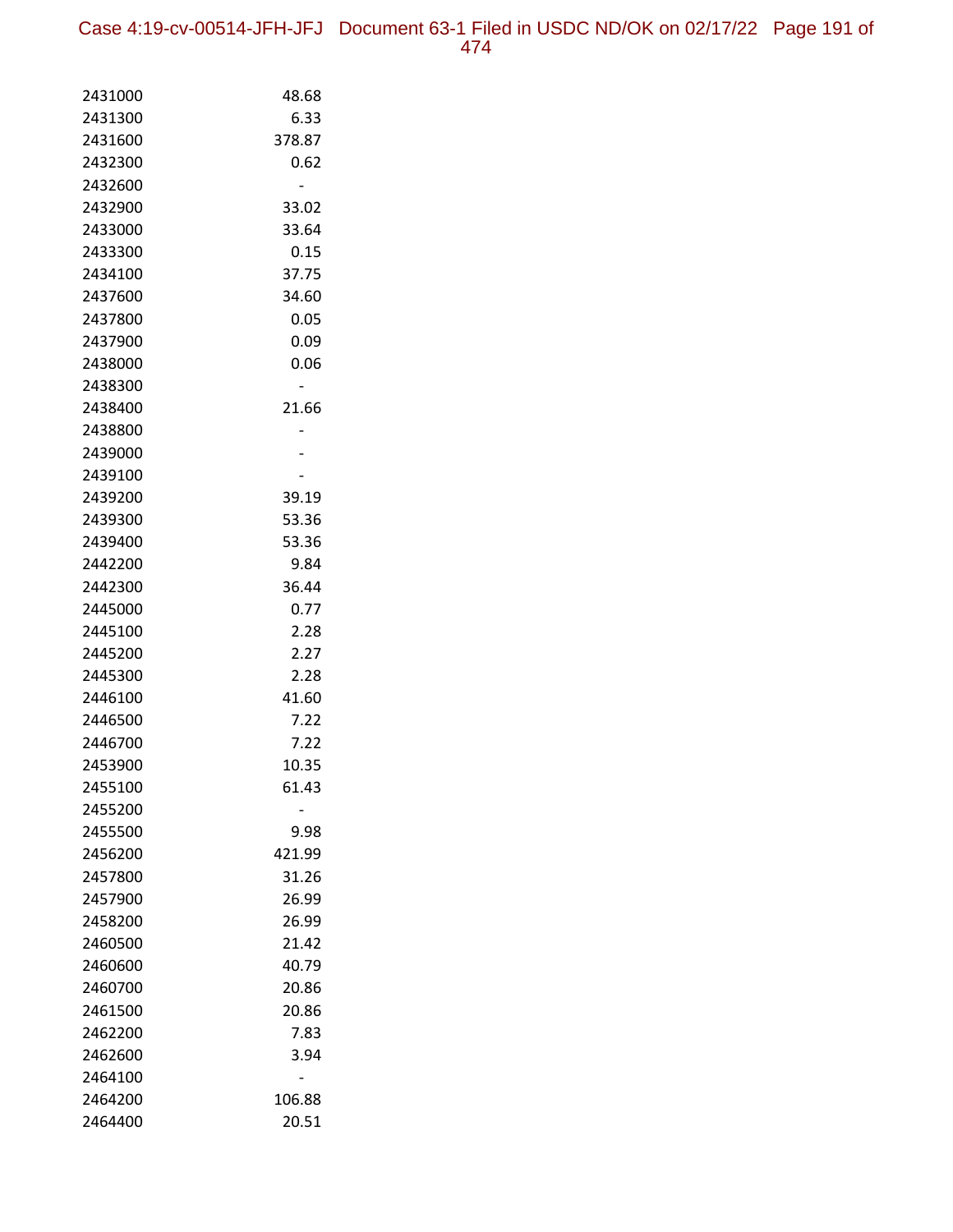| | |
|---|---|
| 2431000 | 48.68 |
| 2431300 | 6.33 |
| 2431600 | 378.87 |
| 2432300 | 0.62 |
| 2432600 | - |
| 2432900 | 33.02 |
| 2433000 | 33.64 |
| 2433300 | 0.15 |
| 2434100 | 37.75 |
| 2437600 | 34.60 |
| 2437800 | 0.05 |
| 2437900 | 0.09 |
| 2438000 | 0.06 |
| 2438300 | - |
| 2438400 | 21.66 |
| 2438800 | - |
| 2439000 | - |
| 2439100 | - |
| 2439200 | 39.19 |
| 2439300 | 53.36 |
| 2439400 | 53.36 |
| 2442200 | 9.84 |
| 2442300 | 36.44 |
| 2445000 | 0.77 |
| 2445100 | 2.28 |
| 2445200 | 2.27 |
| 2445300 | 2.28 |
| 2446100 | 41.60 |
| 2446500 | 7.22 |
| 2446700 | 7.22 |
| 2453900 | 10.35 |
| 2455100 | 61.43 |
| 2455200 | - |
| 2455500 | 9.98 |
| 2456200 | 421.99 |
| 2457800 | 31.26 |
| 2457900 | 26.99 |
| 2458200 | 26.99 |
| 2460500 | 21.42 |
| 2460600 | 40.79 |
| 2460700 | 20.86 |
| 2461500 | 20.86 |
| 2462200 | 7.83 |
| 2462600 | 3.94 |
| 2464100 | - |
| 2464200 | 106.88 |
| 2464400 | 20.51 |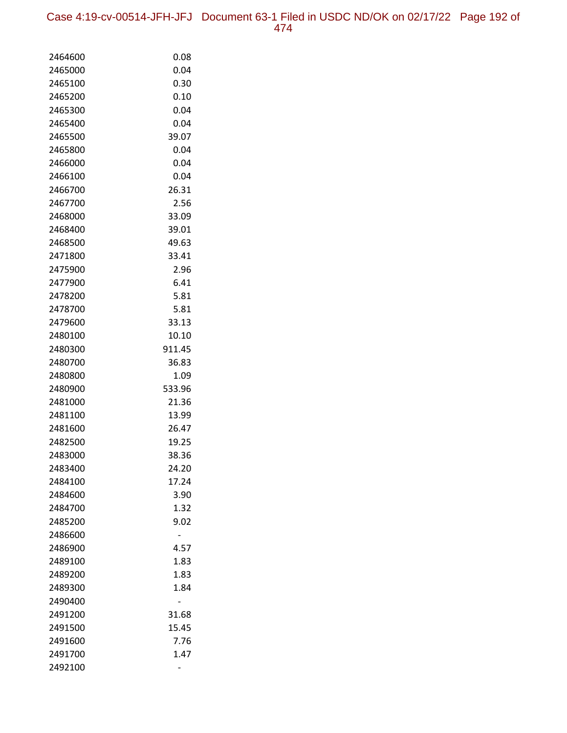| | |
|---|---|
| 2464600 | 0.08 |
| 2465000 | 0.04 |
| 2465100 | 0.30 |
| 2465200 | 0.10 |
| 2465300 | 0.04 |
| 2465400 | 0.04 |
| 2465500 | 39.07 |
| 2465800 | 0.04 |
| 2466000 | 0.04 |
| 2466100 | 0.04 |
| 2466700 | 26.31 |
| 2467700 | 2.56 |
| 2468000 | 33.09 |
| 2468400 | 39.01 |
| 2468500 | 49.63 |
| 2471800 | 33.41 |
| 2475900 | 2.96 |
| 2477900 | 6.41 |
| 2478200 | 5.81 |
| 2478700 | 5.81 |
| 2479600 | 33.13 |
| 2480100 | 10.10 |
| 2480300 | 911.45 |
| 2480700 | 36.83 |
| 2480800 | 1.09 |
| 2480900 | 533.96 |
| 2481000 | 21.36 |
| 2481100 | 13.99 |
| 2481600 | 26.47 |
| 2482500 | 19.25 |
| 2483000 | 38.36 |
| 2483400 | 24.20 |
| 2484100 | 17.24 |
| 2484600 | 3.90 |
| 2484700 | 1.32 |
| 2485200 | 9.02 |
| 2486600 | - |
| 2486900 | 4.57 |
| 2489100 | 1.83 |
| 2489200 | 1.83 |
| 2489300 | 1.84 |
| 2490400 | - |
| 2491200 | 31.68 |
| 2491500 | 15.45 |
| 2491600 | 7.76 |
| 2491700 | 1.47 |
| 2492100 | - |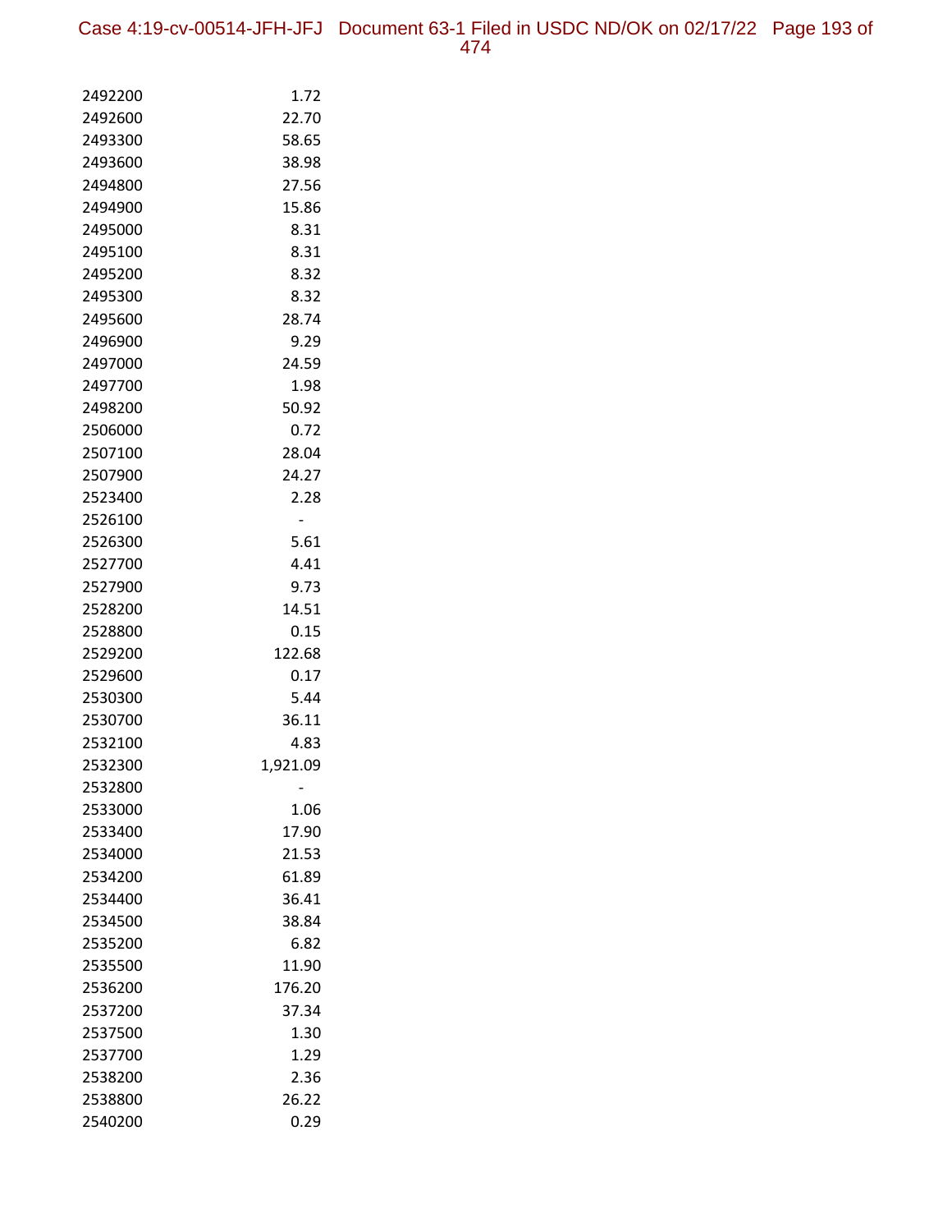| | |
|---|---|
| 2492200 | 1.72 |
| 2492600 | 22.70 |
| 2493300 | 58.65 |
| 2493600 | 38.98 |
| 2494800 | 27.56 |
| 2494900 | 15.86 |
| 2495000 | 8.31 |
| 2495100 | 8.31 |
| 2495200 | 8.32 |
| 2495300 | 8.32 |
| 2495600 | 28.74 |
| 2496900 | 9.29 |
| 2497000 | 24.59 |
| 2497700 | 1.98 |
| 2498200 | 50.92 |
| 2506000 | 0.72 |
| 2507100 | 28.04 |
| 2507900 | 24.27 |
| 2523400 | 2.28 |
| 2526100 | - |
| 2526300 | 5.61 |
| 2527700 | 4.41 |
| 2527900 | 9.73 |
| 2528200 | 14.51 |
| 2528800 | 0.15 |
| 2529200 | 122.68 |
| 2529600 | 0.17 |
| 2530300 | 5.44 |
| 2530700 | 36.11 |
| 2532100 | 4.83 |
| 2532300 | 1,921.09 |
| 2532800 | - |
| 2533000 | 1.06 |
| 2533400 | 17.90 |
| 2534000 | 21.53 |
| 2534200 | 61.89 |
| 2534400 | 36.41 |
| 2534500 | 38.84 |
| 2535200 | 6.82 |
| 2535500 | 11.90 |
| 2536200 | 176.20 |
| 2537200 | 37.34 |
| 2537500 | 1.30 |
| 2537700 | 1.29 |
| 2538200 | 2.36 |
| 2538800 | 26.22 |
| 2540200 | 0.29 |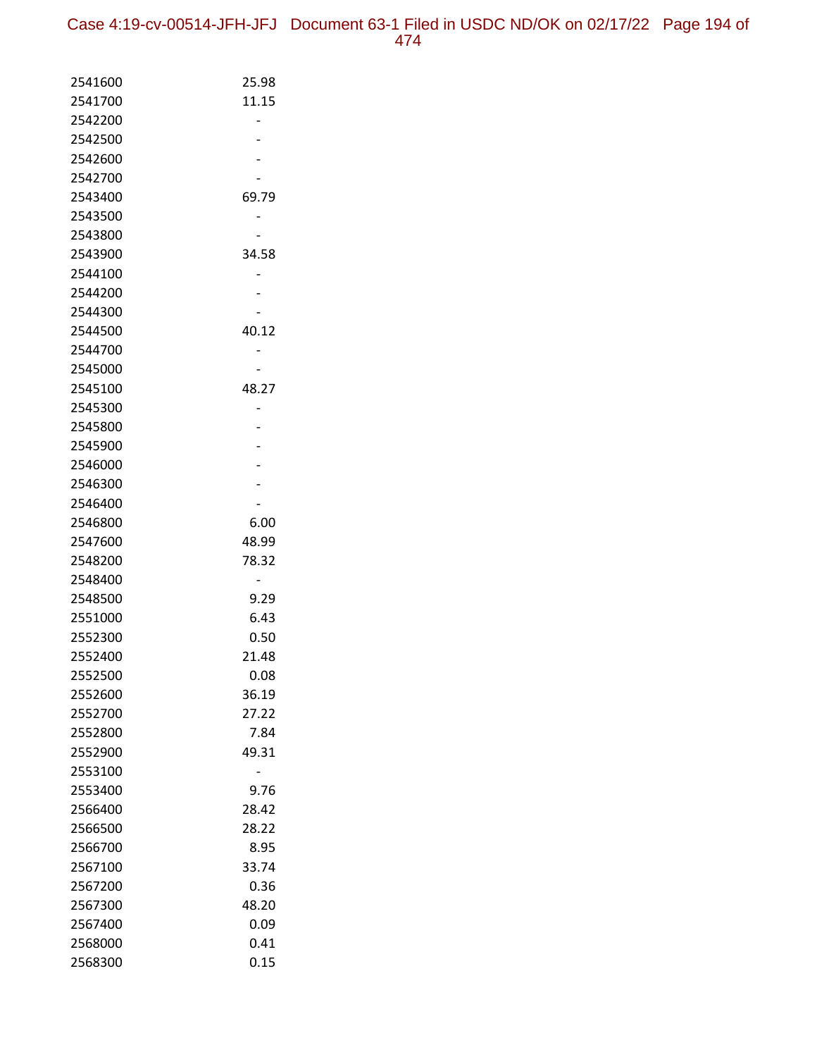| | |
|---|---|
| 2541600 | 25.98 |
| 2541700 | 11.15 |
| 2542200 | - |
| 2542500 | - |
| 2542600 | - |
| 2542700 | - |
| 2543400 | 69.79 |
| 2543500 | - |
| 2543800 | - |
| 2543900 | 34.58 |
| 2544100 | - |
| 2544200 | - |
| 2544300 | - |
| 2544500 | 40.12 |
| 2544700 | - |
| 2545000 | - |
| 2545100 | 48.27 |
| 2545300 | - |
| 2545800 | - |
| 2545900 | - |
| 2546000 | - |
| 2546300 | - |
| 2546400 | - |
| 2546800 | 6.00 |
| 2547600 | 48.99 |
| 2548200 | 78.32 |
| 2548400 | - |
| 2548500 | 9.29 |
| 2551000 | 6.43 |
| 2552300 | 0.50 |
| 2552400 | 21.48 |
| 2552500 | 0.08 |
| 2552600 | 36.19 |
| 2552700 | 27.22 |
| 2552800 | 7.84 |
| 2552900 | 49.31 |
| 2553100 | - |
| 2553400 | 9.76 |
| 2566400 | 28.42 |
| 2566500 | 28.22 |
| 2566700 | 8.95 |
| 2567100 | 33.74 |
| 2567200 | 0.36 |
| 2567300 | 48.20 |
| 2567400 | 0.09 |
| 2568000 | 0.41 |
| 2568300 | 0.15 |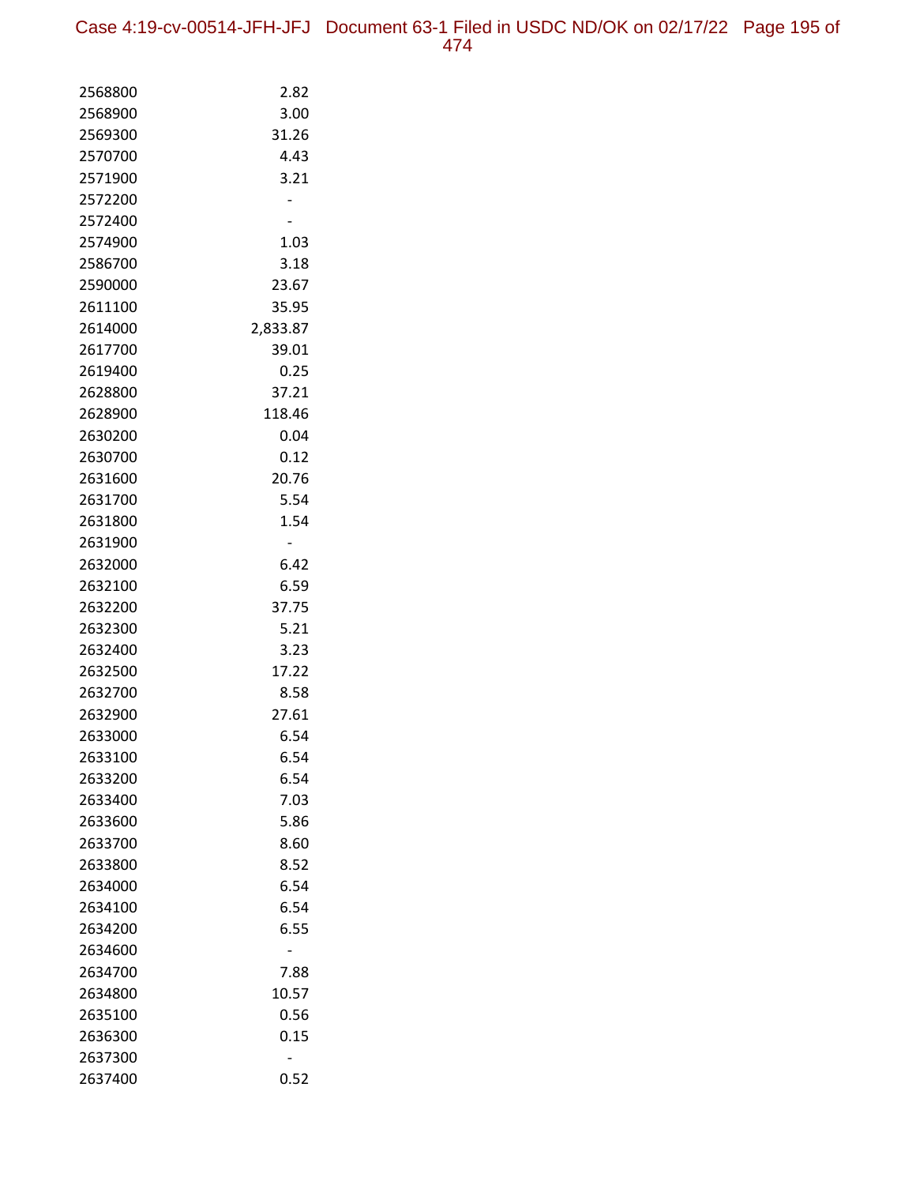| | |
|---|---|
| 2568800 | 2.82 |
| 2568900 | 3.00 |
| 2569300 | 31.26 |
| 2570700 | 4.43 |
| 2571900 | 3.21 |
| 2572200 | - |
| 2572400 | - |
| 2574900 | 1.03 |
| 2586700 | 3.18 |
| 2590000 | 23.67 |
| 2611100 | 35.95 |
| 2614000 | 2,833.87 |
| 2617700 | 39.01 |
| 2619400 | 0.25 |
| 2628800 | 37.21 |
| 2628900 | 118.46 |
| 2630200 | 0.04 |
| 2630700 | 0.12 |
| 2631600 | 20.76 |
| 2631700 | 5.54 |
| 2631800 | 1.54 |
| 2631900 | - |
| 2632000 | 6.42 |
| 2632100 | 6.59 |
| 2632200 | 37.75 |
| 2632300 | 5.21 |
| 2632400 | 3.23 |
| 2632500 | 17.22 |
| 2632700 | 8.58 |
| 2632900 | 27.61 |
| 2633000 | 6.54 |
| 2633100 | 6.54 |
| 2633200 | 6.54 |
| 2633400 | 7.03 |
| 2633600 | 5.86 |
| 2633700 | 8.60 |
| 2633800 | 8.52 |
| 2634000 | 6.54 |
| 2634100 | 6.54 |
| 2634200 | 6.55 |
| 2634600 | - |
| 2634700 | 7.88 |
| 2634800 | 10.57 |
| 2635100 | 0.56 |
| 2636300 | 0.15 |
| 2637300 | - |
| 2637400 | 0.52 |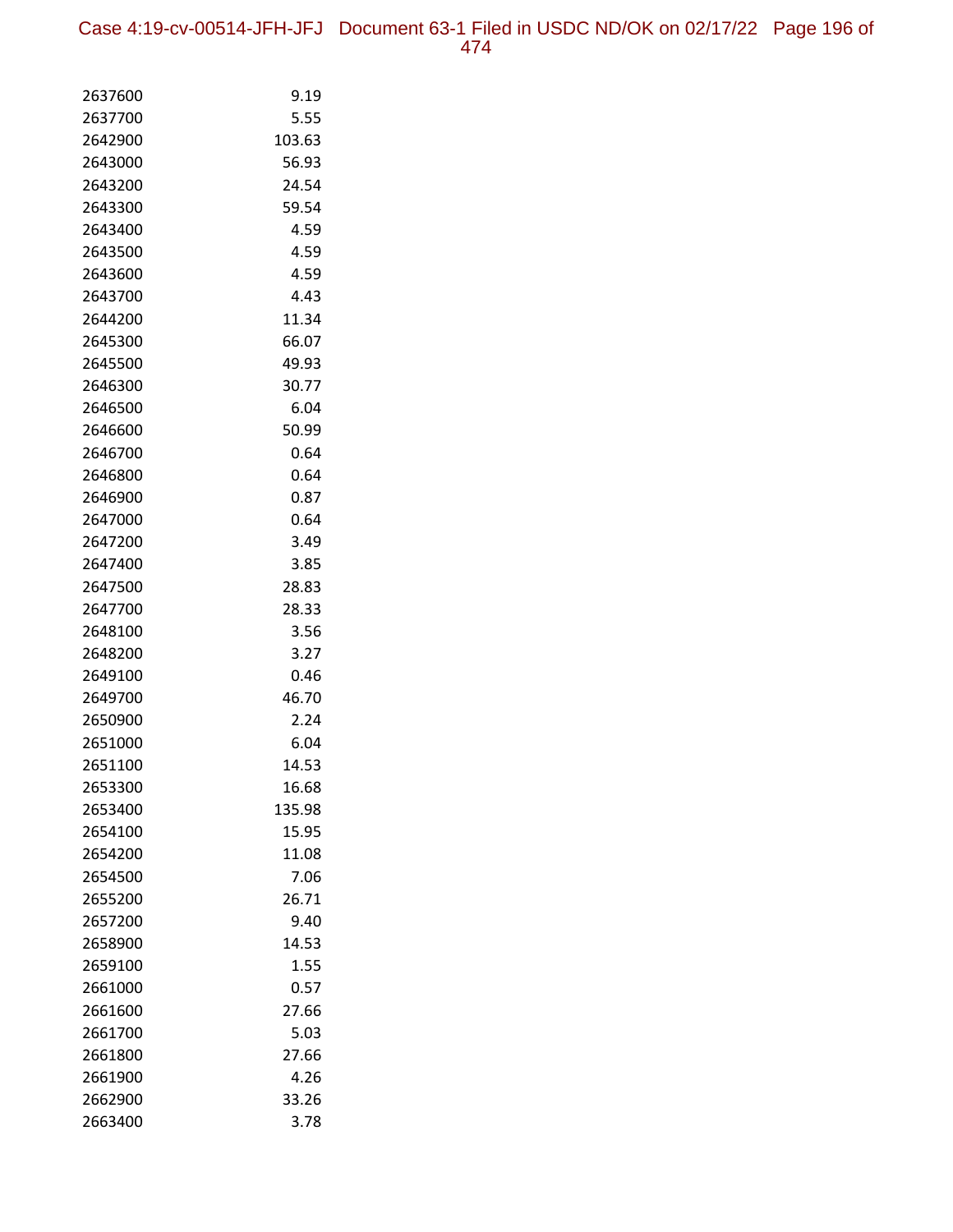| | |
|---|---|
| 2637600 | 9.19 |
| 2637700 | 5.55 |
| 2642900 | 103.63 |
| 2643000 | 56.93 |
| 2643200 | 24.54 |
| 2643300 | 59.54 |
| 2643400 | 4.59 |
| 2643500 | 4.59 |
| 2643600 | 4.59 |
| 2643700 | 4.43 |
| 2644200 | 11.34 |
| 2645300 | 66.07 |
| 2645500 | 49.93 |
| 2646300 | 30.77 |
| 2646500 | 6.04 |
| 2646600 | 50.99 |
| 2646700 | 0.64 |
| 2646800 | 0.64 |
| 2646900 | 0.87 |
| 2647000 | 0.64 |
| 2647200 | 3.49 |
| 2647400 | 3.85 |
| 2647500 | 28.83 |
| 2647700 | 28.33 |
| 2648100 | 3.56 |
| 2648200 | 3.27 |
| 2649100 | 0.46 |
| 2649700 | 46.70 |
| 2650900 | 2.24 |
| 2651000 | 6.04 |
| 2651100 | 14.53 |
| 2653300 | 16.68 |
| 2653400 | 135.98 |
| 2654100 | 15.95 |
| 2654200 | 11.08 |
| 2654500 | 7.06 |
| 2655200 | 26.71 |
| 2657200 | 9.40 |
| 2658900 | 14.53 |
| 2659100 | 1.55 |
| 2661000 | 0.57 |
| 2661600 | 27.66 |
| 2661700 | 5.03 |
| 2661800 | 27.66 |
| 2661900 | 4.26 |
| 2662900 | 33.26 |
| 2663400 | 3.78 |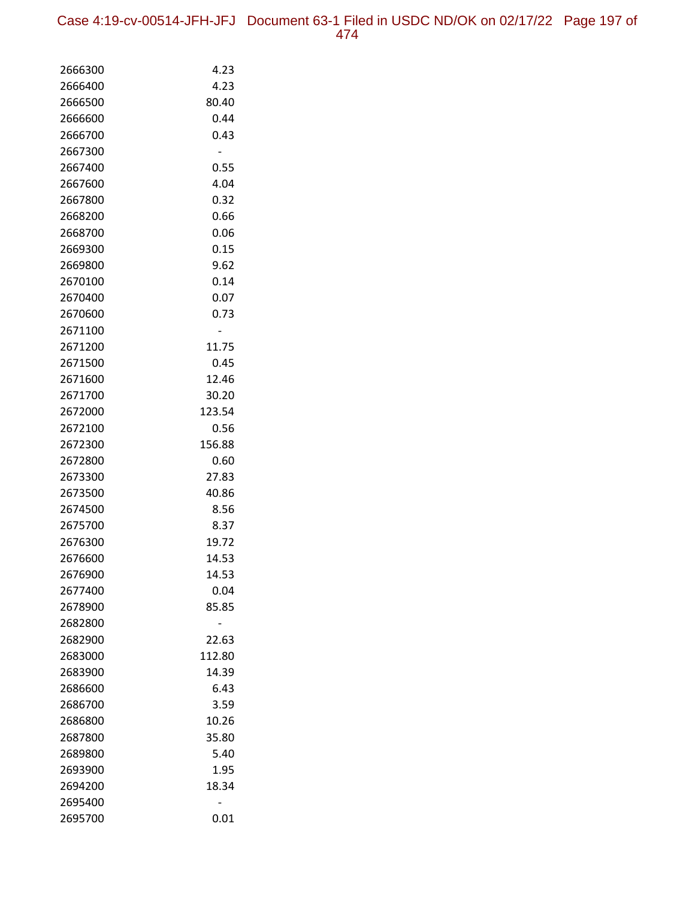| | |
|---|---|
| 2666300 | 4.23 |
| 2666400 | 4.23 |
| 2666500 | 80.40 |
| 2666600 | 0.44 |
| 2666700 | 0.43 |
| 2667300 | - |
| 2667400 | 0.55 |
| 2667600 | 4.04 |
| 2667800 | 0.32 |
| 2668200 | 0.66 |
| 2668700 | 0.06 |
| 2669300 | 0.15 |
| 2669800 | 9.62 |
| 2670100 | 0.14 |
| 2670400 | 0.07 |
| 2670600 | 0.73 |
| 2671100 | - |
| 2671200 | 11.75 |
| 2671500 | 0.45 |
| 2671600 | 12.46 |
| 2671700 | 30.20 |
| 2672000 | 123.54 |
| 2672100 | 0.56 |
| 2672300 | 156.88 |
| 2672800 | 0.60 |
| 2673300 | 27.83 |
| 2673500 | 40.86 |
| 2674500 | 8.56 |
| 2675700 | 8.37 |
| 2676300 | 19.72 |
| 2676600 | 14.53 |
| 2676900 | 14.53 |
| 2677400 | 0.04 |
| 2678900 | 85.85 |
| 2682800 | - |
| 2682900 | 22.63 |
| 2683000 | 112.80 |
| 2683900 | 14.39 |
| 2686600 | 6.43 |
| 2686700 | 3.59 |
| 2686800 | 10.26 |
| 2687800 | 35.80 |
| 2689800 | 5.40 |
| 2693900 | 1.95 |
| 2694200 | 18.34 |
| 2695400 | - |
| 2695700 | 0.01 |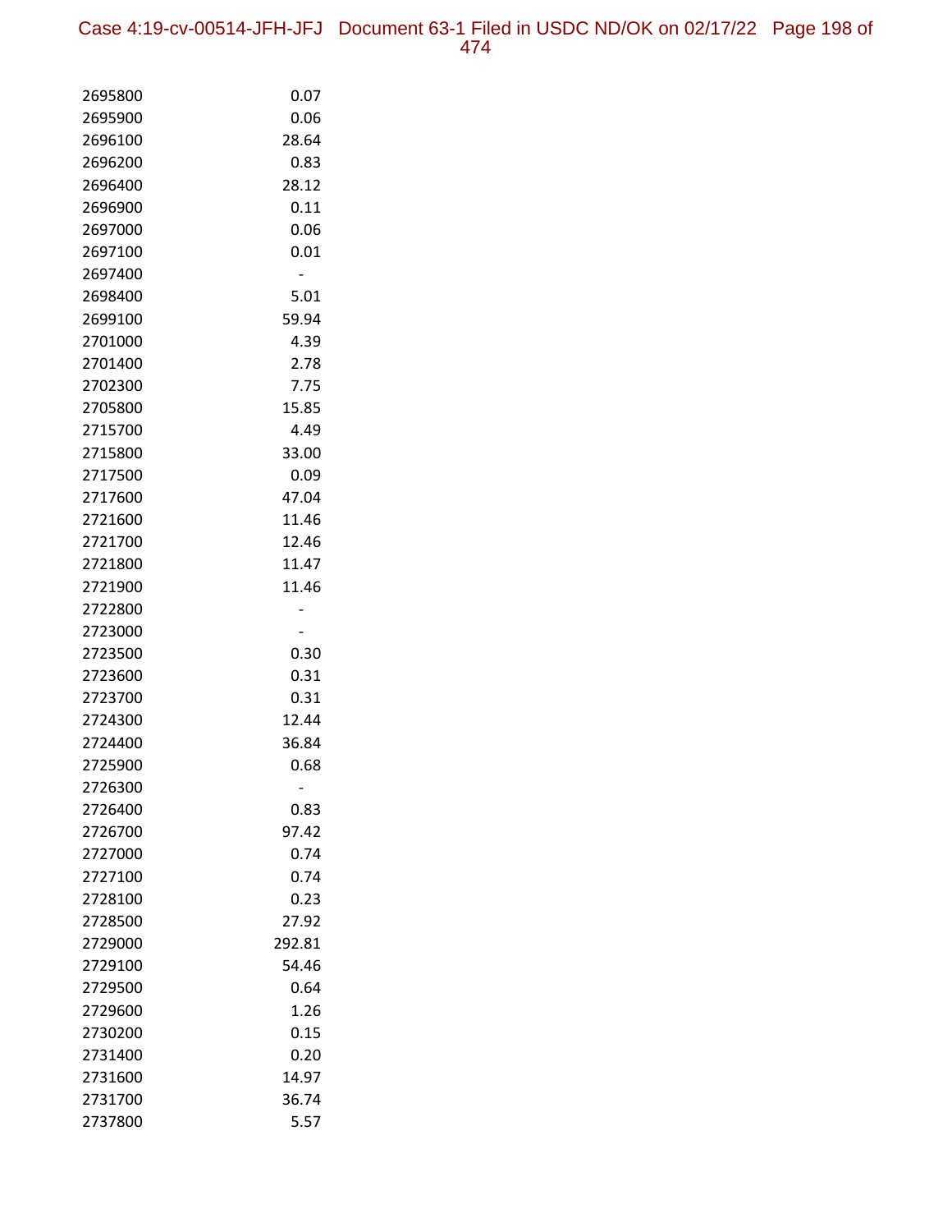| | |
|---|---|
| 2695800 | 0.07 |
| 2695900 | 0.06 |
| 2696100 | 28.64 |
| 2696200 | 0.83 |
| 2696400 | 28.12 |
| 2696900 | 0.11 |
| 2697000 | 0.06 |
| 2697100 | 0.01 |
| 2697400 | - |
| 2698400 | 5.01 |
| 2699100 | 59.94 |
| 2701000 | 4.39 |
| 2701400 | 2.78 |
| 2702300 | 7.75 |
| 2705800 | 15.85 |
| 2715700 | 4.49 |
| 2715800 | 33.00 |
| 2717500 | 0.09 |
| 2717600 | 47.04 |
| 2721600 | 11.46 |
| 2721700 | 12.46 |
| 2721800 | 11.47 |
| 2721900 | 11.46 |
| 2722800 | - |
| 2723000 | - |
| 2723500 | 0.30 |
| 2723600 | 0.31 |
| 2723700 | 0.31 |
| 2724300 | 12.44 |
| 2724400 | 36.84 |
| 2725900 | 0.68 |
| 2726300 | - |
| 2726400 | 0.83 |
| 2726700 | 97.42 |
| 2727000 | 0.74 |
| 2727100 | 0.74 |
| 2728100 | 0.23 |
| 2728500 | 27.92 |
| 2729000 | 292.81 |
| 2729100 | 54.46 |
| 2729500 | 0.64 |
| 2729600 | 1.26 |
| 2730200 | 0.15 |
| 2731400 | 0.20 |
| 2731600 | 14.97 |
| 2731700 | 36.74 |
| 2737800 | 5.57 |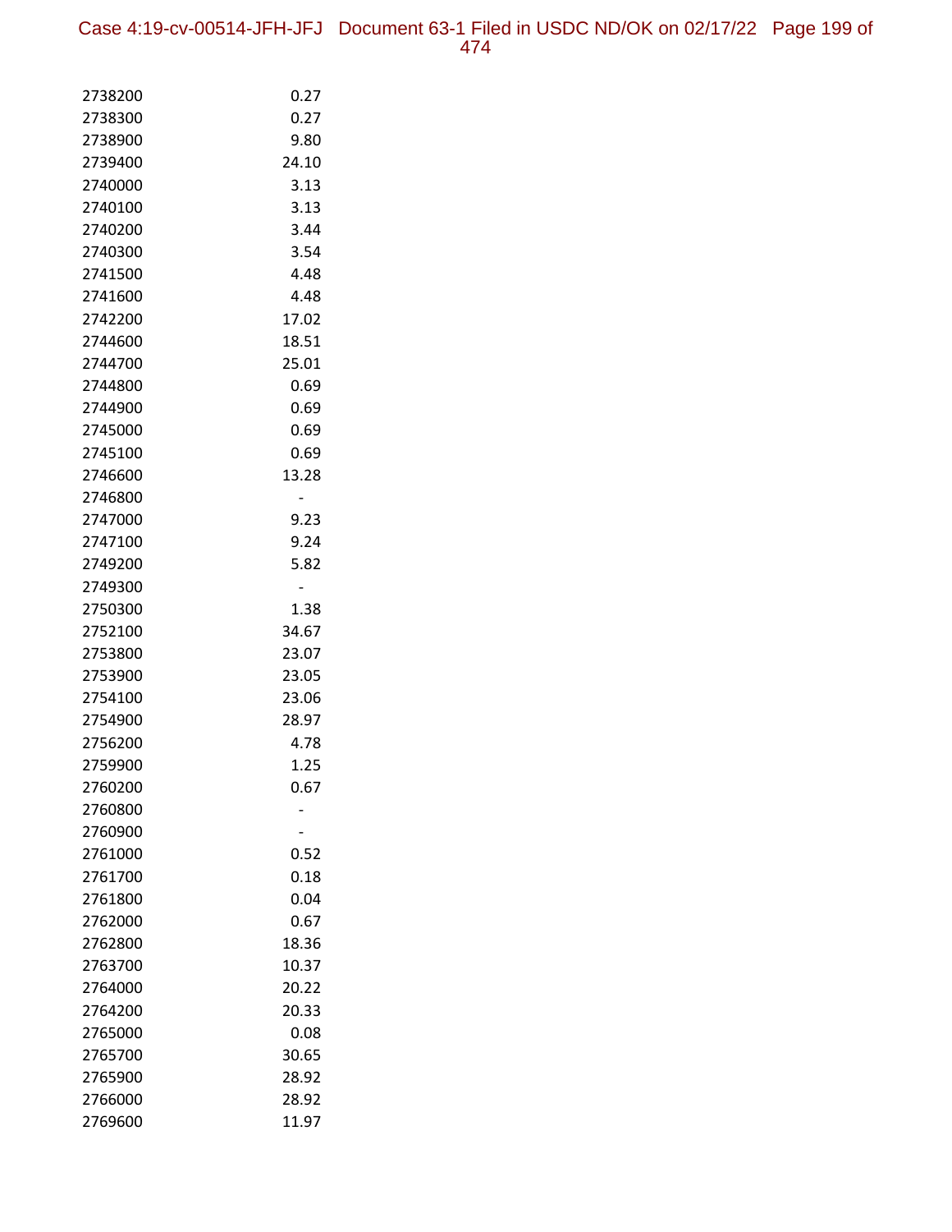| | |
|---|---|
| 2738200 | 0.27 |
| 2738300 | 0.27 |
| 2738900 | 9.80 |
| 2739400 | 24.10 |
| 2740000 | 3.13 |
| 2740100 | 3.13 |
| 2740200 | 3.44 |
| 2740300 | 3.54 |
| 2741500 | 4.48 |
| 2741600 | 4.48 |
| 2742200 | 17.02 |
| 2744600 | 18.51 |
| 2744700 | 25.01 |
| 2744800 | 0.69 |
| 2744900 | 0.69 |
| 2745000 | 0.69 |
| 2745100 | 0.69 |
| 2746600 | 13.28 |
| 2746800 | - |
| 2747000 | 9.23 |
| 2747100 | 9.24 |
| 2749200 | 5.82 |
| 2749300 | - |
| 2750300 | 1.38 |
| 2752100 | 34.67 |
| 2753800 | 23.07 |
| 2753900 | 23.05 |
| 2754100 | 23.06 |
| 2754900 | 28.97 |
| 2756200 | 4.78 |
| 2759900 | 1.25 |
| 2760200 | 0.67 |
| 2760800 | - |
| 2760900 | - |
| 2761000 | 0.52 |
| 2761700 | 0.18 |
| 2761800 | 0.04 |
| 2762000 | 0.67 |
| 2762800 | 18.36 |
| 2763700 | 10.37 |
| 2764000 | 20.22 |
| 2764200 | 20.33 |
| 2765000 | 0.08 |
| 2765700 | 30.65 |
| 2765900 | 28.92 |
| 2766000 | 28.92 |
| 2769600 | 11.97 |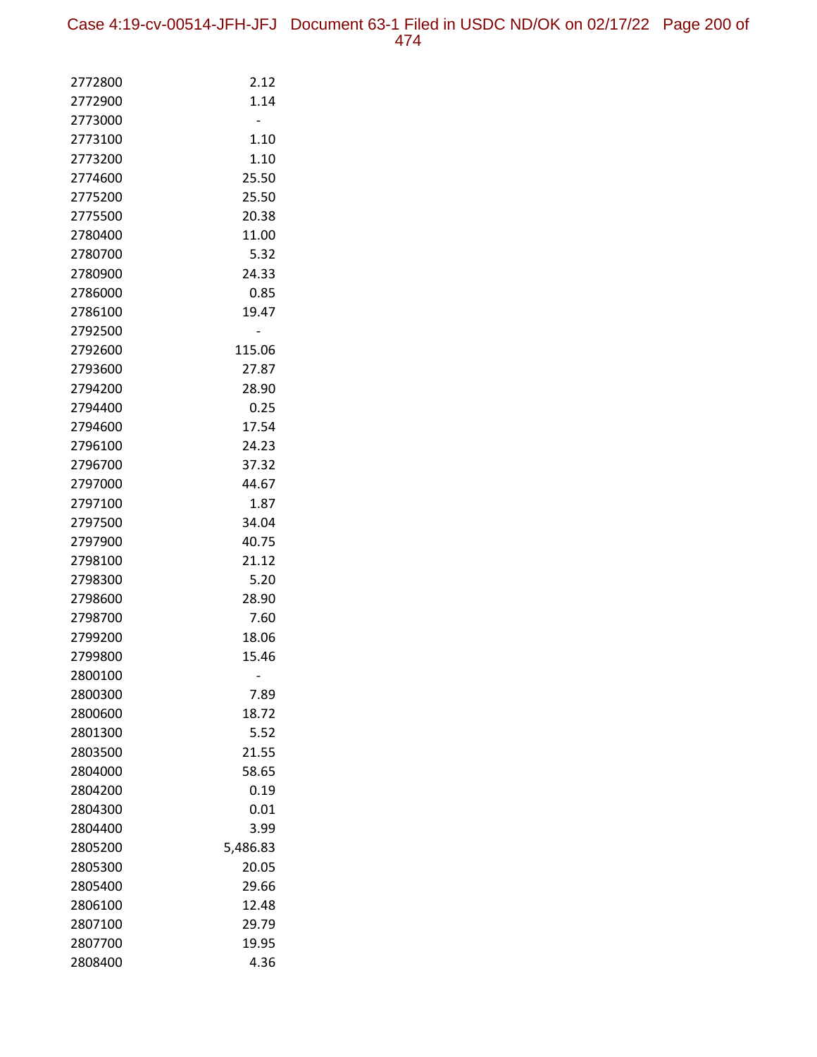| | |
|---|---|
| 2772800 | 2.12 |
| 2772900 | 1.14 |
| 2773000 | - |
| 2773100 | 1.10 |
| 2773200 | 1.10 |
| 2774600 | 25.50 |
| 2775200 | 25.50 |
| 2775500 | 20.38 |
| 2780400 | 11.00 |
| 2780700 | 5.32 |
| 2780900 | 24.33 |
| 2786000 | 0.85 |
| 2786100 | 19.47 |
| 2792500 | - |
| 2792600 | 115.06 |
| 2793600 | 27.87 |
| 2794200 | 28.90 |
| 2794400 | 0.25 |
| 2794600 | 17.54 |
| 2796100 | 24.23 |
| 2796700 | 37.32 |
| 2797000 | 44.67 |
| 2797100 | 1.87 |
| 2797500 | 34.04 |
| 2797900 | 40.75 |
| 2798100 | 21.12 |
| 2798300 | 5.20 |
| 2798600 | 28.90 |
| 2798700 | 7.60 |
| 2799200 | 18.06 |
| 2799800 | 15.46 |
| 2800100 | - |
| 2800300 | 7.89 |
| 2800600 | 18.72 |
| 2801300 | 5.52 |
| 2803500 | 21.55 |
| 2804000 | 58.65 |
| 2804200 | 0.19 |
| 2804300 | 0.01 |
| 2804400 | 3.99 |
| 2805200 | 5,486.83 |
| 2805300 | 20.05 |
| 2805400 | 29.66 |
| 2806100 | 12.48 |
| 2807100 | 29.79 |
| 2807700 | 19.95 |
| 2808400 | 4.36 |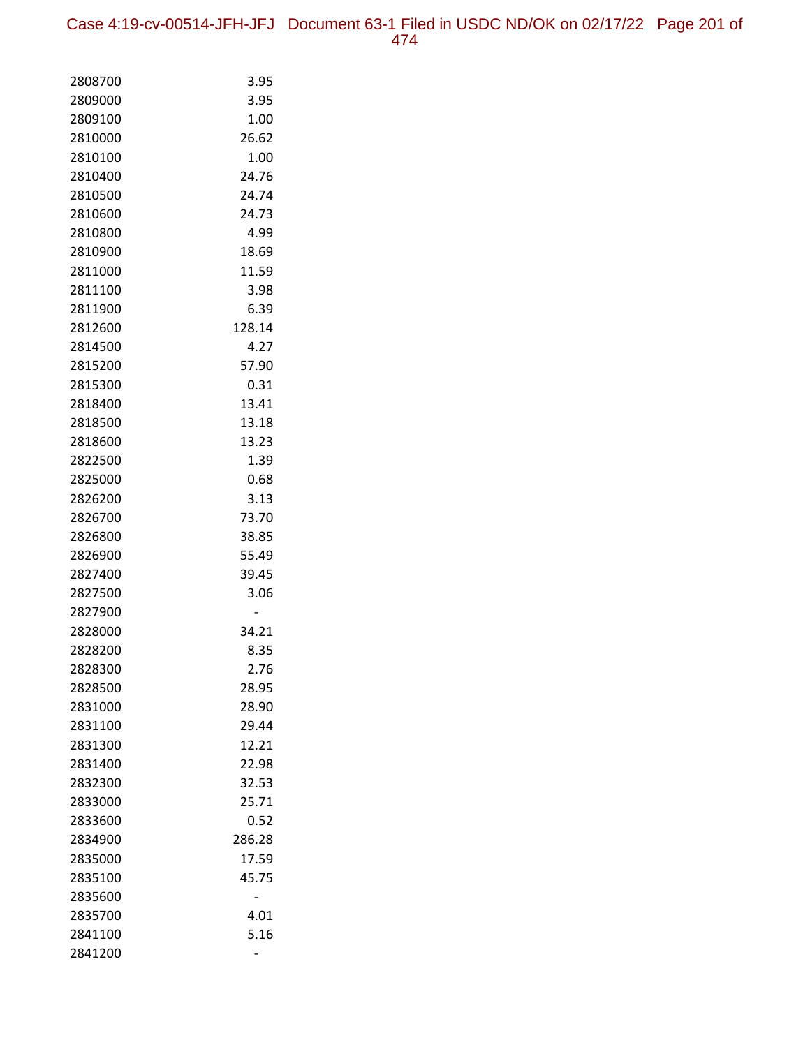| | |
|---|---|
| 2808700 | 3.95 |
| 2809000 | 3.95 |
| 2809100 | 1.00 |
| 2810000 | 26.62 |
| 2810100 | 1.00 |
| 2810400 | 24.76 |
| 2810500 | 24.74 |
| 2810600 | 24.73 |
| 2810800 | 4.99 |
| 2810900 | 18.69 |
| 2811000 | 11.59 |
| 2811100 | 3.98 |
| 2811900 | 6.39 |
| 2812600 | 128.14 |
| 2814500 | 4.27 |
| 2815200 | 57.90 |
| 2815300 | 0.31 |
| 2818400 | 13.41 |
| 2818500 | 13.18 |
| 2818600 | 13.23 |
| 2822500 | 1.39 |
| 2825000 | 0.68 |
| 2826200 | 3.13 |
| 2826700 | 73.70 |
| 2826800 | 38.85 |
| 2826900 | 55.49 |
| 2827400 | 39.45 |
| 2827500 | 3.06 |
| 2827900 | - |
| 2828000 | 34.21 |
| 2828200 | 8.35 |
| 2828300 | 2.76 |
| 2828500 | 28.95 |
| 2831000 | 28.90 |
| 2831100 | 29.44 |
| 2831300 | 12.21 |
| 2831400 | 22.98 |
| 2832300 | 32.53 |
| 2833000 | 25.71 |
| 2833600 | 0.52 |
| 2834900 | 286.28 |
| 2835000 | 17.59 |
| 2835100 | 45.75 |
| 2835600 | - |
| 2835700 | 4.01 |
| 2841100 | 5.16 |
| 2841200 | - |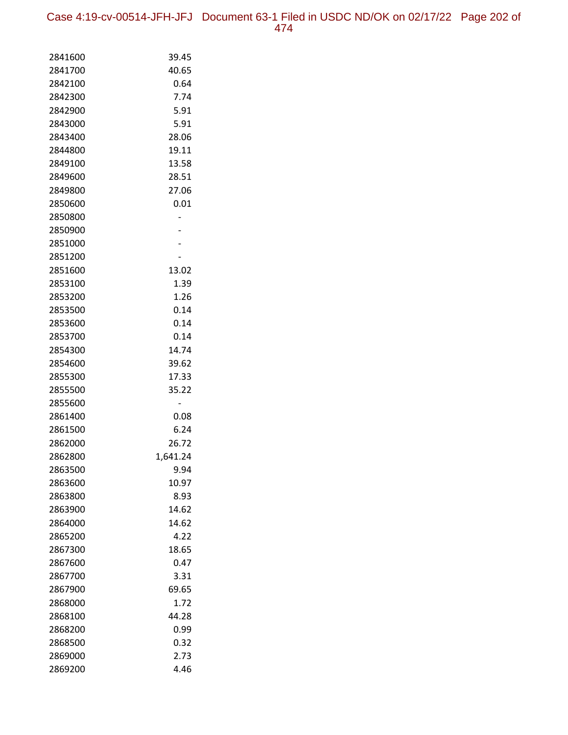| | |
|---|---|
| 2841600 | 39.45 |
| 2841700 | 40.65 |
| 2842100 | 0.64 |
| 2842300 | 7.74 |
| 2842900 | 5.91 |
| 2843000 | 5.91 |
| 2843400 | 28.06 |
| 2844800 | 19.11 |
| 2849100 | 13.58 |
| 2849600 | 28.51 |
| 2849800 | 27.06 |
| 2850600 | 0.01 |
| 2850800 | - |
| 2850900 | - |
| 2851000 | - |
| 2851200 | - |
| 2851600 | 13.02 |
| 2853100 | 1.39 |
| 2853200 | 1.26 |
| 2853500 | 0.14 |
| 2853600 | 0.14 |
| 2853700 | 0.14 |
| 2854300 | 14.74 |
| 2854600 | 39.62 |
| 2855300 | 17.33 |
| 2855500 | 35.22 |
| 2855600 | - |
| 2861400 | 0.08 |
| 2861500 | 6.24 |
| 2862000 | 26.72 |
| 2862800 | 1,641.24 |
| 2863500 | 9.94 |
| 2863600 | 10.97 |
| 2863800 | 8.93 |
| 2863900 | 14.62 |
| 2864000 | 14.62 |
| 2865200 | 4.22 |
| 2867300 | 18.65 |
| 2867600 | 0.47 |
| 2867700 | 3.31 |
| 2867900 | 69.65 |
| 2868000 | 1.72 |
| 2868100 | 44.28 |
| 2868200 | 0.99 |
| 2868500 | 0.32 |
| 2869000 | 2.73 |
| 2869200 | 4.46 |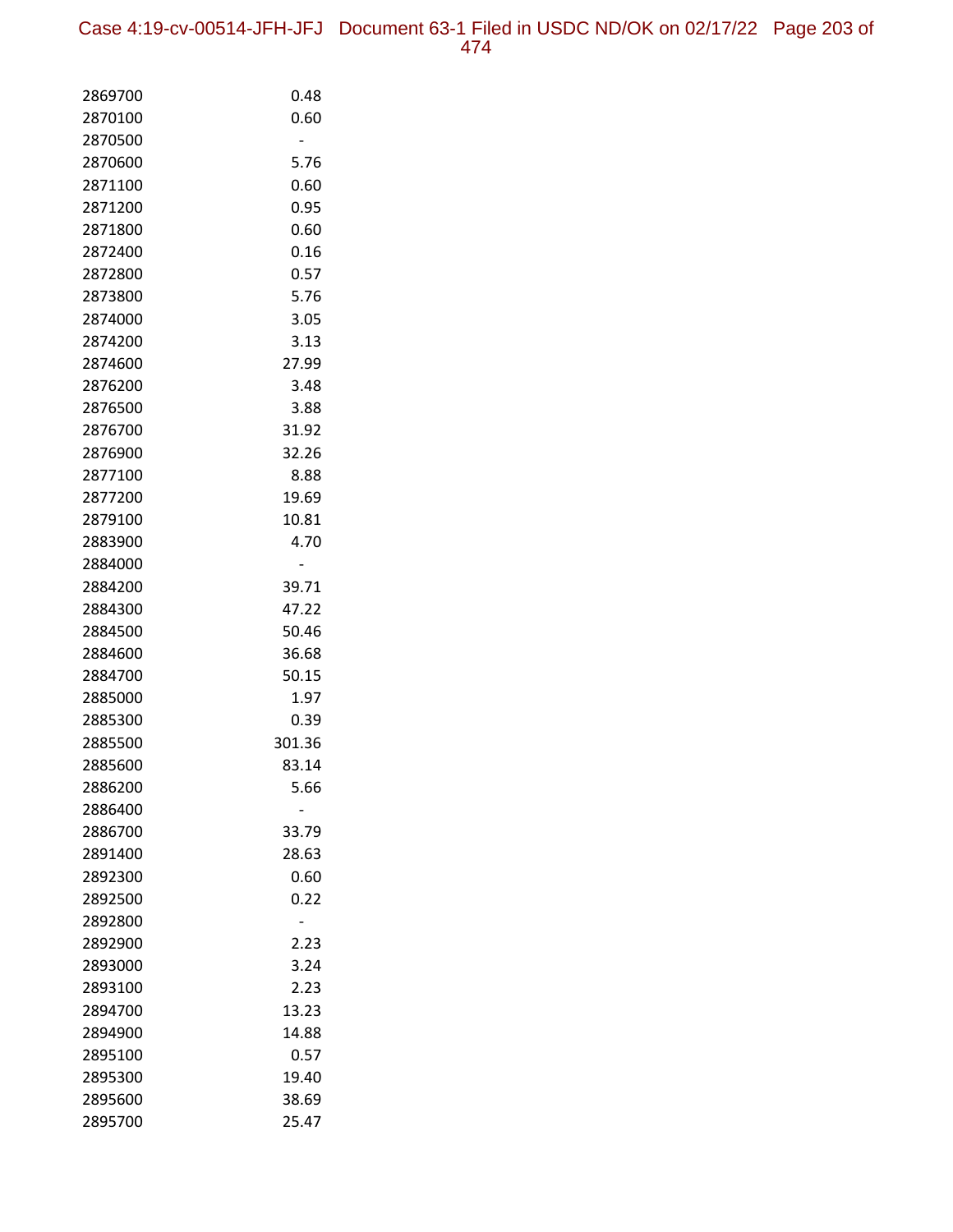| | |
|---|---|
| 2869700 | 0.48 |
| 2870100 | 0.60 |
| 2870500 | - |
| 2870600 | 5.76 |
| 2871100 | 0.60 |
| 2871200 | 0.95 |
| 2871800 | 0.60 |
| 2872400 | 0.16 |
| 2872800 | 0.57 |
| 2873800 | 5.76 |
| 2874000 | 3.05 |
| 2874200 | 3.13 |
| 2874600 | 27.99 |
| 2876200 | 3.48 |
| 2876500 | 3.88 |
| 2876700 | 31.92 |
| 2876900 | 32.26 |
| 2877100 | 8.88 |
| 2877200 | 19.69 |
| 2879100 | 10.81 |
| 2883900 | 4.70 |
| 2884000 | - |
| 2884200 | 39.71 |
| 2884300 | 47.22 |
| 2884500 | 50.46 |
| 2884600 | 36.68 |
| 2884700 | 50.15 |
| 2885000 | 1.97 |
| 2885300 | 0.39 |
| 2885500 | 301.36 |
| 2885600 | 83.14 |
| 2886200 | 5.66 |
| 2886400 | - |
| 2886700 | 33.79 |
| 2891400 | 28.63 |
| 2892300 | 0.60 |
| 2892500 | 0.22 |
| 2892800 | - |
| 2892900 | 2.23 |
| 2893000 | 3.24 |
| 2893100 | 2.23 |
| 2894700 | 13.23 |
| 2894900 | 14.88 |
| 2895100 | 0.57 |
| 2895300 | 19.40 |
| 2895600 | 38.69 |
| 2895700 | 25.47 |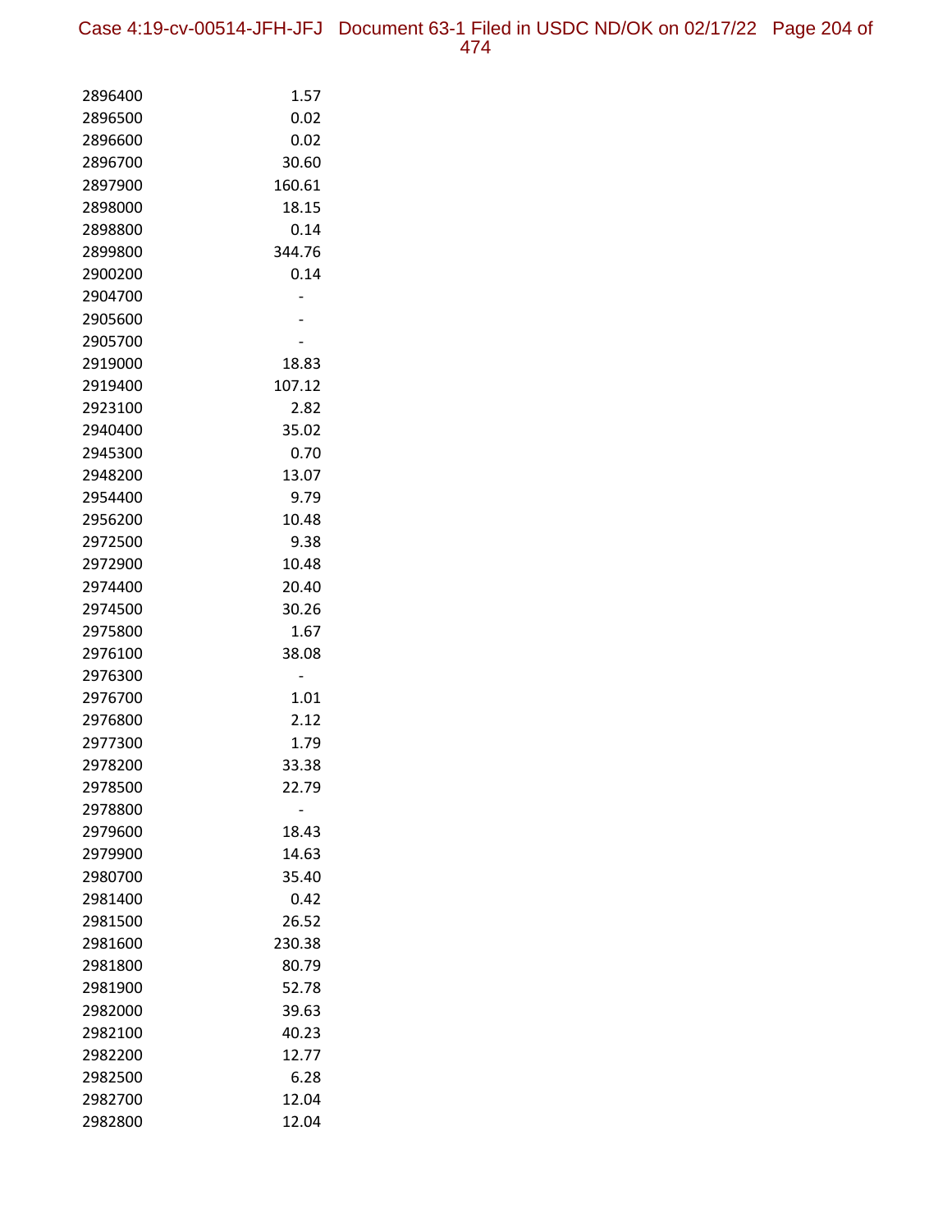| | |
|---|---|
| 2896400 | 1.57 |
| 2896500 | 0.02 |
| 2896600 | 0.02 |
| 2896700 | 30.60 |
| 2897900 | 160.61 |
| 2898000 | 18.15 |
| 2898800 | 0.14 |
| 2899800 | 344.76 |
| 2900200 | 0.14 |
| 2904700 | - |
| 2905600 | - |
| 2905700 | - |
| 2919000 | 18.83 |
| 2919400 | 107.12 |
| 2923100 | 2.82 |
| 2940400 | 35.02 |
| 2945300 | 0.70 |
| 2948200 | 13.07 |
| 2954400 | 9.79 |
| 2956200 | 10.48 |
| 2972500 | 9.38 |
| 2972900 | 10.48 |
| 2974400 | 20.40 |
| 2974500 | 30.26 |
| 2975800 | 1.67 |
| 2976100 | 38.08 |
| 2976300 | - |
| 2976700 | 1.01 |
| 2976800 | 2.12 |
| 2977300 | 1.79 |
| 2978200 | 33.38 |
| 2978500 | 22.79 |
| 2978800 | - |
| 2979600 | 18.43 |
| 2979900 | 14.63 |
| 2980700 | 35.40 |
| 2981400 | 0.42 |
| 2981500 | 26.52 |
| 2981600 | 230.38 |
| 2981800 | 80.79 |
| 2981900 | 52.78 |
| 2982000 | 39.63 |
| 2982100 | 40.23 |
| 2982200 | 12.77 |
| 2982500 | 6.28 |
| 2982700 | 12.04 |
| 2982800 | 12.04 |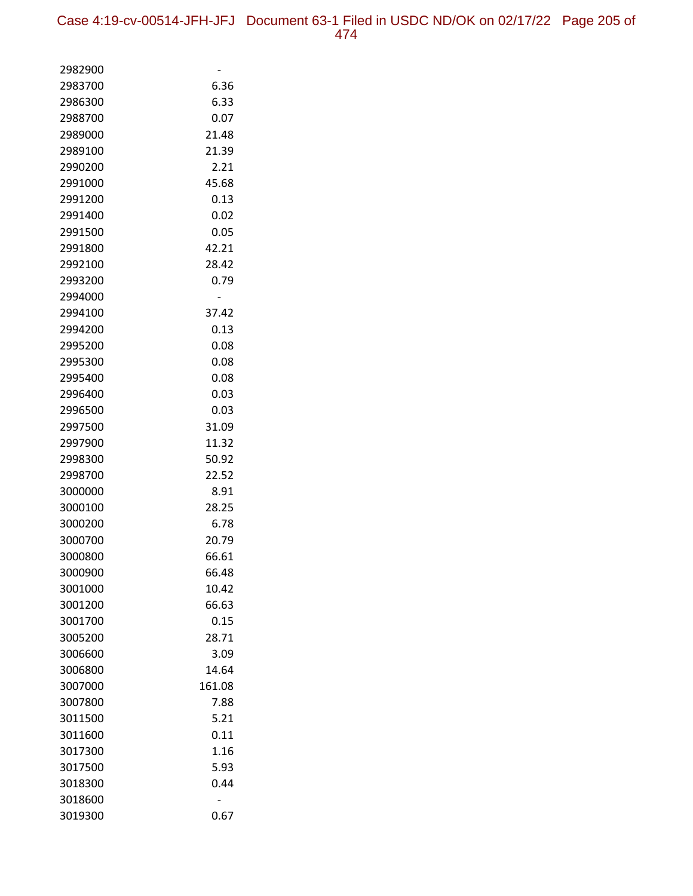| | |
|---|---|
| 2982900 | - |
| 2983700 | 6.36 |
| 2986300 | 6.33 |
| 2988700 | 0.07 |
| 2989000 | 21.48 |
| 2989100 | 21.39 |
| 2990200 | 2.21 |
| 2991000 | 45.68 |
| 2991200 | 0.13 |
| 2991400 | 0.02 |
| 2991500 | 0.05 |
| 2991800 | 42.21 |
| 2992100 | 28.42 |
| 2993200 | 0.79 |
| 2994000 | - |
| 2994100 | 37.42 |
| 2994200 | 0.13 |
| 2995200 | 0.08 |
| 2995300 | 0.08 |
| 2995400 | 0.08 |
| 2996400 | 0.03 |
| 2996500 | 0.03 |
| 2997500 | 31.09 |
| 2997900 | 11.32 |
| 2998300 | 50.92 |
| 2998700 | 22.52 |
| 3000000 | 8.91 |
| 3000100 | 28.25 |
| 3000200 | 6.78 |
| 3000700 | 20.79 |
| 3000800 | 66.61 |
| 3000900 | 66.48 |
| 3001000 | 10.42 |
| 3001200 | 66.63 |
| 3001700 | 0.15 |
| 3005200 | 28.71 |
| 3006600 | 3.09 |
| 3006800 | 14.64 |
| 3007000 | 161.08 |
| 3007800 | 7.88 |
| 3011500 | 5.21 |
| 3011600 | 0.11 |
| 3017300 | 1.16 |
| 3017500 | 5.93 |
| 3018300 | 0.44 |
| 3018600 | - |
| 3019300 | 0.67 |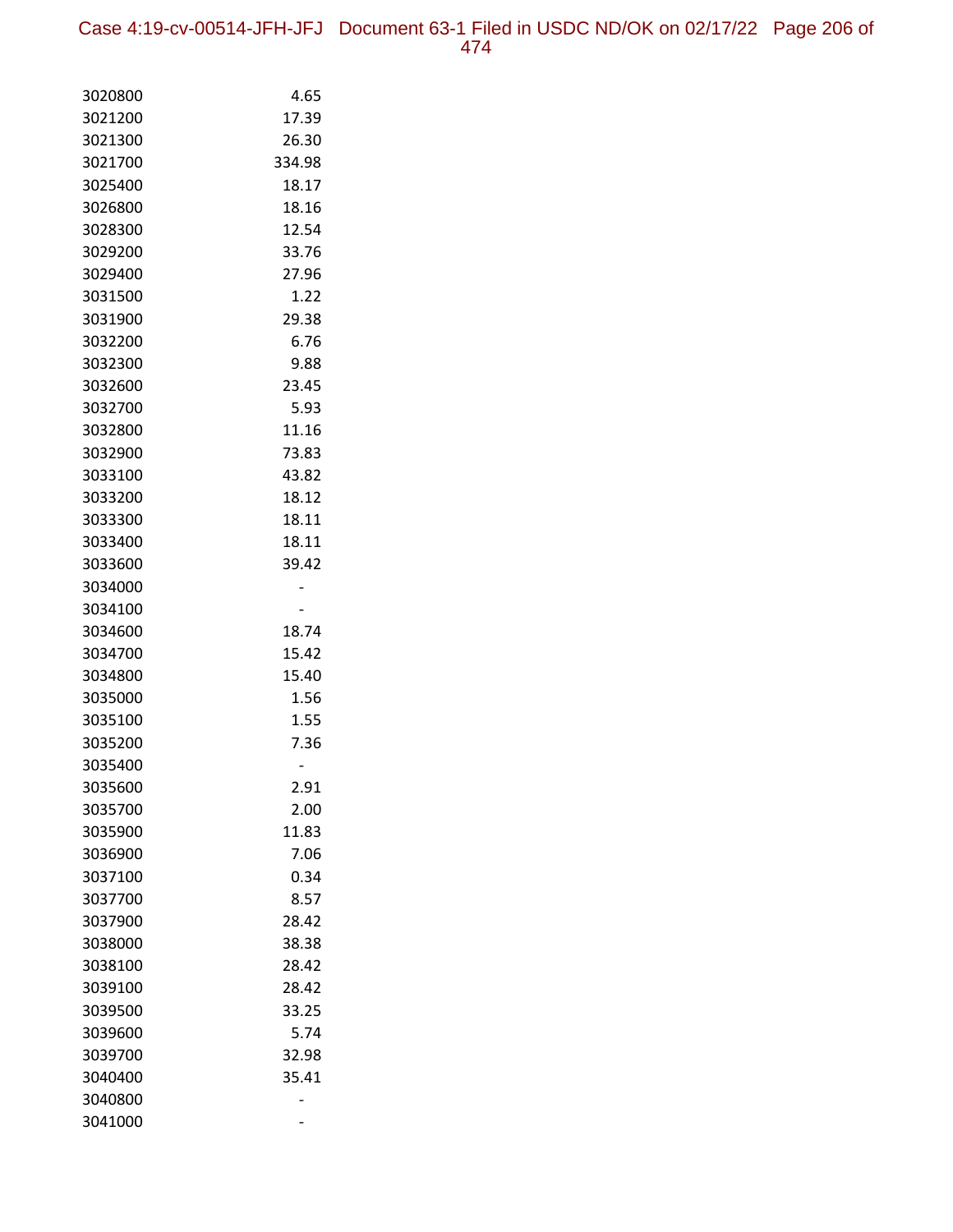| | |
|---|---|
| 3020800 | 4.65 |
| 3021200 | 17.39 |
| 3021300 | 26.30 |
| 3021700 | 334.98 |
| 3025400 | 18.17 |
| 3026800 | 18.16 |
| 3028300 | 12.54 |
| 3029200 | 33.76 |
| 3029400 | 27.96 |
| 3031500 | 1.22 |
| 3031900 | 29.38 |
| 3032200 | 6.76 |
| 3032300 | 9.88 |
| 3032600 | 23.45 |
| 3032700 | 5.93 |
| 3032800 | 11.16 |
| 3032900 | 73.83 |
| 3033100 | 43.82 |
| 3033200 | 18.12 |
| 3033300 | 18.11 |
| 3033400 | 18.11 |
| 3033600 | 39.42 |
| 3034000 | - |
| 3034100 | - |
| 3034600 | 18.74 |
| 3034700 | 15.42 |
| 3034800 | 15.40 |
| 3035000 | 1.56 |
| 3035100 | 1.55 |
| 3035200 | 7.36 |
| 3035400 | - |
| 3035600 | 2.91 |
| 3035700 | 2.00 |
| 3035900 | 11.83 |
| 3036900 | 7.06 |
| 3037100 | 0.34 |
| 3037700 | 8.57 |
| 3037900 | 28.42 |
| 3038000 | 38.38 |
| 3038100 | 28.42 |
| 3039100 | 28.42 |
| 3039500 | 33.25 |
| 3039600 | 5.74 |
| 3039700 | 32.98 |
| 3040400 | 35.41 |
| 3040800 | - |
| 3041000 | - |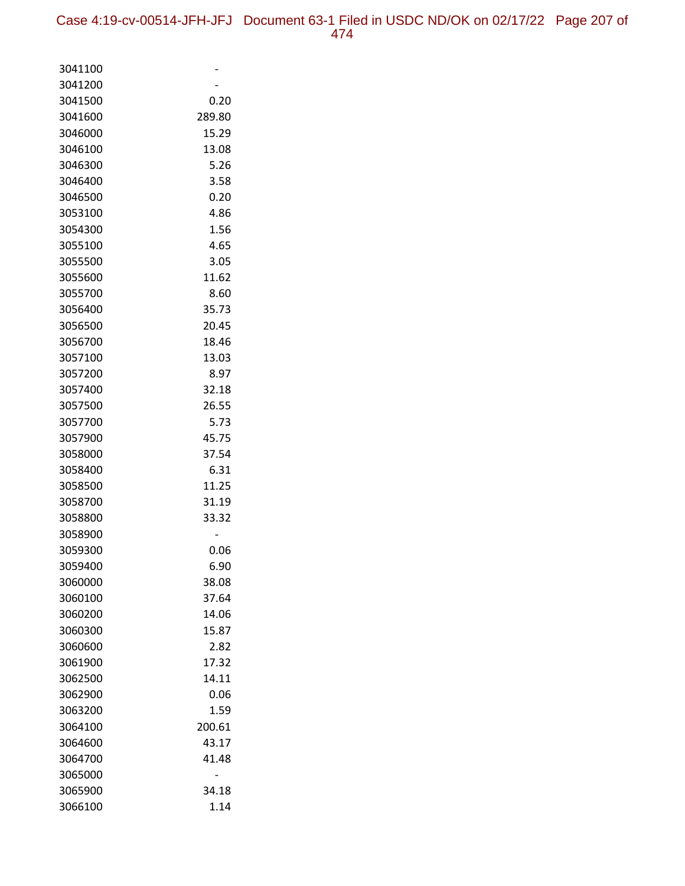| | |
|---|---|
| 3041100 | - |
| 3041200 | - |
| 3041500 | 0.20 |
| 3041600 | 289.80 |
| 3046000 | 15.29 |
| 3046100 | 13.08 |
| 3046300 | 5.26 |
| 3046400 | 3.58 |
| 3046500 | 0.20 |
| 3053100 | 4.86 |
| 3054300 | 1.56 |
| 3055100 | 4.65 |
| 3055500 | 3.05 |
| 3055600 | 11.62 |
| 3055700 | 8.60 |
| 3056400 | 35.73 |
| 3056500 | 20.45 |
| 3056700 | 18.46 |
| 3057100 | 13.03 |
| 3057200 | 8.97 |
| 3057400 | 32.18 |
| 3057500 | 26.55 |
| 3057700 | 5.73 |
| 3057900 | 45.75 |
| 3058000 | 37.54 |
| 3058400 | 6.31 |
| 3058500 | 11.25 |
| 3058700 | 31.19 |
| 3058800 | 33.32 |
| 3058900 | - |
| 3059300 | 0.06 |
| 3059400 | 6.90 |
| 3060000 | 38.08 |
| 3060100 | 37.64 |
| 3060200 | 14.06 |
| 3060300 | 15.87 |
| 3060600 | 2.82 |
| 3061900 | 17.32 |
| 3062500 | 14.11 |
| 3062900 | 0.06 |
| 3063200 | 1.59 |
| 3064100 | 200.61 |
| 3064600 | 43.17 |
| 3064700 | 41.48 |
| 3065000 | - |
| 3065900 | 34.18 |
| 3066100 | 1.14 |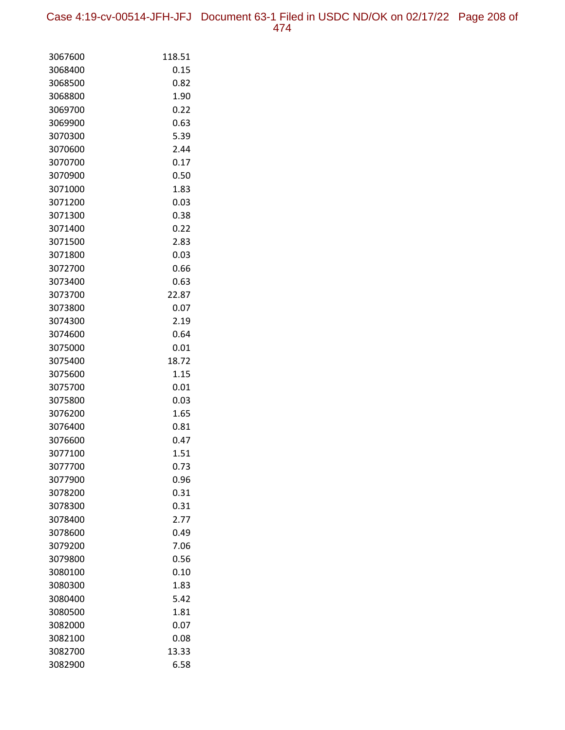| | |
|---|---|
| 3067600 | 118.51 |
| 3068400 | 0.15 |
| 3068500 | 0.82 |
| 3068800 | 1.90 |
| 3069700 | 0.22 |
| 3069900 | 0.63 |
| 3070300 | 5.39 |
| 3070600 | 2.44 |
| 3070700 | 0.17 |
| 3070900 | 0.50 |
| 3071000 | 1.83 |
| 3071200 | 0.03 |
| 3071300 | 0.38 |
| 3071400 | 0.22 |
| 3071500 | 2.83 |
| 3071800 | 0.03 |
| 3072700 | 0.66 |
| 3073400 | 0.63 |
| 3073700 | 22.87 |
| 3073800 | 0.07 |
| 3074300 | 2.19 |
| 3074600 | 0.64 |
| 3075000 | 0.01 |
| 3075400 | 18.72 |
| 3075600 | 1.15 |
| 3075700 | 0.01 |
| 3075800 | 0.03 |
| 3076200 | 1.65 |
| 3076400 | 0.81 |
| 3076600 | 0.47 |
| 3077100 | 1.51 |
| 3077700 | 0.73 |
| 3077900 | 0.96 |
| 3078200 | 0.31 |
| 3078300 | 0.31 |
| 3078400 | 2.77 |
| 3078600 | 0.49 |
| 3079200 | 7.06 |
| 3079800 | 0.56 |
| 3080100 | 0.10 |
| 3080300 | 1.83 |
| 3080400 | 5.42 |
| 3080500 | 1.81 |
| 3082000 | 0.07 |
| 3082100 | 0.08 |
| 3082700 | 13.33 |
| 3082900 | 6.58 |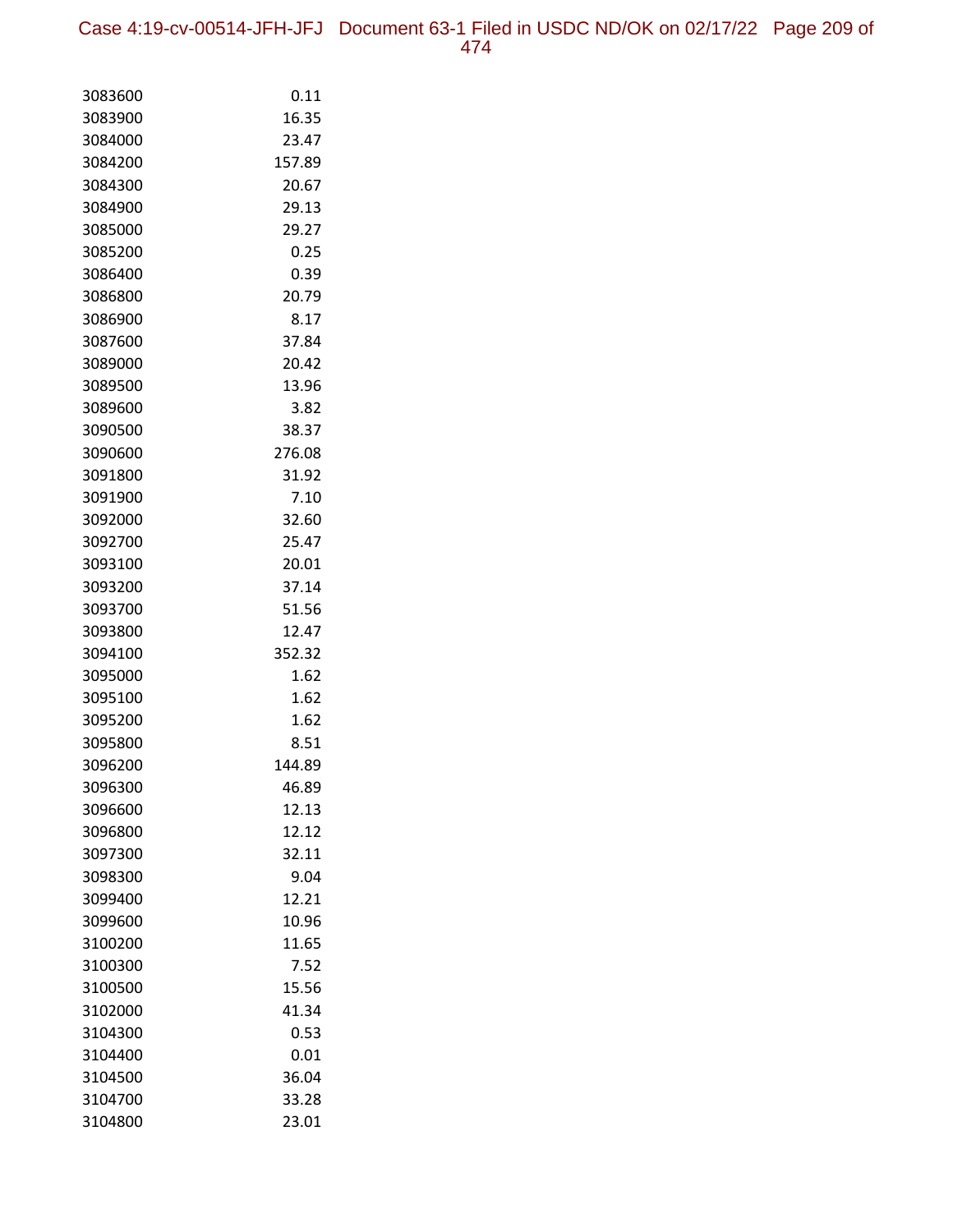| | |
|---|---|
| 3083600 | 0.11 |
| 3083900 | 16.35 |
| 3084000 | 23.47 |
| 3084200 | 157.89 |
| 3084300 | 20.67 |
| 3084900 | 29.13 |
| 3085000 | 29.27 |
| 3085200 | 0.25 |
| 3086400 | 0.39 |
| 3086800 | 20.79 |
| 3086900 | 8.17 |
| 3087600 | 37.84 |
| 3089000 | 20.42 |
| 3089500 | 13.96 |
| 3089600 | 3.82 |
| 3090500 | 38.37 |
| 3090600 | 276.08 |
| 3091800 | 31.92 |
| 3091900 | 7.10 |
| 3092000 | 32.60 |
| 3092700 | 25.47 |
| 3093100 | 20.01 |
| 3093200 | 37.14 |
| 3093700 | 51.56 |
| 3093800 | 12.47 |
| 3094100 | 352.32 |
| 3095000 | 1.62 |
| 3095100 | 1.62 |
| 3095200 | 1.62 |
| 3095800 | 8.51 |
| 3096200 | 144.89 |
| 3096300 | 46.89 |
| 3096600 | 12.13 |
| 3096800 | 12.12 |
| 3097300 | 32.11 |
| 3098300 | 9.04 |
| 3099400 | 12.21 |
| 3099600 | 10.96 |
| 3100200 | 11.65 |
| 3100300 | 7.52 |
| 3100500 | 15.56 |
| 3102000 | 41.34 |
| 3104300 | 0.53 |
| 3104400 | 0.01 |
| 3104500 | 36.04 |
| 3104700 | 33.28 |
| 3104800 | 23.01 |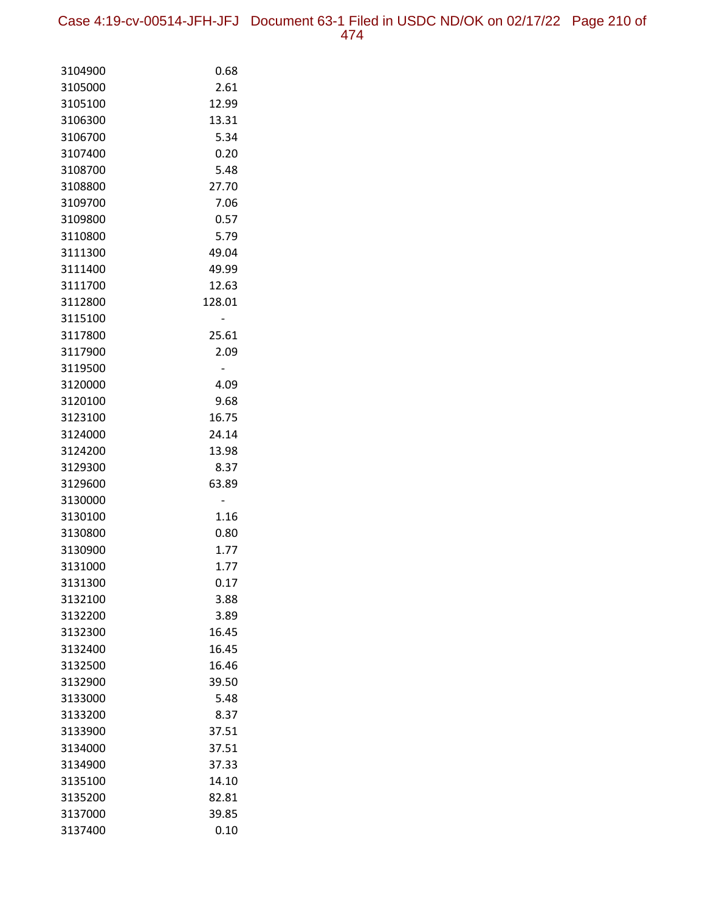| | |
|---|---|
| 3104900 | 0.68 |
| 3105000 | 2.61 |
| 3105100 | 12.99 |
| 3106300 | 13.31 |
| 3106700 | 5.34 |
| 3107400 | 0.20 |
| 3108700 | 5.48 |
| 3108800 | 27.70 |
| 3109700 | 7.06 |
| 3109800 | 0.57 |
| 3110800 | 5.79 |
| 3111300 | 49.04 |
| 3111400 | 49.99 |
| 3111700 | 12.63 |
| 3112800 | 128.01 |
| 3115100 | - |
| 3117800 | 25.61 |
| 3117900 | 2.09 |
| 3119500 | - |
| 3120000 | 4.09 |
| 3120100 | 9.68 |
| 3123100 | 16.75 |
| 3124000 | 24.14 |
| 3124200 | 13.98 |
| 3129300 | 8.37 |
| 3129600 | 63.89 |
| 3130000 | - |
| 3130100 | 1.16 |
| 3130800 | 0.80 |
| 3130900 | 1.77 |
| 3131000 | 1.77 |
| 3131300 | 0.17 |
| 3132100 | 3.88 |
| 3132200 | 3.89 |
| 3132300 | 16.45 |
| 3132400 | 16.45 |
| 3132500 | 16.46 |
| 3132900 | 39.50 |
| 3133000 | 5.48 |
| 3133200 | 8.37 |
| 3133900 | 37.51 |
| 3134000 | 37.51 |
| 3134900 | 37.33 |
| 3135100 | 14.10 |
| 3135200 | 82.81 |
| 3137000 | 39.85 |
| 3137400 | 0.10 |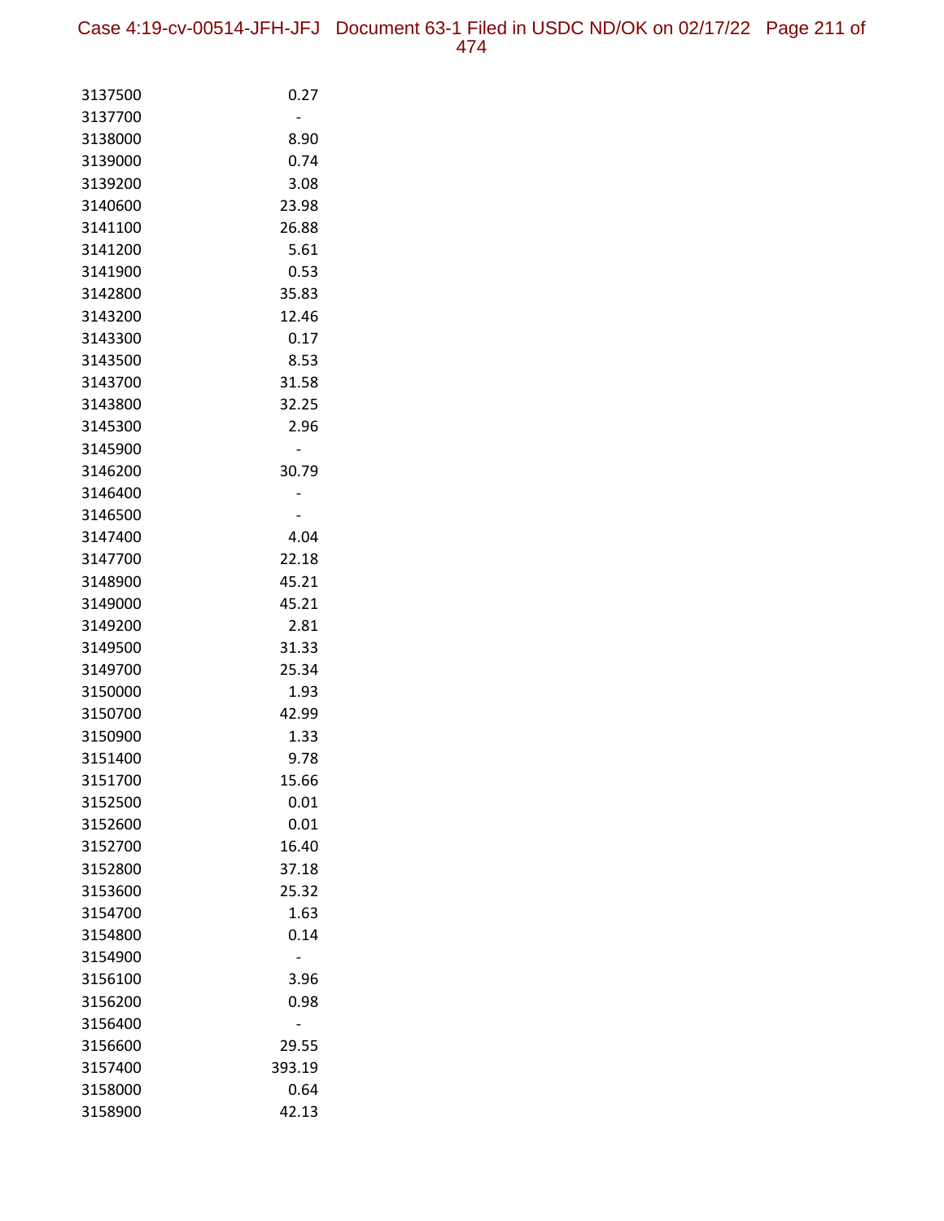| | |
|---|---|
| 3137500 | 0.27 |
| 3137700 | - |
| 3138000 | 8.90 |
| 3139000 | 0.74 |
| 3139200 | 3.08 |
| 3140600 | 23.98 |
| 3141100 | 26.88 |
| 3141200 | 5.61 |
| 3141900 | 0.53 |
| 3142800 | 35.83 |
| 3143200 | 12.46 |
| 3143300 | 0.17 |
| 3143500 | 8.53 |
| 3143700 | 31.58 |
| 3143800 | 32.25 |
| 3145300 | 2.96 |
| 3145900 | - |
| 3146200 | 30.79 |
| 3146400 | - |
| 3146500 | - |
| 3147400 | 4.04 |
| 3147700 | 22.18 |
| 3148900 | 45.21 |
| 3149000 | 45.21 |
| 3149200 | 2.81 |
| 3149500 | 31.33 |
| 3149700 | 25.34 |
| 3150000 | 1.93 |
| 3150700 | 42.99 |
| 3150900 | 1.33 |
| 3151400 | 9.78 |
| 3151700 | 15.66 |
| 3152500 | 0.01 |
| 3152600 | 0.01 |
| 3152700 | 16.40 |
| 3152800 | 37.18 |
| 3153600 | 25.32 |
| 3154700 | 1.63 |
| 3154800 | 0.14 |
| 3154900 | - |
| 3156100 | 3.96 |
| 3156200 | 0.98 |
| 3156400 | - |
| 3156600 | 29.55 |
| 3157400 | 393.19 |
| 3158000 | 0.64 |
| 3158900 | 42.13 |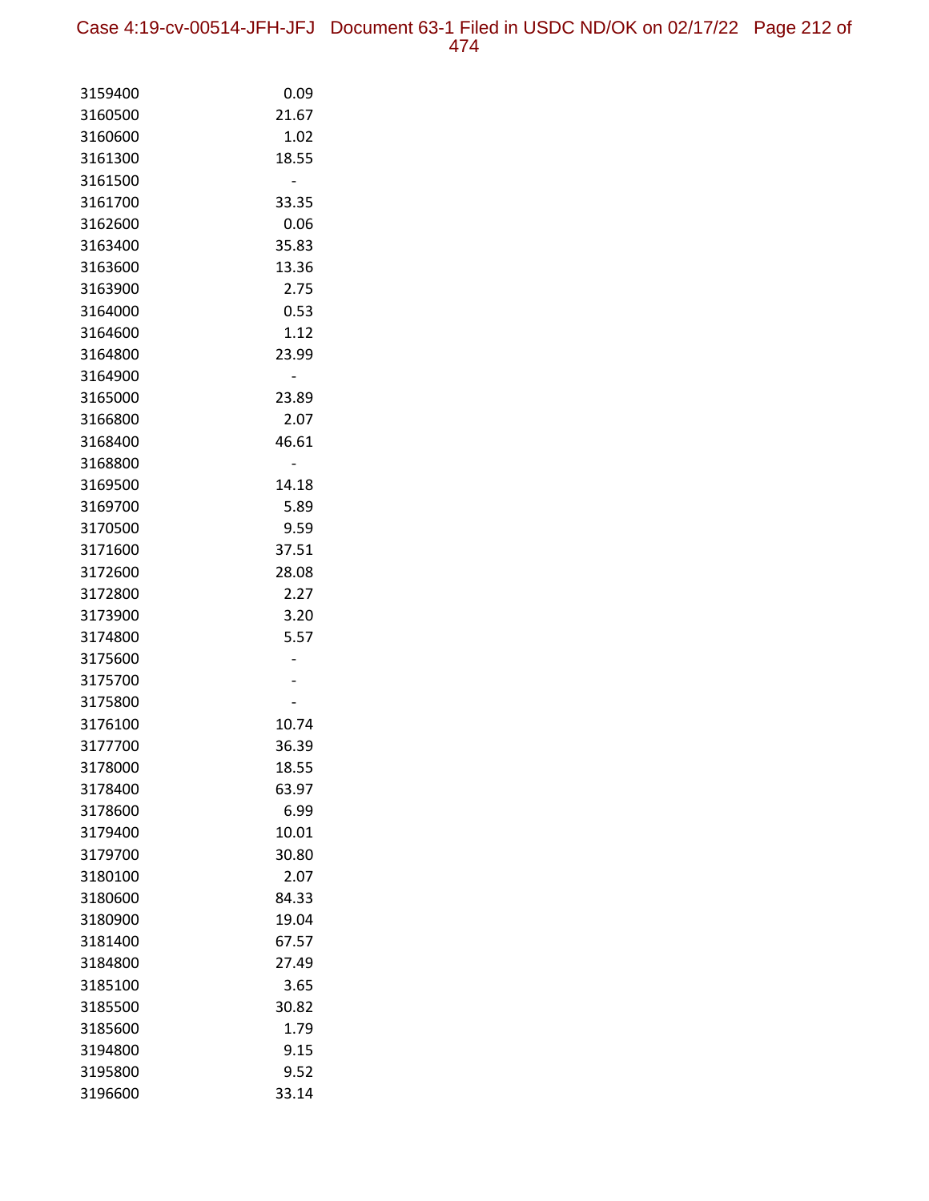| | |
|---|---|
| 3159400 | 0.09 |
| 3160500 | 21.67 |
| 3160600 | 1.02 |
| 3161300 | 18.55 |
| 3161500 | - |
| 3161700 | 33.35 |
| 3162600 | 0.06 |
| 3163400 | 35.83 |
| 3163600 | 13.36 |
| 3163900 | 2.75 |
| 3164000 | 0.53 |
| 3164600 | 1.12 |
| 3164800 | 23.99 |
| 3164900 | - |
| 3165000 | 23.89 |
| 3166800 | 2.07 |
| 3168400 | 46.61 |
| 3168800 | - |
| 3169500 | 14.18 |
| 3169700 | 5.89 |
| 3170500 | 9.59 |
| 3171600 | 37.51 |
| 3172600 | 28.08 |
| 3172800 | 2.27 |
| 3173900 | 3.20 |
| 3174800 | 5.57 |
| 3175600 | - |
| 3175700 | - |
| 3175800 | - |
| 3176100 | 10.74 |
| 3177700 | 36.39 |
| 3178000 | 18.55 |
| 3178400 | 63.97 |
| 3178600 | 6.99 |
| 3179400 | 10.01 |
| 3179700 | 30.80 |
| 3180100 | 2.07 |
| 3180600 | 84.33 |
| 3180900 | 19.04 |
| 3181400 | 67.57 |
| 3184800 | 27.49 |
| 3185100 | 3.65 |
| 3185500 | 30.82 |
| 3185600 | 1.79 |
| 3194800 | 9.15 |
| 3195800 | 9.52 |
| 3196600 | 33.14 |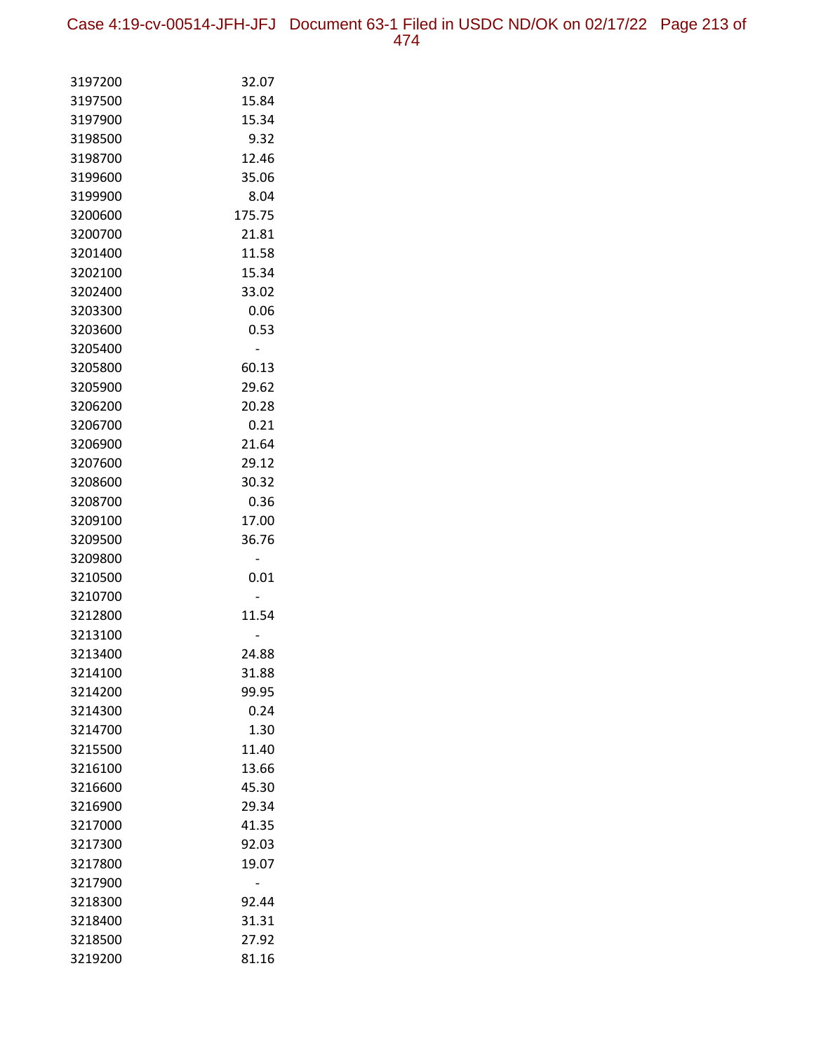| | |
|---|---|
| 3197200 | 32.07 |
| 3197500 | 15.84 |
| 3197900 | 15.34 |
| 3198500 | 9.32 |
| 3198700 | 12.46 |
| 3199600 | 35.06 |
| 3199900 | 8.04 |
| 3200600 | 175.75 |
| 3200700 | 21.81 |
| 3201400 | 11.58 |
| 3202100 | 15.34 |
| 3202400 | 33.02 |
| 3203300 | 0.06 |
| 3203600 | 0.53 |
| 3205400 | - |
| 3205800 | 60.13 |
| 3205900 | 29.62 |
| 3206200 | 20.28 |
| 3206700 | 0.21 |
| 3206900 | 21.64 |
| 3207600 | 29.12 |
| 3208600 | 30.32 |
| 3208700 | 0.36 |
| 3209100 | 17.00 |
| 3209500 | 36.76 |
| 3209800 | - |
| 3210500 | 0.01 |
| 3210700 | - |
| 3212800 | 11.54 |
| 3213100 | - |
| 3213400 | 24.88 |
| 3214100 | 31.88 |
| 3214200 | 99.95 |
| 3214300 | 0.24 |
| 3214700 | 1.30 |
| 3215500 | 11.40 |
| 3216100 | 13.66 |
| 3216600 | 45.30 |
| 3216900 | 29.34 |
| 3217000 | 41.35 |
| 3217300 | 92.03 |
| 3217800 | 19.07 |
| 3217900 | - |
| 3218300 | 92.44 |
| 3218400 | 31.31 |
| 3218500 | 27.92 |
| 3219200 | 81.16 |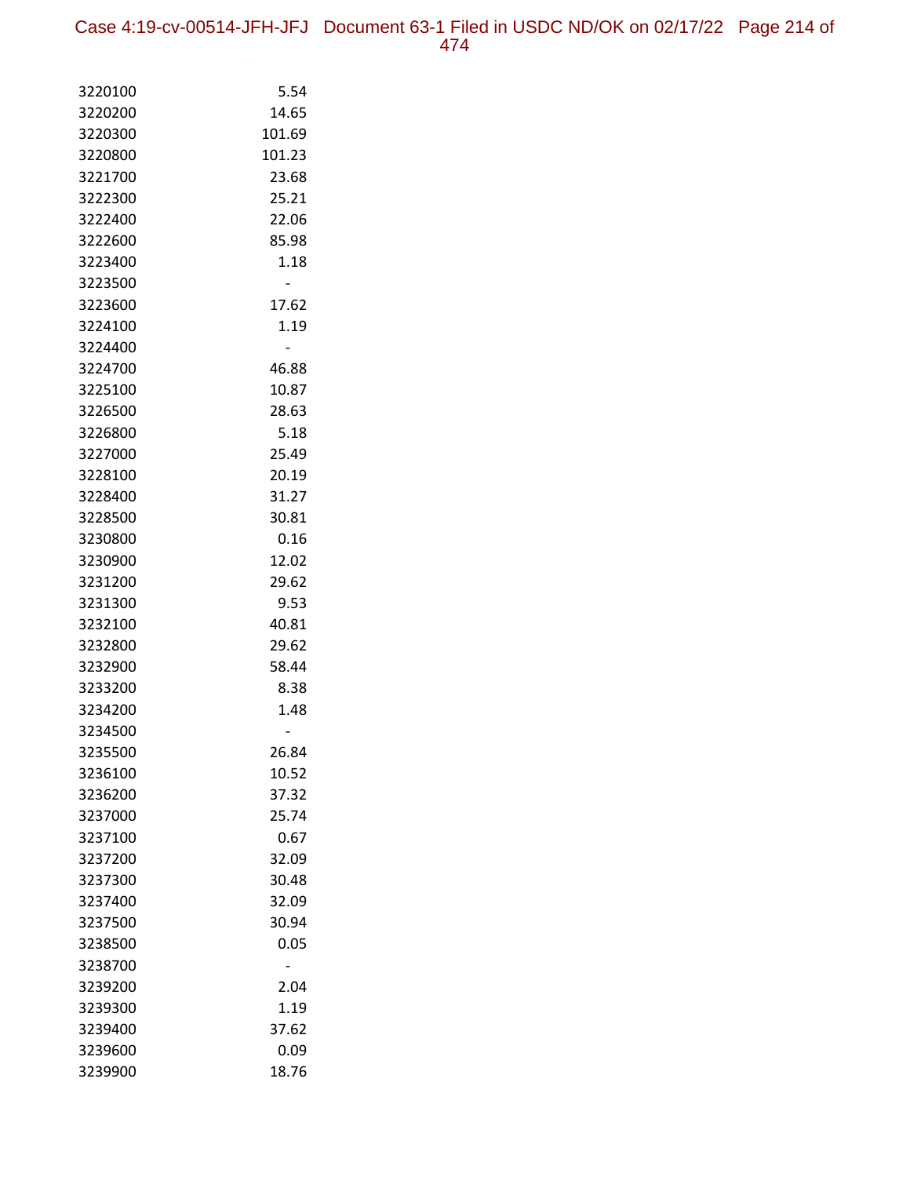| | |
|---|---|
| 3220100 | 5.54 |
| 3220200 | 14.65 |
| 3220300 | 101.69 |
| 3220800 | 101.23 |
| 3221700 | 23.68 |
| 3222300 | 25.21 |
| 3222400 | 22.06 |
| 3222600 | 85.98 |
| 3223400 | 1.18 |
| 3223500 | - |
| 3223600 | 17.62 |
| 3224100 | 1.19 |
| 3224400 | - |
| 3224700 | 46.88 |
| 3225100 | 10.87 |
| 3226500 | 28.63 |
| 3226800 | 5.18 |
| 3227000 | 25.49 |
| 3228100 | 20.19 |
| 3228400 | 31.27 |
| 3228500 | 30.81 |
| 3230800 | 0.16 |
| 3230900 | 12.02 |
| 3231200 | 29.62 |
| 3231300 | 9.53 |
| 3232100 | 40.81 |
| 3232800 | 29.62 |
| 3232900 | 58.44 |
| 3233200 | 8.38 |
| 3234200 | 1.48 |
| 3234500 | - |
| 3235500 | 26.84 |
| 3236100 | 10.52 |
| 3236200 | 37.32 |
| 3237000 | 25.74 |
| 3237100 | 0.67 |
| 3237200 | 32.09 |
| 3237300 | 30.48 |
| 3237400 | 32.09 |
| 3237500 | 30.94 |
| 3238500 | 0.05 |
| 3238700 | - |
| 3239200 | 2.04 |
| 3239300 | 1.19 |
| 3239400 | 37.62 |
| 3239600 | 0.09 |
| 3239900 | 18.76 |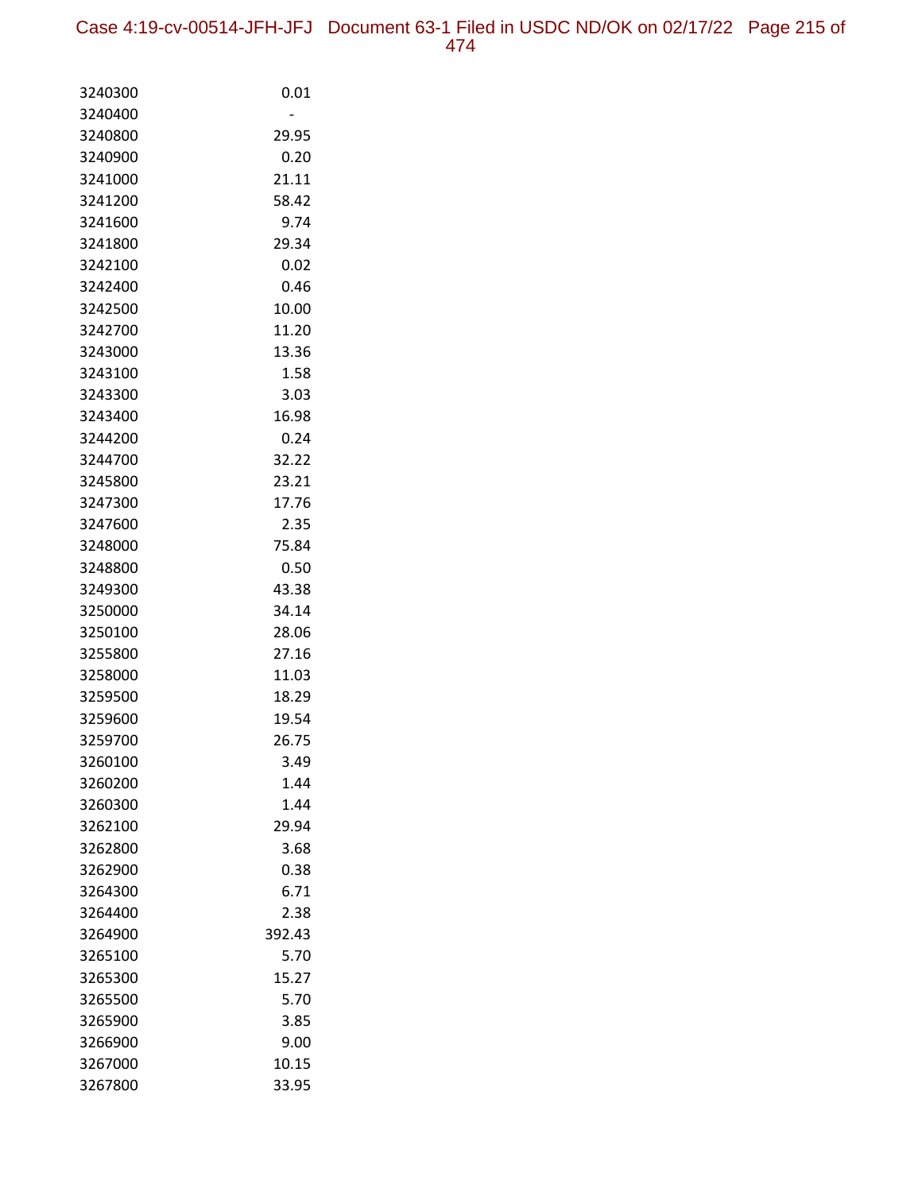| | |
|---|---|
| 3240300 | 0.01 |
| 3240400 | - |
| 3240800 | 29.95 |
| 3240900 | 0.20 |
| 3241000 | 21.11 |
| 3241200 | 58.42 |
| 3241600 | 9.74 |
| 3241800 | 29.34 |
| 3242100 | 0.02 |
| 3242400 | 0.46 |
| 3242500 | 10.00 |
| 3242700 | 11.20 |
| 3243000 | 13.36 |
| 3243100 | 1.58 |
| 3243300 | 3.03 |
| 3243400 | 16.98 |
| 3244200 | 0.24 |
| 3244700 | 32.22 |
| 3245800 | 23.21 |
| 3247300 | 17.76 |
| 3247600 | 2.35 |
| 3248000 | 75.84 |
| 3248800 | 0.50 |
| 3249300 | 43.38 |
| 3250000 | 34.14 |
| 3250100 | 28.06 |
| 3255800 | 27.16 |
| 3258000 | 11.03 |
| 3259500 | 18.29 |
| 3259600 | 19.54 |
| 3259700 | 26.75 |
| 3260100 | 3.49 |
| 3260200 | 1.44 |
| 3260300 | 1.44 |
| 3262100 | 29.94 |
| 3262800 | 3.68 |
| 3262900 | 0.38 |
| 3264300 | 6.71 |
| 3264400 | 2.38 |
| 3264900 | 392.43 |
| 3265100 | 5.70 |
| 3265300 | 15.27 |
| 3265500 | 5.70 |
| 3265900 | 3.85 |
| 3266900 | 9.00 |
| 3267000 | 10.15 |
| 3267800 | 33.95 |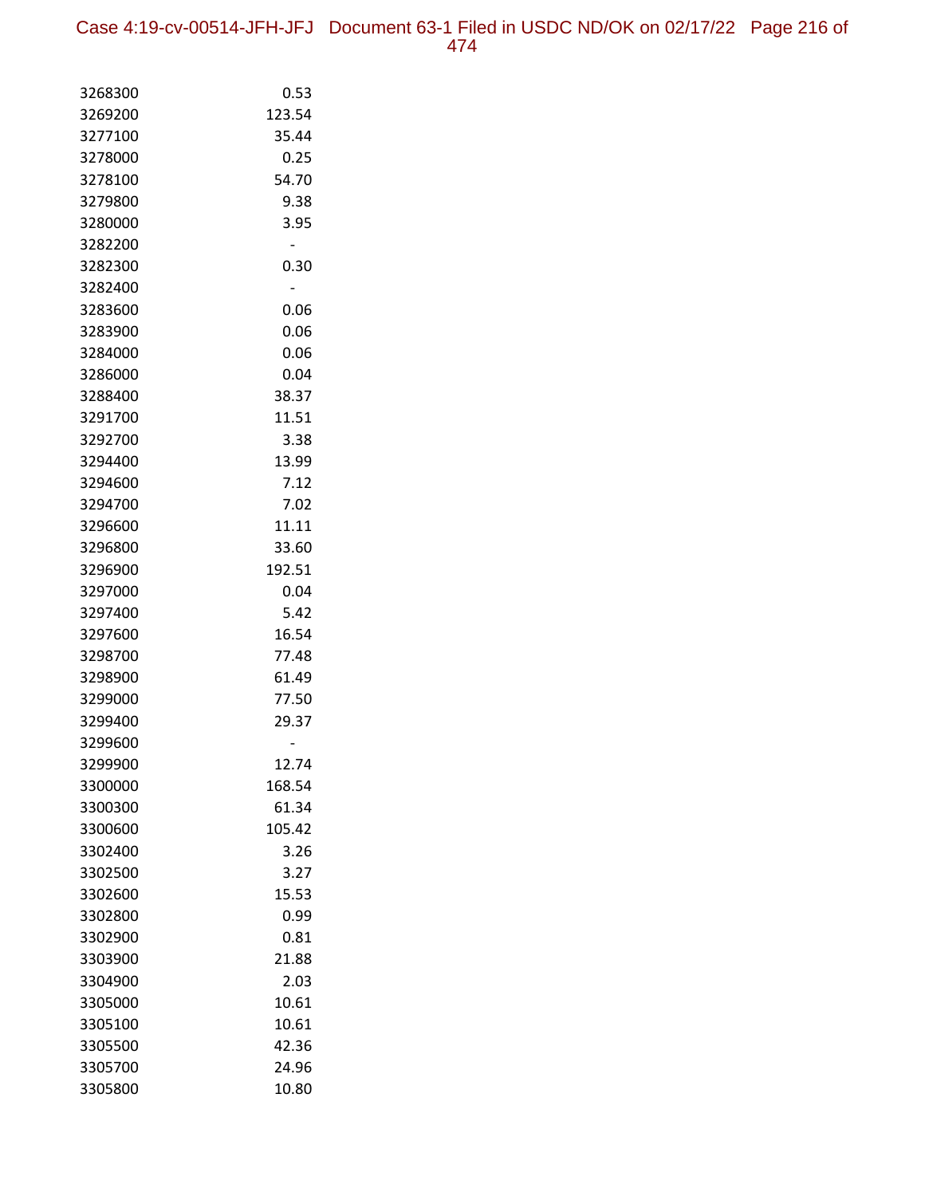| | |
|---|---|
| 3268300 | 0.53 |
| 3269200 | 123.54 |
| 3277100 | 35.44 |
| 3278000 | 0.25 |
| 3278100 | 54.70 |
| 3279800 | 9.38 |
| 3280000 | 3.95 |
| 3282200 | - |
| 3282300 | 0.30 |
| 3282400 | - |
| 3283600 | 0.06 |
| 3283900 | 0.06 |
| 3284000 | 0.06 |
| 3286000 | 0.04 |
| 3288400 | 38.37 |
| 3291700 | 11.51 |
| 3292700 | 3.38 |
| 3294400 | 13.99 |
| 3294600 | 7.12 |
| 3294700 | 7.02 |
| 3296600 | 11.11 |
| 3296800 | 33.60 |
| 3296900 | 192.51 |
| 3297000 | 0.04 |
| 3297400 | 5.42 |
| 3297600 | 16.54 |
| 3298700 | 77.48 |
| 3298900 | 61.49 |
| 3299000 | 77.50 |
| 3299400 | 29.37 |
| 3299600 | - |
| 3299900 | 12.74 |
| 3300000 | 168.54 |
| 3300300 | 61.34 |
| 3300600 | 105.42 |
| 3302400 | 3.26 |
| 3302500 | 3.27 |
| 3302600 | 15.53 |
| 3302800 | 0.99 |
| 3302900 | 0.81 |
| 3303900 | 21.88 |
| 3304900 | 2.03 |
| 3305000 | 10.61 |
| 3305100 | 10.61 |
| 3305500 | 42.36 |
| 3305700 | 24.96 |
| 3305800 | 10.80 |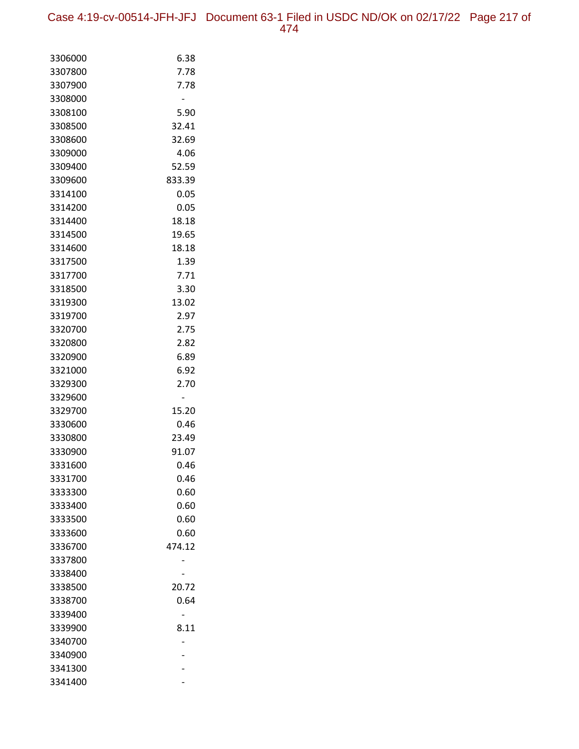| | |
|---|---|
| 3306000 | 6.38 |
| 3307800 | 7.78 |
| 3307900 | 7.78 |
| 3308000 | - |
| 3308100 | 5.90 |
| 3308500 | 32.41 |
| 3308600 | 32.69 |
| 3309000 | 4.06 |
| 3309400 | 52.59 |
| 3309600 | 833.39 |
| 3314100 | 0.05 |
| 3314200 | 0.05 |
| 3314400 | 18.18 |
| 3314500 | 19.65 |
| 3314600 | 18.18 |
| 3317500 | 1.39 |
| 3317700 | 7.71 |
| 3318500 | 3.30 |
| 3319300 | 13.02 |
| 3319700 | 2.97 |
| 3320700 | 2.75 |
| 3320800 | 2.82 |
| 3320900 | 6.89 |
| 3321000 | 6.92 |
| 3329300 | 2.70 |
| 3329600 | - |
| 3329700 | 15.20 |
| 3330600 | 0.46 |
| 3330800 | 23.49 |
| 3330900 | 91.07 |
| 3331600 | 0.46 |
| 3331700 | 0.46 |
| 3333300 | 0.60 |
| 3333400 | 0.60 |
| 3333500 | 0.60 |
| 3333600 | 0.60 |
| 3336700 | 474.12 |
| 3337800 | - |
| 3338400 | - |
| 3338500 | 20.72 |
| 3338700 | 0.64 |
| 3339400 | - |
| 3339900 | 8.11 |
| 3340700 | - |
| 3340900 | - |
| 3341300 | - |
| 3341400 | - |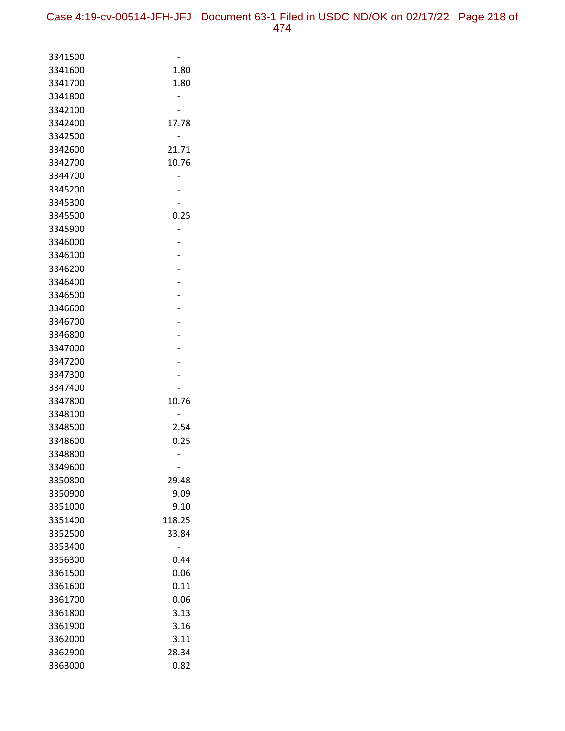| | |
|---|---|
| 3341500 | - |
| 3341600 | 1.80 |
| 3341700 | 1.80 |
| 3341800 | - |
| 3342100 | - |
| 3342400 | 17.78 |
| 3342500 | - |
| 3342600 | 21.71 |
| 3342700 | 10.76 |
| 3344700 | - |
| 3345200 | - |
| 3345300 | - |
| 3345500 | 0.25 |
| 3345900 | - |
| 3346000 | - |
| 3346100 | - |
| 3346200 | - |
| 3346400 | - |
| 3346500 | - |
| 3346600 | - |
| 3346700 | - |
| 3346800 | - |
| 3347000 | - |
| 3347200 | - |
| 3347300 | - |
| 3347400 | - |
| 3347800 | 10.76 |
| 3348100 | - |
| 3348500 | 2.54 |
| 3348600 | 0.25 |
| 3348800 | - |
| 3349600 | - |
| 3350800 | 29.48 |
| 3350900 | 9.09 |
| 3351000 | 9.10 |
| 3351400 | 118.25 |
| 3352500 | 33.84 |
| 3353400 | - |
| 3356300 | 0.44 |
| 3361500 | 0.06 |
| 3361600 | 0.11 |
| 3361700 | 0.06 |
| 3361800 | 3.13 |
| 3361900 | 3.16 |
| 3362000 | 3.11 |
| 3362900 | 28.34 |
| 3363000 | 0.82 |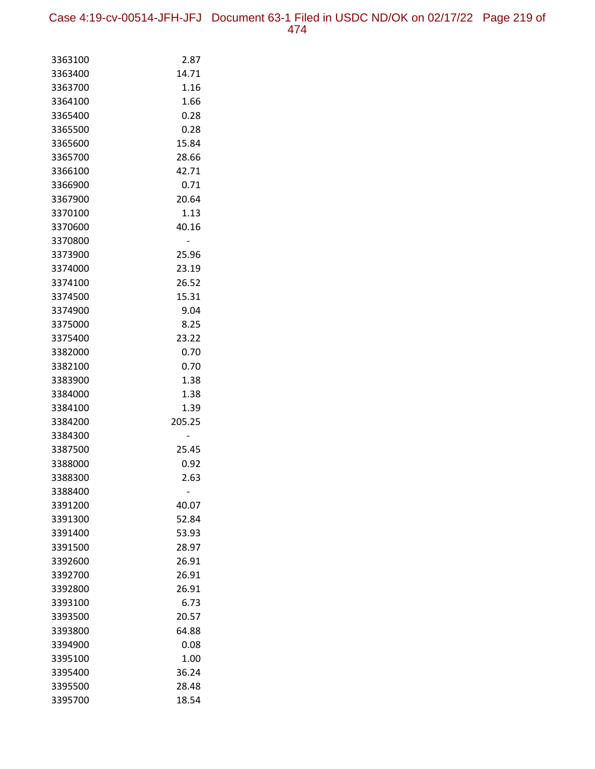| | |
|---|---|
| 3363100 | 2.87 |
| 3363400 | 14.71 |
| 3363700 | 1.16 |
| 3364100 | 1.66 |
| 3365400 | 0.28 |
| 3365500 | 0.28 |
| 3365600 | 15.84 |
| 3365700 | 28.66 |
| 3366100 | 42.71 |
| 3366900 | 0.71 |
| 3367900 | 20.64 |
| 3370100 | 1.13 |
| 3370600 | 40.16 |
| 3370800 | - |
| 3373900 | 25.96 |
| 3374000 | 23.19 |
| 3374100 | 26.52 |
| 3374500 | 15.31 |
| 3374900 | 9.04 |
| 3375000 | 8.25 |
| 3375400 | 23.22 |
| 3382000 | 0.70 |
| 3382100 | 0.70 |
| 3383900 | 1.38 |
| 3384000 | 1.38 |
| 3384100 | 1.39 |
| 3384200 | 205.25 |
| 3384300 | - |
| 3387500 | 25.45 |
| 3388000 | 0.92 |
| 3388300 | 2.63 |
| 3388400 | - |
| 3391200 | 40.07 |
| 3391300 | 52.84 |
| 3391400 | 53.93 |
| 3391500 | 28.97 |
| 3392600 | 26.91 |
| 3392700 | 26.91 |
| 3392800 | 26.91 |
| 3393100 | 6.73 |
| 3393500 | 20.57 |
| 3393800 | 64.88 |
| 3394900 | 0.08 |
| 3395100 | 1.00 |
| 3395400 | 36.24 |
| 3395500 | 28.48 |
| 3395700 | 18.54 |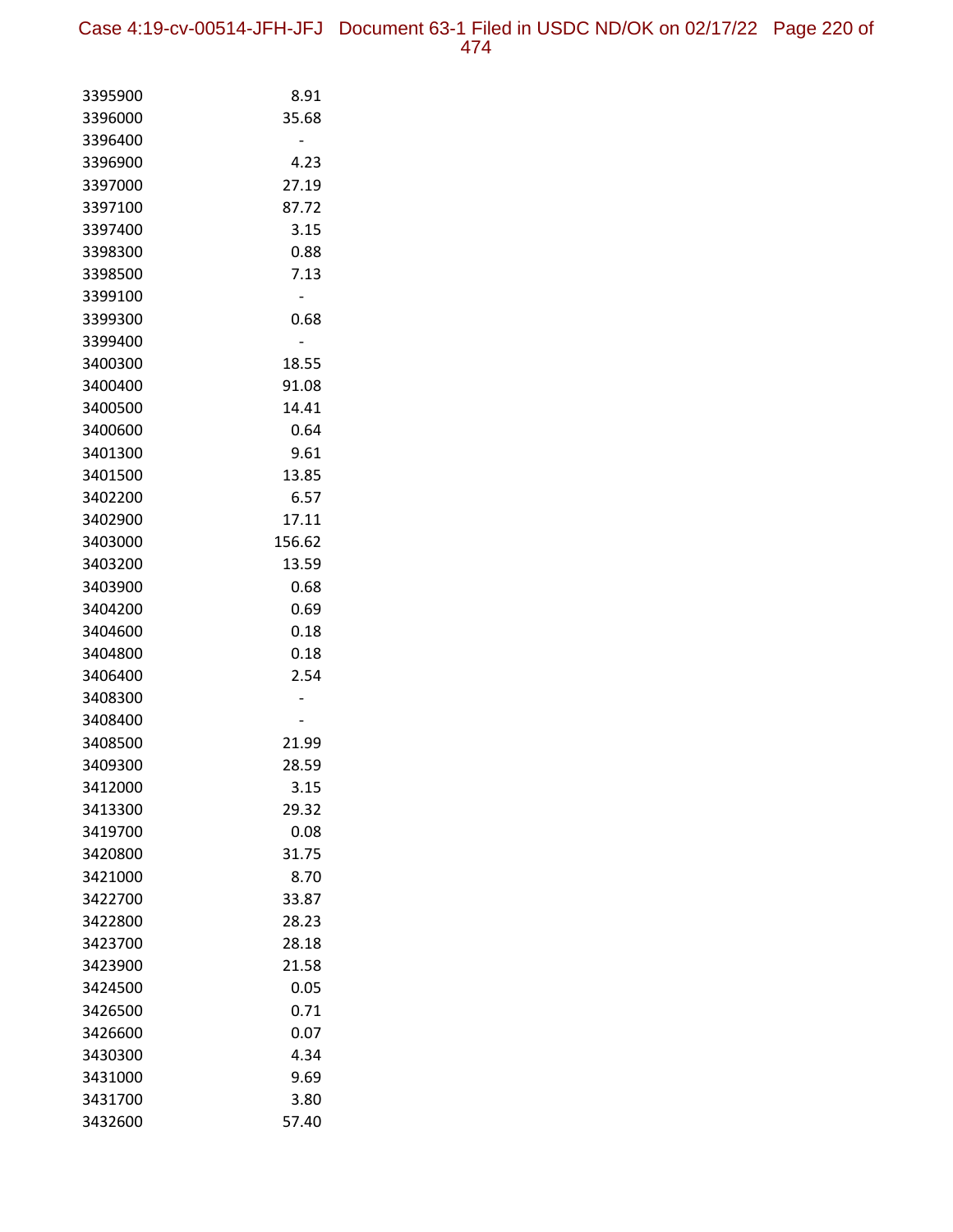| | |
|---|---|
| 3395900 | 8.91 |
| 3396000 | 35.68 |
| 3396400 | - |
| 3396900 | 4.23 |
| 3397000 | 27.19 |
| 3397100 | 87.72 |
| 3397400 | 3.15 |
| 3398300 | 0.88 |
| 3398500 | 7.13 |
| 3399100 | - |
| 3399300 | 0.68 |
| 3399400 | - |
| 3400300 | 18.55 |
| 3400400 | 91.08 |
| 3400500 | 14.41 |
| 3400600 | 0.64 |
| 3401300 | 9.61 |
| 3401500 | 13.85 |
| 3402200 | 6.57 |
| 3402900 | 17.11 |
| 3403000 | 156.62 |
| 3403200 | 13.59 |
| 3403900 | 0.68 |
| 3404200 | 0.69 |
| 3404600 | 0.18 |
| 3404800 | 0.18 |
| 3406400 | 2.54 |
| 3408300 | - |
| 3408400 | - |
| 3408500 | 21.99 |
| 3409300 | 28.59 |
| 3412000 | 3.15 |
| 3413300 | 29.32 |
| 3419700 | 0.08 |
| 3420800 | 31.75 |
| 3421000 | 8.70 |
| 3422700 | 33.87 |
| 3422800 | 28.23 |
| 3423700 | 28.18 |
| 3423900 | 21.58 |
| 3424500 | 0.05 |
| 3426500 | 0.71 |
| 3426600 | 0.07 |
| 3430300 | 4.34 |
| 3431000 | 9.69 |
| 3431700 | 3.80 |
| 3432600 | 57.40 |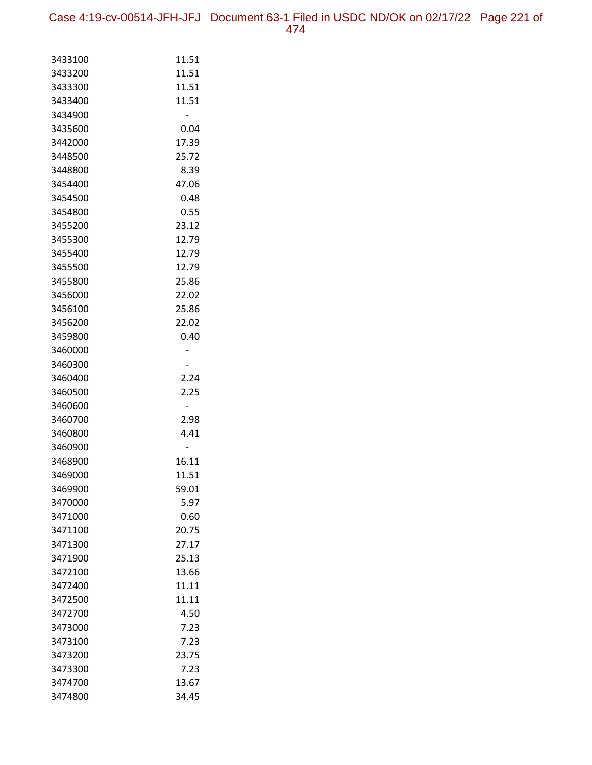| | |
|---|---|
| 3433100 | 11.51 |
| 3433200 | 11.51 |
| 3433300 | 11.51 |
| 3433400 | 11.51 |
| 3434900 | - |
| 3435600 | 0.04 |
| 3442000 | 17.39 |
| 3448500 | 25.72 |
| 3448800 | 8.39 |
| 3454400 | 47.06 |
| 3454500 | 0.48 |
| 3454800 | 0.55 |
| 3455200 | 23.12 |
| 3455300 | 12.79 |
| 3455400 | 12.79 |
| 3455500 | 12.79 |
| 3455800 | 25.86 |
| 3456000 | 22.02 |
| 3456100 | 25.86 |
| 3456200 | 22.02 |
| 3459800 | 0.40 |
| 3460000 | - |
| 3460300 | - |
| 3460400 | 2.24 |
| 3460500 | 2.25 |
| 3460600 | - |
| 3460700 | 2.98 |
| 3460800 | 4.41 |
| 3460900 | - |
| 3468900 | 16.11 |
| 3469000 | 11.51 |
| 3469900 | 59.01 |
| 3470000 | 5.97 |
| 3471000 | 0.60 |
| 3471100 | 20.75 |
| 3471300 | 27.17 |
| 3471900 | 25.13 |
| 3472100 | 13.66 |
| 3472400 | 11.11 |
| 3472500 | 11.11 |
| 3472700 | 4.50 |
| 3473000 | 7.23 |
| 3473100 | 7.23 |
| 3473200 | 23.75 |
| 3473300 | 7.23 |
| 3474700 | 13.67 |
| 3474800 | 34.45 |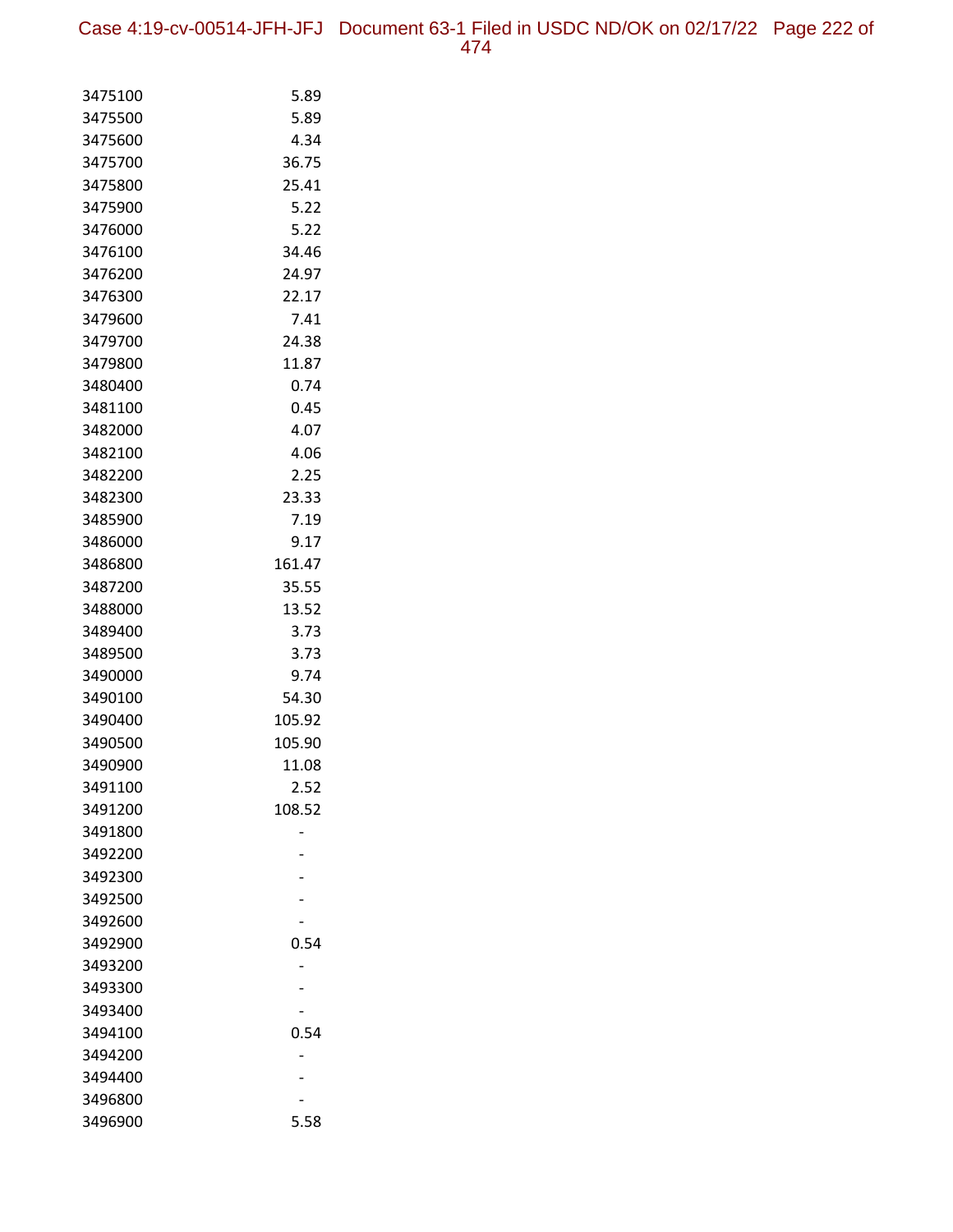| | |
|---|---|
| 3475100 | 5.89 |
| 3475500 | 5.89 |
| 3475600 | 4.34 |
| 3475700 | 36.75 |
| 3475800 | 25.41 |
| 3475900 | 5.22 |
| 3476000 | 5.22 |
| 3476100 | 34.46 |
| 3476200 | 24.97 |
| 3476300 | 22.17 |
| 3479600 | 7.41 |
| 3479700 | 24.38 |
| 3479800 | 11.87 |
| 3480400 | 0.74 |
| 3481100 | 0.45 |
| 3482000 | 4.07 |
| 3482100 | 4.06 |
| 3482200 | 2.25 |
| 3482300 | 23.33 |
| 3485900 | 7.19 |
| 3486000 | 9.17 |
| 3486800 | 161.47 |
| 3487200 | 35.55 |
| 3488000 | 13.52 |
| 3489400 | 3.73 |
| 3489500 | 3.73 |
| 3490000 | 9.74 |
| 3490100 | 54.30 |
| 3490400 | 105.92 |
| 3490500 | 105.90 |
| 3490900 | 11.08 |
| 3491100 | 2.52 |
| 3491200 | 108.52 |
| 3491800 | - |
| 3492200 | - |
| 3492300 | - |
| 3492500 | - |
| 3492600 | - |
| 3492900 | 0.54 |
| 3493200 | - |
| 3493300 | - |
| 3493400 | - |
| 3494100 | 0.54 |
| 3494200 | - |
| 3494400 | - |
| 3496800 | - |
| 3496900 | 5.58 |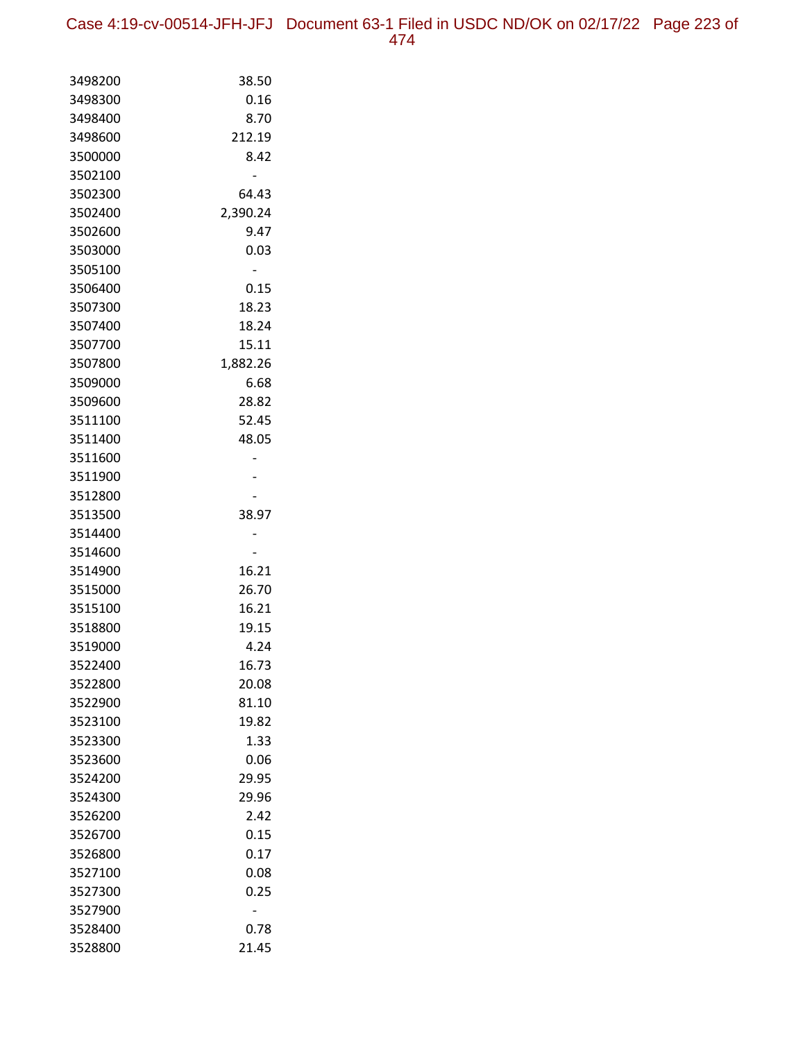| | |
|---|---|
| 3498200 | 38.50 |
| 3498300 | 0.16 |
| 3498400 | 8.70 |
| 3498600 | 212.19 |
| 3500000 | 8.42 |
| 3502100 | - |
| 3502300 | 64.43 |
| 3502400 | 2,390.24 |
| 3502600 | 9.47 |
| 3503000 | 0.03 |
| 3505100 | - |
| 3506400 | 0.15 |
| 3507300 | 18.23 |
| 3507400 | 18.24 |
| 3507700 | 15.11 |
| 3507800 | 1,882.26 |
| 3509000 | 6.68 |
| 3509600 | 28.82 |
| 3511100 | 52.45 |
| 3511400 | 48.05 |
| 3511600 | - |
| 3511900 | - |
| 3512800 | - |
| 3513500 | 38.97 |
| 3514400 | - |
| 3514600 | - |
| 3514900 | 16.21 |
| 3515000 | 26.70 |
| 3515100 | 16.21 |
| 3518800 | 19.15 |
| 3519000 | 4.24 |
| 3522400 | 16.73 |
| 3522800 | 20.08 |
| 3522900 | 81.10 |
| 3523100 | 19.82 |
| 3523300 | 1.33 |
| 3523600 | 0.06 |
| 3524200 | 29.95 |
| 3524300 | 29.96 |
| 3526200 | 2.42 |
| 3526700 | 0.15 |
| 3526800 | 0.17 |
| 3527100 | 0.08 |
| 3527300 | 0.25 |
| 3527900 | - |
| 3528400 | 0.78 |
| 3528800 | 21.45 |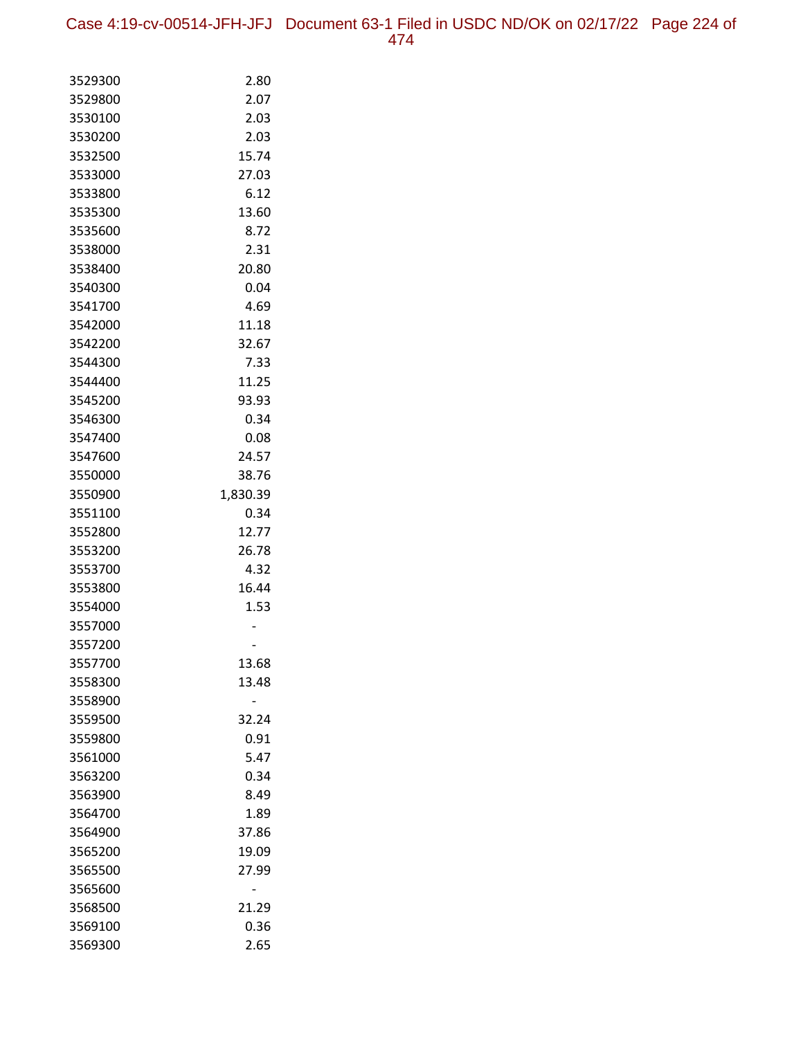| | |
|---|---|
| 3529300 | 2.80 |
| 3529800 | 2.07 |
| 3530100 | 2.03 |
| 3530200 | 2.03 |
| 3532500 | 15.74 |
| 3533000 | 27.03 |
| 3533800 | 6.12 |
| 3535300 | 13.60 |
| 3535600 | 8.72 |
| 3538000 | 2.31 |
| 3538400 | 20.80 |
| 3540300 | 0.04 |
| 3541700 | 4.69 |
| 3542000 | 11.18 |
| 3542200 | 32.67 |
| 3544300 | 7.33 |
| 3544400 | 11.25 |
| 3545200 | 93.93 |
| 3546300 | 0.34 |
| 3547400 | 0.08 |
| 3547600 | 24.57 |
| 3550000 | 38.76 |
| 3550900 | 1,830.39 |
| 3551100 | 0.34 |
| 3552800 | 12.77 |
| 3553200 | 26.78 |
| 3553700 | 4.32 |
| 3553800 | 16.44 |
| 3554000 | 1.53 |
| 3557000 | - |
| 3557200 | - |
| 3557700 | 13.68 |
| 3558300 | 13.48 |
| 3558900 | - |
| 3559500 | 32.24 |
| 3559800 | 0.91 |
| 3561000 | 5.47 |
| 3563200 | 0.34 |
| 3563900 | 8.49 |
| 3564700 | 1.89 |
| 3564900 | 37.86 |
| 3565200 | 19.09 |
| 3565500 | 27.99 |
| 3565600 | - |
| 3568500 | 21.29 |
| 3569100 | 0.36 |
| 3569300 | 2.65 |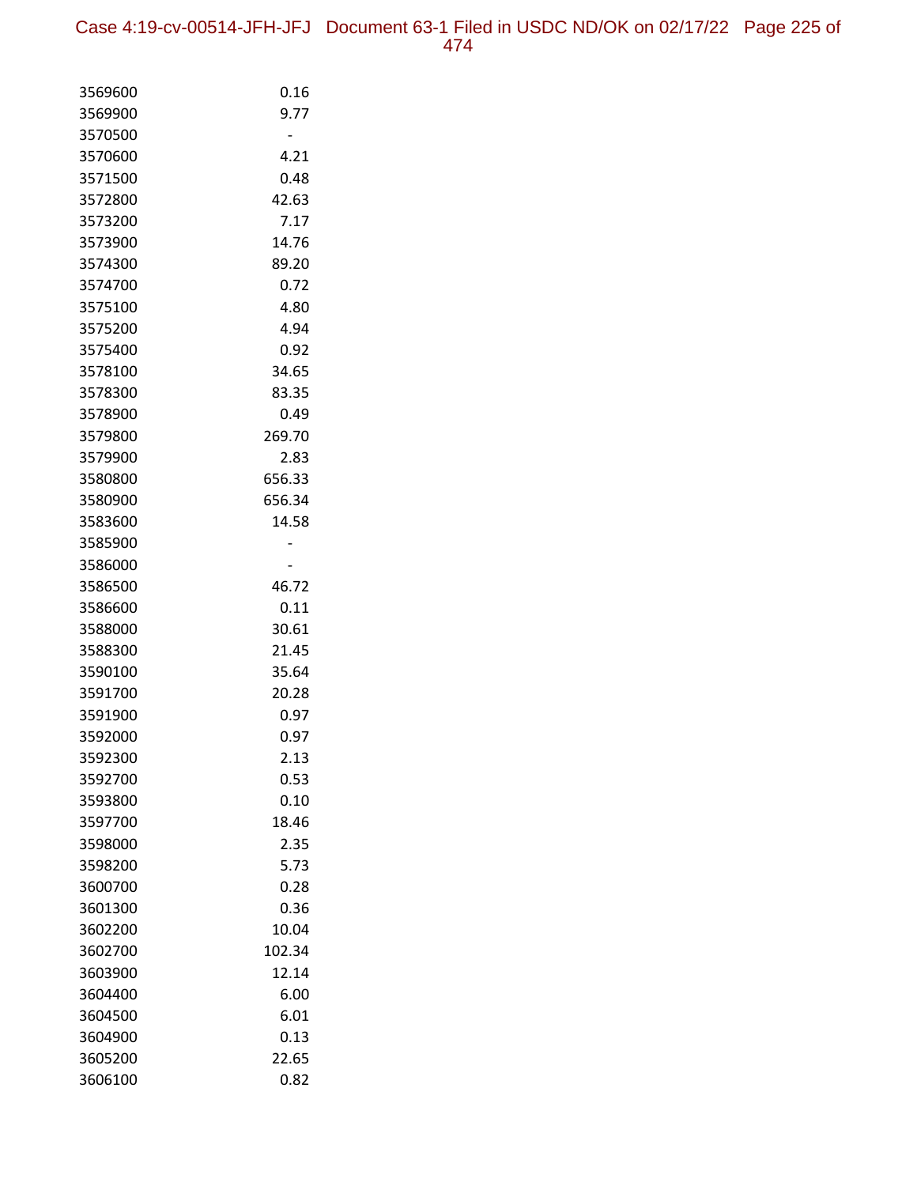| | |
|---|---|
| 3569600 | 0.16 |
| 3569900 | 9.77 |
| 3570500 | - |
| 3570600 | 4.21 |
| 3571500 | 0.48 |
| 3572800 | 42.63 |
| 3573200 | 7.17 |
| 3573900 | 14.76 |
| 3574300 | 89.20 |
| 3574700 | 0.72 |
| 3575100 | 4.80 |
| 3575200 | 4.94 |
| 3575400 | 0.92 |
| 3578100 | 34.65 |
| 3578300 | 83.35 |
| 3578900 | 0.49 |
| 3579800 | 269.70 |
| 3579900 | 2.83 |
| 3580800 | 656.33 |
| 3580900 | 656.34 |
| 3583600 | 14.58 |
| 3585900 | - |
| 3586000 | - |
| 3586500 | 46.72 |
| 3586600 | 0.11 |
| 3588000 | 30.61 |
| 3588300 | 21.45 |
| 3590100 | 35.64 |
| 3591700 | 20.28 |
| 3591900 | 0.97 |
| 3592000 | 0.97 |
| 3592300 | 2.13 |
| 3592700 | 0.53 |
| 3593800 | 0.10 |
| 3597700 | 18.46 |
| 3598000 | 2.35 |
| 3598200 | 5.73 |
| 3600700 | 0.28 |
| 3601300 | 0.36 |
| 3602200 | 10.04 |
| 3602700 | 102.34 |
| 3603900 | 12.14 |
| 3604400 | 6.00 |
| 3604500 | 6.01 |
| 3604900 | 0.13 |
| 3605200 | 22.65 |
| 3606100 | 0.82 |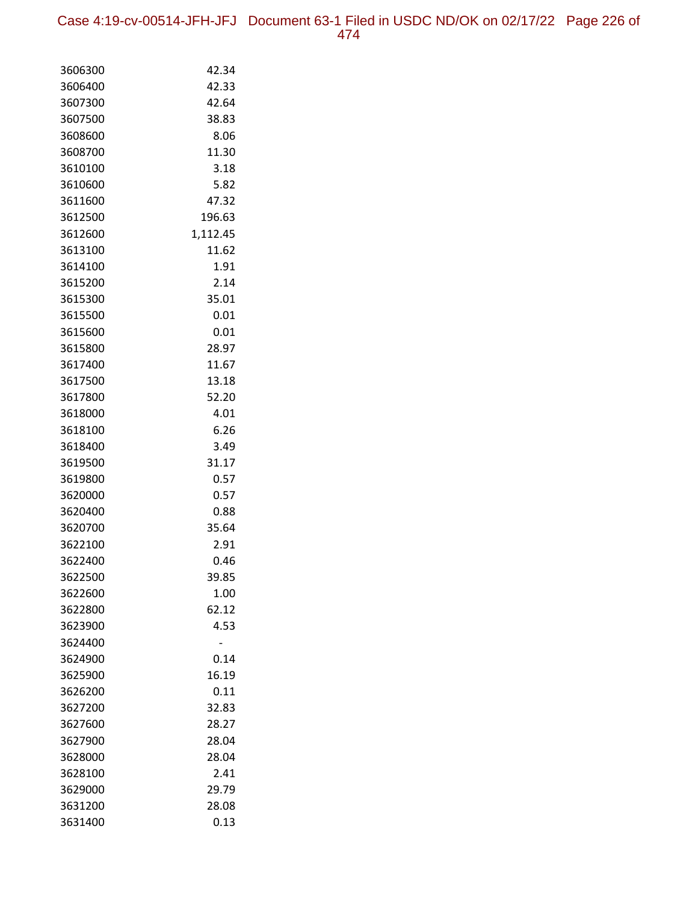| | |
|---|---|
| 3606300 | 42.34 |
| 3606400 | 42.33 |
| 3607300 | 42.64 |
| 3607500 | 38.83 |
| 3608600 | 8.06 |
| 3608700 | 11.30 |
| 3610100 | 3.18 |
| 3610600 | 5.82 |
| 3611600 | 47.32 |
| 3612500 | 196.63 |
| 3612600 | 1,112.45 |
| 3613100 | 11.62 |
| 3614100 | 1.91 |
| 3615200 | 2.14 |
| 3615300 | 35.01 |
| 3615500 | 0.01 |
| 3615600 | 0.01 |
| 3615800 | 28.97 |
| 3617400 | 11.67 |
| 3617500 | 13.18 |
| 3617800 | 52.20 |
| 3618000 | 4.01 |
| 3618100 | 6.26 |
| 3618400 | 3.49 |
| 3619500 | 31.17 |
| 3619800 | 0.57 |
| 3620000 | 0.57 |
| 3620400 | 0.88 |
| 3620700 | 35.64 |
| 3622100 | 2.91 |
| 3622400 | 0.46 |
| 3622500 | 39.85 |
| 3622600 | 1.00 |
| 3622800 | 62.12 |
| 3623900 | 4.53 |
| 3624400 | - |
| 3624900 | 0.14 |
| 3625900 | 16.19 |
| 3626200 | 0.11 |
| 3627200 | 32.83 |
| 3627600 | 28.27 |
| 3627900 | 28.04 |
| 3628000 | 28.04 |
| 3628100 | 2.41 |
| 3629000 | 29.79 |
| 3631200 | 28.08 |
| 3631400 | 0.13 |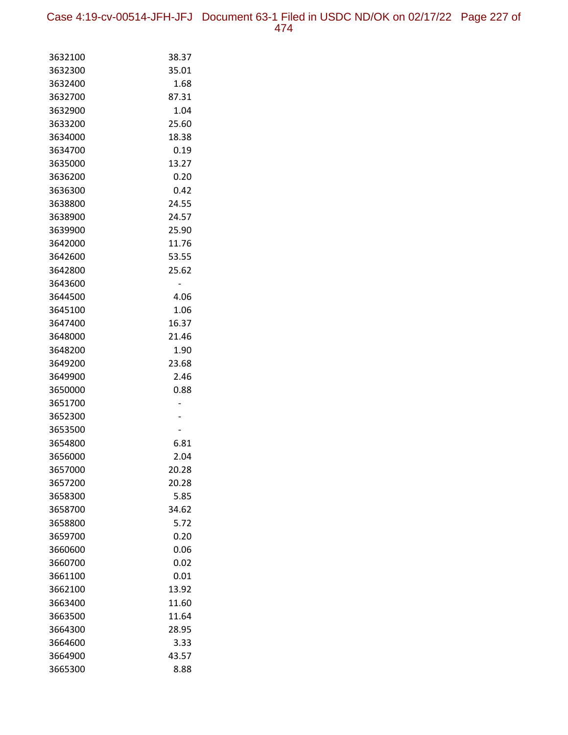| | |
|---|---|
| 3632100 | 38.37 |
| 3632300 | 35.01 |
| 3632400 | 1.68 |
| 3632700 | 87.31 |
| 3632900 | 1.04 |
| 3633200 | 25.60 |
| 3634000 | 18.38 |
| 3634700 | 0.19 |
| 3635000 | 13.27 |
| 3636200 | 0.20 |
| 3636300 | 0.42 |
| 3638800 | 24.55 |
| 3638900 | 24.57 |
| 3639900 | 25.90 |
| 3642000 | 11.76 |
| 3642600 | 53.55 |
| 3642800 | 25.62 |
| 3643600 | - |
| 3644500 | 4.06 |
| 3645100 | 1.06 |
| 3647400 | 16.37 |
| 3648000 | 21.46 |
| 3648200 | 1.90 |
| 3649200 | 23.68 |
| 3649900 | 2.46 |
| 3650000 | 0.88 |
| 3651700 | - |
| 3652300 | - |
| 3653500 | - |
| 3654800 | 6.81 |
| 3656000 | 2.04 |
| 3657000 | 20.28 |
| 3657200 | 20.28 |
| 3658300 | 5.85 |
| 3658700 | 34.62 |
| 3658800 | 5.72 |
| 3659700 | 0.20 |
| 3660600 | 0.06 |
| 3660700 | 0.02 |
| 3661100 | 0.01 |
| 3662100 | 13.92 |
| 3663400 | 11.60 |
| 3663500 | 11.64 |
| 3664300 | 28.95 |
| 3664600 | 3.33 |
| 3664900 | 43.57 |
| 3665300 | 8.88 |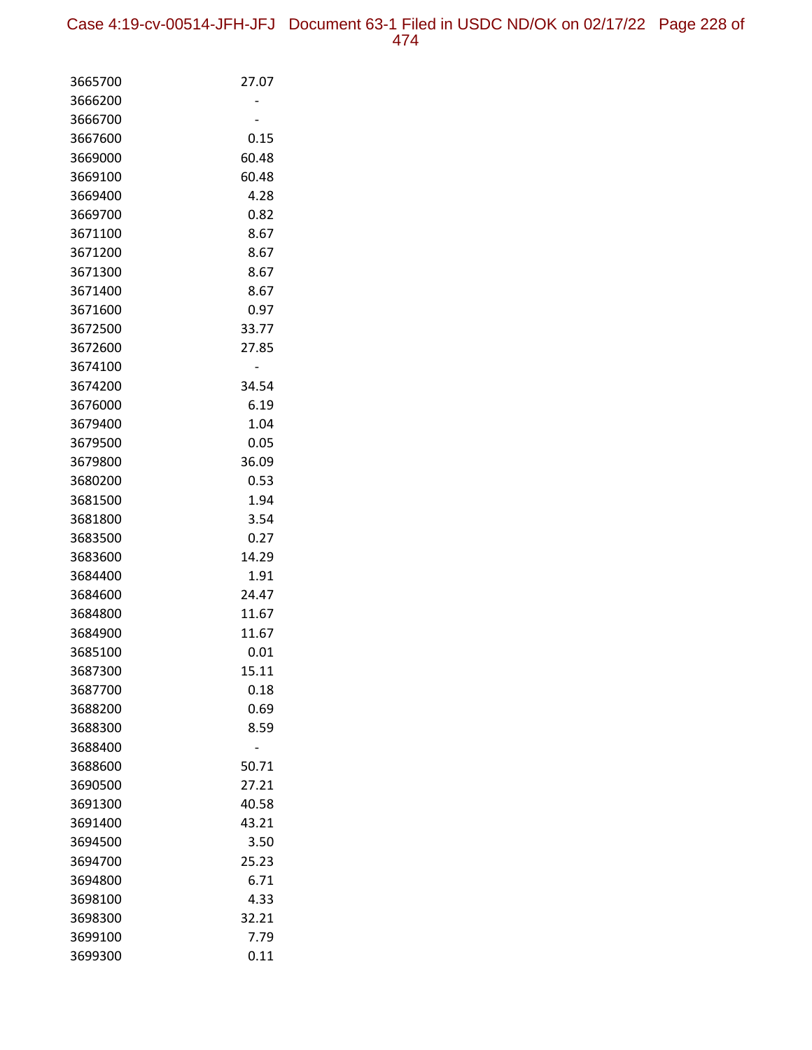| | |
|---|---|
| 3665700 | 27.07 |
| 3666200 | - |
| 3666700 | - |
| 3667600 | 0.15 |
| 3669000 | 60.48 |
| 3669100 | 60.48 |
| 3669400 | 4.28 |
| 3669700 | 0.82 |
| 3671100 | 8.67 |
| 3671200 | 8.67 |
| 3671300 | 8.67 |
| 3671400 | 8.67 |
| 3671600 | 0.97 |
| 3672500 | 33.77 |
| 3672600 | 27.85 |
| 3674100 | - |
| 3674200 | 34.54 |
| 3676000 | 6.19 |
| 3679400 | 1.04 |
| 3679500 | 0.05 |
| 3679800 | 36.09 |
| 3680200 | 0.53 |
| 3681500 | 1.94 |
| 3681800 | 3.54 |
| 3683500 | 0.27 |
| 3683600 | 14.29 |
| 3684400 | 1.91 |
| 3684600 | 24.47 |
| 3684800 | 11.67 |
| 3684900 | 11.67 |
| 3685100 | 0.01 |
| 3687300 | 15.11 |
| 3687700 | 0.18 |
| 3688200 | 0.69 |
| 3688300 | 8.59 |
| 3688400 | - |
| 3688600 | 50.71 |
| 3690500 | 27.21 |
| 3691300 | 40.58 |
| 3691400 | 43.21 |
| 3694500 | 3.50 |
| 3694700 | 25.23 |
| 3694800 | 6.71 |
| 3698100 | 4.33 |
| 3698300 | 32.21 |
| 3699100 | 7.79 |
| 3699300 | 0.11 |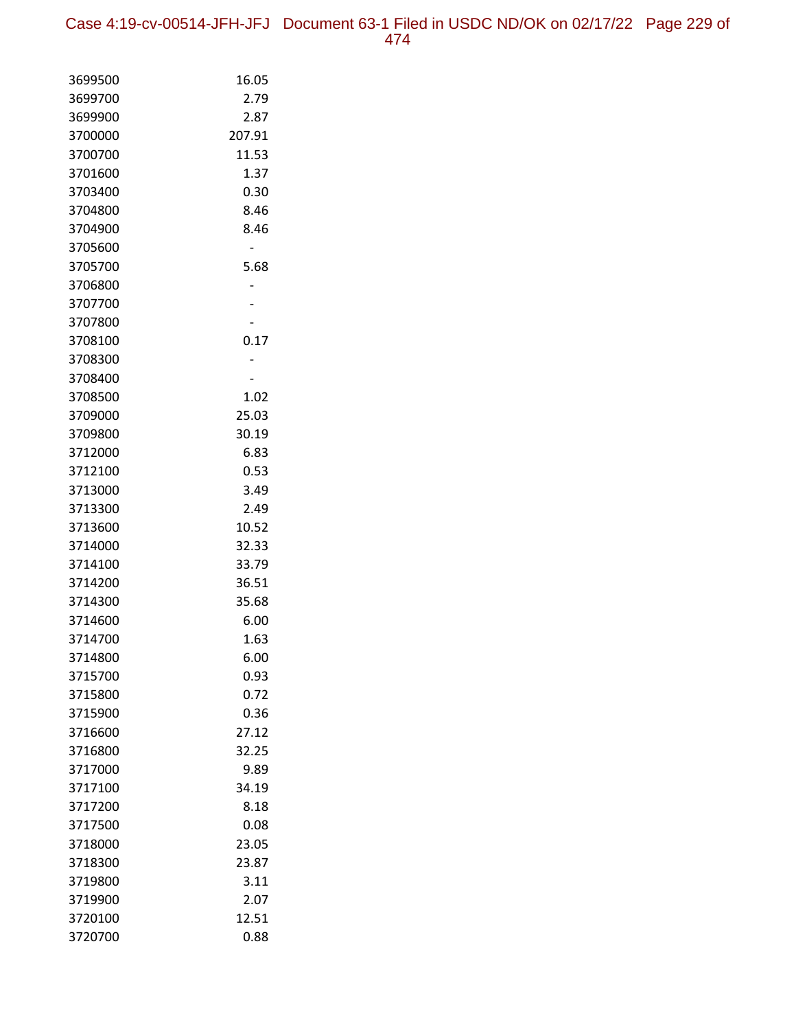| | |
|---|---|
| 3699500 | 16.05 |
| 3699700 | 2.79 |
| 3699900 | 2.87 |
| 3700000 | 207.91 |
| 3700700 | 11.53 |
| 3701600 | 1.37 |
| 3703400 | 0.30 |
| 3704800 | 8.46 |
| 3704900 | 8.46 |
| 3705600 | - |
| 3705700 | 5.68 |
| 3706800 | - |
| 3707700 | - |
| 3707800 | - |
| 3708100 | 0.17 |
| 3708300 | - |
| 3708400 | - |
| 3708500 | 1.02 |
| 3709000 | 25.03 |
| 3709800 | 30.19 |
| 3712000 | 6.83 |
| 3712100 | 0.53 |
| 3713000 | 3.49 |
| 3713300 | 2.49 |
| 3713600 | 10.52 |
| 3714000 | 32.33 |
| 3714100 | 33.79 |
| 3714200 | 36.51 |
| 3714300 | 35.68 |
| 3714600 | 6.00 |
| 3714700 | 1.63 |
| 3714800 | 6.00 |
| 3715700 | 0.93 |
| 3715800 | 0.72 |
| 3715900 | 0.36 |
| 3716600 | 27.12 |
| 3716800 | 32.25 |
| 3717000 | 9.89 |
| 3717100 | 34.19 |
| 3717200 | 8.18 |
| 3717500 | 0.08 |
| 3718000 | 23.05 |
| 3718300 | 23.87 |
| 3719800 | 3.11 |
| 3719900 | 2.07 |
| 3720100 | 12.51 |
| 3720700 | 0.88 |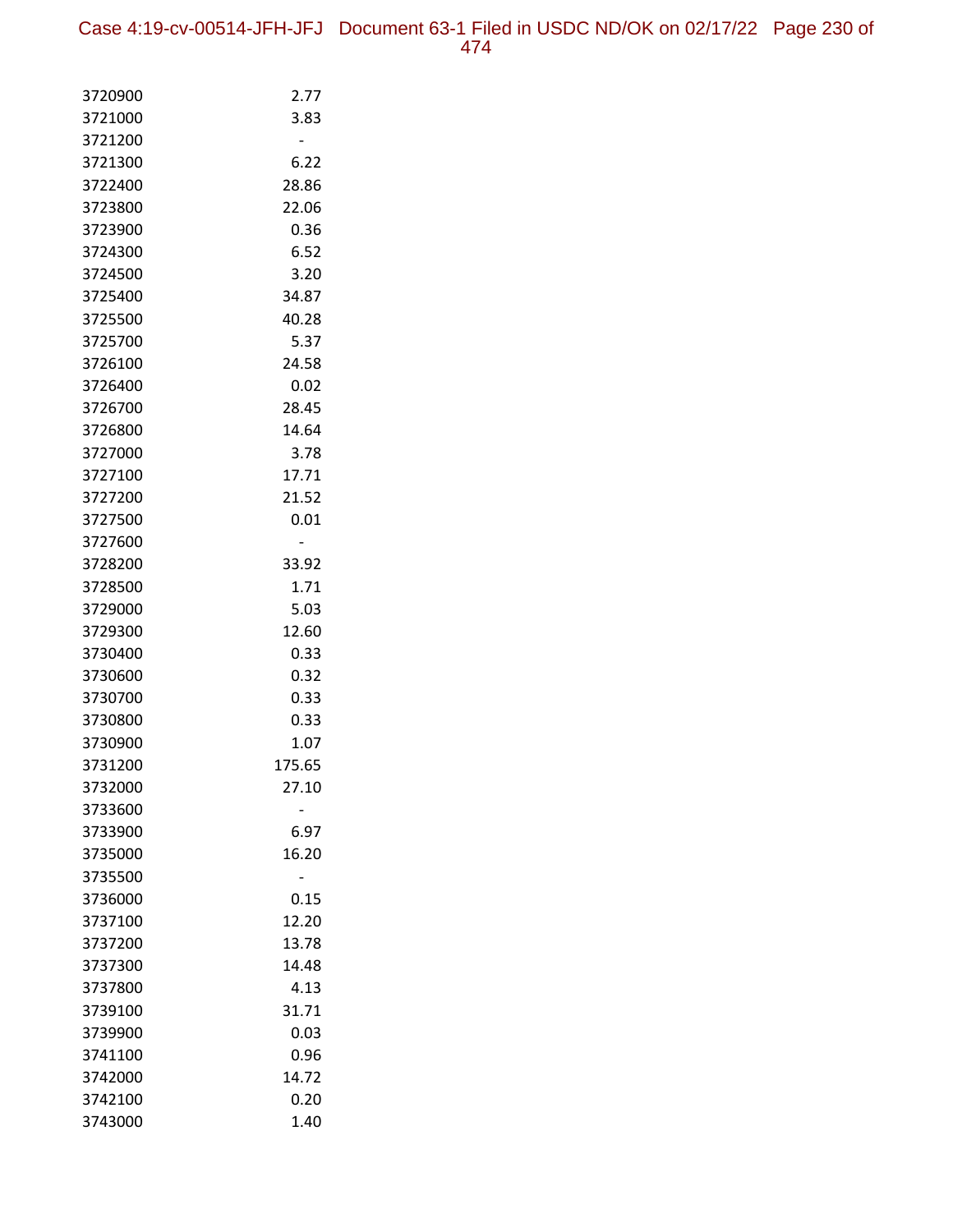| | |
|---|---|
| 3720900 | 2.77 |
| 3721000 | 3.83 |
| 3721200 | - |
| 3721300 | 6.22 |
| 3722400 | 28.86 |
| 3723800 | 22.06 |
| 3723900 | 0.36 |
| 3724300 | 6.52 |
| 3724500 | 3.20 |
| 3725400 | 34.87 |
| 3725500 | 40.28 |
| 3725700 | 5.37 |
| 3726100 | 24.58 |
| 3726400 | 0.02 |
| 3726700 | 28.45 |
| 3726800 | 14.64 |
| 3727000 | 3.78 |
| 3727100 | 17.71 |
| 3727200 | 21.52 |
| 3727500 | 0.01 |
| 3727600 | - |
| 3728200 | 33.92 |
| 3728500 | 1.71 |
| 3729000 | 5.03 |
| 3729300 | 12.60 |
| 3730400 | 0.33 |
| 3730600 | 0.32 |
| 3730700 | 0.33 |
| 3730800 | 0.33 |
| 3730900 | 1.07 |
| 3731200 | 175.65 |
| 3732000 | 27.10 |
| 3733600 | - |
| 3733900 | 6.97 |
| 3735000 | 16.20 |
| 3735500 | - |
| 3736000 | 0.15 |
| 3737100 | 12.20 |
| 3737200 | 13.78 |
| 3737300 | 14.48 |
| 3737800 | 4.13 |
| 3739100 | 31.71 |
| 3739900 | 0.03 |
| 3741100 | 0.96 |
| 3742000 | 14.72 |
| 3742100 | 0.20 |
| 3743000 | 1.40 |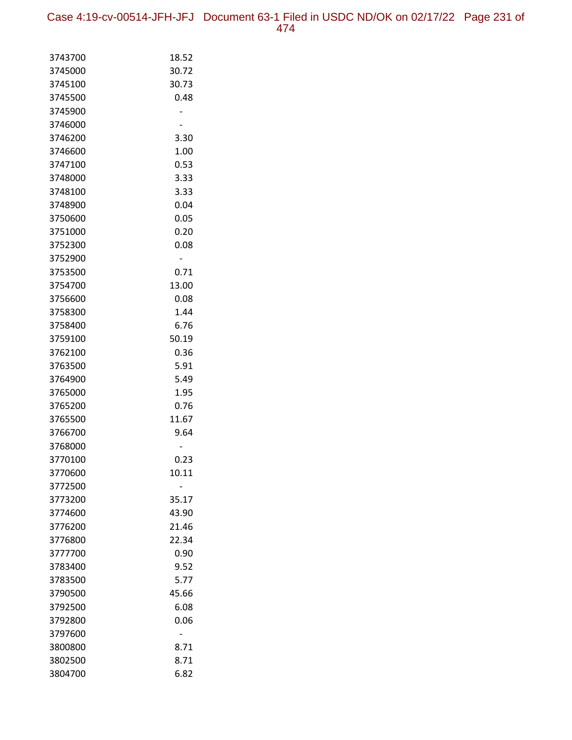| | |
|---|---|
| 3743700 | 18.52 |
| 3745000 | 30.72 |
| 3745100 | 30.73 |
| 3745500 | 0.48 |
| 3745900 | - |
| 3746000 | - |
| 3746200 | 3.30 |
| 3746600 | 1.00 |
| 3747100 | 0.53 |
| 3748000 | 3.33 |
| 3748100 | 3.33 |
| 3748900 | 0.04 |
| 3750600 | 0.05 |
| 3751000 | 0.20 |
| 3752300 | 0.08 |
| 3752900 | - |
| 3753500 | 0.71 |
| 3754700 | 13.00 |
| 3756600 | 0.08 |
| 3758300 | 1.44 |
| 3758400 | 6.76 |
| 3759100 | 50.19 |
| 3762100 | 0.36 |
| 3763500 | 5.91 |
| 3764900 | 5.49 |
| 3765000 | 1.95 |
| 3765200 | 0.76 |
| 3765500 | 11.67 |
| 3766700 | 9.64 |
| 3768000 | - |
| 3770100 | 0.23 |
| 3770600 | 10.11 |
| 3772500 | - |
| 3773200 | 35.17 |
| 3774600 | 43.90 |
| 3776200 | 21.46 |
| 3776800 | 22.34 |
| 3777700 | 0.90 |
| 3783400 | 9.52 |
| 3783500 | 5.77 |
| 3790500 | 45.66 |
| 3792500 | 6.08 |
| 3792800 | 0.06 |
| 3797600 | - |
| 3800800 | 8.71 |
| 3802500 | 8.71 |
| 3804700 | 6.82 |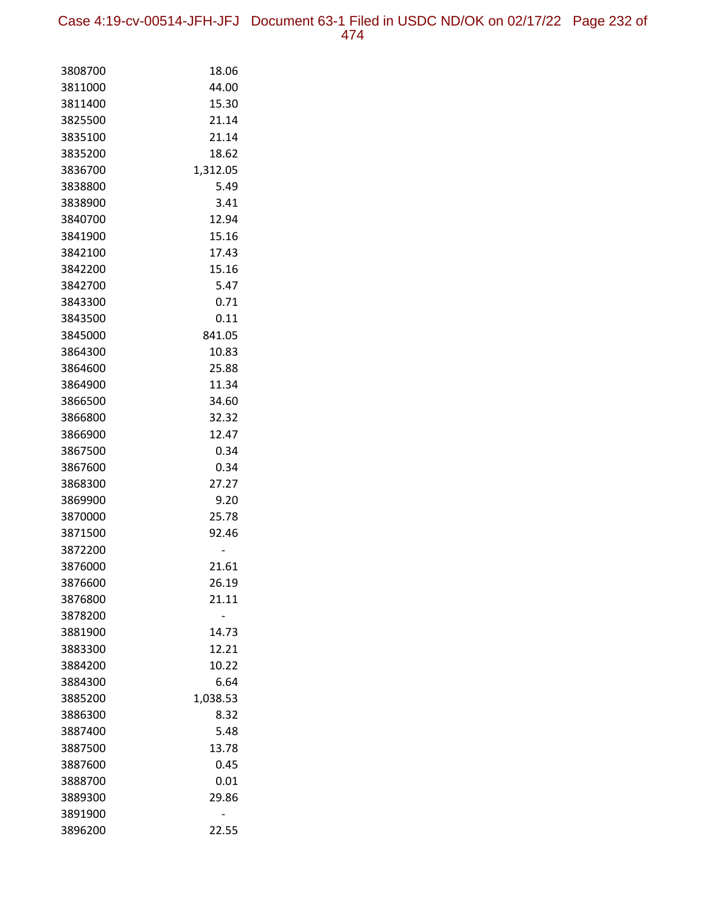| | |
|---|---|
| 3808700 | 18.06 |
| 3811000 | 44.00 |
| 3811400 | 15.30 |
| 3825500 | 21.14 |
| 3835100 | 21.14 |
| 3835200 | 18.62 |
| 3836700 | 1,312.05 |
| 3838800 | 5.49 |
| 3838900 | 3.41 |
| 3840700 | 12.94 |
| 3841900 | 15.16 |
| 3842100 | 17.43 |
| 3842200 | 15.16 |
| 3842700 | 5.47 |
| 3843300 | 0.71 |
| 3843500 | 0.11 |
| 3845000 | 841.05 |
| 3864300 | 10.83 |
| 3864600 | 25.88 |
| 3864900 | 11.34 |
| 3866500 | 34.60 |
| 3866800 | 32.32 |
| 3866900 | 12.47 |
| 3867500 | 0.34 |
| 3867600 | 0.34 |
| 3868300 | 27.27 |
| 3869900 | 9.20 |
| 3870000 | 25.78 |
| 3871500 | 92.46 |
| 3872200 | - |
| 3876000 | 21.61 |
| 3876600 | 26.19 |
| 3876800 | 21.11 |
| 3878200 | - |
| 3881900 | 14.73 |
| 3883300 | 12.21 |
| 3884200 | 10.22 |
| 3884300 | 6.64 |
| 3885200 | 1,038.53 |
| 3886300 | 8.32 |
| 3887400 | 5.48 |
| 3887500 | 13.78 |
| 3887600 | 0.45 |
| 3888700 | 0.01 |
| 3889300 | 29.86 |
| 3891900 | - |
| 3896200 | 22.55 |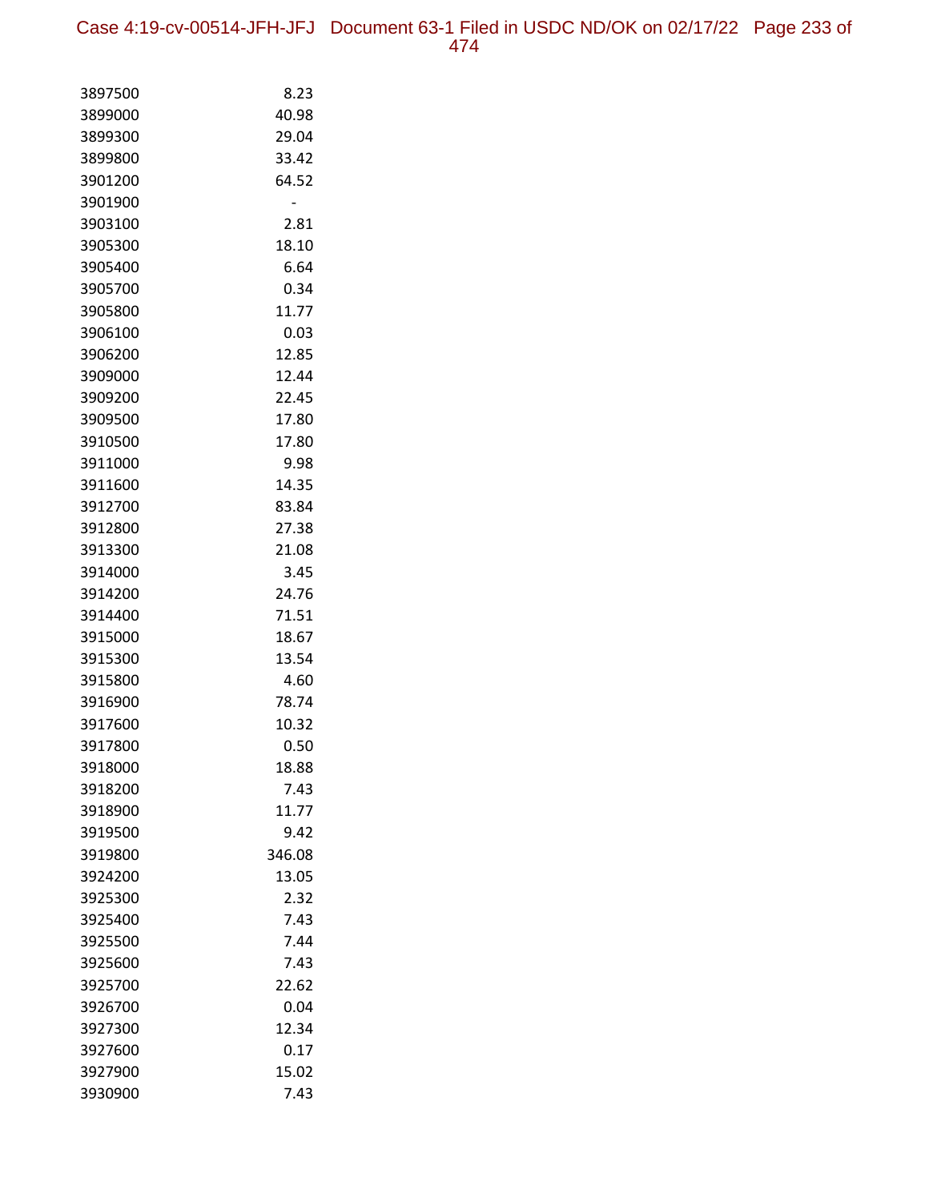| | |
|---|---|
| 3897500 | 8.23 |
| 3899000 | 40.98 |
| 3899300 | 29.04 |
| 3899800 | 33.42 |
| 3901200 | 64.52 |
| 3901900 | - |
| 3903100 | 2.81 |
| 3905300 | 18.10 |
| 3905400 | 6.64 |
| 3905700 | 0.34 |
| 3905800 | 11.77 |
| 3906100 | 0.03 |
| 3906200 | 12.85 |
| 3909000 | 12.44 |
| 3909200 | 22.45 |
| 3909500 | 17.80 |
| 3910500 | 17.80 |
| 3911000 | 9.98 |
| 3911600 | 14.35 |
| 3912700 | 83.84 |
| 3912800 | 27.38 |
| 3913300 | 21.08 |
| 3914000 | 3.45 |
| 3914200 | 24.76 |
| 3914400 | 71.51 |
| 3915000 | 18.67 |
| 3915300 | 13.54 |
| 3915800 | 4.60 |
| 3916900 | 78.74 |
| 3917600 | 10.32 |
| 3917800 | 0.50 |
| 3918000 | 18.88 |
| 3918200 | 7.43 |
| 3918900 | 11.77 |
| 3919500 | 9.42 |
| 3919800 | 346.08 |
| 3924200 | 13.05 |
| 3925300 | 2.32 |
| 3925400 | 7.43 |
| 3925500 | 7.44 |
| 3925600 | 7.43 |
| 3925700 | 22.62 |
| 3926700 | 0.04 |
| 3927300 | 12.34 |
| 3927600 | 0.17 |
| 3927900 | 15.02 |
| 3930900 | 7.43 |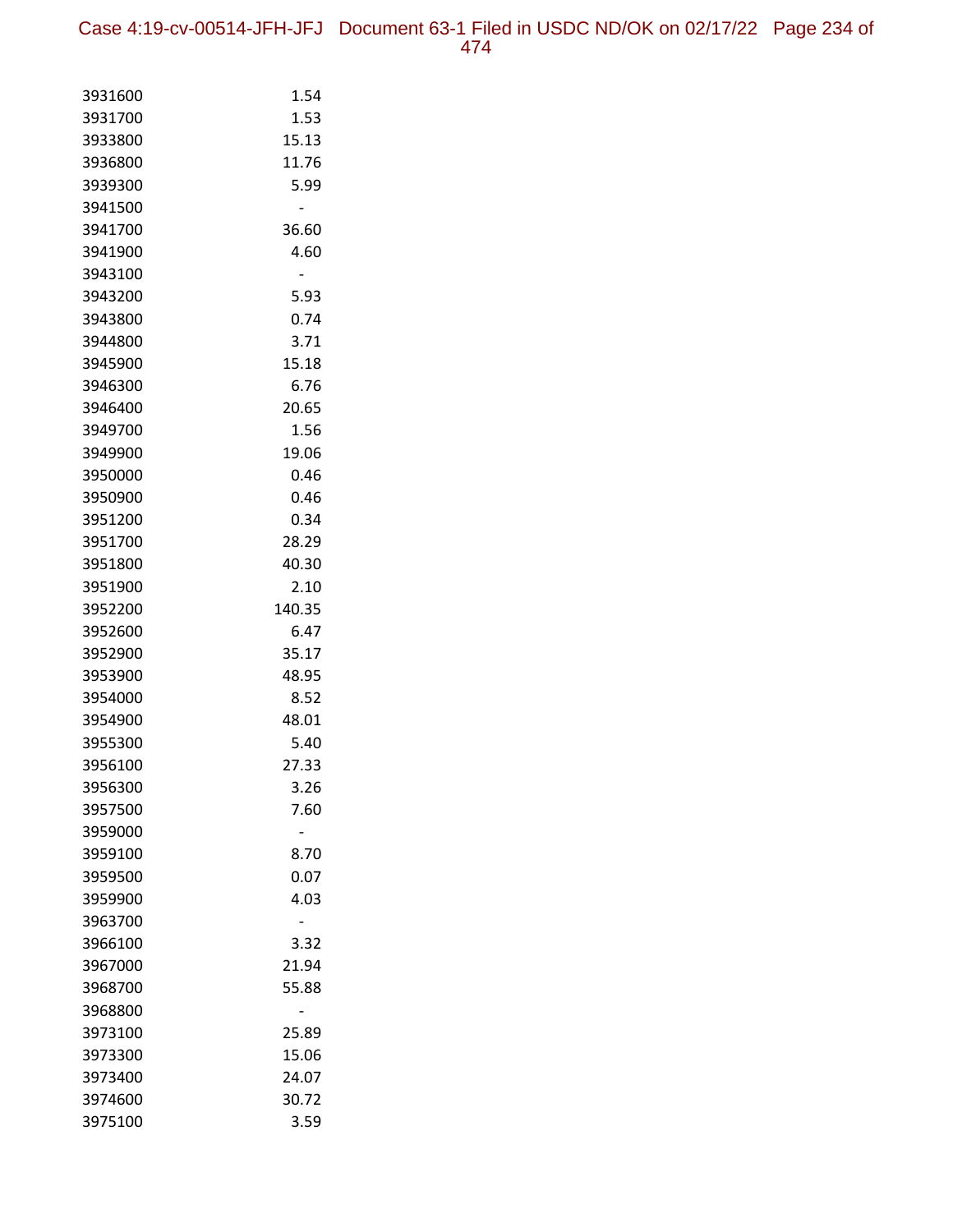| | |
|---|---|
| 3931600 | 1.54 |
| 3931700 | 1.53 |
| 3933800 | 15.13 |
| 3936800 | 11.76 |
| 3939300 | 5.99 |
| 3941500 | - |
| 3941700 | 36.60 |
| 3941900 | 4.60 |
| 3943100 | - |
| 3943200 | 5.93 |
| 3943800 | 0.74 |
| 3944800 | 3.71 |
| 3945900 | 15.18 |
| 3946300 | 6.76 |
| 3946400 | 20.65 |
| 3949700 | 1.56 |
| 3949900 | 19.06 |
| 3950000 | 0.46 |
| 3950900 | 0.46 |
| 3951200 | 0.34 |
| 3951700 | 28.29 |
| 3951800 | 40.30 |
| 3951900 | 2.10 |
| 3952200 | 140.35 |
| 3952600 | 6.47 |
| 3952900 | 35.17 |
| 3953900 | 48.95 |
| 3954000 | 8.52 |
| 3954900 | 48.01 |
| 3955300 | 5.40 |
| 3956100 | 27.33 |
| 3956300 | 3.26 |
| 3957500 | 7.60 |
| 3959000 | - |
| 3959100 | 8.70 |
| 3959500 | 0.07 |
| 3959900 | 4.03 |
| 3963700 | - |
| 3966100 | 3.32 |
| 3967000 | 21.94 |
| 3968700 | 55.88 |
| 3968800 | - |
| 3973100 | 25.89 |
| 3973300 | 15.06 |
| 3973400 | 24.07 |
| 3974600 | 30.72 |
| 3975100 | 3.59 |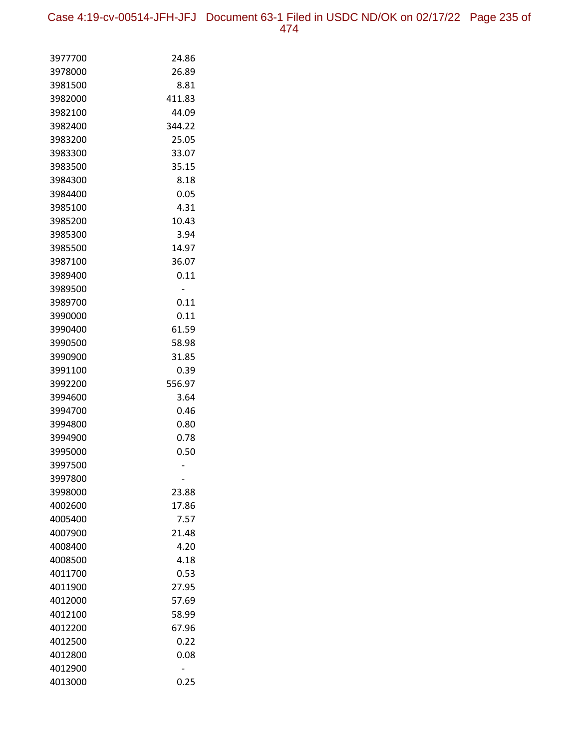| | |
|---|---|
| 3977700 | 24.86 |
| 3978000 | 26.89 |
| 3981500 | 8.81 |
| 3982000 | 411.83 |
| 3982100 | 44.09 |
| 3982400 | 344.22 |
| 3983200 | 25.05 |
| 3983300 | 33.07 |
| 3983500 | 35.15 |
| 3984300 | 8.18 |
| 3984400 | 0.05 |
| 3985100 | 4.31 |
| 3985200 | 10.43 |
| 3985300 | 3.94 |
| 3985500 | 14.97 |
| 3987100 | 36.07 |
| 3989400 | 0.11 |
| 3989500 | - |
| 3989700 | 0.11 |
| 3990000 | 0.11 |
| 3990400 | 61.59 |
| 3990500 | 58.98 |
| 3990900 | 31.85 |
| 3991100 | 0.39 |
| 3992200 | 556.97 |
| 3994600 | 3.64 |
| 3994700 | 0.46 |
| 3994800 | 0.80 |
| 3994900 | 0.78 |
| 3995000 | 0.50 |
| 3997500 | - |
| 3997800 | - |
| 3998000 | 23.88 |
| 4002600 | 17.86 |
| 4005400 | 7.57 |
| 4007900 | 21.48 |
| 4008400 | 4.20 |
| 4008500 | 4.18 |
| 4011700 | 0.53 |
| 4011900 | 27.95 |
| 4012000 | 57.69 |
| 4012100 | 58.99 |
| 4012200 | 67.96 |
| 4012500 | 0.22 |
| 4012800 | 0.08 |
| 4012900 | - |
| 4013000 | 0.25 |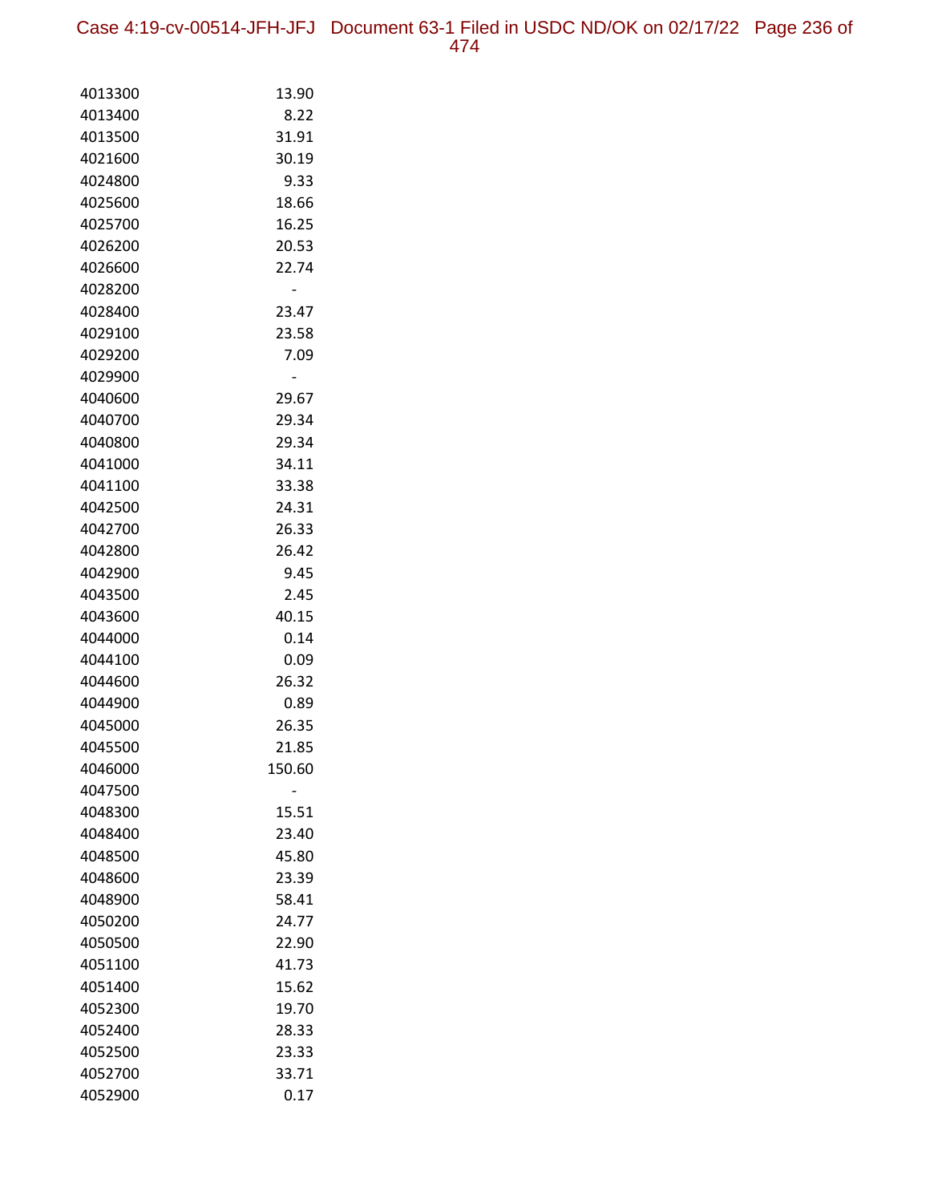| | |
|---|---|
| 4013300 | 13.90 |
| 4013400 | 8.22 |
| 4013500 | 31.91 |
| 4021600 | 30.19 |
| 4024800 | 9.33 |
| 4025600 | 18.66 |
| 4025700 | 16.25 |
| 4026200 | 20.53 |
| 4026600 | 22.74 |
| 4028200 | - |
| 4028400 | 23.47 |
| 4029100 | 23.58 |
| 4029200 | 7.09 |
| 4029900 | - |
| 4040600 | 29.67 |
| 4040700 | 29.34 |
| 4040800 | 29.34 |
| 4041000 | 34.11 |
| 4041100 | 33.38 |
| 4042500 | 24.31 |
| 4042700 | 26.33 |
| 4042800 | 26.42 |
| 4042900 | 9.45 |
| 4043500 | 2.45 |
| 4043600 | 40.15 |
| 4044000 | 0.14 |
| 4044100 | 0.09 |
| 4044600 | 26.32 |
| 4044900 | 0.89 |
| 4045000 | 26.35 |
| 4045500 | 21.85 |
| 4046000 | 150.60 |
| 4047500 | - |
| 4048300 | 15.51 |
| 4048400 | 23.40 |
| 4048500 | 45.80 |
| 4048600 | 23.39 |
| 4048900 | 58.41 |
| 4050200 | 24.77 |
| 4050500 | 22.90 |
| 4051100 | 41.73 |
| 4051400 | 15.62 |
| 4052300 | 19.70 |
| 4052400 | 28.33 |
| 4052500 | 23.33 |
| 4052700 | 33.71 |
| 4052900 | 0.17 |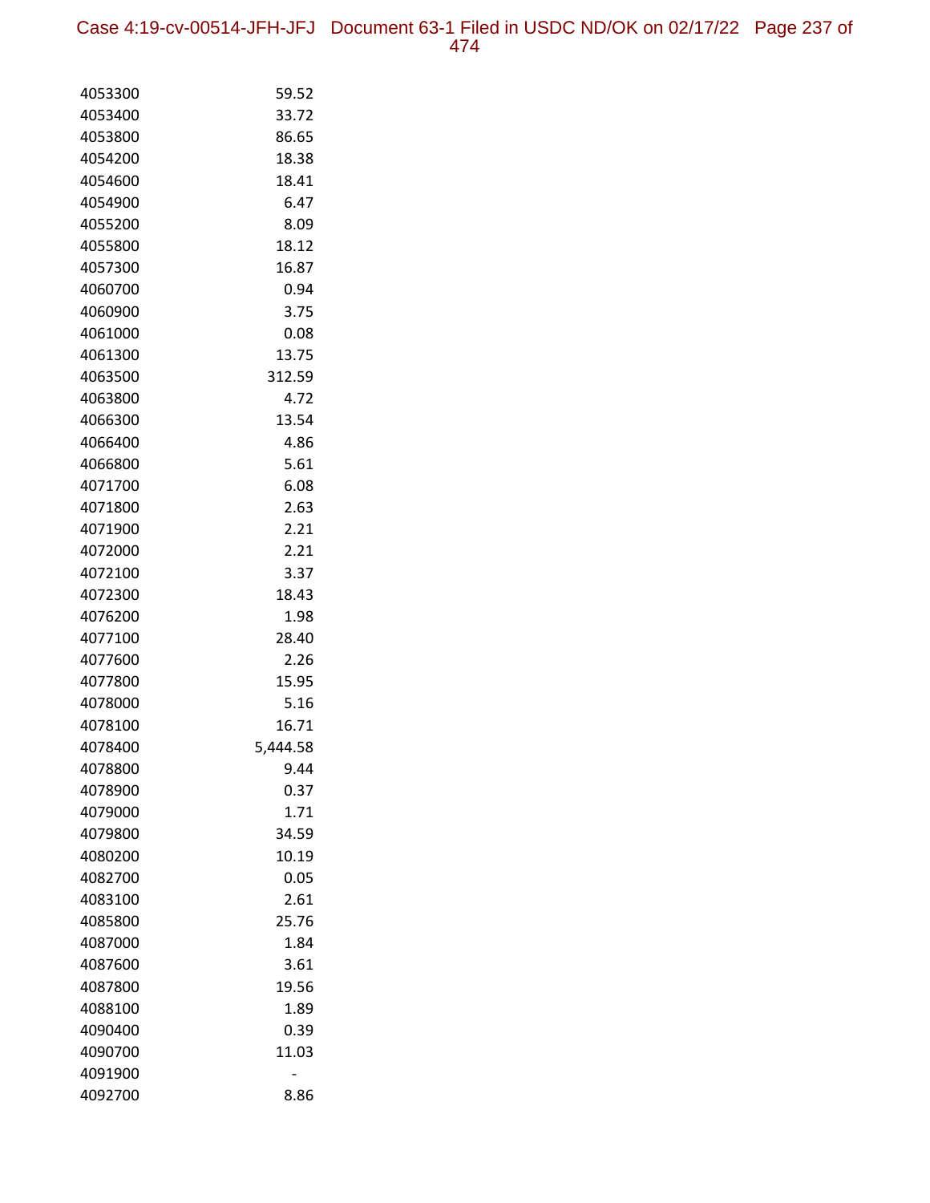| | |
|---|---|
| 4053300 | 59.52 |
| 4053400 | 33.72 |
| 4053800 | 86.65 |
| 4054200 | 18.38 |
| 4054600 | 18.41 |
| 4054900 | 6.47 |
| 4055200 | 8.09 |
| 4055800 | 18.12 |
| 4057300 | 16.87 |
| 4060700 | 0.94 |
| 4060900 | 3.75 |
| 4061000 | 0.08 |
| 4061300 | 13.75 |
| 4063500 | 312.59 |
| 4063800 | 4.72 |
| 4066300 | 13.54 |
| 4066400 | 4.86 |
| 4066800 | 5.61 |
| 4071700 | 6.08 |
| 4071800 | 2.63 |
| 4071900 | 2.21 |
| 4072000 | 2.21 |
| 4072100 | 3.37 |
| 4072300 | 18.43 |
| 4076200 | 1.98 |
| 4077100 | 28.40 |
| 4077600 | 2.26 |
| 4077800 | 15.95 |
| 4078000 | 5.16 |
| 4078100 | 16.71 |
| 4078400 | 5,444.58 |
| 4078800 | 9.44 |
| 4078900 | 0.37 |
| 4079000 | 1.71 |
| 4079800 | 34.59 |
| 4080200 | 10.19 |
| 4082700 | 0.05 |
| 4083100 | 2.61 |
| 4085800 | 25.76 |
| 4087000 | 1.84 |
| 4087600 | 3.61 |
| 4087800 | 19.56 |
| 4088100 | 1.89 |
| 4090400 | 0.39 |
| 4090700 | 11.03 |
| 4091900 | - |
| 4092700 | 8.86 |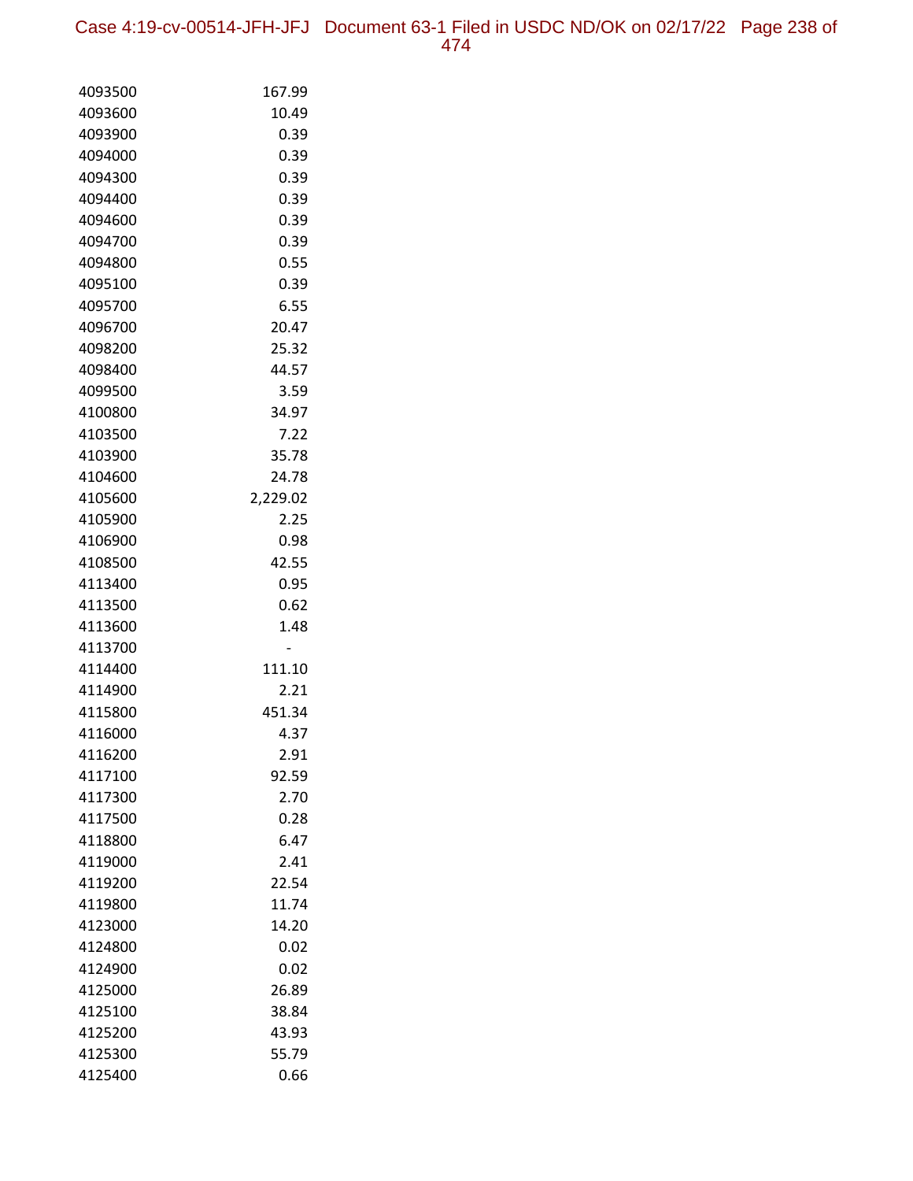| | |
|---|---|
| 4093500 | 167.99 |
| 4093600 | 10.49 |
| 4093900 | 0.39 |
| 4094000 | 0.39 |
| 4094300 | 0.39 |
| 4094400 | 0.39 |
| 4094600 | 0.39 |
| 4094700 | 0.39 |
| 4094800 | 0.55 |
| 4095100 | 0.39 |
| 4095700 | 6.55 |
| 4096700 | 20.47 |
| 4098200 | 25.32 |
| 4098400 | 44.57 |
| 4099500 | 3.59 |
| 4100800 | 34.97 |
| 4103500 | 7.22 |
| 4103900 | 35.78 |
| 4104600 | 24.78 |
| 4105600 | 2,229.02 |
| 4105900 | 2.25 |
| 4106900 | 0.98 |
| 4108500 | 42.55 |
| 4113400 | 0.95 |
| 4113500 | 0.62 |
| 4113600 | 1.48 |
| 4113700 | - |
| 4114400 | 111.10 |
| 4114900 | 2.21 |
| 4115800 | 451.34 |
| 4116000 | 4.37 |
| 4116200 | 2.91 |
| 4117100 | 92.59 |
| 4117300 | 2.70 |
| 4117500 | 0.28 |
| 4118800 | 6.47 |
| 4119000 | 2.41 |
| 4119200 | 22.54 |
| 4119800 | 11.74 |
| 4123000 | 14.20 |
| 4124800 | 0.02 |
| 4124900 | 0.02 |
| 4125000 | 26.89 |
| 4125100 | 38.84 |
| 4125200 | 43.93 |
| 4125300 | 55.79 |
| 4125400 | 0.66 |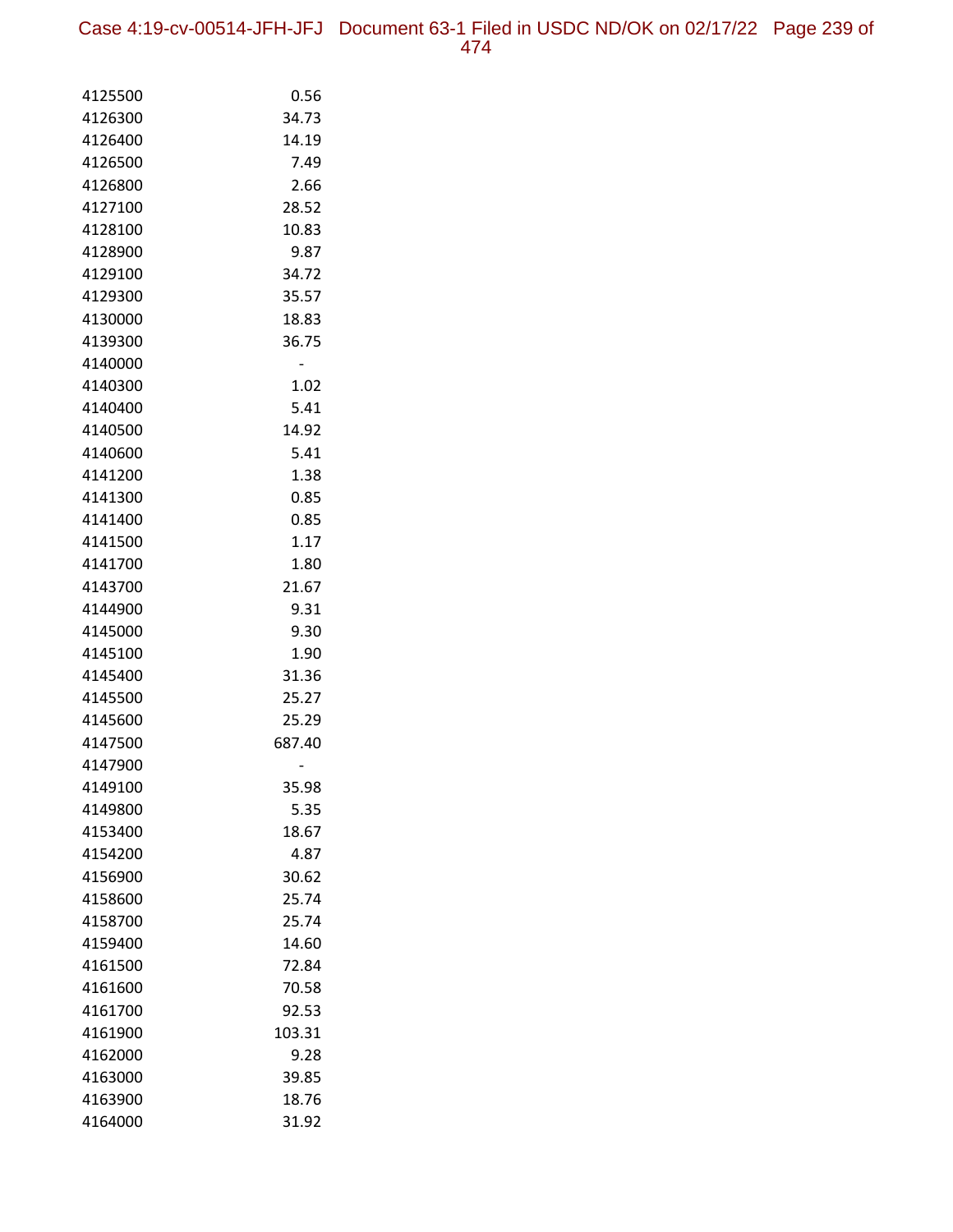| | |
|---|---|
| 4125500 | 0.56 |
| 4126300 | 34.73 |
| 4126400 | 14.19 |
| 4126500 | 7.49 |
| 4126800 | 2.66 |
| 4127100 | 28.52 |
| 4128100 | 10.83 |
| 4128900 | 9.87 |
| 4129100 | 34.72 |
| 4129300 | 35.57 |
| 4130000 | 18.83 |
| 4139300 | 36.75 |
| 4140000 | - |
| 4140300 | 1.02 |
| 4140400 | 5.41 |
| 4140500 | 14.92 |
| 4140600 | 5.41 |
| 4141200 | 1.38 |
| 4141300 | 0.85 |
| 4141400 | 0.85 |
| 4141500 | 1.17 |
| 4141700 | 1.80 |
| 4143700 | 21.67 |
| 4144900 | 9.31 |
| 4145000 | 9.30 |
| 4145100 | 1.90 |
| 4145400 | 31.36 |
| 4145500 | 25.27 |
| 4145600 | 25.29 |
| 4147500 | 687.40 |
| 4147900 | - |
| 4149100 | 35.98 |
| 4149800 | 5.35 |
| 4153400 | 18.67 |
| 4154200 | 4.87 |
| 4156900 | 30.62 |
| 4158600 | 25.74 |
| 4158700 | 25.74 |
| 4159400 | 14.60 |
| 4161500 | 72.84 |
| 4161600 | 70.58 |
| 4161700 | 92.53 |
| 4161900 | 103.31 |
| 4162000 | 9.28 |
| 4163000 | 39.85 |
| 4163900 | 18.76 |
| 4164000 | 31.92 |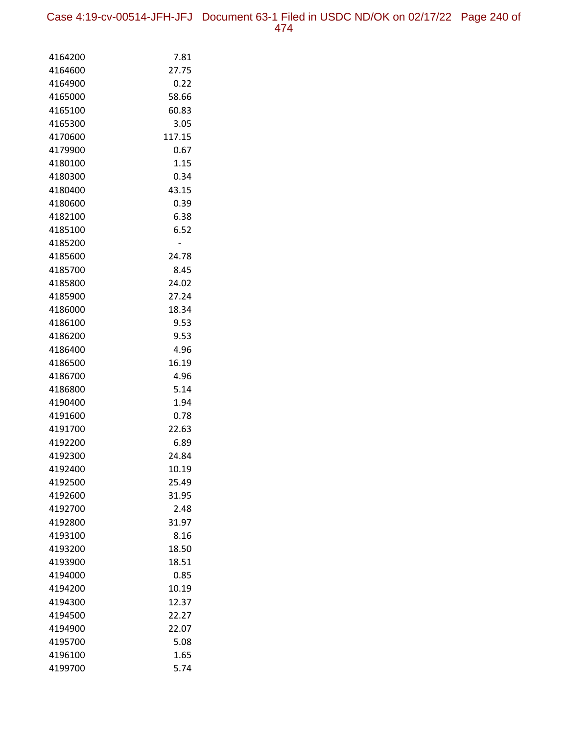| | |
|---|---|
| 4164200 | 7.81 |
| 4164600 | 27.75 |
| 4164900 | 0.22 |
| 4165000 | 58.66 |
| 4165100 | 60.83 |
| 4165300 | 3.05 |
| 4170600 | 117.15 |
| 4179900 | 0.67 |
| 4180100 | 1.15 |
| 4180300 | 0.34 |
| 4180400 | 43.15 |
| 4180600 | 0.39 |
| 4182100 | 6.38 |
| 4185100 | 6.52 |
| 4185200 | - |
| 4185600 | 24.78 |
| 4185700 | 8.45 |
| 4185800 | 24.02 |
| 4185900 | 27.24 |
| 4186000 | 18.34 |
| 4186100 | 9.53 |
| 4186200 | 9.53 |
| 4186400 | 4.96 |
| 4186500 | 16.19 |
| 4186700 | 4.96 |
| 4186800 | 5.14 |
| 4190400 | 1.94 |
| 4191600 | 0.78 |
| 4191700 | 22.63 |
| 4192200 | 6.89 |
| 4192300 | 24.84 |
| 4192400 | 10.19 |
| 4192500 | 25.49 |
| 4192600 | 31.95 |
| 4192700 | 2.48 |
| 4192800 | 31.97 |
| 4193100 | 8.16 |
| 4193200 | 18.50 |
| 4193900 | 18.51 |
| 4194000 | 0.85 |
| 4194200 | 10.19 |
| 4194300 | 12.37 |
| 4194500 | 22.27 |
| 4194900 | 22.07 |
| 4195700 | 5.08 |
| 4196100 | 1.65 |
| 4199700 | 5.74 |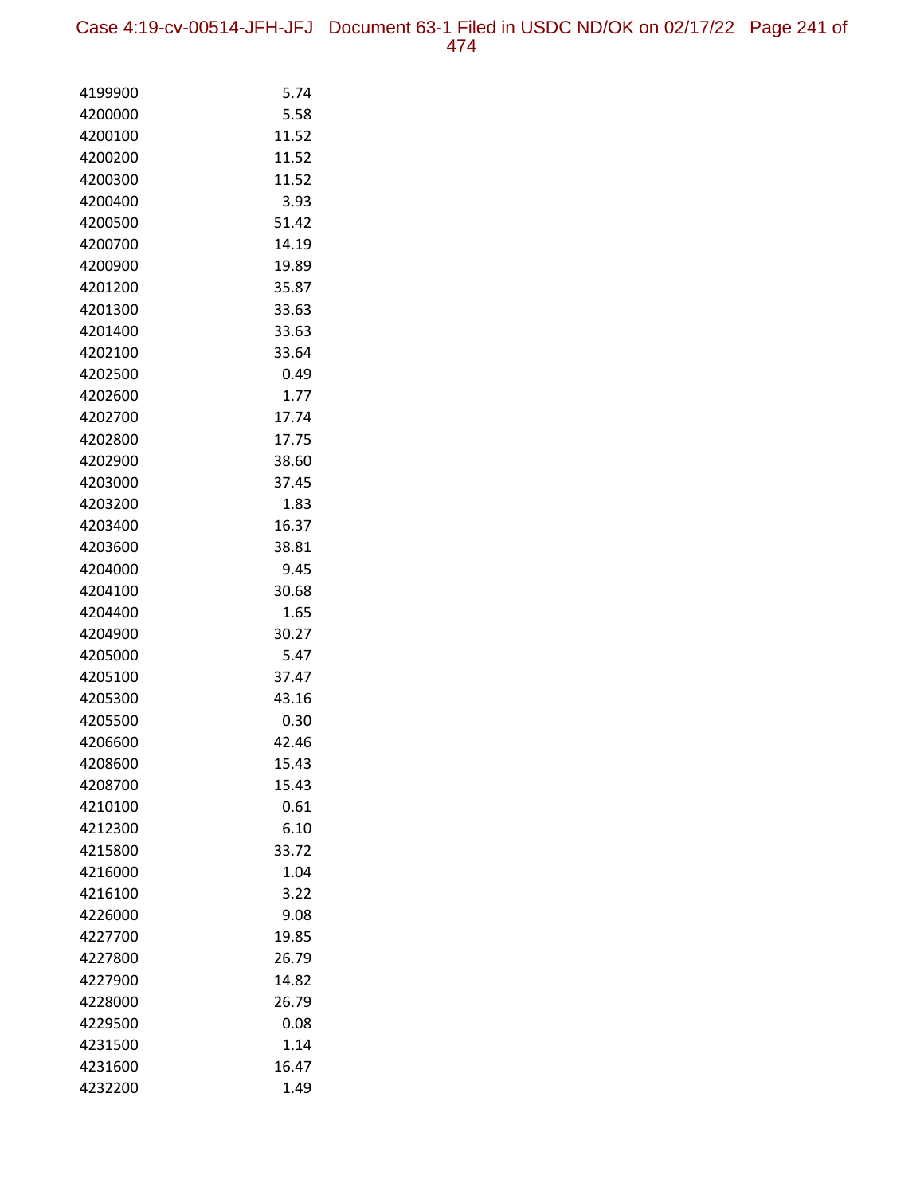| | |
|---|---|
| 4199900 | 5.74 |
| 4200000 | 5.58 |
| 4200100 | 11.52 |
| 4200200 | 11.52 |
| 4200300 | 11.52 |
| 4200400 | 3.93 |
| 4200500 | 51.42 |
| 4200700 | 14.19 |
| 4200900 | 19.89 |
| 4201200 | 35.87 |
| 4201300 | 33.63 |
| 4201400 | 33.63 |
| 4202100 | 33.64 |
| 4202500 | 0.49 |
| 4202600 | 1.77 |
| 4202700 | 17.74 |
| 4202800 | 17.75 |
| 4202900 | 38.60 |
| 4203000 | 37.45 |
| 4203200 | 1.83 |
| 4203400 | 16.37 |
| 4203600 | 38.81 |
| 4204000 | 9.45 |
| 4204100 | 30.68 |
| 4204400 | 1.65 |
| 4204900 | 30.27 |
| 4205000 | 5.47 |
| 4205100 | 37.47 |
| 4205300 | 43.16 |
| 4205500 | 0.30 |
| 4206600 | 42.46 |
| 4208600 | 15.43 |
| 4208700 | 15.43 |
| 4210100 | 0.61 |
| 4212300 | 6.10 |
| 4215800 | 33.72 |
| 4216000 | 1.04 |
| 4216100 | 3.22 |
| 4226000 | 9.08 |
| 4227700 | 19.85 |
| 4227800 | 26.79 |
| 4227900 | 14.82 |
| 4228000 | 26.79 |
| 4229500 | 0.08 |
| 4231500 | 1.14 |
| 4231600 | 16.47 |
| 4232200 | 1.49 |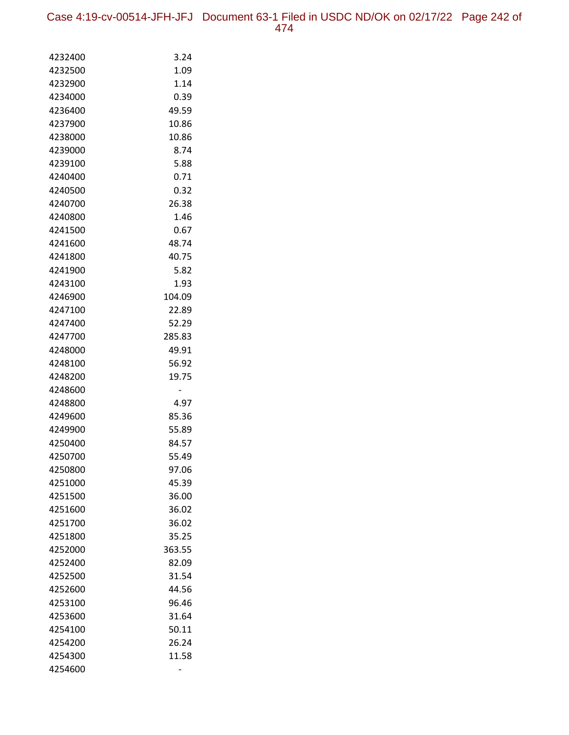| | |
|---|---|
| 4232400 | 3.24 |
| 4232500 | 1.09 |
| 4232900 | 1.14 |
| 4234000 | 0.39 |
| 4236400 | 49.59 |
| 4237900 | 10.86 |
| 4238000 | 10.86 |
| 4239000 | 8.74 |
| 4239100 | 5.88 |
| 4240400 | 0.71 |
| 4240500 | 0.32 |
| 4240700 | 26.38 |
| 4240800 | 1.46 |
| 4241500 | 0.67 |
| 4241600 | 48.74 |
| 4241800 | 40.75 |
| 4241900 | 5.82 |
| 4243100 | 1.93 |
| 4246900 | 104.09 |
| 4247100 | 22.89 |
| 4247400 | 52.29 |
| 4247700 | 285.83 |
| 4248000 | 49.91 |
| 4248100 | 56.92 |
| 4248200 | 19.75 |
| 4248600 | - |
| 4248800 | 4.97 |
| 4249600 | 85.36 |
| 4249900 | 55.89 |
| 4250400 | 84.57 |
| 4250700 | 55.49 |
| 4250800 | 97.06 |
| 4251000 | 45.39 |
| 4251500 | 36.00 |
| 4251600 | 36.02 |
| 4251700 | 36.02 |
| 4251800 | 35.25 |
| 4252000 | 363.55 |
| 4252400 | 82.09 |
| 4252500 | 31.54 |
| 4252600 | 44.56 |
| 4253100 | 96.46 |
| 4253600 | 31.64 |
| 4254100 | 50.11 |
| 4254200 | 26.24 |
| 4254300 | 11.58 |
| 4254600 | - |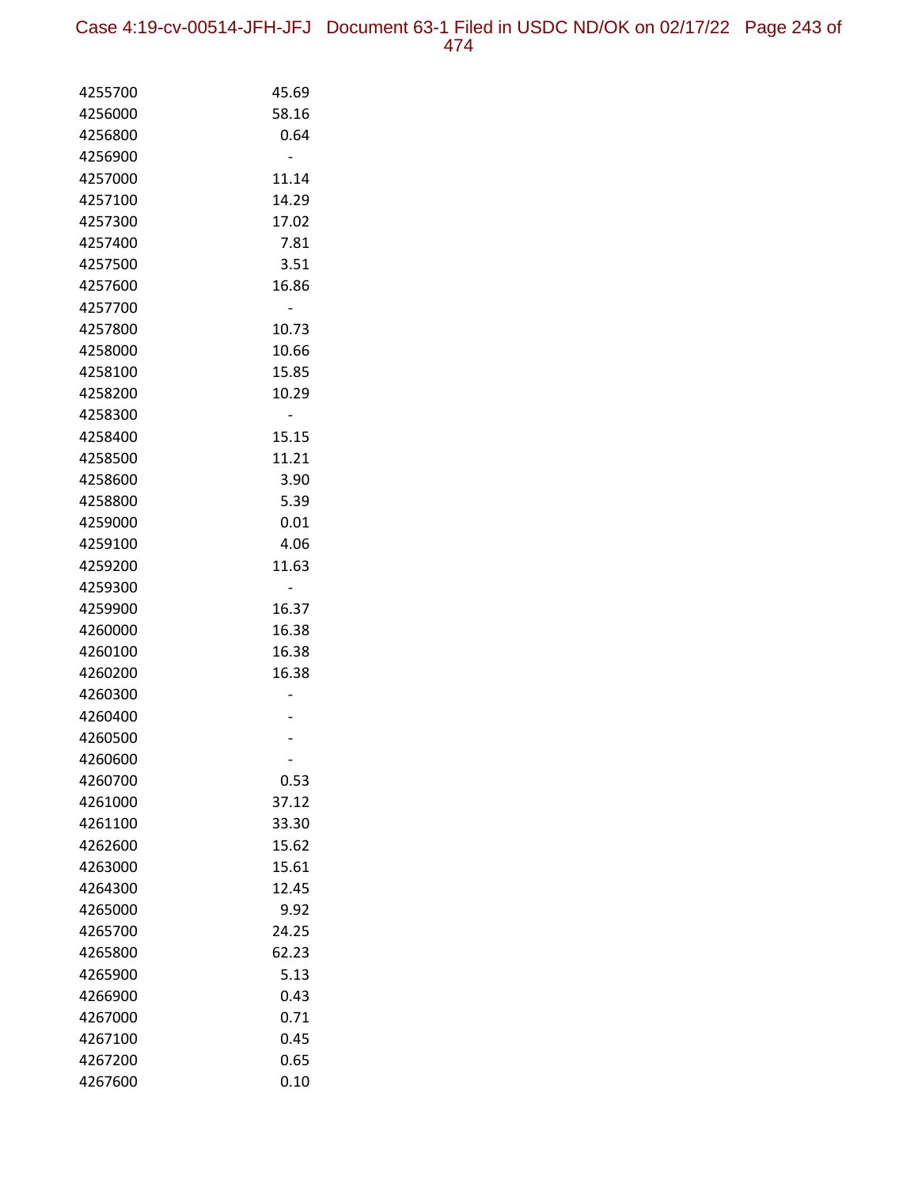| | |
|---|---|
| 4255700 | 45.69 |
| 4256000 | 58.16 |
| 4256800 | 0.64 |
| 4256900 | - |
| 4257000 | 11.14 |
| 4257100 | 14.29 |
| 4257300 | 17.02 |
| 4257400 | 7.81 |
| 4257500 | 3.51 |
| 4257600 | 16.86 |
| 4257700 | - |
| 4257800 | 10.73 |
| 4258000 | 10.66 |
| 4258100 | 15.85 |
| 4258200 | 10.29 |
| 4258300 | - |
| 4258400 | 15.15 |
| 4258500 | 11.21 |
| 4258600 | 3.90 |
| 4258800 | 5.39 |
| 4259000 | 0.01 |
| 4259100 | 4.06 |
| 4259200 | 11.63 |
| 4259300 | - |
| 4259900 | 16.37 |
| 4260000 | 16.38 |
| 4260100 | 16.38 |
| 4260200 | 16.38 |
| 4260300 | - |
| 4260400 | - |
| 4260500 | - |
| 4260600 | - |
| 4260700 | 0.53 |
| 4261000 | 37.12 |
| 4261100 | 33.30 |
| 4262600 | 15.62 |
| 4263000 | 15.61 |
| 4264300 | 12.45 |
| 4265000 | 9.92 |
| 4265700 | 24.25 |
| 4265800 | 62.23 |
| 4265900 | 5.13 |
| 4266900 | 0.43 |
| 4267000 | 0.71 |
| 4267100 | 0.45 |
| 4267200 | 0.65 |
| 4267600 | 0.10 |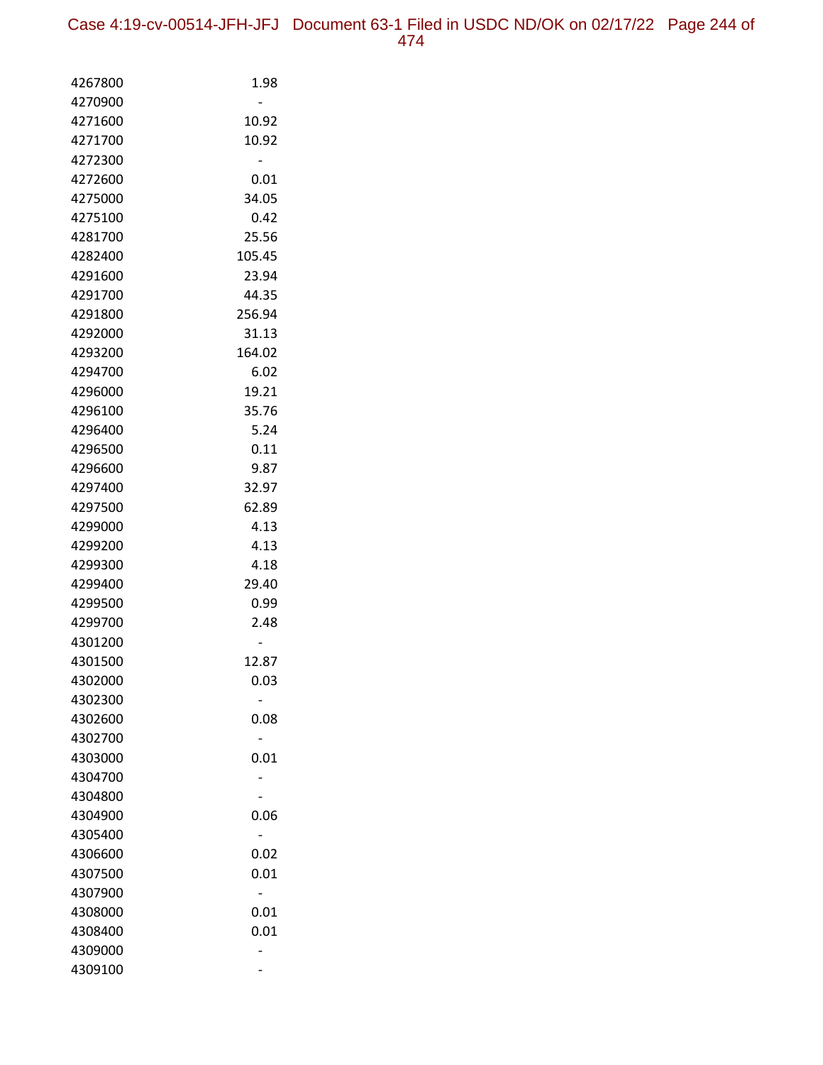| | |
|---|---|
| 4267800 | 1.98 |
| 4270900 | - |
| 4271600 | 10.92 |
| 4271700 | 10.92 |
| 4272300 | - |
| 4272600 | 0.01 |
| 4275000 | 34.05 |
| 4275100 | 0.42 |
| 4281700 | 25.56 |
| 4282400 | 105.45 |
| 4291600 | 23.94 |
| 4291700 | 44.35 |
| 4291800 | 256.94 |
| 4292000 | 31.13 |
| 4293200 | 164.02 |
| 4294700 | 6.02 |
| 4296000 | 19.21 |
| 4296100 | 35.76 |
| 4296400 | 5.24 |
| 4296500 | 0.11 |
| 4296600 | 9.87 |
| 4297400 | 32.97 |
| 4297500 | 62.89 |
| 4299000 | 4.13 |
| 4299200 | 4.13 |
| 4299300 | 4.18 |
| 4299400 | 29.40 |
| 4299500 | 0.99 |
| 4299700 | 2.48 |
| 4301200 | - |
| 4301500 | 12.87 |
| 4302000 | 0.03 |
| 4302300 | - |
| 4302600 | 0.08 |
| 4302700 | - |
| 4303000 | 0.01 |
| 4304700 | - |
| 4304800 | - |
| 4304900 | 0.06 |
| 4305400 | - |
| 4306600 | 0.02 |
| 4307500 | 0.01 |
| 4307900 | - |
| 4308000 | 0.01 |
| 4308400 | 0.01 |
| 4309000 | - |
| 4309100 | - |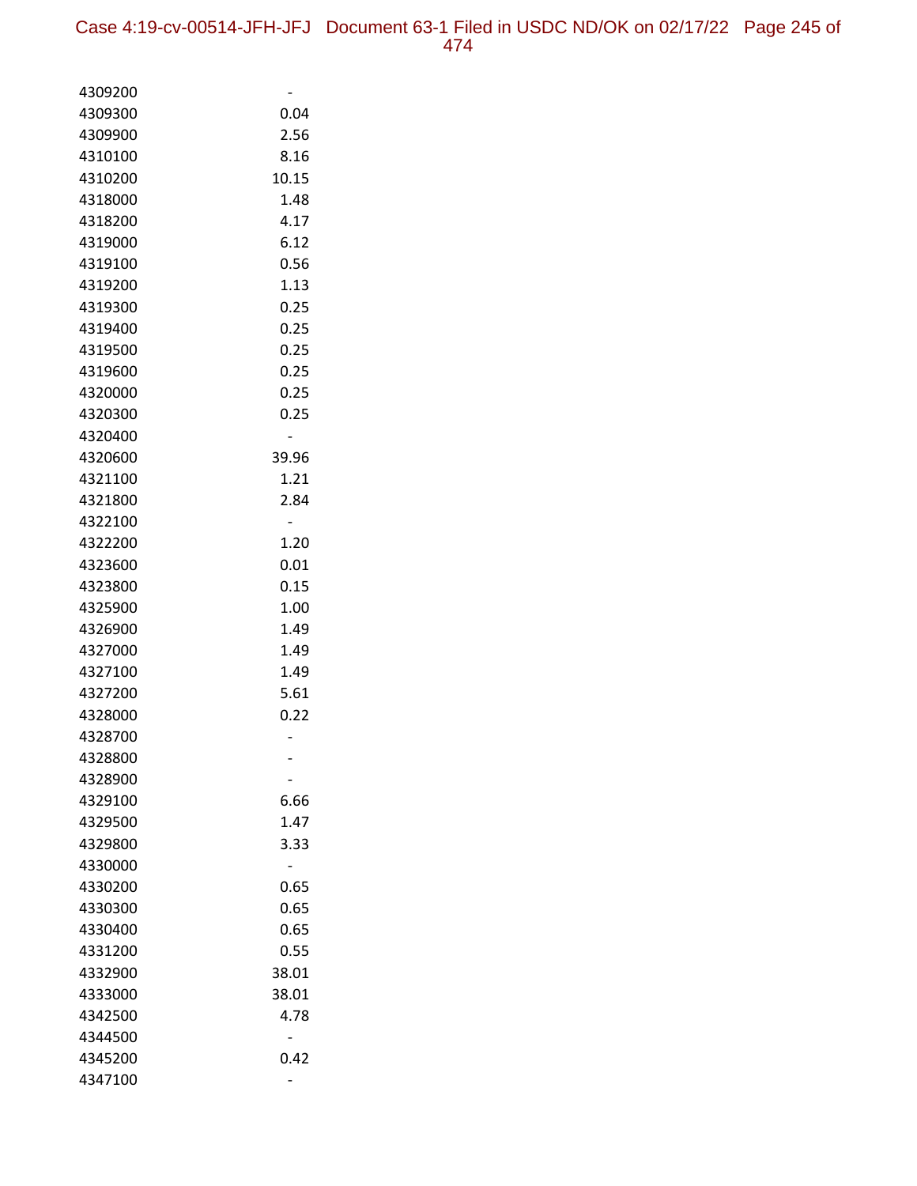| | |
|---|---|
| 4309200 | - |
| 4309300 | 0.04 |
| 4309900 | 2.56 |
| 4310100 | 8.16 |
| 4310200 | 10.15 |
| 4318000 | 1.48 |
| 4318200 | 4.17 |
| 4319000 | 6.12 |
| 4319100 | 0.56 |
| 4319200 | 1.13 |
| 4319300 | 0.25 |
| 4319400 | 0.25 |
| 4319500 | 0.25 |
| 4319600 | 0.25 |
| 4320000 | 0.25 |
| 4320300 | 0.25 |
| 4320400 | - |
| 4320600 | 39.96 |
| 4321100 | 1.21 |
| 4321800 | 2.84 |
| 4322100 | - |
| 4322200 | 1.20 |
| 4323600 | 0.01 |
| 4323800 | 0.15 |
| 4325900 | 1.00 |
| 4326900 | 1.49 |
| 4327000 | 1.49 |
| 4327100 | 1.49 |
| 4327200 | 5.61 |
| 4328000 | 0.22 |
| 4328700 | - |
| 4328800 | - |
| 4328900 | - |
| 4329100 | 6.66 |
| 4329500 | 1.47 |
| 4329800 | 3.33 |
| 4330000 | - |
| 4330200 | 0.65 |
| 4330300 | 0.65 |
| 4330400 | 0.65 |
| 4331200 | 0.55 |
| 4332900 | 38.01 |
| 4333000 | 38.01 |
| 4342500 | 4.78 |
| 4344500 | - |
| 4345200 | 0.42 |
| 4347100 | - |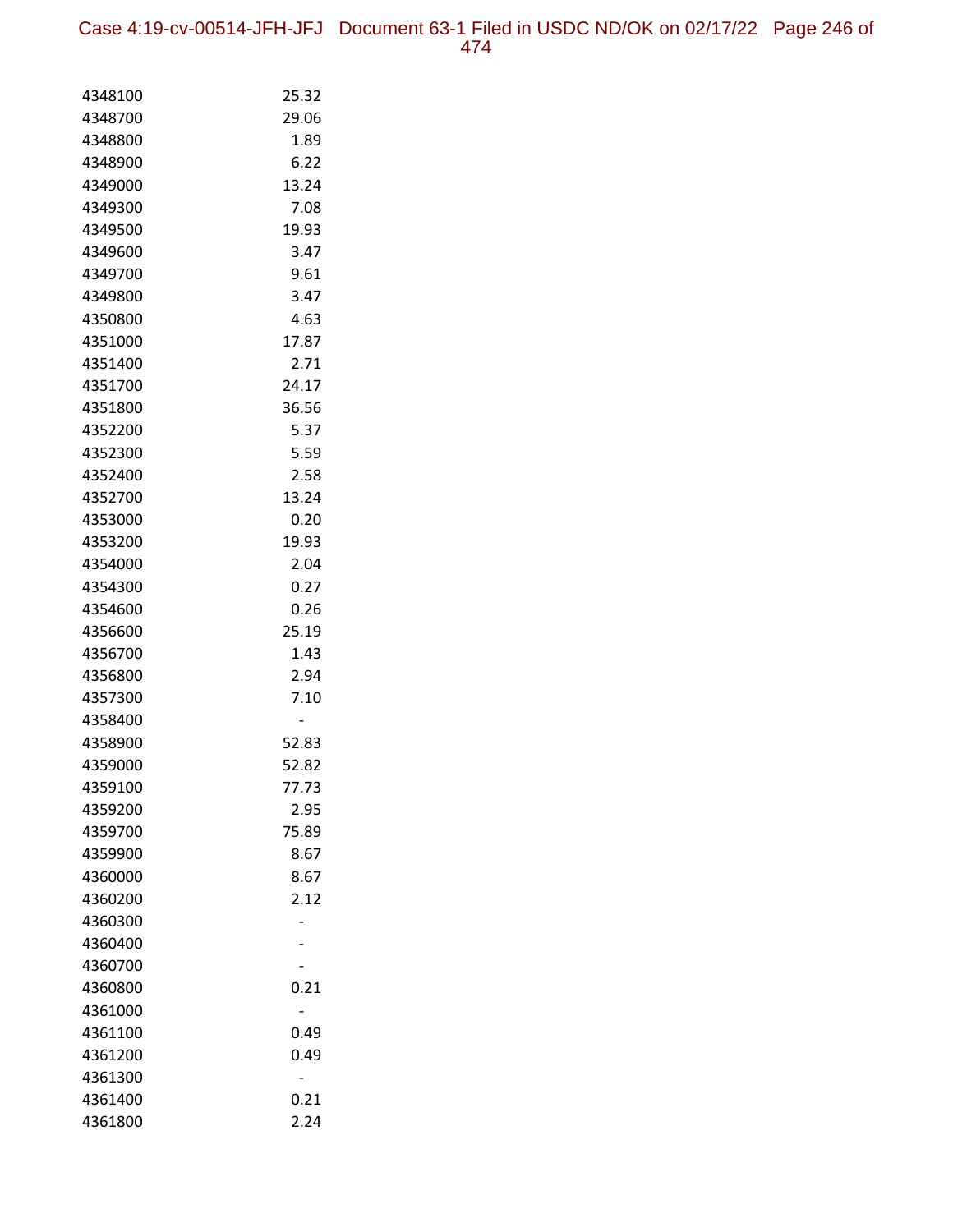| | |
|---|---|
| 4348100 | 25.32 |
| 4348700 | 29.06 |
| 4348800 | 1.89 |
| 4348900 | 6.22 |
| 4349000 | 13.24 |
| 4349300 | 7.08 |
| 4349500 | 19.93 |
| 4349600 | 3.47 |
| 4349700 | 9.61 |
| 4349800 | 3.47 |
| 4350800 | 4.63 |
| 4351000 | 17.87 |
| 4351400 | 2.71 |
| 4351700 | 24.17 |
| 4351800 | 36.56 |
| 4352200 | 5.37 |
| 4352300 | 5.59 |
| 4352400 | 2.58 |
| 4352700 | 13.24 |
| 4353000 | 0.20 |
| 4353200 | 19.93 |
| 4354000 | 2.04 |
| 4354300 | 0.27 |
| 4354600 | 0.26 |
| 4356600 | 25.19 |
| 4356700 | 1.43 |
| 4356800 | 2.94 |
| 4357300 | 7.10 |
| 4358400 | - |
| 4358900 | 52.83 |
| 4359000 | 52.82 |
| 4359100 | 77.73 |
| 4359200 | 2.95 |
| 4359700 | 75.89 |
| 4359900 | 8.67 |
| 4360000 | 8.67 |
| 4360200 | 2.12 |
| 4360300 | - |
| 4360400 | - |
| 4360700 | - |
| 4360800 | 0.21 |
| 4361000 | - |
| 4361100 | 0.49 |
| 4361200 | 0.49 |
| 4361300 | - |
| 4361400 | 0.21 |
| 4361800 | 2.24 |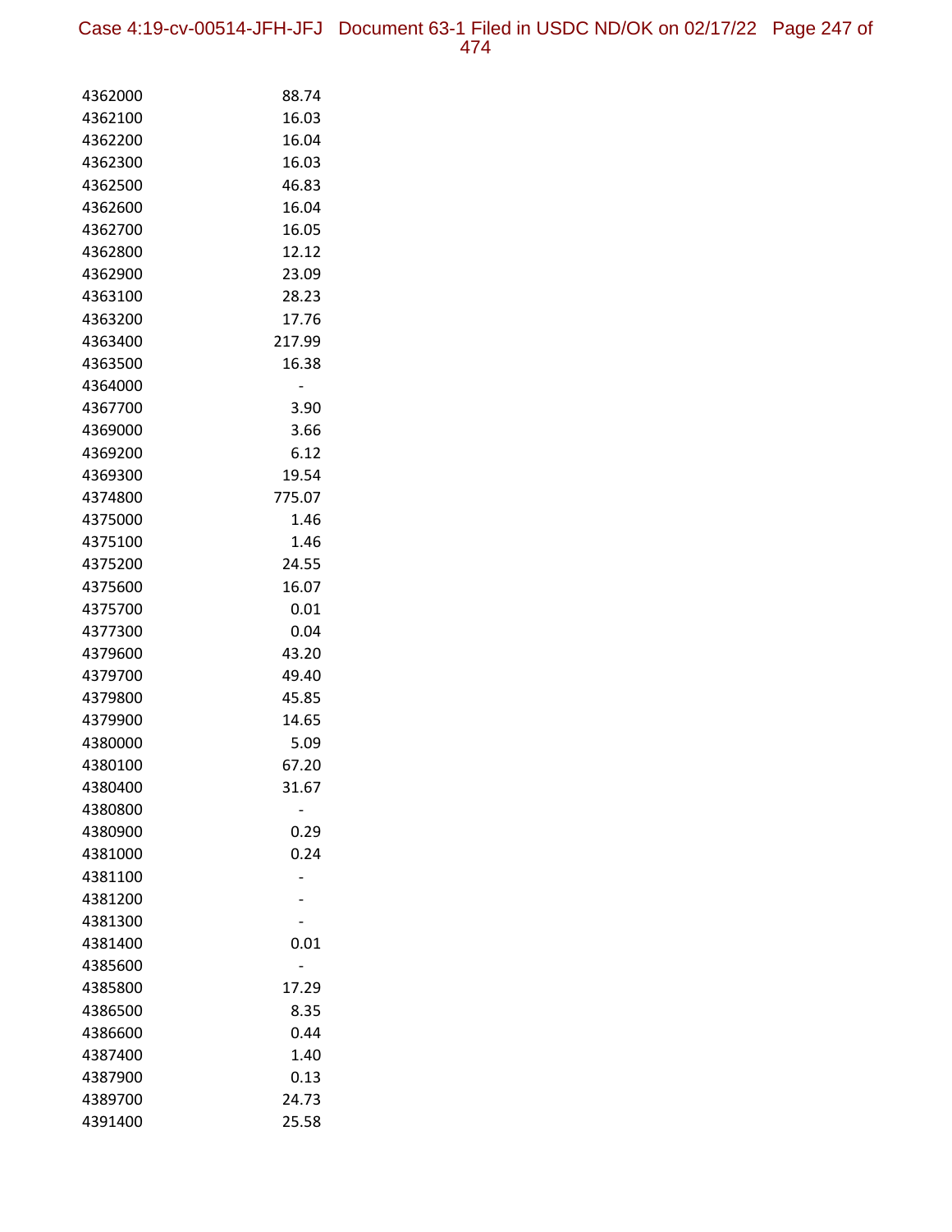| | |
|---|---|
| 4362000 | 88.74 |
| 4362100 | 16.03 |
| 4362200 | 16.04 |
| 4362300 | 16.03 |
| 4362500 | 46.83 |
| 4362600 | 16.04 |
| 4362700 | 16.05 |
| 4362800 | 12.12 |
| 4362900 | 23.09 |
| 4363100 | 28.23 |
| 4363200 | 17.76 |
| 4363400 | 217.99 |
| 4363500 | 16.38 |
| 4364000 | - |
| 4367700 | 3.90 |
| 4369000 | 3.66 |
| 4369200 | 6.12 |
| 4369300 | 19.54 |
| 4374800 | 775.07 |
| 4375000 | 1.46 |
| 4375100 | 1.46 |
| 4375200 | 24.55 |
| 4375600 | 16.07 |
| 4375700 | 0.01 |
| 4377300 | 0.04 |
| 4379600 | 43.20 |
| 4379700 | 49.40 |
| 4379800 | 45.85 |
| 4379900 | 14.65 |
| 4380000 | 5.09 |
| 4380100 | 67.20 |
| 4380400 | 31.67 |
| 4380800 | - |
| 4380900 | 0.29 |
| 4381000 | 0.24 |
| 4381100 | - |
| 4381200 | - |
| 4381300 | - |
| 4381400 | 0.01 |
| 4385600 | - |
| 4385800 | 17.29 |
| 4386500 | 8.35 |
| 4386600 | 0.44 |
| 4387400 | 1.40 |
| 4387900 | 0.13 |
| 4389700 | 24.73 |
| 4391400 | 25.58 |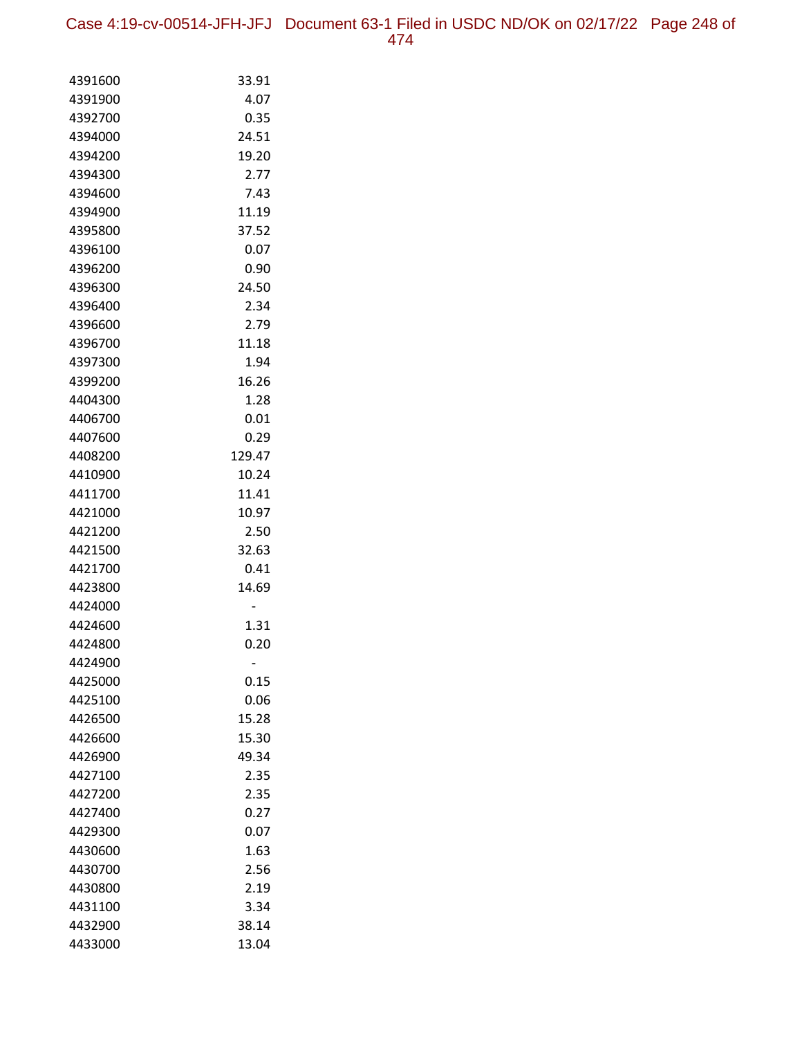| | |
|---|---|
| 4391600 | 33.91 |
| 4391900 | 4.07 |
| 4392700 | 0.35 |
| 4394000 | 24.51 |
| 4394200 | 19.20 |
| 4394300 | 2.77 |
| 4394600 | 7.43 |
| 4394900 | 11.19 |
| 4395800 | 37.52 |
| 4396100 | 0.07 |
| 4396200 | 0.90 |
| 4396300 | 24.50 |
| 4396400 | 2.34 |
| 4396600 | 2.79 |
| 4396700 | 11.18 |
| 4397300 | 1.94 |
| 4399200 | 16.26 |
| 4404300 | 1.28 |
| 4406700 | 0.01 |
| 4407600 | 0.29 |
| 4408200 | 129.47 |
| 4410900 | 10.24 |
| 4411700 | 11.41 |
| 4421000 | 10.97 |
| 4421200 | 2.50 |
| 4421500 | 32.63 |
| 4421700 | 0.41 |
| 4423800 | 14.69 |
| 4424000 | - |
| 4424600 | 1.31 |
| 4424800 | 0.20 |
| 4424900 | - |
| 4425000 | 0.15 |
| 4425100 | 0.06 |
| 4426500 | 15.28 |
| 4426600 | 15.30 |
| 4426900 | 49.34 |
| 4427100 | 2.35 |
| 4427200 | 2.35 |
| 4427400 | 0.27 |
| 4429300 | 0.07 |
| 4430600 | 1.63 |
| 4430700 | 2.56 |
| 4430800 | 2.19 |
| 4431100 | 3.34 |
| 4432900 | 38.14 |
| 4433000 | 13.04 |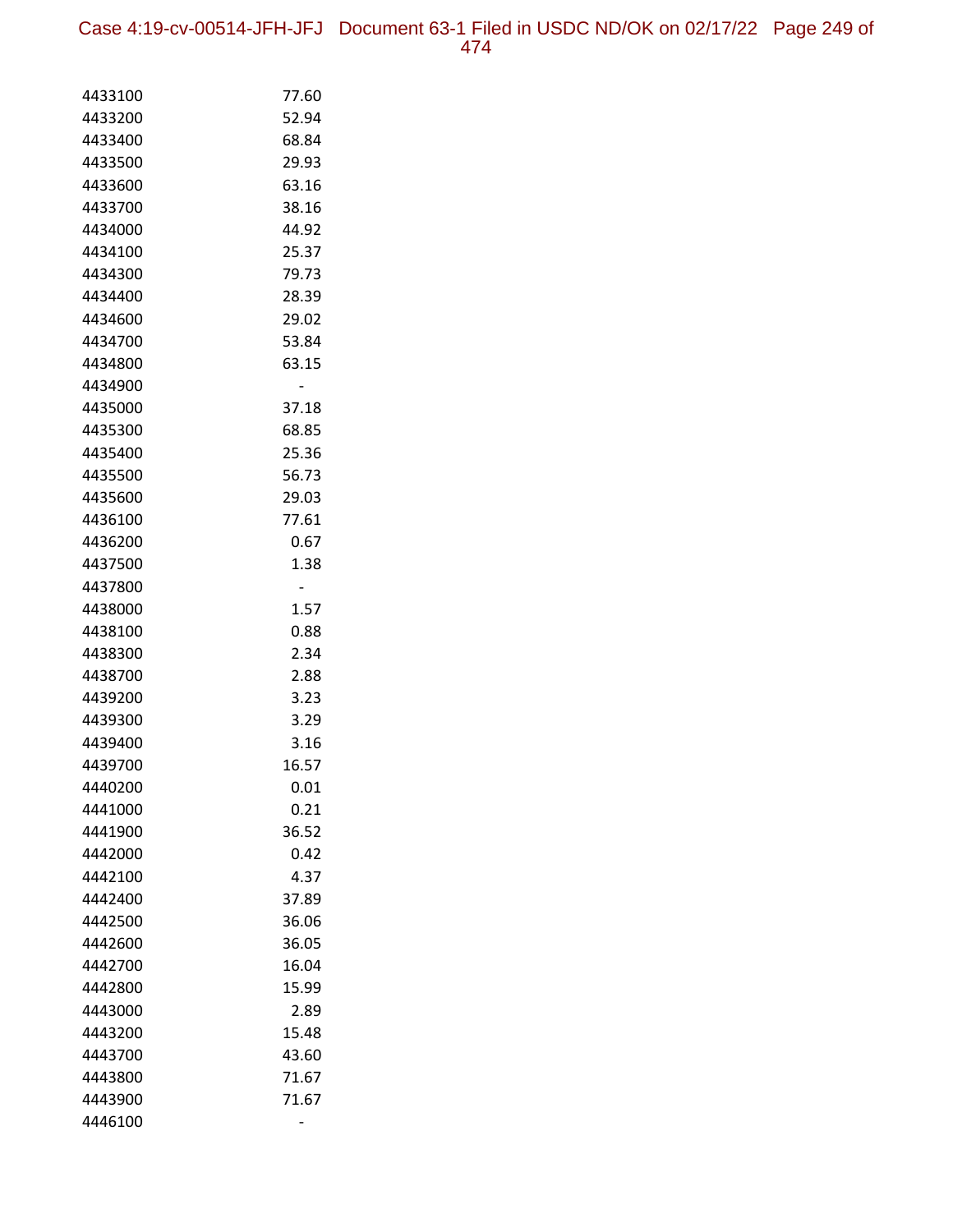| | |
|---|---|
| 4433100 | 77.60 |
| 4433200 | 52.94 |
| 4433400 | 68.84 |
| 4433500 | 29.93 |
| 4433600 | 63.16 |
| 4433700 | 38.16 |
| 4434000 | 44.92 |
| 4434100 | 25.37 |
| 4434300 | 79.73 |
| 4434400 | 28.39 |
| 4434600 | 29.02 |
| 4434700 | 53.84 |
| 4434800 | 63.15 |
| 4434900 | - |
| 4435000 | 37.18 |
| 4435300 | 68.85 |
| 4435400 | 25.36 |
| 4435500 | 56.73 |
| 4435600 | 29.03 |
| 4436100 | 77.61 |
| 4436200 | 0.67 |
| 4437500 | 1.38 |
| 4437800 | - |
| 4438000 | 1.57 |
| 4438100 | 0.88 |
| 4438300 | 2.34 |
| 4438700 | 2.88 |
| 4439200 | 3.23 |
| 4439300 | 3.29 |
| 4439400 | 3.16 |
| 4439700 | 16.57 |
| 4440200 | 0.01 |
| 4441000 | 0.21 |
| 4441900 | 36.52 |
| 4442000 | 0.42 |
| 4442100 | 4.37 |
| 4442400 | 37.89 |
| 4442500 | 36.06 |
| 4442600 | 36.05 |
| 4442700 | 16.04 |
| 4442800 | 15.99 |
| 4443000 | 2.89 |
| 4443200 | 15.48 |
| 4443700 | 43.60 |
| 4443800 | 71.67 |
| 4443900 | 71.67 |
| 4446100 | - |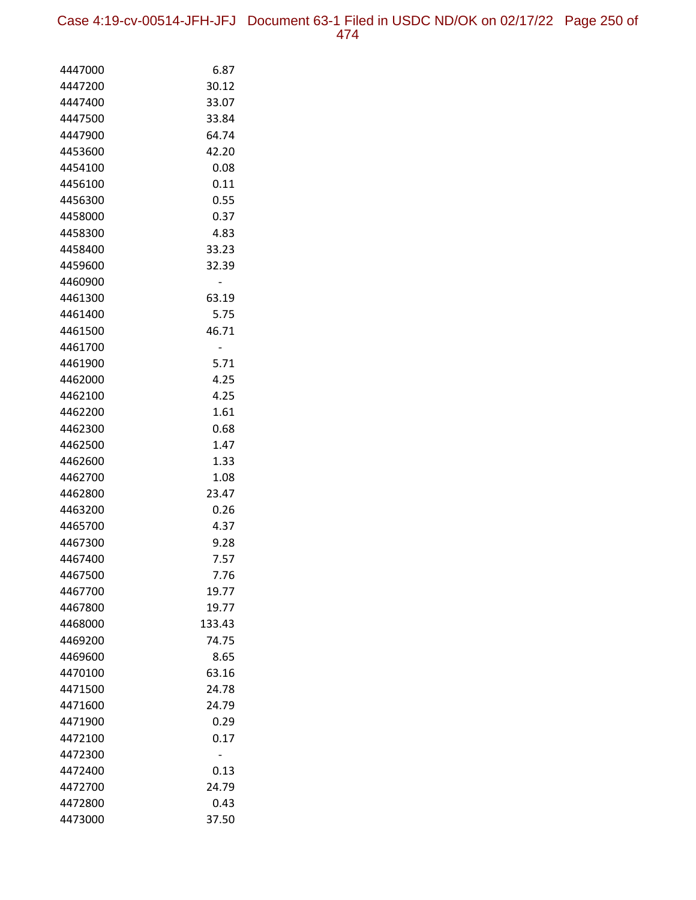| | |
|---|---|
| 4447000 | 6.87 |
| 4447200 | 30.12 |
| 4447400 | 33.07 |
| 4447500 | 33.84 |
| 4447900 | 64.74 |
| 4453600 | 42.20 |
| 4454100 | 0.08 |
| 4456100 | 0.11 |
| 4456300 | 0.55 |
| 4458000 | 0.37 |
| 4458300 | 4.83 |
| 4458400 | 33.23 |
| 4459600 | 32.39 |
| 4460900 | - |
| 4461300 | 63.19 |
| 4461400 | 5.75 |
| 4461500 | 46.71 |
| 4461700 | - |
| 4461900 | 5.71 |
| 4462000 | 4.25 |
| 4462100 | 4.25 |
| 4462200 | 1.61 |
| 4462300 | 0.68 |
| 4462500 | 1.47 |
| 4462600 | 1.33 |
| 4462700 | 1.08 |
| 4462800 | 23.47 |
| 4463200 | 0.26 |
| 4465700 | 4.37 |
| 4467300 | 9.28 |
| 4467400 | 7.57 |
| 4467500 | 7.76 |
| 4467700 | 19.77 |
| 4467800 | 19.77 |
| 4468000 | 133.43 |
| 4469200 | 74.75 |
| 4469600 | 8.65 |
| 4470100 | 63.16 |
| 4471500 | 24.78 |
| 4471600 | 24.79 |
| 4471900 | 0.29 |
| 4472100 | 0.17 |
| 4472300 | - |
| 4472400 | 0.13 |
| 4472700 | 24.79 |
| 4472800 | 0.43 |
| 4473000 | 37.50 |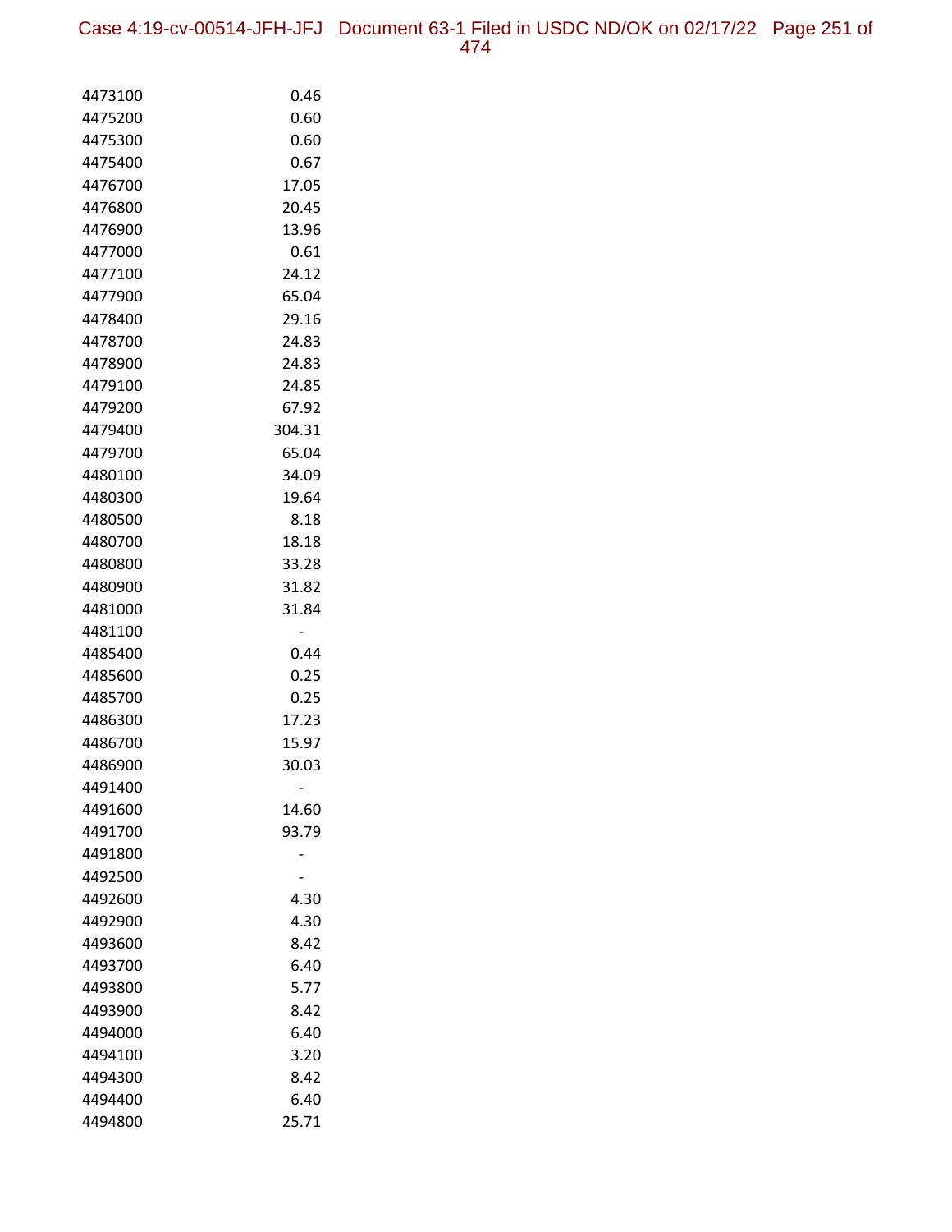| | |
|---|---|
| 4473100 | 0.46 |
| 4475200 | 0.60 |
| 4475300 | 0.60 |
| 4475400 | 0.67 |
| 4476700 | 17.05 |
| 4476800 | 20.45 |
| 4476900 | 13.96 |
| 4477000 | 0.61 |
| 4477100 | 24.12 |
| 4477900 | 65.04 |
| 4478400 | 29.16 |
| 4478700 | 24.83 |
| 4478900 | 24.83 |
| 4479100 | 24.85 |
| 4479200 | 67.92 |
| 4479400 | 304.31 |
| 4479700 | 65.04 |
| 4480100 | 34.09 |
| 4480300 | 19.64 |
| 4480500 | 8.18 |
| 4480700 | 18.18 |
| 4480800 | 33.28 |
| 4480900 | 31.82 |
| 4481000 | 31.84 |
| 4481100 | - |
| 4485400 | 0.44 |
| 4485600 | 0.25 |
| 4485700 | 0.25 |
| 4486300 | 17.23 |
| 4486700 | 15.97 |
| 4486900 | 30.03 |
| 4491400 | - |
| 4491600 | 14.60 |
| 4491700 | 93.79 |
| 4491800 | - |
| 4492500 | - |
| 4492600 | 4.30 |
| 4492900 | 4.30 |
| 4493600 | 8.42 |
| 4493700 | 6.40 |
| 4493800 | 5.77 |
| 4493900 | 8.42 |
| 4494000 | 6.40 |
| 4494100 | 3.20 |
| 4494300 | 8.42 |
| 4494400 | 6.40 |
| 4494800 | 25.71 |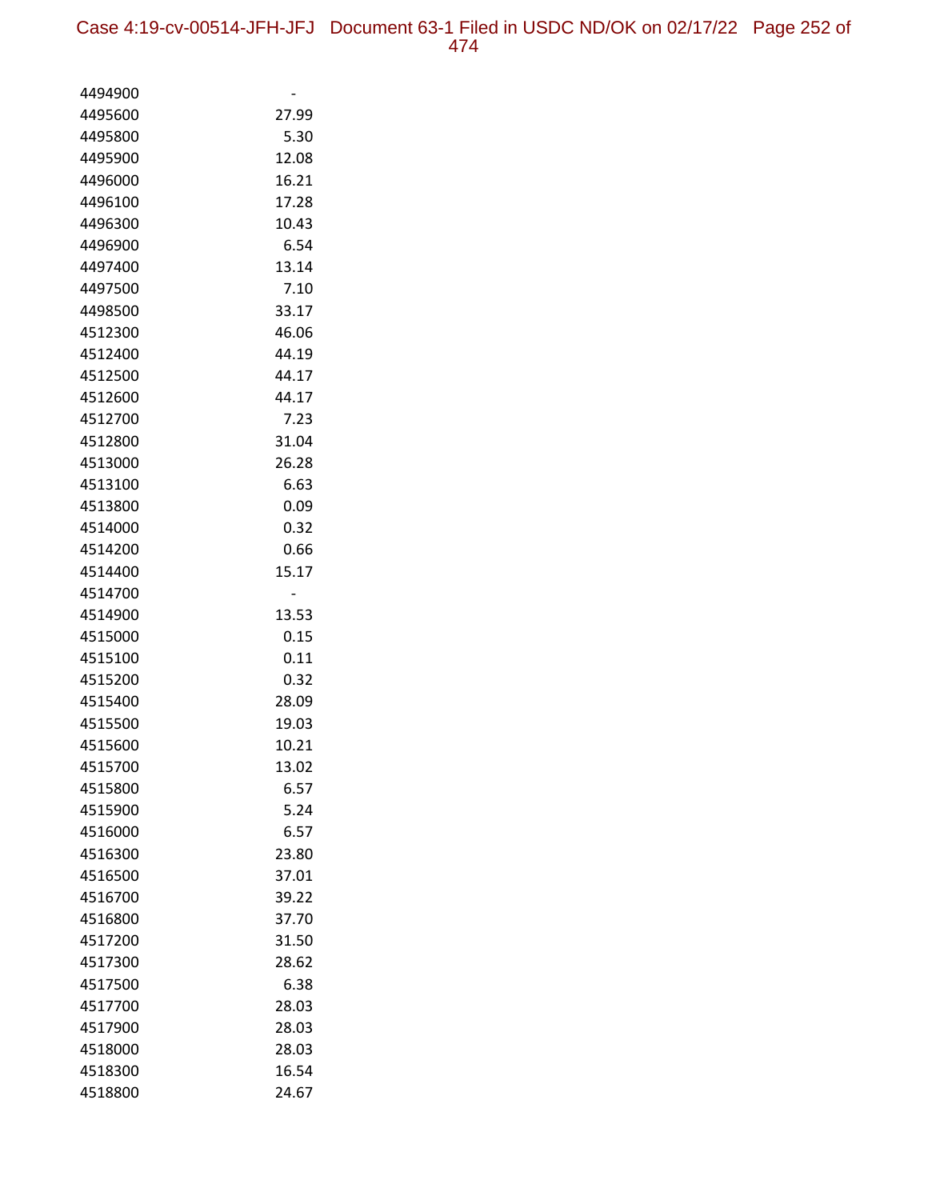| | |
|---|---|
| 4494900 | - |
| 4495600 | 27.99 |
| 4495800 | 5.30 |
| 4495900 | 12.08 |
| 4496000 | 16.21 |
| 4496100 | 17.28 |
| 4496300 | 10.43 |
| 4496900 | 6.54 |
| 4497400 | 13.14 |
| 4497500 | 7.10 |
| 4498500 | 33.17 |
| 4512300 | 46.06 |
| 4512400 | 44.19 |
| 4512500 | 44.17 |
| 4512600 | 44.17 |
| 4512700 | 7.23 |
| 4512800 | 31.04 |
| 4513000 | 26.28 |
| 4513100 | 6.63 |
| 4513800 | 0.09 |
| 4514000 | 0.32 |
| 4514200 | 0.66 |
| 4514400 | 15.17 |
| 4514700 | - |
| 4514900 | 13.53 |
| 4515000 | 0.15 |
| 4515100 | 0.11 |
| 4515200 | 0.32 |
| 4515400 | 28.09 |
| 4515500 | 19.03 |
| 4515600 | 10.21 |
| 4515700 | 13.02 |
| 4515800 | 6.57 |
| 4515900 | 5.24 |
| 4516000 | 6.57 |
| 4516300 | 23.80 |
| 4516500 | 37.01 |
| 4516700 | 39.22 |
| 4516800 | 37.70 |
| 4517200 | 31.50 |
| 4517300 | 28.62 |
| 4517500 | 6.38 |
| 4517700 | 28.03 |
| 4517900 | 28.03 |
| 4518000 | 28.03 |
| 4518300 | 16.54 |
| 4518800 | 24.67 |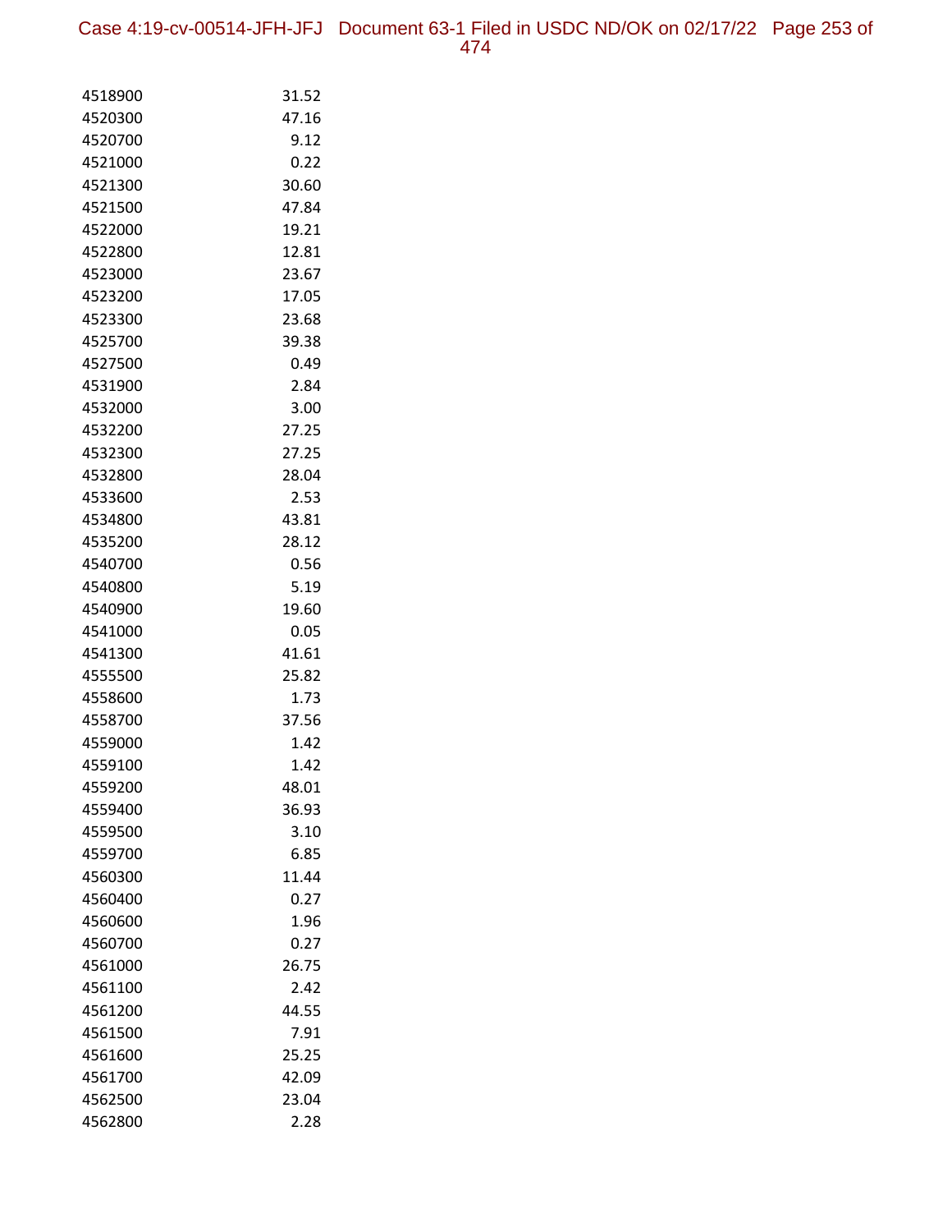| | |
|---|---|
| 4518900 | 31.52 |
| 4520300 | 47.16 |
| 4520700 | 9.12 |
| 4521000 | 0.22 |
| 4521300 | 30.60 |
| 4521500 | 47.84 |
| 4522000 | 19.21 |
| 4522800 | 12.81 |
| 4523000 | 23.67 |
| 4523200 | 17.05 |
| 4523300 | 23.68 |
| 4525700 | 39.38 |
| 4527500 | 0.49 |
| 4531900 | 2.84 |
| 4532000 | 3.00 |
| 4532200 | 27.25 |
| 4532300 | 27.25 |
| 4532800 | 28.04 |
| 4533600 | 2.53 |
| 4534800 | 43.81 |
| 4535200 | 28.12 |
| 4540700 | 0.56 |
| 4540800 | 5.19 |
| 4540900 | 19.60 |
| 4541000 | 0.05 |
| 4541300 | 41.61 |
| 4555500 | 25.82 |
| 4558600 | 1.73 |
| 4558700 | 37.56 |
| 4559000 | 1.42 |
| 4559100 | 1.42 |
| 4559200 | 48.01 |
| 4559400 | 36.93 |
| 4559500 | 3.10 |
| 4559700 | 6.85 |
| 4560300 | 11.44 |
| 4560400 | 0.27 |
| 4560600 | 1.96 |
| 4560700 | 0.27 |
| 4561000 | 26.75 |
| 4561100 | 2.42 |
| 4561200 | 44.55 |
| 4561500 | 7.91 |
| 4561600 | 25.25 |
| 4561700 | 42.09 |
| 4562500 | 23.04 |
| 4562800 | 2.28 |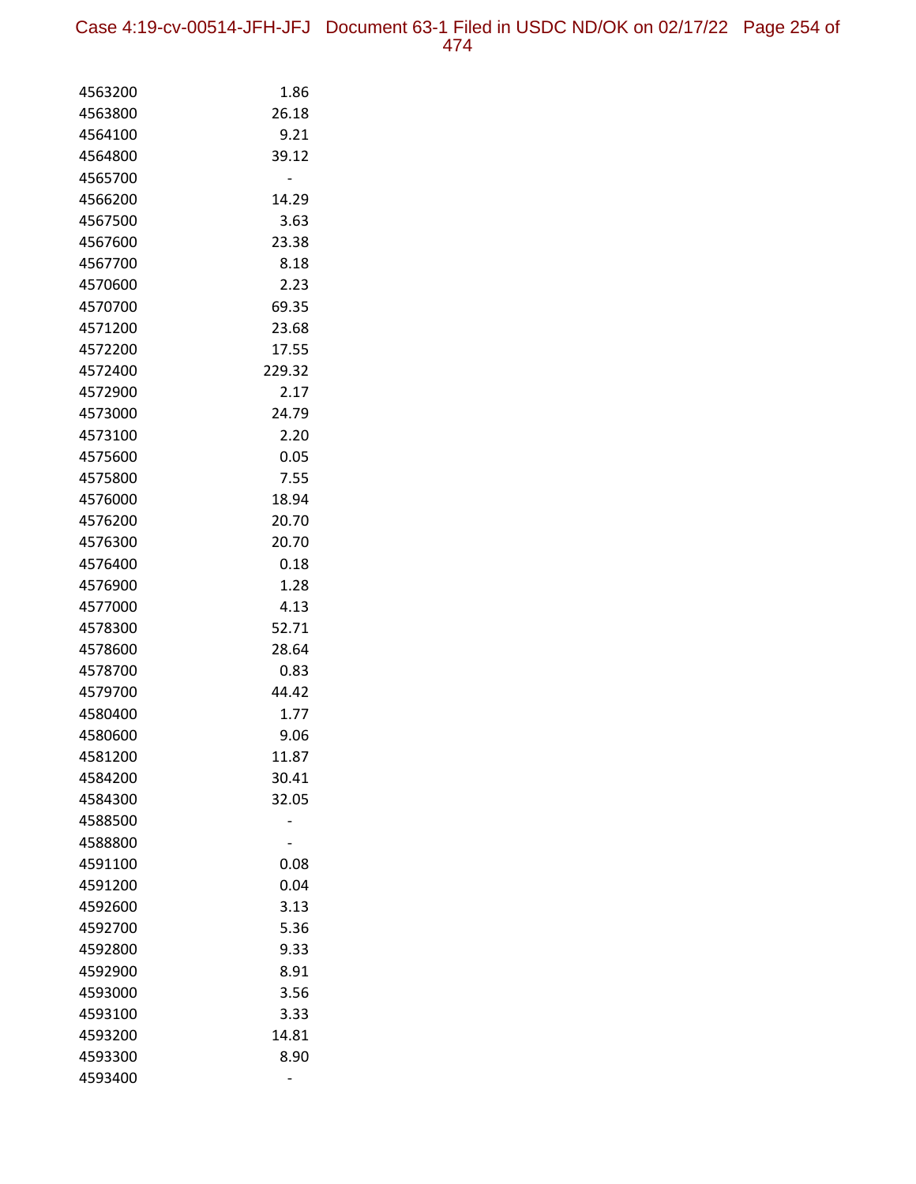| | |
|---|---|
| 4563200 | 1.86 |
| 4563800 | 26.18 |
| 4564100 | 9.21 |
| 4564800 | 39.12 |
| 4565700 | - |
| 4566200 | 14.29 |
| 4567500 | 3.63 |
| 4567600 | 23.38 |
| 4567700 | 8.18 |
| 4570600 | 2.23 |
| 4570700 | 69.35 |
| 4571200 | 23.68 |
| 4572200 | 17.55 |
| 4572400 | 229.32 |
| 4572900 | 2.17 |
| 4573000 | 24.79 |
| 4573100 | 2.20 |
| 4575600 | 0.05 |
| 4575800 | 7.55 |
| 4576000 | 18.94 |
| 4576200 | 20.70 |
| 4576300 | 20.70 |
| 4576400 | 0.18 |
| 4576900 | 1.28 |
| 4577000 | 4.13 |
| 4578300 | 52.71 |
| 4578600 | 28.64 |
| 4578700 | 0.83 |
| 4579700 | 44.42 |
| 4580400 | 1.77 |
| 4580600 | 9.06 |
| 4581200 | 11.87 |
| 4584200 | 30.41 |
| 4584300 | 32.05 |
| 4588500 | - |
| 4588800 | - |
| 4591100 | 0.08 |
| 4591200 | 0.04 |
| 4592600 | 3.13 |
| 4592700 | 5.36 |
| 4592800 | 9.33 |
| 4592900 | 8.91 |
| 4593000 | 3.56 |
| 4593100 | 3.33 |
| 4593200 | 14.81 |
| 4593300 | 8.90 |
| 4593400 | - |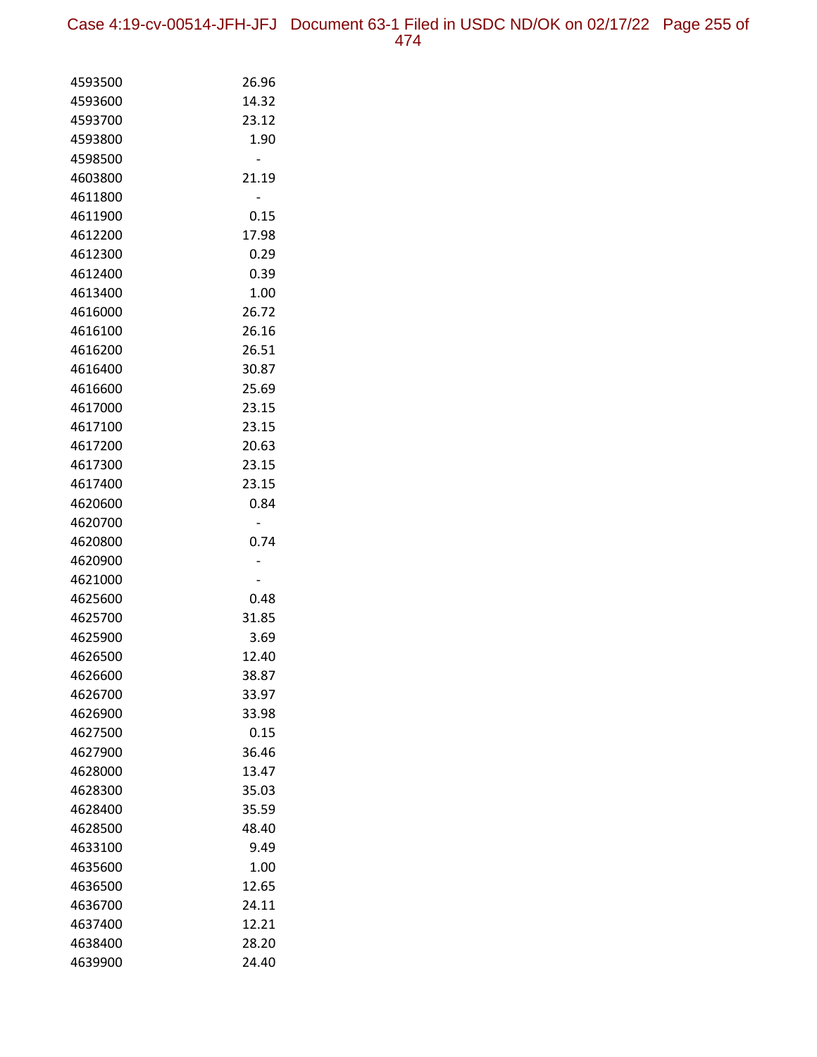| | |
|---|---|
| 4593500 | 26.96 |
| 4593600 | 14.32 |
| 4593700 | 23.12 |
| 4593800 | 1.90 |
| 4598500 | - |
| 4603800 | 21.19 |
| 4611800 | - |
| 4611900 | 0.15 |
| 4612200 | 17.98 |
| 4612300 | 0.29 |
| 4612400 | 0.39 |
| 4613400 | 1.00 |
| 4616000 | 26.72 |
| 4616100 | 26.16 |
| 4616200 | 26.51 |
| 4616400 | 30.87 |
| 4616600 | 25.69 |
| 4617000 | 23.15 |
| 4617100 | 23.15 |
| 4617200 | 20.63 |
| 4617300 | 23.15 |
| 4617400 | 23.15 |
| 4620600 | 0.84 |
| 4620700 | - |
| 4620800 | 0.74 |
| 4620900 | - |
| 4621000 | - |
| 4625600 | 0.48 |
| 4625700 | 31.85 |
| 4625900 | 3.69 |
| 4626500 | 12.40 |
| 4626600 | 38.87 |
| 4626700 | 33.97 |
| 4626900 | 33.98 |
| 4627500 | 0.15 |
| 4627900 | 36.46 |
| 4628000 | 13.47 |
| 4628300 | 35.03 |
| 4628400 | 35.59 |
| 4628500 | 48.40 |
| 4633100 | 9.49 |
| 4635600 | 1.00 |
| 4636500 | 12.65 |
| 4636700 | 24.11 |
| 4637400 | 12.21 |
| 4638400 | 28.20 |
| 4639900 | 24.40 |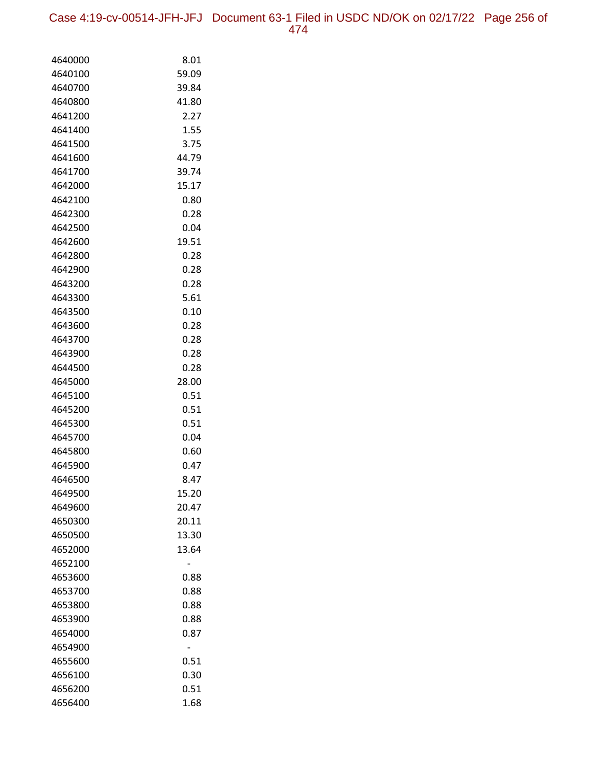| | |
|---|---|
| 4640000 | 8.01 |
| 4640100 | 59.09 |
| 4640700 | 39.84 |
| 4640800 | 41.80 |
| 4641200 | 2.27 |
| 4641400 | 1.55 |
| 4641500 | 3.75 |
| 4641600 | 44.79 |
| 4641700 | 39.74 |
| 4642000 | 15.17 |
| 4642100 | 0.80 |
| 4642300 | 0.28 |
| 4642500 | 0.04 |
| 4642600 | 19.51 |
| 4642800 | 0.28 |
| 4642900 | 0.28 |
| 4643200 | 0.28 |
| 4643300 | 5.61 |
| 4643500 | 0.10 |
| 4643600 | 0.28 |
| 4643700 | 0.28 |
| 4643900 | 0.28 |
| 4644500 | 0.28 |
| 4645000 | 28.00 |
| 4645100 | 0.51 |
| 4645200 | 0.51 |
| 4645300 | 0.51 |
| 4645700 | 0.04 |
| 4645800 | 0.60 |
| 4645900 | 0.47 |
| 4646500 | 8.47 |
| 4649500 | 15.20 |
| 4649600 | 20.47 |
| 4650300 | 20.11 |
| 4650500 | 13.30 |
| 4652000 | 13.64 |
| 4652100 | - |
| 4653600 | 0.88 |
| 4653700 | 0.88 |
| 4653800 | 0.88 |
| 4653900 | 0.88 |
| 4654000 | 0.87 |
| 4654900 | - |
| 4655600 | 0.51 |
| 4656100 | 0.30 |
| 4656200 | 0.51 |
| 4656400 | 1.68 |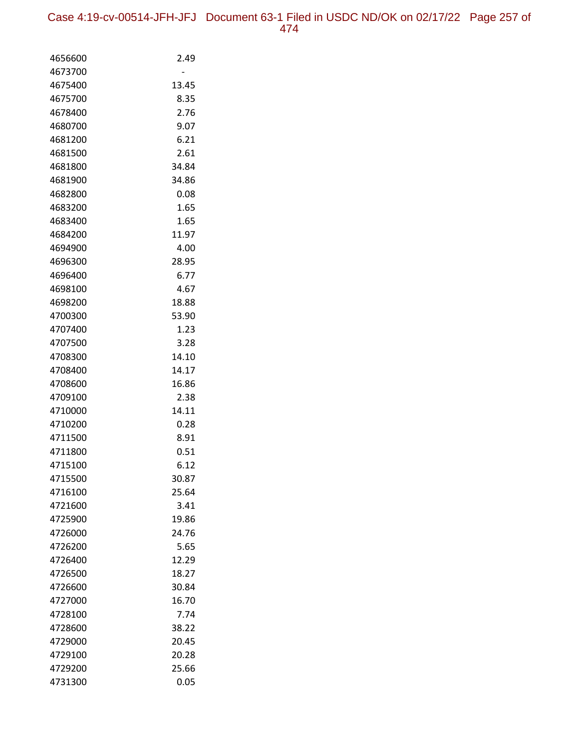| | |
|---|---|
| 4656600 | 2.49 |
| 4673700 | - |
| 4675400 | 13.45 |
| 4675700 | 8.35 |
| 4678400 | 2.76 |
| 4680700 | 9.07 |
| 4681200 | 6.21 |
| 4681500 | 2.61 |
| 4681800 | 34.84 |
| 4681900 | 34.86 |
| 4682800 | 0.08 |
| 4683200 | 1.65 |
| 4683400 | 1.65 |
| 4684200 | 11.97 |
| 4694900 | 4.00 |
| 4696300 | 28.95 |
| 4696400 | 6.77 |
| 4698100 | 4.67 |
| 4698200 | 18.88 |
| 4700300 | 53.90 |
| 4707400 | 1.23 |
| 4707500 | 3.28 |
| 4708300 | 14.10 |
| 4708400 | 14.17 |
| 4708600 | 16.86 |
| 4709100 | 2.38 |
| 4710000 | 14.11 |
| 4710200 | 0.28 |
| 4711500 | 8.91 |
| 4711800 | 0.51 |
| 4715100 | 6.12 |
| 4715500 | 30.87 |
| 4716100 | 25.64 |
| 4721600 | 3.41 |
| 4725900 | 19.86 |
| 4726000 | 24.76 |
| 4726200 | 5.65 |
| 4726400 | 12.29 |
| 4726500 | 18.27 |
| 4726600 | 30.84 |
| 4727000 | 16.70 |
| 4728100 | 7.74 |
| 4728600 | 38.22 |
| 4729000 | 20.45 |
| 4729100 | 20.28 |
| 4729200 | 25.66 |
| 4731300 | 0.05 |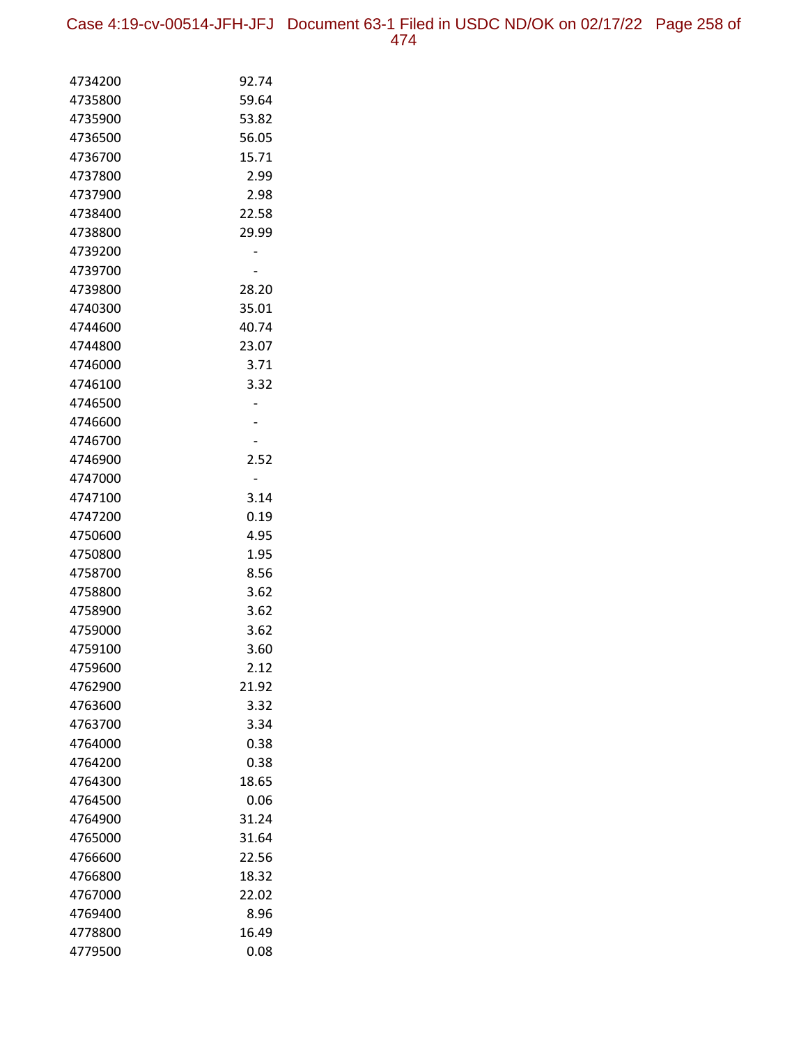| | |
|---|---|
| 4734200 | 92.74 |
| 4735800 | 59.64 |
| 4735900 | 53.82 |
| 4736500 | 56.05 |
| 4736700 | 15.71 |
| 4737800 | 2.99 |
| 4737900 | 2.98 |
| 4738400 | 22.58 |
| 4738800 | 29.99 |
| 4739200 | - |
| 4739700 | - |
| 4739800 | 28.20 |
| 4740300 | 35.01 |
| 4744600 | 40.74 |
| 4744800 | 23.07 |
| 4746000 | 3.71 |
| 4746100 | 3.32 |
| 4746500 | - |
| 4746600 | - |
| 4746700 | - |
| 4746900 | 2.52 |
| 4747000 | - |
| 4747100 | 3.14 |
| 4747200 | 0.19 |
| 4750600 | 4.95 |
| 4750800 | 1.95 |
| 4758700 | 8.56 |
| 4758800 | 3.62 |
| 4758900 | 3.62 |
| 4759000 | 3.62 |
| 4759100 | 3.60 |
| 4759600 | 2.12 |
| 4762900 | 21.92 |
| 4763600 | 3.32 |
| 4763700 | 3.34 |
| 4764000 | 0.38 |
| 4764200 | 0.38 |
| 4764300 | 18.65 |
| 4764500 | 0.06 |
| 4764900 | 31.24 |
| 4765000 | 31.64 |
| 4766600 | 22.56 |
| 4766800 | 18.32 |
| 4767000 | 22.02 |
| 4769400 | 8.96 |
| 4778800 | 16.49 |
| 4779500 | 0.08 |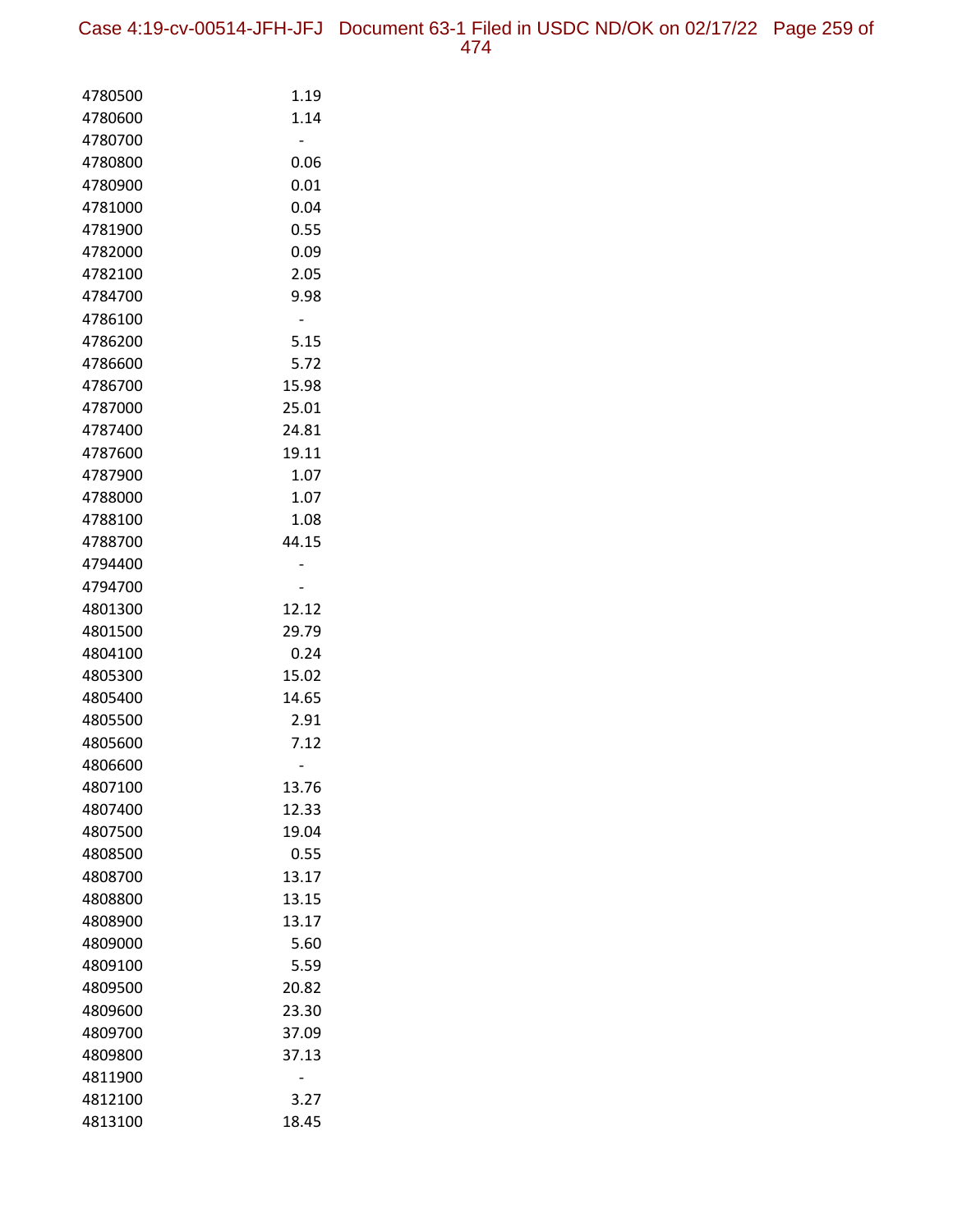| | |
|---|---|
| 4780500 | 1.19 |
| 4780600 | 1.14 |
| 4780700 | - |
| 4780800 | 0.06 |
| 4780900 | 0.01 |
| 4781000 | 0.04 |
| 4781900 | 0.55 |
| 4782000 | 0.09 |
| 4782100 | 2.05 |
| 4784700 | 9.98 |
| 4786100 | - |
| 4786200 | 5.15 |
| 4786600 | 5.72 |
| 4786700 | 15.98 |
| 4787000 | 25.01 |
| 4787400 | 24.81 |
| 4787600 | 19.11 |
| 4787900 | 1.07 |
| 4788000 | 1.07 |
| 4788100 | 1.08 |
| 4788700 | 44.15 |
| 4794400 | - |
| 4794700 | - |
| 4801300 | 12.12 |
| 4801500 | 29.79 |
| 4804100 | 0.24 |
| 4805300 | 15.02 |
| 4805400 | 14.65 |
| 4805500 | 2.91 |
| 4805600 | 7.12 |
| 4806600 | - |
| 4807100 | 13.76 |
| 4807400 | 12.33 |
| 4807500 | 19.04 |
| 4808500 | 0.55 |
| 4808700 | 13.17 |
| 4808800 | 13.15 |
| 4808900 | 13.17 |
| 4809000 | 5.60 |
| 4809100 | 5.59 |
| 4809500 | 20.82 |
| 4809600 | 23.30 |
| 4809700 | 37.09 |
| 4809800 | 37.13 |
| 4811900 | - |
| 4812100 | 3.27 |
| 4813100 | 18.45 |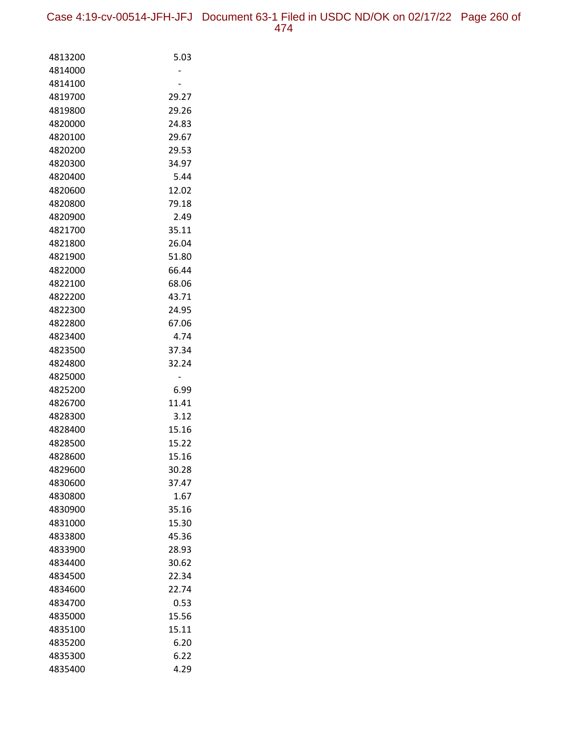| | |
|---|---|
| 4813200 | 5.03 |
| 4814000 | - |
| 4814100 | - |
| 4819700 | 29.27 |
| 4819800 | 29.26 |
| 4820000 | 24.83 |
| 4820100 | 29.67 |
| 4820200 | 29.53 |
| 4820300 | 34.97 |
| 4820400 | 5.44 |
| 4820600 | 12.02 |
| 4820800 | 79.18 |
| 4820900 | 2.49 |
| 4821700 | 35.11 |
| 4821800 | 26.04 |
| 4821900 | 51.80 |
| 4822000 | 66.44 |
| 4822100 | 68.06 |
| 4822200 | 43.71 |
| 4822300 | 24.95 |
| 4822800 | 67.06 |
| 4823400 | 4.74 |
| 4823500 | 37.34 |
| 4824800 | 32.24 |
| 4825000 | - |
| 4825200 | 6.99 |
| 4826700 | 11.41 |
| 4828300 | 3.12 |
| 4828400 | 15.16 |
| 4828500 | 15.22 |
| 4828600 | 15.16 |
| 4829600 | 30.28 |
| 4830600 | 37.47 |
| 4830800 | 1.67 |
| 4830900 | 35.16 |
| 4831000 | 15.30 |
| 4833800 | 45.36 |
| 4833900 | 28.93 |
| 4834400 | 30.62 |
| 4834500 | 22.34 |
| 4834600 | 22.74 |
| 4834700 | 0.53 |
| 4835000 | 15.56 |
| 4835100 | 15.11 |
| 4835200 | 6.20 |
| 4835300 | 6.22 |
| 4835400 | 4.29 |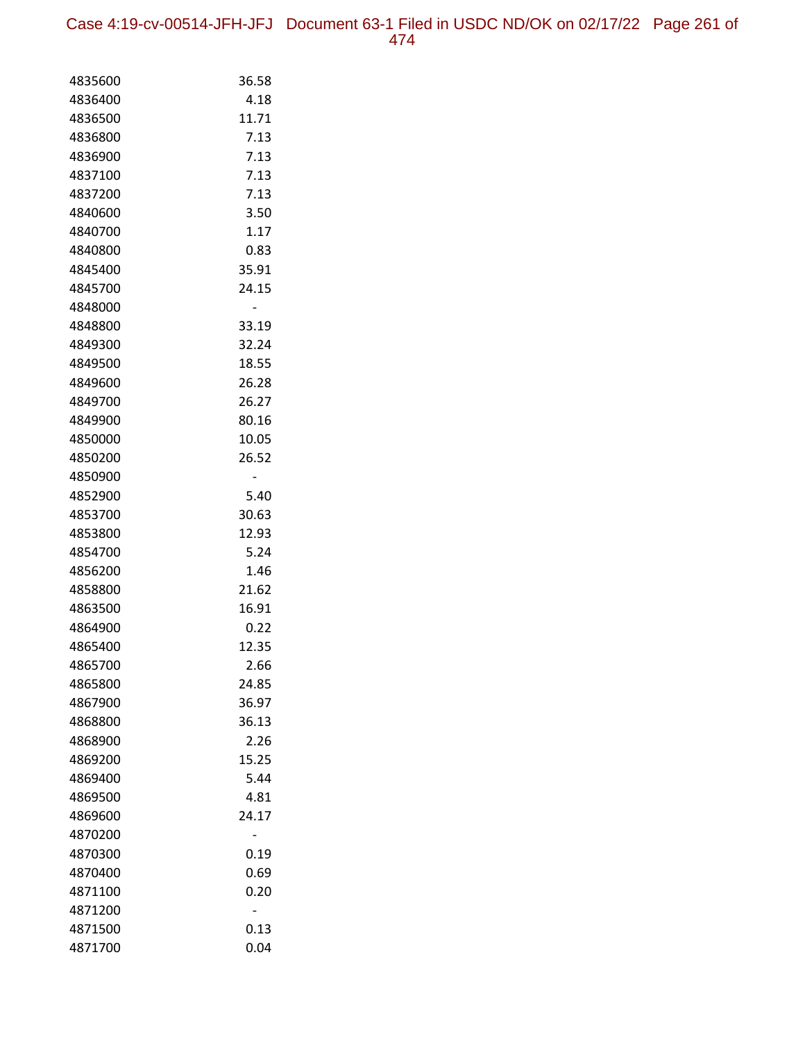| | |
|---|---|
| 4835600 | 36.58 |
| 4836400 | 4.18 |
| 4836500 | 11.71 |
| 4836800 | 7.13 |
| 4836900 | 7.13 |
| 4837100 | 7.13 |
| 4837200 | 7.13 |
| 4840600 | 3.50 |
| 4840700 | 1.17 |
| 4840800 | 0.83 |
| 4845400 | 35.91 |
| 4845700 | 24.15 |
| 4848000 | - |
| 4848800 | 33.19 |
| 4849300 | 32.24 |
| 4849500 | 18.55 |
| 4849600 | 26.28 |
| 4849700 | 26.27 |
| 4849900 | 80.16 |
| 4850000 | 10.05 |
| 4850200 | 26.52 |
| 4850900 | - |
| 4852900 | 5.40 |
| 4853700 | 30.63 |
| 4853800 | 12.93 |
| 4854700 | 5.24 |
| 4856200 | 1.46 |
| 4858800 | 21.62 |
| 4863500 | 16.91 |
| 4864900 | 0.22 |
| 4865400 | 12.35 |
| 4865700 | 2.66 |
| 4865800 | 24.85 |
| 4867900 | 36.97 |
| 4868800 | 36.13 |
| 4868900 | 2.26 |
| 4869200 | 15.25 |
| 4869400 | 5.44 |
| 4869500 | 4.81 |
| 4869600 | 24.17 |
| 4870200 | - |
| 4870300 | 0.19 |
| 4870400 | 0.69 |
| 4871100 | 0.20 |
| 4871200 | - |
| 4871500 | 0.13 |
| 4871700 | 0.04 |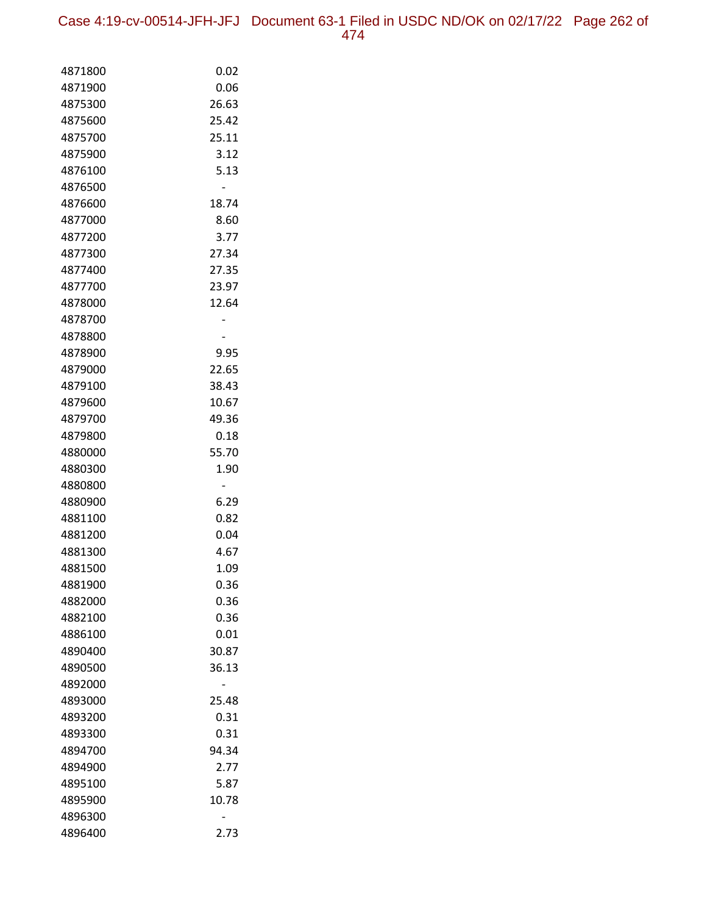| | |
|---|---|
| 4871800 | 0.02 |
| 4871900 | 0.06 |
| 4875300 | 26.63 |
| 4875600 | 25.42 |
| 4875700 | 25.11 |
| 4875900 | 3.12 |
| 4876100 | 5.13 |
| 4876500 | - |
| 4876600 | 18.74 |
| 4877000 | 8.60 |
| 4877200 | 3.77 |
| 4877300 | 27.34 |
| 4877400 | 27.35 |
| 4877700 | 23.97 |
| 4878000 | 12.64 |
| 4878700 | - |
| 4878800 | - |
| 4878900 | 9.95 |
| 4879000 | 22.65 |
| 4879100 | 38.43 |
| 4879600 | 10.67 |
| 4879700 | 49.36 |
| 4879800 | 0.18 |
| 4880000 | 55.70 |
| 4880300 | 1.90 |
| 4880800 | - |
| 4880900 | 6.29 |
| 4881100 | 0.82 |
| 4881200 | 0.04 |
| 4881300 | 4.67 |
| 4881500 | 1.09 |
| 4881900 | 0.36 |
| 4882000 | 0.36 |
| 4882100 | 0.36 |
| 4886100 | 0.01 |
| 4890400 | 30.87 |
| 4890500 | 36.13 |
| 4892000 | - |
| 4893000 | 25.48 |
| 4893200 | 0.31 |
| 4893300 | 0.31 |
| 4894700 | 94.34 |
| 4894900 | 2.77 |
| 4895100 | 5.87 |
| 4895900 | 10.78 |
| 4896300 | - |
| 4896400 | 2.73 |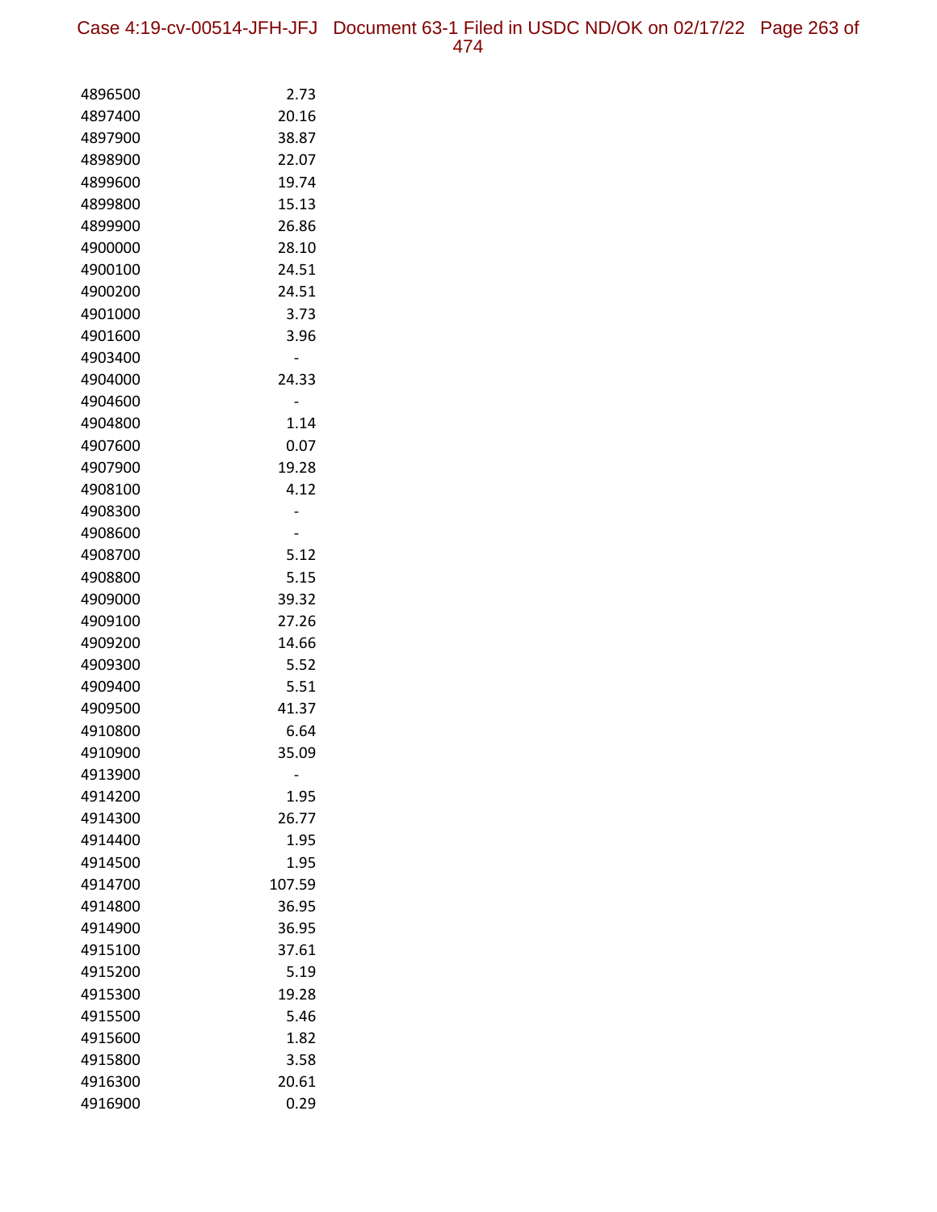| | |
|---|---|
| 4896500 | 2.73 |
| 4897400 | 20.16 |
| 4897900 | 38.87 |
| 4898900 | 22.07 |
| 4899600 | 19.74 |
| 4899800 | 15.13 |
| 4899900 | 26.86 |
| 4900000 | 28.10 |
| 4900100 | 24.51 |
| 4900200 | 24.51 |
| 4901000 | 3.73 |
| 4901600 | 3.96 |
| 4903400 | - |
| 4904000 | 24.33 |
| 4904600 | - |
| 4904800 | 1.14 |
| 4907600 | 0.07 |
| 4907900 | 19.28 |
| 4908100 | 4.12 |
| 4908300 | - |
| 4908600 | - |
| 4908700 | 5.12 |
| 4908800 | 5.15 |
| 4909000 | 39.32 |
| 4909100 | 27.26 |
| 4909200 | 14.66 |
| 4909300 | 5.52 |
| 4909400 | 5.51 |
| 4909500 | 41.37 |
| 4910800 | 6.64 |
| 4910900 | 35.09 |
| 4913900 | - |
| 4914200 | 1.95 |
| 4914300 | 26.77 |
| 4914400 | 1.95 |
| 4914500 | 1.95 |
| 4914700 | 107.59 |
| 4914800 | 36.95 |
| 4914900 | 36.95 |
| 4915100 | 37.61 |
| 4915200 | 5.19 |
| 4915300 | 19.28 |
| 4915500 | 5.46 |
| 4915600 | 1.82 |
| 4915800 | 3.58 |
| 4916300 | 20.61 |
| 4916900 | 0.29 |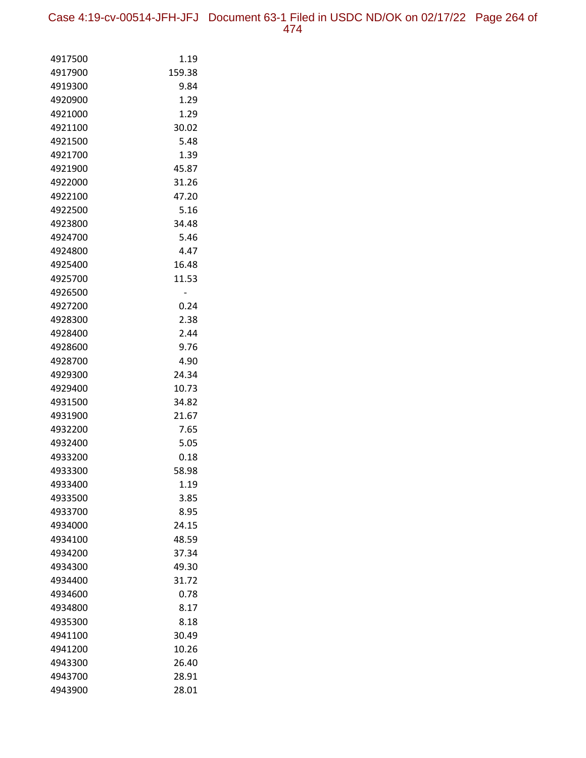| | |
|---|---|
| 4917500 | 1.19 |
| 4917900 | 159.38 |
| 4919300 | 9.84 |
| 4920900 | 1.29 |
| 4921000 | 1.29 |
| 4921100 | 30.02 |
| 4921500 | 5.48 |
| 4921700 | 1.39 |
| 4921900 | 45.87 |
| 4922000 | 31.26 |
| 4922100 | 47.20 |
| 4922500 | 5.16 |
| 4923800 | 34.48 |
| 4924700 | 5.46 |
| 4924800 | 4.47 |
| 4925400 | 16.48 |
| 4925700 | 11.53 |
| 4926500 | - |
| 4927200 | 0.24 |
| 4928300 | 2.38 |
| 4928400 | 2.44 |
| 4928600 | 9.76 |
| 4928700 | 4.90 |
| 4929300 | 24.34 |
| 4929400 | 10.73 |
| 4931500 | 34.82 |
| 4931900 | 21.67 |
| 4932200 | 7.65 |
| 4932400 | 5.05 |
| 4933200 | 0.18 |
| 4933300 | 58.98 |
| 4933400 | 1.19 |
| 4933500 | 3.85 |
| 4933700 | 8.95 |
| 4934000 | 24.15 |
| 4934100 | 48.59 |
| 4934200 | 37.34 |
| 4934300 | 49.30 |
| 4934400 | 31.72 |
| 4934600 | 0.78 |
| 4934800 | 8.17 |
| 4935300 | 8.18 |
| 4941100 | 30.49 |
| 4941200 | 10.26 |
| 4943300 | 26.40 |
| 4943700 | 28.91 |
| 4943900 | 28.01 |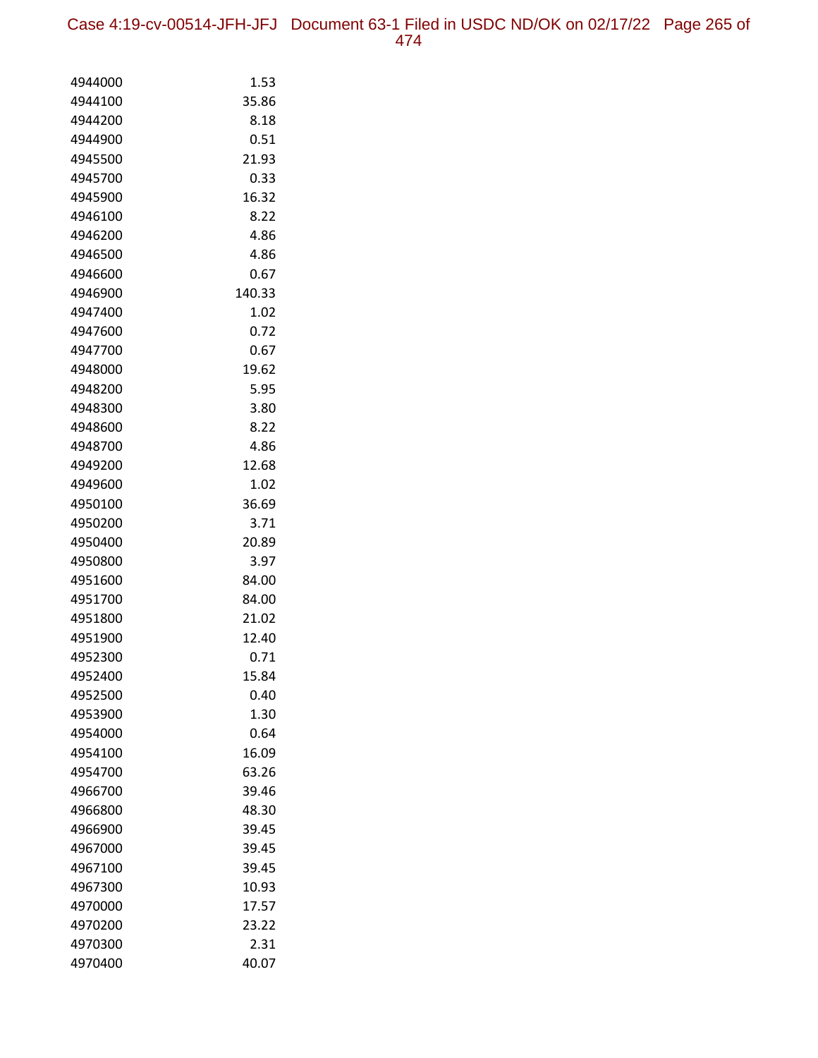| | |
|---|---|
| 4944000 | 1.53 |
| 4944100 | 35.86 |
| 4944200 | 8.18 |
| 4944900 | 0.51 |
| 4945500 | 21.93 |
| 4945700 | 0.33 |
| 4945900 | 16.32 |
| 4946100 | 8.22 |
| 4946200 | 4.86 |
| 4946500 | 4.86 |
| 4946600 | 0.67 |
| 4946900 | 140.33 |
| 4947400 | 1.02 |
| 4947600 | 0.72 |
| 4947700 | 0.67 |
| 4948000 | 19.62 |
| 4948200 | 5.95 |
| 4948300 | 3.80 |
| 4948600 | 8.22 |
| 4948700 | 4.86 |
| 4949200 | 12.68 |
| 4949600 | 1.02 |
| 4950100 | 36.69 |
| 4950200 | 3.71 |
| 4950400 | 20.89 |
| 4950800 | 3.97 |
| 4951600 | 84.00 |
| 4951700 | 84.00 |
| 4951800 | 21.02 |
| 4951900 | 12.40 |
| 4952300 | 0.71 |
| 4952400 | 15.84 |
| 4952500 | 0.40 |
| 4953900 | 1.30 |
| 4954000 | 0.64 |
| 4954100 | 16.09 |
| 4954700 | 63.26 |
| 4966700 | 39.46 |
| 4966800 | 48.30 |
| 4966900 | 39.45 |
| 4967000 | 39.45 |
| 4967100 | 39.45 |
| 4967300 | 10.93 |
| 4970000 | 17.57 |
| 4970200 | 23.22 |
| 4970300 | 2.31 |
| 4970400 | 40.07 |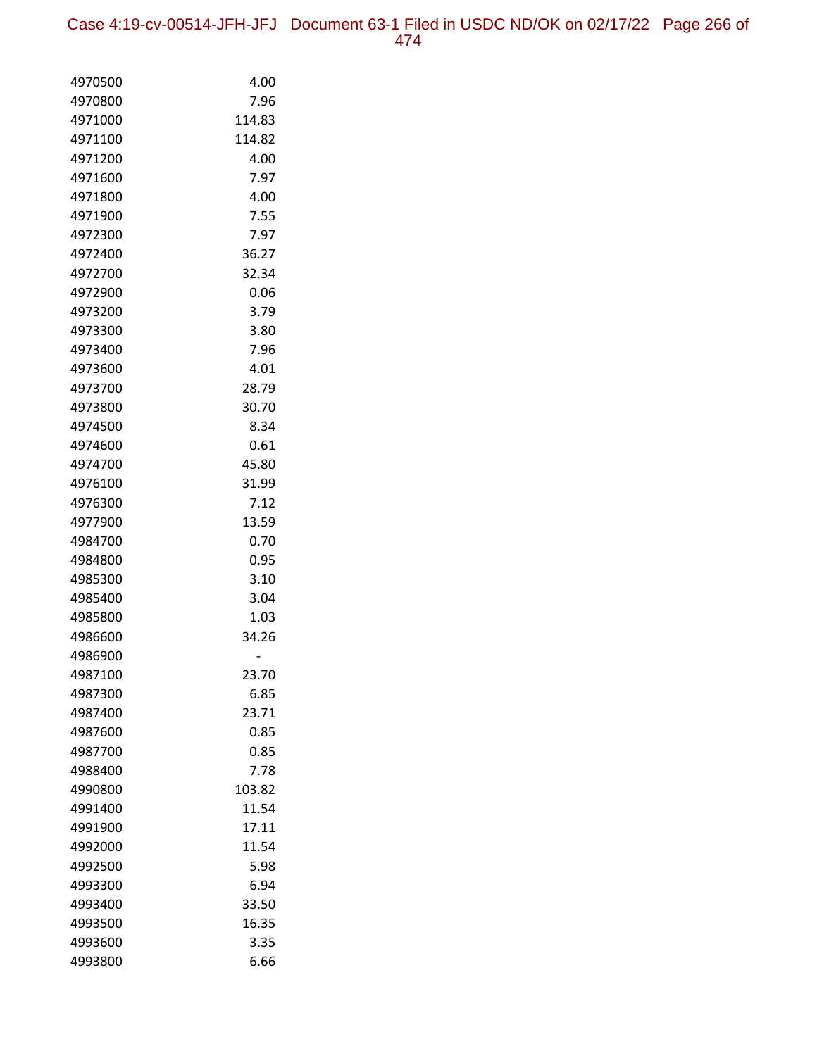| | |
|---|---|
| 4970500 | 4.00 |
| 4970800 | 7.96 |
| 4971000 | 114.83 |
| 4971100 | 114.82 |
| 4971200 | 4.00 |
| 4971600 | 7.97 |
| 4971800 | 4.00 |
| 4971900 | 7.55 |
| 4972300 | 7.97 |
| 4972400 | 36.27 |
| 4972700 | 32.34 |
| 4972900 | 0.06 |
| 4973200 | 3.79 |
| 4973300 | 3.80 |
| 4973400 | 7.96 |
| 4973600 | 4.01 |
| 4973700 | 28.79 |
| 4973800 | 30.70 |
| 4974500 | 8.34 |
| 4974600 | 0.61 |
| 4974700 | 45.80 |
| 4976100 | 31.99 |
| 4976300 | 7.12 |
| 4977900 | 13.59 |
| 4984700 | 0.70 |
| 4984800 | 0.95 |
| 4985300 | 3.10 |
| 4985400 | 3.04 |
| 4985800 | 1.03 |
| 4986600 | 34.26 |
| 4986900 | - |
| 4987100 | 23.70 |
| 4987300 | 6.85 |
| 4987400 | 23.71 |
| 4987600 | 0.85 |
| 4987700 | 0.85 |
| 4988400 | 7.78 |
| 4990800 | 103.82 |
| 4991400 | 11.54 |
| 4991900 | 17.11 |
| 4992000 | 11.54 |
| 4992500 | 5.98 |
| 4993300 | 6.94 |
| 4993400 | 33.50 |
| 4993500 | 16.35 |
| 4993600 | 3.35 |
| 4993800 | 6.66 |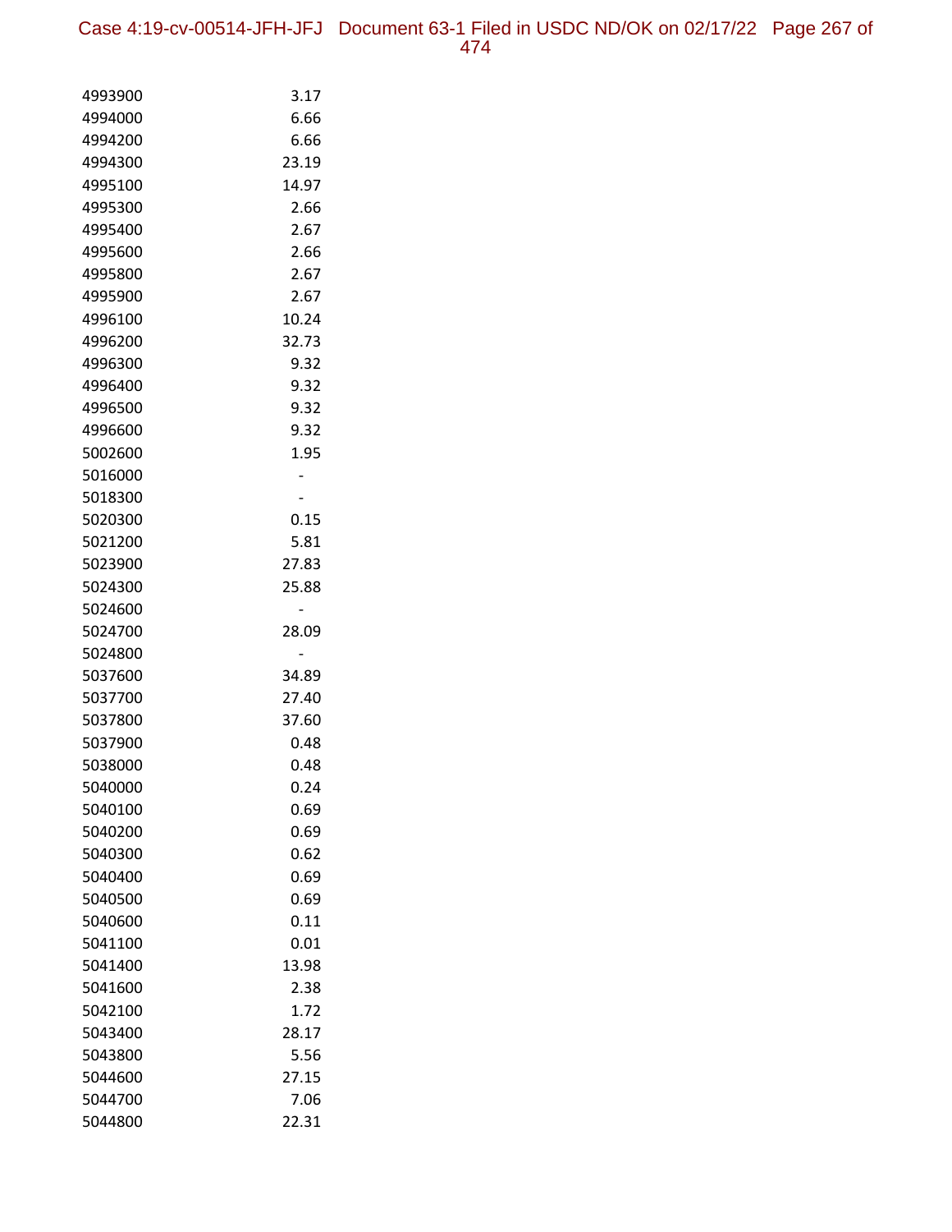| | |
|---|---|
| 4993900 | 3.17 |
| 4994000 | 6.66 |
| 4994200 | 6.66 |
| 4994300 | 23.19 |
| 4995100 | 14.97 |
| 4995300 | 2.66 |
| 4995400 | 2.67 |
| 4995600 | 2.66 |
| 4995800 | 2.67 |
| 4995900 | 2.67 |
| 4996100 | 10.24 |
| 4996200 | 32.73 |
| 4996300 | 9.32 |
| 4996400 | 9.32 |
| 4996500 | 9.32 |
| 4996600 | 9.32 |
| 5002600 | 1.95 |
| 5016000 | - |
| 5018300 | - |
| 5020300 | 0.15 |
| 5021200 | 5.81 |
| 5023900 | 27.83 |
| 5024300 | 25.88 |
| 5024600 | - |
| 5024700 | 28.09 |
| 5024800 | - |
| 5037600 | 34.89 |
| 5037700 | 27.40 |
| 5037800 | 37.60 |
| 5037900 | 0.48 |
| 5038000 | 0.48 |
| 5040000 | 0.24 |
| 5040100 | 0.69 |
| 5040200 | 0.69 |
| 5040300 | 0.62 |
| 5040400 | 0.69 |
| 5040500 | 0.69 |
| 5040600 | 0.11 |
| 5041100 | 0.01 |
| 5041400 | 13.98 |
| 5041600 | 2.38 |
| 5042100 | 1.72 |
| 5043400 | 28.17 |
| 5043800 | 5.56 |
| 5044600 | 27.15 |
| 5044700 | 7.06 |
| 5044800 | 22.31 |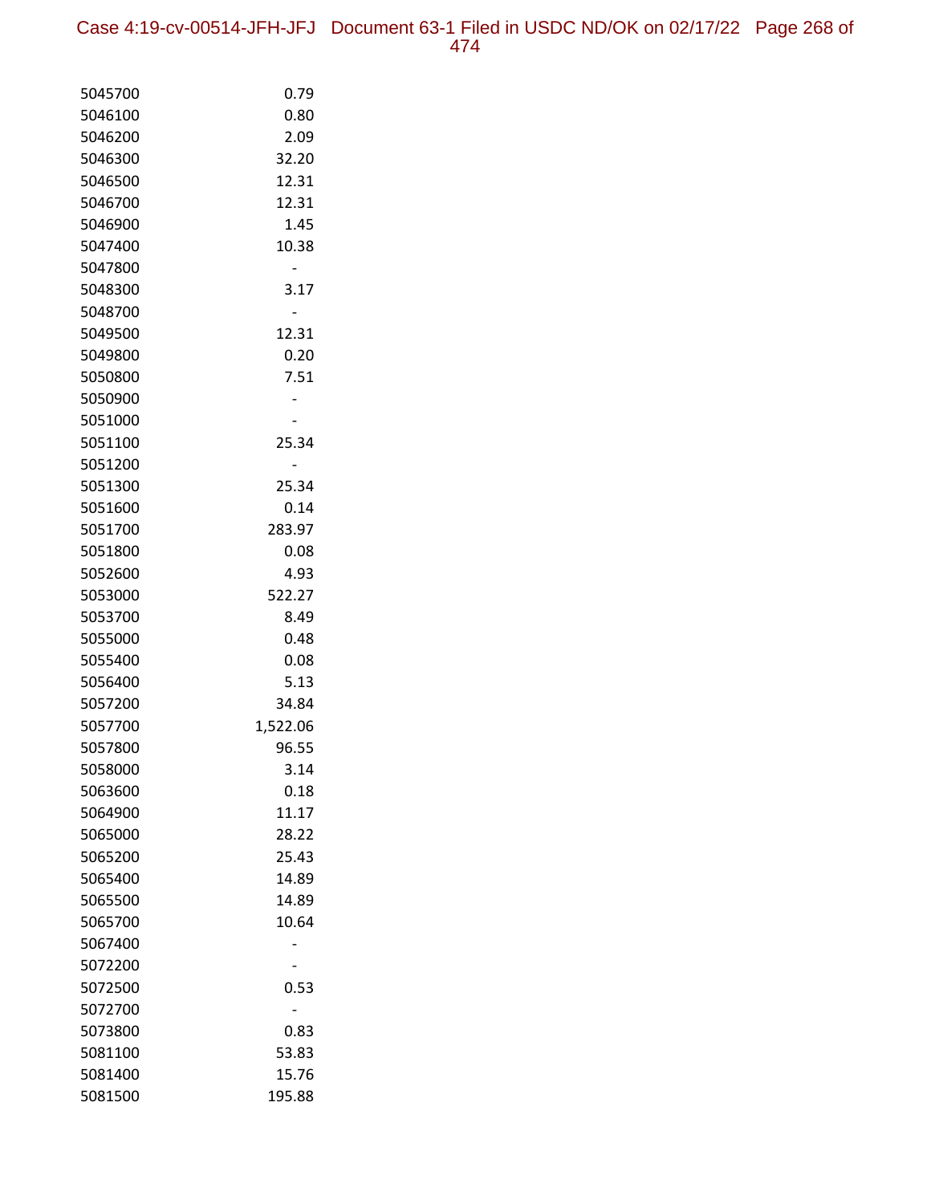| | |
|---|---|
| 5045700 | 0.79 |
| 5046100 | 0.80 |
| 5046200 | 2.09 |
| 5046300 | 32.20 |
| 5046500 | 12.31 |
| 5046700 | 12.31 |
| 5046900 | 1.45 |
| 5047400 | 10.38 |
| 5047800 | - |
| 5048300 | 3.17 |
| 5048700 | - |
| 5049500 | 12.31 |
| 5049800 | 0.20 |
| 5050800 | 7.51 |
| 5050900 | - |
| 5051000 | - |
| 5051100 | 25.34 |
| 5051200 | - |
| 5051300 | 25.34 |
| 5051600 | 0.14 |
| 5051700 | 283.97 |
| 5051800 | 0.08 |
| 5052600 | 4.93 |
| 5053000 | 522.27 |
| 5053700 | 8.49 |
| 5055000 | 0.48 |
| 5055400 | 0.08 |
| 5056400 | 5.13 |
| 5057200 | 34.84 |
| 5057700 | 1,522.06 |
| 5057800 | 96.55 |
| 5058000 | 3.14 |
| 5063600 | 0.18 |
| 5064900 | 11.17 |
| 5065000 | 28.22 |
| 5065200 | 25.43 |
| 5065400 | 14.89 |
| 5065500 | 14.89 |
| 5065700 | 10.64 |
| 5067400 | - |
| 5072200 | - |
| 5072500 | 0.53 |
| 5072700 | - |
| 5073800 | 0.83 |
| 5081100 | 53.83 |
| 5081400 | 15.76 |
| 5081500 | 195.88 |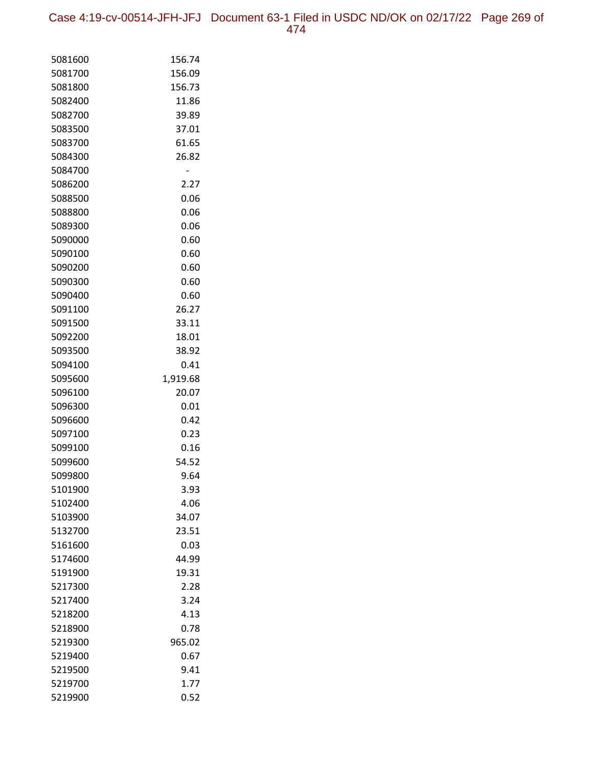| | |
|---|---|
| 5081600 | 156.74 |
| 5081700 | 156.09 |
| 5081800 | 156.73 |
| 5082400 | 11.86 |
| 5082700 | 39.89 |
| 5083500 | 37.01 |
| 5083700 | 61.65 |
| 5084300 | 26.82 |
| 5084700 | - |
| 5086200 | 2.27 |
| 5088500 | 0.06 |
| 5088800 | 0.06 |
| 5089300 | 0.06 |
| 5090000 | 0.60 |
| 5090100 | 0.60 |
| 5090200 | 0.60 |
| 5090300 | 0.60 |
| 5090400 | 0.60 |
| 5091100 | 26.27 |
| 5091500 | 33.11 |
| 5092200 | 18.01 |
| 5093500 | 38.92 |
| 5094100 | 0.41 |
| 5095600 | 1,919.68 |
| 5096100 | 20.07 |
| 5096300 | 0.01 |
| 5096600 | 0.42 |
| 5097100 | 0.23 |
| 5099100 | 0.16 |
| 5099600 | 54.52 |
| 5099800 | 9.64 |
| 5101900 | 3.93 |
| 5102400 | 4.06 |
| 5103900 | 34.07 |
| 5132700 | 23.51 |
| 5161600 | 0.03 |
| 5174600 | 44.99 |
| 5191900 | 19.31 |
| 5217300 | 2.28 |
| 5217400 | 3.24 |
| 5218200 | 4.13 |
| 5218900 | 0.78 |
| 5219300 | 965.02 |
| 5219400 | 0.67 |
| 5219500 | 9.41 |
| 5219700 | 1.77 |
| 5219900 | 0.52 |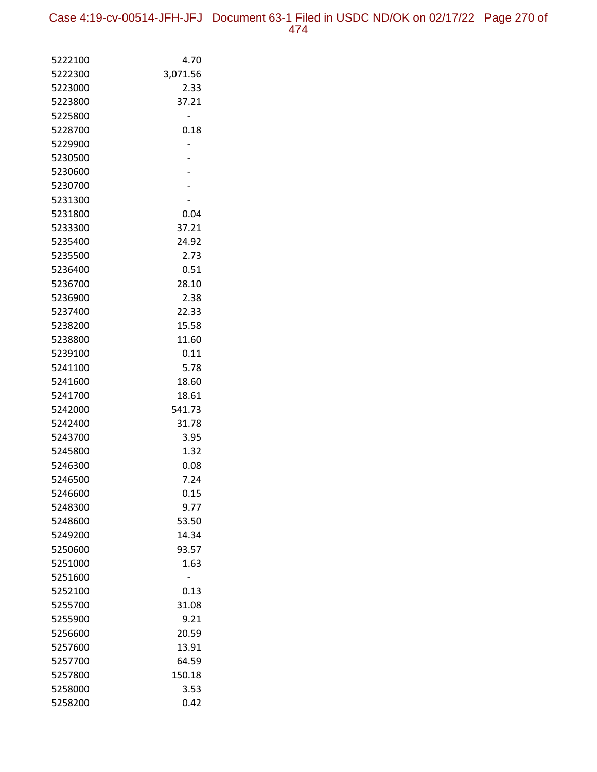| | |
|---|---|
| 5222100 | 4.70 |
| 5222300 | 3,071.56 |
| 5223000 | 2.33 |
| 5223800 | 37.21 |
| 5225800 | - |
| 5228700 | 0.18 |
| 5229900 | - |
| 5230500 | - |
| 5230600 | - |
| 5230700 | - |
| 5231300 | - |
| 5231800 | 0.04 |
| 5233300 | 37.21 |
| 5235400 | 24.92 |
| 5235500 | 2.73 |
| 5236400 | 0.51 |
| 5236700 | 28.10 |
| 5236900 | 2.38 |
| 5237400 | 22.33 |
| 5238200 | 15.58 |
| 5238800 | 11.60 |
| 5239100 | 0.11 |
| 5241100 | 5.78 |
| 5241600 | 18.60 |
| 5241700 | 18.61 |
| 5242000 | 541.73 |
| 5242400 | 31.78 |
| 5243700 | 3.95 |
| 5245800 | 1.32 |
| 5246300 | 0.08 |
| 5246500 | 7.24 |
| 5246600 | 0.15 |
| 5248300 | 9.77 |
| 5248600 | 53.50 |
| 5249200 | 14.34 |
| 5250600 | 93.57 |
| 5251000 | 1.63 |
| 5251600 | - |
| 5252100 | 0.13 |
| 5255700 | 31.08 |
| 5255900 | 9.21 |
| 5256600 | 20.59 |
| 5257600 | 13.91 |
| 5257700 | 64.59 |
| 5257800 | 150.18 |
| 5258000 | 3.53 |
| 5258200 | 0.42 |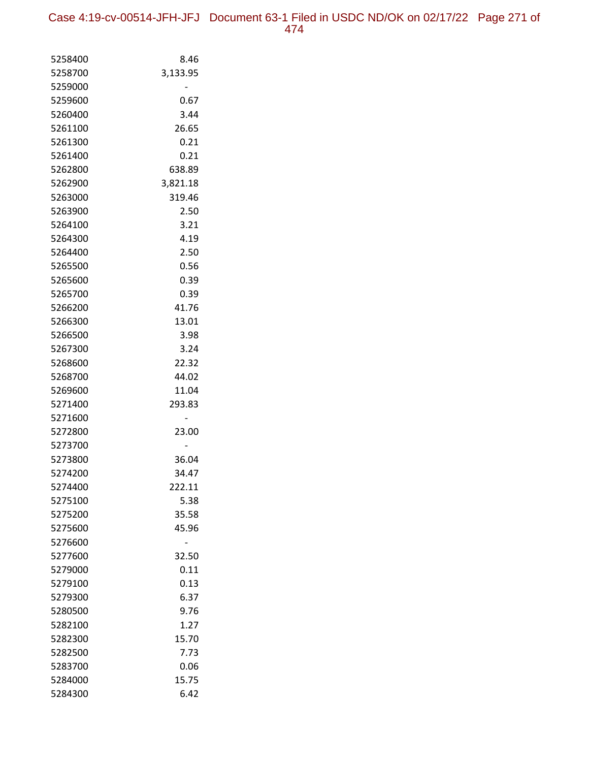| | |
|---|---|
| 5258400 | 8.46 |
| 5258700 | 3,133.95 |
| 5259000 | - |
| 5259600 | 0.67 |
| 5260400 | 3.44 |
| 5261100 | 26.65 |
| 5261300 | 0.21 |
| 5261400 | 0.21 |
| 5262800 | 638.89 |
| 5262900 | 3,821.18 |
| 5263000 | 319.46 |
| 5263900 | 2.50 |
| 5264100 | 3.21 |
| 5264300 | 4.19 |
| 5264400 | 2.50 |
| 5265500 | 0.56 |
| 5265600 | 0.39 |
| 5265700 | 0.39 |
| 5266200 | 41.76 |
| 5266300 | 13.01 |
| 5266500 | 3.98 |
| 5267300 | 3.24 |
| 5268600 | 22.32 |
| 5268700 | 44.02 |
| 5269600 | 11.04 |
| 5271400 | 293.83 |
| 5271600 | - |
| 5272800 | 23.00 |
| 5273700 | - |
| 5273800 | 36.04 |
| 5274200 | 34.47 |
| 5274400 | 222.11 |
| 5275100 | 5.38 |
| 5275200 | 35.58 |
| 5275600 | 45.96 |
| 5276600 | - |
| 5277600 | 32.50 |
| 5279000 | 0.11 |
| 5279100 | 0.13 |
| 5279300 | 6.37 |
| 5280500 | 9.76 |
| 5282100 | 1.27 |
| 5282300 | 15.70 |
| 5282500 | 7.73 |
| 5283700 | 0.06 |
| 5284000 | 15.75 |
| 5284300 | 6.42 |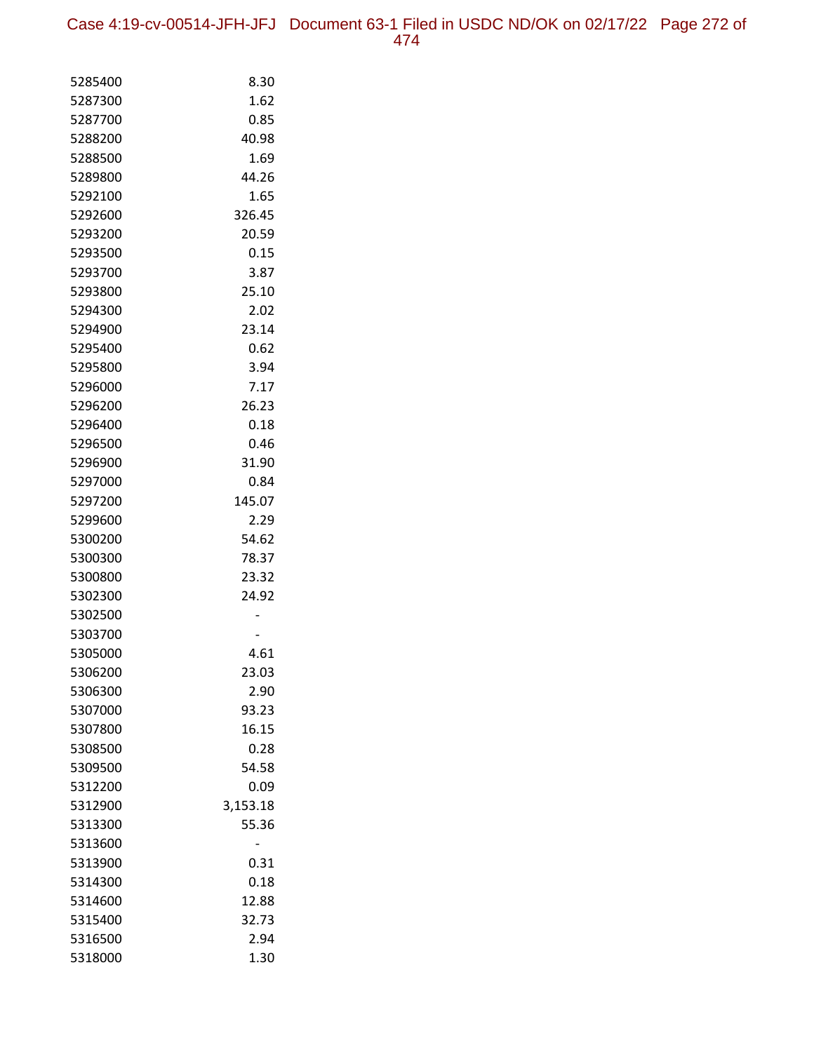| | |
|---|---|
| 5285400 | 8.30 |
| 5287300 | 1.62 |
| 5287700 | 0.85 |
| 5288200 | 40.98 |
| 5288500 | 1.69 |
| 5289800 | 44.26 |
| 5292100 | 1.65 |
| 5292600 | 326.45 |
| 5293200 | 20.59 |
| 5293500 | 0.15 |
| 5293700 | 3.87 |
| 5293800 | 25.10 |
| 5294300 | 2.02 |
| 5294900 | 23.14 |
| 5295400 | 0.62 |
| 5295800 | 3.94 |
| 5296000 | 7.17 |
| 5296200 | 26.23 |
| 5296400 | 0.18 |
| 5296500 | 0.46 |
| 5296900 | 31.90 |
| 5297000 | 0.84 |
| 5297200 | 145.07 |
| 5299600 | 2.29 |
| 5300200 | 54.62 |
| 5300300 | 78.37 |
| 5300800 | 23.32 |
| 5302300 | 24.92 |
| 5302500 | - |
| 5303700 | - |
| 5305000 | 4.61 |
| 5306200 | 23.03 |
| 5306300 | 2.90 |
| 5307000 | 93.23 |
| 5307800 | 16.15 |
| 5308500 | 0.28 |
| 5309500 | 54.58 |
| 5312200 | 0.09 |
| 5312900 | 3,153.18 |
| 5313300 | 55.36 |
| 5313600 | - |
| 5313900 | 0.31 |
| 5314300 | 0.18 |
| 5314600 | 12.88 |
| 5315400 | 32.73 |
| 5316500 | 2.94 |
| 5318000 | 1.30 |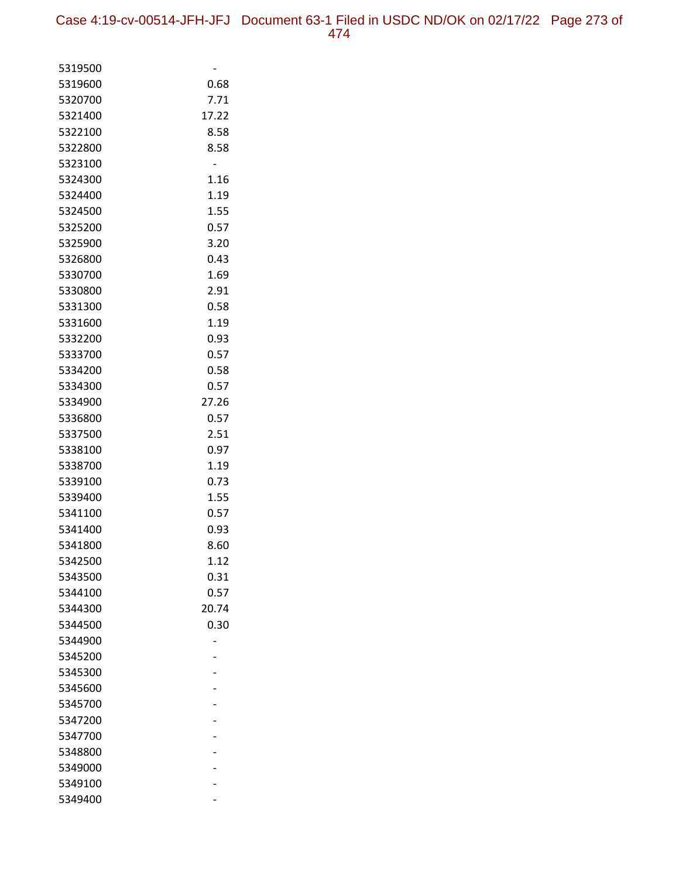| | |
|---|---|
| 5319500 | - |
| 5319600 | 0.68 |
| 5320700 | 7.71 |
| 5321400 | 17.22 |
| 5322100 | 8.58 |
| 5322800 | 8.58 |
| 5323100 | - |
| 5324300 | 1.16 |
| 5324400 | 1.19 |
| 5324500 | 1.55 |
| 5325200 | 0.57 |
| 5325900 | 3.20 |
| 5326800 | 0.43 |
| 5330700 | 1.69 |
| 5330800 | 2.91 |
| 5331300 | 0.58 |
| 5331600 | 1.19 |
| 5332200 | 0.93 |
| 5333700 | 0.57 |
| 5334200 | 0.58 |
| 5334300 | 0.57 |
| 5334900 | 27.26 |
| 5336800 | 0.57 |
| 5337500 | 2.51 |
| 5338100 | 0.97 |
| 5338700 | 1.19 |
| 5339100 | 0.73 |
| 5339400 | 1.55 |
| 5341100 | 0.57 |
| 5341400 | 0.93 |
| 5341800 | 8.60 |
| 5342500 | 1.12 |
| 5343500 | 0.31 |
| 5344100 | 0.57 |
| 5344300 | 20.74 |
| 5344500 | 0.30 |
| 5344900 | - |
| 5345200 | - |
| 5345300 | - |
| 5345600 | - |
| 5345700 | - |
| 5347200 | - |
| 5347700 | - |
| 5348800 | - |
| 5349000 | - |
| 5349100 | - |
| 5349400 | - |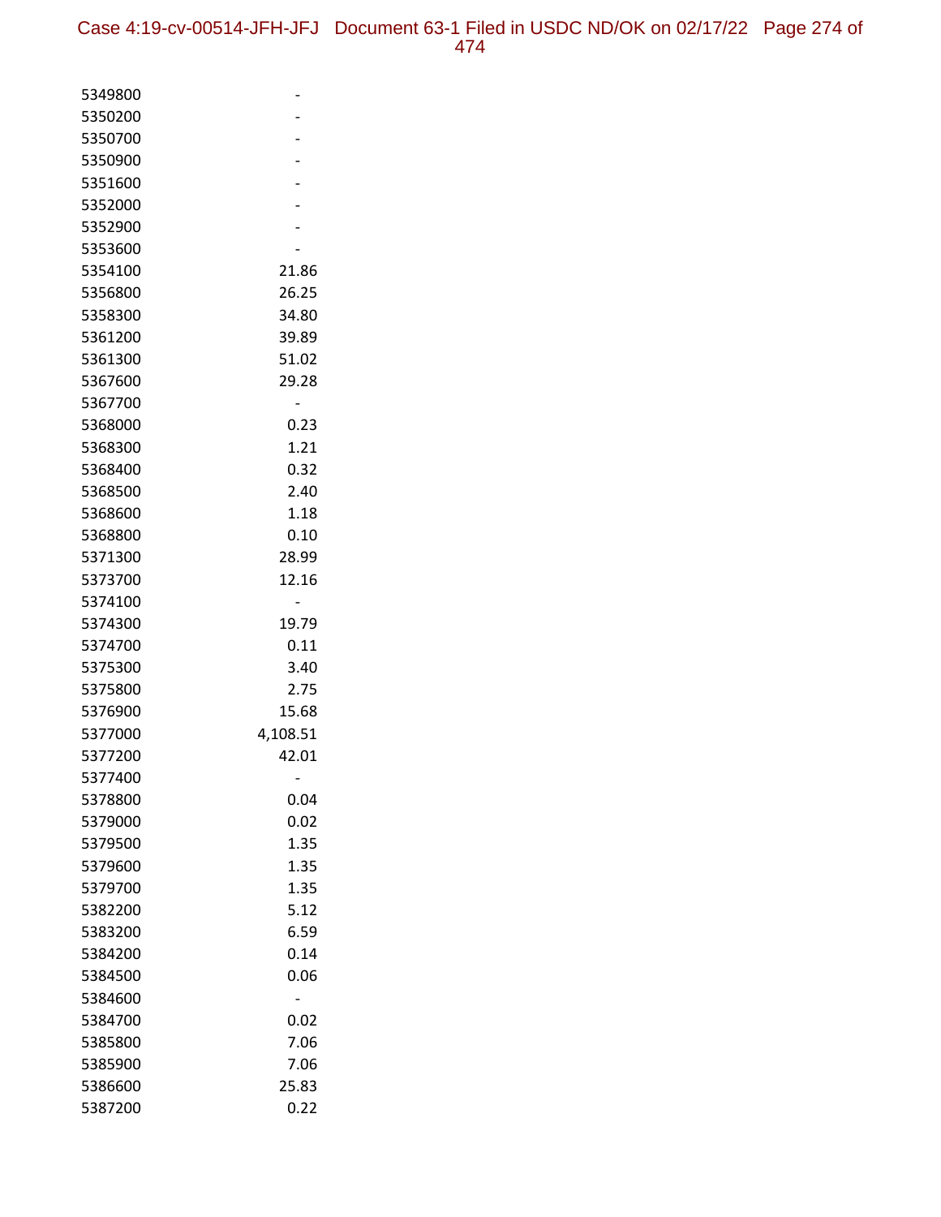| | |
|---|---|
| 5349800 | - |
| 5350200 | - |
| 5350700 | - |
| 5350900 | - |
| 5351600 | - |
| 5352000 | - |
| 5352900 | - |
| 5353600 | - |
| 5354100 | 21.86 |
| 5356800 | 26.25 |
| 5358300 | 34.80 |
| 5361200 | 39.89 |
| 5361300 | 51.02 |
| 5367600 | 29.28 |
| 5367700 | - |
| 5368000 | 0.23 |
| 5368300 | 1.21 |
| 5368400 | 0.32 |
| 5368500 | 2.40 |
| 5368600 | 1.18 |
| 5368800 | 0.10 |
| 5371300 | 28.99 |
| 5373700 | 12.16 |
| 5374100 | - |
| 5374300 | 19.79 |
| 5374700 | 0.11 |
| 5375300 | 3.40 |
| 5375800 | 2.75 |
| 5376900 | 15.68 |
| 5377000 | 4,108.51 |
| 5377200 | 42.01 |
| 5377400 | - |
| 5378800 | 0.04 |
| 5379000 | 0.02 |
| 5379500 | 1.35 |
| 5379600 | 1.35 |
| 5379700 | 1.35 |
| 5382200 | 5.12 |
| 5383200 | 6.59 |
| 5384200 | 0.14 |
| 5384500 | 0.06 |
| 5384600 | - |
| 5384700 | 0.02 |
| 5385800 | 7.06 |
| 5385900 | 7.06 |
| 5386600 | 25.83 |
| 5387200 | 0.22 |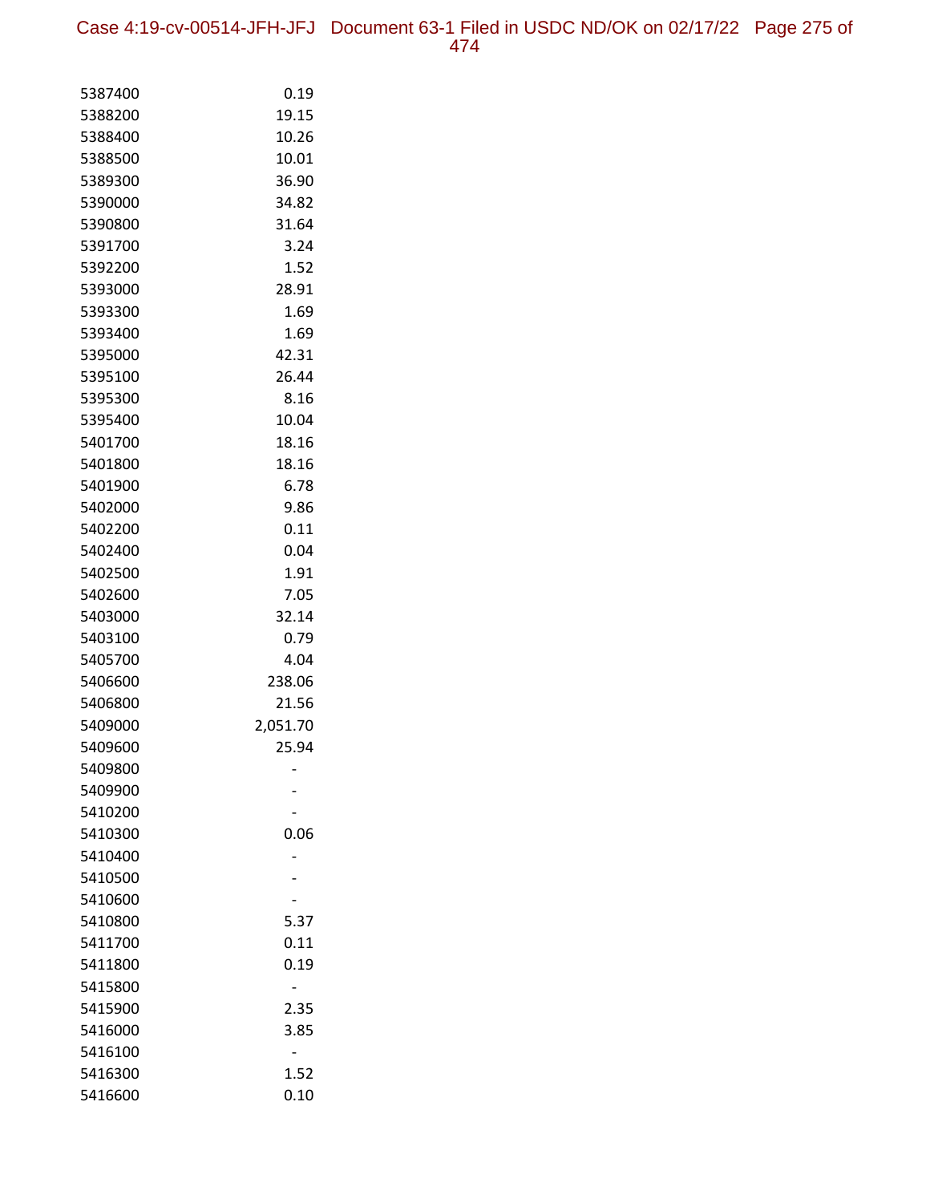| | |
|---|---|
| 5387400 | 0.19 |
| 5388200 | 19.15 |
| 5388400 | 10.26 |
| 5388500 | 10.01 |
| 5389300 | 36.90 |
| 5390000 | 34.82 |
| 5390800 | 31.64 |
| 5391700 | 3.24 |
| 5392200 | 1.52 |
| 5393000 | 28.91 |
| 5393300 | 1.69 |
| 5393400 | 1.69 |
| 5395000 | 42.31 |
| 5395100 | 26.44 |
| 5395300 | 8.16 |
| 5395400 | 10.04 |
| 5401700 | 18.16 |
| 5401800 | 18.16 |
| 5401900 | 6.78 |
| 5402000 | 9.86 |
| 5402200 | 0.11 |
| 5402400 | 0.04 |
| 5402500 | 1.91 |
| 5402600 | 7.05 |
| 5403000 | 32.14 |
| 5403100 | 0.79 |
| 5405700 | 4.04 |
| 5406600 | 238.06 |
| 5406800 | 21.56 |
| 5409000 | 2,051.70 |
| 5409600 | 25.94 |
| 5409800 | - |
| 5409900 | - |
| 5410200 | - |
| 5410300 | 0.06 |
| 5410400 | - |
| 5410500 | - |
| 5410600 | - |
| 5410800 | 5.37 |
| 5411700 | 0.11 |
| 5411800 | 0.19 |
| 5415800 | - |
| 5415900 | 2.35 |
| 5416000 | 3.85 |
| 5416100 | - |
| 5416300 | 1.52 |
| 5416600 | 0.10 |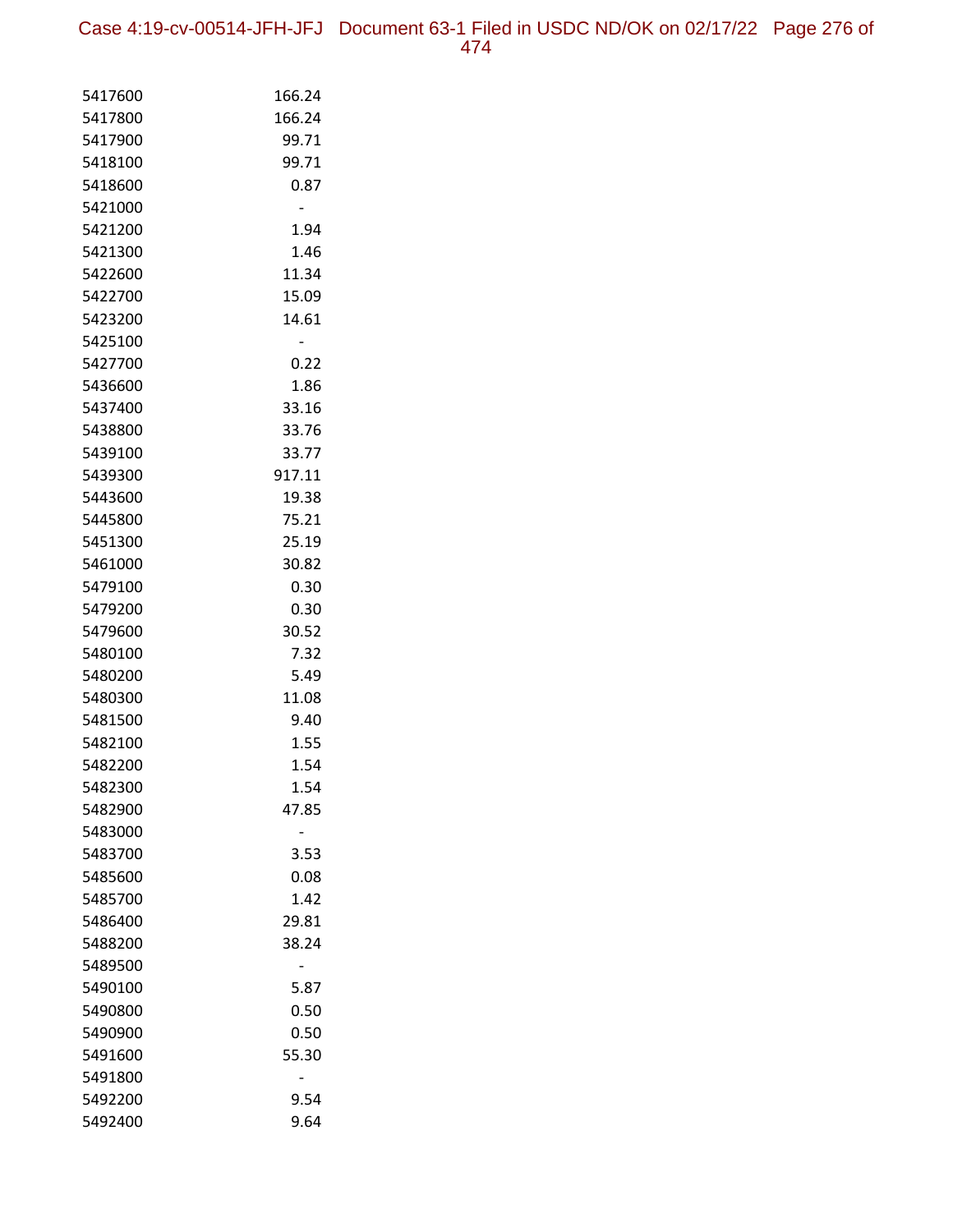| | |
|---|---|
| 5417600 | 166.24 |
| 5417800 | 166.24 |
| 5417900 | 99.71 |
| 5418100 | 99.71 |
| 5418600 | 0.87 |
| 5421000 | - |
| 5421200 | 1.94 |
| 5421300 | 1.46 |
| 5422600 | 11.34 |
| 5422700 | 15.09 |
| 5423200 | 14.61 |
| 5425100 | - |
| 5427700 | 0.22 |
| 5436600 | 1.86 |
| 5437400 | 33.16 |
| 5438800 | 33.76 |
| 5439100 | 33.77 |
| 5439300 | 917.11 |
| 5443600 | 19.38 |
| 5445800 | 75.21 |
| 5451300 | 25.19 |
| 5461000 | 30.82 |
| 5479100 | 0.30 |
| 5479200 | 0.30 |
| 5479600 | 30.52 |
| 5480100 | 7.32 |
| 5480200 | 5.49 |
| 5480300 | 11.08 |
| 5481500 | 9.40 |
| 5482100 | 1.55 |
| 5482200 | 1.54 |
| 5482300 | 1.54 |
| 5482900 | 47.85 |
| 5483000 | - |
| 5483700 | 3.53 |
| 5485600 | 0.08 |
| 5485700 | 1.42 |
| 5486400 | 29.81 |
| 5488200 | 38.24 |
| 5489500 | - |
| 5490100 | 5.87 |
| 5490800 | 0.50 |
| 5490900 | 0.50 |
| 5491600 | 55.30 |
| 5491800 | - |
| 5492200 | 9.54 |
| 5492400 | 9.64 |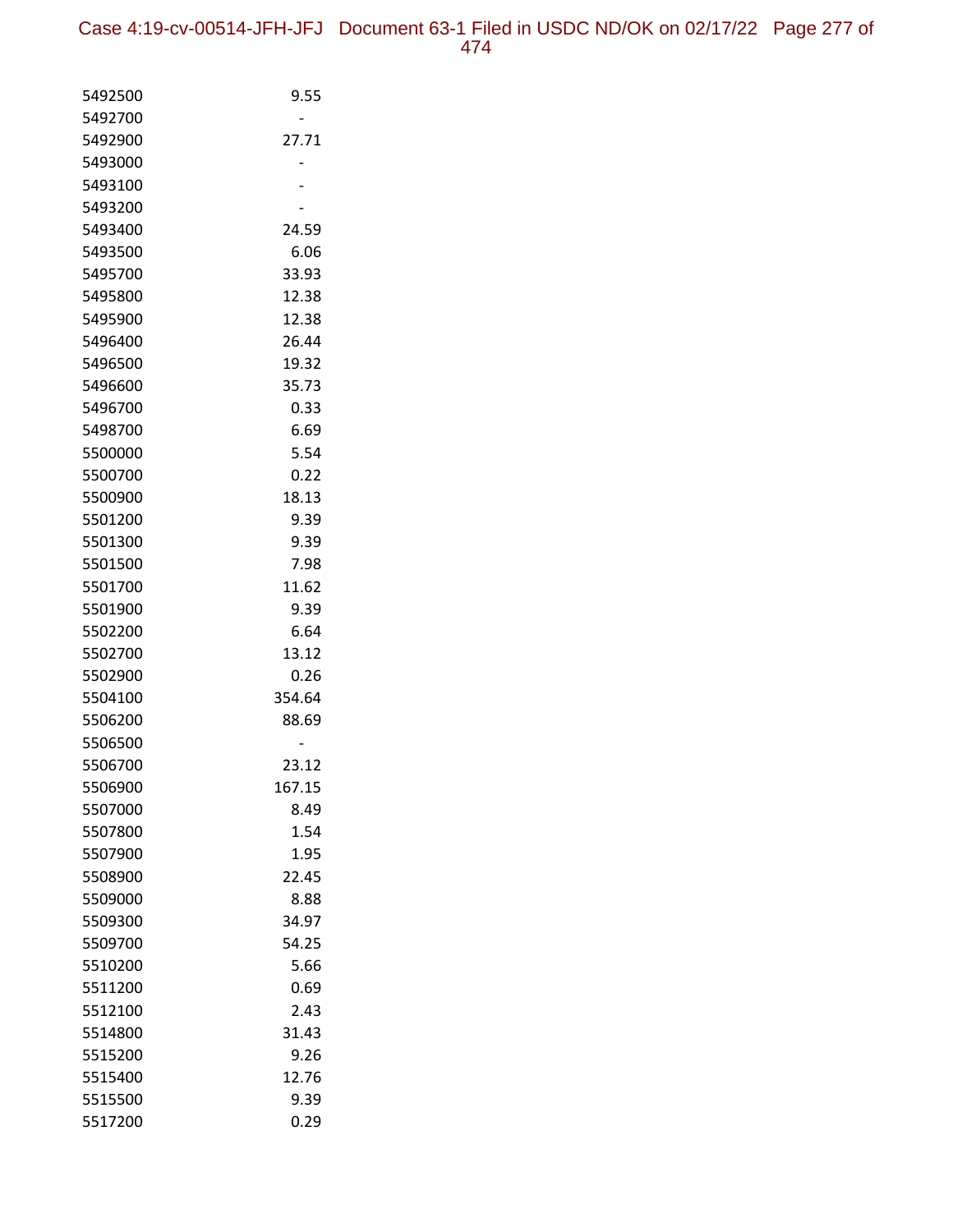| | |
|---|---|
| 5492500 | 9.55 |
| 5492700 | - |
| 5492900 | 27.71 |
| 5493000 | - |
| 5493100 | - |
| 5493200 | - |
| 5493400 | 24.59 |
| 5493500 | 6.06 |
| 5495700 | 33.93 |
| 5495800 | 12.38 |
| 5495900 | 12.38 |
| 5496400 | 26.44 |
| 5496500 | 19.32 |
| 5496600 | 35.73 |
| 5496700 | 0.33 |
| 5498700 | 6.69 |
| 5500000 | 5.54 |
| 5500700 | 0.22 |
| 5500900 | 18.13 |
| 5501200 | 9.39 |
| 5501300 | 9.39 |
| 5501500 | 7.98 |
| 5501700 | 11.62 |
| 5501900 | 9.39 |
| 5502200 | 6.64 |
| 5502700 | 13.12 |
| 5502900 | 0.26 |
| 5504100 | 354.64 |
| 5506200 | 88.69 |
| 5506500 | - |
| 5506700 | 23.12 |
| 5506900 | 167.15 |
| 5507000 | 8.49 |
| 5507800 | 1.54 |
| 5507900 | 1.95 |
| 5508900 | 22.45 |
| 5509000 | 8.88 |
| 5509300 | 34.97 |
| 5509700 | 54.25 |
| 5510200 | 5.66 |
| 5511200 | 0.69 |
| 5512100 | 2.43 |
| 5514800 | 31.43 |
| 5515200 | 9.26 |
| 5515400 | 12.76 |
| 5515500 | 9.39 |
| 5517200 | 0.29 |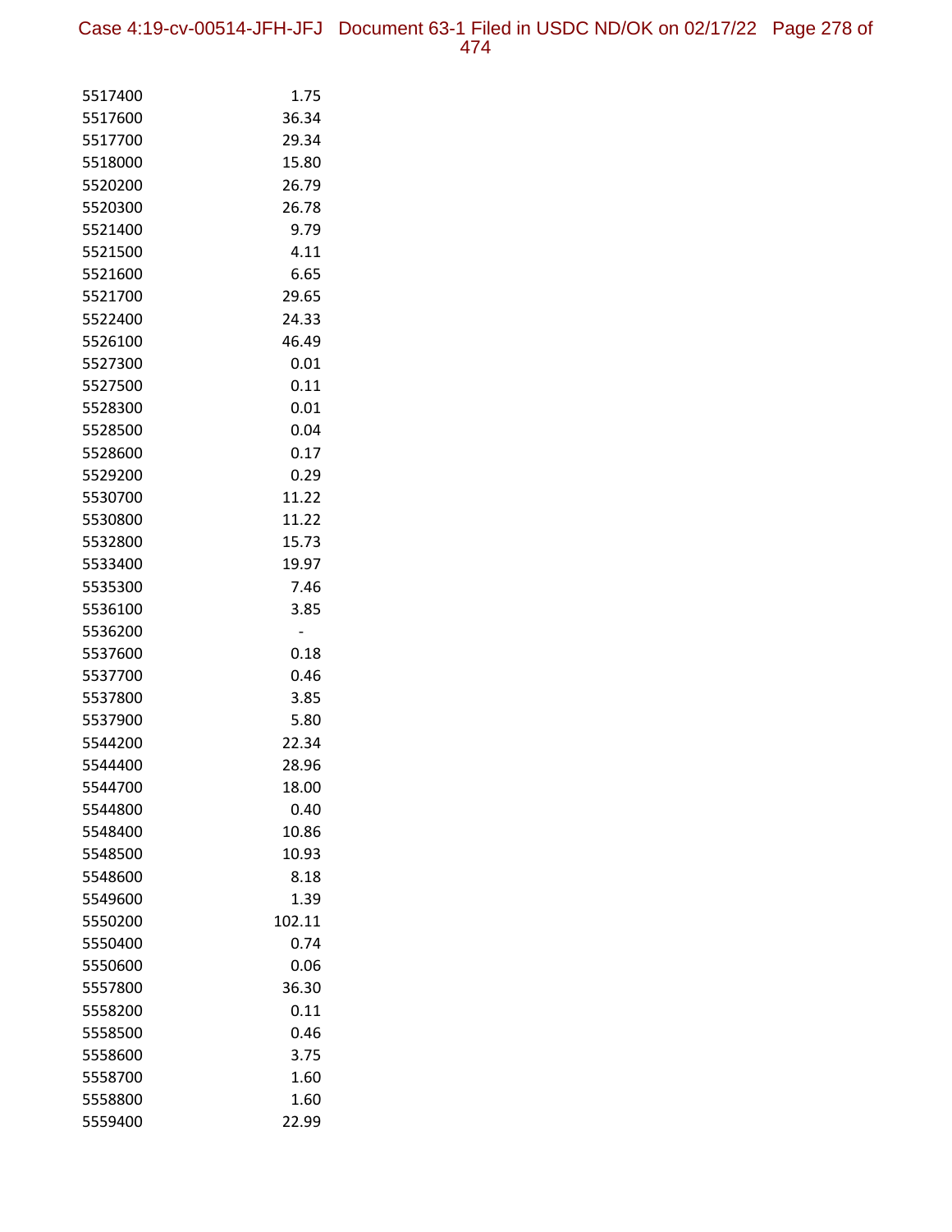| | |
|---|---|
| 5517400 | 1.75 |
| 5517600 | 36.34 |
| 5517700 | 29.34 |
| 5518000 | 15.80 |
| 5520200 | 26.79 |
| 5520300 | 26.78 |
| 5521400 | 9.79 |
| 5521500 | 4.11 |
| 5521600 | 6.65 |
| 5521700 | 29.65 |
| 5522400 | 24.33 |
| 5526100 | 46.49 |
| 5527300 | 0.01 |
| 5527500 | 0.11 |
| 5528300 | 0.01 |
| 5528500 | 0.04 |
| 5528600 | 0.17 |
| 5529200 | 0.29 |
| 5530700 | 11.22 |
| 5530800 | 11.22 |
| 5532800 | 15.73 |
| 5533400 | 19.97 |
| 5535300 | 7.46 |
| 5536100 | 3.85 |
| 5536200 | - |
| 5537600 | 0.18 |
| 5537700 | 0.46 |
| 5537800 | 3.85 |
| 5537900 | 5.80 |
| 5544200 | 22.34 |
| 5544400 | 28.96 |
| 5544700 | 18.00 |
| 5544800 | 0.40 |
| 5548400 | 10.86 |
| 5548500 | 10.93 |
| 5548600 | 8.18 |
| 5549600 | 1.39 |
| 5550200 | 102.11 |
| 5550400 | 0.74 |
| 5550600 | 0.06 |
| 5557800 | 36.30 |
| 5558200 | 0.11 |
| 5558500 | 0.46 |
| 5558600 | 3.75 |
| 5558700 | 1.60 |
| 5558800 | 1.60 |
| 5559400 | 22.99 |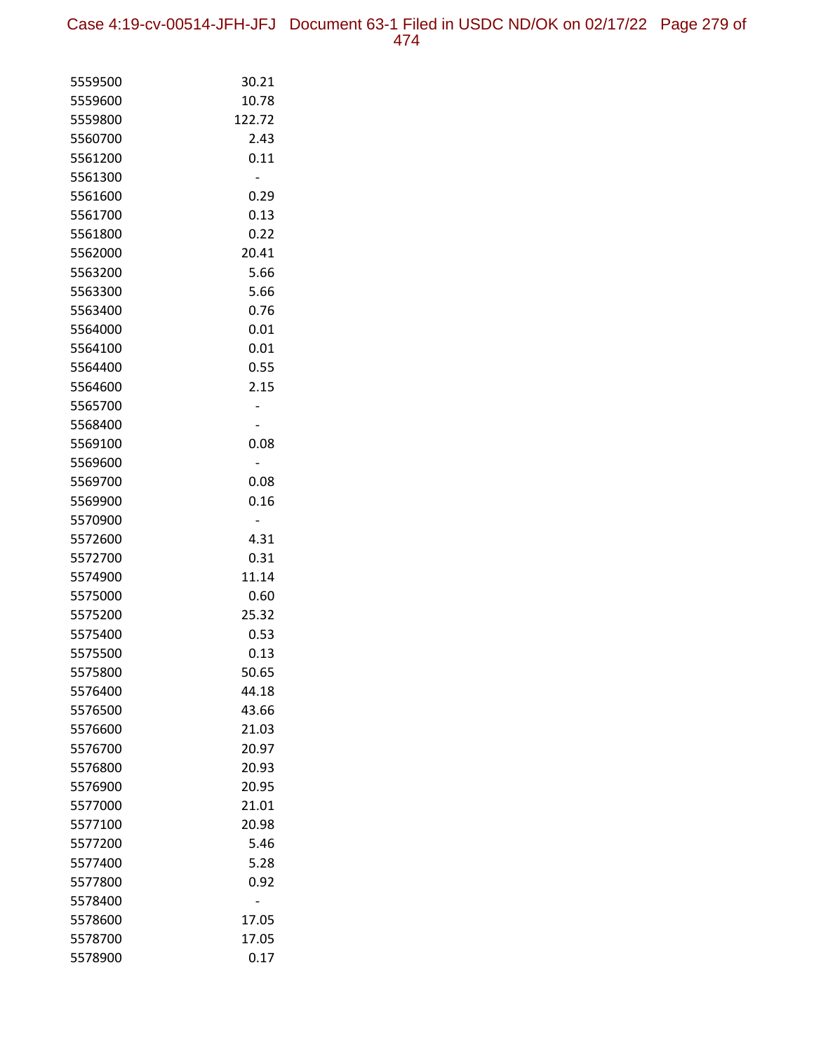| | |
|---|---|
| 5559500 | 30.21 |
| 5559600 | 10.78 |
| 5559800 | 122.72 |
| 5560700 | 2.43 |
| 5561200 | 0.11 |
| 5561300 | - |
| 5561600 | 0.29 |
| 5561700 | 0.13 |
| 5561800 | 0.22 |
| 5562000 | 20.41 |
| 5563200 | 5.66 |
| 5563300 | 5.66 |
| 5563400 | 0.76 |
| 5564000 | 0.01 |
| 5564100 | 0.01 |
| 5564400 | 0.55 |
| 5564600 | 2.15 |
| 5565700 | - |
| 5568400 | - |
| 5569100 | 0.08 |
| 5569600 | - |
| 5569700 | 0.08 |
| 5569900 | 0.16 |
| 5570900 | - |
| 5572600 | 4.31 |
| 5572700 | 0.31 |
| 5574900 | 11.14 |
| 5575000 | 0.60 |
| 5575200 | 25.32 |
| 5575400 | 0.53 |
| 5575500 | 0.13 |
| 5575800 | 50.65 |
| 5576400 | 44.18 |
| 5576500 | 43.66 |
| 5576600 | 21.03 |
| 5576700 | 20.97 |
| 5576800 | 20.93 |
| 5576900 | 20.95 |
| 5577000 | 21.01 |
| 5577100 | 20.98 |
| 5577200 | 5.46 |
| 5577400 | 5.28 |
| 5577800 | 0.92 |
| 5578400 | - |
| 5578600 | 17.05 |
| 5578700 | 17.05 |
| 5578900 | 0.17 |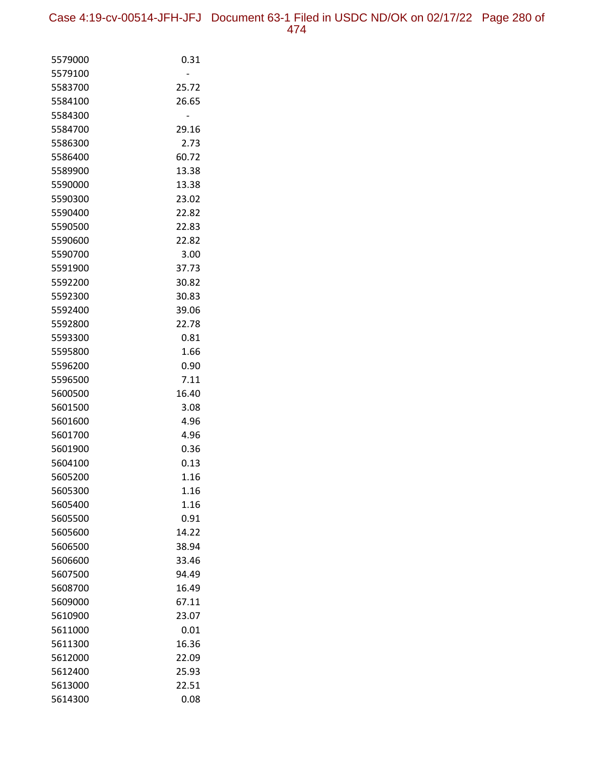| | |
|---|---|
| 5579000 | 0.31 |
| 5579100 | - |
| 5583700 | 25.72 |
| 5584100 | 26.65 |
| 5584300 | - |
| 5584700 | 29.16 |
| 5586300 | 2.73 |
| 5586400 | 60.72 |
| 5589900 | 13.38 |
| 5590000 | 13.38 |
| 5590300 | 23.02 |
| 5590400 | 22.82 |
| 5590500 | 22.83 |
| 5590600 | 22.82 |
| 5590700 | 3.00 |
| 5591900 | 37.73 |
| 5592200 | 30.82 |
| 5592300 | 30.83 |
| 5592400 | 39.06 |
| 5592800 | 22.78 |
| 5593300 | 0.81 |
| 5595800 | 1.66 |
| 5596200 | 0.90 |
| 5596500 | 7.11 |
| 5600500 | 16.40 |
| 5601500 | 3.08 |
| 5601600 | 4.96 |
| 5601700 | 4.96 |
| 5601900 | 0.36 |
| 5604100 | 0.13 |
| 5605200 | 1.16 |
| 5605300 | 1.16 |
| 5605400 | 1.16 |
| 5605500 | 0.91 |
| 5605600 | 14.22 |
| 5606500 | 38.94 |
| 5606600 | 33.46 |
| 5607500 | 94.49 |
| 5608700 | 16.49 |
| 5609000 | 67.11 |
| 5610900 | 23.07 |
| 5611000 | 0.01 |
| 5611300 | 16.36 |
| 5612000 | 22.09 |
| 5612400 | 25.93 |
| 5613000 | 22.51 |
| 5614300 | 0.08 |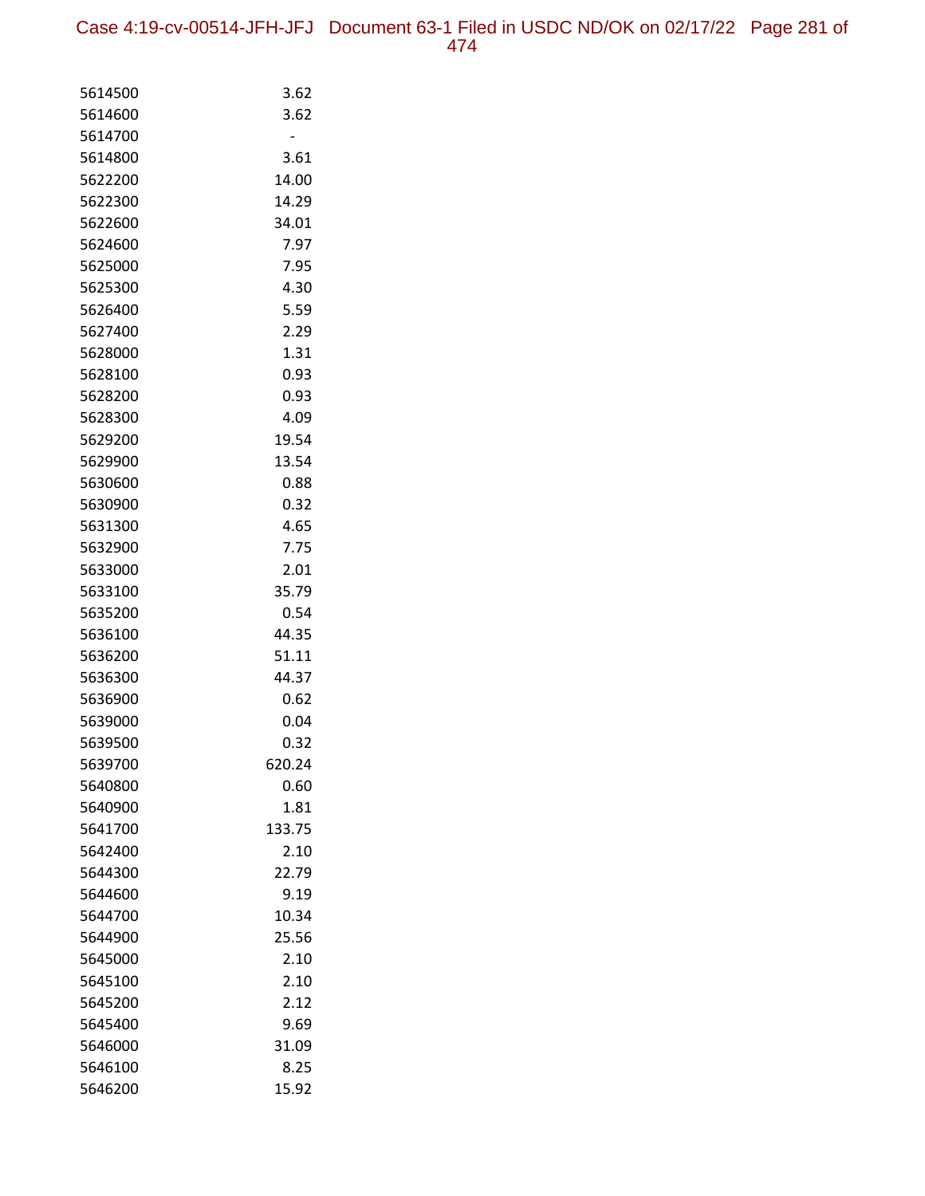| | |
|---|---|
| 5614500 | 3.62 |
| 5614600 | 3.62 |
| 5614700 | - |
| 5614800 | 3.61 |
| 5622200 | 14.00 |
| 5622300 | 14.29 |
| 5622600 | 34.01 |
| 5624600 | 7.97 |
| 5625000 | 7.95 |
| 5625300 | 4.30 |
| 5626400 | 5.59 |
| 5627400 | 2.29 |
| 5628000 | 1.31 |
| 5628100 | 0.93 |
| 5628200 | 0.93 |
| 5628300 | 4.09 |
| 5629200 | 19.54 |
| 5629900 | 13.54 |
| 5630600 | 0.88 |
| 5630900 | 0.32 |
| 5631300 | 4.65 |
| 5632900 | 7.75 |
| 5633000 | 2.01 |
| 5633100 | 35.79 |
| 5635200 | 0.54 |
| 5636100 | 44.35 |
| 5636200 | 51.11 |
| 5636300 | 44.37 |
| 5636900 | 0.62 |
| 5639000 | 0.04 |
| 5639500 | 0.32 |
| 5639700 | 620.24 |
| 5640800 | 0.60 |
| 5640900 | 1.81 |
| 5641700 | 133.75 |
| 5642400 | 2.10 |
| 5644300 | 22.79 |
| 5644600 | 9.19 |
| 5644700 | 10.34 |
| 5644900 | 25.56 |
| 5645000 | 2.10 |
| 5645100 | 2.10 |
| 5645200 | 2.12 |
| 5645400 | 9.69 |
| 5646000 | 31.09 |
| 5646100 | 8.25 |
| 5646200 | 15.92 |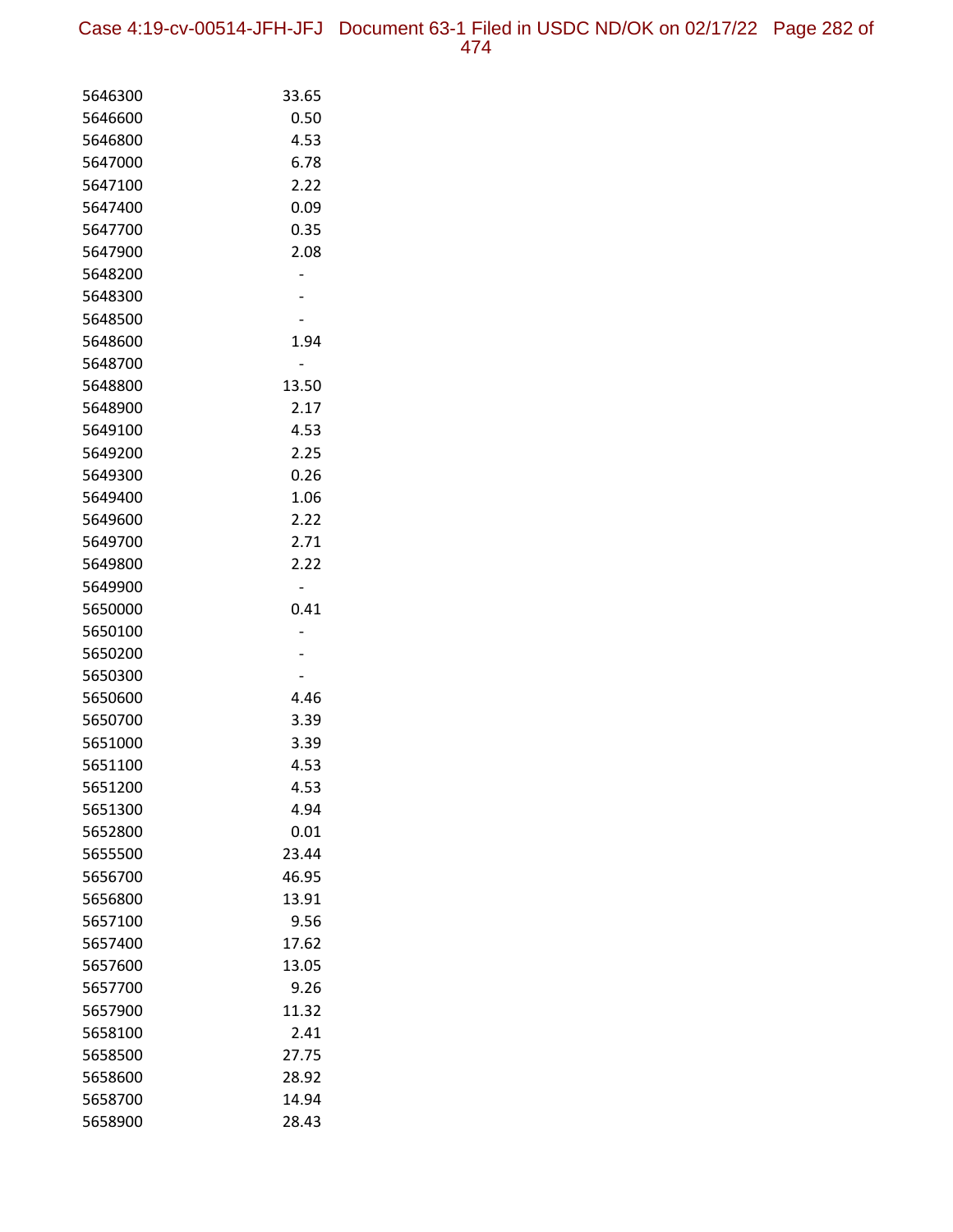| | |
|---|---|
| 5646300 | 33.65 |
| 5646600 | 0.50 |
| 5646800 | 4.53 |
| 5647000 | 6.78 |
| 5647100 | 2.22 |
| 5647400 | 0.09 |
| 5647700 | 0.35 |
| 5647900 | 2.08 |
| 5648200 | - |
| 5648300 | - |
| 5648500 | - |
| 5648600 | 1.94 |
| 5648700 | - |
| 5648800 | 13.50 |
| 5648900 | 2.17 |
| 5649100 | 4.53 |
| 5649200 | 2.25 |
| 5649300 | 0.26 |
| 5649400 | 1.06 |
| 5649600 | 2.22 |
| 5649700 | 2.71 |
| 5649800 | 2.22 |
| 5649900 | - |
| 5650000 | 0.41 |
| 5650100 | - |
| 5650200 | - |
| 5650300 | - |
| 5650600 | 4.46 |
| 5650700 | 3.39 |
| 5651000 | 3.39 |
| 5651100 | 4.53 |
| 5651200 | 4.53 |
| 5651300 | 4.94 |
| 5652800 | 0.01 |
| 5655500 | 23.44 |
| 5656700 | 46.95 |
| 5656800 | 13.91 |
| 5657100 | 9.56 |
| 5657400 | 17.62 |
| 5657600 | 13.05 |
| 5657700 | 9.26 |
| 5657900 | 11.32 |
| 5658100 | 2.41 |
| 5658500 | 27.75 |
| 5658600 | 28.92 |
| 5658700 | 14.94 |
| 5658900 | 28.43 |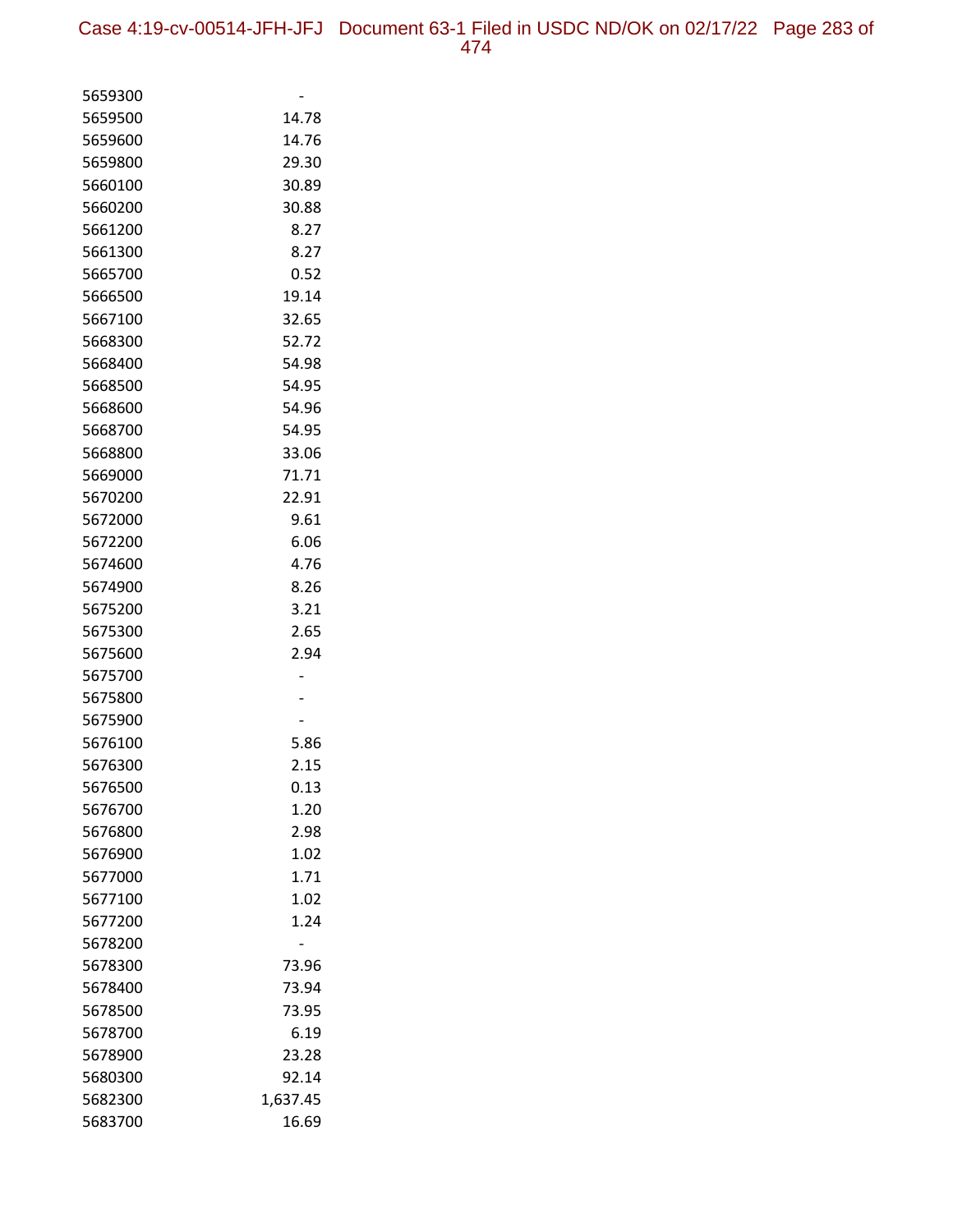| | |
|---|---|
| 5659300 | - |
| 5659500 | 14.78 |
| 5659600 | 14.76 |
| 5659800 | 29.30 |
| 5660100 | 30.89 |
| 5660200 | 30.88 |
| 5661200 | 8.27 |
| 5661300 | 8.27 |
| 5665700 | 0.52 |
| 5666500 | 19.14 |
| 5667100 | 32.65 |
| 5668300 | 52.72 |
| 5668400 | 54.98 |
| 5668500 | 54.95 |
| 5668600 | 54.96 |
| 5668700 | 54.95 |
| 5668800 | 33.06 |
| 5669000 | 71.71 |
| 5670200 | 22.91 |
| 5672000 | 9.61 |
| 5672200 | 6.06 |
| 5674600 | 4.76 |
| 5674900 | 8.26 |
| 5675200 | 3.21 |
| 5675300 | 2.65 |
| 5675600 | 2.94 |
| 5675700 | - |
| 5675800 | - |
| 5675900 | - |
| 5676100 | 5.86 |
| 5676300 | 2.15 |
| 5676500 | 0.13 |
| 5676700 | 1.20 |
| 5676800 | 2.98 |
| 5676900 | 1.02 |
| 5677000 | 1.71 |
| 5677100 | 1.02 |
| 5677200 | 1.24 |
| 5678200 | - |
| 5678300 | 73.96 |
| 5678400 | 73.94 |
| 5678500 | 73.95 |
| 5678700 | 6.19 |
| 5678900 | 23.28 |
| 5680300 | 92.14 |
| 5682300 | 1,637.45 |
| 5683700 | 16.69 |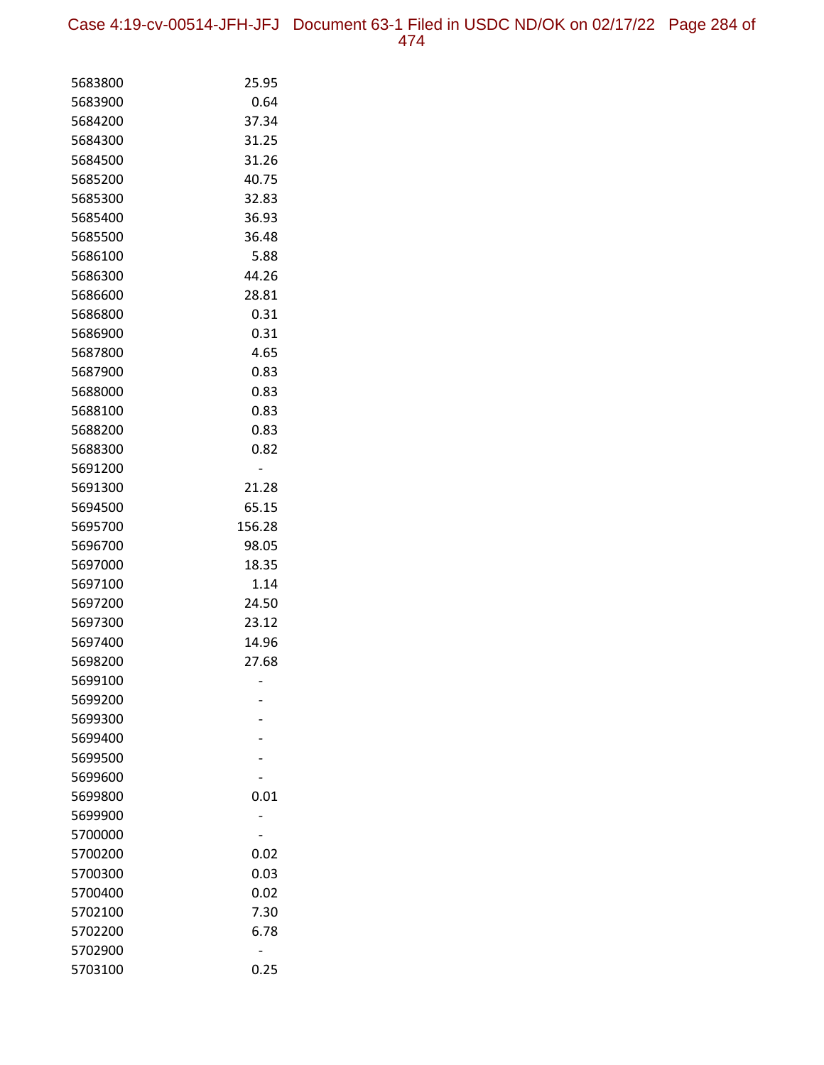| | |
|---|---|
| 5683800 | 25.95 |
| 5683900 | 0.64 |
| 5684200 | 37.34 |
| 5684300 | 31.25 |
| 5684500 | 31.26 |
| 5685200 | 40.75 |
| 5685300 | 32.83 |
| 5685400 | 36.93 |
| 5685500 | 36.48 |
| 5686100 | 5.88 |
| 5686300 | 44.26 |
| 5686600 | 28.81 |
| 5686800 | 0.31 |
| 5686900 | 0.31 |
| 5687800 | 4.65 |
| 5687900 | 0.83 |
| 5688000 | 0.83 |
| 5688100 | 0.83 |
| 5688200 | 0.83 |
| 5688300 | 0.82 |
| 5691200 | - |
| 5691300 | 21.28 |
| 5694500 | 65.15 |
| 5695700 | 156.28 |
| 5696700 | 98.05 |
| 5697000 | 18.35 |
| 5697100 | 1.14 |
| 5697200 | 24.50 |
| 5697300 | 23.12 |
| 5697400 | 14.96 |
| 5698200 | 27.68 |
| 5699100 | - |
| 5699200 | - |
| 5699300 | - |
| 5699400 | - |
| 5699500 | - |
| 5699600 | - |
| 5699800 | 0.01 |
| 5699900 | - |
| 5700000 | - |
| 5700200 | 0.02 |
| 5700300 | 0.03 |
| 5700400 | 0.02 |
| 5702100 | 7.30 |
| 5702200 | 6.78 |
| 5702900 | - |
| 5703100 | 0.25 |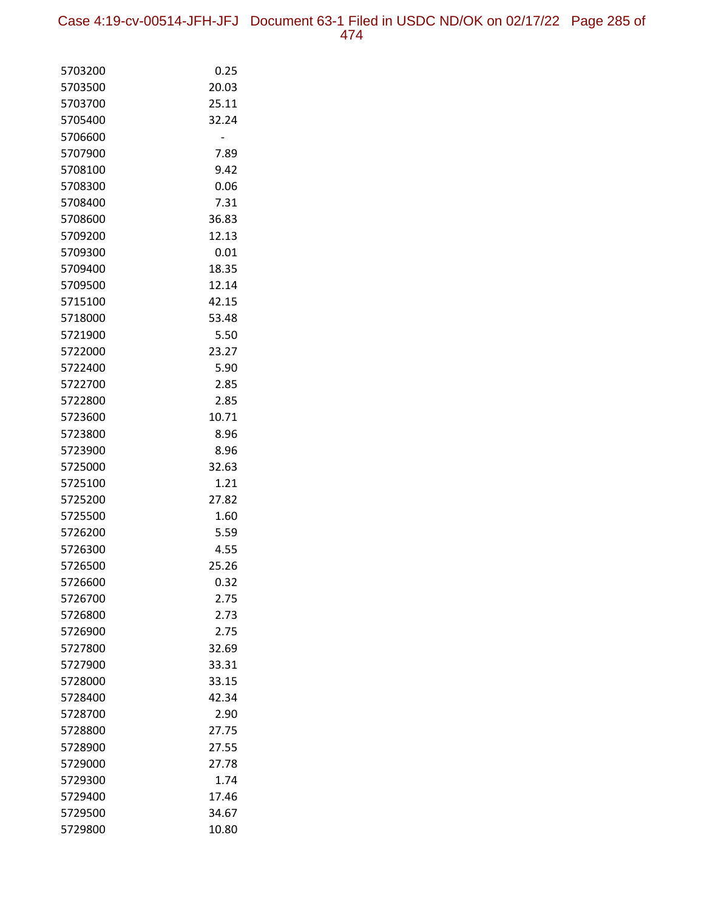| | |
|---|---|
| 5703200 | 0.25 |
| 5703500 | 20.03 |
| 5703700 | 25.11 |
| 5705400 | 32.24 |
| 5706600 | - |
| 5707900 | 7.89 |
| 5708100 | 9.42 |
| 5708300 | 0.06 |
| 5708400 | 7.31 |
| 5708600 | 36.83 |
| 5709200 | 12.13 |
| 5709300 | 0.01 |
| 5709400 | 18.35 |
| 5709500 | 12.14 |
| 5715100 | 42.15 |
| 5718000 | 53.48 |
| 5721900 | 5.50 |
| 5722000 | 23.27 |
| 5722400 | 5.90 |
| 5722700 | 2.85 |
| 5722800 | 2.85 |
| 5723600 | 10.71 |
| 5723800 | 8.96 |
| 5723900 | 8.96 |
| 5725000 | 32.63 |
| 5725100 | 1.21 |
| 5725200 | 27.82 |
| 5725500 | 1.60 |
| 5726200 | 5.59 |
| 5726300 | 4.55 |
| 5726500 | 25.26 |
| 5726600 | 0.32 |
| 5726700 | 2.75 |
| 5726800 | 2.73 |
| 5726900 | 2.75 |
| 5727800 | 32.69 |
| 5727900 | 33.31 |
| 5728000 | 33.15 |
| 5728400 | 42.34 |
| 5728700 | 2.90 |
| 5728800 | 27.75 |
| 5728900 | 27.55 |
| 5729000 | 27.78 |
| 5729300 | 1.74 |
| 5729400 | 17.46 |
| 5729500 | 34.67 |
| 5729800 | 10.80 |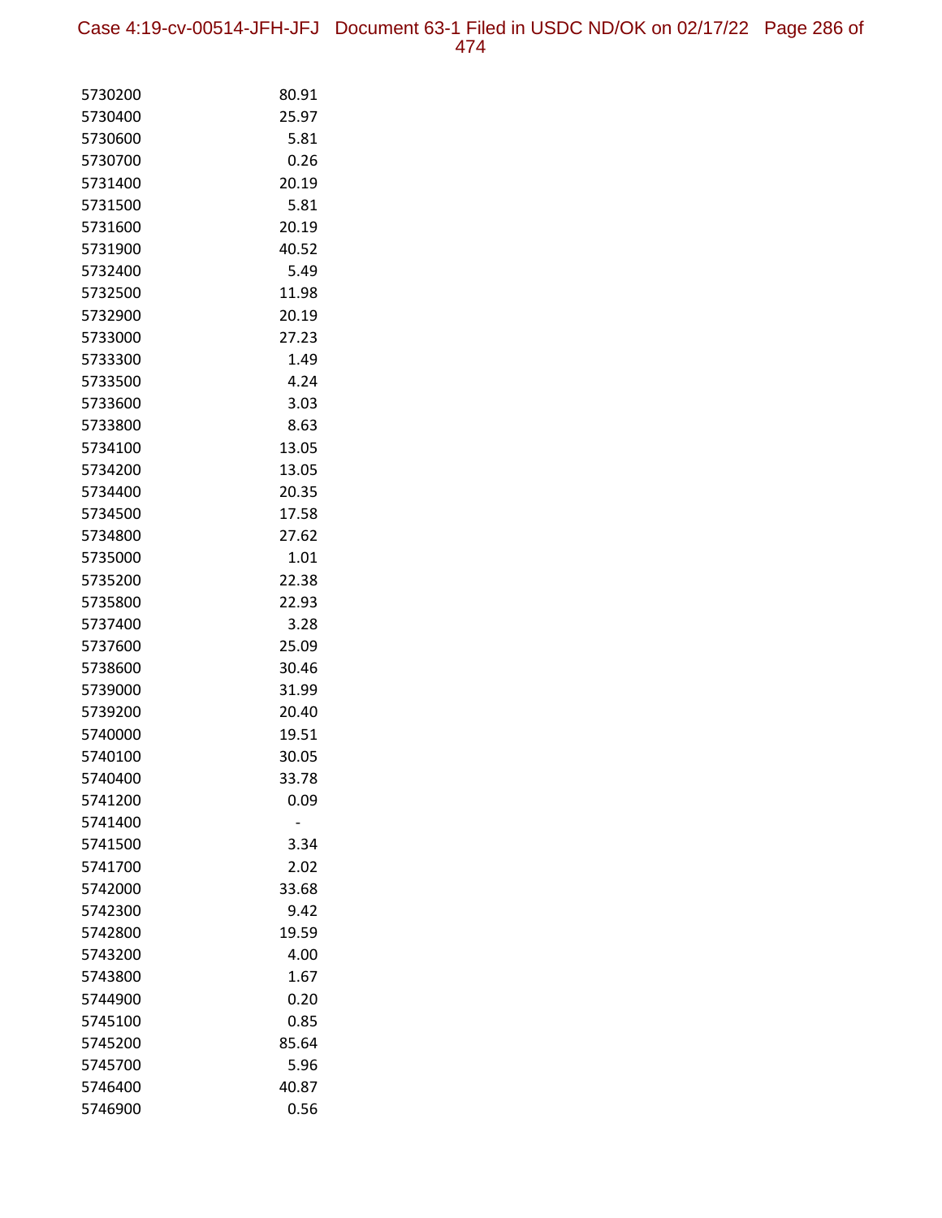| | |
|---|---|
| 5730200 | 80.91 |
| 5730400 | 25.97 |
| 5730600 | 5.81 |
| 5730700 | 0.26 |
| 5731400 | 20.19 |
| 5731500 | 5.81 |
| 5731600 | 20.19 |
| 5731900 | 40.52 |
| 5732400 | 5.49 |
| 5732500 | 11.98 |
| 5732900 | 20.19 |
| 5733000 | 27.23 |
| 5733300 | 1.49 |
| 5733500 | 4.24 |
| 5733600 | 3.03 |
| 5733800 | 8.63 |
| 5734100 | 13.05 |
| 5734200 | 13.05 |
| 5734400 | 20.35 |
| 5734500 | 17.58 |
| 5734800 | 27.62 |
| 5735000 | 1.01 |
| 5735200 | 22.38 |
| 5735800 | 22.93 |
| 5737400 | 3.28 |
| 5737600 | 25.09 |
| 5738600 | 30.46 |
| 5739000 | 31.99 |
| 5739200 | 20.40 |
| 5740000 | 19.51 |
| 5740100 | 30.05 |
| 5740400 | 33.78 |
| 5741200 | 0.09 |
| 5741400 | - |
| 5741500 | 3.34 |
| 5741700 | 2.02 |
| 5742000 | 33.68 |
| 5742300 | 9.42 |
| 5742800 | 19.59 |
| 5743200 | 4.00 |
| 5743800 | 1.67 |
| 5744900 | 0.20 |
| 5745100 | 0.85 |
| 5745200 | 85.64 |
| 5745700 | 5.96 |
| 5746400 | 40.87 |
| 5746900 | 0.56 |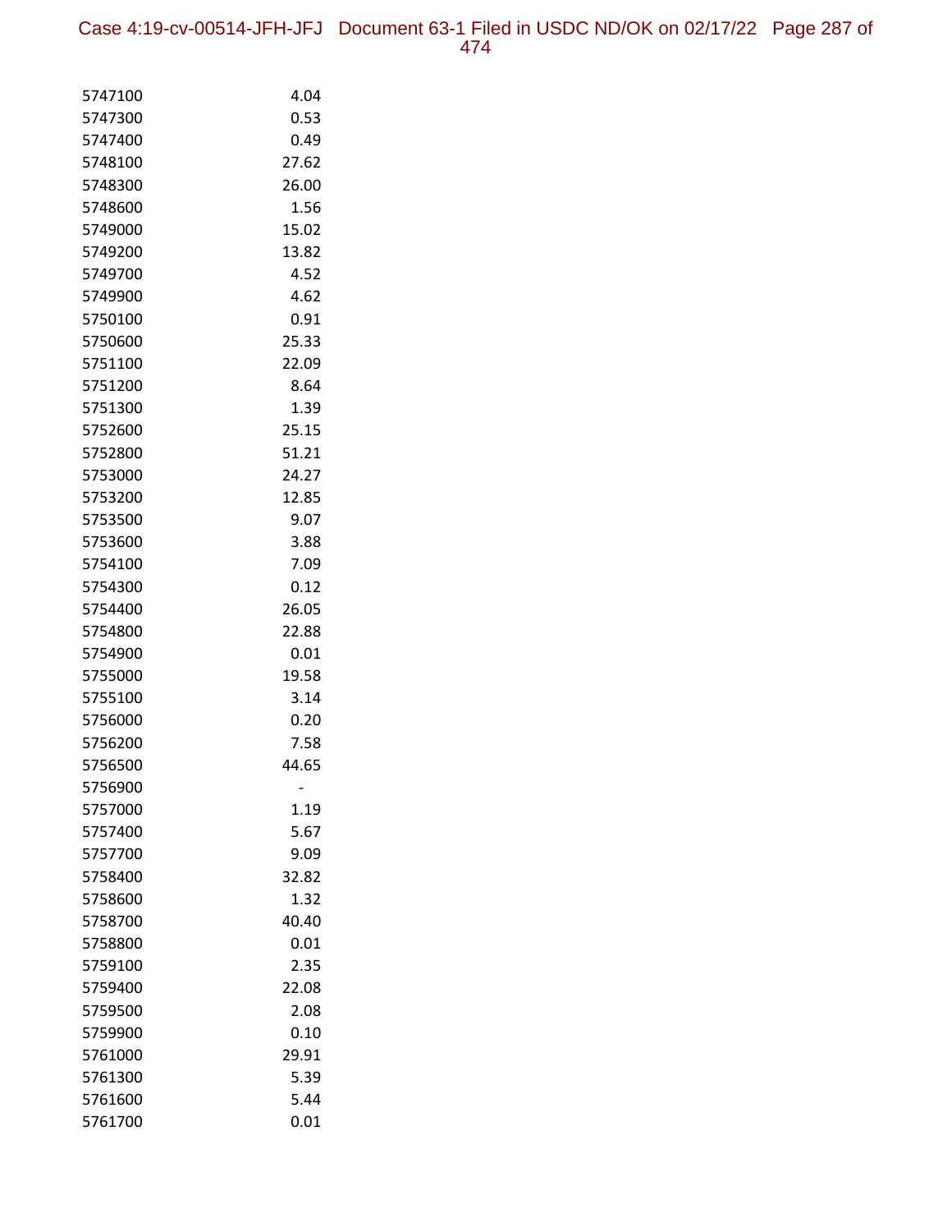| | |
|---|---|
| 5747100 | 4.04 |
| 5747300 | 0.53 |
| 5747400 | 0.49 |
| 5748100 | 27.62 |
| 5748300 | 26.00 |
| 5748600 | 1.56 |
| 5749000 | 15.02 |
| 5749200 | 13.82 |
| 5749700 | 4.52 |
| 5749900 | 4.62 |
| 5750100 | 0.91 |
| 5750600 | 25.33 |
| 5751100 | 22.09 |
| 5751200 | 8.64 |
| 5751300 | 1.39 |
| 5752600 | 25.15 |
| 5752800 | 51.21 |
| 5753000 | 24.27 |
| 5753200 | 12.85 |
| 5753500 | 9.07 |
| 5753600 | 3.88 |
| 5754100 | 7.09 |
| 5754300 | 0.12 |
| 5754400 | 26.05 |
| 5754800 | 22.88 |
| 5754900 | 0.01 |
| 5755000 | 19.58 |
| 5755100 | 3.14 |
| 5756000 | 0.20 |
| 5756200 | 7.58 |
| 5756500 | 44.65 |
| 5756900 | - |
| 5757000 | 1.19 |
| 5757400 | 5.67 |
| 5757700 | 9.09 |
| 5758400 | 32.82 |
| 5758600 | 1.32 |
| 5758700 | 40.40 |
| 5758800 | 0.01 |
| 5759100 | 2.35 |
| 5759400 | 22.08 |
| 5759500 | 2.08 |
| 5759900 | 0.10 |
| 5761000 | 29.91 |
| 5761300 | 5.39 |
| 5761600 | 5.44 |
| 5761700 | 0.01 |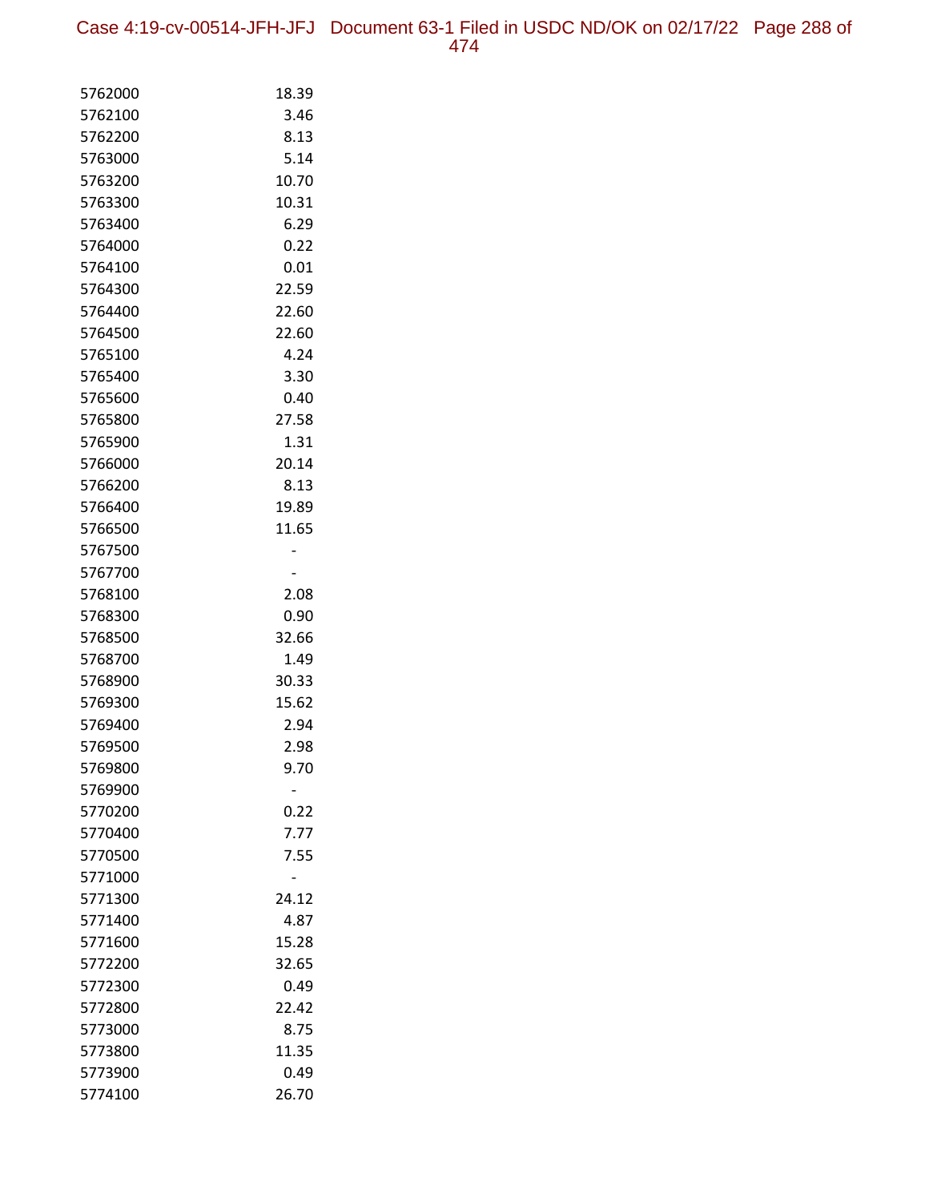| | |
|---|---|
| 5762000 | 18.39 |
| 5762100 | 3.46 |
| 5762200 | 8.13 |
| 5763000 | 5.14 |
| 5763200 | 10.70 |
| 5763300 | 10.31 |
| 5763400 | 6.29 |
| 5764000 | 0.22 |
| 5764100 | 0.01 |
| 5764300 | 22.59 |
| 5764400 | 22.60 |
| 5764500 | 22.60 |
| 5765100 | 4.24 |
| 5765400 | 3.30 |
| 5765600 | 0.40 |
| 5765800 | 27.58 |
| 5765900 | 1.31 |
| 5766000 | 20.14 |
| 5766200 | 8.13 |
| 5766400 | 19.89 |
| 5766500 | 11.65 |
| 5767500 | - |
| 5767700 | - |
| 5768100 | 2.08 |
| 5768300 | 0.90 |
| 5768500 | 32.66 |
| 5768700 | 1.49 |
| 5768900 | 30.33 |
| 5769300 | 15.62 |
| 5769400 | 2.94 |
| 5769500 | 2.98 |
| 5769800 | 9.70 |
| 5769900 | - |
| 5770200 | 0.22 |
| 5770400 | 7.77 |
| 5770500 | 7.55 |
| 5771000 | - |
| 5771300 | 24.12 |
| 5771400 | 4.87 |
| 5771600 | 15.28 |
| 5772200 | 32.65 |
| 5772300 | 0.49 |
| 5772800 | 22.42 |
| 5773000 | 8.75 |
| 5773800 | 11.35 |
| 5773900 | 0.49 |
| 5774100 | 26.70 |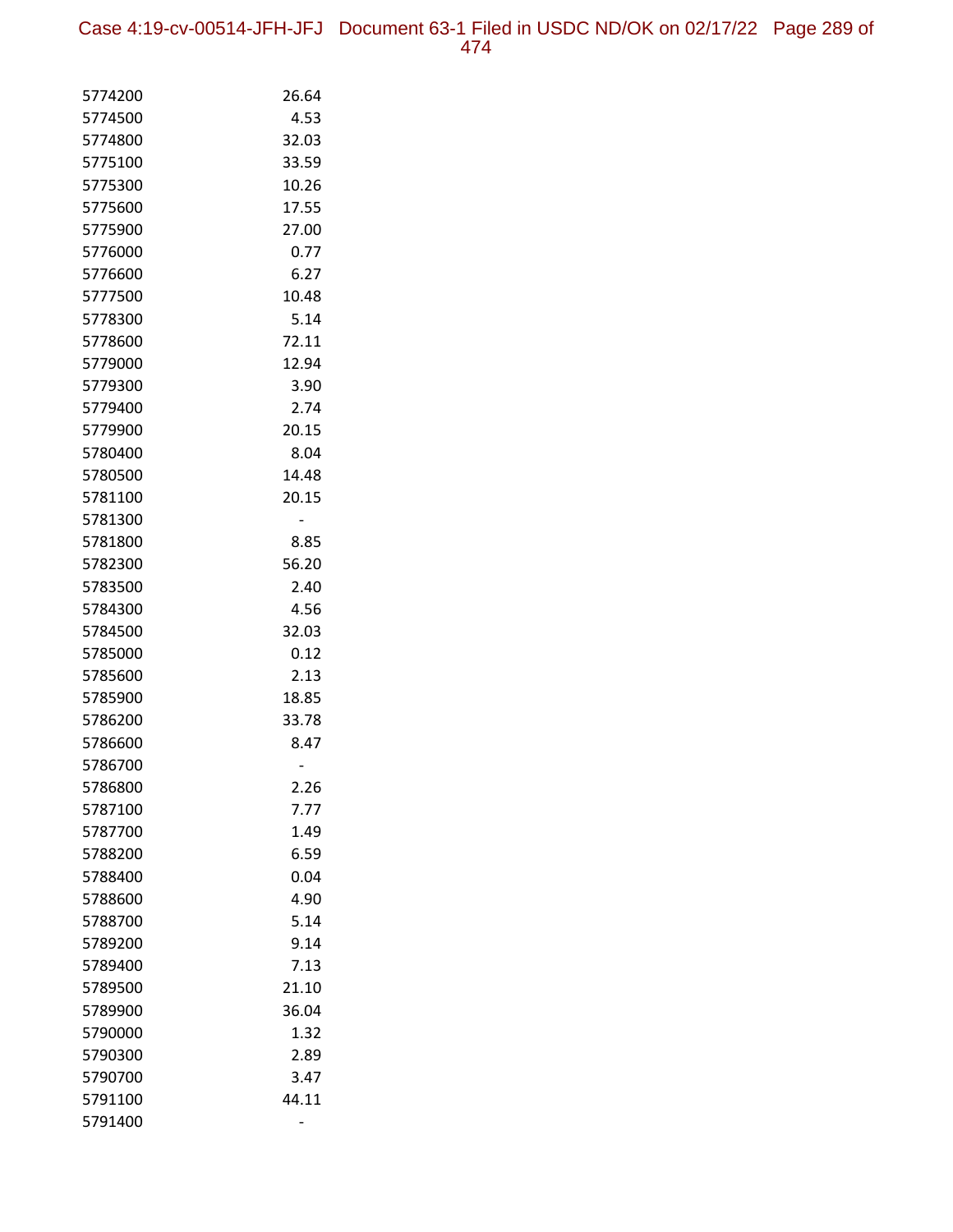| | |
|---|---|
| 5774200 | 26.64 |
| 5774500 | 4.53 |
| 5774800 | 32.03 |
| 5775100 | 33.59 |
| 5775300 | 10.26 |
| 5775600 | 17.55 |
| 5775900 | 27.00 |
| 5776000 | 0.77 |
| 5776600 | 6.27 |
| 5777500 | 10.48 |
| 5778300 | 5.14 |
| 5778600 | 72.11 |
| 5779000 | 12.94 |
| 5779300 | 3.90 |
| 5779400 | 2.74 |
| 5779900 | 20.15 |
| 5780400 | 8.04 |
| 5780500 | 14.48 |
| 5781100 | 20.15 |
| 5781300 | - |
| 5781800 | 8.85 |
| 5782300 | 56.20 |
| 5783500 | 2.40 |
| 5784300 | 4.56 |
| 5784500 | 32.03 |
| 5785000 | 0.12 |
| 5785600 | 2.13 |
| 5785900 | 18.85 |
| 5786200 | 33.78 |
| 5786600 | 8.47 |
| 5786700 | - |
| 5786800 | 2.26 |
| 5787100 | 7.77 |
| 5787700 | 1.49 |
| 5788200 | 6.59 |
| 5788400 | 0.04 |
| 5788600 | 4.90 |
| 5788700 | 5.14 |
| 5789200 | 9.14 |
| 5789400 | 7.13 |
| 5789500 | 21.10 |
| 5789900 | 36.04 |
| 5790000 | 1.32 |
| 5790300 | 2.89 |
| 5790700 | 3.47 |
| 5791100 | 44.11 |
| 5791400 | - |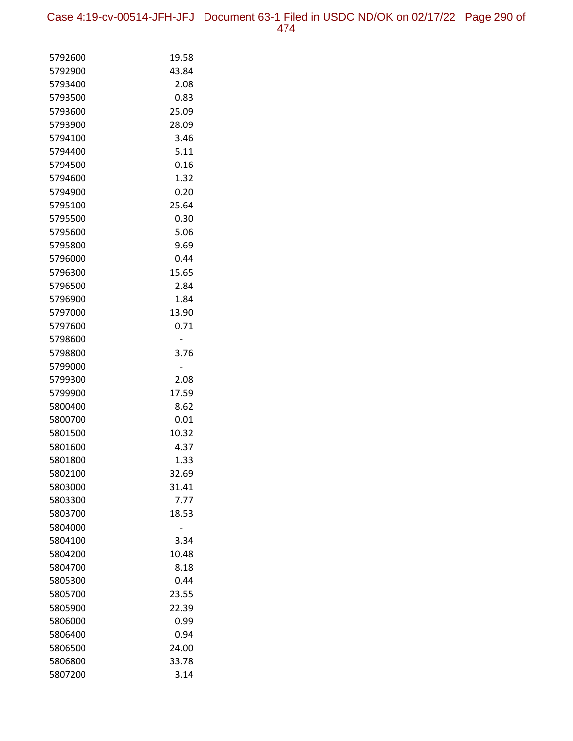| | |
|---|---|
| 5792600 | 19.58 |
| 5792900 | 43.84 |
| 5793400 | 2.08 |
| 5793500 | 0.83 |
| 5793600 | 25.09 |
| 5793900 | 28.09 |
| 5794100 | 3.46 |
| 5794400 | 5.11 |
| 5794500 | 0.16 |
| 5794600 | 1.32 |
| 5794900 | 0.20 |
| 5795100 | 25.64 |
| 5795500 | 0.30 |
| 5795600 | 5.06 |
| 5795800 | 9.69 |
| 5796000 | 0.44 |
| 5796300 | 15.65 |
| 5796500 | 2.84 |
| 5796900 | 1.84 |
| 5797000 | 13.90 |
| 5797600 | 0.71 |
| 5798600 | - |
| 5798800 | 3.76 |
| 5799000 | - |
| 5799300 | 2.08 |
| 5799900 | 17.59 |
| 5800400 | 8.62 |
| 5800700 | 0.01 |
| 5801500 | 10.32 |
| 5801600 | 4.37 |
| 5801800 | 1.33 |
| 5802100 | 32.69 |
| 5803000 | 31.41 |
| 5803300 | 7.77 |
| 5803700 | 18.53 |
| 5804000 | - |
| 5804100 | 3.34 |
| 5804200 | 10.48 |
| 5804700 | 8.18 |
| 5805300 | 0.44 |
| 5805700 | 23.55 |
| 5805900 | 22.39 |
| 5806000 | 0.99 |
| 5806400 | 0.94 |
| 5806500 | 24.00 |
| 5806800 | 33.78 |
| 5807200 | 3.14 |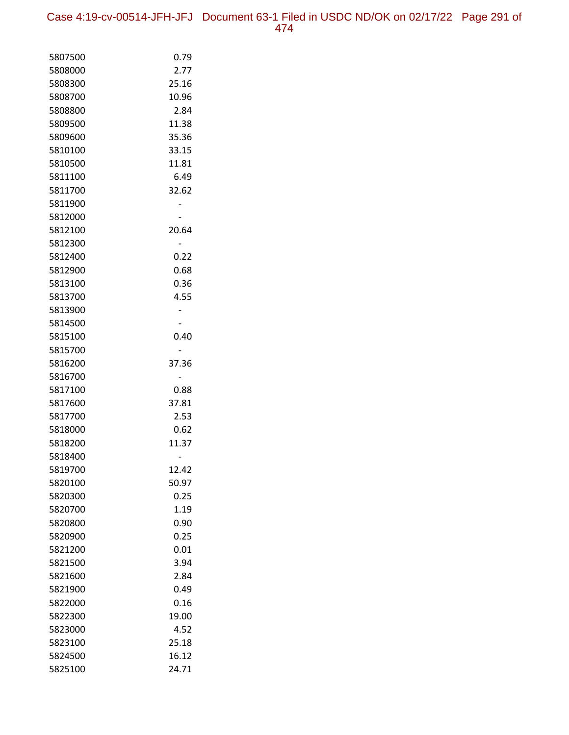| | |
|---|---|
| 5807500 | 0.79 |
| 5808000 | 2.77 |
| 5808300 | 25.16 |
| 5808700 | 10.96 |
| 5808800 | 2.84 |
| 5809500 | 11.38 |
| 5809600 | 35.36 |
| 5810100 | 33.15 |
| 5810500 | 11.81 |
| 5811100 | 6.49 |
| 5811700 | 32.62 |
| 5811900 | - |
| 5812000 | - |
| 5812100 | 20.64 |
| 5812300 | - |
| 5812400 | 0.22 |
| 5812900 | 0.68 |
| 5813100 | 0.36 |
| 5813700 | 4.55 |
| 5813900 | - |
| 5814500 | - |
| 5815100 | 0.40 |
| 5815700 | - |
| 5816200 | 37.36 |
| 5816700 | - |
| 5817100 | 0.88 |
| 5817600 | 37.81 |
| 5817700 | 2.53 |
| 5818000 | 0.62 |
| 5818200 | 11.37 |
| 5818400 | - |
| 5819700 | 12.42 |
| 5820100 | 50.97 |
| 5820300 | 0.25 |
| 5820700 | 1.19 |
| 5820800 | 0.90 |
| 5820900 | 0.25 |
| 5821200 | 0.01 |
| 5821500 | 3.94 |
| 5821600 | 2.84 |
| 5821900 | 0.49 |
| 5822000 | 0.16 |
| 5822300 | 19.00 |
| 5823000 | 4.52 |
| 5823100 | 25.18 |
| 5824500 | 16.12 |
| 5825100 | 24.71 |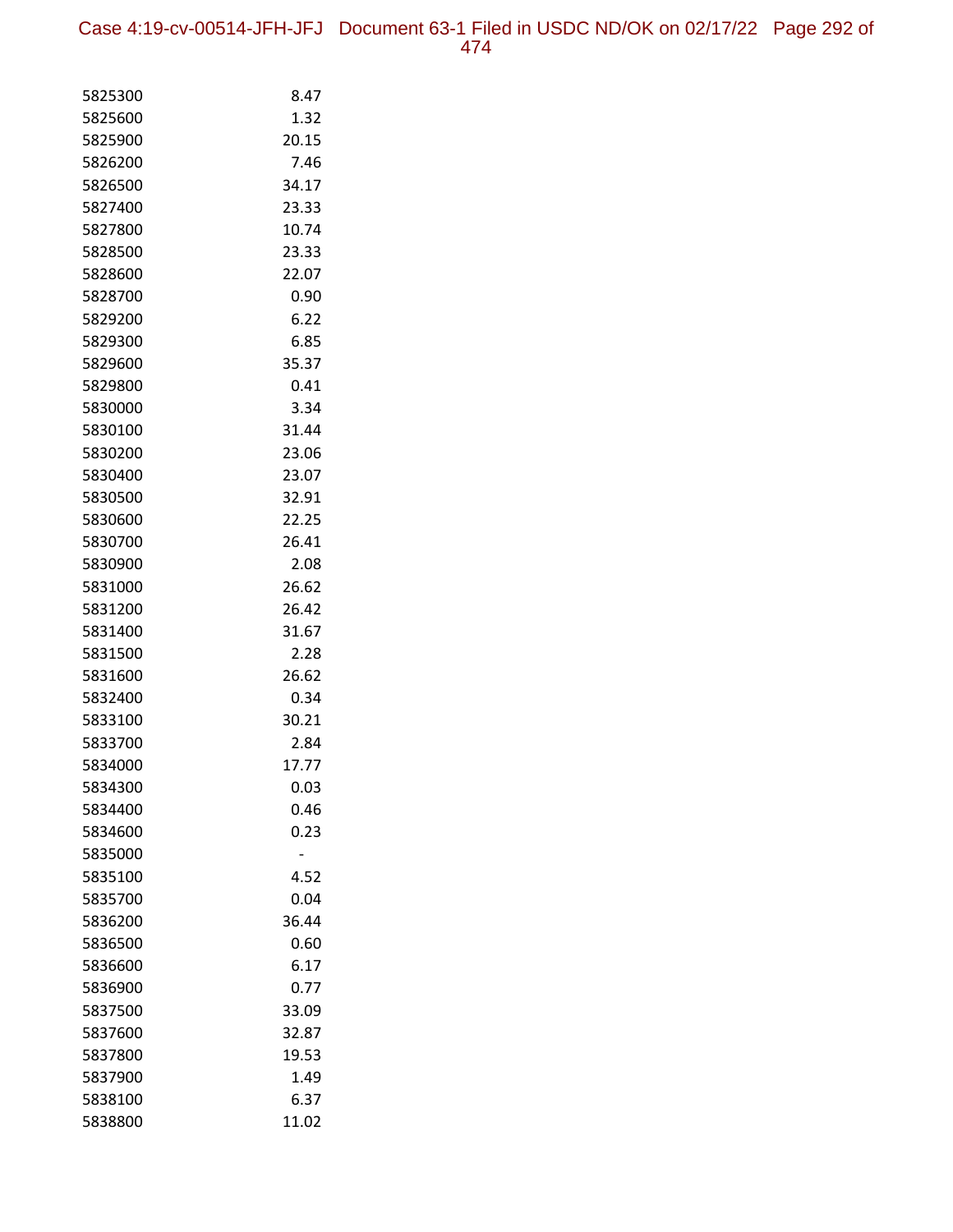| | |
|---|---|
| 5825300 | 8.47 |
| 5825600 | 1.32 |
| 5825900 | 20.15 |
| 5826200 | 7.46 |
| 5826500 | 34.17 |
| 5827400 | 23.33 |
| 5827800 | 10.74 |
| 5828500 | 23.33 |
| 5828600 | 22.07 |
| 5828700 | 0.90 |
| 5829200 | 6.22 |
| 5829300 | 6.85 |
| 5829600 | 35.37 |
| 5829800 | 0.41 |
| 5830000 | 3.34 |
| 5830100 | 31.44 |
| 5830200 | 23.06 |
| 5830400 | 23.07 |
| 5830500 | 32.91 |
| 5830600 | 22.25 |
| 5830700 | 26.41 |
| 5830900 | 2.08 |
| 5831000 | 26.62 |
| 5831200 | 26.42 |
| 5831400 | 31.67 |
| 5831500 | 2.28 |
| 5831600 | 26.62 |
| 5832400 | 0.34 |
| 5833100 | 30.21 |
| 5833700 | 2.84 |
| 5834000 | 17.77 |
| 5834300 | 0.03 |
| 5834400 | 0.46 |
| 5834600 | 0.23 |
| 5835000 | - |
| 5835100 | 4.52 |
| 5835700 | 0.04 |
| 5836200 | 36.44 |
| 5836500 | 0.60 |
| 5836600 | 6.17 |
| 5836900 | 0.77 |
| 5837500 | 33.09 |
| 5837600 | 32.87 |
| 5837800 | 19.53 |
| 5837900 | 1.49 |
| 5838100 | 6.37 |
| 5838800 | 11.02 |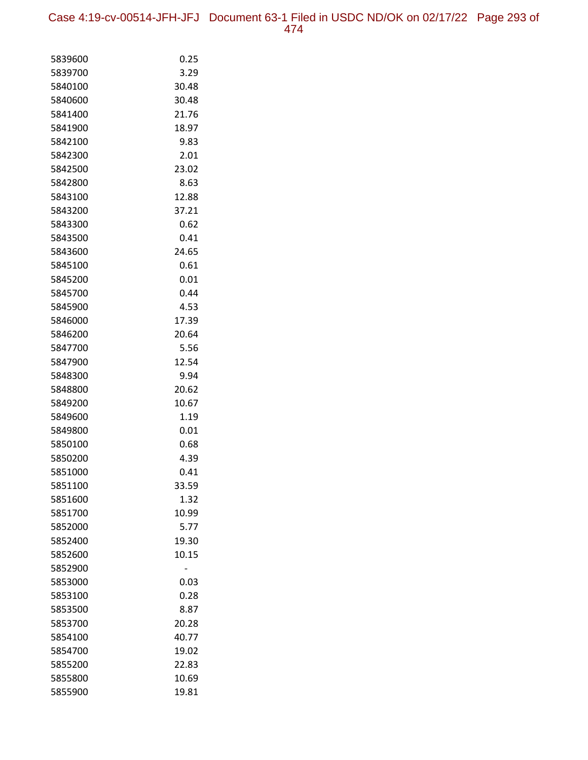| | |
|---|---|
| 5839600 | 0.25 |
| 5839700 | 3.29 |
| 5840100 | 30.48 |
| 5840600 | 30.48 |
| 5841400 | 21.76 |
| 5841900 | 18.97 |
| 5842100 | 9.83 |
| 5842300 | 2.01 |
| 5842500 | 23.02 |
| 5842800 | 8.63 |
| 5843100 | 12.88 |
| 5843200 | 37.21 |
| 5843300 | 0.62 |
| 5843500 | 0.41 |
| 5843600 | 24.65 |
| 5845100 | 0.61 |
| 5845200 | 0.01 |
| 5845700 | 0.44 |
| 5845900 | 4.53 |
| 5846000 | 17.39 |
| 5846200 | 20.64 |
| 5847700 | 5.56 |
| 5847900 | 12.54 |
| 5848300 | 9.94 |
| 5848800 | 20.62 |
| 5849200 | 10.67 |
| 5849600 | 1.19 |
| 5849800 | 0.01 |
| 5850100 | 0.68 |
| 5850200 | 4.39 |
| 5851000 | 0.41 |
| 5851100 | 33.59 |
| 5851600 | 1.32 |
| 5851700 | 10.99 |
| 5852000 | 5.77 |
| 5852400 | 19.30 |
| 5852600 | 10.15 |
| 5852900 | - |
| 5853000 | 0.03 |
| 5853100 | 0.28 |
| 5853500 | 8.87 |
| 5853700 | 20.28 |
| 5854100 | 40.77 |
| 5854700 | 19.02 |
| 5855200 | 22.83 |
| 5855800 | 10.69 |
| 5855900 | 19.81 |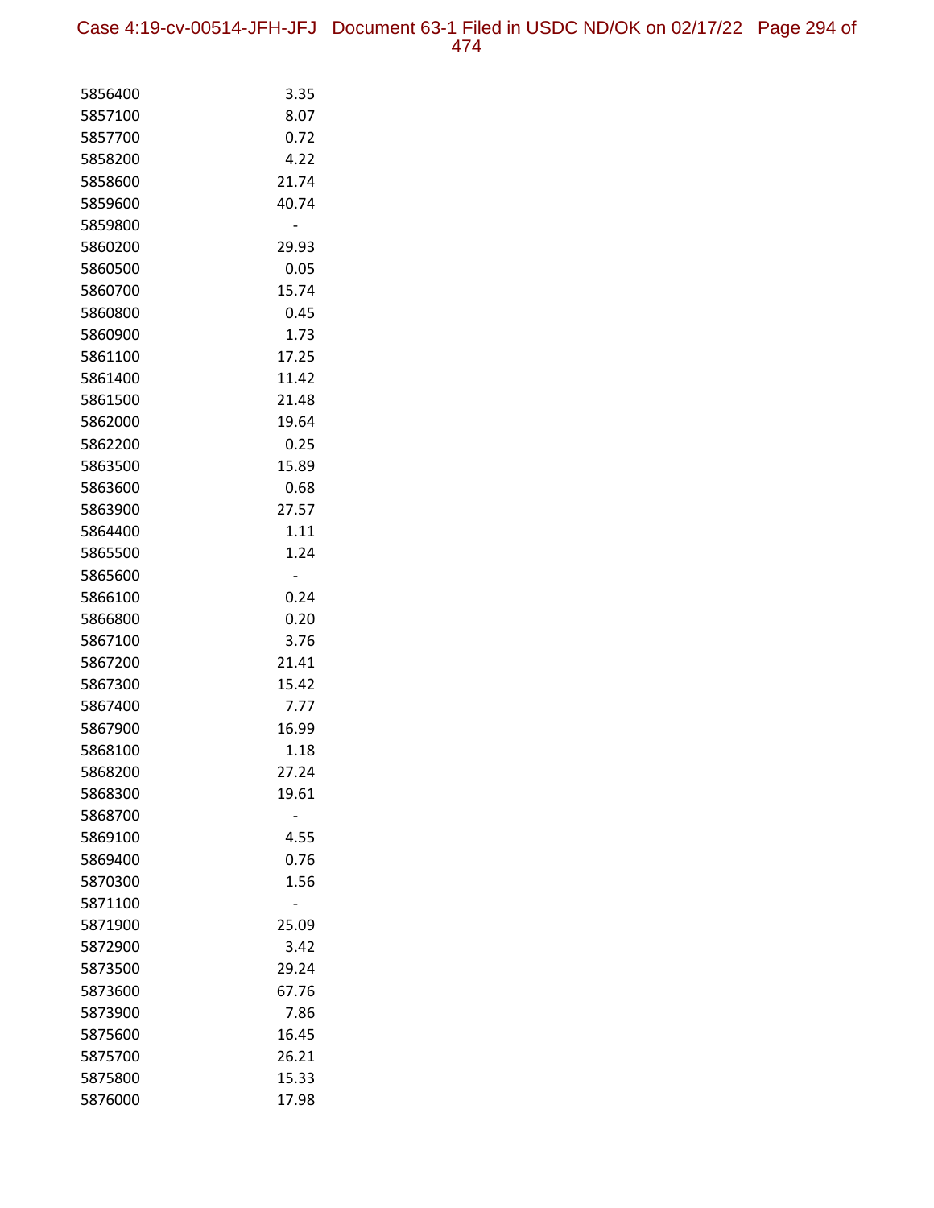| | |
|---|---|
| 5856400 | 3.35 |
| 5857100 | 8.07 |
| 5857700 | 0.72 |
| 5858200 | 4.22 |
| 5858600 | 21.74 |
| 5859600 | 40.74 |
| 5859800 | - |
| 5860200 | 29.93 |
| 5860500 | 0.05 |
| 5860700 | 15.74 |
| 5860800 | 0.45 |
| 5860900 | 1.73 |
| 5861100 | 17.25 |
| 5861400 | 11.42 |
| 5861500 | 21.48 |
| 5862000 | 19.64 |
| 5862200 | 0.25 |
| 5863500 | 15.89 |
| 5863600 | 0.68 |
| 5863900 | 27.57 |
| 5864400 | 1.11 |
| 5865500 | 1.24 |
| 5865600 | - |
| 5866100 | 0.24 |
| 5866800 | 0.20 |
| 5867100 | 3.76 |
| 5867200 | 21.41 |
| 5867300 | 15.42 |
| 5867400 | 7.77 |
| 5867900 | 16.99 |
| 5868100 | 1.18 |
| 5868200 | 27.24 |
| 5868300 | 19.61 |
| 5868700 | - |
| 5869100 | 4.55 |
| 5869400 | 0.76 |
| 5870300 | 1.56 |
| 5871100 | - |
| 5871900 | 25.09 |
| 5872900 | 3.42 |
| 5873500 | 29.24 |
| 5873600 | 67.76 |
| 5873900 | 7.86 |
| 5875600 | 16.45 |
| 5875700 | 26.21 |
| 5875800 | 15.33 |
| 5876000 | 17.98 |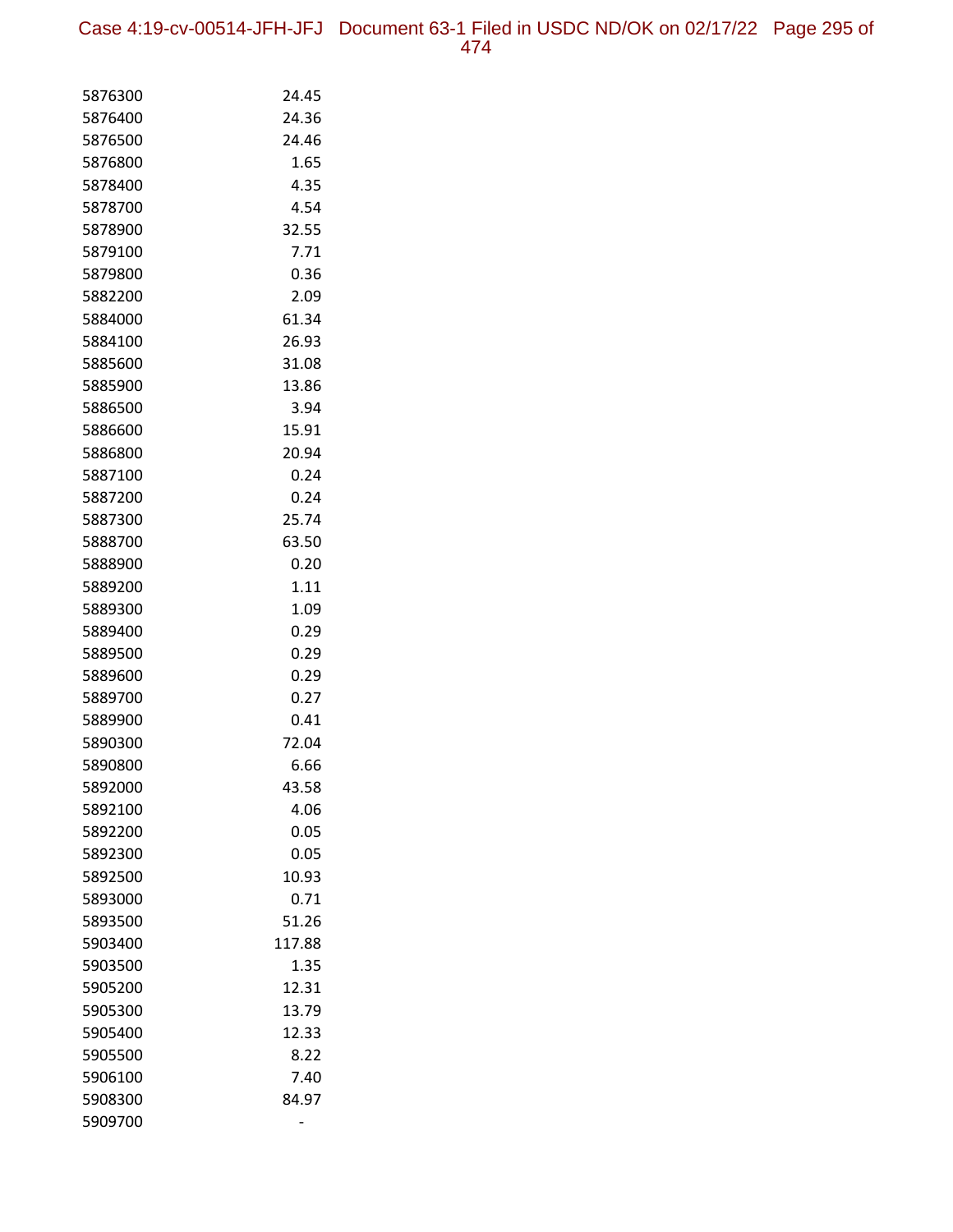| | |
|---|---|
| 5876300 | 24.45 |
| 5876400 | 24.36 |
| 5876500 | 24.46 |
| 5876800 | 1.65 |
| 5878400 | 4.35 |
| 5878700 | 4.54 |
| 5878900 | 32.55 |
| 5879100 | 7.71 |
| 5879800 | 0.36 |
| 5882200 | 2.09 |
| 5884000 | 61.34 |
| 5884100 | 26.93 |
| 5885600 | 31.08 |
| 5885900 | 13.86 |
| 5886500 | 3.94 |
| 5886600 | 15.91 |
| 5886800 | 20.94 |
| 5887100 | 0.24 |
| 5887200 | 0.24 |
| 5887300 | 25.74 |
| 5888700 | 63.50 |
| 5888900 | 0.20 |
| 5889200 | 1.11 |
| 5889300 | 1.09 |
| 5889400 | 0.29 |
| 5889500 | 0.29 |
| 5889600 | 0.29 |
| 5889700 | 0.27 |
| 5889900 | 0.41 |
| 5890300 | 72.04 |
| 5890800 | 6.66 |
| 5892000 | 43.58 |
| 5892100 | 4.06 |
| 5892200 | 0.05 |
| 5892300 | 0.05 |
| 5892500 | 10.93 |
| 5893000 | 0.71 |
| 5893500 | 51.26 |
| 5903400 | 117.88 |
| 5903500 | 1.35 |
| 5905200 | 12.31 |
| 5905300 | 13.79 |
| 5905400 | 12.33 |
| 5905500 | 8.22 |
| 5906100 | 7.40 |
| 5908300 | 84.97 |
| 5909700 | - |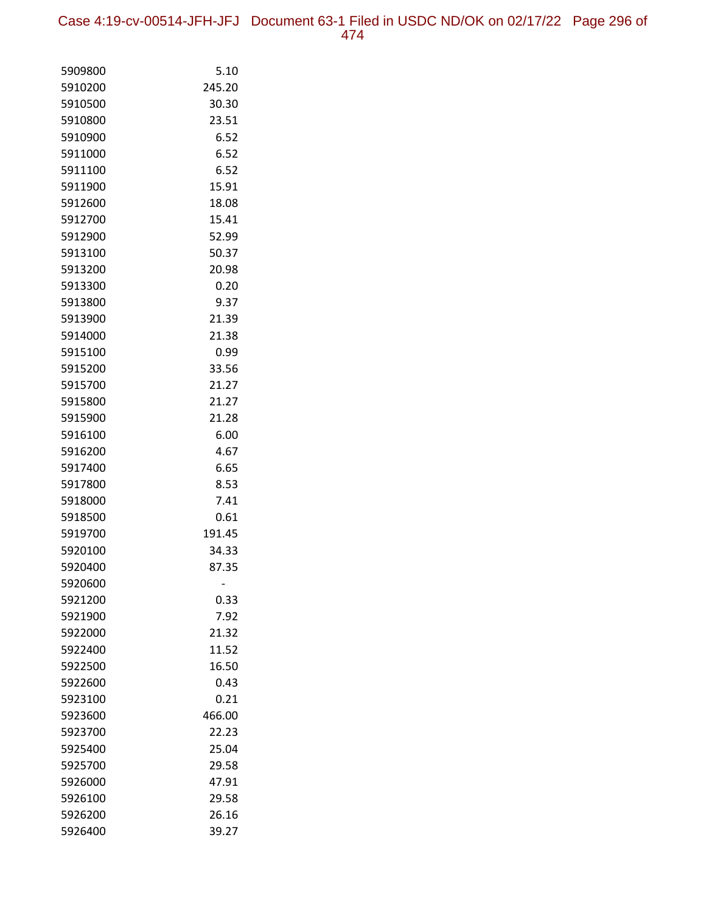| | |
|---|---|
| 5909800 | 5.10 |
| 5910200 | 245.20 |
| 5910500 | 30.30 |
| 5910800 | 23.51 |
| 5910900 | 6.52 |
| 5911000 | 6.52 |
| 5911100 | 6.52 |
| 5911900 | 15.91 |
| 5912600 | 18.08 |
| 5912700 | 15.41 |
| 5912900 | 52.99 |
| 5913100 | 50.37 |
| 5913200 | 20.98 |
| 5913300 | 0.20 |
| 5913800 | 9.37 |
| 5913900 | 21.39 |
| 5914000 | 21.38 |
| 5915100 | 0.99 |
| 5915200 | 33.56 |
| 5915700 | 21.27 |
| 5915800 | 21.27 |
| 5915900 | 21.28 |
| 5916100 | 6.00 |
| 5916200 | 4.67 |
| 5917400 | 6.65 |
| 5917800 | 8.53 |
| 5918000 | 7.41 |
| 5918500 | 0.61 |
| 5919700 | 191.45 |
| 5920100 | 34.33 |
| 5920400 | 87.35 |
| 5920600 | - |
| 5921200 | 0.33 |
| 5921900 | 7.92 |
| 5922000 | 21.32 |
| 5922400 | 11.52 |
| 5922500 | 16.50 |
| 5922600 | 0.43 |
| 5923100 | 0.21 |
| 5923600 | 466.00 |
| 5923700 | 22.23 |
| 5925400 | 25.04 |
| 5925700 | 29.58 |
| 5926000 | 47.91 |
| 5926100 | 29.58 |
| 5926200 | 26.16 |
| 5926400 | 39.27 |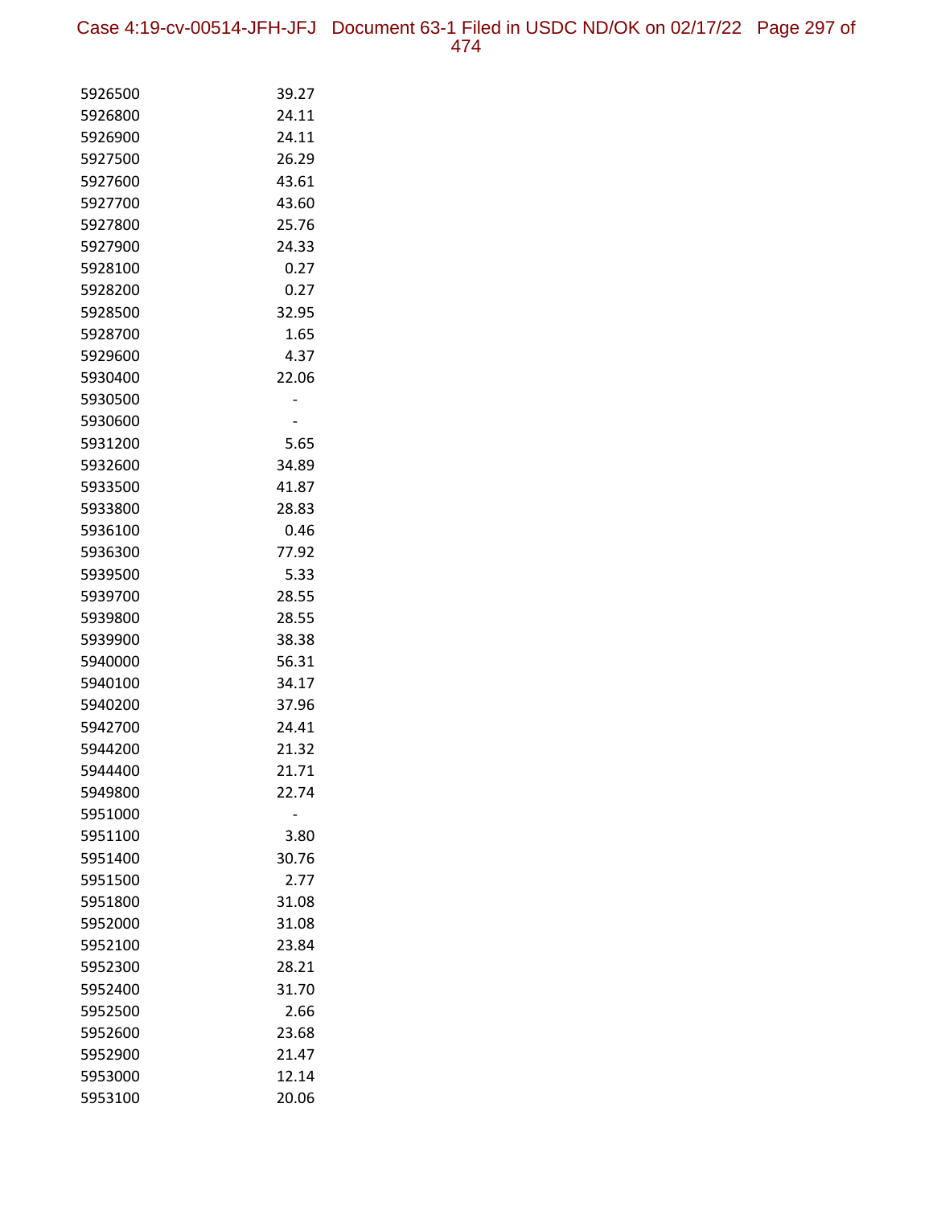| | |
|---|---|
| 5926500 | 39.27 |
| 5926800 | 24.11 |
| 5926900 | 24.11 |
| 5927500 | 26.29 |
| 5927600 | 43.61 |
| 5927700 | 43.60 |
| 5927800 | 25.76 |
| 5927900 | 24.33 |
| 5928100 | 0.27 |
| 5928200 | 0.27 |
| 5928500 | 32.95 |
| 5928700 | 1.65 |
| 5929600 | 4.37 |
| 5930400 | 22.06 |
| 5930500 | - |
| 5930600 | - |
| 5931200 | 5.65 |
| 5932600 | 34.89 |
| 5933500 | 41.87 |
| 5933800 | 28.83 |
| 5936100 | 0.46 |
| 5936300 | 77.92 |
| 5939500 | 5.33 |
| 5939700 | 28.55 |
| 5939800 | 28.55 |
| 5939900 | 38.38 |
| 5940000 | 56.31 |
| 5940100 | 34.17 |
| 5940200 | 37.96 |
| 5942700 | 24.41 |
| 5944200 | 21.32 |
| 5944400 | 21.71 |
| 5949800 | 22.74 |
| 5951000 | - |
| 5951100 | 3.80 |
| 5951400 | 30.76 |
| 5951500 | 2.77 |
| 5951800 | 31.08 |
| 5952000 | 31.08 |
| 5952100 | 23.84 |
| 5952300 | 28.21 |
| 5952400 | 31.70 |
| 5952500 | 2.66 |
| 5952600 | 23.68 |
| 5952900 | 21.47 |
| 5953000 | 12.14 |
| 5953100 | 20.06 |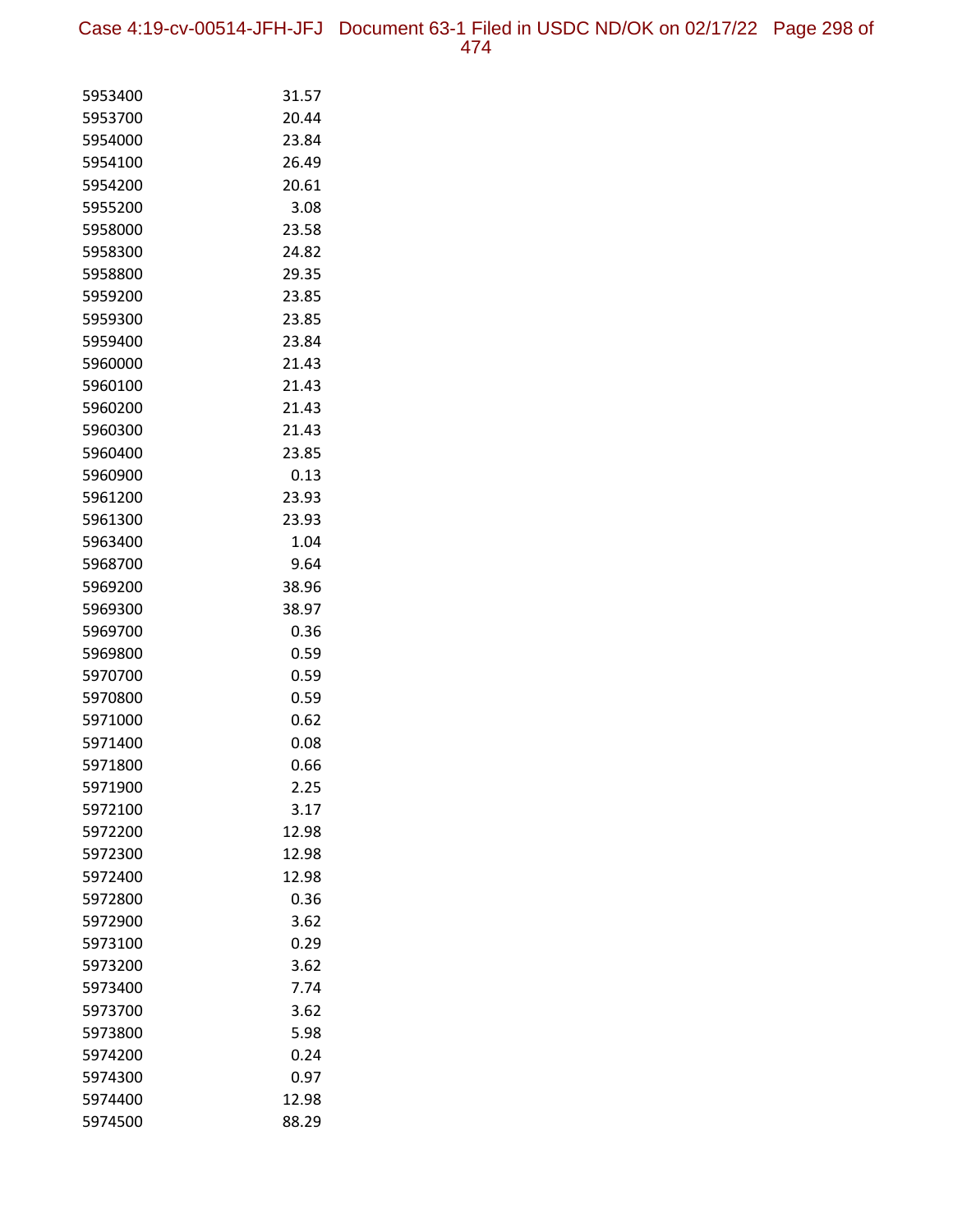| | |
|---|---|
| 5953400 | 31.57 |
| 5953700 | 20.44 |
| 5954000 | 23.84 |
| 5954100 | 26.49 |
| 5954200 | 20.61 |
| 5955200 | 3.08 |
| 5958000 | 23.58 |
| 5958300 | 24.82 |
| 5958800 | 29.35 |
| 5959200 | 23.85 |
| 5959300 | 23.85 |
| 5959400 | 23.84 |
| 5960000 | 21.43 |
| 5960100 | 21.43 |
| 5960200 | 21.43 |
| 5960300 | 21.43 |
| 5960400 | 23.85 |
| 5960900 | 0.13 |
| 5961200 | 23.93 |
| 5961300 | 23.93 |
| 5963400 | 1.04 |
| 5968700 | 9.64 |
| 5969200 | 38.96 |
| 5969300 | 38.97 |
| 5969700 | 0.36 |
| 5969800 | 0.59 |
| 5970700 | 0.59 |
| 5970800 | 0.59 |
| 5971000 | 0.62 |
| 5971400 | 0.08 |
| 5971800 | 0.66 |
| 5971900 | 2.25 |
| 5972100 | 3.17 |
| 5972200 | 12.98 |
| 5972300 | 12.98 |
| 5972400 | 12.98 |
| 5972800 | 0.36 |
| 5972900 | 3.62 |
| 5973100 | 0.29 |
| 5973200 | 3.62 |
| 5973400 | 7.74 |
| 5973700 | 3.62 |
| 5973800 | 5.98 |
| 5974200 | 0.24 |
| 5974300 | 0.97 |
| 5974400 | 12.98 |
| 5974500 | 88.29 |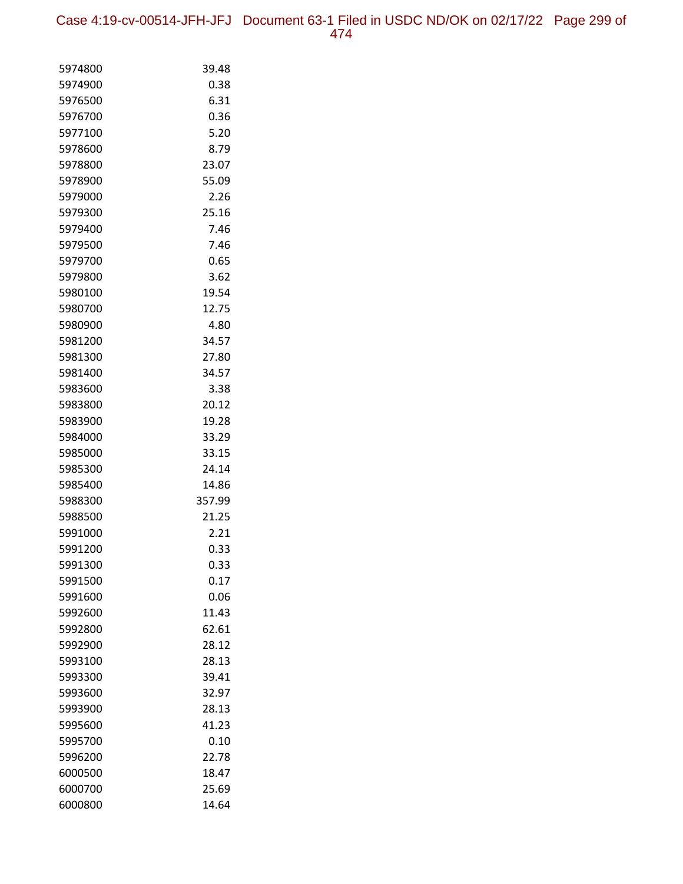| | |
|---|---|
| 5974800 | 39.48 |
| 5974900 | 0.38 |
| 5976500 | 6.31 |
| 5976700 | 0.36 |
| 5977100 | 5.20 |
| 5978600 | 8.79 |
| 5978800 | 23.07 |
| 5978900 | 55.09 |
| 5979000 | 2.26 |
| 5979300 | 25.16 |
| 5979400 | 7.46 |
| 5979500 | 7.46 |
| 5979700 | 0.65 |
| 5979800 | 3.62 |
| 5980100 | 19.54 |
| 5980700 | 12.75 |
| 5980900 | 4.80 |
| 5981200 | 34.57 |
| 5981300 | 27.80 |
| 5981400 | 34.57 |
| 5983600 | 3.38 |
| 5983800 | 20.12 |
| 5983900 | 19.28 |
| 5984000 | 33.29 |
| 5985000 | 33.15 |
| 5985300 | 24.14 |
| 5985400 | 14.86 |
| 5988300 | 357.99 |
| 5988500 | 21.25 |
| 5991000 | 2.21 |
| 5991200 | 0.33 |
| 5991300 | 0.33 |
| 5991500 | 0.17 |
| 5991600 | 0.06 |
| 5992600 | 11.43 |
| 5992800 | 62.61 |
| 5992900 | 28.12 |
| 5993100 | 28.13 |
| 5993300 | 39.41 |
| 5993600 | 32.97 |
| 5993900 | 28.13 |
| 5995600 | 41.23 |
| 5995700 | 0.10 |
| 5996200 | 22.78 |
| 6000500 | 18.47 |
| 6000700 | 25.69 |
| 6000800 | 14.64 |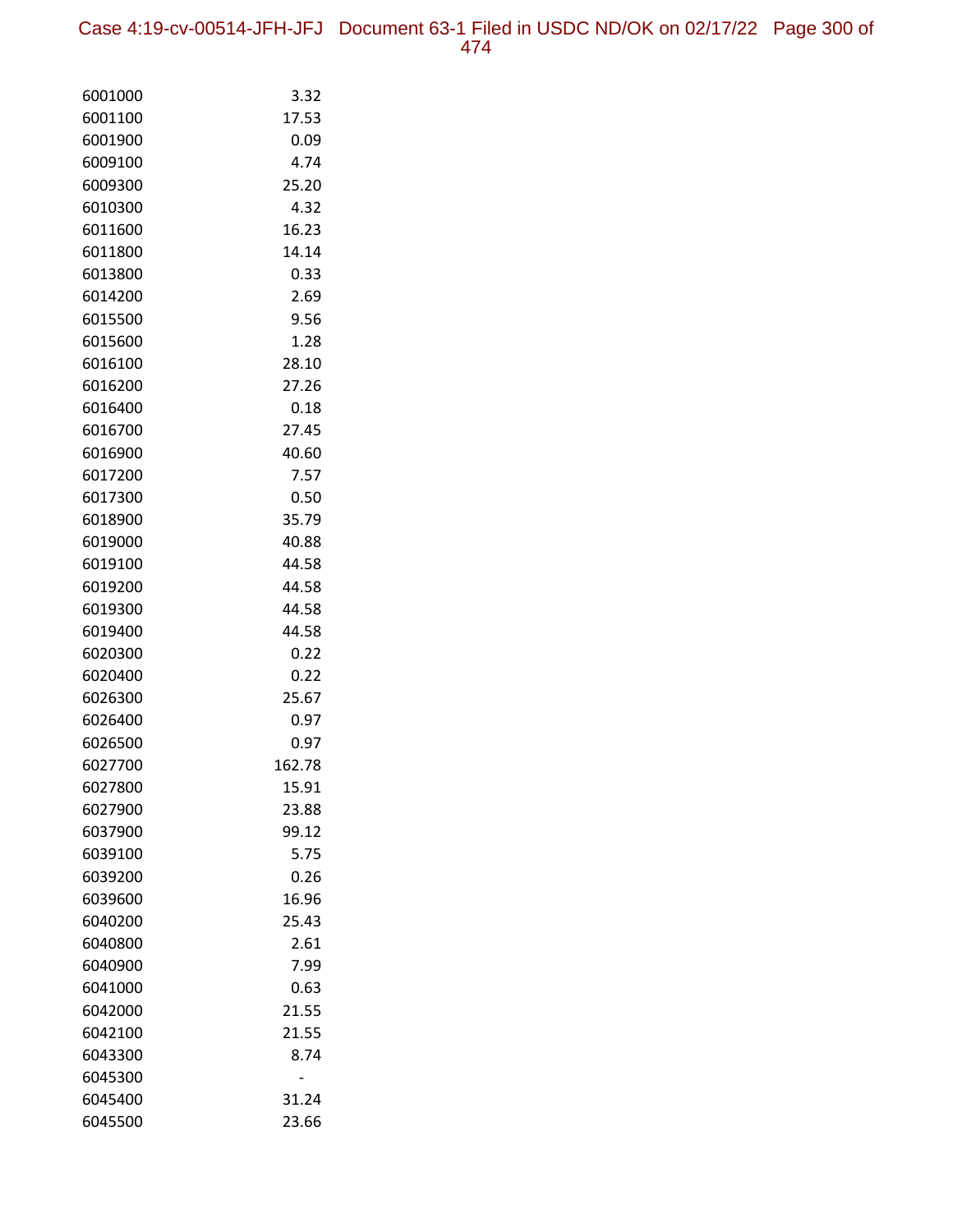| | |
|---|---|
| 6001000 | 3.32 |
| 6001100 | 17.53 |
| 6001900 | 0.09 |
| 6009100 | 4.74 |
| 6009300 | 25.20 |
| 6010300 | 4.32 |
| 6011600 | 16.23 |
| 6011800 | 14.14 |
| 6013800 | 0.33 |
| 6014200 | 2.69 |
| 6015500 | 9.56 |
| 6015600 | 1.28 |
| 6016100 | 28.10 |
| 6016200 | 27.26 |
| 6016400 | 0.18 |
| 6016700 | 27.45 |
| 6016900 | 40.60 |
| 6017200 | 7.57 |
| 6017300 | 0.50 |
| 6018900 | 35.79 |
| 6019000 | 40.88 |
| 6019100 | 44.58 |
| 6019200 | 44.58 |
| 6019300 | 44.58 |
| 6019400 | 44.58 |
| 6020300 | 0.22 |
| 6020400 | 0.22 |
| 6026300 | 25.67 |
| 6026400 | 0.97 |
| 6026500 | 0.97 |
| 6027700 | 162.78 |
| 6027800 | 15.91 |
| 6027900 | 23.88 |
| 6037900 | 99.12 |
| 6039100 | 5.75 |
| 6039200 | 0.26 |
| 6039600 | 16.96 |
| 6040200 | 25.43 |
| 6040800 | 2.61 |
| 6040900 | 7.99 |
| 6041000 | 0.63 |
| 6042000 | 21.55 |
| 6042100 | 21.55 |
| 6043300 | 8.74 |
| 6045300 | - |
| 6045400 | 31.24 |
| 6045500 | 23.66 |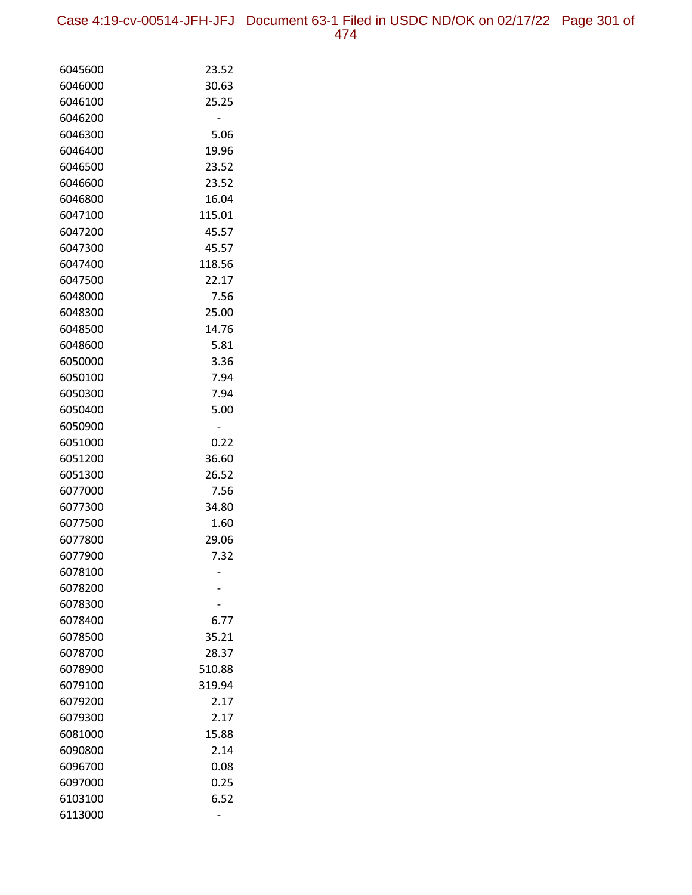| | |
|---|---|
| 6045600 | 23.52 |
| 6046000 | 30.63 |
| 6046100 | 25.25 |
| 6046200 | - |
| 6046300 | 5.06 |
| 6046400 | 19.96 |
| 6046500 | 23.52 |
| 6046600 | 23.52 |
| 6046800 | 16.04 |
| 6047100 | 115.01 |
| 6047200 | 45.57 |
| 6047300 | 45.57 |
| 6047400 | 118.56 |
| 6047500 | 22.17 |
| 6048000 | 7.56 |
| 6048300 | 25.00 |
| 6048500 | 14.76 |
| 6048600 | 5.81 |
| 6050000 | 3.36 |
| 6050100 | 7.94 |
| 6050300 | 7.94 |
| 6050400 | 5.00 |
| 6050900 | - |
| 6051000 | 0.22 |
| 6051200 | 36.60 |
| 6051300 | 26.52 |
| 6077000 | 7.56 |
| 6077300 | 34.80 |
| 6077500 | 1.60 |
| 6077800 | 29.06 |
| 6077900 | 7.32 |
| 6078100 | - |
| 6078200 | - |
| 6078300 | - |
| 6078400 | 6.77 |
| 6078500 | 35.21 |
| 6078700 | 28.37 |
| 6078900 | 510.88 |
| 6079100 | 319.94 |
| 6079200 | 2.17 |
| 6079300 | 2.17 |
| 6081000 | 15.88 |
| 6090800 | 2.14 |
| 6096700 | 0.08 |
| 6097000 | 0.25 |
| 6103100 | 6.52 |
| 6113000 | - |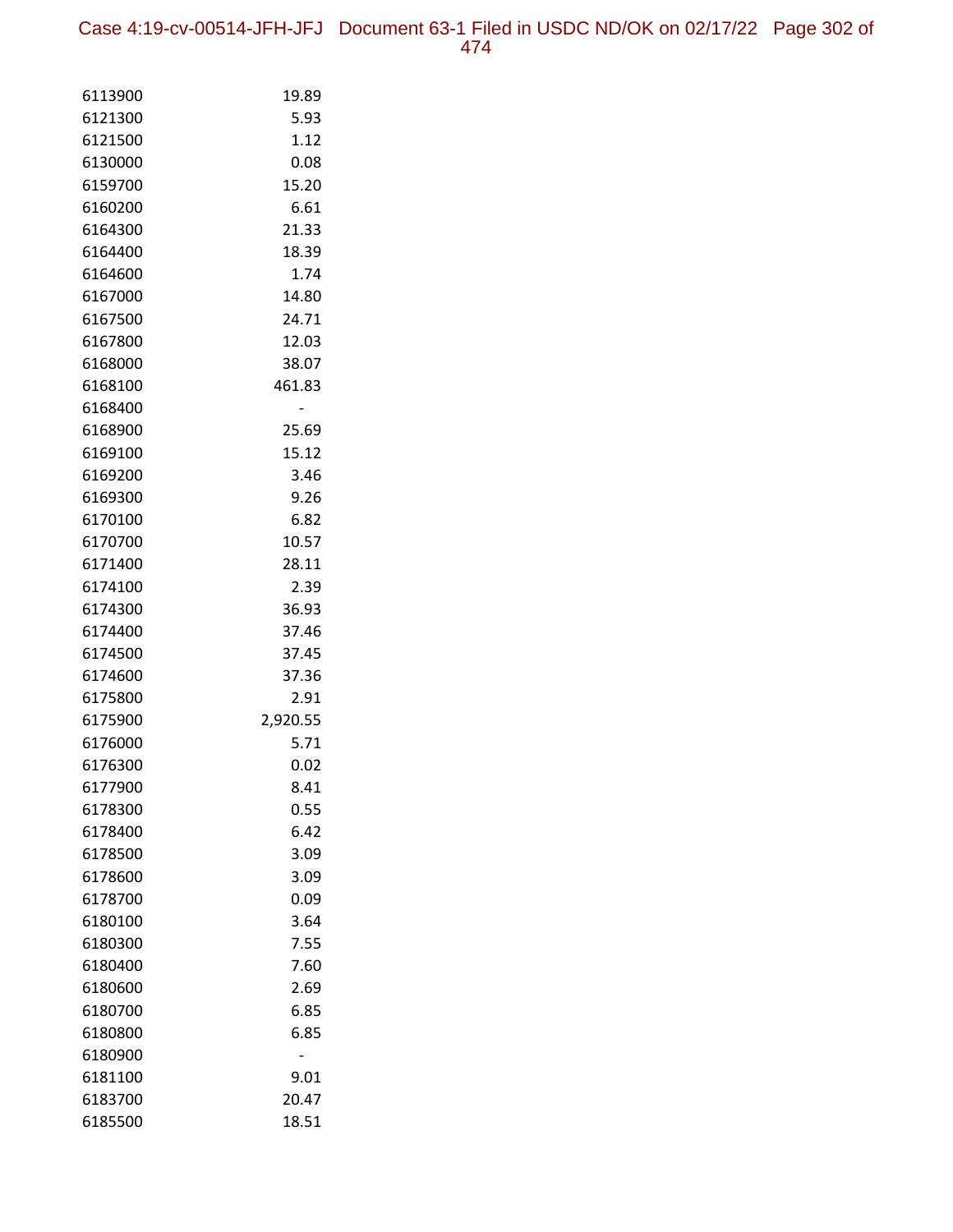| | |
|---|---|
| 6113900 | 19.89 |
| 6121300 | 5.93 |
| 6121500 | 1.12 |
| 6130000 | 0.08 |
| 6159700 | 15.20 |
| 6160200 | 6.61 |
| 6164300 | 21.33 |
| 6164400 | 18.39 |
| 6164600 | 1.74 |
| 6167000 | 14.80 |
| 6167500 | 24.71 |
| 6167800 | 12.03 |
| 6168000 | 38.07 |
| 6168100 | 461.83 |
| 6168400 | - |
| 6168900 | 25.69 |
| 6169100 | 15.12 |
| 6169200 | 3.46 |
| 6169300 | 9.26 |
| 6170100 | 6.82 |
| 6170700 | 10.57 |
| 6171400 | 28.11 |
| 6174100 | 2.39 |
| 6174300 | 36.93 |
| 6174400 | 37.46 |
| 6174500 | 37.45 |
| 6174600 | 37.36 |
| 6175800 | 2.91 |
| 6175900 | 2,920.55 |
| 6176000 | 5.71 |
| 6176300 | 0.02 |
| 6177900 | 8.41 |
| 6178300 | 0.55 |
| 6178400 | 6.42 |
| 6178500 | 3.09 |
| 6178600 | 3.09 |
| 6178700 | 0.09 |
| 6180100 | 3.64 |
| 6180300 | 7.55 |
| 6180400 | 7.60 |
| 6180600 | 2.69 |
| 6180700 | 6.85 |
| 6180800 | 6.85 |
| 6180900 | - |
| 6181100 | 9.01 |
| 6183700 | 20.47 |
| 6185500 | 18.51 |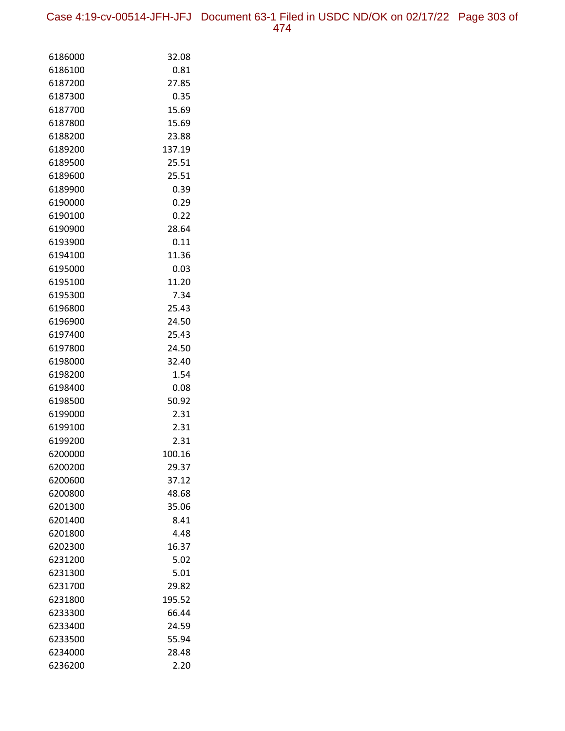| | |
|---|---|
| 6186000 | 32.08 |
| 6186100 | 0.81 |
| 6187200 | 27.85 |
| 6187300 | 0.35 |
| 6187700 | 15.69 |
| 6187800 | 15.69 |
| 6188200 | 23.88 |
| 6189200 | 137.19 |
| 6189500 | 25.51 |
| 6189600 | 25.51 |
| 6189900 | 0.39 |
| 6190000 | 0.29 |
| 6190100 | 0.22 |
| 6190900 | 28.64 |
| 6193900 | 0.11 |
| 6194100 | 11.36 |
| 6195000 | 0.03 |
| 6195100 | 11.20 |
| 6195300 | 7.34 |
| 6196800 | 25.43 |
| 6196900 | 24.50 |
| 6197400 | 25.43 |
| 6197800 | 24.50 |
| 6198000 | 32.40 |
| 6198200 | 1.54 |
| 6198400 | 0.08 |
| 6198500 | 50.92 |
| 6199000 | 2.31 |
| 6199100 | 2.31 |
| 6199200 | 2.31 |
| 6200000 | 100.16 |
| 6200200 | 29.37 |
| 6200600 | 37.12 |
| 6200800 | 48.68 |
| 6201300 | 35.06 |
| 6201400 | 8.41 |
| 6201800 | 4.48 |
| 6202300 | 16.37 |
| 6231200 | 5.02 |
| 6231300 | 5.01 |
| 6231700 | 29.82 |
| 6231800 | 195.52 |
| 6233300 | 66.44 |
| 6233400 | 24.59 |
| 6233500 | 55.94 |
| 6234000 | 28.48 |
| 6236200 | 2.20 |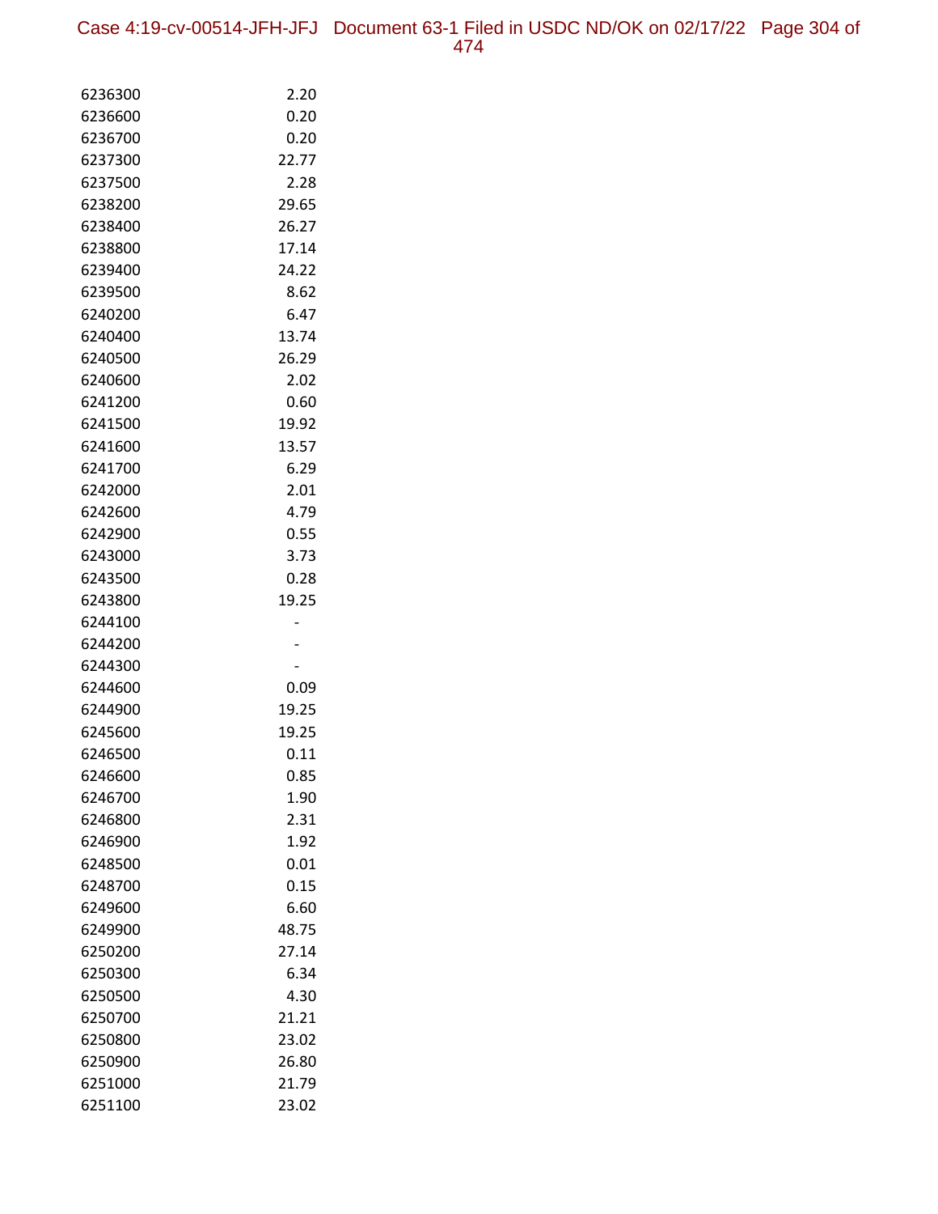| | |
|---|---|
| 6236300 | 2.20 |
| 6236600 | 0.20 |
| 6236700 | 0.20 |
| 6237300 | 22.77 |
| 6237500 | 2.28 |
| 6238200 | 29.65 |
| 6238400 | 26.27 |
| 6238800 | 17.14 |
| 6239400 | 24.22 |
| 6239500 | 8.62 |
| 6240200 | 6.47 |
| 6240400 | 13.74 |
| 6240500 | 26.29 |
| 6240600 | 2.02 |
| 6241200 | 0.60 |
| 6241500 | 19.92 |
| 6241600 | 13.57 |
| 6241700 | 6.29 |
| 6242000 | 2.01 |
| 6242600 | 4.79 |
| 6242900 | 0.55 |
| 6243000 | 3.73 |
| 6243500 | 0.28 |
| 6243800 | 19.25 |
| 6244100 | - |
| 6244200 | - |
| 6244300 | - |
| 6244600 | 0.09 |
| 6244900 | 19.25 |
| 6245600 | 19.25 |
| 6246500 | 0.11 |
| 6246600 | 0.85 |
| 6246700 | 1.90 |
| 6246800 | 2.31 |
| 6246900 | 1.92 |
| 6248500 | 0.01 |
| 6248700 | 0.15 |
| 6249600 | 6.60 |
| 6249900 | 48.75 |
| 6250200 | 27.14 |
| 6250300 | 6.34 |
| 6250500 | 4.30 |
| 6250700 | 21.21 |
| 6250800 | 23.02 |
| 6250900 | 26.80 |
| 6251000 | 21.79 |
| 6251100 | 23.02 |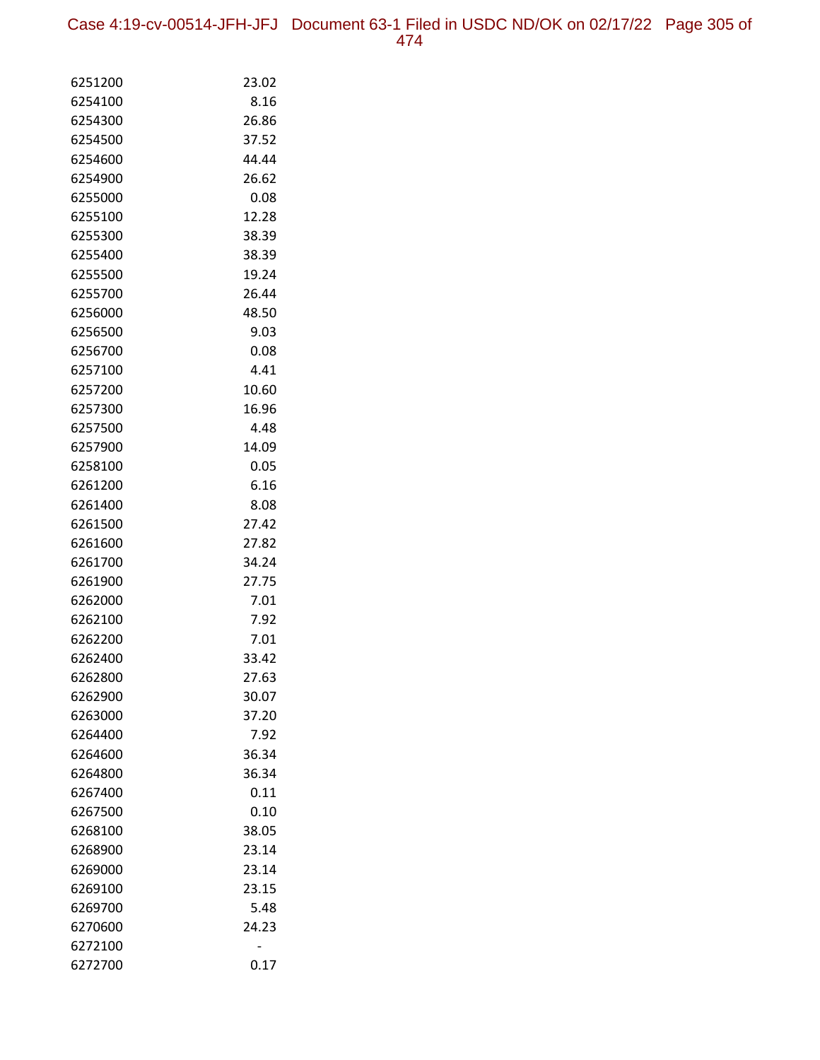| | |
|---|---|
| 6251200 | 23.02 |
| 6254100 | 8.16 |
| 6254300 | 26.86 |
| 6254500 | 37.52 |
| 6254600 | 44.44 |
| 6254900 | 26.62 |
| 6255000 | 0.08 |
| 6255100 | 12.28 |
| 6255300 | 38.39 |
| 6255400 | 38.39 |
| 6255500 | 19.24 |
| 6255700 | 26.44 |
| 6256000 | 48.50 |
| 6256500 | 9.03 |
| 6256700 | 0.08 |
| 6257100 | 4.41 |
| 6257200 | 10.60 |
| 6257300 | 16.96 |
| 6257500 | 4.48 |
| 6257900 | 14.09 |
| 6258100 | 0.05 |
| 6261200 | 6.16 |
| 6261400 | 8.08 |
| 6261500 | 27.42 |
| 6261600 | 27.82 |
| 6261700 | 34.24 |
| 6261900 | 27.75 |
| 6262000 | 7.01 |
| 6262100 | 7.92 |
| 6262200 | 7.01 |
| 6262400 | 33.42 |
| 6262800 | 27.63 |
| 6262900 | 30.07 |
| 6263000 | 37.20 |
| 6264400 | 7.92 |
| 6264600 | 36.34 |
| 6264800 | 36.34 |
| 6267400 | 0.11 |
| 6267500 | 0.10 |
| 6268100 | 38.05 |
| 6268900 | 23.14 |
| 6269000 | 23.14 |
| 6269100 | 23.15 |
| 6269700 | 5.48 |
| 6270600 | 24.23 |
| 6272100 | - |
| 6272700 | 0.17 |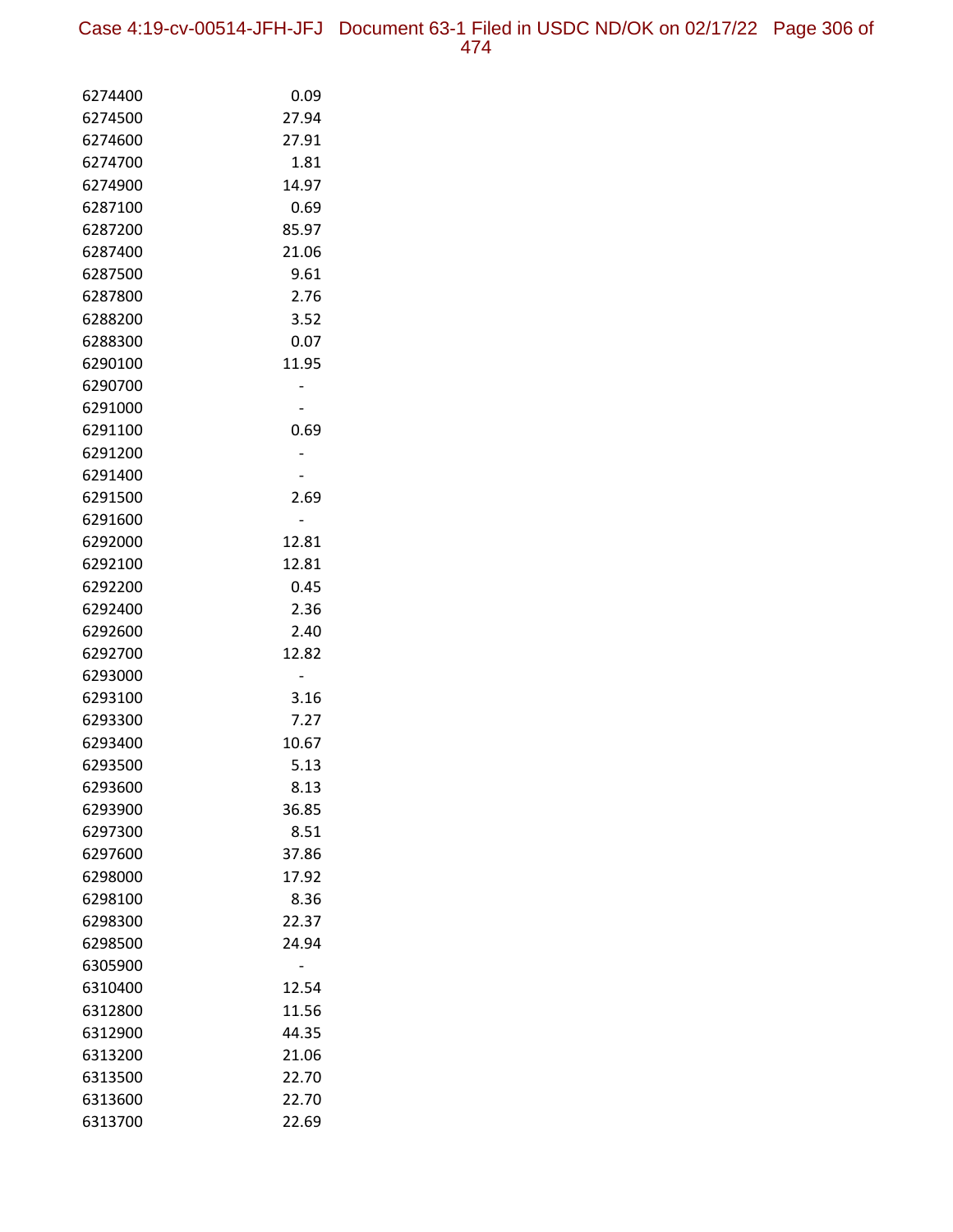| | |
|---|---|
| 6274400 | 0.09 |
| 6274500 | 27.94 |
| 6274600 | 27.91 |
| 6274700 | 1.81 |
| 6274900 | 14.97 |
| 6287100 | 0.69 |
| 6287200 | 85.97 |
| 6287400 | 21.06 |
| 6287500 | 9.61 |
| 6287800 | 2.76 |
| 6288200 | 3.52 |
| 6288300 | 0.07 |
| 6290100 | 11.95 |
| 6290700 | - |
| 6291000 | - |
| 6291100 | 0.69 |
| 6291200 | - |
| 6291400 | - |
| 6291500 | 2.69 |
| 6291600 | - |
| 6292000 | 12.81 |
| 6292100 | 12.81 |
| 6292200 | 0.45 |
| 6292400 | 2.36 |
| 6292600 | 2.40 |
| 6292700 | 12.82 |
| 6293000 | - |
| 6293100 | 3.16 |
| 6293300 | 7.27 |
| 6293400 | 10.67 |
| 6293500 | 5.13 |
| 6293600 | 8.13 |
| 6293900 | 36.85 |
| 6297300 | 8.51 |
| 6297600 | 37.86 |
| 6298000 | 17.92 |
| 6298100 | 8.36 |
| 6298300 | 22.37 |
| 6298500 | 24.94 |
| 6305900 | - |
| 6310400 | 12.54 |
| 6312800 | 11.56 |
| 6312900 | 44.35 |
| 6313200 | 21.06 |
| 6313500 | 22.70 |
| 6313600 | 22.70 |
| 6313700 | 22.69 |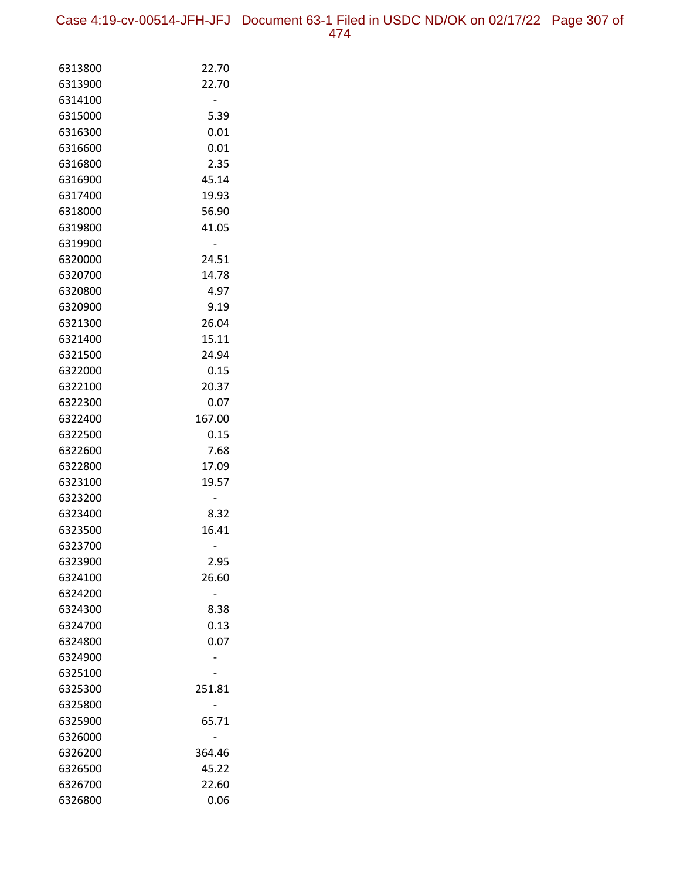| | |
|---|---|
| 6313800 | 22.70 |
| 6313900 | 22.70 |
| 6314100 | - |
| 6315000 | 5.39 |
| 6316300 | 0.01 |
| 6316600 | 0.01 |
| 6316800 | 2.35 |
| 6316900 | 45.14 |
| 6317400 | 19.93 |
| 6318000 | 56.90 |
| 6319800 | 41.05 |
| 6319900 | - |
| 6320000 | 24.51 |
| 6320700 | 14.78 |
| 6320800 | 4.97 |
| 6320900 | 9.19 |
| 6321300 | 26.04 |
| 6321400 | 15.11 |
| 6321500 | 24.94 |
| 6322000 | 0.15 |
| 6322100 | 20.37 |
| 6322300 | 0.07 |
| 6322400 | 167.00 |
| 6322500 | 0.15 |
| 6322600 | 7.68 |
| 6322800 | 17.09 |
| 6323100 | 19.57 |
| 6323200 | - |
| 6323400 | 8.32 |
| 6323500 | 16.41 |
| 6323700 | - |
| 6323900 | 2.95 |
| 6324100 | 26.60 |
| 6324200 | - |
| 6324300 | 8.38 |
| 6324700 | 0.13 |
| 6324800 | 0.07 |
| 6324900 | - |
| 6325100 | - |
| 6325300 | 251.81 |
| 6325800 | - |
| 6325900 | 65.71 |
| 6326000 | - |
| 6326200 | 364.46 |
| 6326500 | 45.22 |
| 6326700 | 22.60 |
| 6326800 | 0.06 |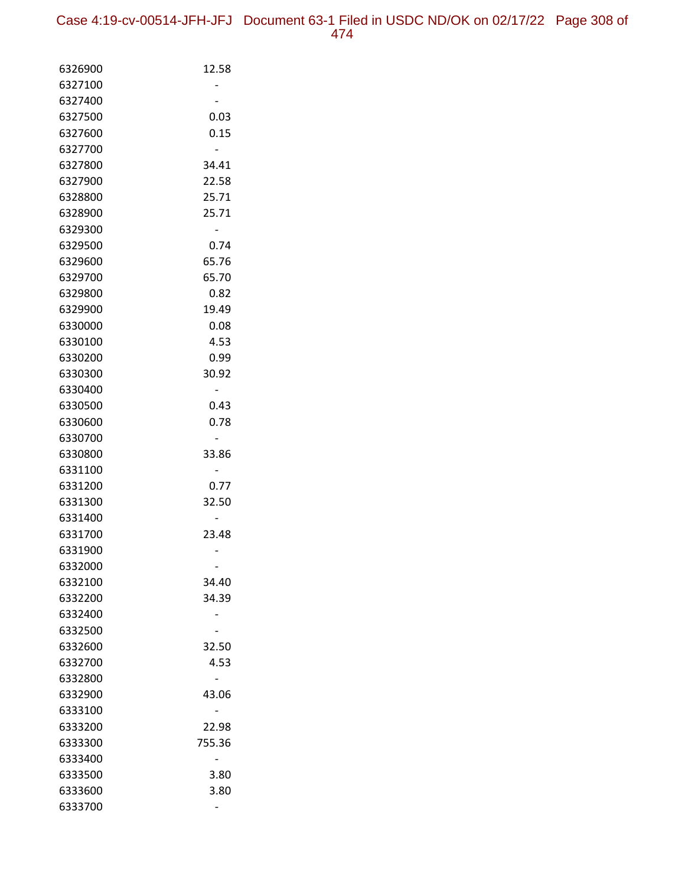| | |
|---|---|
| 6326900 | 12.58 |
| 6327100 | - |
| 6327400 | - |
| 6327500 | 0.03 |
| 6327600 | 0.15 |
| 6327700 | - |
| 6327800 | 34.41 |
| 6327900 | 22.58 |
| 6328800 | 25.71 |
| 6328900 | 25.71 |
| 6329300 | - |
| 6329500 | 0.74 |
| 6329600 | 65.76 |
| 6329700 | 65.70 |
| 6329800 | 0.82 |
| 6329900 | 19.49 |
| 6330000 | 0.08 |
| 6330100 | 4.53 |
| 6330200 | 0.99 |
| 6330300 | 30.92 |
| 6330400 | - |
| 6330500 | 0.43 |
| 6330600 | 0.78 |
| 6330700 | - |
| 6330800 | 33.86 |
| 6331100 | - |
| 6331200 | 0.77 |
| 6331300 | 32.50 |
| 6331400 | - |
| 6331700 | 23.48 |
| 6331900 | - |
| 6332000 | - |
| 6332100 | 34.40 |
| 6332200 | 34.39 |
| 6332400 | - |
| 6332500 | - |
| 6332600 | 32.50 |
| 6332700 | 4.53 |
| 6332800 | - |
| 6332900 | 43.06 |
| 6333100 | - |
| 6333200 | 22.98 |
| 6333300 | 755.36 |
| 6333400 | - |
| 6333500 | 3.80 |
| 6333600 | 3.80 |
| 6333700 | - |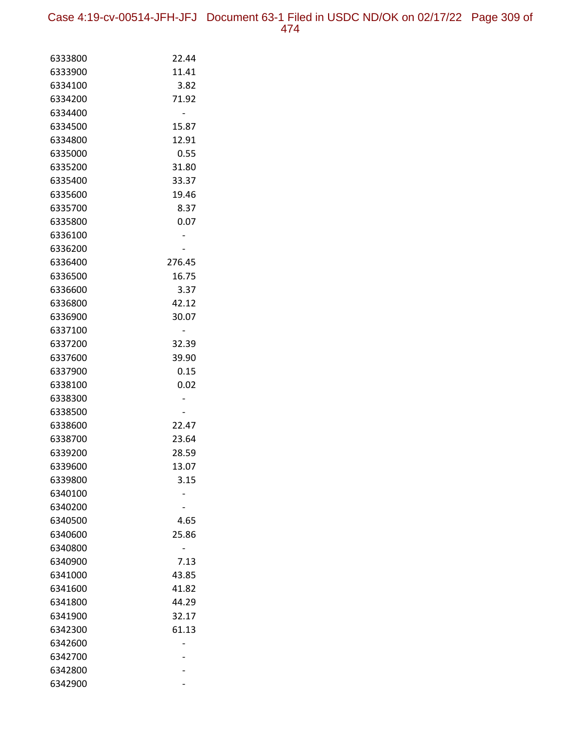| | |
|---|---|
| 6333800 | 22.44 |
| 6333900 | 11.41 |
| 6334100 | 3.82 |
| 6334200 | 71.92 |
| 6334400 | - |
| 6334500 | 15.87 |
| 6334800 | 12.91 |
| 6335000 | 0.55 |
| 6335200 | 31.80 |
| 6335400 | 33.37 |
| 6335600 | 19.46 |
| 6335700 | 8.37 |
| 6335800 | 0.07 |
| 6336100 | - |
| 6336200 | - |
| 6336400 | 276.45 |
| 6336500 | 16.75 |
| 6336600 | 3.37 |
| 6336800 | 42.12 |
| 6336900 | 30.07 |
| 6337100 | - |
| 6337200 | 32.39 |
| 6337600 | 39.90 |
| 6337900 | 0.15 |
| 6338100 | 0.02 |
| 6338300 | - |
| 6338500 | - |
| 6338600 | 22.47 |
| 6338700 | 23.64 |
| 6339200 | 28.59 |
| 6339600 | 13.07 |
| 6339800 | 3.15 |
| 6340100 | - |
| 6340200 | - |
| 6340500 | 4.65 |
| 6340600 | 25.86 |
| 6340800 | - |
| 6340900 | 7.13 |
| 6341000 | 43.85 |
| 6341600 | 41.82 |
| 6341800 | 44.29 |
| 6341900 | 32.17 |
| 6342300 | 61.13 |
| 6342600 | - |
| 6342700 | - |
| 6342800 | - |
| 6342900 | - |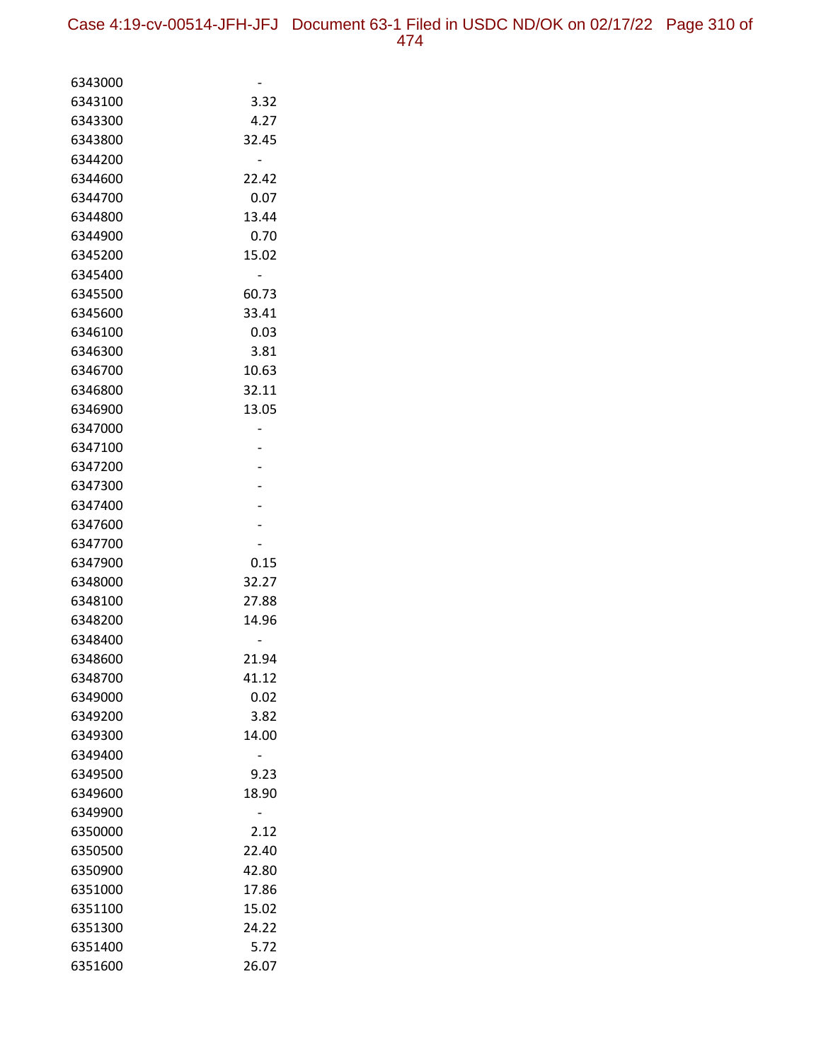| | |
|---|---|
| 6343000 | - |
| 6343100 | 3.32 |
| 6343300 | 4.27 |
| 6343800 | 32.45 |
| 6344200 | - |
| 6344600 | 22.42 |
| 6344700 | 0.07 |
| 6344800 | 13.44 |
| 6344900 | 0.70 |
| 6345200 | 15.02 |
| 6345400 | - |
| 6345500 | 60.73 |
| 6345600 | 33.41 |
| 6346100 | 0.03 |
| 6346300 | 3.81 |
| 6346700 | 10.63 |
| 6346800 | 32.11 |
| 6346900 | 13.05 |
| 6347000 | - |
| 6347100 | - |
| 6347200 | - |
| 6347300 | - |
| 6347400 | - |
| 6347600 | - |
| 6347700 | - |
| 6347900 | 0.15 |
| 6348000 | 32.27 |
| 6348100 | 27.88 |
| 6348200 | 14.96 |
| 6348400 | - |
| 6348600 | 21.94 |
| 6348700 | 41.12 |
| 6349000 | 0.02 |
| 6349200 | 3.82 |
| 6349300 | 14.00 |
| 6349400 | - |
| 6349500 | 9.23 |
| 6349600 | 18.90 |
| 6349900 | - |
| 6350000 | 2.12 |
| 6350500 | 22.40 |
| 6350900 | 42.80 |
| 6351000 | 17.86 |
| 6351100 | 15.02 |
| 6351300 | 24.22 |
| 6351400 | 5.72 |
| 6351600 | 26.07 |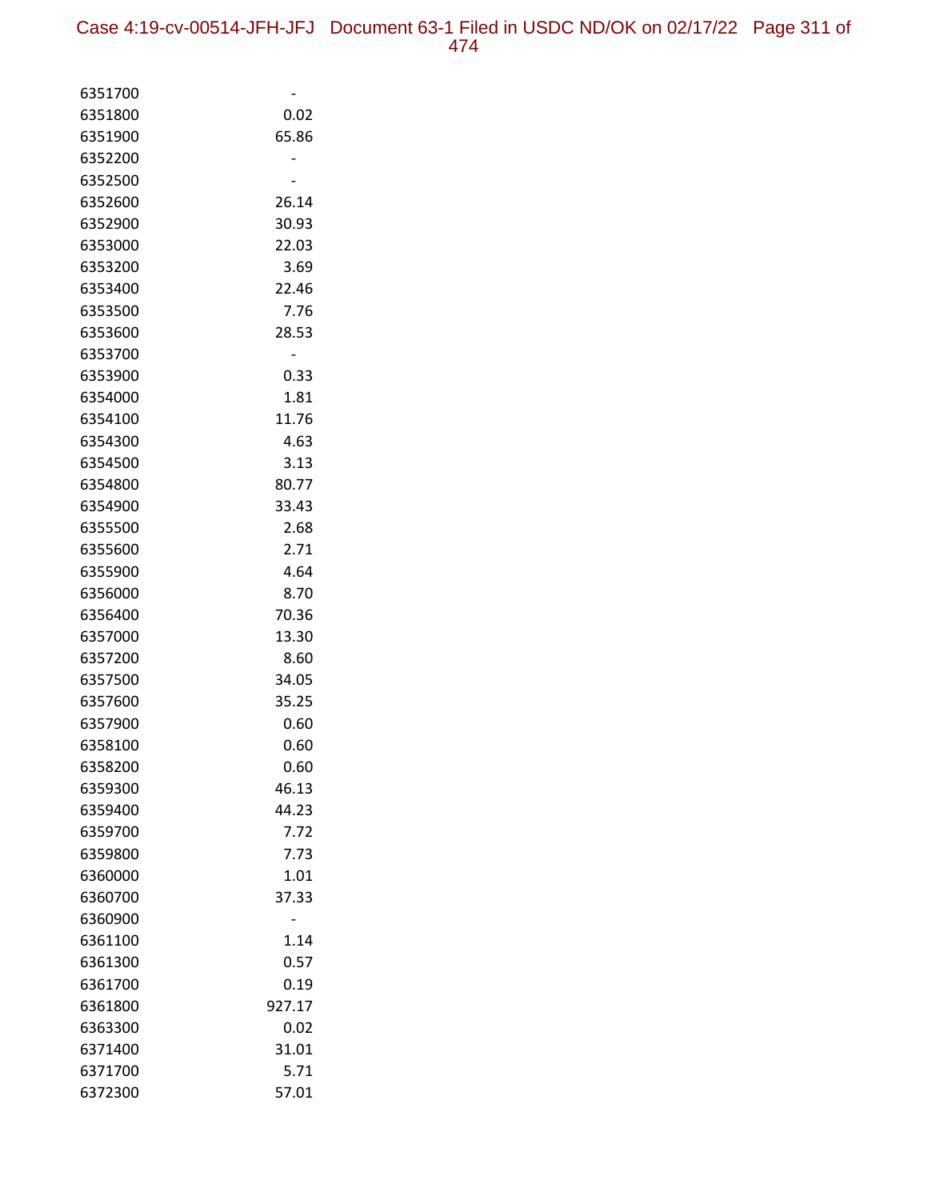| | |
|---|---|
| 6351700 | - |
| 6351800 | 0.02 |
| 6351900 | 65.86 |
| 6352200 | - |
| 6352500 | - |
| 6352600 | 26.14 |
| 6352900 | 30.93 |
| 6353000 | 22.03 |
| 6353200 | 3.69 |
| 6353400 | 22.46 |
| 6353500 | 7.76 |
| 6353600 | 28.53 |
| 6353700 | - |
| 6353900 | 0.33 |
| 6354000 | 1.81 |
| 6354100 | 11.76 |
| 6354300 | 4.63 |
| 6354500 | 3.13 |
| 6354800 | 80.77 |
| 6354900 | 33.43 |
| 6355500 | 2.68 |
| 6355600 | 2.71 |
| 6355900 | 4.64 |
| 6356000 | 8.70 |
| 6356400 | 70.36 |
| 6357000 | 13.30 |
| 6357200 | 8.60 |
| 6357500 | 34.05 |
| 6357600 | 35.25 |
| 6357900 | 0.60 |
| 6358100 | 0.60 |
| 6358200 | 0.60 |
| 6359300 | 46.13 |
| 6359400 | 44.23 |
| 6359700 | 7.72 |
| 6359800 | 7.73 |
| 6360000 | 1.01 |
| 6360700 | 37.33 |
| 6360900 | - |
| 6361100 | 1.14 |
| 6361300 | 0.57 |
| 6361700 | 0.19 |
| 6361800 | 927.17 |
| 6363300 | 0.02 |
| 6371400 | 31.01 |
| 6371700 | 5.71 |
| 6372300 | 57.01 |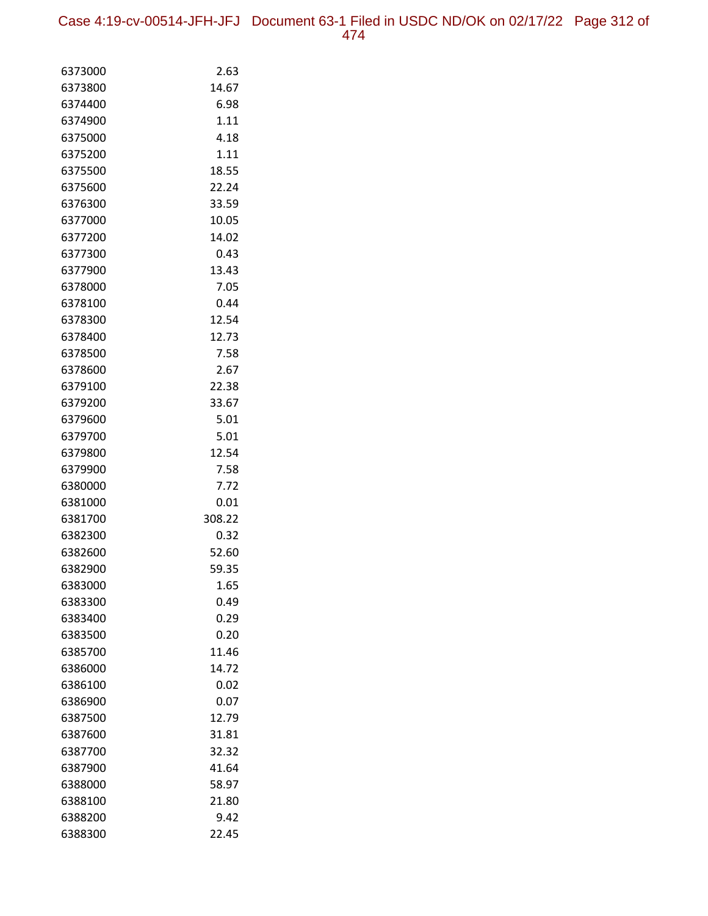| | |
|---|---|
| 6373000 | 2.63 |
| 6373800 | 14.67 |
| 6374400 | 6.98 |
| 6374900 | 1.11 |
| 6375000 | 4.18 |
| 6375200 | 1.11 |
| 6375500 | 18.55 |
| 6375600 | 22.24 |
| 6376300 | 33.59 |
| 6377000 | 10.05 |
| 6377200 | 14.02 |
| 6377300 | 0.43 |
| 6377900 | 13.43 |
| 6378000 | 7.05 |
| 6378100 | 0.44 |
| 6378300 | 12.54 |
| 6378400 | 12.73 |
| 6378500 | 7.58 |
| 6378600 | 2.67 |
| 6379100 | 22.38 |
| 6379200 | 33.67 |
| 6379600 | 5.01 |
| 6379700 | 5.01 |
| 6379800 | 12.54 |
| 6379900 | 7.58 |
| 6380000 | 7.72 |
| 6381000 | 0.01 |
| 6381700 | 308.22 |
| 6382300 | 0.32 |
| 6382600 | 52.60 |
| 6382900 | 59.35 |
| 6383000 | 1.65 |
| 6383300 | 0.49 |
| 6383400 | 0.29 |
| 6383500 | 0.20 |
| 6385700 | 11.46 |
| 6386000 | 14.72 |
| 6386100 | 0.02 |
| 6386900 | 0.07 |
| 6387500 | 12.79 |
| 6387600 | 31.81 |
| 6387700 | 32.32 |
| 6387900 | 41.64 |
| 6388000 | 58.97 |
| 6388100 | 21.80 |
| 6388200 | 9.42 |
| 6388300 | 22.45 |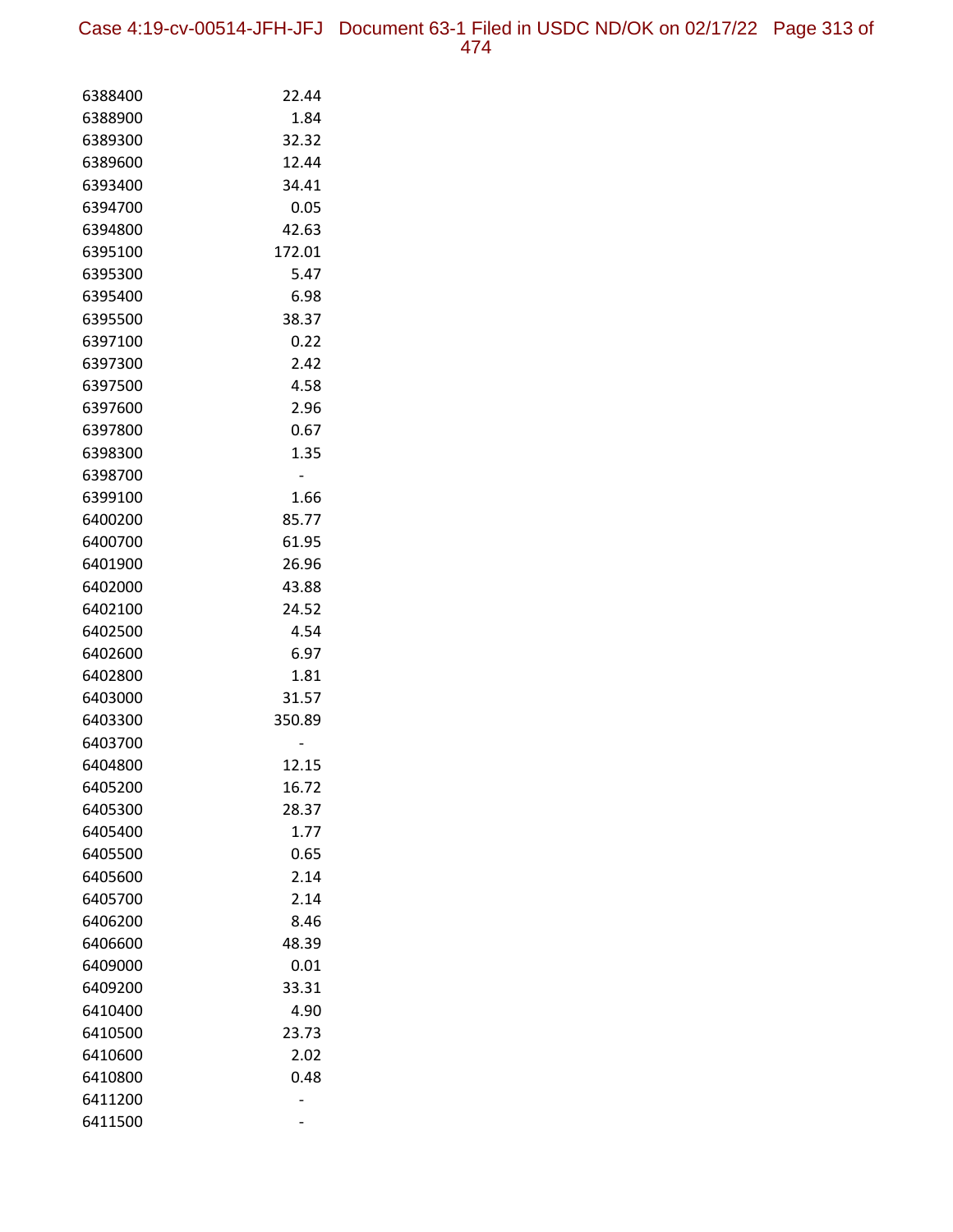| | |
|---|---|
| 6388400 | 22.44 |
| 6388900 | 1.84 |
| 6389300 | 32.32 |
| 6389600 | 12.44 |
| 6393400 | 34.41 |
| 6394700 | 0.05 |
| 6394800 | 42.63 |
| 6395100 | 172.01 |
| 6395300 | 5.47 |
| 6395400 | 6.98 |
| 6395500 | 38.37 |
| 6397100 | 0.22 |
| 6397300 | 2.42 |
| 6397500 | 4.58 |
| 6397600 | 2.96 |
| 6397800 | 0.67 |
| 6398300 | 1.35 |
| 6398700 | - |
| 6399100 | 1.66 |
| 6400200 | 85.77 |
| 6400700 | 61.95 |
| 6401900 | 26.96 |
| 6402000 | 43.88 |
| 6402100 | 24.52 |
| 6402500 | 4.54 |
| 6402600 | 6.97 |
| 6402800 | 1.81 |
| 6403000 | 31.57 |
| 6403300 | 350.89 |
| 6403700 | - |
| 6404800 | 12.15 |
| 6405200 | 16.72 |
| 6405300 | 28.37 |
| 6405400 | 1.77 |
| 6405500 | 0.65 |
| 6405600 | 2.14 |
| 6405700 | 2.14 |
| 6406200 | 8.46 |
| 6406600 | 48.39 |
| 6409000 | 0.01 |
| 6409200 | 33.31 |
| 6410400 | 4.90 |
| 6410500 | 23.73 |
| 6410600 | 2.02 |
| 6410800 | 0.48 |
| 6411200 | - |
| 6411500 | - |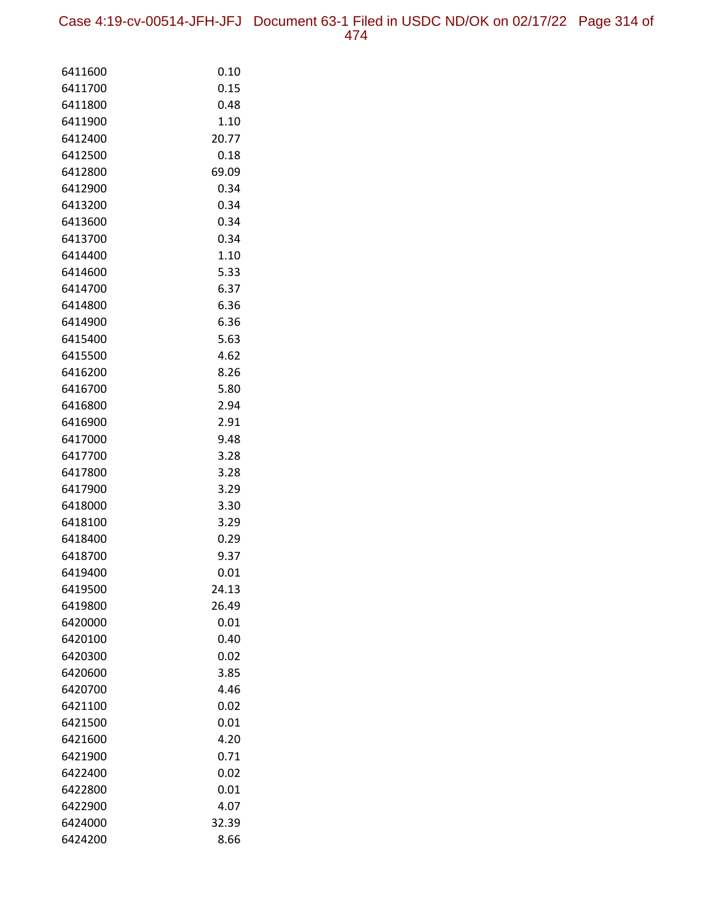| | |
|---|---|
| 6411600 | 0.10 |
| 6411700 | 0.15 |
| 6411800 | 0.48 |
| 6411900 | 1.10 |
| 6412400 | 20.77 |
| 6412500 | 0.18 |
| 6412800 | 69.09 |
| 6412900 | 0.34 |
| 6413200 | 0.34 |
| 6413600 | 0.34 |
| 6413700 | 0.34 |
| 6414400 | 1.10 |
| 6414600 | 5.33 |
| 6414700 | 6.37 |
| 6414800 | 6.36 |
| 6414900 | 6.36 |
| 6415400 | 5.63 |
| 6415500 | 4.62 |
| 6416200 | 8.26 |
| 6416700 | 5.80 |
| 6416800 | 2.94 |
| 6416900 | 2.91 |
| 6417000 | 9.48 |
| 6417700 | 3.28 |
| 6417800 | 3.28 |
| 6417900 | 3.29 |
| 6418000 | 3.30 |
| 6418100 | 3.29 |
| 6418400 | 0.29 |
| 6418700 | 9.37 |
| 6419400 | 0.01 |
| 6419500 | 24.13 |
| 6419800 | 26.49 |
| 6420000 | 0.01 |
| 6420100 | 0.40 |
| 6420300 | 0.02 |
| 6420600 | 3.85 |
| 6420700 | 4.46 |
| 6421100 | 0.02 |
| 6421500 | 0.01 |
| 6421600 | 4.20 |
| 6421900 | 0.71 |
| 6422400 | 0.02 |
| 6422800 | 0.01 |
| 6422900 | 4.07 |
| 6424000 | 32.39 |
| 6424200 | 8.66 |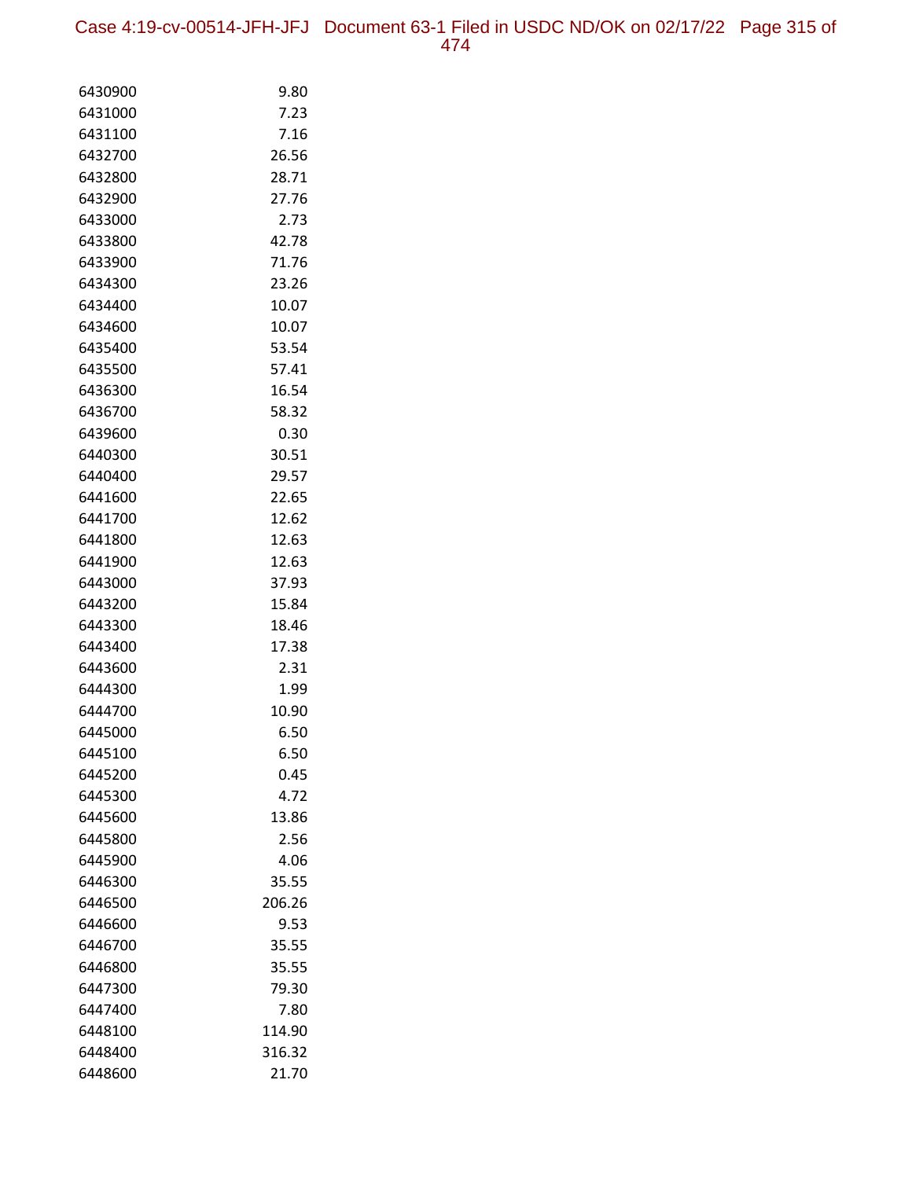| | |
|---|---|
| 6430900 | 9.80 |
| 6431000 | 7.23 |
| 6431100 | 7.16 |
| 6432700 | 26.56 |
| 6432800 | 28.71 |
| 6432900 | 27.76 |
| 6433000 | 2.73 |
| 6433800 | 42.78 |
| 6433900 | 71.76 |
| 6434300 | 23.26 |
| 6434400 | 10.07 |
| 6434600 | 10.07 |
| 6435400 | 53.54 |
| 6435500 | 57.41 |
| 6436300 | 16.54 |
| 6436700 | 58.32 |
| 6439600 | 0.30 |
| 6440300 | 30.51 |
| 6440400 | 29.57 |
| 6441600 | 22.65 |
| 6441700 | 12.62 |
| 6441800 | 12.63 |
| 6441900 | 12.63 |
| 6443000 | 37.93 |
| 6443200 | 15.84 |
| 6443300 | 18.46 |
| 6443400 | 17.38 |
| 6443600 | 2.31 |
| 6444300 | 1.99 |
| 6444700 | 10.90 |
| 6445000 | 6.50 |
| 6445100 | 6.50 |
| 6445200 | 0.45 |
| 6445300 | 4.72 |
| 6445600 | 13.86 |
| 6445800 | 2.56 |
| 6445900 | 4.06 |
| 6446300 | 35.55 |
| 6446500 | 206.26 |
| 6446600 | 9.53 |
| 6446700 | 35.55 |
| 6446800 | 35.55 |
| 6447300 | 79.30 |
| 6447400 | 7.80 |
| 6448100 | 114.90 |
| 6448400 | 316.32 |
| 6448600 | 21.70 |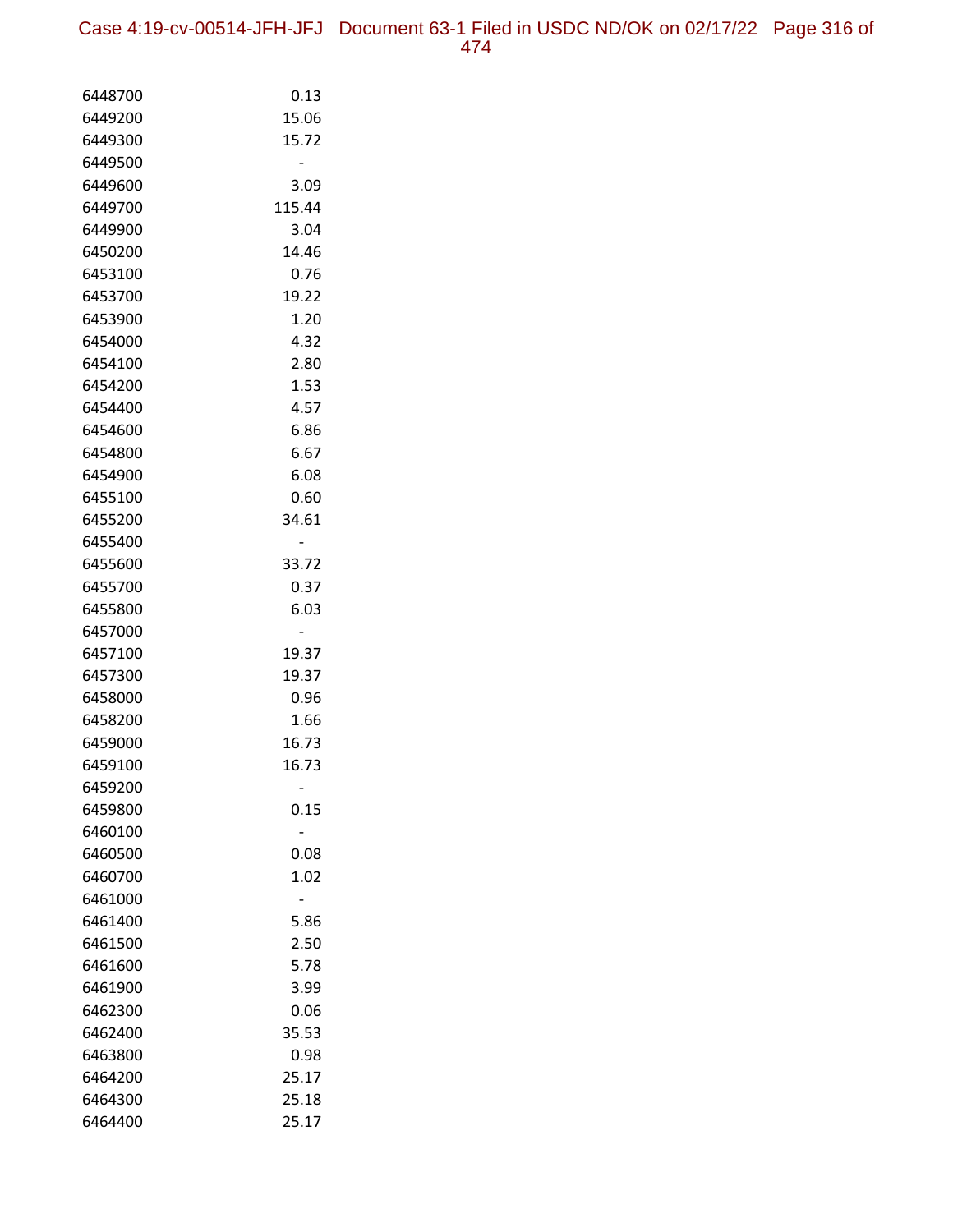| | |
|---|---|
| 6448700 | 0.13 |
| 6449200 | 15.06 |
| 6449300 | 15.72 |
| 6449500 | - |
| 6449600 | 3.09 |
| 6449700 | 115.44 |
| 6449900 | 3.04 |
| 6450200 | 14.46 |
| 6453100 | 0.76 |
| 6453700 | 19.22 |
| 6453900 | 1.20 |
| 6454000 | 4.32 |
| 6454100 | 2.80 |
| 6454200 | 1.53 |
| 6454400 | 4.57 |
| 6454600 | 6.86 |
| 6454800 | 6.67 |
| 6454900 | 6.08 |
| 6455100 | 0.60 |
| 6455200 | 34.61 |
| 6455400 | - |
| 6455600 | 33.72 |
| 6455700 | 0.37 |
| 6455800 | 6.03 |
| 6457000 | - |
| 6457100 | 19.37 |
| 6457300 | 19.37 |
| 6458000 | 0.96 |
| 6458200 | 1.66 |
| 6459000 | 16.73 |
| 6459100 | 16.73 |
| 6459200 | - |
| 6459800 | 0.15 |
| 6460100 | - |
| 6460500 | 0.08 |
| 6460700 | 1.02 |
| 6461000 | - |
| 6461400 | 5.86 |
| 6461500 | 2.50 |
| 6461600 | 5.78 |
| 6461900 | 3.99 |
| 6462300 | 0.06 |
| 6462400 | 35.53 |
| 6463800 | 0.98 |
| 6464200 | 25.17 |
| 6464300 | 25.18 |
| 6464400 | 25.17 |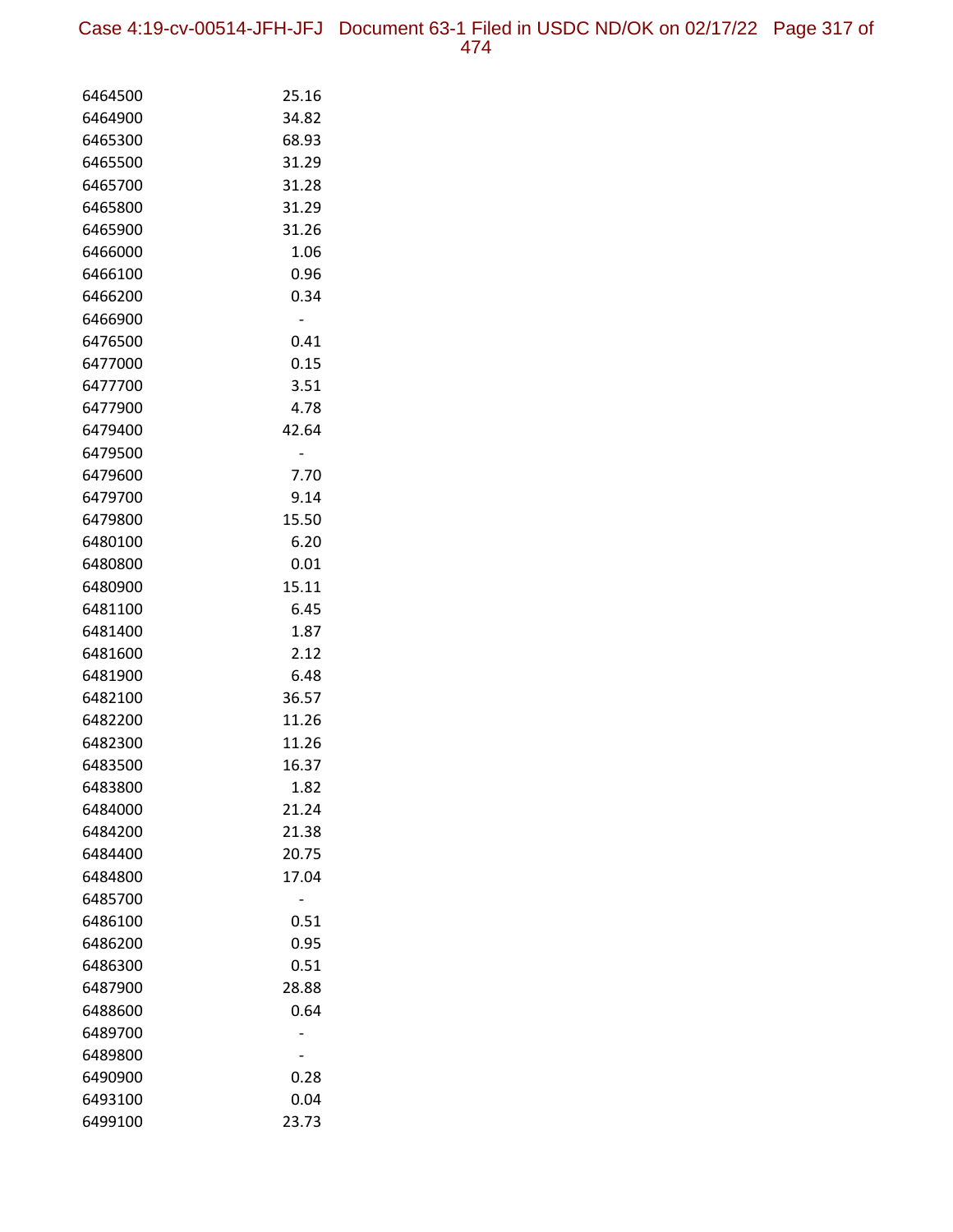| | |
|---|---|
| 6464500 | 25.16 |
| 6464900 | 34.82 |
| 6465300 | 68.93 |
| 6465500 | 31.29 |
| 6465700 | 31.28 |
| 6465800 | 31.29 |
| 6465900 | 31.26 |
| 6466000 | 1.06 |
| 6466100 | 0.96 |
| 6466200 | 0.34 |
| 6466900 | - |
| 6476500 | 0.41 |
| 6477000 | 0.15 |
| 6477700 | 3.51 |
| 6477900 | 4.78 |
| 6479400 | 42.64 |
| 6479500 | - |
| 6479600 | 7.70 |
| 6479700 | 9.14 |
| 6479800 | 15.50 |
| 6480100 | 6.20 |
| 6480800 | 0.01 |
| 6480900 | 15.11 |
| 6481100 | 6.45 |
| 6481400 | 1.87 |
| 6481600 | 2.12 |
| 6481900 | 6.48 |
| 6482100 | 36.57 |
| 6482200 | 11.26 |
| 6482300 | 11.26 |
| 6483500 | 16.37 |
| 6483800 | 1.82 |
| 6484000 | 21.24 |
| 6484200 | 21.38 |
| 6484400 | 20.75 |
| 6484800 | 17.04 |
| 6485700 | - |
| 6486100 | 0.51 |
| 6486200 | 0.95 |
| 6486300 | 0.51 |
| 6487900 | 28.88 |
| 6488600 | 0.64 |
| 6489700 | - |
| 6489800 | - |
| 6490900 | 0.28 |
| 6493100 | 0.04 |
| 6499100 | 23.73 |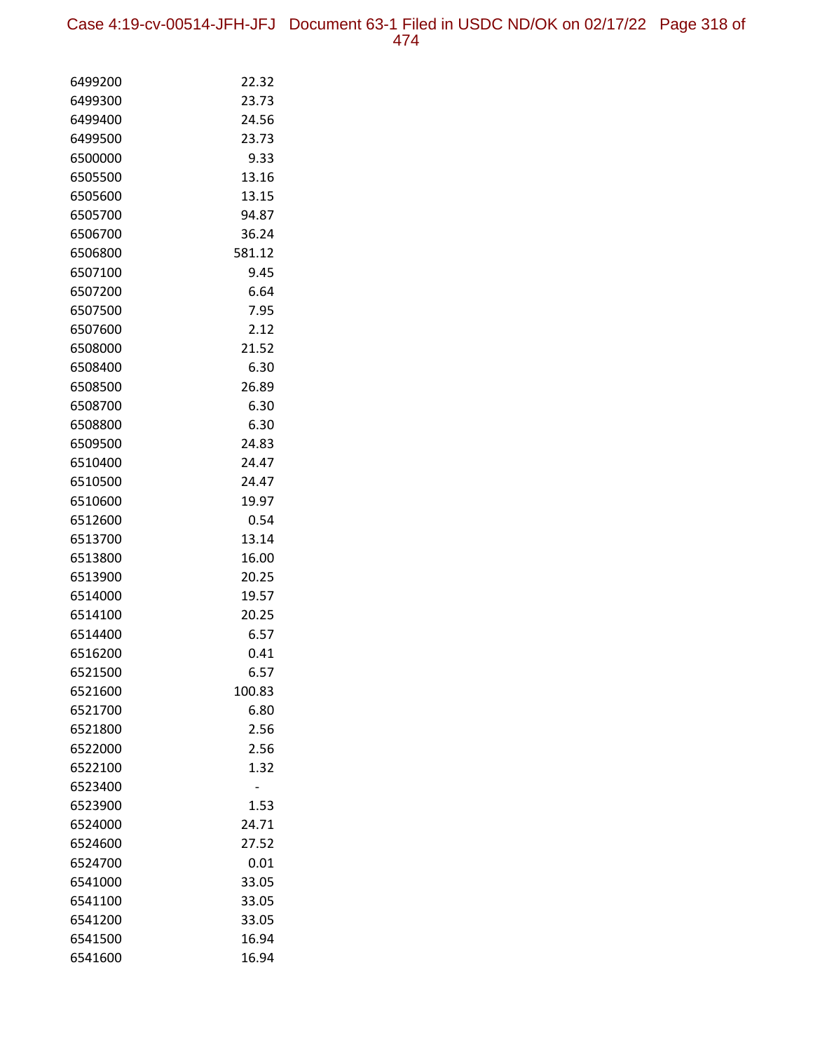| | |
|---|---|
| 6499200 | 22.32 |
| 6499300 | 23.73 |
| 6499400 | 24.56 |
| 6499500 | 23.73 |
| 6500000 | 9.33 |
| 6505500 | 13.16 |
| 6505600 | 13.15 |
| 6505700 | 94.87 |
| 6506700 | 36.24 |
| 6506800 | 581.12 |
| 6507100 | 9.45 |
| 6507200 | 6.64 |
| 6507500 | 7.95 |
| 6507600 | 2.12 |
| 6508000 | 21.52 |
| 6508400 | 6.30 |
| 6508500 | 26.89 |
| 6508700 | 6.30 |
| 6508800 | 6.30 |
| 6509500 | 24.83 |
| 6510400 | 24.47 |
| 6510500 | 24.47 |
| 6510600 | 19.97 |
| 6512600 | 0.54 |
| 6513700 | 13.14 |
| 6513800 | 16.00 |
| 6513900 | 20.25 |
| 6514000 | 19.57 |
| 6514100 | 20.25 |
| 6514400 | 6.57 |
| 6516200 | 0.41 |
| 6521500 | 6.57 |
| 6521600 | 100.83 |
| 6521700 | 6.80 |
| 6521800 | 2.56 |
| 6522000 | 2.56 |
| 6522100 | 1.32 |
| 6523400 | - |
| 6523900 | 1.53 |
| 6524000 | 24.71 |
| 6524600 | 27.52 |
| 6524700 | 0.01 |
| 6541000 | 33.05 |
| 6541100 | 33.05 |
| 6541200 | 33.05 |
| 6541500 | 16.94 |
| 6541600 | 16.94 |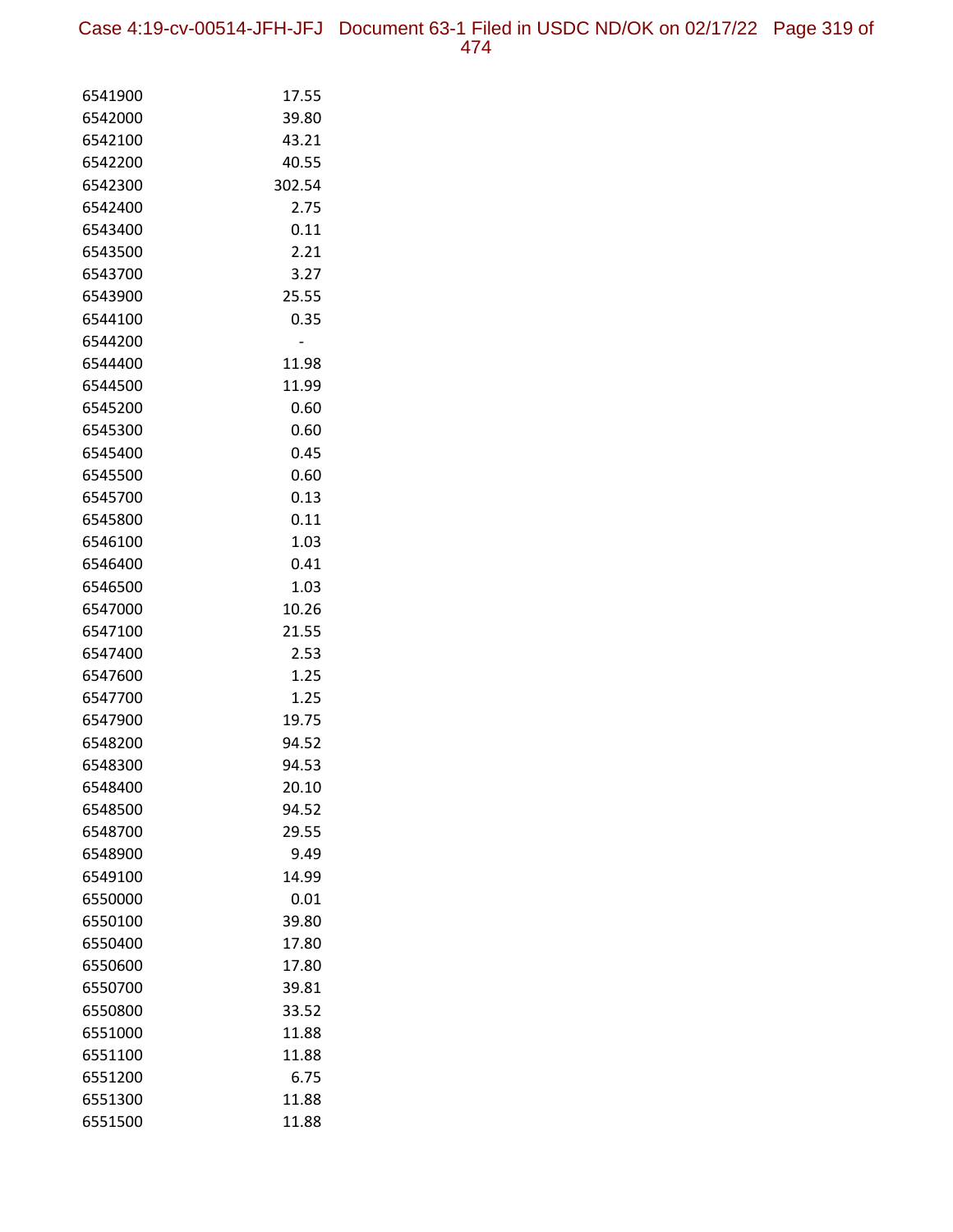| | |
|---|---|
| 6541900 | 17.55 |
| 6542000 | 39.80 |
| 6542100 | 43.21 |
| 6542200 | 40.55 |
| 6542300 | 302.54 |
| 6542400 | 2.75 |
| 6543400 | 0.11 |
| 6543500 | 2.21 |
| 6543700 | 3.27 |
| 6543900 | 25.55 |
| 6544100 | 0.35 |
| 6544200 | - |
| 6544400 | 11.98 |
| 6544500 | 11.99 |
| 6545200 | 0.60 |
| 6545300 | 0.60 |
| 6545400 | 0.45 |
| 6545500 | 0.60 |
| 6545700 | 0.13 |
| 6545800 | 0.11 |
| 6546100 | 1.03 |
| 6546400 | 0.41 |
| 6546500 | 1.03 |
| 6547000 | 10.26 |
| 6547100 | 21.55 |
| 6547400 | 2.53 |
| 6547600 | 1.25 |
| 6547700 | 1.25 |
| 6547900 | 19.75 |
| 6548200 | 94.52 |
| 6548300 | 94.53 |
| 6548400 | 20.10 |
| 6548500 | 94.52 |
| 6548700 | 29.55 |
| 6548900 | 9.49 |
| 6549100 | 14.99 |
| 6550000 | 0.01 |
| 6550100 | 39.80 |
| 6550400 | 17.80 |
| 6550600 | 17.80 |
| 6550700 | 39.81 |
| 6550800 | 33.52 |
| 6551000 | 11.88 |
| 6551100 | 11.88 |
| 6551200 | 6.75 |
| 6551300 | 11.88 |
| 6551500 | 11.88 |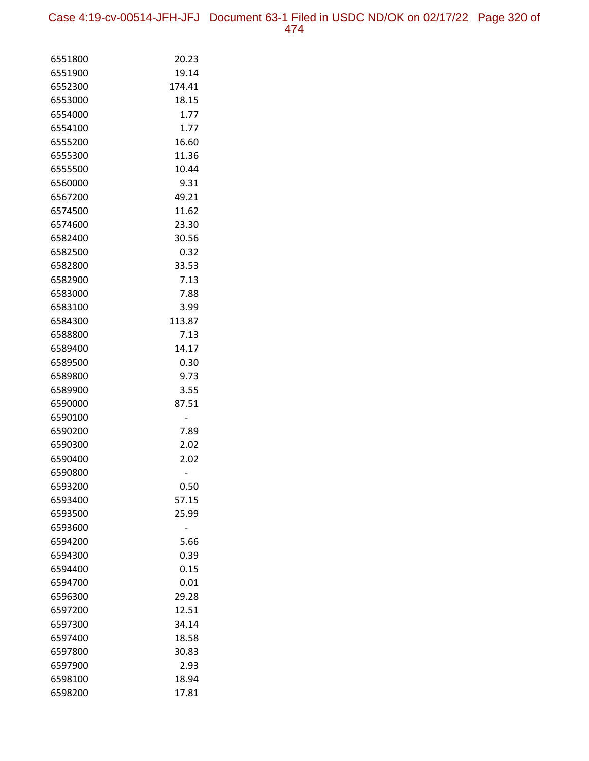| | |
|---|---|
| 6551800 | 20.23 |
| 6551900 | 19.14 |
| 6552300 | 174.41 |
| 6553000 | 18.15 |
| 6554000 | 1.77 |
| 6554100 | 1.77 |
| 6555200 | 16.60 |
| 6555300 | 11.36 |
| 6555500 | 10.44 |
| 6560000 | 9.31 |
| 6567200 | 49.21 |
| 6574500 | 11.62 |
| 6574600 | 23.30 |
| 6582400 | 30.56 |
| 6582500 | 0.32 |
| 6582800 | 33.53 |
| 6582900 | 7.13 |
| 6583000 | 7.88 |
| 6583100 | 3.99 |
| 6584300 | 113.87 |
| 6588800 | 7.13 |
| 6589400 | 14.17 |
| 6589500 | 0.30 |
| 6589800 | 9.73 |
| 6589900 | 3.55 |
| 6590000 | 87.51 |
| 6590100 | - |
| 6590200 | 7.89 |
| 6590300 | 2.02 |
| 6590400 | 2.02 |
| 6590800 | - |
| 6593200 | 0.50 |
| 6593400 | 57.15 |
| 6593500 | 25.99 |
| 6593600 | - |
| 6594200 | 5.66 |
| 6594300 | 0.39 |
| 6594400 | 0.15 |
| 6594700 | 0.01 |
| 6596300 | 29.28 |
| 6597200 | 12.51 |
| 6597300 | 34.14 |
| 6597400 | 18.58 |
| 6597800 | 30.83 |
| 6597900 | 2.93 |
| 6598100 | 18.94 |
| 6598200 | 17.81 |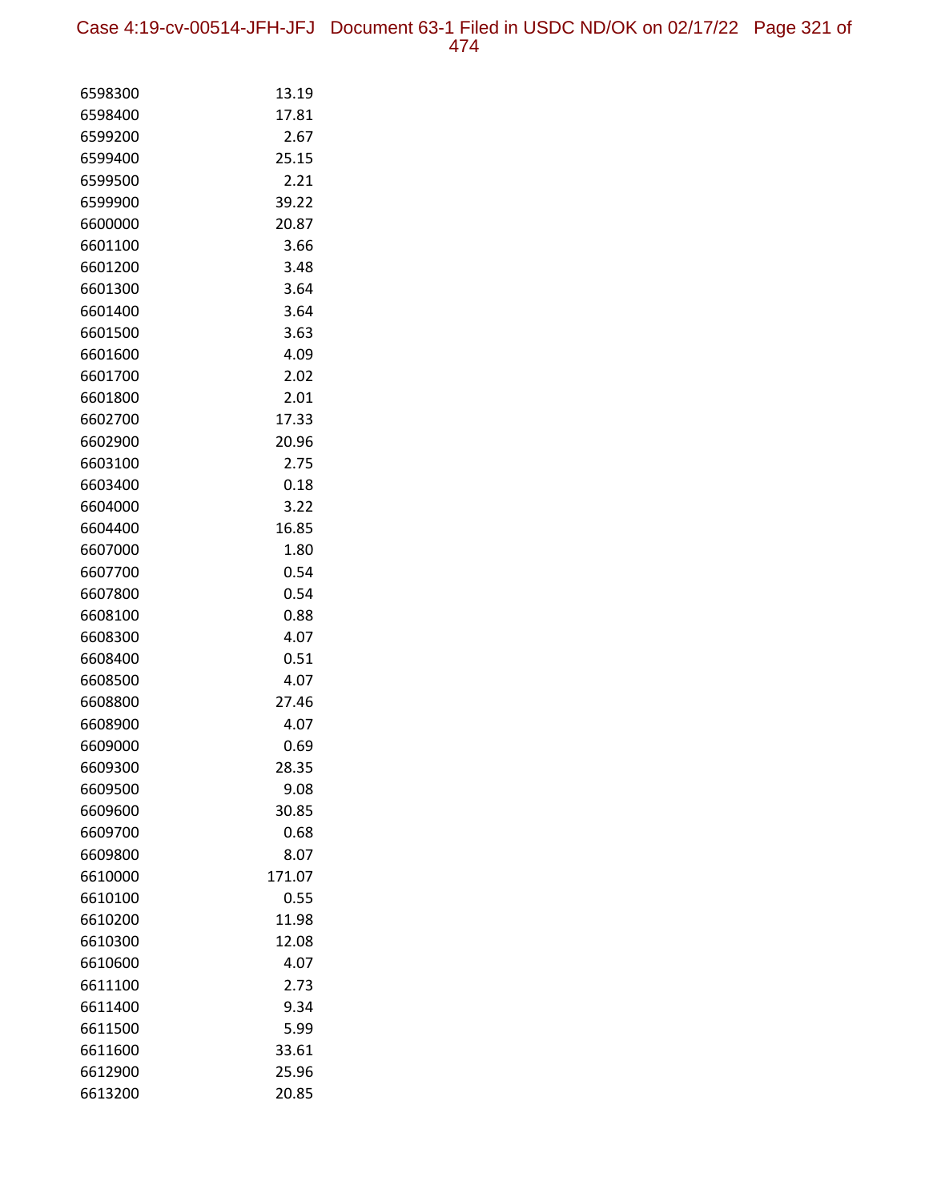| | |
|---|---|
| 6598300 | 13.19 |
| 6598400 | 17.81 |
| 6599200 | 2.67 |
| 6599400 | 25.15 |
| 6599500 | 2.21 |
| 6599900 | 39.22 |
| 6600000 | 20.87 |
| 6601100 | 3.66 |
| 6601200 | 3.48 |
| 6601300 | 3.64 |
| 6601400 | 3.64 |
| 6601500 | 3.63 |
| 6601600 | 4.09 |
| 6601700 | 2.02 |
| 6601800 | 2.01 |
| 6602700 | 17.33 |
| 6602900 | 20.96 |
| 6603100 | 2.75 |
| 6603400 | 0.18 |
| 6604000 | 3.22 |
| 6604400 | 16.85 |
| 6607000 | 1.80 |
| 6607700 | 0.54 |
| 6607800 | 0.54 |
| 6608100 | 0.88 |
| 6608300 | 4.07 |
| 6608400 | 0.51 |
| 6608500 | 4.07 |
| 6608800 | 27.46 |
| 6608900 | 4.07 |
| 6609000 | 0.69 |
| 6609300 | 28.35 |
| 6609500 | 9.08 |
| 6609600 | 30.85 |
| 6609700 | 0.68 |
| 6609800 | 8.07 |
| 6610000 | 171.07 |
| 6610100 | 0.55 |
| 6610200 | 11.98 |
| 6610300 | 12.08 |
| 6610600 | 4.07 |
| 6611100 | 2.73 |
| 6611400 | 9.34 |
| 6611500 | 5.99 |
| 6611600 | 33.61 |
| 6612900 | 25.96 |
| 6613200 | 20.85 |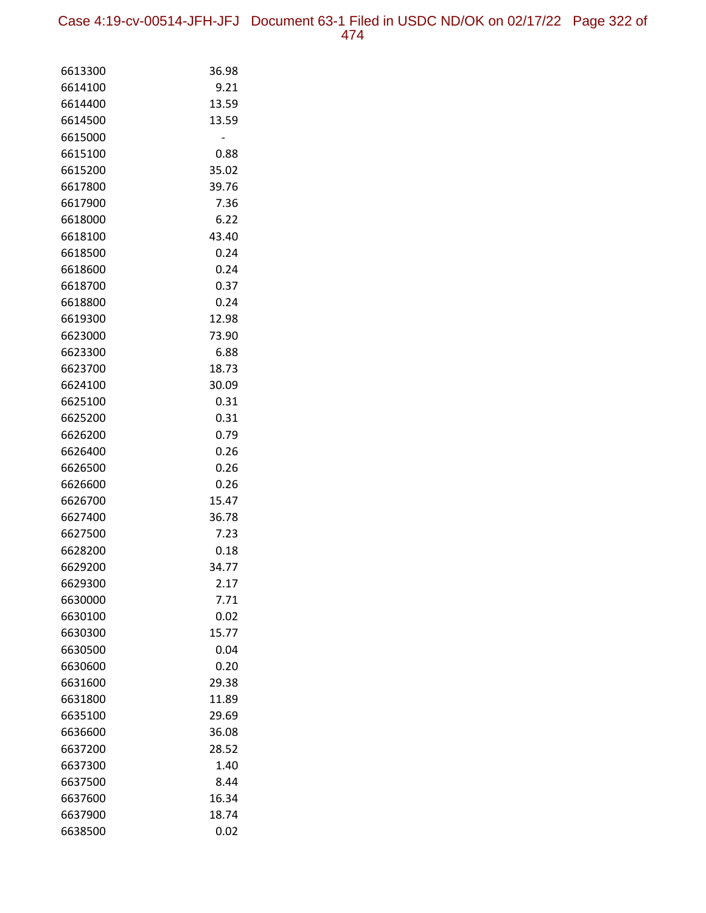| | |
|---|---|
| 6613300 | 36.98 |
| 6614100 | 9.21 |
| 6614400 | 13.59 |
| 6614500 | 13.59 |
| 6615000 | - |
| 6615100 | 0.88 |
| 6615200 | 35.02 |
| 6617800 | 39.76 |
| 6617900 | 7.36 |
| 6618000 | 6.22 |
| 6618100 | 43.40 |
| 6618500 | 0.24 |
| 6618600 | 0.24 |
| 6618700 | 0.37 |
| 6618800 | 0.24 |
| 6619300 | 12.98 |
| 6623000 | 73.90 |
| 6623300 | 6.88 |
| 6623700 | 18.73 |
| 6624100 | 30.09 |
| 6625100 | 0.31 |
| 6625200 | 0.31 |
| 6626200 | 0.79 |
| 6626400 | 0.26 |
| 6626500 | 0.26 |
| 6626600 | 0.26 |
| 6626700 | 15.47 |
| 6627400 | 36.78 |
| 6627500 | 7.23 |
| 6628200 | 0.18 |
| 6629200 | 34.77 |
| 6629300 | 2.17 |
| 6630000 | 7.71 |
| 6630100 | 0.02 |
| 6630300 | 15.77 |
| 6630500 | 0.04 |
| 6630600 | 0.20 |
| 6631600 | 29.38 |
| 6631800 | 11.89 |
| 6635100 | 29.69 |
| 6636600 | 36.08 |
| 6637200 | 28.52 |
| 6637300 | 1.40 |
| 6637500 | 8.44 |
| 6637600 | 16.34 |
| 6637900 | 18.74 |
| 6638500 | 0.02 |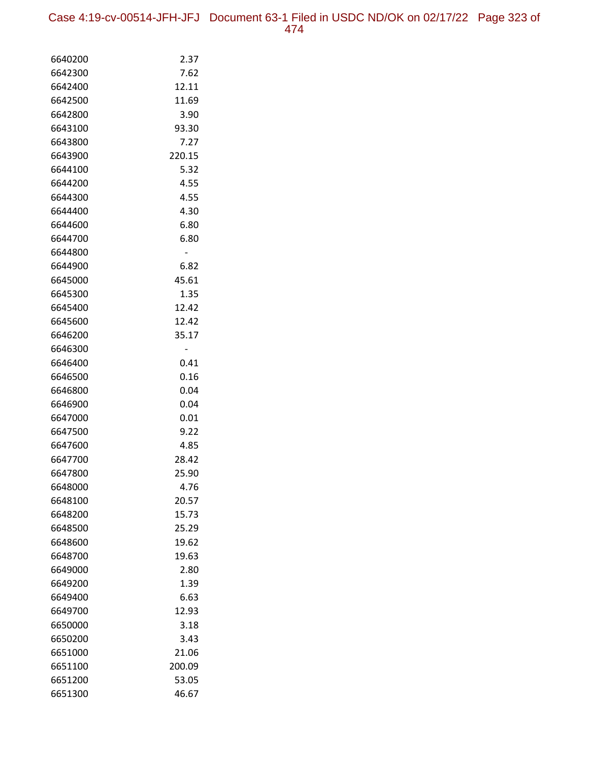| | |
|---|---|
| 6640200 | 2.37 |
| 6642300 | 7.62 |
| 6642400 | 12.11 |
| 6642500 | 11.69 |
| 6642800 | 3.90 |
| 6643100 | 93.30 |
| 6643800 | 7.27 |
| 6643900 | 220.15 |
| 6644100 | 5.32 |
| 6644200 | 4.55 |
| 6644300 | 4.55 |
| 6644400 | 4.30 |
| 6644600 | 6.80 |
| 6644700 | 6.80 |
| 6644800 | - |
| 6644900 | 6.82 |
| 6645000 | 45.61 |
| 6645300 | 1.35 |
| 6645400 | 12.42 |
| 6645600 | 12.42 |
| 6646200 | 35.17 |
| 6646300 | - |
| 6646400 | 0.41 |
| 6646500 | 0.16 |
| 6646800 | 0.04 |
| 6646900 | 0.04 |
| 6647000 | 0.01 |
| 6647500 | 9.22 |
| 6647600 | 4.85 |
| 6647700 | 28.42 |
| 6647800 | 25.90 |
| 6648000 | 4.76 |
| 6648100 | 20.57 |
| 6648200 | 15.73 |
| 6648500 | 25.29 |
| 6648600 | 19.62 |
| 6648700 | 19.63 |
| 6649000 | 2.80 |
| 6649200 | 1.39 |
| 6649400 | 6.63 |
| 6649700 | 12.93 |
| 6650000 | 3.18 |
| 6650200 | 3.43 |
| 6651000 | 21.06 |
| 6651100 | 200.09 |
| 6651200 | 53.05 |
| 6651300 | 46.67 |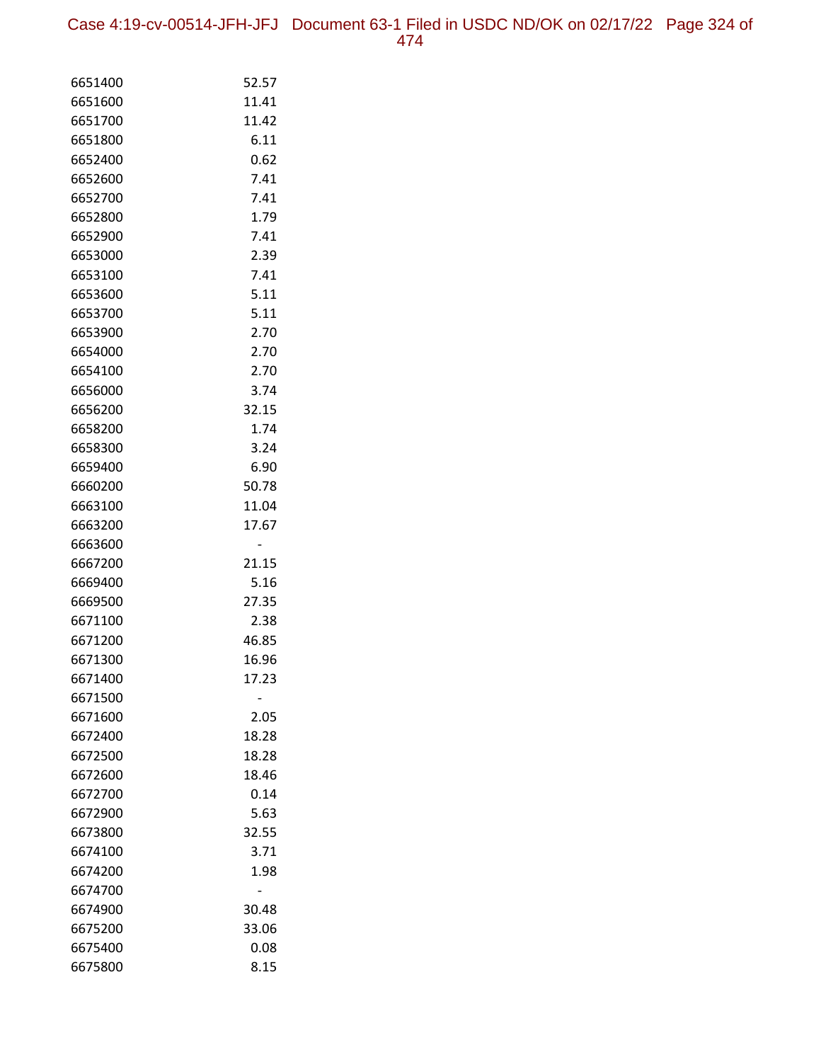| | |
|---|---|
| 6651400 | 52.57 |
| 6651600 | 11.41 |
| 6651700 | 11.42 |
| 6651800 | 6.11 |
| 6652400 | 0.62 |
| 6652600 | 7.41 |
| 6652700 | 7.41 |
| 6652800 | 1.79 |
| 6652900 | 7.41 |
| 6653000 | 2.39 |
| 6653100 | 7.41 |
| 6653600 | 5.11 |
| 6653700 | 5.11 |
| 6653900 | 2.70 |
| 6654000 | 2.70 |
| 6654100 | 2.70 |
| 6656000 | 3.74 |
| 6656200 | 32.15 |
| 6658200 | 1.74 |
| 6658300 | 3.24 |
| 6659400 | 6.90 |
| 6660200 | 50.78 |
| 6663100 | 11.04 |
| 6663200 | 17.67 |
| 6663600 | - |
| 6667200 | 21.15 |
| 6669400 | 5.16 |
| 6669500 | 27.35 |
| 6671100 | 2.38 |
| 6671200 | 46.85 |
| 6671300 | 16.96 |
| 6671400 | 17.23 |
| 6671500 | - |
| 6671600 | 2.05 |
| 6672400 | 18.28 |
| 6672500 | 18.28 |
| 6672600 | 18.46 |
| 6672700 | 0.14 |
| 6672900 | 5.63 |
| 6673800 | 32.55 |
| 6674100 | 3.71 |
| 6674200 | 1.98 |
| 6674700 | - |
| 6674900 | 30.48 |
| 6675200 | 33.06 |
| 6675400 | 0.08 |
| 6675800 | 8.15 |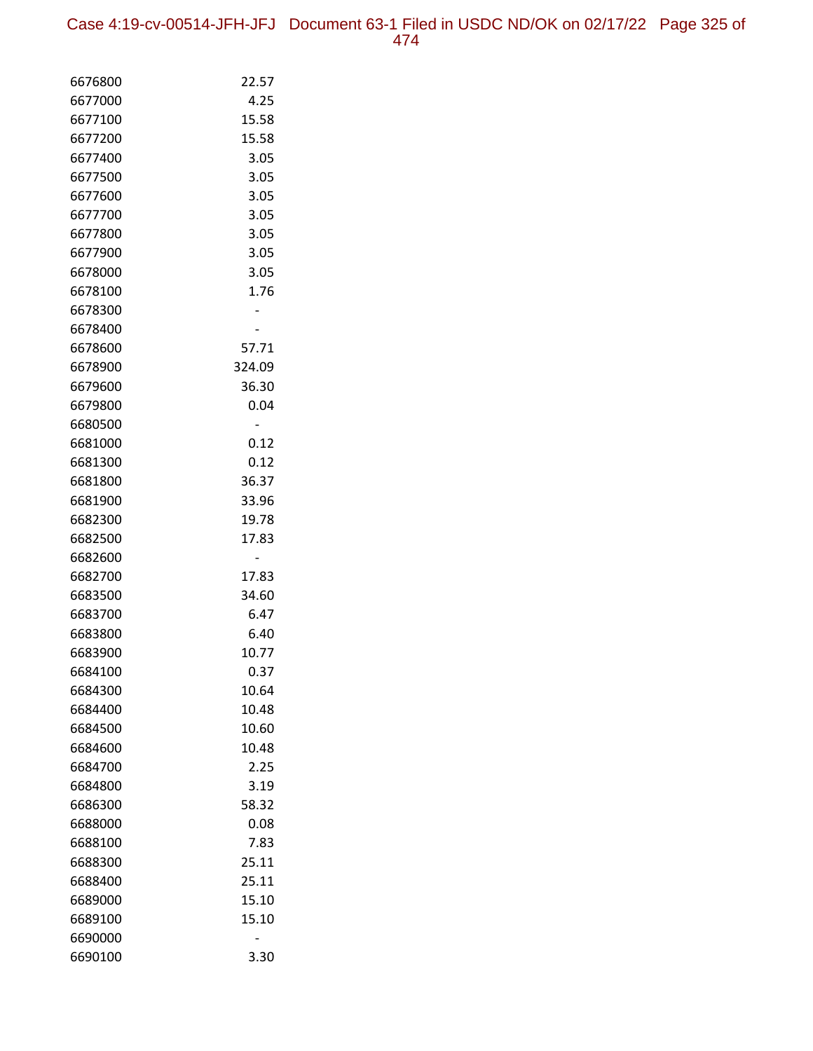| | |
|---|---|
| 6676800 | 22.57 |
| 6677000 | 4.25 |
| 6677100 | 15.58 |
| 6677200 | 15.58 |
| 6677400 | 3.05 |
| 6677500 | 3.05 |
| 6677600 | 3.05 |
| 6677700 | 3.05 |
| 6677800 | 3.05 |
| 6677900 | 3.05 |
| 6678000 | 3.05 |
| 6678100 | 1.76 |
| 6678300 | - |
| 6678400 | - |
| 6678600 | 57.71 |
| 6678900 | 324.09 |
| 6679600 | 36.30 |
| 6679800 | 0.04 |
| 6680500 | - |
| 6681000 | 0.12 |
| 6681300 | 0.12 |
| 6681800 | 36.37 |
| 6681900 | 33.96 |
| 6682300 | 19.78 |
| 6682500 | 17.83 |
| 6682600 | - |
| 6682700 | 17.83 |
| 6683500 | 34.60 |
| 6683700 | 6.47 |
| 6683800 | 6.40 |
| 6683900 | 10.77 |
| 6684100 | 0.37 |
| 6684300 | 10.64 |
| 6684400 | 10.48 |
| 6684500 | 10.60 |
| 6684600 | 10.48 |
| 6684700 | 2.25 |
| 6684800 | 3.19 |
| 6686300 | 58.32 |
| 6688000 | 0.08 |
| 6688100 | 7.83 |
| 6688300 | 25.11 |
| 6688400 | 25.11 |
| 6689000 | 15.10 |
| 6689100 | 15.10 |
| 6690000 | - |
| 6690100 | 3.30 |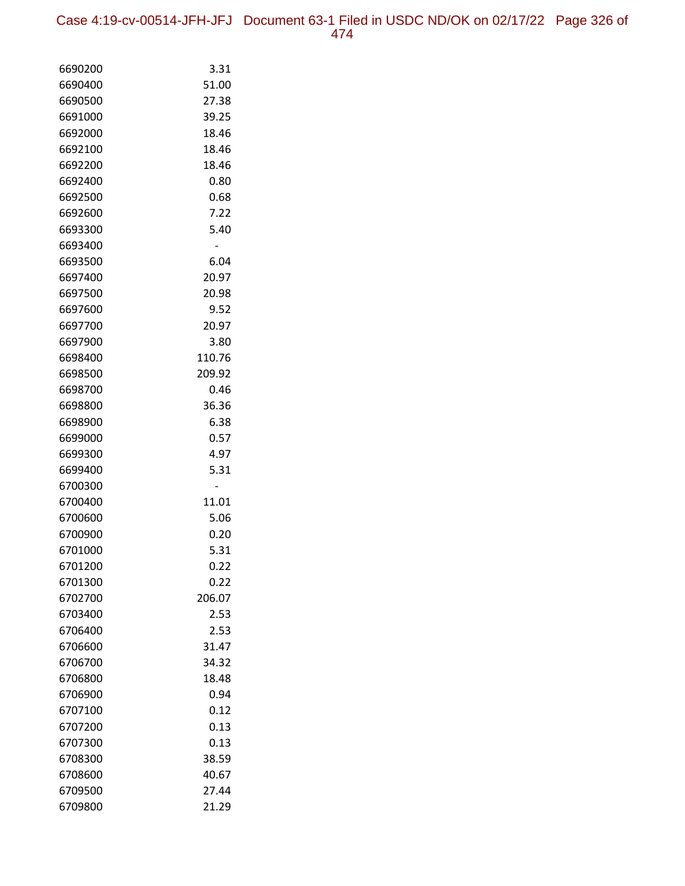| | |
|---|---|
| 6690200 | 3.31 |
| 6690400 | 51.00 |
| 6690500 | 27.38 |
| 6691000 | 39.25 |
| 6692000 | 18.46 |
| 6692100 | 18.46 |
| 6692200 | 18.46 |
| 6692400 | 0.80 |
| 6692500 | 0.68 |
| 6692600 | 7.22 |
| 6693300 | 5.40 |
| 6693400 | - |
| 6693500 | 6.04 |
| 6697400 | 20.97 |
| 6697500 | 20.98 |
| 6697600 | 9.52 |
| 6697700 | 20.97 |
| 6697900 | 3.80 |
| 6698400 | 110.76 |
| 6698500 | 209.92 |
| 6698700 | 0.46 |
| 6698800 | 36.36 |
| 6698900 | 6.38 |
| 6699000 | 0.57 |
| 6699300 | 4.97 |
| 6699400 | 5.31 |
| 6700300 | - |
| 6700400 | 11.01 |
| 6700600 | 5.06 |
| 6700900 | 0.20 |
| 6701000 | 5.31 |
| 6701200 | 0.22 |
| 6701300 | 0.22 |
| 6702700 | 206.07 |
| 6703400 | 2.53 |
| 6706400 | 2.53 |
| 6706600 | 31.47 |
| 6706700 | 34.32 |
| 6706800 | 18.48 |
| 6706900 | 0.94 |
| 6707100 | 0.12 |
| 6707200 | 0.13 |
| 6707300 | 0.13 |
| 6708300 | 38.59 |
| 6708600 | 40.67 |
| 6709500 | 27.44 |
| 6709800 | 21.29 |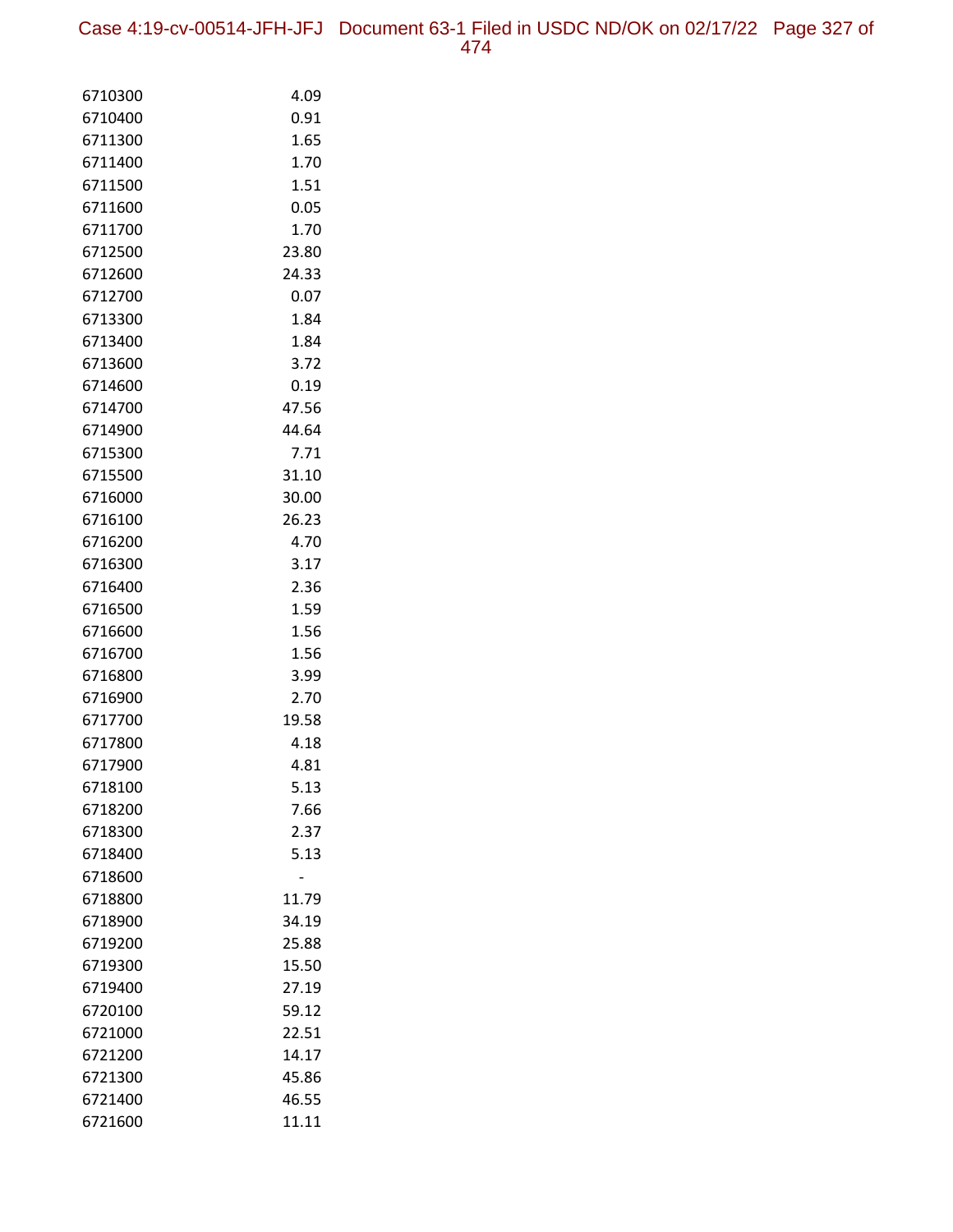| | |
|---|---|
| 6710300 | 4.09 |
| 6710400 | 0.91 |
| 6711300 | 1.65 |
| 6711400 | 1.70 |
| 6711500 | 1.51 |
| 6711600 | 0.05 |
| 6711700 | 1.70 |
| 6712500 | 23.80 |
| 6712600 | 24.33 |
| 6712700 | 0.07 |
| 6713300 | 1.84 |
| 6713400 | 1.84 |
| 6713600 | 3.72 |
| 6714600 | 0.19 |
| 6714700 | 47.56 |
| 6714900 | 44.64 |
| 6715300 | 7.71 |
| 6715500 | 31.10 |
| 6716000 | 30.00 |
| 6716100 | 26.23 |
| 6716200 | 4.70 |
| 6716300 | 3.17 |
| 6716400 | 2.36 |
| 6716500 | 1.59 |
| 6716600 | 1.56 |
| 6716700 | 1.56 |
| 6716800 | 3.99 |
| 6716900 | 2.70 |
| 6717700 | 19.58 |
| 6717800 | 4.18 |
| 6717900 | 4.81 |
| 6718100 | 5.13 |
| 6718200 | 7.66 |
| 6718300 | 2.37 |
| 6718400 | 5.13 |
| 6718600 | - |
| 6718800 | 11.79 |
| 6718900 | 34.19 |
| 6719200 | 25.88 |
| 6719300 | 15.50 |
| 6719400 | 27.19 |
| 6720100 | 59.12 |
| 6721000 | 22.51 |
| 6721200 | 14.17 |
| 6721300 | 45.86 |
| 6721400 | 46.55 |
| 6721600 | 11.11 |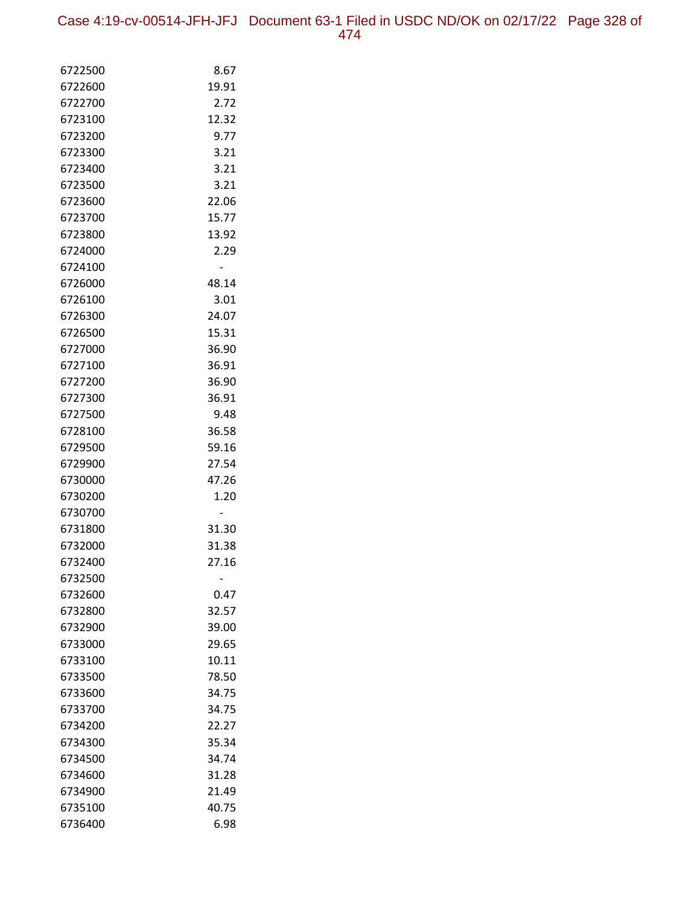| | |
|---|---|
| 6722500 | 8.67 |
| 6722600 | 19.91 |
| 6722700 | 2.72 |
| 6723100 | 12.32 |
| 6723200 | 9.77 |
| 6723300 | 3.21 |
| 6723400 | 3.21 |
| 6723500 | 3.21 |
| 6723600 | 22.06 |
| 6723700 | 15.77 |
| 6723800 | 13.92 |
| 6724000 | 2.29 |
| 6724100 | - |
| 6726000 | 48.14 |
| 6726100 | 3.01 |
| 6726300 | 24.07 |
| 6726500 | 15.31 |
| 6727000 | 36.90 |
| 6727100 | 36.91 |
| 6727200 | 36.90 |
| 6727300 | 36.91 |
| 6727500 | 9.48 |
| 6728100 | 36.58 |
| 6729500 | 59.16 |
| 6729900 | 27.54 |
| 6730000 | 47.26 |
| 6730200 | 1.20 |
| 6730700 | - |
| 6731800 | 31.30 |
| 6732000 | 31.38 |
| 6732400 | 27.16 |
| 6732500 | - |
| 6732600 | 0.47 |
| 6732800 | 32.57 |
| 6732900 | 39.00 |
| 6733000 | 29.65 |
| 6733100 | 10.11 |
| 6733500 | 78.50 |
| 6733600 | 34.75 |
| 6733700 | 34.75 |
| 6734200 | 22.27 |
| 6734300 | 35.34 |
| 6734500 | 34.74 |
| 6734600 | 31.28 |
| 6734900 | 21.49 |
| 6735100 | 40.75 |
| 6736400 | 6.98 |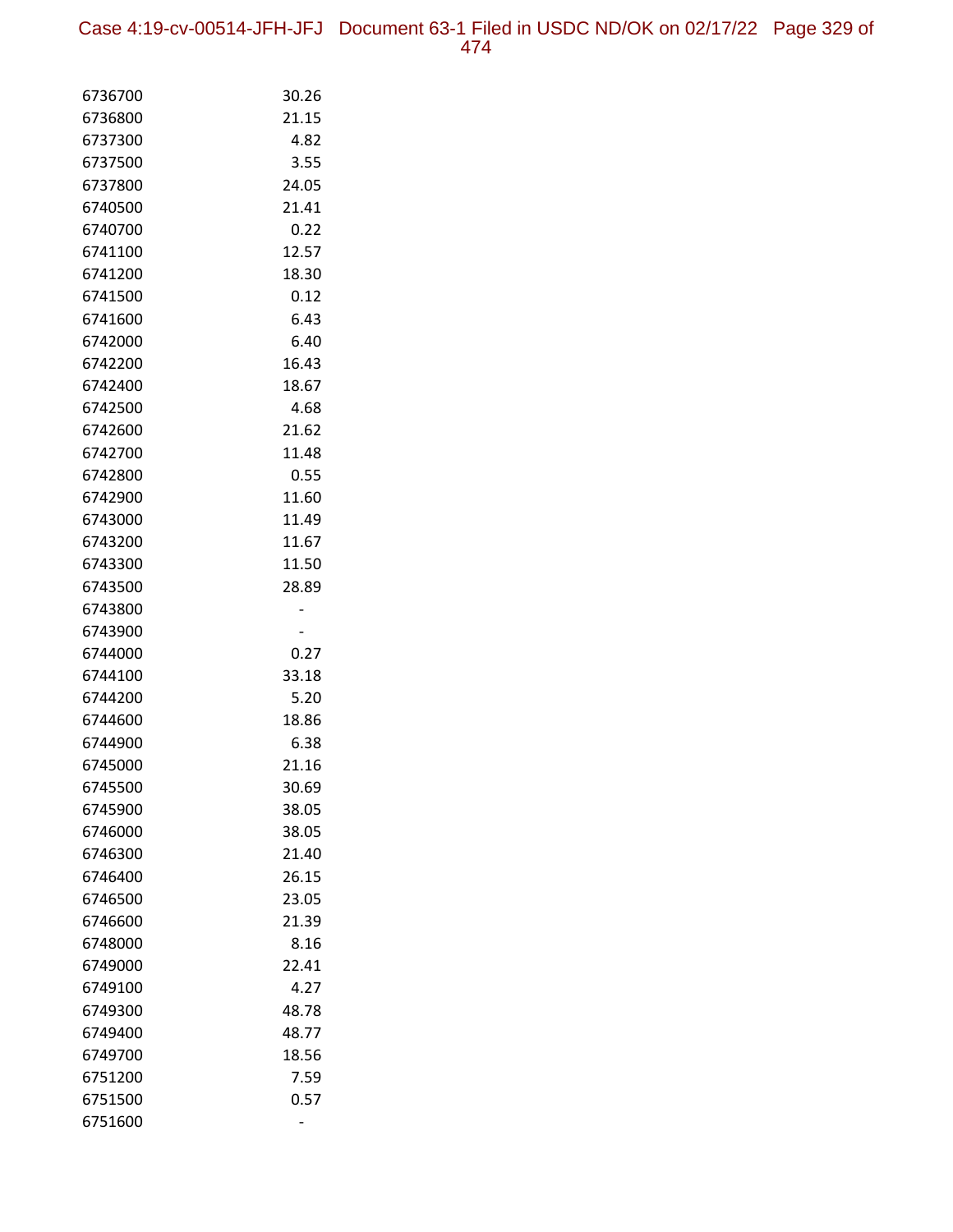| | |
|---|---|
| 6736700 | 30.26 |
| 6736800 | 21.15 |
| 6737300 | 4.82 |
| 6737500 | 3.55 |
| 6737800 | 24.05 |
| 6740500 | 21.41 |
| 6740700 | 0.22 |
| 6741100 | 12.57 |
| 6741200 | 18.30 |
| 6741500 | 0.12 |
| 6741600 | 6.43 |
| 6742000 | 6.40 |
| 6742200 | 16.43 |
| 6742400 | 18.67 |
| 6742500 | 4.68 |
| 6742600 | 21.62 |
| 6742700 | 11.48 |
| 6742800 | 0.55 |
| 6742900 | 11.60 |
| 6743000 | 11.49 |
| 6743200 | 11.67 |
| 6743300 | 11.50 |
| 6743500 | 28.89 |
| 6743800 | - |
| 6743900 | - |
| 6744000 | 0.27 |
| 6744100 | 33.18 |
| 6744200 | 5.20 |
| 6744600 | 18.86 |
| 6744900 | 6.38 |
| 6745000 | 21.16 |
| 6745500 | 30.69 |
| 6745900 | 38.05 |
| 6746000 | 38.05 |
| 6746300 | 21.40 |
| 6746400 | 26.15 |
| 6746500 | 23.05 |
| 6746600 | 21.39 |
| 6748000 | 8.16 |
| 6749000 | 22.41 |
| 6749100 | 4.27 |
| 6749300 | 48.78 |
| 6749400 | 48.77 |
| 6749700 | 18.56 |
| 6751200 | 7.59 |
| 6751500 | 0.57 |
| 6751600 | - |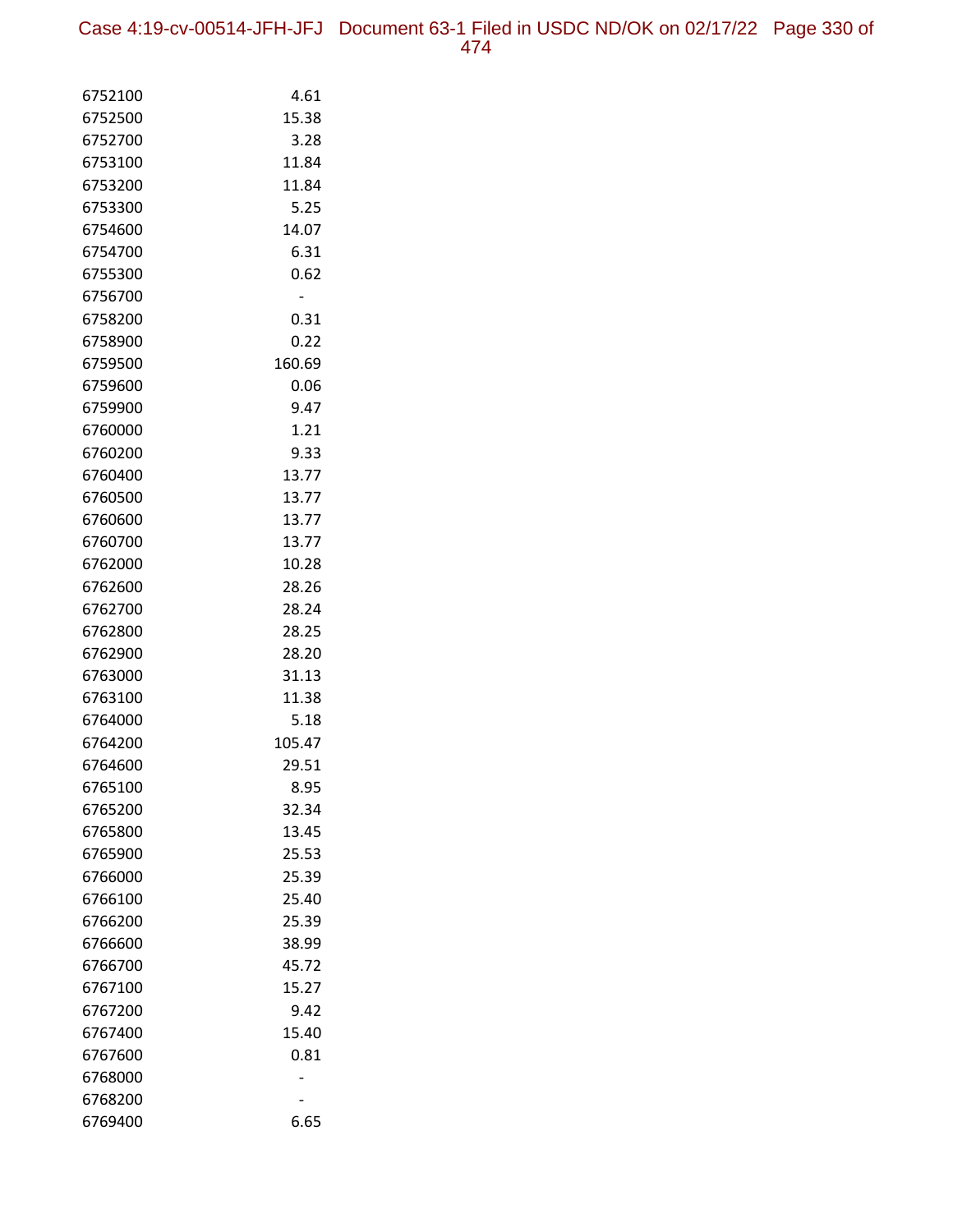| | |
|---|---|
| 6752100 | 4.61 |
| 6752500 | 15.38 |
| 6752700 | 3.28 |
| 6753100 | 11.84 |
| 6753200 | 11.84 |
| 6753300 | 5.25 |
| 6754600 | 14.07 |
| 6754700 | 6.31 |
| 6755300 | 0.62 |
| 6756700 | - |
| 6758200 | 0.31 |
| 6758900 | 0.22 |
| 6759500 | 160.69 |
| 6759600 | 0.06 |
| 6759900 | 9.47 |
| 6760000 | 1.21 |
| 6760200 | 9.33 |
| 6760400 | 13.77 |
| 6760500 | 13.77 |
| 6760600 | 13.77 |
| 6760700 | 13.77 |
| 6762000 | 10.28 |
| 6762600 | 28.26 |
| 6762700 | 28.24 |
| 6762800 | 28.25 |
| 6762900 | 28.20 |
| 6763000 | 31.13 |
| 6763100 | 11.38 |
| 6764000 | 5.18 |
| 6764200 | 105.47 |
| 6764600 | 29.51 |
| 6765100 | 8.95 |
| 6765200 | 32.34 |
| 6765800 | 13.45 |
| 6765900 | 25.53 |
| 6766000 | 25.39 |
| 6766100 | 25.40 |
| 6766200 | 25.39 |
| 6766600 | 38.99 |
| 6766700 | 45.72 |
| 6767100 | 15.27 |
| 6767200 | 9.42 |
| 6767400 | 15.40 |
| 6767600 | 0.81 |
| 6768000 | - |
| 6768200 | - |
| 6769400 | 6.65 |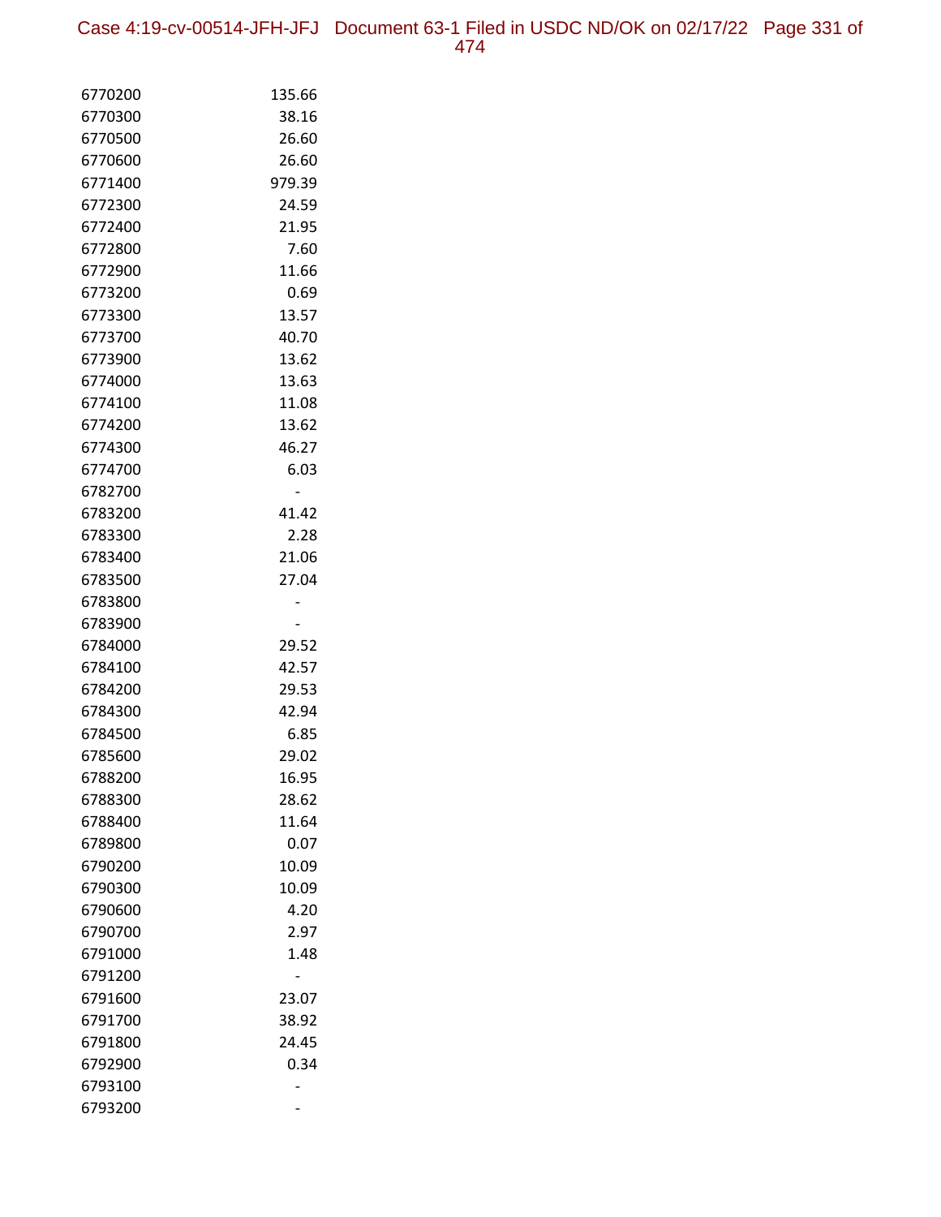| | |
|---|---|
| 6770200 | 135.66 |
| 6770300 | 38.16 |
| 6770500 | 26.60 |
| 6770600 | 26.60 |
| 6771400 | 979.39 |
| 6772300 | 24.59 |
| 6772400 | 21.95 |
| 6772800 | 7.60 |
| 6772900 | 11.66 |
| 6773200 | 0.69 |
| 6773300 | 13.57 |
| 6773700 | 40.70 |
| 6773900 | 13.62 |
| 6774000 | 13.63 |
| 6774100 | 11.08 |
| 6774200 | 13.62 |
| 6774300 | 46.27 |
| 6774700 | 6.03 |
| 6782700 | - |
| 6783200 | 41.42 |
| 6783300 | 2.28 |
| 6783400 | 21.06 |
| 6783500 | 27.04 |
| 6783800 | - |
| 6783900 | - |
| 6784000 | 29.52 |
| 6784100 | 42.57 |
| 6784200 | 29.53 |
| 6784300 | 42.94 |
| 6784500 | 6.85 |
| 6785600 | 29.02 |
| 6788200 | 16.95 |
| 6788300 | 28.62 |
| 6788400 | 11.64 |
| 6789800 | 0.07 |
| 6790200 | 10.09 |
| 6790300 | 10.09 |
| 6790600 | 4.20 |
| 6790700 | 2.97 |
| 6791000 | 1.48 |
| 6791200 | - |
| 6791600 | 23.07 |
| 6791700 | 38.92 |
| 6791800 | 24.45 |
| 6792900 | 0.34 |
| 6793100 | - |
| 6793200 | - |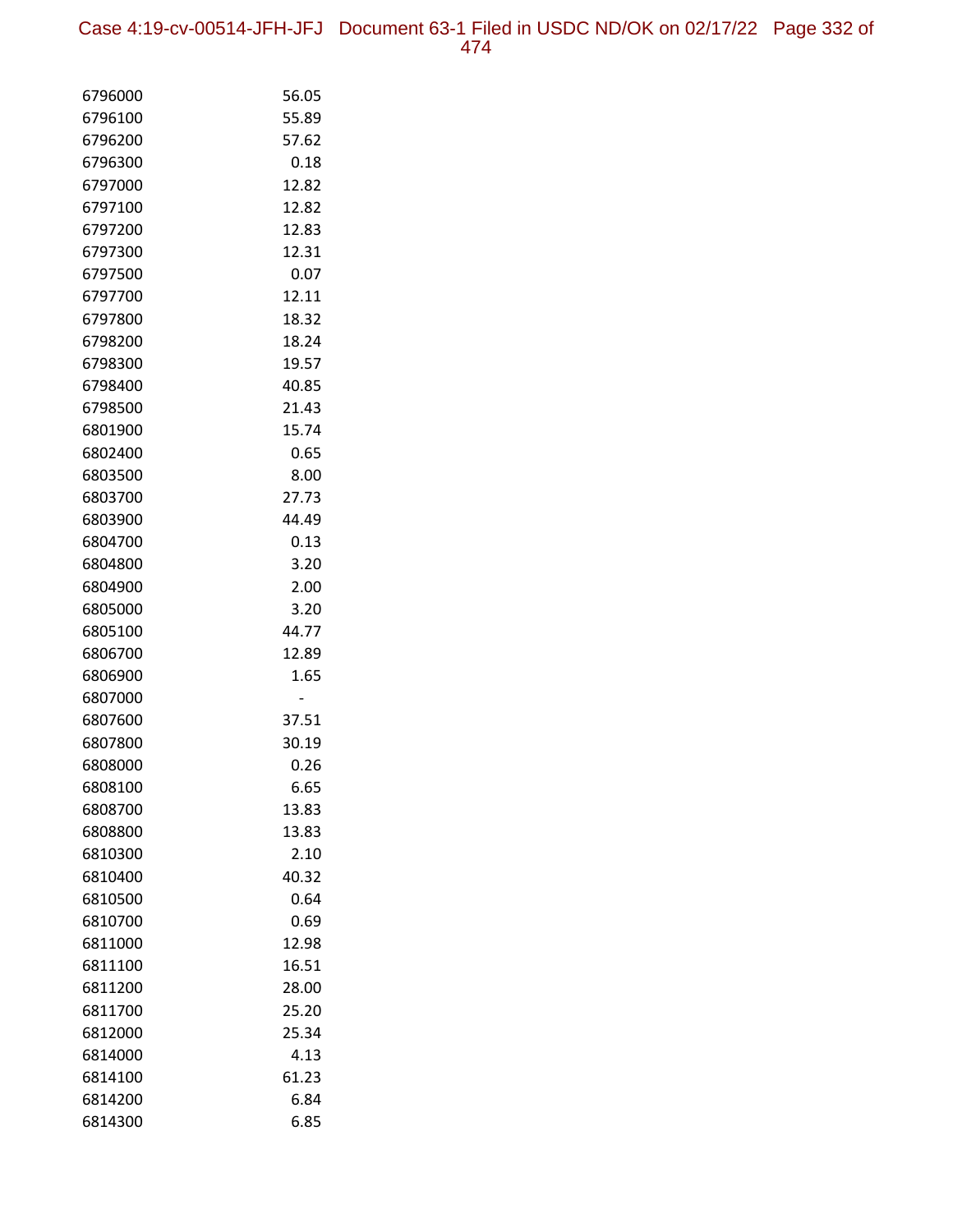| | |
|---|---|
| 6796000 | 56.05 |
| 6796100 | 55.89 |
| 6796200 | 57.62 |
| 6796300 | 0.18 |
| 6797000 | 12.82 |
| 6797100 | 12.82 |
| 6797200 | 12.83 |
| 6797300 | 12.31 |
| 6797500 | 0.07 |
| 6797700 | 12.11 |
| 6797800 | 18.32 |
| 6798200 | 18.24 |
| 6798300 | 19.57 |
| 6798400 | 40.85 |
| 6798500 | 21.43 |
| 6801900 | 15.74 |
| 6802400 | 0.65 |
| 6803500 | 8.00 |
| 6803700 | 27.73 |
| 6803900 | 44.49 |
| 6804700 | 0.13 |
| 6804800 | 3.20 |
| 6804900 | 2.00 |
| 6805000 | 3.20 |
| 6805100 | 44.77 |
| 6806700 | 12.89 |
| 6806900 | 1.65 |
| 6807000 | - |
| 6807600 | 37.51 |
| 6807800 | 30.19 |
| 6808000 | 0.26 |
| 6808100 | 6.65 |
| 6808700 | 13.83 |
| 6808800 | 13.83 |
| 6810300 | 2.10 |
| 6810400 | 40.32 |
| 6810500 | 0.64 |
| 6810700 | 0.69 |
| 6811000 | 12.98 |
| 6811100 | 16.51 |
| 6811200 | 28.00 |
| 6811700 | 25.20 |
| 6812000 | 25.34 |
| 6814000 | 4.13 |
| 6814100 | 61.23 |
| 6814200 | 6.84 |
| 6814300 | 6.85 |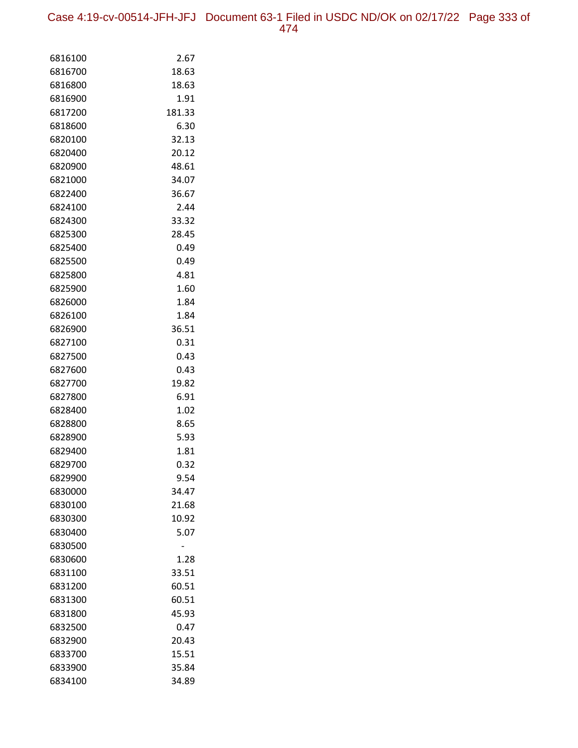| | |
|---|---|
| 6816100 | 2.67 |
| 6816700 | 18.63 |
| 6816800 | 18.63 |
| 6816900 | 1.91 |
| 6817200 | 181.33 |
| 6818600 | 6.30 |
| 6820100 | 32.13 |
| 6820400 | 20.12 |
| 6820900 | 48.61 |
| 6821000 | 34.07 |
| 6822400 | 36.67 |
| 6824100 | 2.44 |
| 6824300 | 33.32 |
| 6825300 | 28.45 |
| 6825400 | 0.49 |
| 6825500 | 0.49 |
| 6825800 | 4.81 |
| 6825900 | 1.60 |
| 6826000 | 1.84 |
| 6826100 | 1.84 |
| 6826900 | 36.51 |
| 6827100 | 0.31 |
| 6827500 | 0.43 |
| 6827600 | 0.43 |
| 6827700 | 19.82 |
| 6827800 | 6.91 |
| 6828400 | 1.02 |
| 6828800 | 8.65 |
| 6828900 | 5.93 |
| 6829400 | 1.81 |
| 6829700 | 0.32 |
| 6829900 | 9.54 |
| 6830000 | 34.47 |
| 6830100 | 21.68 |
| 6830300 | 10.92 |
| 6830400 | 5.07 |
| 6830500 | - |
| 6830600 | 1.28 |
| 6831100 | 33.51 |
| 6831200 | 60.51 |
| 6831300 | 60.51 |
| 6831800 | 45.93 |
| 6832500 | 0.47 |
| 6832900 | 20.43 |
| 6833700 | 15.51 |
| 6833900 | 35.84 |
| 6834100 | 34.89 |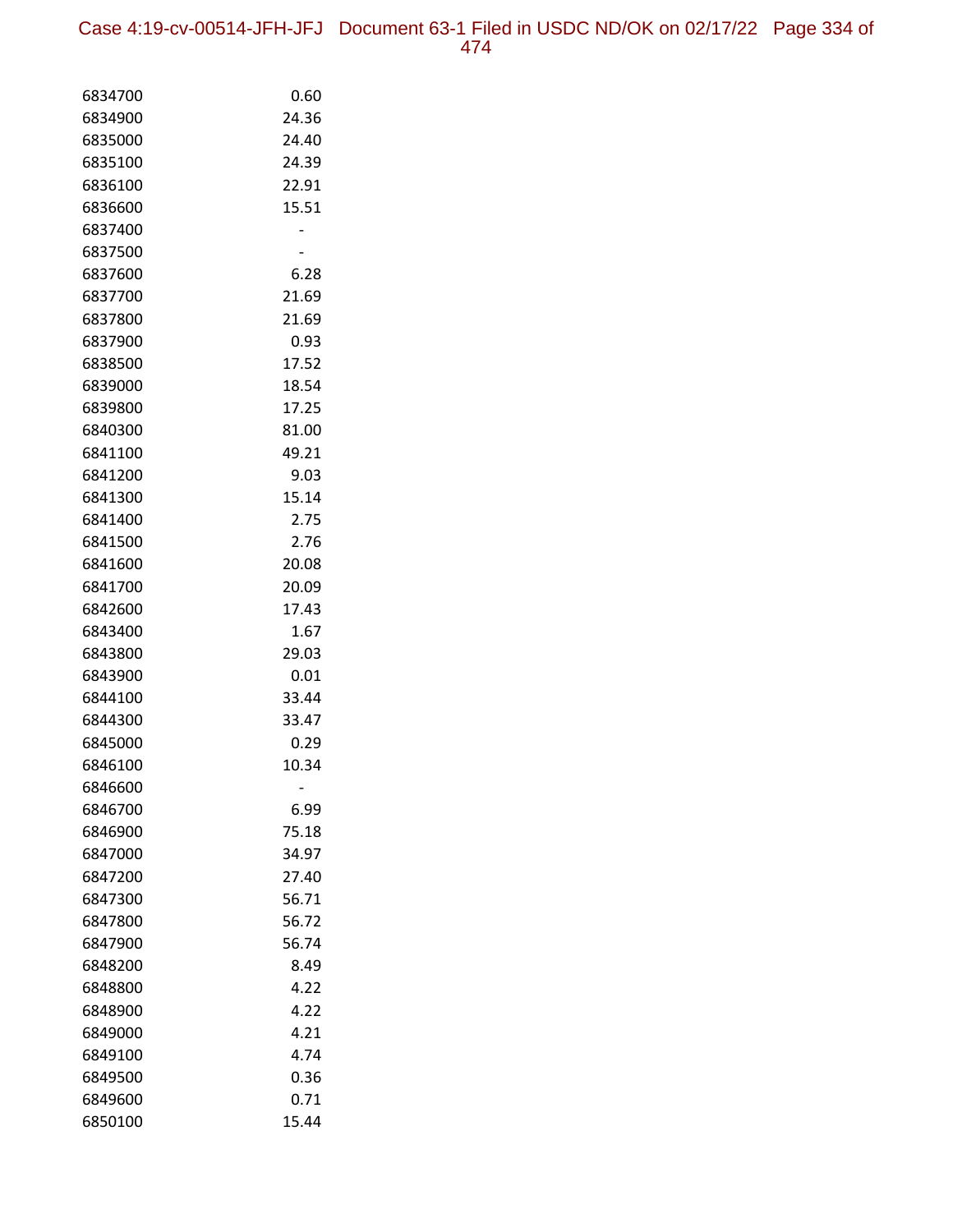| | |
|---|---|
| 6834700 | 0.60 |
| 6834900 | 24.36 |
| 6835000 | 24.40 |
| 6835100 | 24.39 |
| 6836100 | 22.91 |
| 6836600 | 15.51 |
| 6837400 | - |
| 6837500 | - |
| 6837600 | 6.28 |
| 6837700 | 21.69 |
| 6837800 | 21.69 |
| 6837900 | 0.93 |
| 6838500 | 17.52 |
| 6839000 | 18.54 |
| 6839800 | 17.25 |
| 6840300 | 81.00 |
| 6841100 | 49.21 |
| 6841200 | 9.03 |
| 6841300 | 15.14 |
| 6841400 | 2.75 |
| 6841500 | 2.76 |
| 6841600 | 20.08 |
| 6841700 | 20.09 |
| 6842600 | 17.43 |
| 6843400 | 1.67 |
| 6843800 | 29.03 |
| 6843900 | 0.01 |
| 6844100 | 33.44 |
| 6844300 | 33.47 |
| 6845000 | 0.29 |
| 6846100 | 10.34 |
| 6846600 | - |
| 6846700 | 6.99 |
| 6846900 | 75.18 |
| 6847000 | 34.97 |
| 6847200 | 27.40 |
| 6847300 | 56.71 |
| 6847800 | 56.72 |
| 6847900 | 56.74 |
| 6848200 | 8.49 |
| 6848800 | 4.22 |
| 6848900 | 4.22 |
| 6849000 | 4.21 |
| 6849100 | 4.74 |
| 6849500 | 0.36 |
| 6849600 | 0.71 |
| 6850100 | 15.44 |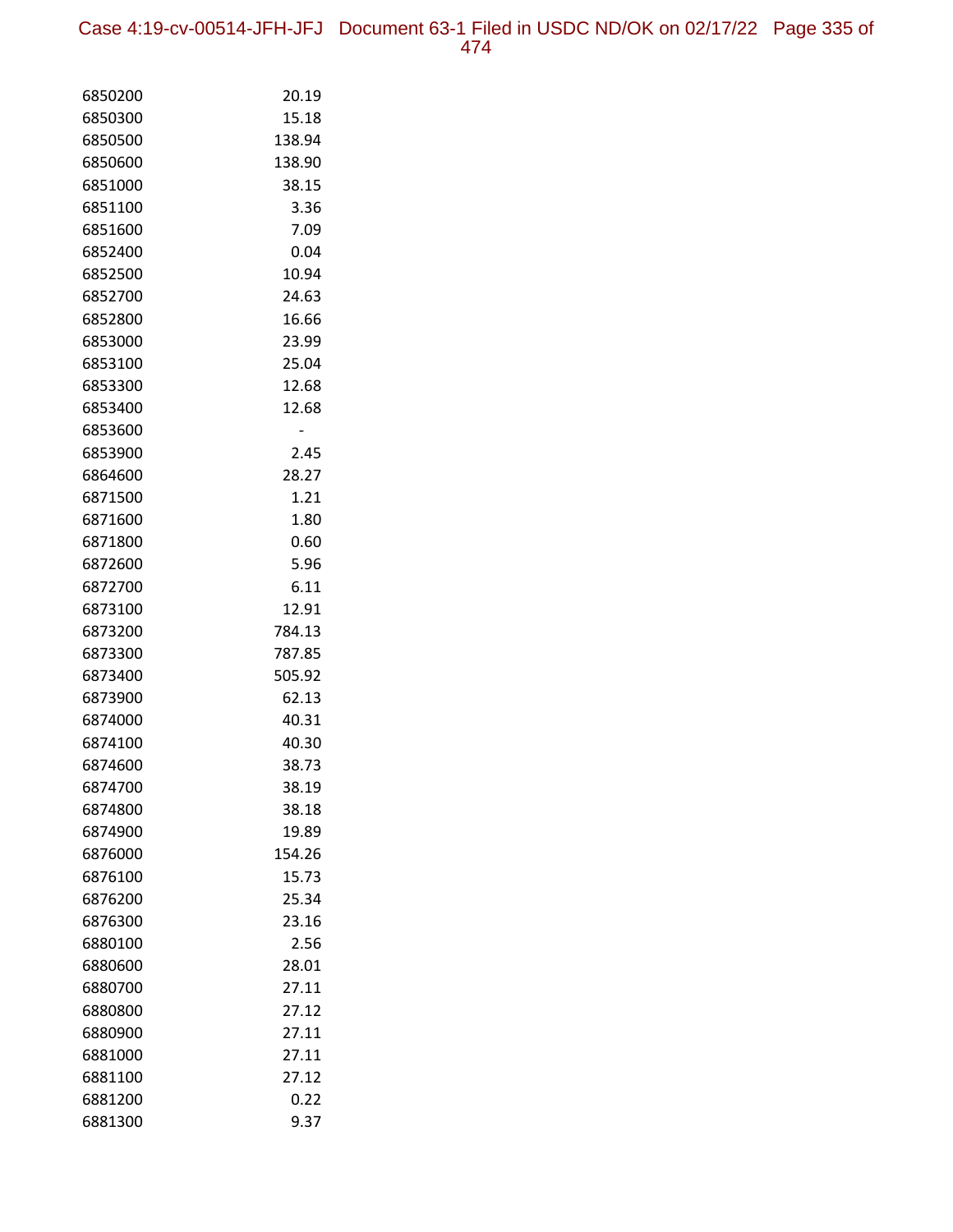| | |
|---|---|
| 6850200 | 20.19 |
| 6850300 | 15.18 |
| 6850500 | 138.94 |
| 6850600 | 138.90 |
| 6851000 | 38.15 |
| 6851100 | 3.36 |
| 6851600 | 7.09 |
| 6852400 | 0.04 |
| 6852500 | 10.94 |
| 6852700 | 24.63 |
| 6852800 | 16.66 |
| 6853000 | 23.99 |
| 6853100 | 25.04 |
| 6853300 | 12.68 |
| 6853400 | 12.68 |
| 6853600 | - |
| 6853900 | 2.45 |
| 6864600 | 28.27 |
| 6871500 | 1.21 |
| 6871600 | 1.80 |
| 6871800 | 0.60 |
| 6872600 | 5.96 |
| 6872700 | 6.11 |
| 6873100 | 12.91 |
| 6873200 | 784.13 |
| 6873300 | 787.85 |
| 6873400 | 505.92 |
| 6873900 | 62.13 |
| 6874000 | 40.31 |
| 6874100 | 40.30 |
| 6874600 | 38.73 |
| 6874700 | 38.19 |
| 6874800 | 38.18 |
| 6874900 | 19.89 |
| 6876000 | 154.26 |
| 6876100 | 15.73 |
| 6876200 | 25.34 |
| 6876300 | 23.16 |
| 6880100 | 2.56 |
| 6880600 | 28.01 |
| 6880700 | 27.11 |
| 6880800 | 27.12 |
| 6880900 | 27.11 |
| 6881000 | 27.11 |
| 6881100 | 27.12 |
| 6881200 | 0.22 |
| 6881300 | 9.37 |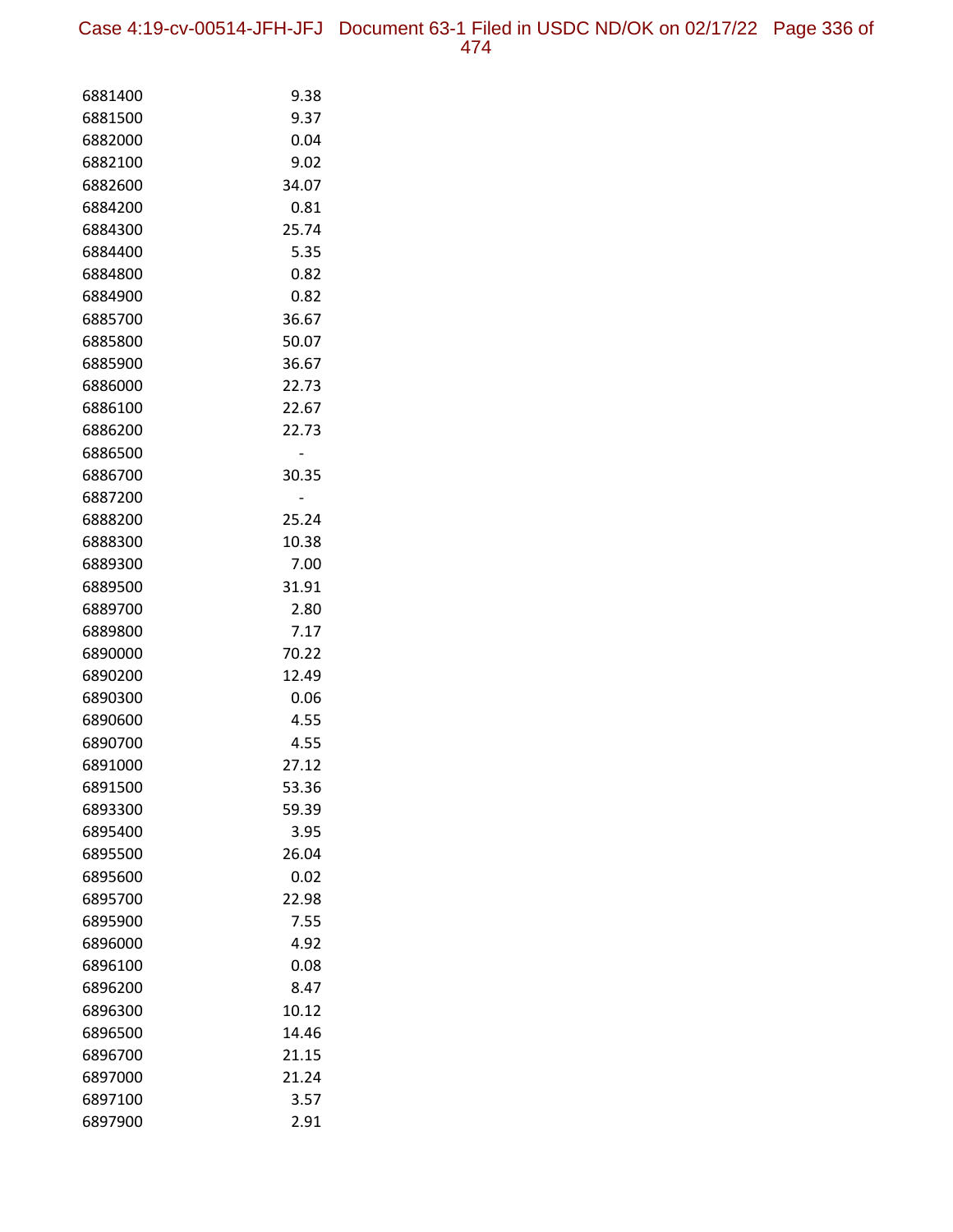| | |
|---|---|
| 6881400 | 9.38 |
| 6881500 | 9.37 |
| 6882000 | 0.04 |
| 6882100 | 9.02 |
| 6882600 | 34.07 |
| 6884200 | 0.81 |
| 6884300 | 25.74 |
| 6884400 | 5.35 |
| 6884800 | 0.82 |
| 6884900 | 0.82 |
| 6885700 | 36.67 |
| 6885800 | 50.07 |
| 6885900 | 36.67 |
| 6886000 | 22.73 |
| 6886100 | 22.67 |
| 6886200 | 22.73 |
| 6886500 | - |
| 6886700 | 30.35 |
| 6887200 | - |
| 6888200 | 25.24 |
| 6888300 | 10.38 |
| 6889300 | 7.00 |
| 6889500 | 31.91 |
| 6889700 | 2.80 |
| 6889800 | 7.17 |
| 6890000 | 70.22 |
| 6890200 | 12.49 |
| 6890300 | 0.06 |
| 6890600 | 4.55 |
| 6890700 | 4.55 |
| 6891000 | 27.12 |
| 6891500 | 53.36 |
| 6893300 | 59.39 |
| 6895400 | 3.95 |
| 6895500 | 26.04 |
| 6895600 | 0.02 |
| 6895700 | 22.98 |
| 6895900 | 7.55 |
| 6896000 | 4.92 |
| 6896100 | 0.08 |
| 6896200 | 8.47 |
| 6896300 | 10.12 |
| 6896500 | 14.46 |
| 6896700 | 21.15 |
| 6897000 | 21.24 |
| 6897100 | 3.57 |
| 6897900 | 2.91 |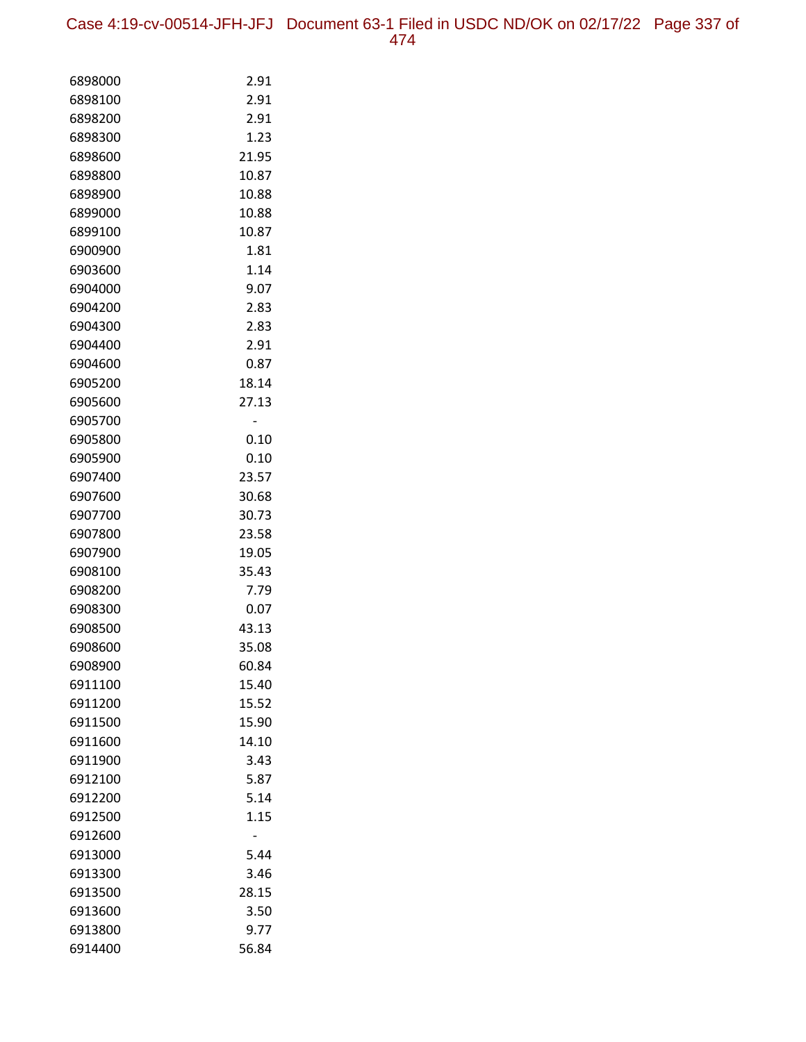| | |
|---|---|
| 6898000 | 2.91 |
| 6898100 | 2.91 |
| 6898200 | 2.91 |
| 6898300 | 1.23 |
| 6898600 | 21.95 |
| 6898800 | 10.87 |
| 6898900 | 10.88 |
| 6899000 | 10.88 |
| 6899100 | 10.87 |
| 6900900 | 1.81 |
| 6903600 | 1.14 |
| 6904000 | 9.07 |
| 6904200 | 2.83 |
| 6904300 | 2.83 |
| 6904400 | 2.91 |
| 6904600 | 0.87 |
| 6905200 | 18.14 |
| 6905600 | 27.13 |
| 6905700 | - |
| 6905800 | 0.10 |
| 6905900 | 0.10 |
| 6907400 | 23.57 |
| 6907600 | 30.68 |
| 6907700 | 30.73 |
| 6907800 | 23.58 |
| 6907900 | 19.05 |
| 6908100 | 35.43 |
| 6908200 | 7.79 |
| 6908300 | 0.07 |
| 6908500 | 43.13 |
| 6908600 | 35.08 |
| 6908900 | 60.84 |
| 6911100 | 15.40 |
| 6911200 | 15.52 |
| 6911500 | 15.90 |
| 6911600 | 14.10 |
| 6911900 | 3.43 |
| 6912100 | 5.87 |
| 6912200 | 5.14 |
| 6912500 | 1.15 |
| 6912600 | - |
| 6913000 | 5.44 |
| 6913300 | 3.46 |
| 6913500 | 28.15 |
| 6913600 | 3.50 |
| 6913800 | 9.77 |
| 6914400 | 56.84 |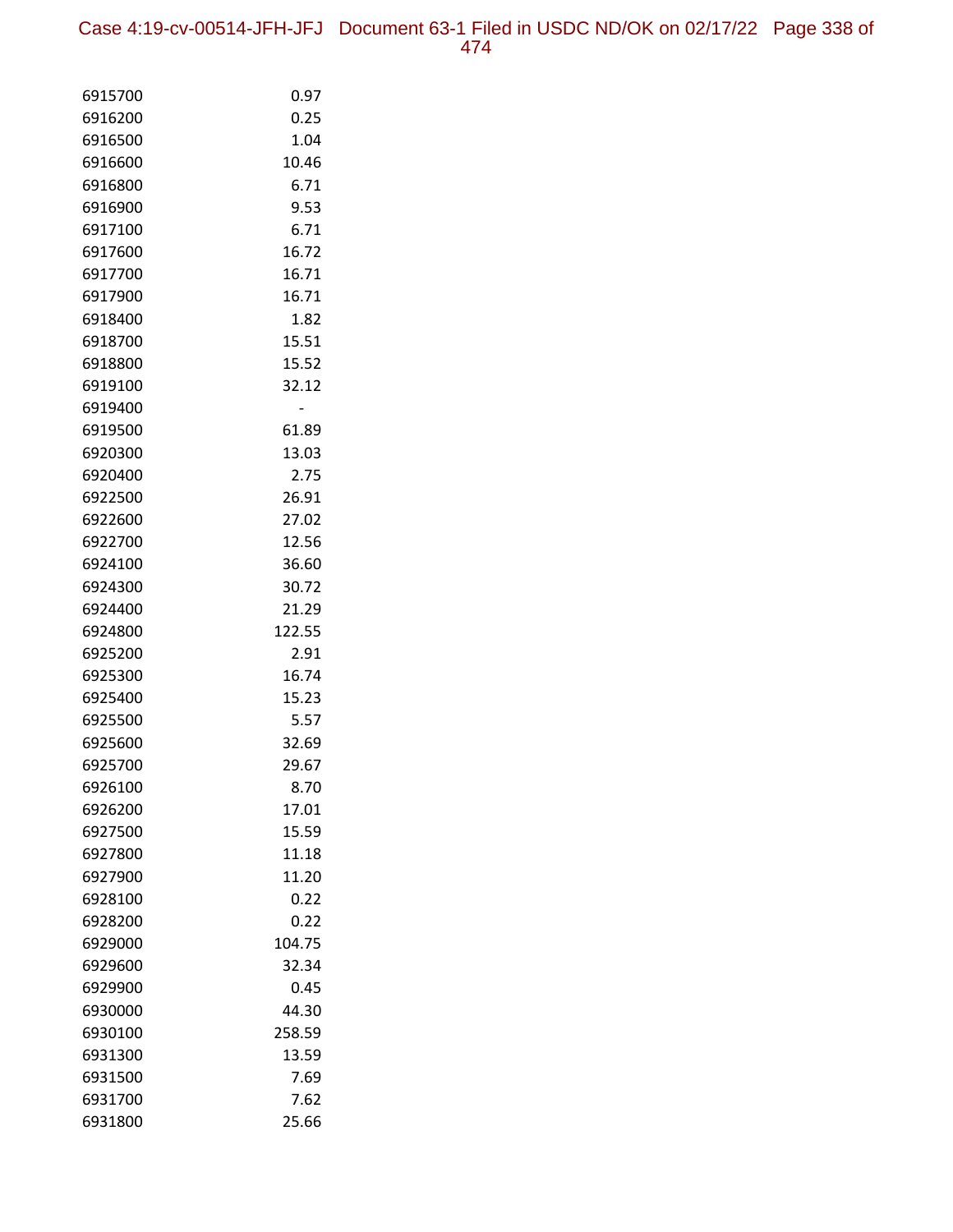| | |
|---|---|
| 6915700 | 0.97 |
| 6916200 | 0.25 |
| 6916500 | 1.04 |
| 6916600 | 10.46 |
| 6916800 | 6.71 |
| 6916900 | 9.53 |
| 6917100 | 6.71 |
| 6917600 | 16.72 |
| 6917700 | 16.71 |
| 6917900 | 16.71 |
| 6918400 | 1.82 |
| 6918700 | 15.51 |
| 6918800 | 15.52 |
| 6919100 | 32.12 |
| 6919400 | - |
| 6919500 | 61.89 |
| 6920300 | 13.03 |
| 6920400 | 2.75 |
| 6922500 | 26.91 |
| 6922600 | 27.02 |
| 6922700 | 12.56 |
| 6924100 | 36.60 |
| 6924300 | 30.72 |
| 6924400 | 21.29 |
| 6924800 | 122.55 |
| 6925200 | 2.91 |
| 6925300 | 16.74 |
| 6925400 | 15.23 |
| 6925500 | 5.57 |
| 6925600 | 32.69 |
| 6925700 | 29.67 |
| 6926100 | 8.70 |
| 6926200 | 17.01 |
| 6927500 | 15.59 |
| 6927800 | 11.18 |
| 6927900 | 11.20 |
| 6928100 | 0.22 |
| 6928200 | 0.22 |
| 6929000 | 104.75 |
| 6929600 | 32.34 |
| 6929900 | 0.45 |
| 6930000 | 44.30 |
| 6930100 | 258.59 |
| 6931300 | 13.59 |
| 6931500 | 7.69 |
| 6931700 | 7.62 |
| 6931800 | 25.66 |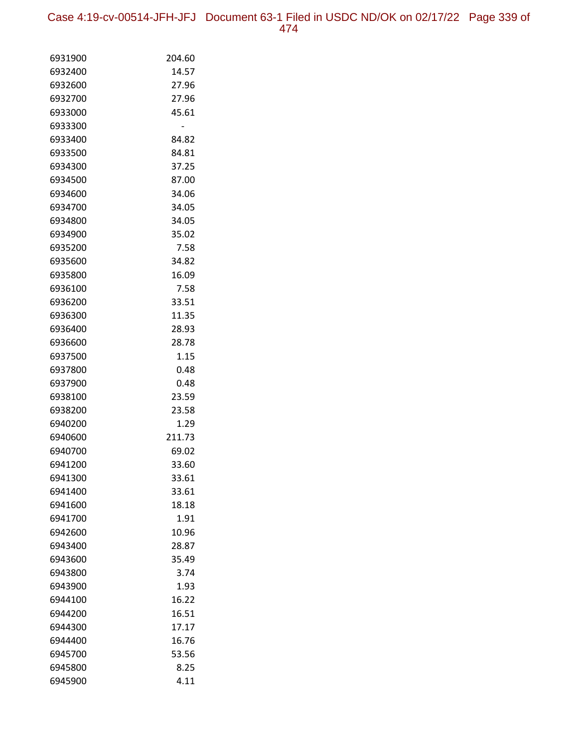| | |
|---|---|
| 6931900 | 204.60 |
| 6932400 | 14.57 |
| 6932600 | 27.96 |
| 6932700 | 27.96 |
| 6933000 | 45.61 |
| 6933300 | - |
| 6933400 | 84.82 |
| 6933500 | 84.81 |
| 6934300 | 37.25 |
| 6934500 | 87.00 |
| 6934600 | 34.06 |
| 6934700 | 34.05 |
| 6934800 | 34.05 |
| 6934900 | 35.02 |
| 6935200 | 7.58 |
| 6935600 | 34.82 |
| 6935800 | 16.09 |
| 6936100 | 7.58 |
| 6936200 | 33.51 |
| 6936300 | 11.35 |
| 6936400 | 28.93 |
| 6936600 | 28.78 |
| 6937500 | 1.15 |
| 6937800 | 0.48 |
| 6937900 | 0.48 |
| 6938100 | 23.59 |
| 6938200 | 23.58 |
| 6940200 | 1.29 |
| 6940600 | 211.73 |
| 6940700 | 69.02 |
| 6941200 | 33.60 |
| 6941300 | 33.61 |
| 6941400 | 33.61 |
| 6941600 | 18.18 |
| 6941700 | 1.91 |
| 6942600 | 10.96 |
| 6943400 | 28.87 |
| 6943600 | 35.49 |
| 6943800 | 3.74 |
| 6943900 | 1.93 |
| 6944100 | 16.22 |
| 6944200 | 16.51 |
| 6944300 | 17.17 |
| 6944400 | 16.76 |
| 6945700 | 53.56 |
| 6945800 | 8.25 |
| 6945900 | 4.11 |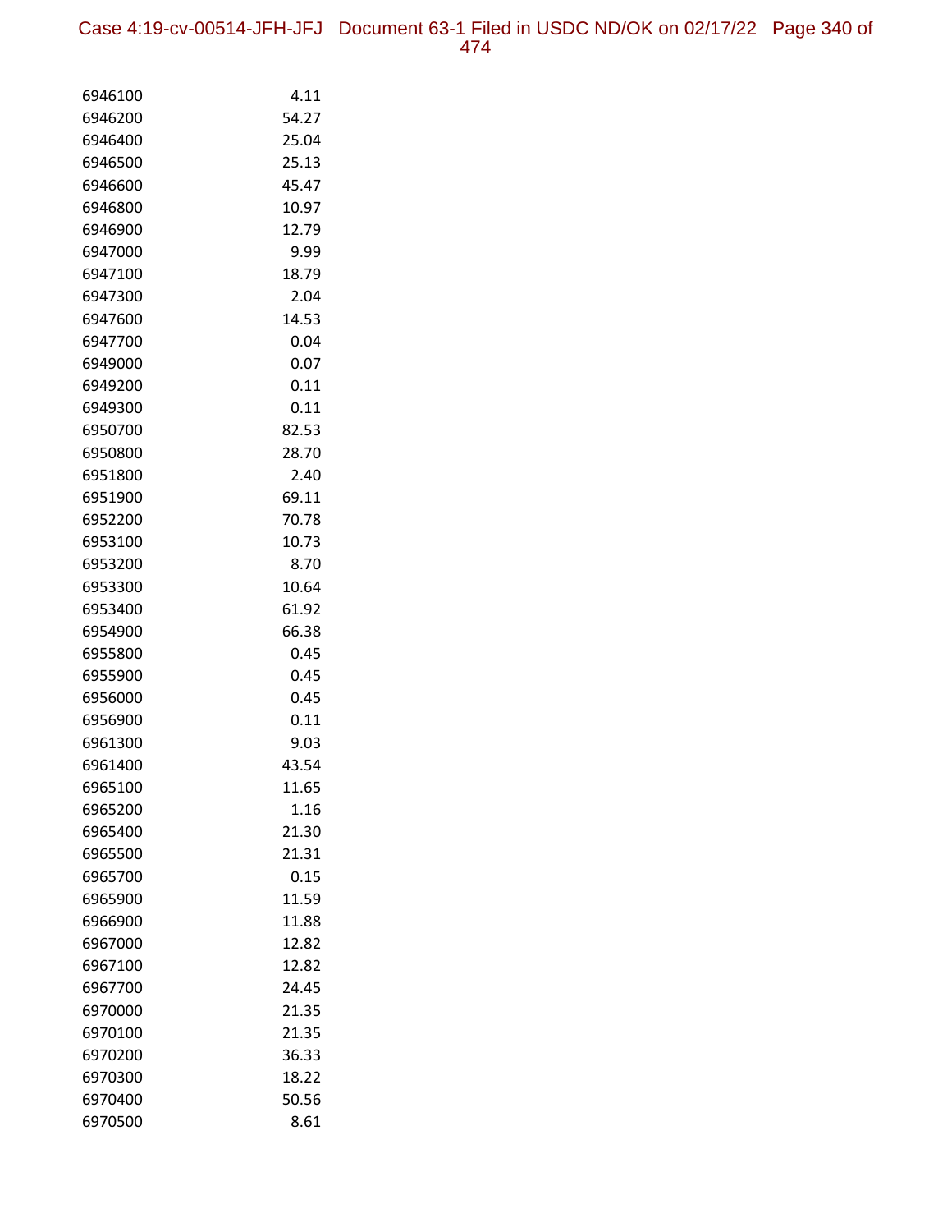| | |
|---|---|
| 6946100 | 4.11 |
| 6946200 | 54.27 |
| 6946400 | 25.04 |
| 6946500 | 25.13 |
| 6946600 | 45.47 |
| 6946800 | 10.97 |
| 6946900 | 12.79 |
| 6947000 | 9.99 |
| 6947100 | 18.79 |
| 6947300 | 2.04 |
| 6947600 | 14.53 |
| 6947700 | 0.04 |
| 6949000 | 0.07 |
| 6949200 | 0.11 |
| 6949300 | 0.11 |
| 6950700 | 82.53 |
| 6950800 | 28.70 |
| 6951800 | 2.40 |
| 6951900 | 69.11 |
| 6952200 | 70.78 |
| 6953100 | 10.73 |
| 6953200 | 8.70 |
| 6953300 | 10.64 |
| 6953400 | 61.92 |
| 6954900 | 66.38 |
| 6955800 | 0.45 |
| 6955900 | 0.45 |
| 6956000 | 0.45 |
| 6956900 | 0.11 |
| 6961300 | 9.03 |
| 6961400 | 43.54 |
| 6965100 | 11.65 |
| 6965200 | 1.16 |
| 6965400 | 21.30 |
| 6965500 | 21.31 |
| 6965700 | 0.15 |
| 6965900 | 11.59 |
| 6966900 | 11.88 |
| 6967000 | 12.82 |
| 6967100 | 12.82 |
| 6967700 | 24.45 |
| 6970000 | 21.35 |
| 6970100 | 21.35 |
| 6970200 | 36.33 |
| 6970300 | 18.22 |
| 6970400 | 50.56 |
| 6970500 | 8.61 |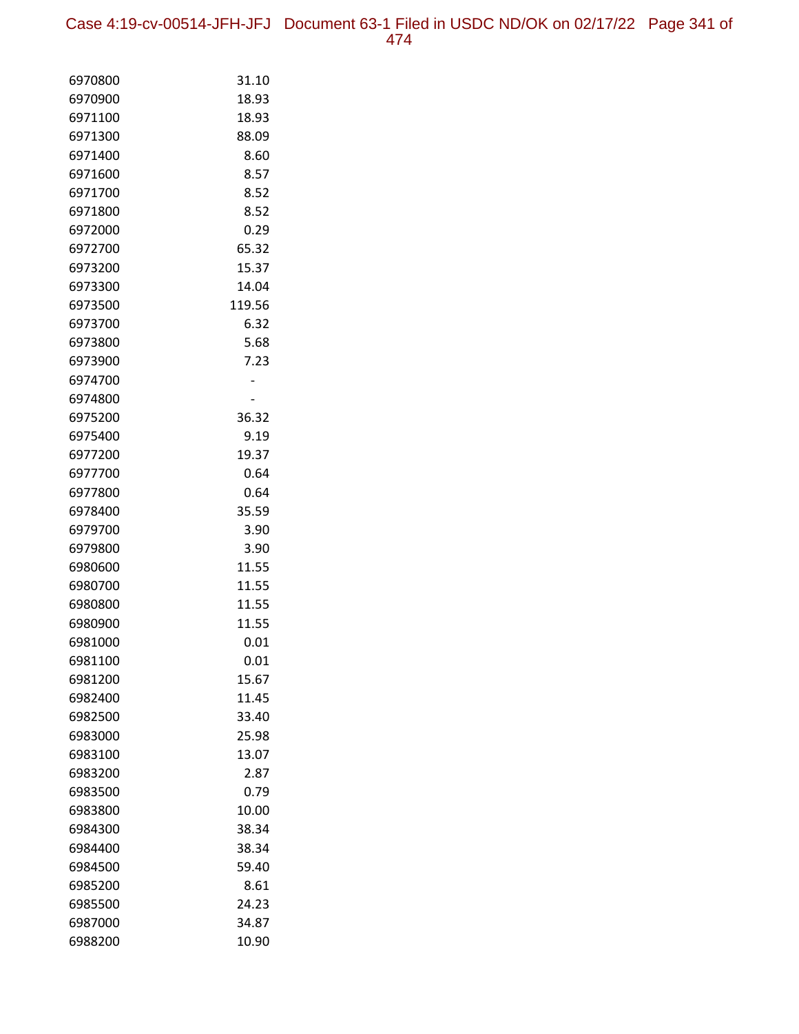| | |
|---|---|
| 6970800 | 31.10 |
| 6970900 | 18.93 |
| 6971100 | 18.93 |
| 6971300 | 88.09 |
| 6971400 | 8.60 |
| 6971600 | 8.57 |
| 6971700 | 8.52 |
| 6971800 | 8.52 |
| 6972000 | 0.29 |
| 6972700 | 65.32 |
| 6973200 | 15.37 |
| 6973300 | 14.04 |
| 6973500 | 119.56 |
| 6973700 | 6.32 |
| 6973800 | 5.68 |
| 6973900 | 7.23 |
| 6974700 | - |
| 6974800 | - |
| 6975200 | 36.32 |
| 6975400 | 9.19 |
| 6977200 | 19.37 |
| 6977700 | 0.64 |
| 6977800 | 0.64 |
| 6978400 | 35.59 |
| 6979700 | 3.90 |
| 6979800 | 3.90 |
| 6980600 | 11.55 |
| 6980700 | 11.55 |
| 6980800 | 11.55 |
| 6980900 | 11.55 |
| 6981000 | 0.01 |
| 6981100 | 0.01 |
| 6981200 | 15.67 |
| 6982400 | 11.45 |
| 6982500 | 33.40 |
| 6983000 | 25.98 |
| 6983100 | 13.07 |
| 6983200 | 2.87 |
| 6983500 | 0.79 |
| 6983800 | 10.00 |
| 6984300 | 38.34 |
| 6984400 | 38.34 |
| 6984500 | 59.40 |
| 6985200 | 8.61 |
| 6985500 | 24.23 |
| 6987000 | 34.87 |
| 6988200 | 10.90 |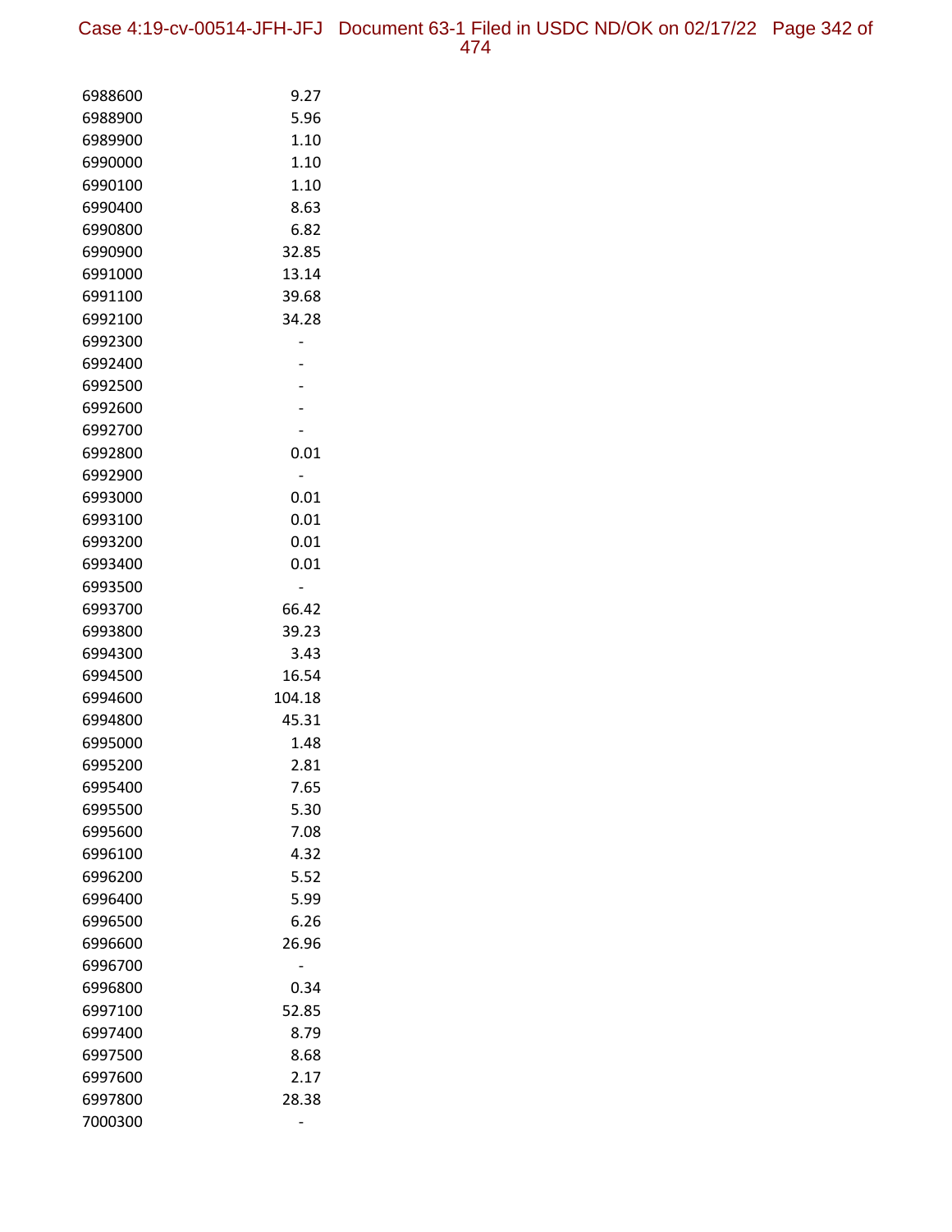| | |
|---|---|
| 6988600 | 9.27 |
| 6988900 | 5.96 |
| 6989900 | 1.10 |
| 6990000 | 1.10 |
| 6990100 | 1.10 |
| 6990400 | 8.63 |
| 6990800 | 6.82 |
| 6990900 | 32.85 |
| 6991000 | 13.14 |
| 6991100 | 39.68 |
| 6992100 | 34.28 |
| 6992300 | - |
| 6992400 | - |
| 6992500 | - |
| 6992600 | - |
| 6992700 | - |
| 6992800 | 0.01 |
| 6992900 | - |
| 6993000 | 0.01 |
| 6993100 | 0.01 |
| 6993200 | 0.01 |
| 6993400 | 0.01 |
| 6993500 | - |
| 6993700 | 66.42 |
| 6993800 | 39.23 |
| 6994300 | 3.43 |
| 6994500 | 16.54 |
| 6994600 | 104.18 |
| 6994800 | 45.31 |
| 6995000 | 1.48 |
| 6995200 | 2.81 |
| 6995400 | 7.65 |
| 6995500 | 5.30 |
| 6995600 | 7.08 |
| 6996100 | 4.32 |
| 6996200 | 5.52 |
| 6996400 | 5.99 |
| 6996500 | 6.26 |
| 6996600 | 26.96 |
| 6996700 | - |
| 6996800 | 0.34 |
| 6997100 | 52.85 |
| 6997400 | 8.79 |
| 6997500 | 8.68 |
| 6997600 | 2.17 |
| 6997800 | 28.38 |
| 7000300 | - |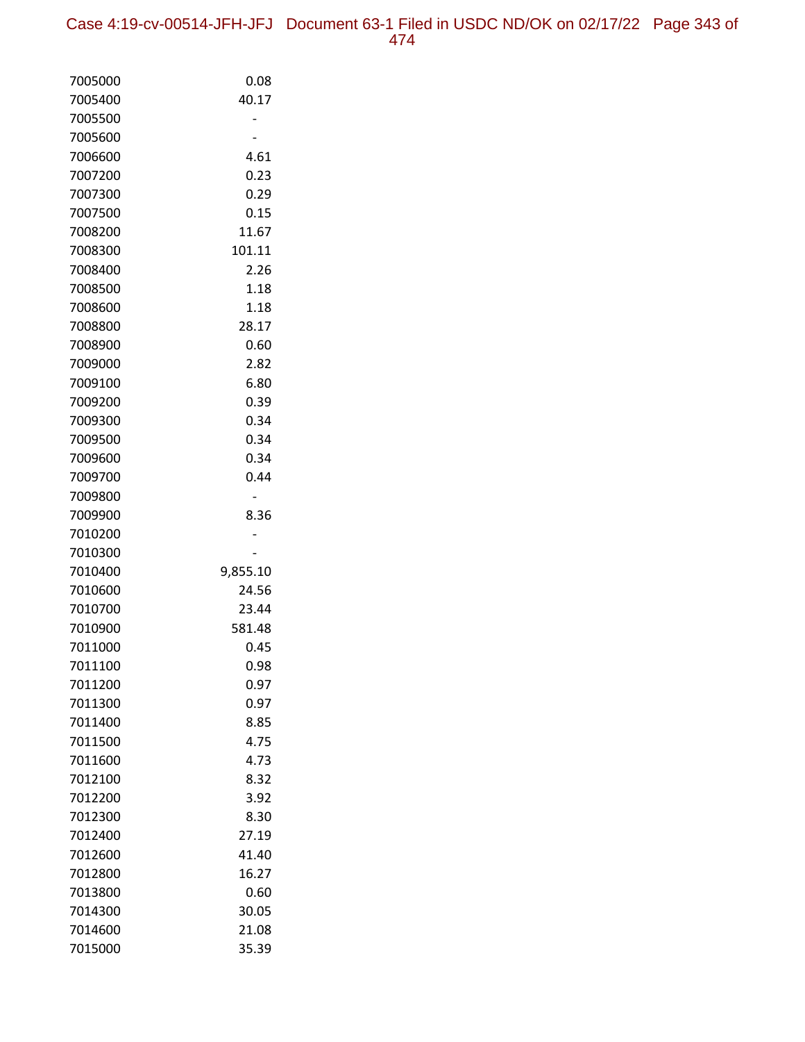| | |
|---|---|
| 7005000 | 0.08 |
| 7005400 | 40.17 |
| 7005500 | - |
| 7005600 | - |
| 7006600 | 4.61 |
| 7007200 | 0.23 |
| 7007300 | 0.29 |
| 7007500 | 0.15 |
| 7008200 | 11.67 |
| 7008300 | 101.11 |
| 7008400 | 2.26 |
| 7008500 | 1.18 |
| 7008600 | 1.18 |
| 7008800 | 28.17 |
| 7008900 | 0.60 |
| 7009000 | 2.82 |
| 7009100 | 6.80 |
| 7009200 | 0.39 |
| 7009300 | 0.34 |
| 7009500 | 0.34 |
| 7009600 | 0.34 |
| 7009700 | 0.44 |
| 7009800 | - |
| 7009900 | 8.36 |
| 7010200 | - |
| 7010300 | - |
| 7010400 | 9,855.10 |
| 7010600 | 24.56 |
| 7010700 | 23.44 |
| 7010900 | 581.48 |
| 7011000 | 0.45 |
| 7011100 | 0.98 |
| 7011200 | 0.97 |
| 7011300 | 0.97 |
| 7011400 | 8.85 |
| 7011500 | 4.75 |
| 7011600 | 4.73 |
| 7012100 | 8.32 |
| 7012200 | 3.92 |
| 7012300 | 8.30 |
| 7012400 | 27.19 |
| 7012600 | 41.40 |
| 7012800 | 16.27 |
| 7013800 | 0.60 |
| 7014300 | 30.05 |
| 7014600 | 21.08 |
| 7015000 | 35.39 |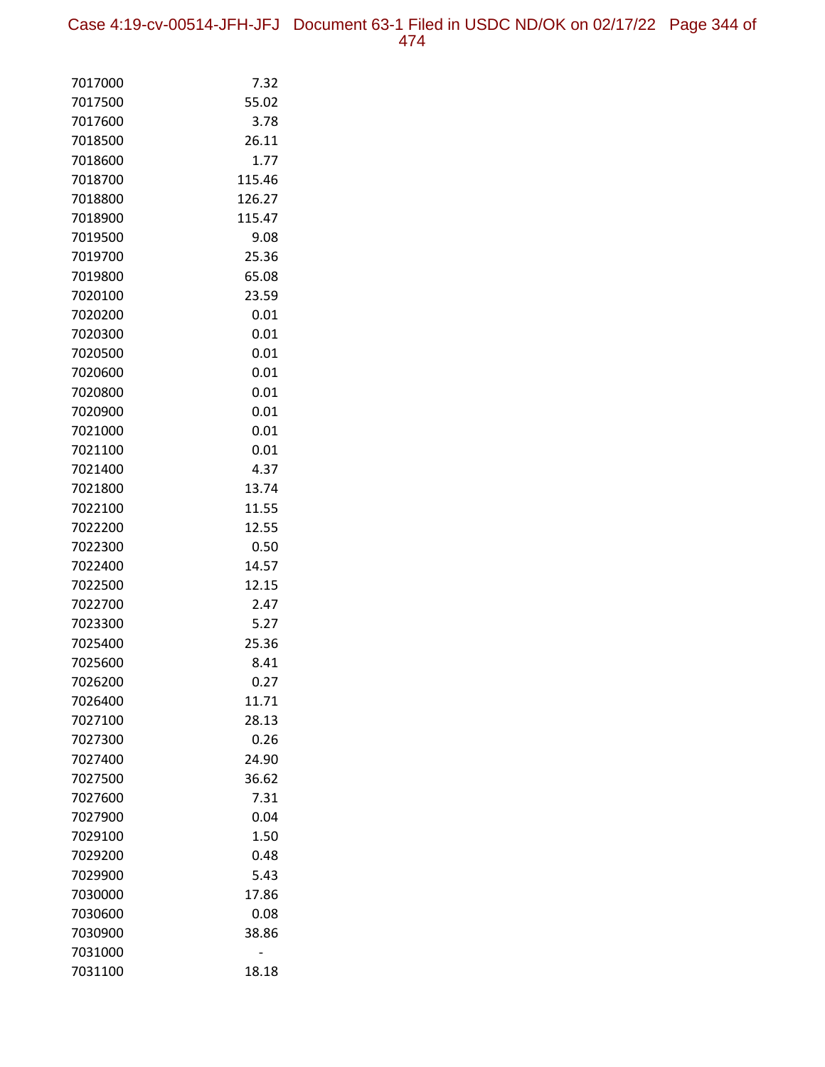| | |
|---|---|
| 7017000 | 7.32 |
| 7017500 | 55.02 |
| 7017600 | 3.78 |
| 7018500 | 26.11 |
| 7018600 | 1.77 |
| 7018700 | 115.46 |
| 7018800 | 126.27 |
| 7018900 | 115.47 |
| 7019500 | 9.08 |
| 7019700 | 25.36 |
| 7019800 | 65.08 |
| 7020100 | 23.59 |
| 7020200 | 0.01 |
| 7020300 | 0.01 |
| 7020500 | 0.01 |
| 7020600 | 0.01 |
| 7020800 | 0.01 |
| 7020900 | 0.01 |
| 7021000 | 0.01 |
| 7021100 | 0.01 |
| 7021400 | 4.37 |
| 7021800 | 13.74 |
| 7022100 | 11.55 |
| 7022200 | 12.55 |
| 7022300 | 0.50 |
| 7022400 | 14.57 |
| 7022500 | 12.15 |
| 7022700 | 2.47 |
| 7023300 | 5.27 |
| 7025400 | 25.36 |
| 7025600 | 8.41 |
| 7026200 | 0.27 |
| 7026400 | 11.71 |
| 7027100 | 28.13 |
| 7027300 | 0.26 |
| 7027400 | 24.90 |
| 7027500 | 36.62 |
| 7027600 | 7.31 |
| 7027900 | 0.04 |
| 7029100 | 1.50 |
| 7029200 | 0.48 |
| 7029900 | 5.43 |
| 7030000 | 17.86 |
| 7030600 | 0.08 |
| 7030900 | 38.86 |
| 7031000 | - |
| 7031100 | 18.18 |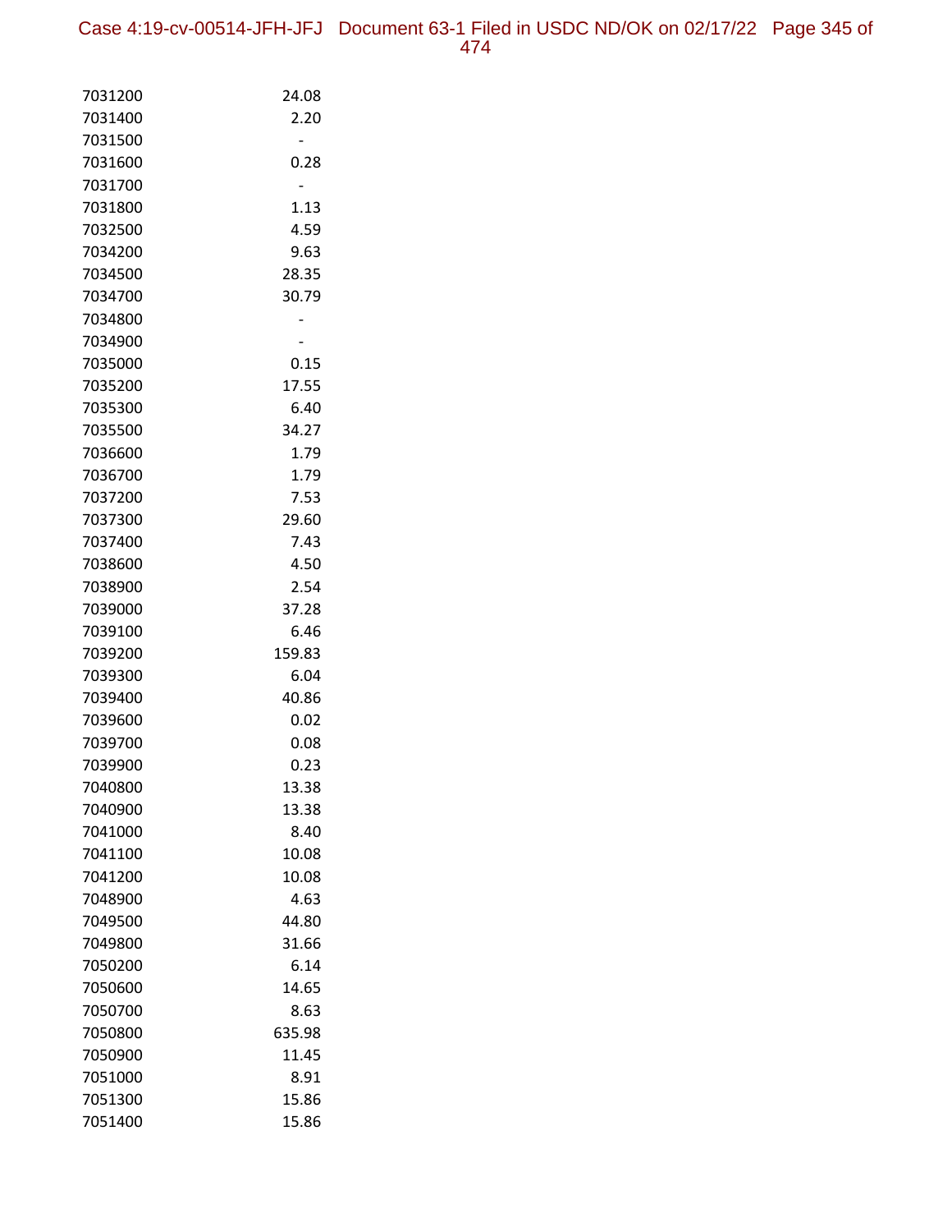| | |
|---|---|
| 7031200 | 24.08 |
| 7031400 | 2.20 |
| 7031500 | - |
| 7031600 | 0.28 |
| 7031700 | - |
| 7031800 | 1.13 |
| 7032500 | 4.59 |
| 7034200 | 9.63 |
| 7034500 | 28.35 |
| 7034700 | 30.79 |
| 7034800 | - |
| 7034900 | - |
| 7035000 | 0.15 |
| 7035200 | 17.55 |
| 7035300 | 6.40 |
| 7035500 | 34.27 |
| 7036600 | 1.79 |
| 7036700 | 1.79 |
| 7037200 | 7.53 |
| 7037300 | 29.60 |
| 7037400 | 7.43 |
| 7038600 | 4.50 |
| 7038900 | 2.54 |
| 7039000 | 37.28 |
| 7039100 | 6.46 |
| 7039200 | 159.83 |
| 7039300 | 6.04 |
| 7039400 | 40.86 |
| 7039600 | 0.02 |
| 7039700 | 0.08 |
| 7039900 | 0.23 |
| 7040800 | 13.38 |
| 7040900 | 13.38 |
| 7041000 | 8.40 |
| 7041100 | 10.08 |
| 7041200 | 10.08 |
| 7048900 | 4.63 |
| 7049500 | 44.80 |
| 7049800 | 31.66 |
| 7050200 | 6.14 |
| 7050600 | 14.65 |
| 7050700 | 8.63 |
| 7050800 | 635.98 |
| 7050900 | 11.45 |
| 7051000 | 8.91 |
| 7051300 | 15.86 |
| 7051400 | 15.86 |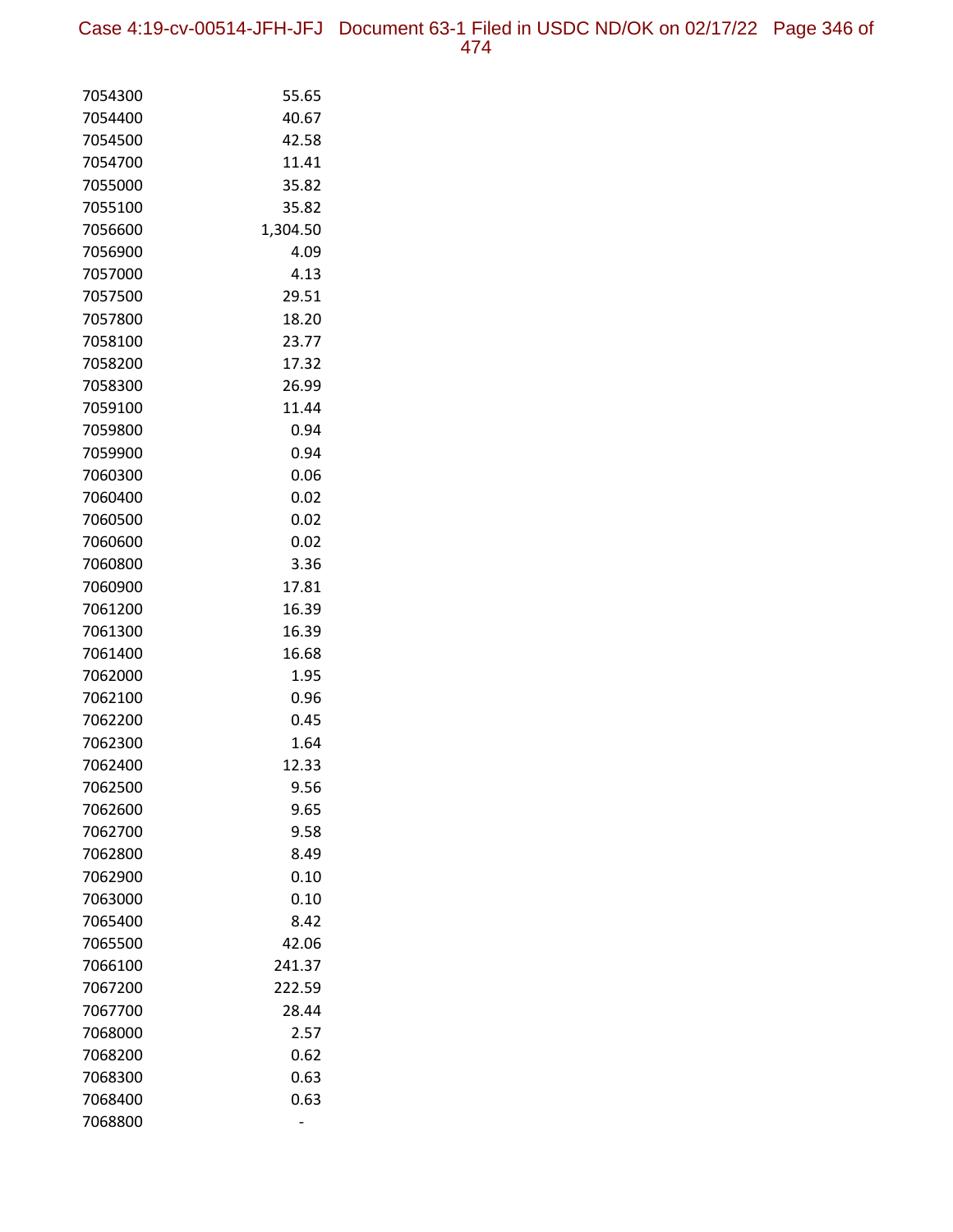| | |
|---|---|
| 7054300 | 55.65 |
| 7054400 | 40.67 |
| 7054500 | 42.58 |
| 7054700 | 11.41 |
| 7055000 | 35.82 |
| 7055100 | 35.82 |
| 7056600 | 1,304.50 |
| 7056900 | 4.09 |
| 7057000 | 4.13 |
| 7057500 | 29.51 |
| 7057800 | 18.20 |
| 7058100 | 23.77 |
| 7058200 | 17.32 |
| 7058300 | 26.99 |
| 7059100 | 11.44 |
| 7059800 | 0.94 |
| 7059900 | 0.94 |
| 7060300 | 0.06 |
| 7060400 | 0.02 |
| 7060500 | 0.02 |
| 7060600 | 0.02 |
| 7060800 | 3.36 |
| 7060900 | 17.81 |
| 7061200 | 16.39 |
| 7061300 | 16.39 |
| 7061400 | 16.68 |
| 7062000 | 1.95 |
| 7062100 | 0.96 |
| 7062200 | 0.45 |
| 7062300 | 1.64 |
| 7062400 | 12.33 |
| 7062500 | 9.56 |
| 7062600 | 9.65 |
| 7062700 | 9.58 |
| 7062800 | 8.49 |
| 7062900 | 0.10 |
| 7063000 | 0.10 |
| 7065400 | 8.42 |
| 7065500 | 42.06 |
| 7066100 | 241.37 |
| 7067200 | 222.59 |
| 7067700 | 28.44 |
| 7068000 | 2.57 |
| 7068200 | 0.62 |
| 7068300 | 0.63 |
| 7068400 | 0.63 |
| 7068800 | - |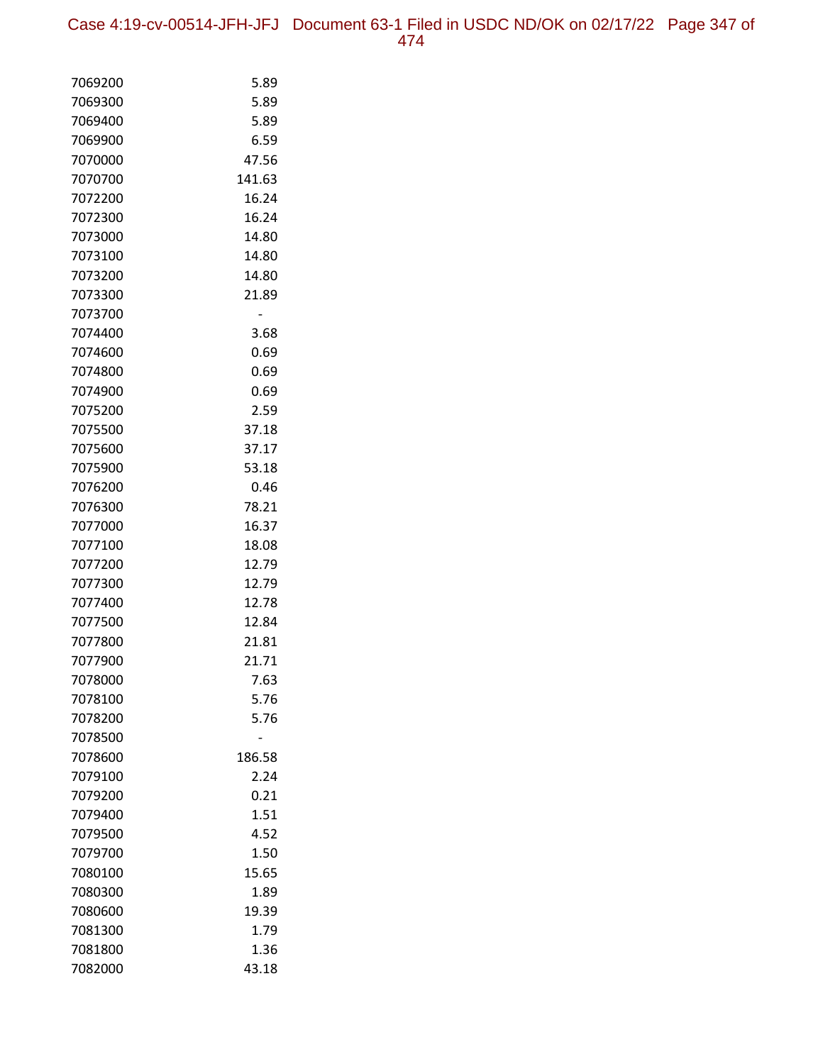| | |
|---|---|
| 7069200 | 5.89 |
| 7069300 | 5.89 |
| 7069400 | 5.89 |
| 7069900 | 6.59 |
| 7070000 | 47.56 |
| 7070700 | 141.63 |
| 7072200 | 16.24 |
| 7072300 | 16.24 |
| 7073000 | 14.80 |
| 7073100 | 14.80 |
| 7073200 | 14.80 |
| 7073300 | 21.89 |
| 7073700 | - |
| 7074400 | 3.68 |
| 7074600 | 0.69 |
| 7074800 | 0.69 |
| 7074900 | 0.69 |
| 7075200 | 2.59 |
| 7075500 | 37.18 |
| 7075600 | 37.17 |
| 7075900 | 53.18 |
| 7076200 | 0.46 |
| 7076300 | 78.21 |
| 7077000 | 16.37 |
| 7077100 | 18.08 |
| 7077200 | 12.79 |
| 7077300 | 12.79 |
| 7077400 | 12.78 |
| 7077500 | 12.84 |
| 7077800 | 21.81 |
| 7077900 | 21.71 |
| 7078000 | 7.63 |
| 7078100 | 5.76 |
| 7078200 | 5.76 |
| 7078500 | - |
| 7078600 | 186.58 |
| 7079100 | 2.24 |
| 7079200 | 0.21 |
| 7079400 | 1.51 |
| 7079500 | 4.52 |
| 7079700 | 1.50 |
| 7080100 | 15.65 |
| 7080300 | 1.89 |
| 7080600 | 19.39 |
| 7081300 | 1.79 |
| 7081800 | 1.36 |
| 7082000 | 43.18 |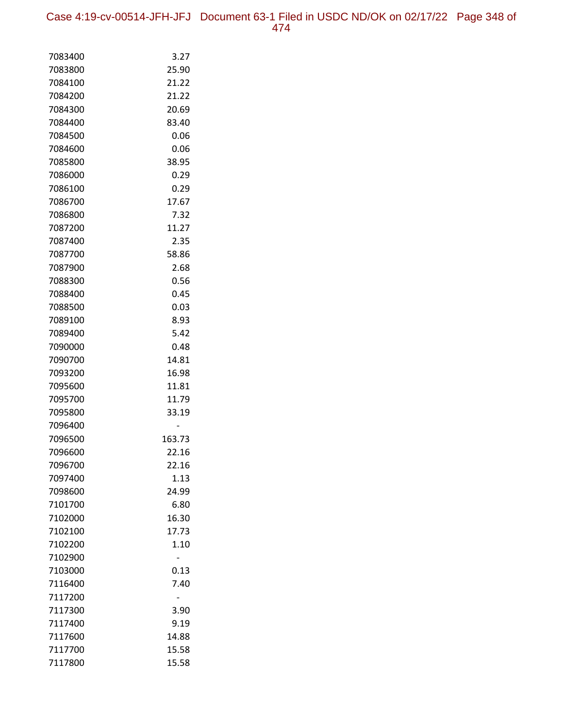| | |
|---|---|
| 7083400 | 3.27 |
| 7083800 | 25.90 |
| 7084100 | 21.22 |
| 7084200 | 21.22 |
| 7084300 | 20.69 |
| 7084400 | 83.40 |
| 7084500 | 0.06 |
| 7084600 | 0.06 |
| 7085800 | 38.95 |
| 7086000 | 0.29 |
| 7086100 | 0.29 |
| 7086700 | 17.67 |
| 7086800 | 7.32 |
| 7087200 | 11.27 |
| 7087400 | 2.35 |
| 7087700 | 58.86 |
| 7087900 | 2.68 |
| 7088300 | 0.56 |
| 7088400 | 0.45 |
| 7088500 | 0.03 |
| 7089100 | 8.93 |
| 7089400 | 5.42 |
| 7090000 | 0.48 |
| 7090700 | 14.81 |
| 7093200 | 16.98 |
| 7095600 | 11.81 |
| 7095700 | 11.79 |
| 7095800 | 33.19 |
| 7096400 | - |
| 7096500 | 163.73 |
| 7096600 | 22.16 |
| 7096700 | 22.16 |
| 7097400 | 1.13 |
| 7098600 | 24.99 |
| 7101700 | 6.80 |
| 7102000 | 16.30 |
| 7102100 | 17.73 |
| 7102200 | 1.10 |
| 7102900 | - |
| 7103000 | 0.13 |
| 7116400 | 7.40 |
| 7117200 | - |
| 7117300 | 3.90 |
| 7117400 | 9.19 |
| 7117600 | 14.88 |
| 7117700 | 15.58 |
| 7117800 | 15.58 |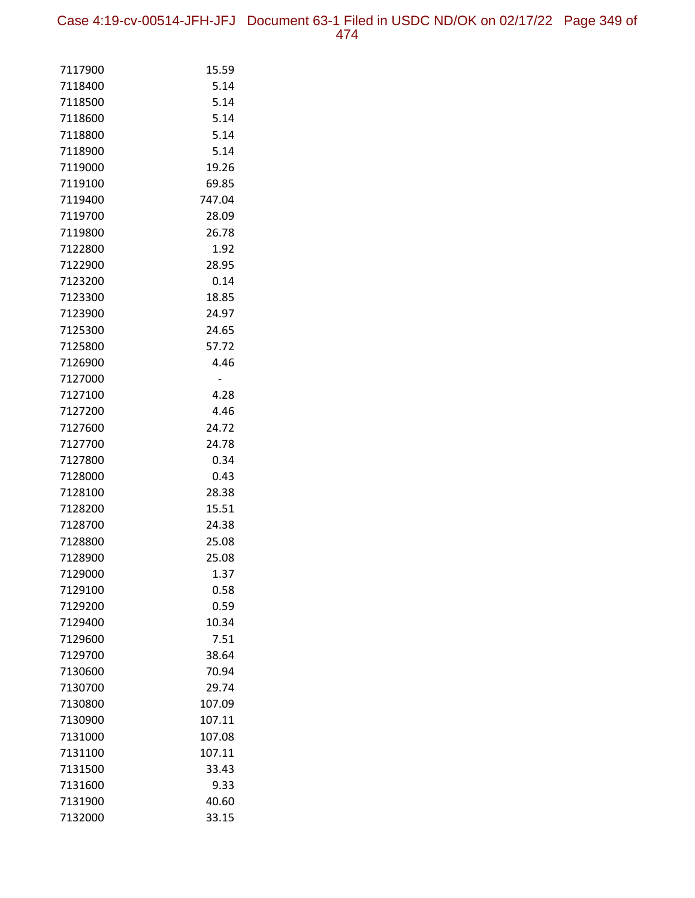| | |
|---|---|
| 7117900 | 15.59 |
| 7118400 | 5.14 |
| 7118500 | 5.14 |
| 7118600 | 5.14 |
| 7118800 | 5.14 |
| 7118900 | 5.14 |
| 7119000 | 19.26 |
| 7119100 | 69.85 |
| 7119400 | 747.04 |
| 7119700 | 28.09 |
| 7119800 | 26.78 |
| 7122800 | 1.92 |
| 7122900 | 28.95 |
| 7123200 | 0.14 |
| 7123300 | 18.85 |
| 7123900 | 24.97 |
| 7125300 | 24.65 |
| 7125800 | 57.72 |
| 7126900 | 4.46 |
| 7127000 | - |
| 7127100 | 4.28 |
| 7127200 | 4.46 |
| 7127600 | 24.72 |
| 7127700 | 24.78 |
| 7127800 | 0.34 |
| 7128000 | 0.43 |
| 7128100 | 28.38 |
| 7128200 | 15.51 |
| 7128700 | 24.38 |
| 7128800 | 25.08 |
| 7128900 | 25.08 |
| 7129000 | 1.37 |
| 7129100 | 0.58 |
| 7129200 | 0.59 |
| 7129400 | 10.34 |
| 7129600 | 7.51 |
| 7129700 | 38.64 |
| 7130600 | 70.94 |
| 7130700 | 29.74 |
| 7130800 | 107.09 |
| 7130900 | 107.11 |
| 7131000 | 107.08 |
| 7131100 | 107.11 |
| 7131500 | 33.43 |
| 7131600 | 9.33 |
| 7131900 | 40.60 |
| 7132000 | 33.15 |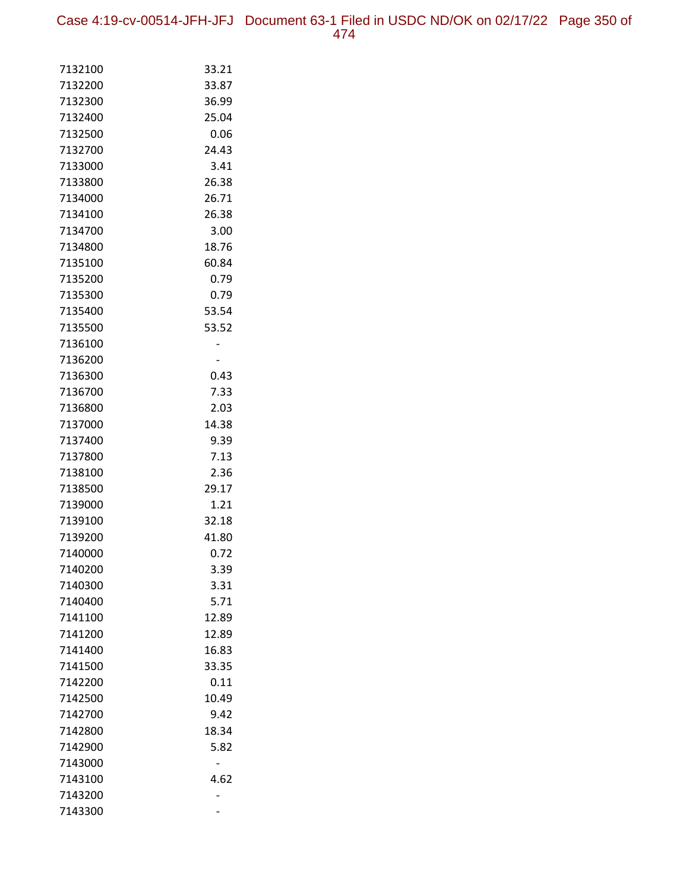| | |
|---|---|
| 7132100 | 33.21 |
| 7132200 | 33.87 |
| 7132300 | 36.99 |
| 7132400 | 25.04 |
| 7132500 | 0.06 |
| 7132700 | 24.43 |
| 7133000 | 3.41 |
| 7133800 | 26.38 |
| 7134000 | 26.71 |
| 7134100 | 26.38 |
| 7134700 | 3.00 |
| 7134800 | 18.76 |
| 7135100 | 60.84 |
| 7135200 | 0.79 |
| 7135300 | 0.79 |
| 7135400 | 53.54 |
| 7135500 | 53.52 |
| 7136100 | - |
| 7136200 | - |
| 7136300 | 0.43 |
| 7136700 | 7.33 |
| 7136800 | 2.03 |
| 7137000 | 14.38 |
| 7137400 | 9.39 |
| 7137800 | 7.13 |
| 7138100 | 2.36 |
| 7138500 | 29.17 |
| 7139000 | 1.21 |
| 7139100 | 32.18 |
| 7139200 | 41.80 |
| 7140000 | 0.72 |
| 7140200 | 3.39 |
| 7140300 | 3.31 |
| 7140400 | 5.71 |
| 7141100 | 12.89 |
| 7141200 | 12.89 |
| 7141400 | 16.83 |
| 7141500 | 33.35 |
| 7142200 | 0.11 |
| 7142500 | 10.49 |
| 7142700 | 9.42 |
| 7142800 | 18.34 |
| 7142900 | 5.82 |
| 7143000 | - |
| 7143100 | 4.62 |
| 7143200 | - |
| 7143300 | - |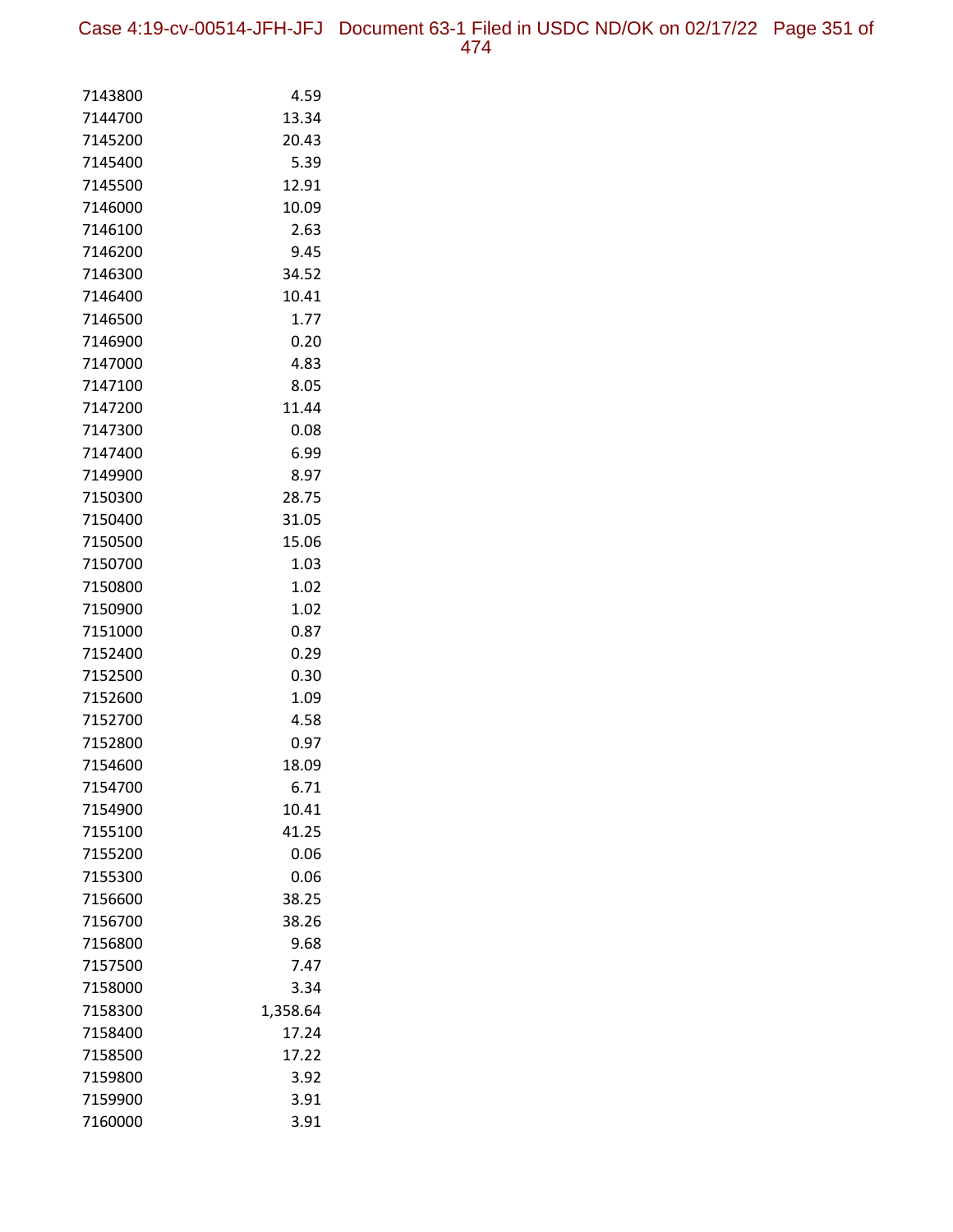| | |
|---|---|
| 7143800 | 4.59 |
| 7144700 | 13.34 |
| 7145200 | 20.43 |
| 7145400 | 5.39 |
| 7145500 | 12.91 |
| 7146000 | 10.09 |
| 7146100 | 2.63 |
| 7146200 | 9.45 |
| 7146300 | 34.52 |
| 7146400 | 10.41 |
| 7146500 | 1.77 |
| 7146900 | 0.20 |
| 7147000 | 4.83 |
| 7147100 | 8.05 |
| 7147200 | 11.44 |
| 7147300 | 0.08 |
| 7147400 | 6.99 |
| 7149900 | 8.97 |
| 7150300 | 28.75 |
| 7150400 | 31.05 |
| 7150500 | 15.06 |
| 7150700 | 1.03 |
| 7150800 | 1.02 |
| 7150900 | 1.02 |
| 7151000 | 0.87 |
| 7152400 | 0.29 |
| 7152500 | 0.30 |
| 7152600 | 1.09 |
| 7152700 | 4.58 |
| 7152800 | 0.97 |
| 7154600 | 18.09 |
| 7154700 | 6.71 |
| 7154900 | 10.41 |
| 7155100 | 41.25 |
| 7155200 | 0.06 |
| 7155300 | 0.06 |
| 7156600 | 38.25 |
| 7156700 | 38.26 |
| 7156800 | 9.68 |
| 7157500 | 7.47 |
| 7158000 | 3.34 |
| 7158300 | 1,358.64 |
| 7158400 | 17.24 |
| 7158500 | 17.22 |
| 7159800 | 3.92 |
| 7159900 | 3.91 |
| 7160000 | 3.91 |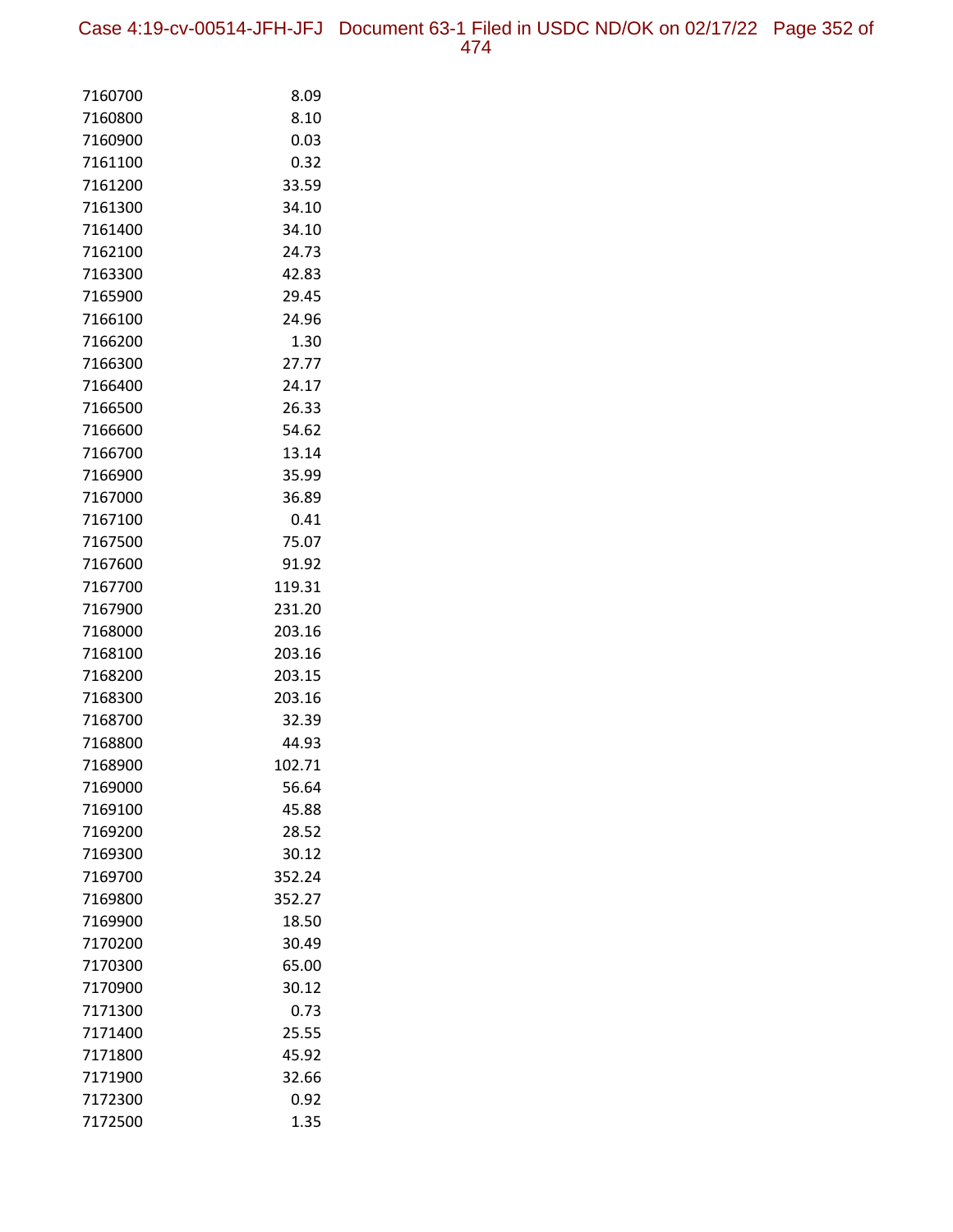| | |
|---|---|
| 7160700 | 8.09 |
| 7160800 | 8.10 |
| 7160900 | 0.03 |
| 7161100 | 0.32 |
| 7161200 | 33.59 |
| 7161300 | 34.10 |
| 7161400 | 34.10 |
| 7162100 | 24.73 |
| 7163300 | 42.83 |
| 7165900 | 29.45 |
| 7166100 | 24.96 |
| 7166200 | 1.30 |
| 7166300 | 27.77 |
| 7166400 | 24.17 |
| 7166500 | 26.33 |
| 7166600 | 54.62 |
| 7166700 | 13.14 |
| 7166900 | 35.99 |
| 7167000 | 36.89 |
| 7167100 | 0.41 |
| 7167500 | 75.07 |
| 7167600 | 91.92 |
| 7167700 | 119.31 |
| 7167900 | 231.20 |
| 7168000 | 203.16 |
| 7168100 | 203.16 |
| 7168200 | 203.15 |
| 7168300 | 203.16 |
| 7168700 | 32.39 |
| 7168800 | 44.93 |
| 7168900 | 102.71 |
| 7169000 | 56.64 |
| 7169100 | 45.88 |
| 7169200 | 28.52 |
| 7169300 | 30.12 |
| 7169700 | 352.24 |
| 7169800 | 352.27 |
| 7169900 | 18.50 |
| 7170200 | 30.49 |
| 7170300 | 65.00 |
| 7170900 | 30.12 |
| 7171300 | 0.73 |
| 7171400 | 25.55 |
| 7171800 | 45.92 |
| 7171900 | 32.66 |
| 7172300 | 0.92 |
| 7172500 | 1.35 |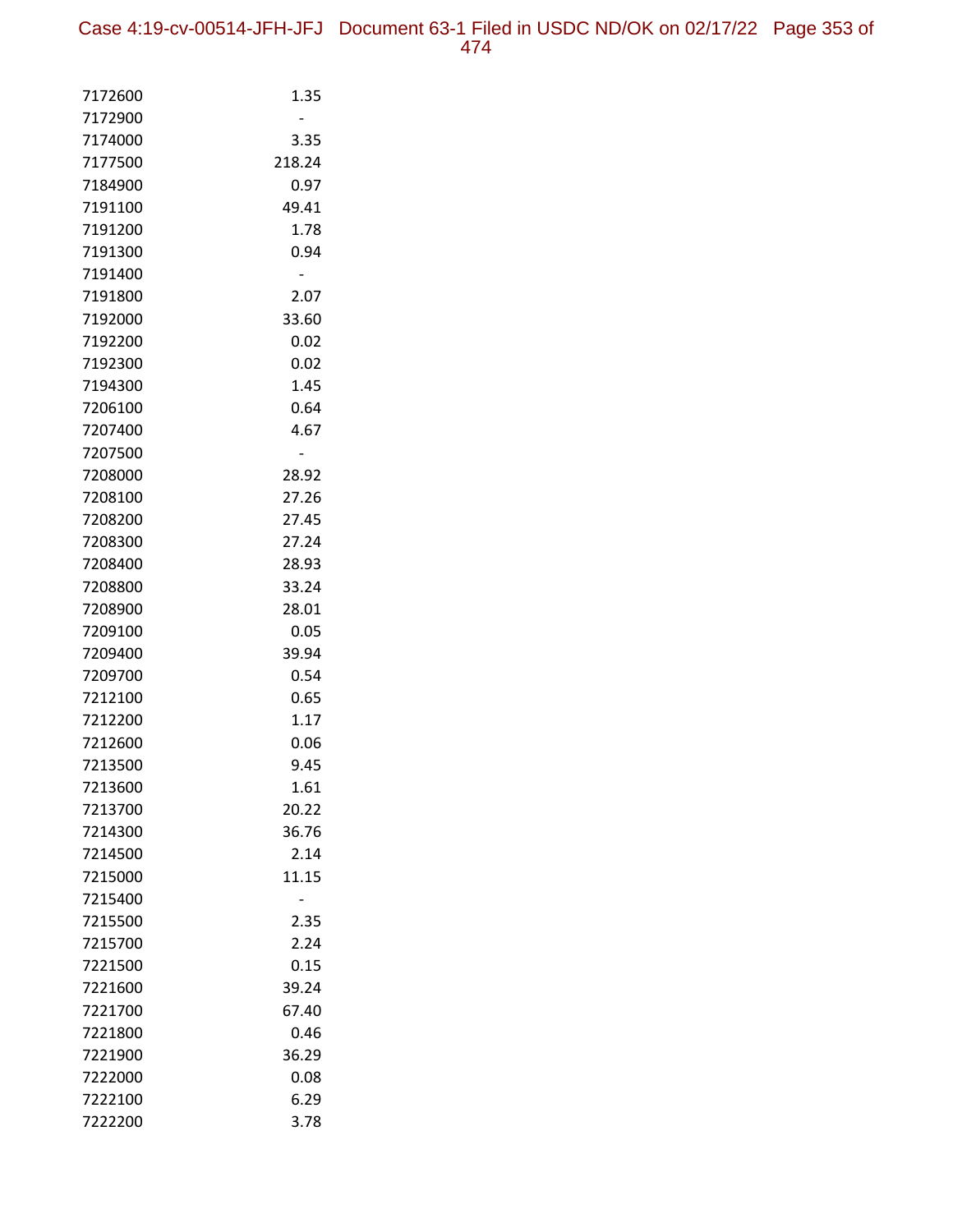| | |
|---|---|
| 7172600 | 1.35 |
| 7172900 | - |
| 7174000 | 3.35 |
| 7177500 | 218.24 |
| 7184900 | 0.97 |
| 7191100 | 49.41 |
| 7191200 | 1.78 |
| 7191300 | 0.94 |
| 7191400 | - |
| 7191800 | 2.07 |
| 7192000 | 33.60 |
| 7192200 | 0.02 |
| 7192300 | 0.02 |
| 7194300 | 1.45 |
| 7206100 | 0.64 |
| 7207400 | 4.67 |
| 7207500 | - |
| 7208000 | 28.92 |
| 7208100 | 27.26 |
| 7208200 | 27.45 |
| 7208300 | 27.24 |
| 7208400 | 28.93 |
| 7208800 | 33.24 |
| 7208900 | 28.01 |
| 7209100 | 0.05 |
| 7209400 | 39.94 |
| 7209700 | 0.54 |
| 7212100 | 0.65 |
| 7212200 | 1.17 |
| 7212600 | 0.06 |
| 7213500 | 9.45 |
| 7213600 | 1.61 |
| 7213700 | 20.22 |
| 7214300 | 36.76 |
| 7214500 | 2.14 |
| 7215000 | 11.15 |
| 7215400 | - |
| 7215500 | 2.35 |
| 7215700 | 2.24 |
| 7221500 | 0.15 |
| 7221600 | 39.24 |
| 7221700 | 67.40 |
| 7221800 | 0.46 |
| 7221900 | 36.29 |
| 7222000 | 0.08 |
| 7222100 | 6.29 |
| 7222200 | 3.78 |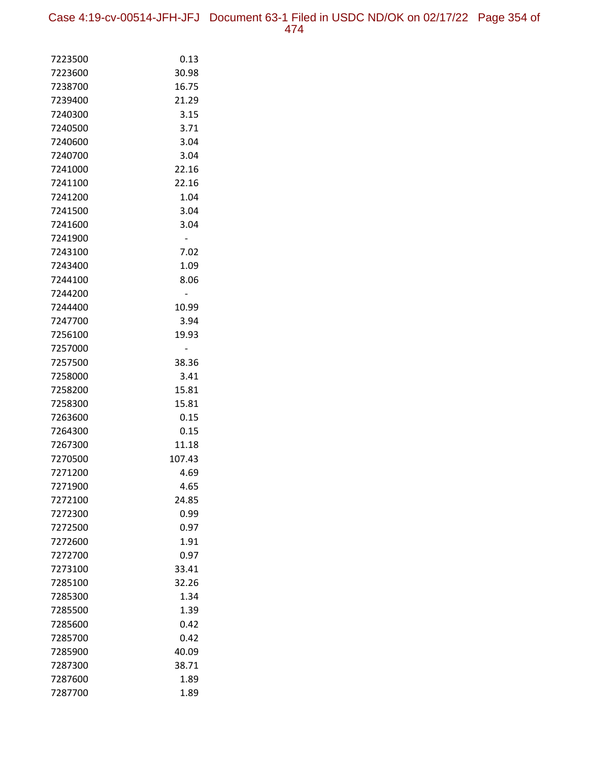| | |
|---|---|
| 7223500 | 0.13 |
| 7223600 | 30.98 |
| 7238700 | 16.75 |
| 7239400 | 21.29 |
| 7240300 | 3.15 |
| 7240500 | 3.71 |
| 7240600 | 3.04 |
| 7240700 | 3.04 |
| 7241000 | 22.16 |
| 7241100 | 22.16 |
| 7241200 | 1.04 |
| 7241500 | 3.04 |
| 7241600 | 3.04 |
| 7241900 | - |
| 7243100 | 7.02 |
| 7243400 | 1.09 |
| 7244100 | 8.06 |
| 7244200 | - |
| 7244400 | 10.99 |
| 7247700 | 3.94 |
| 7256100 | 19.93 |
| 7257000 | - |
| 7257500 | 38.36 |
| 7258000 | 3.41 |
| 7258200 | 15.81 |
| 7258300 | 15.81 |
| 7263600 | 0.15 |
| 7264300 | 0.15 |
| 7267300 | 11.18 |
| 7270500 | 107.43 |
| 7271200 | 4.69 |
| 7271900 | 4.65 |
| 7272100 | 24.85 |
| 7272300 | 0.99 |
| 7272500 | 0.97 |
| 7272600 | 1.91 |
| 7272700 | 0.97 |
| 7273100 | 33.41 |
| 7285100 | 32.26 |
| 7285300 | 1.34 |
| 7285500 | 1.39 |
| 7285600 | 0.42 |
| 7285700 | 0.42 |
| 7285900 | 40.09 |
| 7287300 | 38.71 |
| 7287600 | 1.89 |
| 7287700 | 1.89 |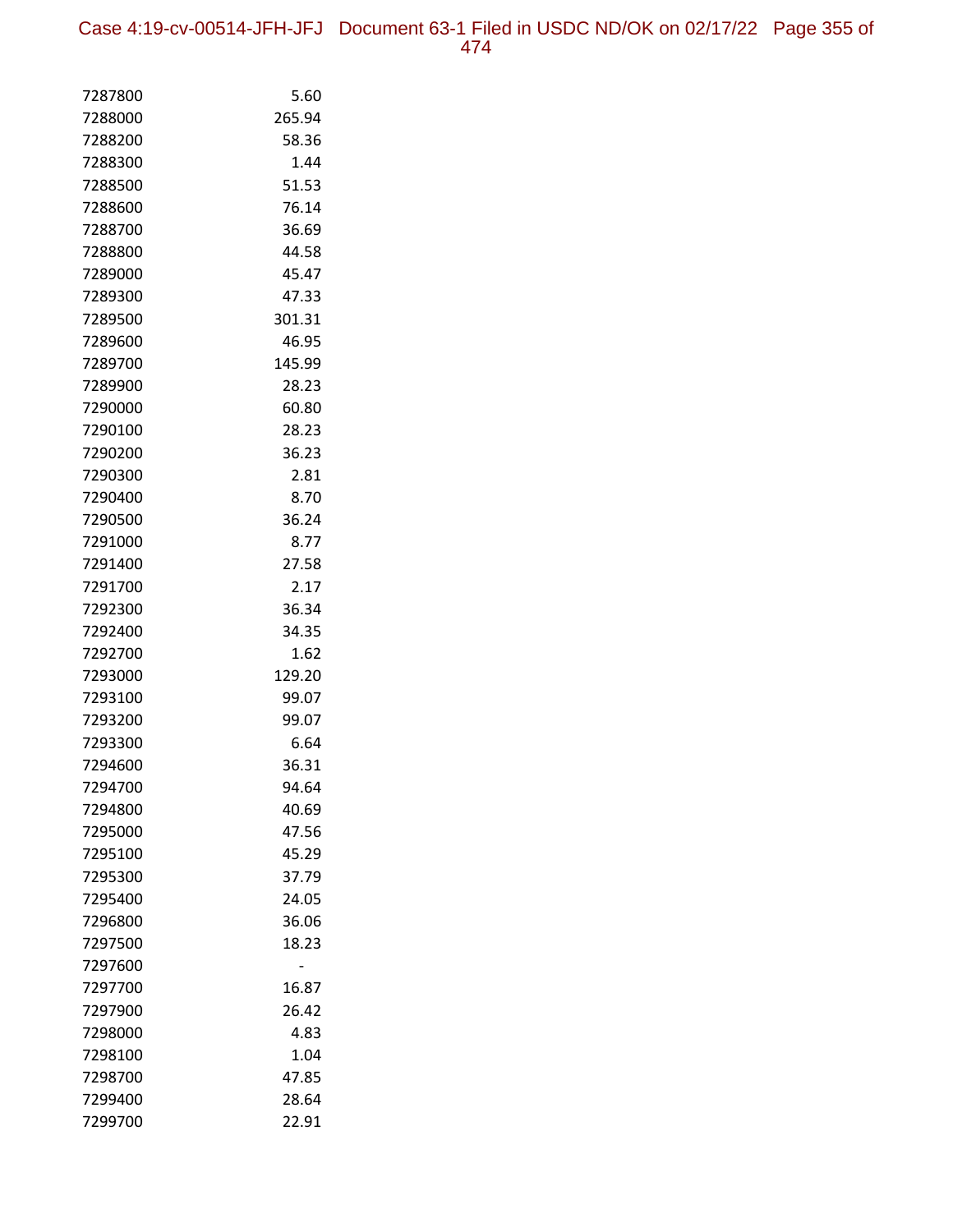| | |
|---|---|
| 7287800 | 5.60 |
| 7288000 | 265.94 |
| 7288200 | 58.36 |
| 7288300 | 1.44 |
| 7288500 | 51.53 |
| 7288600 | 76.14 |
| 7288700 | 36.69 |
| 7288800 | 44.58 |
| 7289000 | 45.47 |
| 7289300 | 47.33 |
| 7289500 | 301.31 |
| 7289600 | 46.95 |
| 7289700 | 145.99 |
| 7289900 | 28.23 |
| 7290000 | 60.80 |
| 7290100 | 28.23 |
| 7290200 | 36.23 |
| 7290300 | 2.81 |
| 7290400 | 8.70 |
| 7290500 | 36.24 |
| 7291000 | 8.77 |
| 7291400 | 27.58 |
| 7291700 | 2.17 |
| 7292300 | 36.34 |
| 7292400 | 34.35 |
| 7292700 | 1.62 |
| 7293000 | 129.20 |
| 7293100 | 99.07 |
| 7293200 | 99.07 |
| 7293300 | 6.64 |
| 7294600 | 36.31 |
| 7294700 | 94.64 |
| 7294800 | 40.69 |
| 7295000 | 47.56 |
| 7295100 | 45.29 |
| 7295300 | 37.79 |
| 7295400 | 24.05 |
| 7296800 | 36.06 |
| 7297500 | 18.23 |
| 7297600 | - |
| 7297700 | 16.87 |
| 7297900 | 26.42 |
| 7298000 | 4.83 |
| 7298100 | 1.04 |
| 7298700 | 47.85 |
| 7299400 | 28.64 |
| 7299700 | 22.91 |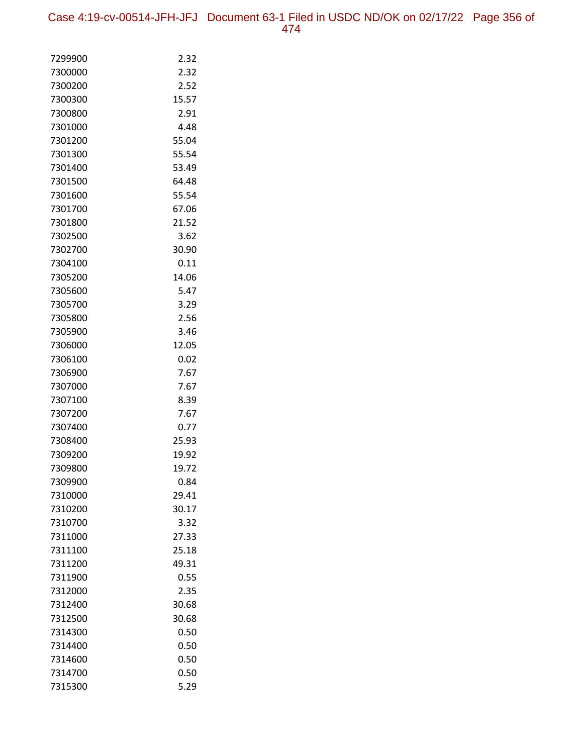| | |
|---|---|
| 7299900 | 2.32 |
| 7300000 | 2.32 |
| 7300200 | 2.52 |
| 7300300 | 15.57 |
| 7300800 | 2.91 |
| 7301000 | 4.48 |
| 7301200 | 55.04 |
| 7301300 | 55.54 |
| 7301400 | 53.49 |
| 7301500 | 64.48 |
| 7301600 | 55.54 |
| 7301700 | 67.06 |
| 7301800 | 21.52 |
| 7302500 | 3.62 |
| 7302700 | 30.90 |
| 7304100 | 0.11 |
| 7305200 | 14.06 |
| 7305600 | 5.47 |
| 7305700 | 3.29 |
| 7305800 | 2.56 |
| 7305900 | 3.46 |
| 7306000 | 12.05 |
| 7306100 | 0.02 |
| 7306900 | 7.67 |
| 7307000 | 7.67 |
| 7307100 | 8.39 |
| 7307200 | 7.67 |
| 7307400 | 0.77 |
| 7308400 | 25.93 |
| 7309200 | 19.92 |
| 7309800 | 19.72 |
| 7309900 | 0.84 |
| 7310000 | 29.41 |
| 7310200 | 30.17 |
| 7310700 | 3.32 |
| 7311000 | 27.33 |
| 7311100 | 25.18 |
| 7311200 | 49.31 |
| 7311900 | 0.55 |
| 7312000 | 2.35 |
| 7312400 | 30.68 |
| 7312500 | 30.68 |
| 7314300 | 0.50 |
| 7314400 | 0.50 |
| 7314600 | 0.50 |
| 7314700 | 0.50 |
| 7315300 | 5.29 |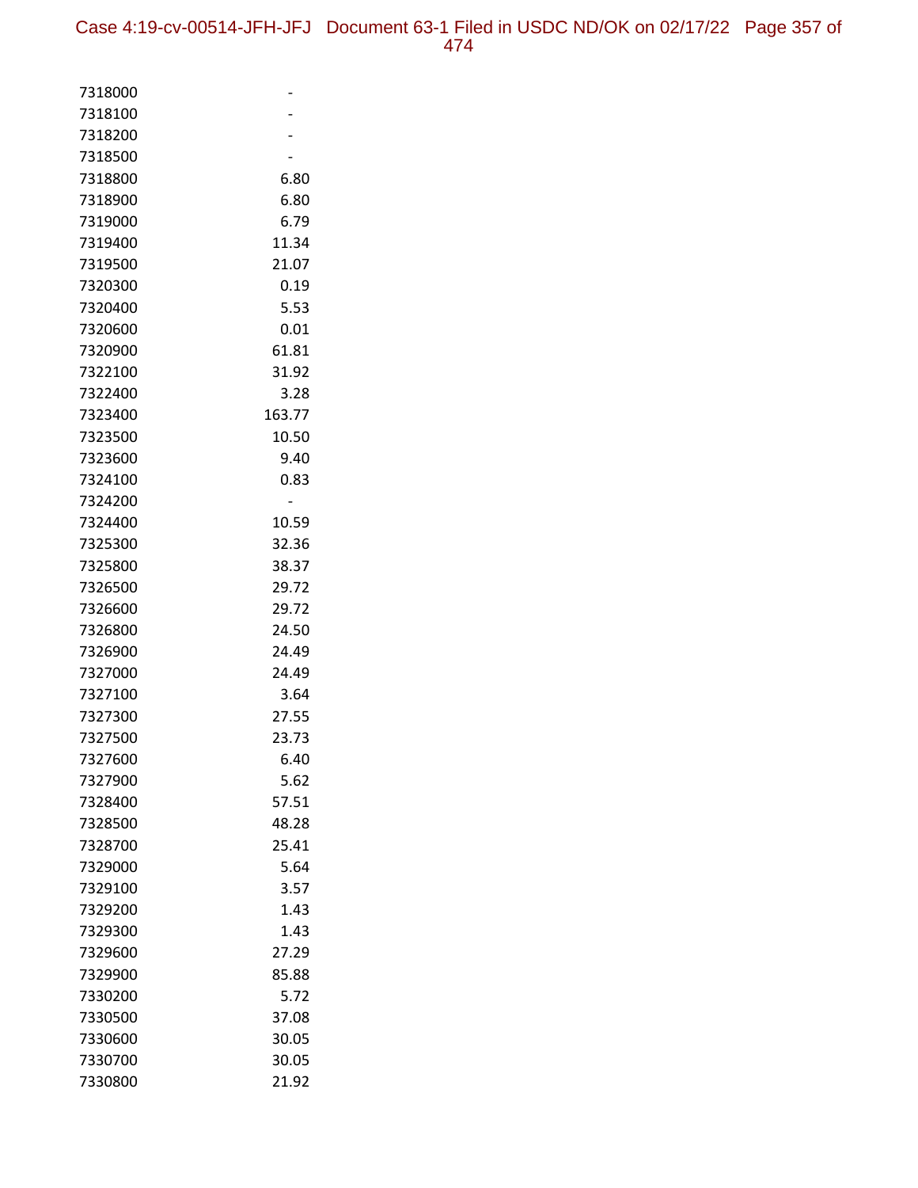| | |
|---|---|
| 7318000 | - |
| 7318100 | - |
| 7318200 | - |
| 7318500 | - |
| 7318800 | 6.80 |
| 7318900 | 6.80 |
| 7319000 | 6.79 |
| 7319400 | 11.34 |
| 7319500 | 21.07 |
| 7320300 | 0.19 |
| 7320400 | 5.53 |
| 7320600 | 0.01 |
| 7320900 | 61.81 |
| 7322100 | 31.92 |
| 7322400 | 3.28 |
| 7323400 | 163.77 |
| 7323500 | 10.50 |
| 7323600 | 9.40 |
| 7324100 | 0.83 |
| 7324200 | - |
| 7324400 | 10.59 |
| 7325300 | 32.36 |
| 7325800 | 38.37 |
| 7326500 | 29.72 |
| 7326600 | 29.72 |
| 7326800 | 24.50 |
| 7326900 | 24.49 |
| 7327000 | 24.49 |
| 7327100 | 3.64 |
| 7327300 | 27.55 |
| 7327500 | 23.73 |
| 7327600 | 6.40 |
| 7327900 | 5.62 |
| 7328400 | 57.51 |
| 7328500 | 48.28 |
| 7328700 | 25.41 |
| 7329000 | 5.64 |
| 7329100 | 3.57 |
| 7329200 | 1.43 |
| 7329300 | 1.43 |
| 7329600 | 27.29 |
| 7329900 | 85.88 |
| 7330200 | 5.72 |
| 7330500 | 37.08 |
| 7330600 | 30.05 |
| 7330700 | 30.05 |
| 7330800 | 21.92 |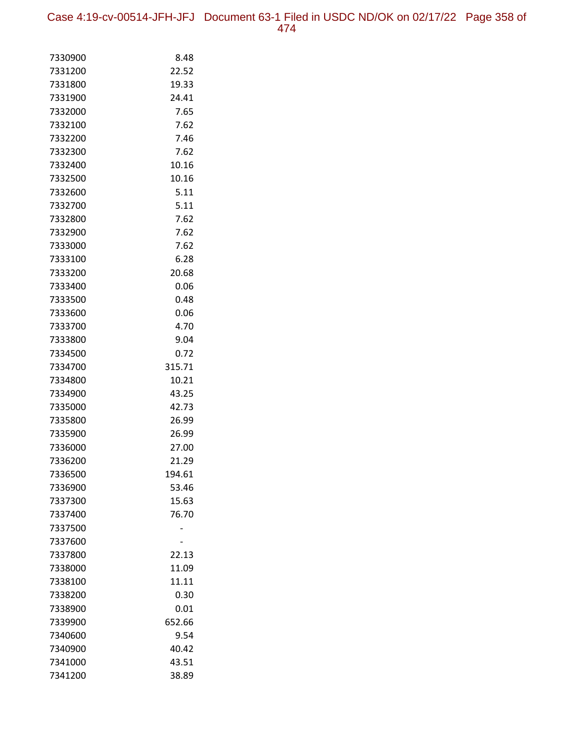| | |
|---|---|
| 7330900 | 8.48 |
| 7331200 | 22.52 |
| 7331800 | 19.33 |
| 7331900 | 24.41 |
| 7332000 | 7.65 |
| 7332100 | 7.62 |
| 7332200 | 7.46 |
| 7332300 | 7.62 |
| 7332400 | 10.16 |
| 7332500 | 10.16 |
| 7332600 | 5.11 |
| 7332700 | 5.11 |
| 7332800 | 7.62 |
| 7332900 | 7.62 |
| 7333000 | 7.62 |
| 7333100 | 6.28 |
| 7333200 | 20.68 |
| 7333400 | 0.06 |
| 7333500 | 0.48 |
| 7333600 | 0.06 |
| 7333700 | 4.70 |
| 7333800 | 9.04 |
| 7334500 | 0.72 |
| 7334700 | 315.71 |
| 7334800 | 10.21 |
| 7334900 | 43.25 |
| 7335000 | 42.73 |
| 7335800 | 26.99 |
| 7335900 | 26.99 |
| 7336000 | 27.00 |
| 7336200 | 21.29 |
| 7336500 | 194.61 |
| 7336900 | 53.46 |
| 7337300 | 15.63 |
| 7337400 | 76.70 |
| 7337500 | - |
| 7337600 | - |
| 7337800 | 22.13 |
| 7338000 | 11.09 |
| 7338100 | 11.11 |
| 7338200 | 0.30 |
| 7338900 | 0.01 |
| 7339900 | 652.66 |
| 7340600 | 9.54 |
| 7340900 | 40.42 |
| 7341000 | 43.51 |
| 7341200 | 38.89 |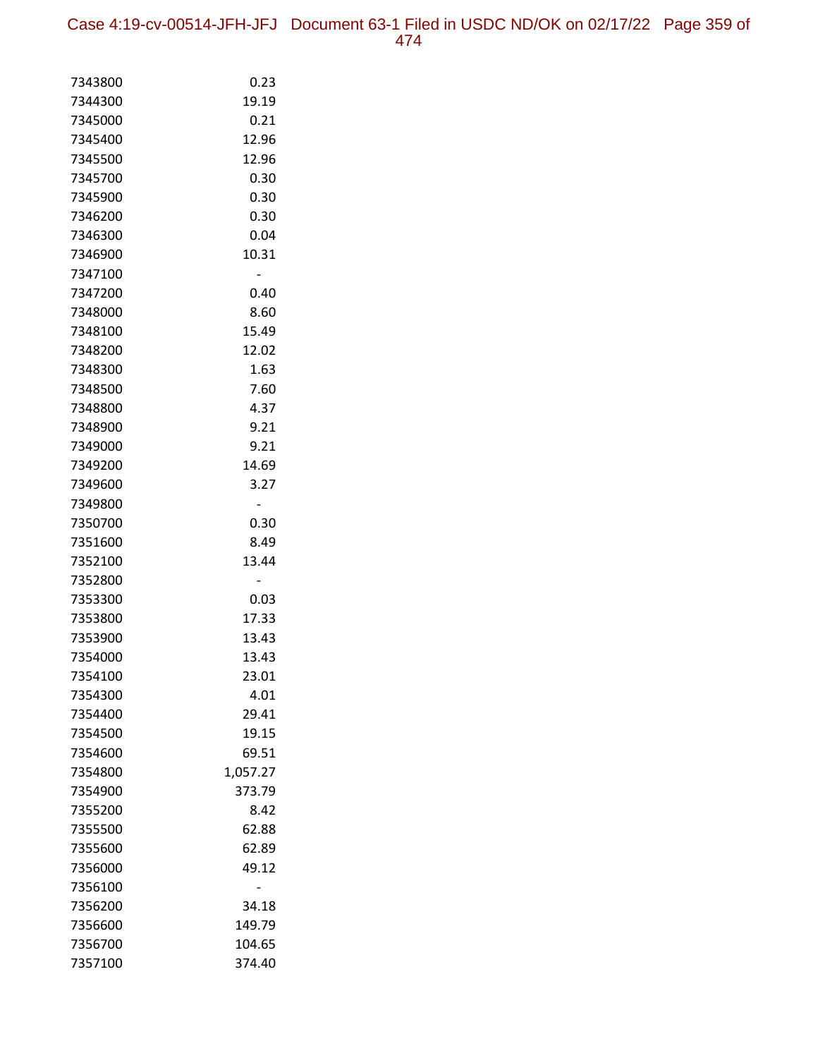| | |
|---|---|
| 7343800 | 0.23 |
| 7344300 | 19.19 |
| 7345000 | 0.21 |
| 7345400 | 12.96 |
| 7345500 | 12.96 |
| 7345700 | 0.30 |
| 7345900 | 0.30 |
| 7346200 | 0.30 |
| 7346300 | 0.04 |
| 7346900 | 10.31 |
| 7347100 | - |
| 7347200 | 0.40 |
| 7348000 | 8.60 |
| 7348100 | 15.49 |
| 7348200 | 12.02 |
| 7348300 | 1.63 |
| 7348500 | 7.60 |
| 7348800 | 4.37 |
| 7348900 | 9.21 |
| 7349000 | 9.21 |
| 7349200 | 14.69 |
| 7349600 | 3.27 |
| 7349800 | - |
| 7350700 | 0.30 |
| 7351600 | 8.49 |
| 7352100 | 13.44 |
| 7352800 | - |
| 7353300 | 0.03 |
| 7353800 | 17.33 |
| 7353900 | 13.43 |
| 7354000 | 13.43 |
| 7354100 | 23.01 |
| 7354300 | 4.01 |
| 7354400 | 29.41 |
| 7354500 | 19.15 |
| 7354600 | 69.51 |
| 7354800 | 1,057.27 |
| 7354900 | 373.79 |
| 7355200 | 8.42 |
| 7355500 | 62.88 |
| 7355600 | 62.89 |
| 7356000 | 49.12 |
| 7356100 | - |
| 7356200 | 34.18 |
| 7356600 | 149.79 |
| 7356700 | 104.65 |
| 7357100 | 374.40 |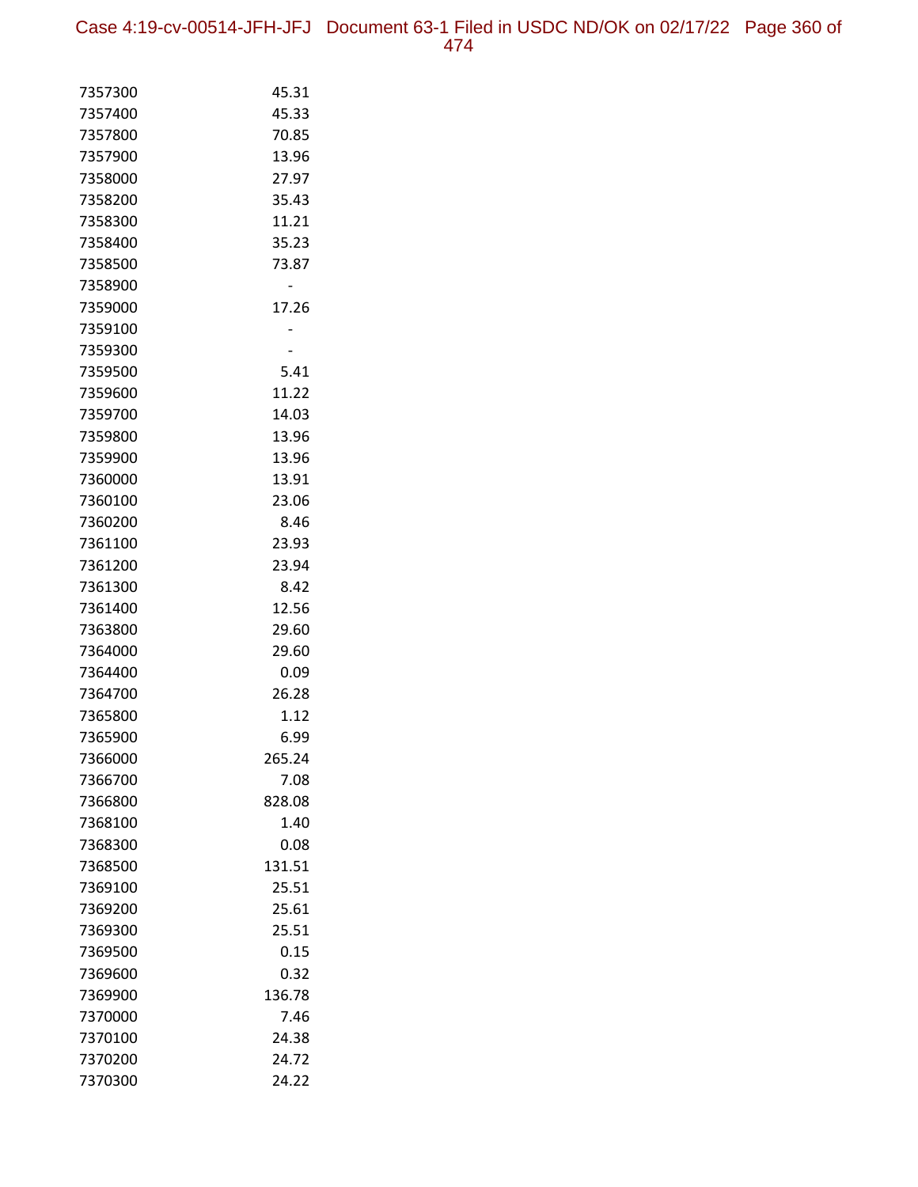| | |
|---|---|
| 7357300 | 45.31 |
| 7357400 | 45.33 |
| 7357800 | 70.85 |
| 7357900 | 13.96 |
| 7358000 | 27.97 |
| 7358200 | 35.43 |
| 7358300 | 11.21 |
| 7358400 | 35.23 |
| 7358500 | 73.87 |
| 7358900 | - |
| 7359000 | 17.26 |
| 7359100 | - |
| 7359300 | - |
| 7359500 | 5.41 |
| 7359600 | 11.22 |
| 7359700 | 14.03 |
| 7359800 | 13.96 |
| 7359900 | 13.96 |
| 7360000 | 13.91 |
| 7360100 | 23.06 |
| 7360200 | 8.46 |
| 7361100 | 23.93 |
| 7361200 | 23.94 |
| 7361300 | 8.42 |
| 7361400 | 12.56 |
| 7363800 | 29.60 |
| 7364000 | 29.60 |
| 7364400 | 0.09 |
| 7364700 | 26.28 |
| 7365800 | 1.12 |
| 7365900 | 6.99 |
| 7366000 | 265.24 |
| 7366700 | 7.08 |
| 7366800 | 828.08 |
| 7368100 | 1.40 |
| 7368300 | 0.08 |
| 7368500 | 131.51 |
| 7369100 | 25.51 |
| 7369200 | 25.61 |
| 7369300 | 25.51 |
| 7369500 | 0.15 |
| 7369600 | 0.32 |
| 7369900 | 136.78 |
| 7370000 | 7.46 |
| 7370100 | 24.38 |
| 7370200 | 24.72 |
| 7370300 | 24.22 |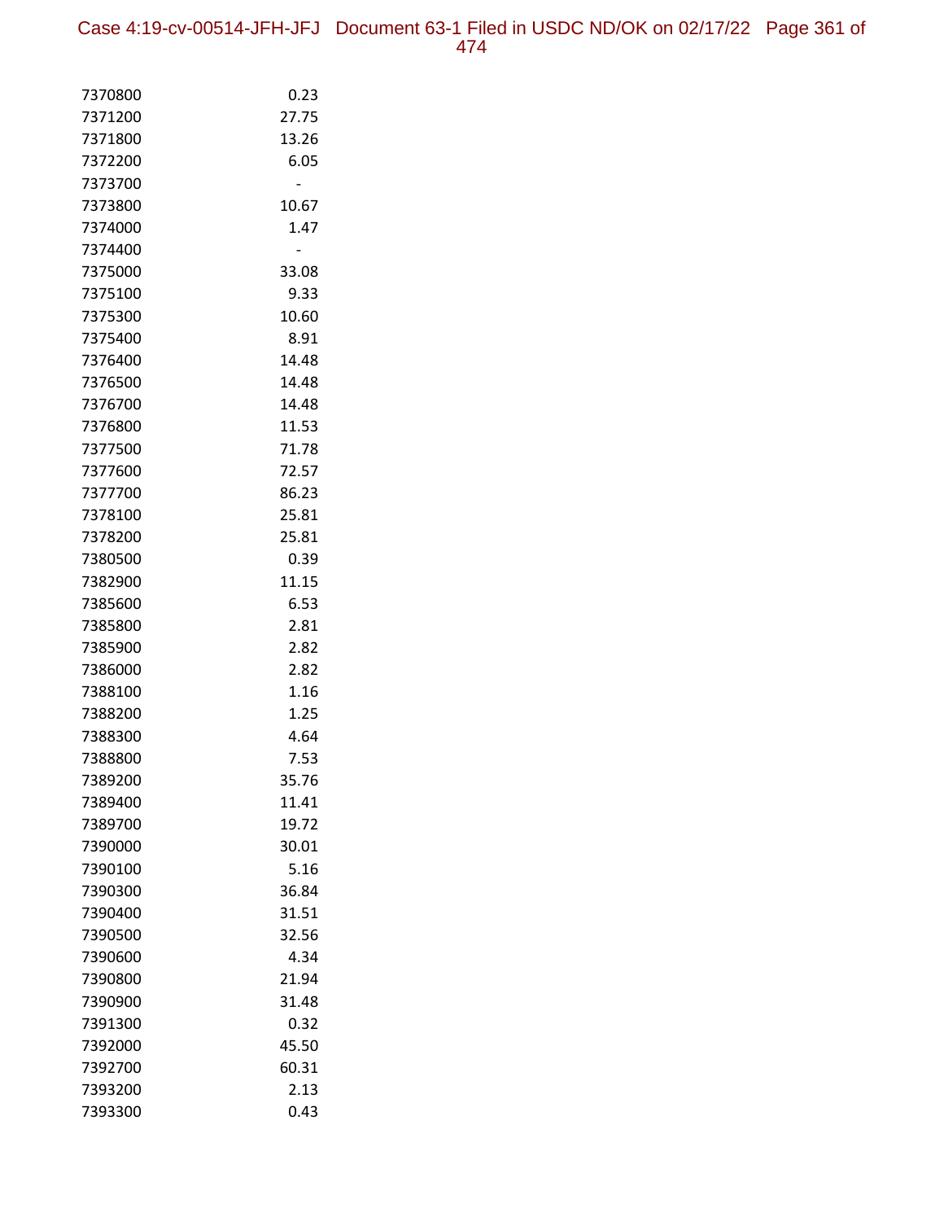| | |
|---|---|
| 7370800 | 0.23 |
| 7371200 | 27.75 |
| 7371800 | 13.26 |
| 7372200 | 6.05 |
| 7373700 | - |
| 7373800 | 10.67 |
| 7374000 | 1.47 |
| 7374400 | - |
| 7375000 | 33.08 |
| 7375100 | 9.33 |
| 7375300 | 10.60 |
| 7375400 | 8.91 |
| 7376400 | 14.48 |
| 7376500 | 14.48 |
| 7376700 | 14.48 |
| 7376800 | 11.53 |
| 7377500 | 71.78 |
| 7377600 | 72.57 |
| 7377700 | 86.23 |
| 7378100 | 25.81 |
| 7378200 | 25.81 |
| 7380500 | 0.39 |
| 7382900 | 11.15 |
| 7385600 | 6.53 |
| 7385800 | 2.81 |
| 7385900 | 2.82 |
| 7386000 | 2.82 |
| 7388100 | 1.16 |
| 7388200 | 1.25 |
| 7388300 | 4.64 |
| 7388800 | 7.53 |
| 7389200 | 35.76 |
| 7389400 | 11.41 |
| 7389700 | 19.72 |
| 7390000 | 30.01 |
| 7390100 | 5.16 |
| 7390300 | 36.84 |
| 7390400 | 31.51 |
| 7390500 | 32.56 |
| 7390600 | 4.34 |
| 7390800 | 21.94 |
| 7390900 | 31.48 |
| 7391300 | 0.32 |
| 7392000 | 45.50 |
| 7392700 | 60.31 |
| 7393200 | 2.13 |
| 7393300 | 0.43 |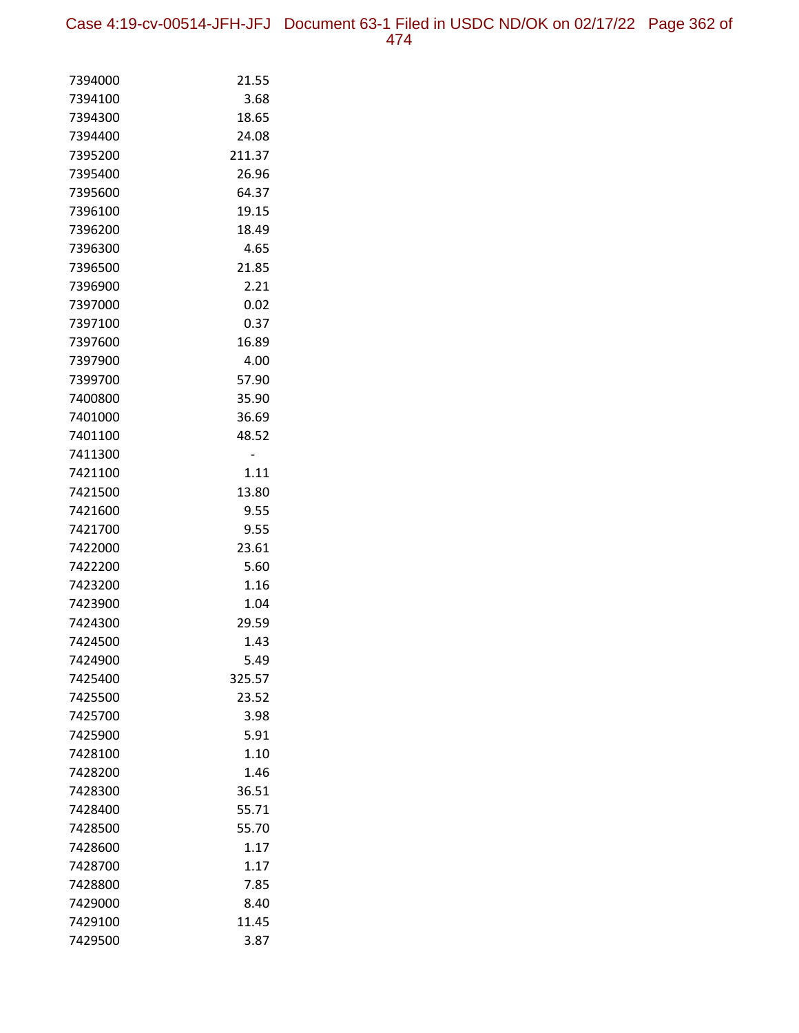| | |
|---|---|
| 7394000 | 21.55 |
| 7394100 | 3.68 |
| 7394300 | 18.65 |
| 7394400 | 24.08 |
| 7395200 | 211.37 |
| 7395400 | 26.96 |
| 7395600 | 64.37 |
| 7396100 | 19.15 |
| 7396200 | 18.49 |
| 7396300 | 4.65 |
| 7396500 | 21.85 |
| 7396900 | 2.21 |
| 7397000 | 0.02 |
| 7397100 | 0.37 |
| 7397600 | 16.89 |
| 7397900 | 4.00 |
| 7399700 | 57.90 |
| 7400800 | 35.90 |
| 7401000 | 36.69 |
| 7401100 | 48.52 |
| 7411300 | - |
| 7421100 | 1.11 |
| 7421500 | 13.80 |
| 7421600 | 9.55 |
| 7421700 | 9.55 |
| 7422000 | 23.61 |
| 7422200 | 5.60 |
| 7423200 | 1.16 |
| 7423900 | 1.04 |
| 7424300 | 29.59 |
| 7424500 | 1.43 |
| 7424900 | 5.49 |
| 7425400 | 325.57 |
| 7425500 | 23.52 |
| 7425700 | 3.98 |
| 7425900 | 5.91 |
| 7428100 | 1.10 |
| 7428200 | 1.46 |
| 7428300 | 36.51 |
| 7428400 | 55.71 |
| 7428500 | 55.70 |
| 7428600 | 1.17 |
| 7428700 | 1.17 |
| 7428800 | 7.85 |
| 7429000 | 8.40 |
| 7429100 | 11.45 |
| 7429500 | 3.87 |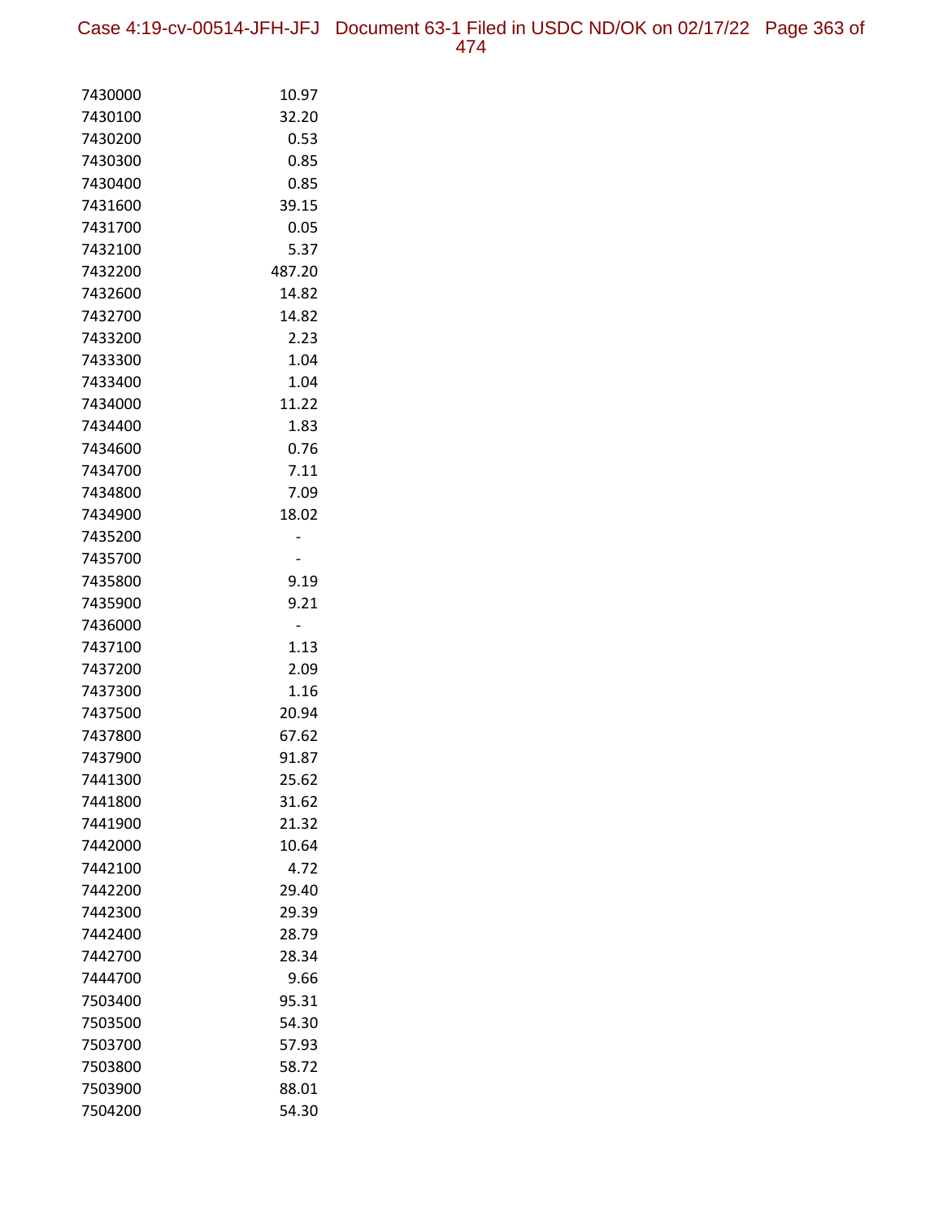| | |
|---|---|
| 7430000 | 10.97 |
| 7430100 | 32.20 |
| 7430200 | 0.53 |
| 7430300 | 0.85 |
| 7430400 | 0.85 |
| 7431600 | 39.15 |
| 7431700 | 0.05 |
| 7432100 | 5.37 |
| 7432200 | 487.20 |
| 7432600 | 14.82 |
| 7432700 | 14.82 |
| 7433200 | 2.23 |
| 7433300 | 1.04 |
| 7433400 | 1.04 |
| 7434000 | 11.22 |
| 7434400 | 1.83 |
| 7434600 | 0.76 |
| 7434700 | 7.11 |
| 7434800 | 7.09 |
| 7434900 | 18.02 |
| 7435200 | - |
| 7435700 | - |
| 7435800 | 9.19 |
| 7435900 | 9.21 |
| 7436000 | - |
| 7437100 | 1.13 |
| 7437200 | 2.09 |
| 7437300 | 1.16 |
| 7437500 | 20.94 |
| 7437800 | 67.62 |
| 7437900 | 91.87 |
| 7441300 | 25.62 |
| 7441800 | 31.62 |
| 7441900 | 21.32 |
| 7442000 | 10.64 |
| 7442100 | 4.72 |
| 7442200 | 29.40 |
| 7442300 | 29.39 |
| 7442400 | 28.79 |
| 7442700 | 28.34 |
| 7444700 | 9.66 |
| 7503400 | 95.31 |
| 7503500 | 54.30 |
| 7503700 | 57.93 |
| 7503800 | 58.72 |
| 7503900 | 88.01 |
| 7504200 | 54.30 |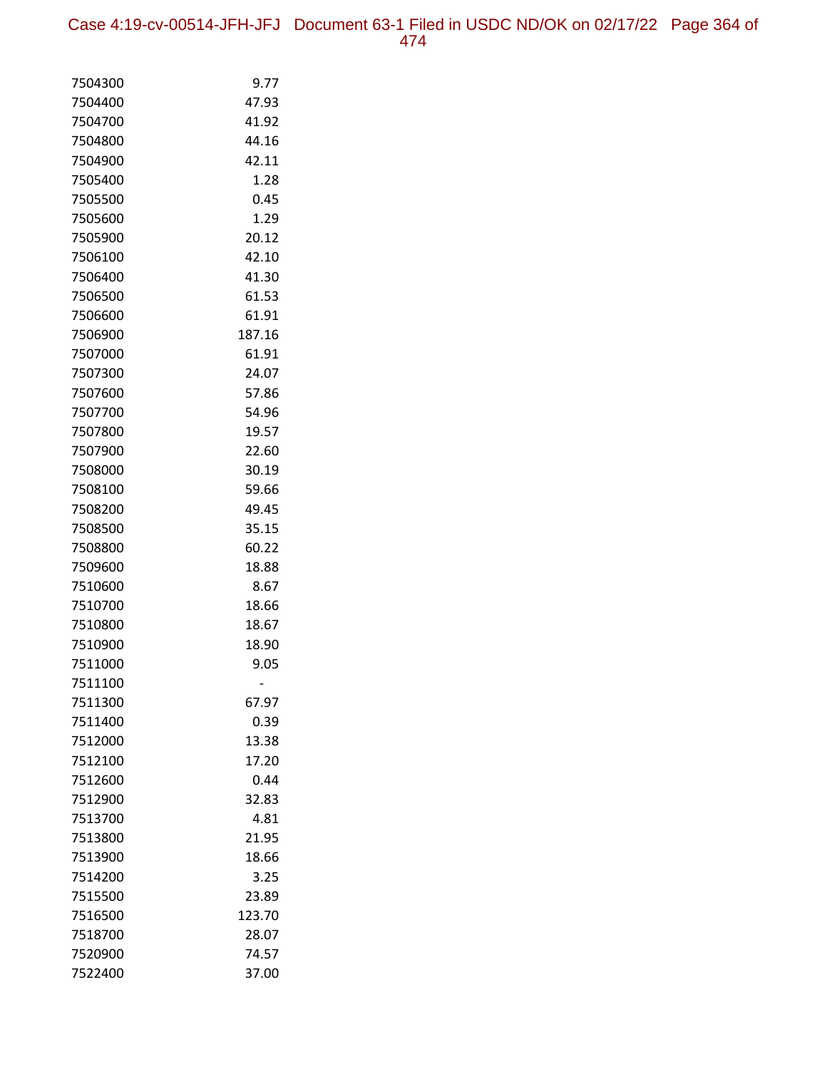| | |
|---|---|
| 7504300 | 9.77 |
| 7504400 | 47.93 |
| 7504700 | 41.92 |
| 7504800 | 44.16 |
| 7504900 | 42.11 |
| 7505400 | 1.28 |
| 7505500 | 0.45 |
| 7505600 | 1.29 |
| 7505900 | 20.12 |
| 7506100 | 42.10 |
| 7506400 | 41.30 |
| 7506500 | 61.53 |
| 7506600 | 61.91 |
| 7506900 | 187.16 |
| 7507000 | 61.91 |
| 7507300 | 24.07 |
| 7507600 | 57.86 |
| 7507700 | 54.96 |
| 7507800 | 19.57 |
| 7507900 | 22.60 |
| 7508000 | 30.19 |
| 7508100 | 59.66 |
| 7508200 | 49.45 |
| 7508500 | 35.15 |
| 7508800 | 60.22 |
| 7509600 | 18.88 |
| 7510600 | 8.67 |
| 7510700 | 18.66 |
| 7510800 | 18.67 |
| 7510900 | 18.90 |
| 7511000 | 9.05 |
| 7511100 | - |
| 7511300 | 67.97 |
| 7511400 | 0.39 |
| 7512000 | 13.38 |
| 7512100 | 17.20 |
| 7512600 | 0.44 |
| 7512900 | 32.83 |
| 7513700 | 4.81 |
| 7513800 | 21.95 |
| 7513900 | 18.66 |
| 7514200 | 3.25 |
| 7515500 | 23.89 |
| 7516500 | 123.70 |
| 7518700 | 28.07 |
| 7520900 | 74.57 |
| 7522400 | 37.00 |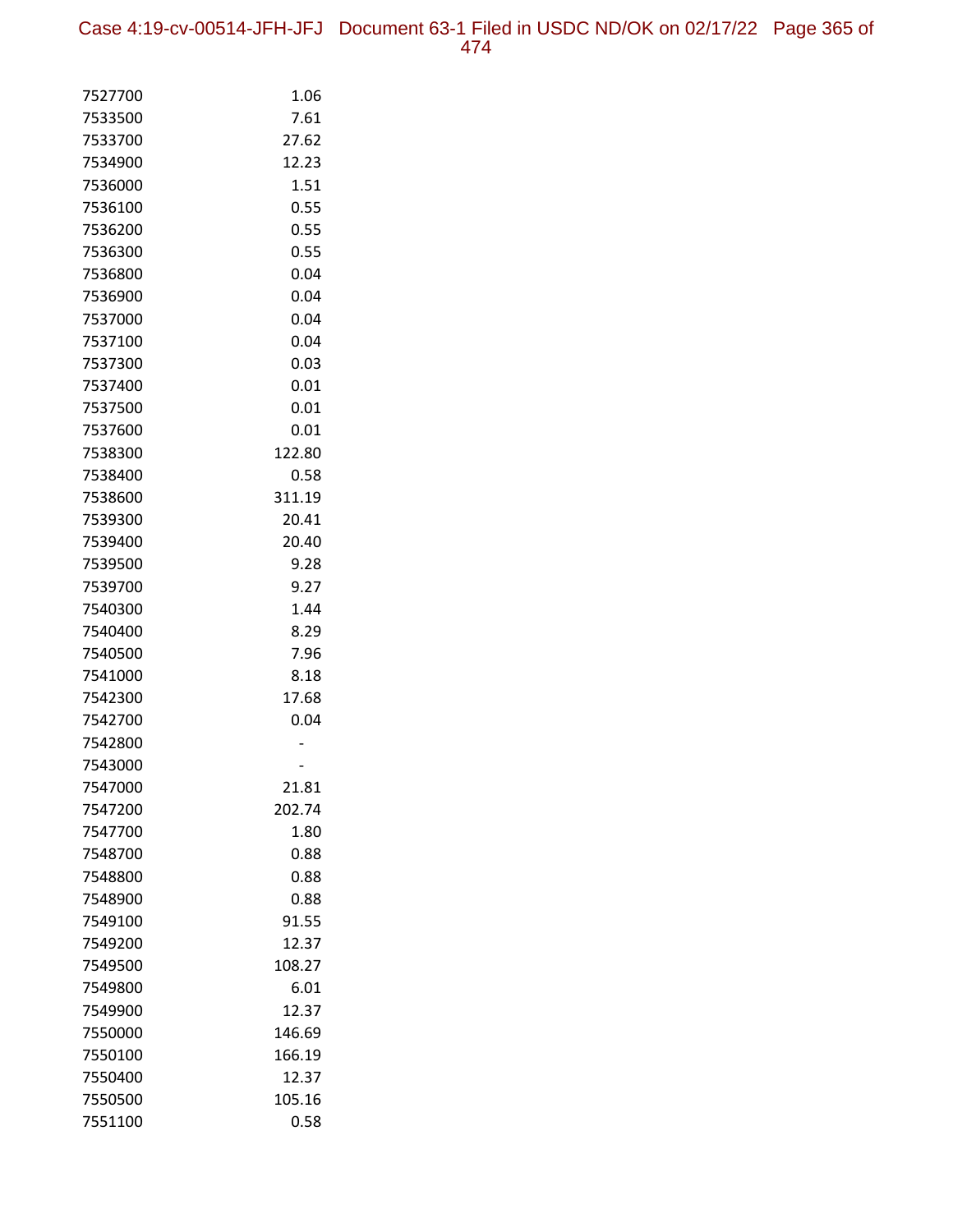| | |
|---|---|
| 7527700 | 1.06 |
| 7533500 | 7.61 |
| 7533700 | 27.62 |
| 7534900 | 12.23 |
| 7536000 | 1.51 |
| 7536100 | 0.55 |
| 7536200 | 0.55 |
| 7536300 | 0.55 |
| 7536800 | 0.04 |
| 7536900 | 0.04 |
| 7537000 | 0.04 |
| 7537100 | 0.04 |
| 7537300 | 0.03 |
| 7537400 | 0.01 |
| 7537500 | 0.01 |
| 7537600 | 0.01 |
| 7538300 | 122.80 |
| 7538400 | 0.58 |
| 7538600 | 311.19 |
| 7539300 | 20.41 |
| 7539400 | 20.40 |
| 7539500 | 9.28 |
| 7539700 | 9.27 |
| 7540300 | 1.44 |
| 7540400 | 8.29 |
| 7540500 | 7.96 |
| 7541000 | 8.18 |
| 7542300 | 17.68 |
| 7542700 | 0.04 |
| 7542800 | - |
| 7543000 | - |
| 7547000 | 21.81 |
| 7547200 | 202.74 |
| 7547700 | 1.80 |
| 7548700 | 0.88 |
| 7548800 | 0.88 |
| 7548900 | 0.88 |
| 7549100 | 91.55 |
| 7549200 | 12.37 |
| 7549500 | 108.27 |
| 7549800 | 6.01 |
| 7549900 | 12.37 |
| 7550000 | 146.69 |
| 7550100 | 166.19 |
| 7550400 | 12.37 |
| 7550500 | 105.16 |
| 7551100 | 0.58 |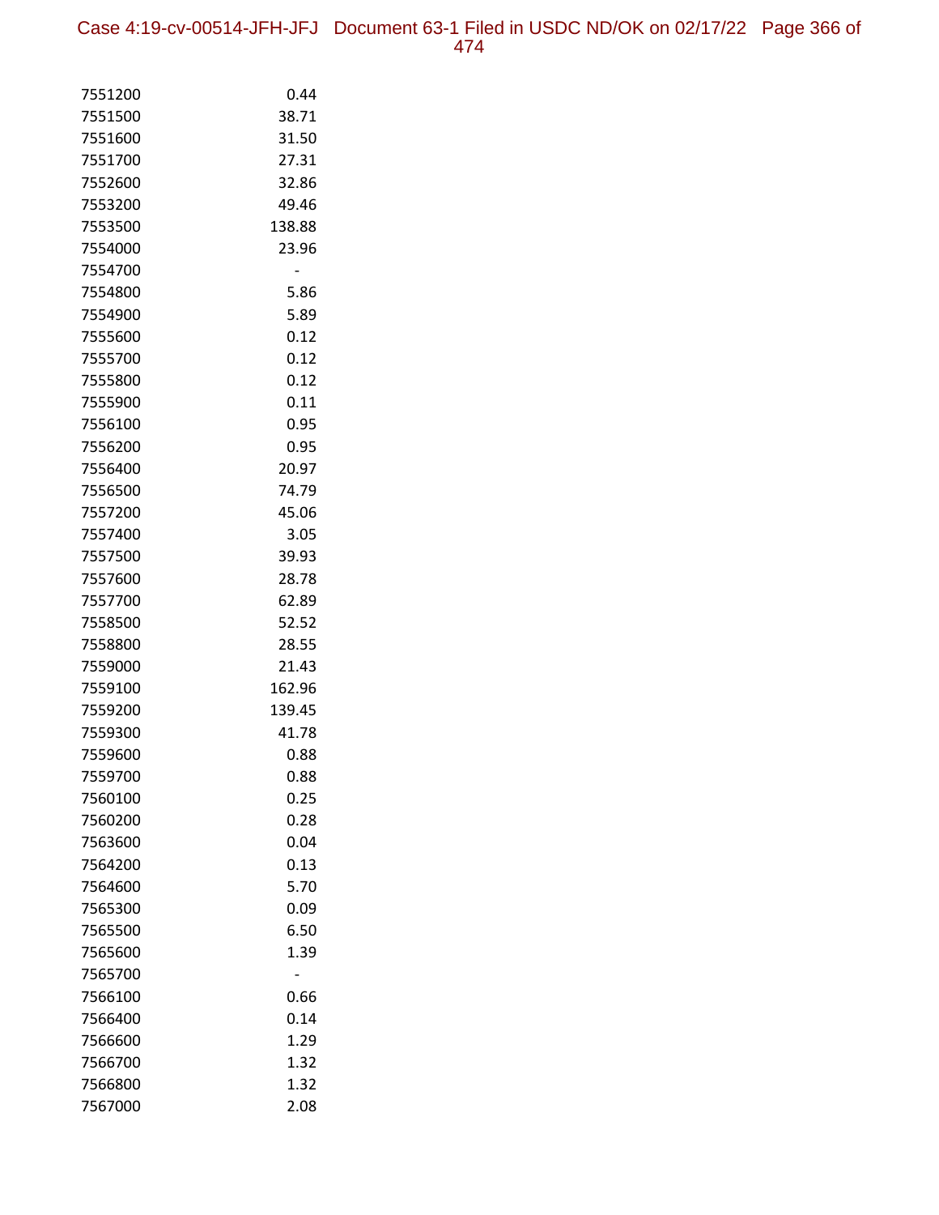| | |
|---|---:|
| 7551200 | 0.44 |
| 7551500 | 38.71 |
| 7551600 | 31.50 |
| 7551700 | 27.31 |
| 7552600 | 32.86 |
| 7553200 | 49.46 |
| 7553500 | 138.88 |
| 7554000 | 23.96 |
| 7554700 | - |
| 7554800 | 5.86 |
| 7554900 | 5.89 |
| 7555600 | 0.12 |
| 7555700 | 0.12 |
| 7555800 | 0.12 |
| 7555900 | 0.11 |
| 7556100 | 0.95 |
| 7556200 | 0.95 |
| 7556400 | 20.97 |
| 7556500 | 74.79 |
| 7557200 | 45.06 |
| 7557400 | 3.05 |
| 7557500 | 39.93 |
| 7557600 | 28.78 |
| 7557700 | 62.89 |
| 7558500 | 52.52 |
| 7558800 | 28.55 |
| 7559000 | 21.43 |
| 7559100 | 162.96 |
| 7559200 | 139.45 |
| 7559300 | 41.78 |
| 7559600 | 0.88 |
| 7559700 | 0.88 |
| 7560100 | 0.25 |
| 7560200 | 0.28 |
| 7563600 | 0.04 |
| 7564200 | 0.13 |
| 7564600 | 5.70 |
| 7565300 | 0.09 |
| 7565500 | 6.50 |
| 7565600 | 1.39 |
| 7565700 | - |
| 7566100 | 0.66 |
| 7566400 | 0.14 |
| 7566600 | 1.29 |
| 7566700 | 1.32 |
| 7566800 | 1.32 |
| 7567000 | 2.08 |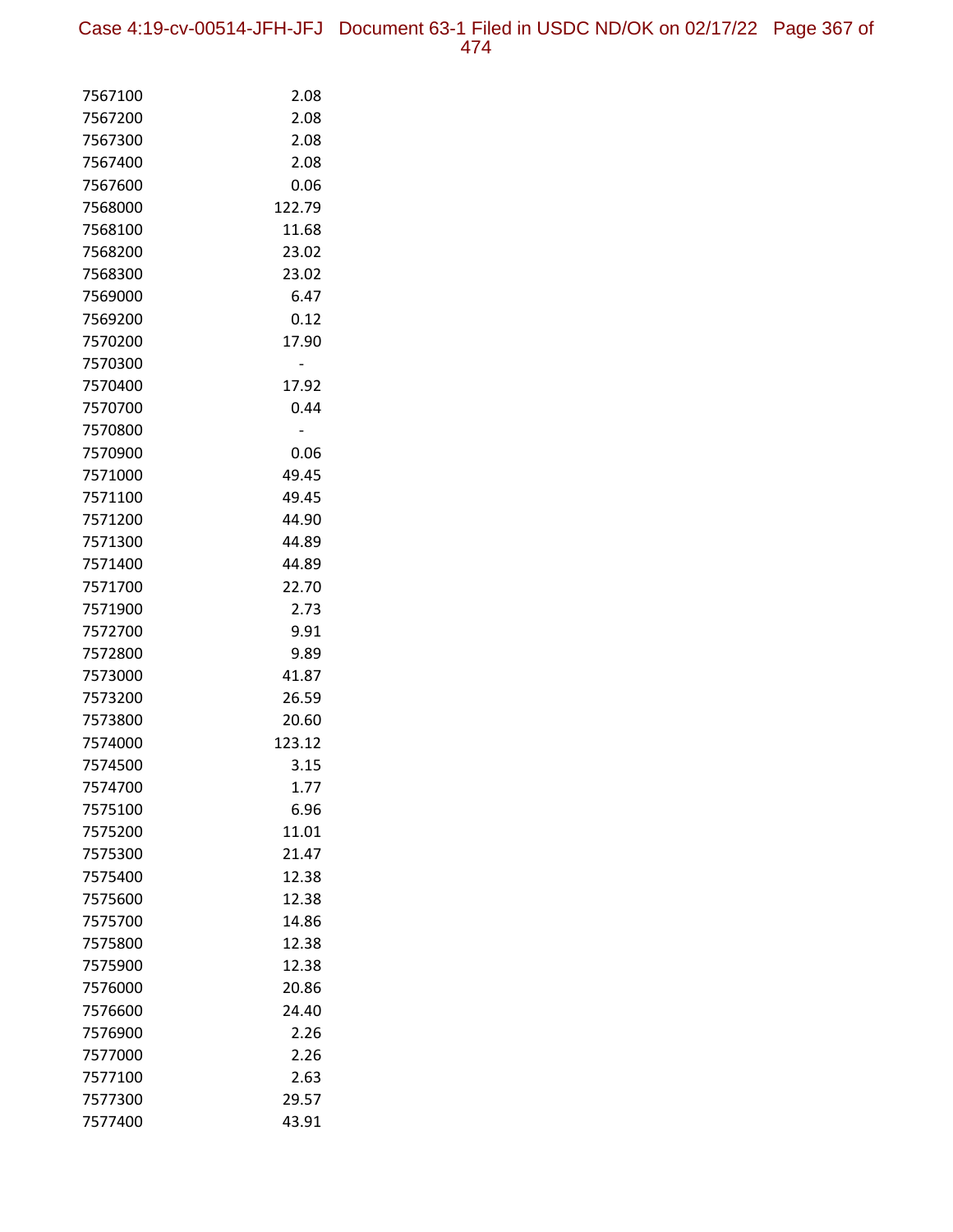| | |
|---|---|
| 7567100 | 2.08 |
| 7567200 | 2.08 |
| 7567300 | 2.08 |
| 7567400 | 2.08 |
| 7567600 | 0.06 |
| 7568000 | 122.79 |
| 7568100 | 11.68 |
| 7568200 | 23.02 |
| 7568300 | 23.02 |
| 7569000 | 6.47 |
| 7569200 | 0.12 |
| 7570200 | 17.90 |
| 7570300 | - |
| 7570400 | 17.92 |
| 7570700 | 0.44 |
| 7570800 | - |
| 7570900 | 0.06 |
| 7571000 | 49.45 |
| 7571100 | 49.45 |
| 7571200 | 44.90 |
| 7571300 | 44.89 |
| 7571400 | 44.89 |
| 7571700 | 22.70 |
| 7571900 | 2.73 |
| 7572700 | 9.91 |
| 7572800 | 9.89 |
| 7573000 | 41.87 |
| 7573200 | 26.59 |
| 7573800 | 20.60 |
| 7574000 | 123.12 |
| 7574500 | 3.15 |
| 7574700 | 1.77 |
| 7575100 | 6.96 |
| 7575200 | 11.01 |
| 7575300 | 21.47 |
| 7575400 | 12.38 |
| 7575600 | 12.38 |
| 7575700 | 14.86 |
| 7575800 | 12.38 |
| 7575900 | 12.38 |
| 7576000 | 20.86 |
| 7576600 | 24.40 |
| 7576900 | 2.26 |
| 7577000 | 2.26 |
| 7577100 | 2.63 |
| 7577300 | 29.57 |
| 7577400 | 43.91 |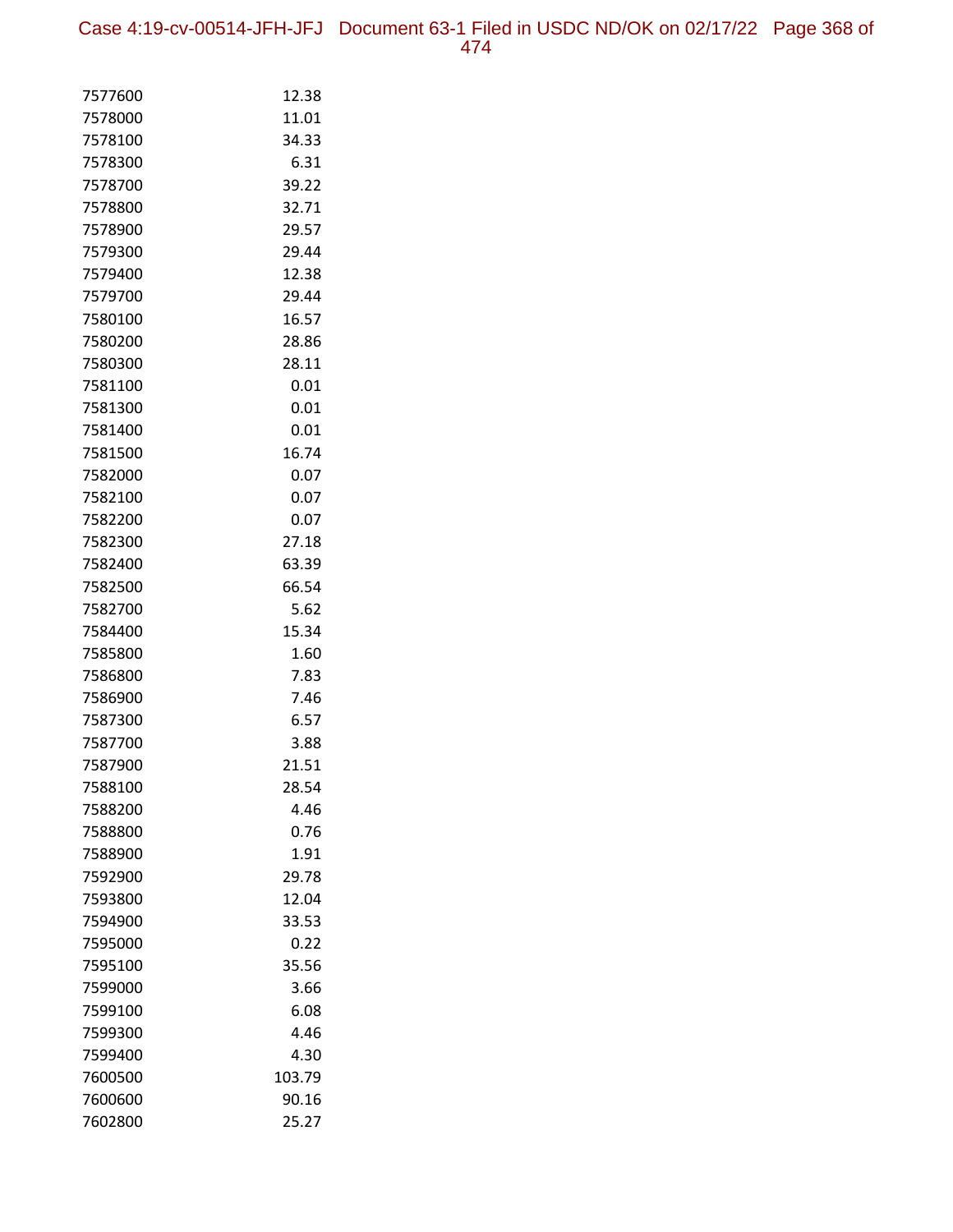| | |
|---|---|
| 7577600 | 12.38 |
| 7578000 | 11.01 |
| 7578100 | 34.33 |
| 7578300 | 6.31 |
| 7578700 | 39.22 |
| 7578800 | 32.71 |
| 7578900 | 29.57 |
| 7579300 | 29.44 |
| 7579400 | 12.38 |
| 7579700 | 29.44 |
| 7580100 | 16.57 |
| 7580200 | 28.86 |
| 7580300 | 28.11 |
| 7581100 | 0.01 |
| 7581300 | 0.01 |
| 7581400 | 0.01 |
| 7581500 | 16.74 |
| 7582000 | 0.07 |
| 7582100 | 0.07 |
| 7582200 | 0.07 |
| 7582300 | 27.18 |
| 7582400 | 63.39 |
| 7582500 | 66.54 |
| 7582700 | 5.62 |
| 7584400 | 15.34 |
| 7585800 | 1.60 |
| 7586800 | 7.83 |
| 7586900 | 7.46 |
| 7587300 | 6.57 |
| 7587700 | 3.88 |
| 7587900 | 21.51 |
| 7588100 | 28.54 |
| 7588200 | 4.46 |
| 7588800 | 0.76 |
| 7588900 | 1.91 |
| 7592900 | 29.78 |
| 7593800 | 12.04 |
| 7594900 | 33.53 |
| 7595000 | 0.22 |
| 7595100 | 35.56 |
| 7599000 | 3.66 |
| 7599100 | 6.08 |
| 7599300 | 4.46 |
| 7599400 | 4.30 |
| 7600500 | 103.79 |
| 7600600 | 90.16 |
| 7602800 | 25.27 |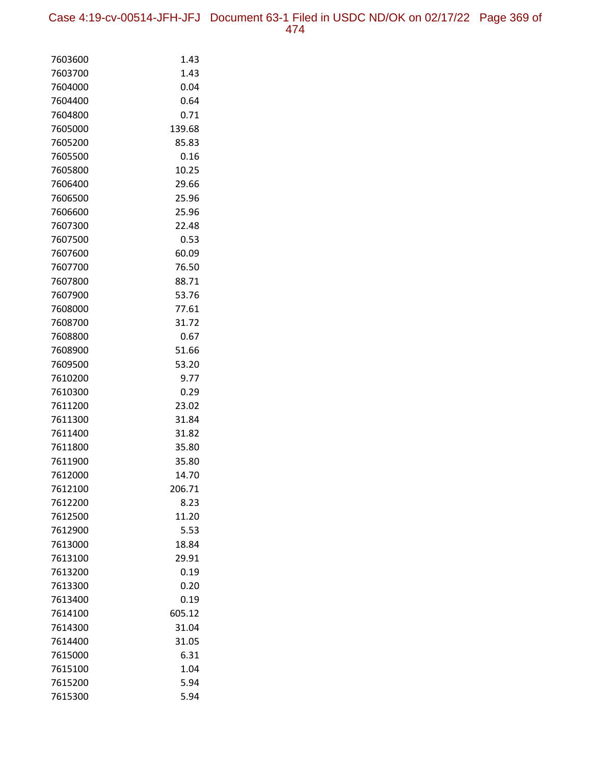| | |
|---|---|
| 7603600 | 1.43 |
| 7603700 | 1.43 |
| 7604000 | 0.04 |
| 7604400 | 0.64 |
| 7604800 | 0.71 |
| 7605000 | 139.68 |
| 7605200 | 85.83 |
| 7605500 | 0.16 |
| 7605800 | 10.25 |
| 7606400 | 29.66 |
| 7606500 | 25.96 |
| 7606600 | 25.96 |
| 7607300 | 22.48 |
| 7607500 | 0.53 |
| 7607600 | 60.09 |
| 7607700 | 76.50 |
| 7607800 | 88.71 |
| 7607900 | 53.76 |
| 7608000 | 77.61 |
| 7608700 | 31.72 |
| 7608800 | 0.67 |
| 7608900 | 51.66 |
| 7609500 | 53.20 |
| 7610200 | 9.77 |
| 7610300 | 0.29 |
| 7611200 | 23.02 |
| 7611300 | 31.84 |
| 7611400 | 31.82 |
| 7611800 | 35.80 |
| 7611900 | 35.80 |
| 7612000 | 14.70 |
| 7612100 | 206.71 |
| 7612200 | 8.23 |
| 7612500 | 11.20 |
| 7612900 | 5.53 |
| 7613000 | 18.84 |
| 7613100 | 29.91 |
| 7613200 | 0.19 |
| 7613300 | 0.20 |
| 7613400 | 0.19 |
| 7614100 | 605.12 |
| 7614300 | 31.04 |
| 7614400 | 31.05 |
| 7615000 | 6.31 |
| 7615100 | 1.04 |
| 7615200 | 5.94 |
| 7615300 | 5.94 |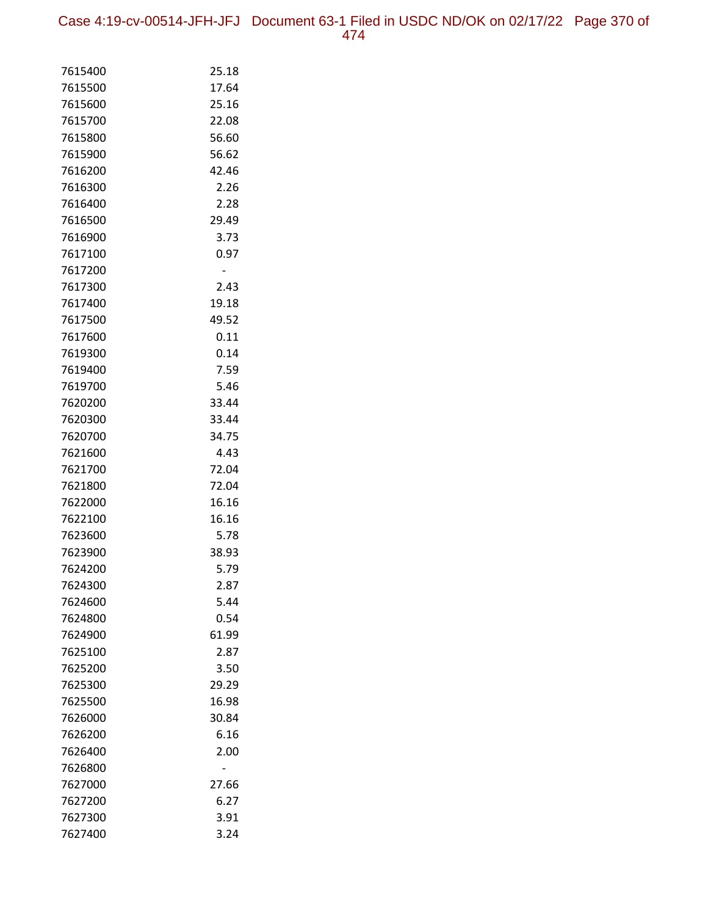| | |
|---|---|
| 7615400 | 25.18 |
| 7615500 | 17.64 |
| 7615600 | 25.16 |
| 7615700 | 22.08 |
| 7615800 | 56.60 |
| 7615900 | 56.62 |
| 7616200 | 42.46 |
| 7616300 | 2.26 |
| 7616400 | 2.28 |
| 7616500 | 29.49 |
| 7616900 | 3.73 |
| 7617100 | 0.97 |
| 7617200 | - |
| 7617300 | 2.43 |
| 7617400 | 19.18 |
| 7617500 | 49.52 |
| 7617600 | 0.11 |
| 7619300 | 0.14 |
| 7619400 | 7.59 |
| 7619700 | 5.46 |
| 7620200 | 33.44 |
| 7620300 | 33.44 |
| 7620700 | 34.75 |
| 7621600 | 4.43 |
| 7621700 | 72.04 |
| 7621800 | 72.04 |
| 7622000 | 16.16 |
| 7622100 | 16.16 |
| 7623600 | 5.78 |
| 7623900 | 38.93 |
| 7624200 | 5.79 |
| 7624300 | 2.87 |
| 7624600 | 5.44 |
| 7624800 | 0.54 |
| 7624900 | 61.99 |
| 7625100 | 2.87 |
| 7625200 | 3.50 |
| 7625300 | 29.29 |
| 7625500 | 16.98 |
| 7626000 | 30.84 |
| 7626200 | 6.16 |
| 7626400 | 2.00 |
| 7626800 | - |
| 7627000 | 27.66 |
| 7627200 | 6.27 |
| 7627300 | 3.91 |
| 7627400 | 3.24 |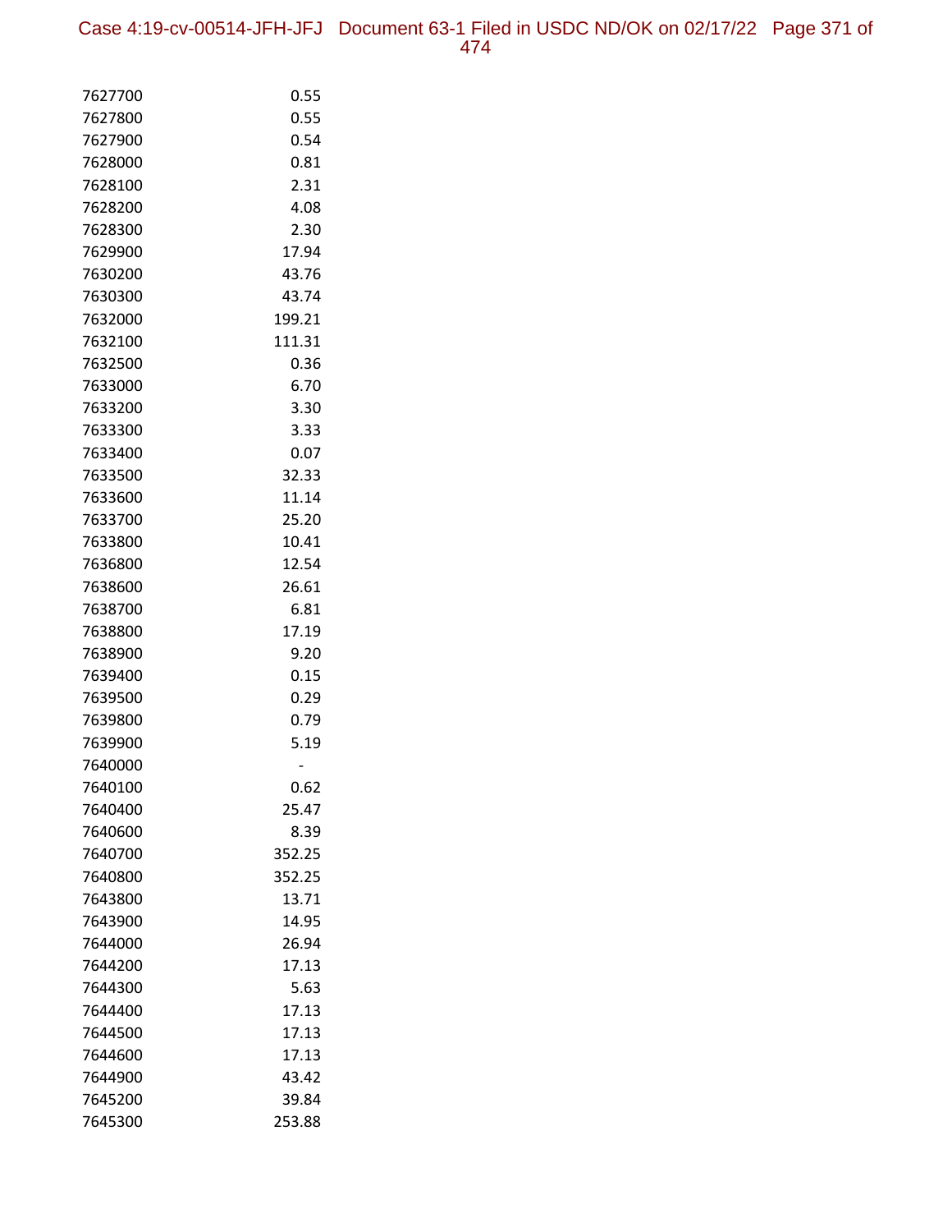| | |
|---|---|
| 7627700 | 0.55 |
| 7627800 | 0.55 |
| 7627900 | 0.54 |
| 7628000 | 0.81 |
| 7628100 | 2.31 |
| 7628200 | 4.08 |
| 7628300 | 2.30 |
| 7629900 | 17.94 |
| 7630200 | 43.76 |
| 7630300 | 43.74 |
| 7632000 | 199.21 |
| 7632100 | 111.31 |
| 7632500 | 0.36 |
| 7633000 | 6.70 |
| 7633200 | 3.30 |
| 7633300 | 3.33 |
| 7633400 | 0.07 |
| 7633500 | 32.33 |
| 7633600 | 11.14 |
| 7633700 | 25.20 |
| 7633800 | 10.41 |
| 7636800 | 12.54 |
| 7638600 | 26.61 |
| 7638700 | 6.81 |
| 7638800 | 17.19 |
| 7638900 | 9.20 |
| 7639400 | 0.15 |
| 7639500 | 0.29 |
| 7639800 | 0.79 |
| 7639900 | 5.19 |
| 7640000 | - |
| 7640100 | 0.62 |
| 7640400 | 25.47 |
| 7640600 | 8.39 |
| 7640700 | 352.25 |
| 7640800 | 352.25 |
| 7643800 | 13.71 |
| 7643900 | 14.95 |
| 7644000 | 26.94 |
| 7644200 | 17.13 |
| 7644300 | 5.63 |
| 7644400 | 17.13 |
| 7644500 | 17.13 |
| 7644600 | 17.13 |
| 7644900 | 43.42 |
| 7645200 | 39.84 |
| 7645300 | 253.88 |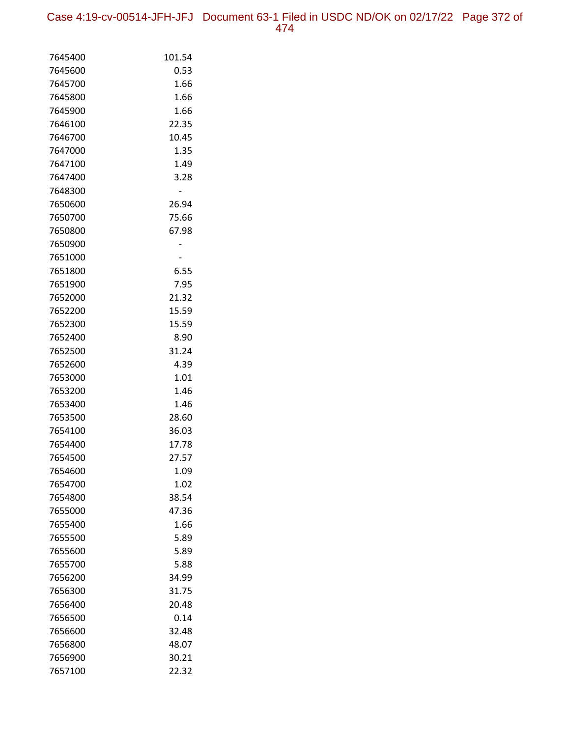| | |
|---|---|
| 7645400 | 101.54 |
| 7645600 | 0.53 |
| 7645700 | 1.66 |
| 7645800 | 1.66 |
| 7645900 | 1.66 |
| 7646100 | 22.35 |
| 7646700 | 10.45 |
| 7647000 | 1.35 |
| 7647100 | 1.49 |
| 7647400 | 3.28 |
| 7648300 | - |
| 7650600 | 26.94 |
| 7650700 | 75.66 |
| 7650800 | 67.98 |
| 7650900 | - |
| 7651000 | - |
| 7651800 | 6.55 |
| 7651900 | 7.95 |
| 7652000 | 21.32 |
| 7652200 | 15.59 |
| 7652300 | 15.59 |
| 7652400 | 8.90 |
| 7652500 | 31.24 |
| 7652600 | 4.39 |
| 7653000 | 1.01 |
| 7653200 | 1.46 |
| 7653400 | 1.46 |
| 7653500 | 28.60 |
| 7654100 | 36.03 |
| 7654400 | 17.78 |
| 7654500 | 27.57 |
| 7654600 | 1.09 |
| 7654700 | 1.02 |
| 7654800 | 38.54 |
| 7655000 | 47.36 |
| 7655400 | 1.66 |
| 7655500 | 5.89 |
| 7655600 | 5.89 |
| 7655700 | 5.88 |
| 7656200 | 34.99 |
| 7656300 | 31.75 |
| 7656400 | 20.48 |
| 7656500 | 0.14 |
| 7656600 | 32.48 |
| 7656800 | 48.07 |
| 7656900 | 30.21 |
| 7657100 | 22.32 |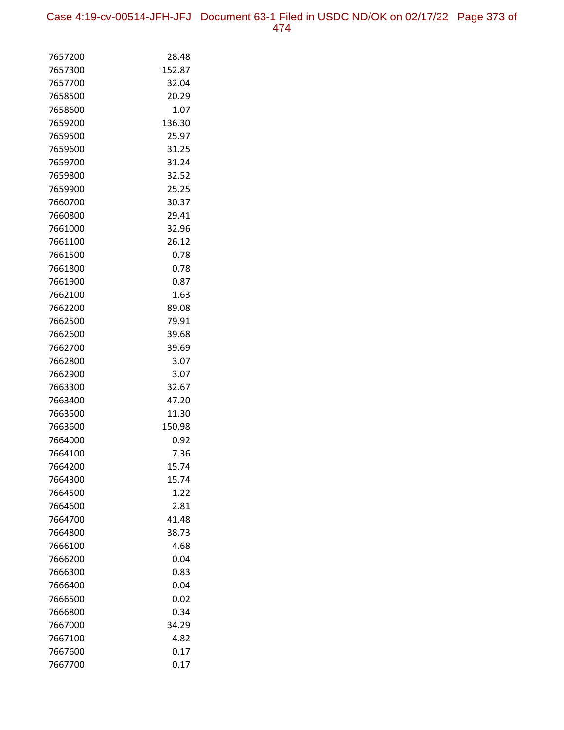| | |
|---|---|
| 7657200 | 28.48 |
| 7657300 | 152.87 |
| 7657700 | 32.04 |
| 7658500 | 20.29 |
| 7658600 | 1.07 |
| 7659200 | 136.30 |
| 7659500 | 25.97 |
| 7659600 | 31.25 |
| 7659700 | 31.24 |
| 7659800 | 32.52 |
| 7659900 | 25.25 |
| 7660700 | 30.37 |
| 7660800 | 29.41 |
| 7661000 | 32.96 |
| 7661100 | 26.12 |
| 7661500 | 0.78 |
| 7661800 | 0.78 |
| 7661900 | 0.87 |
| 7662100 | 1.63 |
| 7662200 | 89.08 |
| 7662500 | 79.91 |
| 7662600 | 39.68 |
| 7662700 | 39.69 |
| 7662800 | 3.07 |
| 7662900 | 3.07 |
| 7663300 | 32.67 |
| 7663400 | 47.20 |
| 7663500 | 11.30 |
| 7663600 | 150.98 |
| 7664000 | 0.92 |
| 7664100 | 7.36 |
| 7664200 | 15.74 |
| 7664300 | 15.74 |
| 7664500 | 1.22 |
| 7664600 | 2.81 |
| 7664700 | 41.48 |
| 7664800 | 38.73 |
| 7666100 | 4.68 |
| 7666200 | 0.04 |
| 7666300 | 0.83 |
| 7666400 | 0.04 |
| 7666500 | 0.02 |
| 7666800 | 0.34 |
| 7667000 | 34.29 |
| 7667100 | 4.82 |
| 7667600 | 0.17 |
| 7667700 | 0.17 |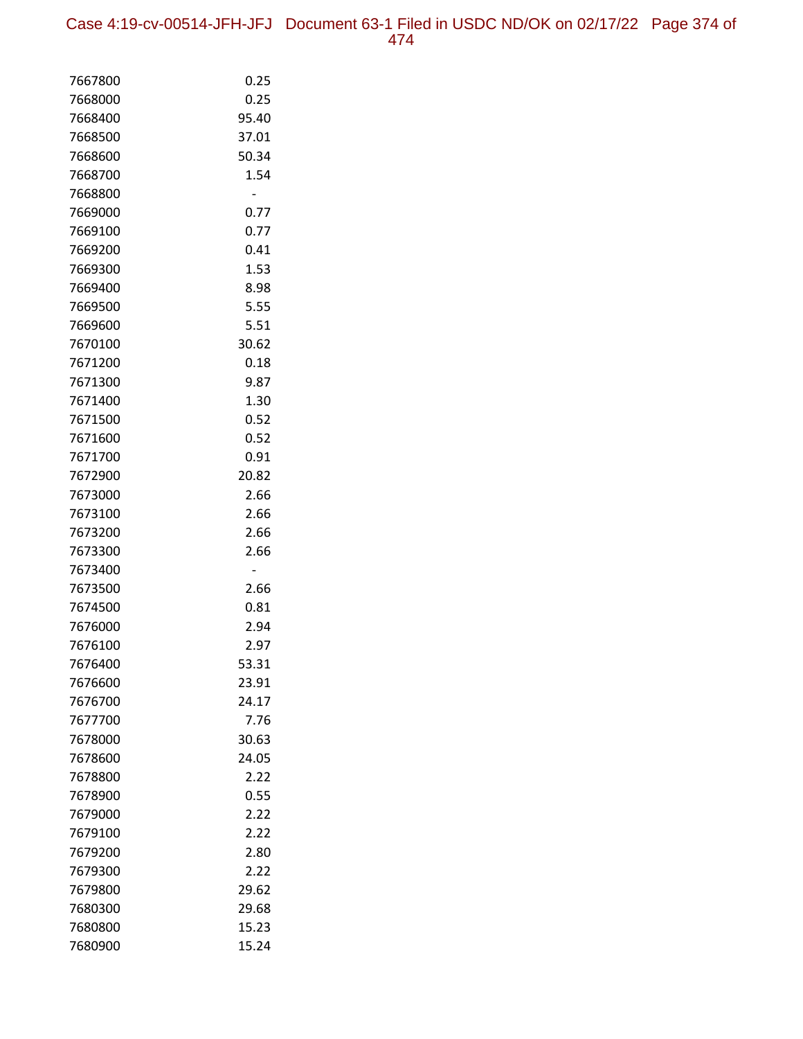| | |
|---|---|
| 7667800 | 0.25 |
| 7668000 | 0.25 |
| 7668400 | 95.40 |
| 7668500 | 37.01 |
| 7668600 | 50.34 |
| 7668700 | 1.54 |
| 7668800 | - |
| 7669000 | 0.77 |
| 7669100 | 0.77 |
| 7669200 | 0.41 |
| 7669300 | 1.53 |
| 7669400 | 8.98 |
| 7669500 | 5.55 |
| 7669600 | 5.51 |
| 7670100 | 30.62 |
| 7671200 | 0.18 |
| 7671300 | 9.87 |
| 7671400 | 1.30 |
| 7671500 | 0.52 |
| 7671600 | 0.52 |
| 7671700 | 0.91 |
| 7672900 | 20.82 |
| 7673000 | 2.66 |
| 7673100 | 2.66 |
| 7673200 | 2.66 |
| 7673300 | 2.66 |
| 7673400 | - |
| 7673500 | 2.66 |
| 7674500 | 0.81 |
| 7676000 | 2.94 |
| 7676100 | 2.97 |
| 7676400 | 53.31 |
| 7676600 | 23.91 |
| 7676700 | 24.17 |
| 7677700 | 7.76 |
| 7678000 | 30.63 |
| 7678600 | 24.05 |
| 7678800 | 2.22 |
| 7678900 | 0.55 |
| 7679000 | 2.22 |
| 7679100 | 2.22 |
| 7679200 | 2.80 |
| 7679300 | 2.22 |
| 7679800 | 29.62 |
| 7680300 | 29.68 |
| 7680800 | 15.23 |
| 7680900 | 15.24 |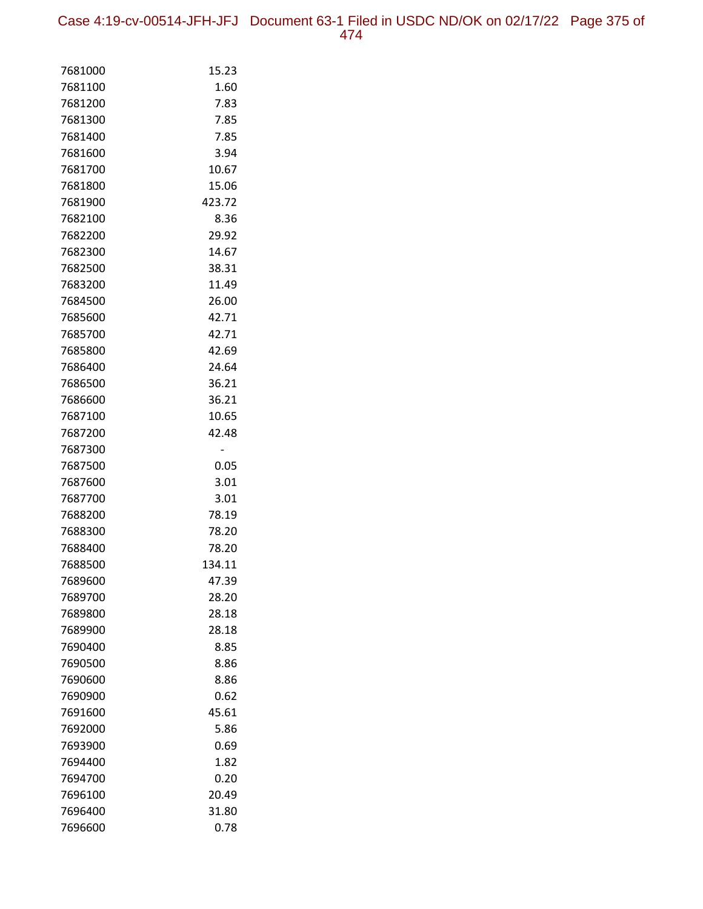| | |
|---|---|
| 7681000 | 15.23 |
| 7681100 | 1.60 |
| 7681200 | 7.83 |
| 7681300 | 7.85 |
| 7681400 | 7.85 |
| 7681600 | 3.94 |
| 7681700 | 10.67 |
| 7681800 | 15.06 |
| 7681900 | 423.72 |
| 7682100 | 8.36 |
| 7682200 | 29.92 |
| 7682300 | 14.67 |
| 7682500 | 38.31 |
| 7683200 | 11.49 |
| 7684500 | 26.00 |
| 7685600 | 42.71 |
| 7685700 | 42.71 |
| 7685800 | 42.69 |
| 7686400 | 24.64 |
| 7686500 | 36.21 |
| 7686600 | 36.21 |
| 7687100 | 10.65 |
| 7687200 | 42.48 |
| 7687300 | - |
| 7687500 | 0.05 |
| 7687600 | 3.01 |
| 7687700 | 3.01 |
| 7688200 | 78.19 |
| 7688300 | 78.20 |
| 7688400 | 78.20 |
| 7688500 | 134.11 |
| 7689600 | 47.39 |
| 7689700 | 28.20 |
| 7689800 | 28.18 |
| 7689900 | 28.18 |
| 7690400 | 8.85 |
| 7690500 | 8.86 |
| 7690600 | 8.86 |
| 7690900 | 0.62 |
| 7691600 | 45.61 |
| 7692000 | 5.86 |
| 7693900 | 0.69 |
| 7694400 | 1.82 |
| 7694700 | 0.20 |
| 7696100 | 20.49 |
| 7696400 | 31.80 |
| 7696600 | 0.78 |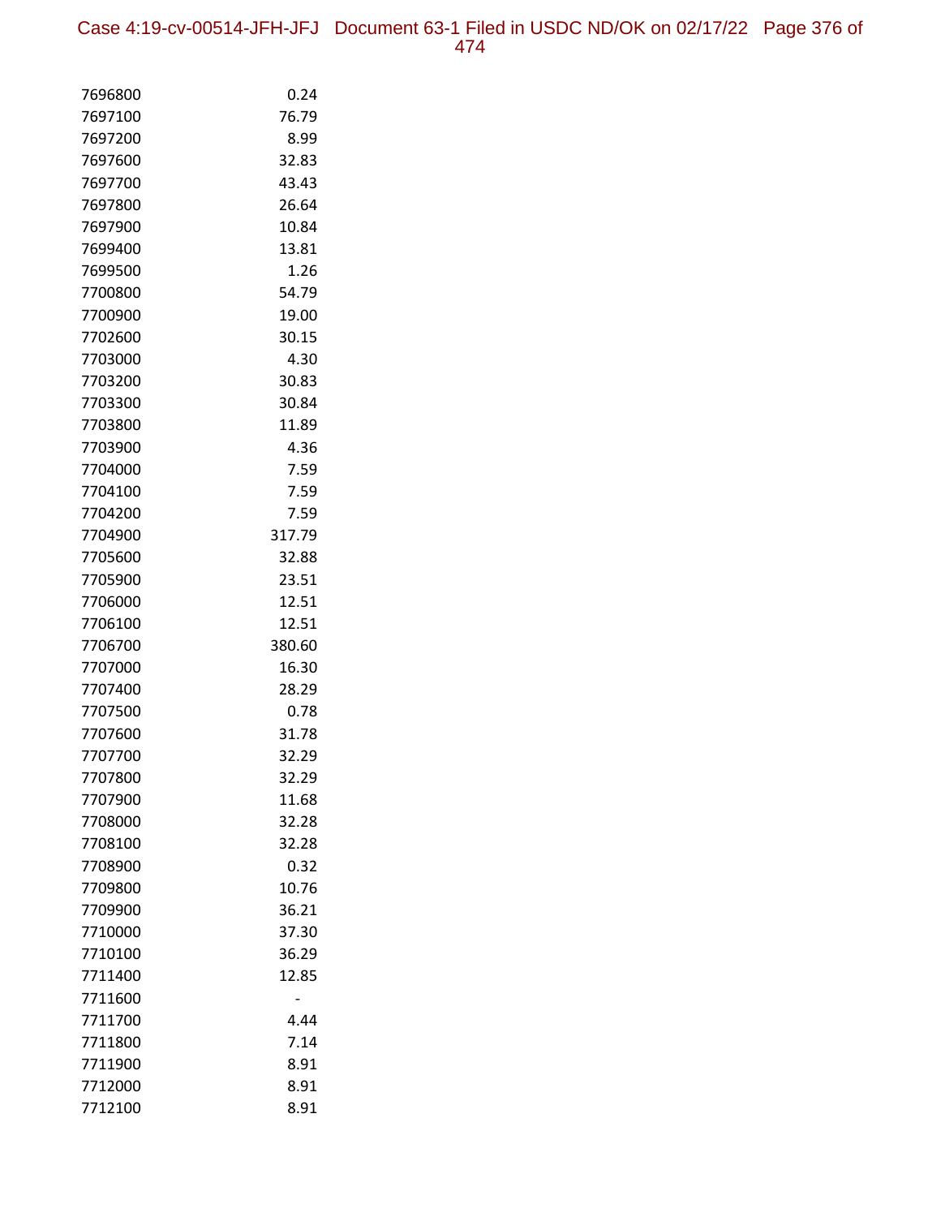| | |
|---|---|
| 7696800 | 0.24 |
| 7697100 | 76.79 |
| 7697200 | 8.99 |
| 7697600 | 32.83 |
| 7697700 | 43.43 |
| 7697800 | 26.64 |
| 7697900 | 10.84 |
| 7699400 | 13.81 |
| 7699500 | 1.26 |
| 7700800 | 54.79 |
| 7700900 | 19.00 |
| 7702600 | 30.15 |
| 7703000 | 4.30 |
| 7703200 | 30.83 |
| 7703300 | 30.84 |
| 7703800 | 11.89 |
| 7703900 | 4.36 |
| 7704000 | 7.59 |
| 7704100 | 7.59 |
| 7704200 | 7.59 |
| 7704900 | 317.79 |
| 7705600 | 32.88 |
| 7705900 | 23.51 |
| 7706000 | 12.51 |
| 7706100 | 12.51 |
| 7706700 | 380.60 |
| 7707000 | 16.30 |
| 7707400 | 28.29 |
| 7707500 | 0.78 |
| 7707600 | 31.78 |
| 7707700 | 32.29 |
| 7707800 | 32.29 |
| 7707900 | 11.68 |
| 7708000 | 32.28 |
| 7708100 | 32.28 |
| 7708900 | 0.32 |
| 7709800 | 10.76 |
| 7709900 | 36.21 |
| 7710000 | 37.30 |
| 7710100 | 36.29 |
| 7711400 | 12.85 |
| 7711600 | - |
| 7711700 | 4.44 |
| 7711800 | 7.14 |
| 7711900 | 8.91 |
| 7712000 | 8.91 |
| 7712100 | 8.91 |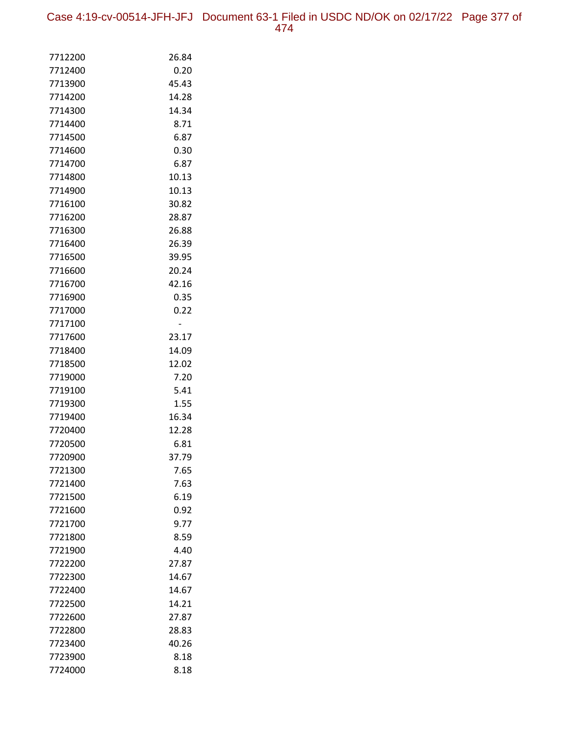| | |
|---|---|
| 7712200 | 26.84 |
| 7712400 | 0.20 |
| 7713900 | 45.43 |
| 7714200 | 14.28 |
| 7714300 | 14.34 |
| 7714400 | 8.71 |
| 7714500 | 6.87 |
| 7714600 | 0.30 |
| 7714700 | 6.87 |
| 7714800 | 10.13 |
| 7714900 | 10.13 |
| 7716100 | 30.82 |
| 7716200 | 28.87 |
| 7716300 | 26.88 |
| 7716400 | 26.39 |
| 7716500 | 39.95 |
| 7716600 | 20.24 |
| 7716700 | 42.16 |
| 7716900 | 0.35 |
| 7717000 | 0.22 |
| 7717100 | - |
| 7717600 | 23.17 |
| 7718400 | 14.09 |
| 7718500 | 12.02 |
| 7719000 | 7.20 |
| 7719100 | 5.41 |
| 7719300 | 1.55 |
| 7719400 | 16.34 |
| 7720400 | 12.28 |
| 7720500 | 6.81 |
| 7720900 | 37.79 |
| 7721300 | 7.65 |
| 7721400 | 7.63 |
| 7721500 | 6.19 |
| 7721600 | 0.92 |
| 7721700 | 9.77 |
| 7721800 | 8.59 |
| 7721900 | 4.40 |
| 7722200 | 27.87 |
| 7722300 | 14.67 |
| 7722400 | 14.67 |
| 7722500 | 14.21 |
| 7722600 | 27.87 |
| 7722800 | 28.83 |
| 7723400 | 40.26 |
| 7723900 | 8.18 |
| 7724000 | 8.18 |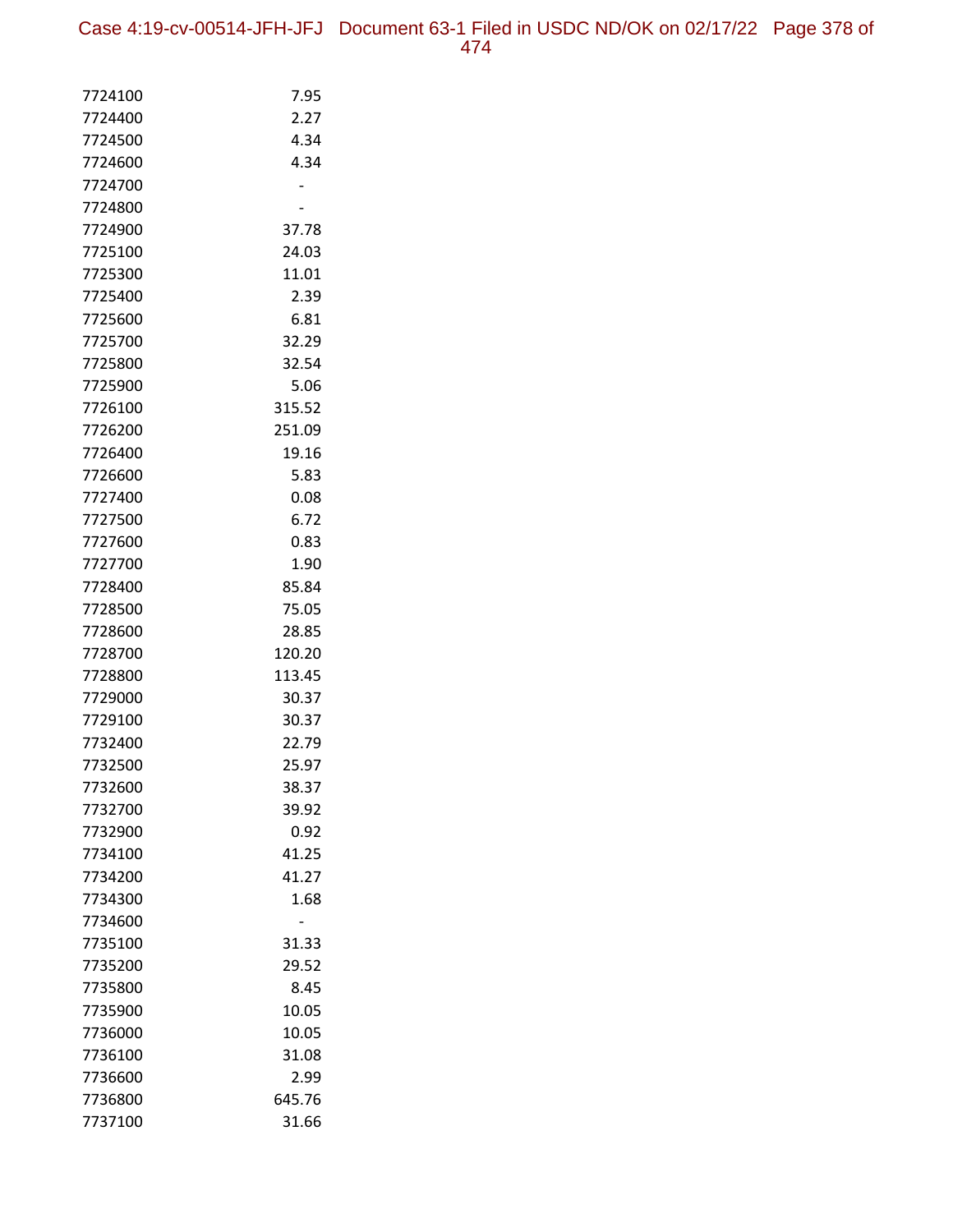| | |
|---|---|
| 7724100 | 7.95 |
| 7724400 | 2.27 |
| 7724500 | 4.34 |
| 7724600 | 4.34 |
| 7724700 | - |
| 7724800 | - |
| 7724900 | 37.78 |
| 7725100 | 24.03 |
| 7725300 | 11.01 |
| 7725400 | 2.39 |
| 7725600 | 6.81 |
| 7725700 | 32.29 |
| 7725800 | 32.54 |
| 7725900 | 5.06 |
| 7726100 | 315.52 |
| 7726200 | 251.09 |
| 7726400 | 19.16 |
| 7726600 | 5.83 |
| 7727400 | 0.08 |
| 7727500 | 6.72 |
| 7727600 | 0.83 |
| 7727700 | 1.90 |
| 7728400 | 85.84 |
| 7728500 | 75.05 |
| 7728600 | 28.85 |
| 7728700 | 120.20 |
| 7728800 | 113.45 |
| 7729000 | 30.37 |
| 7729100 | 30.37 |
| 7732400 | 22.79 |
| 7732500 | 25.97 |
| 7732600 | 38.37 |
| 7732700 | 39.92 |
| 7732900 | 0.92 |
| 7734100 | 41.25 |
| 7734200 | 41.27 |
| 7734300 | 1.68 |
| 7734600 | - |
| 7735100 | 31.33 |
| 7735200 | 29.52 |
| 7735800 | 8.45 |
| 7735900 | 10.05 |
| 7736000 | 10.05 |
| 7736100 | 31.08 |
| 7736600 | 2.99 |
| 7736800 | 645.76 |
| 7737100 | 31.66 |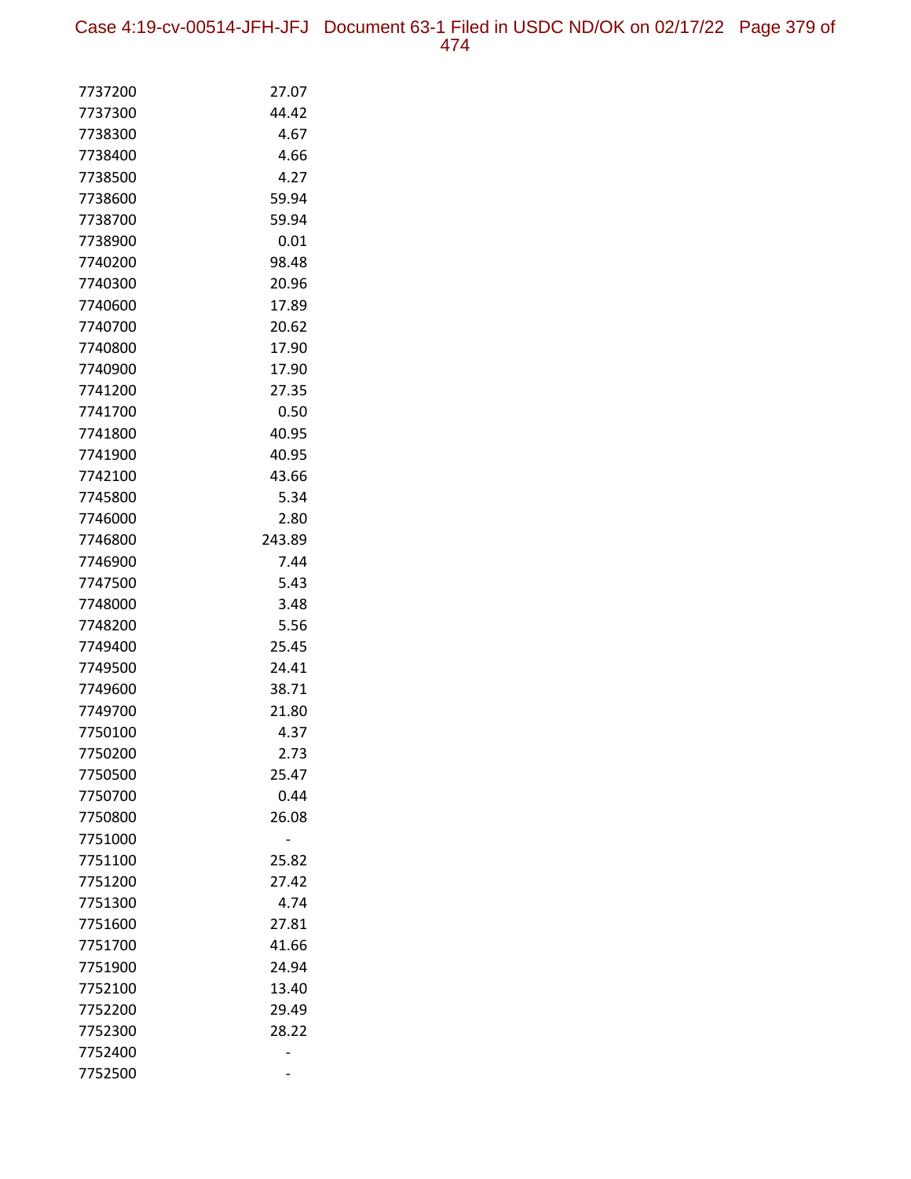| | |
|---|---|
| 7737200 | 27.07 |
| 7737300 | 44.42 |
| 7738300 | 4.67 |
| 7738400 | 4.66 |
| 7738500 | 4.27 |
| 7738600 | 59.94 |
| 7738700 | 59.94 |
| 7738900 | 0.01 |
| 7740200 | 98.48 |
| 7740300 | 20.96 |
| 7740600 | 17.89 |
| 7740700 | 20.62 |
| 7740800 | 17.90 |
| 7740900 | 17.90 |
| 7741200 | 27.35 |
| 7741700 | 0.50 |
| 7741800 | 40.95 |
| 7741900 | 40.95 |
| 7742100 | 43.66 |
| 7745800 | 5.34 |
| 7746000 | 2.80 |
| 7746800 | 243.89 |
| 7746900 | 7.44 |
| 7747500 | 5.43 |
| 7748000 | 3.48 |
| 7748200 | 5.56 |
| 7749400 | 25.45 |
| 7749500 | 24.41 |
| 7749600 | 38.71 |
| 7749700 | 21.80 |
| 7750100 | 4.37 |
| 7750200 | 2.73 |
| 7750500 | 25.47 |
| 7750700 | 0.44 |
| 7750800 | 26.08 |
| 7751000 | - |
| 7751100 | 25.82 |
| 7751200 | 27.42 |
| 7751300 | 4.74 |
| 7751600 | 27.81 |
| 7751700 | 41.66 |
| 7751900 | 24.94 |
| 7752100 | 13.40 |
| 7752200 | 29.49 |
| 7752300 | 28.22 |
| 7752400 | - |
| 7752500 | - |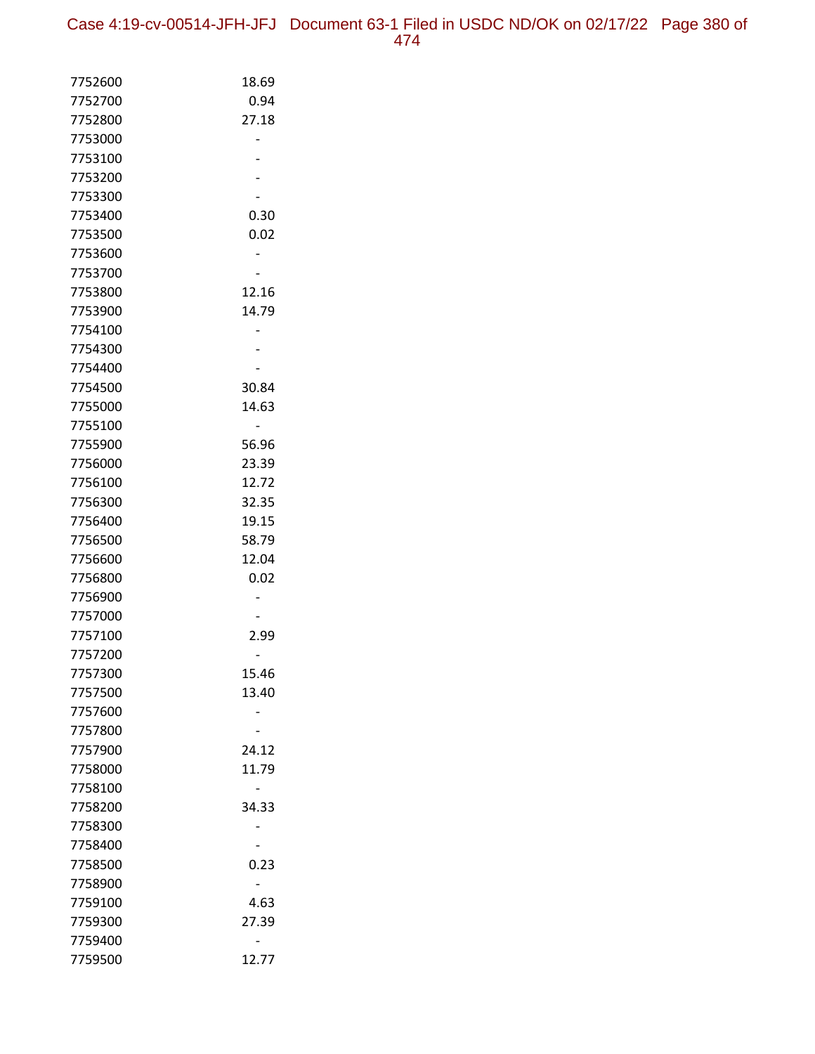| | |
|---|---|
| 7752600 | 18.69 |
| 7752700 | 0.94 |
| 7752800 | 27.18 |
| 7753000 | - |
| 7753100 | - |
| 7753200 | - |
| 7753300 | - |
| 7753400 | 0.30 |
| 7753500 | 0.02 |
| 7753600 | - |
| 7753700 | - |
| 7753800 | 12.16 |
| 7753900 | 14.79 |
| 7754100 | - |
| 7754300 | - |
| 7754400 | - |
| 7754500 | 30.84 |
| 7755000 | 14.63 |
| 7755100 | - |
| 7755900 | 56.96 |
| 7756000 | 23.39 |
| 7756100 | 12.72 |
| 7756300 | 32.35 |
| 7756400 | 19.15 |
| 7756500 | 58.79 |
| 7756600 | 12.04 |
| 7756800 | 0.02 |
| 7756900 | - |
| 7757000 | - |
| 7757100 | 2.99 |
| 7757200 | - |
| 7757300 | 15.46 |
| 7757500 | 13.40 |
| 7757600 | - |
| 7757800 | - |
| 7757900 | 24.12 |
| 7758000 | 11.79 |
| 7758100 | - |
| 7758200 | 34.33 |
| 7758300 | - |
| 7758400 | - |
| 7758500 | 0.23 |
| 7758900 | - |
| 7759100 | 4.63 |
| 7759300 | 27.39 |
| 7759400 | - |
| 7759500 | 12.77 |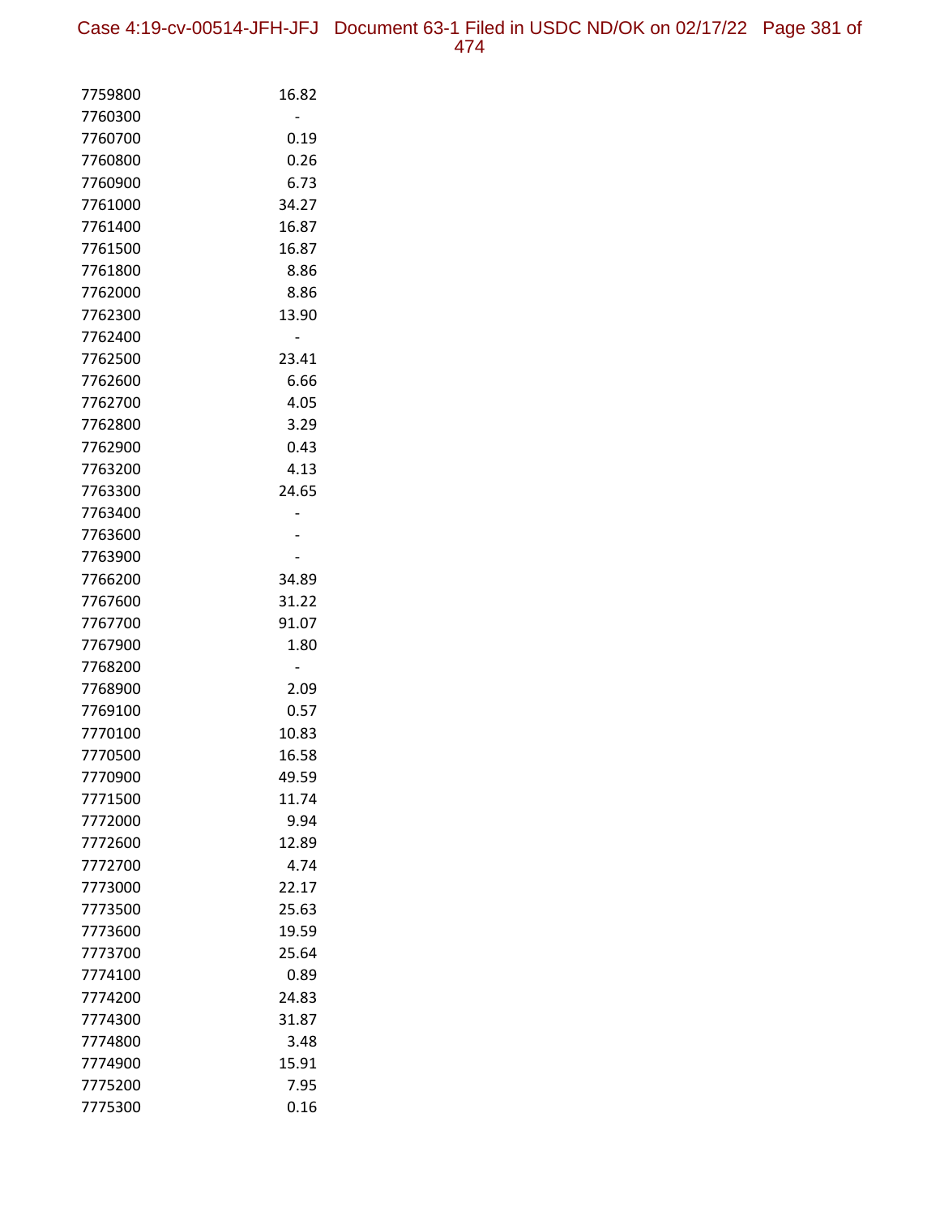| | |
|---|---|
| 7759800 | 16.82 |
| 7760300 | - |
| 7760700 | 0.19 |
| 7760800 | 0.26 |
| 7760900 | 6.73 |
| 7761000 | 34.27 |
| 7761400 | 16.87 |
| 7761500 | 16.87 |
| 7761800 | 8.86 |
| 7762000 | 8.86 |
| 7762300 | 13.90 |
| 7762400 | - |
| 7762500 | 23.41 |
| 7762600 | 6.66 |
| 7762700 | 4.05 |
| 7762800 | 3.29 |
| 7762900 | 0.43 |
| 7763200 | 4.13 |
| 7763300 | 24.65 |
| 7763400 | - |
| 7763600 | - |
| 7763900 | - |
| 7766200 | 34.89 |
| 7767600 | 31.22 |
| 7767700 | 91.07 |
| 7767900 | 1.80 |
| 7768200 | - |
| 7768900 | 2.09 |
| 7769100 | 0.57 |
| 7770100 | 10.83 |
| 7770500 | 16.58 |
| 7770900 | 49.59 |
| 7771500 | 11.74 |
| 7772000 | 9.94 |
| 7772600 | 12.89 |
| 7772700 | 4.74 |
| 7773000 | 22.17 |
| 7773500 | 25.63 |
| 7773600 | 19.59 |
| 7773700 | 25.64 |
| 7774100 | 0.89 |
| 7774200 | 24.83 |
| 7774300 | 31.87 |
| 7774800 | 3.48 |
| 7774900 | 15.91 |
| 7775200 | 7.95 |
| 7775300 | 0.16 |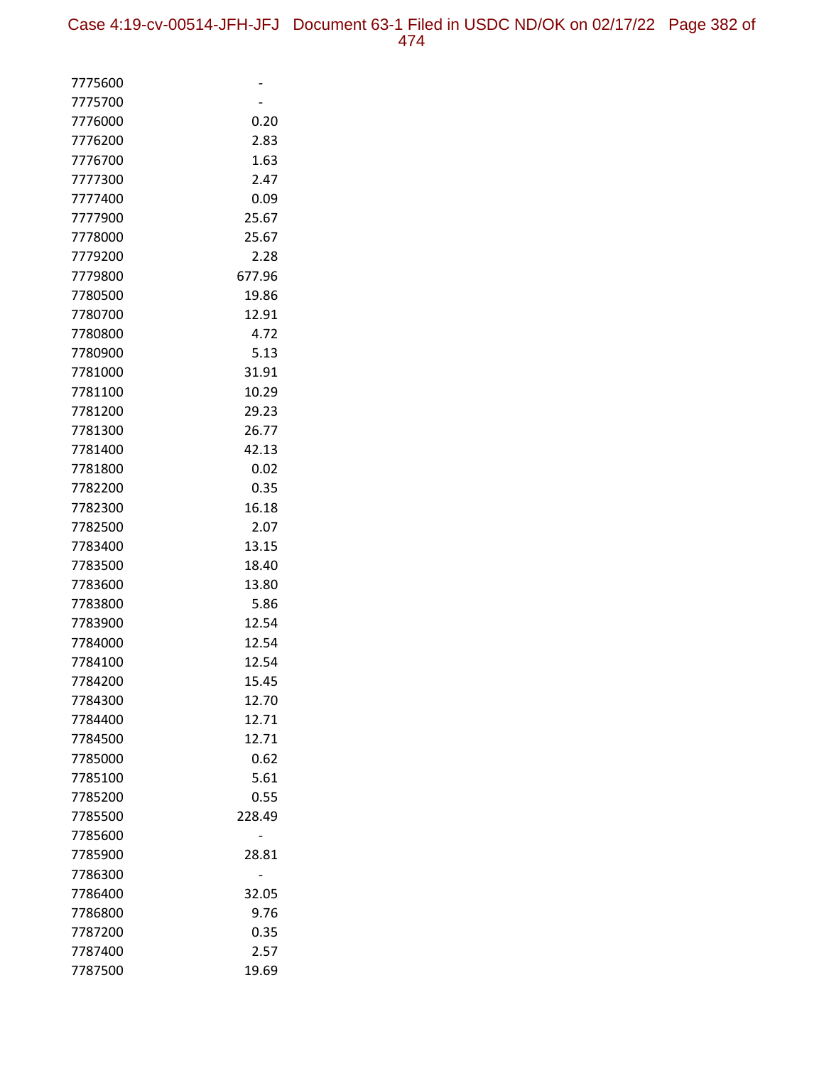| | |
|---|---|
| 7775600 | - |
| 7775700 | - |
| 7776000 | 0.20 |
| 7776200 | 2.83 |
| 7776700 | 1.63 |
| 7777300 | 2.47 |
| 7777400 | 0.09 |
| 7777900 | 25.67 |
| 7778000 | 25.67 |
| 7779200 | 2.28 |
| 7779800 | 677.96 |
| 7780500 | 19.86 |
| 7780700 | 12.91 |
| 7780800 | 4.72 |
| 7780900 | 5.13 |
| 7781000 | 31.91 |
| 7781100 | 10.29 |
| 7781200 | 29.23 |
| 7781300 | 26.77 |
| 7781400 | 42.13 |
| 7781800 | 0.02 |
| 7782200 | 0.35 |
| 7782300 | 16.18 |
| 7782500 | 2.07 |
| 7783400 | 13.15 |
| 7783500 | 18.40 |
| 7783600 | 13.80 |
| 7783800 | 5.86 |
| 7783900 | 12.54 |
| 7784000 | 12.54 |
| 7784100 | 12.54 |
| 7784200 | 15.45 |
| 7784300 | 12.70 |
| 7784400 | 12.71 |
| 7784500 | 12.71 |
| 7785000 | 0.62 |
| 7785100 | 5.61 |
| 7785200 | 0.55 |
| 7785500 | 228.49 |
| 7785600 | - |
| 7785900 | 28.81 |
| 7786300 | - |
| 7786400 | 32.05 |
| 7786800 | 9.76 |
| 7787200 | 0.35 |
| 7787400 | 2.57 |
| 7787500 | 19.69 |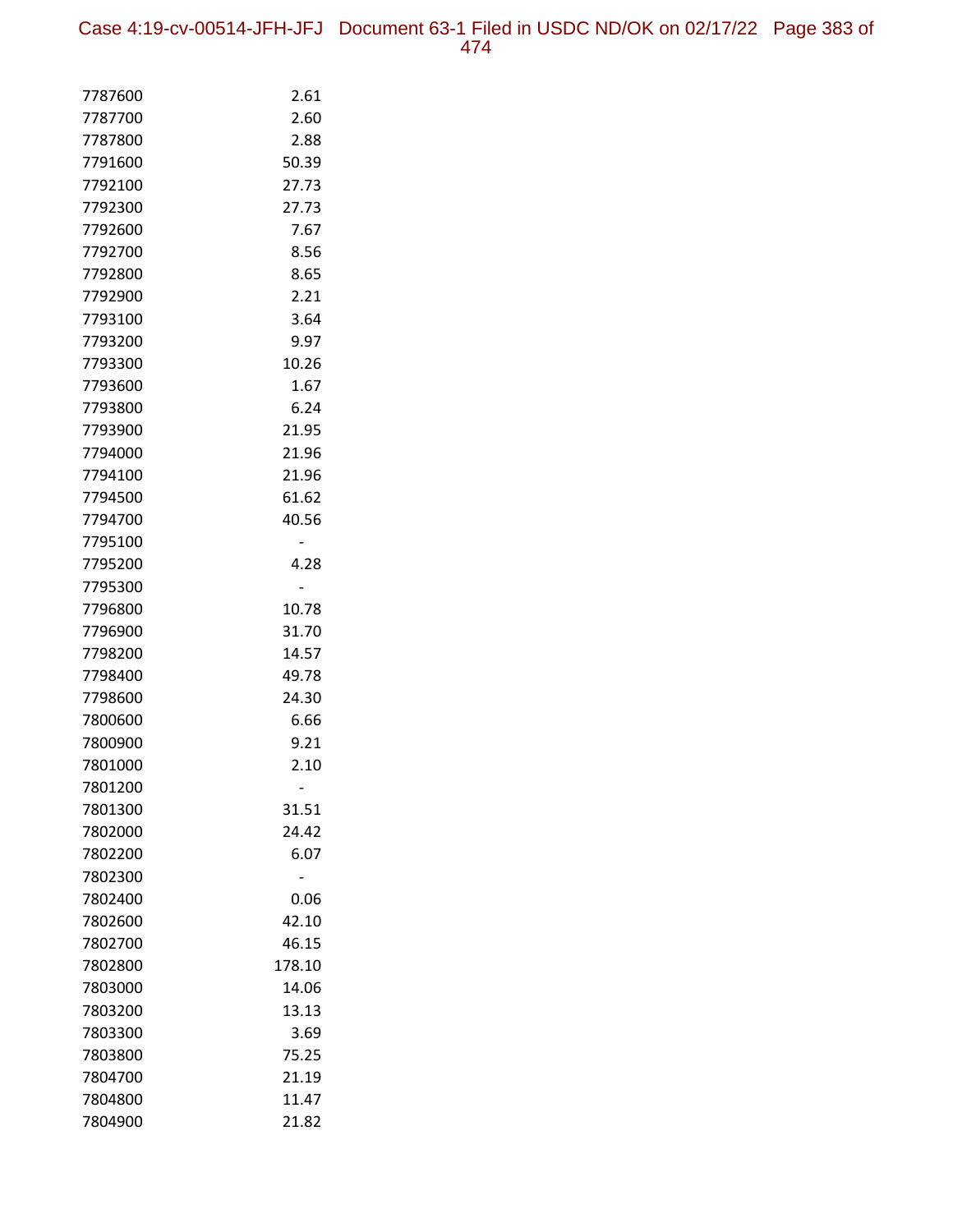| | |
|---|---|
| 7787600 | 2.61 |
| 7787700 | 2.60 |
| 7787800 | 2.88 |
| 7791600 | 50.39 |
| 7792100 | 27.73 |
| 7792300 | 27.73 |
| 7792600 | 7.67 |
| 7792700 | 8.56 |
| 7792800 | 8.65 |
| 7792900 | 2.21 |
| 7793100 | 3.64 |
| 7793200 | 9.97 |
| 7793300 | 10.26 |
| 7793600 | 1.67 |
| 7793800 | 6.24 |
| 7793900 | 21.95 |
| 7794000 | 21.96 |
| 7794100 | 21.96 |
| 7794500 | 61.62 |
| 7794700 | 40.56 |
| 7795100 | - |
| 7795200 | 4.28 |
| 7795300 | - |
| 7796800 | 10.78 |
| 7796900 | 31.70 |
| 7798200 | 14.57 |
| 7798400 | 49.78 |
| 7798600 | 24.30 |
| 7800600 | 6.66 |
| 7800900 | 9.21 |
| 7801000 | 2.10 |
| 7801200 | - |
| 7801300 | 31.51 |
| 7802000 | 24.42 |
| 7802200 | 6.07 |
| 7802300 | - |
| 7802400 | 0.06 |
| 7802600 | 42.10 |
| 7802700 | 46.15 |
| 7802800 | 178.10 |
| 7803000 | 14.06 |
| 7803200 | 13.13 |
| 7803300 | 3.69 |
| 7803800 | 75.25 |
| 7804700 | 21.19 |
| 7804800 | 11.47 |
| 7804900 | 21.82 |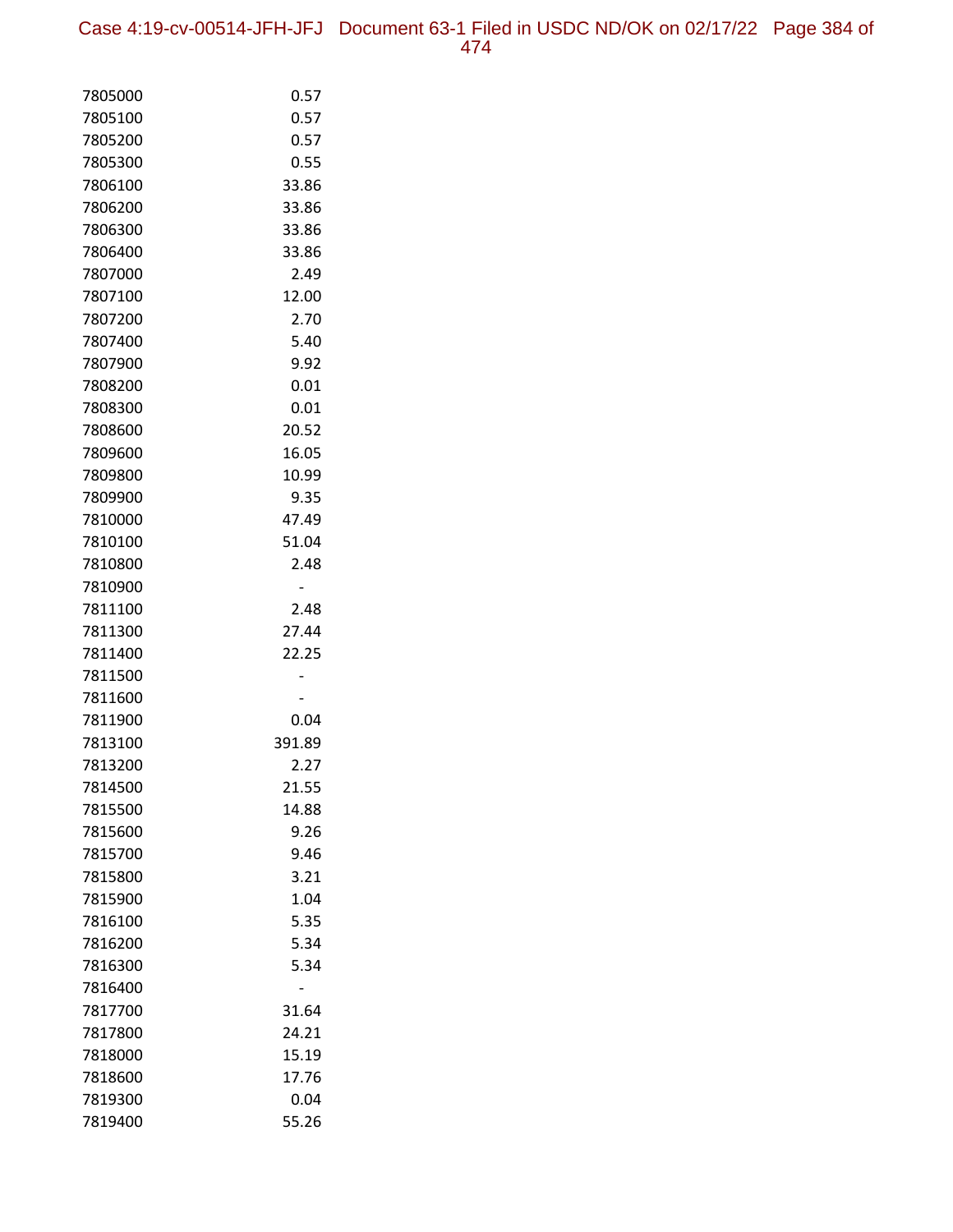| | |
|---|---|
| 7805000 | 0.57 |
| 7805100 | 0.57 |
| 7805200 | 0.57 |
| 7805300 | 0.55 |
| 7806100 | 33.86 |
| 7806200 | 33.86 |
| 7806300 | 33.86 |
| 7806400 | 33.86 |
| 7807000 | 2.49 |
| 7807100 | 12.00 |
| 7807200 | 2.70 |
| 7807400 | 5.40 |
| 7807900 | 9.92 |
| 7808200 | 0.01 |
| 7808300 | 0.01 |
| 7808600 | 20.52 |
| 7809600 | 16.05 |
| 7809800 | 10.99 |
| 7809900 | 9.35 |
| 7810000 | 47.49 |
| 7810100 | 51.04 |
| 7810800 | 2.48 |
| 7810900 | - |
| 7811100 | 2.48 |
| 7811300 | 27.44 |
| 7811400 | 22.25 |
| 7811500 | - |
| 7811600 | - |
| 7811900 | 0.04 |
| 7813100 | 391.89 |
| 7813200 | 2.27 |
| 7814500 | 21.55 |
| 7815500 | 14.88 |
| 7815600 | 9.26 |
| 7815700 | 9.46 |
| 7815800 | 3.21 |
| 7815900 | 1.04 |
| 7816100 | 5.35 |
| 7816200 | 5.34 |
| 7816300 | 5.34 |
| 7816400 | - |
| 7817700 | 31.64 |
| 7817800 | 24.21 |
| 7818000 | 15.19 |
| 7818600 | 17.76 |
| 7819300 | 0.04 |
| 7819400 | 55.26 |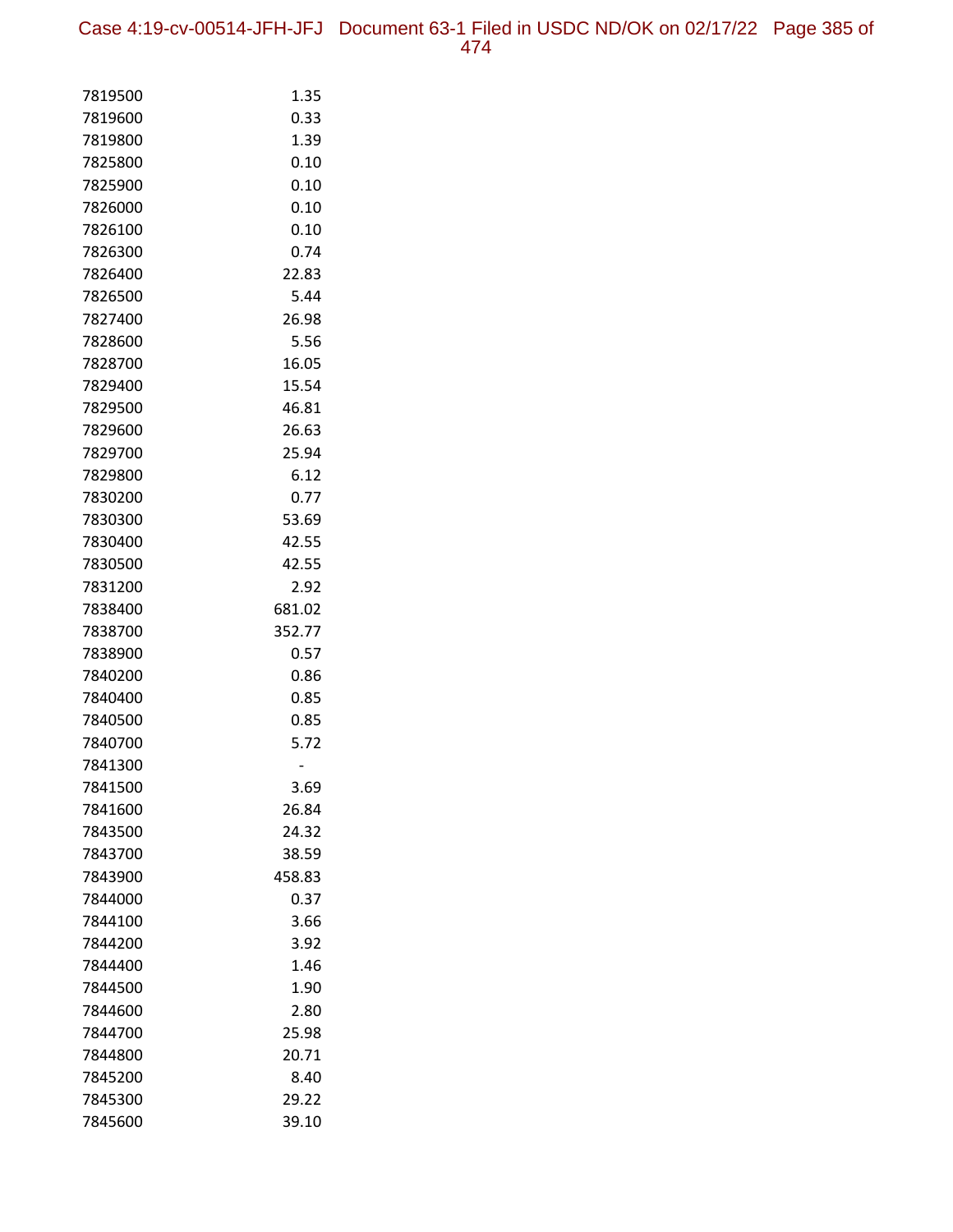| | |
|---|---|
| 7819500 | 1.35 |
| 7819600 | 0.33 |
| 7819800 | 1.39 |
| 7825800 | 0.10 |
| 7825900 | 0.10 |
| 7826000 | 0.10 |
| 7826100 | 0.10 |
| 7826300 | 0.74 |
| 7826400 | 22.83 |
| 7826500 | 5.44 |
| 7827400 | 26.98 |
| 7828600 | 5.56 |
| 7828700 | 16.05 |
| 7829400 | 15.54 |
| 7829500 | 46.81 |
| 7829600 | 26.63 |
| 7829700 | 25.94 |
| 7829800 | 6.12 |
| 7830200 | 0.77 |
| 7830300 | 53.69 |
| 7830400 | 42.55 |
| 7830500 | 42.55 |
| 7831200 | 2.92 |
| 7838400 | 681.02 |
| 7838700 | 352.77 |
| 7838900 | 0.57 |
| 7840200 | 0.86 |
| 7840400 | 0.85 |
| 7840500 | 0.85 |
| 7840700 | 5.72 |
| 7841300 | - |
| 7841500 | 3.69 |
| 7841600 | 26.84 |
| 7843500 | 24.32 |
| 7843700 | 38.59 |
| 7843900 | 458.83 |
| 7844000 | 0.37 |
| 7844100 | 3.66 |
| 7844200 | 3.92 |
| 7844400 | 1.46 |
| 7844500 | 1.90 |
| 7844600 | 2.80 |
| 7844700 | 25.98 |
| 7844800 | 20.71 |
| 7845200 | 8.40 |
| 7845300 | 29.22 |
| 7845600 | 39.10 |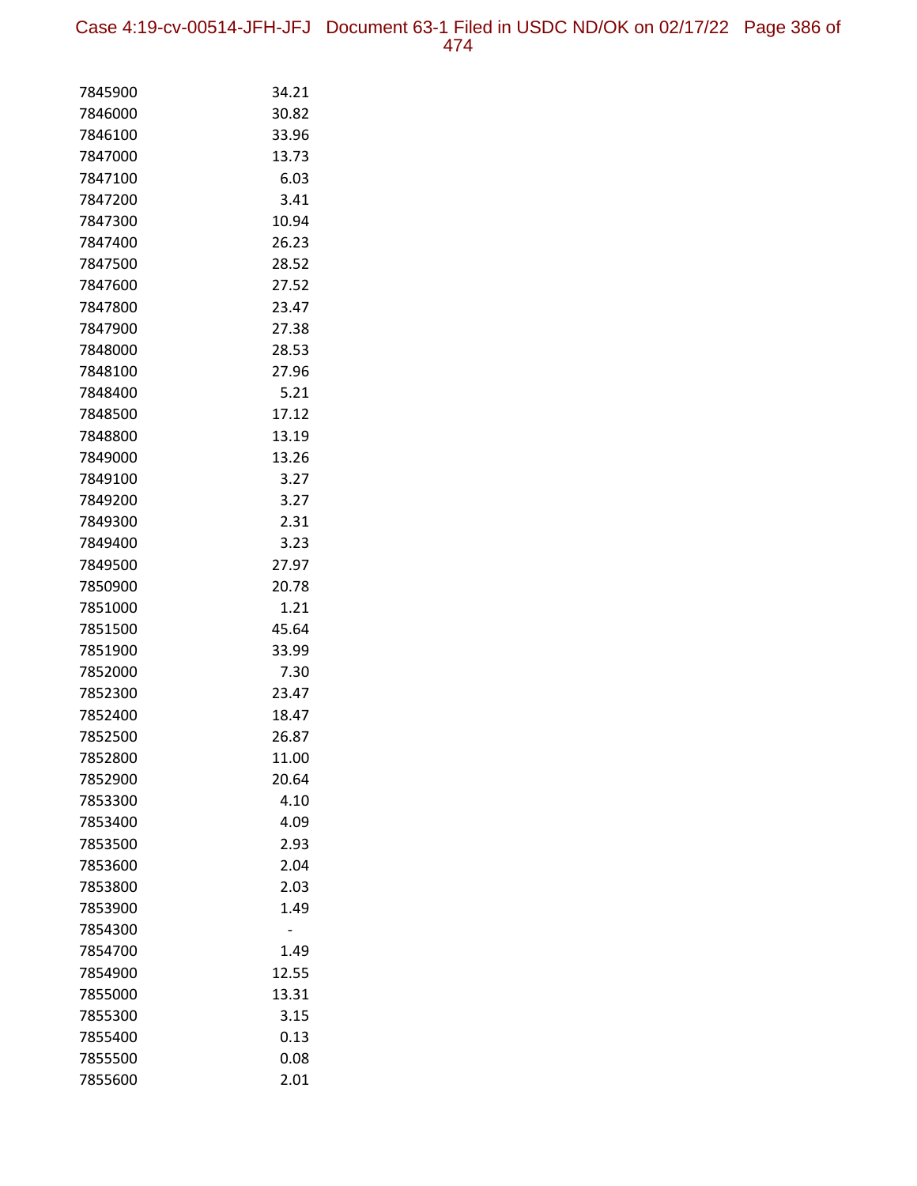| | |
|---|---|
| 7845900 | 34.21 |
| 7846000 | 30.82 |
| 7846100 | 33.96 |
| 7847000 | 13.73 |
| 7847100 | 6.03 |
| 7847200 | 3.41 |
| 7847300 | 10.94 |
| 7847400 | 26.23 |
| 7847500 | 28.52 |
| 7847600 | 27.52 |
| 7847800 | 23.47 |
| 7847900 | 27.38 |
| 7848000 | 28.53 |
| 7848100 | 27.96 |
| 7848400 | 5.21 |
| 7848500 | 17.12 |
| 7848800 | 13.19 |
| 7849000 | 13.26 |
| 7849100 | 3.27 |
| 7849200 | 3.27 |
| 7849300 | 2.31 |
| 7849400 | 3.23 |
| 7849500 | 27.97 |
| 7850900 | 20.78 |
| 7851000 | 1.21 |
| 7851500 | 45.64 |
| 7851900 | 33.99 |
| 7852000 | 7.30 |
| 7852300 | 23.47 |
| 7852400 | 18.47 |
| 7852500 | 26.87 |
| 7852800 | 11.00 |
| 7852900 | 20.64 |
| 7853300 | 4.10 |
| 7853400 | 4.09 |
| 7853500 | 2.93 |
| 7853600 | 2.04 |
| 7853800 | 2.03 |
| 7853900 | 1.49 |
| 7854300 | - |
| 7854700 | 1.49 |
| 7854900 | 12.55 |
| 7855000 | 13.31 |
| 7855300 | 3.15 |
| 7855400 | 0.13 |
| 7855500 | 0.08 |
| 7855600 | 2.01 |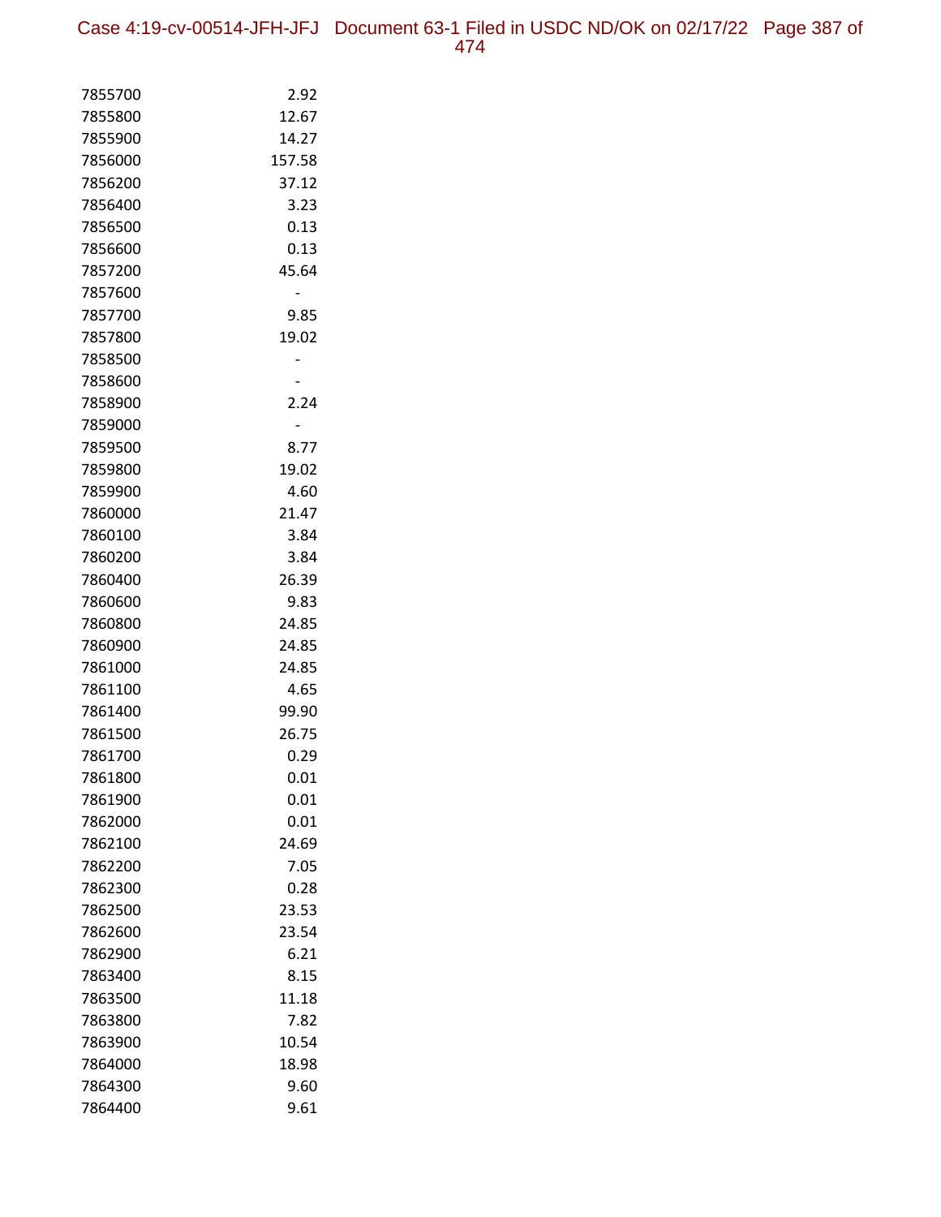| | |
|---|---|
| 7855700 | 2.92 |
| 7855800 | 12.67 |
| 7855900 | 14.27 |
| 7856000 | 157.58 |
| 7856200 | 37.12 |
| 7856400 | 3.23 |
| 7856500 | 0.13 |
| 7856600 | 0.13 |
| 7857200 | 45.64 |
| 7857600 | - |
| 7857700 | 9.85 |
| 7857800 | 19.02 |
| 7858500 | - |
| 7858600 | - |
| 7858900 | 2.24 |
| 7859000 | - |
| 7859500 | 8.77 |
| 7859800 | 19.02 |
| 7859900 | 4.60 |
| 7860000 | 21.47 |
| 7860100 | 3.84 |
| 7860200 | 3.84 |
| 7860400 | 26.39 |
| 7860600 | 9.83 |
| 7860800 | 24.85 |
| 7860900 | 24.85 |
| 7861000 | 24.85 |
| 7861100 | 4.65 |
| 7861400 | 99.90 |
| 7861500 | 26.75 |
| 7861700 | 0.29 |
| 7861800 | 0.01 |
| 7861900 | 0.01 |
| 7862000 | 0.01 |
| 7862100 | 24.69 |
| 7862200 | 7.05 |
| 7862300 | 0.28 |
| 7862500 | 23.53 |
| 7862600 | 23.54 |
| 7862900 | 6.21 |
| 7863400 | 8.15 |
| 7863500 | 11.18 |
| 7863800 | 7.82 |
| 7863900 | 10.54 |
| 7864000 | 18.98 |
| 7864300 | 9.60 |
| 7864400 | 9.61 |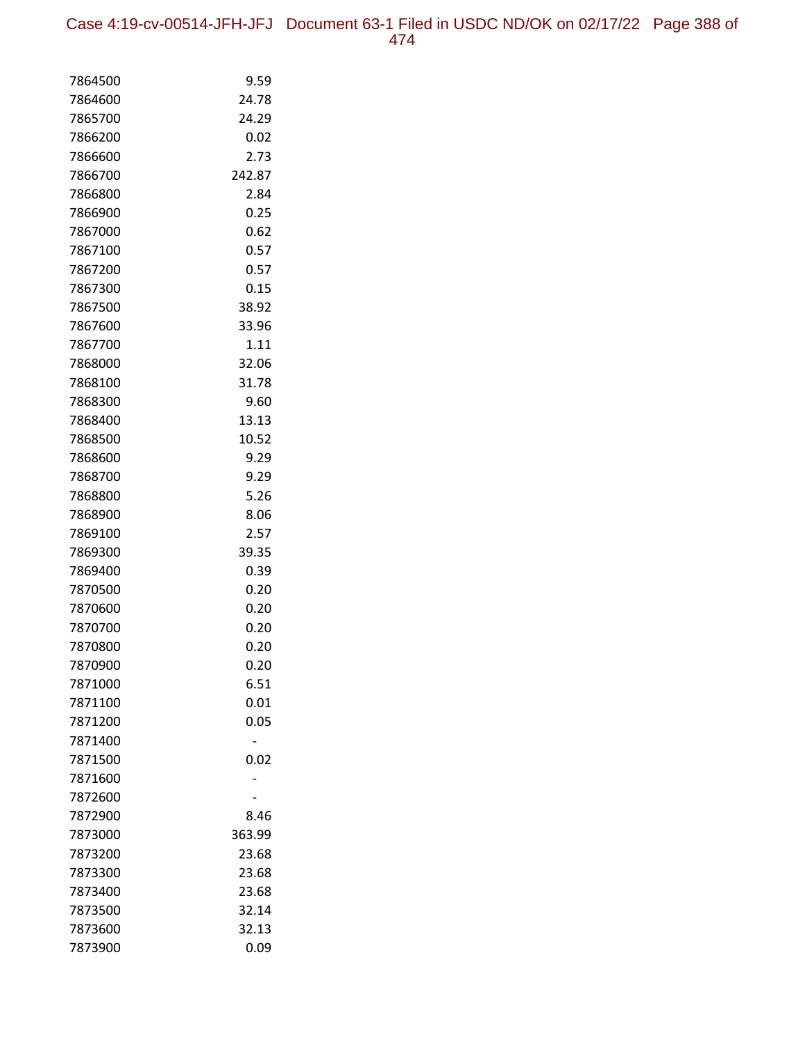| | |
|---|---|
| 7864500 | 9.59 |
| 7864600 | 24.78 |
| 7865700 | 24.29 |
| 7866200 | 0.02 |
| 7866600 | 2.73 |
| 7866700 | 242.87 |
| 7866800 | 2.84 |
| 7866900 | 0.25 |
| 7867000 | 0.62 |
| 7867100 | 0.57 |
| 7867200 | 0.57 |
| 7867300 | 0.15 |
| 7867500 | 38.92 |
| 7867600 | 33.96 |
| 7867700 | 1.11 |
| 7868000 | 32.06 |
| 7868100 | 31.78 |
| 7868300 | 9.60 |
| 7868400 | 13.13 |
| 7868500 | 10.52 |
| 7868600 | 9.29 |
| 7868700 | 9.29 |
| 7868800 | 5.26 |
| 7868900 | 8.06 |
| 7869100 | 2.57 |
| 7869300 | 39.35 |
| 7869400 | 0.39 |
| 7870500 | 0.20 |
| 7870600 | 0.20 |
| 7870700 | 0.20 |
| 7870800 | 0.20 |
| 7870900 | 0.20 |
| 7871000 | 6.51 |
| 7871100 | 0.01 |
| 7871200 | 0.05 |
| 7871400 | - |
| 7871500 | 0.02 |
| 7871600 | - |
| 7872600 | - |
| 7872900 | 8.46 |
| 7873000 | 363.99 |
| 7873200 | 23.68 |
| 7873300 | 23.68 |
| 7873400 | 23.68 |
| 7873500 | 32.14 |
| 7873600 | 32.13 |
| 7873900 | 0.09 |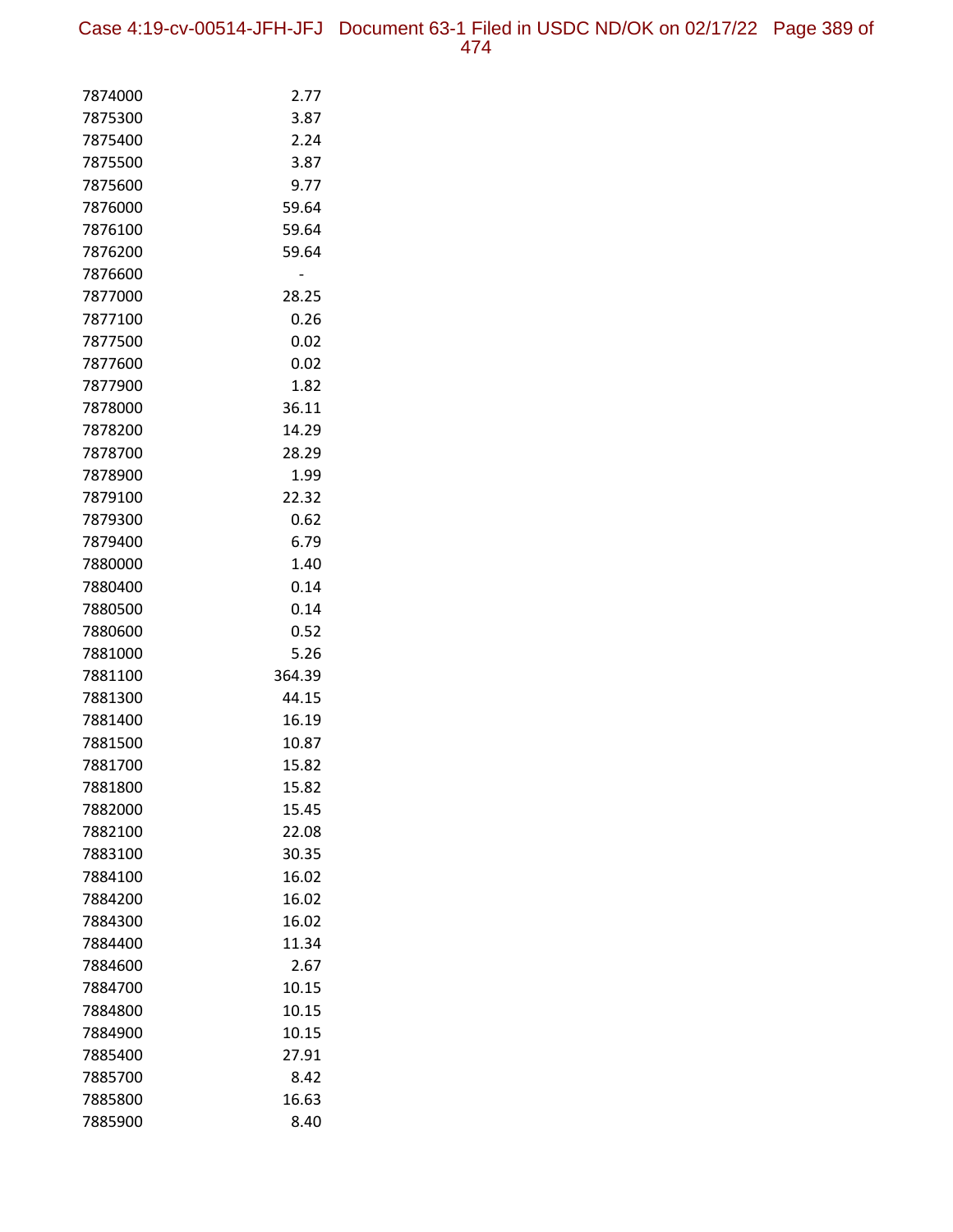| | |
|---|---|
| 7874000 | 2.77 |
| 7875300 | 3.87 |
| 7875400 | 2.24 |
| 7875500 | 3.87 |
| 7875600 | 9.77 |
| 7876000 | 59.64 |
| 7876100 | 59.64 |
| 7876200 | 59.64 |
| 7876600 | - |
| 7877000 | 28.25 |
| 7877100 | 0.26 |
| 7877500 | 0.02 |
| 7877600 | 0.02 |
| 7877900 | 1.82 |
| 7878000 | 36.11 |
| 7878200 | 14.29 |
| 7878700 | 28.29 |
| 7878900 | 1.99 |
| 7879100 | 22.32 |
| 7879300 | 0.62 |
| 7879400 | 6.79 |
| 7880000 | 1.40 |
| 7880400 | 0.14 |
| 7880500 | 0.14 |
| 7880600 | 0.52 |
| 7881000 | 5.26 |
| 7881100 | 364.39 |
| 7881300 | 44.15 |
| 7881400 | 16.19 |
| 7881500 | 10.87 |
| 7881700 | 15.82 |
| 7881800 | 15.82 |
| 7882000 | 15.45 |
| 7882100 | 22.08 |
| 7883100 | 30.35 |
| 7884100 | 16.02 |
| 7884200 | 16.02 |
| 7884300 | 16.02 |
| 7884400 | 11.34 |
| 7884600 | 2.67 |
| 7884700 | 10.15 |
| 7884800 | 10.15 |
| 7884900 | 10.15 |
| 7885400 | 27.91 |
| 7885700 | 8.42 |
| 7885800 | 16.63 |
| 7885900 | 8.40 |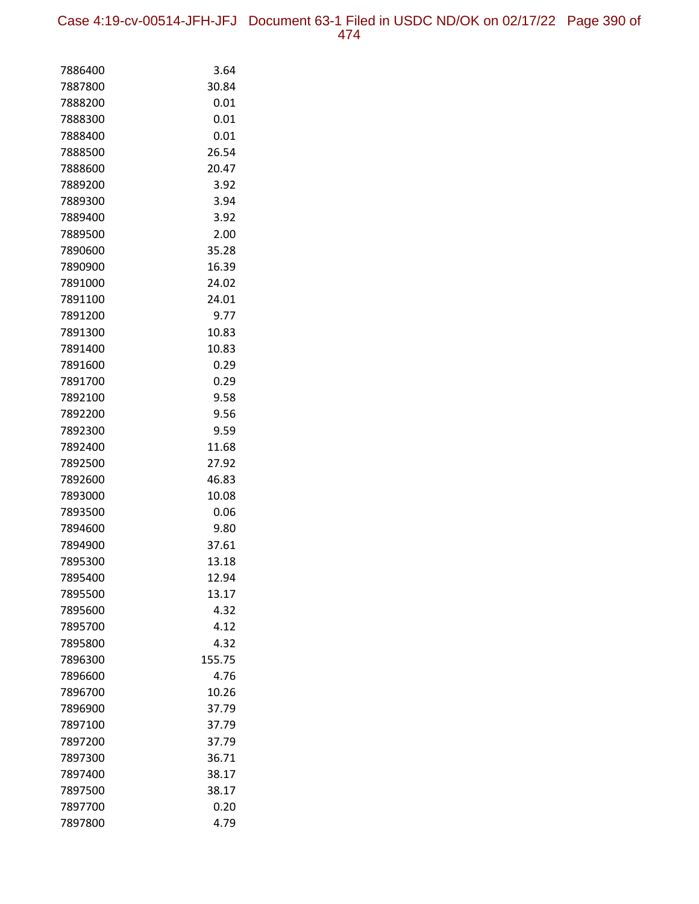| | |
|---|---|
| 7886400 | 3.64 |
| 7887800 | 30.84 |
| 7888200 | 0.01 |
| 7888300 | 0.01 |
| 7888400 | 0.01 |
| 7888500 | 26.54 |
| 7888600 | 20.47 |
| 7889200 | 3.92 |
| 7889300 | 3.94 |
| 7889400 | 3.92 |
| 7889500 | 2.00 |
| 7890600 | 35.28 |
| 7890900 | 16.39 |
| 7891000 | 24.02 |
| 7891100 | 24.01 |
| 7891200 | 9.77 |
| 7891300 | 10.83 |
| 7891400 | 10.83 |
| 7891600 | 0.29 |
| 7891700 | 0.29 |
| 7892100 | 9.58 |
| 7892200 | 9.56 |
| 7892300 | 9.59 |
| 7892400 | 11.68 |
| 7892500 | 27.92 |
| 7892600 | 46.83 |
| 7893000 | 10.08 |
| 7893500 | 0.06 |
| 7894600 | 9.80 |
| 7894900 | 37.61 |
| 7895300 | 13.18 |
| 7895400 | 12.94 |
| 7895500 | 13.17 |
| 7895600 | 4.32 |
| 7895700 | 4.12 |
| 7895800 | 4.32 |
| 7896300 | 155.75 |
| 7896600 | 4.76 |
| 7896700 | 10.26 |
| 7896900 | 37.79 |
| 7897100 | 37.79 |
| 7897200 | 37.79 |
| 7897300 | 36.71 |
| 7897400 | 38.17 |
| 7897500 | 38.17 |
| 7897700 | 0.20 |
| 7897800 | 4.79 |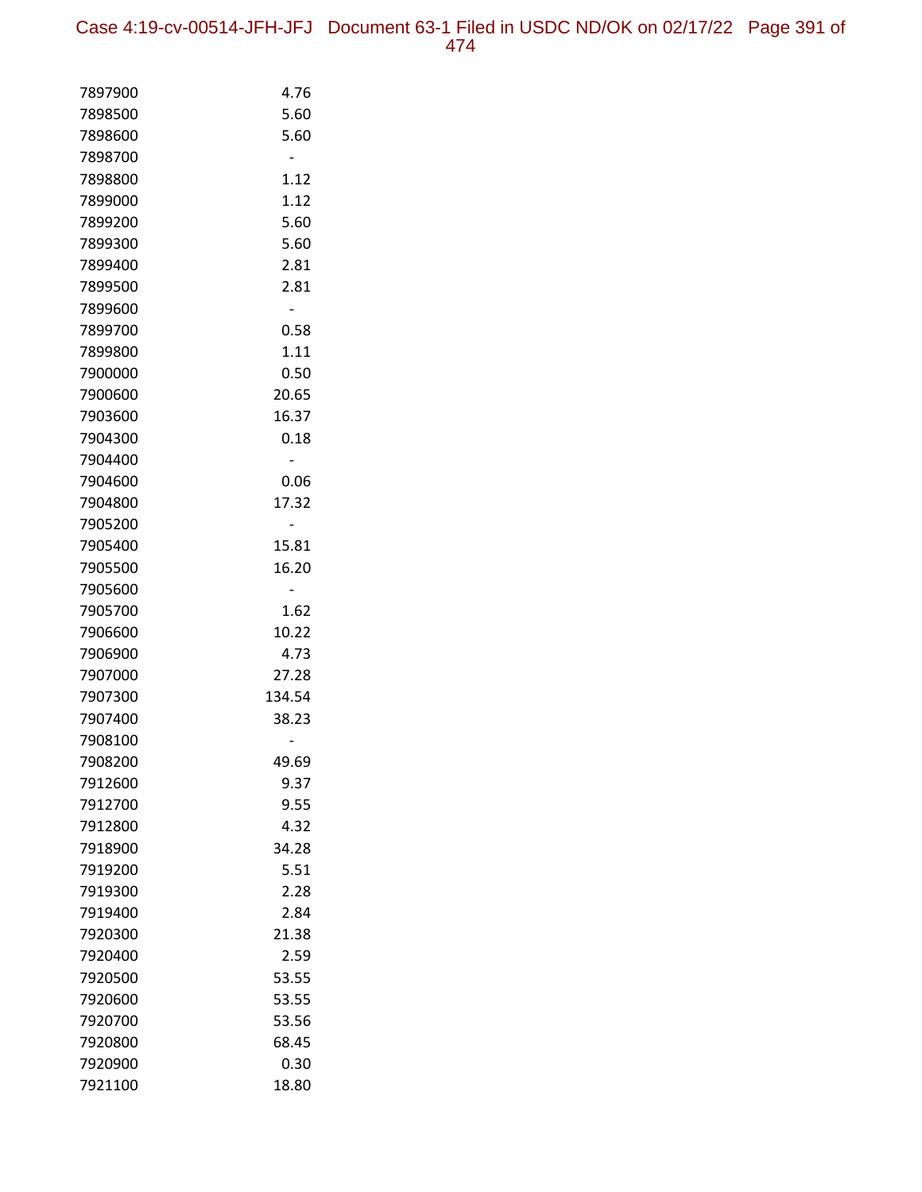| | |
|---|---|
| 7897900 | 4.76 |
| 7898500 | 5.60 |
| 7898600 | 5.60 |
| 7898700 | - |
| 7898800 | 1.12 |
| 7899000 | 1.12 |
| 7899200 | 5.60 |
| 7899300 | 5.60 |
| 7899400 | 2.81 |
| 7899500 | 2.81 |
| 7899600 | - |
| 7899700 | 0.58 |
| 7899800 | 1.11 |
| 7900000 | 0.50 |
| 7900600 | 20.65 |
| 7903600 | 16.37 |
| 7904300 | 0.18 |
| 7904400 | - |
| 7904600 | 0.06 |
| 7904800 | 17.32 |
| 7905200 | - |
| 7905400 | 15.81 |
| 7905500 | 16.20 |
| 7905600 | - |
| 7905700 | 1.62 |
| 7906600 | 10.22 |
| 7906900 | 4.73 |
| 7907000 | 27.28 |
| 7907300 | 134.54 |
| 7907400 | 38.23 |
| 7908100 | - |
| 7908200 | 49.69 |
| 7912600 | 9.37 |
| 7912700 | 9.55 |
| 7912800 | 4.32 |
| 7918900 | 34.28 |
| 7919200 | 5.51 |
| 7919300 | 2.28 |
| 7919400 | 2.84 |
| 7920300 | 21.38 |
| 7920400 | 2.59 |
| 7920500 | 53.55 |
| 7920600 | 53.55 |
| 7920700 | 53.56 |
| 7920800 | 68.45 |
| 7920900 | 0.30 |
| 7921100 | 18.80 |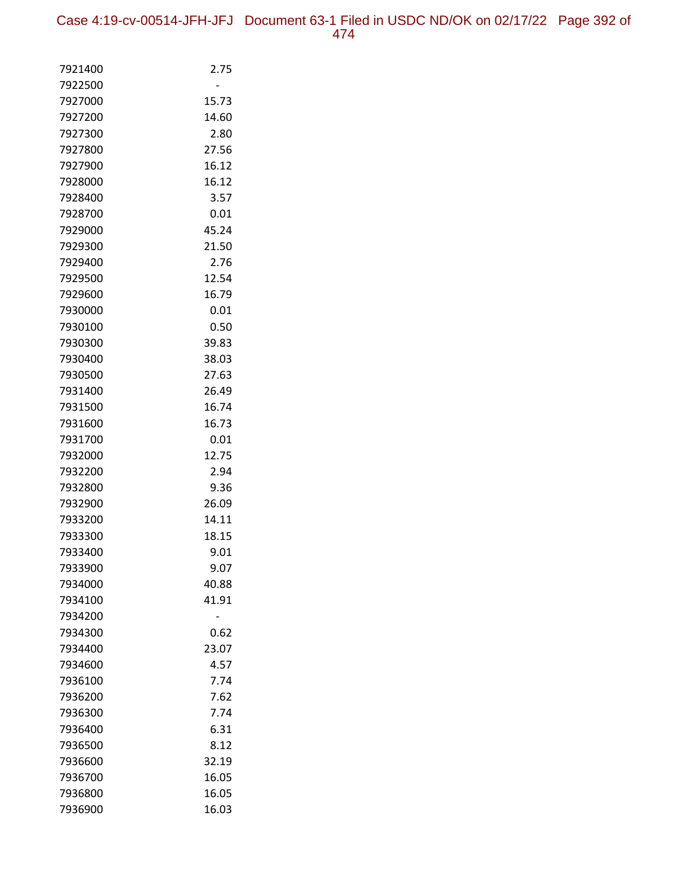| | |
|---|---|
| 7921400 | 2.75 |
| 7922500 | - |
| 7927000 | 15.73 |
| 7927200 | 14.60 |
| 7927300 | 2.80 |
| 7927800 | 27.56 |
| 7927900 | 16.12 |
| 7928000 | 16.12 |
| 7928400 | 3.57 |
| 7928700 | 0.01 |
| 7929000 | 45.24 |
| 7929300 | 21.50 |
| 7929400 | 2.76 |
| 7929500 | 12.54 |
| 7929600 | 16.79 |
| 7930000 | 0.01 |
| 7930100 | 0.50 |
| 7930300 | 39.83 |
| 7930400 | 38.03 |
| 7930500 | 27.63 |
| 7931400 | 26.49 |
| 7931500 | 16.74 |
| 7931600 | 16.73 |
| 7931700 | 0.01 |
| 7932000 | 12.75 |
| 7932200 | 2.94 |
| 7932800 | 9.36 |
| 7932900 | 26.09 |
| 7933200 | 14.11 |
| 7933300 | 18.15 |
| 7933400 | 9.01 |
| 7933900 | 9.07 |
| 7934000 | 40.88 |
| 7934100 | 41.91 |
| 7934200 | - |
| 7934300 | 0.62 |
| 7934400 | 23.07 |
| 7934600 | 4.57 |
| 7936100 | 7.74 |
| 7936200 | 7.62 |
| 7936300 | 7.74 |
| 7936400 | 6.31 |
| 7936500 | 8.12 |
| 7936600 | 32.19 |
| 7936700 | 16.05 |
| 7936800 | 16.05 |
| 7936900 | 16.03 |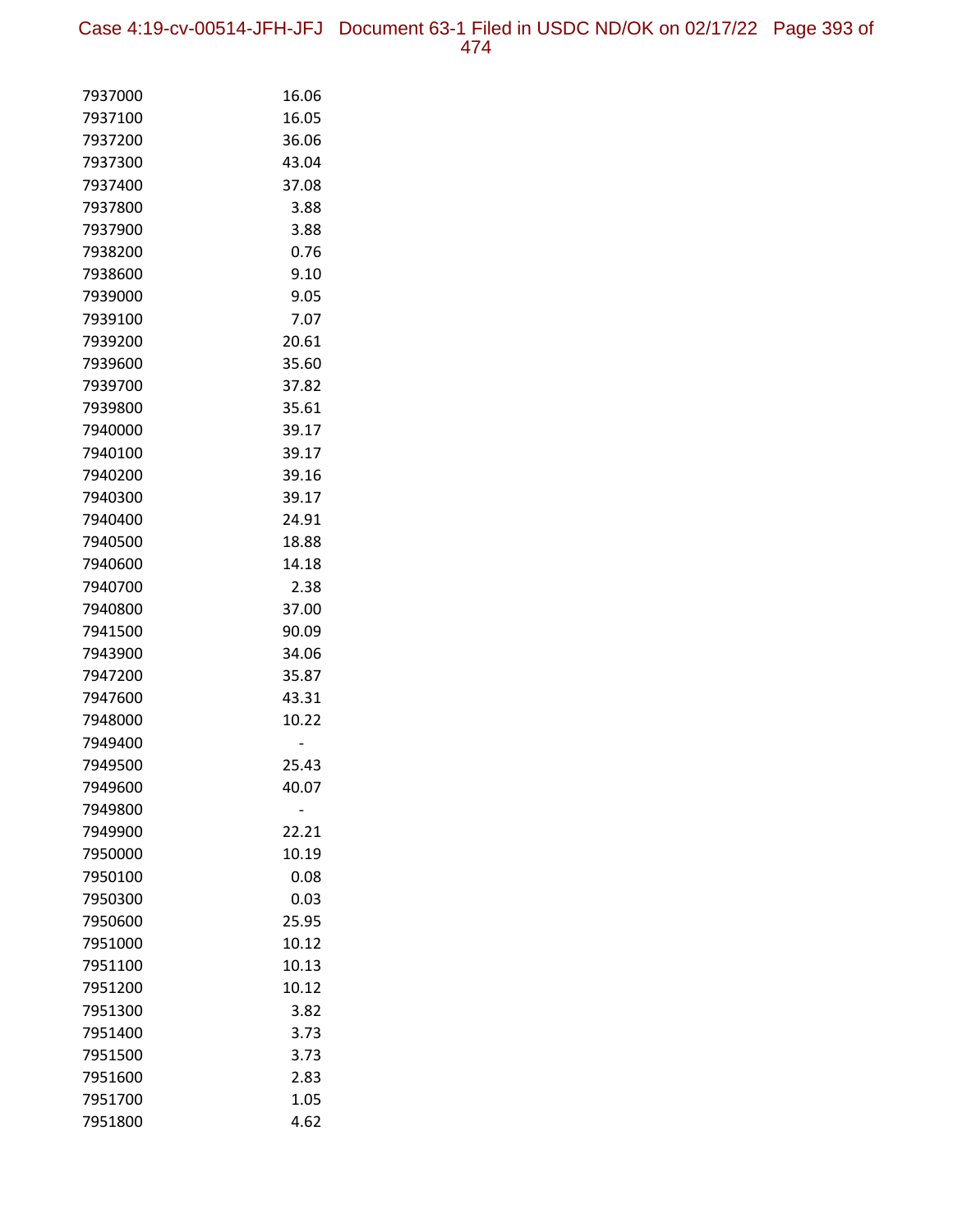| | |
|---|---|
| 7937000 | 16.06 |
| 7937100 | 16.05 |
| 7937200 | 36.06 |
| 7937300 | 43.04 |
| 7937400 | 37.08 |
| 7937800 | 3.88 |
| 7937900 | 3.88 |
| 7938200 | 0.76 |
| 7938600 | 9.10 |
| 7939000 | 9.05 |
| 7939100 | 7.07 |
| 7939200 | 20.61 |
| 7939600 | 35.60 |
| 7939700 | 37.82 |
| 7939800 | 35.61 |
| 7940000 | 39.17 |
| 7940100 | 39.17 |
| 7940200 | 39.16 |
| 7940300 | 39.17 |
| 7940400 | 24.91 |
| 7940500 | 18.88 |
| 7940600 | 14.18 |
| 7940700 | 2.38 |
| 7940800 | 37.00 |
| 7941500 | 90.09 |
| 7943900 | 34.06 |
| 7947200 | 35.87 |
| 7947600 | 43.31 |
| 7948000 | 10.22 |
| 7949400 | - |
| 7949500 | 25.43 |
| 7949600 | 40.07 |
| 7949800 | - |
| 7949900 | 22.21 |
| 7950000 | 10.19 |
| 7950100 | 0.08 |
| 7950300 | 0.03 |
| 7950600 | 25.95 |
| 7951000 | 10.12 |
| 7951100 | 10.13 |
| 7951200 | 10.12 |
| 7951300 | 3.82 |
| 7951400 | 3.73 |
| 7951500 | 3.73 |
| 7951600 | 2.83 |
| 7951700 | 1.05 |
| 7951800 | 4.62 |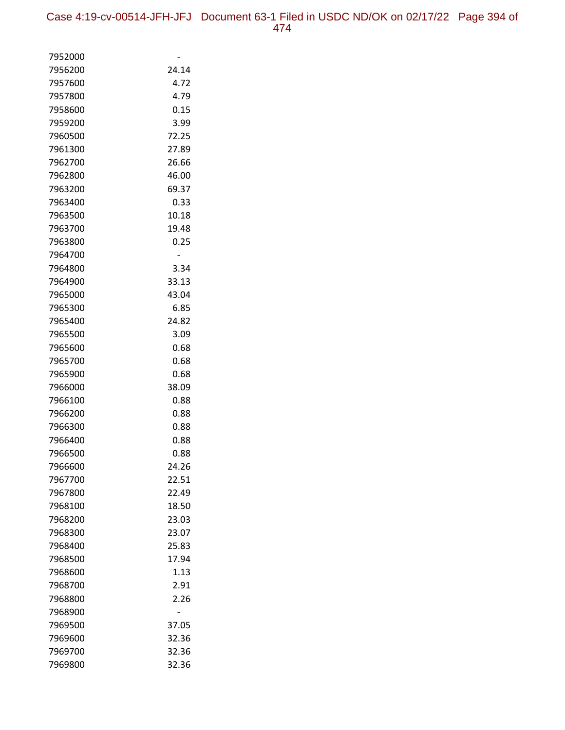| | |
|---|---|
| 7952000 | - |
| 7956200 | 24.14 |
| 7957600 | 4.72 |
| 7957800 | 4.79 |
| 7958600 | 0.15 |
| 7959200 | 3.99 |
| 7960500 | 72.25 |
| 7961300 | 27.89 |
| 7962700 | 26.66 |
| 7962800 | 46.00 |
| 7963200 | 69.37 |
| 7963400 | 0.33 |
| 7963500 | 10.18 |
| 7963700 | 19.48 |
| 7963800 | 0.25 |
| 7964700 | - |
| 7964800 | 3.34 |
| 7964900 | 33.13 |
| 7965000 | 43.04 |
| 7965300 | 6.85 |
| 7965400 | 24.82 |
| 7965500 | 3.09 |
| 7965600 | 0.68 |
| 7965700 | 0.68 |
| 7965900 | 0.68 |
| 7966000 | 38.09 |
| 7966100 | 0.88 |
| 7966200 | 0.88 |
| 7966300 | 0.88 |
| 7966400 | 0.88 |
| 7966500 | 0.88 |
| 7966600 | 24.26 |
| 7967700 | 22.51 |
| 7967800 | 22.49 |
| 7968100 | 18.50 |
| 7968200 | 23.03 |
| 7968300 | 23.07 |
| 7968400 | 25.83 |
| 7968500 | 17.94 |
| 7968600 | 1.13 |
| 7968700 | 2.91 |
| 7968800 | 2.26 |
| 7968900 | - |
| 7969500 | 37.05 |
| 7969600 | 32.36 |
| 7969700 | 32.36 |
| 7969800 | 32.36 |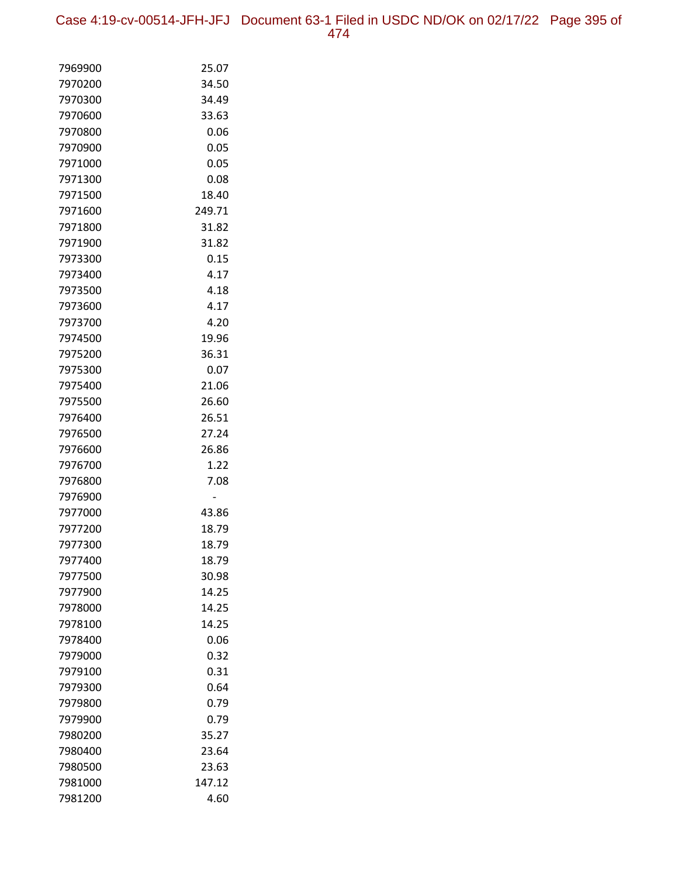| | |
|---|---|
| 7969900 | 25.07 |
| 7970200 | 34.50 |
| 7970300 | 34.49 |
| 7970600 | 33.63 |
| 7970800 | 0.06 |
| 7970900 | 0.05 |
| 7971000 | 0.05 |
| 7971300 | 0.08 |
| 7971500 | 18.40 |
| 7971600 | 249.71 |
| 7971800 | 31.82 |
| 7971900 | 31.82 |
| 7973300 | 0.15 |
| 7973400 | 4.17 |
| 7973500 | 4.18 |
| 7973600 | 4.17 |
| 7973700 | 4.20 |
| 7974500 | 19.96 |
| 7975200 | 36.31 |
| 7975300 | 0.07 |
| 7975400 | 21.06 |
| 7975500 | 26.60 |
| 7976400 | 26.51 |
| 7976500 | 27.24 |
| 7976600 | 26.86 |
| 7976700 | 1.22 |
| 7976800 | 7.08 |
| 7976900 | - |
| 7977000 | 43.86 |
| 7977200 | 18.79 |
| 7977300 | 18.79 |
| 7977400 | 18.79 |
| 7977500 | 30.98 |
| 7977900 | 14.25 |
| 7978000 | 14.25 |
| 7978100 | 14.25 |
| 7978400 | 0.06 |
| 7979000 | 0.32 |
| 7979100 | 0.31 |
| 7979300 | 0.64 |
| 7979800 | 0.79 |
| 7979900 | 0.79 |
| 7980200 | 35.27 |
| 7980400 | 23.64 |
| 7980500 | 23.63 |
| 7981000 | 147.12 |
| 7981200 | 4.60 |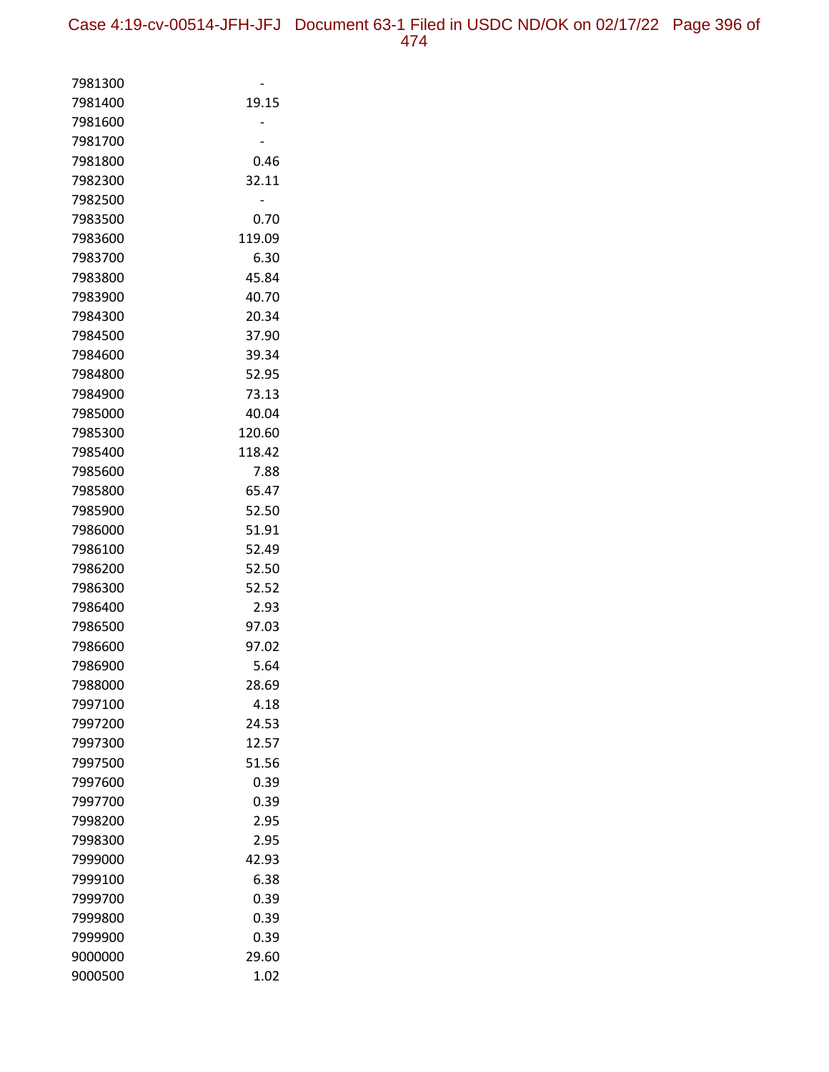| | |
|---|---|
| 7981300 | - |
| 7981400 | 19.15 |
| 7981600 | - |
| 7981700 | - |
| 7981800 | 0.46 |
| 7982300 | 32.11 |
| 7982500 | - |
| 7983500 | 0.70 |
| 7983600 | 119.09 |
| 7983700 | 6.30 |
| 7983800 | 45.84 |
| 7983900 | 40.70 |
| 7984300 | 20.34 |
| 7984500 | 37.90 |
| 7984600 | 39.34 |
| 7984800 | 52.95 |
| 7984900 | 73.13 |
| 7985000 | 40.04 |
| 7985300 | 120.60 |
| 7985400 | 118.42 |
| 7985600 | 7.88 |
| 7985800 | 65.47 |
| 7985900 | 52.50 |
| 7986000 | 51.91 |
| 7986100 | 52.49 |
| 7986200 | 52.50 |
| 7986300 | 52.52 |
| 7986400 | 2.93 |
| 7986500 | 97.03 |
| 7986600 | 97.02 |
| 7986900 | 5.64 |
| 7988000 | 28.69 |
| 7997100 | 4.18 |
| 7997200 | 24.53 |
| 7997300 | 12.57 |
| 7997500 | 51.56 |
| 7997600 | 0.39 |
| 7997700 | 0.39 |
| 7998200 | 2.95 |
| 7998300 | 2.95 |
| 7999000 | 42.93 |
| 7999100 | 6.38 |
| 7999700 | 0.39 |
| 7999800 | 0.39 |
| 7999900 | 0.39 |
| 9000000 | 29.60 |
| 9000500 | 1.02 |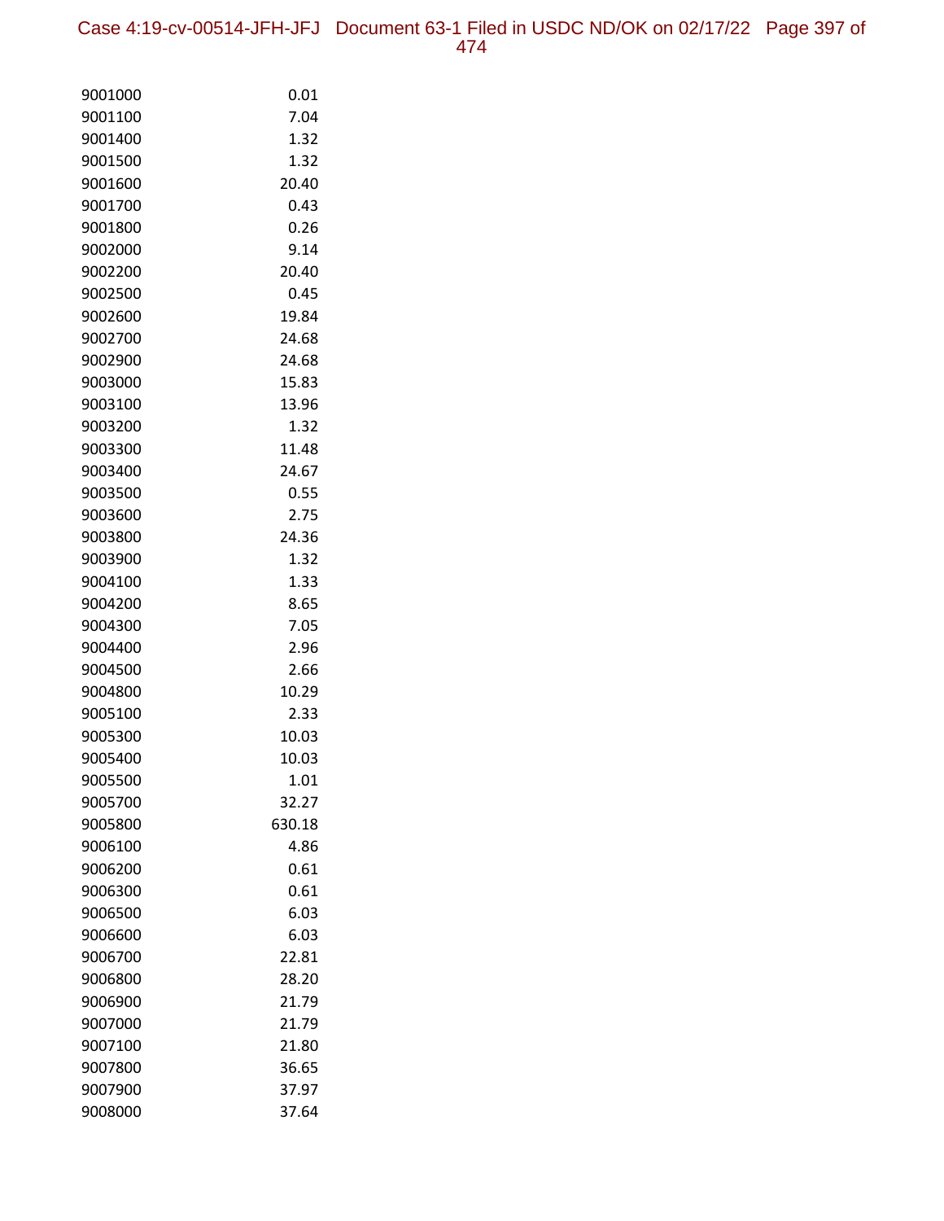| | |
|---|---|
| 9001000 | 0.01 |
| 9001100 | 7.04 |
| 9001400 | 1.32 |
| 9001500 | 1.32 |
| 9001600 | 20.40 |
| 9001700 | 0.43 |
| 9001800 | 0.26 |
| 9002000 | 9.14 |
| 9002200 | 20.40 |
| 9002500 | 0.45 |
| 9002600 | 19.84 |
| 9002700 | 24.68 |
| 9002900 | 24.68 |
| 9003000 | 15.83 |
| 9003100 | 13.96 |
| 9003200 | 1.32 |
| 9003300 | 11.48 |
| 9003400 | 24.67 |
| 9003500 | 0.55 |
| 9003600 | 2.75 |
| 9003800 | 24.36 |
| 9003900 | 1.32 |
| 9004100 | 1.33 |
| 9004200 | 8.65 |
| 9004300 | 7.05 |
| 9004400 | 2.96 |
| 9004500 | 2.66 |
| 9004800 | 10.29 |
| 9005100 | 2.33 |
| 9005300 | 10.03 |
| 9005400 | 10.03 |
| 9005500 | 1.01 |
| 9005700 | 32.27 |
| 9005800 | 630.18 |
| 9006100 | 4.86 |
| 9006200 | 0.61 |
| 9006300 | 0.61 |
| 9006500 | 6.03 |
| 9006600 | 6.03 |
| 9006700 | 22.81 |
| 9006800 | 28.20 |
| 9006900 | 21.79 |
| 9007000 | 21.79 |
| 9007100 | 21.80 |
| 9007800 | 36.65 |
| 9007900 | 37.97 |
| 9008000 | 37.64 |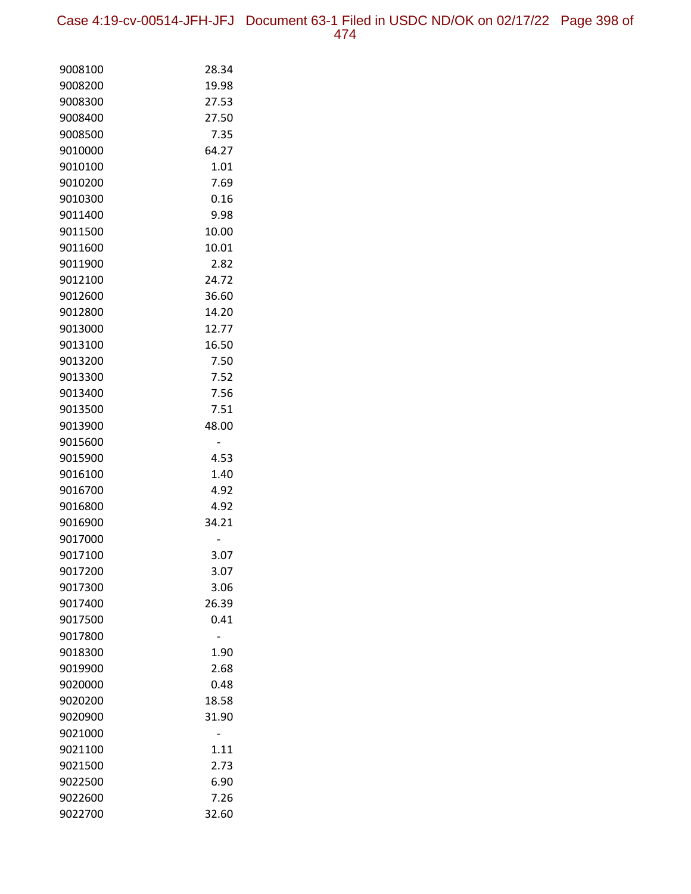| | |
|---|---|
| 9008100 | 28.34 |
| 9008200 | 19.98 |
| 9008300 | 27.53 |
| 9008400 | 27.50 |
| 9008500 | 7.35 |
| 9010000 | 64.27 |
| 9010100 | 1.01 |
| 9010200 | 7.69 |
| 9010300 | 0.16 |
| 9011400 | 9.98 |
| 9011500 | 10.00 |
| 9011600 | 10.01 |
| 9011900 | 2.82 |
| 9012100 | 24.72 |
| 9012600 | 36.60 |
| 9012800 | 14.20 |
| 9013000 | 12.77 |
| 9013100 | 16.50 |
| 9013200 | 7.50 |
| 9013300 | 7.52 |
| 9013400 | 7.56 |
| 9013500 | 7.51 |
| 9013900 | 48.00 |
| 9015600 | - |
| 9015900 | 4.53 |
| 9016100 | 1.40 |
| 9016700 | 4.92 |
| 9016800 | 4.92 |
| 9016900 | 34.21 |
| 9017000 | - |
| 9017100 | 3.07 |
| 9017200 | 3.07 |
| 9017300 | 3.06 |
| 9017400 | 26.39 |
| 9017500 | 0.41 |
| 9017800 | - |
| 9018300 | 1.90 |
| 9019900 | 2.68 |
| 9020000 | 0.48 |
| 9020200 | 18.58 |
| 9020900 | 31.90 |
| 9021000 | - |
| 9021100 | 1.11 |
| 9021500 | 2.73 |
| 9022500 | 6.90 |
| 9022600 | 7.26 |
| 9022700 | 32.60 |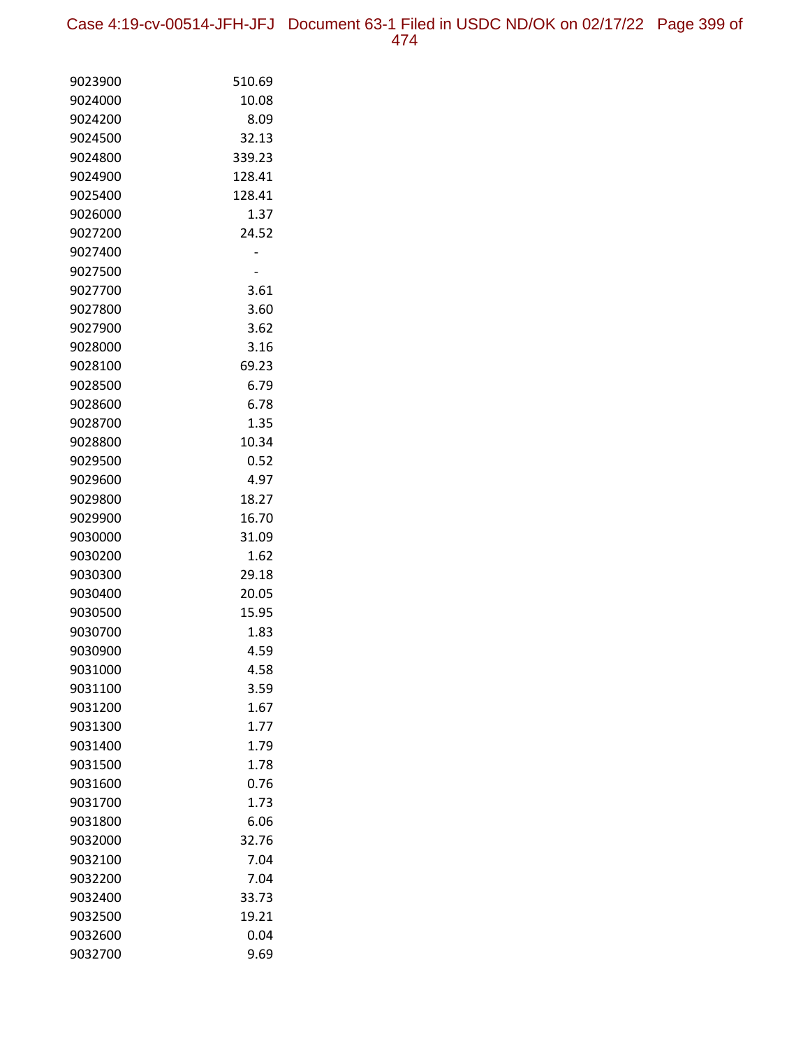| | |
|---|---|
| 9023900 | 510.69 |
| 9024000 | 10.08 |
| 9024200 | 8.09 |
| 9024500 | 32.13 |
| 9024800 | 339.23 |
| 9024900 | 128.41 |
| 9025400 | 128.41 |
| 9026000 | 1.37 |
| 9027200 | 24.52 |
| 9027400 | - |
| 9027500 | - |
| 9027700 | 3.61 |
| 9027800 | 3.60 |
| 9027900 | 3.62 |
| 9028000 | 3.16 |
| 9028100 | 69.23 |
| 9028500 | 6.79 |
| 9028600 | 6.78 |
| 9028700 | 1.35 |
| 9028800 | 10.34 |
| 9029500 | 0.52 |
| 9029600 | 4.97 |
| 9029800 | 18.27 |
| 9029900 | 16.70 |
| 9030000 | 31.09 |
| 9030200 | 1.62 |
| 9030300 | 29.18 |
| 9030400 | 20.05 |
| 9030500 | 15.95 |
| 9030700 | 1.83 |
| 9030900 | 4.59 |
| 9031000 | 4.58 |
| 9031100 | 3.59 |
| 9031200 | 1.67 |
| 9031300 | 1.77 |
| 9031400 | 1.79 |
| 9031500 | 1.78 |
| 9031600 | 0.76 |
| 9031700 | 1.73 |
| 9031800 | 6.06 |
| 9032000 | 32.76 |
| 9032100 | 7.04 |
| 9032200 | 7.04 |
| 9032400 | 33.73 |
| 9032500 | 19.21 |
| 9032600 | 0.04 |
| 9032700 | 9.69 |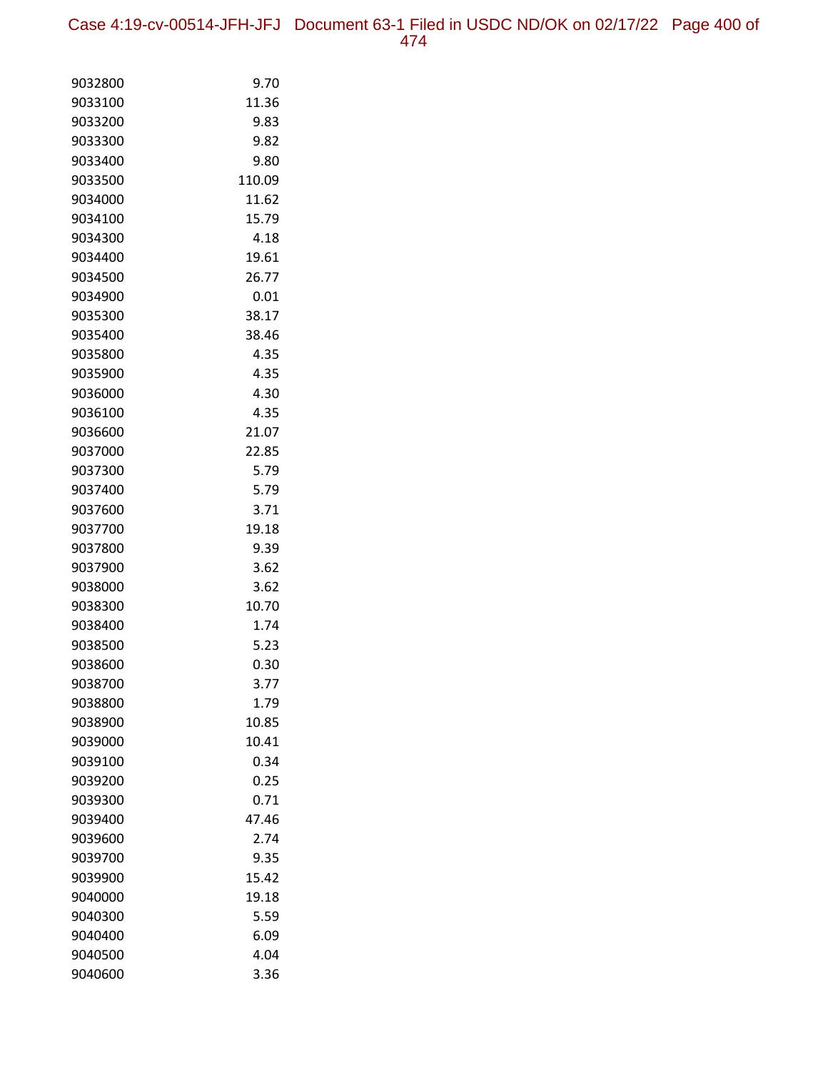| | |
|---|---|
| 9032800 | 9.70 |
| 9033100 | 11.36 |
| 9033200 | 9.83 |
| 9033300 | 9.82 |
| 9033400 | 9.80 |
| 9033500 | 110.09 |
| 9034000 | 11.62 |
| 9034100 | 15.79 |
| 9034300 | 4.18 |
| 9034400 | 19.61 |
| 9034500 | 26.77 |
| 9034900 | 0.01 |
| 9035300 | 38.17 |
| 9035400 | 38.46 |
| 9035800 | 4.35 |
| 9035900 | 4.35 |
| 9036000 | 4.30 |
| 9036100 | 4.35 |
| 9036600 | 21.07 |
| 9037000 | 22.85 |
| 9037300 | 5.79 |
| 9037400 | 5.79 |
| 9037600 | 3.71 |
| 9037700 | 19.18 |
| 9037800 | 9.39 |
| 9037900 | 3.62 |
| 9038000 | 3.62 |
| 9038300 | 10.70 |
| 9038400 | 1.74 |
| 9038500 | 5.23 |
| 9038600 | 0.30 |
| 9038700 | 3.77 |
| 9038800 | 1.79 |
| 9038900 | 10.85 |
| 9039000 | 10.41 |
| 9039100 | 0.34 |
| 9039200 | 0.25 |
| 9039300 | 0.71 |
| 9039400 | 47.46 |
| 9039600 | 2.74 |
| 9039700 | 9.35 |
| 9039900 | 15.42 |
| 9040000 | 19.18 |
| 9040300 | 5.59 |
| 9040400 | 6.09 |
| 9040500 | 4.04 |
| 9040600 | 3.36 |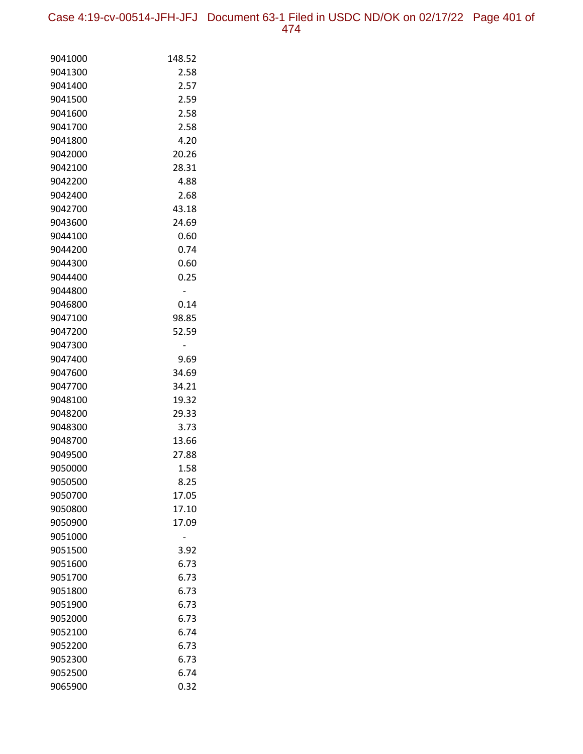| | |
|---|---|
| 9041000 | 148.52 |
| 9041300 | 2.58 |
| 9041400 | 2.57 |
| 9041500 | 2.59 |
| 9041600 | 2.58 |
| 9041700 | 2.58 |
| 9041800 | 4.20 |
| 9042000 | 20.26 |
| 9042100 | 28.31 |
| 9042200 | 4.88 |
| 9042400 | 2.68 |
| 9042700 | 43.18 |
| 9043600 | 24.69 |
| 9044100 | 0.60 |
| 9044200 | 0.74 |
| 9044300 | 0.60 |
| 9044400 | 0.25 |
| 9044800 | - |
| 9046800 | 0.14 |
| 9047100 | 98.85 |
| 9047200 | 52.59 |
| 9047300 | - |
| 9047400 | 9.69 |
| 9047600 | 34.69 |
| 9047700 | 34.21 |
| 9048100 | 19.32 |
| 9048200 | 29.33 |
| 9048300 | 3.73 |
| 9048700 | 13.66 |
| 9049500 | 27.88 |
| 9050000 | 1.58 |
| 9050500 | 8.25 |
| 9050700 | 17.05 |
| 9050800 | 17.10 |
| 9050900 | 17.09 |
| 9051000 | - |
| 9051500 | 3.92 |
| 9051600 | 6.73 |
| 9051700 | 6.73 |
| 9051800 | 6.73 |
| 9051900 | 6.73 |
| 9052000 | 6.73 |
| 9052100 | 6.74 |
| 9052200 | 6.73 |
| 9052300 | 6.73 |
| 9052500 | 6.74 |
| 9065900 | 0.32 |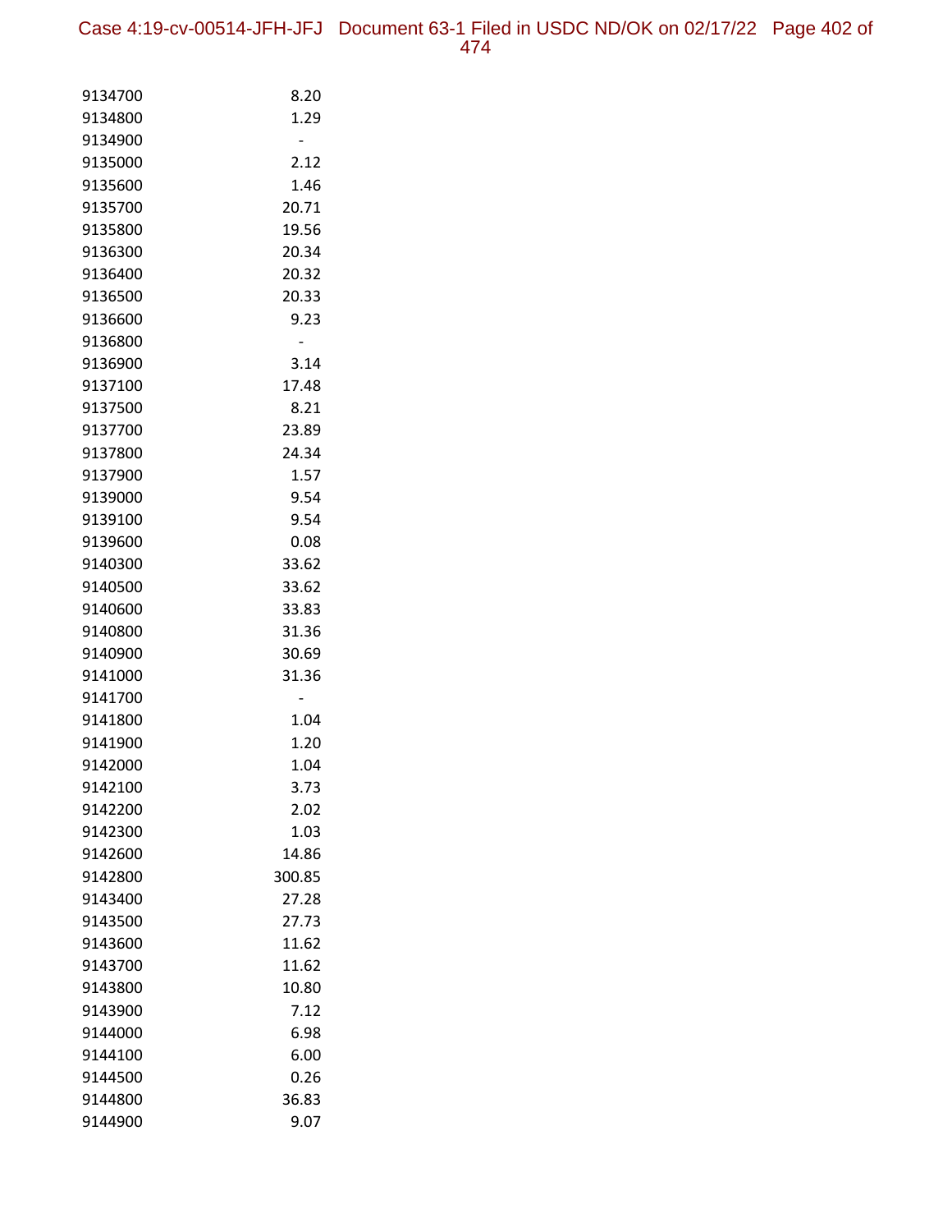| | |
|---|---|
| 9134700 | 8.20 |
| 9134800 | 1.29 |
| 9134900 | - |
| 9135000 | 2.12 |
| 9135600 | 1.46 |
| 9135700 | 20.71 |
| 9135800 | 19.56 |
| 9136300 | 20.34 |
| 9136400 | 20.32 |
| 9136500 | 20.33 |
| 9136600 | 9.23 |
| 9136800 | - |
| 9136900 | 3.14 |
| 9137100 | 17.48 |
| 9137500 | 8.21 |
| 9137700 | 23.89 |
| 9137800 | 24.34 |
| 9137900 | 1.57 |
| 9139000 | 9.54 |
| 9139100 | 9.54 |
| 9139600 | 0.08 |
| 9140300 | 33.62 |
| 9140500 | 33.62 |
| 9140600 | 33.83 |
| 9140800 | 31.36 |
| 9140900 | 30.69 |
| 9141000 | 31.36 |
| 9141700 | - |
| 9141800 | 1.04 |
| 9141900 | 1.20 |
| 9142000 | 1.04 |
| 9142100 | 3.73 |
| 9142200 | 2.02 |
| 9142300 | 1.03 |
| 9142600 | 14.86 |
| 9142800 | 300.85 |
| 9143400 | 27.28 |
| 9143500 | 27.73 |
| 9143600 | 11.62 |
| 9143700 | 11.62 |
| 9143800 | 10.80 |
| 9143900 | 7.12 |
| 9144000 | 6.98 |
| 9144100 | 6.00 |
| 9144500 | 0.26 |
| 9144800 | 36.83 |
| 9144900 | 9.07 |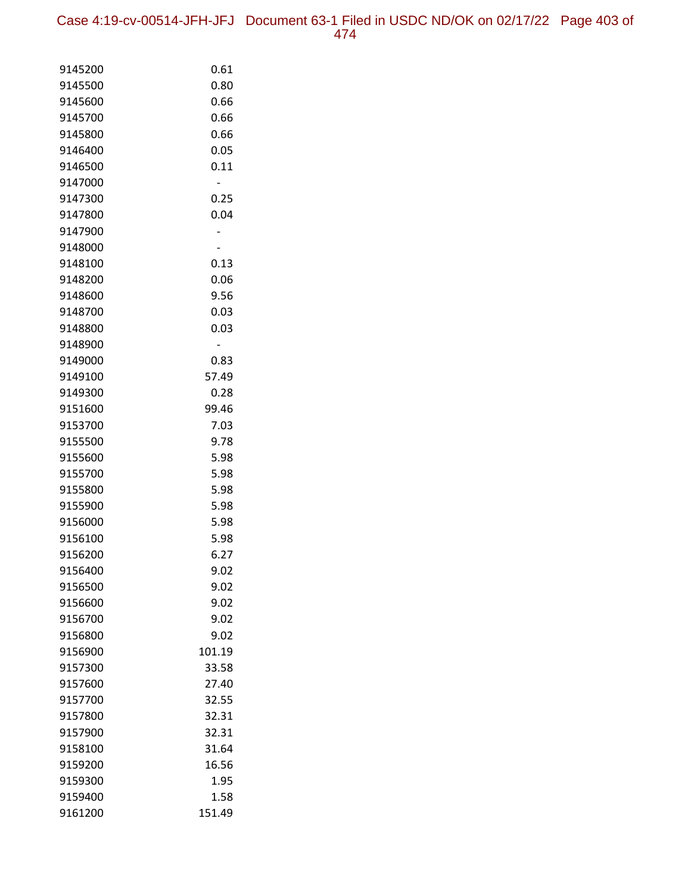| | |
|---|---|
| 9145200 | 0.61 |
| 9145500 | 0.80 |
| 9145600 | 0.66 |
| 9145700 | 0.66 |
| 9145800 | 0.66 |
| 9146400 | 0.05 |
| 9146500 | 0.11 |
| 9147000 | - |
| 9147300 | 0.25 |
| 9147800 | 0.04 |
| 9147900 | - |
| 9148000 | - |
| 9148100 | 0.13 |
| 9148200 | 0.06 |
| 9148600 | 9.56 |
| 9148700 | 0.03 |
| 9148800 | 0.03 |
| 9148900 | - |
| 9149000 | 0.83 |
| 9149100 | 57.49 |
| 9149300 | 0.28 |
| 9151600 | 99.46 |
| 9153700 | 7.03 |
| 9155500 | 9.78 |
| 9155600 | 5.98 |
| 9155700 | 5.98 |
| 9155800 | 5.98 |
| 9155900 | 5.98 |
| 9156000 | 5.98 |
| 9156100 | 5.98 |
| 9156200 | 6.27 |
| 9156400 | 9.02 |
| 9156500 | 9.02 |
| 9156600 | 9.02 |
| 9156700 | 9.02 |
| 9156800 | 9.02 |
| 9156900 | 101.19 |
| 9157300 | 33.58 |
| 9157600 | 27.40 |
| 9157700 | 32.55 |
| 9157800 | 32.31 |
| 9157900 | 32.31 |
| 9158100 | 31.64 |
| 9159200 | 16.56 |
| 9159300 | 1.95 |
| 9159400 | 1.58 |
| 9161200 | 151.49 |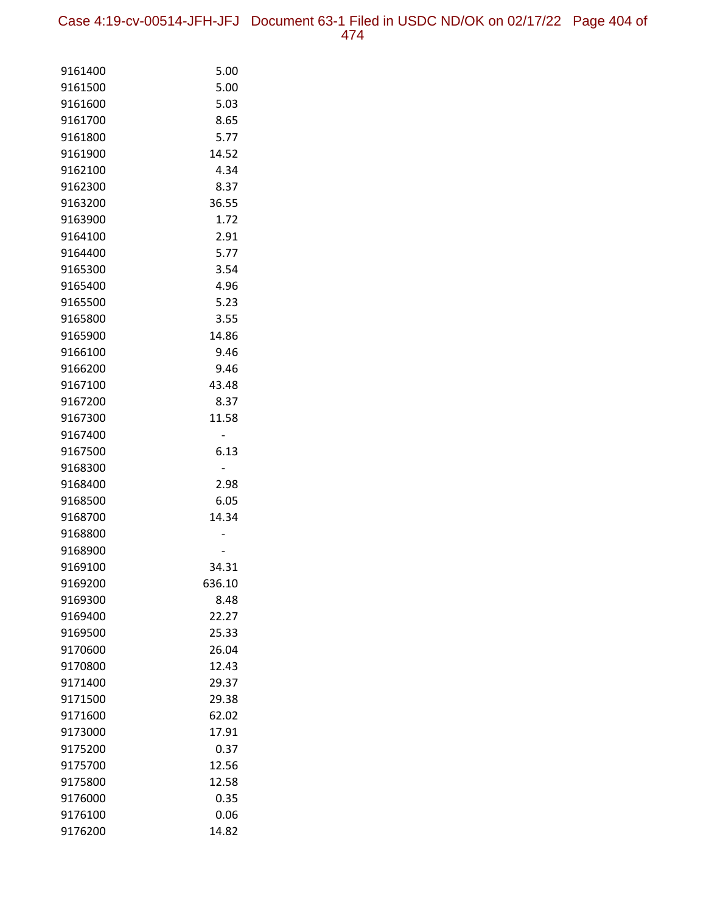| | |
|---|---|
| 9161400 | 5.00 |
| 9161500 | 5.00 |
| 9161600 | 5.03 |
| 9161700 | 8.65 |
| 9161800 | 5.77 |
| 9161900 | 14.52 |
| 9162100 | 4.34 |
| 9162300 | 8.37 |
| 9163200 | 36.55 |
| 9163900 | 1.72 |
| 9164100 | 2.91 |
| 9164400 | 5.77 |
| 9165300 | 3.54 |
| 9165400 | 4.96 |
| 9165500 | 5.23 |
| 9165800 | 3.55 |
| 9165900 | 14.86 |
| 9166100 | 9.46 |
| 9166200 | 9.46 |
| 9167100 | 43.48 |
| 9167200 | 8.37 |
| 9167300 | 11.58 |
| 9167400 | - |
| 9167500 | 6.13 |
| 9168300 | - |
| 9168400 | 2.98 |
| 9168500 | 6.05 |
| 9168700 | 14.34 |
| 9168800 | - |
| 9168900 | - |
| 9169100 | 34.31 |
| 9169200 | 636.10 |
| 9169300 | 8.48 |
| 9169400 | 22.27 |
| 9169500 | 25.33 |
| 9170600 | 26.04 |
| 9170800 | 12.43 |
| 9171400 | 29.37 |
| 9171500 | 29.38 |
| 9171600 | 62.02 |
| 9173000 | 17.91 |
| 9175200 | 0.37 |
| 9175700 | 12.56 |
| 9175800 | 12.58 |
| 9176000 | 0.35 |
| 9176100 | 0.06 |
| 9176200 | 14.82 |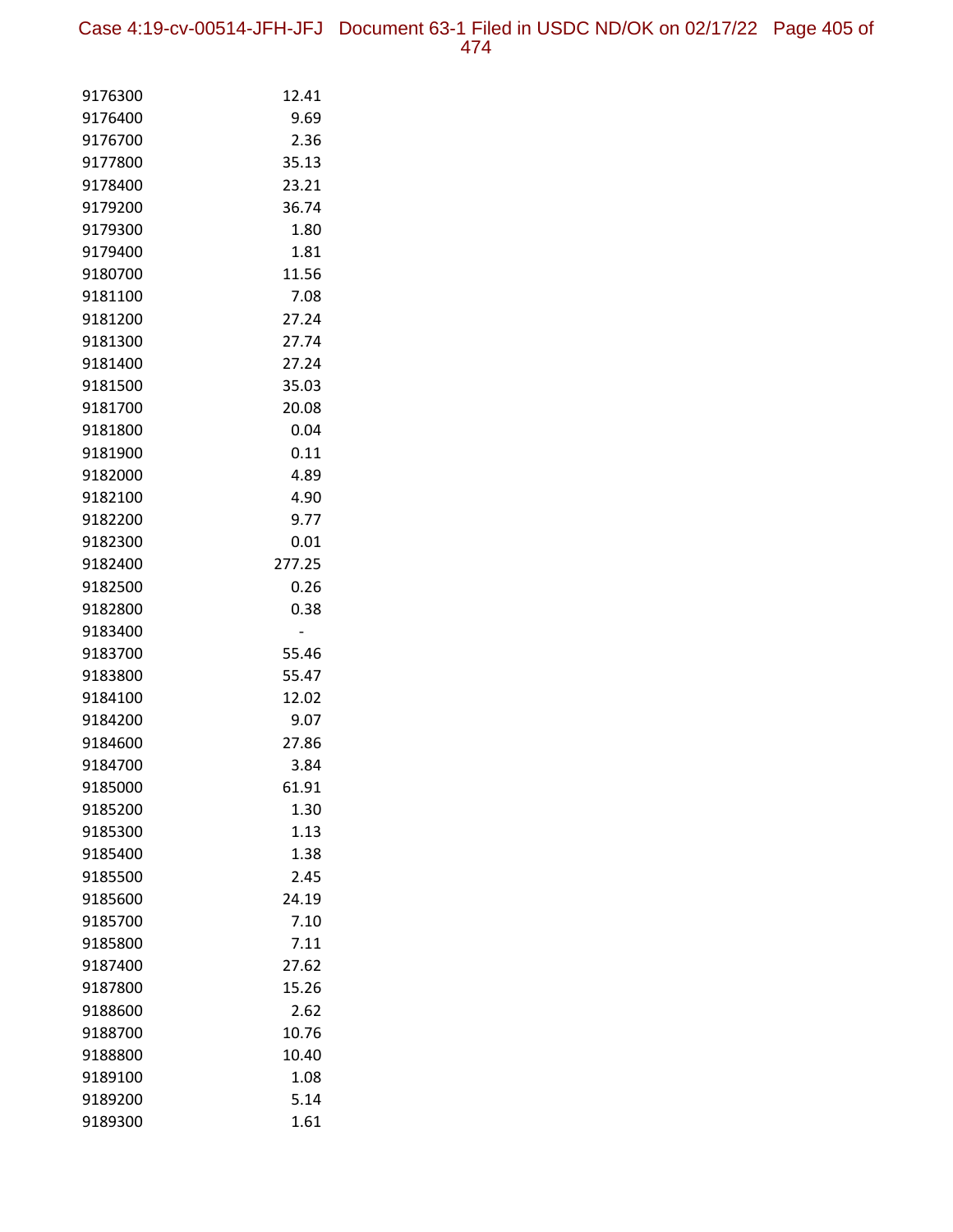| | |
|---|---|
| 9176300 | 12.41 |
| 9176400 | 9.69 |
| 9176700 | 2.36 |
| 9177800 | 35.13 |
| 9178400 | 23.21 |
| 9179200 | 36.74 |
| 9179300 | 1.80 |
| 9179400 | 1.81 |
| 9180700 | 11.56 |
| 9181100 | 7.08 |
| 9181200 | 27.24 |
| 9181300 | 27.74 |
| 9181400 | 27.24 |
| 9181500 | 35.03 |
| 9181700 | 20.08 |
| 9181800 | 0.04 |
| 9181900 | 0.11 |
| 9182000 | 4.89 |
| 9182100 | 4.90 |
| 9182200 | 9.77 |
| 9182300 | 0.01 |
| 9182400 | 277.25 |
| 9182500 | 0.26 |
| 9182800 | 0.38 |
| 9183400 | - |
| 9183700 | 55.46 |
| 9183800 | 55.47 |
| 9184100 | 12.02 |
| 9184200 | 9.07 |
| 9184600 | 27.86 |
| 9184700 | 3.84 |
| 9185000 | 61.91 |
| 9185200 | 1.30 |
| 9185300 | 1.13 |
| 9185400 | 1.38 |
| 9185500 | 2.45 |
| 9185600 | 24.19 |
| 9185700 | 7.10 |
| 9185800 | 7.11 |
| 9187400 | 27.62 |
| 9187800 | 15.26 |
| 9188600 | 2.62 |
| 9188700 | 10.76 |
| 9188800 | 10.40 |
| 9189100 | 1.08 |
| 9189200 | 5.14 |
| 9189300 | 1.61 |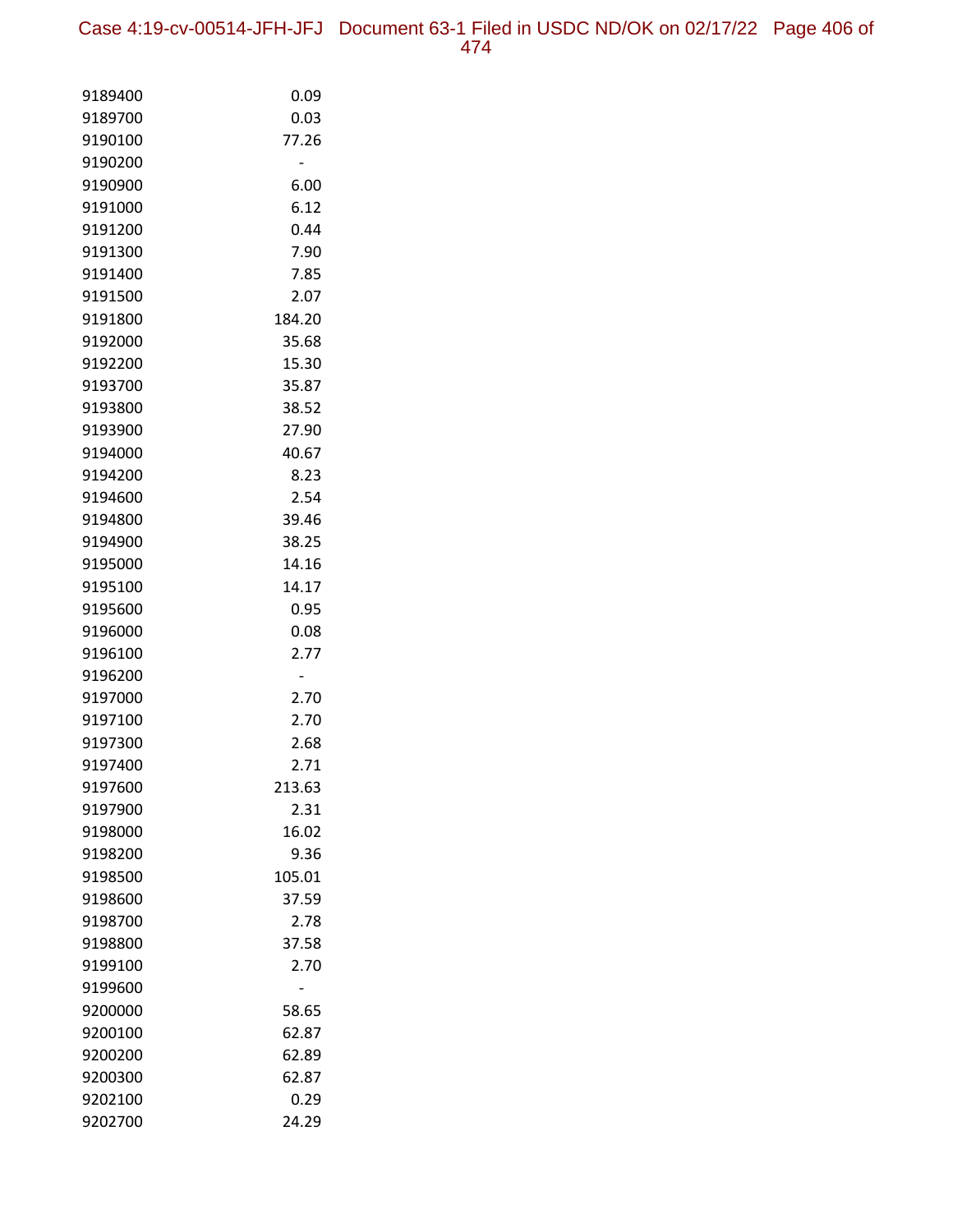| | |
|---|---|
| 9189400 | 0.09 |
| 9189700 | 0.03 |
| 9190100 | 77.26 |
| 9190200 | - |
| 9190900 | 6.00 |
| 9191000 | 6.12 |
| 9191200 | 0.44 |
| 9191300 | 7.90 |
| 9191400 | 7.85 |
| 9191500 | 2.07 |
| 9191800 | 184.20 |
| 9192000 | 35.68 |
| 9192200 | 15.30 |
| 9193700 | 35.87 |
| 9193800 | 38.52 |
| 9193900 | 27.90 |
| 9194000 | 40.67 |
| 9194200 | 8.23 |
| 9194600 | 2.54 |
| 9194800 | 39.46 |
| 9194900 | 38.25 |
| 9195000 | 14.16 |
| 9195100 | 14.17 |
| 9195600 | 0.95 |
| 9196000 | 0.08 |
| 9196100 | 2.77 |
| 9196200 | - |
| 9197000 | 2.70 |
| 9197100 | 2.70 |
| 9197300 | 2.68 |
| 9197400 | 2.71 |
| 9197600 | 213.63 |
| 9197900 | 2.31 |
| 9198000 | 16.02 |
| 9198200 | 9.36 |
| 9198500 | 105.01 |
| 9198600 | 37.59 |
| 9198700 | 2.78 |
| 9198800 | 37.58 |
| 9199100 | 2.70 |
| 9199600 | - |
| 9200000 | 58.65 |
| 9200100 | 62.87 |
| 9200200 | 62.89 |
| 9200300 | 62.87 |
| 9202100 | 0.29 |
| 9202700 | 24.29 |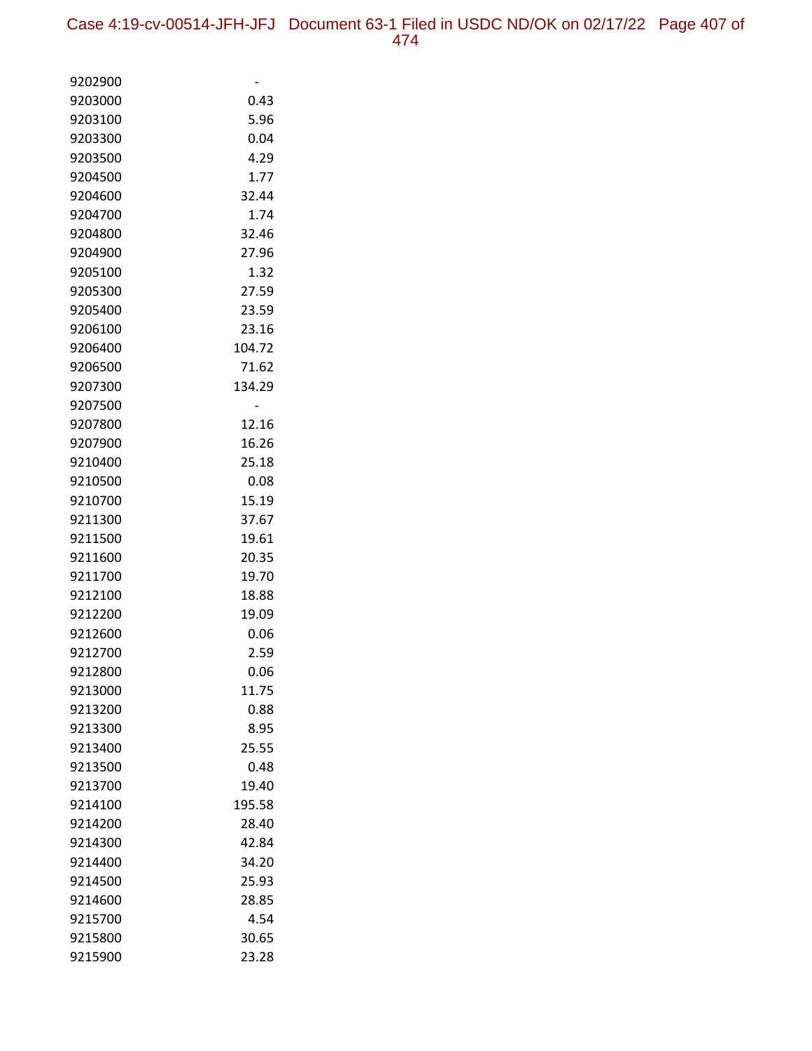| | |
|---|---|
| 9202900 | - |
| 9203000 | 0.43 |
| 9203100 | 5.96 |
| 9203300 | 0.04 |
| 9203500 | 4.29 |
| 9204500 | 1.77 |
| 9204600 | 32.44 |
| 9204700 | 1.74 |
| 9204800 | 32.46 |
| 9204900 | 27.96 |
| 9205100 | 1.32 |
| 9205300 | 27.59 |
| 9205400 | 23.59 |
| 9206100 | 23.16 |
| 9206400 | 104.72 |
| 9206500 | 71.62 |
| 9207300 | 134.29 |
| 9207500 | - |
| 9207800 | 12.16 |
| 9207900 | 16.26 |
| 9210400 | 25.18 |
| 9210500 | 0.08 |
| 9210700 | 15.19 |
| 9211300 | 37.67 |
| 9211500 | 19.61 |
| 9211600 | 20.35 |
| 9211700 | 19.70 |
| 9212100 | 18.88 |
| 9212200 | 19.09 |
| 9212600 | 0.06 |
| 9212700 | 2.59 |
| 9212800 | 0.06 |
| 9213000 | 11.75 |
| 9213200 | 0.88 |
| 9213300 | 8.95 |
| 9213400 | 25.55 |
| 9213500 | 0.48 |
| 9213700 | 19.40 |
| 9214100 | 195.58 |
| 9214200 | 28.40 |
| 9214300 | 42.84 |
| 9214400 | 34.20 |
| 9214500 | 25.93 |
| 9214600 | 28.85 |
| 9215700 | 4.54 |
| 9215800 | 30.65 |
| 9215900 | 23.28 |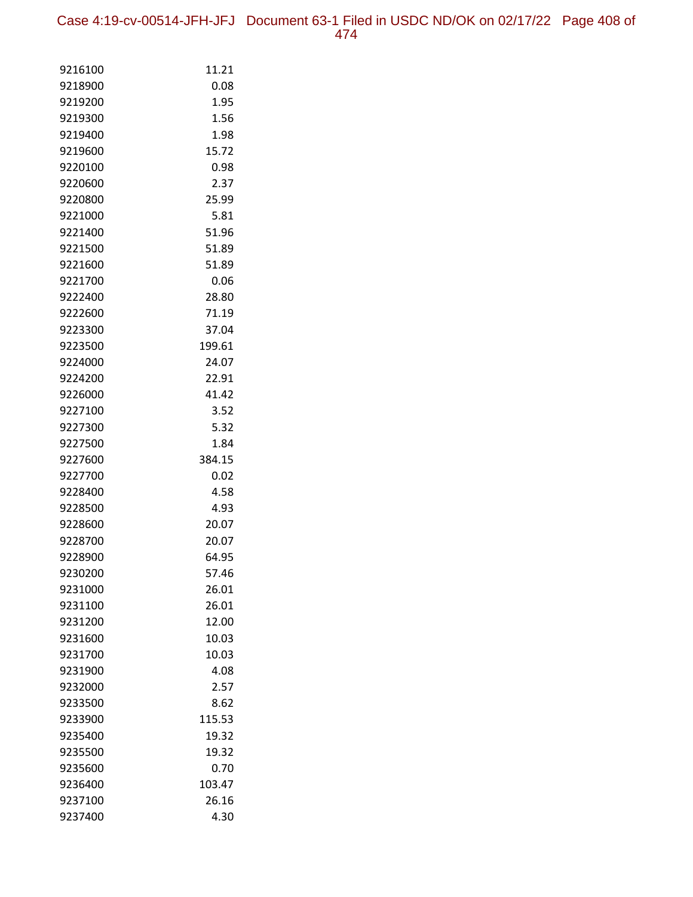| | |
|---|---|
| 9216100 | 11.21 |
| 9218900 | 0.08 |
| 9219200 | 1.95 |
| 9219300 | 1.56 |
| 9219400 | 1.98 |
| 9219600 | 15.72 |
| 9220100 | 0.98 |
| 9220600 | 2.37 |
| 9220800 | 25.99 |
| 9221000 | 5.81 |
| 9221400 | 51.96 |
| 9221500 | 51.89 |
| 9221600 | 51.89 |
| 9221700 | 0.06 |
| 9222400 | 28.80 |
| 9222600 | 71.19 |
| 9223300 | 37.04 |
| 9223500 | 199.61 |
| 9224000 | 24.07 |
| 9224200 | 22.91 |
| 9226000 | 41.42 |
| 9227100 | 3.52 |
| 9227300 | 5.32 |
| 9227500 | 1.84 |
| 9227600 | 384.15 |
| 9227700 | 0.02 |
| 9228400 | 4.58 |
| 9228500 | 4.93 |
| 9228600 | 20.07 |
| 9228700 | 20.07 |
| 9228900 | 64.95 |
| 9230200 | 57.46 |
| 9231000 | 26.01 |
| 9231100 | 26.01 |
| 9231200 | 12.00 |
| 9231600 | 10.03 |
| 9231700 | 10.03 |
| 9231900 | 4.08 |
| 9232000 | 2.57 |
| 9233500 | 8.62 |
| 9233900 | 115.53 |
| 9235400 | 19.32 |
| 9235500 | 19.32 |
| 9235600 | 0.70 |
| 9236400 | 103.47 |
| 9237100 | 26.16 |
| 9237400 | 4.30 |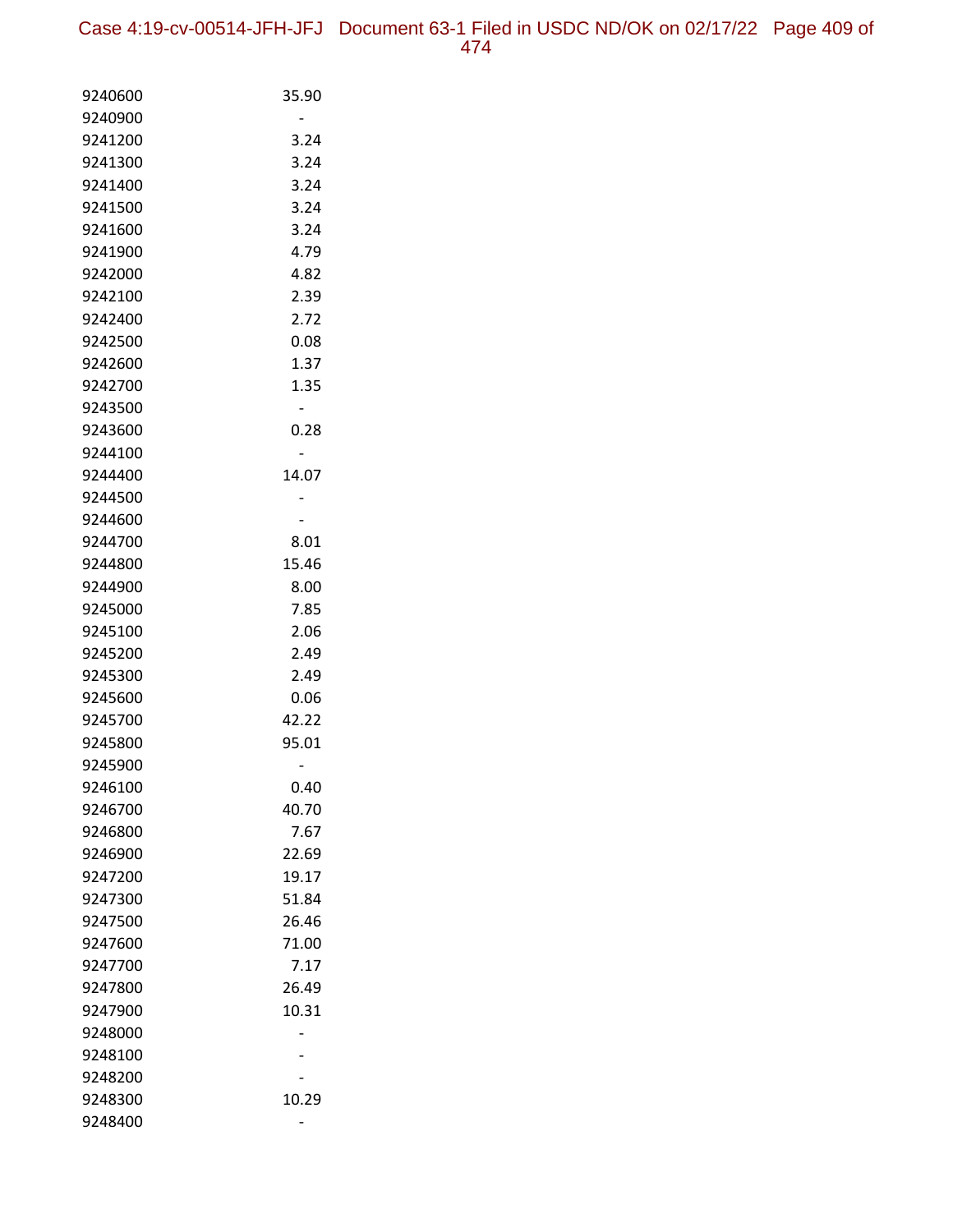| | |
|---|---|
| 9240600 | 35.90 |
| 9240900 | - |
| 9241200 | 3.24 |
| 9241300 | 3.24 |
| 9241400 | 3.24 |
| 9241500 | 3.24 |
| 9241600 | 3.24 |
| 9241900 | 4.79 |
| 9242000 | 4.82 |
| 9242100 | 2.39 |
| 9242400 | 2.72 |
| 9242500 | 0.08 |
| 9242600 | 1.37 |
| 9242700 | 1.35 |
| 9243500 | - |
| 9243600 | 0.28 |
| 9244100 | - |
| 9244400 | 14.07 |
| 9244500 | - |
| 9244600 | - |
| 9244700 | 8.01 |
| 9244800 | 15.46 |
| 9244900 | 8.00 |
| 9245000 | 7.85 |
| 9245100 | 2.06 |
| 9245200 | 2.49 |
| 9245300 | 2.49 |
| 9245600 | 0.06 |
| 9245700 | 42.22 |
| 9245800 | 95.01 |
| 9245900 | - |
| 9246100 | 0.40 |
| 9246700 | 40.70 |
| 9246800 | 7.67 |
| 9246900 | 22.69 |
| 9247200 | 19.17 |
| 9247300 | 51.84 |
| 9247500 | 26.46 |
| 9247600 | 71.00 |
| 9247700 | 7.17 |
| 9247800 | 26.49 |
| 9247900 | 10.31 |
| 9248000 | - |
| 9248100 | - |
| 9248200 | - |
| 9248300 | 10.29 |
| 9248400 | - |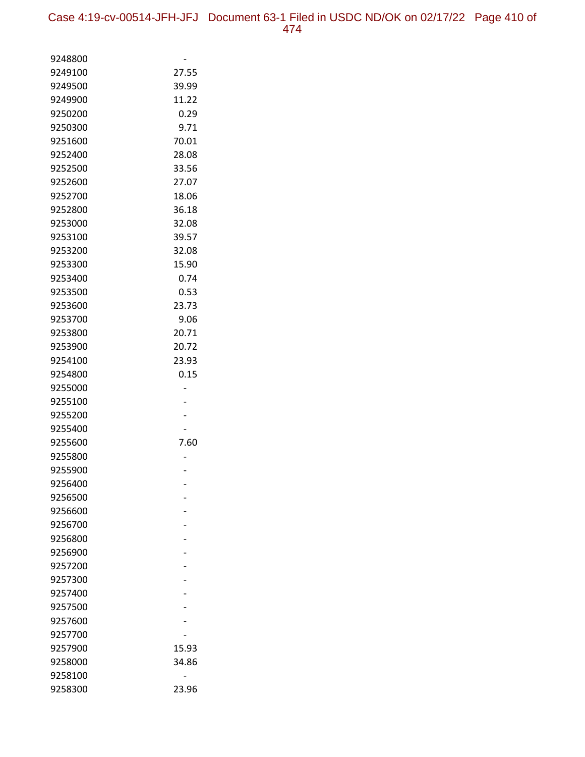| | |
|---|---|
| 9248800 | - |
| 9249100 | 27.55 |
| 9249500 | 39.99 |
| 9249900 | 11.22 |
| 9250200 | 0.29 |
| 9250300 | 9.71 |
| 9251600 | 70.01 |
| 9252400 | 28.08 |
| 9252500 | 33.56 |
| 9252600 | 27.07 |
| 9252700 | 18.06 |
| 9252800 | 36.18 |
| 9253000 | 32.08 |
| 9253100 | 39.57 |
| 9253200 | 32.08 |
| 9253300 | 15.90 |
| 9253400 | 0.74 |
| 9253500 | 0.53 |
| 9253600 | 23.73 |
| 9253700 | 9.06 |
| 9253800 | 20.71 |
| 9253900 | 20.72 |
| 9254100 | 23.93 |
| 9254800 | 0.15 |
| 9255000 | - |
| 9255100 | - |
| 9255200 | - |
| 9255400 | - |
| 9255600 | 7.60 |
| 9255800 | - |
| 9255900 | - |
| 9256400 | - |
| 9256500 | - |
| 9256600 | - |
| 9256700 | - |
| 9256800 | - |
| 9256900 | - |
| 9257200 | - |
| 9257300 | - |
| 9257400 | - |
| 9257500 | - |
| 9257600 | - |
| 9257700 | - |
| 9257900 | 15.93 |
| 9258000 | 34.86 |
| 9258100 | - |
| 9258300 | 23.96 |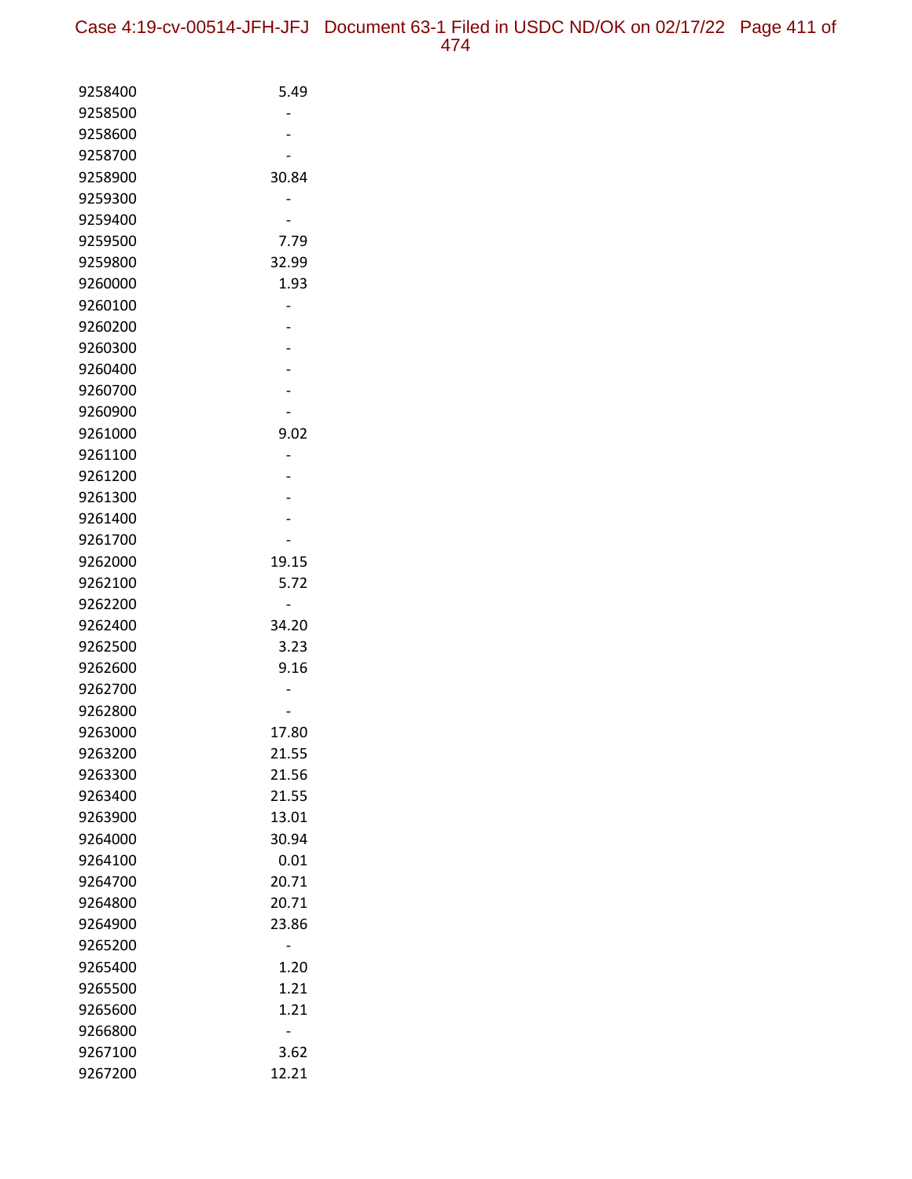| | |
|---|---|
| 9258400 | 5.49 |
| 9258500 | - |
| 9258600 | - |
| 9258700 | - |
| 9258900 | 30.84 |
| 9259300 | - |
| 9259400 | - |
| 9259500 | 7.79 |
| 9259800 | 32.99 |
| 9260000 | 1.93 |
| 9260100 | - |
| 9260200 | - |
| 9260300 | - |
| 9260400 | - |
| 9260700 | - |
| 9260900 | - |
| 9261000 | 9.02 |
| 9261100 | - |
| 9261200 | - |
| 9261300 | - |
| 9261400 | - |
| 9261700 | - |
| 9262000 | 19.15 |
| 9262100 | 5.72 |
| 9262200 | - |
| 9262400 | 34.20 |
| 9262500 | 3.23 |
| 9262600 | 9.16 |
| 9262700 | - |
| 9262800 | - |
| 9263000 | 17.80 |
| 9263200 | 21.55 |
| 9263300 | 21.56 |
| 9263400 | 21.55 |
| 9263900 | 13.01 |
| 9264000 | 30.94 |
| 9264100 | 0.01 |
| 9264700 | 20.71 |
| 9264800 | 20.71 |
| 9264900 | 23.86 |
| 9265200 | - |
| 9265400 | 1.20 |
| 9265500 | 1.21 |
| 9265600 | 1.21 |
| 9266800 | - |
| 9267100 | 3.62 |
| 9267200 | 12.21 |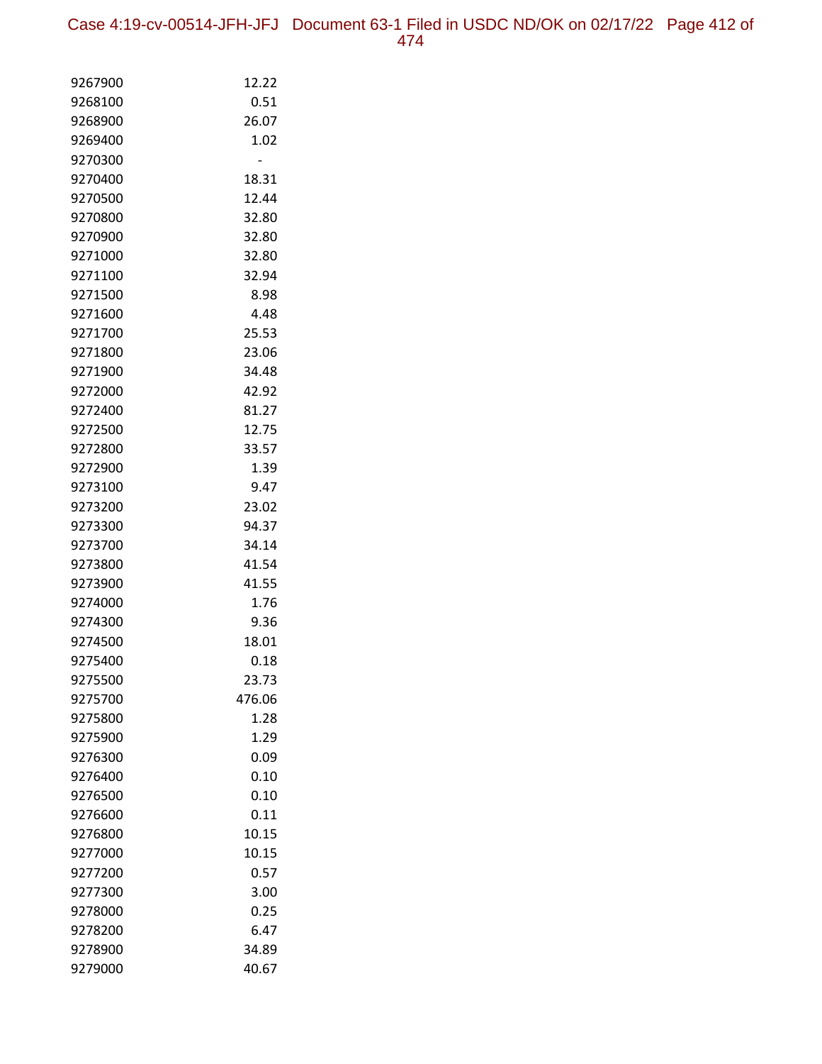| | |
|---|---|
| 9267900 | 12.22 |
| 9268100 | 0.51 |
| 9268900 | 26.07 |
| 9269400 | 1.02 |
| 9270300 | - |
| 9270400 | 18.31 |
| 9270500 | 12.44 |
| 9270800 | 32.80 |
| 9270900 | 32.80 |
| 9271000 | 32.80 |
| 9271100 | 32.94 |
| 9271500 | 8.98 |
| 9271600 | 4.48 |
| 9271700 | 25.53 |
| 9271800 | 23.06 |
| 9271900 | 34.48 |
| 9272000 | 42.92 |
| 9272400 | 81.27 |
| 9272500 | 12.75 |
| 9272800 | 33.57 |
| 9272900 | 1.39 |
| 9273100 | 9.47 |
| 9273200 | 23.02 |
| 9273300 | 94.37 |
| 9273700 | 34.14 |
| 9273800 | 41.54 |
| 9273900 | 41.55 |
| 9274000 | 1.76 |
| 9274300 | 9.36 |
| 9274500 | 18.01 |
| 9275400 | 0.18 |
| 9275500 | 23.73 |
| 9275700 | 476.06 |
| 9275800 | 1.28 |
| 9275900 | 1.29 |
| 9276300 | 0.09 |
| 9276400 | 0.10 |
| 9276500 | 0.10 |
| 9276600 | 0.11 |
| 9276800 | 10.15 |
| 9277000 | 10.15 |
| 9277200 | 0.57 |
| 9277300 | 3.00 |
| 9278000 | 0.25 |
| 9278200 | 6.47 |
| 9278900 | 34.89 |
| 9279000 | 40.67 |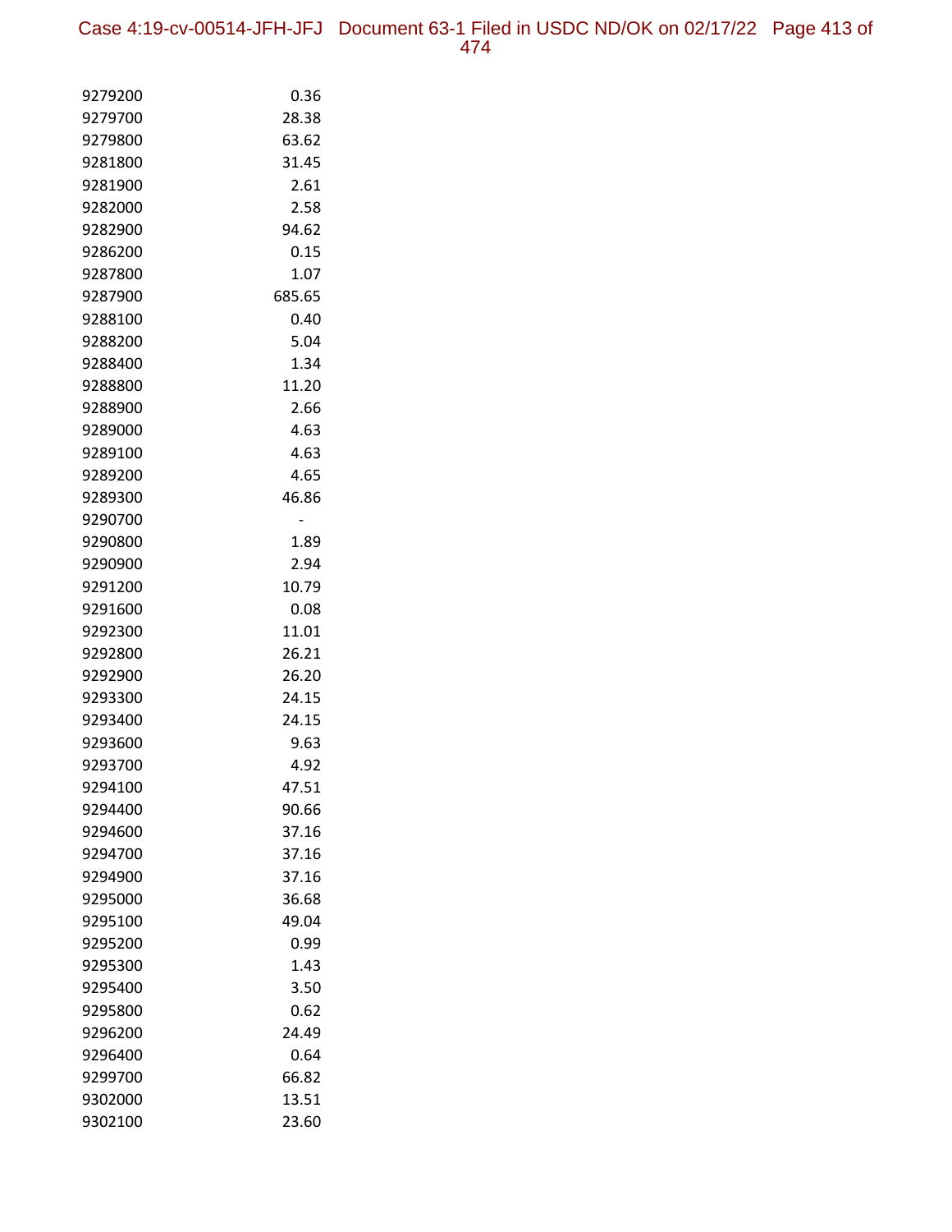| | |
|---|---|
| 9279200 | 0.36 |
| 9279700 | 28.38 |
| 9279800 | 63.62 |
| 9281800 | 31.45 |
| 9281900 | 2.61 |
| 9282000 | 2.58 |
| 9282900 | 94.62 |
| 9286200 | 0.15 |
| 9287800 | 1.07 |
| 9287900 | 685.65 |
| 9288100 | 0.40 |
| 9288200 | 5.04 |
| 9288400 | 1.34 |
| 9288800 | 11.20 |
| 9288900 | 2.66 |
| 9289000 | 4.63 |
| 9289100 | 4.63 |
| 9289200 | 4.65 |
| 9289300 | 46.86 |
| 9290700 | - |
| 9290800 | 1.89 |
| 9290900 | 2.94 |
| 9291200 | 10.79 |
| 9291600 | 0.08 |
| 9292300 | 11.01 |
| 9292800 | 26.21 |
| 9292900 | 26.20 |
| 9293300 | 24.15 |
| 9293400 | 24.15 |
| 9293600 | 9.63 |
| 9293700 | 4.92 |
| 9294100 | 47.51 |
| 9294400 | 90.66 |
| 9294600 | 37.16 |
| 9294700 | 37.16 |
| 9294900 | 37.16 |
| 9295000 | 36.68 |
| 9295100 | 49.04 |
| 9295200 | 0.99 |
| 9295300 | 1.43 |
| 9295400 | 3.50 |
| 9295800 | 0.62 |
| 9296200 | 24.49 |
| 9296400 | 0.64 |
| 9299700 | 66.82 |
| 9302000 | 13.51 |
| 9302100 | 23.60 |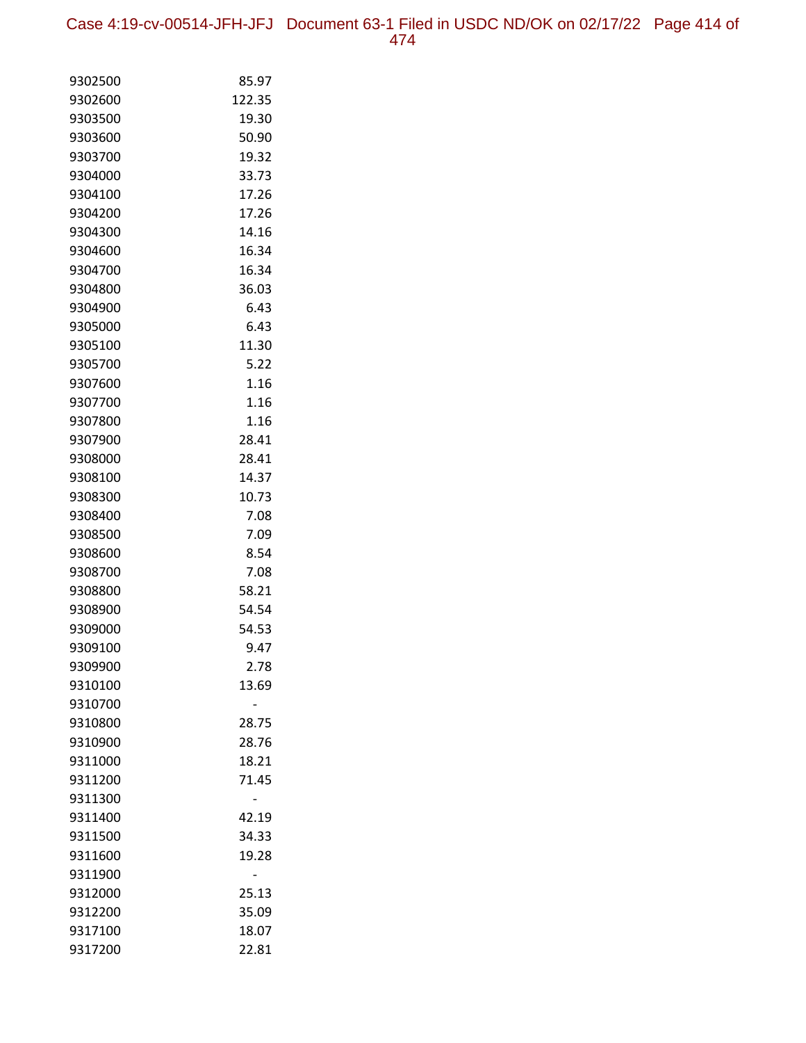| | |
|---|---|
| 9302500 | 85.97 |
| 9302600 | 122.35 |
| 9303500 | 19.30 |
| 9303600 | 50.90 |
| 9303700 | 19.32 |
| 9304000 | 33.73 |
| 9304100 | 17.26 |
| 9304200 | 17.26 |
| 9304300 | 14.16 |
| 9304600 | 16.34 |
| 9304700 | 16.34 |
| 9304800 | 36.03 |
| 9304900 | 6.43 |
| 9305000 | 6.43 |
| 9305100 | 11.30 |
| 9305700 | 5.22 |
| 9307600 | 1.16 |
| 9307700 | 1.16 |
| 9307800 | 1.16 |
| 9307900 | 28.41 |
| 9308000 | 28.41 |
| 9308100 | 14.37 |
| 9308300 | 10.73 |
| 9308400 | 7.08 |
| 9308500 | 7.09 |
| 9308600 | 8.54 |
| 9308700 | 7.08 |
| 9308800 | 58.21 |
| 9308900 | 54.54 |
| 9309000 | 54.53 |
| 9309100 | 9.47 |
| 9309900 | 2.78 |
| 9310100 | 13.69 |
| 9310700 | - |
| 9310800 | 28.75 |
| 9310900 | 28.76 |
| 9311000 | 18.21 |
| 9311200 | 71.45 |
| 9311300 | - |
| 9311400 | 42.19 |
| 9311500 | 34.33 |
| 9311600 | 19.28 |
| 9311900 | - |
| 9312000 | 25.13 |
| 9312200 | 35.09 |
| 9317100 | 18.07 |
| 9317200 | 22.81 |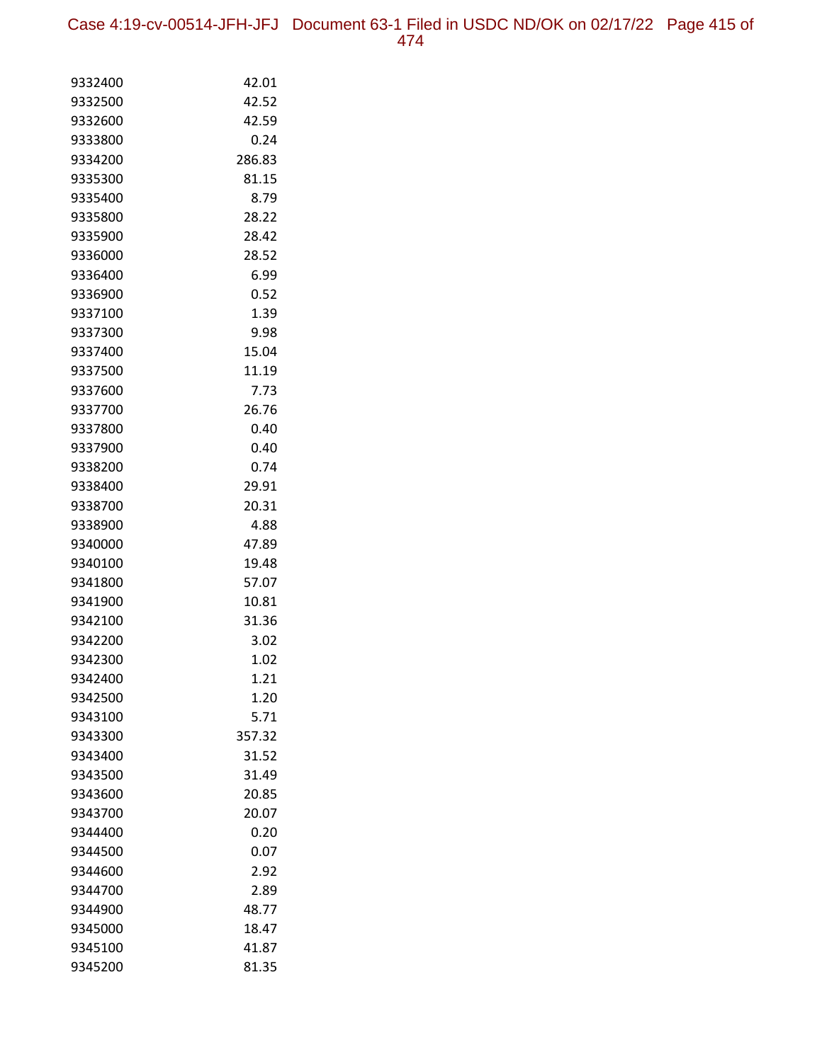| | |
|---|---|
| 9332400 | 42.01 |
| 9332500 | 42.52 |
| 9332600 | 42.59 |
| 9333800 | 0.24 |
| 9334200 | 286.83 |
| 9335300 | 81.15 |
| 9335400 | 8.79 |
| 9335800 | 28.22 |
| 9335900 | 28.42 |
| 9336000 | 28.52 |
| 9336400 | 6.99 |
| 9336900 | 0.52 |
| 9337100 | 1.39 |
| 9337300 | 9.98 |
| 9337400 | 15.04 |
| 9337500 | 11.19 |
| 9337600 | 7.73 |
| 9337700 | 26.76 |
| 9337800 | 0.40 |
| 9337900 | 0.40 |
| 9338200 | 0.74 |
| 9338400 | 29.91 |
| 9338700 | 20.31 |
| 9338900 | 4.88 |
| 9340000 | 47.89 |
| 9340100 | 19.48 |
| 9341800 | 57.07 |
| 9341900 | 10.81 |
| 9342100 | 31.36 |
| 9342200 | 3.02 |
| 9342300 | 1.02 |
| 9342400 | 1.21 |
| 9342500 | 1.20 |
| 9343100 | 5.71 |
| 9343300 | 357.32 |
| 9343400 | 31.52 |
| 9343500 | 31.49 |
| 9343600 | 20.85 |
| 9343700 | 20.07 |
| 9344400 | 0.20 |
| 9344500 | 0.07 |
| 9344600 | 2.92 |
| 9344700 | 2.89 |
| 9344900 | 48.77 |
| 9345000 | 18.47 |
| 9345100 | 41.87 |
| 9345200 | 81.35 |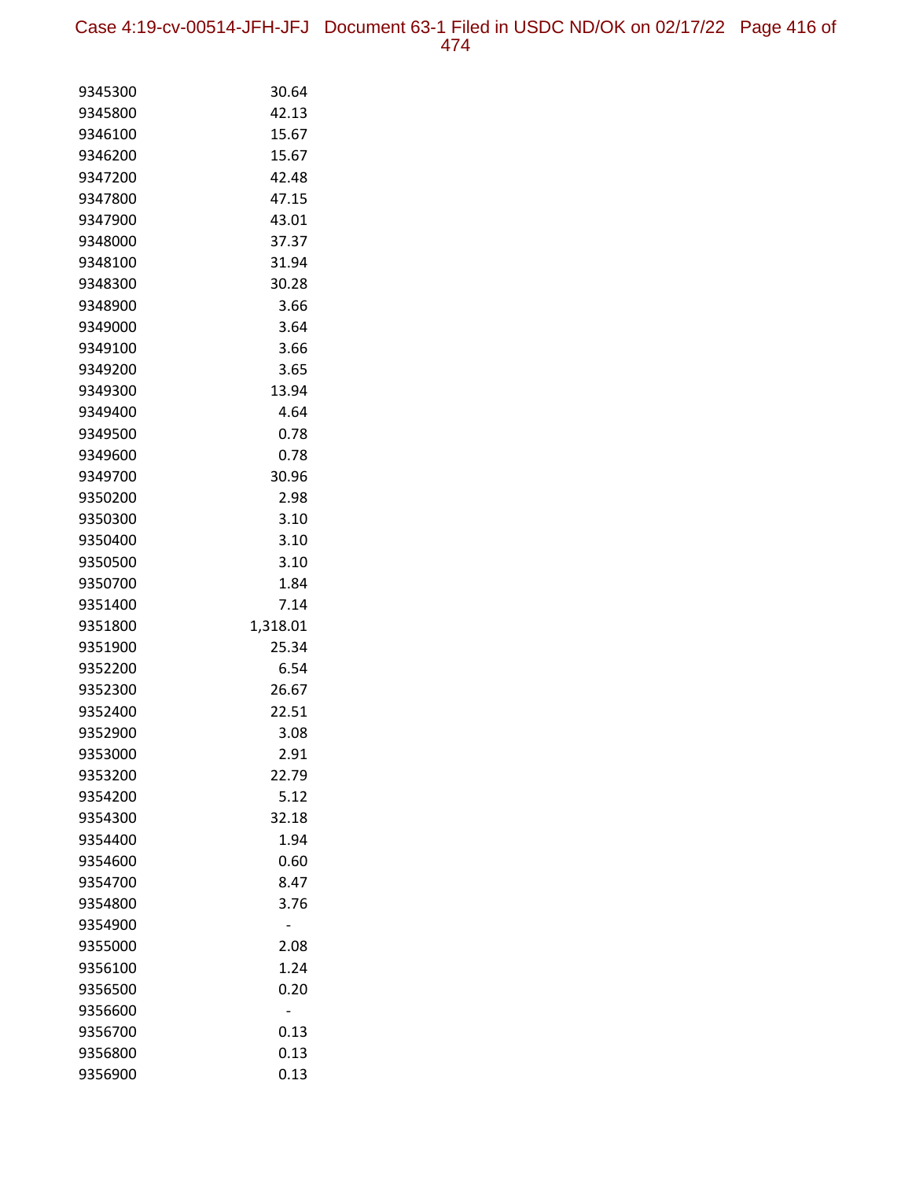| | |
|---|---|
| 9345300 | 30.64 |
| 9345800 | 42.13 |
| 9346100 | 15.67 |
| 9346200 | 15.67 |
| 9347200 | 42.48 |
| 9347800 | 47.15 |
| 9347900 | 43.01 |
| 9348000 | 37.37 |
| 9348100 | 31.94 |
| 9348300 | 30.28 |
| 9348900 | 3.66 |
| 9349000 | 3.64 |
| 9349100 | 3.66 |
| 9349200 | 3.65 |
| 9349300 | 13.94 |
| 9349400 | 4.64 |
| 9349500 | 0.78 |
| 9349600 | 0.78 |
| 9349700 | 30.96 |
| 9350200 | 2.98 |
| 9350300 | 3.10 |
| 9350400 | 3.10 |
| 9350500 | 3.10 |
| 9350700 | 1.84 |
| 9351400 | 7.14 |
| 9351800 | 1,318.01 |
| 9351900 | 25.34 |
| 9352200 | 6.54 |
| 9352300 | 26.67 |
| 9352400 | 22.51 |
| 9352900 | 3.08 |
| 9353000 | 2.91 |
| 9353200 | 22.79 |
| 9354200 | 5.12 |
| 9354300 | 32.18 |
| 9354400 | 1.94 |
| 9354600 | 0.60 |
| 9354700 | 8.47 |
| 9354800 | 3.76 |
| 9354900 | - |
| 9355000 | 2.08 |
| 9356100 | 1.24 |
| 9356500 | 0.20 |
| 9356600 | - |
| 9356700 | 0.13 |
| 9356800 | 0.13 |
| 9356900 | 0.13 |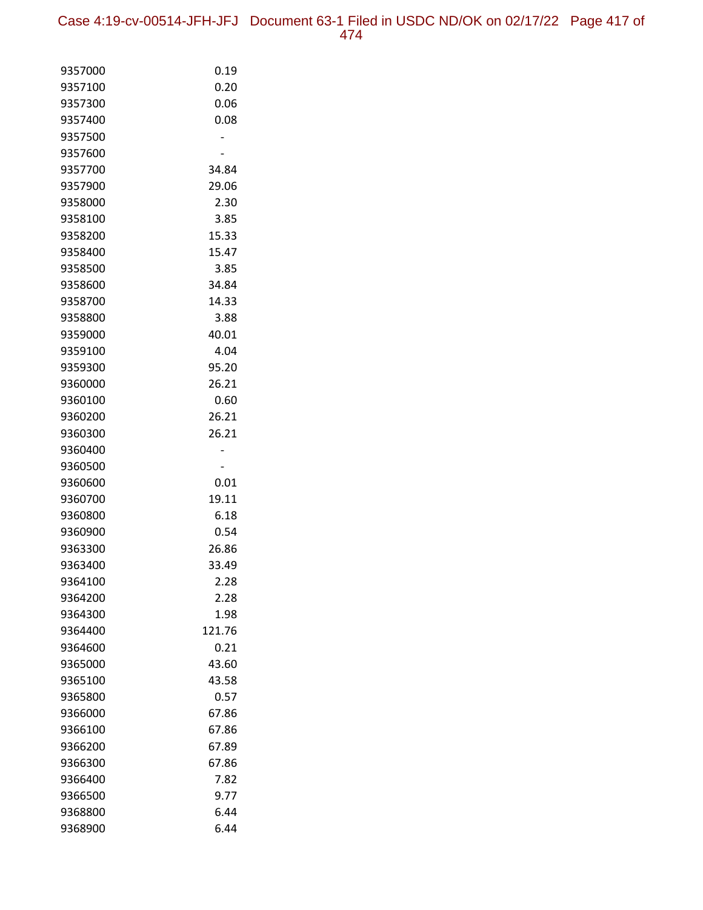| | |
|---|---|
| 9357000 | 0.19 |
| 9357100 | 0.20 |
| 9357300 | 0.06 |
| 9357400 | 0.08 |
| 9357500 | - |
| 9357600 | - |
| 9357700 | 34.84 |
| 9357900 | 29.06 |
| 9358000 | 2.30 |
| 9358100 | 3.85 |
| 9358200 | 15.33 |
| 9358400 | 15.47 |
| 9358500 | 3.85 |
| 9358600 | 34.84 |
| 9358700 | 14.33 |
| 9358800 | 3.88 |
| 9359000 | 40.01 |
| 9359100 | 4.04 |
| 9359300 | 95.20 |
| 9360000 | 26.21 |
| 9360100 | 0.60 |
| 9360200 | 26.21 |
| 9360300 | 26.21 |
| 9360400 | - |
| 9360500 | - |
| 9360600 | 0.01 |
| 9360700 | 19.11 |
| 9360800 | 6.18 |
| 9360900 | 0.54 |
| 9363300 | 26.86 |
| 9363400 | 33.49 |
| 9364100 | 2.28 |
| 9364200 | 2.28 |
| 9364300 | 1.98 |
| 9364400 | 121.76 |
| 9364600 | 0.21 |
| 9365000 | 43.60 |
| 9365100 | 43.58 |
| 9365800 | 0.57 |
| 9366000 | 67.86 |
| 9366100 | 67.86 |
| 9366200 | 67.89 |
| 9366300 | 67.86 |
| 9366400 | 7.82 |
| 9366500 | 9.77 |
| 9368800 | 6.44 |
| 9368900 | 6.44 |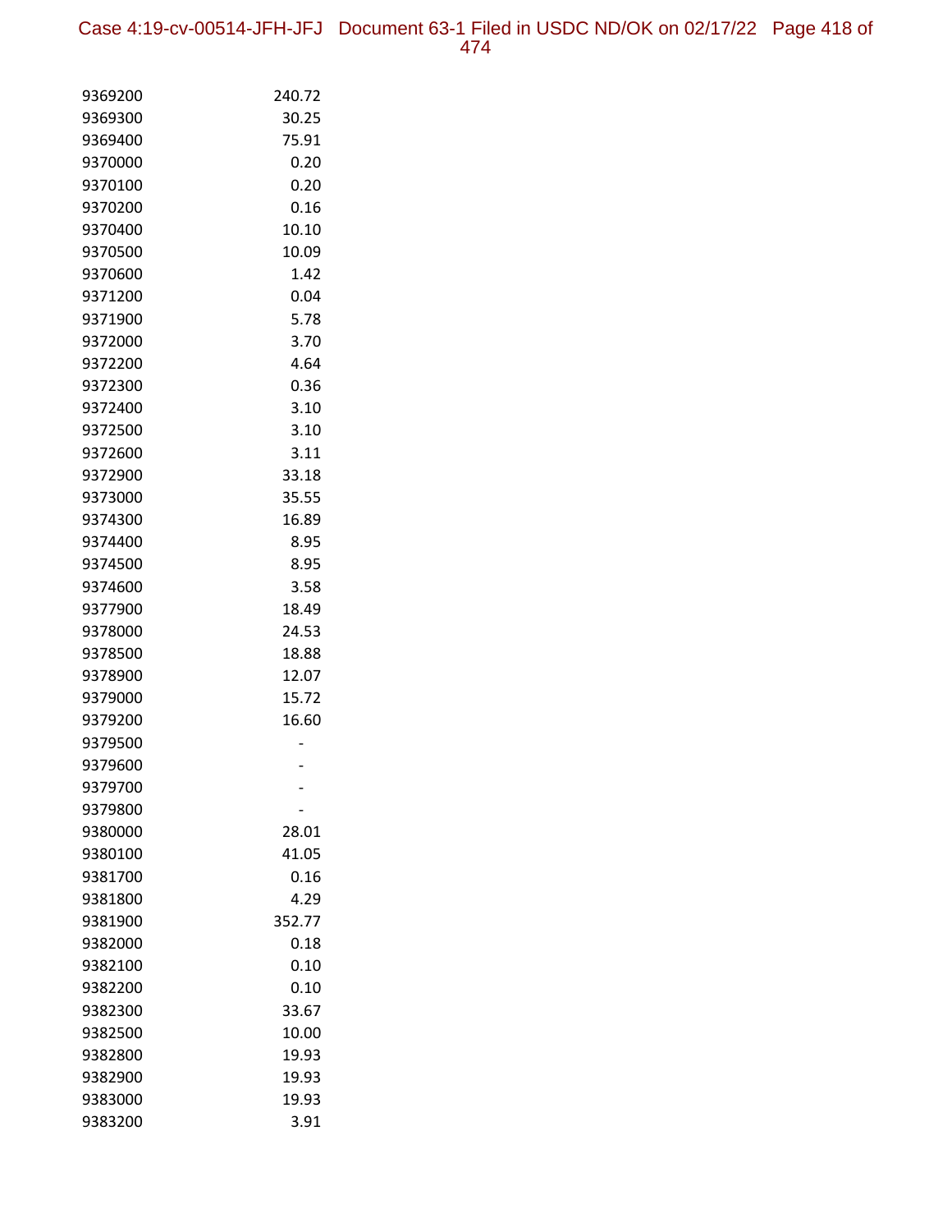| | |
|---|---|
| 9369200 | 240.72 |
| 9369300 | 30.25 |
| 9369400 | 75.91 |
| 9370000 | 0.20 |
| 9370100 | 0.20 |
| 9370200 | 0.16 |
| 9370400 | 10.10 |
| 9370500 | 10.09 |
| 9370600 | 1.42 |
| 9371200 | 0.04 |
| 9371900 | 5.78 |
| 9372000 | 3.70 |
| 9372200 | 4.64 |
| 9372300 | 0.36 |
| 9372400 | 3.10 |
| 9372500 | 3.10 |
| 9372600 | 3.11 |
| 9372900 | 33.18 |
| 9373000 | 35.55 |
| 9374300 | 16.89 |
| 9374400 | 8.95 |
| 9374500 | 8.95 |
| 9374600 | 3.58 |
| 9377900 | 18.49 |
| 9378000 | 24.53 |
| 9378500 | 18.88 |
| 9378900 | 12.07 |
| 9379000 | 15.72 |
| 9379200 | 16.60 |
| 9379500 | - |
| 9379600 | - |
| 9379700 | - |
| 9379800 | - |
| 9380000 | 28.01 |
| 9380100 | 41.05 |
| 9381700 | 0.16 |
| 9381800 | 4.29 |
| 9381900 | 352.77 |
| 9382000 | 0.18 |
| 9382100 | 0.10 |
| 9382200 | 0.10 |
| 9382300 | 33.67 |
| 9382500 | 10.00 |
| 9382800 | 19.93 |
| 9382900 | 19.93 |
| 9383000 | 19.93 |
| 9383200 | 3.91 |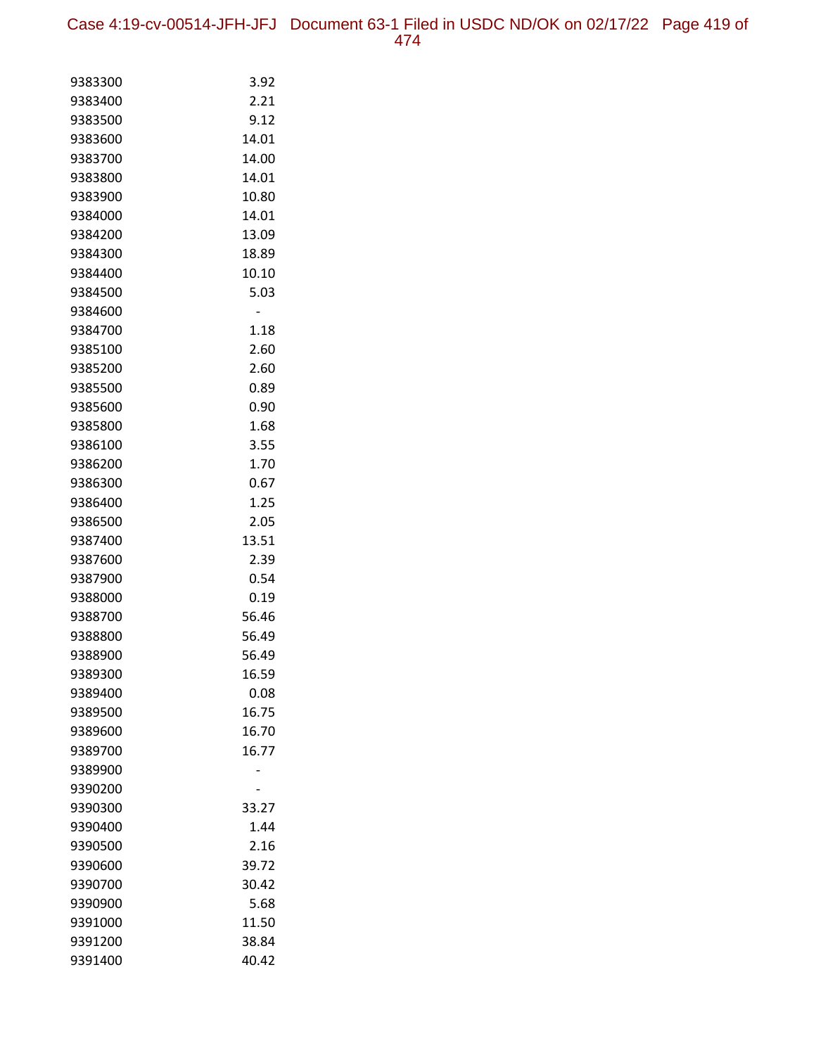| | |
|---|---|
| 9383300 | 3.92 |
| 9383400 | 2.21 |
| 9383500 | 9.12 |
| 9383600 | 14.01 |
| 9383700 | 14.00 |
| 9383800 | 14.01 |
| 9383900 | 10.80 |
| 9384000 | 14.01 |
| 9384200 | 13.09 |
| 9384300 | 18.89 |
| 9384400 | 10.10 |
| 9384500 | 5.03 |
| 9384600 | - |
| 9384700 | 1.18 |
| 9385100 | 2.60 |
| 9385200 | 2.60 |
| 9385500 | 0.89 |
| 9385600 | 0.90 |
| 9385800 | 1.68 |
| 9386100 | 3.55 |
| 9386200 | 1.70 |
| 9386300 | 0.67 |
| 9386400 | 1.25 |
| 9386500 | 2.05 |
| 9387400 | 13.51 |
| 9387600 | 2.39 |
| 9387900 | 0.54 |
| 9388000 | 0.19 |
| 9388700 | 56.46 |
| 9388800 | 56.49 |
| 9388900 | 56.49 |
| 9389300 | 16.59 |
| 9389400 | 0.08 |
| 9389500 | 16.75 |
| 9389600 | 16.70 |
| 9389700 | 16.77 |
| 9389900 | - |
| 9390200 | - |
| 9390300 | 33.27 |
| 9390400 | 1.44 |
| 9390500 | 2.16 |
| 9390600 | 39.72 |
| 9390700 | 30.42 |
| 9390900 | 5.68 |
| 9391000 | 11.50 |
| 9391200 | 38.84 |
| 9391400 | 40.42 |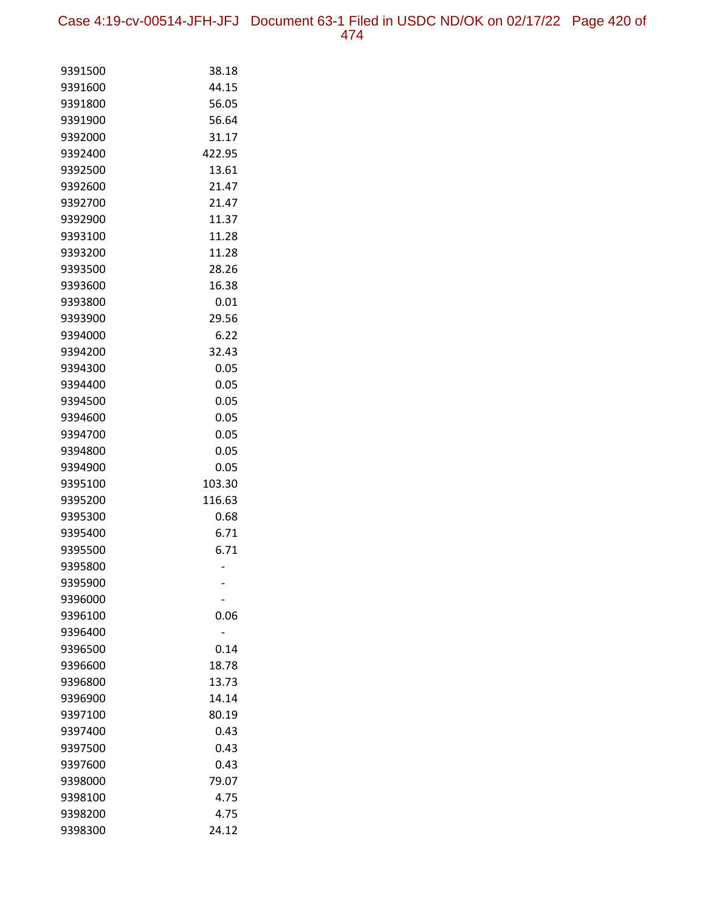| | |
|---|---|
| 9391500 | 38.18 |
| 9391600 | 44.15 |
| 9391800 | 56.05 |
| 9391900 | 56.64 |
| 9392000 | 31.17 |
| 9392400 | 422.95 |
| 9392500 | 13.61 |
| 9392600 | 21.47 |
| 9392700 | 21.47 |
| 9392900 | 11.37 |
| 9393100 | 11.28 |
| 9393200 | 11.28 |
| 9393500 | 28.26 |
| 9393600 | 16.38 |
| 9393800 | 0.01 |
| 9393900 | 29.56 |
| 9394000 | 6.22 |
| 9394200 | 32.43 |
| 9394300 | 0.05 |
| 9394400 | 0.05 |
| 9394500 | 0.05 |
| 9394600 | 0.05 |
| 9394700 | 0.05 |
| 9394800 | 0.05 |
| 9394900 | 0.05 |
| 9395100 | 103.30 |
| 9395200 | 116.63 |
| 9395300 | 0.68 |
| 9395400 | 6.71 |
| 9395500 | 6.71 |
| 9395800 | - |
| 9395900 | - |
| 9396000 | - |
| 9396100 | 0.06 |
| 9396400 | - |
| 9396500 | 0.14 |
| 9396600 | 18.78 |
| 9396800 | 13.73 |
| 9396900 | 14.14 |
| 9397100 | 80.19 |
| 9397400 | 0.43 |
| 9397500 | 0.43 |
| 9397600 | 0.43 |
| 9398000 | 79.07 |
| 9398100 | 4.75 |
| 9398200 | 4.75 |
| 9398300 | 24.12 |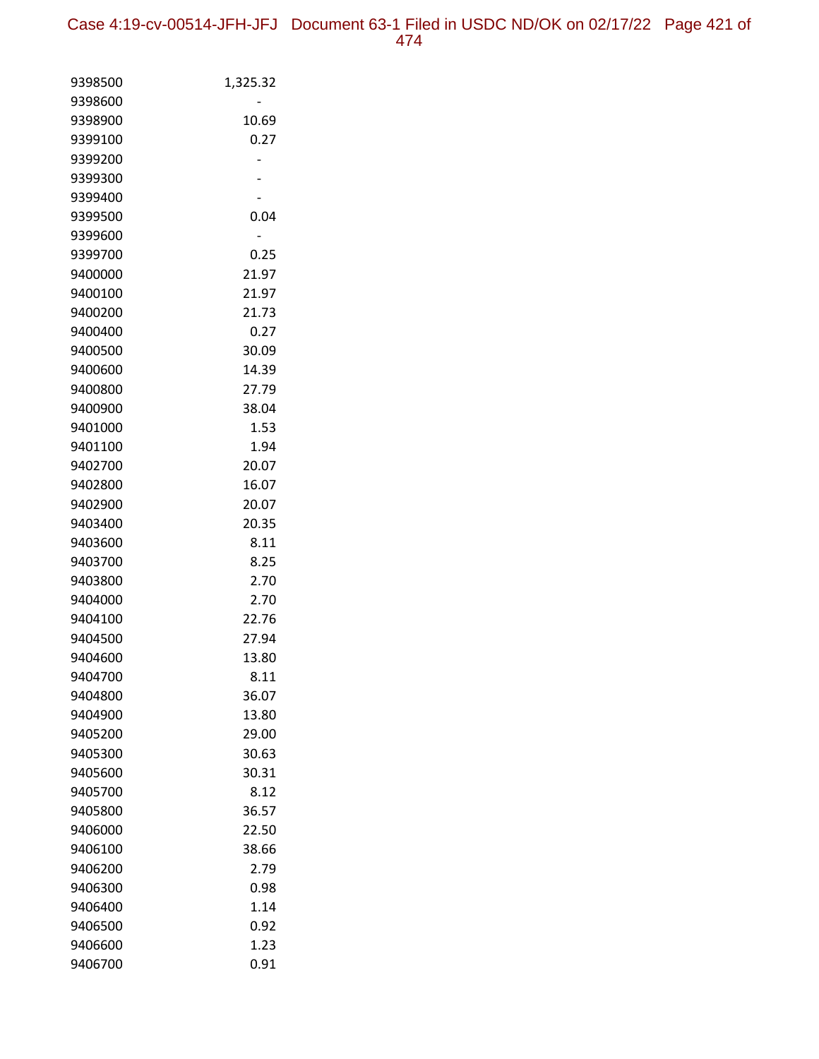| | |
|---|---|
| 9398500 | 1,325.32 |
| 9398600 | - |
| 9398900 | 10.69 |
| 9399100 | 0.27 |
| 9399200 | - |
| 9399300 | - |
| 9399400 | - |
| 9399500 | 0.04 |
| 9399600 | - |
| 9399700 | 0.25 |
| 9400000 | 21.97 |
| 9400100 | 21.97 |
| 9400200 | 21.73 |
| 9400400 | 0.27 |
| 9400500 | 30.09 |
| 9400600 | 14.39 |
| 9400800 | 27.79 |
| 9400900 | 38.04 |
| 9401000 | 1.53 |
| 9401100 | 1.94 |
| 9402700 | 20.07 |
| 9402800 | 16.07 |
| 9402900 | 20.07 |
| 9403400 | 20.35 |
| 9403600 | 8.11 |
| 9403700 | 8.25 |
| 9403800 | 2.70 |
| 9404000 | 2.70 |
| 9404100 | 22.76 |
| 9404500 | 27.94 |
| 9404600 | 13.80 |
| 9404700 | 8.11 |
| 9404800 | 36.07 |
| 9404900 | 13.80 |
| 9405200 | 29.00 |
| 9405300 | 30.63 |
| 9405600 | 30.31 |
| 9405700 | 8.12 |
| 9405800 | 36.57 |
| 9406000 | 22.50 |
| 9406100 | 38.66 |
| 9406200 | 2.79 |
| 9406300 | 0.98 |
| 9406400 | 1.14 |
| 9406500 | 0.92 |
| 9406600 | 1.23 |
| 9406700 | 0.91 |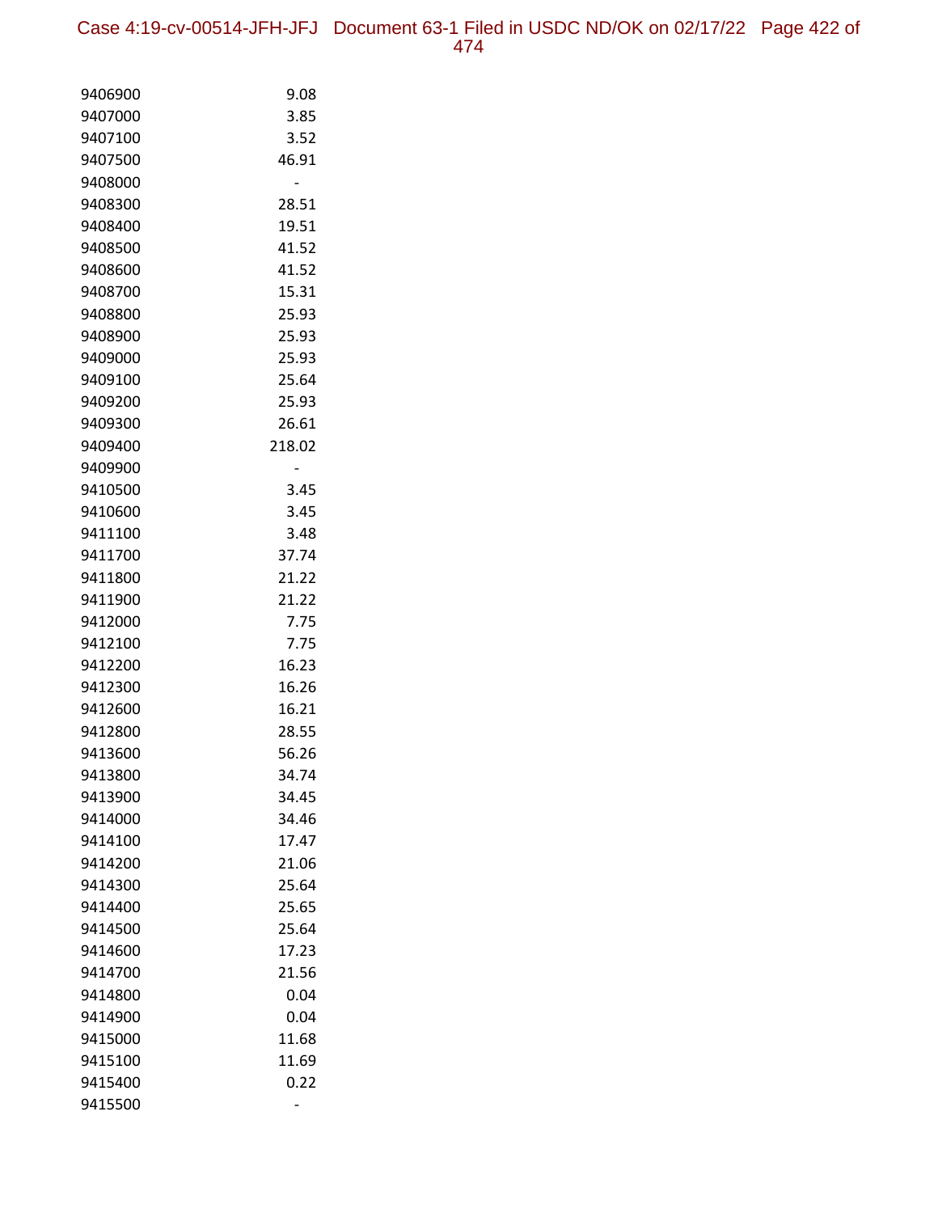| | |
|---|---|
| 9406900 | 9.08 |
| 9407000 | 3.85 |
| 9407100 | 3.52 |
| 9407500 | 46.91 |
| 9408000 | - |
| 9408300 | 28.51 |
| 9408400 | 19.51 |
| 9408500 | 41.52 |
| 9408600 | 41.52 |
| 9408700 | 15.31 |
| 9408800 | 25.93 |
| 9408900 | 25.93 |
| 9409000 | 25.93 |
| 9409100 | 25.64 |
| 9409200 | 25.93 |
| 9409300 | 26.61 |
| 9409400 | 218.02 |
| 9409900 | - |
| 9410500 | 3.45 |
| 9410600 | 3.45 |
| 9411100 | 3.48 |
| 9411700 | 37.74 |
| 9411800 | 21.22 |
| 9411900 | 21.22 |
| 9412000 | 7.75 |
| 9412100 | 7.75 |
| 9412200 | 16.23 |
| 9412300 | 16.26 |
| 9412600 | 16.21 |
| 9412800 | 28.55 |
| 9413600 | 56.26 |
| 9413800 | 34.74 |
| 9413900 | 34.45 |
| 9414000 | 34.46 |
| 9414100 | 17.47 |
| 9414200 | 21.06 |
| 9414300 | 25.64 |
| 9414400 | 25.65 |
| 9414500 | 25.64 |
| 9414600 | 17.23 |
| 9414700 | 21.56 |
| 9414800 | 0.04 |
| 9414900 | 0.04 |
| 9415000 | 11.68 |
| 9415100 | 11.69 |
| 9415400 | 0.22 |
| 9415500 | - |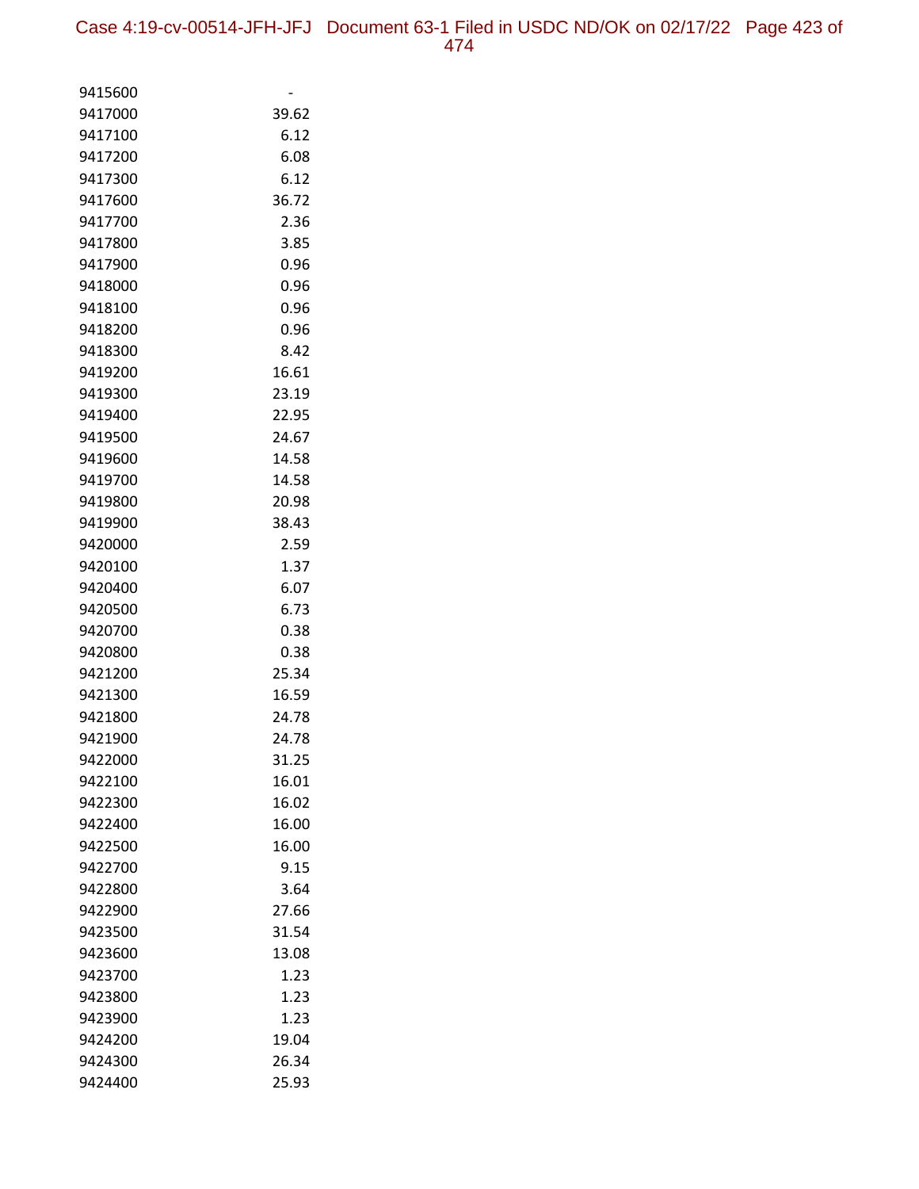| | |
|---|---|
| 9415600 | - |
| 9417000 | 39.62 |
| 9417100 | 6.12 |
| 9417200 | 6.08 |
| 9417300 | 6.12 |
| 9417600 | 36.72 |
| 9417700 | 2.36 |
| 9417800 | 3.85 |
| 9417900 | 0.96 |
| 9418000 | 0.96 |
| 9418100 | 0.96 |
| 9418200 | 0.96 |
| 9418300 | 8.42 |
| 9419200 | 16.61 |
| 9419300 | 23.19 |
| 9419400 | 22.95 |
| 9419500 | 24.67 |
| 9419600 | 14.58 |
| 9419700 | 14.58 |
| 9419800 | 20.98 |
| 9419900 | 38.43 |
| 9420000 | 2.59 |
| 9420100 | 1.37 |
| 9420400 | 6.07 |
| 9420500 | 6.73 |
| 9420700 | 0.38 |
| 9420800 | 0.38 |
| 9421200 | 25.34 |
| 9421300 | 16.59 |
| 9421800 | 24.78 |
| 9421900 | 24.78 |
| 9422000 | 31.25 |
| 9422100 | 16.01 |
| 9422300 | 16.02 |
| 9422400 | 16.00 |
| 9422500 | 16.00 |
| 9422700 | 9.15 |
| 9422800 | 3.64 |
| 9422900 | 27.66 |
| 9423500 | 31.54 |
| 9423600 | 13.08 |
| 9423700 | 1.23 |
| 9423800 | 1.23 |
| 9423900 | 1.23 |
| 9424200 | 19.04 |
| 9424300 | 26.34 |
| 9424400 | 25.93 |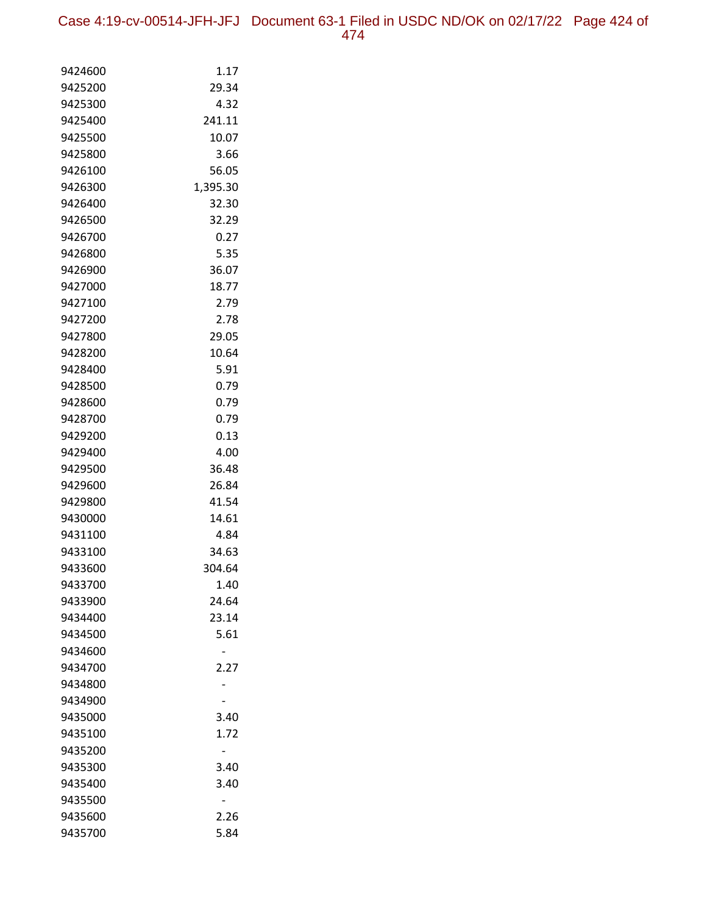| | |
|---|---|
| 9424600 | 1.17 |
| 9425200 | 29.34 |
| 9425300 | 4.32 |
| 9425400 | 241.11 |
| 9425500 | 10.07 |
| 9425800 | 3.66 |
| 9426100 | 56.05 |
| 9426300 | 1,395.30 |
| 9426400 | 32.30 |
| 9426500 | 32.29 |
| 9426700 | 0.27 |
| 9426800 | 5.35 |
| 9426900 | 36.07 |
| 9427000 | 18.77 |
| 9427100 | 2.79 |
| 9427200 | 2.78 |
| 9427800 | 29.05 |
| 9428200 | 10.64 |
| 9428400 | 5.91 |
| 9428500 | 0.79 |
| 9428600 | 0.79 |
| 9428700 | 0.79 |
| 9429200 | 0.13 |
| 9429400 | 4.00 |
| 9429500 | 36.48 |
| 9429600 | 26.84 |
| 9429800 | 41.54 |
| 9430000 | 14.61 |
| 9431100 | 4.84 |
| 9433100 | 34.63 |
| 9433600 | 304.64 |
| 9433700 | 1.40 |
| 9433900 | 24.64 |
| 9434400 | 23.14 |
| 9434500 | 5.61 |
| 9434600 | - |
| 9434700 | 2.27 |
| 9434800 | - |
| 9434900 | - |
| 9435000 | 3.40 |
| 9435100 | 1.72 |
| 9435200 | - |
| 9435300 | 3.40 |
| 9435400 | 3.40 |
| 9435500 | - |
| 9435600 | 2.26 |
| 9435700 | 5.84 |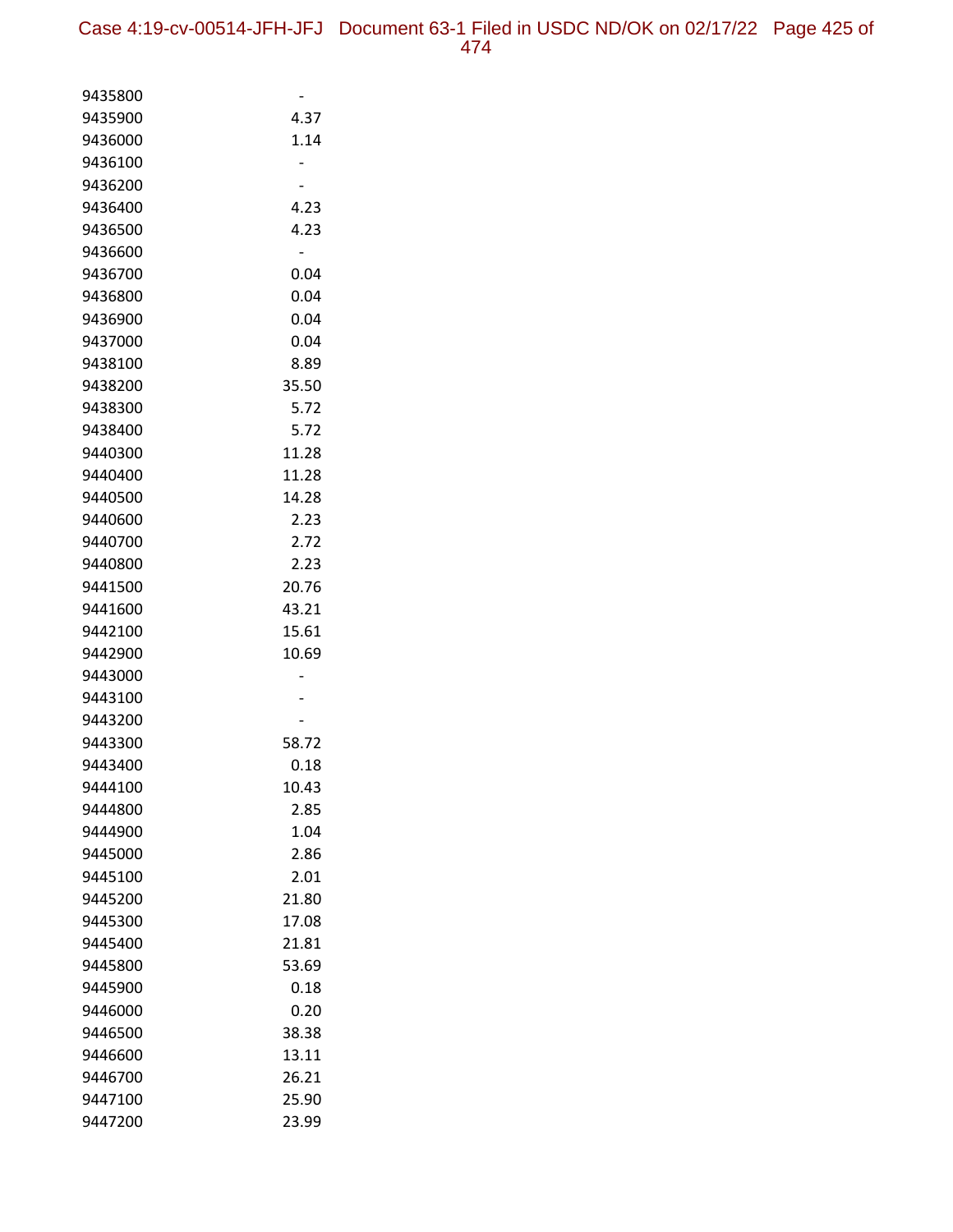| | |
|---|---|
| 9435800 | - |
| 9435900 | 4.37 |
| 9436000 | 1.14 |
| 9436100 | - |
| 9436200 | - |
| 9436400 | 4.23 |
| 9436500 | 4.23 |
| 9436600 | - |
| 9436700 | 0.04 |
| 9436800 | 0.04 |
| 9436900 | 0.04 |
| 9437000 | 0.04 |
| 9438100 | 8.89 |
| 9438200 | 35.50 |
| 9438300 | 5.72 |
| 9438400 | 5.72 |
| 9440300 | 11.28 |
| 9440400 | 11.28 |
| 9440500 | 14.28 |
| 9440600 | 2.23 |
| 9440700 | 2.72 |
| 9440800 | 2.23 |
| 9441500 | 20.76 |
| 9441600 | 43.21 |
| 9442100 | 15.61 |
| 9442900 | 10.69 |
| 9443000 | - |
| 9443100 | - |
| 9443200 | - |
| 9443300 | 58.72 |
| 9443400 | 0.18 |
| 9444100 | 10.43 |
| 9444800 | 2.85 |
| 9444900 | 1.04 |
| 9445000 | 2.86 |
| 9445100 | 2.01 |
| 9445200 | 21.80 |
| 9445300 | 17.08 |
| 9445400 | 21.81 |
| 9445800 | 53.69 |
| 9445900 | 0.18 |
| 9446000 | 0.20 |
| 9446500 | 38.38 |
| 9446600 | 13.11 |
| 9446700 | 26.21 |
| 9447100 | 25.90 |
| 9447200 | 23.99 |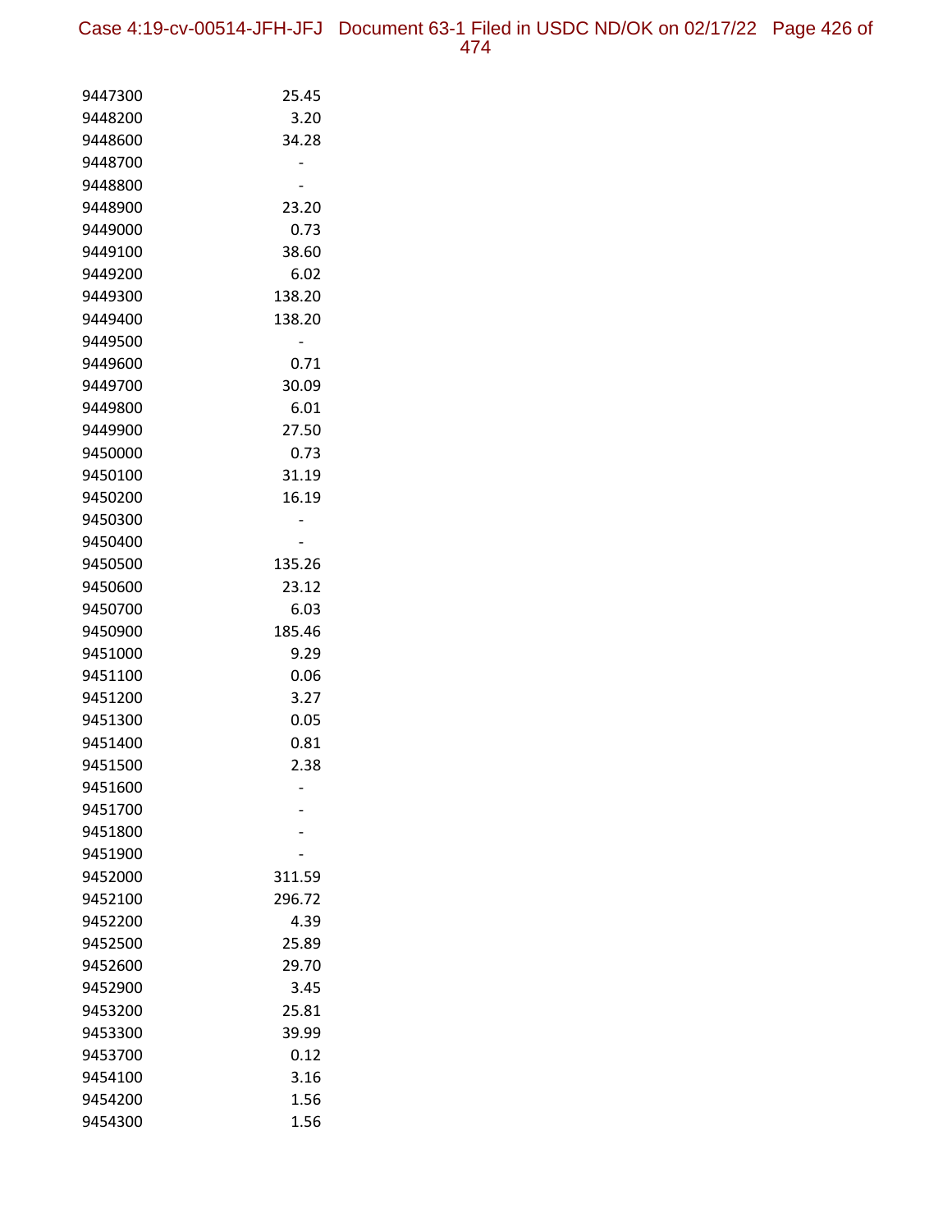| | |
|---|---|
| 9447300 | 25.45 |
| 9448200 | 3.20 |
| 9448600 | 34.28 |
| 9448700 | - |
| 9448800 | - |
| 9448900 | 23.20 |
| 9449000 | 0.73 |
| 9449100 | 38.60 |
| 9449200 | 6.02 |
| 9449300 | 138.20 |
| 9449400 | 138.20 |
| 9449500 | - |
| 9449600 | 0.71 |
| 9449700 | 30.09 |
| 9449800 | 6.01 |
| 9449900 | 27.50 |
| 9450000 | 0.73 |
| 9450100 | 31.19 |
| 9450200 | 16.19 |
| 9450300 | - |
| 9450400 | - |
| 9450500 | 135.26 |
| 9450600 | 23.12 |
| 9450700 | 6.03 |
| 9450900 | 185.46 |
| 9451000 | 9.29 |
| 9451100 | 0.06 |
| 9451200 | 3.27 |
| 9451300 | 0.05 |
| 9451400 | 0.81 |
| 9451500 | 2.38 |
| 9451600 | - |
| 9451700 | - |
| 9451800 | - |
| 9451900 | - |
| 9452000 | 311.59 |
| 9452100 | 296.72 |
| 9452200 | 4.39 |
| 9452500 | 25.89 |
| 9452600 | 29.70 |
| 9452900 | 3.45 |
| 9453200 | 25.81 |
| 9453300 | 39.99 |
| 9453700 | 0.12 |
| 9454100 | 3.16 |
| 9454200 | 1.56 |
| 9454300 | 1.56 |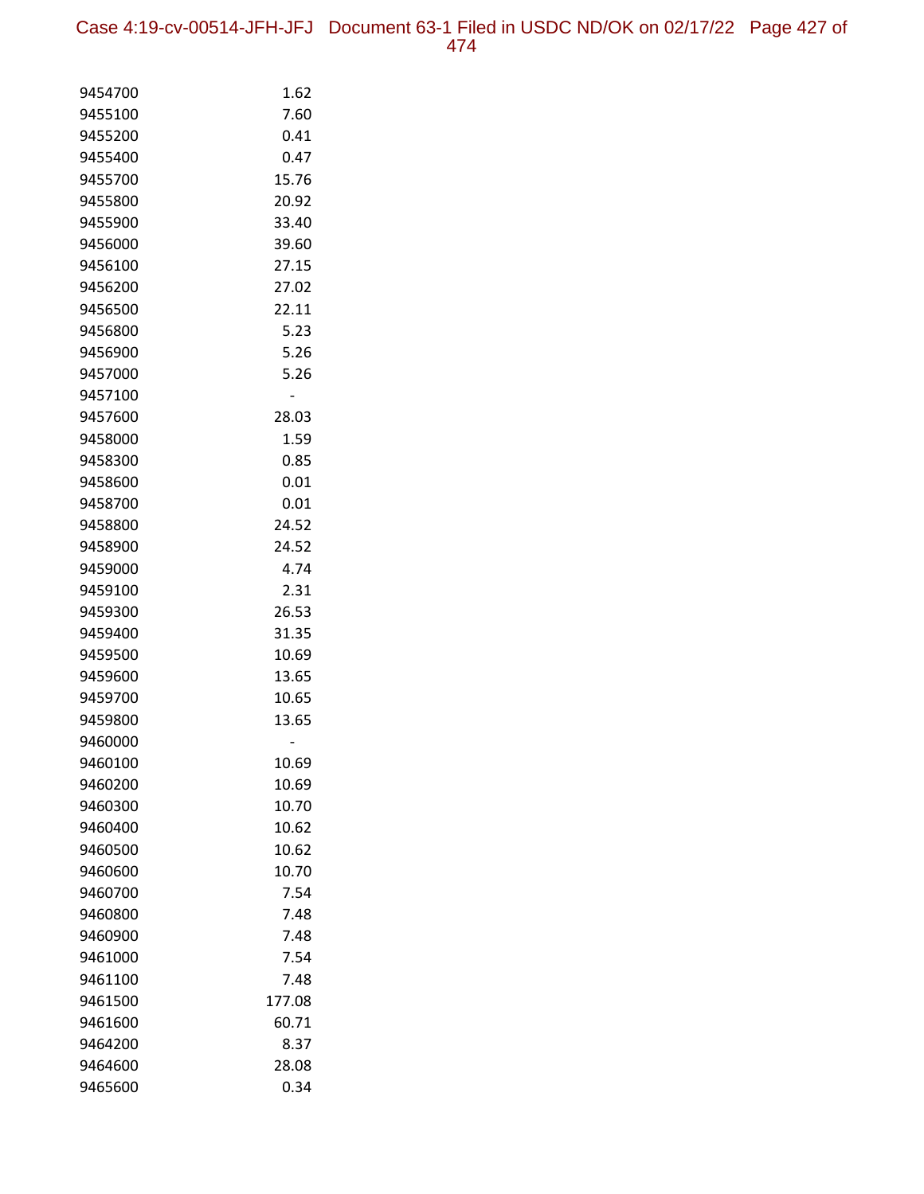| | |
|---|---|
| 9454700 | 1.62 |
| 9455100 | 7.60 |
| 9455200 | 0.41 |
| 9455400 | 0.47 |
| 9455700 | 15.76 |
| 9455800 | 20.92 |
| 9455900 | 33.40 |
| 9456000 | 39.60 |
| 9456100 | 27.15 |
| 9456200 | 27.02 |
| 9456500 | 22.11 |
| 9456800 | 5.23 |
| 9456900 | 5.26 |
| 9457000 | 5.26 |
| 9457100 | - |
| 9457600 | 28.03 |
| 9458000 | 1.59 |
| 9458300 | 0.85 |
| 9458600 | 0.01 |
| 9458700 | 0.01 |
| 9458800 | 24.52 |
| 9458900 | 24.52 |
| 9459000 | 4.74 |
| 9459100 | 2.31 |
| 9459300 | 26.53 |
| 9459400 | 31.35 |
| 9459500 | 10.69 |
| 9459600 | 13.65 |
| 9459700 | 10.65 |
| 9459800 | 13.65 |
| 9460000 | - |
| 9460100 | 10.69 |
| 9460200 | 10.69 |
| 9460300 | 10.70 |
| 9460400 | 10.62 |
| 9460500 | 10.62 |
| 9460600 | 10.70 |
| 9460700 | 7.54 |
| 9460800 | 7.48 |
| 9460900 | 7.48 |
| 9461000 | 7.54 |
| 9461100 | 7.48 |
| 9461500 | 177.08 |
| 9461600 | 60.71 |
| 9464200 | 8.37 |
| 9464600 | 28.08 |
| 9465600 | 0.34 |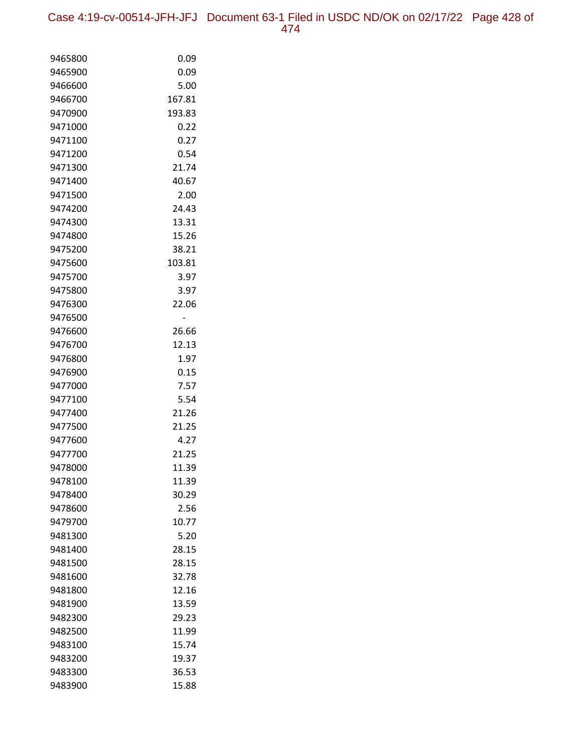| | |
|---|---|
| 9465800 | 0.09 |
| 9465900 | 0.09 |
| 9466600 | 5.00 |
| 9466700 | 167.81 |
| 9470900 | 193.83 |
| 9471000 | 0.22 |
| 9471100 | 0.27 |
| 9471200 | 0.54 |
| 9471300 | 21.74 |
| 9471400 | 40.67 |
| 9471500 | 2.00 |
| 9474200 | 24.43 |
| 9474300 | 13.31 |
| 9474800 | 15.26 |
| 9475200 | 38.21 |
| 9475600 | 103.81 |
| 9475700 | 3.97 |
| 9475800 | 3.97 |
| 9476300 | 22.06 |
| 9476500 | - |
| 9476600 | 26.66 |
| 9476700 | 12.13 |
| 9476800 | 1.97 |
| 9476900 | 0.15 |
| 9477000 | 7.57 |
| 9477100 | 5.54 |
| 9477400 | 21.26 |
| 9477500 | 21.25 |
| 9477600 | 4.27 |
| 9477700 | 21.25 |
| 9478000 | 11.39 |
| 9478100 | 11.39 |
| 9478400 | 30.29 |
| 9478600 | 2.56 |
| 9479700 | 10.77 |
| 9481300 | 5.20 |
| 9481400 | 28.15 |
| 9481500 | 28.15 |
| 9481600 | 32.78 |
| 9481800 | 12.16 |
| 9481900 | 13.59 |
| 9482300 | 29.23 |
| 9482500 | 11.99 |
| 9483100 | 15.74 |
| 9483200 | 19.37 |
| 9483300 | 36.53 |
| 9483900 | 15.88 |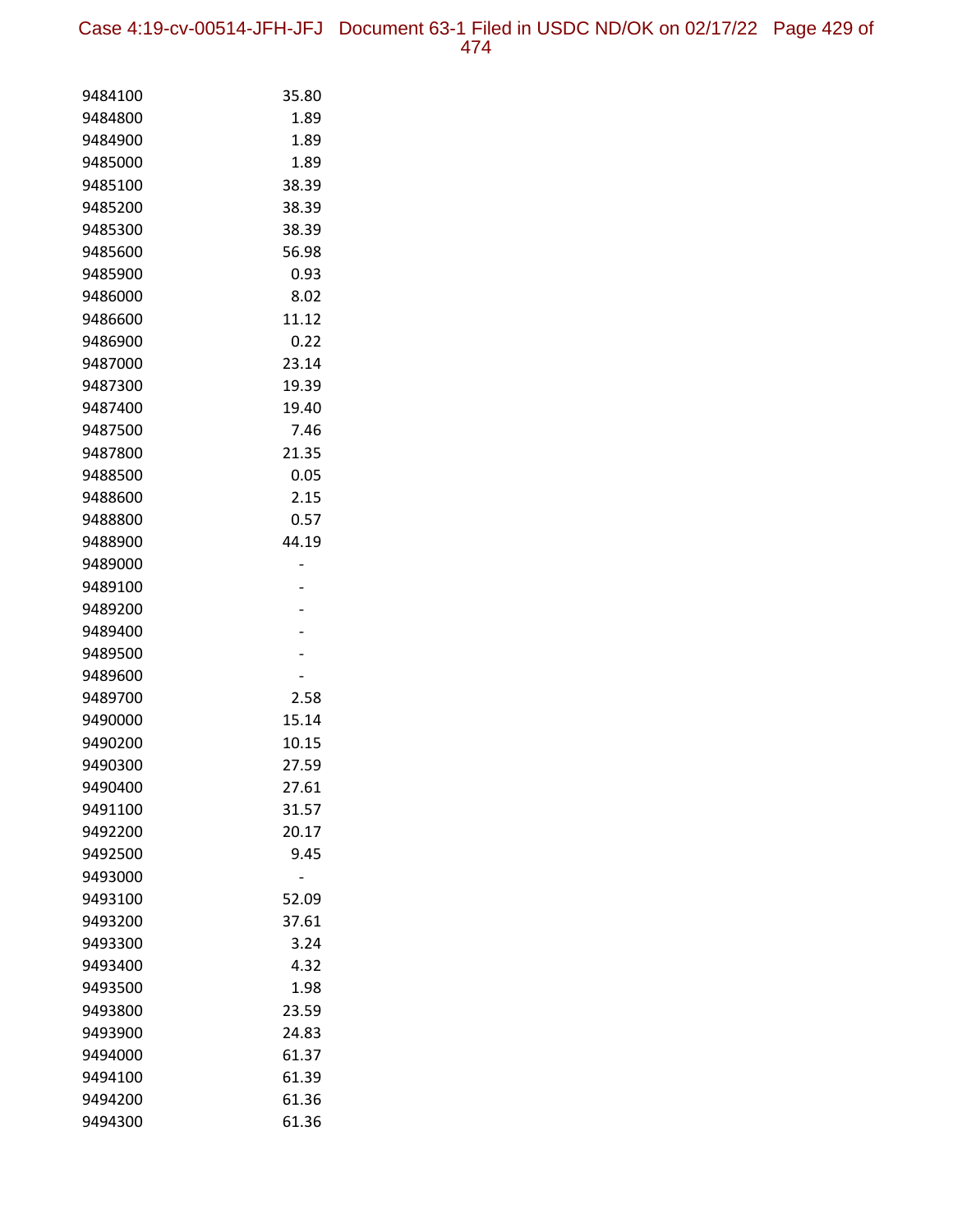| | |
|---|---|
| 9484100 | 35.80 |
| 9484800 | 1.89 |
| 9484900 | 1.89 |
| 9485000 | 1.89 |
| 9485100 | 38.39 |
| 9485200 | 38.39 |
| 9485300 | 38.39 |
| 9485600 | 56.98 |
| 9485900 | 0.93 |
| 9486000 | 8.02 |
| 9486600 | 11.12 |
| 9486900 | 0.22 |
| 9487000 | 23.14 |
| 9487300 | 19.39 |
| 9487400 | 19.40 |
| 9487500 | 7.46 |
| 9487800 | 21.35 |
| 9488500 | 0.05 |
| 9488600 | 2.15 |
| 9488800 | 0.57 |
| 9488900 | 44.19 |
| 9489000 | - |
| 9489100 | - |
| 9489200 | - |
| 9489400 | - |
| 9489500 | - |
| 9489600 | - |
| 9489700 | 2.58 |
| 9490000 | 15.14 |
| 9490200 | 10.15 |
| 9490300 | 27.59 |
| 9490400 | 27.61 |
| 9491100 | 31.57 |
| 9492200 | 20.17 |
| 9492500 | 9.45 |
| 9493000 | - |
| 9493100 | 52.09 |
| 9493200 | 37.61 |
| 9493300 | 3.24 |
| 9493400 | 4.32 |
| 9493500 | 1.98 |
| 9493800 | 23.59 |
| 9493900 | 24.83 |
| 9494000 | 61.37 |
| 9494100 | 61.39 |
| 9494200 | 61.36 |
| 9494300 | 61.36 |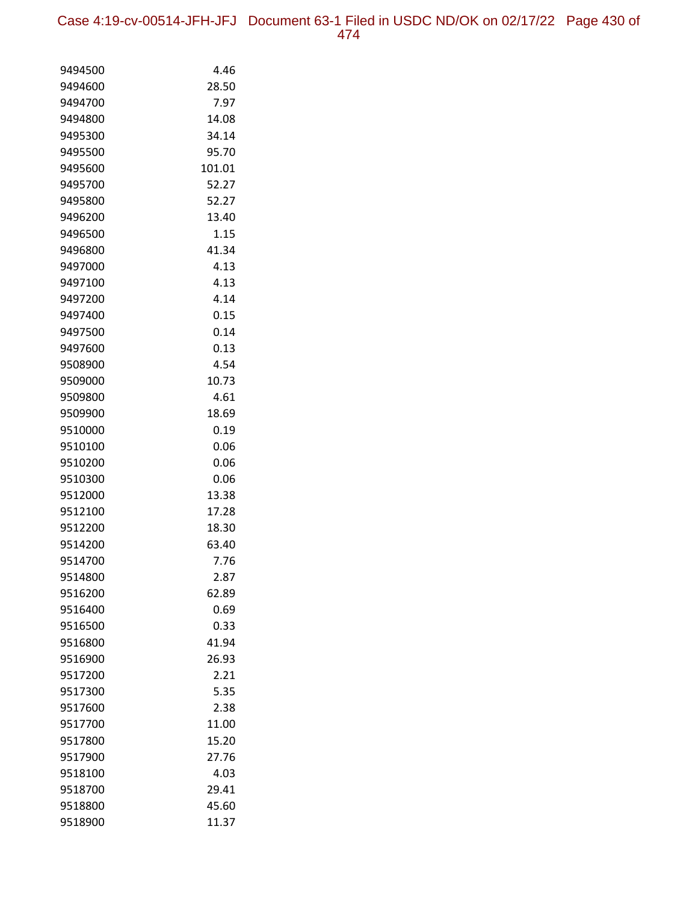| | |
|---|---|
| 9494500 | 4.46 |
| 9494600 | 28.50 |
| 9494700 | 7.97 |
| 9494800 | 14.08 |
| 9495300 | 34.14 |
| 9495500 | 95.70 |
| 9495600 | 101.01 |
| 9495700 | 52.27 |
| 9495800 | 52.27 |
| 9496200 | 13.40 |
| 9496500 | 1.15 |
| 9496800 | 41.34 |
| 9497000 | 4.13 |
| 9497100 | 4.13 |
| 9497200 | 4.14 |
| 9497400 | 0.15 |
| 9497500 | 0.14 |
| 9497600 | 0.13 |
| 9508900 | 4.54 |
| 9509000 | 10.73 |
| 9509800 | 4.61 |
| 9509900 | 18.69 |
| 9510000 | 0.19 |
| 9510100 | 0.06 |
| 9510200 | 0.06 |
| 9510300 | 0.06 |
| 9512000 | 13.38 |
| 9512100 | 17.28 |
| 9512200 | 18.30 |
| 9514200 | 63.40 |
| 9514700 | 7.76 |
| 9514800 | 2.87 |
| 9516200 | 62.89 |
| 9516400 | 0.69 |
| 9516500 | 0.33 |
| 9516800 | 41.94 |
| 9516900 | 26.93 |
| 9517200 | 2.21 |
| 9517300 | 5.35 |
| 9517600 | 2.38 |
| 9517700 | 11.00 |
| 9517800 | 15.20 |
| 9517900 | 27.76 |
| 9518100 | 4.03 |
| 9518700 | 29.41 |
| 9518800 | 45.60 |
| 9518900 | 11.37 |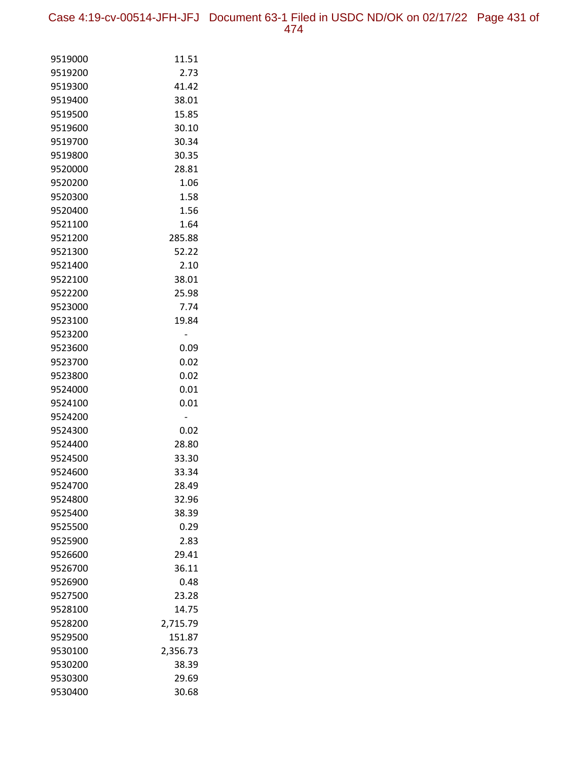| | |
|---|---|
| 9519000 | 11.51 |
| 9519200 | 2.73 |
| 9519300 | 41.42 |
| 9519400 | 38.01 |
| 9519500 | 15.85 |
| 9519600 | 30.10 |
| 9519700 | 30.34 |
| 9519800 | 30.35 |
| 9520000 | 28.81 |
| 9520200 | 1.06 |
| 9520300 | 1.58 |
| 9520400 | 1.56 |
| 9521100 | 1.64 |
| 9521200 | 285.88 |
| 9521300 | 52.22 |
| 9521400 | 2.10 |
| 9522100 | 38.01 |
| 9522200 | 25.98 |
| 9523000 | 7.74 |
| 9523100 | 19.84 |
| 9523200 | - |
| 9523600 | 0.09 |
| 9523700 | 0.02 |
| 9523800 | 0.02 |
| 9524000 | 0.01 |
| 9524100 | 0.01 |
| 9524200 | - |
| 9524300 | 0.02 |
| 9524400 | 28.80 |
| 9524500 | 33.30 |
| 9524600 | 33.34 |
| 9524700 | 28.49 |
| 9524800 | 32.96 |
| 9525400 | 38.39 |
| 9525500 | 0.29 |
| 9525900 | 2.83 |
| 9526600 | 29.41 |
| 9526700 | 36.11 |
| 9526900 | 0.48 |
| 9527500 | 23.28 |
| 9528100 | 14.75 |
| 9528200 | 2,715.79 |
| 9529500 | 151.87 |
| 9530100 | 2,356.73 |
| 9530200 | 38.39 |
| 9530300 | 29.69 |
| 9530400 | 30.68 |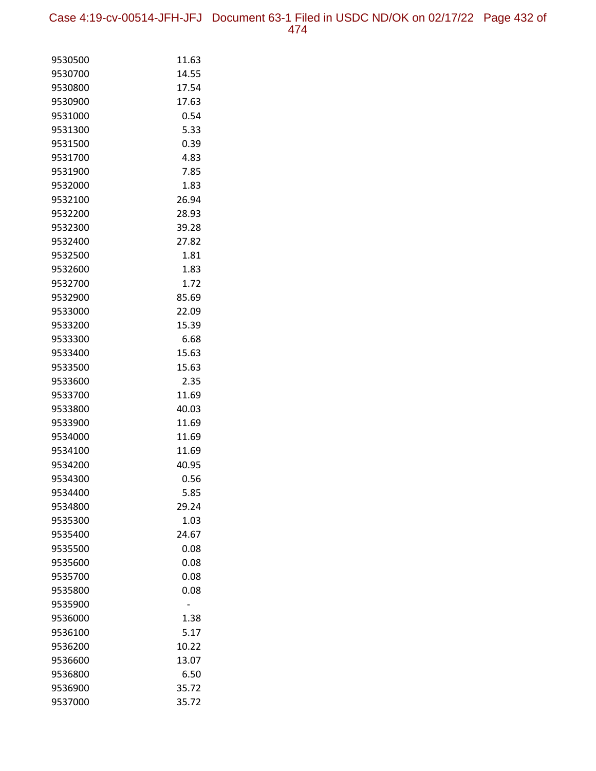| | |
|---|---|
| 9530500 | 11.63 |
| 9530700 | 14.55 |
| 9530800 | 17.54 |
| 9530900 | 17.63 |
| 9531000 | 0.54 |
| 9531300 | 5.33 |
| 9531500 | 0.39 |
| 9531700 | 4.83 |
| 9531900 | 7.85 |
| 9532000 | 1.83 |
| 9532100 | 26.94 |
| 9532200 | 28.93 |
| 9532300 | 39.28 |
| 9532400 | 27.82 |
| 9532500 | 1.81 |
| 9532600 | 1.83 |
| 9532700 | 1.72 |
| 9532900 | 85.69 |
| 9533000 | 22.09 |
| 9533200 | 15.39 |
| 9533300 | 6.68 |
| 9533400 | 15.63 |
| 9533500 | 15.63 |
| 9533600 | 2.35 |
| 9533700 | 11.69 |
| 9533800 | 40.03 |
| 9533900 | 11.69 |
| 9534000 | 11.69 |
| 9534100 | 11.69 |
| 9534200 | 40.95 |
| 9534300 | 0.56 |
| 9534400 | 5.85 |
| 9534800 | 29.24 |
| 9535300 | 1.03 |
| 9535400 | 24.67 |
| 9535500 | 0.08 |
| 9535600 | 0.08 |
| 9535700 | 0.08 |
| 9535800 | 0.08 |
| 9535900 | - |
| 9536000 | 1.38 |
| 9536100 | 5.17 |
| 9536200 | 10.22 |
| 9536600 | 13.07 |
| 9536800 | 6.50 |
| 9536900 | 35.72 |
| 9537000 | 35.72 |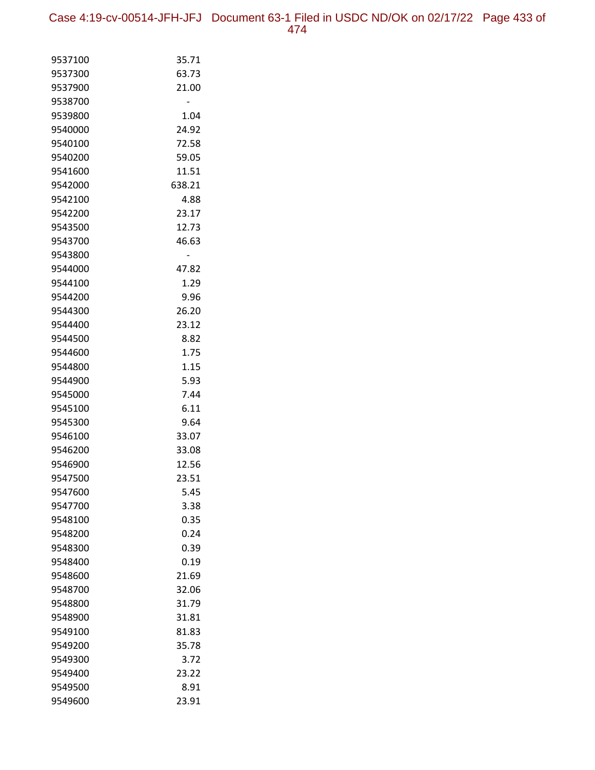| | |
|---|---|
| 9537100 | 35.71 |
| 9537300 | 63.73 |
| 9537900 | 21.00 |
| 9538700 | - |
| 9539800 | 1.04 |
| 9540000 | 24.92 |
| 9540100 | 72.58 |
| 9540200 | 59.05 |
| 9541600 | 11.51 |
| 9542000 | 638.21 |
| 9542100 | 4.88 |
| 9542200 | 23.17 |
| 9543500 | 12.73 |
| 9543700 | 46.63 |
| 9543800 | - |
| 9544000 | 47.82 |
| 9544100 | 1.29 |
| 9544200 | 9.96 |
| 9544300 | 26.20 |
| 9544400 | 23.12 |
| 9544500 | 8.82 |
| 9544600 | 1.75 |
| 9544800 | 1.15 |
| 9544900 | 5.93 |
| 9545000 | 7.44 |
| 9545100 | 6.11 |
| 9545300 | 9.64 |
| 9546100 | 33.07 |
| 9546200 | 33.08 |
| 9546900 | 12.56 |
| 9547500 | 23.51 |
| 9547600 | 5.45 |
| 9547700 | 3.38 |
| 9548100 | 0.35 |
| 9548200 | 0.24 |
| 9548300 | 0.39 |
| 9548400 | 0.19 |
| 9548600 | 21.69 |
| 9548700 | 32.06 |
| 9548800 | 31.79 |
| 9548900 | 31.81 |
| 9549100 | 81.83 |
| 9549200 | 35.78 |
| 9549300 | 3.72 |
| 9549400 | 23.22 |
| 9549500 | 8.91 |
| 9549600 | 23.91 |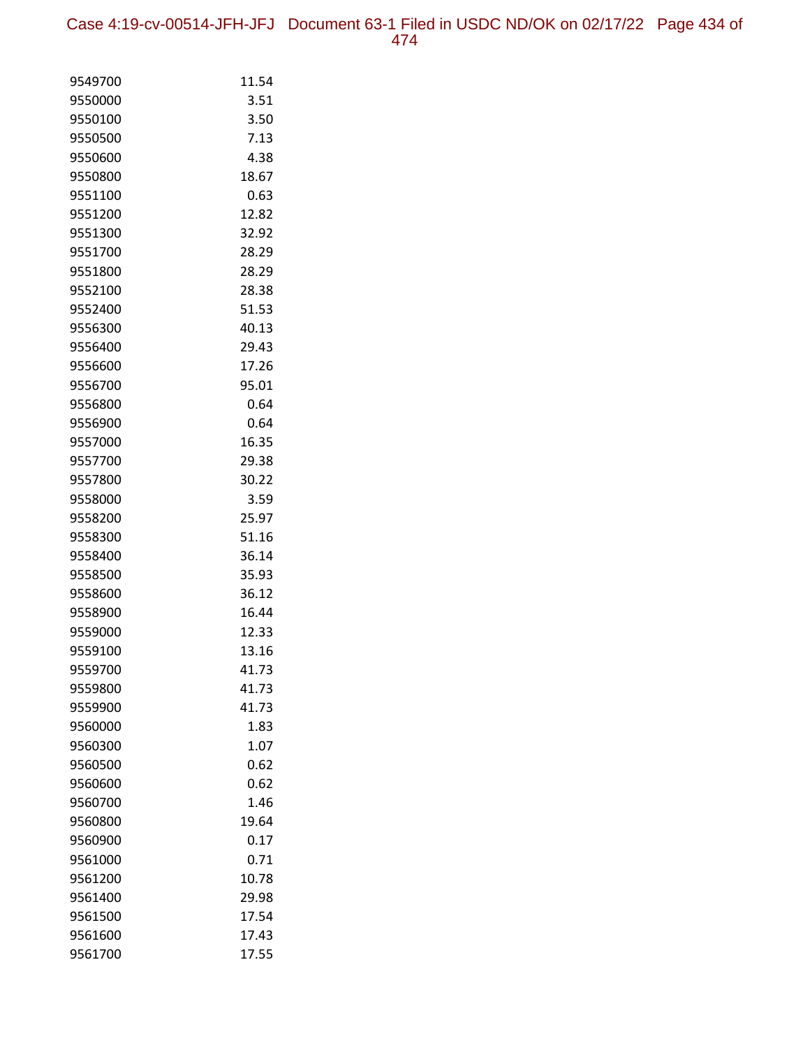| | |
|---|---|
| 9549700 | 11.54 |
| 9550000 | 3.51 |
| 9550100 | 3.50 |
| 9550500 | 7.13 |
| 9550600 | 4.38 |
| 9550800 | 18.67 |
| 9551100 | 0.63 |
| 9551200 | 12.82 |
| 9551300 | 32.92 |
| 9551700 | 28.29 |
| 9551800 | 28.29 |
| 9552100 | 28.38 |
| 9552400 | 51.53 |
| 9556300 | 40.13 |
| 9556400 | 29.43 |
| 9556600 | 17.26 |
| 9556700 | 95.01 |
| 9556800 | 0.64 |
| 9556900 | 0.64 |
| 9557000 | 16.35 |
| 9557700 | 29.38 |
| 9557800 | 30.22 |
| 9558000 | 3.59 |
| 9558200 | 25.97 |
| 9558300 | 51.16 |
| 9558400 | 36.14 |
| 9558500 | 35.93 |
| 9558600 | 36.12 |
| 9558900 | 16.44 |
| 9559000 | 12.33 |
| 9559100 | 13.16 |
| 9559700 | 41.73 |
| 9559800 | 41.73 |
| 9559900 | 41.73 |
| 9560000 | 1.83 |
| 9560300 | 1.07 |
| 9560500 | 0.62 |
| 9560600 | 0.62 |
| 9560700 | 1.46 |
| 9560800 | 19.64 |
| 9560900 | 0.17 |
| 9561000 | 0.71 |
| 9561200 | 10.78 |
| 9561400 | 29.98 |
| 9561500 | 17.54 |
| 9561600 | 17.43 |
| 9561700 | 17.55 |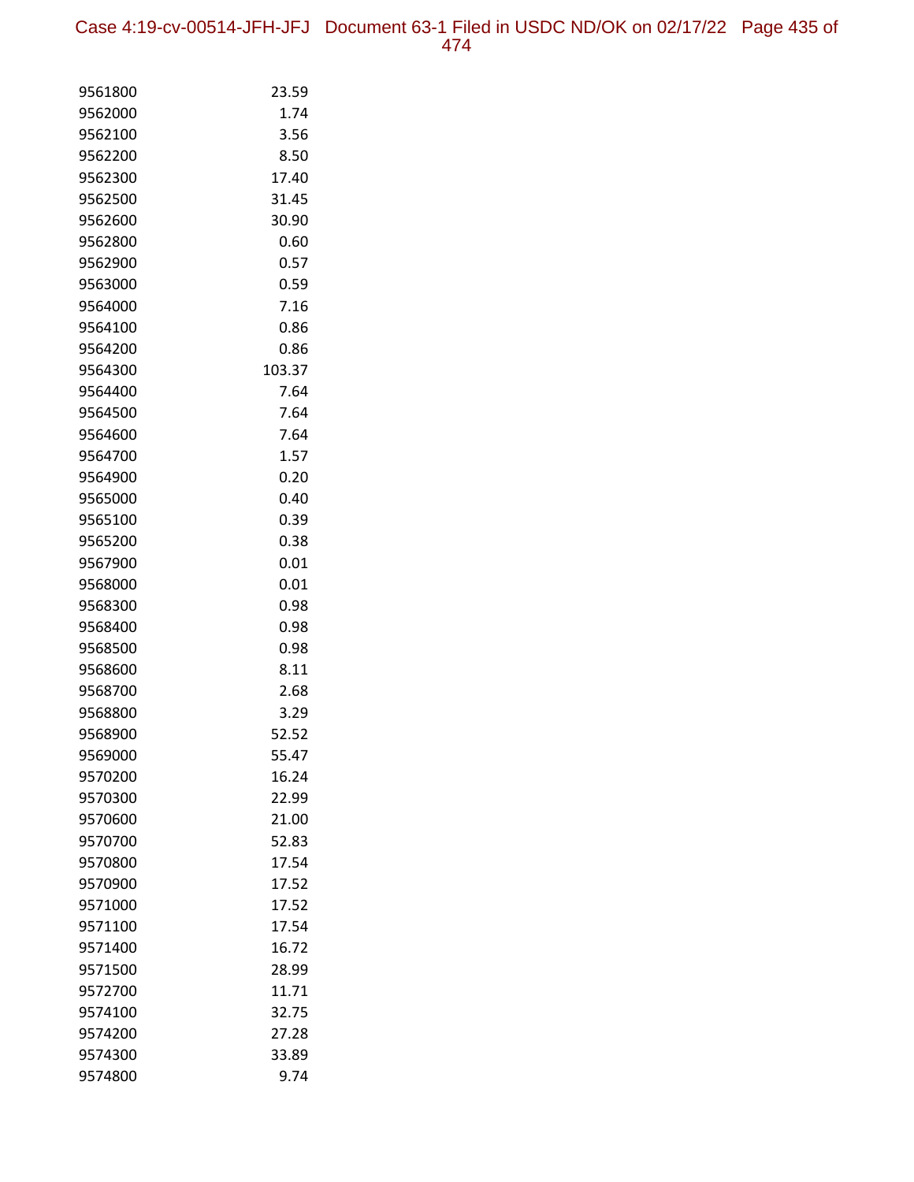| | |
|---|---|
| 9561800 | 23.59 |
| 9562000 | 1.74 |
| 9562100 | 3.56 |
| 9562200 | 8.50 |
| 9562300 | 17.40 |
| 9562500 | 31.45 |
| 9562600 | 30.90 |
| 9562800 | 0.60 |
| 9562900 | 0.57 |
| 9563000 | 0.59 |
| 9564000 | 7.16 |
| 9564100 | 0.86 |
| 9564200 | 0.86 |
| 9564300 | 103.37 |
| 9564400 | 7.64 |
| 9564500 | 7.64 |
| 9564600 | 7.64 |
| 9564700 | 1.57 |
| 9564900 | 0.20 |
| 9565000 | 0.40 |
| 9565100 | 0.39 |
| 9565200 | 0.38 |
| 9567900 | 0.01 |
| 9568000 | 0.01 |
| 9568300 | 0.98 |
| 9568400 | 0.98 |
| 9568500 | 0.98 |
| 9568600 | 8.11 |
| 9568700 | 2.68 |
| 9568800 | 3.29 |
| 9568900 | 52.52 |
| 9569000 | 55.47 |
| 9570200 | 16.24 |
| 9570300 | 22.99 |
| 9570600 | 21.00 |
| 9570700 | 52.83 |
| 9570800 | 17.54 |
| 9570900 | 17.52 |
| 9571000 | 17.52 |
| 9571100 | 17.54 |
| 9571400 | 16.72 |
| 9571500 | 28.99 |
| 9572700 | 11.71 |
| 9574100 | 32.75 |
| 9574200 | 27.28 |
| 9574300 | 33.89 |
| 9574800 | 9.74 |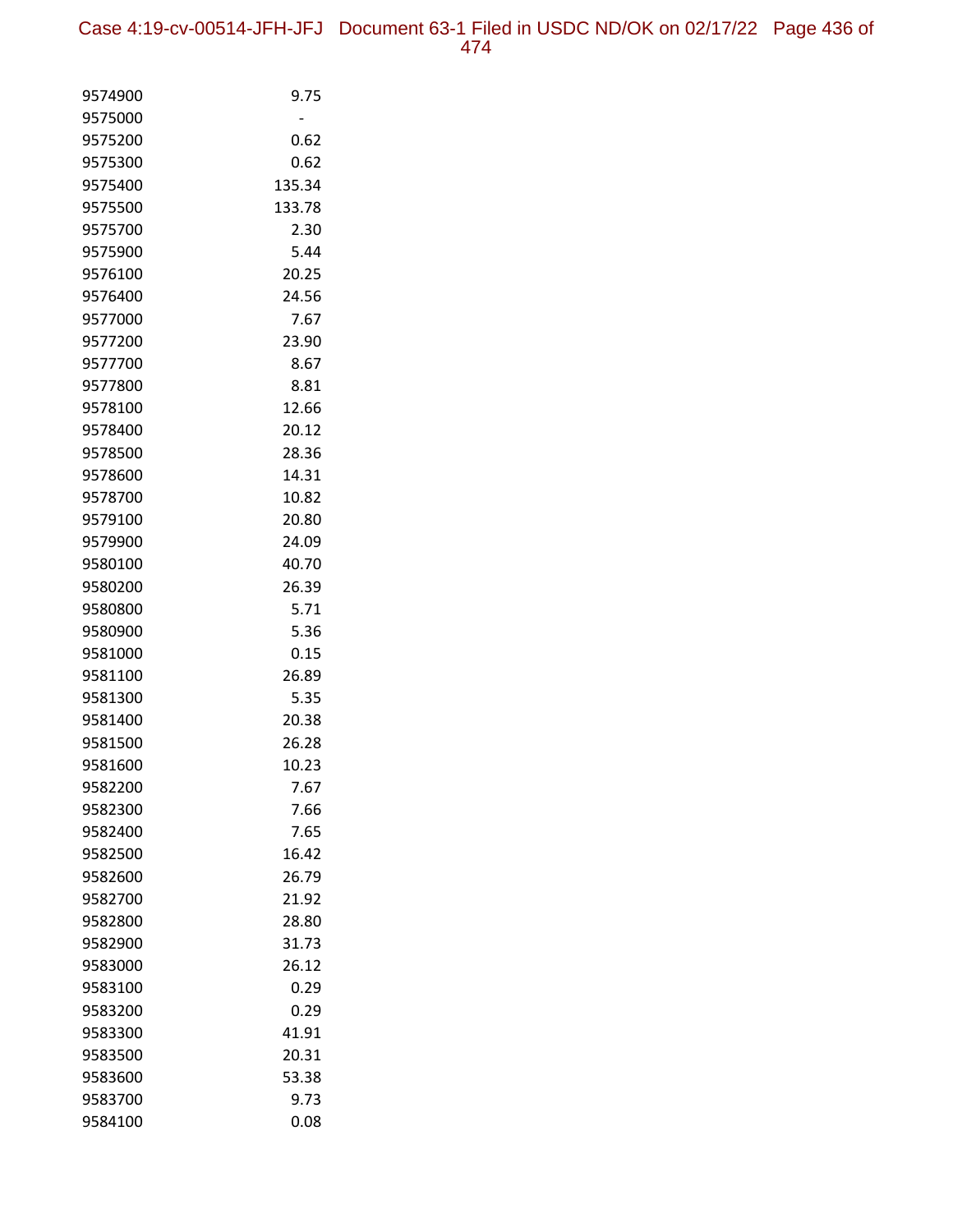| | |
|---|---|
| 9574900 | 9.75 |
| 9575000 | - |
| 9575200 | 0.62 |
| 9575300 | 0.62 |
| 9575400 | 135.34 |
| 9575500 | 133.78 |
| 9575700 | 2.30 |
| 9575900 | 5.44 |
| 9576100 | 20.25 |
| 9576400 | 24.56 |
| 9577000 | 7.67 |
| 9577200 | 23.90 |
| 9577700 | 8.67 |
| 9577800 | 8.81 |
| 9578100 | 12.66 |
| 9578400 | 20.12 |
| 9578500 | 28.36 |
| 9578600 | 14.31 |
| 9578700 | 10.82 |
| 9579100 | 20.80 |
| 9579900 | 24.09 |
| 9580100 | 40.70 |
| 9580200 | 26.39 |
| 9580800 | 5.71 |
| 9580900 | 5.36 |
| 9581000 | 0.15 |
| 9581100 | 26.89 |
| 9581300 | 5.35 |
| 9581400 | 20.38 |
| 9581500 | 26.28 |
| 9581600 | 10.23 |
| 9582200 | 7.67 |
| 9582300 | 7.66 |
| 9582400 | 7.65 |
| 9582500 | 16.42 |
| 9582600 | 26.79 |
| 9582700 | 21.92 |
| 9582800 | 28.80 |
| 9582900 | 31.73 |
| 9583000 | 26.12 |
| 9583100 | 0.29 |
| 9583200 | 0.29 |
| 9583300 | 41.91 |
| 9583500 | 20.31 |
| 9583600 | 53.38 |
| 9583700 | 9.73 |
| 9584100 | 0.08 |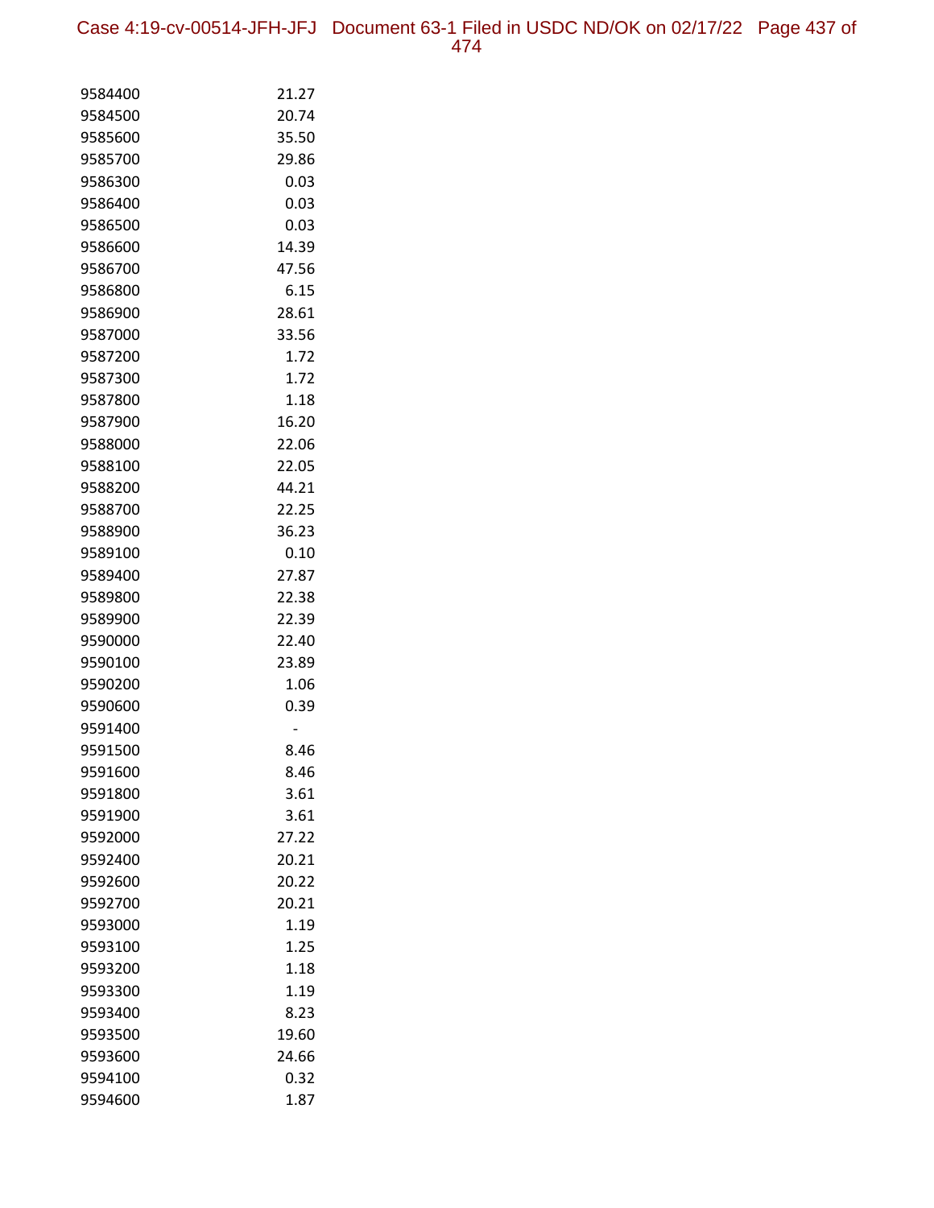| | |
|---|---|
| 9584400 | 21.27 |
| 9584500 | 20.74 |
| 9585600 | 35.50 |
| 9585700 | 29.86 |
| 9586300 | 0.03 |
| 9586400 | 0.03 |
| 9586500 | 0.03 |
| 9586600 | 14.39 |
| 9586700 | 47.56 |
| 9586800 | 6.15 |
| 9586900 | 28.61 |
| 9587000 | 33.56 |
| 9587200 | 1.72 |
| 9587300 | 1.72 |
| 9587800 | 1.18 |
| 9587900 | 16.20 |
| 9588000 | 22.06 |
| 9588100 | 22.05 |
| 9588200 | 44.21 |
| 9588700 | 22.25 |
| 9588900 | 36.23 |
| 9589100 | 0.10 |
| 9589400 | 27.87 |
| 9589800 | 22.38 |
| 9589900 | 22.39 |
| 9590000 | 22.40 |
| 9590100 | 23.89 |
| 9590200 | 1.06 |
| 9590600 | 0.39 |
| 9591400 | - |
| 9591500 | 8.46 |
| 9591600 | 8.46 |
| 9591800 | 3.61 |
| 9591900 | 3.61 |
| 9592000 | 27.22 |
| 9592400 | 20.21 |
| 9592600 | 20.22 |
| 9592700 | 20.21 |
| 9593000 | 1.19 |
| 9593100 | 1.25 |
| 9593200 | 1.18 |
| 9593300 | 1.19 |
| 9593400 | 8.23 |
| 9593500 | 19.60 |
| 9593600 | 24.66 |
| 9594100 | 0.32 |
| 9594600 | 1.87 |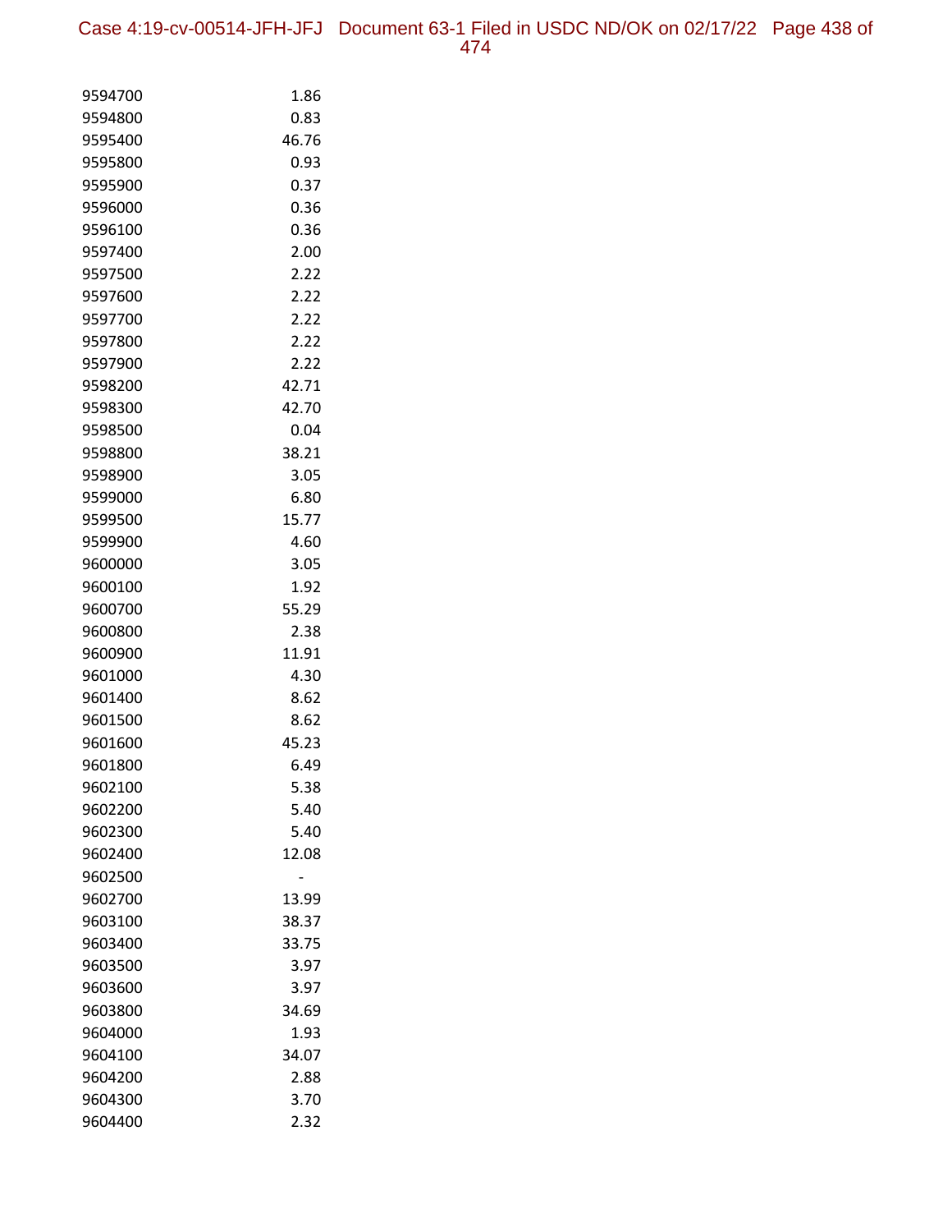| | |
|---|---|
| 9594700 | 1.86 |
| 9594800 | 0.83 |
| 9595400 | 46.76 |
| 9595800 | 0.93 |
| 9595900 | 0.37 |
| 9596000 | 0.36 |
| 9596100 | 0.36 |
| 9597400 | 2.00 |
| 9597500 | 2.22 |
| 9597600 | 2.22 |
| 9597700 | 2.22 |
| 9597800 | 2.22 |
| 9597900 | 2.22 |
| 9598200 | 42.71 |
| 9598300 | 42.70 |
| 9598500 | 0.04 |
| 9598800 | 38.21 |
| 9598900 | 3.05 |
| 9599000 | 6.80 |
| 9599500 | 15.77 |
| 9599900 | 4.60 |
| 9600000 | 3.05 |
| 9600100 | 1.92 |
| 9600700 | 55.29 |
| 9600800 | 2.38 |
| 9600900 | 11.91 |
| 9601000 | 4.30 |
| 9601400 | 8.62 |
| 9601500 | 8.62 |
| 9601600 | 45.23 |
| 9601800 | 6.49 |
| 9602100 | 5.38 |
| 9602200 | 5.40 |
| 9602300 | 5.40 |
| 9602400 | 12.08 |
| 9602500 | - |
| 9602700 | 13.99 |
| 9603100 | 38.37 |
| 9603400 | 33.75 |
| 9603500 | 3.97 |
| 9603600 | 3.97 |
| 9603800 | 34.69 |
| 9604000 | 1.93 |
| 9604100 | 34.07 |
| 9604200 | 2.88 |
| 9604300 | 3.70 |
| 9604400 | 2.32 |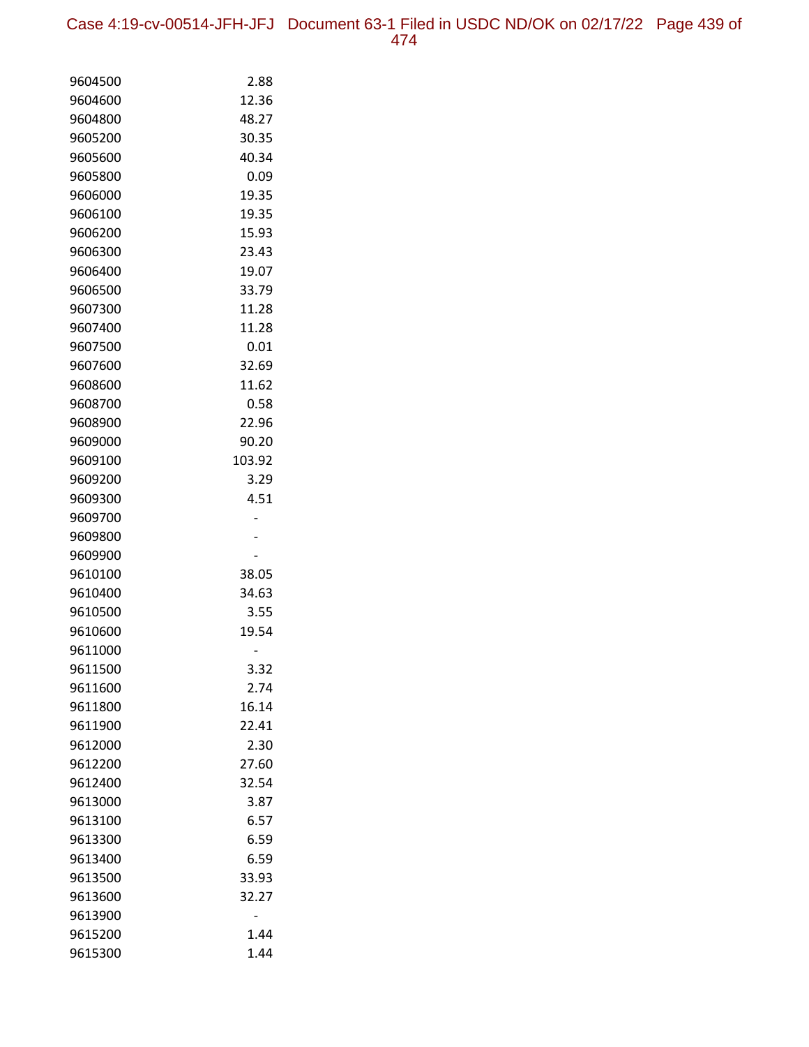| | |
|---|---|
| 9604500 | 2.88 |
| 9604600 | 12.36 |
| 9604800 | 48.27 |
| 9605200 | 30.35 |
| 9605600 | 40.34 |
| 9605800 | 0.09 |
| 9606000 | 19.35 |
| 9606100 | 19.35 |
| 9606200 | 15.93 |
| 9606300 | 23.43 |
| 9606400 | 19.07 |
| 9606500 | 33.79 |
| 9607300 | 11.28 |
| 9607400 | 11.28 |
| 9607500 | 0.01 |
| 9607600 | 32.69 |
| 9608600 | 11.62 |
| 9608700 | 0.58 |
| 9608900 | 22.96 |
| 9609000 | 90.20 |
| 9609100 | 103.92 |
| 9609200 | 3.29 |
| 9609300 | 4.51 |
| 9609700 | - |
| 9609800 | - |
| 9609900 | - |
| 9610100 | 38.05 |
| 9610400 | 34.63 |
| 9610500 | 3.55 |
| 9610600 | 19.54 |
| 9611000 | - |
| 9611500 | 3.32 |
| 9611600 | 2.74 |
| 9611800 | 16.14 |
| 9611900 | 22.41 |
| 9612000 | 2.30 |
| 9612200 | 27.60 |
| 9612400 | 32.54 |
| 9613000 | 3.87 |
| 9613100 | 6.57 |
| 9613300 | 6.59 |
| 9613400 | 6.59 |
| 9613500 | 33.93 |
| 9613600 | 32.27 |
| 9613900 | - |
| 9615200 | 1.44 |
| 9615300 | 1.44 |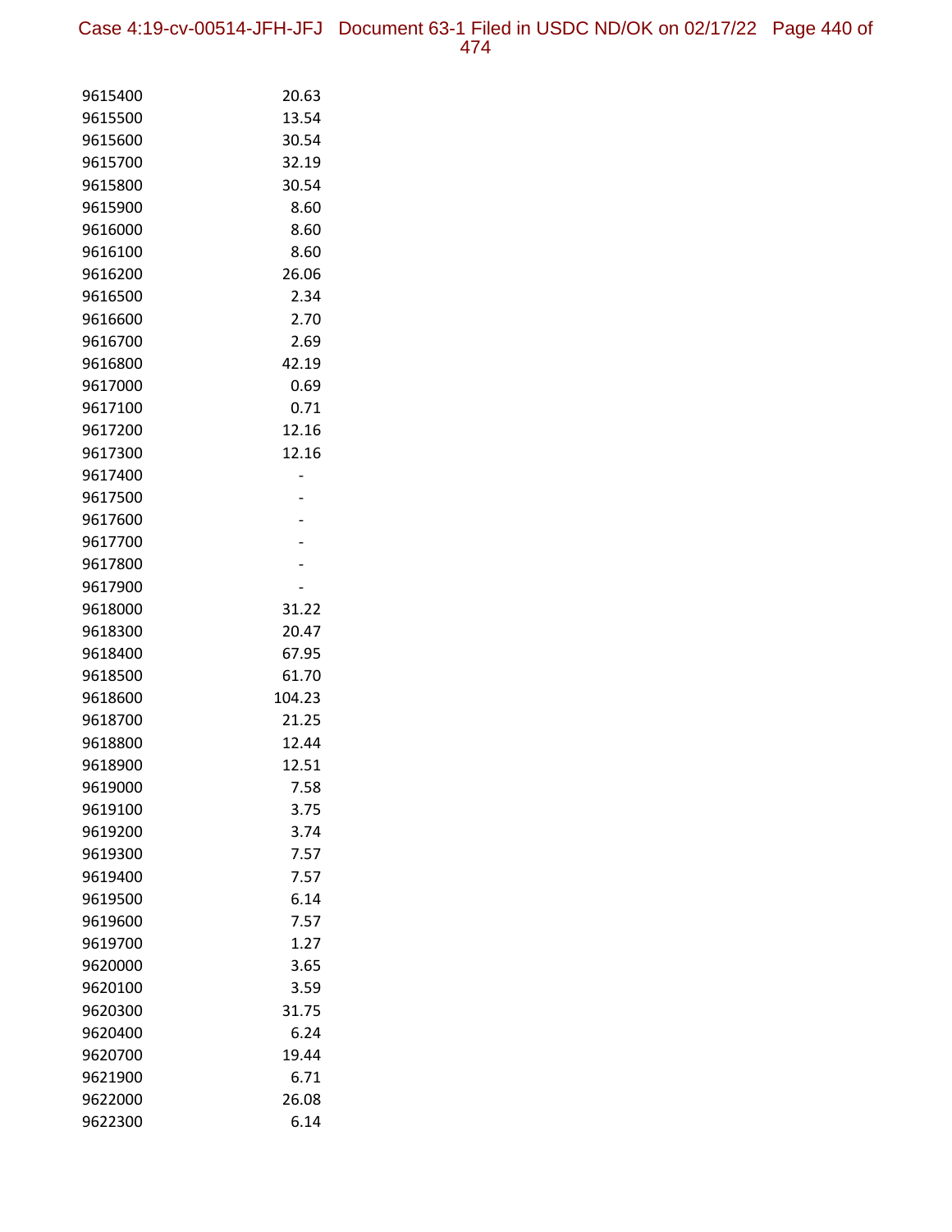| | |
|---|---|
| 9615400 | 20.63 |
| 9615500 | 13.54 |
| 9615600 | 30.54 |
| 9615700 | 32.19 |
| 9615800 | 30.54 |
| 9615900 | 8.60 |
| 9616000 | 8.60 |
| 9616100 | 8.60 |
| 9616200 | 26.06 |
| 9616500 | 2.34 |
| 9616600 | 2.70 |
| 9616700 | 2.69 |
| 9616800 | 42.19 |
| 9617000 | 0.69 |
| 9617100 | 0.71 |
| 9617200 | 12.16 |
| 9617300 | 12.16 |
| 9617400 | - |
| 9617500 | - |
| 9617600 | - |
| 9617700 | - |
| 9617800 | - |
| 9617900 | - |
| 9618000 | 31.22 |
| 9618300 | 20.47 |
| 9618400 | 67.95 |
| 9618500 | 61.70 |
| 9618600 | 104.23 |
| 9618700 | 21.25 |
| 9618800 | 12.44 |
| 9618900 | 12.51 |
| 9619000 | 7.58 |
| 9619100 | 3.75 |
| 9619200 | 3.74 |
| 9619300 | 7.57 |
| 9619400 | 7.57 |
| 9619500 | 6.14 |
| 9619600 | 7.57 |
| 9619700 | 1.27 |
| 9620000 | 3.65 |
| 9620100 | 3.59 |
| 9620300 | 31.75 |
| 9620400 | 6.24 |
| 9620700 | 19.44 |
| 9621900 | 6.71 |
| 9622000 | 26.08 |
| 9622300 | 6.14 |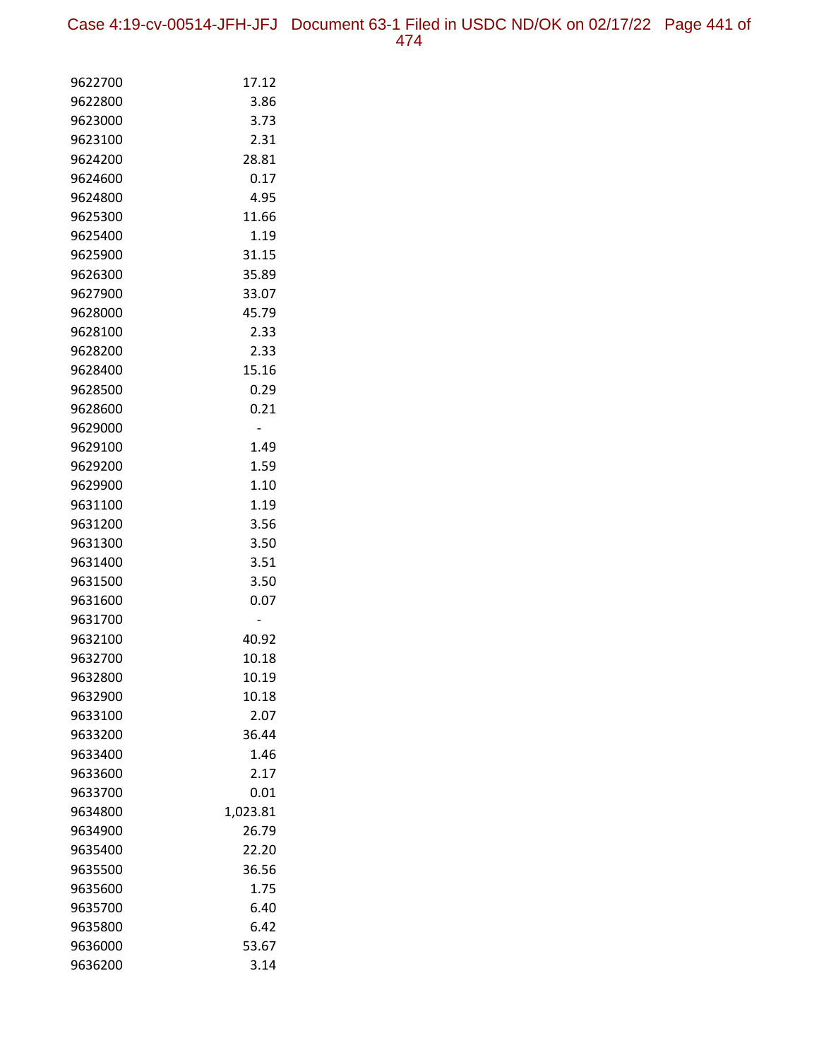| | |
|---|---|
| 9622700 | 17.12 |
| 9622800 | 3.86 |
| 9623000 | 3.73 |
| 9623100 | 2.31 |
| 9624200 | 28.81 |
| 9624600 | 0.17 |
| 9624800 | 4.95 |
| 9625300 | 11.66 |
| 9625400 | 1.19 |
| 9625900 | 31.15 |
| 9626300 | 35.89 |
| 9627900 | 33.07 |
| 9628000 | 45.79 |
| 9628100 | 2.33 |
| 9628200 | 2.33 |
| 9628400 | 15.16 |
| 9628500 | 0.29 |
| 9628600 | 0.21 |
| 9629000 | - |
| 9629100 | 1.49 |
| 9629200 | 1.59 |
| 9629900 | 1.10 |
| 9631100 | 1.19 |
| 9631200 | 3.56 |
| 9631300 | 3.50 |
| 9631400 | 3.51 |
| 9631500 | 3.50 |
| 9631600 | 0.07 |
| 9631700 | - |
| 9632100 | 40.92 |
| 9632700 | 10.18 |
| 9632800 | 10.19 |
| 9632900 | 10.18 |
| 9633100 | 2.07 |
| 9633200 | 36.44 |
| 9633400 | 1.46 |
| 9633600 | 2.17 |
| 9633700 | 0.01 |
| 9634800 | 1,023.81 |
| 9634900 | 26.79 |
| 9635400 | 22.20 |
| 9635500 | 36.56 |
| 9635600 | 1.75 |
| 9635700 | 6.40 |
| 9635800 | 6.42 |
| 9636000 | 53.67 |
| 9636200 | 3.14 |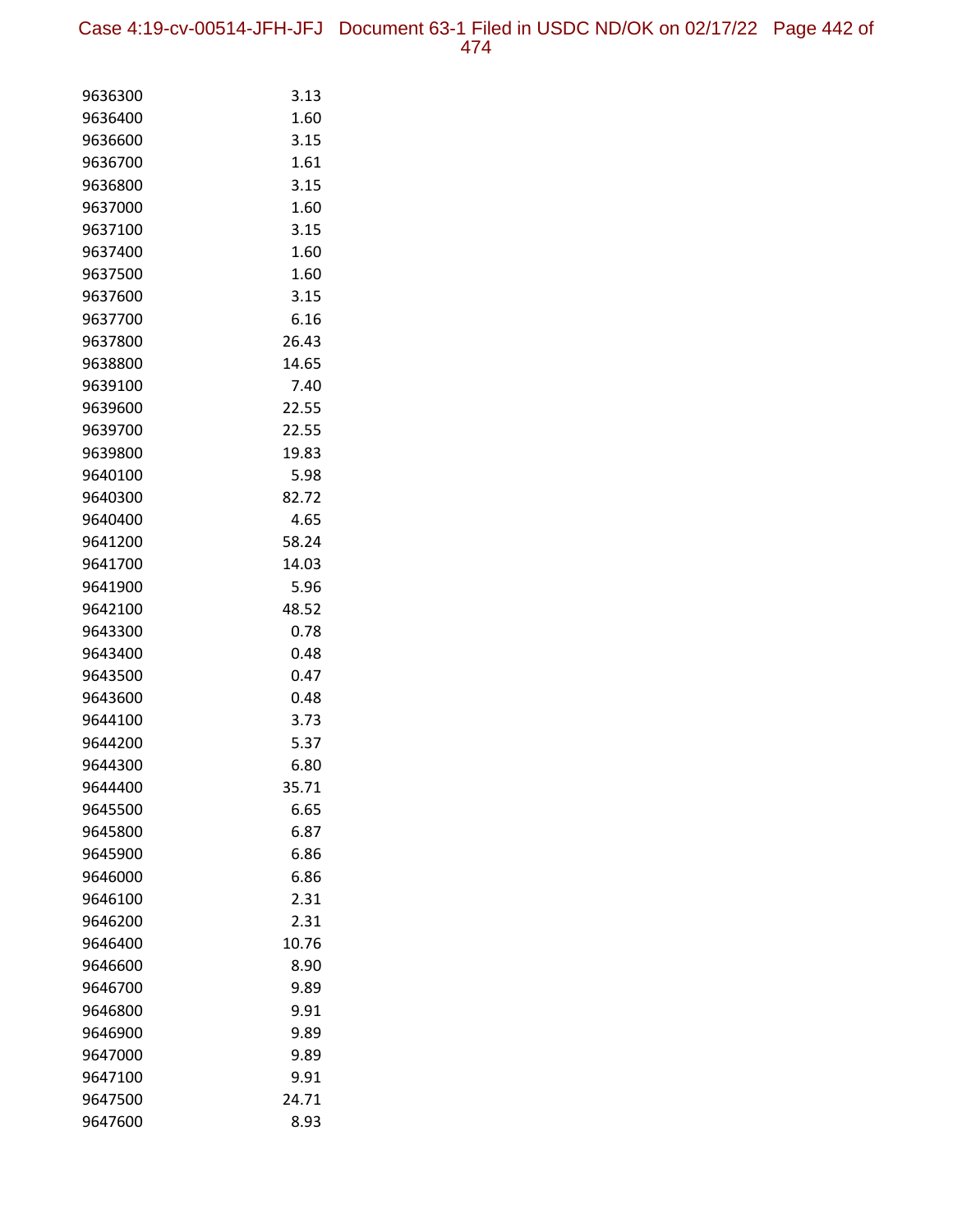| | |
|---|---|
| 9636300 | 3.13 |
| 9636400 | 1.60 |
| 9636600 | 3.15 |
| 9636700 | 1.61 |
| 9636800 | 3.15 |
| 9637000 | 1.60 |
| 9637100 | 3.15 |
| 9637400 | 1.60 |
| 9637500 | 1.60 |
| 9637600 | 3.15 |
| 9637700 | 6.16 |
| 9637800 | 26.43 |
| 9638800 | 14.65 |
| 9639100 | 7.40 |
| 9639600 | 22.55 |
| 9639700 | 22.55 |
| 9639800 | 19.83 |
| 9640100 | 5.98 |
| 9640300 | 82.72 |
| 9640400 | 4.65 |
| 9641200 | 58.24 |
| 9641700 | 14.03 |
| 9641900 | 5.96 |
| 9642100 | 48.52 |
| 9643300 | 0.78 |
| 9643400 | 0.48 |
| 9643500 | 0.47 |
| 9643600 | 0.48 |
| 9644100 | 3.73 |
| 9644200 | 5.37 |
| 9644300 | 6.80 |
| 9644400 | 35.71 |
| 9645500 | 6.65 |
| 9645800 | 6.87 |
| 9645900 | 6.86 |
| 9646000 | 6.86 |
| 9646100 | 2.31 |
| 9646200 | 2.31 |
| 9646400 | 10.76 |
| 9646600 | 8.90 |
| 9646700 | 9.89 |
| 9646800 | 9.91 |
| 9646900 | 9.89 |
| 9647000 | 9.89 |
| 9647100 | 9.91 |
| 9647500 | 24.71 |
| 9647600 | 8.93 |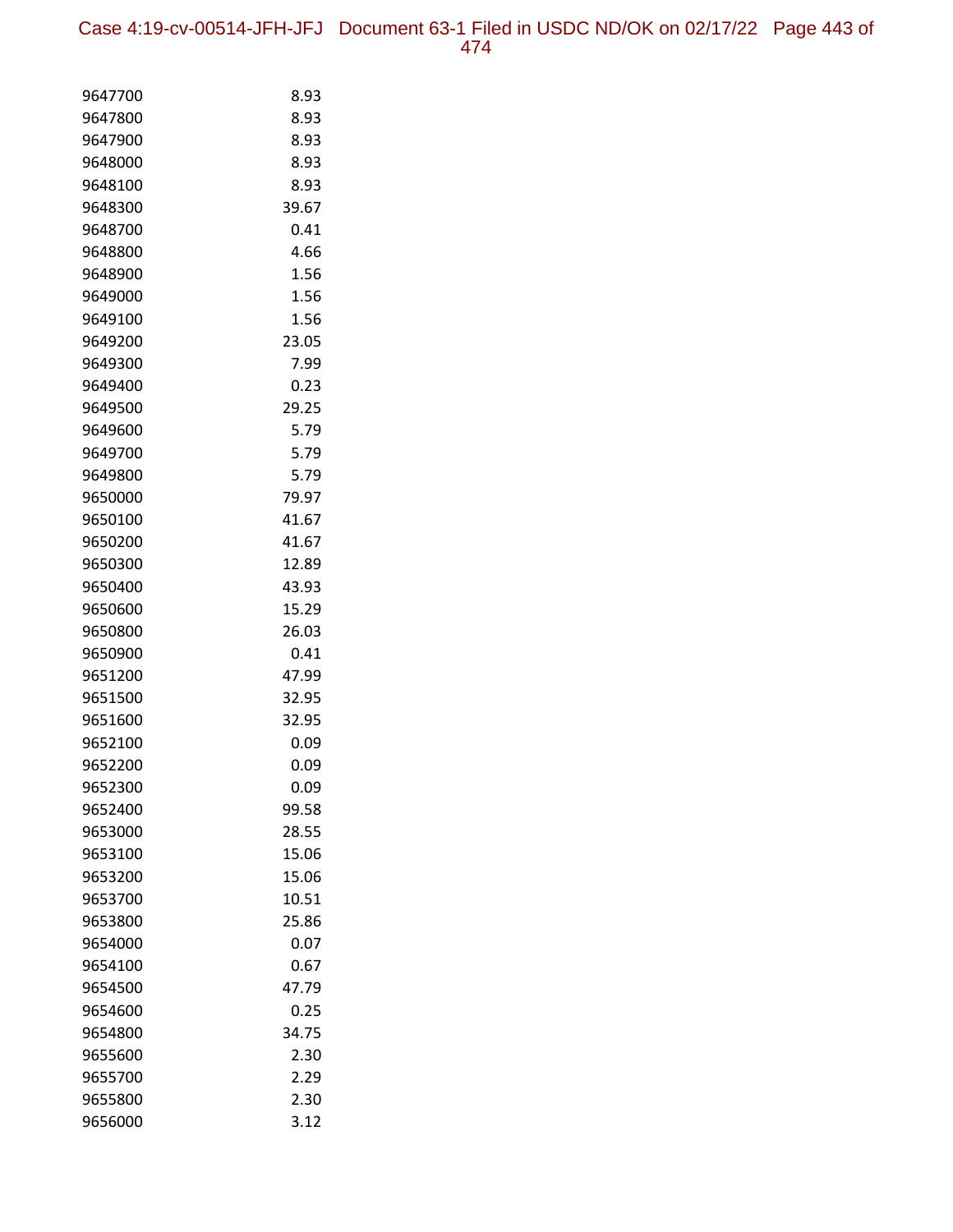| | |
|---|---|
| 9647700 | 8.93 |
| 9647800 | 8.93 |
| 9647900 | 8.93 |
| 9648000 | 8.93 |
| 9648100 | 8.93 |
| 9648300 | 39.67 |
| 9648700 | 0.41 |
| 9648800 | 4.66 |
| 9648900 | 1.56 |
| 9649000 | 1.56 |
| 9649100 | 1.56 |
| 9649200 | 23.05 |
| 9649300 | 7.99 |
| 9649400 | 0.23 |
| 9649500 | 29.25 |
| 9649600 | 5.79 |
| 9649700 | 5.79 |
| 9649800 | 5.79 |
| 9650000 | 79.97 |
| 9650100 | 41.67 |
| 9650200 | 41.67 |
| 9650300 | 12.89 |
| 9650400 | 43.93 |
| 9650600 | 15.29 |
| 9650800 | 26.03 |
| 9650900 | 0.41 |
| 9651200 | 47.99 |
| 9651500 | 32.95 |
| 9651600 | 32.95 |
| 9652100 | 0.09 |
| 9652200 | 0.09 |
| 9652300 | 0.09 |
| 9652400 | 99.58 |
| 9653000 | 28.55 |
| 9653100 | 15.06 |
| 9653200 | 15.06 |
| 9653700 | 10.51 |
| 9653800 | 25.86 |
| 9654000 | 0.07 |
| 9654100 | 0.67 |
| 9654500 | 47.79 |
| 9654600 | 0.25 |
| 9654800 | 34.75 |
| 9655600 | 2.30 |
| 9655700 | 2.29 |
| 9655800 | 2.30 |
| 9656000 | 3.12 |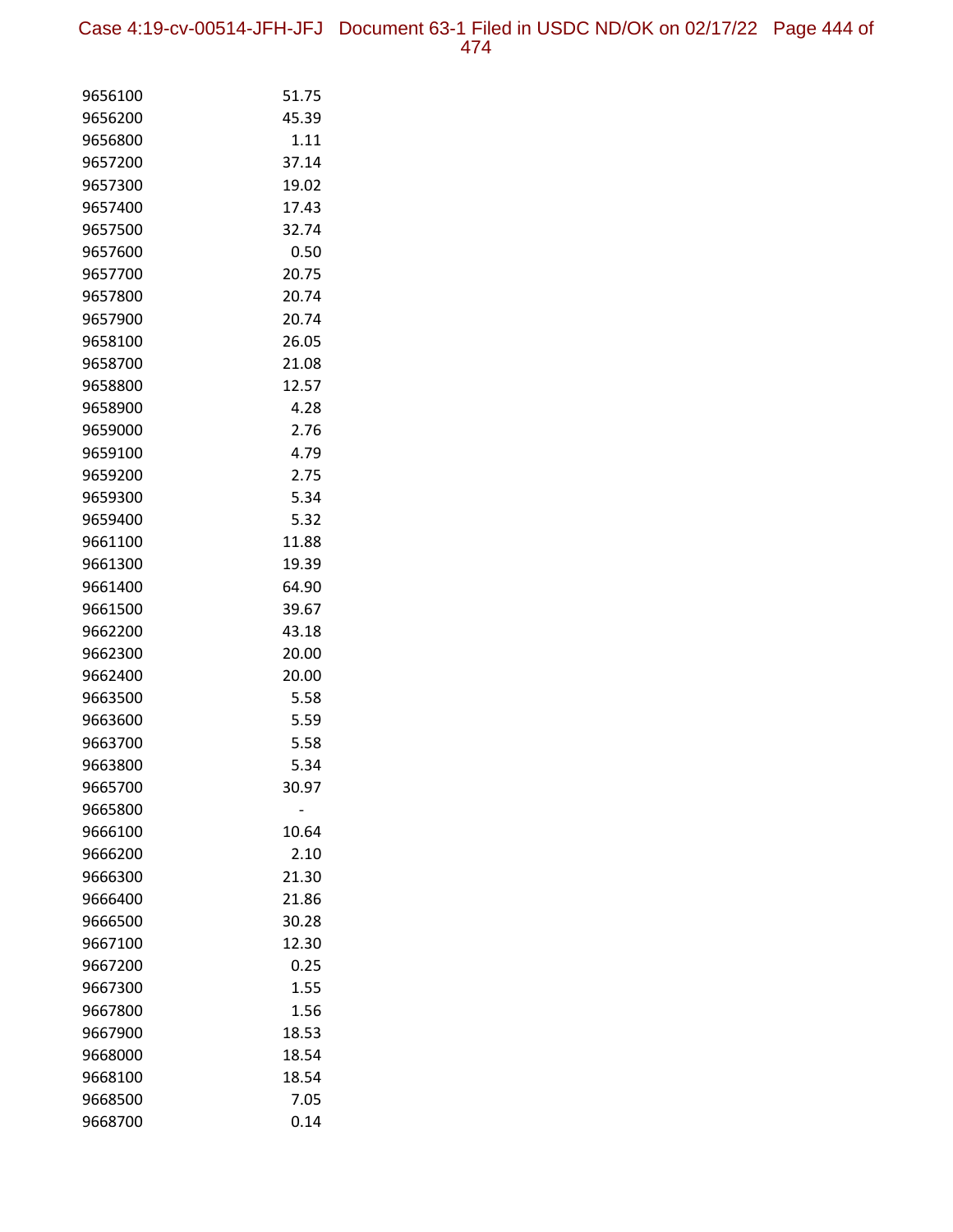| | |
|---|---|
| 9656100 | 51.75 |
| 9656200 | 45.39 |
| 9656800 | 1.11 |
| 9657200 | 37.14 |
| 9657300 | 19.02 |
| 9657400 | 17.43 |
| 9657500 | 32.74 |
| 9657600 | 0.50 |
| 9657700 | 20.75 |
| 9657800 | 20.74 |
| 9657900 | 20.74 |
| 9658100 | 26.05 |
| 9658700 | 21.08 |
| 9658800 | 12.57 |
| 9658900 | 4.28 |
| 9659000 | 2.76 |
| 9659100 | 4.79 |
| 9659200 | 2.75 |
| 9659300 | 5.34 |
| 9659400 | 5.32 |
| 9661100 | 11.88 |
| 9661300 | 19.39 |
| 9661400 | 64.90 |
| 9661500 | 39.67 |
| 9662200 | 43.18 |
| 9662300 | 20.00 |
| 9662400 | 20.00 |
| 9663500 | 5.58 |
| 9663600 | 5.59 |
| 9663700 | 5.58 |
| 9663800 | 5.34 |
| 9665700 | 30.97 |
| 9665800 | - |
| 9666100 | 10.64 |
| 9666200 | 2.10 |
| 9666300 | 21.30 |
| 9666400 | 21.86 |
| 9666500 | 30.28 |
| 9667100 | 12.30 |
| 9667200 | 0.25 |
| 9667300 | 1.55 |
| 9667800 | 1.56 |
| 9667900 | 18.53 |
| 9668000 | 18.54 |
| 9668100 | 18.54 |
| 9668500 | 7.05 |
| 9668700 | 0.14 |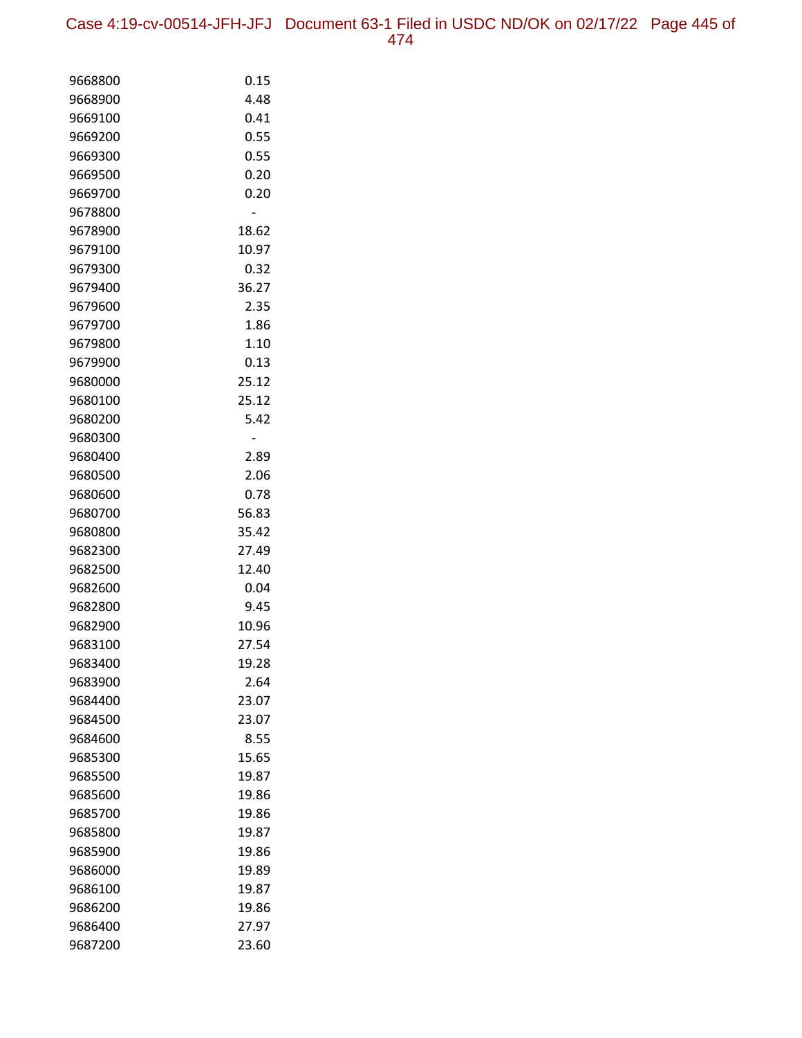| | |
|---|---|
| 9668800 | 0.15 |
| 9668900 | 4.48 |
| 9669100 | 0.41 |
| 9669200 | 0.55 |
| 9669300 | 0.55 |
| 9669500 | 0.20 |
| 9669700 | 0.20 |
| 9678800 | - |
| 9678900 | 18.62 |
| 9679100 | 10.97 |
| 9679300 | 0.32 |
| 9679400 | 36.27 |
| 9679600 | 2.35 |
| 9679700 | 1.86 |
| 9679800 | 1.10 |
| 9679900 | 0.13 |
| 9680000 | 25.12 |
| 9680100 | 25.12 |
| 9680200 | 5.42 |
| 9680300 | - |
| 9680400 | 2.89 |
| 9680500 | 2.06 |
| 9680600 | 0.78 |
| 9680700 | 56.83 |
| 9680800 | 35.42 |
| 9682300 | 27.49 |
| 9682500 | 12.40 |
| 9682600 | 0.04 |
| 9682800 | 9.45 |
| 9682900 | 10.96 |
| 9683100 | 27.54 |
| 9683400 | 19.28 |
| 9683900 | 2.64 |
| 9684400 | 23.07 |
| 9684500 | 23.07 |
| 9684600 | 8.55 |
| 9685300 | 15.65 |
| 9685500 | 19.87 |
| 9685600 | 19.86 |
| 9685700 | 19.86 |
| 9685800 | 19.87 |
| 9685900 | 19.86 |
| 9686000 | 19.89 |
| 9686100 | 19.87 |
| 9686200 | 19.86 |
| 9686400 | 27.97 |
| 9687200 | 23.60 |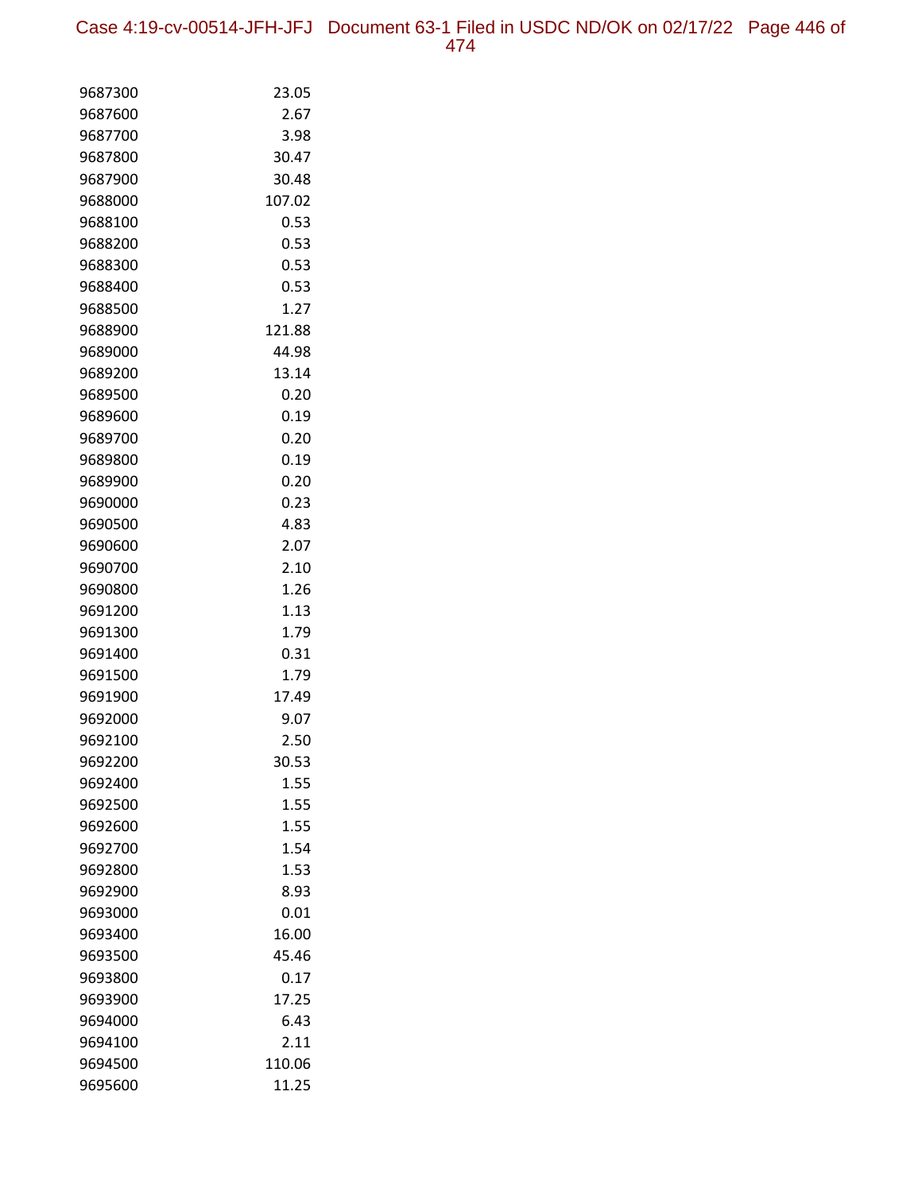| | |
|---|---|
| 9687300 | 23.05 |
| 9687600 | 2.67 |
| 9687700 | 3.98 |
| 9687800 | 30.47 |
| 9687900 | 30.48 |
| 9688000 | 107.02 |
| 9688100 | 0.53 |
| 9688200 | 0.53 |
| 9688300 | 0.53 |
| 9688400 | 0.53 |
| 9688500 | 1.27 |
| 9688900 | 121.88 |
| 9689000 | 44.98 |
| 9689200 | 13.14 |
| 9689500 | 0.20 |
| 9689600 | 0.19 |
| 9689700 | 0.20 |
| 9689800 | 0.19 |
| 9689900 | 0.20 |
| 9690000 | 0.23 |
| 9690500 | 4.83 |
| 9690600 | 2.07 |
| 9690700 | 2.10 |
| 9690800 | 1.26 |
| 9691200 | 1.13 |
| 9691300 | 1.79 |
| 9691400 | 0.31 |
| 9691500 | 1.79 |
| 9691900 | 17.49 |
| 9692000 | 9.07 |
| 9692100 | 2.50 |
| 9692200 | 30.53 |
| 9692400 | 1.55 |
| 9692500 | 1.55 |
| 9692600 | 1.55 |
| 9692700 | 1.54 |
| 9692800 | 1.53 |
| 9692900 | 8.93 |
| 9693000 | 0.01 |
| 9693400 | 16.00 |
| 9693500 | 45.46 |
| 9693800 | 0.17 |
| 9693900 | 17.25 |
| 9694000 | 6.43 |
| 9694100 | 2.11 |
| 9694500 | 110.06 |
| 9695600 | 11.25 |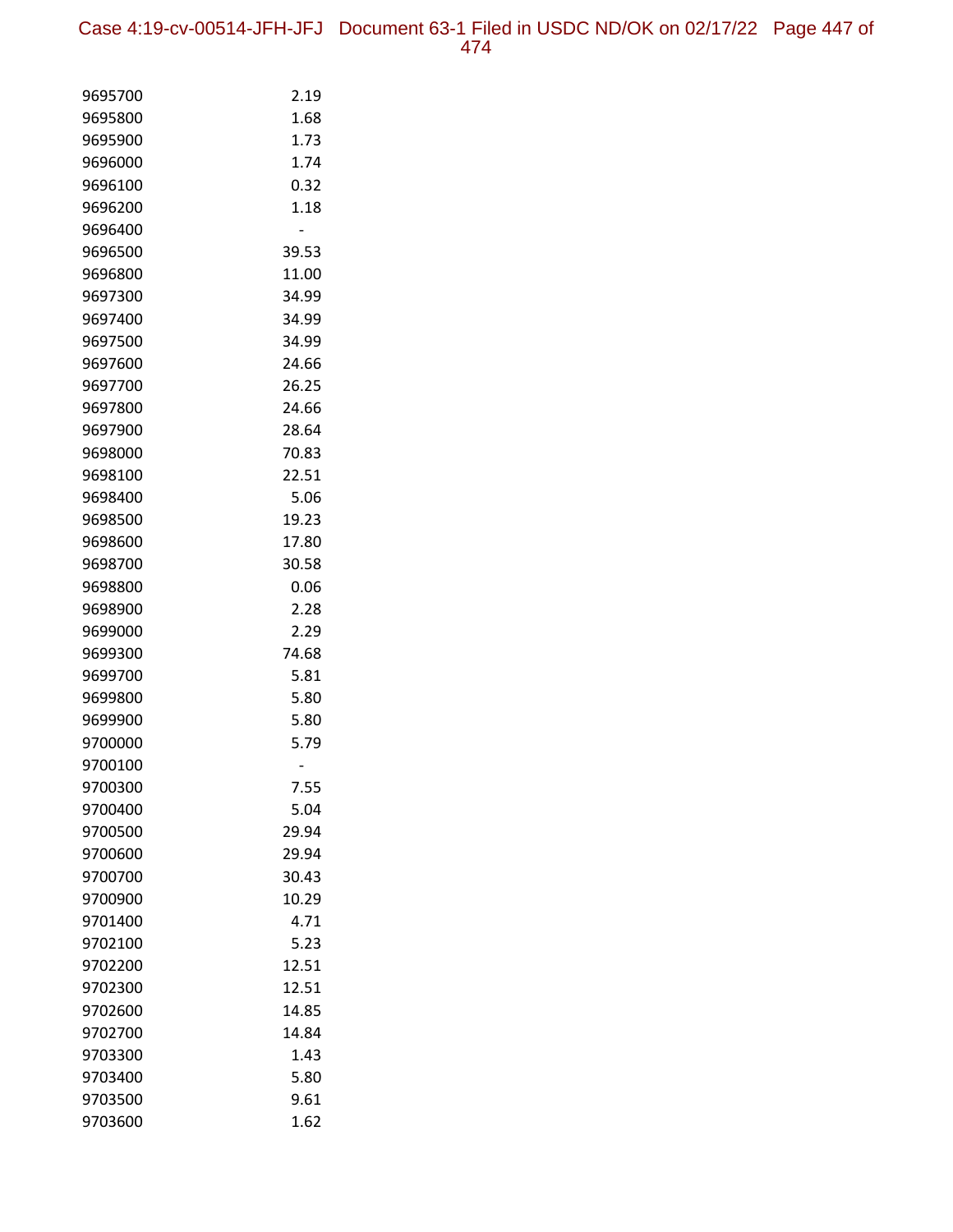| | |
|---|---|
| 9695700 | 2.19 |
| 9695800 | 1.68 |
| 9695900 | 1.73 |
| 9696000 | 1.74 |
| 9696100 | 0.32 |
| 9696200 | 1.18 |
| 9696400 | - |
| 9696500 | 39.53 |
| 9696800 | 11.00 |
| 9697300 | 34.99 |
| 9697400 | 34.99 |
| 9697500 | 34.99 |
| 9697600 | 24.66 |
| 9697700 | 26.25 |
| 9697800 | 24.66 |
| 9697900 | 28.64 |
| 9698000 | 70.83 |
| 9698100 | 22.51 |
| 9698400 | 5.06 |
| 9698500 | 19.23 |
| 9698600 | 17.80 |
| 9698700 | 30.58 |
| 9698800 | 0.06 |
| 9698900 | 2.28 |
| 9699000 | 2.29 |
| 9699300 | 74.68 |
| 9699700 | 5.81 |
| 9699800 | 5.80 |
| 9699900 | 5.80 |
| 9700000 | 5.79 |
| 9700100 | - |
| 9700300 | 7.55 |
| 9700400 | 5.04 |
| 9700500 | 29.94 |
| 9700600 | 29.94 |
| 9700700 | 30.43 |
| 9700900 | 10.29 |
| 9701400 | 4.71 |
| 9702100 | 5.23 |
| 9702200 | 12.51 |
| 9702300 | 12.51 |
| 9702600 | 14.85 |
| 9702700 | 14.84 |
| 9703300 | 1.43 |
| 9703400 | 5.80 |
| 9703500 | 9.61 |
| 9703600 | 1.62 |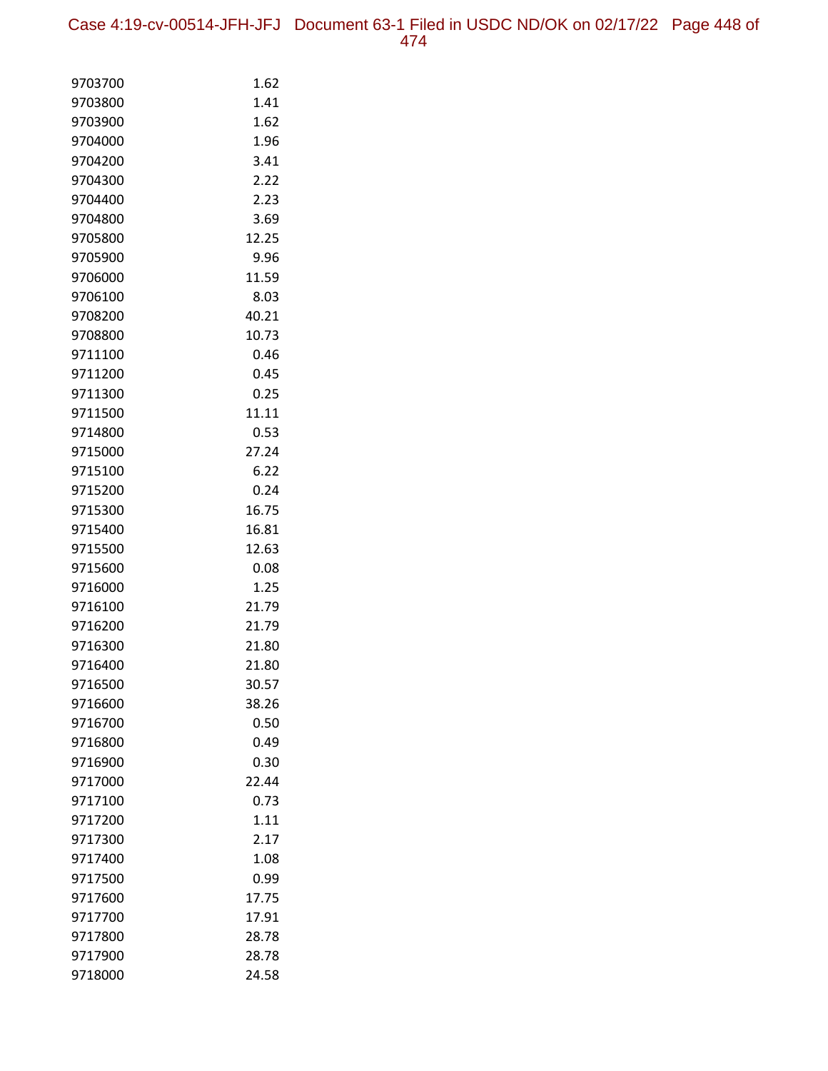| | |
|---|---|
| 9703700 | 1.62 |
| 9703800 | 1.41 |
| 9703900 | 1.62 |
| 9704000 | 1.96 |
| 9704200 | 3.41 |
| 9704300 | 2.22 |
| 9704400 | 2.23 |
| 9704800 | 3.69 |
| 9705800 | 12.25 |
| 9705900 | 9.96 |
| 9706000 | 11.59 |
| 9706100 | 8.03 |
| 9708200 | 40.21 |
| 9708800 | 10.73 |
| 9711100 | 0.46 |
| 9711200 | 0.45 |
| 9711300 | 0.25 |
| 9711500 | 11.11 |
| 9714800 | 0.53 |
| 9715000 | 27.24 |
| 9715100 | 6.22 |
| 9715200 | 0.24 |
| 9715300 | 16.75 |
| 9715400 | 16.81 |
| 9715500 | 12.63 |
| 9715600 | 0.08 |
| 9716000 | 1.25 |
| 9716100 | 21.79 |
| 9716200 | 21.79 |
| 9716300 | 21.80 |
| 9716400 | 21.80 |
| 9716500 | 30.57 |
| 9716600 | 38.26 |
| 9716700 | 0.50 |
| 9716800 | 0.49 |
| 9716900 | 0.30 |
| 9717000 | 22.44 |
| 9717100 | 0.73 |
| 9717200 | 1.11 |
| 9717300 | 2.17 |
| 9717400 | 1.08 |
| 9717500 | 0.99 |
| 9717600 | 17.75 |
| 9717700 | 17.91 |
| 9717800 | 28.78 |
| 9717900 | 28.78 |
| 9718000 | 24.58 |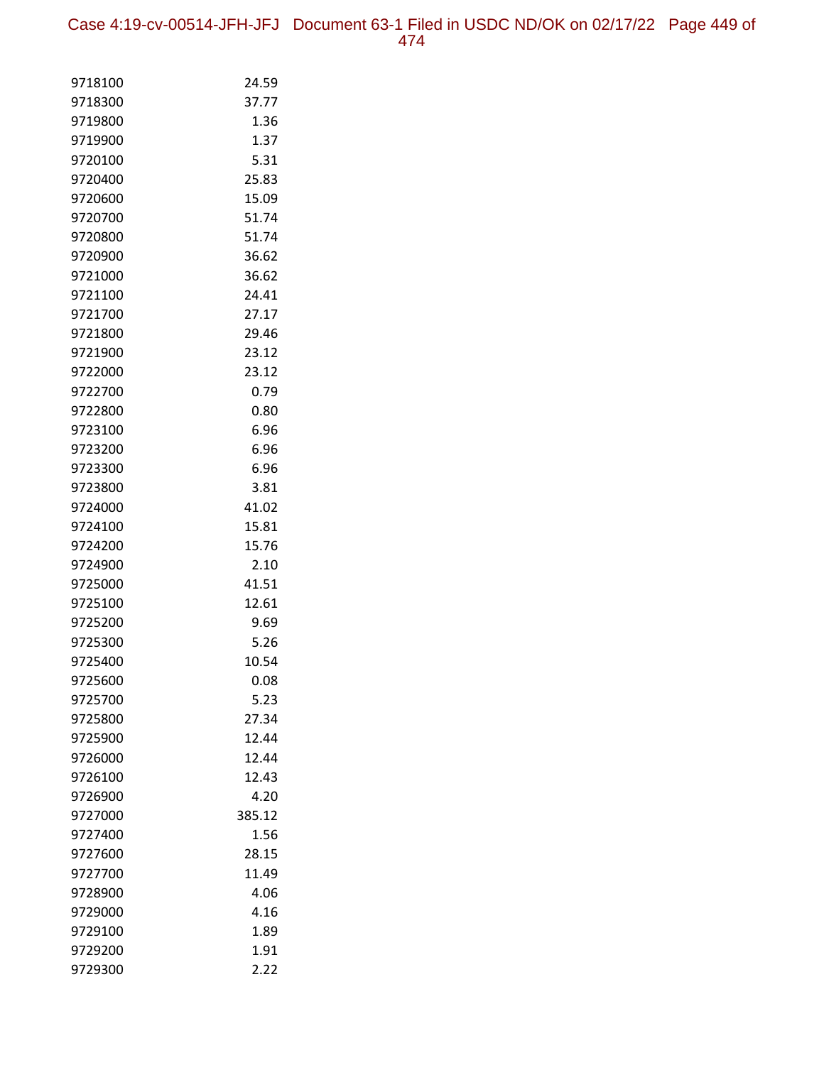| | |
|---|---|
| 9718100 | 24.59 |
| 9718300 | 37.77 |
| 9719800 | 1.36 |
| 9719900 | 1.37 |
| 9720100 | 5.31 |
| 9720400 | 25.83 |
| 9720600 | 15.09 |
| 9720700 | 51.74 |
| 9720800 | 51.74 |
| 9720900 | 36.62 |
| 9721000 | 36.62 |
| 9721100 | 24.41 |
| 9721700 | 27.17 |
| 9721800 | 29.46 |
| 9721900 | 23.12 |
| 9722000 | 23.12 |
| 9722700 | 0.79 |
| 9722800 | 0.80 |
| 9723100 | 6.96 |
| 9723200 | 6.96 |
| 9723300 | 6.96 |
| 9723800 | 3.81 |
| 9724000 | 41.02 |
| 9724100 | 15.81 |
| 9724200 | 15.76 |
| 9724900 | 2.10 |
| 9725000 | 41.51 |
| 9725100 | 12.61 |
| 9725200 | 9.69 |
| 9725300 | 5.26 |
| 9725400 | 10.54 |
| 9725600 | 0.08 |
| 9725700 | 5.23 |
| 9725800 | 27.34 |
| 9725900 | 12.44 |
| 9726000 | 12.44 |
| 9726100 | 12.43 |
| 9726900 | 4.20 |
| 9727000 | 385.12 |
| 9727400 | 1.56 |
| 9727600 | 28.15 |
| 9727700 | 11.49 |
| 9728900 | 4.06 |
| 9729000 | 4.16 |
| 9729100 | 1.89 |
| 9729200 | 1.91 |
| 9729300 | 2.22 |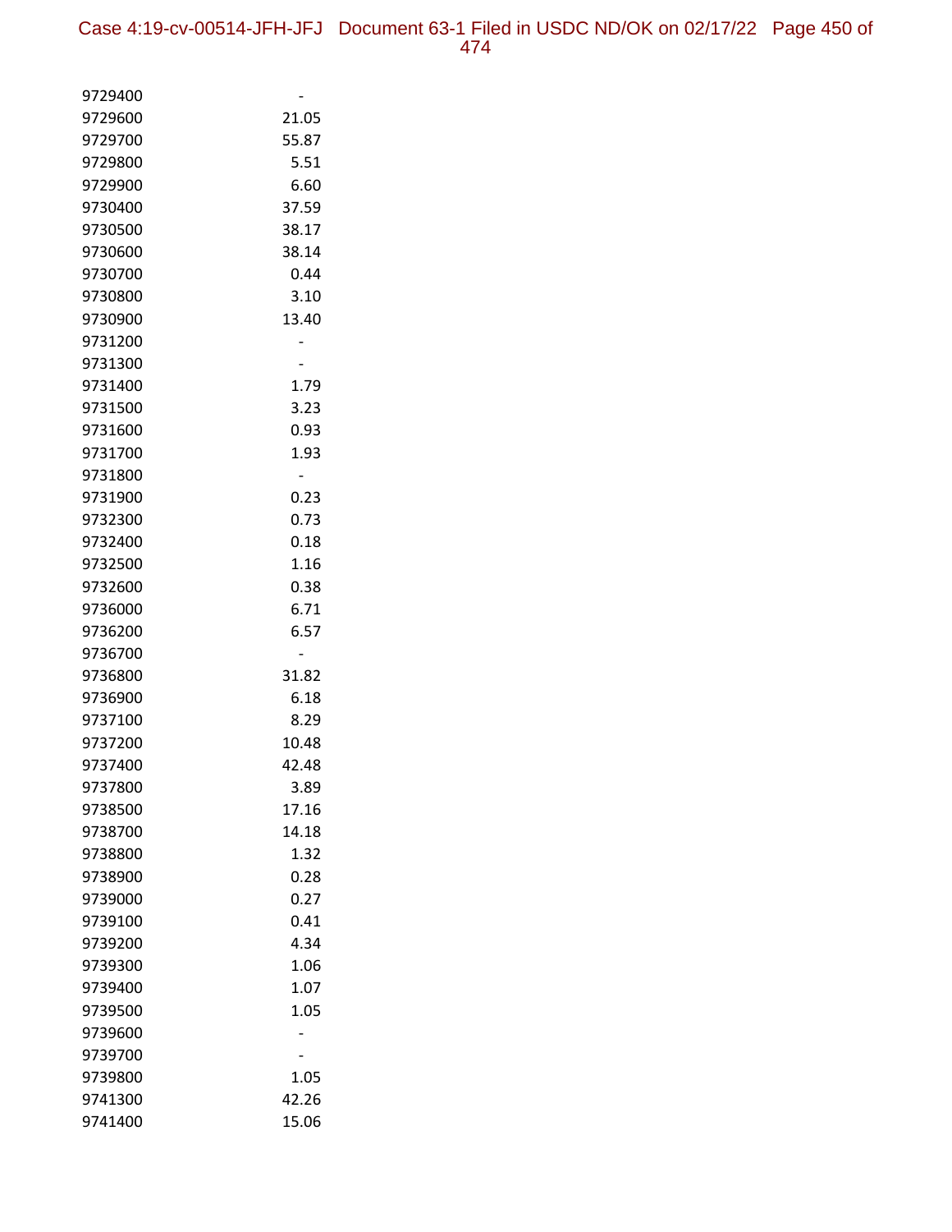| | |
|---|---|
| 9729400 | - |
| 9729600 | 21.05 |
| 9729700 | 55.87 |
| 9729800 | 5.51 |
| 9729900 | 6.60 |
| 9730400 | 37.59 |
| 9730500 | 38.17 |
| 9730600 | 38.14 |
| 9730700 | 0.44 |
| 9730800 | 3.10 |
| 9730900 | 13.40 |
| 9731200 | - |
| 9731300 | - |
| 9731400 | 1.79 |
| 9731500 | 3.23 |
| 9731600 | 0.93 |
| 9731700 | 1.93 |
| 9731800 | - |
| 9731900 | 0.23 |
| 9732300 | 0.73 |
| 9732400 | 0.18 |
| 9732500 | 1.16 |
| 9732600 | 0.38 |
| 9736000 | 6.71 |
| 9736200 | 6.57 |
| 9736700 | - |
| 9736800 | 31.82 |
| 9736900 | 6.18 |
| 9737100 | 8.29 |
| 9737200 | 10.48 |
| 9737400 | 42.48 |
| 9737800 | 3.89 |
| 9738500 | 17.16 |
| 9738700 | 14.18 |
| 9738800 | 1.32 |
| 9738900 | 0.28 |
| 9739000 | 0.27 |
| 9739100 | 0.41 |
| 9739200 | 4.34 |
| 9739300 | 1.06 |
| 9739400 | 1.07 |
| 9739500 | 1.05 |
| 9739600 | - |
| 9739700 | - |
| 9739800 | 1.05 |
| 9741300 | 42.26 |
| 9741400 | 15.06 |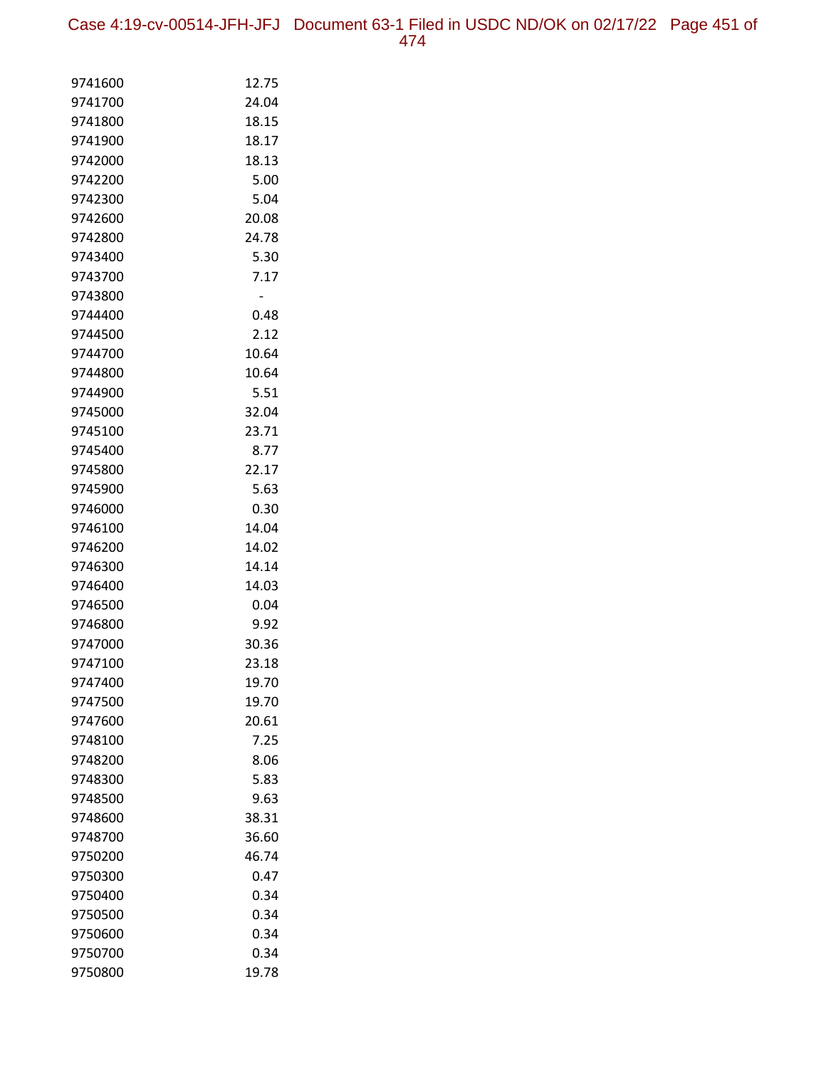| | |
|---|---|
| 9741600 | 12.75 |
| 9741700 | 24.04 |
| 9741800 | 18.15 |
| 9741900 | 18.17 |
| 9742000 | 18.13 |
| 9742200 | 5.00 |
| 9742300 | 5.04 |
| 9742600 | 20.08 |
| 9742800 | 24.78 |
| 9743400 | 5.30 |
| 9743700 | 7.17 |
| 9743800 | - |
| 9744400 | 0.48 |
| 9744500 | 2.12 |
| 9744700 | 10.64 |
| 9744800 | 10.64 |
| 9744900 | 5.51 |
| 9745000 | 32.04 |
| 9745100 | 23.71 |
| 9745400 | 8.77 |
| 9745800 | 22.17 |
| 9745900 | 5.63 |
| 9746000 | 0.30 |
| 9746100 | 14.04 |
| 9746200 | 14.02 |
| 9746300 | 14.14 |
| 9746400 | 14.03 |
| 9746500 | 0.04 |
| 9746800 | 9.92 |
| 9747000 | 30.36 |
| 9747100 | 23.18 |
| 9747400 | 19.70 |
| 9747500 | 19.70 |
| 9747600 | 20.61 |
| 9748100 | 7.25 |
| 9748200 | 8.06 |
| 9748300 | 5.83 |
| 9748500 | 9.63 |
| 9748600 | 38.31 |
| 9748700 | 36.60 |
| 9750200 | 46.74 |
| 9750300 | 0.47 |
| 9750400 | 0.34 |
| 9750500 | 0.34 |
| 9750600 | 0.34 |
| 9750700 | 0.34 |
| 9750800 | 19.78 |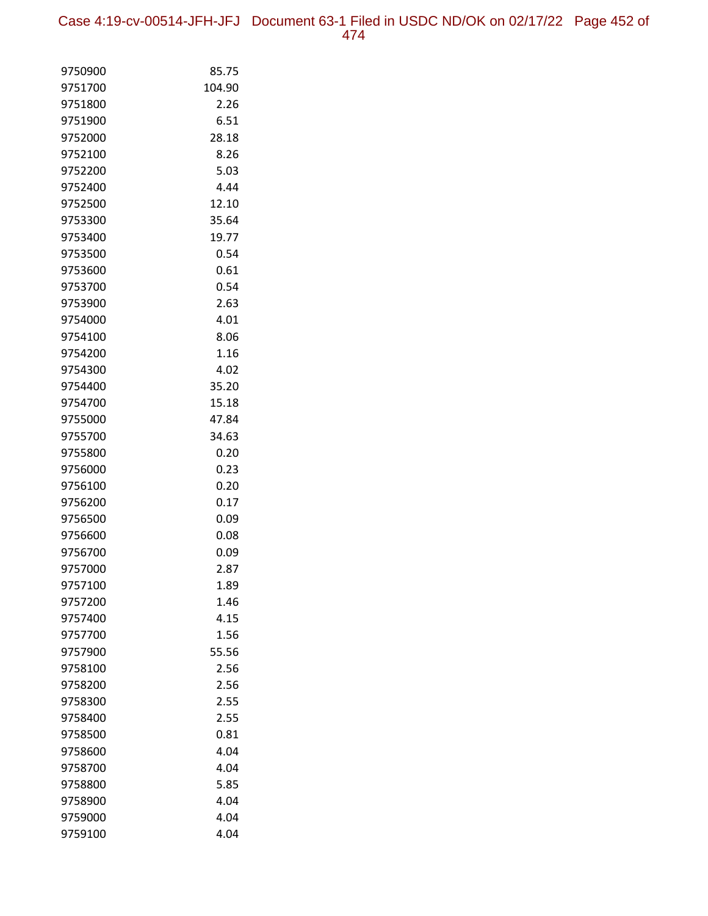| | |
|---|---|
| 9750900 | 85.75 |
| 9751700 | 104.90 |
| 9751800 | 2.26 |
| 9751900 | 6.51 |
| 9752000 | 28.18 |
| 9752100 | 8.26 |
| 9752200 | 5.03 |
| 9752400 | 4.44 |
| 9752500 | 12.10 |
| 9753300 | 35.64 |
| 9753400 | 19.77 |
| 9753500 | 0.54 |
| 9753600 | 0.61 |
| 9753700 | 0.54 |
| 9753900 | 2.63 |
| 9754000 | 4.01 |
| 9754100 | 8.06 |
| 9754200 | 1.16 |
| 9754300 | 4.02 |
| 9754400 | 35.20 |
| 9754700 | 15.18 |
| 9755000 | 47.84 |
| 9755700 | 34.63 |
| 9755800 | 0.20 |
| 9756000 | 0.23 |
| 9756100 | 0.20 |
| 9756200 | 0.17 |
| 9756500 | 0.09 |
| 9756600 | 0.08 |
| 9756700 | 0.09 |
| 9757000 | 2.87 |
| 9757100 | 1.89 |
| 9757200 | 1.46 |
| 9757400 | 4.15 |
| 9757700 | 1.56 |
| 9757900 | 55.56 |
| 9758100 | 2.56 |
| 9758200 | 2.56 |
| 9758300 | 2.55 |
| 9758400 | 2.55 |
| 9758500 | 0.81 |
| 9758600 | 4.04 |
| 9758700 | 4.04 |
| 9758800 | 5.85 |
| 9758900 | 4.04 |
| 9759000 | 4.04 |
| 9759100 | 4.04 |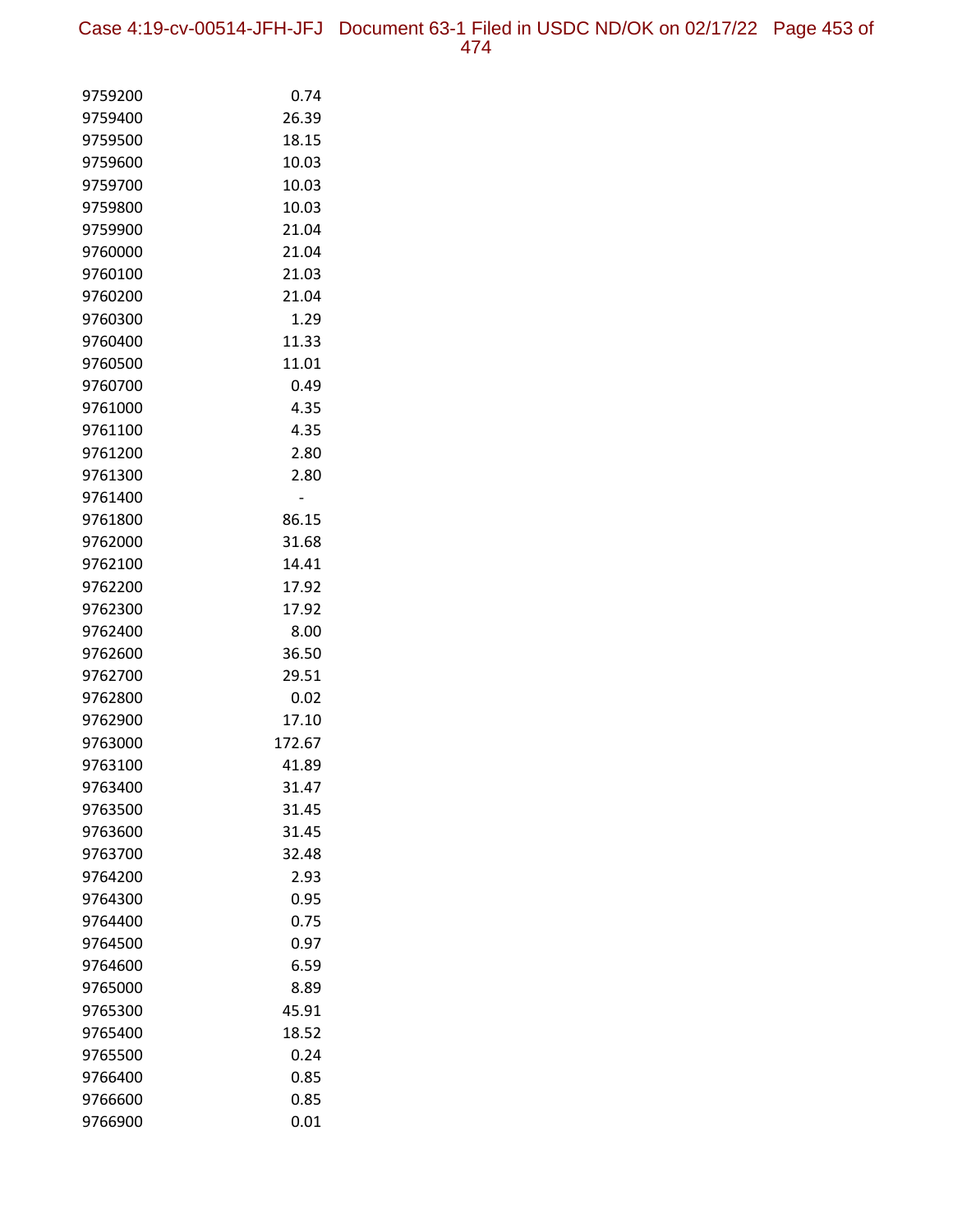| | |
|---|---|
| 9759200 | 0.74 |
| 9759400 | 26.39 |
| 9759500 | 18.15 |
| 9759600 | 10.03 |
| 9759700 | 10.03 |
| 9759800 | 10.03 |
| 9759900 | 21.04 |
| 9760000 | 21.04 |
| 9760100 | 21.03 |
| 9760200 | 21.04 |
| 9760300 | 1.29 |
| 9760400 | 11.33 |
| 9760500 | 11.01 |
| 9760700 | 0.49 |
| 9761000 | 4.35 |
| 9761100 | 4.35 |
| 9761200 | 2.80 |
| 9761300 | 2.80 |
| 9761400 | - |
| 9761800 | 86.15 |
| 9762000 | 31.68 |
| 9762100 | 14.41 |
| 9762200 | 17.92 |
| 9762300 | 17.92 |
| 9762400 | 8.00 |
| 9762600 | 36.50 |
| 9762700 | 29.51 |
| 9762800 | 0.02 |
| 9762900 | 17.10 |
| 9763000 | 172.67 |
| 9763100 | 41.89 |
| 9763400 | 31.47 |
| 9763500 | 31.45 |
| 9763600 | 31.45 |
| 9763700 | 32.48 |
| 9764200 | 2.93 |
| 9764300 | 0.95 |
| 9764400 | 0.75 |
| 9764500 | 0.97 |
| 9764600 | 6.59 |
| 9765000 | 8.89 |
| 9765300 | 45.91 |
| 9765400 | 18.52 |
| 9765500 | 0.24 |
| 9766400 | 0.85 |
| 9766600 | 0.85 |
| 9766900 | 0.01 |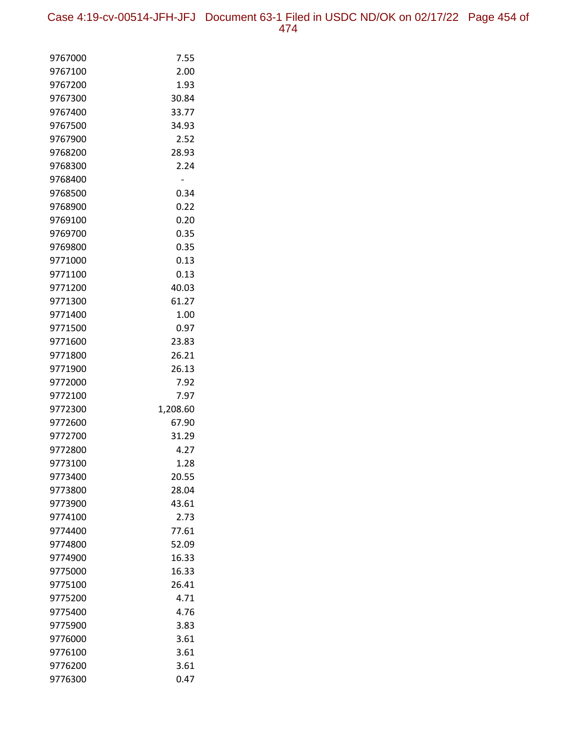| | |
|---|---|
| 9767000 | 7.55 |
| 9767100 | 2.00 |
| 9767200 | 1.93 |
| 9767300 | 30.84 |
| 9767400 | 33.77 |
| 9767500 | 34.93 |
| 9767900 | 2.52 |
| 9768200 | 28.93 |
| 9768300 | 2.24 |
| 9768400 | - |
| 9768500 | 0.34 |
| 9768900 | 0.22 |
| 9769100 | 0.20 |
| 9769700 | 0.35 |
| 9769800 | 0.35 |
| 9771000 | 0.13 |
| 9771100 | 0.13 |
| 9771200 | 40.03 |
| 9771300 | 61.27 |
| 9771400 | 1.00 |
| 9771500 | 0.97 |
| 9771600 | 23.83 |
| 9771800 | 26.21 |
| 9771900 | 26.13 |
| 9772000 | 7.92 |
| 9772100 | 7.97 |
| 9772300 | 1,208.60 |
| 9772600 | 67.90 |
| 9772700 | 31.29 |
| 9772800 | 4.27 |
| 9773100 | 1.28 |
| 9773400 | 20.55 |
| 9773800 | 28.04 |
| 9773900 | 43.61 |
| 9774100 | 2.73 |
| 9774400 | 77.61 |
| 9774800 | 52.09 |
| 9774900 | 16.33 |
| 9775000 | 16.33 |
| 9775100 | 26.41 |
| 9775200 | 4.71 |
| 9775400 | 4.76 |
| 9775900 | 3.83 |
| 9776000 | 3.61 |
| 9776100 | 3.61 |
| 9776200 | 3.61 |
| 9776300 | 0.47 |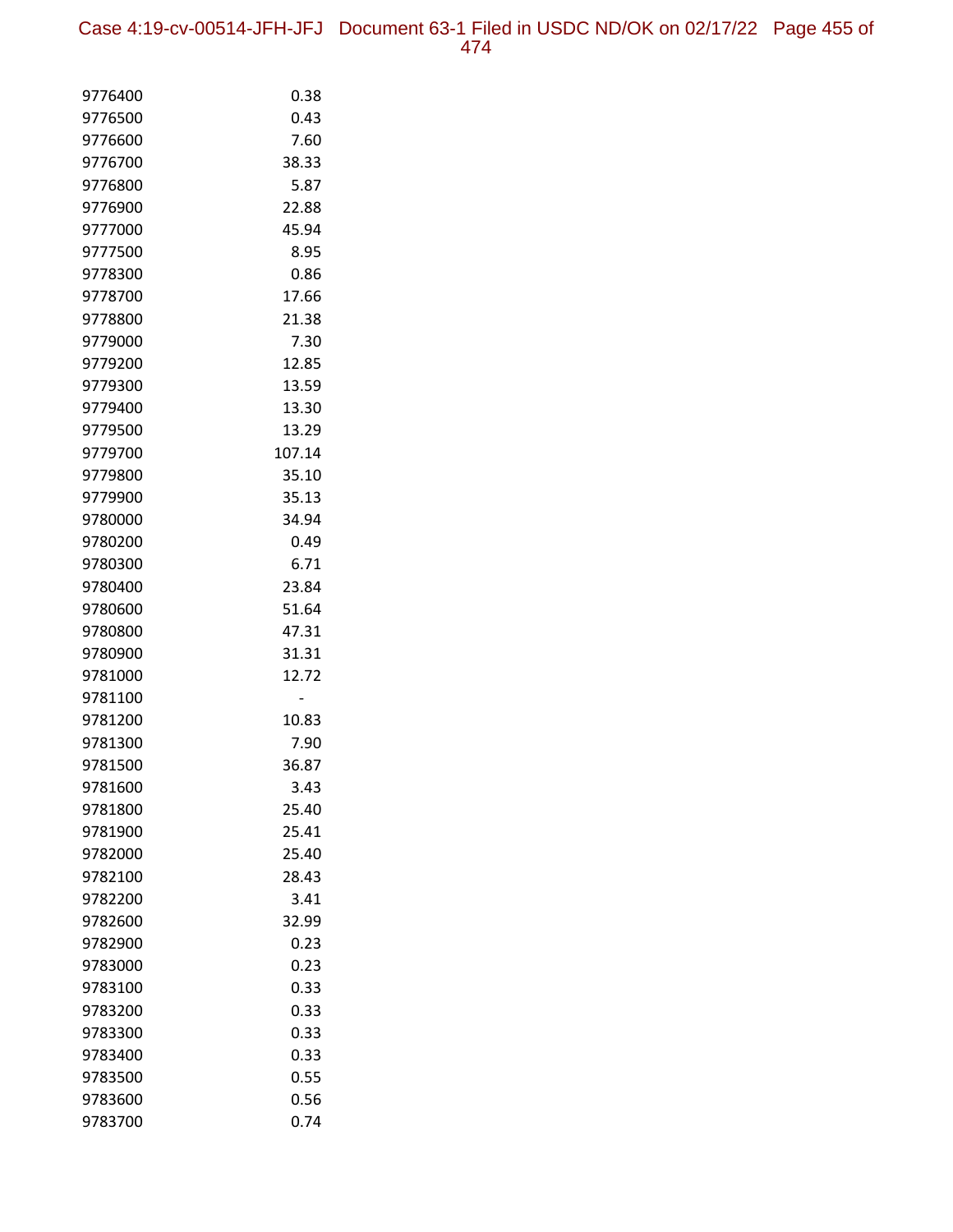| | |
|---|---|
| 9776400 | 0.38 |
| 9776500 | 0.43 |
| 9776600 | 7.60 |
| 9776700 | 38.33 |
| 9776800 | 5.87 |
| 9776900 | 22.88 |
| 9777000 | 45.94 |
| 9777500 | 8.95 |
| 9778300 | 0.86 |
| 9778700 | 17.66 |
| 9778800 | 21.38 |
| 9779000 | 7.30 |
| 9779200 | 12.85 |
| 9779300 | 13.59 |
| 9779400 | 13.30 |
| 9779500 | 13.29 |
| 9779700 | 107.14 |
| 9779800 | 35.10 |
| 9779900 | 35.13 |
| 9780000 | 34.94 |
| 9780200 | 0.49 |
| 9780300 | 6.71 |
| 9780400 | 23.84 |
| 9780600 | 51.64 |
| 9780800 | 47.31 |
| 9780900 | 31.31 |
| 9781000 | 12.72 |
| 9781100 | - |
| 9781200 | 10.83 |
| 9781300 | 7.90 |
| 9781500 | 36.87 |
| 9781600 | 3.43 |
| 9781800 | 25.40 |
| 9781900 | 25.41 |
| 9782000 | 25.40 |
| 9782100 | 28.43 |
| 9782200 | 3.41 |
| 9782600 | 32.99 |
| 9782900 | 0.23 |
| 9783000 | 0.23 |
| 9783100 | 0.33 |
| 9783200 | 0.33 |
| 9783300 | 0.33 |
| 9783400 | 0.33 |
| 9783500 | 0.55 |
| 9783600 | 0.56 |
| 9783700 | 0.74 |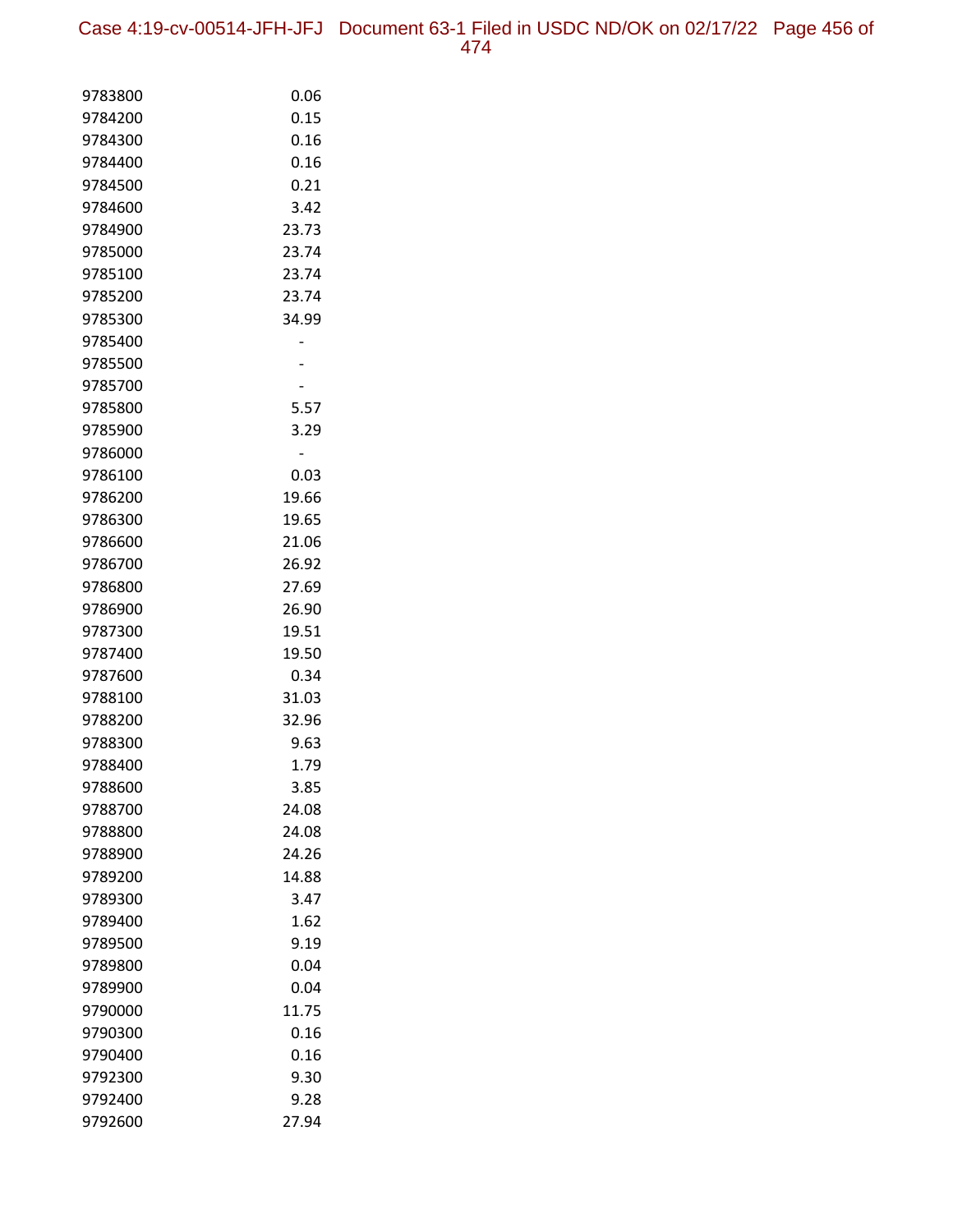| | |
|---|---|
| 9783800 | 0.06 |
| 9784200 | 0.15 |
| 9784300 | 0.16 |
| 9784400 | 0.16 |
| 9784500 | 0.21 |
| 9784600 | 3.42 |
| 9784900 | 23.73 |
| 9785000 | 23.74 |
| 9785100 | 23.74 |
| 9785200 | 23.74 |
| 9785300 | 34.99 |
| 9785400 | - |
| 9785500 | - |
| 9785700 | - |
| 9785800 | 5.57 |
| 9785900 | 3.29 |
| 9786000 | - |
| 9786100 | 0.03 |
| 9786200 | 19.66 |
| 9786300 | 19.65 |
| 9786600 | 21.06 |
| 9786700 | 26.92 |
| 9786800 | 27.69 |
| 9786900 | 26.90 |
| 9787300 | 19.51 |
| 9787400 | 19.50 |
| 9787600 | 0.34 |
| 9788100 | 31.03 |
| 9788200 | 32.96 |
| 9788300 | 9.63 |
| 9788400 | 1.79 |
| 9788600 | 3.85 |
| 9788700 | 24.08 |
| 9788800 | 24.08 |
| 9788900 | 24.26 |
| 9789200 | 14.88 |
| 9789300 | 3.47 |
| 9789400 | 1.62 |
| 9789500 | 9.19 |
| 9789800 | 0.04 |
| 9789900 | 0.04 |
| 9790000 | 11.75 |
| 9790300 | 0.16 |
| 9790400 | 0.16 |
| 9792300 | 9.30 |
| 9792400 | 9.28 |
| 9792600 | 27.94 |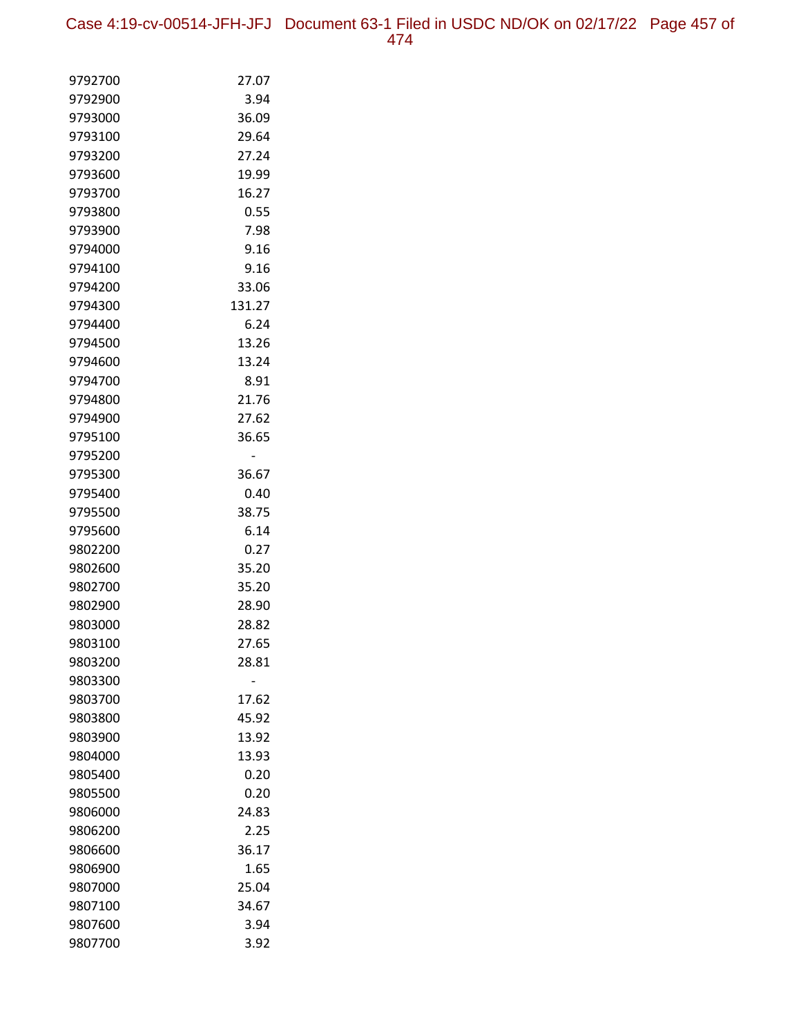| | |
|---|---|
| 9792700 | 27.07 |
| 9792900 | 3.94 |
| 9793000 | 36.09 |
| 9793100 | 29.64 |
| 9793200 | 27.24 |
| 9793600 | 19.99 |
| 9793700 | 16.27 |
| 9793800 | 0.55 |
| 9793900 | 7.98 |
| 9794000 | 9.16 |
| 9794100 | 9.16 |
| 9794200 | 33.06 |
| 9794300 | 131.27 |
| 9794400 | 6.24 |
| 9794500 | 13.26 |
| 9794600 | 13.24 |
| 9794700 | 8.91 |
| 9794800 | 21.76 |
| 9794900 | 27.62 |
| 9795100 | 36.65 |
| 9795200 | - |
| 9795300 | 36.67 |
| 9795400 | 0.40 |
| 9795500 | 38.75 |
| 9795600 | 6.14 |
| 9802200 | 0.27 |
| 9802600 | 35.20 |
| 9802700 | 35.20 |
| 9802900 | 28.90 |
| 9803000 | 28.82 |
| 9803100 | 27.65 |
| 9803200 | 28.81 |
| 9803300 | - |
| 9803700 | 17.62 |
| 9803800 | 45.92 |
| 9803900 | 13.92 |
| 9804000 | 13.93 |
| 9805400 | 0.20 |
| 9805500 | 0.20 |
| 9806000 | 24.83 |
| 9806200 | 2.25 |
| 9806600 | 36.17 |
| 9806900 | 1.65 |
| 9807000 | 25.04 |
| 9807100 | 34.67 |
| 9807600 | 3.94 |
| 9807700 | 3.92 |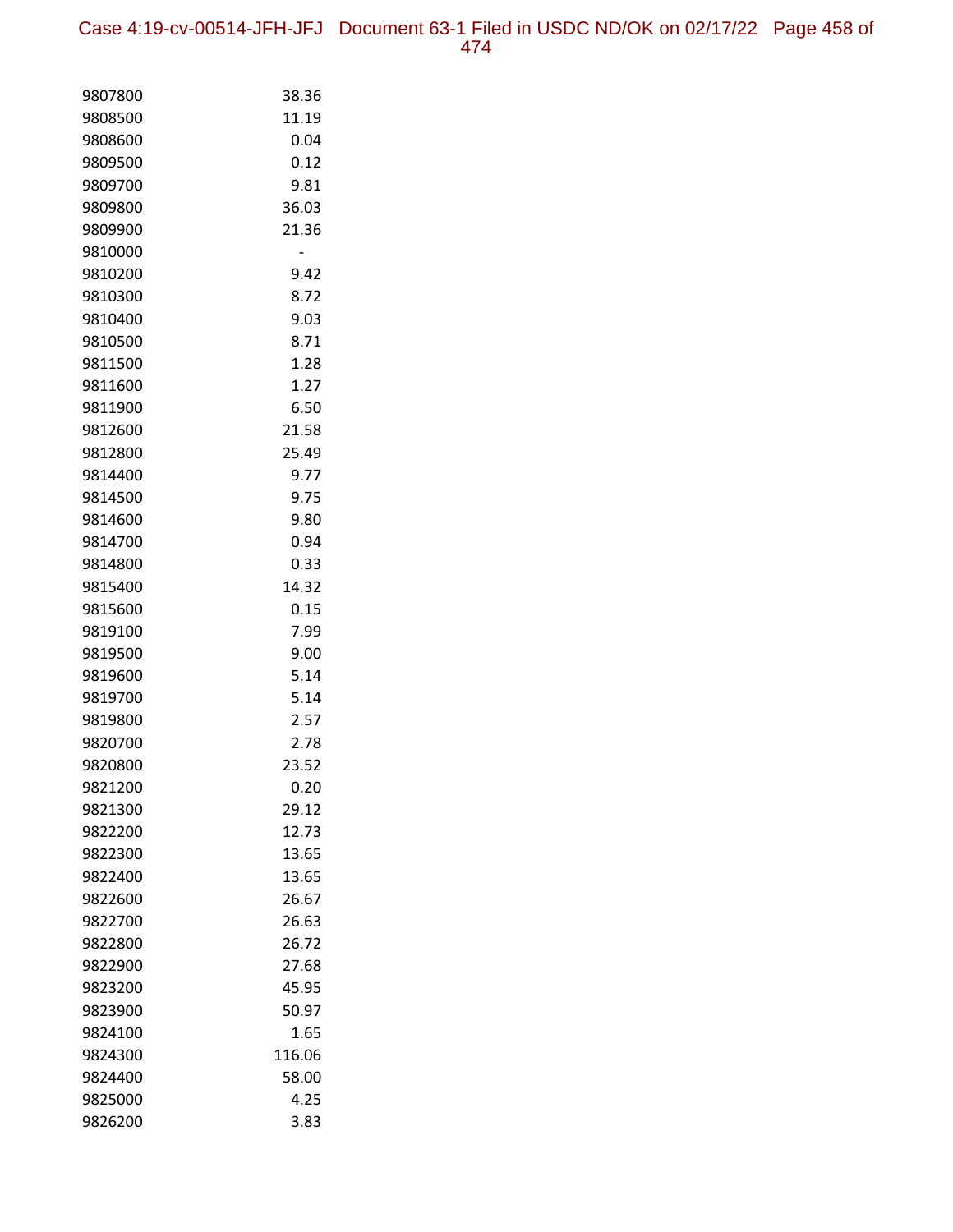| | |
|---|---|
| 9807800 | 38.36 |
| 9808500 | 11.19 |
| 9808600 | 0.04 |
| 9809500 | 0.12 |
| 9809700 | 9.81 |
| 9809800 | 36.03 |
| 9809900 | 21.36 |
| 9810000 | - |
| 9810200 | 9.42 |
| 9810300 | 8.72 |
| 9810400 | 9.03 |
| 9810500 | 8.71 |
| 9811500 | 1.28 |
| 9811600 | 1.27 |
| 9811900 | 6.50 |
| 9812600 | 21.58 |
| 9812800 | 25.49 |
| 9814400 | 9.77 |
| 9814500 | 9.75 |
| 9814600 | 9.80 |
| 9814700 | 0.94 |
| 9814800 | 0.33 |
| 9815400 | 14.32 |
| 9815600 | 0.15 |
| 9819100 | 7.99 |
| 9819500 | 9.00 |
| 9819600 | 5.14 |
| 9819700 | 5.14 |
| 9819800 | 2.57 |
| 9820700 | 2.78 |
| 9820800 | 23.52 |
| 9821200 | 0.20 |
| 9821300 | 29.12 |
| 9822200 | 12.73 |
| 9822300 | 13.65 |
| 9822400 | 13.65 |
| 9822600 | 26.67 |
| 9822700 | 26.63 |
| 9822800 | 26.72 |
| 9822900 | 27.68 |
| 9823200 | 45.95 |
| 9823900 | 50.97 |
| 9824100 | 1.65 |
| 9824300 | 116.06 |
| 9824400 | 58.00 |
| 9825000 | 4.25 |
| 9826200 | 3.83 |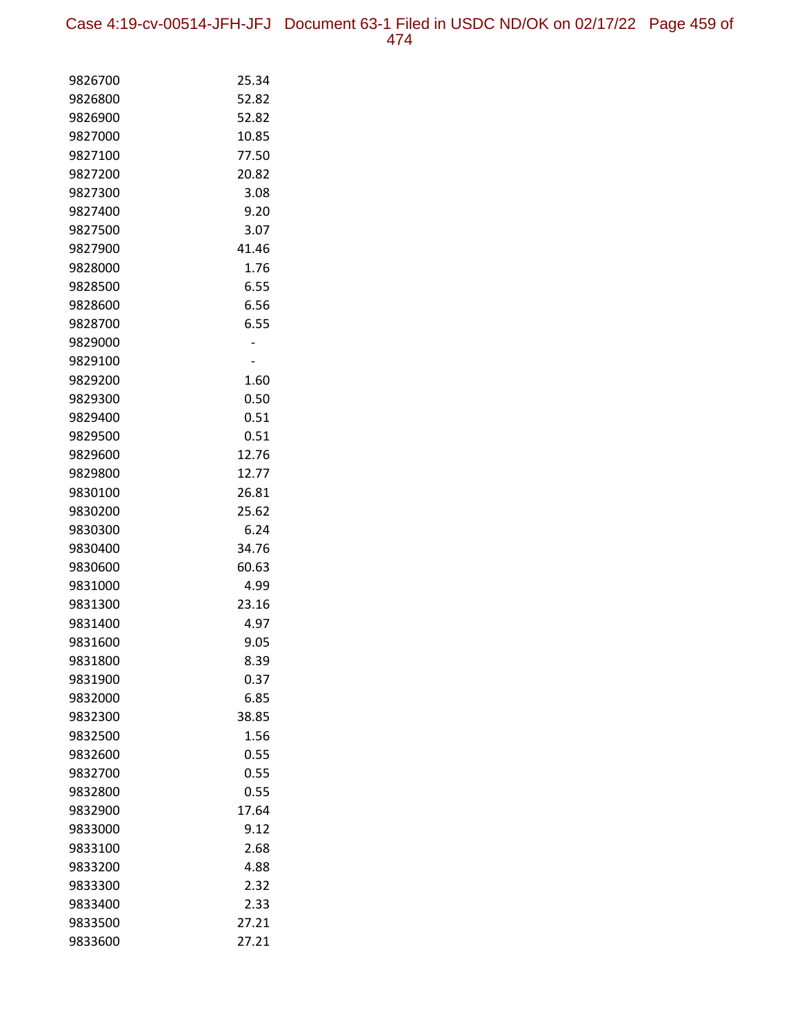| | |
|---|---|
| 9826700 | 25.34 |
| 9826800 | 52.82 |
| 9826900 | 52.82 |
| 9827000 | 10.85 |
| 9827100 | 77.50 |
| 9827200 | 20.82 |
| 9827300 | 3.08 |
| 9827400 | 9.20 |
| 9827500 | 3.07 |
| 9827900 | 41.46 |
| 9828000 | 1.76 |
| 9828500 | 6.55 |
| 9828600 | 6.56 |
| 9828700 | 6.55 |
| 9829000 | - |
| 9829100 | - |
| 9829200 | 1.60 |
| 9829300 | 0.50 |
| 9829400 | 0.51 |
| 9829500 | 0.51 |
| 9829600 | 12.76 |
| 9829800 | 12.77 |
| 9830100 | 26.81 |
| 9830200 | 25.62 |
| 9830300 | 6.24 |
| 9830400 | 34.76 |
| 9830600 | 60.63 |
| 9831000 | 4.99 |
| 9831300 | 23.16 |
| 9831400 | 4.97 |
| 9831600 | 9.05 |
| 9831800 | 8.39 |
| 9831900 | 0.37 |
| 9832000 | 6.85 |
| 9832300 | 38.85 |
| 9832500 | 1.56 |
| 9832600 | 0.55 |
| 9832700 | 0.55 |
| 9832800 | 0.55 |
| 9832900 | 17.64 |
| 9833000 | 9.12 |
| 9833100 | 2.68 |
| 9833200 | 4.88 |
| 9833300 | 2.32 |
| 9833400 | 2.33 |
| 9833500 | 27.21 |
| 9833600 | 27.21 |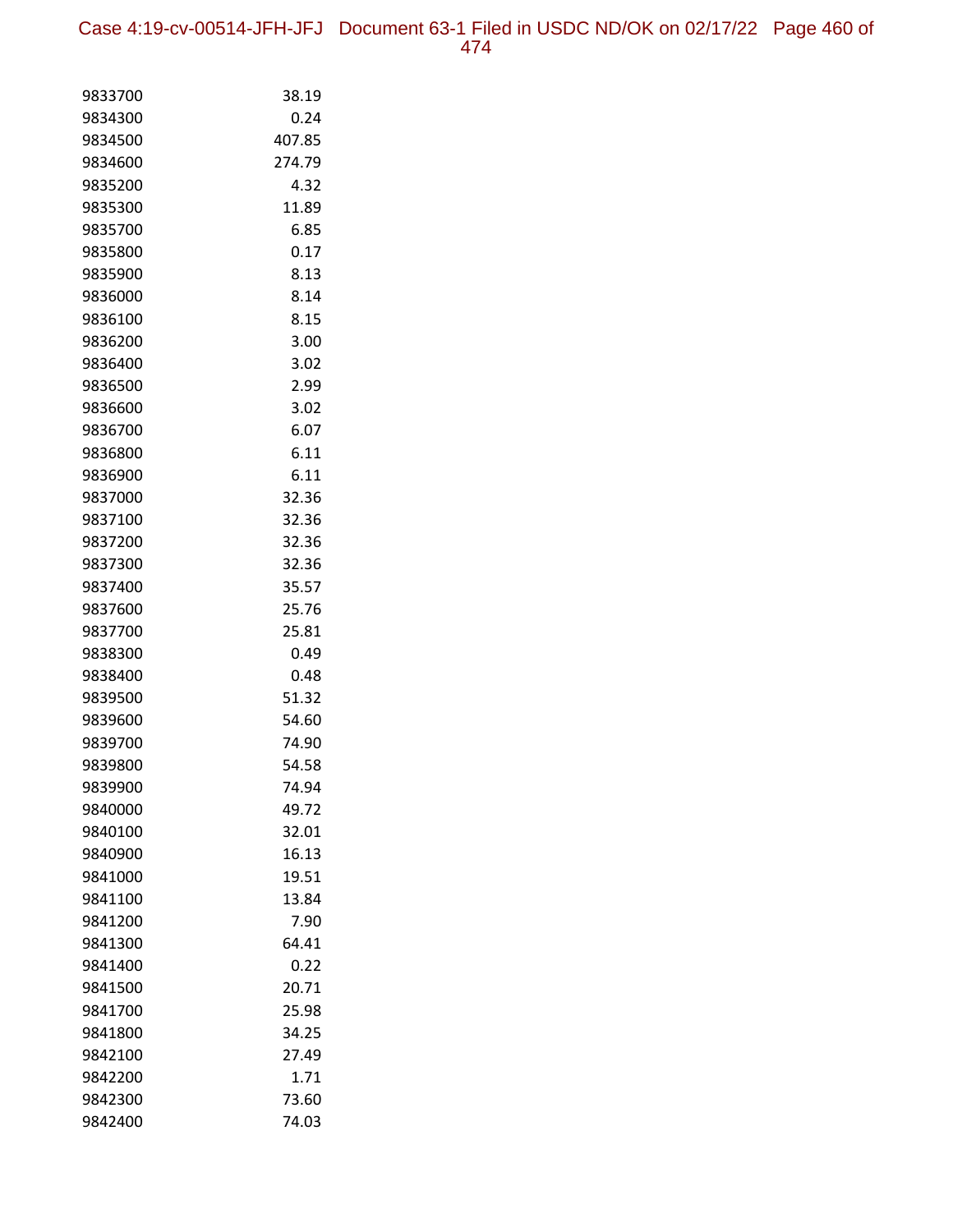| | |
|---|---|
| 9833700 | 38.19 |
| 9834300 | 0.24 |
| 9834500 | 407.85 |
| 9834600 | 274.79 |
| 9835200 | 4.32 |
| 9835300 | 11.89 |
| 9835700 | 6.85 |
| 9835800 | 0.17 |
| 9835900 | 8.13 |
| 9836000 | 8.14 |
| 9836100 | 8.15 |
| 9836200 | 3.00 |
| 9836400 | 3.02 |
| 9836500 | 2.99 |
| 9836600 | 3.02 |
| 9836700 | 6.07 |
| 9836800 | 6.11 |
| 9836900 | 6.11 |
| 9837000 | 32.36 |
| 9837100 | 32.36 |
| 9837200 | 32.36 |
| 9837300 | 32.36 |
| 9837400 | 35.57 |
| 9837600 | 25.76 |
| 9837700 | 25.81 |
| 9838300 | 0.49 |
| 9838400 | 0.48 |
| 9839500 | 51.32 |
| 9839600 | 54.60 |
| 9839700 | 74.90 |
| 9839800 | 54.58 |
| 9839900 | 74.94 |
| 9840000 | 49.72 |
| 9840100 | 32.01 |
| 9840900 | 16.13 |
| 9841000 | 19.51 |
| 9841100 | 13.84 |
| 9841200 | 7.90 |
| 9841300 | 64.41 |
| 9841400 | 0.22 |
| 9841500 | 20.71 |
| 9841700 | 25.98 |
| 9841800 | 34.25 |
| 9842100 | 27.49 |
| 9842200 | 1.71 |
| 9842300 | 73.60 |
| 9842400 | 74.03 |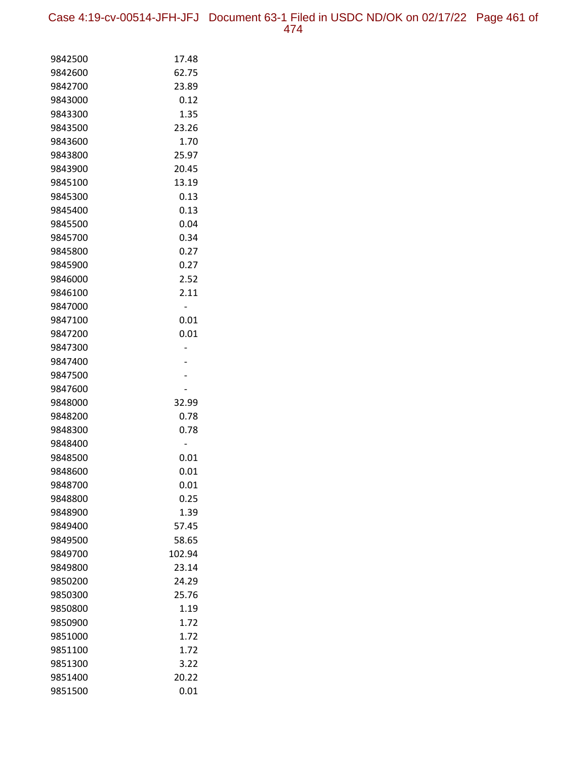| | |
|---|---|
| 9842500 | 17.48 |
| 9842600 | 62.75 |
| 9842700 | 23.89 |
| 9843000 | 0.12 |
| 9843300 | 1.35 |
| 9843500 | 23.26 |
| 9843600 | 1.70 |
| 9843800 | 25.97 |
| 9843900 | 20.45 |
| 9845100 | 13.19 |
| 9845300 | 0.13 |
| 9845400 | 0.13 |
| 9845500 | 0.04 |
| 9845700 | 0.34 |
| 9845800 | 0.27 |
| 9845900 | 0.27 |
| 9846000 | 2.52 |
| 9846100 | 2.11 |
| 9847000 | - |
| 9847100 | 0.01 |
| 9847200 | 0.01 |
| 9847300 | - |
| 9847400 | - |
| 9847500 | - |
| 9847600 | - |
| 9848000 | 32.99 |
| 9848200 | 0.78 |
| 9848300 | 0.78 |
| 9848400 | - |
| 9848500 | 0.01 |
| 9848600 | 0.01 |
| 9848700 | 0.01 |
| 9848800 | 0.25 |
| 9848900 | 1.39 |
| 9849400 | 57.45 |
| 9849500 | 58.65 |
| 9849700 | 102.94 |
| 9849800 | 23.14 |
| 9850200 | 24.29 |
| 9850300 | 25.76 |
| 9850800 | 1.19 |
| 9850900 | 1.72 |
| 9851000 | 1.72 |
| 9851100 | 1.72 |
| 9851300 | 3.22 |
| 9851400 | 20.22 |
| 9851500 | 0.01 |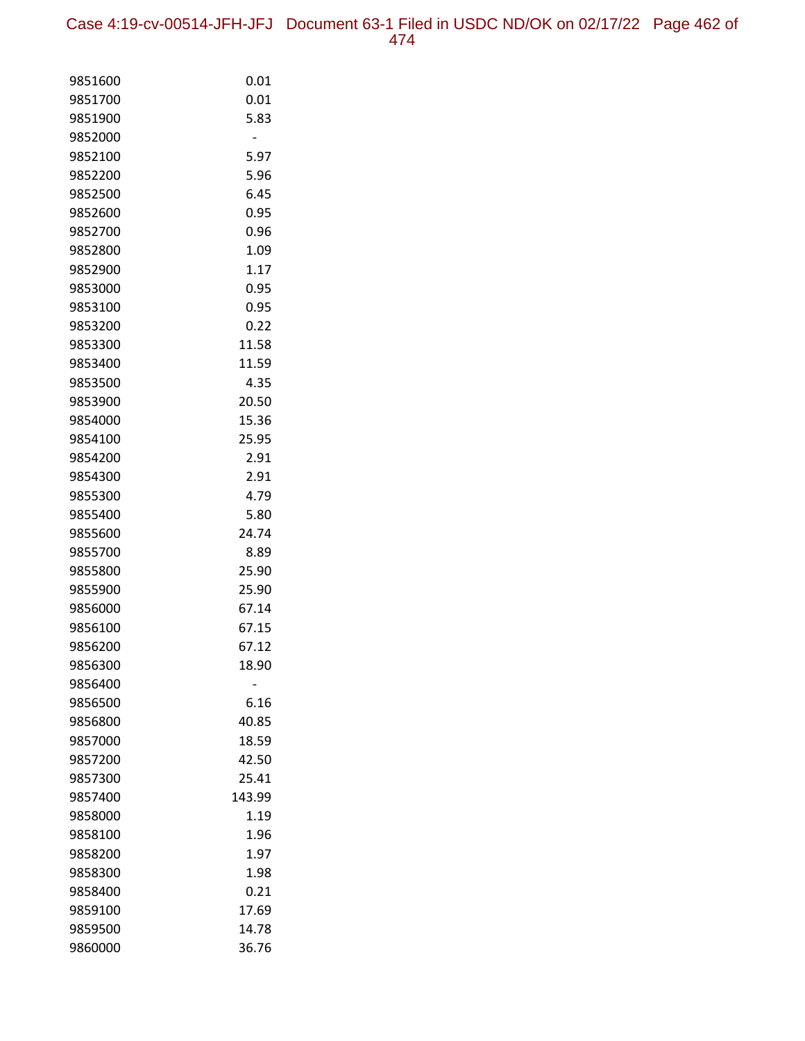| | |
|---|---|
| 9851600 | 0.01 |
| 9851700 | 0.01 |
| 9851900 | 5.83 |
| 9852000 | - |
| 9852100 | 5.97 |
| 9852200 | 5.96 |
| 9852500 | 6.45 |
| 9852600 | 0.95 |
| 9852700 | 0.96 |
| 9852800 | 1.09 |
| 9852900 | 1.17 |
| 9853000 | 0.95 |
| 9853100 | 0.95 |
| 9853200 | 0.22 |
| 9853300 | 11.58 |
| 9853400 | 11.59 |
| 9853500 | 4.35 |
| 9853900 | 20.50 |
| 9854000 | 15.36 |
| 9854100 | 25.95 |
| 9854200 | 2.91 |
| 9854300 | 2.91 |
| 9855300 | 4.79 |
| 9855400 | 5.80 |
| 9855600 | 24.74 |
| 9855700 | 8.89 |
| 9855800 | 25.90 |
| 9855900 | 25.90 |
| 9856000 | 67.14 |
| 9856100 | 67.15 |
| 9856200 | 67.12 |
| 9856300 | 18.90 |
| 9856400 | - |
| 9856500 | 6.16 |
| 9856800 | 40.85 |
| 9857000 | 18.59 |
| 9857200 | 42.50 |
| 9857300 | 25.41 |
| 9857400 | 143.99 |
| 9858000 | 1.19 |
| 9858100 | 1.96 |
| 9858200 | 1.97 |
| 9858300 | 1.98 |
| 9858400 | 0.21 |
| 9859100 | 17.69 |
| 9859500 | 14.78 |
| 9860000 | 36.76 |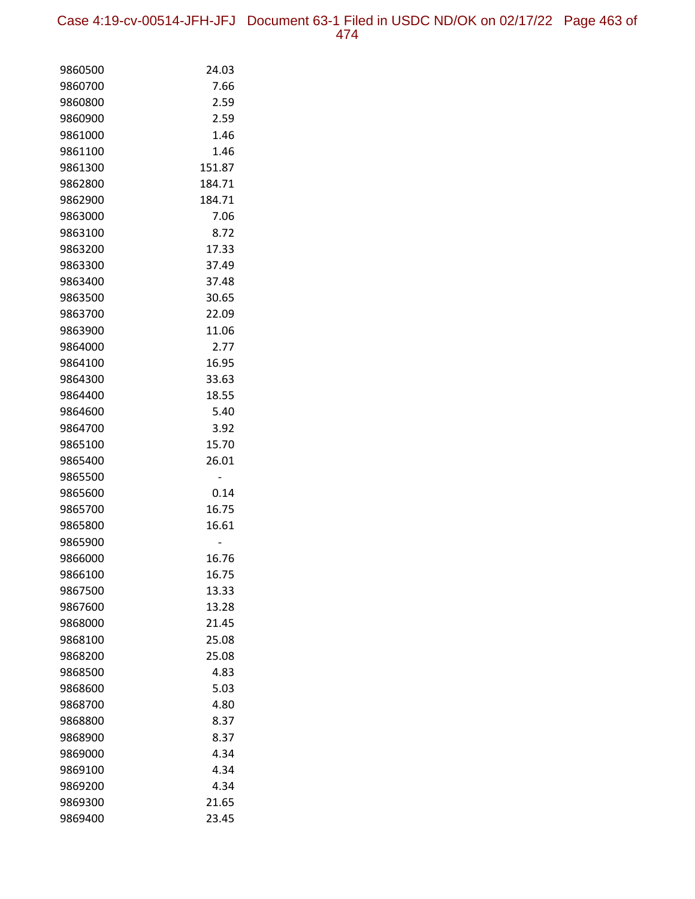| | |
|---|---|
| 9860500 | 24.03 |
| 9860700 | 7.66 |
| 9860800 | 2.59 |
| 9860900 | 2.59 |
| 9861000 | 1.46 |
| 9861100 | 1.46 |
| 9861300 | 151.87 |
| 9862800 | 184.71 |
| 9862900 | 184.71 |
| 9863000 | 7.06 |
| 9863100 | 8.72 |
| 9863200 | 17.33 |
| 9863300 | 37.49 |
| 9863400 | 37.48 |
| 9863500 | 30.65 |
| 9863700 | 22.09 |
| 9863900 | 11.06 |
| 9864000 | 2.77 |
| 9864100 | 16.95 |
| 9864300 | 33.63 |
| 9864400 | 18.55 |
| 9864600 | 5.40 |
| 9864700 | 3.92 |
| 9865100 | 15.70 |
| 9865400 | 26.01 |
| 9865500 | - |
| 9865600 | 0.14 |
| 9865700 | 16.75 |
| 9865800 | 16.61 |
| 9865900 | - |
| 9866000 | 16.76 |
| 9866100 | 16.75 |
| 9867500 | 13.33 |
| 9867600 | 13.28 |
| 9868000 | 21.45 |
| 9868100 | 25.08 |
| 9868200 | 25.08 |
| 9868500 | 4.83 |
| 9868600 | 5.03 |
| 9868700 | 4.80 |
| 9868800 | 8.37 |
| 9868900 | 8.37 |
| 9869000 | 4.34 |
| 9869100 | 4.34 |
| 9869200 | 4.34 |
| 9869300 | 21.65 |
| 9869400 | 23.45 |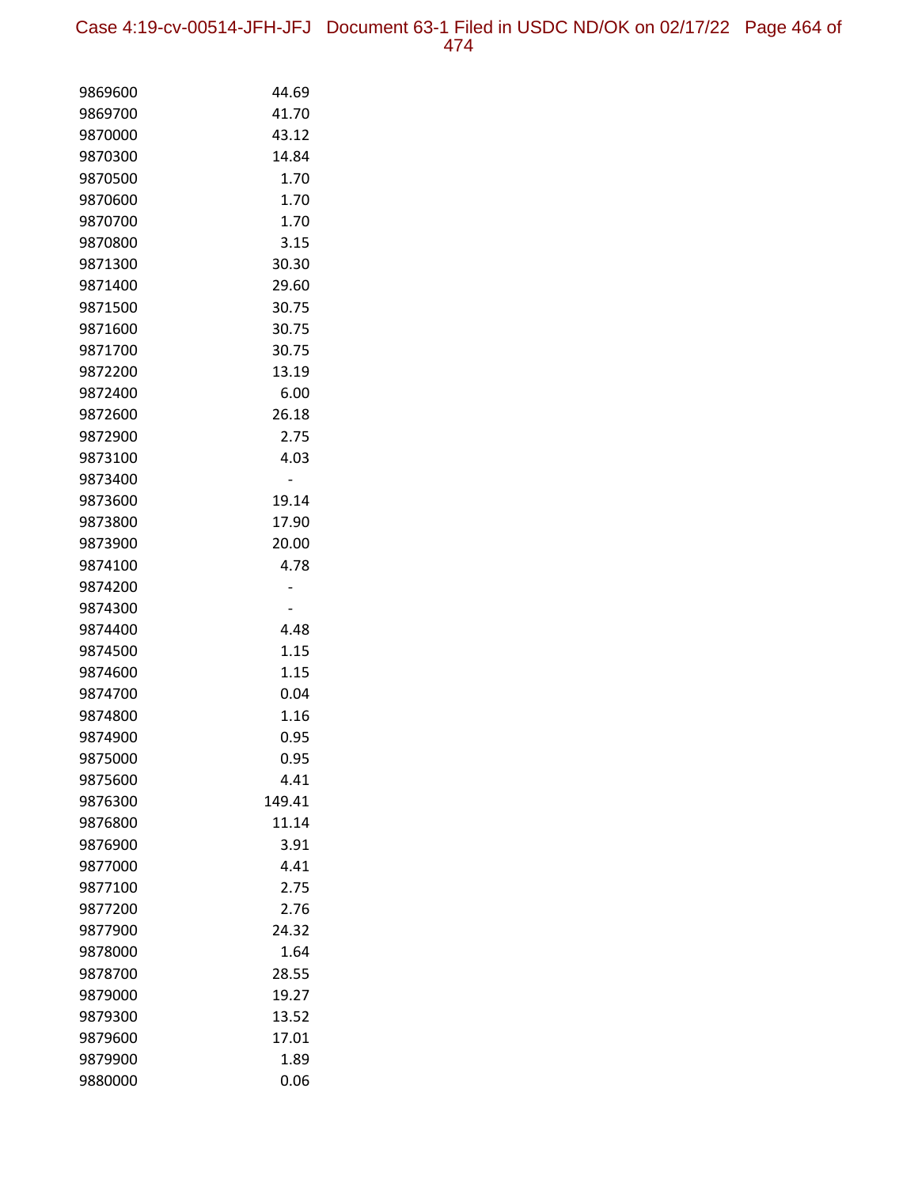| | |
|---|---|
| 9869600 | 44.69 |
| 9869700 | 41.70 |
| 9870000 | 43.12 |
| 9870300 | 14.84 |
| 9870500 | 1.70 |
| 9870600 | 1.70 |
| 9870700 | 1.70 |
| 9870800 | 3.15 |
| 9871300 | 30.30 |
| 9871400 | 29.60 |
| 9871500 | 30.75 |
| 9871600 | 30.75 |
| 9871700 | 30.75 |
| 9872200 | 13.19 |
| 9872400 | 6.00 |
| 9872600 | 26.18 |
| 9872900 | 2.75 |
| 9873100 | 4.03 |
| 9873400 | - |
| 9873600 | 19.14 |
| 9873800 | 17.90 |
| 9873900 | 20.00 |
| 9874100 | 4.78 |
| 9874200 | - |
| 9874300 | - |
| 9874400 | 4.48 |
| 9874500 | 1.15 |
| 9874600 | 1.15 |
| 9874700 | 0.04 |
| 9874800 | 1.16 |
| 9874900 | 0.95 |
| 9875000 | 0.95 |
| 9875600 | 4.41 |
| 9876300 | 149.41 |
| 9876800 | 11.14 |
| 9876900 | 3.91 |
| 9877000 | 4.41 |
| 9877100 | 2.75 |
| 9877200 | 2.76 |
| 9877900 | 24.32 |
| 9878000 | 1.64 |
| 9878700 | 28.55 |
| 9879000 | 19.27 |
| 9879300 | 13.52 |
| 9879600 | 17.01 |
| 9879900 | 1.89 |
| 9880000 | 0.06 |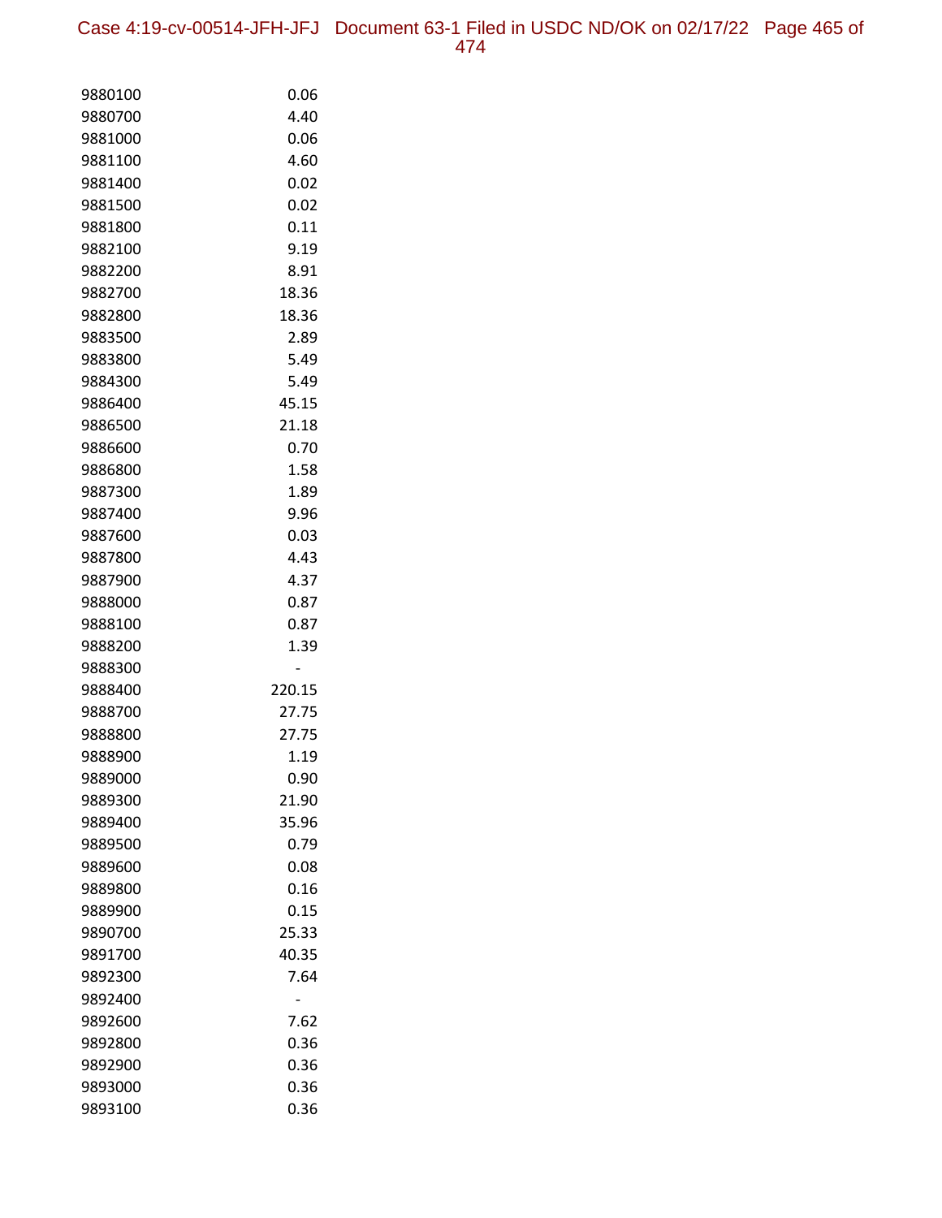| | |
|---|---|
| 9880100 | 0.06 |
| 9880700 | 4.40 |
| 9881000 | 0.06 |
| 9881100 | 4.60 |
| 9881400 | 0.02 |
| 9881500 | 0.02 |
| 9881800 | 0.11 |
| 9882100 | 9.19 |
| 9882200 | 8.91 |
| 9882700 | 18.36 |
| 9882800 | 18.36 |
| 9883500 | 2.89 |
| 9883800 | 5.49 |
| 9884300 | 5.49 |
| 9886400 | 45.15 |
| 9886500 | 21.18 |
| 9886600 | 0.70 |
| 9886800 | 1.58 |
| 9887300 | 1.89 |
| 9887400 | 9.96 |
| 9887600 | 0.03 |
| 9887800 | 4.43 |
| 9887900 | 4.37 |
| 9888000 | 0.87 |
| 9888100 | 0.87 |
| 9888200 | 1.39 |
| 9888300 | - |
| 9888400 | 220.15 |
| 9888700 | 27.75 |
| 9888800 | 27.75 |
| 9888900 | 1.19 |
| 9889000 | 0.90 |
| 9889300 | 21.90 |
| 9889400 | 35.96 |
| 9889500 | 0.79 |
| 9889600 | 0.08 |
| 9889800 | 0.16 |
| 9889900 | 0.15 |
| 9890700 | 25.33 |
| 9891700 | 40.35 |
| 9892300 | 7.64 |
| 9892400 | - |
| 9892600 | 7.62 |
| 9892800 | 0.36 |
| 9892900 | 0.36 |
| 9893000 | 0.36 |
| 9893100 | 0.36 |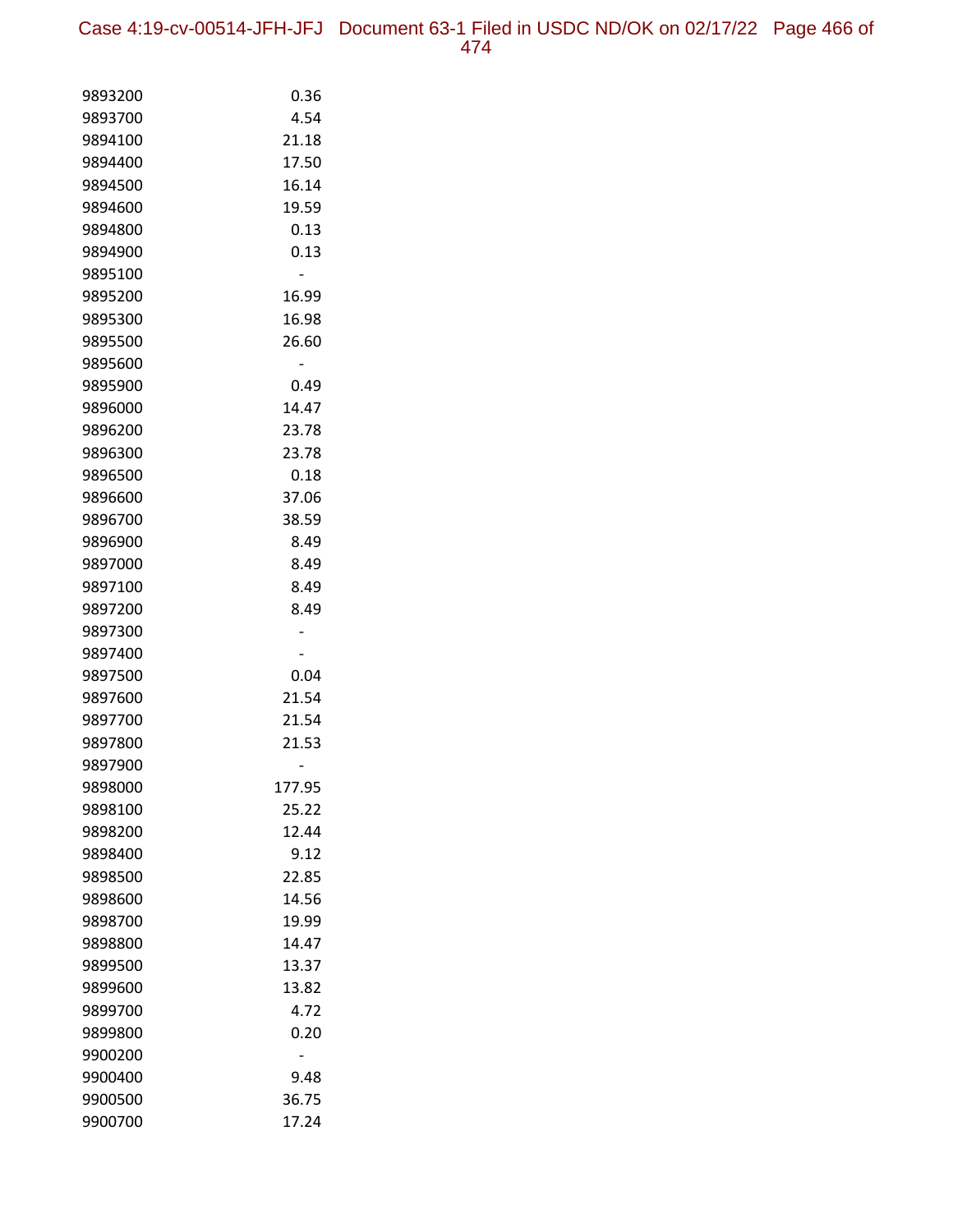| | |
|---|---|
| 9893200 | 0.36 |
| 9893700 | 4.54 |
| 9894100 | 21.18 |
| 9894400 | 17.50 |
| 9894500 | 16.14 |
| 9894600 | 19.59 |
| 9894800 | 0.13 |
| 9894900 | 0.13 |
| 9895100 | - |
| 9895200 | 16.99 |
| 9895300 | 16.98 |
| 9895500 | 26.60 |
| 9895600 | - |
| 9895900 | 0.49 |
| 9896000 | 14.47 |
| 9896200 | 23.78 |
| 9896300 | 23.78 |
| 9896500 | 0.18 |
| 9896600 | 37.06 |
| 9896700 | 38.59 |
| 9896900 | 8.49 |
| 9897000 | 8.49 |
| 9897100 | 8.49 |
| 9897200 | 8.49 |
| 9897300 | - |
| 9897400 | - |
| 9897500 | 0.04 |
| 9897600 | 21.54 |
| 9897700 | 21.54 |
| 9897800 | 21.53 |
| 9897900 | - |
| 9898000 | 177.95 |
| 9898100 | 25.22 |
| 9898200 | 12.44 |
| 9898400 | 9.12 |
| 9898500 | 22.85 |
| 9898600 | 14.56 |
| 9898700 | 19.99 |
| 9898800 | 14.47 |
| 9899500 | 13.37 |
| 9899600 | 13.82 |
| 9899700 | 4.72 |
| 9899800 | 0.20 |
| 9900200 | - |
| 9900400 | 9.48 |
| 9900500 | 36.75 |
| 9900700 | 17.24 |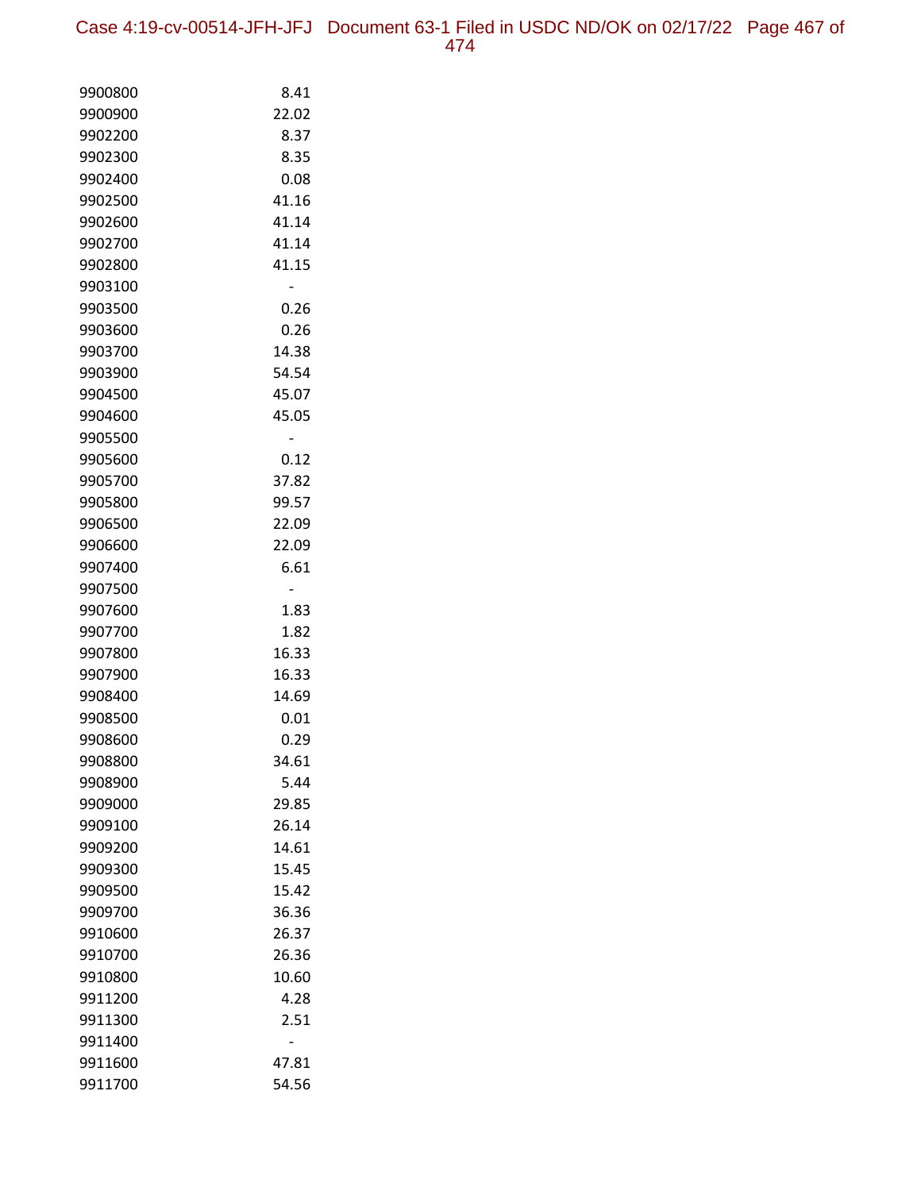| | |
|---|---|
| 9900800 | 8.41 |
| 9900900 | 22.02 |
| 9902200 | 8.37 |
| 9902300 | 8.35 |
| 9902400 | 0.08 |
| 9902500 | 41.16 |
| 9902600 | 41.14 |
| 9902700 | 41.14 |
| 9902800 | 41.15 |
| 9903100 | - |
| 9903500 | 0.26 |
| 9903600 | 0.26 |
| 9903700 | 14.38 |
| 9903900 | 54.54 |
| 9904500 | 45.07 |
| 9904600 | 45.05 |
| 9905500 | - |
| 9905600 | 0.12 |
| 9905700 | 37.82 |
| 9905800 | 99.57 |
| 9906500 | 22.09 |
| 9906600 | 22.09 |
| 9907400 | 6.61 |
| 9907500 | - |
| 9907600 | 1.83 |
| 9907700 | 1.82 |
| 9907800 | 16.33 |
| 9907900 | 16.33 |
| 9908400 | 14.69 |
| 9908500 | 0.01 |
| 9908600 | 0.29 |
| 9908800 | 34.61 |
| 9908900 | 5.44 |
| 9909000 | 29.85 |
| 9909100 | 26.14 |
| 9909200 | 14.61 |
| 9909300 | 15.45 |
| 9909500 | 15.42 |
| 9909700 | 36.36 |
| 9910600 | 26.37 |
| 9910700 | 26.36 |
| 9910800 | 10.60 |
| 9911200 | 4.28 |
| 9911300 | 2.51 |
| 9911400 | - |
| 9911600 | 47.81 |
| 9911700 | 54.56 |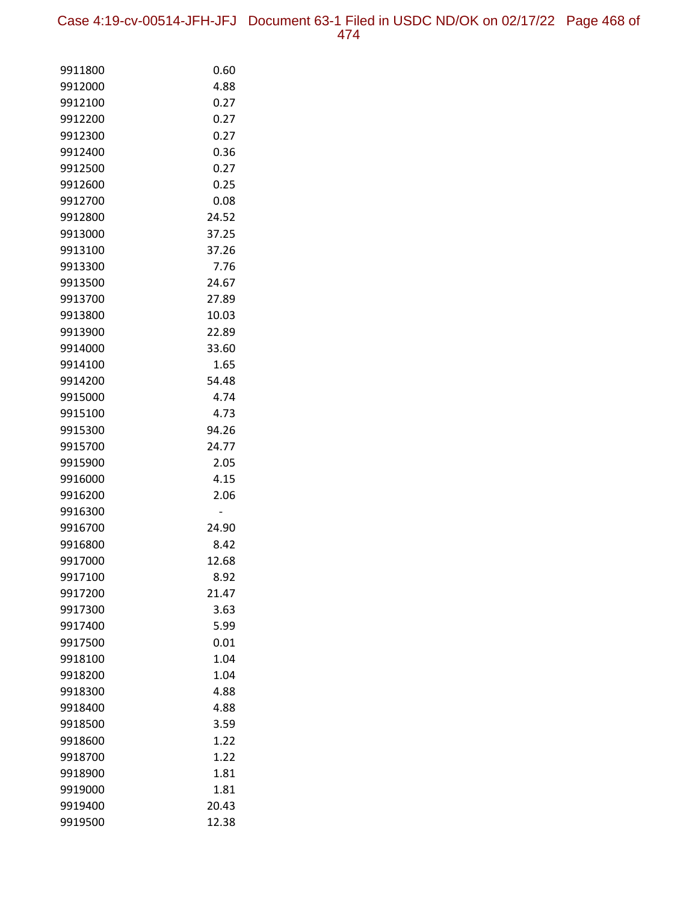| | |
|---|---|
| 9911800 | 0.60 |
| 9912000 | 4.88 |
| 9912100 | 0.27 |
| 9912200 | 0.27 |
| 9912300 | 0.27 |
| 9912400 | 0.36 |
| 9912500 | 0.27 |
| 9912600 | 0.25 |
| 9912700 | 0.08 |
| 9912800 | 24.52 |
| 9913000 | 37.25 |
| 9913100 | 37.26 |
| 9913300 | 7.76 |
| 9913500 | 24.67 |
| 9913700 | 27.89 |
| 9913800 | 10.03 |
| 9913900 | 22.89 |
| 9914000 | 33.60 |
| 9914100 | 1.65 |
| 9914200 | 54.48 |
| 9915000 | 4.74 |
| 9915100 | 4.73 |
| 9915300 | 94.26 |
| 9915700 | 24.77 |
| 9915900 | 2.05 |
| 9916000 | 4.15 |
| 9916200 | 2.06 |
| 9916300 | - |
| 9916700 | 24.90 |
| 9916800 | 8.42 |
| 9917000 | 12.68 |
| 9917100 | 8.92 |
| 9917200 | 21.47 |
| 9917300 | 3.63 |
| 9917400 | 5.99 |
| 9917500 | 0.01 |
| 9918100 | 1.04 |
| 9918200 | 1.04 |
| 9918300 | 4.88 |
| 9918400 | 4.88 |
| 9918500 | 3.59 |
| 9918600 | 1.22 |
| 9918700 | 1.22 |
| 9918900 | 1.81 |
| 9919000 | 1.81 |
| 9919400 | 20.43 |
| 9919500 | 12.38 |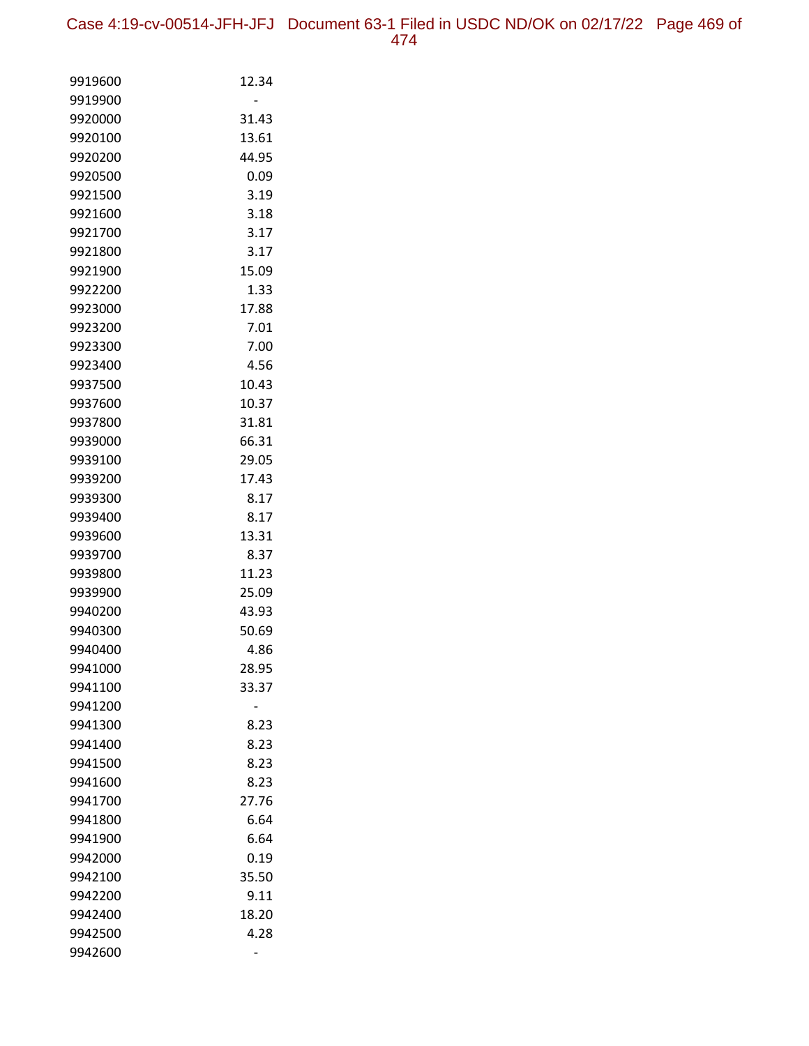| | |
|---|---|
| 9919600 | 12.34 |
| 9919900 | - |
| 9920000 | 31.43 |
| 9920100 | 13.61 |
| 9920200 | 44.95 |
| 9920500 | 0.09 |
| 9921500 | 3.19 |
| 9921600 | 3.18 |
| 9921700 | 3.17 |
| 9921800 | 3.17 |
| 9921900 | 15.09 |
| 9922200 | 1.33 |
| 9923000 | 17.88 |
| 9923200 | 7.01 |
| 9923300 | 7.00 |
| 9923400 | 4.56 |
| 9937500 | 10.43 |
| 9937600 | 10.37 |
| 9937800 | 31.81 |
| 9939000 | 66.31 |
| 9939100 | 29.05 |
| 9939200 | 17.43 |
| 9939300 | 8.17 |
| 9939400 | 8.17 |
| 9939600 | 13.31 |
| 9939700 | 8.37 |
| 9939800 | 11.23 |
| 9939900 | 25.09 |
| 9940200 | 43.93 |
| 9940300 | 50.69 |
| 9940400 | 4.86 |
| 9941000 | 28.95 |
| 9941100 | 33.37 |
| 9941200 | - |
| 9941300 | 8.23 |
| 9941400 | 8.23 |
| 9941500 | 8.23 |
| 9941600 | 8.23 |
| 9941700 | 27.76 |
| 9941800 | 6.64 |
| 9941900 | 6.64 |
| 9942000 | 0.19 |
| 9942100 | 35.50 |
| 9942200 | 9.11 |
| 9942400 | 18.20 |
| 9942500 | 4.28 |
| 9942600 | - |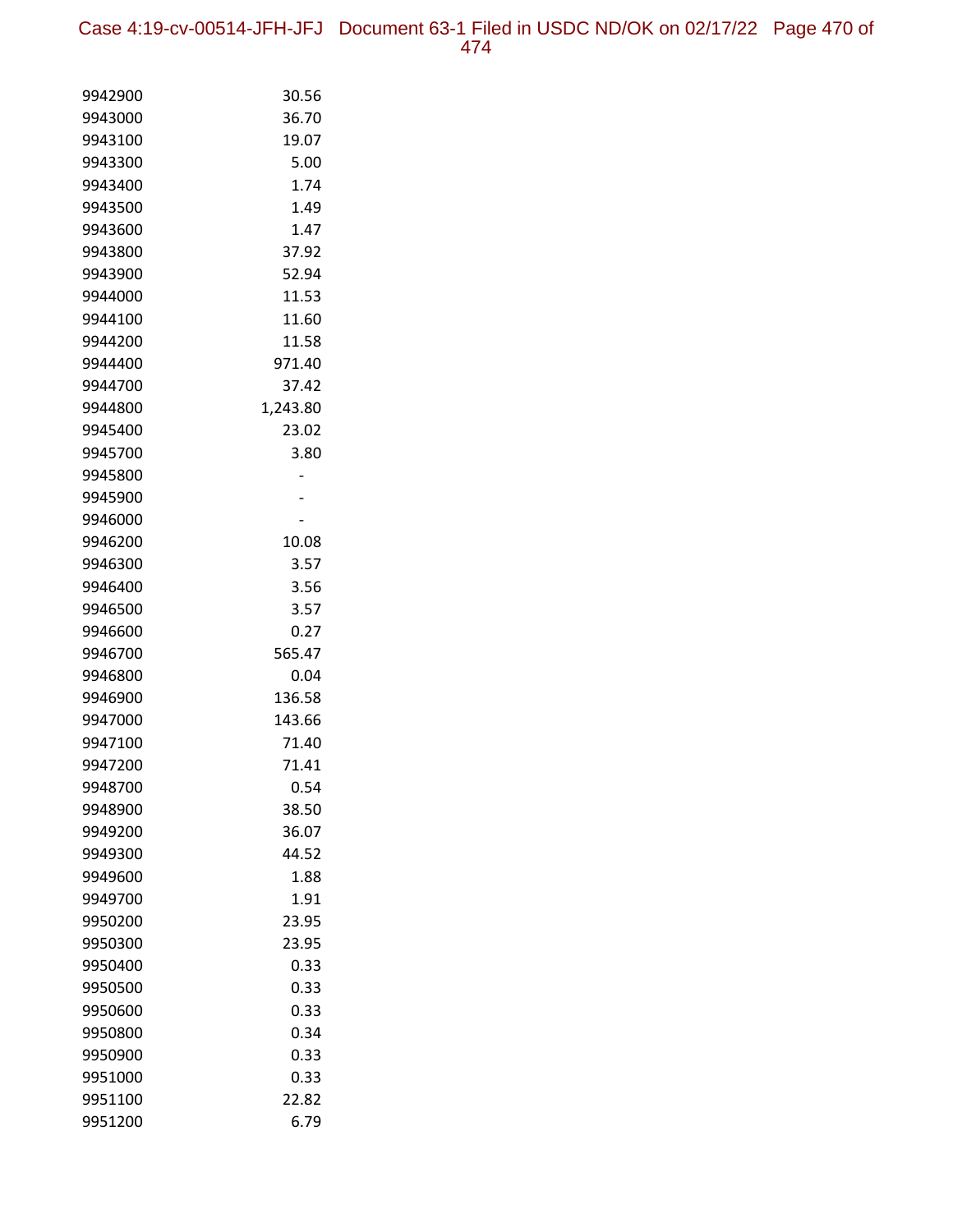| | |
|---|---|
| 9942900 | 30.56 |
| 9943000 | 36.70 |
| 9943100 | 19.07 |
| 9943300 | 5.00 |
| 9943400 | 1.74 |
| 9943500 | 1.49 |
| 9943600 | 1.47 |
| 9943800 | 37.92 |
| 9943900 | 52.94 |
| 9944000 | 11.53 |
| 9944100 | 11.60 |
| 9944200 | 11.58 |
| 9944400 | 971.40 |
| 9944700 | 37.42 |
| 9944800 | 1,243.80 |
| 9945400 | 23.02 |
| 9945700 | 3.80 |
| 9945800 | - |
| 9945900 | - |
| 9946000 | - |
| 9946200 | 10.08 |
| 9946300 | 3.57 |
| 9946400 | 3.56 |
| 9946500 | 3.57 |
| 9946600 | 0.27 |
| 9946700 | 565.47 |
| 9946800 | 0.04 |
| 9946900 | 136.58 |
| 9947000 | 143.66 |
| 9947100 | 71.40 |
| 9947200 | 71.41 |
| 9948700 | 0.54 |
| 9948900 | 38.50 |
| 9949200 | 36.07 |
| 9949300 | 44.52 |
| 9949600 | 1.88 |
| 9949700 | 1.91 |
| 9950200 | 23.95 |
| 9950300 | 23.95 |
| 9950400 | 0.33 |
| 9950500 | 0.33 |
| 9950600 | 0.33 |
| 9950800 | 0.34 |
| 9950900 | 0.33 |
| 9951000 | 0.33 |
| 9951100 | 22.82 |
| 9951200 | 6.79 |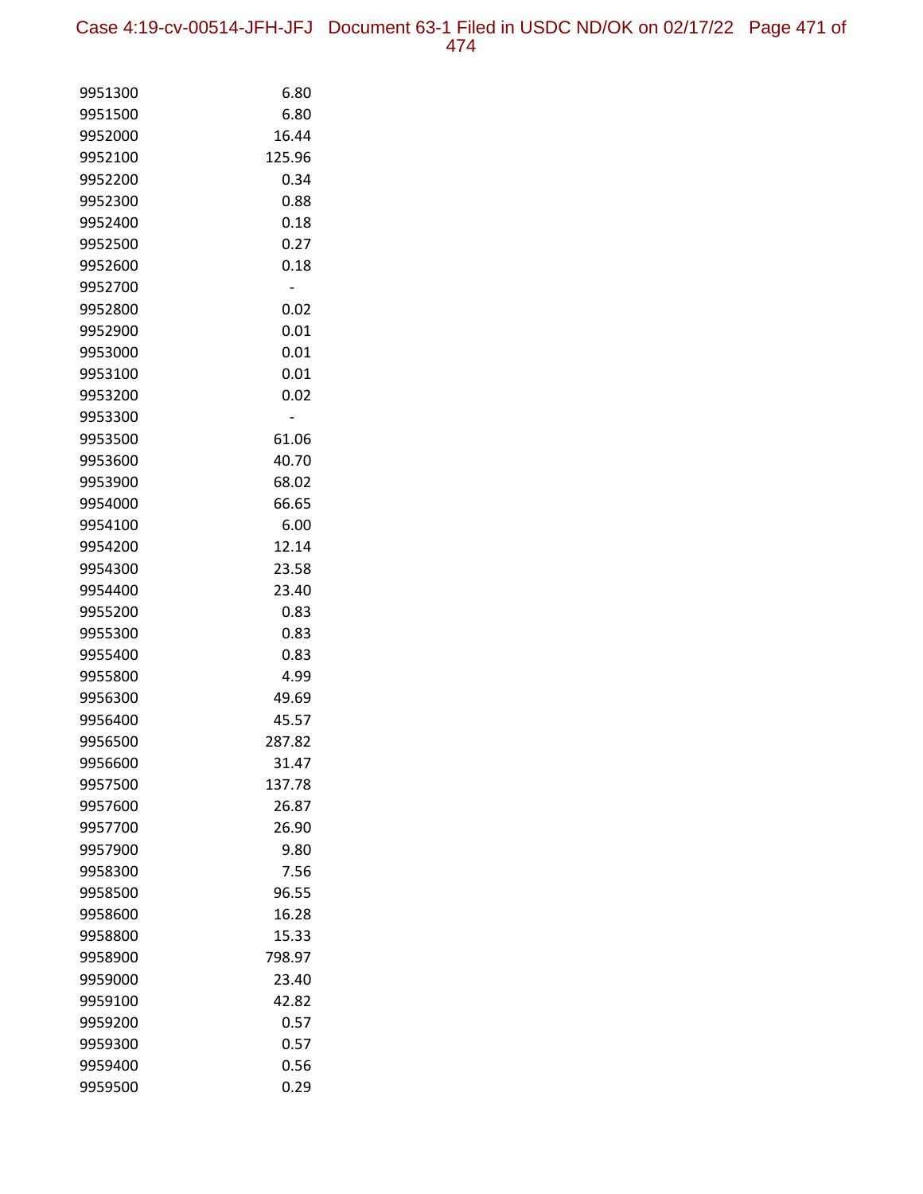| | |
|---|---|
| 9951300 | 6.80 |
| 9951500 | 6.80 |
| 9952000 | 16.44 |
| 9952100 | 125.96 |
| 9952200 | 0.34 |
| 9952300 | 0.88 |
| 9952400 | 0.18 |
| 9952500 | 0.27 |
| 9952600 | 0.18 |
| 9952700 | - |
| 9952800 | 0.02 |
| 9952900 | 0.01 |
| 9953000 | 0.01 |
| 9953100 | 0.01 |
| 9953200 | 0.02 |
| 9953300 | - |
| 9953500 | 61.06 |
| 9953600 | 40.70 |
| 9953900 | 68.02 |
| 9954000 | 66.65 |
| 9954100 | 6.00 |
| 9954200 | 12.14 |
| 9954300 | 23.58 |
| 9954400 | 23.40 |
| 9955200 | 0.83 |
| 9955300 | 0.83 |
| 9955400 | 0.83 |
| 9955800 | 4.99 |
| 9956300 | 49.69 |
| 9956400 | 45.57 |
| 9956500 | 287.82 |
| 9956600 | 31.47 |
| 9957500 | 137.78 |
| 9957600 | 26.87 |
| 9957700 | 26.90 |
| 9957900 | 9.80 |
| 9958300 | 7.56 |
| 9958500 | 96.55 |
| 9958600 | 16.28 |
| 9958800 | 15.33 |
| 9958900 | 798.97 |
| 9959000 | 23.40 |
| 9959100 | 42.82 |
| 9959200 | 0.57 |
| 9959300 | 0.57 |
| 9959400 | 0.56 |
| 9959500 | 0.29 |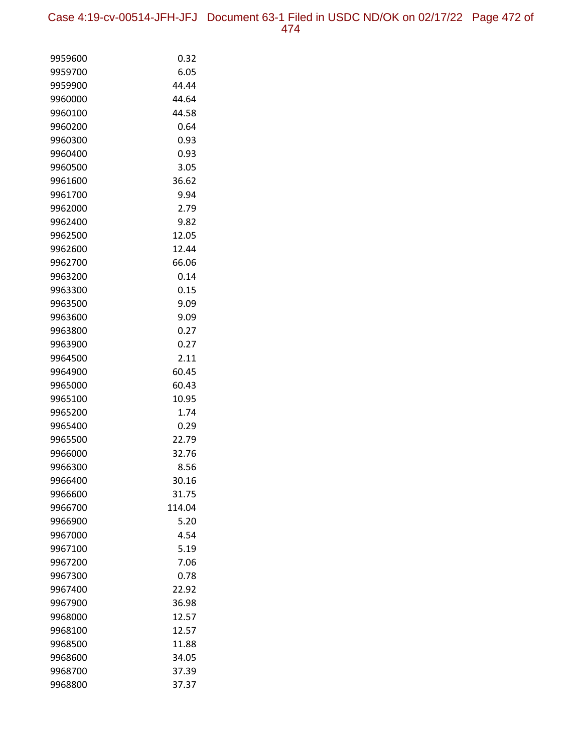| | |
|---|---|
| 9959600 | 0.32 |
| 9959700 | 6.05 |
| 9959900 | 44.44 |
| 9960000 | 44.64 |
| 9960100 | 44.58 |
| 9960200 | 0.64 |
| 9960300 | 0.93 |
| 9960400 | 0.93 |
| 9960500 | 3.05 |
| 9961600 | 36.62 |
| 9961700 | 9.94 |
| 9962000 | 2.79 |
| 9962400 | 9.82 |
| 9962500 | 12.05 |
| 9962600 | 12.44 |
| 9962700 | 66.06 |
| 9963200 | 0.14 |
| 9963300 | 0.15 |
| 9963500 | 9.09 |
| 9963600 | 9.09 |
| 9963800 | 0.27 |
| 9963900 | 0.27 |
| 9964500 | 2.11 |
| 9964900 | 60.45 |
| 9965000 | 60.43 |
| 9965100 | 10.95 |
| 9965200 | 1.74 |
| 9965400 | 0.29 |
| 9965500 | 22.79 |
| 9966000 | 32.76 |
| 9966300 | 8.56 |
| 9966400 | 30.16 |
| 9966600 | 31.75 |
| 9966700 | 114.04 |
| 9966900 | 5.20 |
| 9967000 | 4.54 |
| 9967100 | 5.19 |
| 9967200 | 7.06 |
| 9967300 | 0.78 |
| 9967400 | 22.92 |
| 9967900 | 36.98 |
| 9968000 | 12.57 |
| 9968100 | 12.57 |
| 9968500 | 11.88 |
| 9968600 | 34.05 |
| 9968700 | 37.39 |
| 9968800 | 37.37 |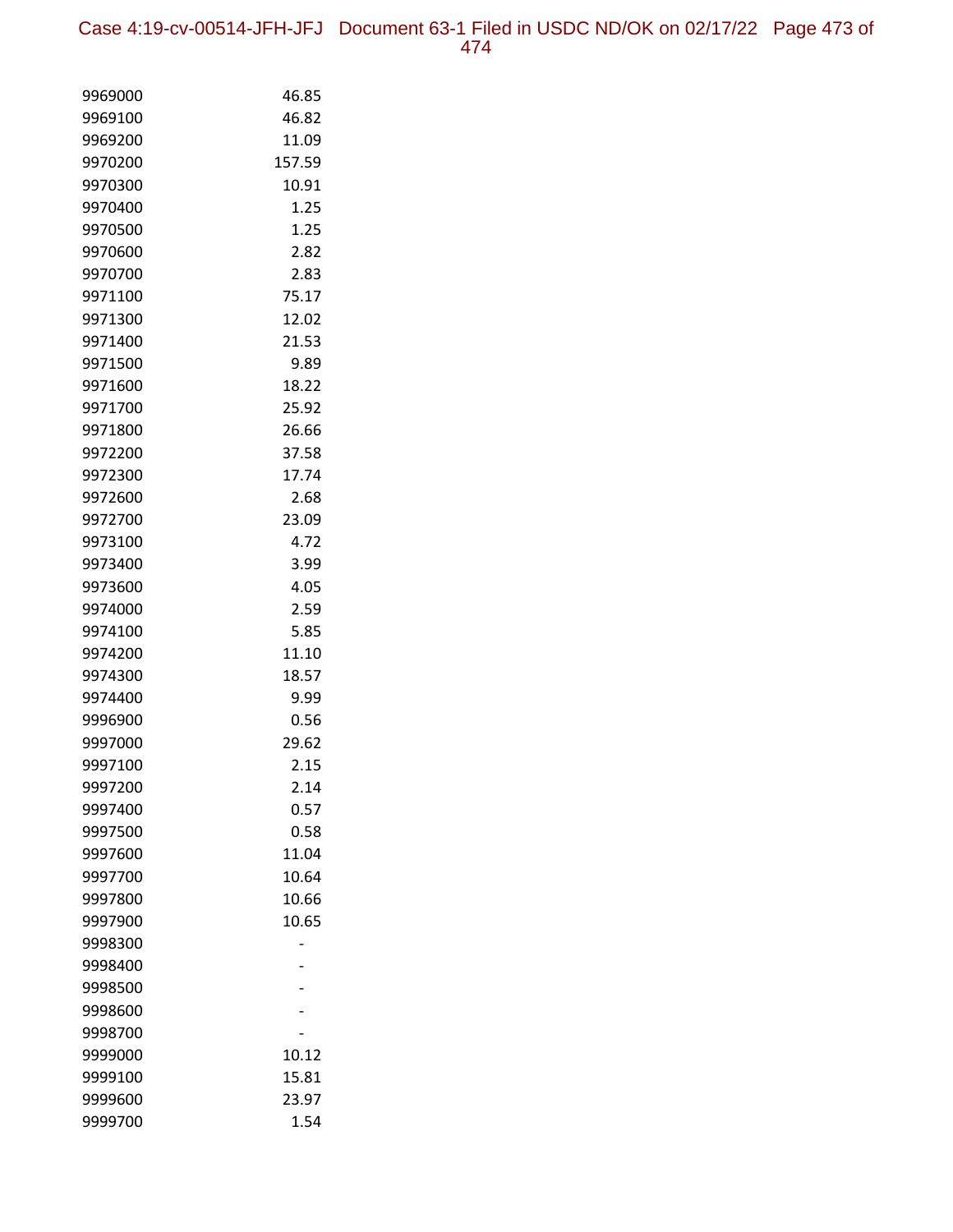| | |
|---|---|
| 9969000 | 46.85 |
| 9969100 | 46.82 |
| 9969200 | 11.09 |
| 9970200 | 157.59 |
| 9970300 | 10.91 |
| 9970400 | 1.25 |
| 9970500 | 1.25 |
| 9970600 | 2.82 |
| 9970700 | 2.83 |
| 9971100 | 75.17 |
| 9971300 | 12.02 |
| 9971400 | 21.53 |
| 9971500 | 9.89 |
| 9971600 | 18.22 |
| 9971700 | 25.92 |
| 9971800 | 26.66 |
| 9972200 | 37.58 |
| 9972300 | 17.74 |
| 9972600 | 2.68 |
| 9972700 | 23.09 |
| 9973100 | 4.72 |
| 9973400 | 3.99 |
| 9973600 | 4.05 |
| 9974000 | 2.59 |
| 9974100 | 5.85 |
| 9974200 | 11.10 |
| 9974300 | 18.57 |
| 9974400 | 9.99 |
| 9996900 | 0.56 |
| 9997000 | 29.62 |
| 9997100 | 2.15 |
| 9997200 | 2.14 |
| 9997400 | 0.57 |
| 9997500 | 0.58 |
| 9997600 | 11.04 |
| 9997700 | 10.64 |
| 9997800 | 10.66 |
| 9997900 | 10.65 |
| 9998300 | - |
| 9998400 | - |
| 9998500 | - |
| 9998600 | - |
| 9998700 | - |
| 9999000 | 10.12 |
| 9999100 | 15.81 |
| 9999600 | 23.97 |
| 9999700 | 1.54 |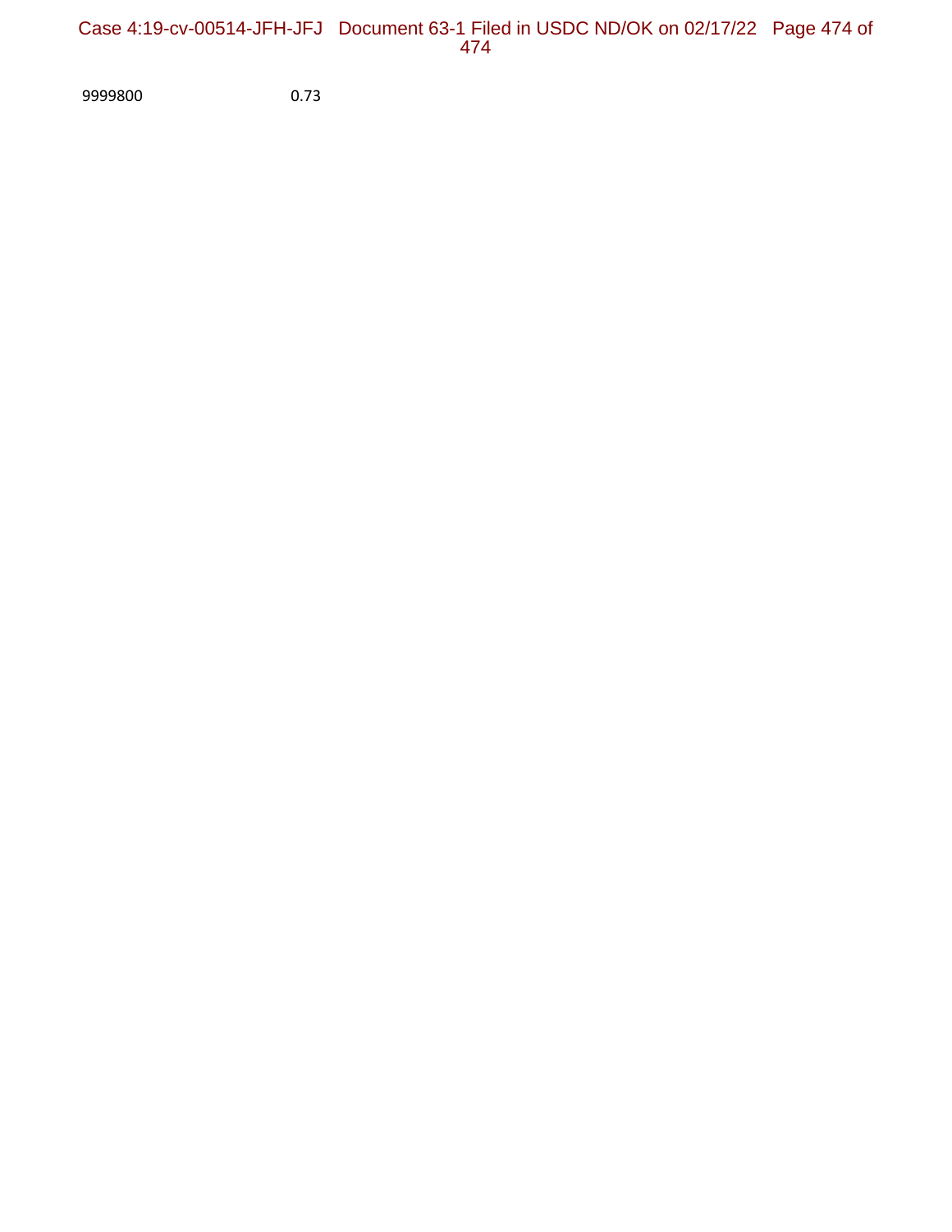| | |
|---|---|
| 9999800 | 0.73 |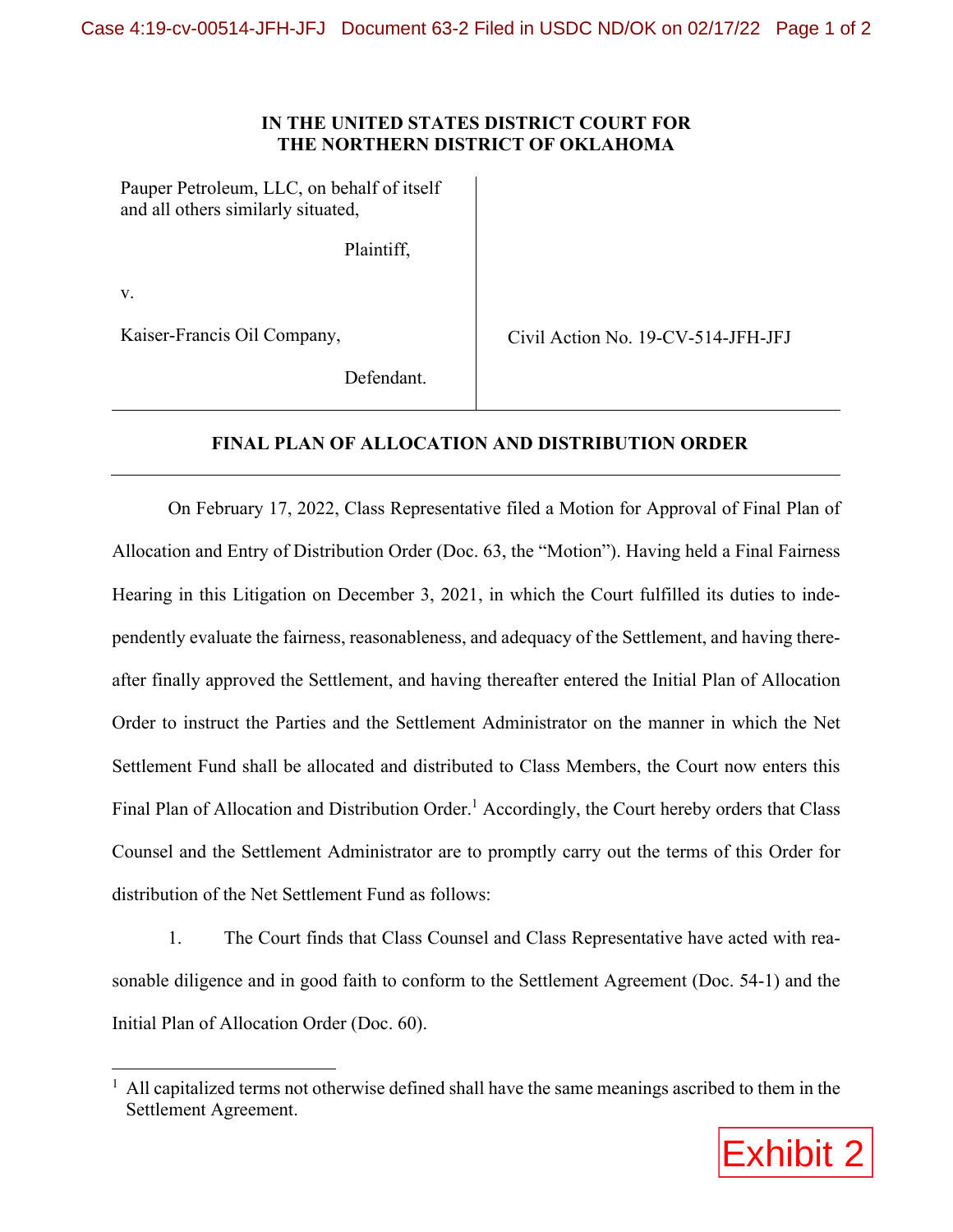IN THE UNITED STATES DISTRICT COURT FOR
THE NORTHERN DISTRICT OF OKLAHOMA

| | |
|---|---|
| Pauper Petroleum, LLC, on behalf of itself and all others similarly situated,<br><br>Plaintiff,<br><br>v.<br><br>Kaiser-Francis Oil Company,<br><br>Defendant. | Civil Action No. 19-CV-514-JFH-JFJ |

## FINAL PLAN OF ALLOCATION AND DISTRIBUTION ORDER

On February 17, 2022, Class Representative filed a Motion for Approval of Final Plan of Allocation and Entry of Distribution Order (Doc. 63, the "Motion"). Having held a Final Fairness Hearing in this Litigation on December 3, 2021, in which the Court fulfilled its duties to independently evaluate the fairness, reasonableness, and adequacy of the Settlement, and having thereafter finally approved the Settlement, and having thereafter entered the Initial Plan of Allocation Order to instruct the Parties and the Settlement Administrator on the manner in which the Net Settlement Fund shall be allocated and distributed to Class Members, the Court now enters this Final Plan of Allocation and Distribution Order.[1] Accordingly, the Court hereby orders that Class Counsel and the Settlement Administrator are to promptly carry out the terms of this Order for distribution of the Net Settlement Fund as follows:

1. The Court finds that Class Counsel and Class Representative have acted with reasonable diligence and in good faith to conform to the Settlement Agreement (Doc. 54-1) and the Initial Plan of Allocation Order (Doc. 60).

[1] All capitalized terms not otherwise defined shall have the same meanings ascribed to them in the Settlement Agreement.

Exhibit 2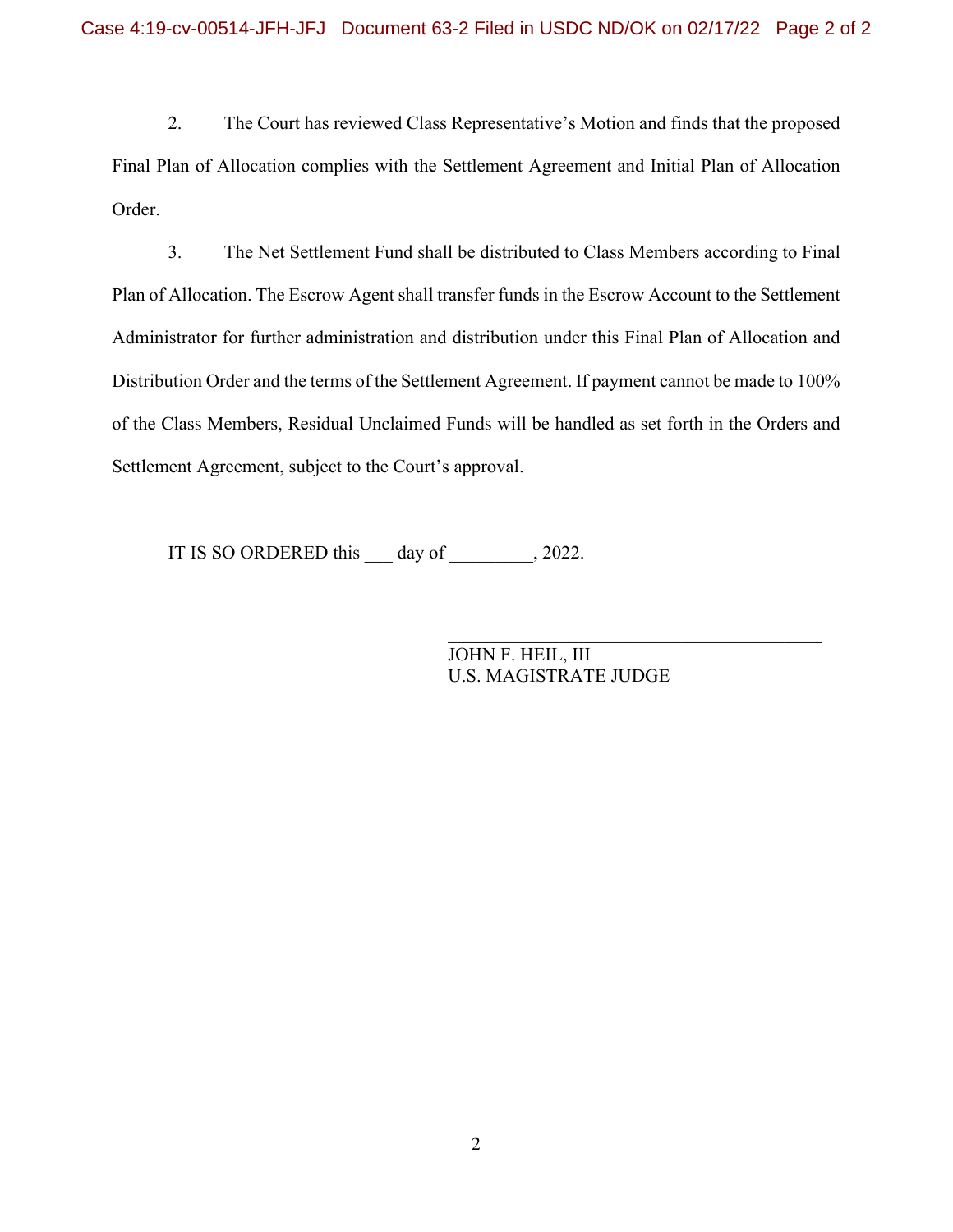2. The Court has reviewed Class Representative's Motion and finds that the proposed Final Plan of Allocation complies with the Settlement Agreement and Initial Plan of Allocation Order.

3. The Net Settlement Fund shall be distributed to Class Members according to Final Plan of Allocation. The Escrow Agent shall transfer funds in the Escrow Account to the Settlement Administrator for further administration and distribution under this Final Plan of Allocation and Distribution Order and the terms of the Settlement Agreement. If payment cannot be made to 100% of the Class Members, Residual Unclaimed Funds will be handled as set forth in the Orders and Settlement Agreement, subject to the Court's approval.

IT IS SO ORDERED this ___ day of _________, 2022.

\_\_\_\_\_\_\_\_\_\_\_\_\_\_\_\_\_\_\_\_\_\_\_\_\_\_\_\_\_\_\_\_\_\_\_\_
JOHN F. HEIL, III
U.S. MAGISTRATE JUDGE